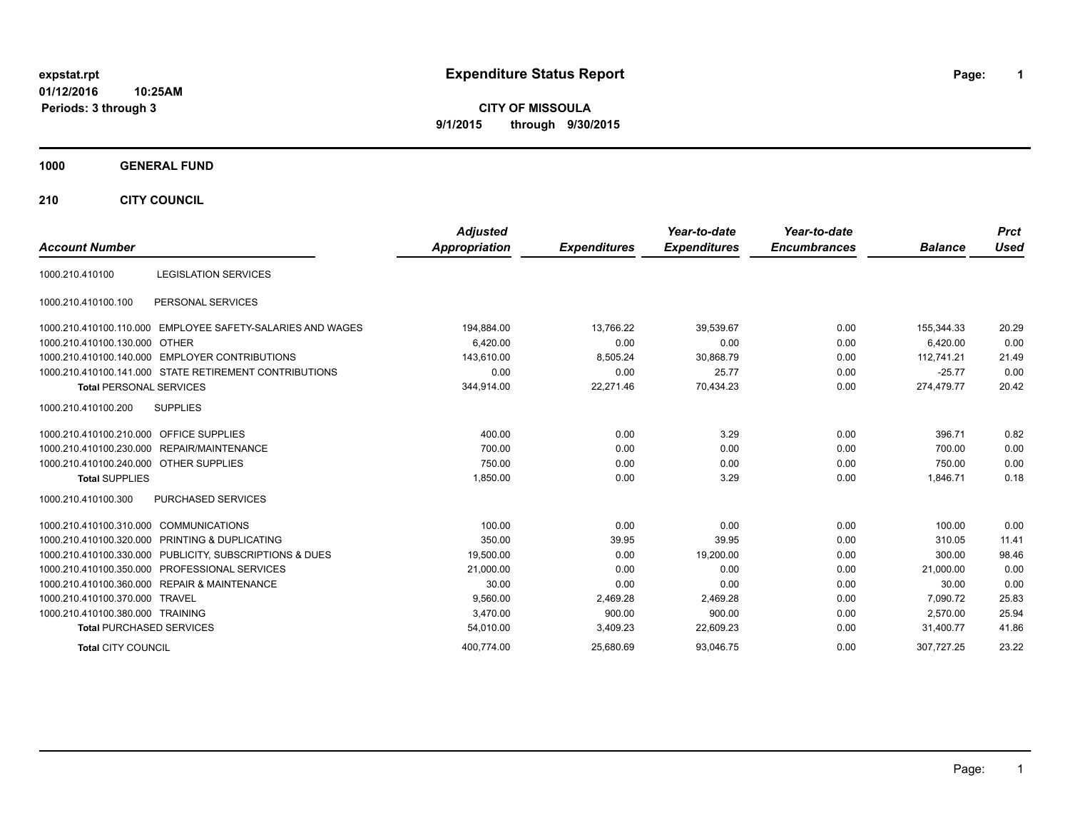expstat.rpt
01/12/2016 10:25AM
Periods: 3 through 3

# Expenditure Status Report

**CITY OF MISSOULA**
**9/1/2015 through 9/30/2015**

## 1000 GENERAL FUND

### 210 CITY COUNCIL

| Account Number | | Adjusted Appropriation | Expenditures | Year-to-date Expenditures | Year-to-date Encumbrances | Balance | Prct Used |
|---|---|---|---|---|---|---|---|
| 1000.210.410100 | LEGISLATION SERVICES | | | | | | |
| 1000.210.410100.100 | PERSONAL SERVICES | | | | | | |
| 1000.210.410100.110.000 | EMPLOYEE SAFETY-SALARIES AND WAGES | 194,884.00 | 13,766.22 | 39,539.67 | 0.00 | 155,344.33 | 20.29 |
| 1000.210.410100.130.000 | OTHER | 6,420.00 | 0.00 | 0.00 | 0.00 | 6,420.00 | 0.00 |
| 1000.210.410100.140.000 | EMPLOYER CONTRIBUTIONS | 143,610.00 | 8,505.24 | 30,868.79 | 0.00 | 112,741.21 | 21.49 |
| 1000.210.410100.141.000 | STATE RETIREMENT CONTRIBUTIONS | 0.00 | 0.00 | 25.77 | 0.00 | -25.77 | 0.00 |
| **Total** PERSONAL SERVICES | | 344,914.00 | 22,271.46 | 70,434.23 | 0.00 | 274,479.77 | 20.42 |
| 1000.210.410100.200 | SUPPLIES | | | | | | |
| 1000.210.410100.210.000 | OFFICE SUPPLIES | 400.00 | 0.00 | 3.29 | 0.00 | 396.71 | 0.82 |
| 1000.210.410100.230.000 | REPAIR/MAINTENANCE | 700.00 | 0.00 | 0.00 | 0.00 | 700.00 | 0.00 |
| 1000.210.410100.240.000 | OTHER SUPPLIES | 750.00 | 0.00 | 0.00 | 0.00 | 750.00 | 0.00 |
| **Total** SUPPLIES | | 1,850.00 | 0.00 | 3.29 | 0.00 | 1,846.71 | 0.18 |
| 1000.210.410100.300 | PURCHASED SERVICES | | | | | | |
| 1000.210.410100.310.000 | COMMUNICATIONS | 100.00 | 0.00 | 0.00 | 0.00 | 100.00 | 0.00 |
| 1000.210.410100.320.000 | PRINTING & DUPLICATING | 350.00 | 39.95 | 39.95 | 0.00 | 310.05 | 11.41 |
| 1000.210.410100.330.000 | PUBLICITY, SUBSCRIPTIONS & DUES | 19,500.00 | 0.00 | 19,200.00 | 0.00 | 300.00 | 98.46 |
| 1000.210.410100.350.000 | PROFESSIONAL SERVICES | 21,000.00 | 0.00 | 0.00 | 0.00 | 21,000.00 | 0.00 |
| 1000.210.410100.360.000 | REPAIR & MAINTENANCE | 30.00 | 0.00 | 0.00 | 0.00 | 30.00 | 0.00 |
| 1000.210.410100.370.000 | TRAVEL | 9,560.00 | 2,469.28 | 2,469.28 | 0.00 | 7,090.72 | 25.83 |
| 1000.210.410100.380.000 | TRAINING | 3,470.00 | 900.00 | 900.00 | 0.00 | 2,570.00 | 25.94 |
| **Total** PURCHASED SERVICES | | 54,010.00 | 3,409.23 | 22,609.23 | 0.00 | 31,400.77 | 41.86 |
| **Total** CITY COUNCIL | | 400,774.00 | 25,680.69 | 93,046.75 | 0.00 | 307,727.25 | 23.22 |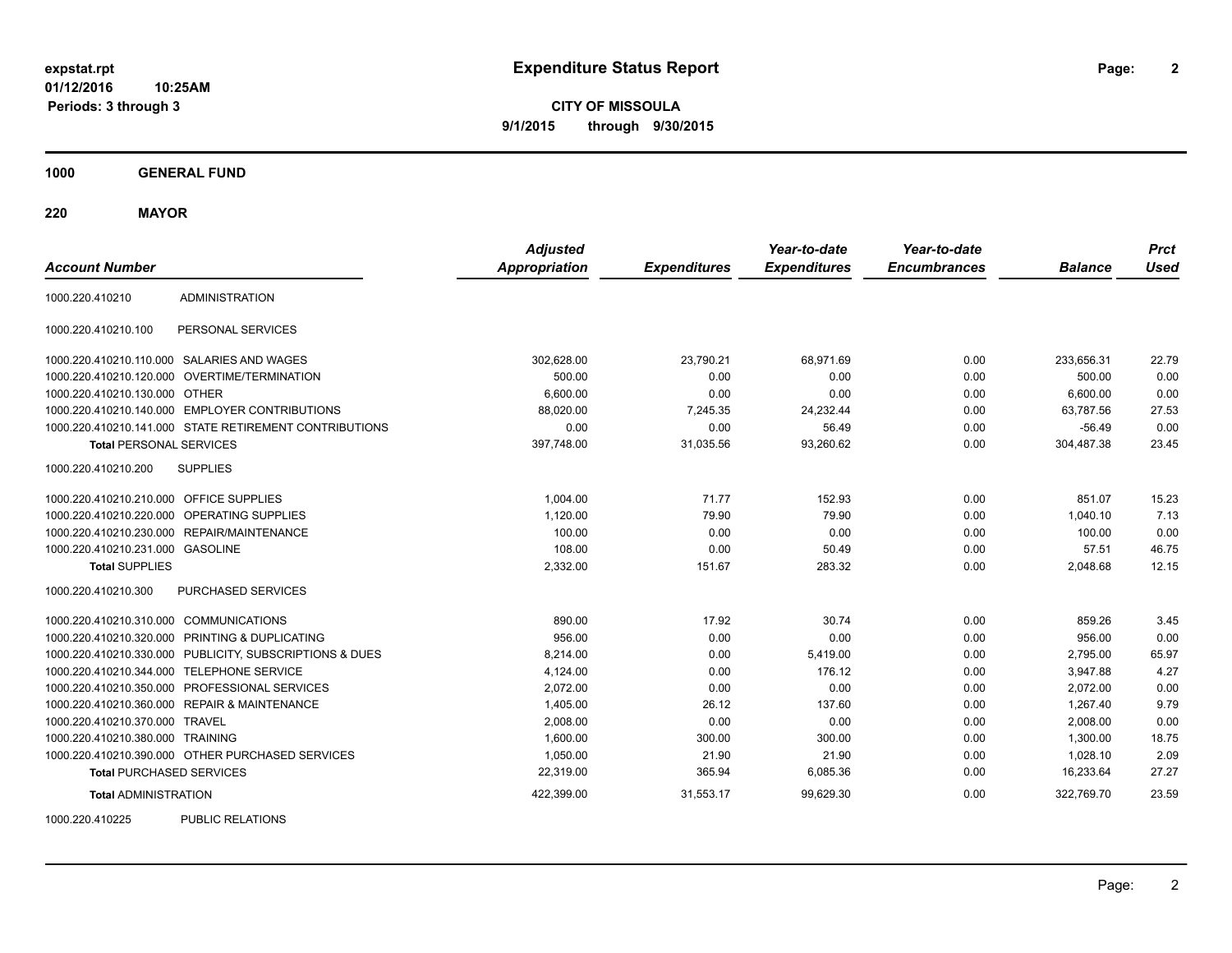**expstat.rpt**
**01/12/2016 10:25AM**
**Periods: 3 through 3**

# Expenditure Status Report

**CITY OF MISSOULA**
**9/1/2015 through 9/30/2015**

## 1000 GENERAL FUND

### 220 MAYOR

| Account Number | | Adjusted Appropriation | Expenditures | Year-to-date Expenditures | Year-to-date Encumbrances | Balance | Prct Used |
|---|---|---|---|---|---|---|---|
| 1000.220.410210 | ADMINISTRATION | | | | | | |
| 1000.220.410210.100 | PERSONAL SERVICES | | | | | | |
| 1000.220.410210.110.000 | SALARIES AND WAGES | 302,628.00 | 23,790.21 | 68,971.69 | 0.00 | 233,656.31 | 22.79 |
| 1000.220.410210.120.000 | OVERTIME/TERMINATION | 500.00 | 0.00 | 0.00 | 0.00 | 500.00 | 0.00 |
| 1000.220.410210.130.000 | OTHER | 6,600.00 | 0.00 | 0.00 | 0.00 | 6,600.00 | 0.00 |
| 1000.220.410210.140.000 | EMPLOYER CONTRIBUTIONS | 88,020.00 | 7,245.35 | 24,232.44 | 0.00 | 63,787.56 | 27.53 |
| 1000.220.410210.141.000 | STATE RETIREMENT CONTRIBUTIONS | 0.00 | 0.00 | 56.49 | 0.00 | -56.49 | 0.00 |
| **Total** PERSONAL SERVICES | | 397,748.00 | 31,035.56 | 93,260.62 | 0.00 | 304,487.38 | 23.45 |
| 1000.220.410210.200 | SUPPLIES | | | | | | |
| 1000.220.410210.210.000 | OFFICE SUPPLIES | 1,004.00 | 71.77 | 152.93 | 0.00 | 851.07 | 15.23 |
| 1000.220.410210.220.000 | OPERATING SUPPLIES | 1,120.00 | 79.90 | 79.90 | 0.00 | 1,040.10 | 7.13 |
| 1000.220.410210.230.000 | REPAIR/MAINTENANCE | 100.00 | 0.00 | 0.00 | 0.00 | 100.00 | 0.00 |
| 1000.220.410210.231.000 | GASOLINE | 108.00 | 0.00 | 50.49 | 0.00 | 57.51 | 46.75 |
| **Total** SUPPLIES | | 2,332.00 | 151.67 | 283.32 | 0.00 | 2,048.68 | 12.15 |
| 1000.220.410210.300 | PURCHASED SERVICES | | | | | | |
| 1000.220.410210.310.000 | COMMUNICATIONS | 890.00 | 17.92 | 30.74 | 0.00 | 859.26 | 3.45 |
| 1000.220.410210.320.000 | PRINTING & DUPLICATING | 956.00 | 0.00 | 0.00 | 0.00 | 956.00 | 0.00 |
| 1000.220.410210.330.000 | PUBLICITY, SUBSCRIPTIONS & DUES | 8,214.00 | 0.00 | 5,419.00 | 0.00 | 2,795.00 | 65.97 |
| 1000.220.410210.344.000 | TELEPHONE SERVICE | 4,124.00 | 0.00 | 176.12 | 0.00 | 3,947.88 | 4.27 |
| 1000.220.410210.350.000 | PROFESSIONAL SERVICES | 2,072.00 | 0.00 | 0.00 | 0.00 | 2,072.00 | 0.00 |
| 1000.220.410210.360.000 | REPAIR & MAINTENANCE | 1,405.00 | 26.12 | 137.60 | 0.00 | 1,267.40 | 9.79 |
| 1000.220.410210.370.000 | TRAVEL | 2,008.00 | 0.00 | 0.00 | 0.00 | 2,008.00 | 0.00 |
| 1000.220.410210.380.000 | TRAINING | 1,600.00 | 300.00 | 300.00 | 0.00 | 1,300.00 | 18.75 |
| 1000.220.410210.390.000 | OTHER PURCHASED SERVICES | 1,050.00 | 21.90 | 21.90 | 0.00 | 1,028.10 | 2.09 |
| **Total** PURCHASED SERVICES | | 22,319.00 | 365.94 | 6,085.36 | 0.00 | 16,233.64 | 27.27 |
| **Total** ADMINISTRATION | | 422,399.00 | 31,553.17 | 99,629.30 | 0.00 | 322,769.70 | 23.59 |
| 1000.220.410225 | PUBLIC RELATIONS | | | | | | |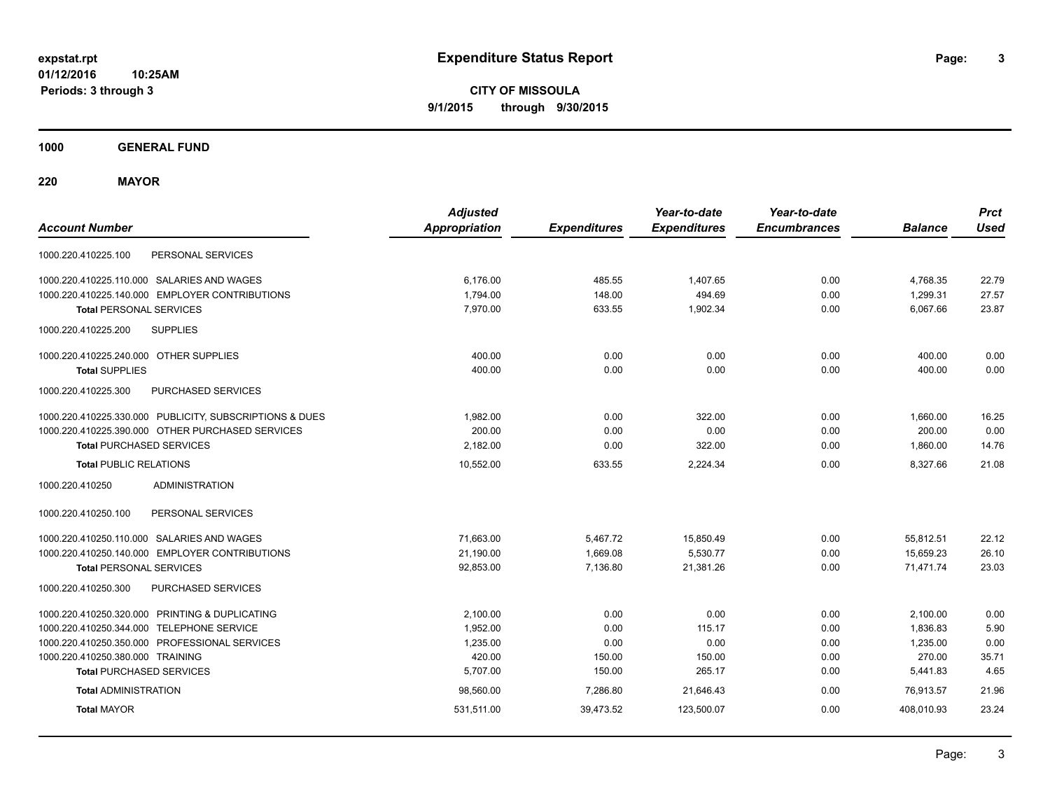# Expenditure Status Report

expstat.rpt
01/12/2016 10:25AM
Periods: 3 through 3

**CITY OF MISSOULA**
**9/1/2015 through 9/30/2015**

**1000 GENERAL FUND**

**220 MAYOR**

| Account Number | | Adjusted Appropriation | Expenditures | Year-to-date Expenditures | Year-to-date Encumbrances | Balance | Prct Used |
|---|---|---|---|---|---|---|---|
| 1000.220.410225.100 | PERSONAL SERVICES | | | | | | |
| 1000.220.410225.110.000 | SALARIES AND WAGES | 6,176.00 | 485.55 | 1,407.65 | 0.00 | 4,768.35 | 22.79 |
| 1000.220.410225.140.000 | EMPLOYER CONTRIBUTIONS | 1,794.00 | 148.00 | 494.69 | 0.00 | 1,299.31 | 27.57 |
| **Total** PERSONAL SERVICES | | 7,970.00 | 633.55 | 1,902.34 | 0.00 | 6,067.66 | 23.87 |
| 1000.220.410225.200 | SUPPLIES | | | | | | |
| 1000.220.410225.240.000 | OTHER SUPPLIES | 400.00 | 0.00 | 0.00 | 0.00 | 400.00 | 0.00 |
| **Total** SUPPLIES | | 400.00 | 0.00 | 0.00 | 0.00 | 400.00 | 0.00 |
| 1000.220.410225.300 | PURCHASED SERVICES | | | | | | |
| 1000.220.410225.330.000 | PUBLICITY, SUBSCRIPTIONS & DUES | 1,982.00 | 0.00 | 322.00 | 0.00 | 1,660.00 | 16.25 |
| 1000.220.410225.390.000 | OTHER PURCHASED SERVICES | 200.00 | 0.00 | 0.00 | 0.00 | 200.00 | 0.00 |
| **Total** PURCHASED SERVICES | | 2,182.00 | 0.00 | 322.00 | 0.00 | 1,860.00 | 14.76 |
| **Total** PUBLIC RELATIONS | | 10,552.00 | 633.55 | 2,224.34 | 0.00 | 8,327.66 | 21.08 |
| 1000.220.410250 | ADMINISTRATION | | | | | | |
| 1000.220.410250.100 | PERSONAL SERVICES | | | | | | |
| 1000.220.410250.110.000 | SALARIES AND WAGES | 71,663.00 | 5,467.72 | 15,850.49 | 0.00 | 55,812.51 | 22.12 |
| 1000.220.410250.140.000 | EMPLOYER CONTRIBUTIONS | 21,190.00 | 1,669.08 | 5,530.77 | 0.00 | 15,659.23 | 26.10 |
| **Total** PERSONAL SERVICES | | 92,853.00 | 7,136.80 | 21,381.26 | 0.00 | 71,471.74 | 23.03 |
| 1000.220.410250.300 | PURCHASED SERVICES | | | | | | |
| 1000.220.410250.320.000 | PRINTING & DUPLICATING | 2,100.00 | 0.00 | 0.00 | 0.00 | 2,100.00 | 0.00 |
| 1000.220.410250.344.000 | TELEPHONE SERVICE | 1,952.00 | 0.00 | 115.17 | 0.00 | 1,836.83 | 5.90 |
| 1000.220.410250.350.000 | PROFESSIONAL SERVICES | 1,235.00 | 0.00 | 0.00 | 0.00 | 1,235.00 | 0.00 |
| 1000.220.410250.380.000 | TRAINING | 420.00 | 150.00 | 150.00 | 0.00 | 270.00 | 35.71 |
| **Total** PURCHASED SERVICES | | 5,707.00 | 150.00 | 265.17 | 0.00 | 5,441.83 | 4.65 |
| **Total** ADMINISTRATION | | 98,560.00 | 7,286.80 | 21,646.43 | 0.00 | 76,913.57 | 21.96 |
| **Total** MAYOR | | 531,511.00 | 39,473.52 | 123,500.07 | 0.00 | 408,010.93 | 23.24 |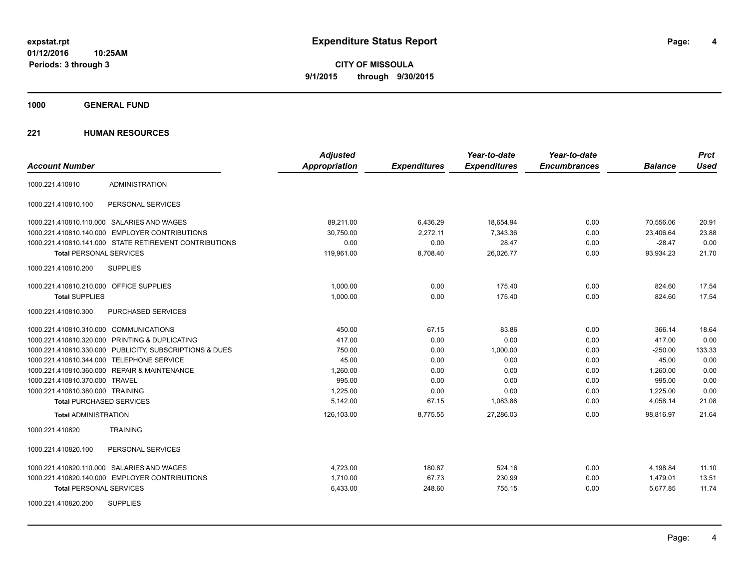**expstat.rpt**
**01/12/2016 10:25AM**
**Periods: 3 through 3**

# Expenditure Status Report

**CITY OF MISSOULA**
**9/1/2015 through 9/30/2015**

## 1000 GENERAL FUND

## 221 HUMAN RESOURCES

| Account Number | | Adjusted Appropriation | Expenditures | Year-to-date Expenditures | Year-to-date Encumbrances | Balance | Prct Used |
|---|---|---|---|---|---|---|---|
| 1000.221.410810 | ADMINISTRATION | | | | | | |
| 1000.221.410810.100 | PERSONAL SERVICES | | | | | | |
| 1000.221.410810.110.000 | SALARIES AND WAGES | 89,211.00 | 6,436.29 | 18,654.94 | 0.00 | 70,556.06 | 20.91 |
| 1000.221.410810.140.000 | EMPLOYER CONTRIBUTIONS | 30,750.00 | 2,272.11 | 7,343.36 | 0.00 | 23,406.64 | 23.88 |
| 1000.221.410810.141.000 | STATE RETIREMENT CONTRIBUTIONS | 0.00 | 0.00 | 28.47 | 0.00 | -28.47 | 0.00 |
| **Total** PERSONAL SERVICES | | 119,961.00 | 8,708.40 | 26,026.77 | 0.00 | 93,934.23 | 21.70 |
| 1000.221.410810.200 | SUPPLIES | | | | | | |
| 1000.221.410810.210.000 | OFFICE SUPPLIES | 1,000.00 | 0.00 | 175.40 | 0.00 | 824.60 | 17.54 |
| **Total** SUPPLIES | | 1,000.00 | 0.00 | 175.40 | 0.00 | 824.60 | 17.54 |
| 1000.221.410810.300 | PURCHASED SERVICES | | | | | | |
| 1000.221.410810.310.000 | COMMUNICATIONS | 450.00 | 67.15 | 83.86 | 0.00 | 366.14 | 18.64 |
| 1000.221.410810.320.000 | PRINTING & DUPLICATING | 417.00 | 0.00 | 0.00 | 0.00 | 417.00 | 0.00 |
| 1000.221.410810.330.000 | PUBLICITY, SUBSCRIPTIONS & DUES | 750.00 | 0.00 | 1,000.00 | 0.00 | -250.00 | 133.33 |
| 1000.221.410810.344.000 | TELEPHONE SERVICE | 45.00 | 0.00 | 0.00 | 0.00 | 45.00 | 0.00 |
| 1000.221.410810.360.000 | REPAIR & MAINTENANCE | 1,260.00 | 0.00 | 0.00 | 0.00 | 1,260.00 | 0.00 |
| 1000.221.410810.370.000 | TRAVEL | 995.00 | 0.00 | 0.00 | 0.00 | 995.00 | 0.00 |
| 1000.221.410810.380.000 | TRAINING | 1,225.00 | 0.00 | 0.00 | 0.00 | 1,225.00 | 0.00 |
| **Total** PURCHASED SERVICES | | 5,142.00 | 67.15 | 1,083.86 | 0.00 | 4,058.14 | 21.08 |
| **Total** ADMINISTRATION | | 126,103.00 | 8,775.55 | 27,286.03 | 0.00 | 98,816.97 | 21.64 |
| 1000.221.410820 | TRAINING | | | | | | |
| 1000.221.410820.100 | PERSONAL SERVICES | | | | | | |
| 1000.221.410820.110.000 | SALARIES AND WAGES | 4,723.00 | 180.87 | 524.16 | 0.00 | 4,198.84 | 11.10 |
| 1000.221.410820.140.000 | EMPLOYER CONTRIBUTIONS | 1,710.00 | 67.73 | 230.99 | 0.00 | 1,479.01 | 13.51 |
| **Total** PERSONAL SERVICES | | 6,433.00 | 248.60 | 755.15 | 0.00 | 5,677.85 | 11.74 |
| 1000.221.410820.200 | SUPPLIES | | | | | | |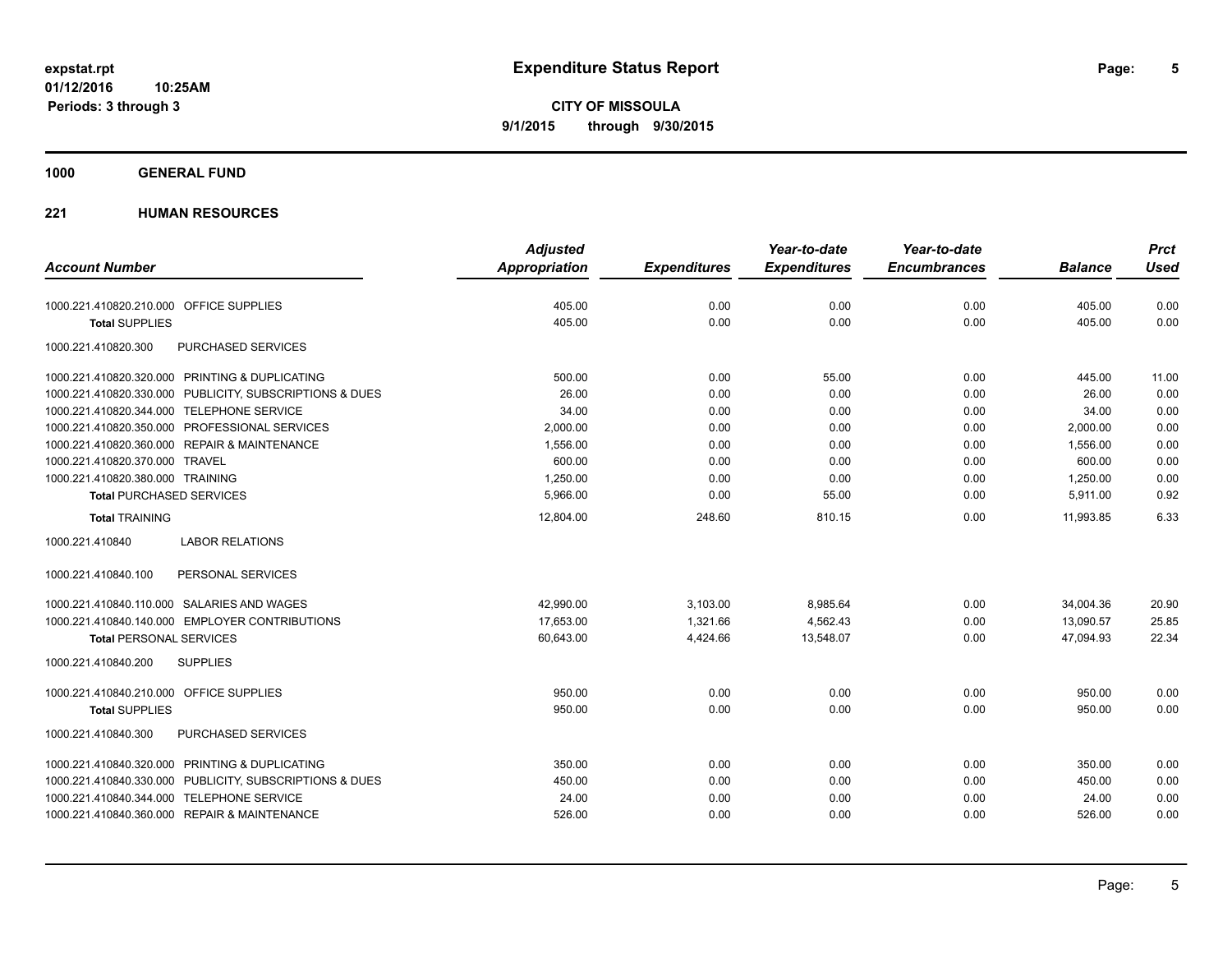# Expenditure Status Report

**CITY OF MISSOULA**

**9/1/2015 through 9/30/2015**

expstat.rpt
01/12/2016 10:25AM
Periods: 3 through 3

## 1000 GENERAL FUND

## 221 HUMAN RESOURCES

| Account Number | Adjusted Appropriation | Expenditures | Year-to-date Expenditures | Year-to-date Encumbrances | Balance | Prct Used |
|---|---|---|---|---|---|---|
| 1000.221.410820.210.000 OFFICE SUPPLIES | 405.00 | 0.00 | 0.00 | 0.00 | 405.00 | 0.00 |
| **Total** SUPPLIES | 405.00 | 0.00 | 0.00 | 0.00 | 405.00 | 0.00 |
| 1000.221.410820.300 PURCHASED SERVICES | | | | | | |
| 1000.221.410820.320.000 PRINTING & DUPLICATING | 500.00 | 0.00 | 55.00 | 0.00 | 445.00 | 11.00 |
| 1000.221.410820.330.000 PUBLICITY, SUBSCRIPTIONS & DUES | 26.00 | 0.00 | 0.00 | 0.00 | 26.00 | 0.00 |
| 1000.221.410820.344.000 TELEPHONE SERVICE | 34.00 | 0.00 | 0.00 | 0.00 | 34.00 | 0.00 |
| 1000.221.410820.350.000 PROFESSIONAL SERVICES | 2,000.00 | 0.00 | 0.00 | 0.00 | 2,000.00 | 0.00 |
| 1000.221.410820.360.000 REPAIR & MAINTENANCE | 1,556.00 | 0.00 | 0.00 | 0.00 | 1,556.00 | 0.00 |
| 1000.221.410820.370.000 TRAVEL | 600.00 | 0.00 | 0.00 | 0.00 | 600.00 | 0.00 |
| 1000.221.410820.380.000 TRAINING | 1,250.00 | 0.00 | 0.00 | 0.00 | 1,250.00 | 0.00 |
| **Total** PURCHASED SERVICES | 5,966.00 | 0.00 | 55.00 | 0.00 | 5,911.00 | 0.92 |
| **Total** TRAINING | 12,804.00 | 248.60 | 810.15 | 0.00 | 11,993.85 | 6.33 |
| 1000.221.410840 LABOR RELATIONS | | | | | | |
| 1000.221.410840.100 PERSONAL SERVICES | | | | | | |
| 1000.221.410840.110.000 SALARIES AND WAGES | 42,990.00 | 3,103.00 | 8,985.64 | 0.00 | 34,004.36 | 20.90 |
| 1000.221.410840.140.000 EMPLOYER CONTRIBUTIONS | 17,653.00 | 1,321.66 | 4,562.43 | 0.00 | 13,090.57 | 25.85 |
| **Total** PERSONAL SERVICES | 60,643.00 | 4,424.66 | 13,548.07 | 0.00 | 47,094.93 | 22.34 |
| 1000.221.410840.200 SUPPLIES | | | | | | |
| 1000.221.410840.210.000 OFFICE SUPPLIES | 950.00 | 0.00 | 0.00 | 0.00 | 950.00 | 0.00 |
| **Total** SUPPLIES | 950.00 | 0.00 | 0.00 | 0.00 | 950.00 | 0.00 |
| 1000.221.410840.300 PURCHASED SERVICES | | | | | | |
| 1000.221.410840.320.000 PRINTING & DUPLICATING | 350.00 | 0.00 | 0.00 | 0.00 | 350.00 | 0.00 |
| 1000.221.410840.330.000 PUBLICITY, SUBSCRIPTIONS & DUES | 450.00 | 0.00 | 0.00 | 0.00 | 450.00 | 0.00 |
| 1000.221.410840.344.000 TELEPHONE SERVICE | 24.00 | 0.00 | 0.00 | 0.00 | 24.00 | 0.00 |
| 1000.221.410840.360.000 REPAIR & MAINTENANCE | 526.00 | 0.00 | 0.00 | 0.00 | 526.00 | 0.00 |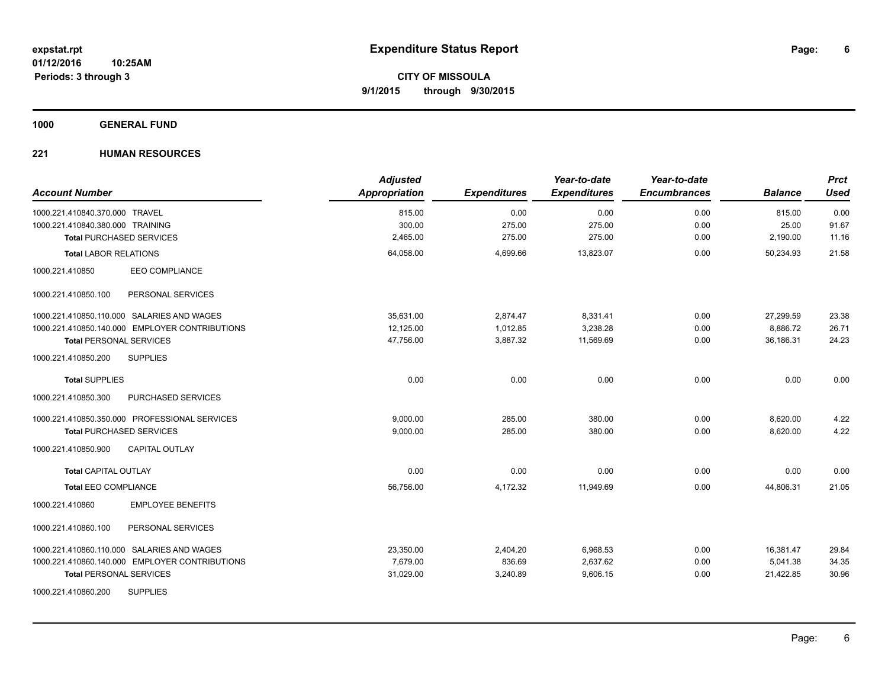# Expenditure Status Report

expstat.rpt
01/12/2016 10:25AM
Periods: 3 through 3

**CITY OF MISSOULA**
**9/1/2015 through 9/30/2015**

## 1000 GENERAL FUND

### 221 HUMAN RESOURCES

| Account Number | Adjusted Appropriation | Expenditures | Year-to-date Expenditures | Year-to-date Encumbrances | Balance | Prct Used |
|---|---|---|---|---|---|---|
| 1000.221.410840.370.000 TRAVEL | 815.00 | 0.00 | 0.00 | 0.00 | 815.00 | 0.00 |
| 1000.221.410840.380.000 TRAINING | 300.00 | 275.00 | 275.00 | 0.00 | 25.00 | 91.67 |
| **Total** PURCHASED SERVICES | 2,465.00 | 275.00 | 275.00 | 0.00 | 2,190.00 | 11.16 |
| **Total** LABOR RELATIONS | 64,058.00 | 4,699.66 | 13,823.07 | 0.00 | 50,234.93 | 21.58 |
| 1000.221.410850 EEO COMPLIANCE | | | | | | |
| 1000.221.410850.100 PERSONAL SERVICES | | | | | | |
| 1000.221.410850.110.000 SALARIES AND WAGES | 35,631.00 | 2,874.47 | 8,331.41 | 0.00 | 27,299.59 | 23.38 |
| 1000.221.410850.140.000 EMPLOYER CONTRIBUTIONS | 12,125.00 | 1,012.85 | 3,238.28 | 0.00 | 8,886.72 | 26.71 |
| **Total** PERSONAL SERVICES | 47,756.00 | 3,887.32 | 11,569.69 | 0.00 | 36,186.31 | 24.23 |
| 1000.221.410850.200 SUPPLIES | | | | | | |
| **Total** SUPPLIES | 0.00 | 0.00 | 0.00 | 0.00 | 0.00 | 0.00 |
| 1000.221.410850.300 PURCHASED SERVICES | | | | | | |
| 1000.221.410850.350.000 PROFESSIONAL SERVICES | 9,000.00 | 285.00 | 380.00 | 0.00 | 8,620.00 | 4.22 |
| **Total** PURCHASED SERVICES | 9,000.00 | 285.00 | 380.00 | 0.00 | 8,620.00 | 4.22 |
| 1000.221.410850.900 CAPITAL OUTLAY | | | | | | |
| **Total** CAPITAL OUTLAY | 0.00 | 0.00 | 0.00 | 0.00 | 0.00 | 0.00 |
| **Total** EEO COMPLIANCE | 56,756.00 | 4,172.32 | 11,949.69 | 0.00 | 44,806.31 | 21.05 |
| 1000.221.410860 EMPLOYEE BENEFITS | | | | | | |
| 1000.221.410860.100 PERSONAL SERVICES | | | | | | |
| 1000.221.410860.110.000 SALARIES AND WAGES | 23,350.00 | 2,404.20 | 6,968.53 | 0.00 | 16,381.47 | 29.84 |
| 1000.221.410860.140.000 EMPLOYER CONTRIBUTIONS | 7,679.00 | 836.69 | 2,637.62 | 0.00 | 5,041.38 | 34.35 |
| **Total** PERSONAL SERVICES | 31,029.00 | 3,240.89 | 9,606.15 | 0.00 | 21,422.85 | 30.96 |
| 1000.221.410860.200 SUPPLIES | | | | | | |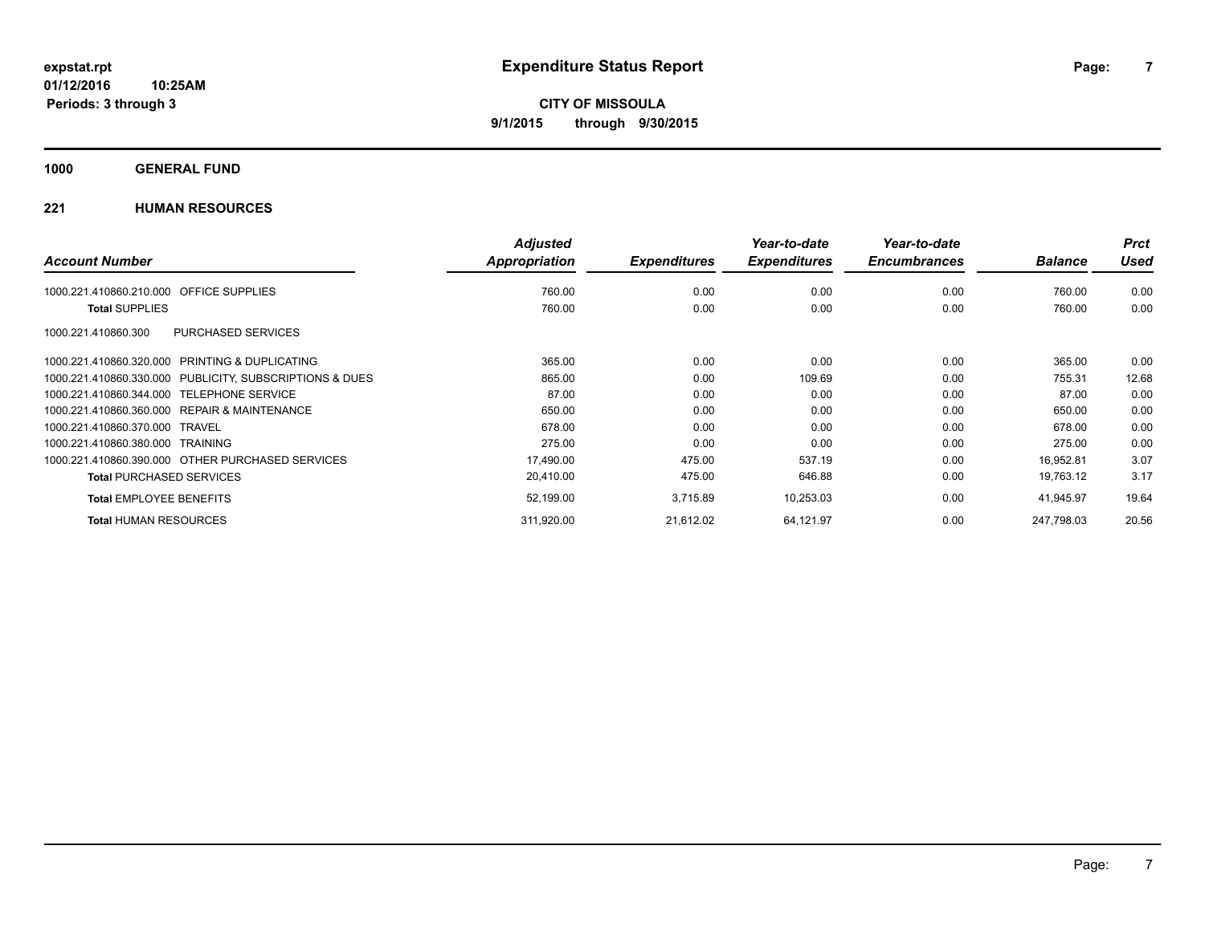# Expenditure Status Report

**expstat.rpt**
**01/12/2016 10:25AM**
**Periods: 3 through 3**

**CITY OF MISSOULA**
**9/1/2015 through 9/30/2015**

## 1000 GENERAL FUND

### 221 HUMAN RESOURCES

| Account Number | Adjusted Appropriation | Expenditures | Year-to-date Expenditures | Year-to-date Encumbrances | Balance | Prct Used |
|---|---|---|---|---|---|---|
| 1000.221.410860.210.000 OFFICE SUPPLIES | 760.00 | 0.00 | 0.00 | 0.00 | 760.00 | 0.00 |
| **Total** SUPPLIES | 760.00 | 0.00 | 0.00 | 0.00 | 760.00 | 0.00 |
| 1000.221.410860.300 PURCHASED SERVICES | | | | | | |
| 1000.221.410860.320.000 PRINTING & DUPLICATING | 365.00 | 0.00 | 0.00 | 0.00 | 365.00 | 0.00 |
| 1000.221.410860.330.000 PUBLICITY, SUBSCRIPTIONS & DUES | 865.00 | 0.00 | 109.69 | 0.00 | 755.31 | 12.68 |
| 1000.221.410860.344.000 TELEPHONE SERVICE | 87.00 | 0.00 | 0.00 | 0.00 | 87.00 | 0.00 |
| 1000.221.410860.360.000 REPAIR & MAINTENANCE | 650.00 | 0.00 | 0.00 | 0.00 | 650.00 | 0.00 |
| 1000.221.410860.370.000 TRAVEL | 678.00 | 0.00 | 0.00 | 0.00 | 678.00 | 0.00 |
| 1000.221.410860.380.000 TRAINING | 275.00 | 0.00 | 0.00 | 0.00 | 275.00 | 0.00 |
| 1000.221.410860.390.000 OTHER PURCHASED SERVICES | 17,490.00 | 475.00 | 537.19 | 0.00 | 16,952.81 | 3.07 |
| **Total** PURCHASED SERVICES | 20,410.00 | 475.00 | 646.88 | 0.00 | 19,763.12 | 3.17 |
| **Total** EMPLOYEE BENEFITS | 52,199.00 | 3,715.89 | 10,253.03 | 0.00 | 41,945.97 | 19.64 |
| **Total** HUMAN RESOURCES | 311,920.00 | 21,612.02 | 64,121.97 | 0.00 | 247,798.03 | 20.56 |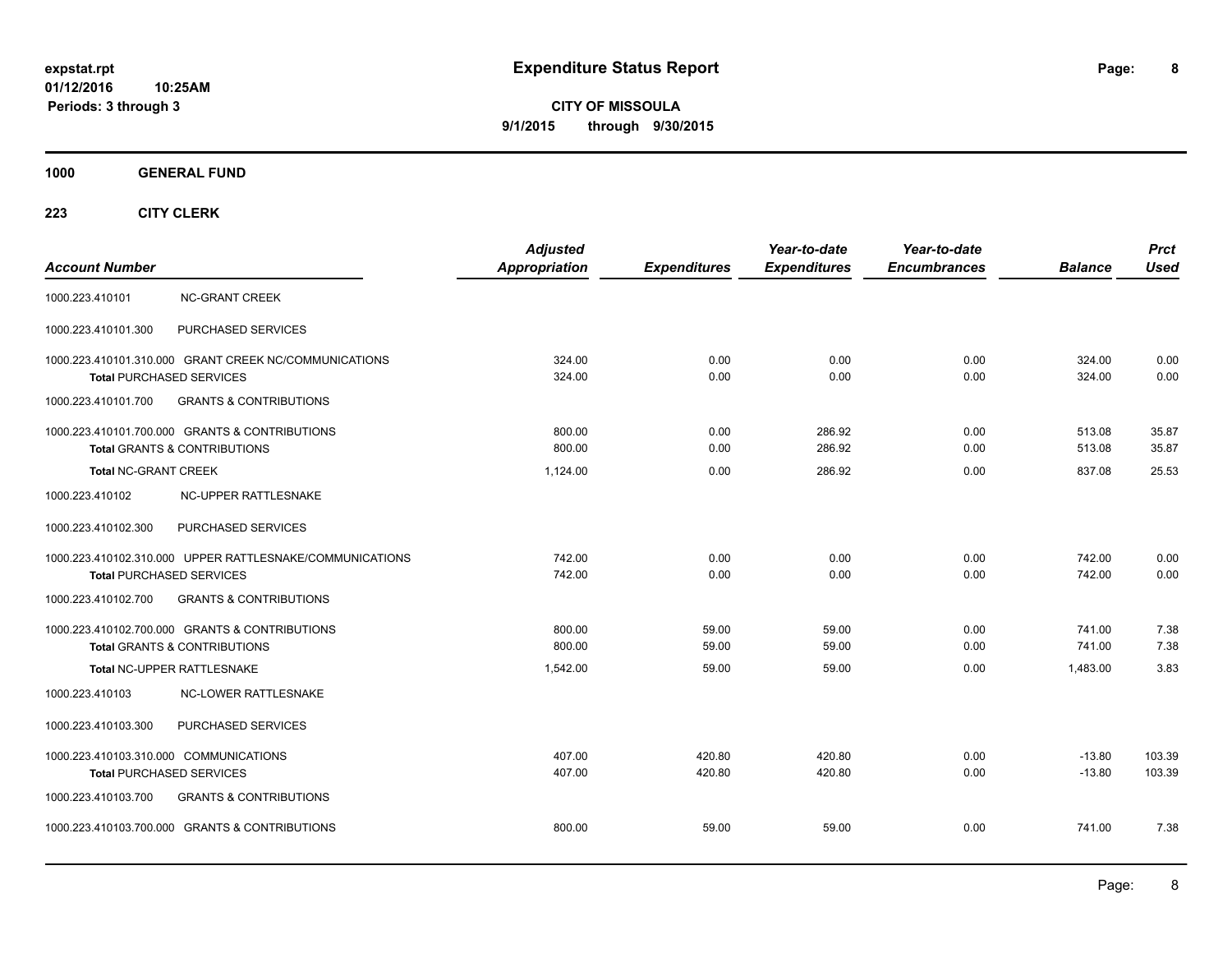**expstat.rpt**
**01/12/2016 10:25AM**
**Periods: 3 through 3**

# Expenditure Status Report

**CITY OF MISSOULA**
**9/1/2015 through 9/30/2015**

## 1000 GENERAL FUND

### 223 CITY CLERK

| Account Number | | Adjusted Appropriation | Expenditures | Year-to-date Expenditures | Year-to-date Encumbrances | Balance | Prct Used |
|---|---|---|---|---|---|---|---|
| 1000.223.410101 | NC-GRANT CREEK | | | | | | |
| 1000.223.410101.300 | PURCHASED SERVICES | | | | | | |
| 1000.223.410101.310.000 | GRANT CREEK NC/COMMUNICATIONS | 324.00 | 0.00 | 0.00 | 0.00 | 324.00 | 0.00 |
| **Total** PURCHASED SERVICES | | 324.00 | 0.00 | 0.00 | 0.00 | 324.00 | 0.00 |
| 1000.223.410101.700 | GRANTS & CONTRIBUTIONS | | | | | | |
| 1000.223.410101.700.000 | GRANTS & CONTRIBUTIONS | 800.00 | 0.00 | 286.92 | 0.00 | 513.08 | 35.87 |
| **Total** GRANTS & CONTRIBUTIONS | | 800.00 | 0.00 | 286.92 | 0.00 | 513.08 | 35.87 |
| **Total** NC-GRANT CREEK | | 1,124.00 | 0.00 | 286.92 | 0.00 | 837.08 | 25.53 |
| 1000.223.410102 | NC-UPPER RATTLESNAKE | | | | | | |
| 1000.223.410102.300 | PURCHASED SERVICES | | | | | | |
| 1000.223.410102.310.000 | UPPER RATTLESNAKE/COMMUNICATIONS | 742.00 | 0.00 | 0.00 | 0.00 | 742.00 | 0.00 |
| **Total** PURCHASED SERVICES | | 742.00 | 0.00 | 0.00 | 0.00 | 742.00 | 0.00 |
| 1000.223.410102.700 | GRANTS & CONTRIBUTIONS | | | | | | |
| 1000.223.410102.700.000 | GRANTS & CONTRIBUTIONS | 800.00 | 59.00 | 59.00 | 0.00 | 741.00 | 7.38 |
| **Total** GRANTS & CONTRIBUTIONS | | 800.00 | 59.00 | 59.00 | 0.00 | 741.00 | 7.38 |
| **Total** NC-UPPER RATTLESNAKE | | 1,542.00 | 59.00 | 59.00 | 0.00 | 1,483.00 | 3.83 |
| 1000.223.410103 | NC-LOWER RATTLESNAKE | | | | | | |
| 1000.223.410103.300 | PURCHASED SERVICES | | | | | | |
| 1000.223.410103.310.000 | COMMUNICATIONS | 407.00 | 420.80 | 420.80 | 0.00 | -13.80 | 103.39 |
| **Total** PURCHASED SERVICES | | 407.00 | 420.80 | 420.80 | 0.00 | -13.80 | 103.39 |
| 1000.223.410103.700 | GRANTS & CONTRIBUTIONS | | | | | | |
| 1000.223.410103.700.000 | GRANTS & CONTRIBUTIONS | 800.00 | 59.00 | 59.00 | 0.00 | 741.00 | 7.38 |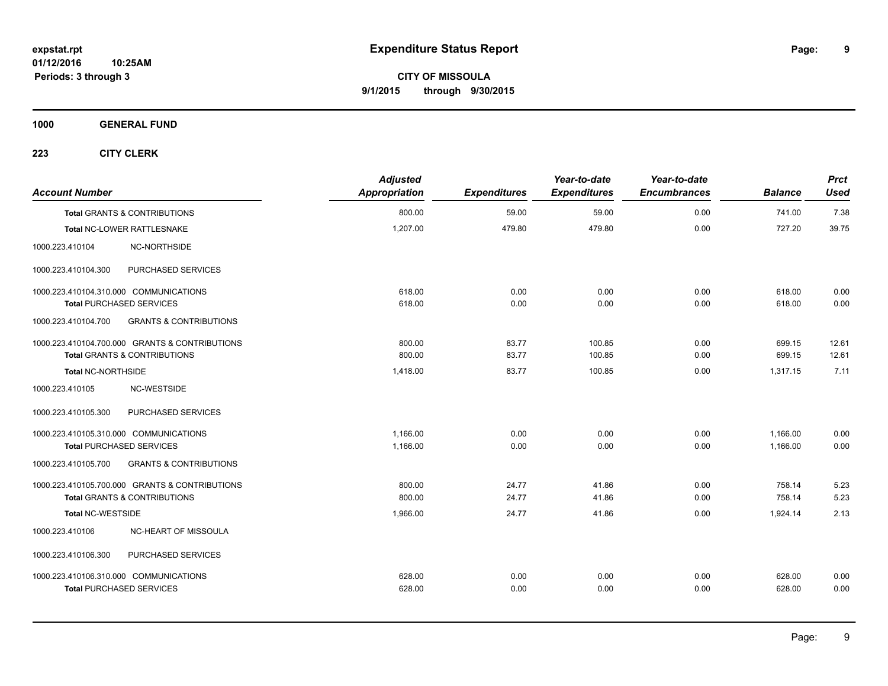**expstat.rpt**
**01/12/2016 10:25AM**
**Periods: 3 through 3**

# Expenditure Status Report

**CITY OF MISSOULA**
**9/1/2015 through 9/30/2015**

**1000 GENERAL FUND**

**223 CITY CLERK**

| Account Number | | Adjusted Appropriation | Expenditures | Year-to-date Expenditures | Year-to-date Encumbrances | Balance | Prct Used |
|---|---|---|---|---|---|---|---|
| **Total GRANTS & CONTRIBUTIONS** | | 800.00 | 59.00 | 59.00 | 0.00 | 741.00 | 7.38 |
| **Total NC-LOWER RATTLESNAKE** | | 1,207.00 | 479.80 | 479.80 | 0.00 | 727.20 | 39.75 |
| 1000.223.410104 | NC-NORTHSIDE | | | | | | |
| 1000.223.410104.300 | PURCHASED SERVICES | | | | | | |
| 1000.223.410104.310.000 | COMMUNICATIONS | 618.00 | 0.00 | 0.00 | 0.00 | 618.00 | 0.00 |
| **Total PURCHASED SERVICES** | | 618.00 | 0.00 | 0.00 | 0.00 | 618.00 | 0.00 |
| 1000.223.410104.700 | GRANTS & CONTRIBUTIONS | | | | | | |
| 1000.223.410104.700.000 | GRANTS & CONTRIBUTIONS | 800.00 | 83.77 | 100.85 | 0.00 | 699.15 | 12.61 |
| **Total GRANTS & CONTRIBUTIONS** | | 800.00 | 83.77 | 100.85 | 0.00 | 699.15 | 12.61 |
| **Total NC-NORTHSIDE** | | 1,418.00 | 83.77 | 100.85 | 0.00 | 1,317.15 | 7.11 |
| 1000.223.410105 | NC-WESTSIDE | | | | | | |
| 1000.223.410105.300 | PURCHASED SERVICES | | | | | | |
| 1000.223.410105.310.000 | COMMUNICATIONS | 1,166.00 | 0.00 | 0.00 | 0.00 | 1,166.00 | 0.00 |
| **Total PURCHASED SERVICES** | | 1,166.00 | 0.00 | 0.00 | 0.00 | 1,166.00 | 0.00 |
| 1000.223.410105.700 | GRANTS & CONTRIBUTIONS | | | | | | |
| 1000.223.410105.700.000 | GRANTS & CONTRIBUTIONS | 800.00 | 24.77 | 41.86 | 0.00 | 758.14 | 5.23 |
| **Total GRANTS & CONTRIBUTIONS** | | 800.00 | 24.77 | 41.86 | 0.00 | 758.14 | 5.23 |
| **Total NC-WESTSIDE** | | 1,966.00 | 24.77 | 41.86 | 0.00 | 1,924.14 | 2.13 |
| 1000.223.410106 | NC-HEART OF MISSOULA | | | | | | |
| 1000.223.410106.300 | PURCHASED SERVICES | | | | | | |
| 1000.223.410106.310.000 | COMMUNICATIONS | 628.00 | 0.00 | 0.00 | 0.00 | 628.00 | 0.00 |
| **Total PURCHASED SERVICES** | | 628.00 | 0.00 | 0.00 | 0.00 | 628.00 | 0.00 |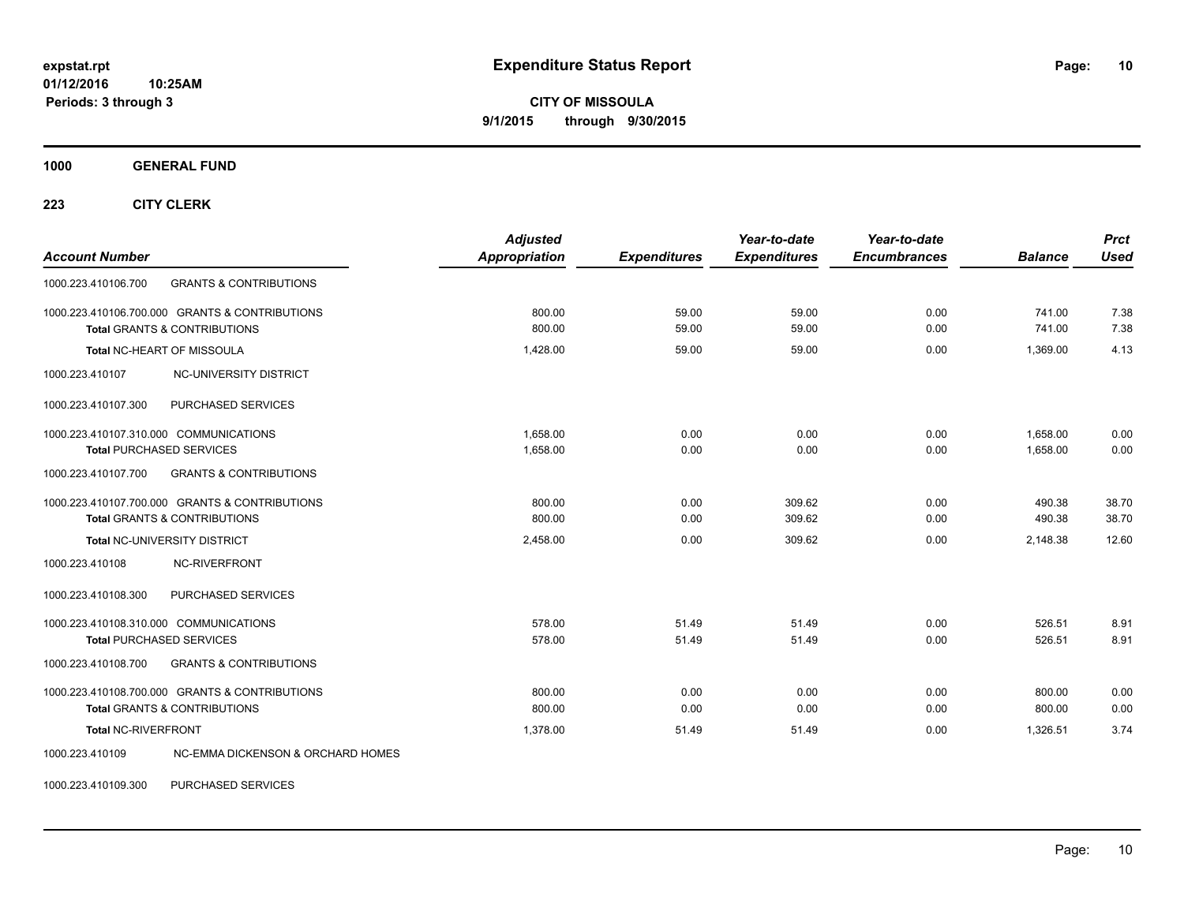# Expenditure Status Report

**expstat.rpt**
**01/12/2016 10:25AM**
**Periods: 3 through 3**

**CITY OF MISSOULA**
**9/1/2015 through 9/30/2015**

**1000 GENERAL FUND**

**223 CITY CLERK**

| Account Number | | Adjusted Appropriation | Expenditures | Year-to-date Expenditures | Year-to-date Encumbrances | Balance | Prct Used |
|---|---|---|---|---|---|---|---|
| 1000.223.410106.700 | GRANTS & CONTRIBUTIONS | | | | | | |
| 1000.223.410106.700.000 GRANTS & CONTRIBUTIONS | | 800.00 | 59.00 | 59.00 | 0.00 | 741.00 | 7.38 |
| **Total** GRANTS & CONTRIBUTIONS | | 800.00 | 59.00 | 59.00 | 0.00 | 741.00 | 7.38 |
| **Total** NC-HEART OF MISSOULA | | 1,428.00 | 59.00 | 59.00 | 0.00 | 1,369.00 | 4.13 |
| 1000.223.410107 | NC-UNIVERSITY DISTRICT | | | | | | |
| 1000.223.410107.300 | PURCHASED SERVICES | | | | | | |
| 1000.223.410107.310.000 COMMUNICATIONS | | 1,658.00 | 0.00 | 0.00 | 0.00 | 1,658.00 | 0.00 |
| **Total** PURCHASED SERVICES | | 1,658.00 | 0.00 | 0.00 | 0.00 | 1,658.00 | 0.00 |
| 1000.223.410107.700 | GRANTS & CONTRIBUTIONS | | | | | | |
| 1000.223.410107.700.000 GRANTS & CONTRIBUTIONS | | 800.00 | 0.00 | 309.62 | 0.00 | 490.38 | 38.70 |
| **Total** GRANTS & CONTRIBUTIONS | | 800.00 | 0.00 | 309.62 | 0.00 | 490.38 | 38.70 |
| **Total** NC-UNIVERSITY DISTRICT | | 2,458.00 | 0.00 | 309.62 | 0.00 | 2,148.38 | 12.60 |
| 1000.223.410108 | NC-RIVERFRONT | | | | | | |
| 1000.223.410108.300 | PURCHASED SERVICES | | | | | | |
| 1000.223.410108.310.000 COMMUNICATIONS | | 578.00 | 51.49 | 51.49 | 0.00 | 526.51 | 8.91 |
| **Total** PURCHASED SERVICES | | 578.00 | 51.49 | 51.49 | 0.00 | 526.51 | 8.91 |
| 1000.223.410108.700 | GRANTS & CONTRIBUTIONS | | | | | | |
| 1000.223.410108.700.000 GRANTS & CONTRIBUTIONS | | 800.00 | 0.00 | 0.00 | 0.00 | 800.00 | 0.00 |
| **Total** GRANTS & CONTRIBUTIONS | | 800.00 | 0.00 | 0.00 | 0.00 | 800.00 | 0.00 |
| **Total** NC-RIVERFRONT | | 1,378.00 | 51.49 | 51.49 | 0.00 | 1,326.51 | 3.74 |
| 1000.223.410109 | NC-EMMA DICKENSON & ORCHARD HOMES | | | | | | |
| 1000.223.410109.300 | PURCHASED SERVICES | | | | | | |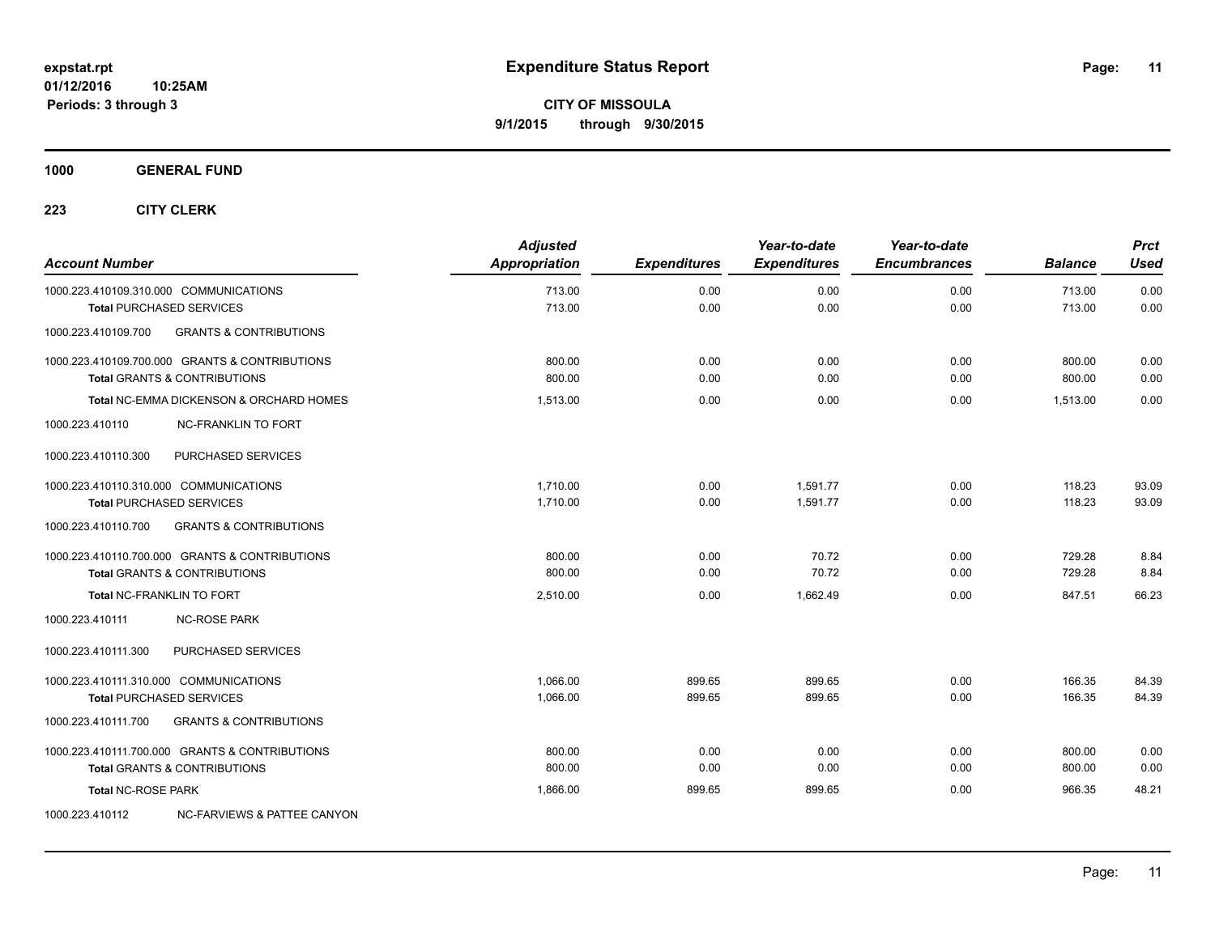expstat.rpt
01/12/2016 10:25AM
Periods: 3 through 3

# Expenditure Status Report

**CITY OF MISSOULA**
**9/1/2015 through 9/30/2015**

## 1000 GENERAL FUND

### 223 CITY CLERK

| Account Number | Adjusted Appropriation | Expenditures | Year-to-date Expenditures | Year-to-date Encumbrances | Balance | Prct Used |
|---|---|---|---|---|---|---|
| 1000.223.410109.310.000 COMMUNICATIONS | 713.00 | 0.00 | 0.00 | 0.00 | 713.00 | 0.00 |
| **Total** PURCHASED SERVICES | 713.00 | 0.00 | 0.00 | 0.00 | 713.00 | 0.00 |
| 1000.223.410109.700 GRANTS & CONTRIBUTIONS | | | | | | |
| 1000.223.410109.700.000 GRANTS & CONTRIBUTIONS | 800.00 | 0.00 | 0.00 | 0.00 | 800.00 | 0.00 |
| **Total** GRANTS & CONTRIBUTIONS | 800.00 | 0.00 | 0.00 | 0.00 | 800.00 | 0.00 |
| **Total** NC-EMMA DICKENSON & ORCHARD HOMES | 1,513.00 | 0.00 | 0.00 | 0.00 | 1,513.00 | 0.00 |
| 1000.223.410110 NC-FRANKLIN TO FORT | | | | | | |
| 1000.223.410110.300 PURCHASED SERVICES | | | | | | |
| 1000.223.410110.310.000 COMMUNICATIONS | 1,710.00 | 0.00 | 1,591.77 | 0.00 | 118.23 | 93.09 |
| **Total** PURCHASED SERVICES | 1,710.00 | 0.00 | 1,591.77 | 0.00 | 118.23 | 93.09 |
| 1000.223.410110.700 GRANTS & CONTRIBUTIONS | | | | | | |
| 1000.223.410110.700.000 GRANTS & CONTRIBUTIONS | 800.00 | 0.00 | 70.72 | 0.00 | 729.28 | 8.84 |
| **Total** GRANTS & CONTRIBUTIONS | 800.00 | 0.00 | 70.72 | 0.00 | 729.28 | 8.84 |
| **Total** NC-FRANKLIN TO FORT | 2,510.00 | 0.00 | 1,662.49 | 0.00 | 847.51 | 66.23 |
| 1000.223.410111 NC-ROSE PARK | | | | | | |
| 1000.223.410111.300 PURCHASED SERVICES | | | | | | |
| 1000.223.410111.310.000 COMMUNICATIONS | 1,066.00 | 899.65 | 899.65 | 0.00 | 166.35 | 84.39 |
| **Total** PURCHASED SERVICES | 1,066.00 | 899.65 | 899.65 | 0.00 | 166.35 | 84.39 |
| 1000.223.410111.700 GRANTS & CONTRIBUTIONS | | | | | | |
| 1000.223.410111.700.000 GRANTS & CONTRIBUTIONS | 800.00 | 0.00 | 0.00 | 0.00 | 800.00 | 0.00 |
| **Total** GRANTS & CONTRIBUTIONS | 800.00 | 0.00 | 0.00 | 0.00 | 800.00 | 0.00 |
| **Total** NC-ROSE PARK | 1,866.00 | 899.65 | 899.65 | 0.00 | 966.35 | 48.21 |
| 1000.223.410112 NC-FARVIEWS & PATTEE CANYON | | | | | | |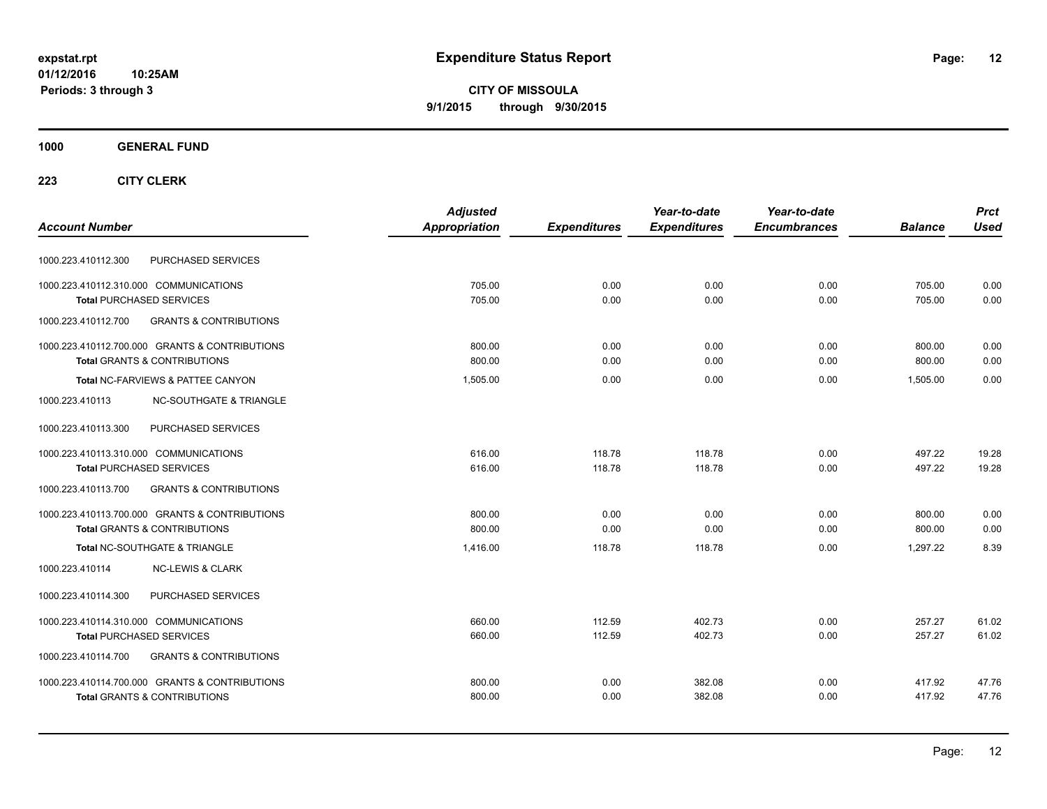# Expenditure Status Report

**CITY OF MISSOULA**
**9/1/2015 through 9/30/2015**

expstat.rpt
01/12/2016 10:25AM
Periods: 3 through 3

**1000 GENERAL FUND**

**223 CITY CLERK**

| Account Number | | Adjusted Appropriation | Expenditures | Year-to-date Expenditures | Year-to-date Encumbrances | Balance | Prct Used |
|---|---|---|---|---|---|---|---|
| 1000.223.410112.300 | PURCHASED SERVICES | | | | | | |
| 1000.223.410112.310.000 COMMUNICATIONS | | 705.00 | 0.00 | 0.00 | 0.00 | 705.00 | 0.00 |
| **Total** PURCHASED SERVICES | | 705.00 | 0.00 | 0.00 | 0.00 | 705.00 | 0.00 |
| 1000.223.410112.700 | GRANTS & CONTRIBUTIONS | | | | | | |
| 1000.223.410112.700.000 GRANTS & CONTRIBUTIONS | | 800.00 | 0.00 | 0.00 | 0.00 | 800.00 | 0.00 |
| **Total** GRANTS & CONTRIBUTIONS | | 800.00 | 0.00 | 0.00 | 0.00 | 800.00 | 0.00 |
| **Total** NC-FARVIEWS & PATTEE CANYON | | 1,505.00 | 0.00 | 0.00 | 0.00 | 1,505.00 | 0.00 |
| 1000.223.410113 | NC-SOUTHGATE & TRIANGLE | | | | | | |
| 1000.223.410113.300 | PURCHASED SERVICES | | | | | | |
| 1000.223.410113.310.000 COMMUNICATIONS | | 616.00 | 118.78 | 118.78 | 0.00 | 497.22 | 19.28 |
| **Total** PURCHASED SERVICES | | 616.00 | 118.78 | 118.78 | 0.00 | 497.22 | 19.28 |
| 1000.223.410113.700 | GRANTS & CONTRIBUTIONS | | | | | | |
| 1000.223.410113.700.000 GRANTS & CONTRIBUTIONS | | 800.00 | 0.00 | 0.00 | 0.00 | 800.00 | 0.00 |
| **Total** GRANTS & CONTRIBUTIONS | | 800.00 | 0.00 | 0.00 | 0.00 | 800.00 | 0.00 |
| **Total** NC-SOUTHGATE & TRIANGLE | | 1,416.00 | 118.78 | 118.78 | 0.00 | 1,297.22 | 8.39 |
| 1000.223.410114 | NC-LEWIS & CLARK | | | | | | |
| 1000.223.410114.300 | PURCHASED SERVICES | | | | | | |
| 1000.223.410114.310.000 COMMUNICATIONS | | 660.00 | 112.59 | 402.73 | 0.00 | 257.27 | 61.02 |
| **Total** PURCHASED SERVICES | | 660.00 | 112.59 | 402.73 | 0.00 | 257.27 | 61.02 |
| 1000.223.410114.700 | GRANTS & CONTRIBUTIONS | | | | | | |
| 1000.223.410114.700.000 GRANTS & CONTRIBUTIONS | | 800.00 | 0.00 | 382.08 | 0.00 | 417.92 | 47.76 |
| **Total** GRANTS & CONTRIBUTIONS | | 800.00 | 0.00 | 382.08 | 0.00 | 417.92 | 47.76 |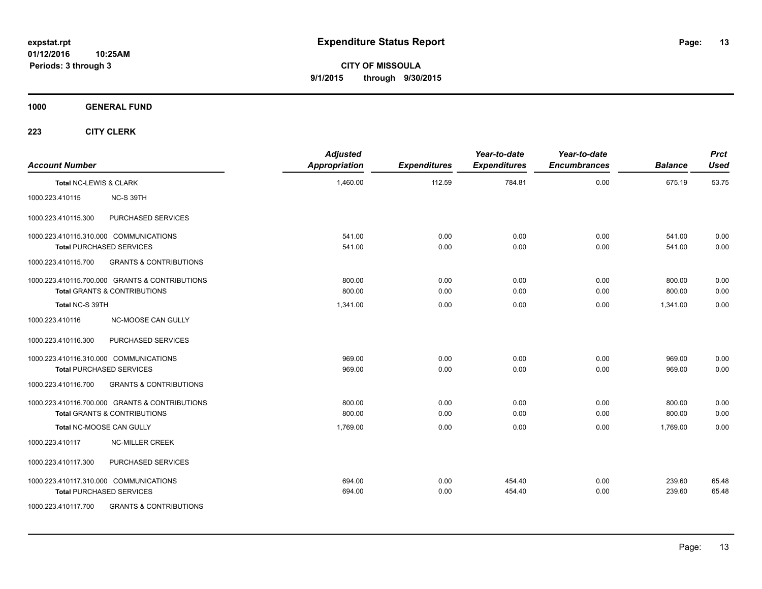**expstat.rpt**
**01/12/2016 10:25AM**
**Periods: 3 through 3**

# Expenditure Status Report

**CITY OF MISSOULA**
**9/1/2015 through 9/30/2015**

## 1000 GENERAL FUND

### 223 CITY CLERK

| Account Number | | Adjusted Appropriation | Expenditures | Year-to-date Expenditures | Year-to-date Encumbrances | Balance | Prct Used |
|---|---|---|---|---|---|---|---|
| **Total NC-LEWIS & CLARK** | | 1,460.00 | 112.59 | 784.81 | 0.00 | 675.19 | 53.75 |
| 1000.223.410115 | NC-S 39TH | | | | | | |
| 1000.223.410115.300 | PURCHASED SERVICES | | | | | | |
| 1000.223.410115.310.000 COMMUNICATIONS | | 541.00 | 0.00 | 0.00 | 0.00 | 541.00 | 0.00 |
| **Total PURCHASED SERVICES** | | 541.00 | 0.00 | 0.00 | 0.00 | 541.00 | 0.00 |
| 1000.223.410115.700 | GRANTS & CONTRIBUTIONS | | | | | | |
| 1000.223.410115.700.000 GRANTS & CONTRIBUTIONS | | 800.00 | 0.00 | 0.00 | 0.00 | 800.00 | 0.00 |
| **Total GRANTS & CONTRIBUTIONS** | | 800.00 | 0.00 | 0.00 | 0.00 | 800.00 | 0.00 |
| **Total NC-S 39TH** | | 1,341.00 | 0.00 | 0.00 | 0.00 | 1,341.00 | 0.00 |
| 1000.223.410116 | NC-MOOSE CAN GULLY | | | | | | |
| 1000.223.410116.300 | PURCHASED SERVICES | | | | | | |
| 1000.223.410116.310.000 COMMUNICATIONS | | 969.00 | 0.00 | 0.00 | 0.00 | 969.00 | 0.00 |
| **Total PURCHASED SERVICES** | | 969.00 | 0.00 | 0.00 | 0.00 | 969.00 | 0.00 |
| 1000.223.410116.700 | GRANTS & CONTRIBUTIONS | | | | | | |
| 1000.223.410116.700.000 GRANTS & CONTRIBUTIONS | | 800.00 | 0.00 | 0.00 | 0.00 | 800.00 | 0.00 |
| **Total GRANTS & CONTRIBUTIONS** | | 800.00 | 0.00 | 0.00 | 0.00 | 800.00 | 0.00 |
| **Total NC-MOOSE CAN GULLY** | | 1,769.00 | 0.00 | 0.00 | 0.00 | 1,769.00 | 0.00 |
| 1000.223.410117 | NC-MILLER CREEK | | | | | | |
| 1000.223.410117.300 | PURCHASED SERVICES | | | | | | |
| 1000.223.410117.310.000 COMMUNICATIONS | | 694.00 | 0.00 | 454.40 | 0.00 | 239.60 | 65.48 |
| **Total PURCHASED SERVICES** | | 694.00 | 0.00 | 454.40 | 0.00 | 239.60 | 65.48 |
| 1000.223.410117.700 | GRANTS & CONTRIBUTIONS | | | | | | |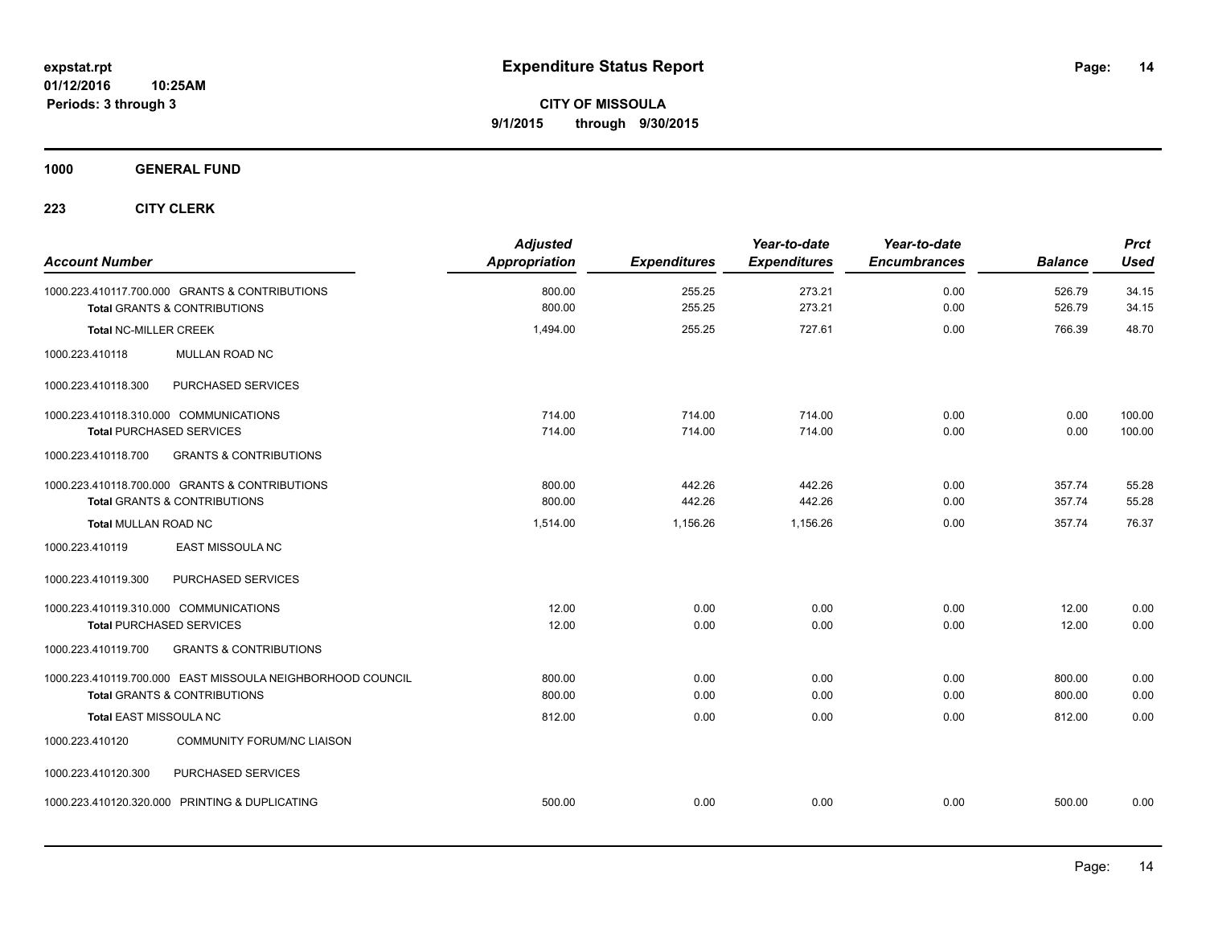# Expenditure Status Report

expstat.rpt
01/12/2016 10:25AM
Periods: 3 through 3

**CITY OF MISSOULA**
**9/1/2015 through 9/30/2015**

**1000 GENERAL FUND**

**223 CITY CLERK**

| Account Number | Adjusted Appropriation | Expenditures | Year-to-date Expenditures | Year-to-date Encumbrances | Balance | Prct Used |
|---|---|---|---|---|---|---|
| 1000.223.410117.700.000 GRANTS & CONTRIBUTIONS | 800.00 | 255.25 | 273.21 | 0.00 | 526.79 | 34.15 |
| **Total** GRANTS & CONTRIBUTIONS | 800.00 | 255.25 | 273.21 | 0.00 | 526.79 | 34.15 |
| **Total** NC-MILLER CREEK | 1,494.00 | 255.25 | 727.61 | 0.00 | 766.39 | 48.70 |
| 1000.223.410118 MULLAN ROAD NC | | | | | | |
| 1000.223.410118.300 PURCHASED SERVICES | | | | | | |
| 1000.223.410118.310.000 COMMUNICATIONS | 714.00 | 714.00 | 714.00 | 0.00 | 0.00 | 100.00 |
| **Total** PURCHASED SERVICES | 714.00 | 714.00 | 714.00 | 0.00 | 0.00 | 100.00 |
| 1000.223.410118.700 GRANTS & CONTRIBUTIONS | | | | | | |
| 1000.223.410118.700.000 GRANTS & CONTRIBUTIONS | 800.00 | 442.26 | 442.26 | 0.00 | 357.74 | 55.28 |
| **Total** GRANTS & CONTRIBUTIONS | 800.00 | 442.26 | 442.26 | 0.00 | 357.74 | 55.28 |
| **Total** MULLAN ROAD NC | 1,514.00 | 1,156.26 | 1,156.26 | 0.00 | 357.74 | 76.37 |
| 1000.223.410119 EAST MISSOULA NC | | | | | | |
| 1000.223.410119.300 PURCHASED SERVICES | | | | | | |
| 1000.223.410119.310.000 COMMUNICATIONS | 12.00 | 0.00 | 0.00 | 0.00 | 12.00 | 0.00 |
| **Total** PURCHASED SERVICES | 12.00 | 0.00 | 0.00 | 0.00 | 12.00 | 0.00 |
| 1000.223.410119.700 GRANTS & CONTRIBUTIONS | | | | | | |
| 1000.223.410119.700.000 EAST MISSOULA NEIGHBORHOOD COUNCIL | 800.00 | 0.00 | 0.00 | 0.00 | 800.00 | 0.00 |
| **Total** GRANTS & CONTRIBUTIONS | 800.00 | 0.00 | 0.00 | 0.00 | 800.00 | 0.00 |
| **Total** EAST MISSOULA NC | 812.00 | 0.00 | 0.00 | 0.00 | 812.00 | 0.00 |
| 1000.223.410120 COMMUNITY FORUM/NC LIAISON | | | | | | |
| 1000.223.410120.300 PURCHASED SERVICES | | | | | | |
| 1000.223.410120.320.000 PRINTING & DUPLICATING | 500.00 | 0.00 | 0.00 | 0.00 | 500.00 | 0.00 |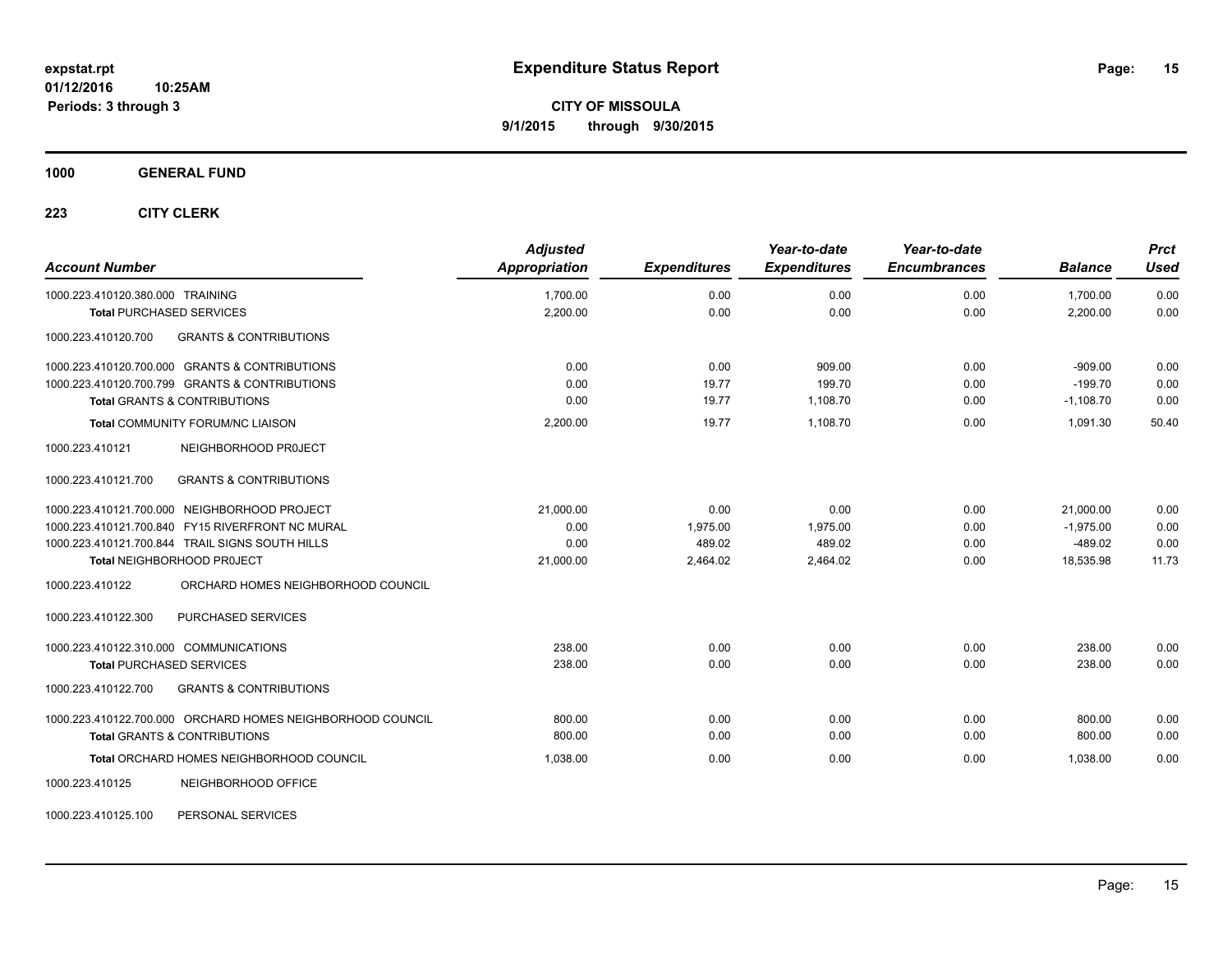# Expenditure Status Report

expstat.rpt
01/12/2016 10:25AM
Periods: 3 through 3

**CITY OF MISSOULA**
**9/1/2015 through 9/30/2015**

**1000 GENERAL FUND**

**223 CITY CLERK**

| Account Number | Adjusted Appropriation | Expenditures | Year-to-date Expenditures | Year-to-date Encumbrances | Balance | Prct Used |
|---|---|---|---|---|---|---|
| 1000.223.410120.380.000 TRAINING | 1,700.00 | 0.00 | 0.00 | 0.00 | 1,700.00 | 0.00 |
| **Total** PURCHASED SERVICES | 2,200.00 | 0.00 | 0.00 | 0.00 | 2,200.00 | 0.00 |
| 1000.223.410120.700 GRANTS & CONTRIBUTIONS | | | | | | |
| 1000.223.410120.700.000 GRANTS & CONTRIBUTIONS | 0.00 | 0.00 | 909.00 | 0.00 | -909.00 | 0.00 |
| 1000.223.410120.700.799 GRANTS & CONTRIBUTIONS | 0.00 | 19.77 | 199.70 | 0.00 | -199.70 | 0.00 |
| **Total** GRANTS & CONTRIBUTIONS | 0.00 | 19.77 | 1,108.70 | 0.00 | -1,108.70 | 0.00 |
| **Total** COMMUNITY FORUM/NC LIAISON | 2,200.00 | 19.77 | 1,108.70 | 0.00 | 1,091.30 | 50.40 |
| 1000.223.410121 NEIGHBORHOOD PR0JECT | | | | | | |
| 1000.223.410121.700 GRANTS & CONTRIBUTIONS | | | | | | |
| 1000.223.410121.700.000 NEIGHBORHOOD PROJECT | 21,000.00 | 0.00 | 0.00 | 0.00 | 21,000.00 | 0.00 |
| 1000.223.410121.700.840 FY15 RIVERFRONT NC MURAL | 0.00 | 1,975.00 | 1,975.00 | 0.00 | -1,975.00 | 0.00 |
| 1000.223.410121.700.844 TRAIL SIGNS SOUTH HILLS | 0.00 | 489.02 | 489.02 | 0.00 | -489.02 | 0.00 |
| **Total** NEIGHBORHOOD PR0JECT | 21,000.00 | 2,464.02 | 2,464.02 | 0.00 | 18,535.98 | 11.73 |
| 1000.223.410122 ORCHARD HOMES NEIGHBORHOOD COUNCIL | | | | | | |
| 1000.223.410122.300 PURCHASED SERVICES | | | | | | |
| 1000.223.410122.310.000 COMMUNICATIONS | 238.00 | 0.00 | 0.00 | 0.00 | 238.00 | 0.00 |
| **Total** PURCHASED SERVICES | 238.00 | 0.00 | 0.00 | 0.00 | 238.00 | 0.00 |
| 1000.223.410122.700 GRANTS & CONTRIBUTIONS | | | | | | |
| 1000.223.410122.700.000 ORCHARD HOMES NEIGHBORHOOD COUNCIL | 800.00 | 0.00 | 0.00 | 0.00 | 800.00 | 0.00 |
| **Total** GRANTS & CONTRIBUTIONS | 800.00 | 0.00 | 0.00 | 0.00 | 800.00 | 0.00 |
| **Total** ORCHARD HOMES NEIGHBORHOOD COUNCIL | 1,038.00 | 0.00 | 0.00 | 0.00 | 1,038.00 | 0.00 |
| 1000.223.410125 NEIGHBORHOOD OFFICE | | | | | | |
| 1000.223.410125.100 PERSONAL SERVICES | | | | | | |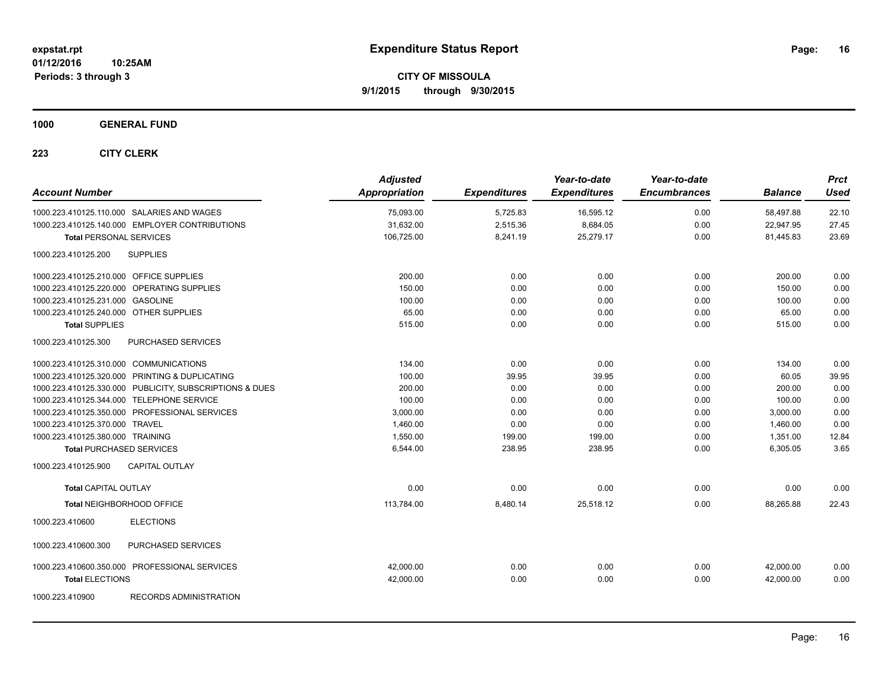# Expenditure Status Report

expstat.rpt
01/12/2016 10:25AM
Periods: 3 through 3

**CITY OF MISSOULA**
**9/1/2015 through 9/30/2015**

## 1000 GENERAL FUND

### 223 CITY CLERK

| Account Number | | Adjusted Appropriation | Expenditures | Year-to-date Expenditures | Year-to-date Encumbrances | Balance | Prct Used |
|---|---|---|---|---|---|---|---|
| 1000.223.410125.110.000 | SALARIES AND WAGES | 75,093.00 | 5,725.83 | 16,595.12 | 0.00 | 58,497.88 | 22.10 |
| 1000.223.410125.140.000 | EMPLOYER CONTRIBUTIONS | 31,632.00 | 2,515.36 | 8,684.05 | 0.00 | 22,947.95 | 27.45 |
| **Total** PERSONAL SERVICES | | 106,725.00 | 8,241.19 | 25,279.17 | 0.00 | 81,445.83 | 23.69 |
| 1000.223.410125.200 | SUPPLIES | | | | | | |
| 1000.223.410125.210.000 | OFFICE SUPPLIES | 200.00 | 0.00 | 0.00 | 0.00 | 200.00 | 0.00 |
| 1000.223.410125.220.000 | OPERATING SUPPLIES | 150.00 | 0.00 | 0.00 | 0.00 | 150.00 | 0.00 |
| 1000.223.410125.231.000 | GASOLINE | 100.00 | 0.00 | 0.00 | 0.00 | 100.00 | 0.00 |
| 1000.223.410125.240.000 | OTHER SUPPLIES | 65.00 | 0.00 | 0.00 | 0.00 | 65.00 | 0.00 |
| **Total** SUPPLIES | | 515.00 | 0.00 | 0.00 | 0.00 | 515.00 | 0.00 |
| 1000.223.410125.300 | PURCHASED SERVICES | | | | | | |
| 1000.223.410125.310.000 | COMMUNICATIONS | 134.00 | 0.00 | 0.00 | 0.00 | 134.00 | 0.00 |
| 1000.223.410125.320.000 | PRINTING & DUPLICATING | 100.00 | 39.95 | 39.95 | 0.00 | 60.05 | 39.95 |
| 1000.223.410125.330.000 | PUBLICITY, SUBSCRIPTIONS & DUES | 200.00 | 0.00 | 0.00 | 0.00 | 200.00 | 0.00 |
| 1000.223.410125.344.000 | TELEPHONE SERVICE | 100.00 | 0.00 | 0.00 | 0.00 | 100.00 | 0.00 |
| 1000.223.410125.350.000 | PROFESSIONAL SERVICES | 3,000.00 | 0.00 | 0.00 | 0.00 | 3,000.00 | 0.00 |
| 1000.223.410125.370.000 | TRAVEL | 1,460.00 | 0.00 | 0.00 | 0.00 | 1,460.00 | 0.00 |
| 1000.223.410125.380.000 | TRAINING | 1,550.00 | 199.00 | 199.00 | 0.00 | 1,351.00 | 12.84 |
| **Total** PURCHASED SERVICES | | 6,544.00 | 238.95 | 238.95 | 0.00 | 6,305.05 | 3.65 |
| 1000.223.410125.900 | CAPITAL OUTLAY | | | | | | |
| **Total** CAPITAL OUTLAY | | 0.00 | 0.00 | 0.00 | 0.00 | 0.00 | 0.00 |
| **Total** NEIGHBORHOOD OFFICE | | 113,784.00 | 8,480.14 | 25,518.12 | 0.00 | 88,265.88 | 22.43 |
| 1000.223.410600 | ELECTIONS | | | | | | |
| 1000.223.410600.300 | PURCHASED SERVICES | | | | | | |
| 1000.223.410600.350.000 | PROFESSIONAL SERVICES | 42,000.00 | 0.00 | 0.00 | 0.00 | 42,000.00 | 0.00 |
| **Total** ELECTIONS | | 42,000.00 | 0.00 | 0.00 | 0.00 | 42,000.00 | 0.00 |
| 1000.223.410900 | RECORDS ADMINISTRATION | | | | | | |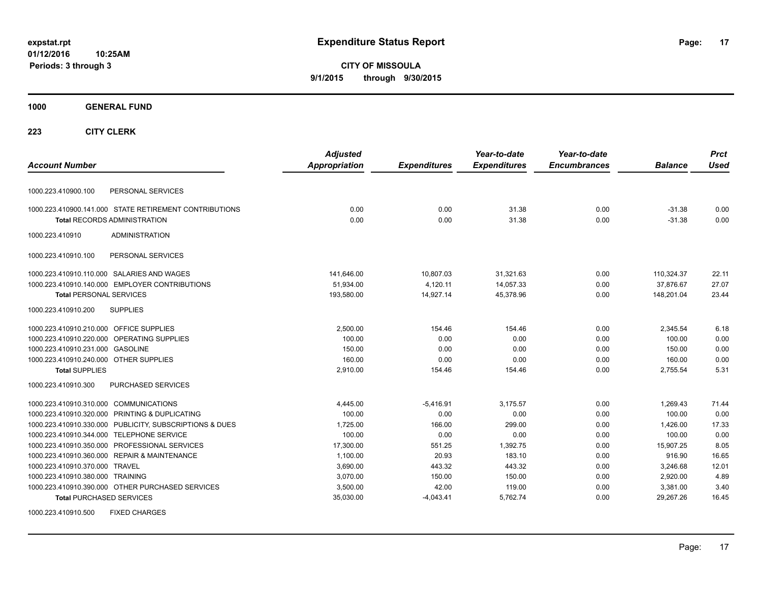# Expenditure Status Report

expstat.rpt
01/12/2016 10:25AM
Periods: 3 through 3

**CITY OF MISSOULA**
**9/1/2015 through 9/30/2015**

## 1000 GENERAL FUND

### 223 CITY CLERK

| Account Number | | Adjusted Appropriation | Expenditures | Year-to-date Expenditures | Year-to-date Encumbrances | Balance | Prct Used |
|---|---|---|---|---|---|---|---|
| 1000.223.410900.100 | PERSONAL SERVICES | | | | | | |
| 1000.223.410900.141.000 | STATE RETIREMENT CONTRIBUTIONS | 0.00 | 0.00 | 31.38 | 0.00 | -31.38 | 0.00 |
| **Total** RECORDS ADMINISTRATION | | 0.00 | 0.00 | 31.38 | 0.00 | -31.38 | 0.00 |
| 1000.223.410910 | ADMINISTRATION | | | | | | |
| 1000.223.410910.100 | PERSONAL SERVICES | | | | | | |
| 1000.223.410910.110.000 | SALARIES AND WAGES | 141,646.00 | 10,807.03 | 31,321.63 | 0.00 | 110,324.37 | 22.11 |
| 1000.223.410910.140.000 | EMPLOYER CONTRIBUTIONS | 51,934.00 | 4,120.11 | 14,057.33 | 0.00 | 37,876.67 | 27.07 |
| **Total** PERSONAL SERVICES | | 193,580.00 | 14,927.14 | 45,378.96 | 0.00 | 148,201.04 | 23.44 |
| 1000.223.410910.200 | SUPPLIES | | | | | | |
| 1000.223.410910.210.000 | OFFICE SUPPLIES | 2,500.00 | 154.46 | 154.46 | 0.00 | 2,345.54 | 6.18 |
| 1000.223.410910.220.000 | OPERATING SUPPLIES | 100.00 | 0.00 | 0.00 | 0.00 | 100.00 | 0.00 |
| 1000.223.410910.231.000 | GASOLINE | 150.00 | 0.00 | 0.00 | 0.00 | 150.00 | 0.00 |
| 1000.223.410910.240.000 | OTHER SUPPLIES | 160.00 | 0.00 | 0.00 | 0.00 | 160.00 | 0.00 |
| **Total** SUPPLIES | | 2,910.00 | 154.46 | 154.46 | 0.00 | 2,755.54 | 5.31 |
| 1000.223.410910.300 | PURCHASED SERVICES | | | | | | |
| 1000.223.410910.310.000 | COMMUNICATIONS | 4,445.00 | -5,416.91 | 3,175.57 | 0.00 | 1,269.43 | 71.44 |
| 1000.223.410910.320.000 | PRINTING & DUPLICATING | 100.00 | 0.00 | 0.00 | 0.00 | 100.00 | 0.00 |
| 1000.223.410910.330.000 | PUBLICITY, SUBSCRIPTIONS & DUES | 1,725.00 | 166.00 | 299.00 | 0.00 | 1,426.00 | 17.33 |
| 1000.223.410910.344.000 | TELEPHONE SERVICE | 100.00 | 0.00 | 0.00 | 0.00 | 100.00 | 0.00 |
| 1000.223.410910.350.000 | PROFESSIONAL SERVICES | 17,300.00 | 551.25 | 1,392.75 | 0.00 | 15,907.25 | 8.05 |
| 1000.223.410910.360.000 | REPAIR & MAINTENANCE | 1,100.00 | 20.93 | 183.10 | 0.00 | 916.90 | 16.65 |
| 1000.223.410910.370.000 | TRAVEL | 3,690.00 | 443.32 | 443.32 | 0.00 | 3,246.68 | 12.01 |
| 1000.223.410910.380.000 | TRAINING | 3,070.00 | 150.00 | 150.00 | 0.00 | 2,920.00 | 4.89 |
| 1000.223.410910.390.000 | OTHER PURCHASED SERVICES | 3,500.00 | 42.00 | 119.00 | 0.00 | 3,381.00 | 3.40 |
| **Total** PURCHASED SERVICES | | 35,030.00 | -4,043.41 | 5,762.74 | 0.00 | 29,267.26 | 16.45 |
| 1000.223.410910.500 | FIXED CHARGES | | | | | | |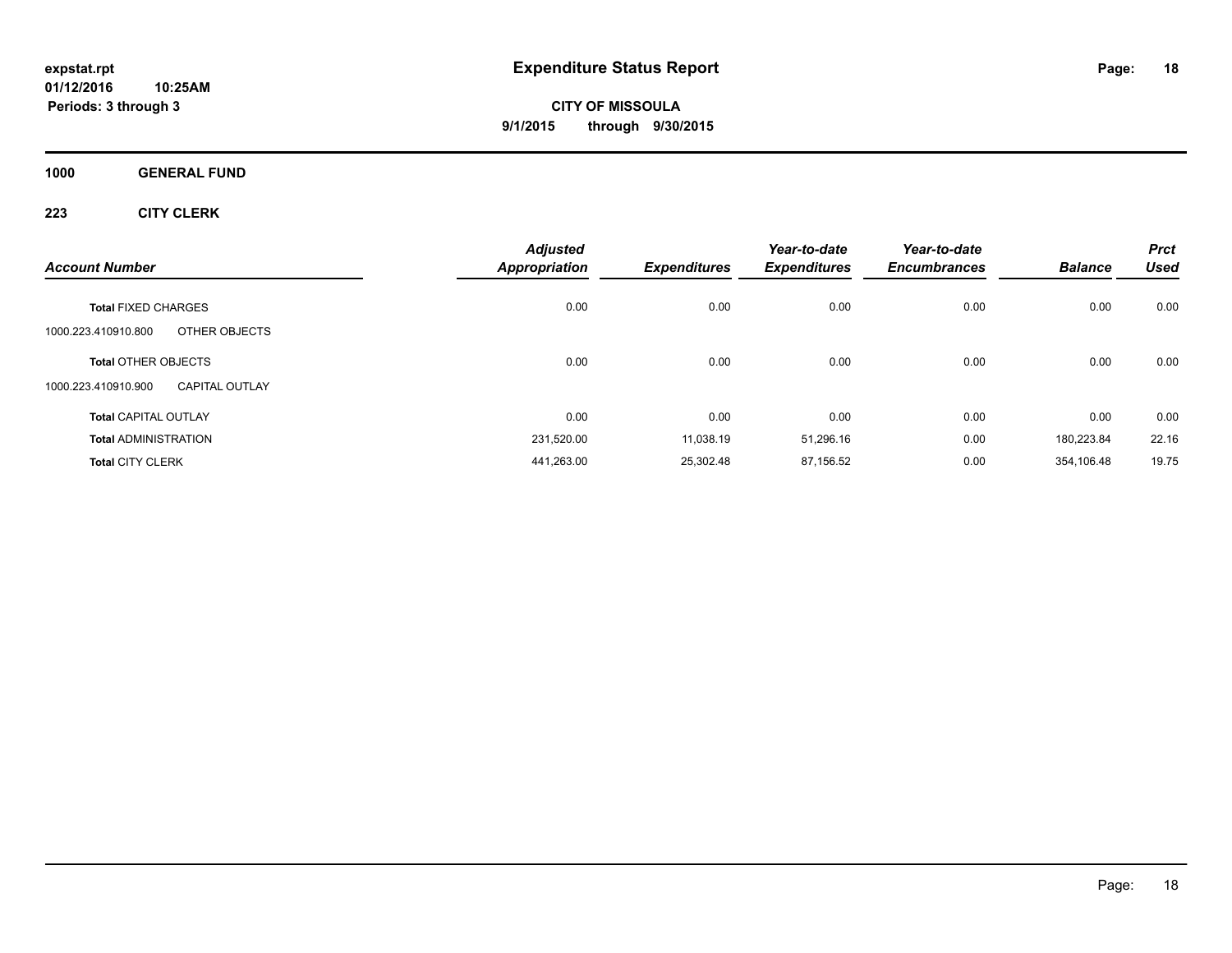# Expenditure Status Report

**CITY OF MISSOULA**

**9/1/2015 through 9/30/2015**

expstat.rpt
01/12/2016 10:25AM
Periods: 3 through 3

## 1000 GENERAL FUND

### 223 CITY CLERK

| Account Number | | Adjusted Appropriation | Expenditures | Year-to-date Expenditures | Year-to-date Encumbrances | Balance | Prct Used |
|---|---|---|---|---|---|---|---|
| **Total** FIXED CHARGES | | 0.00 | 0.00 | 0.00 | 0.00 | 0.00 | 0.00 |
| 1000.223.410910.800 | OTHER OBJECTS | | | | | | |
| **Total** OTHER OBJECTS | | 0.00 | 0.00 | 0.00 | 0.00 | 0.00 | 0.00 |
| 1000.223.410910.900 | CAPITAL OUTLAY | | | | | | |
| **Total** CAPITAL OUTLAY | | 0.00 | 0.00 | 0.00 | 0.00 | 0.00 | 0.00 |
| **Total** ADMINISTRATION | | 231,520.00 | 11,038.19 | 51,296.16 | 0.00 | 180,223.84 | 22.16 |
| **Total** CITY CLERK | | 441,263.00 | 25,302.48 | 87,156.52 | 0.00 | 354,106.48 | 19.75 |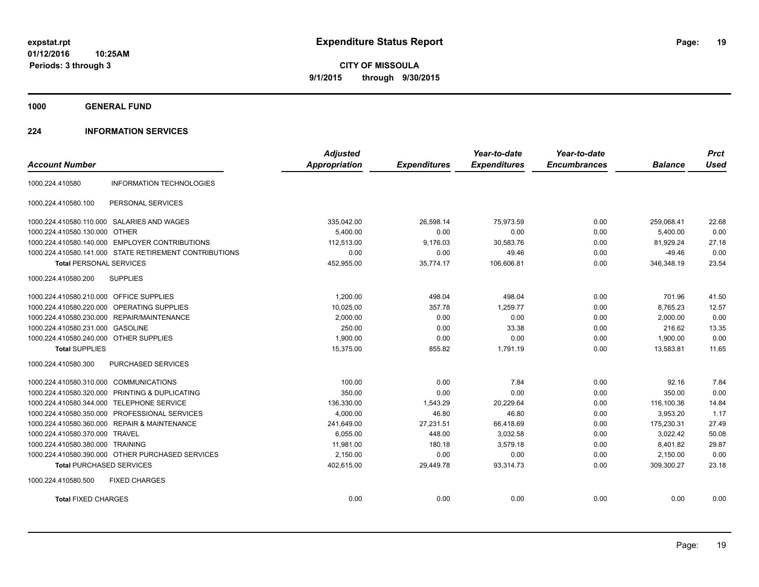# Expenditure Status Report

expstat.rpt
01/12/2016 10:25AM
Periods: 3 through 3

**CITY OF MISSOULA**
**9/1/2015 through 9/30/2015**

## 1000 GENERAL FUND

## 224 INFORMATION SERVICES

| Account Number | | Adjusted Appropriation | Expenditures | Year-to-date Expenditures | Year-to-date Encumbrances | Balance | Prct Used |
|---|---|---|---|---|---|---|---|
| 1000.224.410580 | INFORMATION TECHNOLOGIES | | | | | | |
| 1000.224.410580.100 | PERSONAL SERVICES | | | | | | |
| 1000.224.410580.110.000 | SALARIES AND WAGES | 335,042.00 | 26,598.14 | 75,973.59 | 0.00 | 259,068.41 | 22.68 |
| 1000.224.410580.130.000 | OTHER | 5,400.00 | 0.00 | 0.00 | 0.00 | 5,400.00 | 0.00 |
| 1000.224.410580.140.000 | EMPLOYER CONTRIBUTIONS | 112,513.00 | 9,176.03 | 30,583.76 | 0.00 | 81,929.24 | 27.18 |
| 1000.224.410580.141.000 | STATE RETIREMENT CONTRIBUTIONS | 0.00 | 0.00 | 49.46 | 0.00 | -49.46 | 0.00 |
| **Total** PERSONAL SERVICES | | 452,955.00 | 35,774.17 | 106,606.81 | 0.00 | 346,348.19 | 23.54 |
| 1000.224.410580.200 | SUPPLIES | | | | | | |
| 1000.224.410580.210.000 | OFFICE SUPPLIES | 1,200.00 | 498.04 | 498.04 | 0.00 | 701.96 | 41.50 |
| 1000.224.410580.220.000 | OPERATING SUPPLIES | 10,025.00 | 357.78 | 1,259.77 | 0.00 | 8,765.23 | 12.57 |
| 1000.224.410580.230.000 | REPAIR/MAINTENANCE | 2,000.00 | 0.00 | 0.00 | 0.00 | 2,000.00 | 0.00 |
| 1000.224.410580.231.000 | GASOLINE | 250.00 | 0.00 | 33.38 | 0.00 | 216.62 | 13.35 |
| 1000.224.410580.240.000 | OTHER SUPPLIES | 1,900.00 | 0.00 | 0.00 | 0.00 | 1,900.00 | 0.00 |
| **Total** SUPPLIES | | 15,375.00 | 855.82 | 1,791.19 | 0.00 | 13,583.81 | 11.65 |
| 1000.224.410580.300 | PURCHASED SERVICES | | | | | | |
| 1000.224.410580.310.000 | COMMUNICATIONS | 100.00 | 0.00 | 7.84 | 0.00 | 92.16 | 7.84 |
| 1000.224.410580.320.000 | PRINTING & DUPLICATING | 350.00 | 0.00 | 0.00 | 0.00 | 350.00 | 0.00 |
| 1000.224.410580.344.000 | TELEPHONE SERVICE | 136,330.00 | 1,543.29 | 20,229.64 | 0.00 | 116,100.36 | 14.84 |
| 1000.224.410580.350.000 | PROFESSIONAL SERVICES | 4,000.00 | 46.80 | 46.80 | 0.00 | 3,953.20 | 1.17 |
| 1000.224.410580.360.000 | REPAIR & MAINTENANCE | 241,649.00 | 27,231.51 | 66,418.69 | 0.00 | 175,230.31 | 27.49 |
| 1000.224.410580.370.000 | TRAVEL | 6,055.00 | 448.00 | 3,032.58 | 0.00 | 3,022.42 | 50.08 |
| 1000.224.410580.380.000 | TRAINING | 11,981.00 | 180.18 | 3,579.18 | 0.00 | 8,401.82 | 29.87 |
| 1000.224.410580.390.000 | OTHER PURCHASED SERVICES | 2,150.00 | 0.00 | 0.00 | 0.00 | 2,150.00 | 0.00 |
| **Total** PURCHASED SERVICES | | 402,615.00 | 29,449.78 | 93,314.73 | 0.00 | 309,300.27 | 23.18 |
| 1000.224.410580.500 | FIXED CHARGES | | | | | | |
| **Total** FIXED CHARGES | | 0.00 | 0.00 | 0.00 | 0.00 | 0.00 | 0.00 |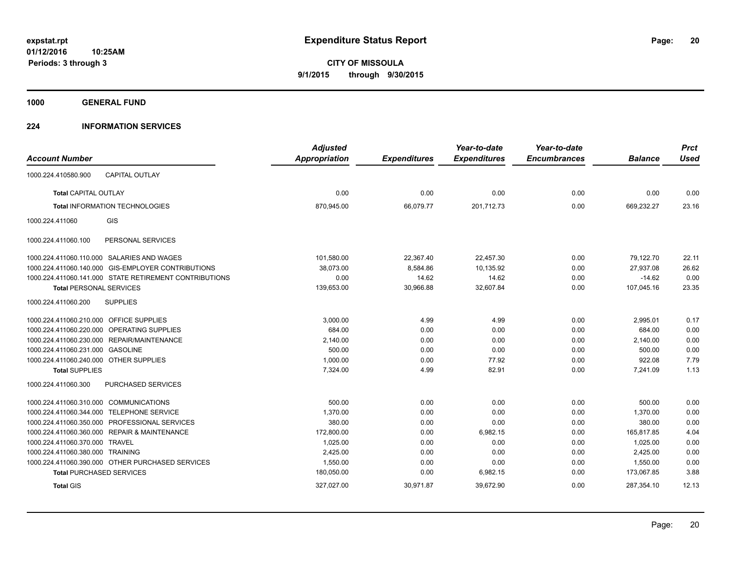# Expenditure Status Report

**CITY OF MISSOULA**

**9/1/2015 through 9/30/2015**

expstat.rpt
01/12/2016 10:25AM
Periods: 3 through 3

**1000 GENERAL FUND**

**224 INFORMATION SERVICES**

| Account Number | | Adjusted Appropriation | Expenditures | Year-to-date Expenditures | Year-to-date Encumbrances | Balance | Prct Used |
|---|---|---|---|---|---|---|---|
| 1000.224.410580.900 | CAPITAL OUTLAY | | | | | | |
| **Total** CAPITAL OUTLAY | | 0.00 | 0.00 | 0.00 | 0.00 | 0.00 | 0.00 |
| **Total** INFORMATION TECHNOLOGIES | | 870,945.00 | 66,079.77 | 201,712.73 | 0.00 | 669,232.27 | 23.16 |
| 1000.224.411060 | GIS | | | | | | |
| 1000.224.411060.100 | PERSONAL SERVICES | | | | | | |
| 1000.224.411060.110.000 | SALARIES AND WAGES | 101,580.00 | 22,367.40 | 22,457.30 | 0.00 | 79,122.70 | 22.11 |
| 1000.224.411060.140.000 | GIS-EMPLOYER CONTRIBUTIONS | 38,073.00 | 8,584.86 | 10,135.92 | 0.00 | 27,937.08 | 26.62 |
| 1000.224.411060.141.000 | STATE RETIREMENT CONTRIBUTIONS | 0.00 | 14.62 | 14.62 | 0.00 | -14.62 | 0.00 |
| **Total** PERSONAL SERVICES | | 139,653.00 | 30,966.88 | 32,607.84 | 0.00 | 107,045.16 | 23.35 |
| 1000.224.411060.200 | SUPPLIES | | | | | | |
| 1000.224.411060.210.000 | OFFICE SUPPLIES | 3,000.00 | 4.99 | 4.99 | 0.00 | 2,995.01 | 0.17 |
| 1000.224.411060.220.000 | OPERATING SUPPLIES | 684.00 | 0.00 | 0.00 | 0.00 | 684.00 | 0.00 |
| 1000.224.411060.230.000 | REPAIR/MAINTENANCE | 2,140.00 | 0.00 | 0.00 | 0.00 | 2,140.00 | 0.00 |
| 1000.224.411060.231.000 | GASOLINE | 500.00 | 0.00 | 0.00 | 0.00 | 500.00 | 0.00 |
| 1000.224.411060.240.000 | OTHER SUPPLIES | 1,000.00 | 0.00 | 77.92 | 0.00 | 922.08 | 7.79 |
| **Total** SUPPLIES | | 7,324.00 | 4.99 | 82.91 | 0.00 | 7,241.09 | 1.13 |
| 1000.224.411060.300 | PURCHASED SERVICES | | | | | | |
| 1000.224.411060.310.000 | COMMUNICATIONS | 500.00 | 0.00 | 0.00 | 0.00 | 500.00 | 0.00 |
| 1000.224.411060.344.000 | TELEPHONE SERVICE | 1,370.00 | 0.00 | 0.00 | 0.00 | 1,370.00 | 0.00 |
| 1000.224.411060.350.000 | PROFESSIONAL SERVICES | 380.00 | 0.00 | 0.00 | 0.00 | 380.00 | 0.00 |
| 1000.224.411060.360.000 | REPAIR & MAINTENANCE | 172,800.00 | 0.00 | 6,982.15 | 0.00 | 165,817.85 | 4.04 |
| 1000.224.411060.370.000 | TRAVEL | 1,025.00 | 0.00 | 0.00 | 0.00 | 1,025.00 | 0.00 |
| 1000.224.411060.380.000 | TRAINING | 2,425.00 | 0.00 | 0.00 | 0.00 | 2,425.00 | 0.00 |
| 1000.224.411060.390.000 | OTHER PURCHASED SERVICES | 1,550.00 | 0.00 | 0.00 | 0.00 | 1,550.00 | 0.00 |
| **Total** PURCHASED SERVICES | | 180,050.00 | 0.00 | 6,982.15 | 0.00 | 173,067.85 | 3.88 |
| **Total** GIS | | 327,027.00 | 30,971.87 | 39,672.90 | 0.00 | 287,354.10 | 12.13 |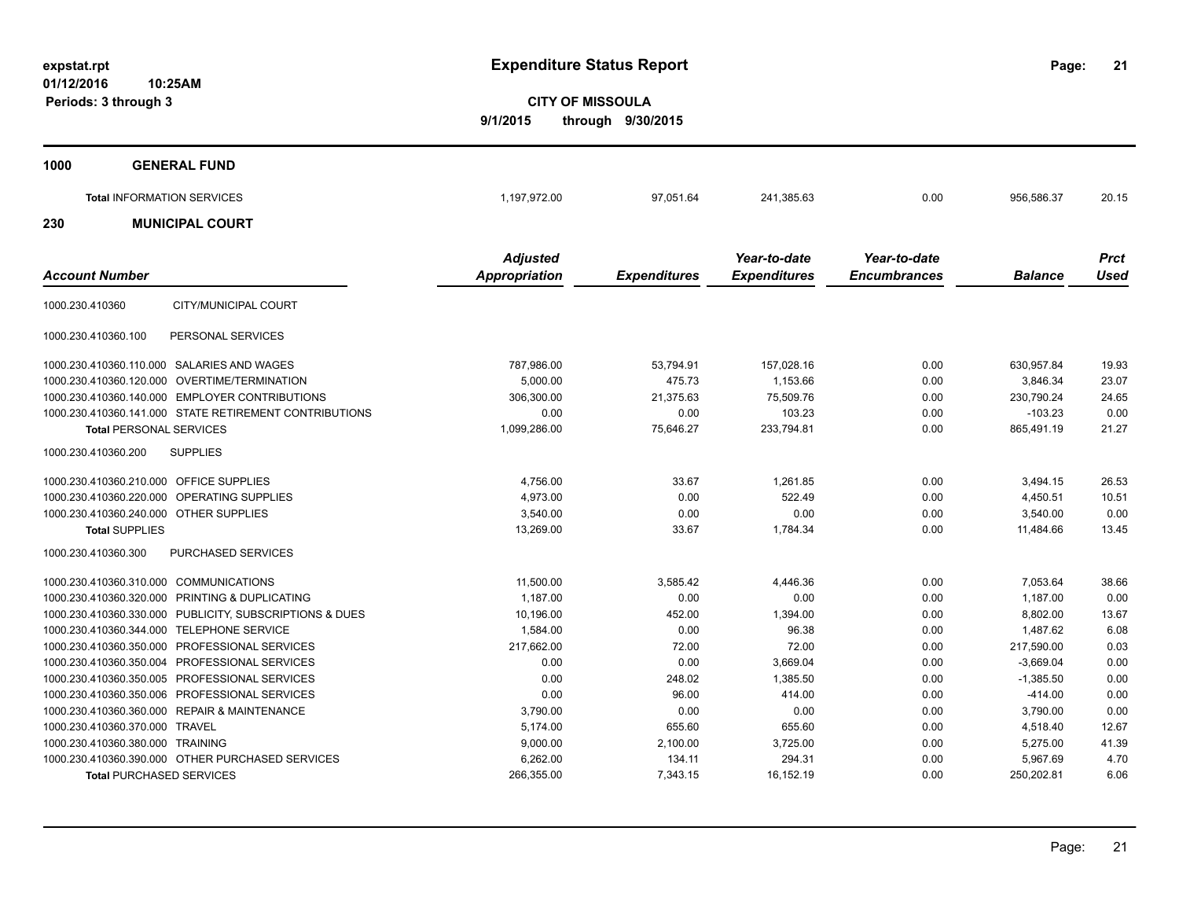# Expenditure Status Report

expstat.rpt
01/12/2016 10:25AM
Periods: 3 through 3

**CITY OF MISSOULA**
**9/1/2015 through 9/30/2015**

## 1000 GENERAL FUND

| | Adjusted Appropriation | Expenditures | Year-to-date Expenditures | Year-to-date Encumbrances | Balance | Prct Used |
|---|---|---|---|---|---|---|
| **Total** INFORMATION SERVICES | 1,197,972.00 | 97,051.64 | 241,385.63 | 0.00 | 956,586.37 | 20.15 |

## 230 MUNICIPAL COURT

| Account Number | Adjusted Appropriation | Expenditures | Year-to-date Expenditures | Year-to-date Encumbrances | Balance | Prct Used |
|---|---|---|---|---|---|---|
| 1000.230.410360 CITY/MUNICIPAL COURT | | | | | | |
| 1000.230.410360.100 PERSONAL SERVICES | | | | | | |
| 1000.230.410360.110.000 SALARIES AND WAGES | 787,986.00 | 53,794.91 | 157,028.16 | 0.00 | 630,957.84 | 19.93 |
| 1000.230.410360.120.000 OVERTIME/TERMINATION | 5,000.00 | 475.73 | 1,153.66 | 0.00 | 3,846.34 | 23.07 |
| 1000.230.410360.140.000 EMPLOYER CONTRIBUTIONS | 306,300.00 | 21,375.63 | 75,509.76 | 0.00 | 230,790.24 | 24.65 |
| 1000.230.410360.141.000 STATE RETIREMENT CONTRIBUTIONS | 0.00 | 0.00 | 103.23 | 0.00 | -103.23 | 0.00 |
| **Total** PERSONAL SERVICES | 1,099,286.00 | 75,646.27 | 233,794.81 | 0.00 | 865,491.19 | 21.27 |
| 1000.230.410360.200 SUPPLIES | | | | | | |
| 1000.230.410360.210.000 OFFICE SUPPLIES | 4,756.00 | 33.67 | 1,261.85 | 0.00 | 3,494.15 | 26.53 |
| 1000.230.410360.220.000 OPERATING SUPPLIES | 4,973.00 | 0.00 | 522.49 | 0.00 | 4,450.51 | 10.51 |
| 1000.230.410360.240.000 OTHER SUPPLIES | 3,540.00 | 0.00 | 0.00 | 0.00 | 3,540.00 | 0.00 |
| **Total** SUPPLIES | 13,269.00 | 33.67 | 1,784.34 | 0.00 | 11,484.66 | 13.45 |
| 1000.230.410360.300 PURCHASED SERVICES | | | | | | |
| 1000.230.410360.310.000 COMMUNICATIONS | 11,500.00 | 3,585.42 | 4,446.36 | 0.00 | 7,053.64 | 38.66 |
| 1000.230.410360.320.000 PRINTING & DUPLICATING | 1,187.00 | 0.00 | 0.00 | 0.00 | 1,187.00 | 0.00 |
| 1000.230.410360.330.000 PUBLICITY, SUBSCRIPTIONS & DUES | 10,196.00 | 452.00 | 1,394.00 | 0.00 | 8,802.00 | 13.67 |
| 1000.230.410360.344.000 TELEPHONE SERVICE | 1,584.00 | 0.00 | 96.38 | 0.00 | 1,487.62 | 6.08 |
| 1000.230.410360.350.000 PROFESSIONAL SERVICES | 217,662.00 | 72.00 | 72.00 | 0.00 | 217,590.00 | 0.03 |
| 1000.230.410360.350.004 PROFESSIONAL SERVICES | 0.00 | 0.00 | 3,669.04 | 0.00 | -3,669.04 | 0.00 |
| 1000.230.410360.350.005 PROFESSIONAL SERVICES | 0.00 | 248.02 | 1,385.50 | 0.00 | -1,385.50 | 0.00 |
| 1000.230.410360.350.006 PROFESSIONAL SERVICES | 0.00 | 96.00 | 414.00 | 0.00 | -414.00 | 0.00 |
| 1000.230.410360.360.000 REPAIR & MAINTENANCE | 3,790.00 | 0.00 | 0.00 | 0.00 | 3,790.00 | 0.00 |
| 1000.230.410360.370.000 TRAVEL | 5,174.00 | 655.60 | 655.60 | 0.00 | 4,518.40 | 12.67 |
| 1000.230.410360.380.000 TRAINING | 9,000.00 | 2,100.00 | 3,725.00 | 0.00 | 5,275.00 | 41.39 |
| 1000.230.410360.390.000 OTHER PURCHASED SERVICES | 6,262.00 | 134.11 | 294.31 | 0.00 | 5,967.69 | 4.70 |
| **Total** PURCHASED SERVICES | 266,355.00 | 7,343.15 | 16,152.19 | 0.00 | 250,202.81 | 6.06 |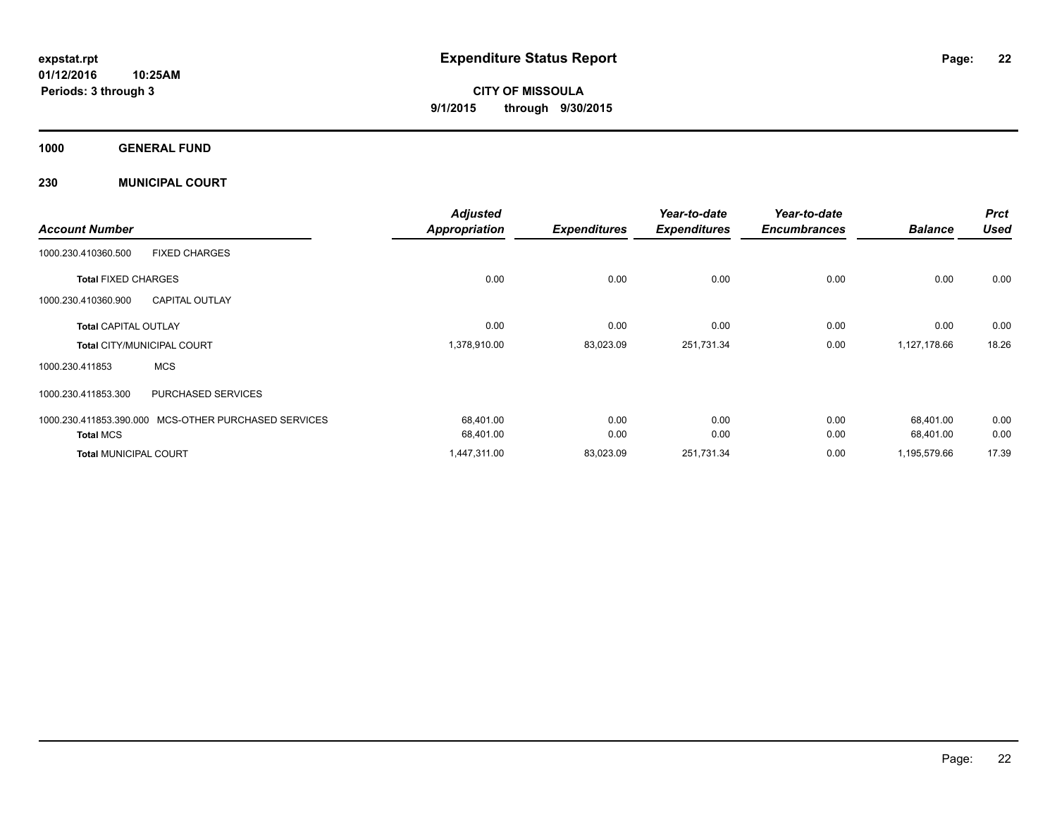# Expenditure Status Report

expstat.rpt
01/12/2016 10:25AM
Periods: 3 through 3

**CITY OF MISSOULA**
**9/1/2015 through 9/30/2015**

## 1000 GENERAL FUND

### 230 MUNICIPAL COURT

| Account Number | | Adjusted Appropriation | Expenditures | Year-to-date Expenditures | Year-to-date Encumbrances | Balance | Prct Used |
|---|---|---|---|---|---|---|---|
| 1000.230.410360.500 | FIXED CHARGES | | | | | | |
| Total FIXED CHARGES | | 0.00 | 0.00 | 0.00 | 0.00 | 0.00 | 0.00 |
| 1000.230.410360.900 | CAPITAL OUTLAY | | | | | | |
| Total CAPITAL OUTLAY | | 0.00 | 0.00 | 0.00 | 0.00 | 0.00 | 0.00 |
| Total CITY/MUNICIPAL COURT | | 1,378,910.00 | 83,023.09 | 251,731.34 | 0.00 | 1,127,178.66 | 18.26 |
| 1000.230.411853 | MCS | | | | | | |
| 1000.230.411853.300 | PURCHASED SERVICES | | | | | | |
| 1000.230.411853.390.000 | MCS-OTHER PURCHASED SERVICES | 68,401.00 | 0.00 | 0.00 | 0.00 | 68,401.00 | 0.00 |
| Total MCS | | 68,401.00 | 0.00 | 0.00 | 0.00 | 68,401.00 | 0.00 |
| Total MUNICIPAL COURT | | 1,447,311.00 | 83,023.09 | 251,731.34 | 0.00 | 1,195,579.66 | 17.39 |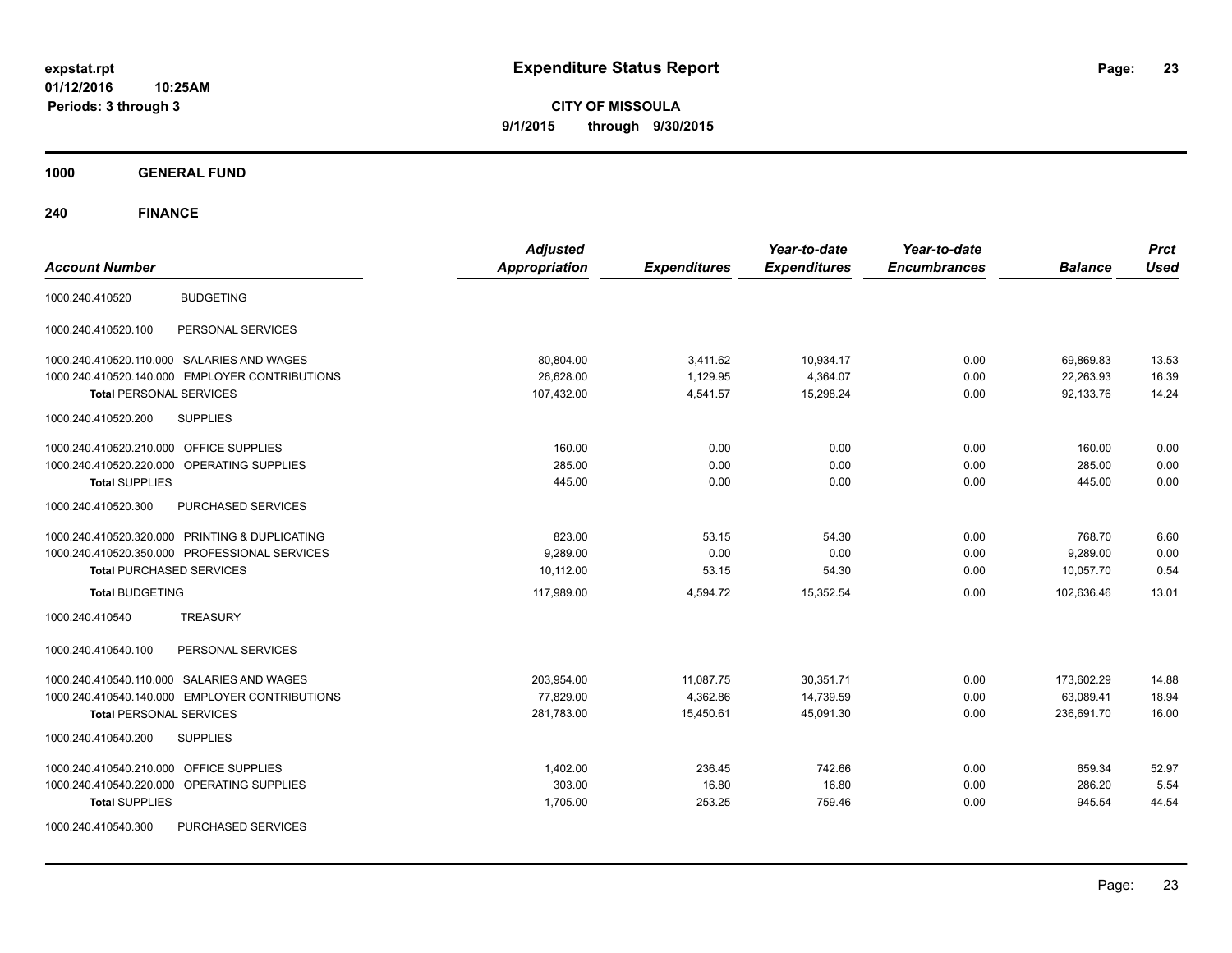**expstat.rpt**
**01/12/2016 10:25AM**
**Periods: 3 through 3**

# Expenditure Status Report

**CITY OF MISSOULA**
**9/1/2015 through 9/30/2015**

## 1000 GENERAL FUND

### 240 FINANCE

| Account Number | | Adjusted Appropriation | Expenditures | Year-to-date Expenditures | Year-to-date Encumbrances | Balance | Prct Used |
|---|---|---|---|---|---|---|---|
| 1000.240.410520 | BUDGETING | | | | | | |
| 1000.240.410520.100 | PERSONAL SERVICES | | | | | | |
| 1000.240.410520.110.000 | SALARIES AND WAGES | 80,804.00 | 3,411.62 | 10,934.17 | 0.00 | 69,869.83 | 13.53 |
| 1000.240.410520.140.000 | EMPLOYER CONTRIBUTIONS | 26,628.00 | 1,129.95 | 4,364.07 | 0.00 | 22,263.93 | 16.39 |
| **Total** PERSONAL SERVICES | | 107,432.00 | 4,541.57 | 15,298.24 | 0.00 | 92,133.76 | 14.24 |
| 1000.240.410520.200 | SUPPLIES | | | | | | |
| 1000.240.410520.210.000 | OFFICE SUPPLIES | 160.00 | 0.00 | 0.00 | 0.00 | 160.00 | 0.00 |
| 1000.240.410520.220.000 | OPERATING SUPPLIES | 285.00 | 0.00 | 0.00 | 0.00 | 285.00 | 0.00 |
| **Total** SUPPLIES | | 445.00 | 0.00 | 0.00 | 0.00 | 445.00 | 0.00 |
| 1000.240.410520.300 | PURCHASED SERVICES | | | | | | |
| 1000.240.410520.320.000 | PRINTING & DUPLICATING | 823.00 | 53.15 | 54.30 | 0.00 | 768.70 | 6.60 |
| 1000.240.410520.350.000 | PROFESSIONAL SERVICES | 9,289.00 | 0.00 | 0.00 | 0.00 | 9,289.00 | 0.00 |
| **Total** PURCHASED SERVICES | | 10,112.00 | 53.15 | 54.30 | 0.00 | 10,057.70 | 0.54 |
| **Total** BUDGETING | | 117,989.00 | 4,594.72 | 15,352.54 | 0.00 | 102,636.46 | 13.01 |
| 1000.240.410540 | TREASURY | | | | | | |
| 1000.240.410540.100 | PERSONAL SERVICES | | | | | | |
| 1000.240.410540.110.000 | SALARIES AND WAGES | 203,954.00 | 11,087.75 | 30,351.71 | 0.00 | 173,602.29 | 14.88 |
| 1000.240.410540.140.000 | EMPLOYER CONTRIBUTIONS | 77,829.00 | 4,362.86 | 14,739.59 | 0.00 | 63,089.41 | 18.94 |
| **Total** PERSONAL SERVICES | | 281,783.00 | 15,450.61 | 45,091.30 | 0.00 | 236,691.70 | 16.00 |
| 1000.240.410540.200 | SUPPLIES | | | | | | |
| 1000.240.410540.210.000 | OFFICE SUPPLIES | 1,402.00 | 236.45 | 742.66 | 0.00 | 659.34 | 52.97 |
| 1000.240.410540.220.000 | OPERATING SUPPLIES | 303.00 | 16.80 | 16.80 | 0.00 | 286.20 | 5.54 |
| **Total** SUPPLIES | | 1,705.00 | 253.25 | 759.46 | 0.00 | 945.54 | 44.54 |
| 1000.240.410540.300 | PURCHASED SERVICES | | | | | | |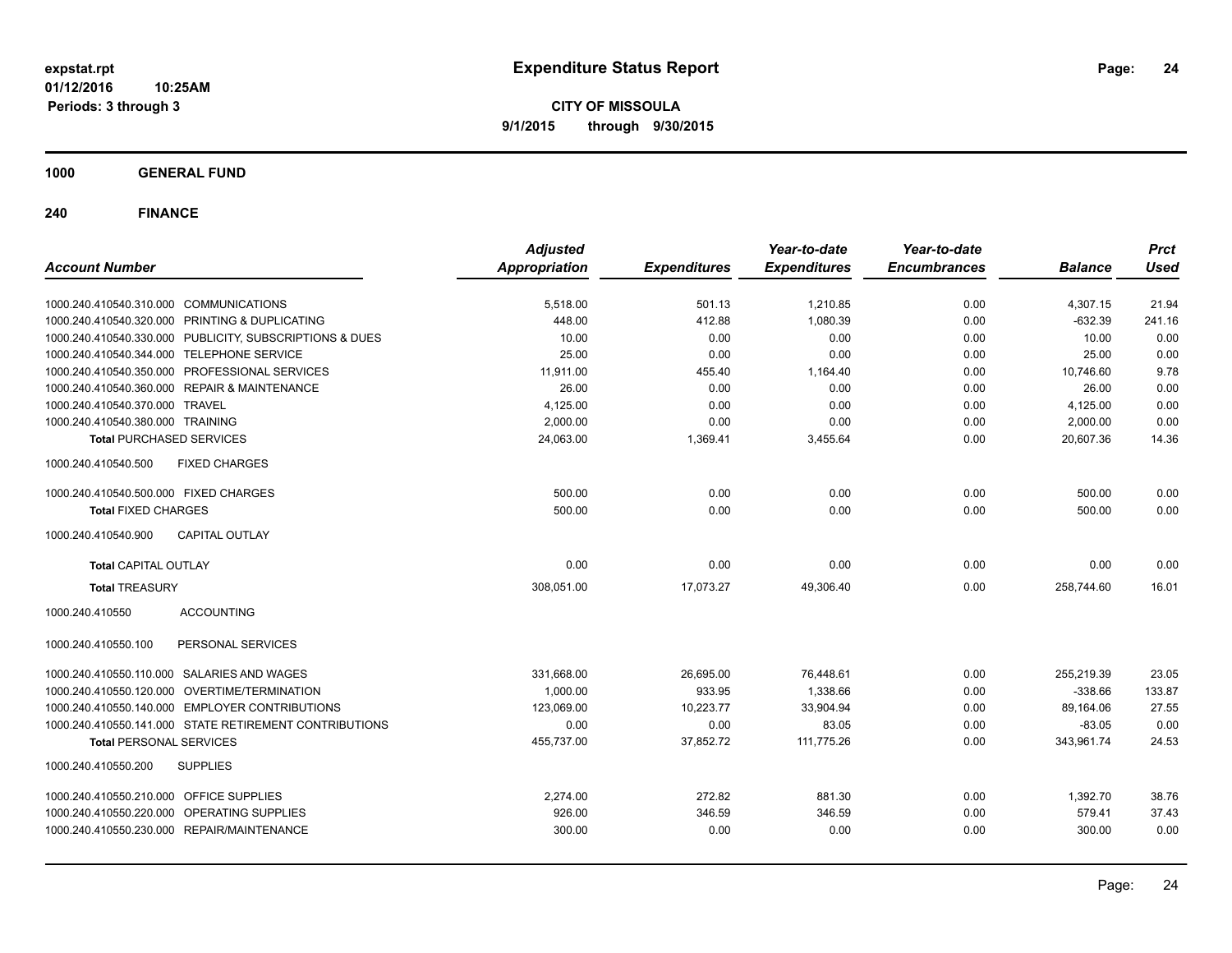# Expenditure Status Report

**CITY OF MISSOULA**

**9/1/2015 through 9/30/2015**

expstat.rpt
01/12/2016 10:25AM
Periods: 3 through 3

## 1000 GENERAL FUND

## 240 FINANCE

| Account Number | | Adjusted Appropriation | Expenditures | Year-to-date Expenditures | Year-to-date Encumbrances | Balance | Prct Used |
|---|---|---|---|---|---|---|---|
| 1000.240.410540.310.000 | COMMUNICATIONS | 5,518.00 | 501.13 | 1,210.85 | 0.00 | 4,307.15 | 21.94 |
| 1000.240.410540.320.000 | PRINTING & DUPLICATING | 448.00 | 412.88 | 1,080.39 | 0.00 | -632.39 | 241.16 |
| 1000.240.410540.330.000 | PUBLICITY, SUBSCRIPTIONS & DUES | 10.00 | 0.00 | 0.00 | 0.00 | 10.00 | 0.00 |
| 1000.240.410540.344.000 | TELEPHONE SERVICE | 25.00 | 0.00 | 0.00 | 0.00 | 25.00 | 0.00 |
| 1000.240.410540.350.000 | PROFESSIONAL SERVICES | 11,911.00 | 455.40 | 1,164.40 | 0.00 | 10,746.60 | 9.78 |
| 1000.240.410540.360.000 | REPAIR & MAINTENANCE | 26.00 | 0.00 | 0.00 | 0.00 | 26.00 | 0.00 |
| 1000.240.410540.370.000 | TRAVEL | 4,125.00 | 0.00 | 0.00 | 0.00 | 4,125.00 | 0.00 |
| 1000.240.410540.380.000 | TRAINING | 2,000.00 | 0.00 | 0.00 | 0.00 | 2,000.00 | 0.00 |
| **Total** PURCHASED SERVICES | | 24,063.00 | 1,369.41 | 3,455.64 | 0.00 | 20,607.36 | 14.36 |
| 1000.240.410540.500 | FIXED CHARGES | | | | | | |
| 1000.240.410540.500.000 | FIXED CHARGES | 500.00 | 0.00 | 0.00 | 0.00 | 500.00 | 0.00 |
| **Total** FIXED CHARGES | | 500.00 | 0.00 | 0.00 | 0.00 | 500.00 | 0.00 |
| 1000.240.410540.900 | CAPITAL OUTLAY | | | | | | |
| **Total** CAPITAL OUTLAY | | 0.00 | 0.00 | 0.00 | 0.00 | 0.00 | 0.00 |
| **Total** TREASURY | | 308,051.00 | 17,073.27 | 49,306.40 | 0.00 | 258,744.60 | 16.01 |
| 1000.240.410550 | ACCOUNTING | | | | | | |
| 1000.240.410550.100 | PERSONAL SERVICES | | | | | | |
| 1000.240.410550.110.000 | SALARIES AND WAGES | 331,668.00 | 26,695.00 | 76,448.61 | 0.00 | 255,219.39 | 23.05 |
| 1000.240.410550.120.000 | OVERTIME/TERMINATION | 1,000.00 | 933.95 | 1,338.66 | 0.00 | -338.66 | 133.87 |
| 1000.240.410550.140.000 | EMPLOYER CONTRIBUTIONS | 123,069.00 | 10,223.77 | 33,904.94 | 0.00 | 89,164.06 | 27.55 |
| 1000.240.410550.141.000 | STATE RETIREMENT CONTRIBUTIONS | 0.00 | 0.00 | 83.05 | 0.00 | -83.05 | 0.00 |
| **Total** PERSONAL SERVICES | | 455,737.00 | 37,852.72 | 111,775.26 | 0.00 | 343,961.74 | 24.53 |
| 1000.240.410550.200 | SUPPLIES | | | | | | |
| 1000.240.410550.210.000 | OFFICE SUPPLIES | 2,274.00 | 272.82 | 881.30 | 0.00 | 1,392.70 | 38.76 |
| 1000.240.410550.220.000 | OPERATING SUPPLIES | 926.00 | 346.59 | 346.59 | 0.00 | 579.41 | 37.43 |
| 1000.240.410550.230.000 | REPAIR/MAINTENANCE | 300.00 | 0.00 | 0.00 | 0.00 | 300.00 | 0.00 |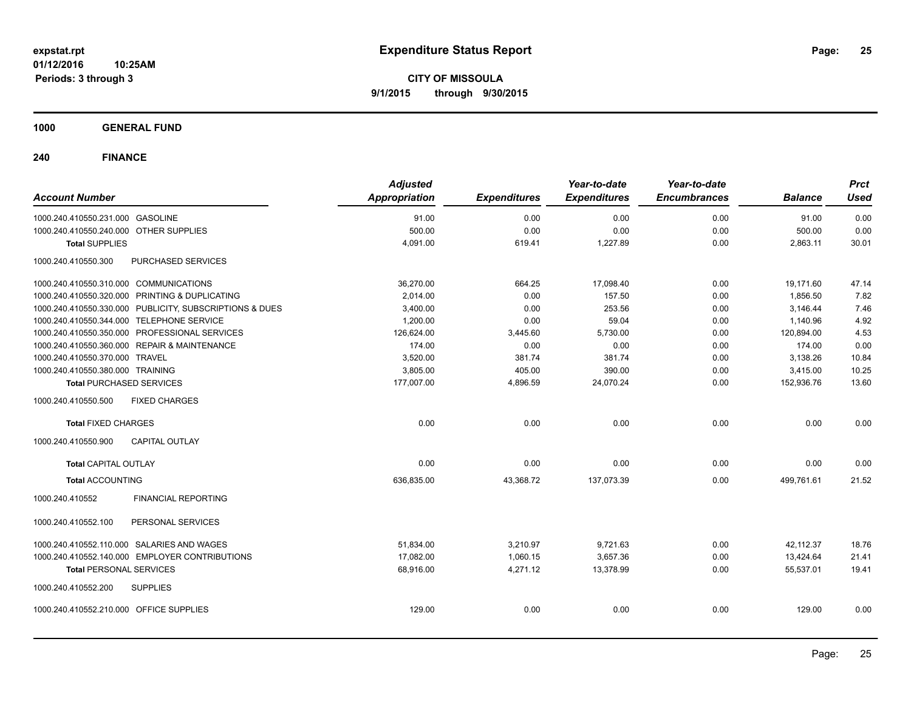**Expenditure Status Report**

**CITY OF MISSOULA**
**9/1/2015 through 9/30/2015**

expstat.rpt
01/12/2016 10:25AM
Periods: 3 through 3

## 1000 GENERAL FUND

## 240 FINANCE

| Account Number | | Adjusted Appropriation | Expenditures | Year-to-date Expenditures | Year-to-date Encumbrances | Balance | Prct Used |
|---|---|---|---|---|---|---|---|
| 1000.240.410550.231.000 | GASOLINE | 91.00 | 0.00 | 0.00 | 0.00 | 91.00 | 0.00 |
| 1000.240.410550.240.000 | OTHER SUPPLIES | 500.00 | 0.00 | 0.00 | 0.00 | 500.00 | 0.00 |
| **Total** SUPPLIES | | 4,091.00 | 619.41 | 1,227.89 | 0.00 | 2,863.11 | 30.01 |
| 1000.240.410550.300 | PURCHASED SERVICES | | | | | | |
| 1000.240.410550.310.000 | COMMUNICATIONS | 36,270.00 | 664.25 | 17,098.40 | 0.00 | 19,171.60 | 47.14 |
| 1000.240.410550.320.000 | PRINTING & DUPLICATING | 2,014.00 | 0.00 | 157.50 | 0.00 | 1,856.50 | 7.82 |
| 1000.240.410550.330.000 | PUBLICITY, SUBSCRIPTIONS & DUES | 3,400.00 | 0.00 | 253.56 | 0.00 | 3,146.44 | 7.46 |
| 1000.240.410550.344.000 | TELEPHONE SERVICE | 1,200.00 | 0.00 | 59.04 | 0.00 | 1,140.96 | 4.92 |
| 1000.240.410550.350.000 | PROFESSIONAL SERVICES | 126,624.00 | 3,445.60 | 5,730.00 | 0.00 | 120,894.00 | 4.53 |
| 1000.240.410550.360.000 | REPAIR & MAINTENANCE | 174.00 | 0.00 | 0.00 | 0.00 | 174.00 | 0.00 |
| 1000.240.410550.370.000 | TRAVEL | 3,520.00 | 381.74 | 381.74 | 0.00 | 3,138.26 | 10.84 |
| 1000.240.410550.380.000 | TRAINING | 3,805.00 | 405.00 | 390.00 | 0.00 | 3,415.00 | 10.25 |
| **Total** PURCHASED SERVICES | | 177,007.00 | 4,896.59 | 24,070.24 | 0.00 | 152,936.76 | 13.60 |
| 1000.240.410550.500 | FIXED CHARGES | | | | | | |
| **Total** FIXED CHARGES | | 0.00 | 0.00 | 0.00 | 0.00 | 0.00 | 0.00 |
| 1000.240.410550.900 | CAPITAL OUTLAY | | | | | | |
| **Total** CAPITAL OUTLAY | | 0.00 | 0.00 | 0.00 | 0.00 | 0.00 | 0.00 |
| **Total** ACCOUNTING | | 636,835.00 | 43,368.72 | 137,073.39 | 0.00 | 499,761.61 | 21.52 |
| 1000.240.410552 | FINANCIAL REPORTING | | | | | | |
| 1000.240.410552.100 | PERSONAL SERVICES | | | | | | |
| 1000.240.410552.110.000 | SALARIES AND WAGES | 51,834.00 | 3,210.97 | 9,721.63 | 0.00 | 42,112.37 | 18.76 |
| 1000.240.410552.140.000 | EMPLOYER CONTRIBUTIONS | 17,082.00 | 1,060.15 | 3,657.36 | 0.00 | 13,424.64 | 21.41 |
| **Total** PERSONAL SERVICES | | 68,916.00 | 4,271.12 | 13,378.99 | 0.00 | 55,537.01 | 19.41 |
| 1000.240.410552.200 | SUPPLIES | | | | | | |
| 1000.240.410552.210.000 | OFFICE SUPPLIES | 129.00 | 0.00 | 0.00 | 0.00 | 129.00 | 0.00 |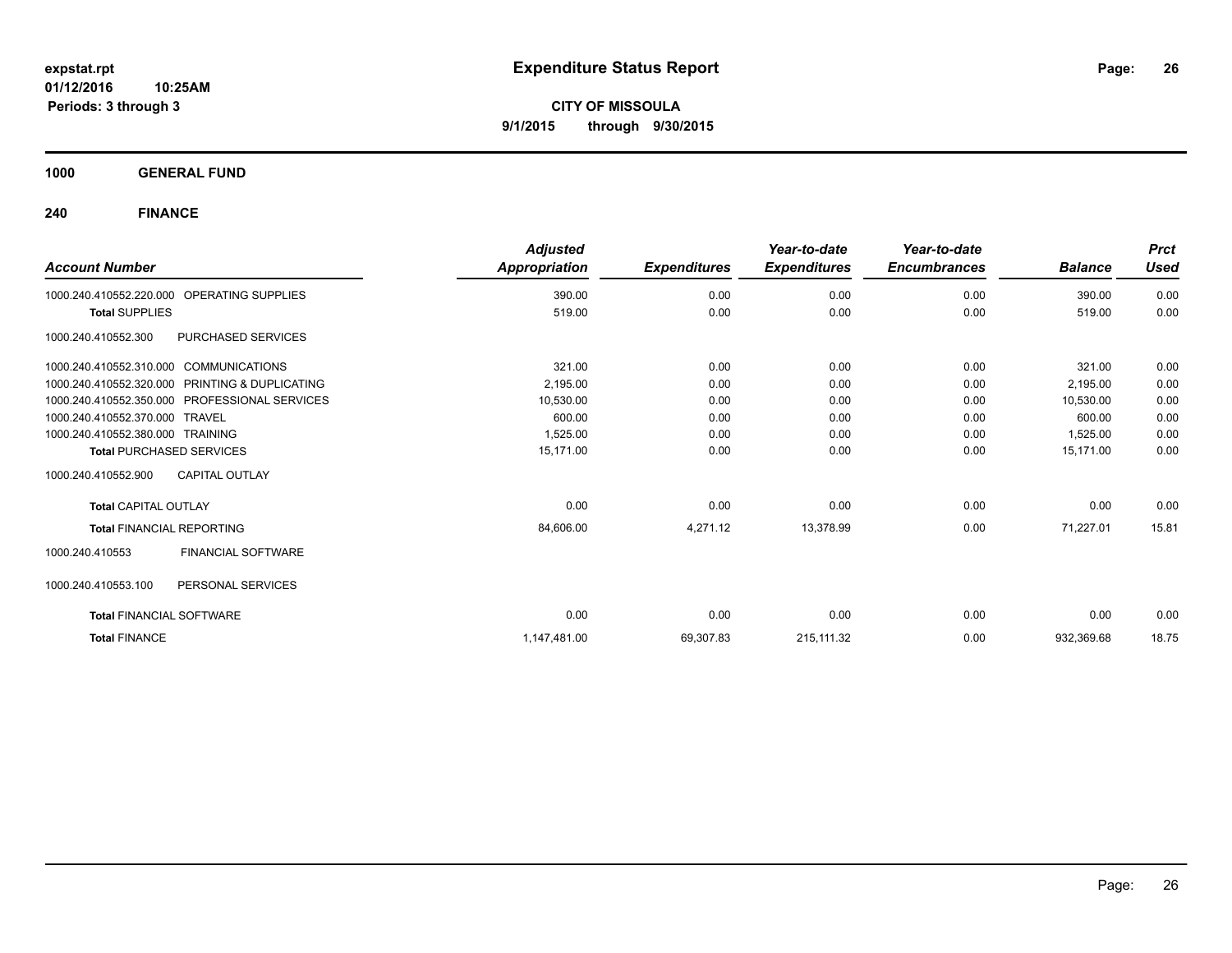# Expenditure Status Report

**CITY OF MISSOULA**

**9/1/2015 through 9/30/2015**

expstat.rpt
01/12/2016 10:25AM
Periods: 3 through 3

**1000 GENERAL FUND**

**240 FINANCE**

| Account Number | | Adjusted Appropriation | Expenditures | Year-to-date Expenditures | Year-to-date Encumbrances | Balance | Prct Used |
|---|---|---|---|---|---|---|---|
| 1000.240.410552.220.000 | OPERATING SUPPLIES | 390.00 | 0.00 | 0.00 | 0.00 | 390.00 | 0.00 |
| **Total** SUPPLIES | | 519.00 | 0.00 | 0.00 | 0.00 | 519.00 | 0.00 |
| 1000.240.410552.300 | PURCHASED SERVICES | | | | | | |
| 1000.240.410552.310.000 | COMMUNICATIONS | 321.00 | 0.00 | 0.00 | 0.00 | 321.00 | 0.00 |
| 1000.240.410552.320.000 | PRINTING & DUPLICATING | 2,195.00 | 0.00 | 0.00 | 0.00 | 2,195.00 | 0.00 |
| 1000.240.410552.350.000 | PROFESSIONAL SERVICES | 10,530.00 | 0.00 | 0.00 | 0.00 | 10,530.00 | 0.00 |
| 1000.240.410552.370.000 | TRAVEL | 600.00 | 0.00 | 0.00 | 0.00 | 600.00 | 0.00 |
| 1000.240.410552.380.000 | TRAINING | 1,525.00 | 0.00 | 0.00 | 0.00 | 1,525.00 | 0.00 |
| **Total** PURCHASED SERVICES | | 15,171.00 | 0.00 | 0.00 | 0.00 | 15,171.00 | 0.00 |
| 1000.240.410552.900 | CAPITAL OUTLAY | | | | | | |
| **Total** CAPITAL OUTLAY | | 0.00 | 0.00 | 0.00 | 0.00 | 0.00 | 0.00 |
| **Total** FINANCIAL REPORTING | | 84,606.00 | 4,271.12 | 13,378.99 | 0.00 | 71,227.01 | 15.81 |
| 1000.240.410553 | FINANCIAL SOFTWARE | | | | | | |
| 1000.240.410553.100 | PERSONAL SERVICES | | | | | | |
| **Total** FINANCIAL SOFTWARE | | 0.00 | 0.00 | 0.00 | 0.00 | 0.00 | 0.00 |
| **Total** FINANCE | | 1,147,481.00 | 69,307.83 | 215,111.32 | 0.00 | 932,369.68 | 18.75 |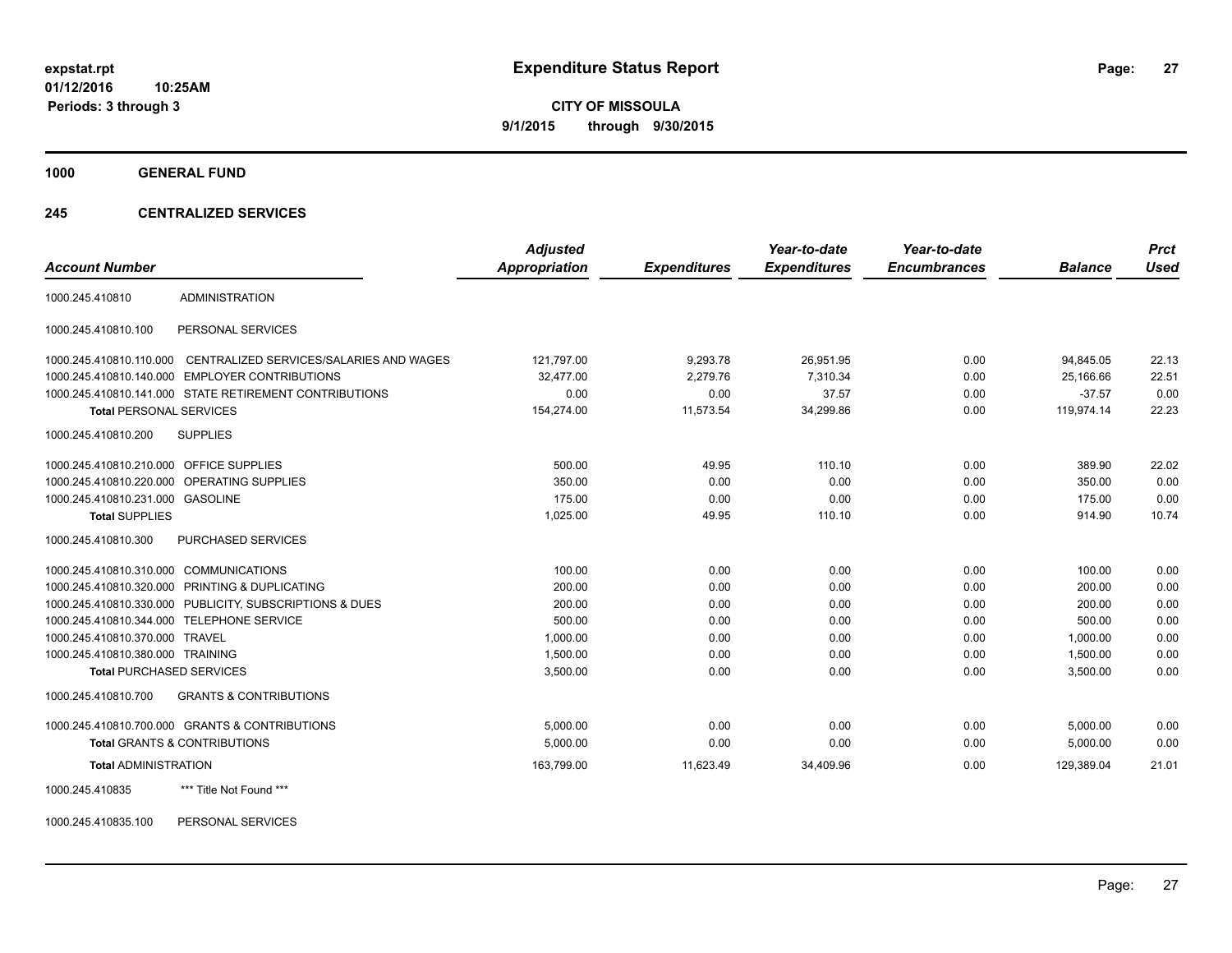# Expenditure Status Report

expstat.rpt
01/12/2016 10:25AM
Periods: 3 through 3

**CITY OF MISSOULA**
**9/1/2015 through 9/30/2015**

## 1000 GENERAL FUND

## 245 CENTRALIZED SERVICES

| Account Number | | Adjusted Appropriation | Expenditures | Year-to-date Expenditures | Year-to-date Encumbrances | Balance | Prct Used |
|---|---|---|---|---|---|---|---|
| 1000.245.410810 | ADMINISTRATION | | | | | | |
| 1000.245.410810.100 | PERSONAL SERVICES | | | | | | |
| 1000.245.410810.110.000 | CENTRALIZED SERVICES/SALARIES AND WAGES | 121,797.00 | 9,293.78 | 26,951.95 | 0.00 | 94,845.05 | 22.13 |
| 1000.245.410810.140.000 | EMPLOYER CONTRIBUTIONS | 32,477.00 | 2,279.76 | 7,310.34 | 0.00 | 25,166.66 | 22.51 |
| 1000.245.410810.141.000 | STATE RETIREMENT CONTRIBUTIONS | 0.00 | 0.00 | 37.57 | 0.00 | -37.57 | 0.00 |
| **Total** PERSONAL SERVICES | | 154,274.00 | 11,573.54 | 34,299.86 | 0.00 | 119,974.14 | 22.23 |
| 1000.245.410810.200 | SUPPLIES | | | | | | |
| 1000.245.410810.210.000 | OFFICE SUPPLIES | 500.00 | 49.95 | 110.10 | 0.00 | 389.90 | 22.02 |
| 1000.245.410810.220.000 | OPERATING SUPPLIES | 350.00 | 0.00 | 0.00 | 0.00 | 350.00 | 0.00 |
| 1000.245.410810.231.000 | GASOLINE | 175.00 | 0.00 | 0.00 | 0.00 | 175.00 | 0.00 |
| **Total** SUPPLIES | | 1,025.00 | 49.95 | 110.10 | 0.00 | 914.90 | 10.74 |
| 1000.245.410810.300 | PURCHASED SERVICES | | | | | | |
| 1000.245.410810.310.000 | COMMUNICATIONS | 100.00 | 0.00 | 0.00 | 0.00 | 100.00 | 0.00 |
| 1000.245.410810.320.000 | PRINTING & DUPLICATING | 200.00 | 0.00 | 0.00 | 0.00 | 200.00 | 0.00 |
| 1000.245.410810.330.000 | PUBLICITY, SUBSCRIPTIONS & DUES | 200.00 | 0.00 | 0.00 | 0.00 | 200.00 | 0.00 |
| 1000.245.410810.344.000 | TELEPHONE SERVICE | 500.00 | 0.00 | 0.00 | 0.00 | 500.00 | 0.00 |
| 1000.245.410810.370.000 | TRAVEL | 1,000.00 | 0.00 | 0.00 | 0.00 | 1,000.00 | 0.00 |
| 1000.245.410810.380.000 | TRAINING | 1,500.00 | 0.00 | 0.00 | 0.00 | 1,500.00 | 0.00 |
| **Total** PURCHASED SERVICES | | 3,500.00 | 0.00 | 0.00 | 0.00 | 3,500.00 | 0.00 |
| 1000.245.410810.700 | GRANTS & CONTRIBUTIONS | | | | | | |
| 1000.245.410810.700.000 | GRANTS & CONTRIBUTIONS | 5,000.00 | 0.00 | 0.00 | 0.00 | 5,000.00 | 0.00 |
| **Total** GRANTS & CONTRIBUTIONS | | 5,000.00 | 0.00 | 0.00 | 0.00 | 5,000.00 | 0.00 |
| **Total** ADMINISTRATION | | 163,799.00 | 11,623.49 | 34,409.96 | 0.00 | 129,389.04 | 21.01 |
| 1000.245.410835 | *** Title Not Found *** | | | | | | |
| 1000.245.410835.100 | PERSONAL SERVICES | | | | | | |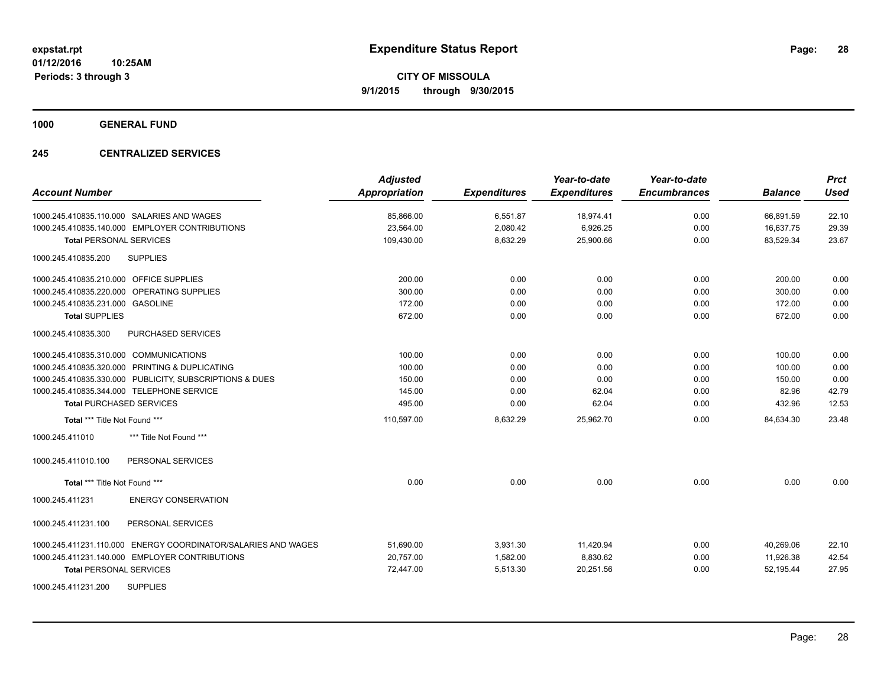**expstat.rpt**
**01/12/2016 10:25AM**
**Periods: 3 through 3**

# Expenditure Status Report

**CITY OF MISSOULA**
**9/1/2015 through 9/30/2015**

## 1000 GENERAL FUND

## 245 CENTRALIZED SERVICES

| Account Number | Adjusted Appropriation | Expenditures | Year-to-date Expenditures | Year-to-date Encumbrances | Balance | Prct Used |
|---|---|---|---|---|---|---|
| 1000.245.410835.110.000 SALARIES AND WAGES | 85,866.00 | 6,551.87 | 18,974.41 | 0.00 | 66,891.59 | 22.10 |
| 1000.245.410835.140.000 EMPLOYER CONTRIBUTIONS | 23,564.00 | 2,080.42 | 6,926.25 | 0.00 | 16,637.75 | 29.39 |
| **Total** PERSONAL SERVICES | 109,430.00 | 8,632.29 | 25,900.66 | 0.00 | 83,529.34 | 23.67 |
| 1000.245.410835.200 SUPPLIES | | | | | | |
| 1000.245.410835.210.000 OFFICE SUPPLIES | 200.00 | 0.00 | 0.00 | 0.00 | 200.00 | 0.00 |
| 1000.245.410835.220.000 OPERATING SUPPLIES | 300.00 | 0.00 | 0.00 | 0.00 | 300.00 | 0.00 |
| 1000.245.410835.231.000 GASOLINE | 172.00 | 0.00 | 0.00 | 0.00 | 172.00 | 0.00 |
| **Total SUPPLIES** | 672.00 | 0.00 | 0.00 | 0.00 | 672.00 | 0.00 |
| 1000.245.410835.300 PURCHASED SERVICES | | | | | | |
| 1000.245.410835.310.000 COMMUNICATIONS | 100.00 | 0.00 | 0.00 | 0.00 | 100.00 | 0.00 |
| 1000.245.410835.320.000 PRINTING & DUPLICATING | 100.00 | 0.00 | 0.00 | 0.00 | 100.00 | 0.00 |
| 1000.245.410835.330.000 PUBLICITY, SUBSCRIPTIONS & DUES | 150.00 | 0.00 | 0.00 | 0.00 | 150.00 | 0.00 |
| 1000.245.410835.344.000 TELEPHONE SERVICE | 145.00 | 0.00 | 62.04 | 0.00 | 82.96 | 42.79 |
| **Total** PURCHASED SERVICES | 495.00 | 0.00 | 62.04 | 0.00 | 432.96 | 12.53 |
| **Total** *** Title Not Found *** | 110,597.00 | 8,632.29 | 25,962.70 | 0.00 | 84,634.30 | 23.48 |
| 1000.245.411010 *** Title Not Found *** | | | | | | |
| 1000.245.411010.100 PERSONAL SERVICES | | | | | | |
| **Total** *** Title Not Found *** | 0.00 | 0.00 | 0.00 | 0.00 | 0.00 | 0.00 |
| 1000.245.411231 ENERGY CONSERVATION | | | | | | |
| 1000.245.411231.100 PERSONAL SERVICES | | | | | | |
| 1000.245.411231.110.000 ENERGY COORDINATOR/SALARIES AND WAGES | 51,690.00 | 3,931.30 | 11,420.94 | 0.00 | 40,269.06 | 22.10 |
| 1000.245.411231.140.000 EMPLOYER CONTRIBUTIONS | 20,757.00 | 1,582.00 | 8,830.62 | 0.00 | 11,926.38 | 42.54 |
| **Total** PERSONAL SERVICES | 72,447.00 | 5,513.30 | 20,251.56 | 0.00 | 52,195.44 | 27.95 |
| 1000.245.411231.200 SUPPLIES | | | | | | |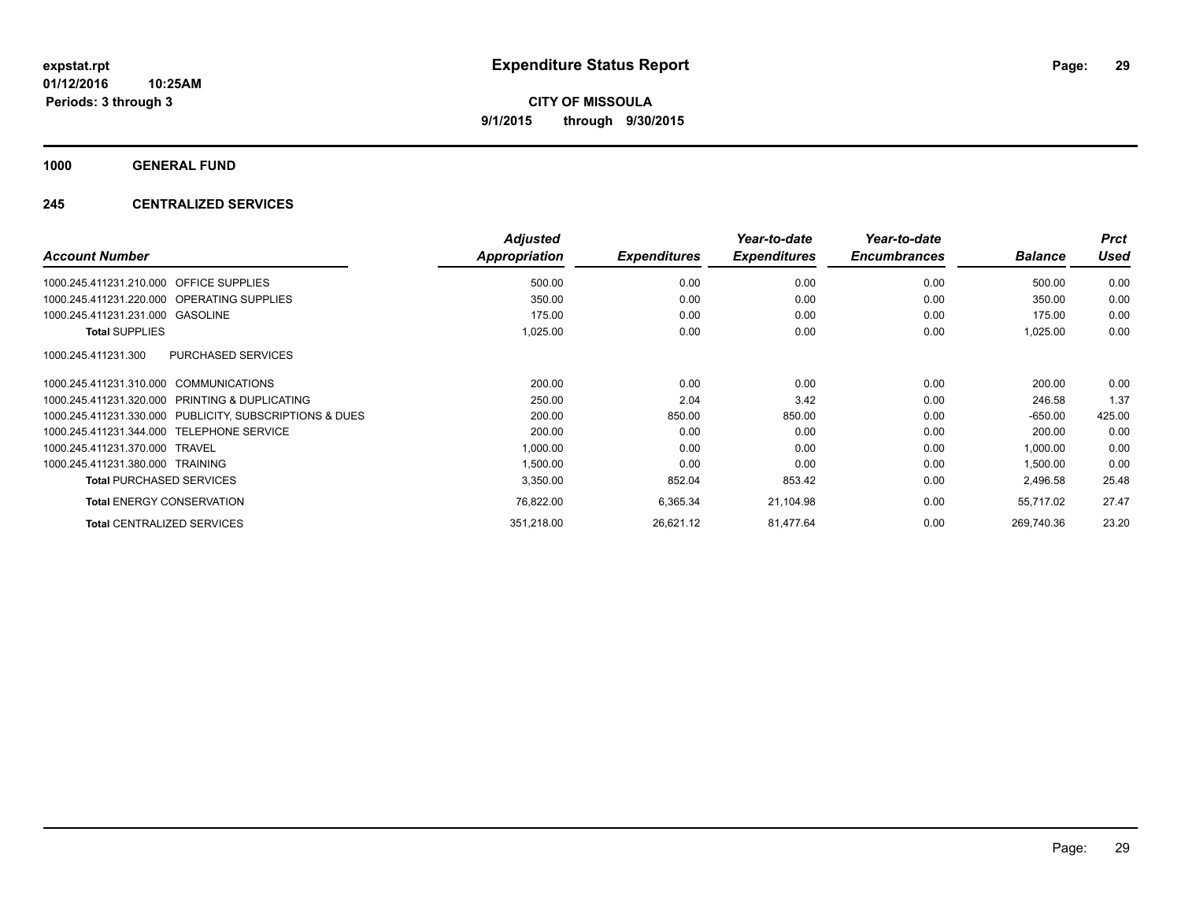# Expenditure Status Report

expstat.rpt
01/12/2016 10:25AM
Periods: 3 through 3

**CITY OF MISSOULA**
**9/1/2015 through 9/30/2015**

## 1000 GENERAL FUND

## 245 CENTRALIZED SERVICES

| Account Number | Adjusted Appropriation | Expenditures | Year-to-date Expenditures | Year-to-date Encumbrances | Balance | Prct Used |
|---|---|---|---|---|---|---|
| 1000.245.411231.210.000 OFFICE SUPPLIES | 500.00 | 0.00 | 0.00 | 0.00 | 500.00 | 0.00 |
| 1000.245.411231.220.000 OPERATING SUPPLIES | 350.00 | 0.00 | 0.00 | 0.00 | 350.00 | 0.00 |
| 1000.245.411231.231.000 GASOLINE | 175.00 | 0.00 | 0.00 | 0.00 | 175.00 | 0.00 |
| **Total** SUPPLIES | 1,025.00 | 0.00 | 0.00 | 0.00 | 1,025.00 | 0.00 |
| 1000.245.411231.300 PURCHASED SERVICES | | | | | | |
| 1000.245.411231.310.000 COMMUNICATIONS | 200.00 | 0.00 | 0.00 | 0.00 | 200.00 | 0.00 |
| 1000.245.411231.320.000 PRINTING & DUPLICATING | 250.00 | 2.04 | 3.42 | 0.00 | 246.58 | 1.37 |
| 1000.245.411231.330.000 PUBLICITY, SUBSCRIPTIONS & DUES | 200.00 | 850.00 | 850.00 | 0.00 | -650.00 | 425.00 |
| 1000.245.411231.344.000 TELEPHONE SERVICE | 200.00 | 0.00 | 0.00 | 0.00 | 200.00 | 0.00 |
| 1000.245.411231.370.000 TRAVEL | 1,000.00 | 0.00 | 0.00 | 0.00 | 1,000.00 | 0.00 |
| 1000.245.411231.380.000 TRAINING | 1,500.00 | 0.00 | 0.00 | 0.00 | 1,500.00 | 0.00 |
| **Total** PURCHASED SERVICES | 3,350.00 | 852.04 | 853.42 | 0.00 | 2,496.58 | 25.48 |
| **Total** ENERGY CONSERVATION | 76,822.00 | 6,365.34 | 21,104.98 | 0.00 | 55,717.02 | 27.47 |
| **Total** CENTRALIZED SERVICES | 351,218.00 | 26,621.12 | 81,477.64 | 0.00 | 269,740.36 | 23.20 |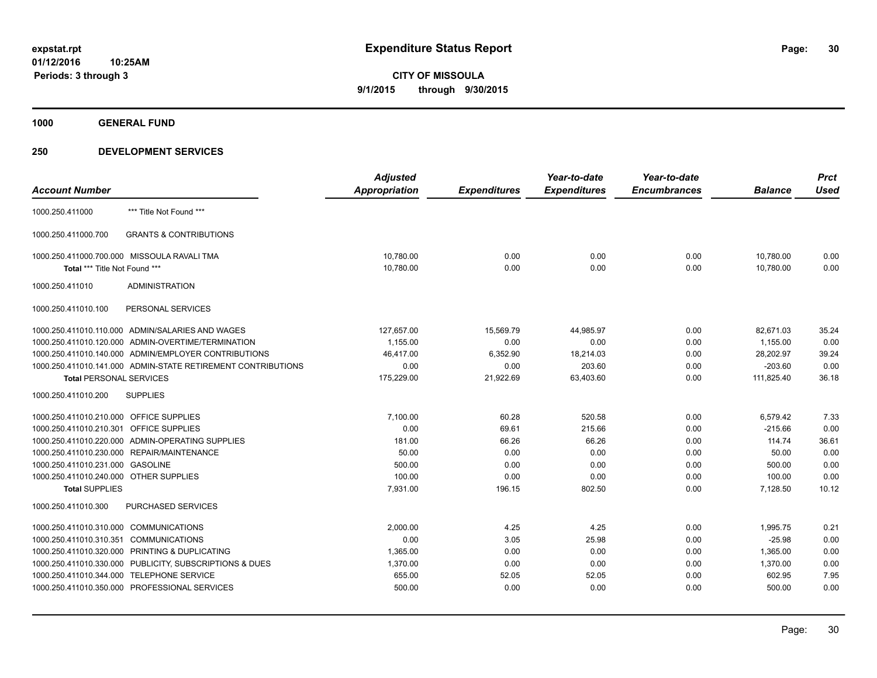# Expenditure Status Report

expstat.rpt
01/12/2016 10:25AM
Periods: 3 through 3

**CITY OF MISSOULA**
**9/1/2015 through 9/30/2015**

## 1000 GENERAL FUND

## 250 DEVELOPMENT SERVICES

| Account Number | | Adjusted Appropriation | Expenditures | Year-to-date Expenditures | Year-to-date Encumbrances | Balance | Prct Used |
|---|---|---|---|---|---|---|---|
| 1000.250.411000 | *** Title Not Found *** | | | | | | |
| 1000.250.411000.700 | GRANTS & CONTRIBUTIONS | | | | | | |
| 1000.250.411000.700.000 | MISSOULA RAVALI TMA | 10,780.00 | 0.00 | 0.00 | 0.00 | 10,780.00 | 0.00 |
| **Total** *** Title Not Found *** | | 10,780.00 | 0.00 | 0.00 | 0.00 | 10,780.00 | 0.00 |
| 1000.250.411010 | ADMINISTRATION | | | | | | |
| 1000.250.411010.100 | PERSONAL SERVICES | | | | | | |
| 1000.250.411010.110.000 | ADMIN/SALARIES AND WAGES | 127,657.00 | 15,569.79 | 44,985.97 | 0.00 | 82,671.03 | 35.24 |
| 1000.250.411010.120.000 | ADMIN-OVERTIME/TERMINATION | 1,155.00 | 0.00 | 0.00 | 0.00 | 1,155.00 | 0.00 |
| 1000.250.411010.140.000 | ADMIN/EMPLOYER CONTRIBUTIONS | 46,417.00 | 6,352.90 | 18,214.03 | 0.00 | 28,202.97 | 39.24 |
| 1000.250.411010.141.000 | ADMIN-STATE RETIREMENT CONTRIBUTIONS | 0.00 | 0.00 | 203.60 | 0.00 | -203.60 | 0.00 |
| **Total** PERSONAL SERVICES | | 175,229.00 | 21,922.69 | 63,403.60 | 0.00 | 111,825.40 | 36.18 |
| 1000.250.411010.200 | SUPPLIES | | | | | | |
| 1000.250.411010.210.000 | OFFICE SUPPLIES | 7,100.00 | 60.28 | 520.58 | 0.00 | 6,579.42 | 7.33 |
| 1000.250.411010.210.301 | OFFICE SUPPLIES | 0.00 | 69.61 | 215.66 | 0.00 | -215.66 | 0.00 |
| 1000.250.411010.220.000 | ADMIN-OPERATING SUPPLIES | 181.00 | 66.26 | 66.26 | 0.00 | 114.74 | 36.61 |
| 1000.250.411010.230.000 | REPAIR/MAINTENANCE | 50.00 | 0.00 | 0.00 | 0.00 | 50.00 | 0.00 |
| 1000.250.411010.231.000 | GASOLINE | 500.00 | 0.00 | 0.00 | 0.00 | 500.00 | 0.00 |
| 1000.250.411010.240.000 | OTHER SUPPLIES | 100.00 | 0.00 | 0.00 | 0.00 | 100.00 | 0.00 |
| **Total** SUPPLIES | | 7,931.00 | 196.15 | 802.50 | 0.00 | 7,128.50 | 10.12 |
| 1000.250.411010.300 | PURCHASED SERVICES | | | | | | |
| 1000.250.411010.310.000 | COMMUNICATIONS | 2,000.00 | 4.25 | 4.25 | 0.00 | 1,995.75 | 0.21 |
| 1000.250.411010.310.351 | COMMUNICATIONS | 0.00 | 3.05 | 25.98 | 0.00 | -25.98 | 0.00 |
| 1000.250.411010.320.000 | PRINTING & DUPLICATING | 1,365.00 | 0.00 | 0.00 | 0.00 | 1,365.00 | 0.00 |
| 1000.250.411010.330.000 | PUBLICITY, SUBSCRIPTIONS & DUES | 1,370.00 | 0.00 | 0.00 | 0.00 | 1,370.00 | 0.00 |
| 1000.250.411010.344.000 | TELEPHONE SERVICE | 655.00 | 52.05 | 52.05 | 0.00 | 602.95 | 7.95 |
| 1000.250.411010.350.000 | PROFESSIONAL SERVICES | 500.00 | 0.00 | 0.00 | 0.00 | 500.00 | 0.00 |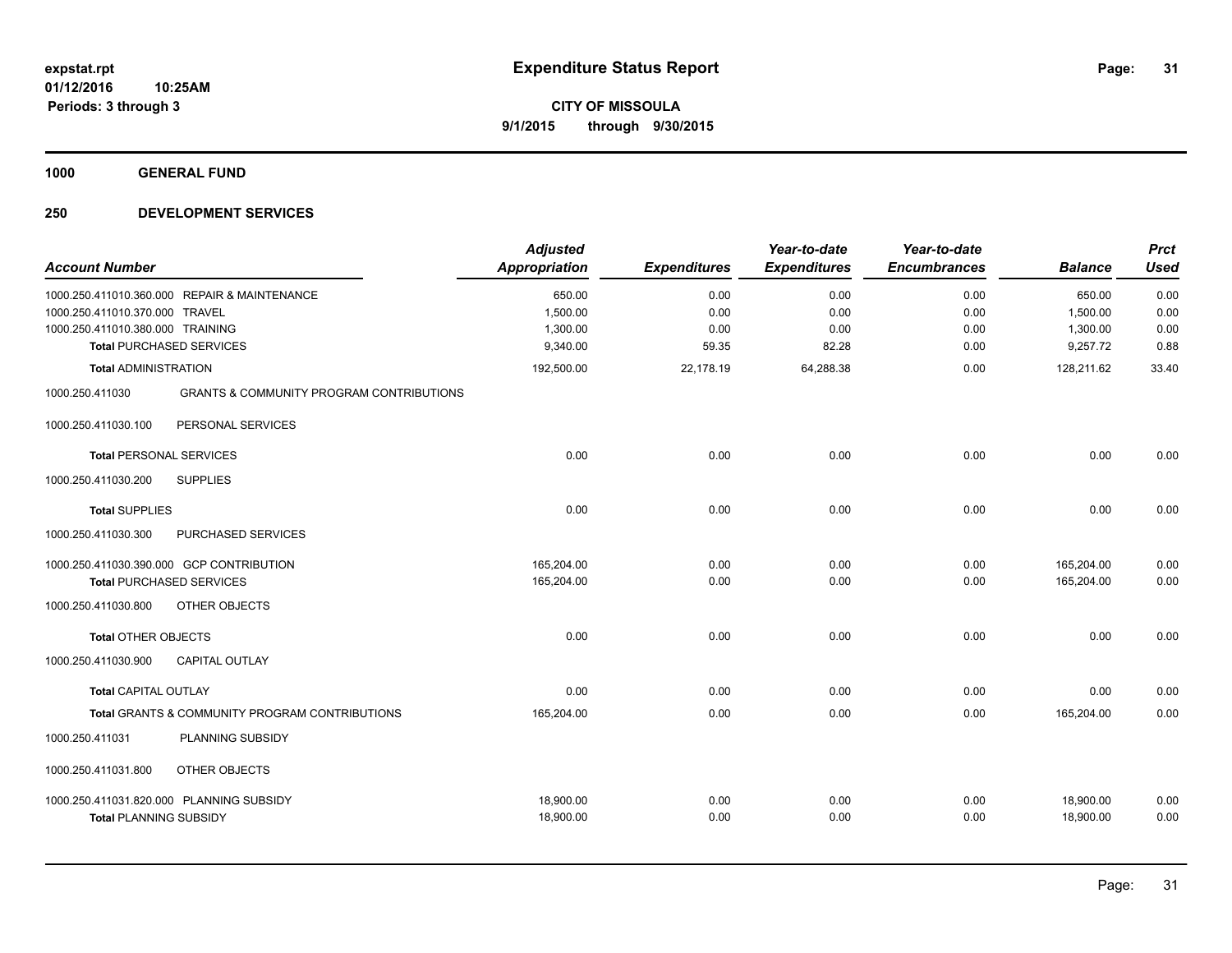**expstat.rpt**
**01/12/2016 10:25AM**
**Periods: 3 through 3**

# Expenditure Status Report

**CITY OF MISSOULA**
**9/1/2015 through 9/30/2015**

## 1000 GENERAL FUND

## 250 DEVELOPMENT SERVICES

| Account Number | | Adjusted Appropriation | Expenditures | Year-to-date Expenditures | Year-to-date Encumbrances | Balance | Prct Used |
|---|---|---|---|---|---|---|---|
| 1000.250.411010.360.000 | REPAIR & MAINTENANCE | 650.00 | 0.00 | 0.00 | 0.00 | 650.00 | 0.00 |
| 1000.250.411010.370.000 | TRAVEL | 1,500.00 | 0.00 | 0.00 | 0.00 | 1,500.00 | 0.00 |
| 1000.250.411010.380.000 | TRAINING | 1,300.00 | 0.00 | 0.00 | 0.00 | 1,300.00 | 0.00 |
| **Total** PURCHASED SERVICES | | 9,340.00 | 59.35 | 82.28 | 0.00 | 9,257.72 | 0.88 |
| **Total** ADMINISTRATION | | 192,500.00 | 22,178.19 | 64,288.38 | 0.00 | 128,211.62 | 33.40 |
| 1000.250.411030 | GRANTS & COMMUNITY PROGRAM CONTRIBUTIONS | | | | | | |
| 1000.250.411030.100 | PERSONAL SERVICES | | | | | | |
| **Total** PERSONAL SERVICES | | 0.00 | 0.00 | 0.00 | 0.00 | 0.00 | 0.00 |
| 1000.250.411030.200 | SUPPLIES | | | | | | |
| **Total** SUPPLIES | | 0.00 | 0.00 | 0.00 | 0.00 | 0.00 | 0.00 |
| 1000.250.411030.300 | PURCHASED SERVICES | | | | | | |
| 1000.250.411030.390.000 | GCP CONTRIBUTION | 165,204.00 | 0.00 | 0.00 | 0.00 | 165,204.00 | 0.00 |
| **Total** PURCHASED SERVICES | | 165,204.00 | 0.00 | 0.00 | 0.00 | 165,204.00 | 0.00 |
| 1000.250.411030.800 | OTHER OBJECTS | | | | | | |
| **Total** OTHER OBJECTS | | 0.00 | 0.00 | 0.00 | 0.00 | 0.00 | 0.00 |
| 1000.250.411030.900 | CAPITAL OUTLAY | | | | | | |
| **Total** CAPITAL OUTLAY | | 0.00 | 0.00 | 0.00 | 0.00 | 0.00 | 0.00 |
| **Total** GRANTS & COMMUNITY PROGRAM CONTRIBUTIONS | | 165,204.00 | 0.00 | 0.00 | 0.00 | 165,204.00 | 0.00 |
| 1000.250.411031 | PLANNING SUBSIDY | | | | | | |
| 1000.250.411031.800 | OTHER OBJECTS | | | | | | |
| 1000.250.411031.820.000 | PLANNING SUBSIDY | 18,900.00 | 0.00 | 0.00 | 0.00 | 18,900.00 | 0.00 |
| **Total** PLANNING SUBSIDY | | 18,900.00 | 0.00 | 0.00 | 0.00 | 18,900.00 | 0.00 |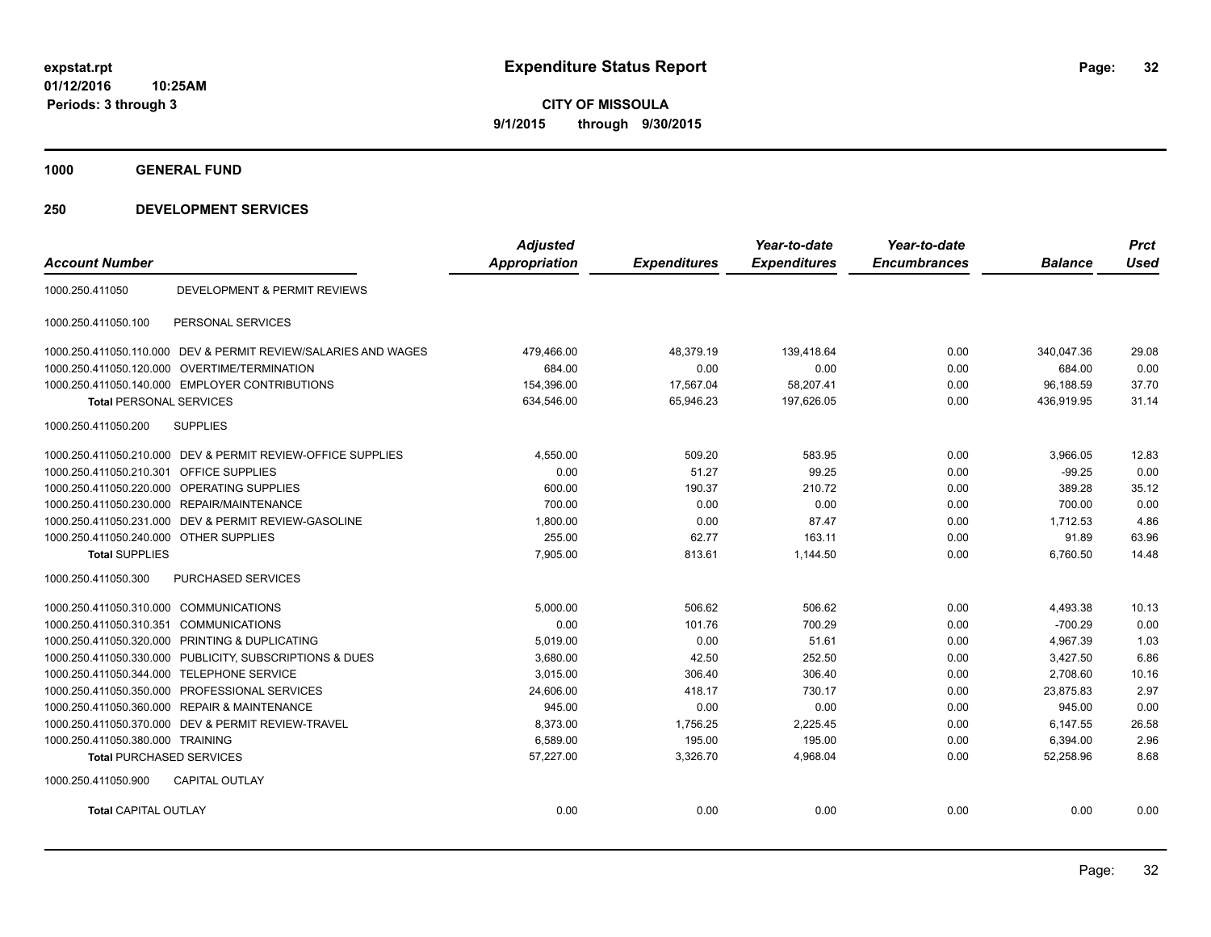**expstat.rpt**
**01/12/2016 10:25AM**
**Periods: 3 through 3**

# Expenditure Status Report

**CITY OF MISSOULA**
**9/1/2015 through 9/30/2015**

## 1000 GENERAL FUND

## 250 DEVELOPMENT SERVICES

| Account Number | | Adjusted Appropriation | Expenditures | Year-to-date Expenditures | Year-to-date Encumbrances | Balance | Prct Used |
|---|---|---|---|---|---|---|---|
| 1000.250.411050 | DEVELOPMENT & PERMIT REVIEWS | | | | | | |
| 1000.250.411050.100 | PERSONAL SERVICES | | | | | | |
| 1000.250.411050.110.000 | DEV & PERMIT REVIEW/SALARIES AND WAGES | 479,466.00 | 48,379.19 | 139,418.64 | 0.00 | 340,047.36 | 29.08 |
| 1000.250.411050.120.000 | OVERTIME/TERMINATION | 684.00 | 0.00 | 0.00 | 0.00 | 684.00 | 0.00 |
| 1000.250.411050.140.000 | EMPLOYER CONTRIBUTIONS | 154,396.00 | 17,567.04 | 58,207.41 | 0.00 | 96,188.59 | 37.70 |
| **Total** PERSONAL SERVICES | | 634,546.00 | 65,946.23 | 197,626.05 | 0.00 | 436,919.95 | 31.14 |
| 1000.250.411050.200 | SUPPLIES | | | | | | |
| 1000.250.411050.210.000 | DEV & PERMIT REVIEW-OFFICE SUPPLIES | 4,550.00 | 509.20 | 583.95 | 0.00 | 3,966.05 | 12.83 |
| 1000.250.411050.210.301 | OFFICE SUPPLIES | 0.00 | 51.27 | 99.25 | 0.00 | -99.25 | 0.00 |
| 1000.250.411050.220.000 | OPERATING SUPPLIES | 600.00 | 190.37 | 210.72 | 0.00 | 389.28 | 35.12 |
| 1000.250.411050.230.000 | REPAIR/MAINTENANCE | 700.00 | 0.00 | 0.00 | 0.00 | 700.00 | 0.00 |
| 1000.250.411050.231.000 | DEV & PERMIT REVIEW-GASOLINE | 1,800.00 | 0.00 | 87.47 | 0.00 | 1,712.53 | 4.86 |
| 1000.250.411050.240.000 | OTHER SUPPLIES | 255.00 | 62.77 | 163.11 | 0.00 | 91.89 | 63.96 |
| **Total** SUPPLIES | | 7,905.00 | 813.61 | 1,144.50 | 0.00 | 6,760.50 | 14.48 |
| 1000.250.411050.300 | PURCHASED SERVICES | | | | | | |
| 1000.250.411050.310.000 | COMMUNICATIONS | 5,000.00 | 506.62 | 506.62 | 0.00 | 4,493.38 | 10.13 |
| 1000.250.411050.310.351 | COMMUNICATIONS | 0.00 | 101.76 | 700.29 | 0.00 | -700.29 | 0.00 |
| 1000.250.411050.320.000 | PRINTING & DUPLICATING | 5,019.00 | 0.00 | 51.61 | 0.00 | 4,967.39 | 1.03 |
| 1000.250.411050.330.000 | PUBLICITY, SUBSCRIPTIONS & DUES | 3,680.00 | 42.50 | 252.50 | 0.00 | 3,427.50 | 6.86 |
| 1000.250.411050.344.000 | TELEPHONE SERVICE | 3,015.00 | 306.40 | 306.40 | 0.00 | 2,708.60 | 10.16 |
| 1000.250.411050.350.000 | PROFESSIONAL SERVICES | 24,606.00 | 418.17 | 730.17 | 0.00 | 23,875.83 | 2.97 |
| 1000.250.411050.360.000 | REPAIR & MAINTENANCE | 945.00 | 0.00 | 0.00 | 0.00 | 945.00 | 0.00 |
| 1000.250.411050.370.000 | DEV & PERMIT REVIEW-TRAVEL | 8,373.00 | 1,756.25 | 2,225.45 | 0.00 | 6,147.55 | 26.58 |
| 1000.250.411050.380.000 | TRAINING | 6,589.00 | 195.00 | 195.00 | 0.00 | 6,394.00 | 2.96 |
| **Total** PURCHASED SERVICES | | 57,227.00 | 3,326.70 | 4,968.04 | 0.00 | 52,258.96 | 8.68 |
| 1000.250.411050.900 | CAPITAL OUTLAY | | | | | | |
| **Total** CAPITAL OUTLAY | | 0.00 | 0.00 | 0.00 | 0.00 | 0.00 | 0.00 |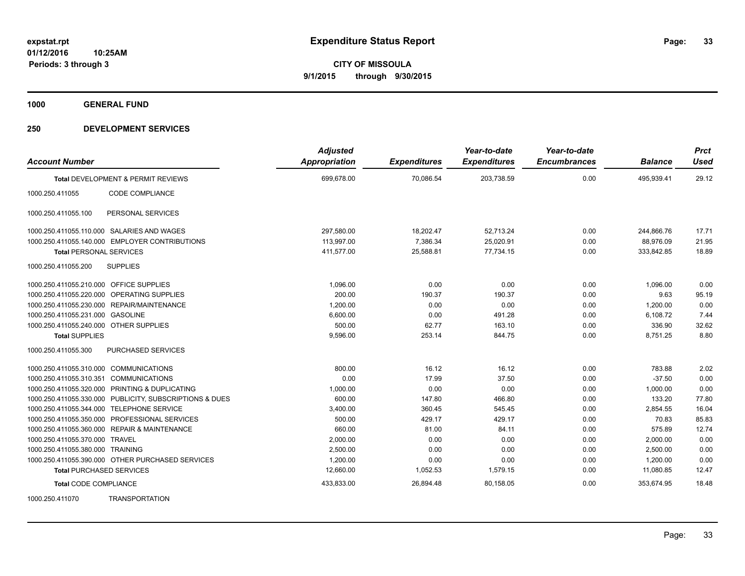**expstat.rpt**
**01/12/2016 10:25AM**
**Periods: 3 through 3**

# Expenditure Status Report

**CITY OF MISSOULA**
**9/1/2015 through 9/30/2015**

## 1000 GENERAL FUND

## 250 DEVELOPMENT SERVICES

| Account Number | | Adjusted Appropriation | Expenditures | Year-to-date Expenditures | Year-to-date Encumbrances | Balance | Prct Used |
|---|---|---|---|---|---|---|---|
| **Total** DEVELOPMENT & PERMIT REVIEWS | | 699,678.00 | 70,086.54 | 203,738.59 | 0.00 | 495,939.41 | 29.12 |
| 1000.250.411055 | CODE COMPLIANCE | | | | | | |
| 1000.250.411055.100 | PERSONAL SERVICES | | | | | | |
| 1000.250.411055.110.000 | SALARIES AND WAGES | 297,580.00 | 18,202.47 | 52,713.24 | 0.00 | 244,866.76 | 17.71 |
| 1000.250.411055.140.000 | EMPLOYER CONTRIBUTIONS | 113,997.00 | 7,386.34 | 25,020.91 | 0.00 | 88,976.09 | 21.95 |
| **Total** PERSONAL SERVICES | | 411,577.00 | 25,588.81 | 77,734.15 | 0.00 | 333,842.85 | 18.89 |
| 1000.250.411055.200 | SUPPLIES | | | | | | |
| 1000.250.411055.210.000 | OFFICE SUPPLIES | 1,096.00 | 0.00 | 0.00 | 0.00 | 1,096.00 | 0.00 |
| 1000.250.411055.220.000 | OPERATING SUPPLIES | 200.00 | 190.37 | 190.37 | 0.00 | 9.63 | 95.19 |
| 1000.250.411055.230.000 | REPAIR/MAINTENANCE | 1,200.00 | 0.00 | 0.00 | 0.00 | 1,200.00 | 0.00 |
| 1000.250.411055.231.000 | GASOLINE | 6,600.00 | 0.00 | 491.28 | 0.00 | 6,108.72 | 7.44 |
| 1000.250.411055.240.000 | OTHER SUPPLIES | 500.00 | 62.77 | 163.10 | 0.00 | 336.90 | 32.62 |
| **Total** SUPPLIES | | 9,596.00 | 253.14 | 844.75 | 0.00 | 8,751.25 | 8.80 |
| 1000.250.411055.300 | PURCHASED SERVICES | | | | | | |
| 1000.250.411055.310.000 | COMMUNICATIONS | 800.00 | 16.12 | 16.12 | 0.00 | 783.88 | 2.02 |
| 1000.250.411055.310.351 | COMMUNICATIONS | 0.00 | 17.99 | 37.50 | 0.00 | -37.50 | 0.00 |
| 1000.250.411055.320.000 | PRINTING & DUPLICATING | 1,000.00 | 0.00 | 0.00 | 0.00 | 1,000.00 | 0.00 |
| 1000.250.411055.330.000 | PUBLICITY, SUBSCRIPTIONS & DUES | 600.00 | 147.80 | 466.80 | 0.00 | 133.20 | 77.80 |
| 1000.250.411055.344.000 | TELEPHONE SERVICE | 3,400.00 | 360.45 | 545.45 | 0.00 | 2,854.55 | 16.04 |
| 1000.250.411055.350.000 | PROFESSIONAL SERVICES | 500.00 | 429.17 | 429.17 | 0.00 | 70.83 | 85.83 |
| 1000.250.411055.360.000 | REPAIR & MAINTENANCE | 660.00 | 81.00 | 84.11 | 0.00 | 575.89 | 12.74 |
| 1000.250.411055.370.000 | TRAVEL | 2,000.00 | 0.00 | 0.00 | 0.00 | 2,000.00 | 0.00 |
| 1000.250.411055.380.000 | TRAINING | 2,500.00 | 0.00 | 0.00 | 0.00 | 2,500.00 | 0.00 |
| 1000.250.411055.390.000 | OTHER PURCHASED SERVICES | 1,200.00 | 0.00 | 0.00 | 0.00 | 1,200.00 | 0.00 |
| **Total** PURCHASED SERVICES | | 12,660.00 | 1,052.53 | 1,579.15 | 0.00 | 11,080.85 | 12.47 |
| **Total** CODE COMPLIANCE | | 433,833.00 | 26,894.48 | 80,158.05 | 0.00 | 353,674.95 | 18.48 |
| 1000.250.411070 | TRANSPORTATION | | | | | | |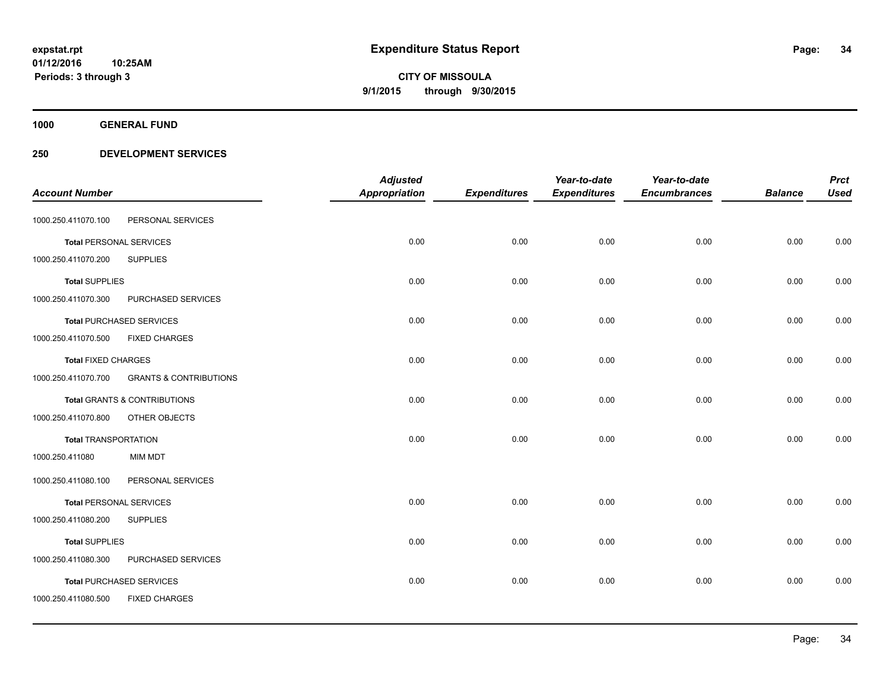**expstat.rpt**
**01/12/2016 10:25AM**
**Periods: 3 through 3**

# Expenditure Status Report

**CITY OF MISSOULA**
**9/1/2015 through 9/30/2015**

**1000 GENERAL FUND**

**250 DEVELOPMENT SERVICES**

| Account Number | | Adjusted Appropriation | Expenditures | Year-to-date Expenditures | Year-to-date Encumbrances | Balance | Prct Used |
|---|---|---|---|---|---|---|---|
| 1000.250.411070.100 | PERSONAL SERVICES | | | | | | |
| **Total** PERSONAL SERVICES | | 0.00 | 0.00 | 0.00 | 0.00 | 0.00 | 0.00 |
| 1000.250.411070.200 | SUPPLIES | | | | | | |
| **Total** SUPPLIES | | 0.00 | 0.00 | 0.00 | 0.00 | 0.00 | 0.00 |
| 1000.250.411070.300 | PURCHASED SERVICES | | | | | | |
| **Total** PURCHASED SERVICES | | 0.00 | 0.00 | 0.00 | 0.00 | 0.00 | 0.00 |
| 1000.250.411070.500 | FIXED CHARGES | | | | | | |
| **Total** FIXED CHARGES | | 0.00 | 0.00 | 0.00 | 0.00 | 0.00 | 0.00 |
| 1000.250.411070.700 | GRANTS & CONTRIBUTIONS | | | | | | |
| **Total** GRANTS & CONTRIBUTIONS | | 0.00 | 0.00 | 0.00 | 0.00 | 0.00 | 0.00 |
| 1000.250.411070.800 | OTHER OBJECTS | | | | | | |
| **Total** TRANSPORTATION | | 0.00 | 0.00 | 0.00 | 0.00 | 0.00 | 0.00 |
| 1000.250.411080 | MIM MDT | | | | | | |
| 1000.250.411080.100 | PERSONAL SERVICES | | | | | | |
| **Total** PERSONAL SERVICES | | 0.00 | 0.00 | 0.00 | 0.00 | 0.00 | 0.00 |
| 1000.250.411080.200 | SUPPLIES | | | | | | |
| **Total** SUPPLIES | | 0.00 | 0.00 | 0.00 | 0.00 | 0.00 | 0.00 |
| 1000.250.411080.300 | PURCHASED SERVICES | | | | | | |
| **Total** PURCHASED SERVICES | | 0.00 | 0.00 | 0.00 | 0.00 | 0.00 | 0.00 |
| 1000.250.411080.500 | FIXED CHARGES | | | | | | |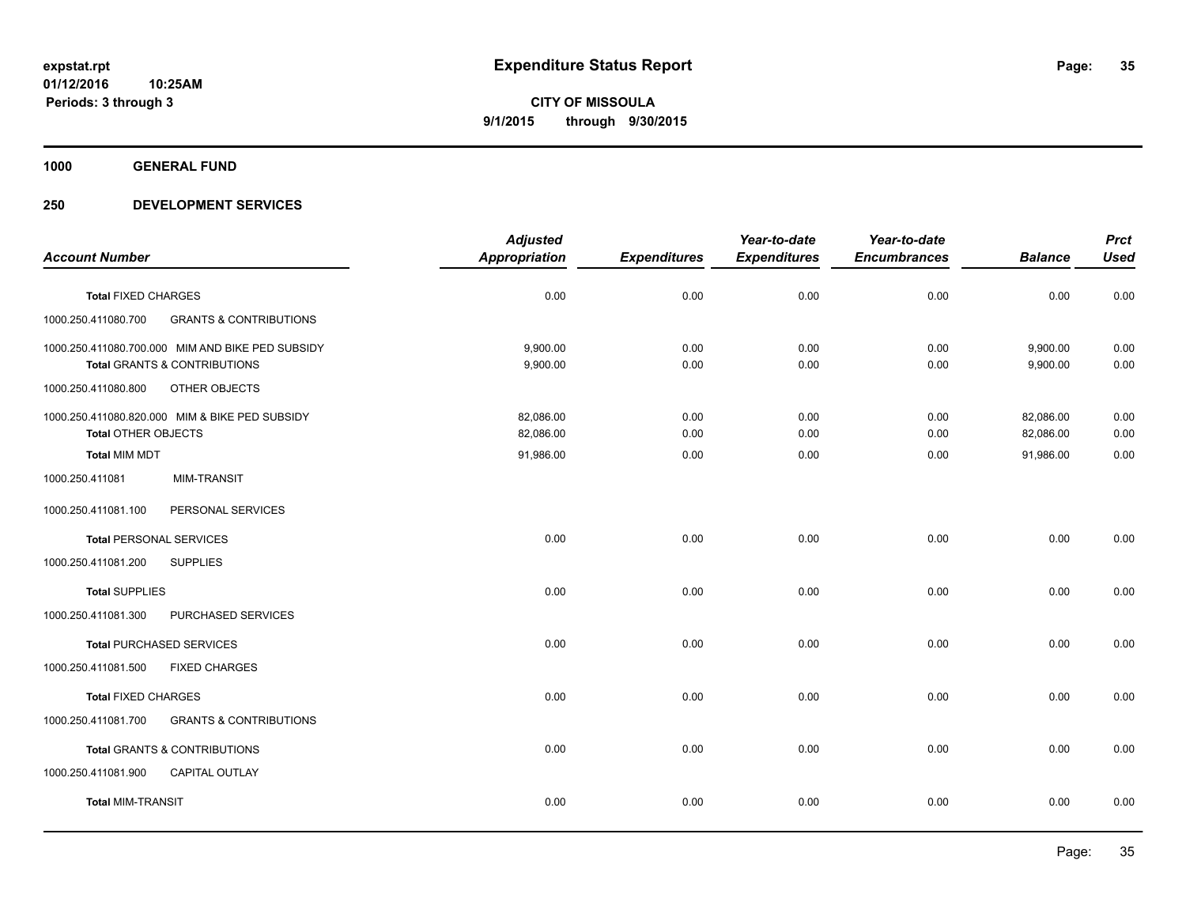# Expenditure Status Report

expstat.rpt
01/12/2016 10:25AM
Periods: 3 through 3

**CITY OF MISSOULA**
**9/1/2015 through 9/30/2015**

**1000 GENERAL FUND**

**250 DEVELOPMENT SERVICES**

| Account Number | Adjusted Appropriation | Expenditures | Year-to-date Expenditures | Year-to-date Encumbrances | Balance | Prct Used |
|---|---|---|---|---|---|---|
| **Total** FIXED CHARGES | 0.00 | 0.00 | 0.00 | 0.00 | 0.00 | 0.00 |
| 1000.250.411080.700 GRANTS & CONTRIBUTIONS | | | | | | |
| 1000.250.411080.700.000 MIM AND BIKE PED SUBSIDY | 9,900.00 | 0.00 | 0.00 | 0.00 | 9,900.00 | 0.00 |
| **Total** GRANTS & CONTRIBUTIONS | 9,900.00 | 0.00 | 0.00 | 0.00 | 9,900.00 | 0.00 |
| 1000.250.411080.800 OTHER OBJECTS | | | | | | |
| 1000.250.411080.820.000 MIM & BIKE PED SUBSIDY | 82,086.00 | 0.00 | 0.00 | 0.00 | 82,086.00 | 0.00 |
| **Total** OTHER OBJECTS | 82,086.00 | 0.00 | 0.00 | 0.00 | 82,086.00 | 0.00 |
| **Total** MIM MDT | 91,986.00 | 0.00 | 0.00 | 0.00 | 91,986.00 | 0.00 |
| 1000.250.411081 MIM-TRANSIT | | | | | | |
| 1000.250.411081.100 PERSONAL SERVICES | | | | | | |
| **Total** PERSONAL SERVICES | 0.00 | 0.00 | 0.00 | 0.00 | 0.00 | 0.00 |
| 1000.250.411081.200 SUPPLIES | | | | | | |
| **Total** SUPPLIES | 0.00 | 0.00 | 0.00 | 0.00 | 0.00 | 0.00 |
| 1000.250.411081.300 PURCHASED SERVICES | | | | | | |
| **Total** PURCHASED SERVICES | 0.00 | 0.00 | 0.00 | 0.00 | 0.00 | 0.00 |
| 1000.250.411081.500 FIXED CHARGES | | | | | | |
| **Total** FIXED CHARGES | 0.00 | 0.00 | 0.00 | 0.00 | 0.00 | 0.00 |
| 1000.250.411081.700 GRANTS & CONTRIBUTIONS | | | | | | |
| **Total** GRANTS & CONTRIBUTIONS | 0.00 | 0.00 | 0.00 | 0.00 | 0.00 | 0.00 |
| 1000.250.411081.900 CAPITAL OUTLAY | | | | | | |
| **Total** MIM-TRANSIT | 0.00 | 0.00 | 0.00 | 0.00 | 0.00 | 0.00 |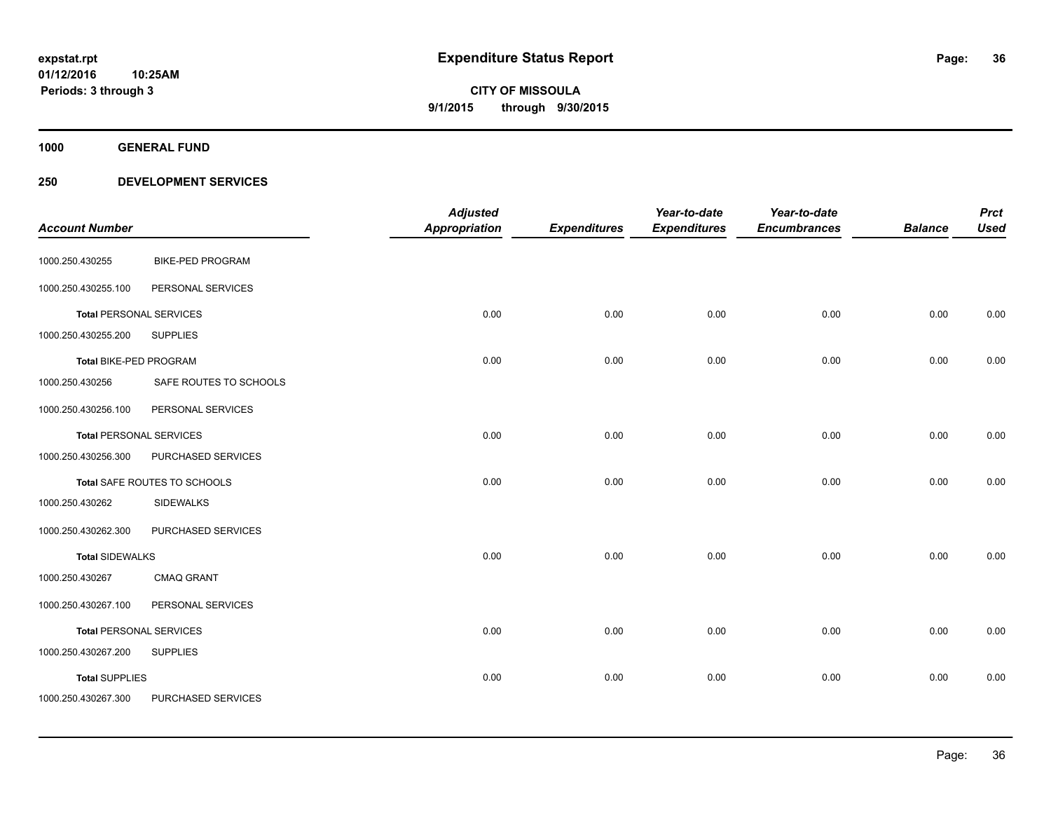**expstat.rpt**
**01/12/2016 10:25AM**
**Periods: 3 through 3**

# Expenditure Status Report

**CITY OF MISSOULA**
**9/1/2015 through 9/30/2015**

## 1000 GENERAL FUND

## 250 DEVELOPMENT SERVICES

| Account Number | | Adjusted Appropriation | Expenditures | Year-to-date Expenditures | Year-to-date Encumbrances | Balance | Prct Used |
|---|---|---|---|---|---|---|---|
| 1000.250.430255 | BIKE-PED PROGRAM | | | | | | |
| 1000.250.430255.100 | PERSONAL SERVICES | | | | | | |
| **Total** PERSONAL SERVICES | | 0.00 | 0.00 | 0.00 | 0.00 | 0.00 | 0.00 |
| 1000.250.430255.200 | SUPPLIES | | | | | | |
| **Total** BIKE-PED PROGRAM | | 0.00 | 0.00 | 0.00 | 0.00 | 0.00 | 0.00 |
| 1000.250.430256 | SAFE ROUTES TO SCHOOLS | | | | | | |
| 1000.250.430256.100 | PERSONAL SERVICES | | | | | | |
| **Total** PERSONAL SERVICES | | 0.00 | 0.00 | 0.00 | 0.00 | 0.00 | 0.00 |
| 1000.250.430256.300 | PURCHASED SERVICES | | | | | | |
| **Total** SAFE ROUTES TO SCHOOLS | | 0.00 | 0.00 | 0.00 | 0.00 | 0.00 | 0.00 |
| 1000.250.430262 | SIDEWALKS | | | | | | |
| 1000.250.430262.300 | PURCHASED SERVICES | | | | | | |
| **Total** SIDEWALKS | | 0.00 | 0.00 | 0.00 | 0.00 | 0.00 | 0.00 |
| 1000.250.430267 | CMAQ GRANT | | | | | | |
| 1000.250.430267.100 | PERSONAL SERVICES | | | | | | |
| **Total** PERSONAL SERVICES | | 0.00 | 0.00 | 0.00 | 0.00 | 0.00 | 0.00 |
| 1000.250.430267.200 | SUPPLIES | | | | | | |
| **Total** SUPPLIES | | 0.00 | 0.00 | 0.00 | 0.00 | 0.00 | 0.00 |
| 1000.250.430267.300 | PURCHASED SERVICES | | | | | | |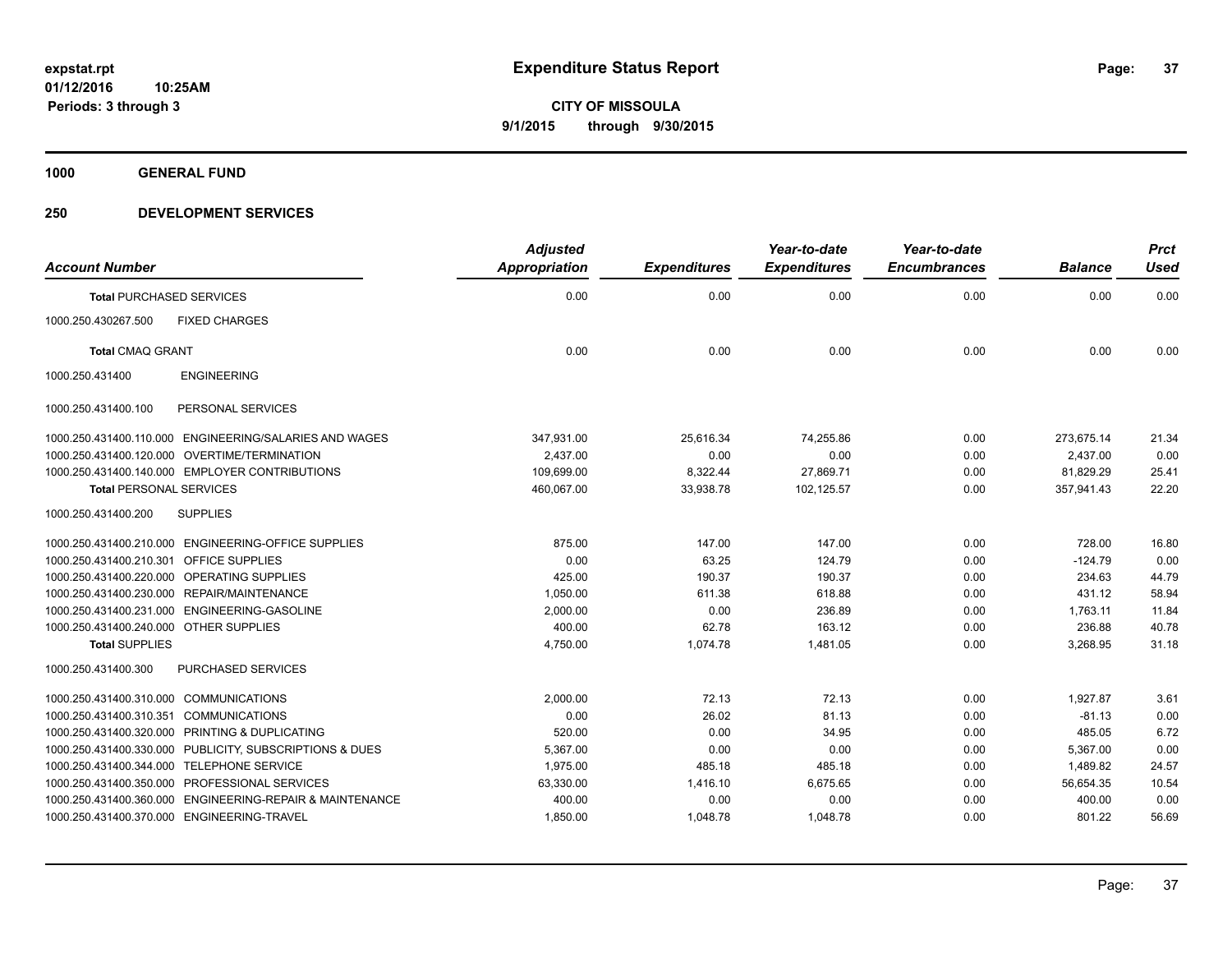# Expenditure Status Report

**CITY OF MISSOULA**

**9/1/2015 through 9/30/2015**

expstat.rpt
01/12/2016 10:25AM
Periods: 3 through 3

**1000 GENERAL FUND**

**250 DEVELOPMENT SERVICES**

| Account Number | | Adjusted Appropriation | Expenditures | Year-to-date Expenditures | Year-to-date Encumbrances | Balance | Prct Used |
|---|---|---|---|---|---|---|---|
| **Total** PURCHASED SERVICES | | 0.00 | 0.00 | 0.00 | 0.00 | 0.00 | 0.00 |
| 1000.250.430267.500 | FIXED CHARGES | | | | | | |
| **Total** CMAQ GRANT | | 0.00 | 0.00 | 0.00 | 0.00 | 0.00 | 0.00 |
| 1000.250.431400 | ENGINEERING | | | | | | |
| 1000.250.431400.100 | PERSONAL SERVICES | | | | | | |
| 1000.250.431400.110.000 | ENGINEERING/SALARIES AND WAGES | 347,931.00 | 25,616.34 | 74,255.86 | 0.00 | 273,675.14 | 21.34 |
| 1000.250.431400.120.000 | OVERTIME/TERMINATION | 2,437.00 | 0.00 | 0.00 | 0.00 | 2,437.00 | 0.00 |
| 1000.250.431400.140.000 | EMPLOYER CONTRIBUTIONS | 109,699.00 | 8,322.44 | 27,869.71 | 0.00 | 81,829.29 | 25.41 |
| **Total** PERSONAL SERVICES | | 460,067.00 | 33,938.78 | 102,125.57 | 0.00 | 357,941.43 | 22.20 |
| 1000.250.431400.200 | SUPPLIES | | | | | | |
| 1000.250.431400.210.000 | ENGINEERING-OFFICE SUPPLIES | 875.00 | 147.00 | 147.00 | 0.00 | 728.00 | 16.80 |
| 1000.250.431400.210.301 | OFFICE SUPPLIES | 0.00 | 63.25 | 124.79 | 0.00 | -124.79 | 0.00 |
| 1000.250.431400.220.000 | OPERATING SUPPLIES | 425.00 | 190.37 | 190.37 | 0.00 | 234.63 | 44.79 |
| 1000.250.431400.230.000 | REPAIR/MAINTENANCE | 1,050.00 | 611.38 | 618.88 | 0.00 | 431.12 | 58.94 |
| 1000.250.431400.231.000 | ENGINEERING-GASOLINE | 2,000.00 | 0.00 | 236.89 | 0.00 | 1,763.11 | 11.84 |
| 1000.250.431400.240.000 | OTHER SUPPLIES | 400.00 | 62.78 | 163.12 | 0.00 | 236.88 | 40.78 |
| **Total** SUPPLIES | | 4,750.00 | 1,074.78 | 1,481.05 | 0.00 | 3,268.95 | 31.18 |
| 1000.250.431400.300 | PURCHASED SERVICES | | | | | | |
| 1000.250.431400.310.000 | COMMUNICATIONS | 2,000.00 | 72.13 | 72.13 | 0.00 | 1,927.87 | 3.61 |
| 1000.250.431400.310.351 | COMMUNICATIONS | 0.00 | 26.02 | 81.13 | 0.00 | -81.13 | 0.00 |
| 1000.250.431400.320.000 | PRINTING & DUPLICATING | 520.00 | 0.00 | 34.95 | 0.00 | 485.05 | 6.72 |
| 1000.250.431400.330.000 | PUBLICITY, SUBSCRIPTIONS & DUES | 5,367.00 | 0.00 | 0.00 | 0.00 | 5,367.00 | 0.00 |
| 1000.250.431400.344.000 | TELEPHONE SERVICE | 1,975.00 | 485.18 | 485.18 | 0.00 | 1,489.82 | 24.57 |
| 1000.250.431400.350.000 | PROFESSIONAL SERVICES | 63,330.00 | 1,416.10 | 6,675.65 | 0.00 | 56,654.35 | 10.54 |
| 1000.250.431400.360.000 | ENGINEERING-REPAIR & MAINTENANCE | 400.00 | 0.00 | 0.00 | 0.00 | 400.00 | 0.00 |
| 1000.250.431400.370.000 | ENGINEERING-TRAVEL | 1,850.00 | 1,048.78 | 1,048.78 | 0.00 | 801.22 | 56.69 |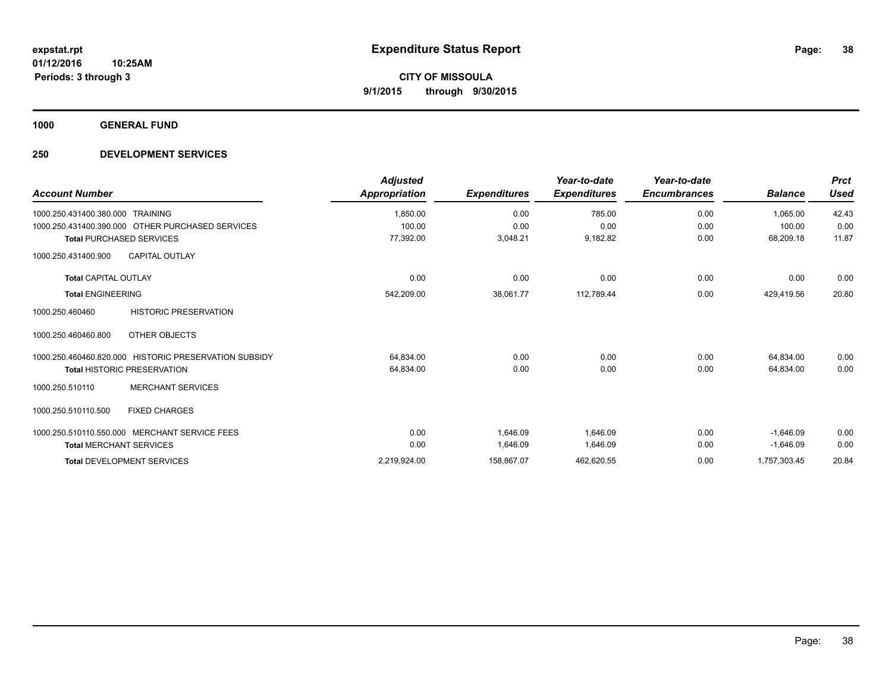**expstat.rpt**
**01/12/2016 10:25AM**
**Periods: 3 through 3**

# Expenditure Status Report

**CITY OF MISSOULA**
**9/1/2015 through 9/30/2015**

## 1000 GENERAL FUND

## 250 DEVELOPMENT SERVICES

| Account Number | | Adjusted Appropriation | Expenditures | Year-to-date Expenditures | Year-to-date Encumbrances | Balance | Prct Used |
|---|---|---|---|---|---|---|---|
| 1000.250.431400.380.000 | TRAINING | 1,850.00 | 0.00 | 785.00 | 0.00 | 1,065.00 | 42.43 |
| 1000.250.431400.390.000 | OTHER PURCHASED SERVICES | 100.00 | 0.00 | 0.00 | 0.00 | 100.00 | 0.00 |
| **Total** PURCHASED SERVICES | | 77,392.00 | 3,048.21 | 9,182.82 | 0.00 | 68,209.18 | 11.87 |
| 1000.250.431400.900 | CAPITAL OUTLAY | | | | | | |
| **Total** CAPITAL OUTLAY | | 0.00 | 0.00 | 0.00 | 0.00 | 0.00 | 0.00 |
| **Total** ENGINEERING | | 542,209.00 | 38,061.77 | 112,789.44 | 0.00 | 429,419.56 | 20.80 |
| 1000.250.460460 | HISTORIC PRESERVATION | | | | | | |
| 1000.250.460460.800 | OTHER OBJECTS | | | | | | |
| 1000.250.460460.820.000 | HISTORIC PRESERVATION SUBSIDY | 64,834.00 | 0.00 | 0.00 | 0.00 | 64,834.00 | 0.00 |
| **Total** HISTORIC PRESERVATION | | 64,834.00 | 0.00 | 0.00 | 0.00 | 64,834.00 | 0.00 |
| 1000.250.510110 | MERCHANT SERVICES | | | | | | |
| 1000.250.510110.500 | FIXED CHARGES | | | | | | |
| 1000.250.510110.550.000 | MERCHANT SERVICE FEES | 0.00 | 1,646.09 | 1,646.09 | 0.00 | -1,646.09 | 0.00 |
| **Total** MERCHANT SERVICES | | 0.00 | 1,646.09 | 1,646.09 | 0.00 | -1,646.09 | 0.00 |
| **Total** DEVELOPMENT SERVICES | | 2,219,924.00 | 158,867.07 | 462,620.55 | 0.00 | 1,757,303.45 | 20.84 |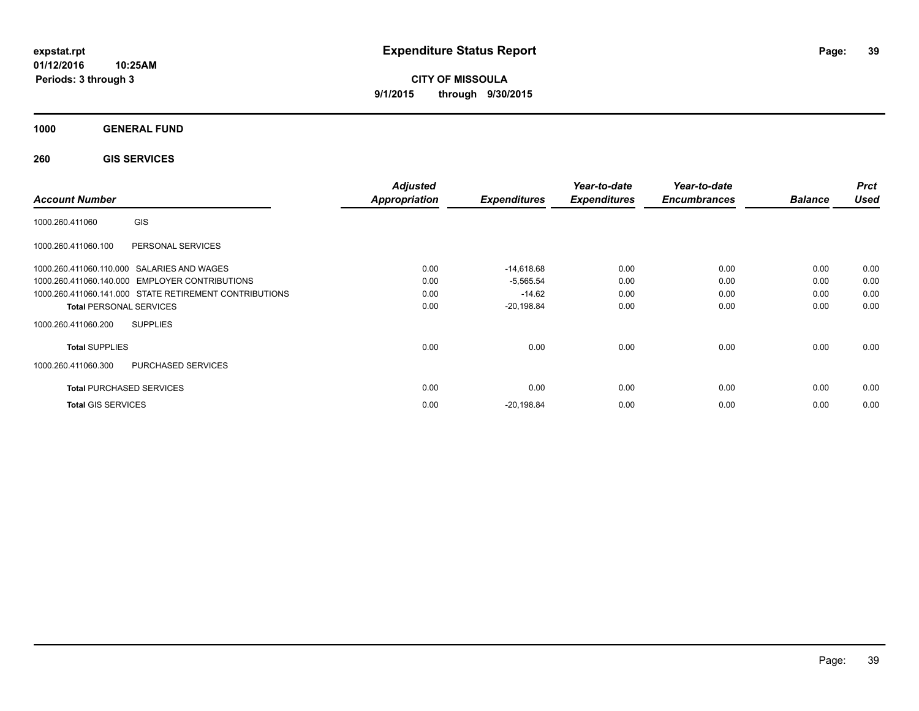**expstat.rpt**
**01/12/2016 10:25AM**
**Periods: 3 through 3**

# Expenditure Status Report

**CITY OF MISSOULA**
**9/1/2015 through 9/30/2015**

**1000 GENERAL FUND**

**260 GIS SERVICES**

| Account Number | | Adjusted Appropriation | Expenditures | Year-to-date Expenditures | Year-to-date Encumbrances | Balance | Prct Used |
|---|---|---|---|---|---|---|---|
| 1000.260.411060 | GIS | | | | | | |
| 1000.260.411060.100 | PERSONAL SERVICES | | | | | | |
| 1000.260.411060.110.000 | SALARIES AND WAGES | 0.00 | -14,618.68 | 0.00 | 0.00 | 0.00 | 0.00 |
| 1000.260.411060.140.000 | EMPLOYER CONTRIBUTIONS | 0.00 | -5,565.54 | 0.00 | 0.00 | 0.00 | 0.00 |
| 1000.260.411060.141.000 | STATE RETIREMENT CONTRIBUTIONS | 0.00 | -14.62 | 0.00 | 0.00 | 0.00 | 0.00 |
| **Total** PERSONAL SERVICES | | 0.00 | -20,198.84 | 0.00 | 0.00 | 0.00 | 0.00 |
| 1000.260.411060.200 | SUPPLIES | | | | | | |
| **Total** SUPPLIES | | 0.00 | 0.00 | 0.00 | 0.00 | 0.00 | 0.00 |
| 1000.260.411060.300 | PURCHASED SERVICES | | | | | | |
| **Total** PURCHASED SERVICES | | 0.00 | 0.00 | 0.00 | 0.00 | 0.00 | 0.00 |
| **Total** GIS SERVICES | | 0.00 | -20,198.84 | 0.00 | 0.00 | 0.00 | 0.00 |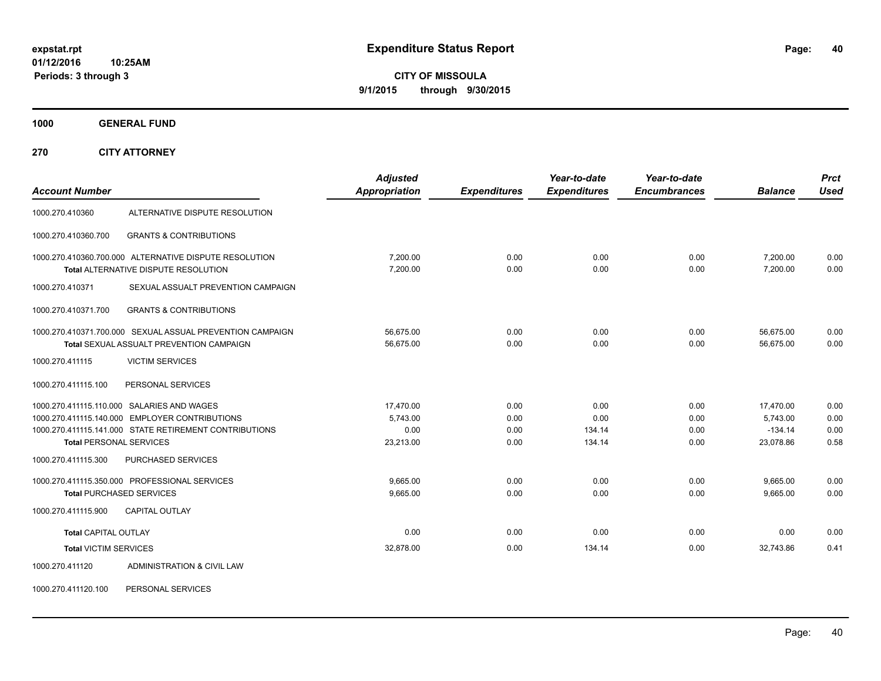**expstat.rpt**
**01/12/2016 10:25AM**
**Periods: 3 through 3**

# Expenditure Status Report

**CITY OF MISSOULA**
**9/1/2015 through 9/30/2015**

## 1000 GENERAL FUND

## 270 CITY ATTORNEY

| Account Number | | Adjusted Appropriation | Expenditures | Year-to-date Expenditures | Year-to-date Encumbrances | Balance | Prct Used |
|---|---|---|---|---|---|---|---|
| 1000.270.410360 | ALTERNATIVE DISPUTE RESOLUTION | | | | | | |
| 1000.270.410360.700 | GRANTS & CONTRIBUTIONS | | | | | | |
| 1000.270.410360.700.000 | ALTERNATIVE DISPUTE RESOLUTION | 7,200.00 | 0.00 | 0.00 | 0.00 | 7,200.00 | 0.00 |
| | Total ALTERNATIVE DISPUTE RESOLUTION | 7,200.00 | 0.00 | 0.00 | 0.00 | 7,200.00 | 0.00 |
| 1000.270.410371 | SEXUAL ASSAULT PREVENTION CAMPAIGN | | | | | | |
| 1000.270.410371.700 | GRANTS & CONTRIBUTIONS | | | | | | |
| 1000.270.410371.700.000 | SEXUAL ASSUAL PREVENTION CAMPAIGN | 56,675.00 | 0.00 | 0.00 | 0.00 | 56,675.00 | 0.00 |
| | Total SEXUAL ASSUALT PREVENTION CAMPAIGN | 56,675.00 | 0.00 | 0.00 | 0.00 | 56,675.00 | 0.00 |
| 1000.270.411115 | VICTIM SERVICES | | | | | | |
| 1000.270.411115.100 | PERSONAL SERVICES | | | | | | |
| 1000.270.411115.110.000 | SALARIES AND WAGES | 17,470.00 | 0.00 | 0.00 | 0.00 | 17,470.00 | 0.00 |
| 1000.270.411115.140.000 | EMPLOYER CONTRIBUTIONS | 5,743.00 | 0.00 | 0.00 | 0.00 | 5,743.00 | 0.00 |
| 1000.270.411115.141.000 | STATE RETIREMENT CONTRIBUTIONS | 0.00 | 0.00 | 134.14 | 0.00 | -134.14 | 0.00 |
| | Total PERSONAL SERVICES | 23,213.00 | 0.00 | 134.14 | 0.00 | 23,078.86 | 0.58 |
| 1000.270.411115.300 | PURCHASED SERVICES | | | | | | |
| 1000.270.411115.350.000 | PROFESSIONAL SERVICES | 9,665.00 | 0.00 | 0.00 | 0.00 | 9,665.00 | 0.00 |
| | Total PURCHASED SERVICES | 9,665.00 | 0.00 | 0.00 | 0.00 | 9,665.00 | 0.00 |
| 1000.270.411115.900 | CAPITAL OUTLAY | | | | | | |
| | Total CAPITAL OUTLAY | 0.00 | 0.00 | 0.00 | 0.00 | 0.00 | 0.00 |
| | Total VICTIM SERVICES | 32,878.00 | 0.00 | 134.14 | 0.00 | 32,743.86 | 0.41 |
| 1000.270.411120 | ADMINISTRATION & CIVIL LAW | | | | | | |
| 1000.270.411120.100 | PERSONAL SERVICES | | | | | | |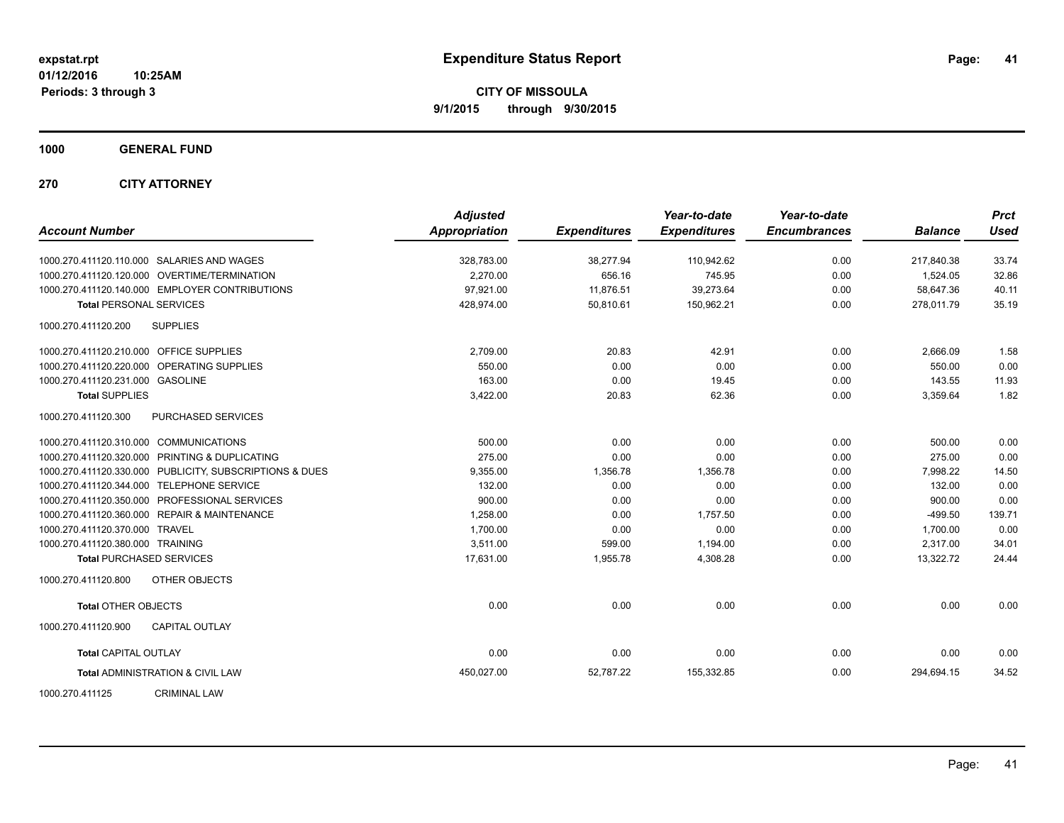expstat.rpt
01/12/2016 10:25AM
Periods: 3 through 3

# Expenditure Status Report

**CITY OF MISSOULA**
**9/1/2015 through 9/30/2015**

## 1000 GENERAL FUND

## 270 CITY ATTORNEY

| Account Number | Adjusted Appropriation | Expenditures | Year-to-date Expenditures | Year-to-date Encumbrances | Balance | Prct Used |
|---|---|---|---|---|---|---|
| 1000.270.411120.110.000 SALARIES AND WAGES | 328,783.00 | 38,277.94 | 110,942.62 | 0.00 | 217,840.38 | 33.74 |
| 1000.270.411120.120.000 OVERTIME/TERMINATION | 2,270.00 | 656.16 | 745.95 | 0.00 | 1,524.05 | 32.86 |
| 1000.270.411120.140.000 EMPLOYER CONTRIBUTIONS | 97,921.00 | 11,876.51 | 39,273.64 | 0.00 | 58,647.36 | 40.11 |
| **Total** PERSONAL SERVICES | 428,974.00 | 50,810.61 | 150,962.21 | 0.00 | 278,011.79 | 35.19 |
| 1000.270.411120.200 SUPPLIES | | | | | | |
| 1000.270.411120.210.000 OFFICE SUPPLIES | 2,709.00 | 20.83 | 42.91 | 0.00 | 2,666.09 | 1.58 |
| 1000.270.411120.220.000 OPERATING SUPPLIES | 550.00 | 0.00 | 0.00 | 0.00 | 550.00 | 0.00 |
| 1000.270.411120.231.000 GASOLINE | 163.00 | 0.00 | 19.45 | 0.00 | 143.55 | 11.93 |
| **Total** SUPPLIES | 3,422.00 | 20.83 | 62.36 | 0.00 | 3,359.64 | 1.82 |
| 1000.270.411120.300 PURCHASED SERVICES | | | | | | |
| 1000.270.411120.310.000 COMMUNICATIONS | 500.00 | 0.00 | 0.00 | 0.00 | 500.00 | 0.00 |
| 1000.270.411120.320.000 PRINTING & DUPLICATING | 275.00 | 0.00 | 0.00 | 0.00 | 275.00 | 0.00 |
| 1000.270.411120.330.000 PUBLICITY, SUBSCRIPTIONS & DUES | 9,355.00 | 1,356.78 | 1,356.78 | 0.00 | 7,998.22 | 14.50 |
| 1000.270.411120.344.000 TELEPHONE SERVICE | 132.00 | 0.00 | 0.00 | 0.00 | 132.00 | 0.00 |
| 1000.270.411120.350.000 PROFESSIONAL SERVICES | 900.00 | 0.00 | 0.00 | 0.00 | 900.00 | 0.00 |
| 1000.270.411120.360.000 REPAIR & MAINTENANCE | 1,258.00 | 0.00 | 1,757.50 | 0.00 | -499.50 | 139.71 |
| 1000.270.411120.370.000 TRAVEL | 1,700.00 | 0.00 | 0.00 | 0.00 | 1,700.00 | 0.00 |
| 1000.270.411120.380.000 TRAINING | 3,511.00 | 599.00 | 1,194.00 | 0.00 | 2,317.00 | 34.01 |
| **Total** PURCHASED SERVICES | 17,631.00 | 1,955.78 | 4,308.28 | 0.00 | 13,322.72 | 24.44 |
| 1000.270.411120.800 OTHER OBJECTS | | | | | | |
| **Total** OTHER OBJECTS | 0.00 | 0.00 | 0.00 | 0.00 | 0.00 | 0.00 |
| 1000.270.411120.900 CAPITAL OUTLAY | | | | | | |
| **Total** CAPITAL OUTLAY | 0.00 | 0.00 | 0.00 | 0.00 | 0.00 | 0.00 |
| **Total** ADMINISTRATION & CIVIL LAW | 450,027.00 | 52,787.22 | 155,332.85 | 0.00 | 294,694.15 | 34.52 |

1000.270.411125 CRIMINAL LAW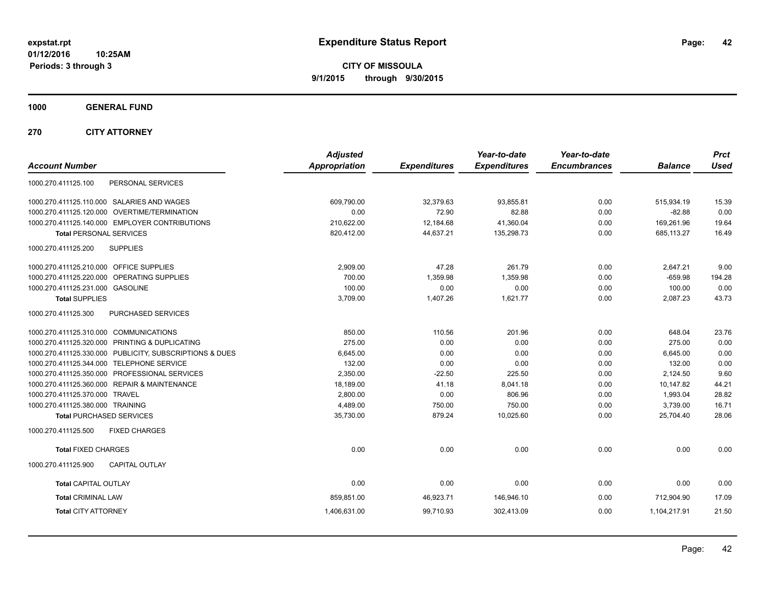# Expenditure Status Report

expstat.rpt
01/12/2016 10:25AM
Periods: 3 through 3

**CITY OF MISSOULA**
**9/1/2015 through 9/30/2015**

## 1000 GENERAL FUND

## 270 CITY ATTORNEY

| Account Number | | Adjusted Appropriation | Expenditures | Year-to-date Expenditures | Year-to-date Encumbrances | Balance | Prct Used |
|---|---|---|---|---|---|---|---|
| 1000.270.411125.100 | PERSONAL SERVICES | | | | | | |
| 1000.270.411125.110.000 | SALARIES AND WAGES | 609,790.00 | 32,379.63 | 93,855.81 | 0.00 | 515,934.19 | 15.39 |
| 1000.270.411125.120.000 | OVERTIME/TERMINATION | 0.00 | 72.90 | 82.88 | 0.00 | -82.88 | 0.00 |
| 1000.270.411125.140.000 | EMPLOYER CONTRIBUTIONS | 210,622.00 | 12,184.68 | 41,360.04 | 0.00 | 169,261.96 | 19.64 |
| **Total** PERSONAL SERVICES | | 820,412.00 | 44,637.21 | 135,298.73 | 0.00 | 685,113.27 | 16.49 |
| 1000.270.411125.200 | SUPPLIES | | | | | | |
| 1000.270.411125.210.000 | OFFICE SUPPLIES | 2,909.00 | 47.28 | 261.79 | 0.00 | 2,647.21 | 9.00 |
| 1000.270.411125.220.000 | OPERATING SUPPLIES | 700.00 | 1,359.98 | 1,359.98 | 0.00 | -659.98 | 194.28 |
| 1000.270.411125.231.000 | GASOLINE | 100.00 | 0.00 | 0.00 | 0.00 | 100.00 | 0.00 |
| **Total** SUPPLIES | | 3,709.00 | 1,407.26 | 1,621.77 | 0.00 | 2,087.23 | 43.73 |
| 1000.270.411125.300 | PURCHASED SERVICES | | | | | | |
| 1000.270.411125.310.000 | COMMUNICATIONS | 850.00 | 110.56 | 201.96 | 0.00 | 648.04 | 23.76 |
| 1000.270.411125.320.000 | PRINTING & DUPLICATING | 275.00 | 0.00 | 0.00 | 0.00 | 275.00 | 0.00 |
| 1000.270.411125.330.000 | PUBLICITY, SUBSCRIPTIONS & DUES | 6,645.00 | 0.00 | 0.00 | 0.00 | 6,645.00 | 0.00 |
| 1000.270.411125.344.000 | TELEPHONE SERVICE | 132.00 | 0.00 | 0.00 | 0.00 | 132.00 | 0.00 |
| 1000.270.411125.350.000 | PROFESSIONAL SERVICES | 2,350.00 | -22.50 | 225.50 | 0.00 | 2,124.50 | 9.60 |
| 1000.270.411125.360.000 | REPAIR & MAINTENANCE | 18,189.00 | 41.18 | 8,041.18 | 0.00 | 10,147.82 | 44.21 |
| 1000.270.411125.370.000 | TRAVEL | 2,800.00 | 0.00 | 806.96 | 0.00 | 1,993.04 | 28.82 |
| 1000.270.411125.380.000 | TRAINING | 4,489.00 | 750.00 | 750.00 | 0.00 | 3,739.00 | 16.71 |
| **Total** PURCHASED SERVICES | | 35,730.00 | 879.24 | 10,025.60 | 0.00 | 25,704.40 | 28.06 |
| 1000.270.411125.500 | FIXED CHARGES | | | | | | |
| **Total** FIXED CHARGES | | 0.00 | 0.00 | 0.00 | 0.00 | 0.00 | 0.00 |
| 1000.270.411125.900 | CAPITAL OUTLAY | | | | | | |
| **Total** CAPITAL OUTLAY | | 0.00 | 0.00 | 0.00 | 0.00 | 0.00 | 0.00 |
| **Total** CRIMINAL LAW | | 859,851.00 | 46,923.71 | 146,946.10 | 0.00 | 712,904.90 | 17.09 |
| **Total** CITY ATTORNEY | | 1,406,631.00 | 99,710.93 | 302,413.09 | 0.00 | 1,104,217.91 | 21.50 |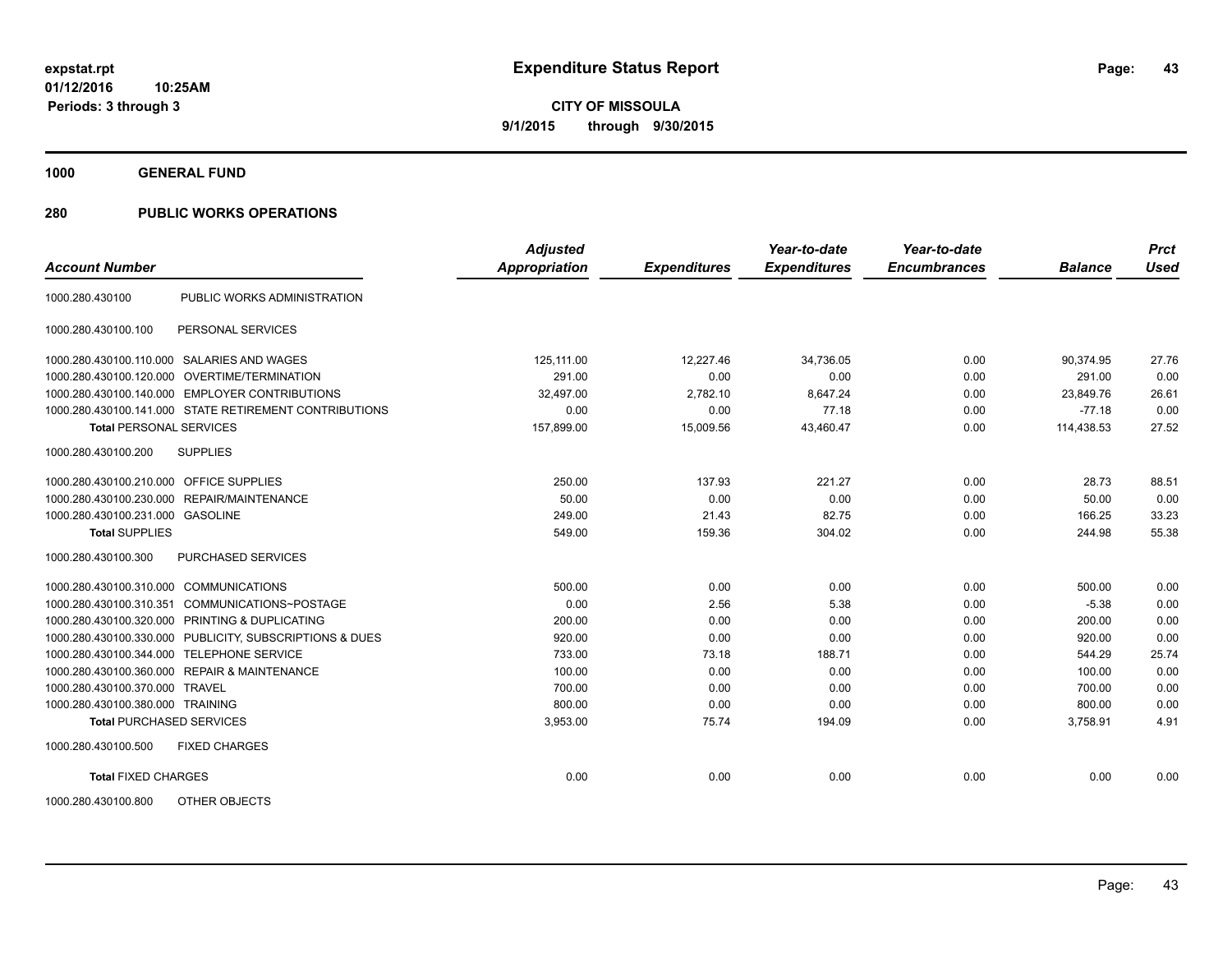# Expenditure Status Report

expstat.rpt
01/12/2016 10:25AM
Periods: 3 through 3

**CITY OF MISSOULA**
**9/1/2015 through 9/30/2015**

## 1000 GENERAL FUND

## 280 PUBLIC WORKS OPERATIONS

| Account Number | | Adjusted Appropriation | Expenditures | Year-to-date Expenditures | Year-to-date Encumbrances | Balance | Prct Used |
|---|---|---|---|---|---|---|---|
| 1000.280.430100 | PUBLIC WORKS ADMINISTRATION | | | | | | |
| 1000.280.430100.100 | PERSONAL SERVICES | | | | | | |
| 1000.280.430100.110.000 | SALARIES AND WAGES | 125,111.00 | 12,227.46 | 34,736.05 | 0.00 | 90,374.95 | 27.76 |
| 1000.280.430100.120.000 | OVERTIME/TERMINATION | 291.00 | 0.00 | 0.00 | 0.00 | 291.00 | 0.00 |
| 1000.280.430100.140.000 | EMPLOYER CONTRIBUTIONS | 32,497.00 | 2,782.10 | 8,647.24 | 0.00 | 23,849.76 | 26.61 |
| 1000.280.430100.141.000 | STATE RETIREMENT CONTRIBUTIONS | 0.00 | 0.00 | 77.18 | 0.00 | -77.18 | 0.00 |
| **Total** PERSONAL SERVICES | | 157,899.00 | 15,009.56 | 43,460.47 | 0.00 | 114,438.53 | 27.52 |
| 1000.280.430100.200 | SUPPLIES | | | | | | |
| 1000.280.430100.210.000 | OFFICE SUPPLIES | 250.00 | 137.93 | 221.27 | 0.00 | 28.73 | 88.51 |
| 1000.280.430100.230.000 | REPAIR/MAINTENANCE | 50.00 | 0.00 | 0.00 | 0.00 | 50.00 | 0.00 |
| 1000.280.430100.231.000 | GASOLINE | 249.00 | 21.43 | 82.75 | 0.00 | 166.25 | 33.23 |
| **Total** SUPPLIES | | 549.00 | 159.36 | 304.02 | 0.00 | 244.98 | 55.38 |
| 1000.280.430100.300 | PURCHASED SERVICES | | | | | | |
| 1000.280.430100.310.000 | COMMUNICATIONS | 500.00 | 0.00 | 0.00 | 0.00 | 500.00 | 0.00 |
| 1000.280.430100.310.351 | COMMUNICATIONS~POSTAGE | 0.00 | 2.56 | 5.38 | 0.00 | -5.38 | 0.00 |
| 1000.280.430100.320.000 | PRINTING & DUPLICATING | 200.00 | 0.00 | 0.00 | 0.00 | 200.00 | 0.00 |
| 1000.280.430100.330.000 | PUBLICITY, SUBSCRIPTIONS & DUES | 920.00 | 0.00 | 0.00 | 0.00 | 920.00 | 0.00 |
| 1000.280.430100.344.000 | TELEPHONE SERVICE | 733.00 | 73.18 | 188.71 | 0.00 | 544.29 | 25.74 |
| 1000.280.430100.360.000 | REPAIR & MAINTENANCE | 100.00 | 0.00 | 0.00 | 0.00 | 100.00 | 0.00 |
| 1000.280.430100.370.000 | TRAVEL | 700.00 | 0.00 | 0.00 | 0.00 | 700.00 | 0.00 |
| 1000.280.430100.380.000 | TRAINING | 800.00 | 0.00 | 0.00 | 0.00 | 800.00 | 0.00 |
| **Total** PURCHASED SERVICES | | 3,953.00 | 75.74 | 194.09 | 0.00 | 3,758.91 | 4.91 |
| 1000.280.430100.500 | FIXED CHARGES | | | | | | |
| **Total** FIXED CHARGES | | 0.00 | 0.00 | 0.00 | 0.00 | 0.00 | 0.00 |
| 1000.280.430100.800 | OTHER OBJECTS | | | | | | |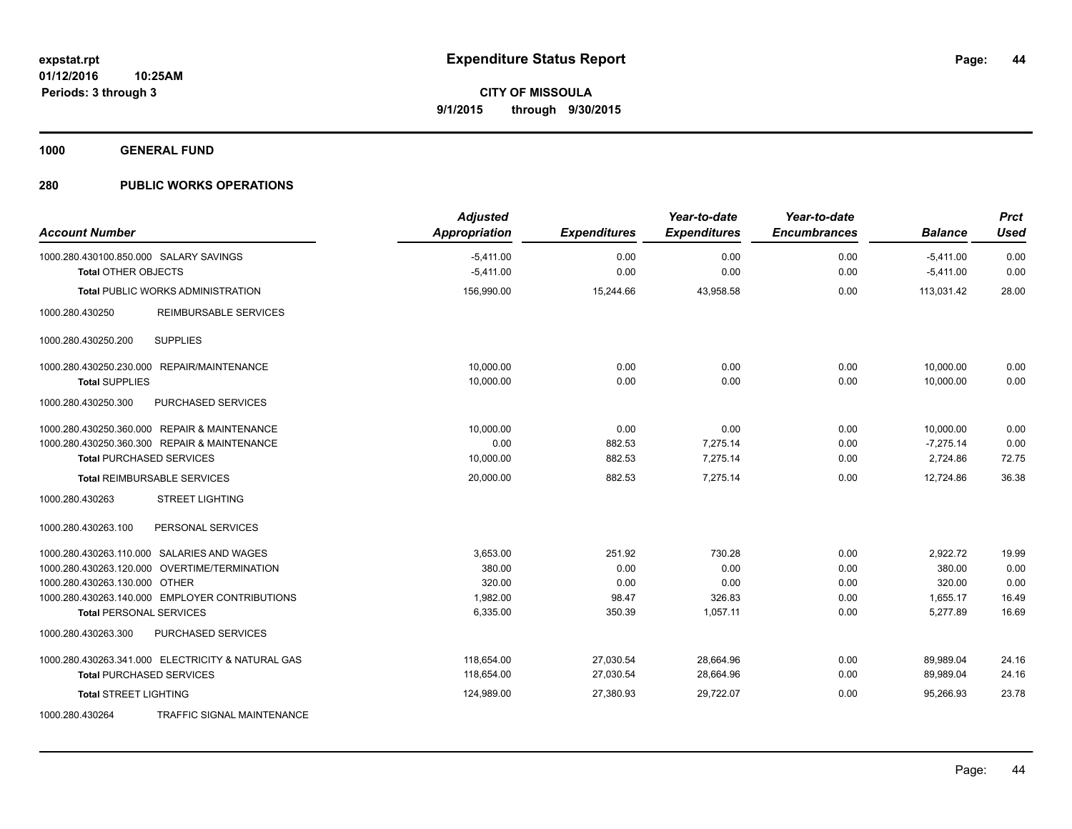**expstat.rpt**
**01/12/2016 10:25AM**
**Periods: 3 through 3**

# Expenditure Status Report

**CITY OF MISSOULA**
**9/1/2015 through 9/30/2015**

## 1000 GENERAL FUND

## 280 PUBLIC WORKS OPERATIONS

| Account Number | Adjusted Appropriation | Expenditures | Year-to-date Expenditures | Year-to-date Encumbrances | Balance | Prct Used |
|---|---|---|---|---|---|---|
| 1000.280.430100.850.000 SALARY SAVINGS | -5,411.00 | 0.00 | 0.00 | 0.00 | -5,411.00 | 0.00 |
| **Total** OTHER OBJECTS | -5,411.00 | 0.00 | 0.00 | 0.00 | -5,411.00 | 0.00 |
| **Total** PUBLIC WORKS ADMINISTRATION | 156,990.00 | 15,244.66 | 43,958.58 | 0.00 | 113,031.42 | 28.00 |
| 1000.280.430250 REIMBURSABLE SERVICES | | | | | | |
| 1000.280.430250.200 SUPPLIES | | | | | | |
| 1000.280.430250.230.000 REPAIR/MAINTENANCE | 10,000.00 | 0.00 | 0.00 | 0.00 | 10,000.00 | 0.00 |
| **Total** SUPPLIES | 10,000.00 | 0.00 | 0.00 | 0.00 | 10,000.00 | 0.00 |
| 1000.280.430250.300 PURCHASED SERVICES | | | | | | |
| 1000.280.430250.360.000 REPAIR & MAINTENANCE | 10,000.00 | 0.00 | 0.00 | 0.00 | 10,000.00 | 0.00 |
| 1000.280.430250.360.300 REPAIR & MAINTENANCE | 0.00 | 882.53 | 7,275.14 | 0.00 | -7,275.14 | 0.00 |
| **Total** PURCHASED SERVICES | 10,000.00 | 882.53 | 7,275.14 | 0.00 | 2,724.86 | 72.75 |
| **Total** REIMBURSABLE SERVICES | 20,000.00 | 882.53 | 7,275.14 | 0.00 | 12,724.86 | 36.38 |
| 1000.280.430263 STREET LIGHTING | | | | | | |
| 1000.280.430263.100 PERSONAL SERVICES | | | | | | |
| 1000.280.430263.110.000 SALARIES AND WAGES | 3,653.00 | 251.92 | 730.28 | 0.00 | 2,922.72 | 19.99 |
| 1000.280.430263.120.000 OVERTIME/TERMINATION | 380.00 | 0.00 | 0.00 | 0.00 | 380.00 | 0.00 |
| 1000.280.430263.130.000 OTHER | 320.00 | 0.00 | 0.00 | 0.00 | 320.00 | 0.00 |
| 1000.280.430263.140.000 EMPLOYER CONTRIBUTIONS | 1,982.00 | 98.47 | 326.83 | 0.00 | 1,655.17 | 16.49 |
| **Total** PERSONAL SERVICES | 6,335.00 | 350.39 | 1,057.11 | 0.00 | 5,277.89 | 16.69 |
| 1000.280.430263.300 PURCHASED SERVICES | | | | | | |
| 1000.280.430263.341.000 ELECTRICITY & NATURAL GAS | 118,654.00 | 27,030.54 | 28,664.96 | 0.00 | 89,989.04 | 24.16 |
| **Total** PURCHASED SERVICES | 118,654.00 | 27,030.54 | 28,664.96 | 0.00 | 89,989.04 | 24.16 |
| **Total** STREET LIGHTING | 124,989.00 | 27,380.93 | 29,722.07 | 0.00 | 95,266.93 | 23.78 |
| 1000.280.430264 TRAFFIC SIGNAL MAINTENANCE | | | | | | |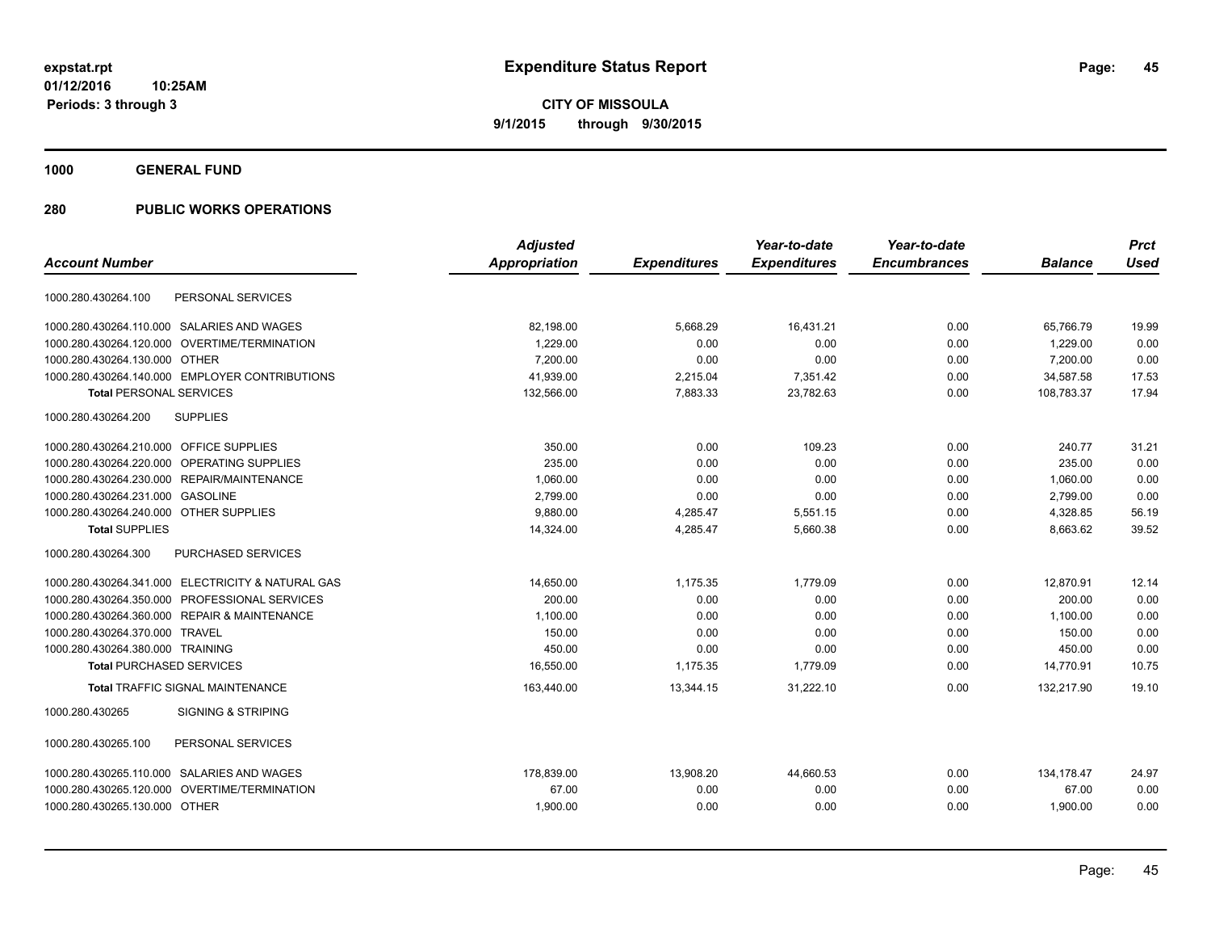**expstat.rpt**
**01/12/2016 10:25AM**
**Periods: 3 through 3**

# Expenditure Status Report

**CITY OF MISSOULA**
**9/1/2015 through 9/30/2015**

## 1000 GENERAL FUND

## 280 PUBLIC WORKS OPERATIONS

| Account Number | | Adjusted Appropriation | Expenditures | Year-to-date Expenditures | Year-to-date Encumbrances | Balance | Prct Used |
|---|---|---|---|---|---|---|---|
| 1000.280.430264.100 | PERSONAL SERVICES | | | | | | |
| 1000.280.430264.110.000 | SALARIES AND WAGES | 82,198.00 | 5,668.29 | 16,431.21 | 0.00 | 65,766.79 | 19.99 |
| 1000.280.430264.120.000 | OVERTIME/TERMINATION | 1,229.00 | 0.00 | 0.00 | 0.00 | 1,229.00 | 0.00 |
| 1000.280.430264.130.000 | OTHER | 7,200.00 | 0.00 | 0.00 | 0.00 | 7,200.00 | 0.00 |
| 1000.280.430264.140.000 | EMPLOYER CONTRIBUTIONS | 41,939.00 | 2,215.04 | 7,351.42 | 0.00 | 34,587.58 | 17.53 |
| **Total PERSONAL SERVICES** | | 132,566.00 | 7,883.33 | 23,782.63 | 0.00 | 108,783.37 | 17.94 |
| 1000.280.430264.200 | SUPPLIES | | | | | | |
| 1000.280.430264.210.000 | OFFICE SUPPLIES | 350.00 | 0.00 | 109.23 | 0.00 | 240.77 | 31.21 |
| 1000.280.430264.220.000 | OPERATING SUPPLIES | 235.00 | 0.00 | 0.00 | 0.00 | 235.00 | 0.00 |
| 1000.280.430264.230.000 | REPAIR/MAINTENANCE | 1,060.00 | 0.00 | 0.00 | 0.00 | 1,060.00 | 0.00 |
| 1000.280.430264.231.000 | GASOLINE | 2,799.00 | 0.00 | 0.00 | 0.00 | 2,799.00 | 0.00 |
| 1000.280.430264.240.000 | OTHER SUPPLIES | 9,880.00 | 4,285.47 | 5,551.15 | 0.00 | 4,328.85 | 56.19 |
| **Total SUPPLIES** | | 14,324.00 | 4,285.47 | 5,660.38 | 0.00 | 8,663.62 | 39.52 |
| 1000.280.430264.300 | PURCHASED SERVICES | | | | | | |
| 1000.280.430264.341.000 | ELECTRICITY & NATURAL GAS | 14,650.00 | 1,175.35 | 1,779.09 | 0.00 | 12,870.91 | 12.14 |
| 1000.280.430264.350.000 | PROFESSIONAL SERVICES | 200.00 | 0.00 | 0.00 | 0.00 | 200.00 | 0.00 |
| 1000.280.430264.360.000 | REPAIR & MAINTENANCE | 1,100.00 | 0.00 | 0.00 | 0.00 | 1,100.00 | 0.00 |
| 1000.280.430264.370.000 | TRAVEL | 150.00 | 0.00 | 0.00 | 0.00 | 150.00 | 0.00 |
| 1000.280.430264.380.000 | TRAINING | 450.00 | 0.00 | 0.00 | 0.00 | 450.00 | 0.00 |
| **Total PURCHASED SERVICES** | | 16,550.00 | 1,175.35 | 1,779.09 | 0.00 | 14,770.91 | 10.75 |
| **Total TRAFFIC SIGNAL MAINTENANCE** | | 163,440.00 | 13,344.15 | 31,222.10 | 0.00 | 132,217.90 | 19.10 |
| 1000.280.430265 | SIGNING & STRIPING | | | | | | |
| 1000.280.430265.100 | PERSONAL SERVICES | | | | | | |
| 1000.280.430265.110.000 | SALARIES AND WAGES | 178,839.00 | 13,908.20 | 44,660.53 | 0.00 | 134,178.47 | 24.97 |
| 1000.280.430265.120.000 | OVERTIME/TERMINATION | 67.00 | 0.00 | 0.00 | 0.00 | 67.00 | 0.00 |
| 1000.280.430265.130.000 | OTHER | 1,900.00 | 0.00 | 0.00 | 0.00 | 1,900.00 | 0.00 |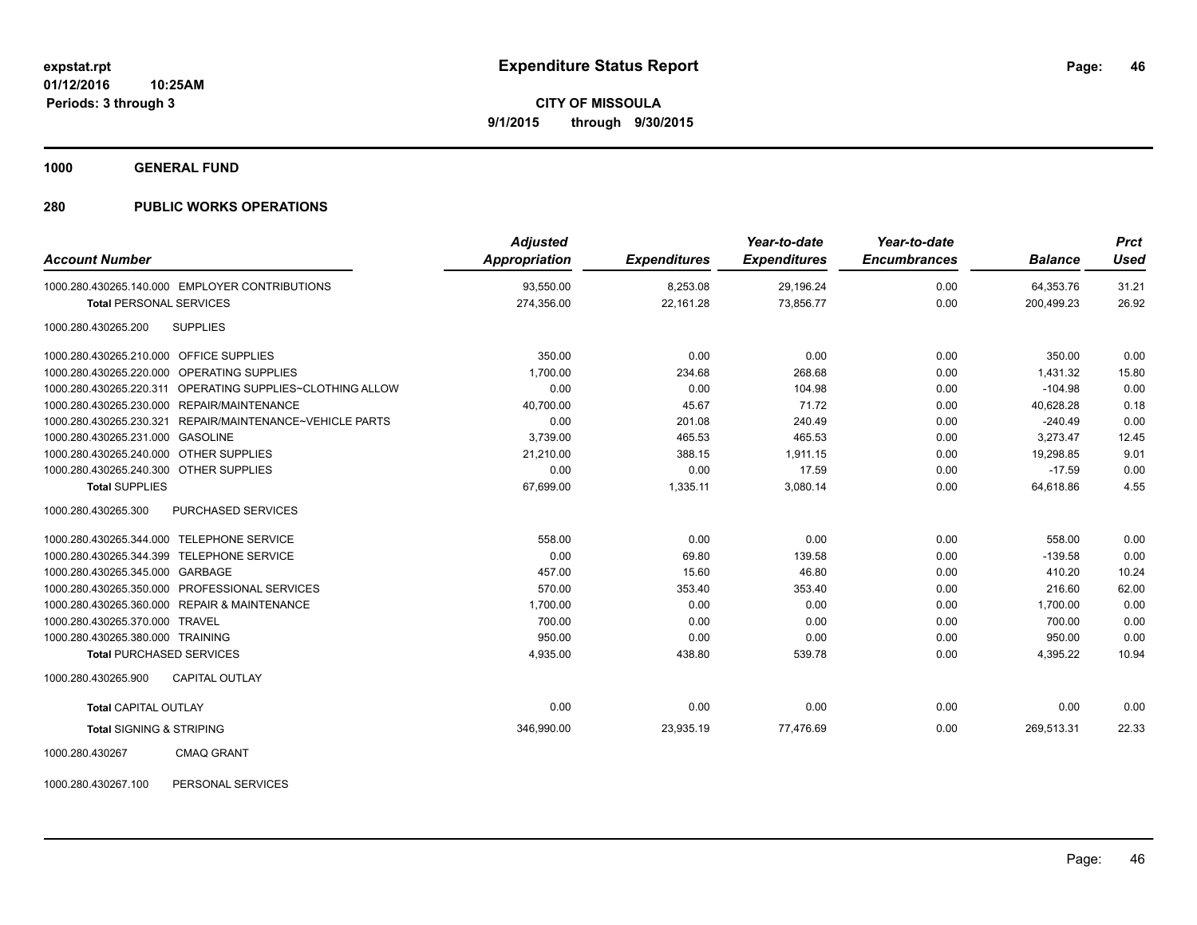# Expenditure Status Report

**CITY OF MISSOULA**
**9/1/2015 through 9/30/2015**

expstat.rpt
01/12/2016 10:25AM
Periods: 3 through 3

## 1000 GENERAL FUND

## 280 PUBLIC WORKS OPERATIONS

| Account Number | Adjusted Appropriation | Expenditures | Year-to-date Expenditures | Year-to-date Encumbrances | Balance | Prct Used |
|---|---|---|---|---|---|---|
| 1000.280.430265.140.000 EMPLOYER CONTRIBUTIONS | 93,550.00 | 8,253.08 | 29,196.24 | 0.00 | 64,353.76 | 31.21 |
| **Total** PERSONAL SERVICES | 274,356.00 | 22,161.28 | 73,856.77 | 0.00 | 200,499.23 | 26.92 |
| 1000.280.430265.200 SUPPLIES | | | | | | |
| 1000.280.430265.210.000 OFFICE SUPPLIES | 350.00 | 0.00 | 0.00 | 0.00 | 350.00 | 0.00 |
| 1000.280.430265.220.000 OPERATING SUPPLIES | 1,700.00 | 234.68 | 268.68 | 0.00 | 1,431.32 | 15.80 |
| 1000.280.430265.220.311 OPERATING SUPPLIES~CLOTHING ALLOW | 0.00 | 0.00 | 104.98 | 0.00 | -104.98 | 0.00 |
| 1000.280.430265.230.000 REPAIR/MAINTENANCE | 40,700.00 | 45.67 | 71.72 | 0.00 | 40,628.28 | 0.18 |
| 1000.280.430265.230.321 REPAIR/MAINTENANCE~VEHICLE PARTS | 0.00 | 201.08 | 240.49 | 0.00 | -240.49 | 0.00 |
| 1000.280.430265.231.000 GASOLINE | 3,739.00 | 465.53 | 465.53 | 0.00 | 3,273.47 | 12.45 |
| 1000.280.430265.240.000 OTHER SUPPLIES | 21,210.00 | 388.15 | 1,911.15 | 0.00 | 19,298.85 | 9.01 |
| 1000.280.430265.240.300 OTHER SUPPLIES | 0.00 | 0.00 | 17.59 | 0.00 | -17.59 | 0.00 |
| **Total** SUPPLIES | 67,699.00 | 1,335.11 | 3,080.14 | 0.00 | 64,618.86 | 4.55 |
| 1000.280.430265.300 PURCHASED SERVICES | | | | | | |
| 1000.280.430265.344.000 TELEPHONE SERVICE | 558.00 | 0.00 | 0.00 | 0.00 | 558.00 | 0.00 |
| 1000.280.430265.344.399 TELEPHONE SERVICE | 0.00 | 69.80 | 139.58 | 0.00 | -139.58 | 0.00 |
| 1000.280.430265.345.000 GARBAGE | 457.00 | 15.60 | 46.80 | 0.00 | 410.20 | 10.24 |
| 1000.280.430265.350.000 PROFESSIONAL SERVICES | 570.00 | 353.40 | 353.40 | 0.00 | 216.60 | 62.00 |
| 1000.280.430265.360.000 REPAIR & MAINTENANCE | 1,700.00 | 0.00 | 0.00 | 0.00 | 1,700.00 | 0.00 |
| 1000.280.430265.370.000 TRAVEL | 700.00 | 0.00 | 0.00 | 0.00 | 700.00 | 0.00 |
| 1000.280.430265.380.000 TRAINING | 950.00 | 0.00 | 0.00 | 0.00 | 950.00 | 0.00 |
| **Total** PURCHASED SERVICES | 4,935.00 | 438.80 | 539.78 | 0.00 | 4,395.22 | 10.94 |
| 1000.280.430265.900 CAPITAL OUTLAY | | | | | | |
| **Total** CAPITAL OUTLAY | 0.00 | 0.00 | 0.00 | 0.00 | 0.00 | 0.00 |
| **Total** SIGNING & STRIPING | 346,990.00 | 23,935.19 | 77,476.69 | 0.00 | 269,513.31 | 22.33 |
| 1000.280.430267 CMAQ GRANT | | | | | | |
| 1000.280.430267.100 PERSONAL SERVICES | | | | | | |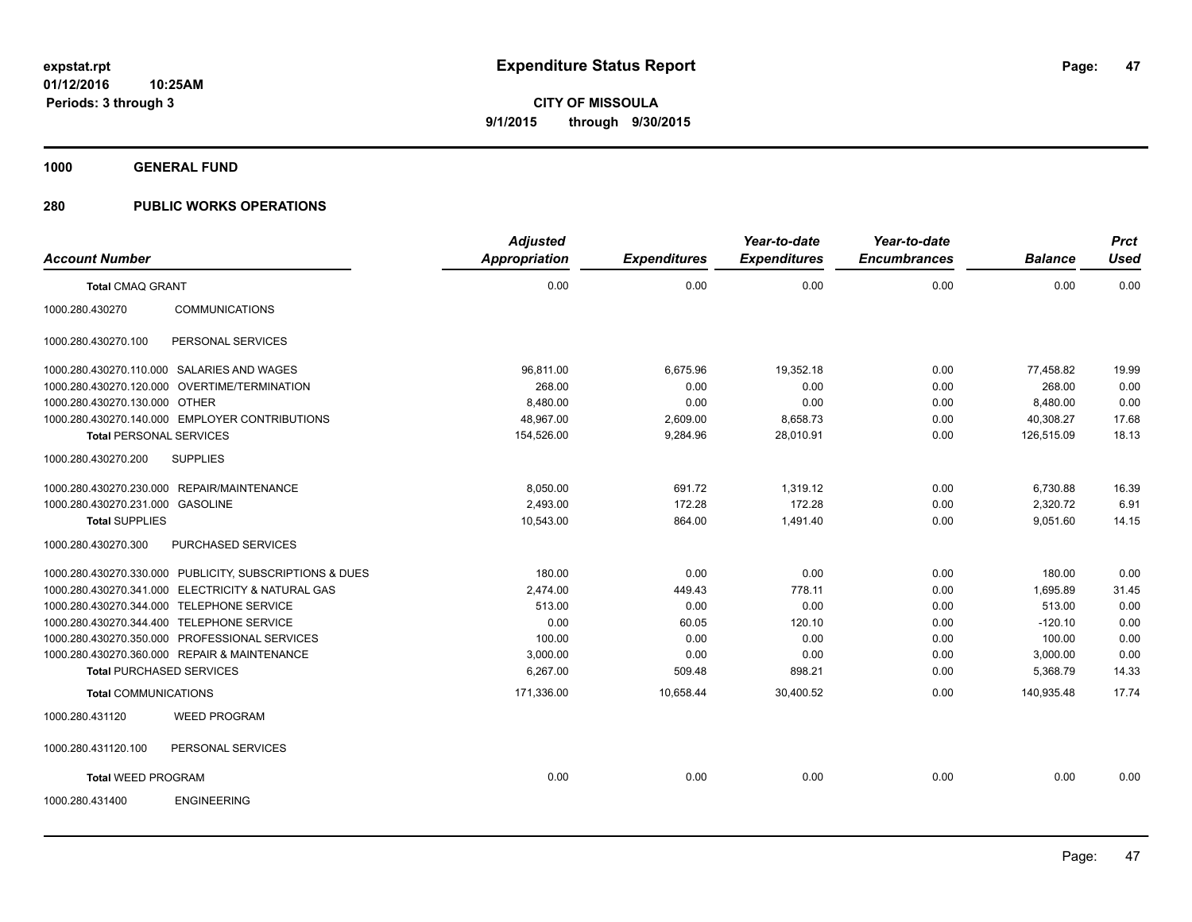# Expenditure Status Report

expstat.rpt
01/12/2016 10:25AM
Periods: 3 through 3

**CITY OF MISSOULA**
**9/1/2015 through 9/30/2015**

**1000 GENERAL FUND**

**280 PUBLIC WORKS OPERATIONS**

| Account Number | | Adjusted Appropriation | Expenditures | Year-to-date Expenditures | Year-to-date Encumbrances | Balance | Prct Used |
|---|---|---|---|---|---|---|---|
| **Total CMAQ GRANT** | | 0.00 | 0.00 | 0.00 | 0.00 | 0.00 | 0.00 |
| 1000.280.430270 | COMMUNICATIONS | | | | | | |
| 1000.280.430270.100 | PERSONAL SERVICES | | | | | | |
| 1000.280.430270.110.000 | SALARIES AND WAGES | 96,811.00 | 6,675.96 | 19,352.18 | 0.00 | 77,458.82 | 19.99 |
| 1000.280.430270.120.000 | OVERTIME/TERMINATION | 268.00 | 0.00 | 0.00 | 0.00 | 268.00 | 0.00 |
| 1000.280.430270.130.000 | OTHER | 8,480.00 | 0.00 | 0.00 | 0.00 | 8,480.00 | 0.00 |
| 1000.280.430270.140.000 | EMPLOYER CONTRIBUTIONS | 48,967.00 | 2,609.00 | 8,658.73 | 0.00 | 40,308.27 | 17.68 |
| **Total PERSONAL SERVICES** | | 154,526.00 | 9,284.96 | 28,010.91 | 0.00 | 126,515.09 | 18.13 |
| 1000.280.430270.200 | SUPPLIES | | | | | | |
| 1000.280.430270.230.000 | REPAIR/MAINTENANCE | 8,050.00 | 691.72 | 1,319.12 | 0.00 | 6,730.88 | 16.39 |
| 1000.280.430270.231.000 | GASOLINE | 2,493.00 | 172.28 | 172.28 | 0.00 | 2,320.72 | 6.91 |
| **Total SUPPLIES** | | 10,543.00 | 864.00 | 1,491.40 | 0.00 | 9,051.60 | 14.15 |
| 1000.280.430270.300 | PURCHASED SERVICES | | | | | | |
| 1000.280.430270.330.000 | PUBLICITY, SUBSCRIPTIONS & DUES | 180.00 | 0.00 | 0.00 | 0.00 | 180.00 | 0.00 |
| 1000.280.430270.341.000 | ELECTRICITY & NATURAL GAS | 2,474.00 | 449.43 | 778.11 | 0.00 | 1,695.89 | 31.45 |
| 1000.280.430270.344.000 | TELEPHONE SERVICE | 513.00 | 0.00 | 0.00 | 0.00 | 513.00 | 0.00 |
| 1000.280.430270.344.400 | TELEPHONE SERVICE | 0.00 | 60.05 | 120.10 | 0.00 | -120.10 | 0.00 |
| 1000.280.430270.350.000 | PROFESSIONAL SERVICES | 100.00 | 0.00 | 0.00 | 0.00 | 100.00 | 0.00 |
| 1000.280.430270.360.000 | REPAIR & MAINTENANCE | 3,000.00 | 0.00 | 0.00 | 0.00 | 3,000.00 | 0.00 |
| **Total PURCHASED SERVICES** | | 6,267.00 | 509.48 | 898.21 | 0.00 | 5,368.79 | 14.33 |
| **Total COMMUNICATIONS** | | 171,336.00 | 10,658.44 | 30,400.52 | 0.00 | 140,935.48 | 17.74 |
| 1000.280.431120 | WEED PROGRAM | | | | | | |
| 1000.280.431120.100 | PERSONAL SERVICES | | | | | | |
| **Total WEED PROGRAM** | | 0.00 | 0.00 | 0.00 | 0.00 | 0.00 | 0.00 |
| 1000.280.431400 | ENGINEERING | | | | | | |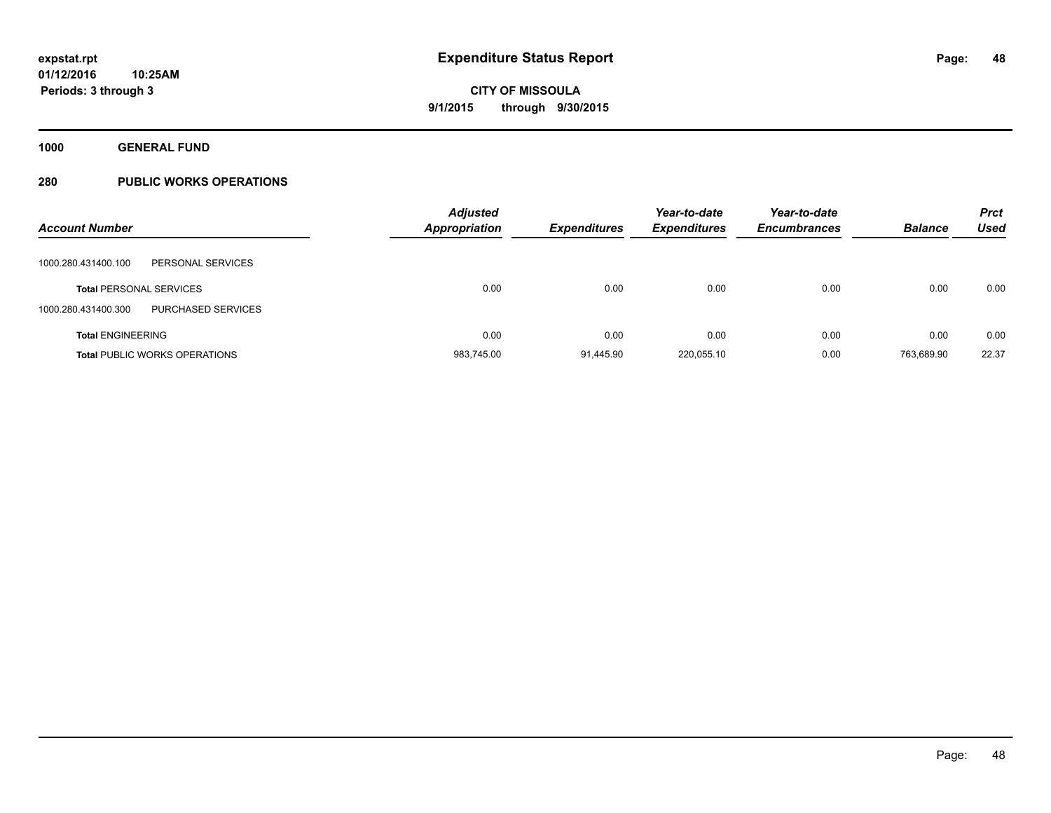# Expenditure Status Report

**CITY OF MISSOULA**
**9/1/2015 through 9/30/2015**

expstat.rpt
01/12/2016 10:25AM
Periods: 3 through 3

**1000 GENERAL FUND**

**280 PUBLIC WORKS OPERATIONS**

| Account Number | | Adjusted Appropriation | Expenditures | Year-to-date Expenditures | Year-to-date Encumbrances | Balance | Prct Used |
|---|---|---|---|---|---|---|---|
| 1000.280.431400.100 | PERSONAL SERVICES | | | | | | |
| **Total** PERSONAL SERVICES | | 0.00 | 0.00 | 0.00 | 0.00 | 0.00 | 0.00 |
| 1000.280.431400.300 | PURCHASED SERVICES | | | | | | |
| **Total** ENGINEERING | | 0.00 | 0.00 | 0.00 | 0.00 | 0.00 | 0.00 |
| **Total** PUBLIC WORKS OPERATIONS | | 983,745.00 | 91,445.90 | 220,055.10 | 0.00 | 763,689.90 | 22.37 |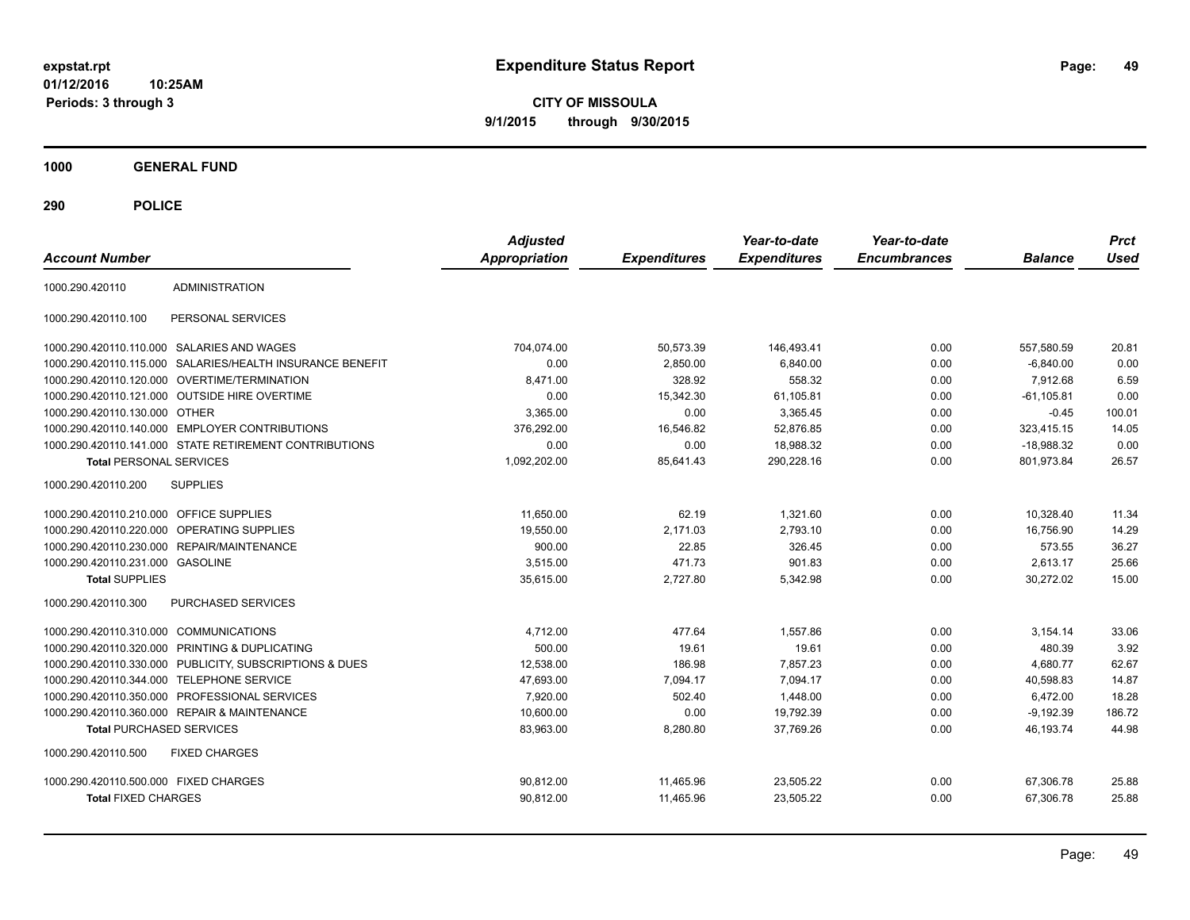# Expenditure Status Report

**CITY OF MISSOULA**
**9/1/2015 through 9/30/2015**

expstat.rpt
01/12/2016 10:25AM
Periods: 3 through 3

## 1000 GENERAL FUND

### 290 POLICE

| Account Number | | Adjusted Appropriation | Expenditures | Year-to-date Expenditures | Year-to-date Encumbrances | Balance | Prct Used |
|---|---|---|---|---|---|---|---|
| 1000.290.420110 | ADMINISTRATION | | | | | | |
| 1000.290.420110.100 | PERSONAL SERVICES | | | | | | |
| 1000.290.420110.110.000 | SALARIES AND WAGES | 704,074.00 | 50,573.39 | 146,493.41 | 0.00 | 557,580.59 | 20.81 |
| 1000.290.420110.115.000 | SALARIES/HEALTH INSURANCE BENEFIT | 0.00 | 2,850.00 | 6,840.00 | 0.00 | -6,840.00 | 0.00 |
| 1000.290.420110.120.000 | OVERTIME/TERMINATION | 8,471.00 | 328.92 | 558.32 | 0.00 | 7,912.68 | 6.59 |
| 1000.290.420110.121.000 | OUTSIDE HIRE OVERTIME | 0.00 | 15,342.30 | 61,105.81 | 0.00 | -61,105.81 | 0.00 |
| 1000.290.420110.130.000 | OTHER | 3,365.00 | 0.00 | 3,365.45 | 0.00 | -0.45 | 100.01 |
| 1000.290.420110.140.000 | EMPLOYER CONTRIBUTIONS | 376,292.00 | 16,546.82 | 52,876.85 | 0.00 | 323,415.15 | 14.05 |
| 1000.290.420110.141.000 | STATE RETIREMENT CONTRIBUTIONS | 0.00 | 0.00 | 18,988.32 | 0.00 | -18,988.32 | 0.00 |
| **Total** PERSONAL SERVICES | | 1,092,202.00 | 85,641.43 | 290,228.16 | 0.00 | 801,973.84 | 26.57 |
| 1000.290.420110.200 | SUPPLIES | | | | | | |
| 1000.290.420110.210.000 | OFFICE SUPPLIES | 11,650.00 | 62.19 | 1,321.60 | 0.00 | 10,328.40 | 11.34 |
| 1000.290.420110.220.000 | OPERATING SUPPLIES | 19,550.00 | 2,171.03 | 2,793.10 | 0.00 | 16,756.90 | 14.29 |
| 1000.290.420110.230.000 | REPAIR/MAINTENANCE | 900.00 | 22.85 | 326.45 | 0.00 | 573.55 | 36.27 |
| 1000.290.420110.231.000 | GASOLINE | 3,515.00 | 471.73 | 901.83 | 0.00 | 2,613.17 | 25.66 |
| **Total** SUPPLIES | | 35,615.00 | 2,727.80 | 5,342.98 | 0.00 | 30,272.02 | 15.00 |
| 1000.290.420110.300 | PURCHASED SERVICES | | | | | | |
| 1000.290.420110.310.000 | COMMUNICATIONS | 4,712.00 | 477.64 | 1,557.86 | 0.00 | 3,154.14 | 33.06 |
| 1000.290.420110.320.000 | PRINTING & DUPLICATING | 500.00 | 19.61 | 19.61 | 0.00 | 480.39 | 3.92 |
| 1000.290.420110.330.000 | PUBLICITY, SUBSCRIPTIONS & DUES | 12,538.00 | 186.98 | 7,857.23 | 0.00 | 4,680.77 | 62.67 |
| 1000.290.420110.344.000 | TELEPHONE SERVICE | 47,693.00 | 7,094.17 | 7,094.17 | 0.00 | 40,598.83 | 14.87 |
| 1000.290.420110.350.000 | PROFESSIONAL SERVICES | 7,920.00 | 502.40 | 1,448.00 | 0.00 | 6,472.00 | 18.28 |
| 1000.290.420110.360.000 | REPAIR & MAINTENANCE | 10,600.00 | 0.00 | 19,792.39 | 0.00 | -9,192.39 | 186.72 |
| **Total** PURCHASED SERVICES | | 83,963.00 | 8,280.80 | 37,769.26 | 0.00 | 46,193.74 | 44.98 |
| 1000.290.420110.500 | FIXED CHARGES | | | | | | |
| 1000.290.420110.500.000 | FIXED CHARGES | 90,812.00 | 11,465.96 | 23,505.22 | 0.00 | 67,306.78 | 25.88 |
| **Total** FIXED CHARGES | | 90,812.00 | 11,465.96 | 23,505.22 | 0.00 | 67,306.78 | 25.88 |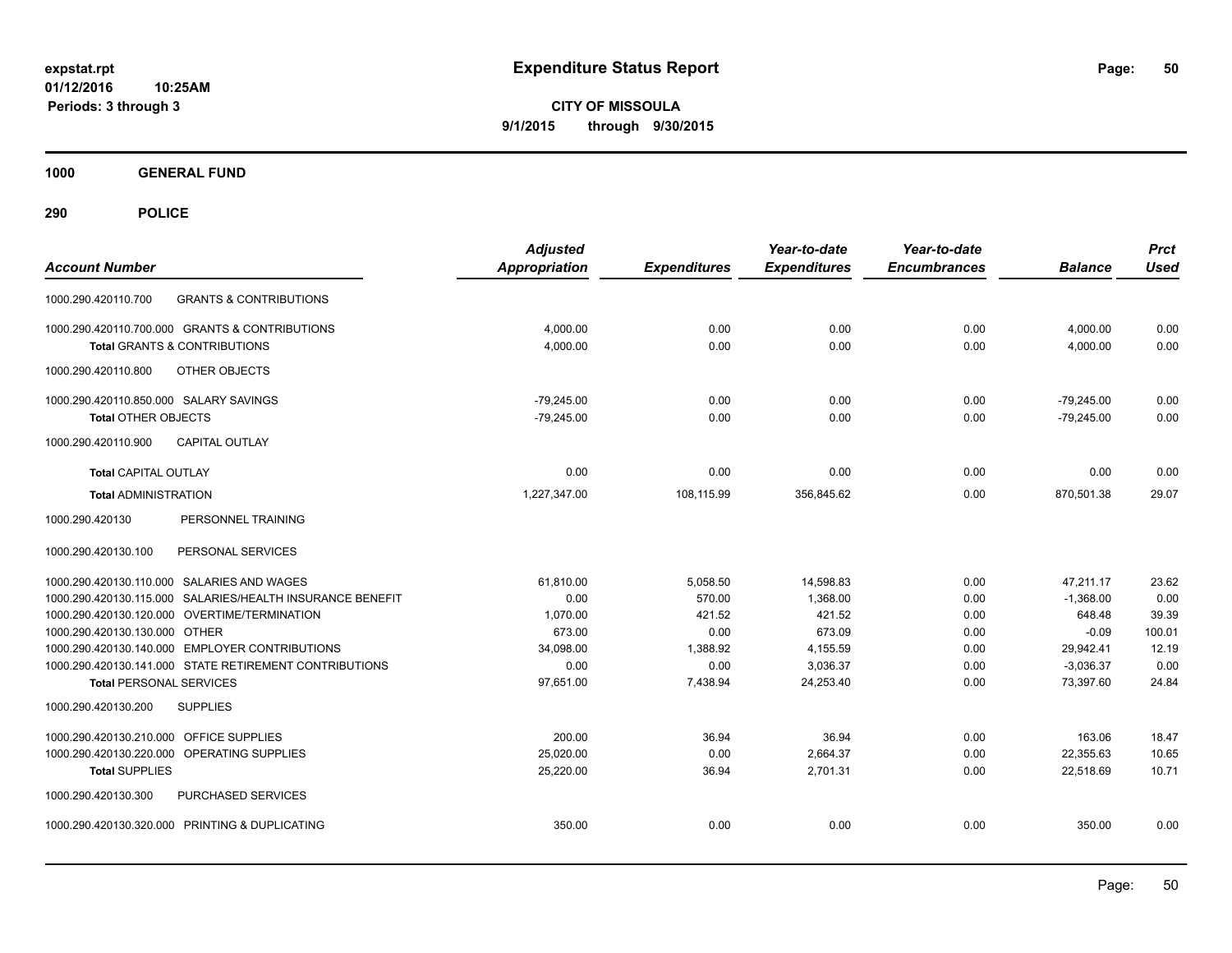**expstat.rpt**
**01/12/2016 10:25AM**
**Periods: 3 through 3**

# Expenditure Status Report

**CITY OF MISSOULA**
**9/1/2015 through 9/30/2015**

## 1000 GENERAL FUND

## 290 POLICE

| Account Number | | Adjusted Appropriation | Expenditures | Year-to-date Expenditures | Year-to-date Encumbrances | Balance | Prct Used |
|---|---|---|---|---|---|---|---|
| 1000.290.420110.700 | GRANTS & CONTRIBUTIONS | | | | | | |
| 1000.290.420110.700.000 | GRANTS & CONTRIBUTIONS | 4,000.00 | 0.00 | 0.00 | 0.00 | 4,000.00 | 0.00 |
| **Total** GRANTS & CONTRIBUTIONS | | 4,000.00 | 0.00 | 0.00 | 0.00 | 4,000.00 | 0.00 |
| 1000.290.420110.800 | OTHER OBJECTS | | | | | | |
| 1000.290.420110.850.000 | SALARY SAVINGS | -79,245.00 | 0.00 | 0.00 | 0.00 | -79,245.00 | 0.00 |
| **Total** OTHER OBJECTS | | -79,245.00 | 0.00 | 0.00 | 0.00 | -79,245.00 | 0.00 |
| 1000.290.420110.900 | CAPITAL OUTLAY | | | | | | |
| **Total** CAPITAL OUTLAY | | 0.00 | 0.00 | 0.00 | 0.00 | 0.00 | 0.00 |
| **Total** ADMINISTRATION | | 1,227,347.00 | 108,115.99 | 356,845.62 | 0.00 | 870,501.38 | 29.07 |
| 1000.290.420130 | PERSONNEL TRAINING | | | | | | |
| 1000.290.420130.100 | PERSONAL SERVICES | | | | | | |
| 1000.290.420130.110.000 | SALARIES AND WAGES | 61,810.00 | 5,058.50 | 14,598.83 | 0.00 | 47,211.17 | 23.62 |
| 1000.290.420130.115.000 | SALARIES/HEALTH INSURANCE BENEFIT | 0.00 | 570.00 | 1,368.00 | 0.00 | -1,368.00 | 0.00 |
| 1000.290.420130.120.000 | OVERTIME/TERMINATION | 1,070.00 | 421.52 | 421.52 | 0.00 | 648.48 | 39.39 |
| 1000.290.420130.130.000 | OTHER | 673.00 | 0.00 | 673.09 | 0.00 | -0.09 | 100.01 |
| 1000.290.420130.140.000 | EMPLOYER CONTRIBUTIONS | 34,098.00 | 1,388.92 | 4,155.59 | 0.00 | 29,942.41 | 12.19 |
| 1000.290.420130.141.000 | STATE RETIREMENT CONTRIBUTIONS | 0.00 | 0.00 | 3,036.37 | 0.00 | -3,036.37 | 0.00 |
| **Total** PERSONAL SERVICES | | 97,651.00 | 7,438.94 | 24,253.40 | 0.00 | 73,397.60 | 24.84 |
| 1000.290.420130.200 | SUPPLIES | | | | | | |
| 1000.290.420130.210.000 | OFFICE SUPPLIES | 200.00 | 36.94 | 36.94 | 0.00 | 163.06 | 18.47 |
| 1000.290.420130.220.000 | OPERATING SUPPLIES | 25,020.00 | 0.00 | 2,664.37 | 0.00 | 22,355.63 | 10.65 |
| **Total** SUPPLIES | | 25,220.00 | 36.94 | 2,701.31 | 0.00 | 22,518.69 | 10.71 |
| 1000.290.420130.300 | PURCHASED SERVICES | | | | | | |
| 1000.290.420130.320.000 | PRINTING & DUPLICATING | 350.00 | 0.00 | 0.00 | 0.00 | 350.00 | 0.00 |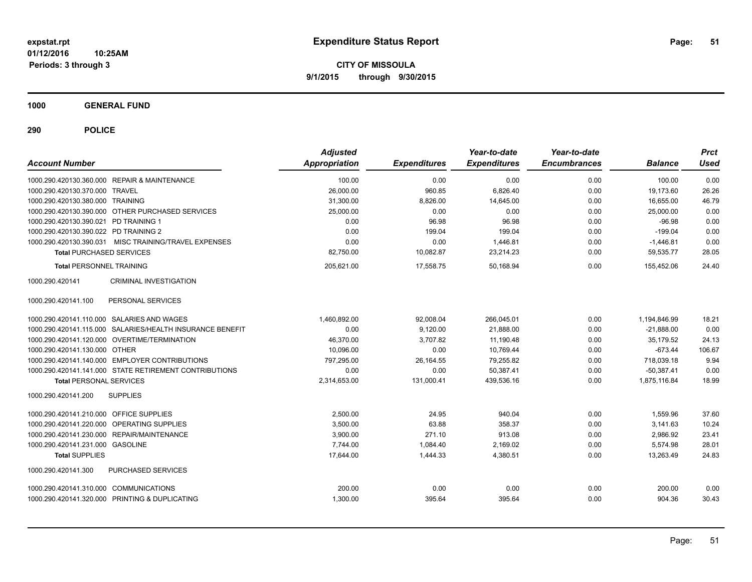# Expenditure Status Report

**CITY OF MISSOULA**

**9/1/2015 through 9/30/2015**

expstat.rpt
01/12/2016 10:25AM
Periods: 3 through 3

## 1000 GENERAL FUND

## 290 POLICE

| Account Number | | Adjusted Appropriation | Expenditures | Year-to-date Expenditures | Year-to-date Encumbrances | Balance | Prct Used |
|---|---|---|---|---|---|---|---|
| 1000.290.420130.360.000 | REPAIR & MAINTENANCE | 100.00 | 0.00 | 0.00 | 0.00 | 100.00 | 0.00 |
| 1000.290.420130.370.000 | TRAVEL | 26,000.00 | 960.85 | 6,826.40 | 0.00 | 19,173.60 | 26.26 |
| 1000.290.420130.380.000 | TRAINING | 31,300.00 | 8,826.00 | 14,645.00 | 0.00 | 16,655.00 | 46.79 |
| 1000.290.420130.390.000 | OTHER PURCHASED SERVICES | 25,000.00 | 0.00 | 0.00 | 0.00 | 25,000.00 | 0.00 |
| 1000.290.420130.390.021 | PD TRAINING 1 | 0.00 | 96.98 | 96.98 | 0.00 | -96.98 | 0.00 |
| 1000.290.420130.390.022 | PD TRAINING 2 | 0.00 | 199.04 | 199.04 | 0.00 | -199.04 | 0.00 |
| 1000.290.420130.390.031 | MISC TRAINING/TRAVEL EXPENSES | 0.00 | 0.00 | 1,446.81 | 0.00 | -1,446.81 | 0.00 |
| **Total** PURCHASED SERVICES | | 82,750.00 | 10,082.87 | 23,214.23 | 0.00 | 59,535.77 | 28.05 |
| **Total** PERSONNEL TRAINING | | 205,621.00 | 17,558.75 | 50,168.94 | 0.00 | 155,452.06 | 24.40 |
| 1000.290.420141 | CRIMINAL INVESTIGATION | | | | | | |
| 1000.290.420141.100 | PERSONAL SERVICES | | | | | | |
| 1000.290.420141.110.000 | SALARIES AND WAGES | 1,460,892.00 | 92,008.04 | 266,045.01 | 0.00 | 1,194,846.99 | 18.21 |
| 1000.290.420141.115.000 | SALARIES/HEALTH INSURANCE BENEFIT | 0.00 | 9,120.00 | 21,888.00 | 0.00 | -21,888.00 | 0.00 |
| 1000.290.420141.120.000 | OVERTIME/TERMINATION | 46,370.00 | 3,707.82 | 11,190.48 | 0.00 | 35,179.52 | 24.13 |
| 1000.290.420141.130.000 | OTHER | 10,096.00 | 0.00 | 10,769.44 | 0.00 | -673.44 | 106.67 |
| 1000.290.420141.140.000 | EMPLOYER CONTRIBUTIONS | 797,295.00 | 26,164.55 | 79,255.82 | 0.00 | 718,039.18 | 9.94 |
| 1000.290.420141.141.000 | STATE RETIREMENT CONTRIBUTIONS | 0.00 | 0.00 | 50,387.41 | 0.00 | -50,387.41 | 0.00 |
| **Total** PERSONAL SERVICES | | 2,314,653.00 | 131,000.41 | 439,536.16 | 0.00 | 1,875,116.84 | 18.99 |
| 1000.290.420141.200 | SUPPLIES | | | | | | |
| 1000.290.420141.210.000 | OFFICE SUPPLIES | 2,500.00 | 24.95 | 940.04 | 0.00 | 1,559.96 | 37.60 |
| 1000.290.420141.220.000 | OPERATING SUPPLIES | 3,500.00 | 63.88 | 358.37 | 0.00 | 3,141.63 | 10.24 |
| 1000.290.420141.230.000 | REPAIR/MAINTENANCE | 3,900.00 | 271.10 | 913.08 | 0.00 | 2,986.92 | 23.41 |
| 1000.290.420141.231.000 | GASOLINE | 7,744.00 | 1,084.40 | 2,169.02 | 0.00 | 5,574.98 | 28.01 |
| **Total** SUPPLIES | | 17,644.00 | 1,444.33 | 4,380.51 | 0.00 | 13,263.49 | 24.83 |
| 1000.290.420141.300 | PURCHASED SERVICES | | | | | | |
| 1000.290.420141.310.000 | COMMUNICATIONS | 200.00 | 0.00 | 0.00 | 0.00 | 200.00 | 0.00 |
| 1000.290.420141.320.000 | PRINTING & DUPLICATING | 1,300.00 | 395.64 | 395.64 | 0.00 | 904.36 | 30.43 |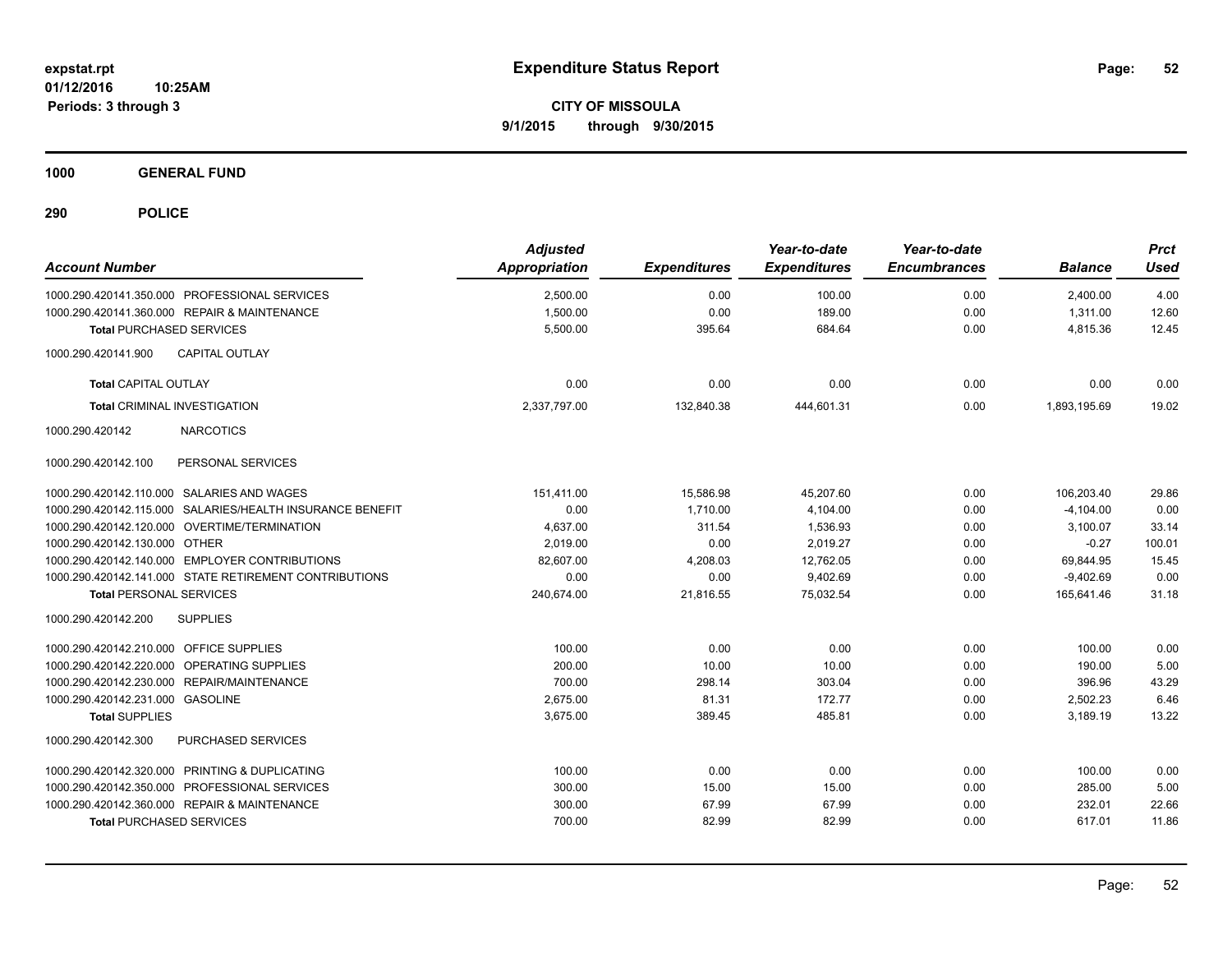**expstat.rpt**
**01/12/2016 10:25AM**
**Periods: 3 through 3**

# Expenditure Status Report

**CITY OF MISSOULA**
**9/1/2015 through 9/30/2015**

## 1000 GENERAL FUND

## 290 POLICE

| Account Number | | Adjusted Appropriation | Expenditures | Year-to-date Expenditures | Year-to-date Encumbrances | Balance | Prct Used |
|---|---|---|---|---|---|---|---|
| 1000.290.420141.350.000 | PROFESSIONAL SERVICES | 2,500.00 | 0.00 | 100.00 | 0.00 | 2,400.00 | 4.00 |
| 1000.290.420141.360.000 | REPAIR & MAINTENANCE | 1,500.00 | 0.00 | 189.00 | 0.00 | 1,311.00 | 12.60 |
| **Total** PURCHASED SERVICES | | 5,500.00 | 395.64 | 684.64 | 0.00 | 4,815.36 | 12.45 |
| 1000.290.420141.900 | CAPITAL OUTLAY | | | | | | |
| **Total** CAPITAL OUTLAY | | 0.00 | 0.00 | 0.00 | 0.00 | 0.00 | 0.00 |
| **Total** CRIMINAL INVESTIGATION | | 2,337,797.00 | 132,840.38 | 444,601.31 | 0.00 | 1,893,195.69 | 19.02 |
| 1000.290.420142 | NARCOTICS | | | | | | |
| 1000.290.420142.100 | PERSONAL SERVICES | | | | | | |
| 1000.290.420142.110.000 | SALARIES AND WAGES | 151,411.00 | 15,586.98 | 45,207.60 | 0.00 | 106,203.40 | 29.86 |
| 1000.290.420142.115.000 | SALARIES/HEALTH INSURANCE BENEFIT | 0.00 | 1,710.00 | 4,104.00 | 0.00 | -4,104.00 | 0.00 |
| 1000.290.420142.120.000 | OVERTIME/TERMINATION | 4,637.00 | 311.54 | 1,536.93 | 0.00 | 3,100.07 | 33.14 |
| 1000.290.420142.130.000 | OTHER | 2,019.00 | 0.00 | 2,019.27 | 0.00 | -0.27 | 100.01 |
| 1000.290.420142.140.000 | EMPLOYER CONTRIBUTIONS | 82,607.00 | 4,208.03 | 12,762.05 | 0.00 | 69,844.95 | 15.45 |
| 1000.290.420142.141.000 | STATE RETIREMENT CONTRIBUTIONS | 0.00 | 0.00 | 9,402.69 | 0.00 | -9,402.69 | 0.00 |
| **Total** PERSONAL SERVICES | | 240,674.00 | 21,816.55 | 75,032.54 | 0.00 | 165,641.46 | 31.18 |
| 1000.290.420142.200 | SUPPLIES | | | | | | |
| 1000.290.420142.210.000 | OFFICE SUPPLIES | 100.00 | 0.00 | 0.00 | 0.00 | 100.00 | 0.00 |
| 1000.290.420142.220.000 | OPERATING SUPPLIES | 200.00 | 10.00 | 10.00 | 0.00 | 190.00 | 5.00 |
| 1000.290.420142.230.000 | REPAIR/MAINTENANCE | 700.00 | 298.14 | 303.04 | 0.00 | 396.96 | 43.29 |
| 1000.290.420142.231.000 | GASOLINE | 2,675.00 | 81.31 | 172.77 | 0.00 | 2,502.23 | 6.46 |
| **Total** SUPPLIES | | 3,675.00 | 389.45 | 485.81 | 0.00 | 3,189.19 | 13.22 |
| 1000.290.420142.300 | PURCHASED SERVICES | | | | | | |
| 1000.290.420142.320.000 | PRINTING & DUPLICATING | 100.00 | 0.00 | 0.00 | 0.00 | 100.00 | 0.00 |
| 1000.290.420142.350.000 | PROFESSIONAL SERVICES | 300.00 | 15.00 | 15.00 | 0.00 | 285.00 | 5.00 |
| 1000.290.420142.360.000 | REPAIR & MAINTENANCE | 300.00 | 67.99 | 67.99 | 0.00 | 232.01 | 22.66 |
| **Total** PURCHASED SERVICES | | 700.00 | 82.99 | 82.99 | 0.00 | 617.01 | 11.86 |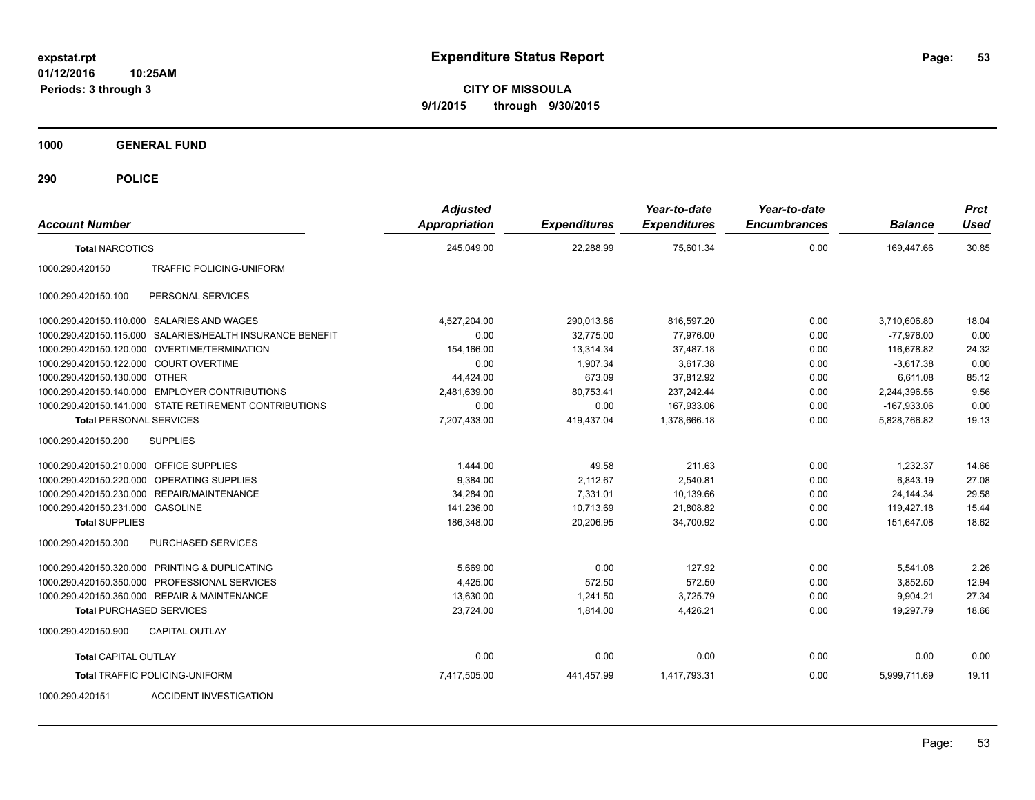# Expenditure Status Report

**CITY OF MISSOULA**

**9/1/2015 through 9/30/2015**

expstat.rpt
01/12/2016 10:25AM
Periods: 3 through 3

**1000 GENERAL FUND**

**290 POLICE**

| Account Number | | Adjusted Appropriation | Expenditures | Year-to-date Expenditures | Year-to-date Encumbrances | Balance | Prct Used |
|---|---|---|---|---|---|---|---|
| **Total NARCOTICS** | | 245,049.00 | 22,288.99 | 75,601.34 | 0.00 | 169,447.66 | 30.85 |
| 1000.290.420150 | TRAFFIC POLICING-UNIFORM | | | | | | |
| 1000.290.420150.100 | PERSONAL SERVICES | | | | | | |
| 1000.290.420150.110.000 | SALARIES AND WAGES | 4,527,204.00 | 290,013.86 | 816,597.20 | 0.00 | 3,710,606.80 | 18.04 |
| 1000.290.420150.115.000 | SALARIES/HEALTH INSURANCE BENEFIT | 0.00 | 32,775.00 | 77,976.00 | 0.00 | -77,976.00 | 0.00 |
| 1000.290.420150.120.000 | OVERTIME/TERMINATION | 154,166.00 | 13,314.34 | 37,487.18 | 0.00 | 116,678.82 | 24.32 |
| 1000.290.420150.122.000 | COURT OVERTIME | 0.00 | 1,907.34 | 3,617.38 | 0.00 | -3,617.38 | 0.00 |
| 1000.290.420150.130.000 | OTHER | 44,424.00 | 673.09 | 37,812.92 | 0.00 | 6,611.08 | 85.12 |
| 1000.290.420150.140.000 | EMPLOYER CONTRIBUTIONS | 2,481,639.00 | 80,753.41 | 237,242.44 | 0.00 | 2,244,396.56 | 9.56 |
| 1000.290.420150.141.000 | STATE RETIREMENT CONTRIBUTIONS | 0.00 | 0.00 | 167,933.06 | 0.00 | -167,933.06 | 0.00 |
| **Total PERSONAL SERVICES** | | 7,207,433.00 | 419,437.04 | 1,378,666.18 | 0.00 | 5,828,766.82 | 19.13 |
| 1000.290.420150.200 | SUPPLIES | | | | | | |
| 1000.290.420150.210.000 | OFFICE SUPPLIES | 1,444.00 | 49.58 | 211.63 | 0.00 | 1,232.37 | 14.66 |
| 1000.290.420150.220.000 | OPERATING SUPPLIES | 9,384.00 | 2,112.67 | 2,540.81 | 0.00 | 6,843.19 | 27.08 |
| 1000.290.420150.230.000 | REPAIR/MAINTENANCE | 34,284.00 | 7,331.01 | 10,139.66 | 0.00 | 24,144.34 | 29.58 |
| 1000.290.420150.231.000 | GASOLINE | 141,236.00 | 10,713.69 | 21,808.82 | 0.00 | 119,427.18 | 15.44 |
| **Total SUPPLIES** | | 186,348.00 | 20,206.95 | 34,700.92 | 0.00 | 151,647.08 | 18.62 |
| 1000.290.420150.300 | PURCHASED SERVICES | | | | | | |
| 1000.290.420150.320.000 | PRINTING & DUPLICATING | 5,669.00 | 0.00 | 127.92 | 0.00 | 5,541.08 | 2.26 |
| 1000.290.420150.350.000 | PROFESSIONAL SERVICES | 4,425.00 | 572.50 | 572.50 | 0.00 | 3,852.50 | 12.94 |
| 1000.290.420150.360.000 | REPAIR & MAINTENANCE | 13,630.00 | 1,241.50 | 3,725.79 | 0.00 | 9,904.21 | 27.34 |
| **Total PURCHASED SERVICES** | | 23,724.00 | 1,814.00 | 4,426.21 | 0.00 | 19,297.79 | 18.66 |
| 1000.290.420150.900 | CAPITAL OUTLAY | | | | | | |
| **Total CAPITAL OUTLAY** | | 0.00 | 0.00 | 0.00 | 0.00 | 0.00 | 0.00 |
| **Total TRAFFIC POLICING-UNIFORM** | | 7,417,505.00 | 441,457.99 | 1,417,793.31 | 0.00 | 5,999,711.69 | 19.11 |
| 1000.290.420151 | ACCIDENT INVESTIGATION | | | | | | |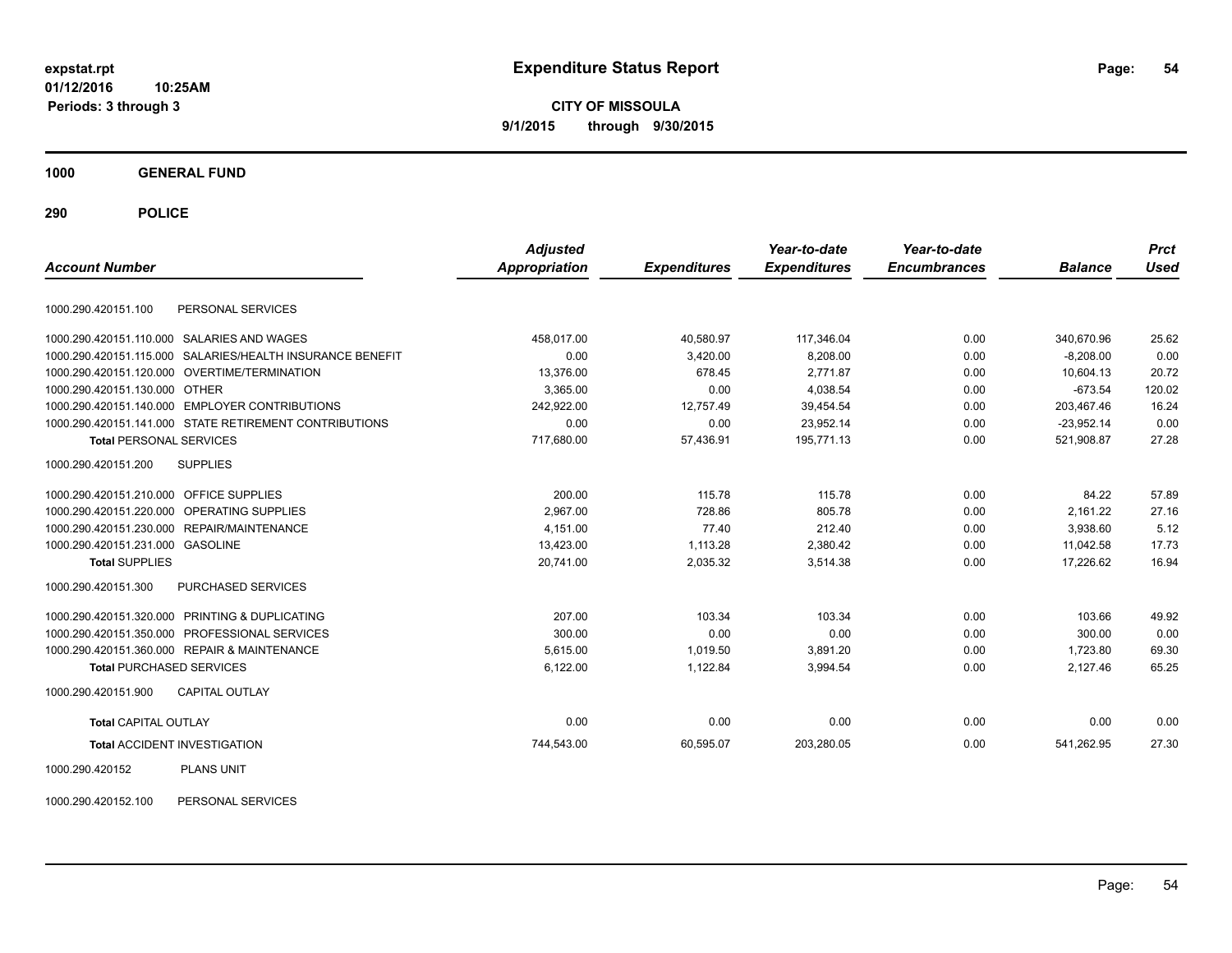# Expenditure Status Report

expstat.rpt
01/12/2016 10:25AM
Periods: 3 through 3

**CITY OF MISSOULA**
**9/1/2015 through 9/30/2015**

## 1000 GENERAL FUND

## 290 POLICE

| Account Number | | Adjusted Appropriation | Expenditures | Year-to-date Expenditures | Year-to-date Encumbrances | Balance | Prct Used |
|---|---|---|---|---|---|---|---|
| 1000.290.420151.100 | PERSONAL SERVICES | | | | | | |
| 1000.290.420151.110.000 | SALARIES AND WAGES | 458,017.00 | 40,580.97 | 117,346.04 | 0.00 | 340,670.96 | 25.62 |
| 1000.290.420151.115.000 | SALARIES/HEALTH INSURANCE BENEFIT | 0.00 | 3,420.00 | 8,208.00 | 0.00 | -8,208.00 | 0.00 |
| 1000.290.420151.120.000 | OVERTIME/TERMINATION | 13,376.00 | 678.45 | 2,771.87 | 0.00 | 10,604.13 | 20.72 |
| 1000.290.420151.130.000 | OTHER | 3,365.00 | 0.00 | 4,038.54 | 0.00 | -673.54 | 120.02 |
| 1000.290.420151.140.000 | EMPLOYER CONTRIBUTIONS | 242,922.00 | 12,757.49 | 39,454.54 | 0.00 | 203,467.46 | 16.24 |
| 1000.290.420151.141.000 | STATE RETIREMENT CONTRIBUTIONS | 0.00 | 0.00 | 23,952.14 | 0.00 | -23,952.14 | 0.00 |
| **Total** PERSONAL SERVICES | | 717,680.00 | 57,436.91 | 195,771.13 | 0.00 | 521,908.87 | 27.28 |
| 1000.290.420151.200 | SUPPLIES | | | | | | |
| 1000.290.420151.210.000 | OFFICE SUPPLIES | 200.00 | 115.78 | 115.78 | 0.00 | 84.22 | 57.89 |
| 1000.290.420151.220.000 | OPERATING SUPPLIES | 2,967.00 | 728.86 | 805.78 | 0.00 | 2,161.22 | 27.16 |
| 1000.290.420151.230.000 | REPAIR/MAINTENANCE | 4,151.00 | 77.40 | 212.40 | 0.00 | 3,938.60 | 5.12 |
| 1000.290.420151.231.000 | GASOLINE | 13,423.00 | 1,113.28 | 2,380.42 | 0.00 | 11,042.58 | 17.73 |
| **Total** SUPPLIES | | 20,741.00 | 2,035.32 | 3,514.38 | 0.00 | 17,226.62 | 16.94 |
| 1000.290.420151.300 | PURCHASED SERVICES | | | | | | |
| 1000.290.420151.320.000 | PRINTING & DUPLICATING | 207.00 | 103.34 | 103.34 | 0.00 | 103.66 | 49.92 |
| 1000.290.420151.350.000 | PROFESSIONAL SERVICES | 300.00 | 0.00 | 0.00 | 0.00 | 300.00 | 0.00 |
| 1000.290.420151.360.000 | REPAIR & MAINTENANCE | 5,615.00 | 1,019.50 | 3,891.20 | 0.00 | 1,723.80 | 69.30 |
| **Total** PURCHASED SERVICES | | 6,122.00 | 1,122.84 | 3,994.54 | 0.00 | 2,127.46 | 65.25 |
| 1000.290.420151.900 | CAPITAL OUTLAY | | | | | | |
| **Total** CAPITAL OUTLAY | | 0.00 | 0.00 | 0.00 | 0.00 | 0.00 | 0.00 |
| **Total** ACCIDENT INVESTIGATION | | 744,543.00 | 60,595.07 | 203,280.05 | 0.00 | 541,262.95 | 27.30 |
| 1000.290.420152 | PLANS UNIT | | | | | | |
| 1000.290.420152.100 | PERSONAL SERVICES | | | | | | |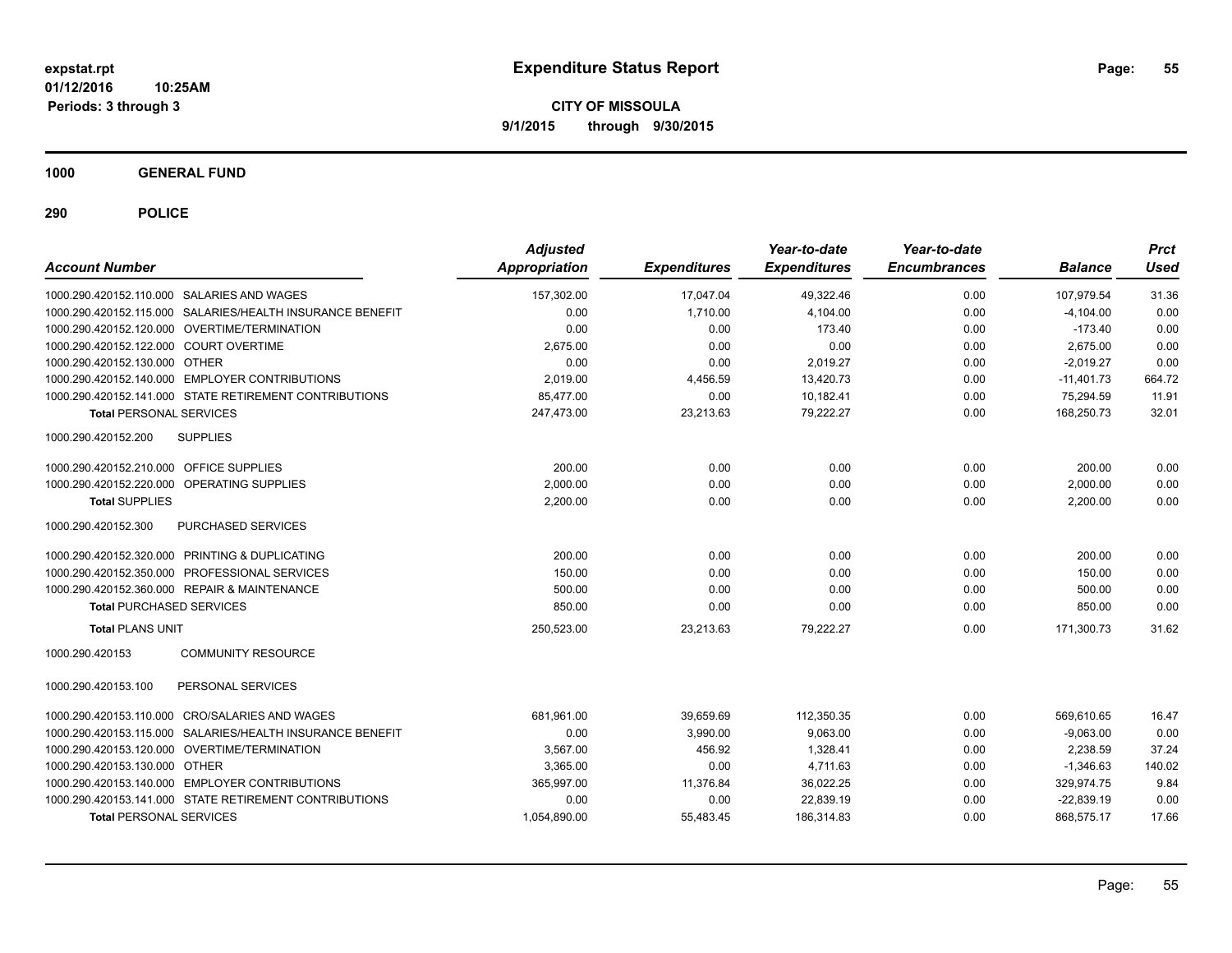**expstat.rpt**
**01/12/2016 10:25AM**
**Periods: 3 through 3**

# Expenditure Status Report

**CITY OF MISSOULA**
**9/1/2015 through 9/30/2015**

## 1000 GENERAL FUND

## 290 POLICE

| Account Number | | Adjusted Appropriation | Expenditures | Year-to-date Expenditures | Year-to-date Encumbrances | Balance | Prct Used |
|---|---|---|---|---|---|---|---|
| 1000.290.420152.110.000 | SALARIES AND WAGES | 157,302.00 | 17,047.04 | 49,322.46 | 0.00 | 107,979.54 | 31.36 |
| 1000.290.420152.115.000 | SALARIES/HEALTH INSURANCE BENEFIT | 0.00 | 1,710.00 | 4,104.00 | 0.00 | -4,104.00 | 0.00 |
| 1000.290.420152.120.000 | OVERTIME/TERMINATION | 0.00 | 0.00 | 173.40 | 0.00 | -173.40 | 0.00 |
| 1000.290.420152.122.000 | COURT OVERTIME | 2,675.00 | 0.00 | 0.00 | 0.00 | 2,675.00 | 0.00 |
| 1000.290.420152.130.000 | OTHER | 0.00 | 0.00 | 2,019.27 | 0.00 | -2,019.27 | 0.00 |
| 1000.290.420152.140.000 | EMPLOYER CONTRIBUTIONS | 2,019.00 | 4,456.59 | 13,420.73 | 0.00 | -11,401.73 | 664.72 |
| 1000.290.420152.141.000 | STATE RETIREMENT CONTRIBUTIONS | 85,477.00 | 0.00 | 10,182.41 | 0.00 | 75,294.59 | 11.91 |
| **Total** PERSONAL SERVICES | | 247,473.00 | 23,213.63 | 79,222.27 | 0.00 | 168,250.73 | 32.01 |
| 1000.290.420152.200 | SUPPLIES | | | | | | |
| 1000.290.420152.210.000 | OFFICE SUPPLIES | 200.00 | 0.00 | 0.00 | 0.00 | 200.00 | 0.00 |
| 1000.290.420152.220.000 | OPERATING SUPPLIES | 2,000.00 | 0.00 | 0.00 | 0.00 | 2,000.00 | 0.00 |
| **Total** SUPPLIES | | 2,200.00 | 0.00 | 0.00 | 0.00 | 2,200.00 | 0.00 |
| 1000.290.420152.300 | PURCHASED SERVICES | | | | | | |
| 1000.290.420152.320.000 | PRINTING & DUPLICATING | 200.00 | 0.00 | 0.00 | 0.00 | 200.00 | 0.00 |
| 1000.290.420152.350.000 | PROFESSIONAL SERVICES | 150.00 | 0.00 | 0.00 | 0.00 | 150.00 | 0.00 |
| 1000.290.420152.360.000 | REPAIR & MAINTENANCE | 500.00 | 0.00 | 0.00 | 0.00 | 500.00 | 0.00 |
| **Total** PURCHASED SERVICES | | 850.00 | 0.00 | 0.00 | 0.00 | 850.00 | 0.00 |
| **Total** PLANS UNIT | | 250,523.00 | 23,213.63 | 79,222.27 | 0.00 | 171,300.73 | 31.62 |
| 1000.290.420153 | COMMUNITY RESOURCE | | | | | | |
| 1000.290.420153.100 | PERSONAL SERVICES | | | | | | |
| 1000.290.420153.110.000 | CRO/SALARIES AND WAGES | 681,961.00 | 39,659.69 | 112,350.35 | 0.00 | 569,610.65 | 16.47 |
| 1000.290.420153.115.000 | SALARIES/HEALTH INSURANCE BENEFIT | 0.00 | 3,990.00 | 9,063.00 | 0.00 | -9,063.00 | 0.00 |
| 1000.290.420153.120.000 | OVERTIME/TERMINATION | 3,567.00 | 456.92 | 1,328.41 | 0.00 | 2,238.59 | 37.24 |
| 1000.290.420153.130.000 | OTHER | 3,365.00 | 0.00 | 4,711.63 | 0.00 | -1,346.63 | 140.02 |
| 1000.290.420153.140.000 | EMPLOYER CONTRIBUTIONS | 365,997.00 | 11,376.84 | 36,022.25 | 0.00 | 329,974.75 | 9.84 |
| 1000.290.420153.141.000 | STATE RETIREMENT CONTRIBUTIONS | 0.00 | 0.00 | 22,839.19 | 0.00 | -22,839.19 | 0.00 |
| **Total** PERSONAL SERVICES | | 1,054,890.00 | 55,483.45 | 186,314.83 | 0.00 | 868,575.17 | 17.66 |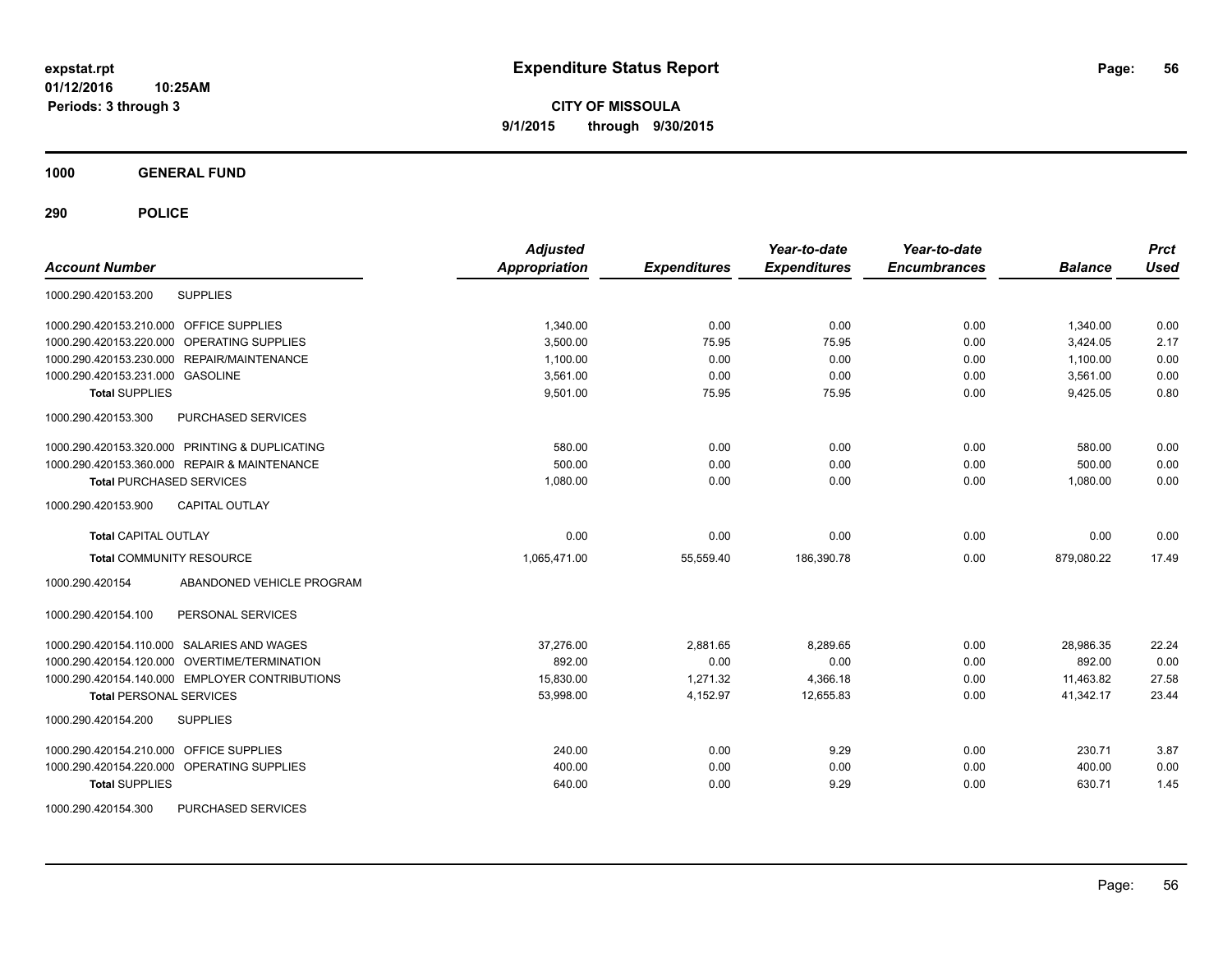**expstat.rpt**
**01/12/2016 10:25AM**
**Periods: 3 through 3**

# Expenditure Status Report

**CITY OF MISSOULA**
**9/1/2015 through 9/30/2015**

## 1000 GENERAL FUND

## 290 POLICE

| Account Number | | Adjusted Appropriation | Expenditures | Year-to-date Expenditures | Year-to-date Encumbrances | Balance | Prct Used |
|---|---|---|---|---|---|---|---|
| 1000.290.420153.200 | SUPPLIES | | | | | | |
| 1000.290.420153.210.000 | OFFICE SUPPLIES | 1,340.00 | 0.00 | 0.00 | 0.00 | 1,340.00 | 0.00 |
| 1000.290.420153.220.000 | OPERATING SUPPLIES | 3,500.00 | 75.95 | 75.95 | 0.00 | 3,424.05 | 2.17 |
| 1000.290.420153.230.000 | REPAIR/MAINTENANCE | 1,100.00 | 0.00 | 0.00 | 0.00 | 1,100.00 | 0.00 |
| 1000.290.420153.231.000 | GASOLINE | 3,561.00 | 0.00 | 0.00 | 0.00 | 3,561.00 | 0.00 |
| **Total** SUPPLIES | | 9,501.00 | 75.95 | 75.95 | 0.00 | 9,425.05 | 0.80 |
| 1000.290.420153.300 | PURCHASED SERVICES | | | | | | |
| 1000.290.420153.320.000 | PRINTING & DUPLICATING | 580.00 | 0.00 | 0.00 | 0.00 | 580.00 | 0.00 |
| 1000.290.420153.360.000 | REPAIR & MAINTENANCE | 500.00 | 0.00 | 0.00 | 0.00 | 500.00 | 0.00 |
| **Total** PURCHASED SERVICES | | 1,080.00 | 0.00 | 0.00 | 0.00 | 1,080.00 | 0.00 |
| 1000.290.420153.900 | CAPITAL OUTLAY | | | | | | |
| **Total** CAPITAL OUTLAY | | 0.00 | 0.00 | 0.00 | 0.00 | 0.00 | 0.00 |
| **Total** COMMUNITY RESOURCE | | 1,065,471.00 | 55,559.40 | 186,390.78 | 0.00 | 879,080.22 | 17.49 |
| 1000.290.420154 | ABANDONED VEHICLE PROGRAM | | | | | | |
| 1000.290.420154.100 | PERSONAL SERVICES | | | | | | |
| 1000.290.420154.110.000 | SALARIES AND WAGES | 37,276.00 | 2,881.65 | 8,289.65 | 0.00 | 28,986.35 | 22.24 |
| 1000.290.420154.120.000 | OVERTIME/TERMINATION | 892.00 | 0.00 | 0.00 | 0.00 | 892.00 | 0.00 |
| 1000.290.420154.140.000 | EMPLOYER CONTRIBUTIONS | 15,830.00 | 1,271.32 | 4,366.18 | 0.00 | 11,463.82 | 27.58 |
| **Total** PERSONAL SERVICES | | 53,998.00 | 4,152.97 | 12,655.83 | 0.00 | 41,342.17 | 23.44 |
| 1000.290.420154.200 | SUPPLIES | | | | | | |
| 1000.290.420154.210.000 | OFFICE SUPPLIES | 240.00 | 0.00 | 9.29 | 0.00 | 230.71 | 3.87 |
| 1000.290.420154.220.000 | OPERATING SUPPLIES | 400.00 | 0.00 | 0.00 | 0.00 | 400.00 | 0.00 |
| **Total** SUPPLIES | | 640.00 | 0.00 | 9.29 | 0.00 | 630.71 | 1.45 |
| 1000.290.420154.300 | PURCHASED SERVICES | | | | | | |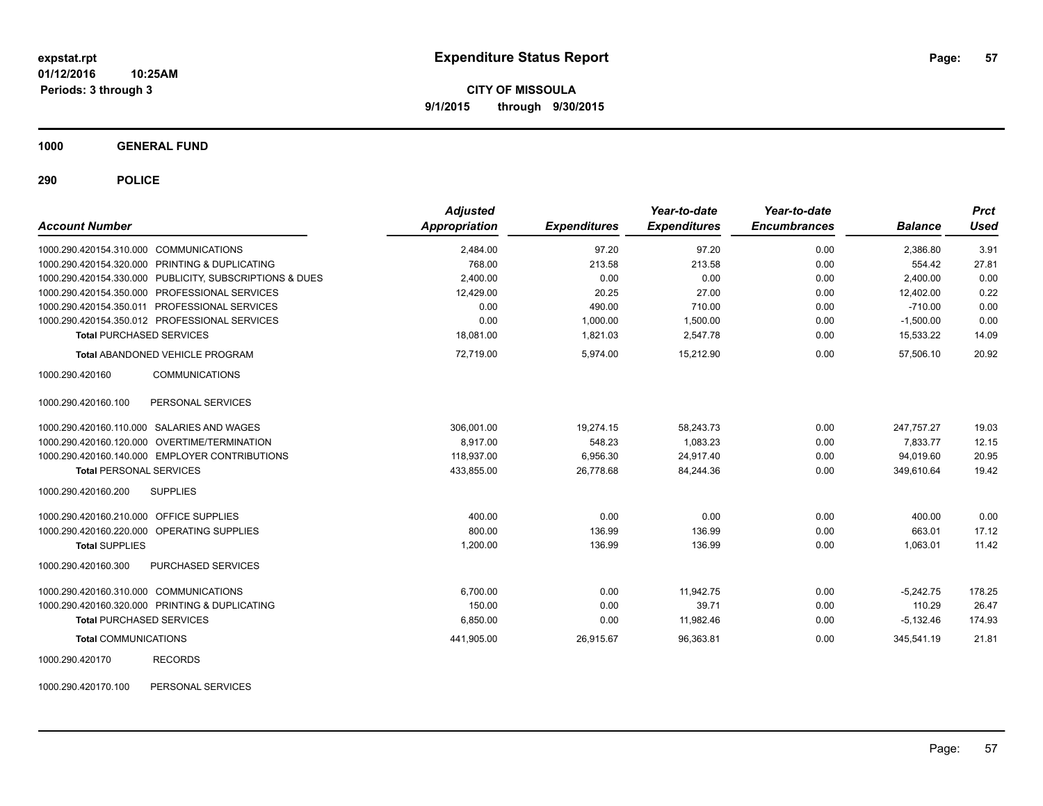**Expenditure Status Report**

**CITY OF MISSOULA**
**9/1/2015 through 9/30/2015**

expstat.rpt
01/12/2016 10:25AM
Periods: 3 through 3

**1000 GENERAL FUND**

**290 POLICE**

| Account Number | Adjusted Appropriation | Expenditures | Year-to-date Expenditures | Year-to-date Encumbrances | Balance | Prct Used |
|---|---|---|---|---|---|---|
| 1000.290.420154.310.000 COMMUNICATIONS | 2,484.00 | 97.20 | 97.20 | 0.00 | 2,386.80 | 3.91 |
| 1000.290.420154.320.000 PRINTING & DUPLICATING | 768.00 | 213.58 | 213.58 | 0.00 | 554.42 | 27.81 |
| 1000.290.420154.330.000 PUBLICITY, SUBSCRIPTIONS & DUES | 2,400.00 | 0.00 | 0.00 | 0.00 | 2,400.00 | 0.00 |
| 1000.290.420154.350.000 PROFESSIONAL SERVICES | 12,429.00 | 20.25 | 27.00 | 0.00 | 12,402.00 | 0.22 |
| 1000.290.420154.350.011 PROFESSIONAL SERVICES | 0.00 | 490.00 | 710.00 | 0.00 | -710.00 | 0.00 |
| 1000.290.420154.350.012 PROFESSIONAL SERVICES | 0.00 | 1,000.00 | 1,500.00 | 0.00 | -1,500.00 | 0.00 |
| **Total** PURCHASED SERVICES | 18,081.00 | 1,821.03 | 2,547.78 | 0.00 | 15,533.22 | 14.09 |
| **Total** ABANDONED VEHICLE PROGRAM | 72,719.00 | 5,974.00 | 15,212.90 | 0.00 | 57,506.10 | 20.92 |
| 1000.290.420160 COMMUNICATIONS | | | | | | |
| 1000.290.420160.100 PERSONAL SERVICES | | | | | | |
| 1000.290.420160.110.000 SALARIES AND WAGES | 306,001.00 | 19,274.15 | 58,243.73 | 0.00 | 247,757.27 | 19.03 |
| 1000.290.420160.120.000 OVERTIME/TERMINATION | 8,917.00 | 548.23 | 1,083.23 | 0.00 | 7,833.77 | 12.15 |
| 1000.290.420160.140.000 EMPLOYER CONTRIBUTIONS | 118,937.00 | 6,956.30 | 24,917.40 | 0.00 | 94,019.60 | 20.95 |
| **Total** PERSONAL SERVICES | 433,855.00 | 26,778.68 | 84,244.36 | 0.00 | 349,610.64 | 19.42 |
| 1000.290.420160.200 SUPPLIES | | | | | | |
| 1000.290.420160.210.000 OFFICE SUPPLIES | 400.00 | 0.00 | 0.00 | 0.00 | 400.00 | 0.00 |
| 1000.290.420160.220.000 OPERATING SUPPLIES | 800.00 | 136.99 | 136.99 | 0.00 | 663.01 | 17.12 |
| **Total** SUPPLIES | 1,200.00 | 136.99 | 136.99 | 0.00 | 1,063.01 | 11.42 |
| 1000.290.420160.300 PURCHASED SERVICES | | | | | | |
| 1000.290.420160.310.000 COMMUNICATIONS | 6,700.00 | 0.00 | 11,942.75 | 0.00 | -5,242.75 | 178.25 |
| 1000.290.420160.320.000 PRINTING & DUPLICATING | 150.00 | 0.00 | 39.71 | 0.00 | 110.29 | 26.47 |
| **Total** PURCHASED SERVICES | 6,850.00 | 0.00 | 11,982.46 | 0.00 | -5,132.46 | 174.93 |
| **Total** COMMUNICATIONS | 441,905.00 | 26,915.67 | 96,363.81 | 0.00 | 345,541.19 | 21.81 |
| 1000.290.420170 RECORDS | | | | | | |
| 1000.290.420170.100 PERSONAL SERVICES | | | | | | |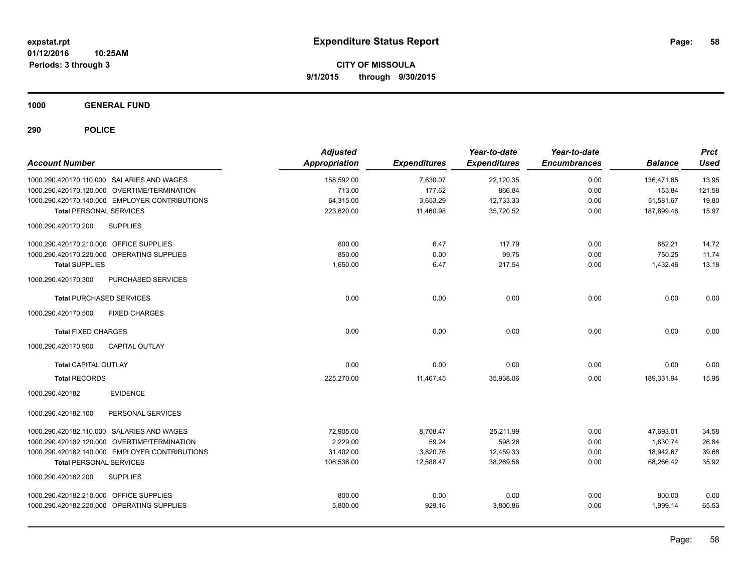**expstat.rpt**
**01/12/2016 10:25AM**
**Periods: 3 through 3**

# Expenditure Status Report

**CITY OF MISSOULA**
**9/1/2015 through 9/30/2015**

## 1000 GENERAL FUND

### 290 POLICE

| Account Number | Adjusted Appropriation | Expenditures | Year-to-date Expenditures | Year-to-date Encumbrances | Balance | Prct Used |
|---|---|---|---|---|---|---|
| 1000.290.420170.110.000 SALARIES AND WAGES | 158,592.00 | 7,630.07 | 22,120.35 | 0.00 | 136,471.65 | 13.95 |
| 1000.290.420170.120.000 OVERTIME/TERMINATION | 713.00 | 177.62 | 866.84 | 0.00 | -153.84 | 121.58 |
| 1000.290.420170.140.000 EMPLOYER CONTRIBUTIONS | 64,315.00 | 3,653.29 | 12,733.33 | 0.00 | 51,581.67 | 19.80 |
| **Total** PERSONAL SERVICES | 223,620.00 | 11,460.98 | 35,720.52 | 0.00 | 187,899.48 | 15.97 |
| 1000.290.420170.200 SUPPLIES | | | | | | |
| 1000.290.420170.210.000 OFFICE SUPPLIES | 800.00 | 6.47 | 117.79 | 0.00 | 682.21 | 14.72 |
| 1000.290.420170.220.000 OPERATING SUPPLIES | 850.00 | 0.00 | 99.75 | 0.00 | 750.25 | 11.74 |
| **Total** SUPPLIES | 1,650.00 | 6.47 | 217.54 | 0.00 | 1,432.46 | 13.18 |
| 1000.290.420170.300 PURCHASED SERVICES | | | | | | |
| **Total** PURCHASED SERVICES | 0.00 | 0.00 | 0.00 | 0.00 | 0.00 | 0.00 |
| 1000.290.420170.500 FIXED CHARGES | | | | | | |
| **Total** FIXED CHARGES | 0.00 | 0.00 | 0.00 | 0.00 | 0.00 | 0.00 |
| 1000.290.420170.900 CAPITAL OUTLAY | | | | | | |
| **Total** CAPITAL OUTLAY | 0.00 | 0.00 | 0.00 | 0.00 | 0.00 | 0.00 |
| **Total** RECORDS | 225,270.00 | 11,467.45 | 35,938.06 | 0.00 | 189,331.94 | 15.95 |
| 1000.290.420182 EVIDENCE | | | | | | |
| 1000.290.420182.100 PERSONAL SERVICES | | | | | | |
| 1000.290.420182.110.000 SALARIES AND WAGES | 72,905.00 | 8,708.47 | 25,211.99 | 0.00 | 47,693.01 | 34.58 |
| 1000.290.420182.120.000 OVERTIME/TERMINATION | 2,229.00 | 59.24 | 598.26 | 0.00 | 1,630.74 | 26.84 |
| 1000.290.420182.140.000 EMPLOYER CONTRIBUTIONS | 31,402.00 | 3,820.76 | 12,459.33 | 0.00 | 18,942.67 | 39.68 |
| **Total** PERSONAL SERVICES | 106,536.00 | 12,588.47 | 38,269.58 | 0.00 | 68,266.42 | 35.92 |
| 1000.290.420182.200 SUPPLIES | | | | | | |
| 1000.290.420182.210.000 OFFICE SUPPLIES | 800.00 | 0.00 | 0.00 | 0.00 | 800.00 | 0.00 |
| 1000.290.420182.220.000 OPERATING SUPPLIES | 5,800.00 | 929.16 | 3,800.86 | 0.00 | 1,999.14 | 65.53 |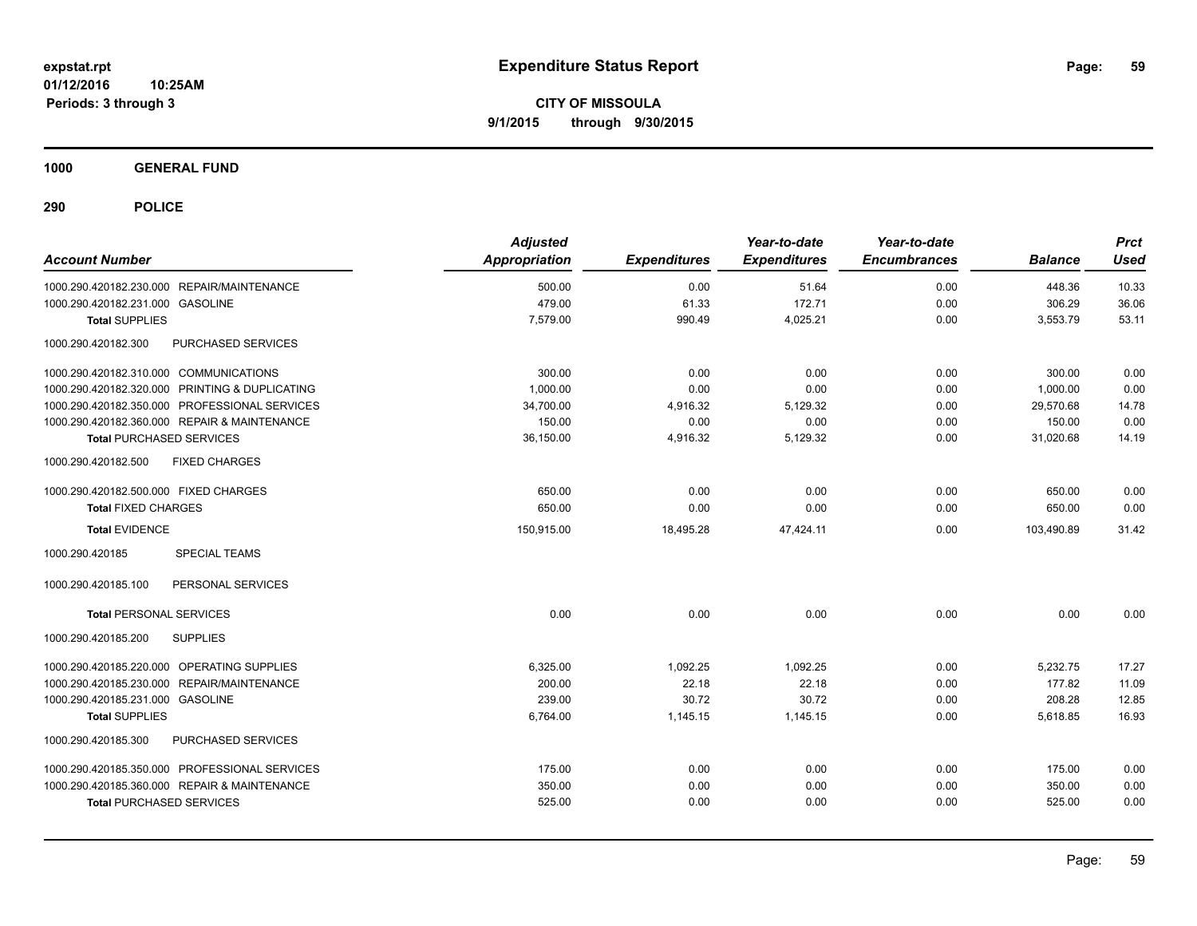**expstat.rpt**
**01/12/2016 10:25AM**
**Periods: 3 through 3**

# Expenditure Status Report

**CITY OF MISSOULA**
**9/1/2015 through 9/30/2015**

## 1000 GENERAL FUND

## 290 POLICE

| Account Number | Adjusted Appropriation | Expenditures | Year-to-date Expenditures | Year-to-date Encumbrances | Balance | Prct Used |
|---|---|---|---|---|---|---|
| 1000.290.420182.230.000 REPAIR/MAINTENANCE | 500.00 | 0.00 | 51.64 | 0.00 | 448.36 | 10.33 |
| 1000.290.420182.231.000 GASOLINE | 479.00 | 61.33 | 172.71 | 0.00 | 306.29 | 36.06 |
| **Total** SUPPLIES | 7,579.00 | 990.49 | 4,025.21 | 0.00 | 3,553.79 | 53.11 |
| 1000.290.420182.300 PURCHASED SERVICES | | | | | | |
| 1000.290.420182.310.000 COMMUNICATIONS | 300.00 | 0.00 | 0.00 | 0.00 | 300.00 | 0.00 |
| 1000.290.420182.320.000 PRINTING & DUPLICATING | 1,000.00 | 0.00 | 0.00 | 0.00 | 1,000.00 | 0.00 |
| 1000.290.420182.350.000 PROFESSIONAL SERVICES | 34,700.00 | 4,916.32 | 5,129.32 | 0.00 | 29,570.68 | 14.78 |
| 1000.290.420182.360.000 REPAIR & MAINTENANCE | 150.00 | 0.00 | 0.00 | 0.00 | 150.00 | 0.00 |
| **Total** PURCHASED SERVICES | 36,150.00 | 4,916.32 | 5,129.32 | 0.00 | 31,020.68 | 14.19 |
| 1000.290.420182.500 FIXED CHARGES | | | | | | |
| 1000.290.420182.500.000 FIXED CHARGES | 650.00 | 0.00 | 0.00 | 0.00 | 650.00 | 0.00 |
| **Total** FIXED CHARGES | 650.00 | 0.00 | 0.00 | 0.00 | 650.00 | 0.00 |
| **Total** EVIDENCE | 150,915.00 | 18,495.28 | 47,424.11 | 0.00 | 103,490.89 | 31.42 |
| 1000.290.420185 SPECIAL TEAMS | | | | | | |
| 1000.290.420185.100 PERSONAL SERVICES | | | | | | |
| **Total** PERSONAL SERVICES | 0.00 | 0.00 | 0.00 | 0.00 | 0.00 | 0.00 |
| 1000.290.420185.200 SUPPLIES | | | | | | |
| 1000.290.420185.220.000 OPERATING SUPPLIES | 6,325.00 | 1,092.25 | 1,092.25 | 0.00 | 5,232.75 | 17.27 |
| 1000.290.420185.230.000 REPAIR/MAINTENANCE | 200.00 | 22.18 | 22.18 | 0.00 | 177.82 | 11.09 |
| 1000.290.420185.231.000 GASOLINE | 239.00 | 30.72 | 30.72 | 0.00 | 208.28 | 12.85 |
| **Total** SUPPLIES | 6,764.00 | 1,145.15 | 1,145.15 | 0.00 | 5,618.85 | 16.93 |
| 1000.290.420185.300 PURCHASED SERVICES | | | | | | |
| 1000.290.420185.350.000 PROFESSIONAL SERVICES | 175.00 | 0.00 | 0.00 | 0.00 | 175.00 | 0.00 |
| 1000.290.420185.360.000 REPAIR & MAINTENANCE | 350.00 | 0.00 | 0.00 | 0.00 | 350.00 | 0.00 |
| **Total** PURCHASED SERVICES | 525.00 | 0.00 | 0.00 | 0.00 | 525.00 | 0.00 |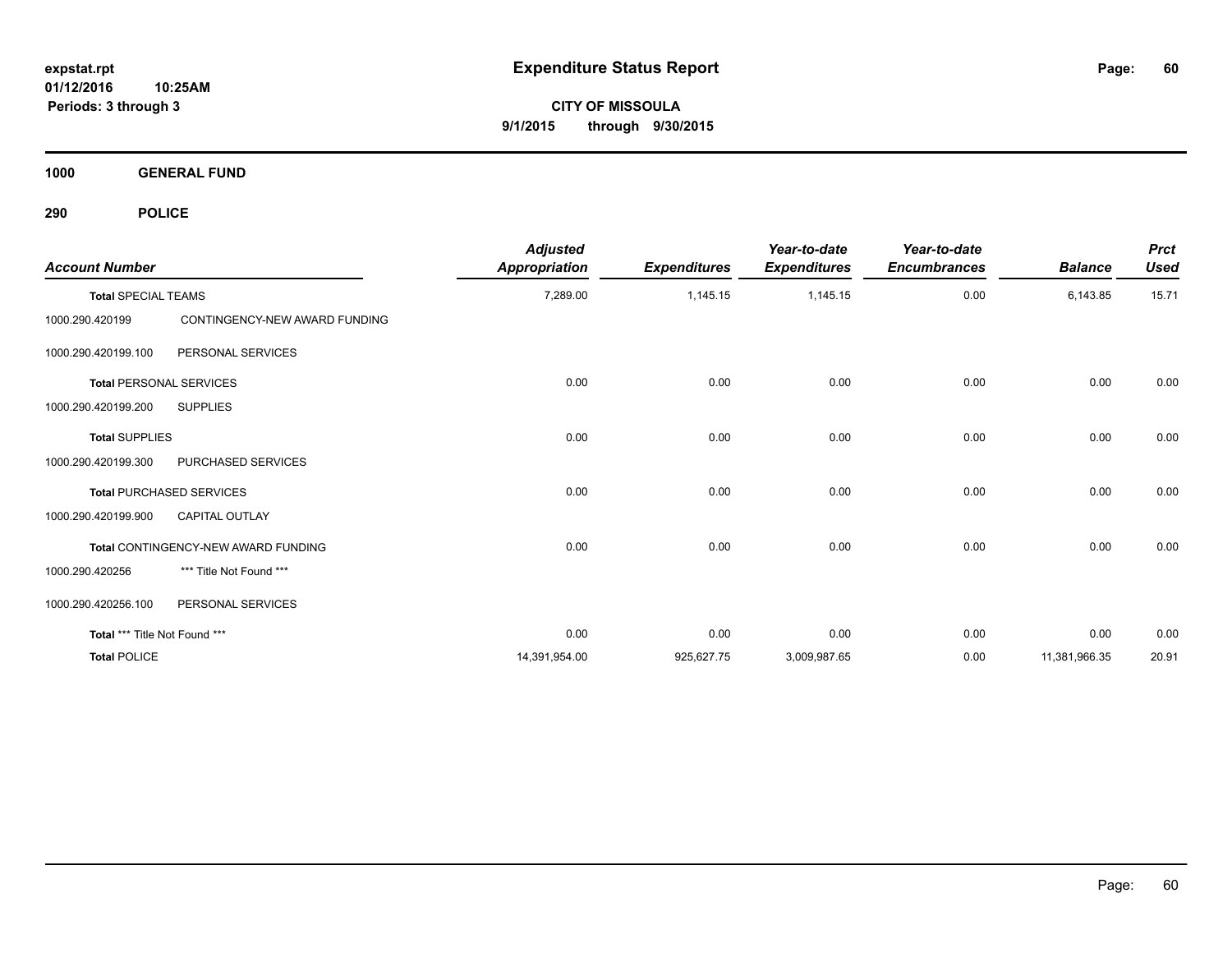**expstat.rpt**
**01/12/2016 10:25AM**
**Periods: 3 through 3**

# Expenditure Status Report

**CITY OF MISSOULA**
**9/1/2015 through 9/30/2015**

## 1000 GENERAL FUND

## 290 POLICE

| Account Number | | Adjusted Appropriation | Expenditures | Year-to-date Expenditures | Year-to-date Encumbrances | Balance | Prct Used |
|---|---|---|---|---|---|---|---|
| **Total** SPECIAL TEAMS | | 7,289.00 | 1,145.15 | 1,145.15 | 0.00 | 6,143.85 | 15.71 |
| 1000.290.420199 | CONTINGENCY-NEW AWARD FUNDING | | | | | | |
| 1000.290.420199.100 | PERSONAL SERVICES | | | | | | |
| **Total** PERSONAL SERVICES | | 0.00 | 0.00 | 0.00 | 0.00 | 0.00 | 0.00 |
| 1000.290.420199.200 | SUPPLIES | | | | | | |
| **Total** SUPPLIES | | 0.00 | 0.00 | 0.00 | 0.00 | 0.00 | 0.00 |
| 1000.290.420199.300 | PURCHASED SERVICES | | | | | | |
| **Total** PURCHASED SERVICES | | 0.00 | 0.00 | 0.00 | 0.00 | 0.00 | 0.00 |
| 1000.290.420199.900 | CAPITAL OUTLAY | | | | | | |
| **Total** CONTINGENCY-NEW AWARD FUNDING | | 0.00 | 0.00 | 0.00 | 0.00 | 0.00 | 0.00 |
| 1000.290.420256 | *** Title Not Found *** | | | | | | |
| 1000.290.420256.100 | PERSONAL SERVICES | | | | | | |
| **Total** *** Title Not Found *** | | 0.00 | 0.00 | 0.00 | 0.00 | 0.00 | 0.00 |
| **Total** POLICE | | 14,391,954.00 | 925,627.75 | 3,009,987.65 | 0.00 | 11,381,966.35 | 20.91 |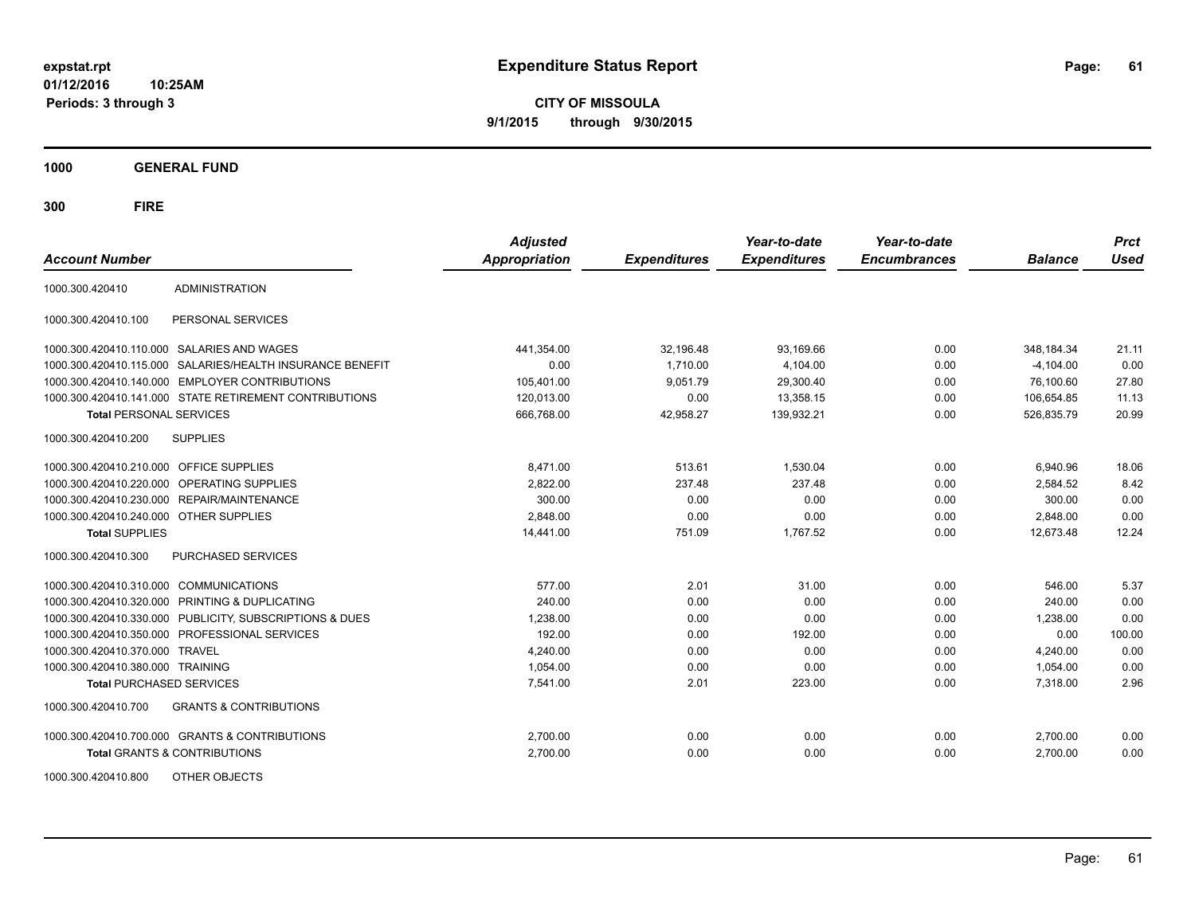expstat.rpt
01/12/2016 10:25AM
Periods: 3 through 3

# Expenditure Status Report

**CITY OF MISSOULA**
**9/1/2015 through 9/30/2015**

## 1000 GENERAL FUND

## 300 FIRE

| Account Number | | Adjusted Appropriation | Expenditures | Year-to-date Expenditures | Year-to-date Encumbrances | Balance | Prct Used |
|---|---|---|---|---|---|---|---|
| 1000.300.420410 | ADMINISTRATION | | | | | | |
| 1000.300.420410.100 | PERSONAL SERVICES | | | | | | |
| 1000.300.420410.110.000 | SALARIES AND WAGES | 441,354.00 | 32,196.48 | 93,169.66 | 0.00 | 348,184.34 | 21.11 |
| 1000.300.420410.115.000 | SALARIES/HEALTH INSURANCE BENEFIT | 0.00 | 1,710.00 | 4,104.00 | 0.00 | -4,104.00 | 0.00 |
| 1000.300.420410.140.000 | EMPLOYER CONTRIBUTIONS | 105,401.00 | 9,051.79 | 29,300.40 | 0.00 | 76,100.60 | 27.80 |
| 1000.300.420410.141.000 | STATE RETIREMENT CONTRIBUTIONS | 120,013.00 | 0.00 | 13,358.15 | 0.00 | 106,654.85 | 11.13 |
| **Total** PERSONAL SERVICES | | 666,768.00 | 42,958.27 | 139,932.21 | 0.00 | 526,835.79 | 20.99 |
| 1000.300.420410.200 | SUPPLIES | | | | | | |
| 1000.300.420410.210.000 | OFFICE SUPPLIES | 8,471.00 | 513.61 | 1,530.04 | 0.00 | 6,940.96 | 18.06 |
| 1000.300.420410.220.000 | OPERATING SUPPLIES | 2,822.00 | 237.48 | 237.48 | 0.00 | 2,584.52 | 8.42 |
| 1000.300.420410.230.000 | REPAIR/MAINTENANCE | 300.00 | 0.00 | 0.00 | 0.00 | 300.00 | 0.00 |
| 1000.300.420410.240.000 | OTHER SUPPLIES | 2,848.00 | 0.00 | 0.00 | 0.00 | 2,848.00 | 0.00 |
| **Total** SUPPLIES | | 14,441.00 | 751.09 | 1,767.52 | 0.00 | 12,673.48 | 12.24 |
| 1000.300.420410.300 | PURCHASED SERVICES | | | | | | |
| 1000.300.420410.310.000 | COMMUNICATIONS | 577.00 | 2.01 | 31.00 | 0.00 | 546.00 | 5.37 |
| 1000.300.420410.320.000 | PRINTING & DUPLICATING | 240.00 | 0.00 | 0.00 | 0.00 | 240.00 | 0.00 |
| 1000.300.420410.330.000 | PUBLICITY, SUBSCRIPTIONS & DUES | 1,238.00 | 0.00 | 0.00 | 0.00 | 1,238.00 | 0.00 |
| 1000.300.420410.350.000 | PROFESSIONAL SERVICES | 192.00 | 0.00 | 192.00 | 0.00 | 0.00 | 100.00 |
| 1000.300.420410.370.000 | TRAVEL | 4,240.00 | 0.00 | 0.00 | 0.00 | 4,240.00 | 0.00 |
| 1000.300.420410.380.000 | TRAINING | 1,054.00 | 0.00 | 0.00 | 0.00 | 1,054.00 | 0.00 |
| **Total** PURCHASED SERVICES | | 7,541.00 | 2.01 | 223.00 | 0.00 | 7,318.00 | 2.96 |
| 1000.300.420410.700 | GRANTS & CONTRIBUTIONS | | | | | | |
| 1000.300.420410.700.000 | GRANTS & CONTRIBUTIONS | 2,700.00 | 0.00 | 0.00 | 0.00 | 2,700.00 | 0.00 |
| **Total** GRANTS & CONTRIBUTIONS | | 2,700.00 | 0.00 | 0.00 | 0.00 | 2,700.00 | 0.00 |
| 1000.300.420410.800 | OTHER OBJECTS | | | | | | |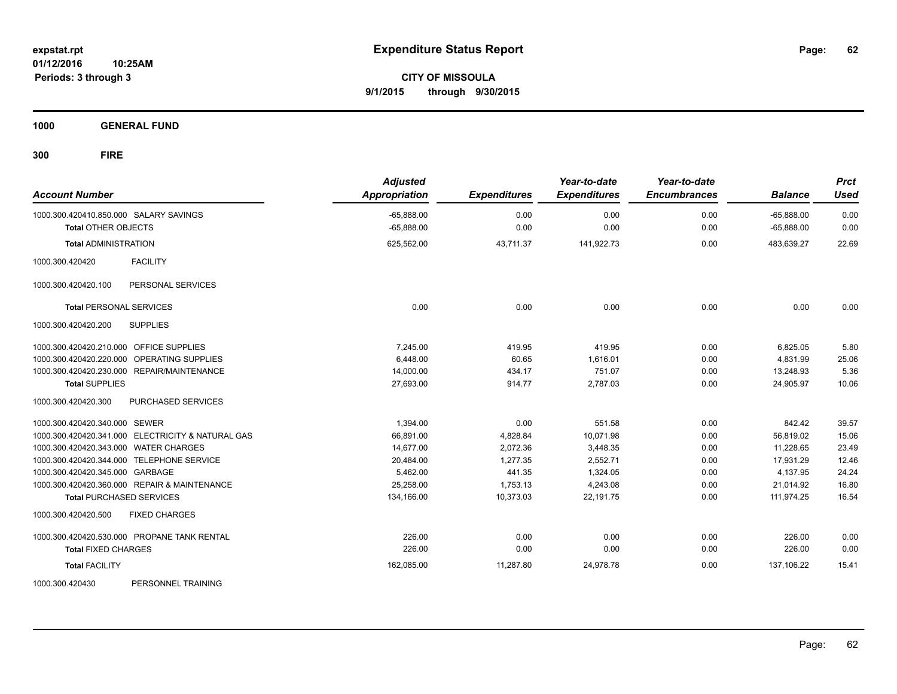# Expenditure Status Report

**CITY OF MISSOULA**

**9/1/2015 through 9/30/2015**

expstat.rpt
01/12/2016 10:25AM
Periods: 3 through 3

## 1000 GENERAL FUND

## 300 FIRE

| Account Number | Adjusted Appropriation | Expenditures | Year-to-date Expenditures | Year-to-date Encumbrances | Balance | Prct Used |
|---|---|---|---|---|---|---|
| 1000.300.420410.850.000 SALARY SAVINGS | -65,888.00 | 0.00 | 0.00 | 0.00 | -65,888.00 | 0.00 |
| **Total** OTHER OBJECTS | -65,888.00 | 0.00 | 0.00 | 0.00 | -65,888.00 | 0.00 |
| **Total** ADMINISTRATION | 625,562.00 | 43,711.37 | 141,922.73 | 0.00 | 483,639.27 | 22.69 |
| 1000.300.420420 FACILITY | | | | | | |
| 1000.300.420420.100 PERSONAL SERVICES | | | | | | |
| **Total** PERSONAL SERVICES | 0.00 | 0.00 | 0.00 | 0.00 | 0.00 | 0.00 |
| 1000.300.420420.200 SUPPLIES | | | | | | |
| 1000.300.420420.210.000 OFFICE SUPPLIES | 7,245.00 | 419.95 | 419.95 | 0.00 | 6,825.05 | 5.80 |
| 1000.300.420420.220.000 OPERATING SUPPLIES | 6,448.00 | 60.65 | 1,616.01 | 0.00 | 4,831.99 | 25.06 |
| 1000.300.420420.230.000 REPAIR/MAINTENANCE | 14,000.00 | 434.17 | 751.07 | 0.00 | 13,248.93 | 5.36 |
| **Total** SUPPLIES | 27,693.00 | 914.77 | 2,787.03 | 0.00 | 24,905.97 | 10.06 |
| 1000.300.420420.300 PURCHASED SERVICES | | | | | | |
| 1000.300.420420.340.000 SEWER | 1,394.00 | 0.00 | 551.58 | 0.00 | 842.42 | 39.57 |
| 1000.300.420420.341.000 ELECTRICITY & NATURAL GAS | 66,891.00 | 4,828.84 | 10,071.98 | 0.00 | 56,819.02 | 15.06 |
| 1000.300.420420.343.000 WATER CHARGES | 14,677.00 | 2,072.36 | 3,448.35 | 0.00 | 11,228.65 | 23.49 |
| 1000.300.420420.344.000 TELEPHONE SERVICE | 20,484.00 | 1,277.35 | 2,552.71 | 0.00 | 17,931.29 | 12.46 |
| 1000.300.420420.345.000 GARBAGE | 5,462.00 | 441.35 | 1,324.05 | 0.00 | 4,137.95 | 24.24 |
| 1000.300.420420.360.000 REPAIR & MAINTENANCE | 25,258.00 | 1,753.13 | 4,243.08 | 0.00 | 21,014.92 | 16.80 |
| **Total** PURCHASED SERVICES | 134,166.00 | 10,373.03 | 22,191.75 | 0.00 | 111,974.25 | 16.54 |
| 1000.300.420420.500 FIXED CHARGES | | | | | | |
| 1000.300.420420.530.000 PROPANE TANK RENTAL | 226.00 | 0.00 | 0.00 | 0.00 | 226.00 | 0.00 |
| **Total** FIXED CHARGES | 226.00 | 0.00 | 0.00 | 0.00 | 226.00 | 0.00 |
| **Total** FACILITY | 162,085.00 | 11,287.80 | 24,978.78 | 0.00 | 137,106.22 | 15.41 |
| 1000.300.420430 PERSONNEL TRAINING | | | | | | |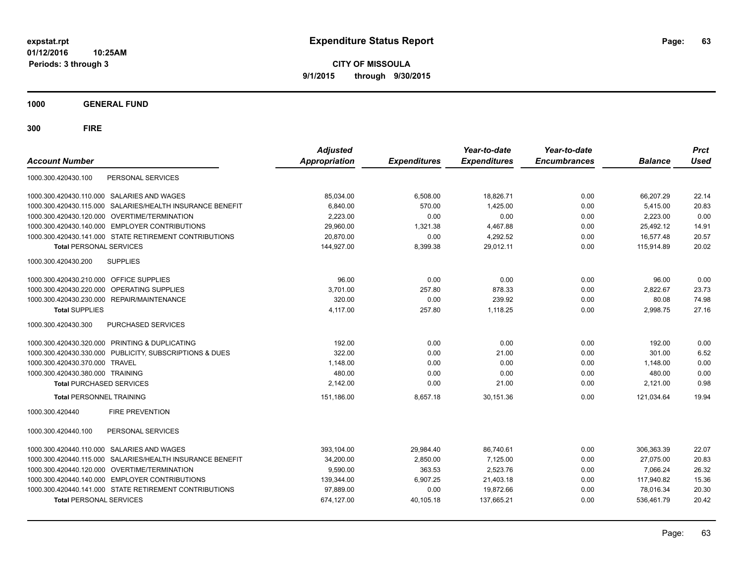**expstat.rpt**
**01/12/2016 10:25AM**
**Periods: 3 through 3**

# Expenditure Status Report

**CITY OF MISSOULA**
**9/1/2015 through 9/30/2015**

## 1000 GENERAL FUND

## 300 FIRE

| Account Number | Adjusted Appropriation | Expenditures | Year-to-date Expenditures | Year-to-date Encumbrances | Balance | Prct Used |
|---|---|---|---|---|---|---|
| 1000.300.420430.100 PERSONAL SERVICES | | | | | | |
| 1000.300.420430.110.000 SALARIES AND WAGES | 85,034.00 | 6,508.00 | 18,826.71 | 0.00 | 66,207.29 | 22.14 |
| 1000.300.420430.115.000 SALARIES/HEALTH INSURANCE BENEFIT | 6,840.00 | 570.00 | 1,425.00 | 0.00 | 5,415.00 | 20.83 |
| 1000.300.420430.120.000 OVERTIME/TERMINATION | 2,223.00 | 0.00 | 0.00 | 0.00 | 2,223.00 | 0.00 |
| 1000.300.420430.140.000 EMPLOYER CONTRIBUTIONS | 29,960.00 | 1,321.38 | 4,467.88 | 0.00 | 25,492.12 | 14.91 |
| 1000.300.420430.141.000 STATE RETIREMENT CONTRIBUTIONS | 20,870.00 | 0.00 | 4,292.52 | 0.00 | 16,577.48 | 20.57 |
| **Total** PERSONAL SERVICES | 144,927.00 | 8,399.38 | 29,012.11 | 0.00 | 115,914.89 | 20.02 |
| 1000.300.420430.200 SUPPLIES | | | | | | |
| 1000.300.420430.210.000 OFFICE SUPPLIES | 96.00 | 0.00 | 0.00 | 0.00 | 96.00 | 0.00 |
| 1000.300.420430.220.000 OPERATING SUPPLIES | 3,701.00 | 257.80 | 878.33 | 0.00 | 2,822.67 | 23.73 |
| 1000.300.420430.230.000 REPAIR/MAINTENANCE | 320.00 | 0.00 | 239.92 | 0.00 | 80.08 | 74.98 |
| **Total** SUPPLIES | 4,117.00 | 257.80 | 1,118.25 | 0.00 | 2,998.75 | 27.16 |
| 1000.300.420430.300 PURCHASED SERVICES | | | | | | |
| 1000.300.420430.320.000 PRINTING & DUPLICATING | 192.00 | 0.00 | 0.00 | 0.00 | 192.00 | 0.00 |
| 1000.300.420430.330.000 PUBLICITY, SUBSCRIPTIONS & DUES | 322.00 | 0.00 | 21.00 | 0.00 | 301.00 | 6.52 |
| 1000.300.420430.370.000 TRAVEL | 1,148.00 | 0.00 | 0.00 | 0.00 | 1,148.00 | 0.00 |
| 1000.300.420430.380.000 TRAINING | 480.00 | 0.00 | 0.00 | 0.00 | 480.00 | 0.00 |
| **Total** PURCHASED SERVICES | 2,142.00 | 0.00 | 21.00 | 0.00 | 2,121.00 | 0.98 |
| **Total** PERSONNEL TRAINING | 151,186.00 | 8,657.18 | 30,151.36 | 0.00 | 121,034.64 | 19.94 |
| 1000.300.420440 FIRE PREVENTION | | | | | | |
| 1000.300.420440.100 PERSONAL SERVICES | | | | | | |
| 1000.300.420440.110.000 SALARIES AND WAGES | 393,104.00 | 29,984.40 | 86,740.61 | 0.00 | 306,363.39 | 22.07 |
| 1000.300.420440.115.000 SALARIES/HEALTH INSURANCE BENEFIT | 34,200.00 | 2,850.00 | 7,125.00 | 0.00 | 27,075.00 | 20.83 |
| 1000.300.420440.120.000 OVERTIME/TERMINATION | 9,590.00 | 363.53 | 2,523.76 | 0.00 | 7,066.24 | 26.32 |
| 1000.300.420440.140.000 EMPLOYER CONTRIBUTIONS | 139,344.00 | 6,907.25 | 21,403.18 | 0.00 | 117,940.82 | 15.36 |
| 1000.300.420440.141.000 STATE RETIREMENT CONTRIBUTIONS | 97,889.00 | 0.00 | 19,872.66 | 0.00 | 78,016.34 | 20.30 |
| **Total** PERSONAL SERVICES | 674,127.00 | 40,105.18 | 137,665.21 | 0.00 | 536,461.79 | 20.42 |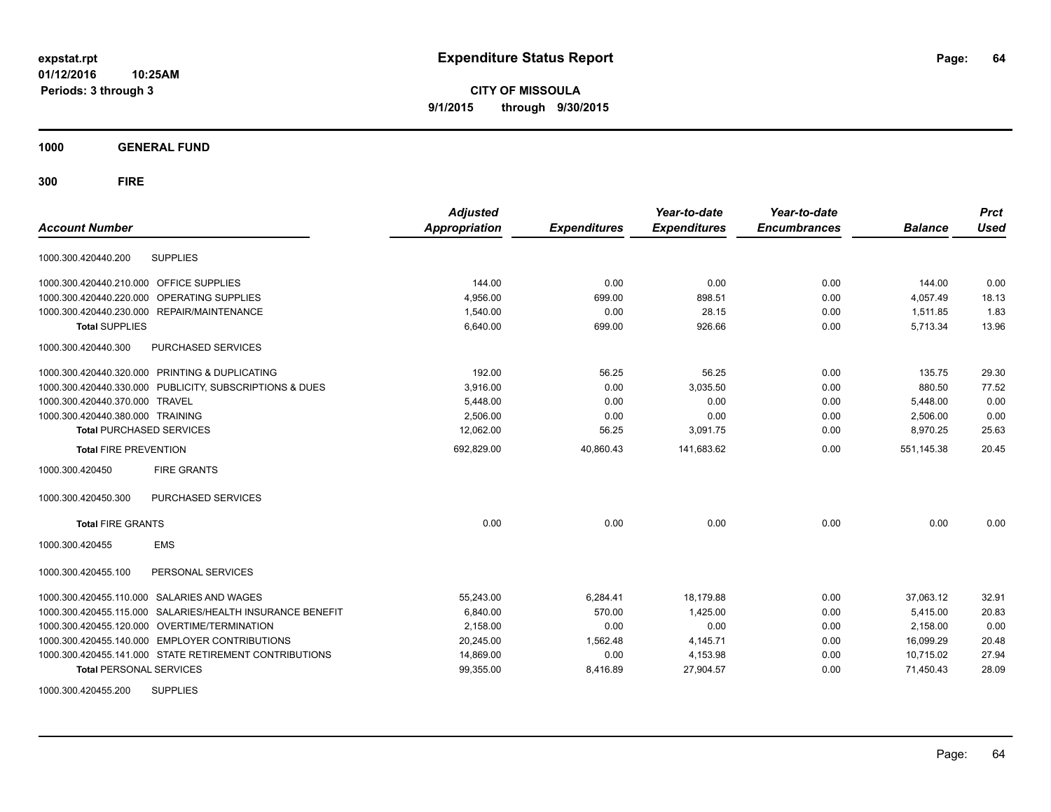**expstat.rpt**
**01/12/2016 10:25AM**
**Periods: 3 through 3**

# Expenditure Status Report

**CITY OF MISSOULA**
**9/1/2015 through 9/30/2015**

## 1000 GENERAL FUND

## 300 FIRE

| Account Number | | Adjusted Appropriation | Expenditures | Year-to-date Expenditures | Year-to-date Encumbrances | Balance | Prct Used |
|---|---|---|---|---|---|---|---|
| 1000.300.420440.200 | SUPPLIES | | | | | | |
| 1000.300.420440.210.000 | OFFICE SUPPLIES | 144.00 | 0.00 | 0.00 | 0.00 | 144.00 | 0.00 |
| 1000.300.420440.220.000 | OPERATING SUPPLIES | 4,956.00 | 699.00 | 898.51 | 0.00 | 4,057.49 | 18.13 |
| 1000.300.420440.230.000 | REPAIR/MAINTENANCE | 1,540.00 | 0.00 | 28.15 | 0.00 | 1,511.85 | 1.83 |
| **Total** SUPPLIES | | 6,640.00 | 699.00 | 926.66 | 0.00 | 5,713.34 | 13.96 |
| 1000.300.420440.300 | PURCHASED SERVICES | | | | | | |
| 1000.300.420440.320.000 | PRINTING & DUPLICATING | 192.00 | 56.25 | 56.25 | 0.00 | 135.75 | 29.30 |
| 1000.300.420440.330.000 | PUBLICITY, SUBSCRIPTIONS & DUES | 3,916.00 | 0.00 | 3,035.50 | 0.00 | 880.50 | 77.52 |
| 1000.300.420440.370.000 | TRAVEL | 5,448.00 | 0.00 | 0.00 | 0.00 | 5,448.00 | 0.00 |
| 1000.300.420440.380.000 | TRAINING | 2,506.00 | 0.00 | 0.00 | 0.00 | 2,506.00 | 0.00 |
| **Total** PURCHASED SERVICES | | 12,062.00 | 56.25 | 3,091.75 | 0.00 | 8,970.25 | 25.63 |
| **Total** FIRE PREVENTION | | 692,829.00 | 40,860.43 | 141,683.62 | 0.00 | 551,145.38 | 20.45 |
| 1000.300.420450 | FIRE GRANTS | | | | | | |
| 1000.300.420450.300 | PURCHASED SERVICES | | | | | | |
| **Total** FIRE GRANTS | | 0.00 | 0.00 | 0.00 | 0.00 | 0.00 | 0.00 |
| 1000.300.420455 | EMS | | | | | | |
| 1000.300.420455.100 | PERSONAL SERVICES | | | | | | |
| 1000.300.420455.110.000 | SALARIES AND WAGES | 55,243.00 | 6,284.41 | 18,179.88 | 0.00 | 37,063.12 | 32.91 |
| 1000.300.420455.115.000 | SALARIES/HEALTH INSURANCE BENEFIT | 6,840.00 | 570.00 | 1,425.00 | 0.00 | 5,415.00 | 20.83 |
| 1000.300.420455.120.000 | OVERTIME/TERMINATION | 2,158.00 | 0.00 | 0.00 | 0.00 | 2,158.00 | 0.00 |
| 1000.300.420455.140.000 | EMPLOYER CONTRIBUTIONS | 20,245.00 | 1,562.48 | 4,145.71 | 0.00 | 16,099.29 | 20.48 |
| 1000.300.420455.141.000 | STATE RETIREMENT CONTRIBUTIONS | 14,869.00 | 0.00 | 4,153.98 | 0.00 | 10,715.02 | 27.94 |
| **Total** PERSONAL SERVICES | | 99,355.00 | 8,416.89 | 27,904.57 | 0.00 | 71,450.43 | 28.09 |
| 1000.300.420455.200 | SUPPLIES | | | | | | |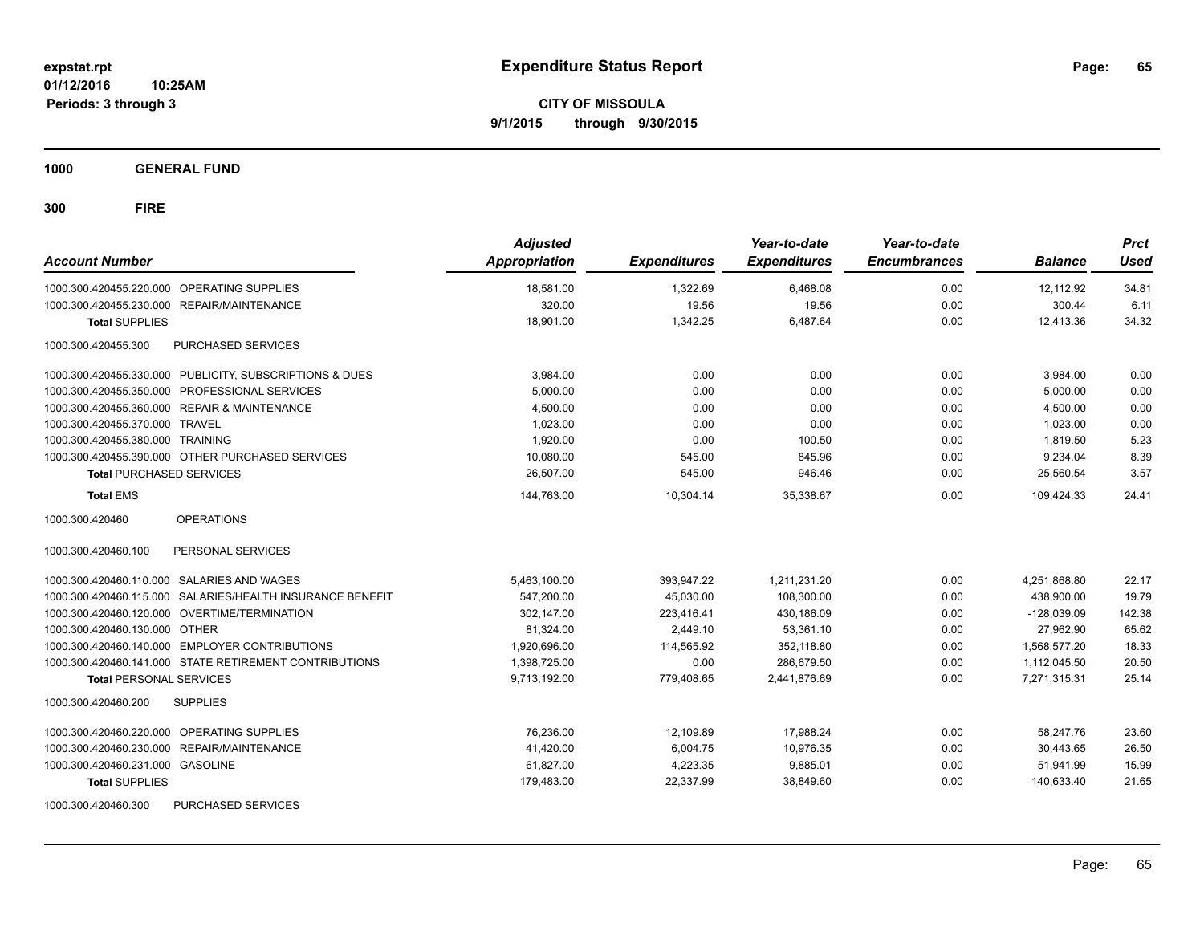**expstat.rpt**
**01/12/2016 10:25AM**
**Periods: 3 through 3**

# Expenditure Status Report

**CITY OF MISSOULA**
**9/1/2015 through 9/30/2015**

## 1000 GENERAL FUND

## 300 FIRE

| Account Number | | Adjusted Appropriation | Expenditures | Year-to-date Expenditures | Year-to-date Encumbrances | Balance | Prct Used |
|---|---|---|---|---|---|---|---|
| 1000.300.420455.220.000 | OPERATING SUPPLIES | 18,581.00 | 1,322.69 | 6,468.08 | 0.00 | 12,112.92 | 34.81 |
| 1000.300.420455.230.000 | REPAIR/MAINTENANCE | 320.00 | 19.56 | 19.56 | 0.00 | 300.44 | 6.11 |
| **Total** SUPPLIES | | 18,901.00 | 1,342.25 | 6,487.64 | 0.00 | 12,413.36 | 34.32 |
| 1000.300.420455.300 | PURCHASED SERVICES | | | | | | |
| 1000.300.420455.330.000 | PUBLICITY, SUBSCRIPTIONS & DUES | 3,984.00 | 0.00 | 0.00 | 0.00 | 3,984.00 | 0.00 |
| 1000.300.420455.350.000 | PROFESSIONAL SERVICES | 5,000.00 | 0.00 | 0.00 | 0.00 | 5,000.00 | 0.00 |
| 1000.300.420455.360.000 | REPAIR & MAINTENANCE | 4,500.00 | 0.00 | 0.00 | 0.00 | 4,500.00 | 0.00 |
| 1000.300.420455.370.000 | TRAVEL | 1,023.00 | 0.00 | 0.00 | 0.00 | 1,023.00 | 0.00 |
| 1000.300.420455.380.000 | TRAINING | 1,920.00 | 0.00 | 100.50 | 0.00 | 1,819.50 | 5.23 |
| 1000.300.420455.390.000 | OTHER PURCHASED SERVICES | 10,080.00 | 545.00 | 845.96 | 0.00 | 9,234.04 | 8.39 |
| **Total** PURCHASED SERVICES | | 26,507.00 | 545.00 | 946.46 | 0.00 | 25,560.54 | 3.57 |
| **Total** EMS | | 144,763.00 | 10,304.14 | 35,338.67 | 0.00 | 109,424.33 | 24.41 |
| 1000.300.420460 | OPERATIONS | | | | | | |
| 1000.300.420460.100 | PERSONAL SERVICES | | | | | | |
| 1000.300.420460.110.000 | SALARIES AND WAGES | 5,463,100.00 | 393,947.22 | 1,211,231.20 | 0.00 | 4,251,868.80 | 22.17 |
| 1000.300.420460.115.000 | SALARIES/HEALTH INSURANCE BENEFIT | 547,200.00 | 45,030.00 | 108,300.00 | 0.00 | 438,900.00 | 19.79 |
| 1000.300.420460.120.000 | OVERTIME/TERMINATION | 302,147.00 | 223,416.41 | 430,186.09 | 0.00 | -128,039.09 | 142.38 |
| 1000.300.420460.130.000 | OTHER | 81,324.00 | 2,449.10 | 53,361.10 | 0.00 | 27,962.90 | 65.62 |
| 1000.300.420460.140.000 | EMPLOYER CONTRIBUTIONS | 1,920,696.00 | 114,565.92 | 352,118.80 | 0.00 | 1,568,577.20 | 18.33 |
| 1000.300.420460.141.000 | STATE RETIREMENT CONTRIBUTIONS | 1,398,725.00 | 0.00 | 286,679.50 | 0.00 | 1,112,045.50 | 20.50 |
| **Total** PERSONAL SERVICES | | 9,713,192.00 | 779,408.65 | 2,441,876.69 | 0.00 | 7,271,315.31 | 25.14 |
| 1000.300.420460.200 | SUPPLIES | | | | | | |
| 1000.300.420460.220.000 | OPERATING SUPPLIES | 76,236.00 | 12,109.89 | 17,988.24 | 0.00 | 58,247.76 | 23.60 |
| 1000.300.420460.230.000 | REPAIR/MAINTENANCE | 41,420.00 | 6,004.75 | 10,976.35 | 0.00 | 30,443.65 | 26.50 |
| 1000.300.420460.231.000 | GASOLINE | 61,827.00 | 4,223.35 | 9,885.01 | 0.00 | 51,941.99 | 15.99 |
| **Total** SUPPLIES | | 179,483.00 | 22,337.99 | 38,849.60 | 0.00 | 140,633.40 | 21.65 |
| 1000.300.420460.300 | PURCHASED SERVICES | | | | | | |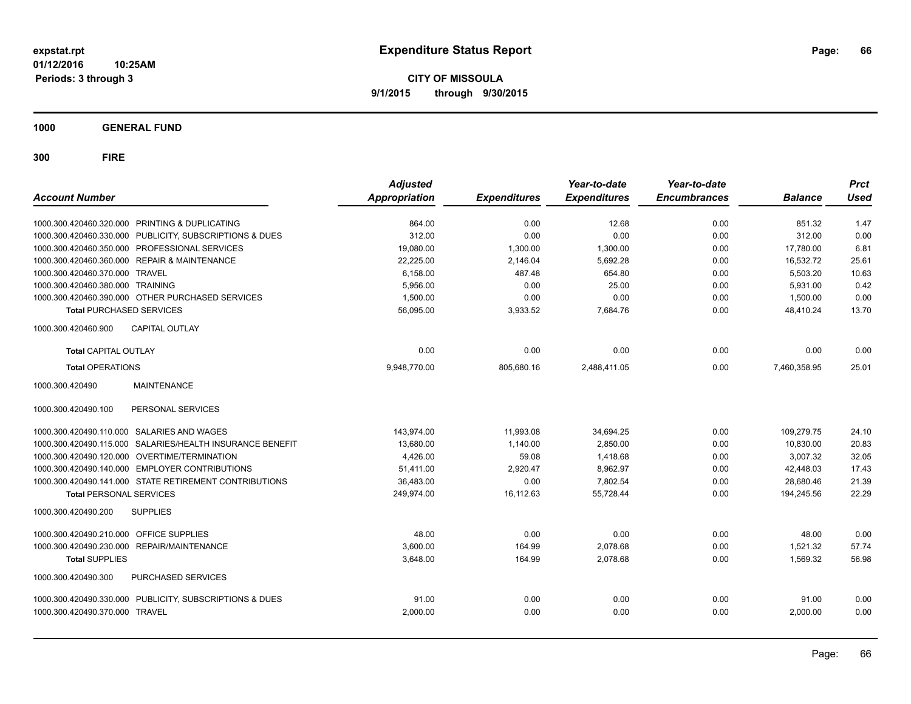**expstat.rpt**
**01/12/2016 10:25AM**
**Periods: 3 through 3**

# Expenditure Status Report

**CITY OF MISSOULA**
**9/1/2015 through 9/30/2015**

## 1000 GENERAL FUND

## 300 FIRE

| Account Number | | Adjusted Appropriation | Expenditures | Year-to-date Expenditures | Year-to-date Encumbrances | Balance | Prct Used |
|---|---|---|---|---|---|---|---|
| 1000.300.420460.320.000 | PRINTING & DUPLICATING | 864.00 | 0.00 | 12.68 | 0.00 | 851.32 | 1.47 |
| 1000.300.420460.330.000 | PUBLICITY, SUBSCRIPTIONS & DUES | 312.00 | 0.00 | 0.00 | 0.00 | 312.00 | 0.00 |
| 1000.300.420460.350.000 | PROFESSIONAL SERVICES | 19,080.00 | 1,300.00 | 1,300.00 | 0.00 | 17,780.00 | 6.81 |
| 1000.300.420460.360.000 | REPAIR & MAINTENANCE | 22,225.00 | 2,146.04 | 5,692.28 | 0.00 | 16,532.72 | 25.61 |
| 1000.300.420460.370.000 | TRAVEL | 6,158.00 | 487.48 | 654.80 | 0.00 | 5,503.20 | 10.63 |
| 1000.300.420460.380.000 | TRAINING | 5,956.00 | 0.00 | 25.00 | 0.00 | 5,931.00 | 0.42 |
| 1000.300.420460.390.000 | OTHER PURCHASED SERVICES | 1,500.00 | 0.00 | 0.00 | 0.00 | 1,500.00 | 0.00 |
| **Total** PURCHASED SERVICES | | 56,095.00 | 3,933.52 | 7,684.76 | 0.00 | 48,410.24 | 13.70 |
| 1000.300.420460.900 | CAPITAL OUTLAY | | | | | | |
| **Total** CAPITAL OUTLAY | | 0.00 | 0.00 | 0.00 | 0.00 | 0.00 | 0.00 |
| **Total** OPERATIONS | | 9,948,770.00 | 805,680.16 | 2,488,411.05 | 0.00 | 7,460,358.95 | 25.01 |
| 1000.300.420490 | MAINTENANCE | | | | | | |
| 1000.300.420490.100 | PERSONAL SERVICES | | | | | | |
| 1000.300.420490.110.000 | SALARIES AND WAGES | 143,974.00 | 11,993.08 | 34,694.25 | 0.00 | 109,279.75 | 24.10 |
| 1000.300.420490.115.000 | SALARIES/HEALTH INSURANCE BENEFIT | 13,680.00 | 1,140.00 | 2,850.00 | 0.00 | 10,830.00 | 20.83 |
| 1000.300.420490.120.000 | OVERTIME/TERMINATION | 4,426.00 | 59.08 | 1,418.68 | 0.00 | 3,007.32 | 32.05 |
| 1000.300.420490.140.000 | EMPLOYER CONTRIBUTIONS | 51,411.00 | 2,920.47 | 8,962.97 | 0.00 | 42,448.03 | 17.43 |
| 1000.300.420490.141.000 | STATE RETIREMENT CONTRIBUTIONS | 36,483.00 | 0.00 | 7,802.54 | 0.00 | 28,680.46 | 21.39 |
| **Total** PERSONAL SERVICES | | 249,974.00 | 16,112.63 | 55,728.44 | 0.00 | 194,245.56 | 22.29 |
| 1000.300.420490.200 | SUPPLIES | | | | | | |
| 1000.300.420490.210.000 | OFFICE SUPPLIES | 48.00 | 0.00 | 0.00 | 0.00 | 48.00 | 0.00 |
| 1000.300.420490.230.000 | REPAIR/MAINTENANCE | 3,600.00 | 164.99 | 2,078.68 | 0.00 | 1,521.32 | 57.74 |
| **Total** SUPPLIES | | 3,648.00 | 164.99 | 2,078.68 | 0.00 | 1,569.32 | 56.98 |
| 1000.300.420490.300 | PURCHASED SERVICES | | | | | | |
| 1000.300.420490.330.000 | PUBLICITY, SUBSCRIPTIONS & DUES | 91.00 | 0.00 | 0.00 | 0.00 | 91.00 | 0.00 |
| 1000.300.420490.370.000 | TRAVEL | 2,000.00 | 0.00 | 0.00 | 0.00 | 2,000.00 | 0.00 |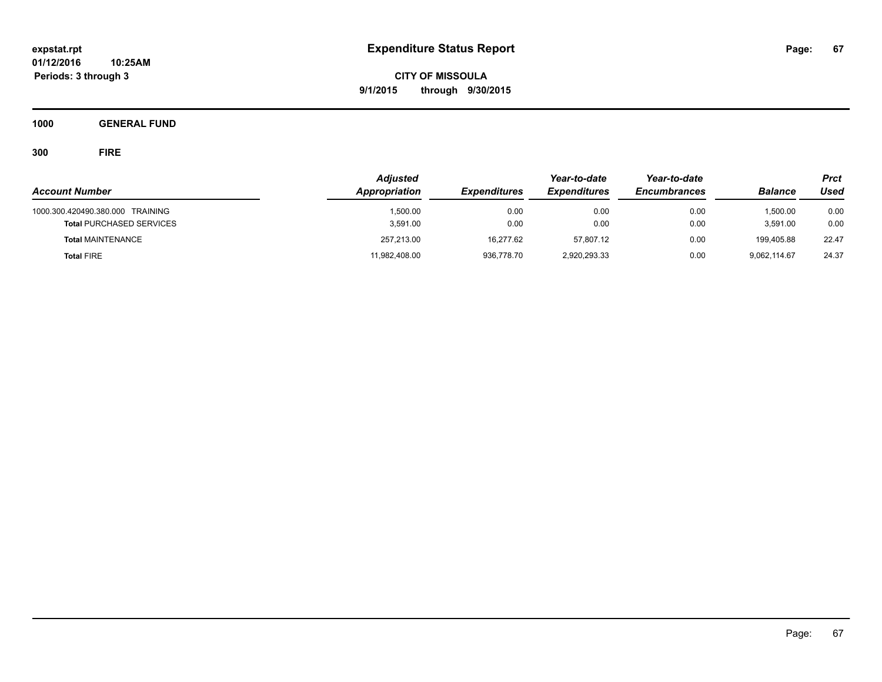**expstat.rpt**
**01/12/2016 10:25AM**
**Periods: 3 through 3**

# Expenditure Status Report

**CITY OF MISSOULA**
**9/1/2015 through 9/30/2015**

## 1000 GENERAL FUND

### 300 FIRE

| Account Number | Adjusted Appropriation | Expenditures | Year-to-date Expenditures | Year-to-date Encumbrances | Balance | Prct Used |
|---|---|---|---|---|---|---|
| 1000.300.420490.380.000 TRAINING | 1,500.00 | 0.00 | 0.00 | 0.00 | 1,500.00 | 0.00 |
| **Total** PURCHASED SERVICES | 3,591.00 | 0.00 | 0.00 | 0.00 | 3,591.00 | 0.00 |
| **Total** MAINTENANCE | 257,213.00 | 16,277.62 | 57,807.12 | 0.00 | 199,405.88 | 22.47 |
| **Total** FIRE | 11,982,408.00 | 936,778.70 | 2,920,293.33 | 0.00 | 9,062,114.67 | 24.37 |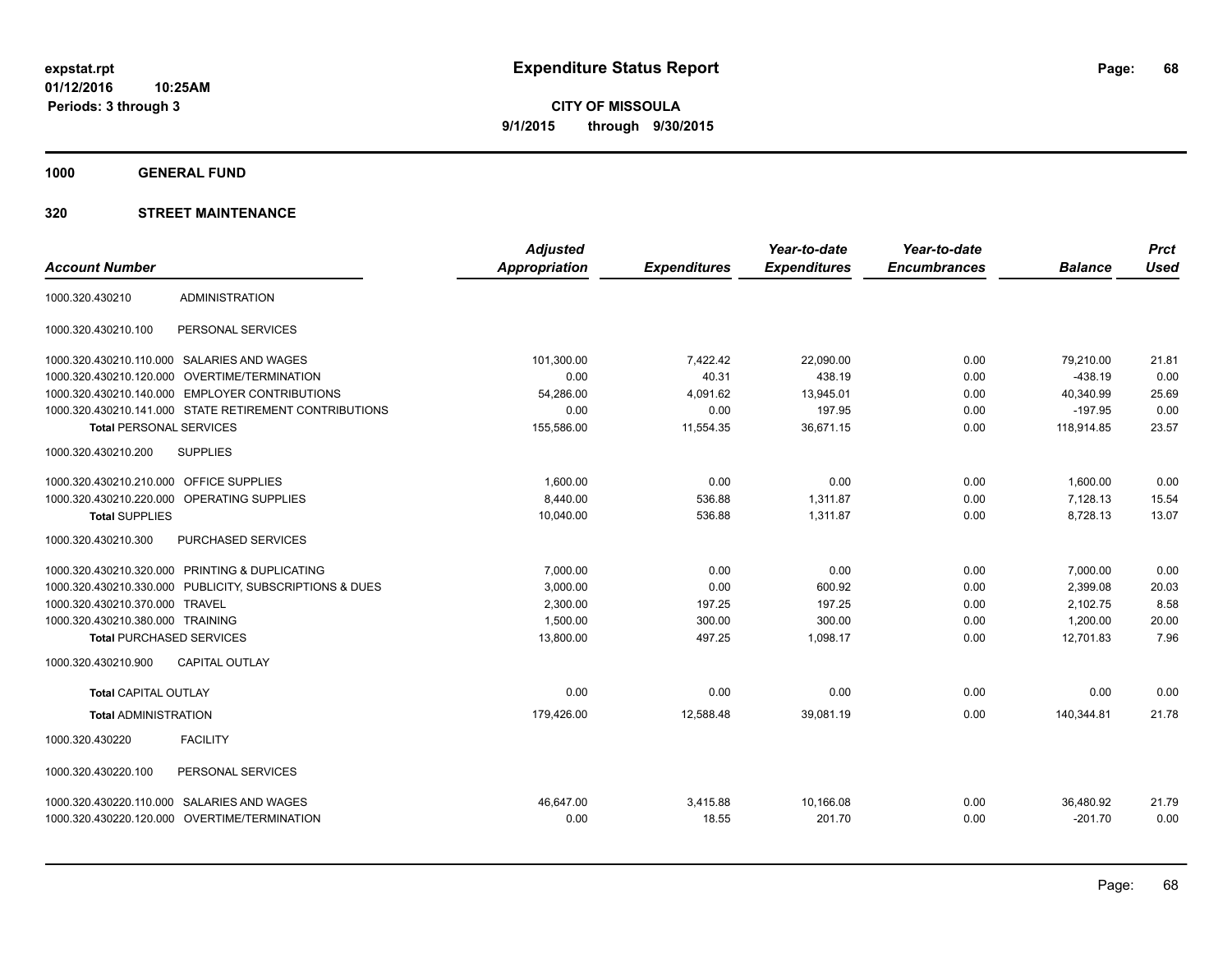# Expenditure Status Report

expstat.rpt
01/12/2016 10:25AM
Periods: 3 through 3

**CITY OF MISSOULA**
**9/1/2015 through 9/30/2015**

**1000 GENERAL FUND**

**320 STREET MAINTENANCE**

| Account Number | | Adjusted Appropriation | Expenditures | Year-to-date Expenditures | Year-to-date Encumbrances | Balance | Prct Used |
|---|---|---|---|---|---|---|---|
| 1000.320.430210 | ADMINISTRATION | | | | | | |
| 1000.320.430210.100 | PERSONAL SERVICES | | | | | | |
| 1000.320.430210.110.000 | SALARIES AND WAGES | 101,300.00 | 7,422.42 | 22,090.00 | 0.00 | 79,210.00 | 21.81 |
| 1000.320.430210.120.000 | OVERTIME/TERMINATION | 0.00 | 40.31 | 438.19 | 0.00 | -438.19 | 0.00 |
| 1000.320.430210.140.000 | EMPLOYER CONTRIBUTIONS | 54,286.00 | 4,091.62 | 13,945.01 | 0.00 | 40,340.99 | 25.69 |
| 1000.320.430210.141.000 | STATE RETIREMENT CONTRIBUTIONS | 0.00 | 0.00 | 197.95 | 0.00 | -197.95 | 0.00 |
| **Total** PERSONAL SERVICES | | 155,586.00 | 11,554.35 | 36,671.15 | 0.00 | 118,914.85 | 23.57 |
| 1000.320.430210.200 | SUPPLIES | | | | | | |
| 1000.320.430210.210.000 | OFFICE SUPPLIES | 1,600.00 | 0.00 | 0.00 | 0.00 | 1,600.00 | 0.00 |
| 1000.320.430210.220.000 | OPERATING SUPPLIES | 8,440.00 | 536.88 | 1,311.87 | 0.00 | 7,128.13 | 15.54 |
| **Total** SUPPLIES | | 10,040.00 | 536.88 | 1,311.87 | 0.00 | 8,728.13 | 13.07 |
| 1000.320.430210.300 | PURCHASED SERVICES | | | | | | |
| 1000.320.430210.320.000 | PRINTING & DUPLICATING | 7,000.00 | 0.00 | 0.00 | 0.00 | 7,000.00 | 0.00 |
| 1000.320.430210.330.000 | PUBLICITY, SUBSCRIPTIONS & DUES | 3,000.00 | 0.00 | 600.92 | 0.00 | 2,399.08 | 20.03 |
| 1000.320.430210.370.000 | TRAVEL | 2,300.00 | 197.25 | 197.25 | 0.00 | 2,102.75 | 8.58 |
| 1000.320.430210.380.000 | TRAINING | 1,500.00 | 300.00 | 300.00 | 0.00 | 1,200.00 | 20.00 |
| **Total** PURCHASED SERVICES | | 13,800.00 | 497.25 | 1,098.17 | 0.00 | 12,701.83 | 7.96 |
| 1000.320.430210.900 | CAPITAL OUTLAY | | | | | | |
| **Total** CAPITAL OUTLAY | | 0.00 | 0.00 | 0.00 | 0.00 | 0.00 | 0.00 |
| **Total** ADMINISTRATION | | 179,426.00 | 12,588.48 | 39,081.19 | 0.00 | 140,344.81 | 21.78 |
| 1000.320.430220 | FACILITY | | | | | | |
| 1000.320.430220.100 | PERSONAL SERVICES | | | | | | |
| 1000.320.430220.110.000 | SALARIES AND WAGES | 46,647.00 | 3,415.88 | 10,166.08 | 0.00 | 36,480.92 | 21.79 |
| 1000.320.430220.120.000 | OVERTIME/TERMINATION | 0.00 | 18.55 | 201.70 | 0.00 | -201.70 | 0.00 |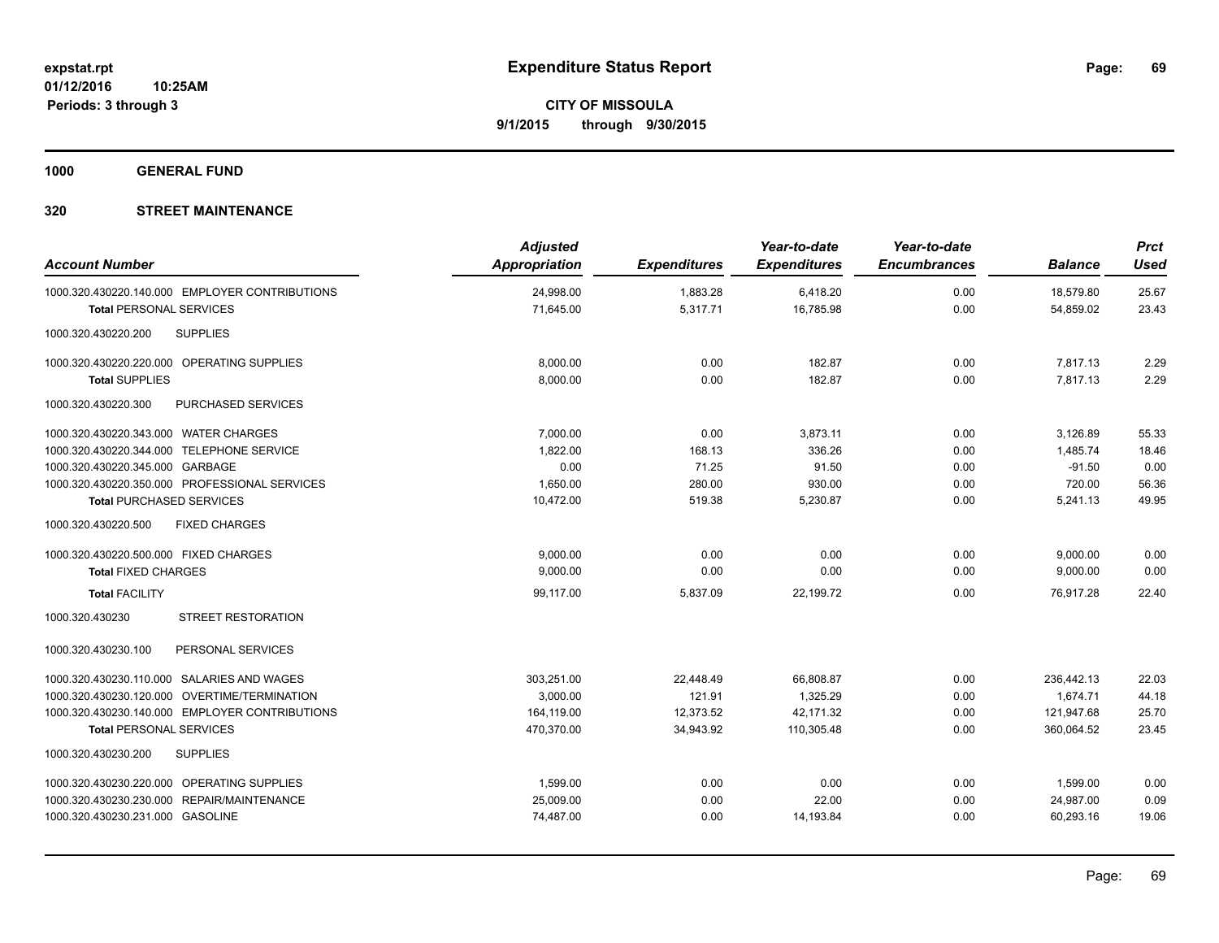# Expenditure Status Report

**CITY OF MISSOULA**
**9/1/2015 through 9/30/2015**

expstat.rpt
01/12/2016 10:25AM
Periods: 3 through 3

**1000 GENERAL FUND**

**320 STREET MAINTENANCE**

| Account Number | Adjusted Appropriation | Expenditures | Year-to-date Expenditures | Year-to-date Encumbrances | Balance | Prct Used |
|---|---|---|---|---|---|---|
| 1000.320.430220.140.000 EMPLOYER CONTRIBUTIONS | 24,998.00 | 1,883.28 | 6,418.20 | 0.00 | 18,579.80 | 25.67 |
| **Total** PERSONAL SERVICES | 71,645.00 | 5,317.71 | 16,785.98 | 0.00 | 54,859.02 | 23.43 |
| 1000.320.430220.200 SUPPLIES | | | | | | |
| 1000.320.430220.220.000 OPERATING SUPPLIES | 8,000.00 | 0.00 | 182.87 | 0.00 | 7,817.13 | 2.29 |
| **Total** SUPPLIES | 8,000.00 | 0.00 | 182.87 | 0.00 | 7,817.13 | 2.29 |
| 1000.320.430220.300 PURCHASED SERVICES | | | | | | |
| 1000.320.430220.343.000 WATER CHARGES | 7,000.00 | 0.00 | 3,873.11 | 0.00 | 3,126.89 | 55.33 |
| 1000.320.430220.344.000 TELEPHONE SERVICE | 1,822.00 | 168.13 | 336.26 | 0.00 | 1,485.74 | 18.46 |
| 1000.320.430220.345.000 GARBAGE | 0.00 | 71.25 | 91.50 | 0.00 | -91.50 | 0.00 |
| 1000.320.430220.350.000 PROFESSIONAL SERVICES | 1,650.00 | 280.00 | 930.00 | 0.00 | 720.00 | 56.36 |
| **Total** PURCHASED SERVICES | 10,472.00 | 519.38 | 5,230.87 | 0.00 | 5,241.13 | 49.95 |
| 1000.320.430220.500 FIXED CHARGES | | | | | | |
| 1000.320.430220.500.000 FIXED CHARGES | 9,000.00 | 0.00 | 0.00 | 0.00 | 9,000.00 | 0.00 |
| **Total** FIXED CHARGES | 9,000.00 | 0.00 | 0.00 | 0.00 | 9,000.00 | 0.00 |
| **Total** FACILITY | 99,117.00 | 5,837.09 | 22,199.72 | 0.00 | 76,917.28 | 22.40 |
| 1000.320.430230 STREET RESTORATION | | | | | | |
| 1000.320.430230.100 PERSONAL SERVICES | | | | | | |
| 1000.320.430230.110.000 SALARIES AND WAGES | 303,251.00 | 22,448.49 | 66,808.87 | 0.00 | 236,442.13 | 22.03 |
| 1000.320.430230.120.000 OVERTIME/TERMINATION | 3,000.00 | 121.91 | 1,325.29 | 0.00 | 1,674.71 | 44.18 |
| 1000.320.430230.140.000 EMPLOYER CONTRIBUTIONS | 164,119.00 | 12,373.52 | 42,171.32 | 0.00 | 121,947.68 | 25.70 |
| **Total** PERSONAL SERVICES | 470,370.00 | 34,943.92 | 110,305.48 | 0.00 | 360,064.52 | 23.45 |
| 1000.320.430230.200 SUPPLIES | | | | | | |
| 1000.320.430230.220.000 OPERATING SUPPLIES | 1,599.00 | 0.00 | 0.00 | 0.00 | 1,599.00 | 0.00 |
| 1000.320.430230.230.000 REPAIR/MAINTENANCE | 25,009.00 | 0.00 | 22.00 | 0.00 | 24,987.00 | 0.09 |
| 1000.320.430230.231.000 GASOLINE | 74,487.00 | 0.00 | 14,193.84 | 0.00 | 60,293.16 | 19.06 |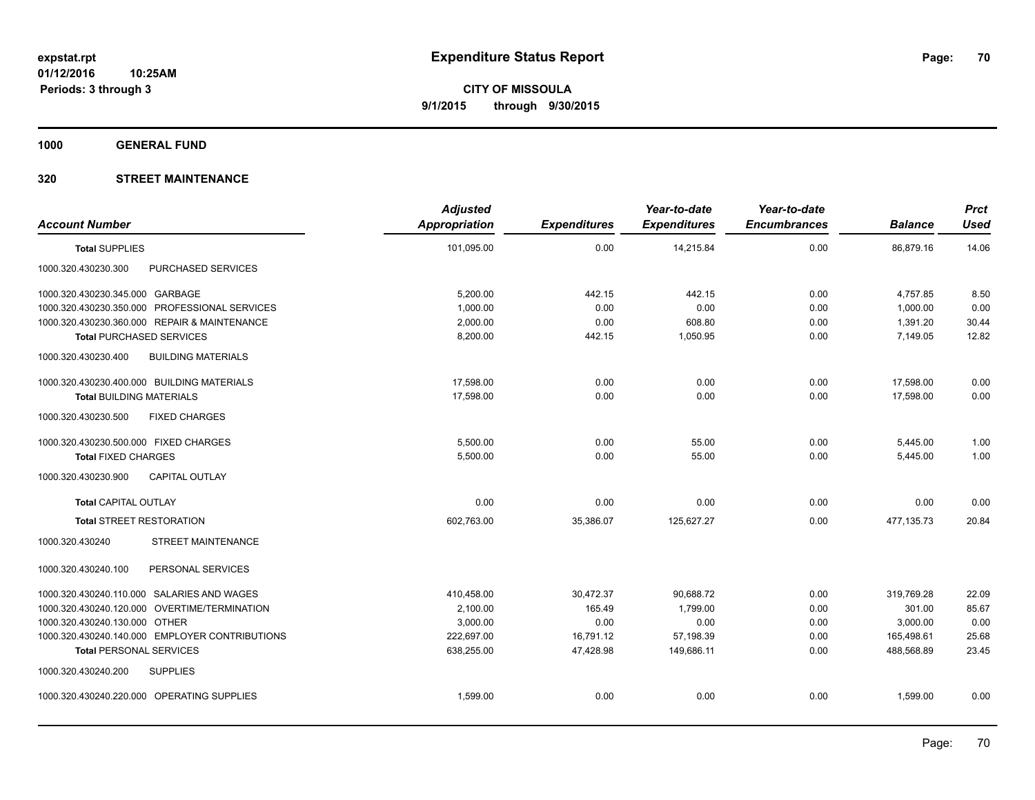# Expenditure Status Report

expstat.rpt
01/12/2016 10:25AM
Periods: 3 through 3

**CITY OF MISSOULA**
**9/1/2015 through 9/30/2015**

## 1000 GENERAL FUND

## 320 STREET MAINTENANCE

| Account Number | | Adjusted Appropriation | Expenditures | Year-to-date Expenditures | Year-to-date Encumbrances | Balance | Prct Used |
|---|---|---|---|---|---|---|---|
| **Total** SUPPLIES | | 101,095.00 | 0.00 | 14,215.84 | 0.00 | 86,879.16 | 14.06 |
| 1000.320.430230.300 | PURCHASED SERVICES | | | | | | |
| 1000.320.430230.345.000 | GARBAGE | 5,200.00 | 442.15 | 442.15 | 0.00 | 4,757.85 | 8.50 |
| 1000.320.430230.350.000 | PROFESSIONAL SERVICES | 1,000.00 | 0.00 | 0.00 | 0.00 | 1,000.00 | 0.00 |
| 1000.320.430230.360.000 | REPAIR & MAINTENANCE | 2,000.00 | 0.00 | 608.80 | 0.00 | 1,391.20 | 30.44 |
| **Total** PURCHASED SERVICES | | 8,200.00 | 442.15 | 1,050.95 | 0.00 | 7,149.05 | 12.82 |
| 1000.320.430230.400 | BUILDING MATERIALS | | | | | | |
| 1000.320.430230.400.000 | BUILDING MATERIALS | 17,598.00 | 0.00 | 0.00 | 0.00 | 17,598.00 | 0.00 |
| **Total** BUILDING MATERIALS | | 17,598.00 | 0.00 | 0.00 | 0.00 | 17,598.00 | 0.00 |
| 1000.320.430230.500 | FIXED CHARGES | | | | | | |
| 1000.320.430230.500.000 | FIXED CHARGES | 5,500.00 | 0.00 | 55.00 | 0.00 | 5,445.00 | 1.00 |
| **Total** FIXED CHARGES | | 5,500.00 | 0.00 | 55.00 | 0.00 | 5,445.00 | 1.00 |
| 1000.320.430230.900 | CAPITAL OUTLAY | | | | | | |
| **Total** CAPITAL OUTLAY | | 0.00 | 0.00 | 0.00 | 0.00 | 0.00 | 0.00 |
| **Total** STREET RESTORATION | | 602,763.00 | 35,386.07 | 125,627.27 | 0.00 | 477,135.73 | 20.84 |
| 1000.320.430240 | STREET MAINTENANCE | | | | | | |
| 1000.320.430240.100 | PERSONAL SERVICES | | | | | | |
| 1000.320.430240.110.000 | SALARIES AND WAGES | 410,458.00 | 30,472.37 | 90,688.72 | 0.00 | 319,769.28 | 22.09 |
| 1000.320.430240.120.000 | OVERTIME/TERMINATION | 2,100.00 | 165.49 | 1,799.00 | 0.00 | 301.00 | 85.67 |
| 1000.320.430240.130.000 | OTHER | 3,000.00 | 0.00 | 0.00 | 0.00 | 3,000.00 | 0.00 |
| 1000.320.430240.140.000 | EMPLOYER CONTRIBUTIONS | 222,697.00 | 16,791.12 | 57,198.39 | 0.00 | 165,498.61 | 25.68 |
| **Total** PERSONAL SERVICES | | 638,255.00 | 47,428.98 | 149,686.11 | 0.00 | 488,568.89 | 23.45 |
| 1000.320.430240.200 | SUPPLIES | | | | | | |
| 1000.320.430240.220.000 | OPERATING SUPPLIES | 1,599.00 | 0.00 | 0.00 | 0.00 | 1,599.00 | 0.00 |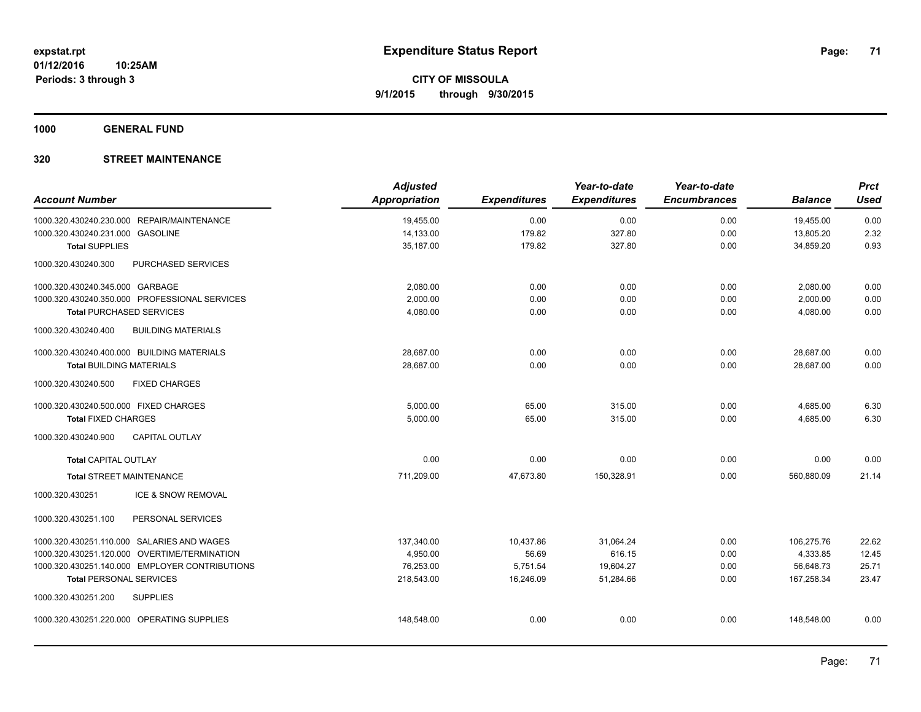**expstat.rpt**
**01/12/2016 10:25AM**
**Periods: 3 through 3**

# Expenditure Status Report

**CITY OF MISSOULA**
**9/1/2015 through 9/30/2015**

## 1000 GENERAL FUND

### 320 STREET MAINTENANCE

| Account Number | Adjusted Appropriation | Expenditures | Year-to-date Expenditures | Year-to-date Encumbrances | Balance | Prct Used |
|---|---|---|---|---|---|---|
| 1000.320.430240.230.000 REPAIR/MAINTENANCE | 19,455.00 | 0.00 | 0.00 | 0.00 | 19,455.00 | 0.00 |
| 1000.320.430240.231.000 GASOLINE | 14,133.00 | 179.82 | 327.80 | 0.00 | 13,805.20 | 2.32 |
| **Total** SUPPLIES | 35,187.00 | 179.82 | 327.80 | 0.00 | 34,859.20 | 0.93 |
| 1000.320.430240.300 PURCHASED SERVICES | | | | | | |
| 1000.320.430240.345.000 GARBAGE | 2,080.00 | 0.00 | 0.00 | 0.00 | 2,080.00 | 0.00 |
| 1000.320.430240.350.000 PROFESSIONAL SERVICES | 2,000.00 | 0.00 | 0.00 | 0.00 | 2,000.00 | 0.00 |
| **Total** PURCHASED SERVICES | 4,080.00 | 0.00 | 0.00 | 0.00 | 4,080.00 | 0.00 |
| 1000.320.430240.400 BUILDING MATERIALS | | | | | | |
| 1000.320.430240.400.000 BUILDING MATERIALS | 28,687.00 | 0.00 | 0.00 | 0.00 | 28,687.00 | 0.00 |
| **Total** BUILDING MATERIALS | 28,687.00 | 0.00 | 0.00 | 0.00 | 28,687.00 | 0.00 |
| 1000.320.430240.500 FIXED CHARGES | | | | | | |
| 1000.320.430240.500.000 FIXED CHARGES | 5,000.00 | 65.00 | 315.00 | 0.00 | 4,685.00 | 6.30 |
| **Total** FIXED CHARGES | 5,000.00 | 65.00 | 315.00 | 0.00 | 4,685.00 | 6.30 |
| 1000.320.430240.900 CAPITAL OUTLAY | | | | | | |
| **Total** CAPITAL OUTLAY | 0.00 | 0.00 | 0.00 | 0.00 | 0.00 | 0.00 |
| **Total** STREET MAINTENANCE | 711,209.00 | 47,673.80 | 150,328.91 | 0.00 | 560,880.09 | 21.14 |
| 1000.320.430251 ICE & SNOW REMOVAL | | | | | | |
| 1000.320.430251.100 PERSONAL SERVICES | | | | | | |
| 1000.320.430251.110.000 SALARIES AND WAGES | 137,340.00 | 10,437.86 | 31,064.24 | 0.00 | 106,275.76 | 22.62 |
| 1000.320.430251.120.000 OVERTIME/TERMINATION | 4,950.00 | 56.69 | 616.15 | 0.00 | 4,333.85 | 12.45 |
| 1000.320.430251.140.000 EMPLOYER CONTRIBUTIONS | 76,253.00 | 5,751.54 | 19,604.27 | 0.00 | 56,648.73 | 25.71 |
| **Total** PERSONAL SERVICES | 218,543.00 | 16,246.09 | 51,284.66 | 0.00 | 167,258.34 | 23.47 |
| 1000.320.430251.200 SUPPLIES | | | | | | |
| 1000.320.430251.220.000 OPERATING SUPPLIES | 148,548.00 | 0.00 | 0.00 | 0.00 | 148,548.00 | 0.00 |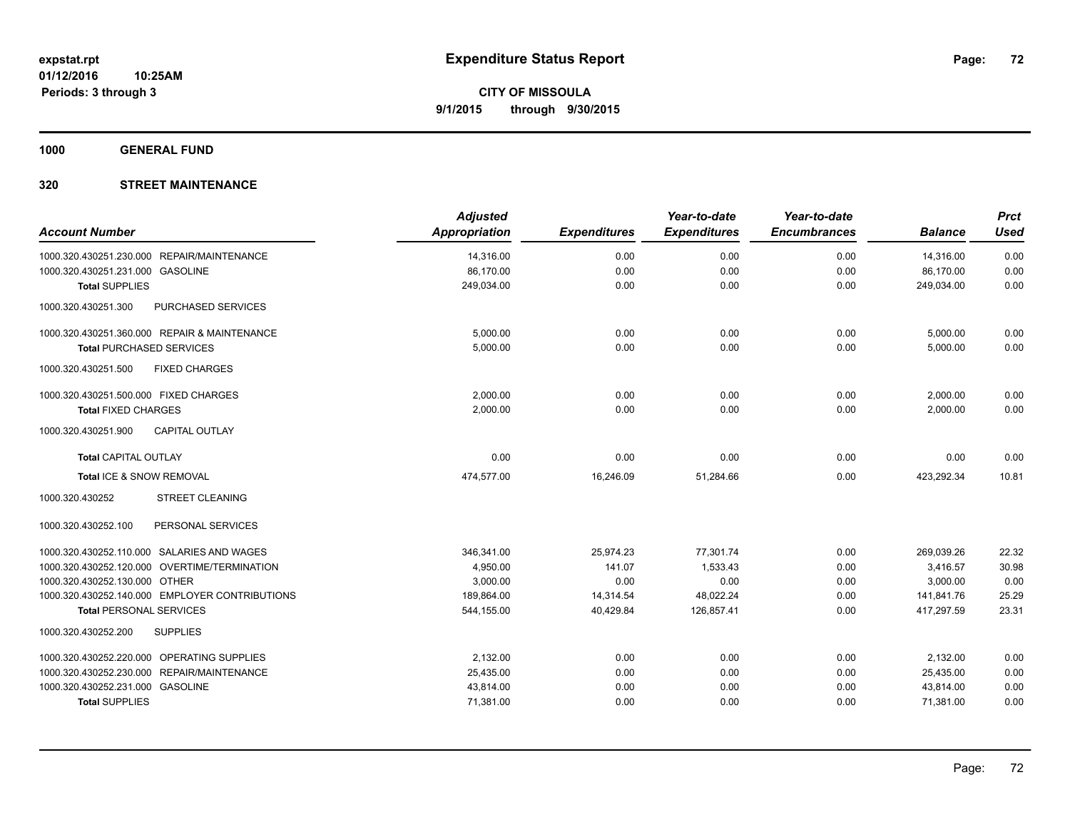# Expenditure Status Report

expstat.rpt
01/12/2016 10:25AM
Periods: 3 through 3

**CITY OF MISSOULA**
**9/1/2015 through 9/30/2015**

## 1000 GENERAL FUND

## 320 STREET MAINTENANCE

| Account Number | Adjusted Appropriation | Expenditures | Year-to-date Expenditures | Year-to-date Encumbrances | Balance | Prct Used |
|---|---|---|---|---|---|---|
| 1000.320.430251.230.000 REPAIR/MAINTENANCE | 14,316.00 | 0.00 | 0.00 | 0.00 | 14,316.00 | 0.00 |
| 1000.320.430251.231.000 GASOLINE | 86,170.00 | 0.00 | 0.00 | 0.00 | 86,170.00 | 0.00 |
| **Total** SUPPLIES | 249,034.00 | 0.00 | 0.00 | 0.00 | 249,034.00 | 0.00 |
| 1000.320.430251.300 PURCHASED SERVICES | | | | | | |
| 1000.320.430251.360.000 REPAIR & MAINTENANCE | 5,000.00 | 0.00 | 0.00 | 0.00 | 5,000.00 | 0.00 |
| **Total** PURCHASED SERVICES | 5,000.00 | 0.00 | 0.00 | 0.00 | 5,000.00 | 0.00 |
| 1000.320.430251.500 FIXED CHARGES | | | | | | |
| 1000.320.430251.500.000 FIXED CHARGES | 2,000.00 | 0.00 | 0.00 | 0.00 | 2,000.00 | 0.00 |
| **Total** FIXED CHARGES | 2,000.00 | 0.00 | 0.00 | 0.00 | 2,000.00 | 0.00 |
| 1000.320.430251.900 CAPITAL OUTLAY | | | | | | |
| **Total** CAPITAL OUTLAY | 0.00 | 0.00 | 0.00 | 0.00 | 0.00 | 0.00 |
| **Total** ICE & SNOW REMOVAL | 474,577.00 | 16,246.09 | 51,284.66 | 0.00 | 423,292.34 | 10.81 |
| 1000.320.430252 STREET CLEANING | | | | | | |
| 1000.320.430252.100 PERSONAL SERVICES | | | | | | |
| 1000.320.430252.110.000 SALARIES AND WAGES | 346,341.00 | 25,974.23 | 77,301.74 | 0.00 | 269,039.26 | 22.32 |
| 1000.320.430252.120.000 OVERTIME/TERMINATION | 4,950.00 | 141.07 | 1,533.43 | 0.00 | 3,416.57 | 30.98 |
| 1000.320.430252.130.000 OTHER | 3,000.00 | 0.00 | 0.00 | 0.00 | 3,000.00 | 0.00 |
| 1000.320.430252.140.000 EMPLOYER CONTRIBUTIONS | 189,864.00 | 14,314.54 | 48,022.24 | 0.00 | 141,841.76 | 25.29 |
| **Total** PERSONAL SERVICES | 544,155.00 | 40,429.84 | 126,857.41 | 0.00 | 417,297.59 | 23.31 |
| 1000.320.430252.200 SUPPLIES | | | | | | |
| 1000.320.430252.220.000 OPERATING SUPPLIES | 2,132.00 | 0.00 | 0.00 | 0.00 | 2,132.00 | 0.00 |
| 1000.320.430252.230.000 REPAIR/MAINTENANCE | 25,435.00 | 0.00 | 0.00 | 0.00 | 25,435.00 | 0.00 |
| 1000.320.430252.231.000 GASOLINE | 43,814.00 | 0.00 | 0.00 | 0.00 | 43,814.00 | 0.00 |
| **Total** SUPPLIES | 71,381.00 | 0.00 | 0.00 | 0.00 | 71,381.00 | 0.00 |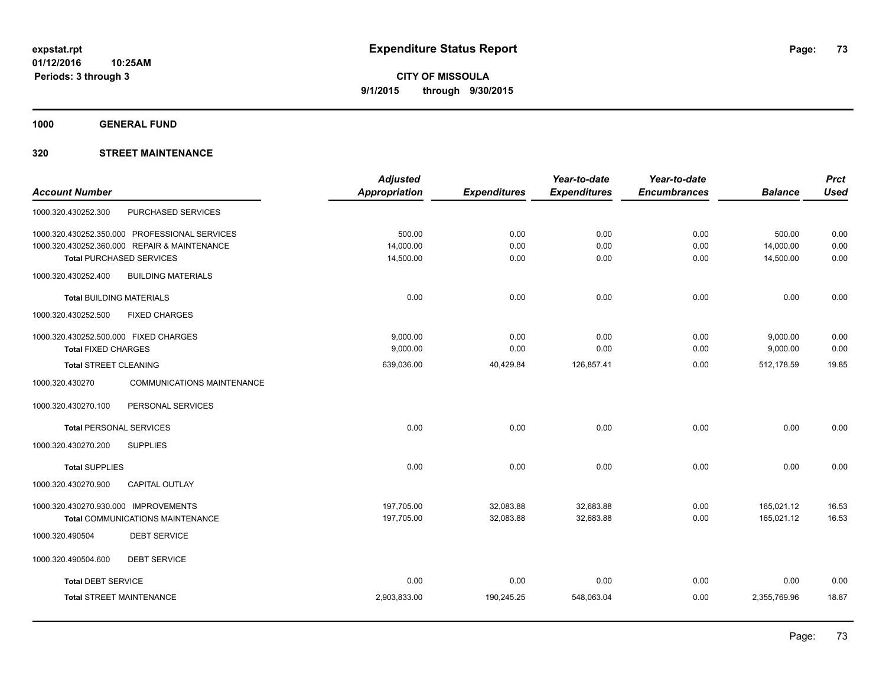**expstat.rpt**
**01/12/2016 10:25AM**
**Periods: 3 through 3**

# Expenditure Status Report

**CITY OF MISSOULA**
**9/1/2015 through 9/30/2015**

## 1000 GENERAL FUND

## 320 STREET MAINTENANCE

| Account Number | | Adjusted Appropriation | Expenditures | Year-to-date Expenditures | Year-to-date Encumbrances | Balance | Prct Used |
|---|---|---|---|---|---|---|---|
| 1000.320.430252.300 | PURCHASED SERVICES | | | | | | |
| 1000.320.430252.350.000 | PROFESSIONAL SERVICES | 500.00 | 0.00 | 0.00 | 0.00 | 500.00 | 0.00 |
| 1000.320.430252.360.000 | REPAIR & MAINTENANCE | 14,000.00 | 0.00 | 0.00 | 0.00 | 14,000.00 | 0.00 |
| **Total** PURCHASED SERVICES | | 14,500.00 | 0.00 | 0.00 | 0.00 | 14,500.00 | 0.00 |
| 1000.320.430252.400 | BUILDING MATERIALS | | | | | | |
| **Total** BUILDING MATERIALS | | 0.00 | 0.00 | 0.00 | 0.00 | 0.00 | 0.00 |
| 1000.320.430252.500 | FIXED CHARGES | | | | | | |
| 1000.320.430252.500.000 | FIXED CHARGES | 9,000.00 | 0.00 | 0.00 | 0.00 | 9,000.00 | 0.00 |
| **Total** FIXED CHARGES | | 9,000.00 | 0.00 | 0.00 | 0.00 | 9,000.00 | 0.00 |
| **Total** STREET CLEANING | | 639,036.00 | 40,429.84 | 126,857.41 | 0.00 | 512,178.59 | 19.85 |
| 1000.320.430270 | COMMUNICATIONS MAINTENANCE | | | | | | |
| 1000.320.430270.100 | PERSONAL SERVICES | | | | | | |
| **Total** PERSONAL SERVICES | | 0.00 | 0.00 | 0.00 | 0.00 | 0.00 | 0.00 |
| 1000.320.430270.200 | SUPPLIES | | | | | | |
| **Total** SUPPLIES | | 0.00 | 0.00 | 0.00 | 0.00 | 0.00 | 0.00 |
| 1000.320.430270.900 | CAPITAL OUTLAY | | | | | | |
| 1000.320.430270.930.000 | IMPROVEMENTS | 197,705.00 | 32,083.88 | 32,683.88 | 0.00 | 165,021.12 | 16.53 |
| **Total** COMMUNICATIONS MAINTENANCE | | 197,705.00 | 32,083.88 | 32,683.88 | 0.00 | 165,021.12 | 16.53 |
| 1000.320.490504 | DEBT SERVICE | | | | | | |
| 1000.320.490504.600 | DEBT SERVICE | | | | | | |
| **Total** DEBT SERVICE | | 0.00 | 0.00 | 0.00 | 0.00 | 0.00 | 0.00 |
| **Total** STREET MAINTENANCE | | 2,903,833.00 | 190,245.25 | 548,063.04 | 0.00 | 2,355,769.96 | 18.87 |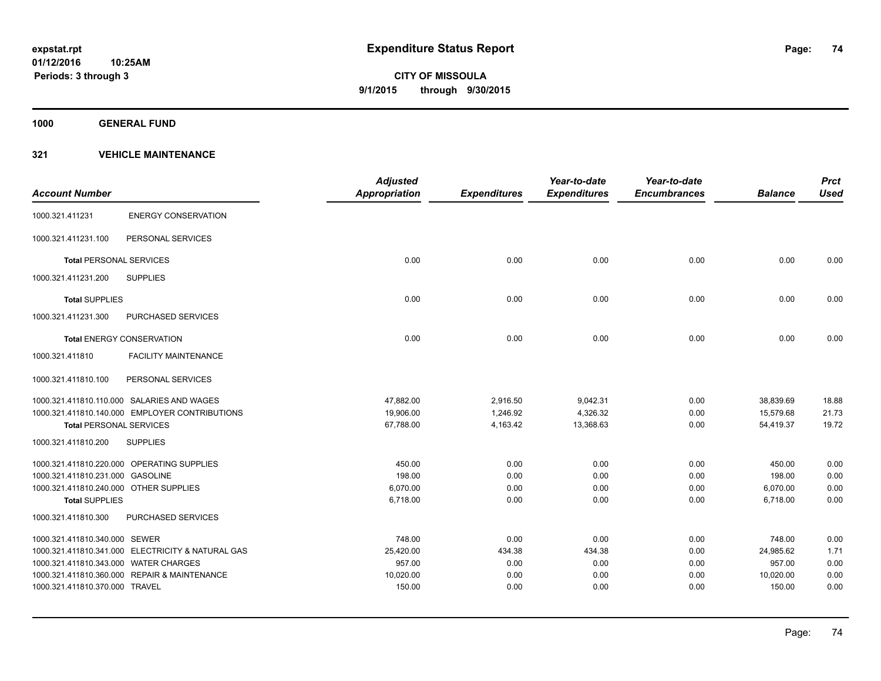**expstat.rpt**
**01/12/2016 10:25AM**
**Periods: 3 through 3**

# Expenditure Status Report

**CITY OF MISSOULA**
**9/1/2015 through 9/30/2015**

## 1000 GENERAL FUND

## 321 VEHICLE MAINTENANCE

| Account Number | | Adjusted Appropriation | Expenditures | Year-to-date Expenditures | Year-to-date Encumbrances | Balance | Prct Used |
|---|---|---|---|---|---|---|---|
| 1000.321.411231 | ENERGY CONSERVATION | | | | | | |
| 1000.321.411231.100 | PERSONAL SERVICES | | | | | | |
| **Total** PERSONAL SERVICES | | 0.00 | 0.00 | 0.00 | 0.00 | 0.00 | 0.00 |
| 1000.321.411231.200 | SUPPLIES | | | | | | |
| **Total** SUPPLIES | | 0.00 | 0.00 | 0.00 | 0.00 | 0.00 | 0.00 |
| 1000.321.411231.300 | PURCHASED SERVICES | | | | | | |
| **Total** ENERGY CONSERVATION | | 0.00 | 0.00 | 0.00 | 0.00 | 0.00 | 0.00 |
| 1000.321.411810 | FACILITY MAINTENANCE | | | | | | |
| 1000.321.411810.100 | PERSONAL SERVICES | | | | | | |
| 1000.321.411810.110.000 | SALARIES AND WAGES | 47,882.00 | 2,916.50 | 9,042.31 | 0.00 | 38,839.69 | 18.88 |
| 1000.321.411810.140.000 | EMPLOYER CONTRIBUTIONS | 19,906.00 | 1,246.92 | 4,326.32 | 0.00 | 15,579.68 | 21.73 |
| **Total** PERSONAL SERVICES | | 67,788.00 | 4,163.42 | 13,368.63 | 0.00 | 54,419.37 | 19.72 |
| 1000.321.411810.200 | SUPPLIES | | | | | | |
| 1000.321.411810.220.000 | OPERATING SUPPLIES | 450.00 | 0.00 | 0.00 | 0.00 | 450.00 | 0.00 |
| 1000.321.411810.231.000 | GASOLINE | 198.00 | 0.00 | 0.00 | 0.00 | 198.00 | 0.00 |
| 1000.321.411810.240.000 | OTHER SUPPLIES | 6,070.00 | 0.00 | 0.00 | 0.00 | 6,070.00 | 0.00 |
| **Total** SUPPLIES | | 6,718.00 | 0.00 | 0.00 | 0.00 | 6,718.00 | 0.00 |
| 1000.321.411810.300 | PURCHASED SERVICES | | | | | | |
| 1000.321.411810.340.000 | SEWER | 748.00 | 0.00 | 0.00 | 0.00 | 748.00 | 0.00 |
| 1000.321.411810.341.000 | ELECTRICITY & NATURAL GAS | 25,420.00 | 434.38 | 434.38 | 0.00 | 24,985.62 | 1.71 |
| 1000.321.411810.343.000 | WATER CHARGES | 957.00 | 0.00 | 0.00 | 0.00 | 957.00 | 0.00 |
| 1000.321.411810.360.000 | REPAIR & MAINTENANCE | 10,020.00 | 0.00 | 0.00 | 0.00 | 10,020.00 | 0.00 |
| 1000.321.411810.370.000 | TRAVEL | 150.00 | 0.00 | 0.00 | 0.00 | 150.00 | 0.00 |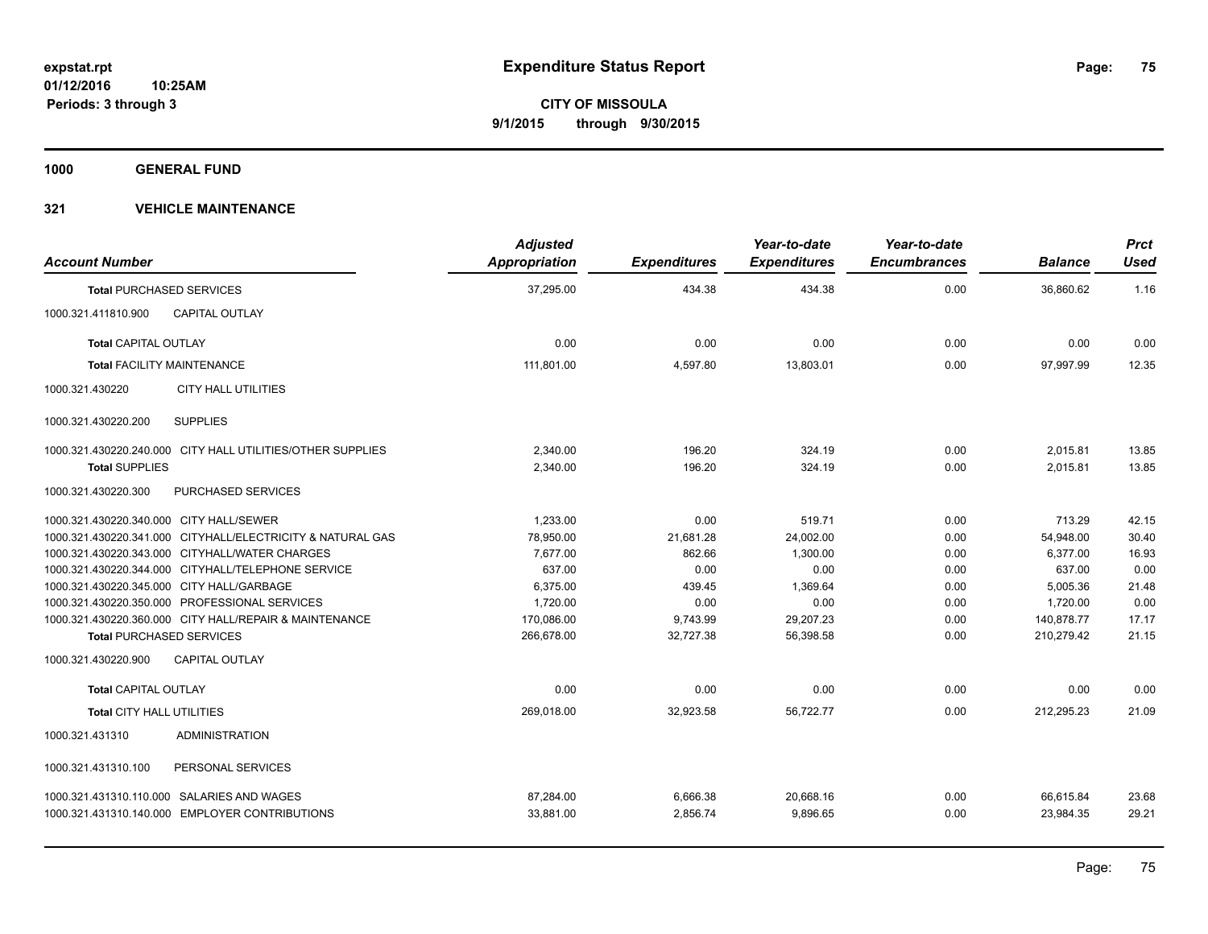**expstat.rpt**
**01/12/2016 10:25AM**
**Periods: 3 through 3**

# Expenditure Status Report

**CITY OF MISSOULA**
**9/1/2015 through 9/30/2015**

## 1000 GENERAL FUND

## 321 VEHICLE MAINTENANCE

| Account Number | | Adjusted Appropriation | Expenditures | Year-to-date Expenditures | Year-to-date Encumbrances | Balance | Prct Used |
|---|---|---|---|---|---|---|---|
| **Total** PURCHASED SERVICES | | 37,295.00 | 434.38 | 434.38 | 0.00 | 36,860.62 | 1.16 |
| 1000.321.411810.900 | CAPITAL OUTLAY | | | | | | |
| **Total** CAPITAL OUTLAY | | 0.00 | 0.00 | 0.00 | 0.00 | 0.00 | 0.00 |
| **Total** FACILITY MAINTENANCE | | 111,801.00 | 4,597.80 | 13,803.01 | 0.00 | 97,997.99 | 12.35 |
| 1000.321.430220 | CITY HALL UTILITIES | | | | | | |
| 1000.321.430220.200 | SUPPLIES | | | | | | |
| 1000.321.430220.240.000 | CITY HALL UTILITIES/OTHER SUPPLIES | 2,340.00 | 196.20 | 324.19 | 0.00 | 2,015.81 | 13.85 |
| **Total** SUPPLIES | | 2,340.00 | 196.20 | 324.19 | 0.00 | 2,015.81 | 13.85 |
| 1000.321.430220.300 | PURCHASED SERVICES | | | | | | |
| 1000.321.430220.340.000 | CITY HALL/SEWER | 1,233.00 | 0.00 | 519.71 | 0.00 | 713.29 | 42.15 |
| 1000.321.430220.341.000 | CITYHALL/ELECTRICITY & NATURAL GAS | 78,950.00 | 21,681.28 | 24,002.00 | 0.00 | 54,948.00 | 30.40 |
| 1000.321.430220.343.000 | CITYHALL/WATER CHARGES | 7,677.00 | 862.66 | 1,300.00 | 0.00 | 6,377.00 | 16.93 |
| 1000.321.430220.344.000 | CITYHALL/TELEPHONE SERVICE | 637.00 | 0.00 | 0.00 | 0.00 | 637.00 | 0.00 |
| 1000.321.430220.345.000 | CITY HALL/GARBAGE | 6,375.00 | 439.45 | 1,369.64 | 0.00 | 5,005.36 | 21.48 |
| 1000.321.430220.350.000 | PROFESSIONAL SERVICES | 1,720.00 | 0.00 | 0.00 | 0.00 | 1,720.00 | 0.00 |
| 1000.321.430220.360.000 | CITY HALL/REPAIR & MAINTENANCE | 170,086.00 | 9,743.99 | 29,207.23 | 0.00 | 140,878.77 | 17.17 |
| **Total** PURCHASED SERVICES | | 266,678.00 | 32,727.38 | 56,398.58 | 0.00 | 210,279.42 | 21.15 |
| 1000.321.430220.900 | CAPITAL OUTLAY | | | | | | |
| **Total** CAPITAL OUTLAY | | 0.00 | 0.00 | 0.00 | 0.00 | 0.00 | 0.00 |
| **Total** CITY HALL UTILITIES | | 269,018.00 | 32,923.58 | 56,722.77 | 0.00 | 212,295.23 | 21.09 |
| 1000.321.431310 | ADMINISTRATION | | | | | | |
| 1000.321.431310.100 | PERSONAL SERVICES | | | | | | |
| 1000.321.431310.110.000 | SALARIES AND WAGES | 87,284.00 | 6,666.38 | 20,668.16 | 0.00 | 66,615.84 | 23.68 |
| 1000.321.431310.140.000 | EMPLOYER CONTRIBUTIONS | 33,881.00 | 2,856.74 | 9,896.65 | 0.00 | 23,984.35 | 29.21 |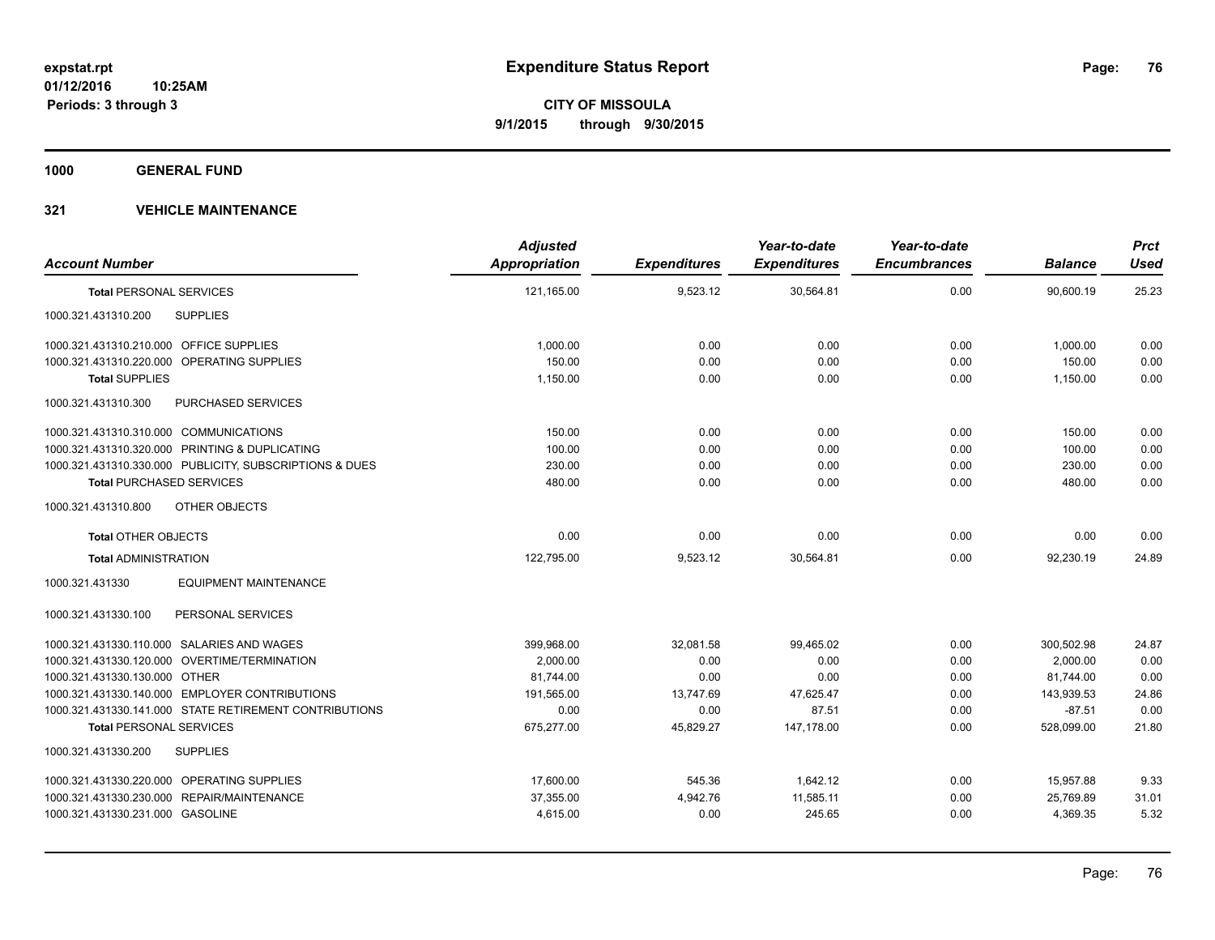# Expenditure Status Report

expstat.rpt
01/12/2016 10:25AM
Periods: 3 through 3

**CITY OF MISSOULA**
**9/1/2015 through 9/30/2015**

## 1000 GENERAL FUND

## 321 VEHICLE MAINTENANCE

| Account Number | Adjusted Appropriation | Expenditures | Year-to-date Expenditures | Year-to-date Encumbrances | Balance | Prct Used |
|---|---|---|---|---|---|---|
| **Total** PERSONAL SERVICES | 121,165.00 | 9,523.12 | 30,564.81 | 0.00 | 90,600.19 | 25.23 |
| 1000.321.431310.200 SUPPLIES | | | | | | |
| 1000.321.431310.210.000 OFFICE SUPPLIES | 1,000.00 | 0.00 | 0.00 | 0.00 | 1,000.00 | 0.00 |
| 1000.321.431310.220.000 OPERATING SUPPLIES | 150.00 | 0.00 | 0.00 | 0.00 | 150.00 | 0.00 |
| **Total** SUPPLIES | 1,150.00 | 0.00 | 0.00 | 0.00 | 1,150.00 | 0.00 |
| 1000.321.431310.300 PURCHASED SERVICES | | | | | | |
| 1000.321.431310.310.000 COMMUNICATIONS | 150.00 | 0.00 | 0.00 | 0.00 | 150.00 | 0.00 |
| 1000.321.431310.320.000 PRINTING & DUPLICATING | 100.00 | 0.00 | 0.00 | 0.00 | 100.00 | 0.00 |
| 1000.321.431310.330.000 PUBLICITY, SUBSCRIPTIONS & DUES | 230.00 | 0.00 | 0.00 | 0.00 | 230.00 | 0.00 |
| **Total** PURCHASED SERVICES | 480.00 | 0.00 | 0.00 | 0.00 | 480.00 | 0.00 |
| 1000.321.431310.800 OTHER OBJECTS | | | | | | |
| **Total** OTHER OBJECTS | 0.00 | 0.00 | 0.00 | 0.00 | 0.00 | 0.00 |
| **Total** ADMINISTRATION | 122,795.00 | 9,523.12 | 30,564.81 | 0.00 | 92,230.19 | 24.89 |
| 1000.321.431330 EQUIPMENT MAINTENANCE | | | | | | |
| 1000.321.431330.100 PERSONAL SERVICES | | | | | | |
| 1000.321.431330.110.000 SALARIES AND WAGES | 399,968.00 | 32,081.58 | 99,465.02 | 0.00 | 300,502.98 | 24.87 |
| 1000.321.431330.120.000 OVERTIME/TERMINATION | 2,000.00 | 0.00 | 0.00 | 0.00 | 2,000.00 | 0.00 |
| 1000.321.431330.130.000 OTHER | 81,744.00 | 0.00 | 0.00 | 0.00 | 81,744.00 | 0.00 |
| 1000.321.431330.140.000 EMPLOYER CONTRIBUTIONS | 191,565.00 | 13,747.69 | 47,625.47 | 0.00 | 143,939.53 | 24.86 |
| 1000.321.431330.141.000 STATE RETIREMENT CONTRIBUTIONS | 0.00 | 0.00 | 87.51 | 0.00 | -87.51 | 0.00 |
| **Total** PERSONAL SERVICES | 675,277.00 | 45,829.27 | 147,178.00 | 0.00 | 528,099.00 | 21.80 |
| 1000.321.431330.200 SUPPLIES | | | | | | |
| 1000.321.431330.220.000 OPERATING SUPPLIES | 17,600.00 | 545.36 | 1,642.12 | 0.00 | 15,957.88 | 9.33 |
| 1000.321.431330.230.000 REPAIR/MAINTENANCE | 37,355.00 | 4,942.76 | 11,585.11 | 0.00 | 25,769.89 | 31.01 |
| 1000.321.431330.231.000 GASOLINE | 4,615.00 | 0.00 | 245.65 | 0.00 | 4,369.35 | 5.32 |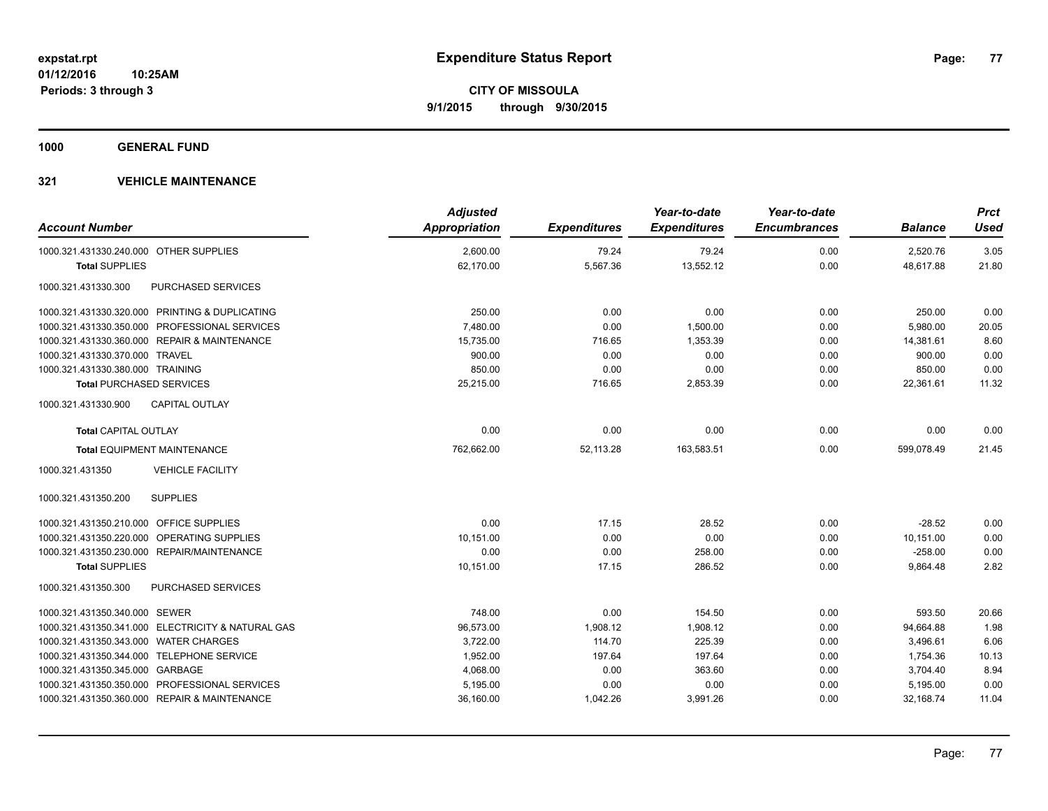**expstat.rpt**
**01/12/2016 10:25AM**
**Periods: 3 through 3**

# Expenditure Status Report

**CITY OF MISSOULA**
**9/1/2015 through 9/30/2015**

## 1000 GENERAL FUND

## 321 VEHICLE MAINTENANCE

| Account Number | Adjusted Appropriation | Expenditures | Year-to-date Expenditures | Year-to-date Encumbrances | Balance | Prct Used |
|---|---|---|---|---|---|---|
| 1000.321.431330.240.000 OTHER SUPPLIES | 2,600.00 | 79.24 | 79.24 | 0.00 | 2,520.76 | 3.05 |
| **Total** SUPPLIES | 62,170.00 | 5,567.36 | 13,552.12 | 0.00 | 48,617.88 | 21.80 |
| 1000.321.431330.300 PURCHASED SERVICES | | | | | | |
| 1000.321.431330.320.000 PRINTING & DUPLICATING | 250.00 | 0.00 | 0.00 | 0.00 | 250.00 | 0.00 |
| 1000.321.431330.350.000 PROFESSIONAL SERVICES | 7,480.00 | 0.00 | 1,500.00 | 0.00 | 5,980.00 | 20.05 |
| 1000.321.431330.360.000 REPAIR & MAINTENANCE | 15,735.00 | 716.65 | 1,353.39 | 0.00 | 14,381.61 | 8.60 |
| 1000.321.431330.370.000 TRAVEL | 900.00 | 0.00 | 0.00 | 0.00 | 900.00 | 0.00 |
| 1000.321.431330.380.000 TRAINING | 850.00 | 0.00 | 0.00 | 0.00 | 850.00 | 0.00 |
| **Total** PURCHASED SERVICES | 25,215.00 | 716.65 | 2,853.39 | 0.00 | 22,361.61 | 11.32 |
| 1000.321.431330.900 CAPITAL OUTLAY | | | | | | |
| **Total** CAPITAL OUTLAY | 0.00 | 0.00 | 0.00 | 0.00 | 0.00 | 0.00 |
| **Total** EQUIPMENT MAINTENANCE | 762,662.00 | 52,113.28 | 163,583.51 | 0.00 | 599,078.49 | 21.45 |
| 1000.321.431350 VEHICLE FACILITY | | | | | | |
| 1000.321.431350.200 SUPPLIES | | | | | | |
| 1000.321.431350.210.000 OFFICE SUPPLIES | 0.00 | 17.15 | 28.52 | 0.00 | -28.52 | 0.00 |
| 1000.321.431350.220.000 OPERATING SUPPLIES | 10,151.00 | 0.00 | 0.00 | 0.00 | 10,151.00 | 0.00 |
| 1000.321.431350.230.000 REPAIR/MAINTENANCE | 0.00 | 0.00 | 258.00 | 0.00 | -258.00 | 0.00 |
| **Total** SUPPLIES | 10,151.00 | 17.15 | 286.52 | 0.00 | 9,864.48 | 2.82 |
| 1000.321.431350.300 PURCHASED SERVICES | | | | | | |
| 1000.321.431350.340.000 SEWER | 748.00 | 0.00 | 154.50 | 0.00 | 593.50 | 20.66 |
| 1000.321.431350.341.000 ELECTRICITY & NATURAL GAS | 96,573.00 | 1,908.12 | 1,908.12 | 0.00 | 94,664.88 | 1.98 |
| 1000.321.431350.343.000 WATER CHARGES | 3,722.00 | 114.70 | 225.39 | 0.00 | 3,496.61 | 6.06 |
| 1000.321.431350.344.000 TELEPHONE SERVICE | 1,952.00 | 197.64 | 197.64 | 0.00 | 1,754.36 | 10.13 |
| 1000.321.431350.345.000 GARBAGE | 4,068.00 | 0.00 | 363.60 | 0.00 | 3,704.40 | 8.94 |
| 1000.321.431350.350.000 PROFESSIONAL SERVICES | 5,195.00 | 0.00 | 0.00 | 0.00 | 5,195.00 | 0.00 |
| 1000.321.431350.360.000 REPAIR & MAINTENANCE | 36,160.00 | 1,042.26 | 3,991.26 | 0.00 | 32,168.74 | 11.04 |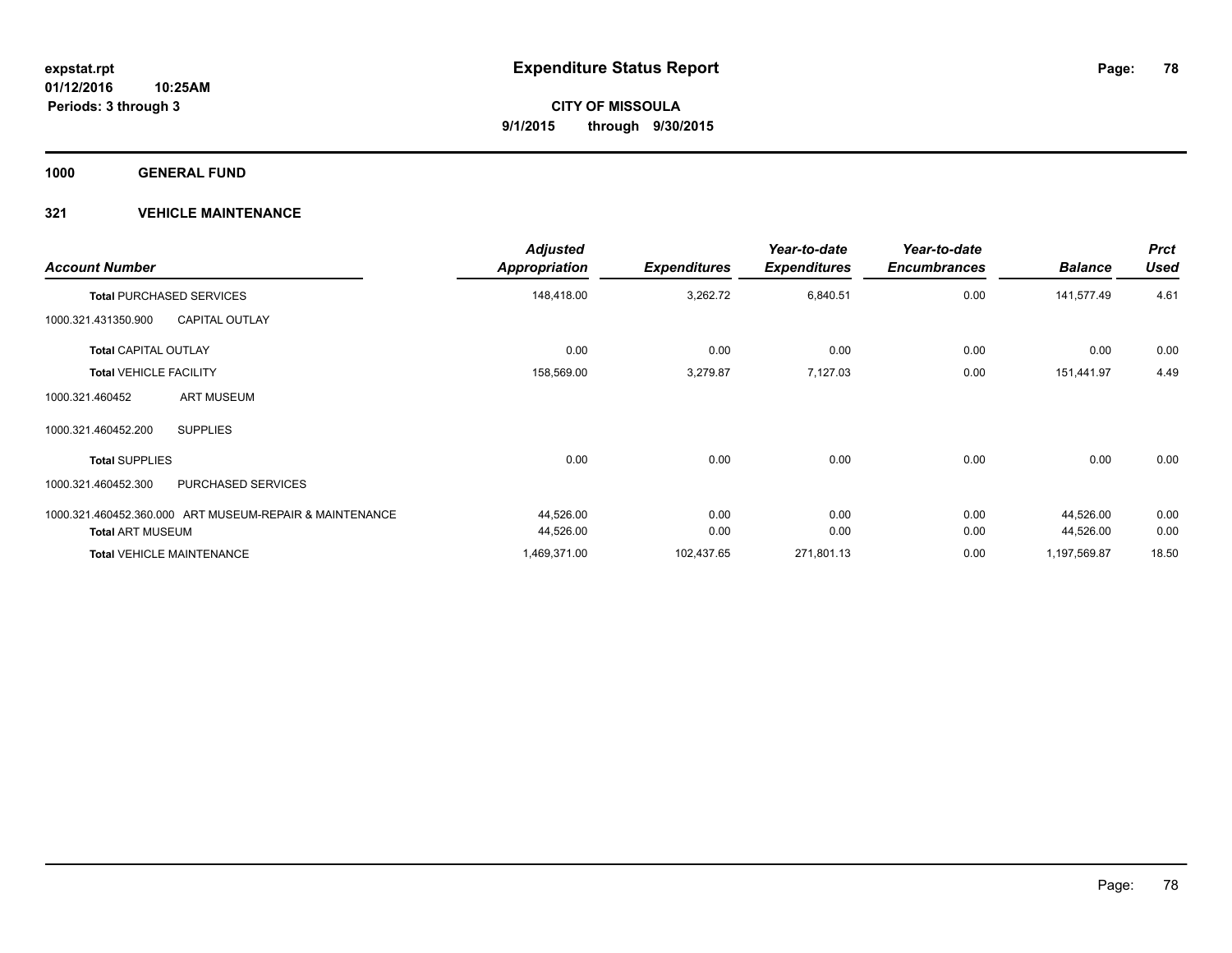**expstat.rpt**
**01/12/2016 10:25AM**
**Periods: 3 through 3**

# Expenditure Status Report

**CITY OF MISSOULA**
**9/1/2015 through 9/30/2015**

## 1000 GENERAL FUND

### 321 VEHICLE MAINTENANCE

| Account Number | | Adjusted Appropriation | Expenditures | Year-to-date Expenditures | Year-to-date Encumbrances | Balance | Prct Used |
|---|---|---|---|---|---|---|---|
| **Total** PURCHASED SERVICES | | 148,418.00 | 3,262.72 | 6,840.51 | 0.00 | 141,577.49 | 4.61 |
| 1000.321.431350.900 | CAPITAL OUTLAY | | | | | | |
| **Total** CAPITAL OUTLAY | | 0.00 | 0.00 | 0.00 | 0.00 | 0.00 | 0.00 |
| **Total** VEHICLE FACILITY | | 158,569.00 | 3,279.87 | 7,127.03 | 0.00 | 151,441.97 | 4.49 |
| 1000.321.460452 | ART MUSEUM | | | | | | |
| 1000.321.460452.200 | SUPPLIES | | | | | | |
| **Total** SUPPLIES | | 0.00 | 0.00 | 0.00 | 0.00 | 0.00 | 0.00 |
| 1000.321.460452.300 | PURCHASED SERVICES | | | | | | |
| 1000.321.460452.360.000 | ART MUSEUM-REPAIR & MAINTENANCE | 44,526.00 | 0.00 | 0.00 | 0.00 | 44,526.00 | 0.00 |
| **Total** ART MUSEUM | | 44,526.00 | 0.00 | 0.00 | 0.00 | 44,526.00 | 0.00 |
| **Total** VEHICLE MAINTENANCE | | 1,469,371.00 | 102,437.65 | 271,801.13 | 0.00 | 1,197,569.87 | 18.50 |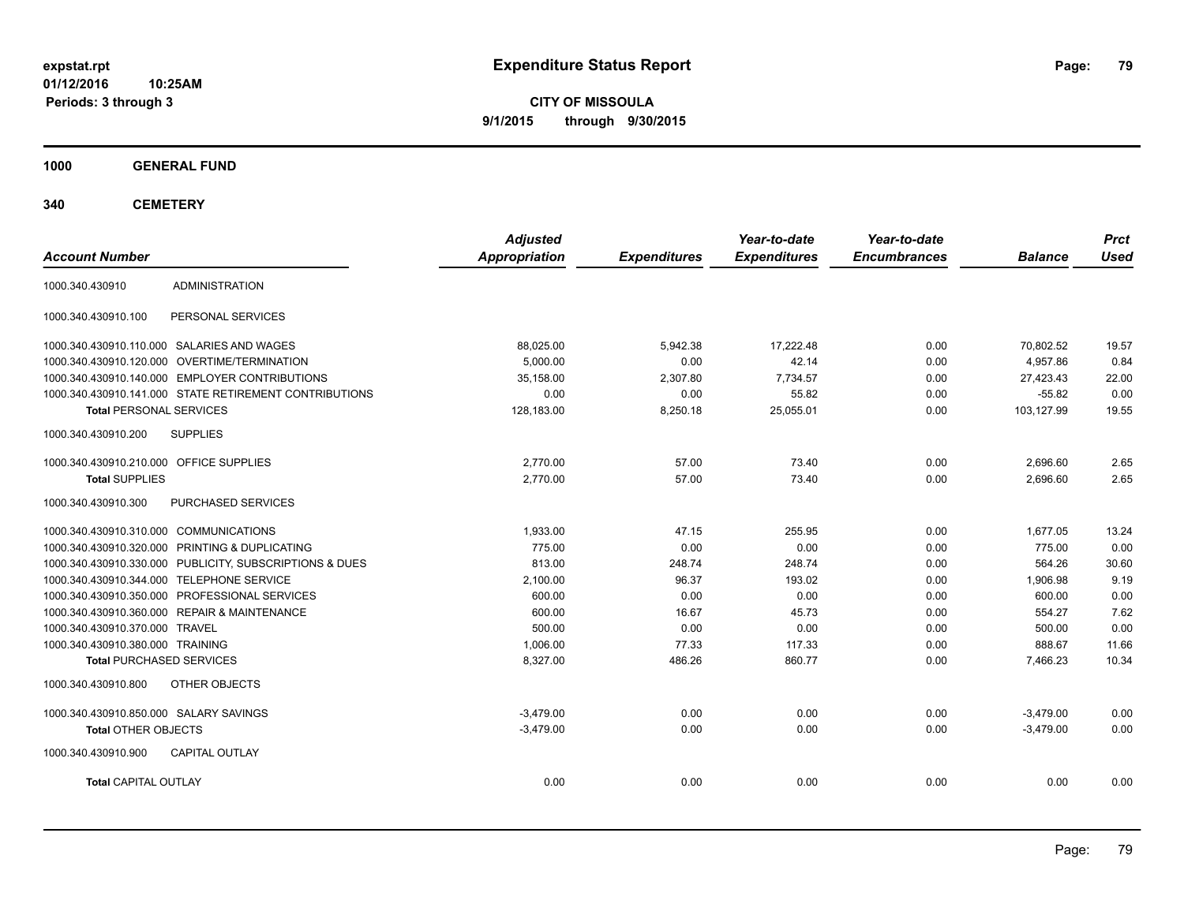expstat.rpt
01/12/2016 10:25AM
Periods: 3 through 3

# Expenditure Status Report

**CITY OF MISSOULA**
**9/1/2015 through 9/30/2015**

## 1000 GENERAL FUND

## 340 CEMETERY

| Account Number | | Adjusted Appropriation | Expenditures | Year-to-date Expenditures | Year-to-date Encumbrances | Balance | Prct Used |
|---|---|---|---|---|---|---|---|
| 1000.340.430910 | ADMINISTRATION | | | | | | |
| 1000.340.430910.100 | PERSONAL SERVICES | | | | | | |
| 1000.340.430910.110.000 | SALARIES AND WAGES | 88,025.00 | 5,942.38 | 17,222.48 | 0.00 | 70,802.52 | 19.57 |
| 1000.340.430910.120.000 | OVERTIME/TERMINATION | 5,000.00 | 0.00 | 42.14 | 0.00 | 4,957.86 | 0.84 |
| 1000.340.430910.140.000 | EMPLOYER CONTRIBUTIONS | 35,158.00 | 2,307.80 | 7,734.57 | 0.00 | 27,423.43 | 22.00 |
| 1000.340.430910.141.000 | STATE RETIREMENT CONTRIBUTIONS | 0.00 | 0.00 | 55.82 | 0.00 | -55.82 | 0.00 |
| **Total** PERSONAL SERVICES | | 128,183.00 | 8,250.18 | 25,055.01 | 0.00 | 103,127.99 | 19.55 |
| 1000.340.430910.200 | SUPPLIES | | | | | | |
| 1000.340.430910.210.000 | OFFICE SUPPLIES | 2,770.00 | 57.00 | 73.40 | 0.00 | 2,696.60 | 2.65 |
| **Total** SUPPLIES | | 2,770.00 | 57.00 | 73.40 | 0.00 | 2,696.60 | 2.65 |
| 1000.340.430910.300 | PURCHASED SERVICES | | | | | | |
| 1000.340.430910.310.000 | COMMUNICATIONS | 1,933.00 | 47.15 | 255.95 | 0.00 | 1,677.05 | 13.24 |
| 1000.340.430910.320.000 | PRINTING & DUPLICATING | 775.00 | 0.00 | 0.00 | 0.00 | 775.00 | 0.00 |
| 1000.340.430910.330.000 | PUBLICITY, SUBSCRIPTIONS & DUES | 813.00 | 248.74 | 248.74 | 0.00 | 564.26 | 30.60 |
| 1000.340.430910.344.000 | TELEPHONE SERVICE | 2,100.00 | 96.37 | 193.02 | 0.00 | 1,906.98 | 9.19 |
| 1000.340.430910.350.000 | PROFESSIONAL SERVICES | 600.00 | 0.00 | 0.00 | 0.00 | 600.00 | 0.00 |
| 1000.340.430910.360.000 | REPAIR & MAINTENANCE | 600.00 | 16.67 | 45.73 | 0.00 | 554.27 | 7.62 |
| 1000.340.430910.370.000 | TRAVEL | 500.00 | 0.00 | 0.00 | 0.00 | 500.00 | 0.00 |
| 1000.340.430910.380.000 | TRAINING | 1,006.00 | 77.33 | 117.33 | 0.00 | 888.67 | 11.66 |
| **Total** PURCHASED SERVICES | | 8,327.00 | 486.26 | 860.77 | 0.00 | 7,466.23 | 10.34 |
| 1000.340.430910.800 | OTHER OBJECTS | | | | | | |
| 1000.340.430910.850.000 | SALARY SAVINGS | -3,479.00 | 0.00 | 0.00 | 0.00 | -3,479.00 | 0.00 |
| **Total** OTHER OBJECTS | | -3,479.00 | 0.00 | 0.00 | 0.00 | -3,479.00 | 0.00 |
| 1000.340.430910.900 | CAPITAL OUTLAY | | | | | | |
| **Total** CAPITAL OUTLAY | | 0.00 | 0.00 | 0.00 | 0.00 | 0.00 | 0.00 |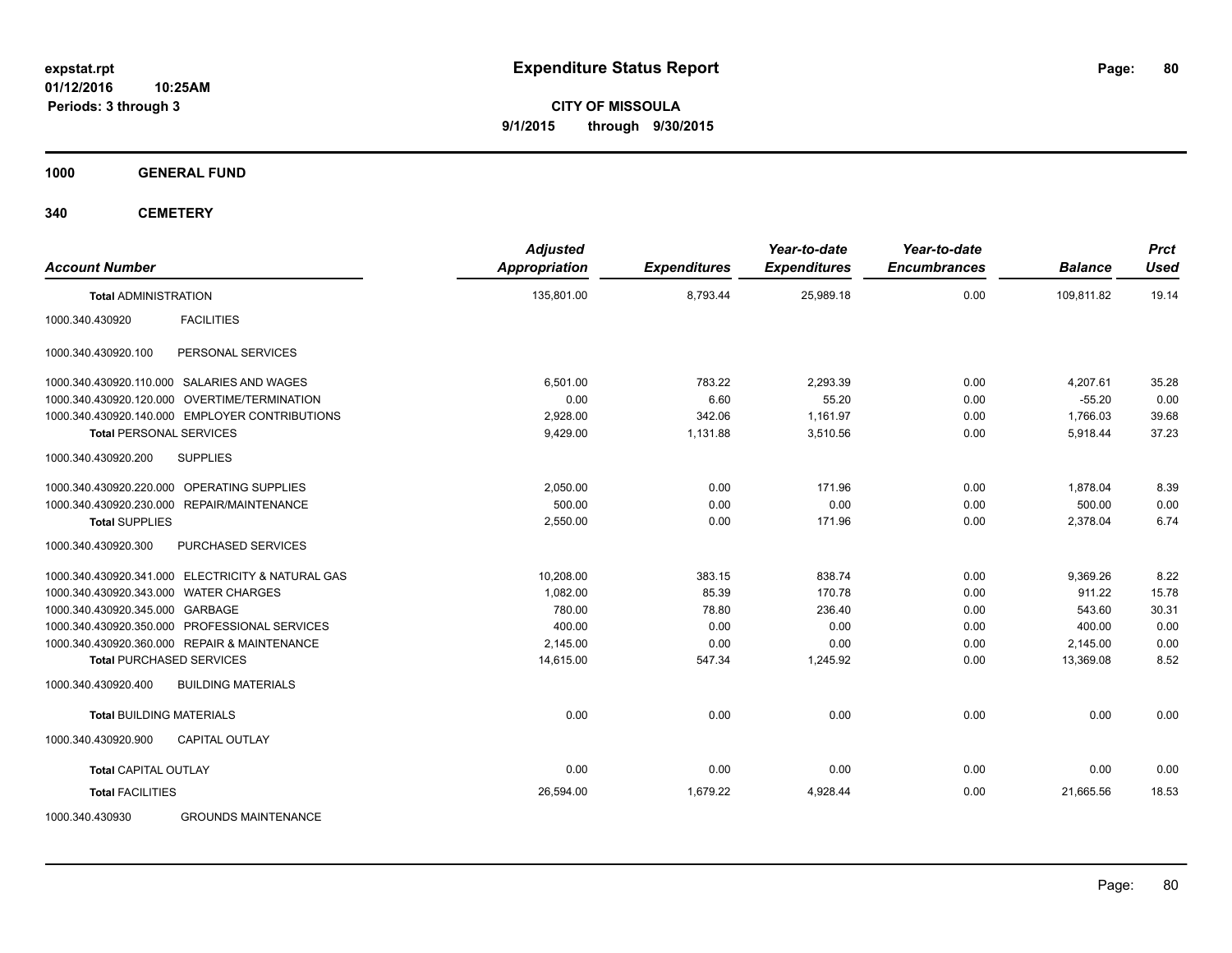# Expenditure Status Report

expstat.rpt
01/12/2016 10:25AM
Periods: 3 through 3

**CITY OF MISSOULA**
**9/1/2015 through 9/30/2015**

**1000 GENERAL FUND**

**340 CEMETERY**

| Account Number | | Adjusted Appropriation | Expenditures | Year-to-date Expenditures | Year-to-date Encumbrances | Balance | Prct Used |
|---|---|---|---|---|---|---|---|
| **Total** ADMINISTRATION | | 135,801.00 | 8,793.44 | 25,989.18 | 0.00 | 109,811.82 | 19.14 |
| 1000.340.430920 | FACILITIES | | | | | | |
| 1000.340.430920.100 | PERSONAL SERVICES | | | | | | |
| 1000.340.430920.110.000 | SALARIES AND WAGES | 6,501.00 | 783.22 | 2,293.39 | 0.00 | 4,207.61 | 35.28 |
| 1000.340.430920.120.000 | OVERTIME/TERMINATION | 0.00 | 6.60 | 55.20 | 0.00 | -55.20 | 0.00 |
| 1000.340.430920.140.000 | EMPLOYER CONTRIBUTIONS | 2,928.00 | 342.06 | 1,161.97 | 0.00 | 1,766.03 | 39.68 |
| **Total** PERSONAL SERVICES | | 9,429.00 | 1,131.88 | 3,510.56 | 0.00 | 5,918.44 | 37.23 |
| 1000.340.430920.200 | SUPPLIES | | | | | | |
| 1000.340.430920.220.000 | OPERATING SUPPLIES | 2,050.00 | 0.00 | 171.96 | 0.00 | 1,878.04 | 8.39 |
| 1000.340.430920.230.000 | REPAIR/MAINTENANCE | 500.00 | 0.00 | 0.00 | 0.00 | 500.00 | 0.00 |
| **Total** SUPPLIES | | 2,550.00 | 0.00 | 171.96 | 0.00 | 2,378.04 | 6.74 |
| 1000.340.430920.300 | PURCHASED SERVICES | | | | | | |
| 1000.340.430920.341.000 | ELECTRICITY & NATURAL GAS | 10,208.00 | 383.15 | 838.74 | 0.00 | 9,369.26 | 8.22 |
| 1000.340.430920.343.000 | WATER CHARGES | 1,082.00 | 85.39 | 170.78 | 0.00 | 911.22 | 15.78 |
| 1000.340.430920.345.000 | GARBAGE | 780.00 | 78.80 | 236.40 | 0.00 | 543.60 | 30.31 |
| 1000.340.430920.350.000 | PROFESSIONAL SERVICES | 400.00 | 0.00 | 0.00 | 0.00 | 400.00 | 0.00 |
| 1000.340.430920.360.000 | REPAIR & MAINTENANCE | 2,145.00 | 0.00 | 0.00 | 0.00 | 2,145.00 | 0.00 |
| **Total** PURCHASED SERVICES | | 14,615.00 | 547.34 | 1,245.92 | 0.00 | 13,369.08 | 8.52 |
| 1000.340.430920.400 | BUILDING MATERIALS | | | | | | |
| **Total** BUILDING MATERIALS | | 0.00 | 0.00 | 0.00 | 0.00 | 0.00 | 0.00 |
| 1000.340.430920.900 | CAPITAL OUTLAY | | | | | | |
| **Total** CAPITAL OUTLAY | | 0.00 | 0.00 | 0.00 | 0.00 | 0.00 | 0.00 |
| **Total** FACILITIES | | 26,594.00 | 1,679.22 | 4,928.44 | 0.00 | 21,665.56 | 18.53 |
| 1000.340.430930 | GROUNDS MAINTENANCE | | | | | | |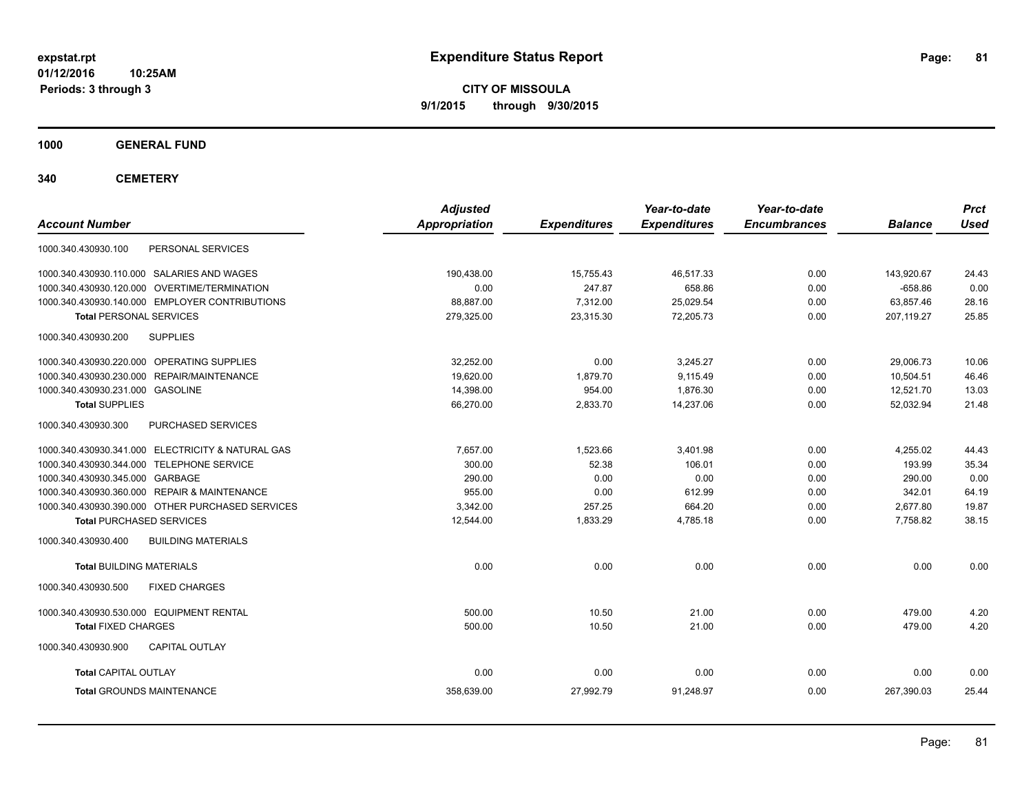**expstat.rpt**
**01/12/2016 10:25AM**
**Periods: 3 through 3**

# Expenditure Status Report

**CITY OF MISSOULA**
**9/1/2015 through 9/30/2015**

## 1000 GENERAL FUND

## 340 CEMETERY

| Account Number | | Adjusted Appropriation | Expenditures | Year-to-date Expenditures | Year-to-date Encumbrances | Balance | Prct Used |
|---|---|---|---|---|---|---|---|
| 1000.340.430930.100 | PERSONAL SERVICES | | | | | | |
| 1000.340.430930.110.000 | SALARIES AND WAGES | 190,438.00 | 15,755.43 | 46,517.33 | 0.00 | 143,920.67 | 24.43 |
| 1000.340.430930.120.000 | OVERTIME/TERMINATION | 0.00 | 247.87 | 658.86 | 0.00 | -658.86 | 0.00 |
| 1000.340.430930.140.000 | EMPLOYER CONTRIBUTIONS | 88,887.00 | 7,312.00 | 25,029.54 | 0.00 | 63,857.46 | 28.16 |
| **Total** PERSONAL SERVICES | | 279,325.00 | 23,315.30 | 72,205.73 | 0.00 | 207,119.27 | 25.85 |
| 1000.340.430930.200 | SUPPLIES | | | | | | |
| 1000.340.430930.220.000 | OPERATING SUPPLIES | 32,252.00 | 0.00 | 3,245.27 | 0.00 | 29,006.73 | 10.06 |
| 1000.340.430930.230.000 | REPAIR/MAINTENANCE | 19,620.00 | 1,879.70 | 9,115.49 | 0.00 | 10,504.51 | 46.46 |
| 1000.340.430930.231.000 | GASOLINE | 14,398.00 | 954.00 | 1,876.30 | 0.00 | 12,521.70 | 13.03 |
| **Total** SUPPLIES | | 66,270.00 | 2,833.70 | 14,237.06 | 0.00 | 52,032.94 | 21.48 |
| 1000.340.430930.300 | PURCHASED SERVICES | | | | | | |
| 1000.340.430930.341.000 | ELECTRICITY & NATURAL GAS | 7,657.00 | 1,523.66 | 3,401.98 | 0.00 | 4,255.02 | 44.43 |
| 1000.340.430930.344.000 | TELEPHONE SERVICE | 300.00 | 52.38 | 106.01 | 0.00 | 193.99 | 35.34 |
| 1000.340.430930.345.000 | GARBAGE | 290.00 | 0.00 | 0.00 | 0.00 | 290.00 | 0.00 |
| 1000.340.430930.360.000 | REPAIR & MAINTENANCE | 955.00 | 0.00 | 612.99 | 0.00 | 342.01 | 64.19 |
| 1000.340.430930.390.000 | OTHER PURCHASED SERVICES | 3,342.00 | 257.25 | 664.20 | 0.00 | 2,677.80 | 19.87 |
| **Total** PURCHASED SERVICES | | 12,544.00 | 1,833.29 | 4,785.18 | 0.00 | 7,758.82 | 38.15 |
| 1000.340.430930.400 | BUILDING MATERIALS | | | | | | |
| **Total** BUILDING MATERIALS | | 0.00 | 0.00 | 0.00 | 0.00 | 0.00 | 0.00 |
| 1000.340.430930.500 | FIXED CHARGES | | | | | | |
| 1000.340.430930.530.000 | EQUIPMENT RENTAL | 500.00 | 10.50 | 21.00 | 0.00 | 479.00 | 4.20 |
| **Total** FIXED CHARGES | | 500.00 | 10.50 | 21.00 | 0.00 | 479.00 | 4.20 |
| 1000.340.430930.900 | CAPITAL OUTLAY | | | | | | |
| **Total** CAPITAL OUTLAY | | 0.00 | 0.00 | 0.00 | 0.00 | 0.00 | 0.00 |
| **Total** GROUNDS MAINTENANCE | | 358,639.00 | 27,992.79 | 91,248.97 | 0.00 | 267,390.03 | 25.44 |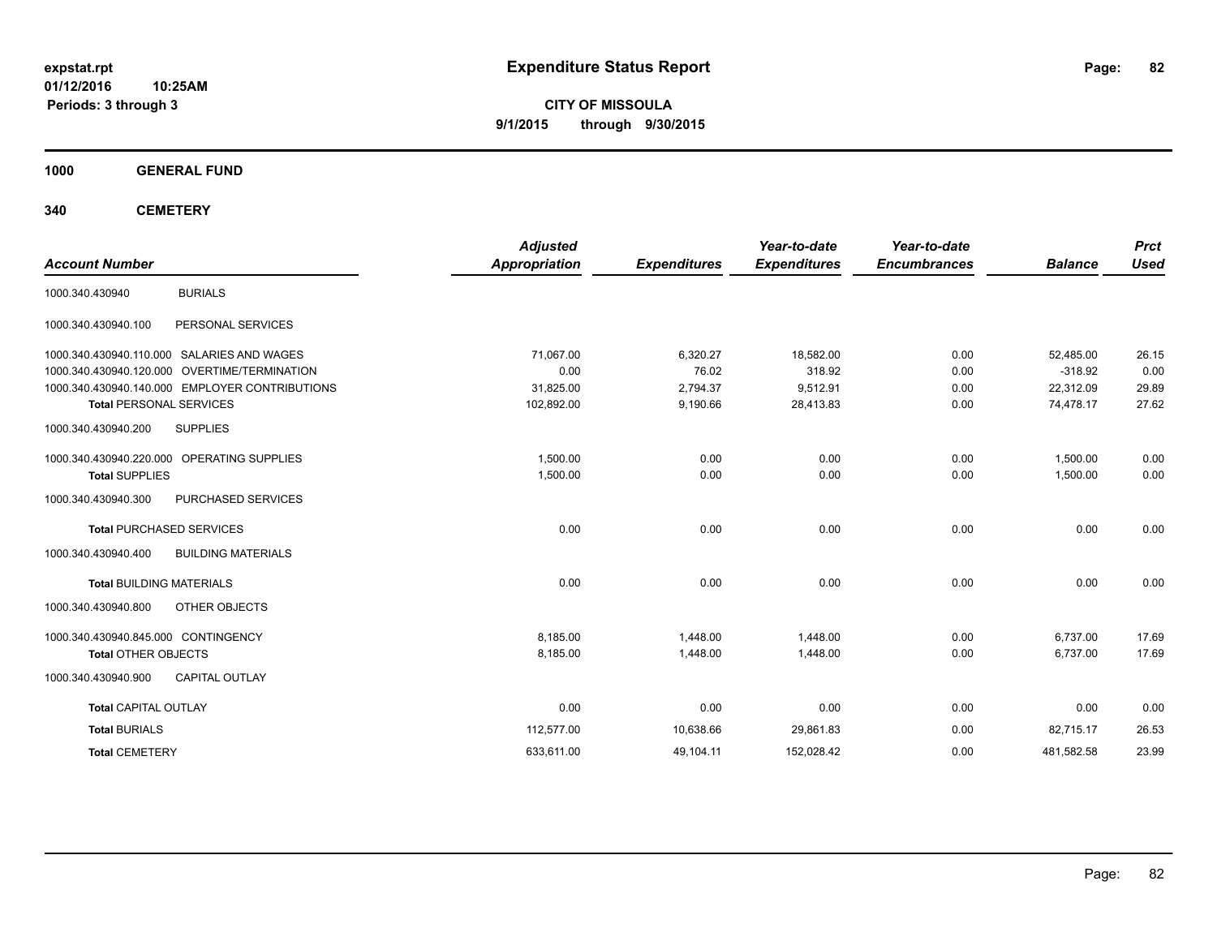**expstat.rpt**
**01/12/2016 10:25AM**
**Periods: 3 through 3**

# Expenditure Status Report

**CITY OF MISSOULA**
**9/1/2015 through 9/30/2015**

## 1000 GENERAL FUND

## 340 CEMETERY

| Account Number | | Adjusted Appropriation | Expenditures | Year-to-date Expenditures | Year-to-date Encumbrances | Balance | Prct Used |
|---|---|---|---|---|---|---|---|
| 1000.340.430940 | BURIALS | | | | | | |
| 1000.340.430940.100 | PERSONAL SERVICES | | | | | | |
| 1000.340.430940.110.000 | SALARIES AND WAGES | 71,067.00 | 6,320.27 | 18,582.00 | 0.00 | 52,485.00 | 26.15 |
| 1000.340.430940.120.000 | OVERTIME/TERMINATION | 0.00 | 76.02 | 318.92 | 0.00 | -318.92 | 0.00 |
| 1000.340.430940.140.000 | EMPLOYER CONTRIBUTIONS | 31,825.00 | 2,794.37 | 9,512.91 | 0.00 | 22,312.09 | 29.89 |
| **Total** PERSONAL SERVICES | | 102,892.00 | 9,190.66 | 28,413.83 | 0.00 | 74,478.17 | 27.62 |
| 1000.340.430940.200 | SUPPLIES | | | | | | |
| 1000.340.430940.220.000 | OPERATING SUPPLIES | 1,500.00 | 0.00 | 0.00 | 0.00 | 1,500.00 | 0.00 |
| **Total** SUPPLIES | | 1,500.00 | 0.00 | 0.00 | 0.00 | 1,500.00 | 0.00 |
| 1000.340.430940.300 | PURCHASED SERVICES | | | | | | |
| **Total** PURCHASED SERVICES | | 0.00 | 0.00 | 0.00 | 0.00 | 0.00 | 0.00 |
| 1000.340.430940.400 | BUILDING MATERIALS | | | | | | |
| **Total** BUILDING MATERIALS | | 0.00 | 0.00 | 0.00 | 0.00 | 0.00 | 0.00 |
| 1000.340.430940.800 | OTHER OBJECTS | | | | | | |
| 1000.340.430940.845.000 | CONTINGENCY | 8,185.00 | 1,448.00 | 1,448.00 | 0.00 | 6,737.00 | 17.69 |
| **Total** OTHER OBJECTS | | 8,185.00 | 1,448.00 | 1,448.00 | 0.00 | 6,737.00 | 17.69 |
| 1000.340.430940.900 | CAPITAL OUTLAY | | | | | | |
| **Total** CAPITAL OUTLAY | | 0.00 | 0.00 | 0.00 | 0.00 | 0.00 | 0.00 |
| **Total** BURIALS | | 112,577.00 | 10,638.66 | 29,861.83 | 0.00 | 82,715.17 | 26.53 |
| **Total** CEMETERY | | 633,611.00 | 49,104.11 | 152,028.42 | 0.00 | 481,582.58 | 23.99 |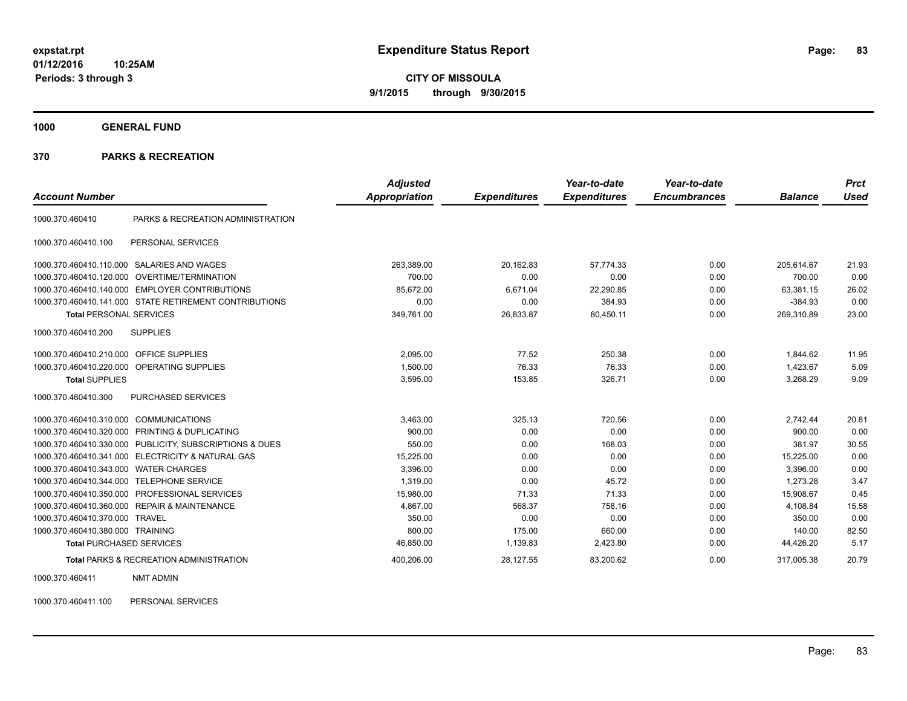**Expenditure Status Report**

**CITY OF MISSOULA**

**9/1/2015 through 9/30/2015**

expstat.rpt
01/12/2016 10:25AM
Periods: 3 through 3

## 1000 GENERAL FUND

## 370 PARKS & RECREATION

| Account Number | | Adjusted Appropriation | Expenditures | Year-to-date Expenditures | Year-to-date Encumbrances | Balance | Prct Used |
|---|---|---|---|---|---|---|---|
| 1000.370.460410 | PARKS & RECREATION ADMINISTRATION | | | | | | |
| 1000.370.460410.100 | PERSONAL SERVICES | | | | | | |
| 1000.370.460410.110.000 | SALARIES AND WAGES | 263,389.00 | 20,162.83 | 57,774.33 | 0.00 | 205,614.67 | 21.93 |
| 1000.370.460410.120.000 | OVERTIME/TERMINATION | 700.00 | 0.00 | 0.00 | 0.00 | 700.00 | 0.00 |
| 1000.370.460410.140.000 | EMPLOYER CONTRIBUTIONS | 85,672.00 | 6,671.04 | 22,290.85 | 0.00 | 63,381.15 | 26.02 |
| 1000.370.460410.141.000 | STATE RETIREMENT CONTRIBUTIONS | 0.00 | 0.00 | 384.93 | 0.00 | -384.93 | 0.00 |
| **Total** PERSONAL SERVICES | | 349,761.00 | 26,833.87 | 80,450.11 | 0.00 | 269,310.89 | 23.00 |
| 1000.370.460410.200 | SUPPLIES | | | | | | |
| 1000.370.460410.210.000 | OFFICE SUPPLIES | 2,095.00 | 77.52 | 250.38 | 0.00 | 1,844.62 | 11.95 |
| 1000.370.460410.220.000 | OPERATING SUPPLIES | 1,500.00 | 76.33 | 76.33 | 0.00 | 1,423.67 | 5.09 |
| **Total** SUPPLIES | | 3,595.00 | 153.85 | 326.71 | 0.00 | 3,268.29 | 9.09 |
| 1000.370.460410.300 | PURCHASED SERVICES | | | | | | |
| 1000.370.460410.310.000 | COMMUNICATIONS | 3,463.00 | 325.13 | 720.56 | 0.00 | 2,742.44 | 20.81 |
| 1000.370.460410.320.000 | PRINTING & DUPLICATING | 900.00 | 0.00 | 0.00 | 0.00 | 900.00 | 0.00 |
| 1000.370.460410.330.000 | PUBLICITY, SUBSCRIPTIONS & DUES | 550.00 | 0.00 | 168.03 | 0.00 | 381.97 | 30.55 |
| 1000.370.460410.341.000 | ELECTRICITY & NATURAL GAS | 15,225.00 | 0.00 | 0.00 | 0.00 | 15,225.00 | 0.00 |
| 1000.370.460410.343.000 | WATER CHARGES | 3,396.00 | 0.00 | 0.00 | 0.00 | 3,396.00 | 0.00 |
| 1000.370.460410.344.000 | TELEPHONE SERVICE | 1,319.00 | 0.00 | 45.72 | 0.00 | 1,273.28 | 3.47 |
| 1000.370.460410.350.000 | PROFESSIONAL SERVICES | 15,980.00 | 71.33 | 71.33 | 0.00 | 15,908.67 | 0.45 |
| 1000.370.460410.360.000 | REPAIR & MAINTENANCE | 4,867.00 | 568.37 | 758.16 | 0.00 | 4,108.84 | 15.58 |
| 1000.370.460410.370.000 | TRAVEL | 350.00 | 0.00 | 0.00 | 0.00 | 350.00 | 0.00 |
| 1000.370.460410.380.000 | TRAINING | 800.00 | 175.00 | 660.00 | 0.00 | 140.00 | 82.50 |
| **Total** PURCHASED SERVICES | | 46,850.00 | 1,139.83 | 2,423.80 | 0.00 | 44,426.20 | 5.17 |
| **Total** PARKS & RECREATION ADMINISTRATION | | 400,206.00 | 28,127.55 | 83,200.62 | 0.00 | 317,005.38 | 20.79 |
| 1000.370.460411 | NMT ADMIN | | | | | | |
| 1000.370.460411.100 | PERSONAL SERVICES | | | | | | |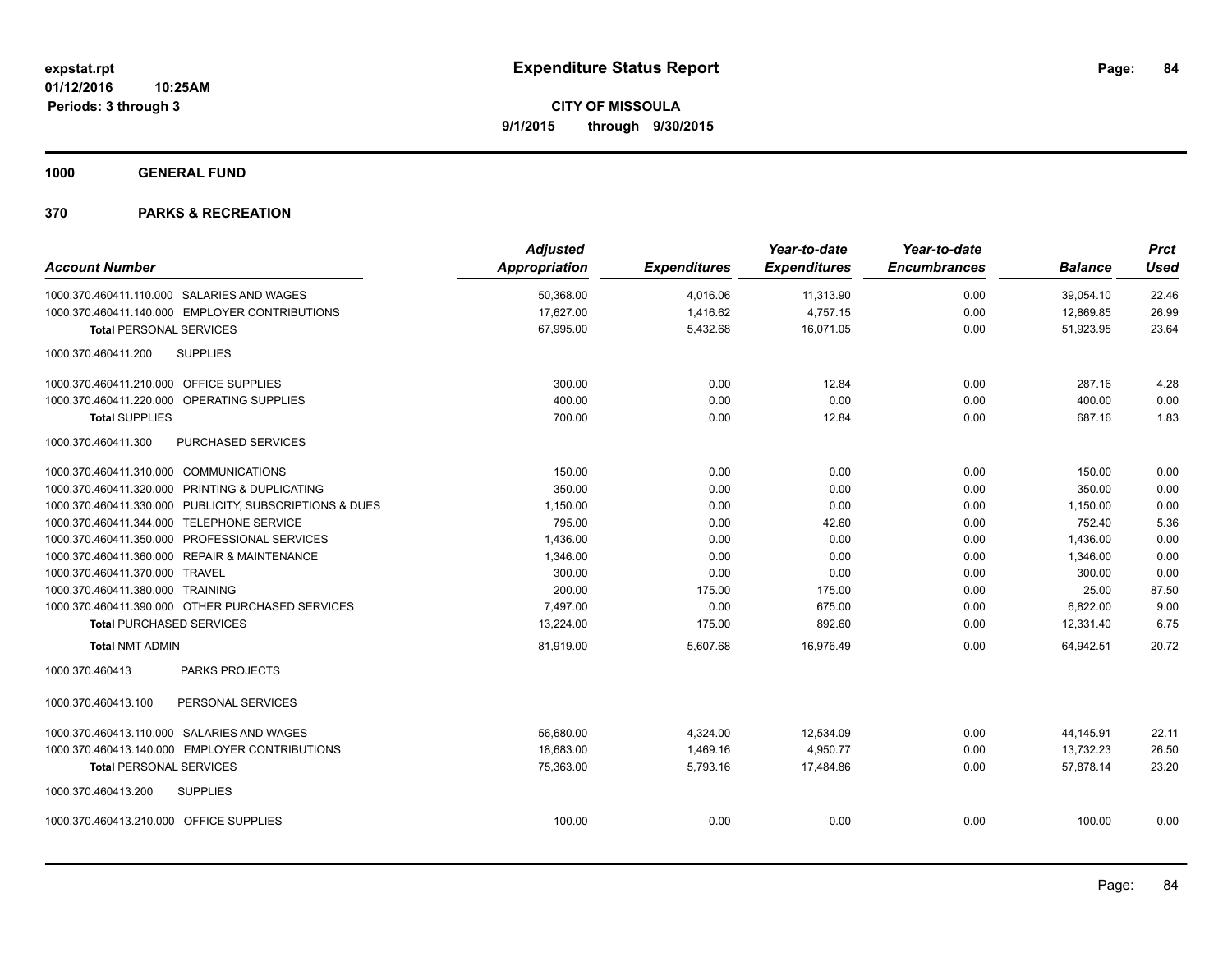# Expenditure Status Report

expstat.rpt
01/12/2016 10:25AM
Periods: 3 through 3

**CITY OF MISSOULA**
**9/1/2015 through 9/30/2015**

## 1000 GENERAL FUND

## 370 PARKS & RECREATION

| Account Number | Adjusted Appropriation | Expenditures | Year-to-date Expenditures | Year-to-date Encumbrances | Balance | Prct Used |
|---|---|---|---|---|---|---|
| 1000.370.460411.110.000 SALARIES AND WAGES | 50,368.00 | 4,016.06 | 11,313.90 | 0.00 | 39,054.10 | 22.46 |
| 1000.370.460411.140.000 EMPLOYER CONTRIBUTIONS | 17,627.00 | 1,416.62 | 4,757.15 | 0.00 | 12,869.85 | 26.99 |
| **Total** PERSONAL SERVICES | 67,995.00 | 5,432.68 | 16,071.05 | 0.00 | 51,923.95 | 23.64 |
| 1000.370.460411.200 SUPPLIES | | | | | | |
| 1000.370.460411.210.000 OFFICE SUPPLIES | 300.00 | 0.00 | 12.84 | 0.00 | 287.16 | 4.28 |
| 1000.370.460411.220.000 OPERATING SUPPLIES | 400.00 | 0.00 | 0.00 | 0.00 | 400.00 | 0.00 |
| **Total** SUPPLIES | 700.00 | 0.00 | 12.84 | 0.00 | 687.16 | 1.83 |
| 1000.370.460411.300 PURCHASED SERVICES | | | | | | |
| 1000.370.460411.310.000 COMMUNICATIONS | 150.00 | 0.00 | 0.00 | 0.00 | 150.00 | 0.00 |
| 1000.370.460411.320.000 PRINTING & DUPLICATING | 350.00 | 0.00 | 0.00 | 0.00 | 350.00 | 0.00 |
| 1000.370.460411.330.000 PUBLICITY, SUBSCRIPTIONS & DUES | 1,150.00 | 0.00 | 0.00 | 0.00 | 1,150.00 | 0.00 |
| 1000.370.460411.344.000 TELEPHONE SERVICE | 795.00 | 0.00 | 42.60 | 0.00 | 752.40 | 5.36 |
| 1000.370.460411.350.000 PROFESSIONAL SERVICES | 1,436.00 | 0.00 | 0.00 | 0.00 | 1,436.00 | 0.00 |
| 1000.370.460411.360.000 REPAIR & MAINTENANCE | 1,346.00 | 0.00 | 0.00 | 0.00 | 1,346.00 | 0.00 |
| 1000.370.460411.370.000 TRAVEL | 300.00 | 0.00 | 0.00 | 0.00 | 300.00 | 0.00 |
| 1000.370.460411.380.000 TRAINING | 200.00 | 175.00 | 175.00 | 0.00 | 25.00 | 87.50 |
| 1000.370.460411.390.000 OTHER PURCHASED SERVICES | 7,497.00 | 0.00 | 675.00 | 0.00 | 6,822.00 | 9.00 |
| **Total** PURCHASED SERVICES | 13,224.00 | 175.00 | 892.60 | 0.00 | 12,331.40 | 6.75 |
| **Total** NMT ADMIN | 81,919.00 | 5,607.68 | 16,976.49 | 0.00 | 64,942.51 | 20.72 |
| 1000.370.460413 PARKS PROJECTS | | | | | | |
| 1000.370.460413.100 PERSONAL SERVICES | | | | | | |
| 1000.370.460413.110.000 SALARIES AND WAGES | 56,680.00 | 4,324.00 | 12,534.09 | 0.00 | 44,145.91 | 22.11 |
| 1000.370.460413.140.000 EMPLOYER CONTRIBUTIONS | 18,683.00 | 1,469.16 | 4,950.77 | 0.00 | 13,732.23 | 26.50 |
| **Total** PERSONAL SERVICES | 75,363.00 | 5,793.16 | 17,484.86 | 0.00 | 57,878.14 | 23.20 |
| 1000.370.460413.200 SUPPLIES | | | | | | |
| 1000.370.460413.210.000 OFFICE SUPPLIES | 100.00 | 0.00 | 0.00 | 0.00 | 100.00 | 0.00 |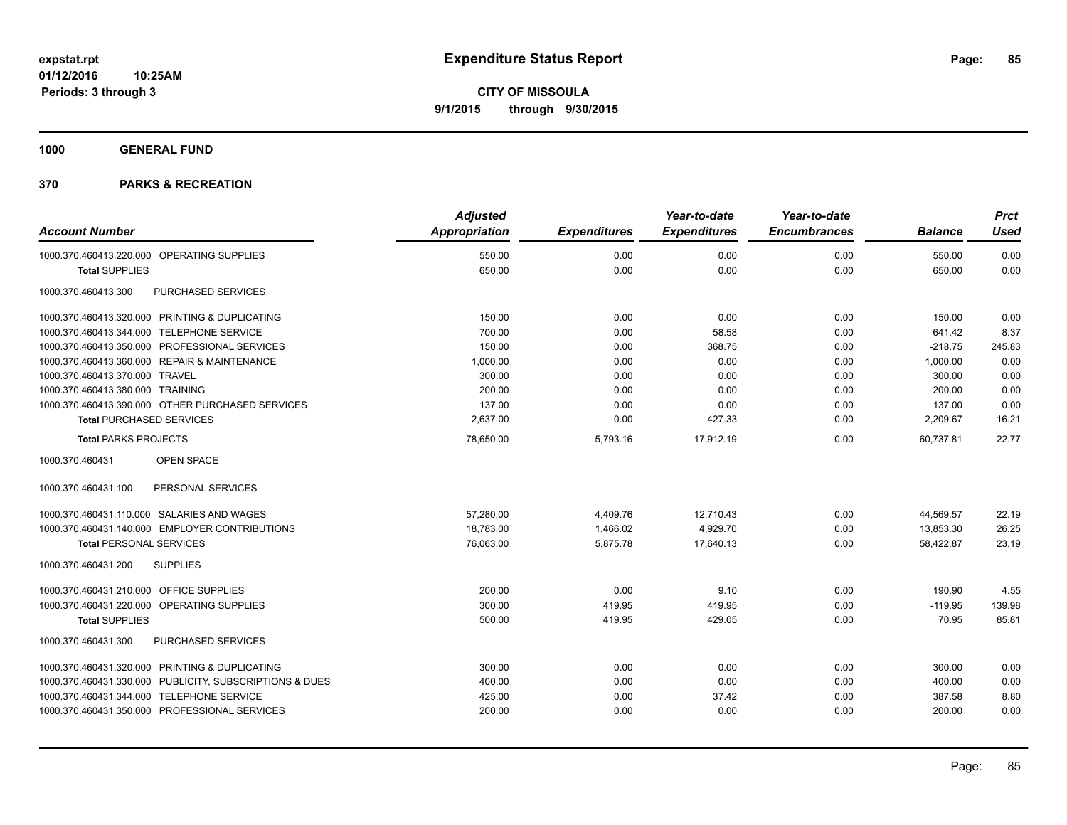# Expenditure Status Report

expstat.rpt
01/12/2016 10:25AM
Periods: 3 through 3

**CITY OF MISSOULA**
**9/1/2015 through 9/30/2015**

**1000 GENERAL FUND**

**370 PARKS & RECREATION**

| Account Number | Adjusted Appropriation | Expenditures | Year-to-date Expenditures | Year-to-date Encumbrances | Balance | Prct Used |
|---|---|---|---|---|---|---|
| 1000.370.460413.220.000 OPERATING SUPPLIES | 550.00 | 0.00 | 0.00 | 0.00 | 550.00 | 0.00 |
| **Total** SUPPLIES | 650.00 | 0.00 | 0.00 | 0.00 | 650.00 | 0.00 |
| 1000.370.460413.300 PURCHASED SERVICES | | | | | | |
| 1000.370.460413.320.000 PRINTING & DUPLICATING | 150.00 | 0.00 | 0.00 | 0.00 | 150.00 | 0.00 |
| 1000.370.460413.344.000 TELEPHONE SERVICE | 700.00 | 0.00 | 58.58 | 0.00 | 641.42 | 8.37 |
| 1000.370.460413.350.000 PROFESSIONAL SERVICES | 150.00 | 0.00 | 368.75 | 0.00 | -218.75 | 245.83 |
| 1000.370.460413.360.000 REPAIR & MAINTENANCE | 1,000.00 | 0.00 | 0.00 | 0.00 | 1,000.00 | 0.00 |
| 1000.370.460413.370.000 TRAVEL | 300.00 | 0.00 | 0.00 | 0.00 | 300.00 | 0.00 |
| 1000.370.460413.380.000 TRAINING | 200.00 | 0.00 | 0.00 | 0.00 | 200.00 | 0.00 |
| 1000.370.460413.390.000 OTHER PURCHASED SERVICES | 137.00 | 0.00 | 0.00 | 0.00 | 137.00 | 0.00 |
| **Total** PURCHASED SERVICES | 2,637.00 | 0.00 | 427.33 | 0.00 | 2,209.67 | 16.21 |
| **Total** PARKS PROJECTS | 78,650.00 | 5,793.16 | 17,912.19 | 0.00 | 60,737.81 | 22.77 |
| 1000.370.460431 OPEN SPACE | | | | | | |
| 1000.370.460431.100 PERSONAL SERVICES | | | | | | |
| 1000.370.460431.110.000 SALARIES AND WAGES | 57,280.00 | 4,409.76 | 12,710.43 | 0.00 | 44,569.57 | 22.19 |
| 1000.370.460431.140.000 EMPLOYER CONTRIBUTIONS | 18,783.00 | 1,466.02 | 4,929.70 | 0.00 | 13,853.30 | 26.25 |
| **Total** PERSONAL SERVICES | 76,063.00 | 5,875.78 | 17,640.13 | 0.00 | 58,422.87 | 23.19 |
| 1000.370.460431.200 SUPPLIES | | | | | | |
| 1000.370.460431.210.000 OFFICE SUPPLIES | 200.00 | 0.00 | 9.10 | 0.00 | 190.90 | 4.55 |
| 1000.370.460431.220.000 OPERATING SUPPLIES | 300.00 | 419.95 | 419.95 | 0.00 | -119.95 | 139.98 |
| **Total** SUPPLIES | 500.00 | 419.95 | 429.05 | 0.00 | 70.95 | 85.81 |
| 1000.370.460431.300 PURCHASED SERVICES | | | | | | |
| 1000.370.460431.320.000 PRINTING & DUPLICATING | 300.00 | 0.00 | 0.00 | 0.00 | 300.00 | 0.00 |
| 1000.370.460431.330.000 PUBLICITY, SUBSCRIPTIONS & DUES | 400.00 | 0.00 | 0.00 | 0.00 | 400.00 | 0.00 |
| 1000.370.460431.344.000 TELEPHONE SERVICE | 425.00 | 0.00 | 37.42 | 0.00 | 387.58 | 8.80 |
| 1000.370.460431.350.000 PROFESSIONAL SERVICES | 200.00 | 0.00 | 0.00 | 0.00 | 200.00 | 0.00 |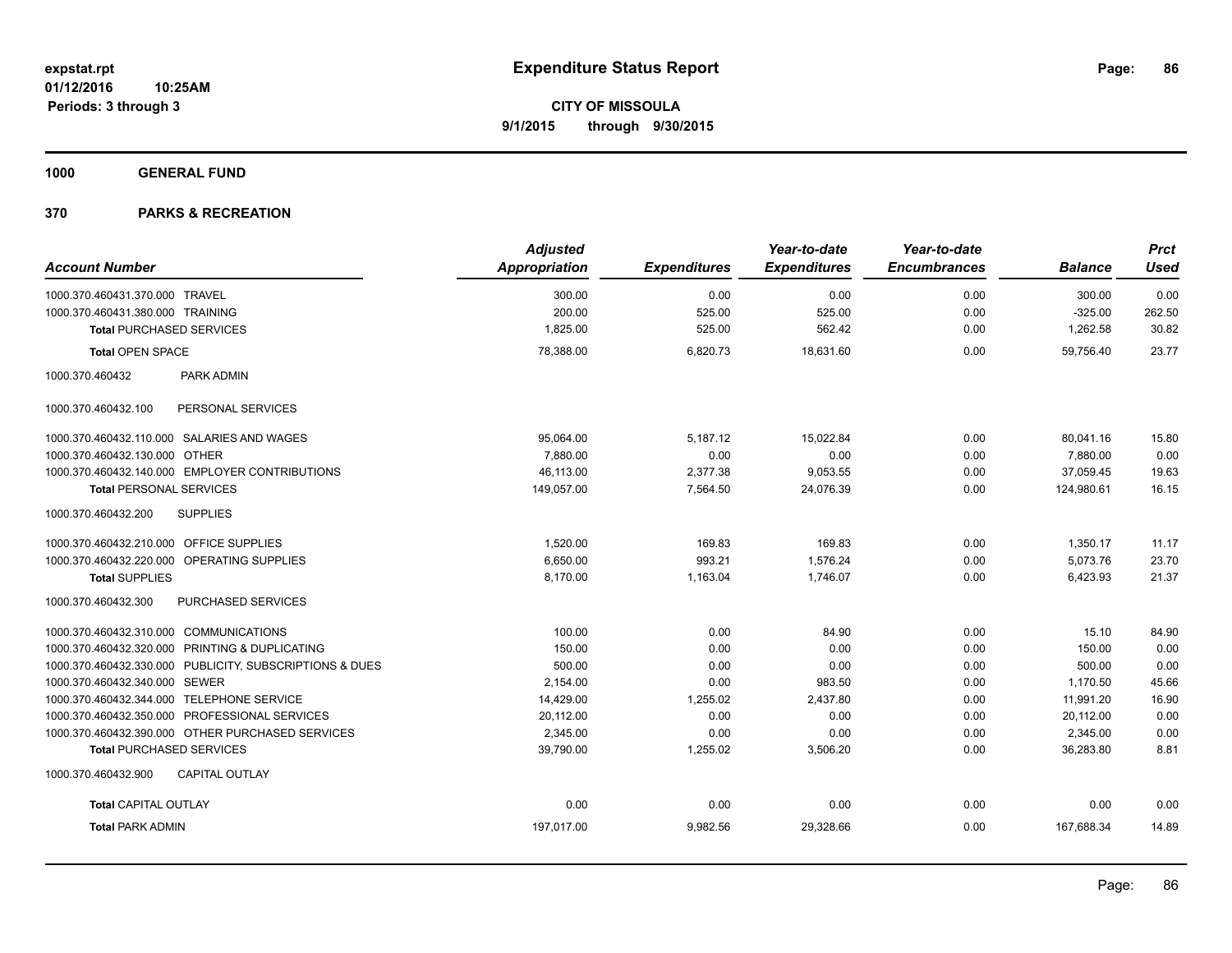**expstat.rpt**
**01/12/2016 10:25AM**
**Periods: 3 through 3**

# Expenditure Status Report

**CITY OF MISSOULA**
**9/1/2015 through 9/30/2015**

## 1000 GENERAL FUND

## 370 PARKS & RECREATION

| Account Number | Adjusted Appropriation | Expenditures | Year-to-date Expenditures | Year-to-date Encumbrances | Balance | Prct Used |
|---|---|---|---|---|---|---|
| 1000.370.460431.370.000 TRAVEL | 300.00 | 0.00 | 0.00 | 0.00 | 300.00 | 0.00 |
| 1000.370.460431.380.000 TRAINING | 200.00 | 525.00 | 525.00 | 0.00 | -325.00 | 262.50 |
| **Total** PURCHASED SERVICES | 1,825.00 | 525.00 | 562.42 | 0.00 | 1,262.58 | 30.82 |
| **Total** OPEN SPACE | 78,388.00 | 6,820.73 | 18,631.60 | 0.00 | 59,756.40 | 23.77 |
| 1000.370.460432 PARK ADMIN | | | | | | |
| 1000.370.460432.100 PERSONAL SERVICES | | | | | | |
| 1000.370.460432.110.000 SALARIES AND WAGES | 95,064.00 | 5,187.12 | 15,022.84 | 0.00 | 80,041.16 | 15.80 |
| 1000.370.460432.130.000 OTHER | 7,880.00 | 0.00 | 0.00 | 0.00 | 7,880.00 | 0.00 |
| 1000.370.460432.140.000 EMPLOYER CONTRIBUTIONS | 46,113.00 | 2,377.38 | 9,053.55 | 0.00 | 37,059.45 | 19.63 |
| **Total** PERSONAL SERVICES | 149,057.00 | 7,564.50 | 24,076.39 | 0.00 | 124,980.61 | 16.15 |
| 1000.370.460432.200 SUPPLIES | | | | | | |
| 1000.370.460432.210.000 OFFICE SUPPLIES | 1,520.00 | 169.83 | 169.83 | 0.00 | 1,350.17 | 11.17 |
| 1000.370.460432.220.000 OPERATING SUPPLIES | 6,650.00 | 993.21 | 1,576.24 | 0.00 | 5,073.76 | 23.70 |
| **Total** SUPPLIES | 8,170.00 | 1,163.04 | 1,746.07 | 0.00 | 6,423.93 | 21.37 |
| 1000.370.460432.300 PURCHASED SERVICES | | | | | | |
| 1000.370.460432.310.000 COMMUNICATIONS | 100.00 | 0.00 | 84.90 | 0.00 | 15.10 | 84.90 |
| 1000.370.460432.320.000 PRINTING & DUPLICATING | 150.00 | 0.00 | 0.00 | 0.00 | 150.00 | 0.00 |
| 1000.370.460432.330.000 PUBLICITY, SUBSCRIPTIONS & DUES | 500.00 | 0.00 | 0.00 | 0.00 | 500.00 | 0.00 |
| 1000.370.460432.340.000 SEWER | 2,154.00 | 0.00 | 983.50 | 0.00 | 1,170.50 | 45.66 |
| 1000.370.460432.344.000 TELEPHONE SERVICE | 14,429.00 | 1,255.02 | 2,437.80 | 0.00 | 11,991.20 | 16.90 |
| 1000.370.460432.350.000 PROFESSIONAL SERVICES | 20,112.00 | 0.00 | 0.00 | 0.00 | 20,112.00 | 0.00 |
| 1000.370.460432.390.000 OTHER PURCHASED SERVICES | 2,345.00 | 0.00 | 0.00 | 0.00 | 2,345.00 | 0.00 |
| **Total** PURCHASED SERVICES | 39,790.00 | 1,255.02 | 3,506.20 | 0.00 | 36,283.80 | 8.81 |
| 1000.370.460432.900 CAPITAL OUTLAY | | | | | | |
| **Total** CAPITAL OUTLAY | 0.00 | 0.00 | 0.00 | 0.00 | 0.00 | 0.00 |
| **Total** PARK ADMIN | 197,017.00 | 9,982.56 | 29,328.66 | 0.00 | 167,688.34 | 14.89 |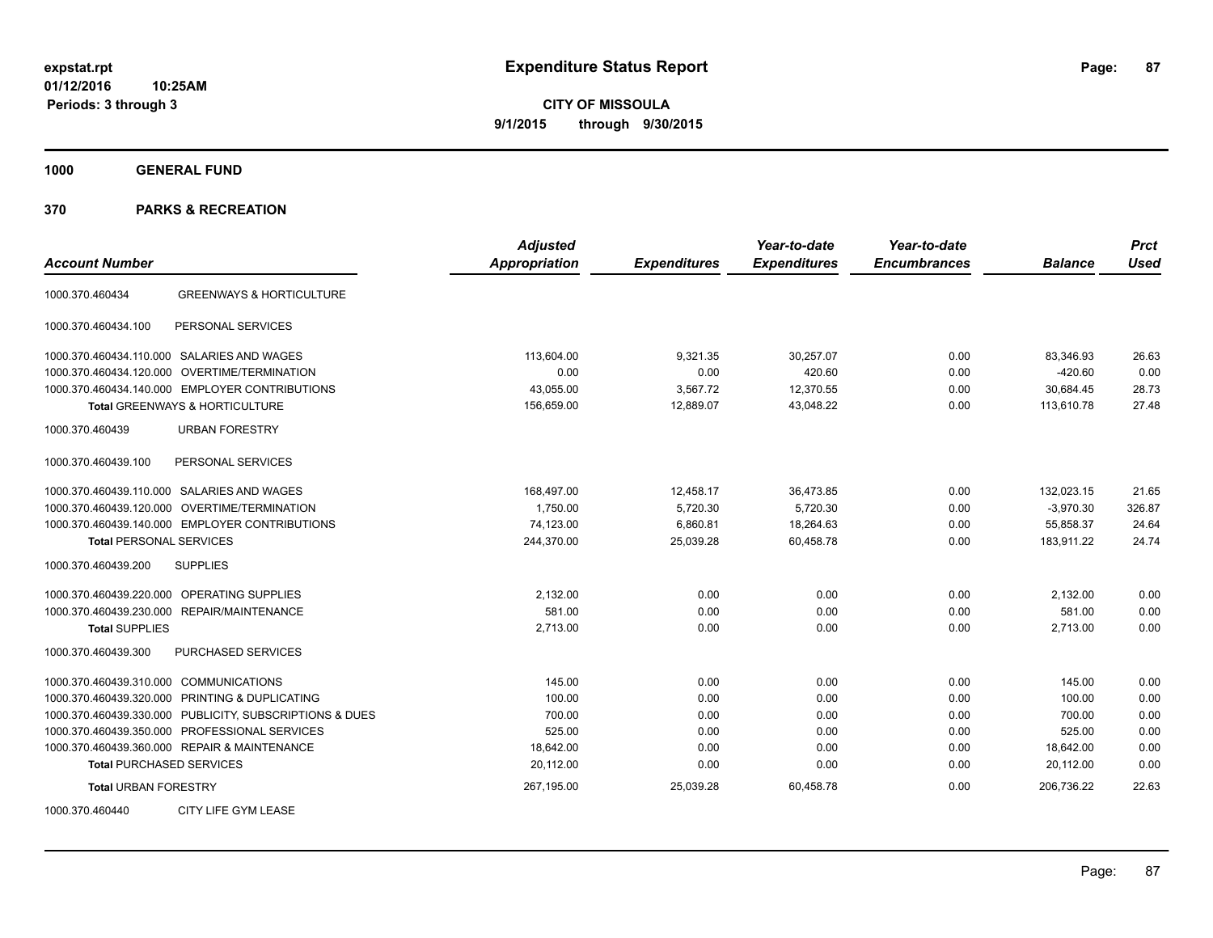expstat.rpt
01/12/2016 10:25AM
Periods: 3 through 3

# Expenditure Status Report

CITY OF MISSOULA
9/1/2015 through 9/30/2015

## 1000 GENERAL FUND

## 370 PARKS & RECREATION

| Account Number | | Adjusted Appropriation | Expenditures | Year-to-date Expenditures | Year-to-date Encumbrances | Balance | Prct Used |
|---|---|---|---|---|---|---|---|
| 1000.370.460434 | GREENWAYS & HORTICULTURE | | | | | | |
| 1000.370.460434.100 | PERSONAL SERVICES | | | | | | |
| 1000.370.460434.110.000 | SALARIES AND WAGES | 113,604.00 | 9,321.35 | 30,257.07 | 0.00 | 83,346.93 | 26.63 |
| 1000.370.460434.120.000 | OVERTIME/TERMINATION | 0.00 | 0.00 | 420.60 | 0.00 | -420.60 | 0.00 |
| 1000.370.460434.140.000 | EMPLOYER CONTRIBUTIONS | 43,055.00 | 3,567.72 | 12,370.55 | 0.00 | 30,684.45 | 28.73 |
| **Total** GREENWAYS & HORTICULTURE | | 156,659.00 | 12,889.07 | 43,048.22 | 0.00 | 113,610.78 | 27.48 |
| 1000.370.460439 | URBAN FORESTRY | | | | | | |
| 1000.370.460439.100 | PERSONAL SERVICES | | | | | | |
| 1000.370.460439.110.000 | SALARIES AND WAGES | 168,497.00 | 12,458.17 | 36,473.85 | 0.00 | 132,023.15 | 21.65 |
| 1000.370.460439.120.000 | OVERTIME/TERMINATION | 1,750.00 | 5,720.30 | 5,720.30 | 0.00 | -3,970.30 | 326.87 |
| 1000.370.460439.140.000 | EMPLOYER CONTRIBUTIONS | 74,123.00 | 6,860.81 | 18,264.63 | 0.00 | 55,858.37 | 24.64 |
| **Total** PERSONAL SERVICES | | 244,370.00 | 25,039.28 | 60,458.78 | 0.00 | 183,911.22 | 24.74 |
| 1000.370.460439.200 | SUPPLIES | | | | | | |
| 1000.370.460439.220.000 | OPERATING SUPPLIES | 2,132.00 | 0.00 | 0.00 | 0.00 | 2,132.00 | 0.00 |
| 1000.370.460439.230.000 | REPAIR/MAINTENANCE | 581.00 | 0.00 | 0.00 | 0.00 | 581.00 | 0.00 |
| **Total** SUPPLIES | | 2,713.00 | 0.00 | 0.00 | 0.00 | 2,713.00 | 0.00 |
| 1000.370.460439.300 | PURCHASED SERVICES | | | | | | |
| 1000.370.460439.310.000 | COMMUNICATIONS | 145.00 | 0.00 | 0.00 | 0.00 | 145.00 | 0.00 |
| 1000.370.460439.320.000 | PRINTING & DUPLICATING | 100.00 | 0.00 | 0.00 | 0.00 | 100.00 | 0.00 |
| 1000.370.460439.330.000 | PUBLICITY, SUBSCRIPTIONS & DUES | 700.00 | 0.00 | 0.00 | 0.00 | 700.00 | 0.00 |
| 1000.370.460439.350.000 | PROFESSIONAL SERVICES | 525.00 | 0.00 | 0.00 | 0.00 | 525.00 | 0.00 |
| 1000.370.460439.360.000 | REPAIR & MAINTENANCE | 18,642.00 | 0.00 | 0.00 | 0.00 | 18,642.00 | 0.00 |
| **Total** PURCHASED SERVICES | | 20,112.00 | 0.00 | 0.00 | 0.00 | 20,112.00 | 0.00 |
| **Total** URBAN FORESTRY | | 267,195.00 | 25,039.28 | 60,458.78 | 0.00 | 206,736.22 | 22.63 |
| 1000.370.460440 | CITY LIFE GYM LEASE | | | | | | |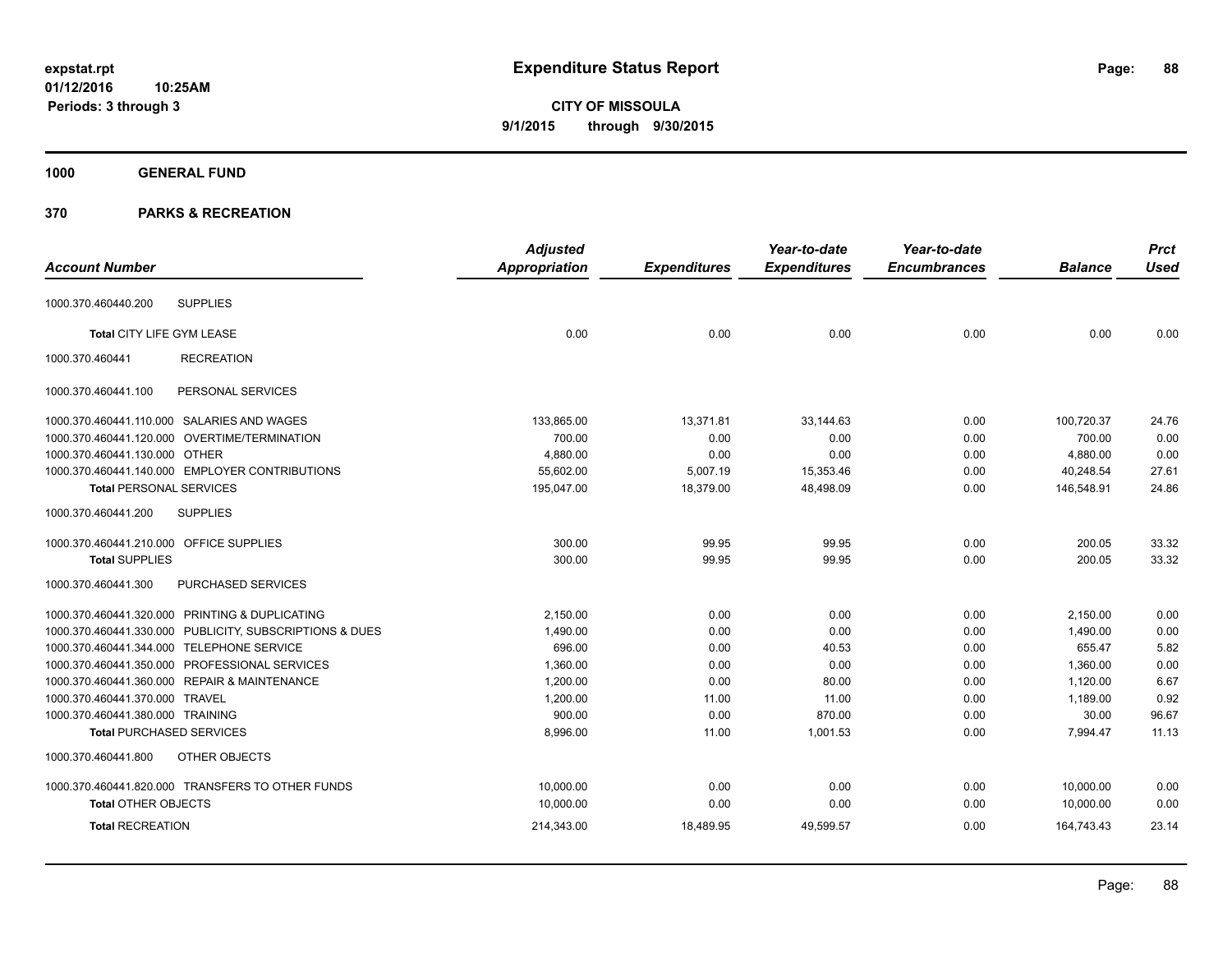**expstat.rpt**
**01/12/2016 10:25AM**
**Periods: 3 through 3**

# Expenditure Status Report

**CITY OF MISSOULA**
**9/1/2015 through 9/30/2015**

## 1000 GENERAL FUND

## 370 PARKS & RECREATION

| Account Number | Adjusted Appropriation | Expenditures | Year-to-date Expenditures | Year-to-date Encumbrances | Balance | Prct Used |
|---|---|---|---|---|---|---|
| 1000.370.460440.200 SUPPLIES | | | | | | |
| **Total** CITY LIFE GYM LEASE | 0.00 | 0.00 | 0.00 | 0.00 | 0.00 | 0.00 |
| 1000.370.460441 RECREATION | | | | | | |
| 1000.370.460441.100 PERSONAL SERVICES | | | | | | |
| 1000.370.460441.110.000 SALARIES AND WAGES | 133,865.00 | 13,371.81 | 33,144.63 | 0.00 | 100,720.37 | 24.76 |
| 1000.370.460441.120.000 OVERTIME/TERMINATION | 700.00 | 0.00 | 0.00 | 0.00 | 700.00 | 0.00 |
| 1000.370.460441.130.000 OTHER | 4,880.00 | 0.00 | 0.00 | 0.00 | 4,880.00 | 0.00 |
| 1000.370.460441.140.000 EMPLOYER CONTRIBUTIONS | 55,602.00 | 5,007.19 | 15,353.46 | 0.00 | 40,248.54 | 27.61 |
| **Total** PERSONAL SERVICES | 195,047.00 | 18,379.00 | 48,498.09 | 0.00 | 146,548.91 | 24.86 |
| 1000.370.460441.200 SUPPLIES | | | | | | |
| 1000.370.460441.210.000 OFFICE SUPPLIES | 300.00 | 99.95 | 99.95 | 0.00 | 200.05 | 33.32 |
| **Total** SUPPLIES | 300.00 | 99.95 | 99.95 | 0.00 | 200.05 | 33.32 |
| 1000.370.460441.300 PURCHASED SERVICES | | | | | | |
| 1000.370.460441.320.000 PRINTING & DUPLICATING | 2,150.00 | 0.00 | 0.00 | 0.00 | 2,150.00 | 0.00 |
| 1000.370.460441.330.000 PUBLICITY, SUBSCRIPTIONS & DUES | 1,490.00 | 0.00 | 0.00 | 0.00 | 1,490.00 | 0.00 |
| 1000.370.460441.344.000 TELEPHONE SERVICE | 696.00 | 0.00 | 40.53 | 0.00 | 655.47 | 5.82 |
| 1000.370.460441.350.000 PROFESSIONAL SERVICES | 1,360.00 | 0.00 | 0.00 | 0.00 | 1,360.00 | 0.00 |
| 1000.370.460441.360.000 REPAIR & MAINTENANCE | 1,200.00 | 0.00 | 80.00 | 0.00 | 1,120.00 | 6.67 |
| 1000.370.460441.370.000 TRAVEL | 1,200.00 | 11.00 | 11.00 | 0.00 | 1,189.00 | 0.92 |
| 1000.370.460441.380.000 TRAINING | 900.00 | 0.00 | 870.00 | 0.00 | 30.00 | 96.67 |
| **Total** PURCHASED SERVICES | 8,996.00 | 11.00 | 1,001.53 | 0.00 | 7,994.47 | 11.13 |
| 1000.370.460441.800 OTHER OBJECTS | | | | | | |
| 1000.370.460441.820.000 TRANSFERS TO OTHER FUNDS | 10,000.00 | 0.00 | 0.00 | 0.00 | 10,000.00 | 0.00 |
| **Total** OTHER OBJECTS | 10,000.00 | 0.00 | 0.00 | 0.00 | 10,000.00 | 0.00 |
| **Total** RECREATION | 214,343.00 | 18,489.95 | 49,599.57 | 0.00 | 164,743.43 | 23.14 |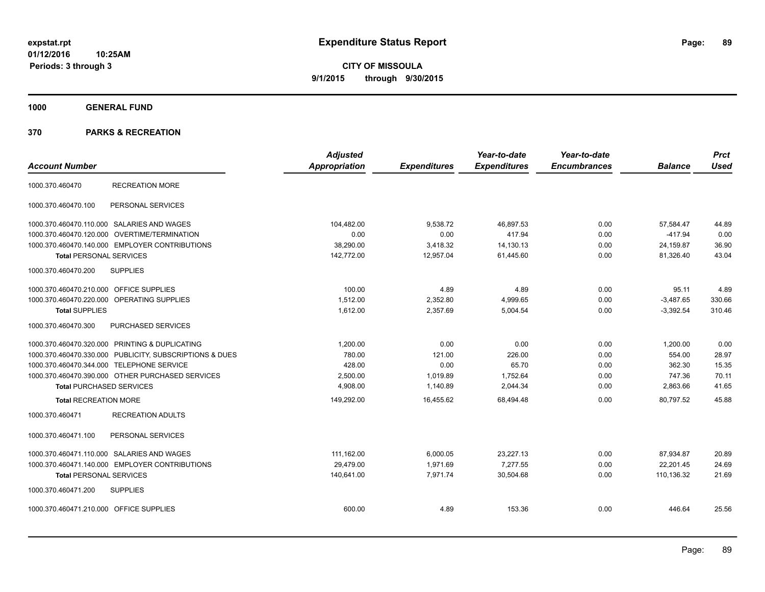# Expenditure Status Report

expstat.rpt
01/12/2016 10:25AM
Periods: 3 through 3

**CITY OF MISSOULA**
**9/1/2015 through 9/30/2015**

## 1000 GENERAL FUND

## 370 PARKS & RECREATION

| Account Number | | Adjusted Appropriation | Expenditures | Year-to-date Expenditures | Year-to-date Encumbrances | Balance | Prct Used |
|---|---|---|---|---|---|---|---|
| 1000.370.460470 | RECREATION MORE | | | | | | |
| 1000.370.460470.100 | PERSONAL SERVICES | | | | | | |
| 1000.370.460470.110.000 | SALARIES AND WAGES | 104,482.00 | 9,538.72 | 46,897.53 | 0.00 | 57,584.47 | 44.89 |
| 1000.370.460470.120.000 | OVERTIME/TERMINATION | 0.00 | 0.00 | 417.94 | 0.00 | -417.94 | 0.00 |
| 1000.370.460470.140.000 | EMPLOYER CONTRIBUTIONS | 38,290.00 | 3,418.32 | 14,130.13 | 0.00 | 24,159.87 | 36.90 |
| **Total** PERSONAL SERVICES | | 142,772.00 | 12,957.04 | 61,445.60 | 0.00 | 81,326.40 | 43.04 |
| 1000.370.460470.200 | SUPPLIES | | | | | | |
| 1000.370.460470.210.000 | OFFICE SUPPLIES | 100.00 | 4.89 | 4.89 | 0.00 | 95.11 | 4.89 |
| 1000.370.460470.220.000 | OPERATING SUPPLIES | 1,512.00 | 2,352.80 | 4,999.65 | 0.00 | -3,487.65 | 330.66 |
| **Total** SUPPLIES | | 1,612.00 | 2,357.69 | 5,004.54 | 0.00 | -3,392.54 | 310.46 |
| 1000.370.460470.300 | PURCHASED SERVICES | | | | | | |
| 1000.370.460470.320.000 | PRINTING & DUPLICATING | 1,200.00 | 0.00 | 0.00 | 0.00 | 1,200.00 | 0.00 |
| 1000.370.460470.330.000 | PUBLICITY, SUBSCRIPTIONS & DUES | 780.00 | 121.00 | 226.00 | 0.00 | 554.00 | 28.97 |
| 1000.370.460470.344.000 | TELEPHONE SERVICE | 428.00 | 0.00 | 65.70 | 0.00 | 362.30 | 15.35 |
| 1000.370.460470.390.000 | OTHER PURCHASED SERVICES | 2,500.00 | 1,019.89 | 1,752.64 | 0.00 | 747.36 | 70.11 |
| **Total** PURCHASED SERVICES | | 4,908.00 | 1,140.89 | 2,044.34 | 0.00 | 2,863.66 | 41.65 |
| **Total** RECREATION MORE | | 149,292.00 | 16,455.62 | 68,494.48 | 0.00 | 80,797.52 | 45.88 |
| 1000.370.460471 | RECREATION ADULTS | | | | | | |
| 1000.370.460471.100 | PERSONAL SERVICES | | | | | | |
| 1000.370.460471.110.000 | SALARIES AND WAGES | 111,162.00 | 6,000.05 | 23,227.13 | 0.00 | 87,934.87 | 20.89 |
| 1000.370.460471.140.000 | EMPLOYER CONTRIBUTIONS | 29,479.00 | 1,971.69 | 7,277.55 | 0.00 | 22,201.45 | 24.69 |
| **Total** PERSONAL SERVICES | | 140,641.00 | 7,971.74 | 30,504.68 | 0.00 | 110,136.32 | 21.69 |
| 1000.370.460471.200 | SUPPLIES | | | | | | |
| 1000.370.460471.210.000 | OFFICE SUPPLIES | 600.00 | 4.89 | 153.36 | 0.00 | 446.64 | 25.56 |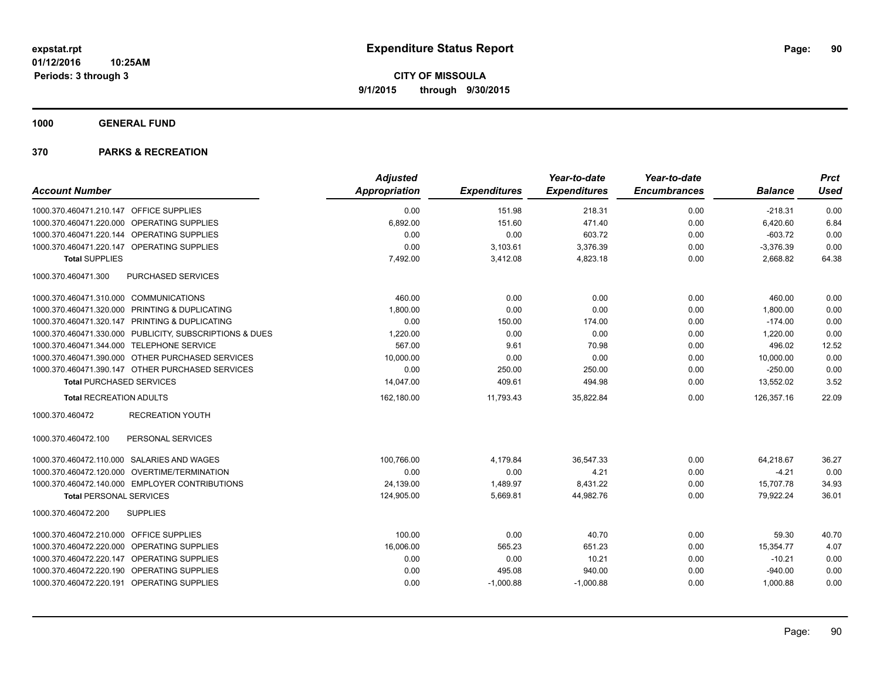**expstat.rpt**
**01/12/2016 10:25AM**
**Periods: 3 through 3**

# Expenditure Status Report

**CITY OF MISSOULA**
**9/1/2015 through 9/30/2015**

## 1000 GENERAL FUND

## 370 PARKS & RECREATION

| Account Number | | Adjusted Appropriation | Expenditures | Year-to-date Expenditures | Year-to-date Encumbrances | Balance | Prct Used |
|---|---|---|---|---|---|---|---|
| 1000.370.460471.210.147 | OFFICE SUPPLIES | 0.00 | 151.98 | 218.31 | 0.00 | -218.31 | 0.00 |
| 1000.370.460471.220.000 | OPERATING SUPPLIES | 6,892.00 | 151.60 | 471.40 | 0.00 | 6,420.60 | 6.84 |
| 1000.370.460471.220.144 | OPERATING SUPPLIES | 0.00 | 0.00 | 603.72 | 0.00 | -603.72 | 0.00 |
| 1000.370.460471.220.147 | OPERATING SUPPLIES | 0.00 | 3,103.61 | 3,376.39 | 0.00 | -3,376.39 | 0.00 |
| **Total** SUPPLIES | | 7,492.00 | 3,412.08 | 4,823.18 | 0.00 | 2,668.82 | 64.38 |
| 1000.370.460471.300 | PURCHASED SERVICES | | | | | | |
| 1000.370.460471.310.000 | COMMUNICATIONS | 460.00 | 0.00 | 0.00 | 0.00 | 460.00 | 0.00 |
| 1000.370.460471.320.000 | PRINTING & DUPLICATING | 1,800.00 | 0.00 | 0.00 | 0.00 | 1,800.00 | 0.00 |
| 1000.370.460471.320.147 | PRINTING & DUPLICATING | 0.00 | 150.00 | 174.00 | 0.00 | -174.00 | 0.00 |
| 1000.370.460471.330.000 | PUBLICITY, SUBSCRIPTIONS & DUES | 1,220.00 | 0.00 | 0.00 | 0.00 | 1,220.00 | 0.00 |
| 1000.370.460471.344.000 | TELEPHONE SERVICE | 567.00 | 9.61 | 70.98 | 0.00 | 496.02 | 12.52 |
| 1000.370.460471.390.000 | OTHER PURCHASED SERVICES | 10,000.00 | 0.00 | 0.00 | 0.00 | 10,000.00 | 0.00 |
| 1000.370.460471.390.147 | OTHER PURCHASED SERVICES | 0.00 | 250.00 | 250.00 | 0.00 | -250.00 | 0.00 |
| **Total** PURCHASED SERVICES | | 14,047.00 | 409.61 | 494.98 | 0.00 | 13,552.02 | 3.52 |
| **Total** RECREATION ADULTS | | 162,180.00 | 11,793.43 | 35,822.84 | 0.00 | 126,357.16 | 22.09 |
| 1000.370.460472 | RECREATION YOUTH | | | | | | |
| 1000.370.460472.100 | PERSONAL SERVICES | | | | | | |
| 1000.370.460472.110.000 | SALARIES AND WAGES | 100,766.00 | 4,179.84 | 36,547.33 | 0.00 | 64,218.67 | 36.27 |
| 1000.370.460472.120.000 | OVERTIME/TERMINATION | 0.00 | 0.00 | 4.21 | 0.00 | -4.21 | 0.00 |
| 1000.370.460472.140.000 | EMPLOYER CONTRIBUTIONS | 24,139.00 | 1,489.97 | 8,431.22 | 0.00 | 15,707.78 | 34.93 |
| **Total** PERSONAL SERVICES | | 124,905.00 | 5,669.81 | 44,982.76 | 0.00 | 79,922.24 | 36.01 |
| 1000.370.460472.200 | SUPPLIES | | | | | | |
| 1000.370.460472.210.000 | OFFICE SUPPLIES | 100.00 | 0.00 | 40.70 | 0.00 | 59.30 | 40.70 |
| 1000.370.460472.220.000 | OPERATING SUPPLIES | 16,006.00 | 565.23 | 651.23 | 0.00 | 15,354.77 | 4.07 |
| 1000.370.460472.220.147 | OPERATING SUPPLIES | 0.00 | 0.00 | 10.21 | 0.00 | -10.21 | 0.00 |
| 1000.370.460472.220.190 | OPERATING SUPPLIES | 0.00 | 495.08 | 940.00 | 0.00 | -940.00 | 0.00 |
| 1000.370.460472.220.191 | OPERATING SUPPLIES | 0.00 | -1,000.88 | -1,000.88 | 0.00 | 1,000.88 | 0.00 |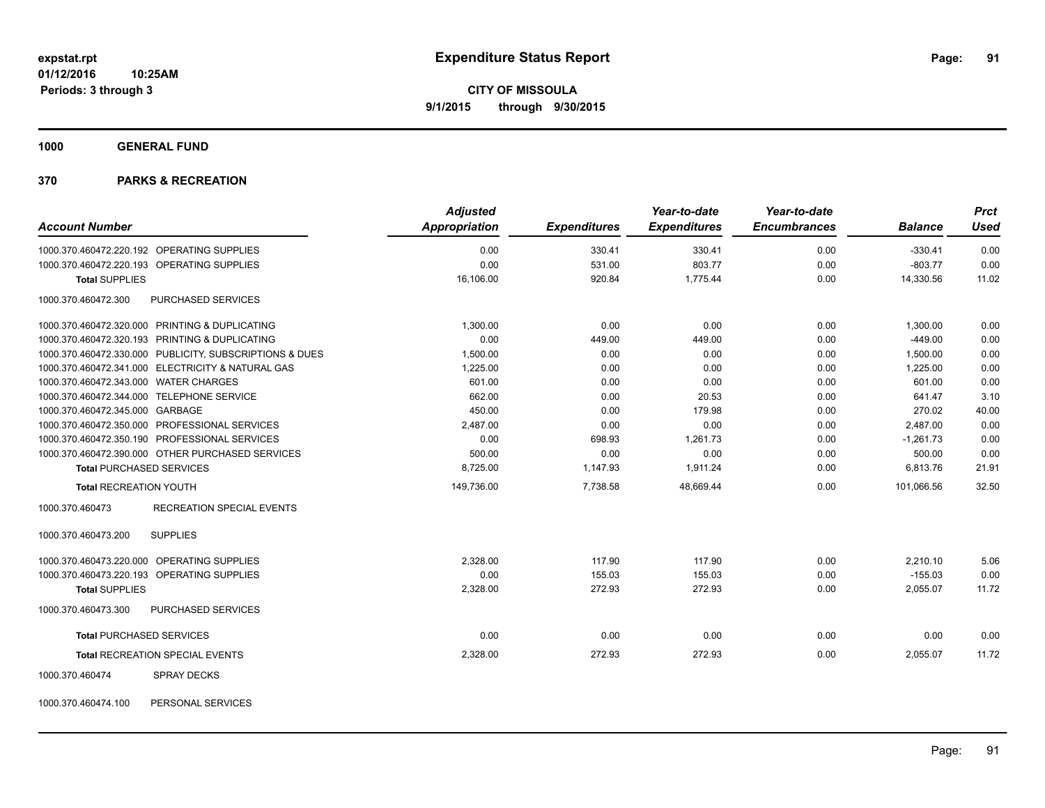**expstat.rpt**
**01/12/2016 10:25AM**
**Periods: 3 through 3**

# Expenditure Status Report

**CITY OF MISSOULA**
**9/1/2015 through 9/30/2015**

## 1000 GENERAL FUND

## 370 PARKS & RECREATION

| Account Number | | Adjusted Appropriation | Expenditures | Year-to-date Expenditures | Year-to-date Encumbrances | Balance | Prct Used |
|---|---|---|---|---|---|---|---|
| 1000.370.460472.220.192 | OPERATING SUPPLIES | 0.00 | 330.41 | 330.41 | 0.00 | -330.41 | 0.00 |
| 1000.370.460472.220.193 | OPERATING SUPPLIES | 0.00 | 531.00 | 803.77 | 0.00 | -803.77 | 0.00 |
| **Total** SUPPLIES | | 16,106.00 | 920.84 | 1,775.44 | 0.00 | 14,330.56 | 11.02 |
| 1000.370.460472.300 | PURCHASED SERVICES | | | | | | |
| 1000.370.460472.320.000 | PRINTING & DUPLICATING | 1,300.00 | 0.00 | 0.00 | 0.00 | 1,300.00 | 0.00 |
| 1000.370.460472.320.193 | PRINTING & DUPLICATING | 0.00 | 449.00 | 449.00 | 0.00 | -449.00 | 0.00 |
| 1000.370.460472.330.000 | PUBLICITY, SUBSCRIPTIONS & DUES | 1,500.00 | 0.00 | 0.00 | 0.00 | 1,500.00 | 0.00 |
| 1000.370.460472.341.000 | ELECTRICITY & NATURAL GAS | 1,225.00 | 0.00 | 0.00 | 0.00 | 1,225.00 | 0.00 |
| 1000.370.460472.343.000 | WATER CHARGES | 601.00 | 0.00 | 0.00 | 0.00 | 601.00 | 0.00 |
| 1000.370.460472.344.000 | TELEPHONE SERVICE | 662.00 | 0.00 | 20.53 | 0.00 | 641.47 | 3.10 |
| 1000.370.460472.345.000 | GARBAGE | 450.00 | 0.00 | 179.98 | 0.00 | 270.02 | 40.00 |
| 1000.370.460472.350.000 | PROFESSIONAL SERVICES | 2,487.00 | 0.00 | 0.00 | 0.00 | 2,487.00 | 0.00 |
| 1000.370.460472.350.190 | PROFESSIONAL SERVICES | 0.00 | 698.93 | 1,261.73 | 0.00 | -1,261.73 | 0.00 |
| 1000.370.460472.390.000 | OTHER PURCHASED SERVICES | 500.00 | 0.00 | 0.00 | 0.00 | 500.00 | 0.00 |
| **Total** PURCHASED SERVICES | | 8,725.00 | 1,147.93 | 1,911.24 | 0.00 | 6,813.76 | 21.91 |
| **Total** RECREATION YOUTH | | 149,736.00 | 7,738.58 | 48,669.44 | 0.00 | 101,066.56 | 32.50 |
| 1000.370.460473 | RECREATION SPECIAL EVENTS | | | | | | |
| 1000.370.460473.200 | SUPPLIES | | | | | | |
| 1000.370.460473.220.000 | OPERATING SUPPLIES | 2,328.00 | 117.90 | 117.90 | 0.00 | 2,210.10 | 5.06 |
| 1000.370.460473.220.193 | OPERATING SUPPLIES | 0.00 | 155.03 | 155.03 | 0.00 | -155.03 | 0.00 |
| **Total** SUPPLIES | | 2,328.00 | 272.93 | 272.93 | 0.00 | 2,055.07 | 11.72 |
| 1000.370.460473.300 | PURCHASED SERVICES | | | | | | |
| **Total** PURCHASED SERVICES | | 0.00 | 0.00 | 0.00 | 0.00 | 0.00 | 0.00 |
| **Total** RECREATION SPECIAL EVENTS | | 2,328.00 | 272.93 | 272.93 | 0.00 | 2,055.07 | 11.72 |
| 1000.370.460474 | SPRAY DECKS | | | | | | |
| 1000.370.460474.100 | PERSONAL SERVICES | | | | | | |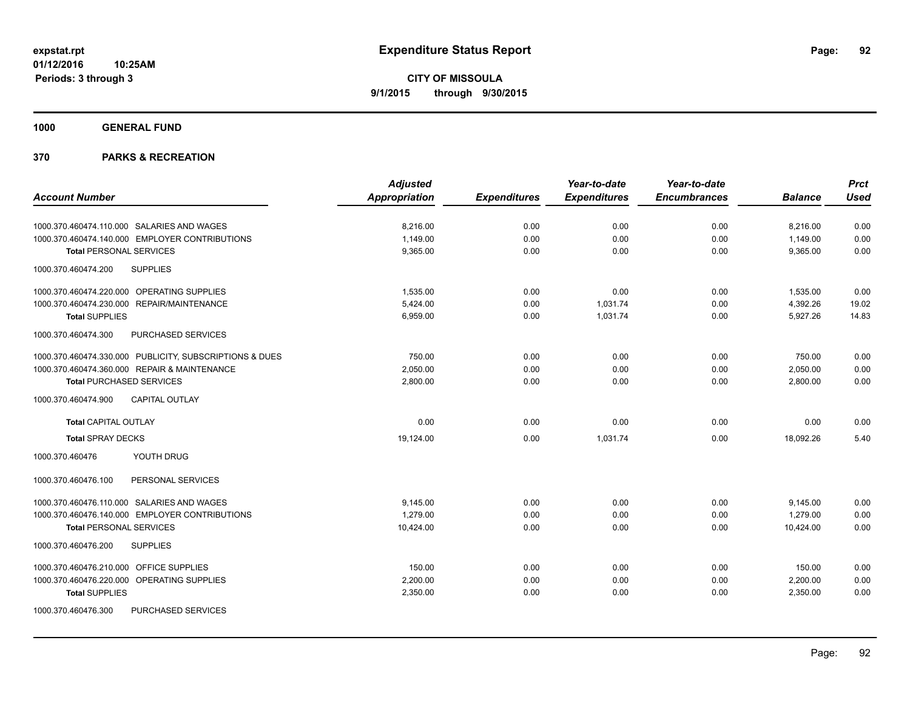# Expenditure Status Report

expstat.rpt
01/12/2016 10:25AM
Periods: 3 through 3

**CITY OF MISSOULA**
**9/1/2015 through 9/30/2015**

**1000 GENERAL FUND**

**370 PARKS & RECREATION**

| Account Number | Adjusted Appropriation | Expenditures | Year-to-date Expenditures | Year-to-date Encumbrances | Balance | Prct Used |
|---|---|---|---|---|---|---|
| 1000.370.460474.110.000 SALARIES AND WAGES | 8,216.00 | 0.00 | 0.00 | 0.00 | 8,216.00 | 0.00 |
| 1000.370.460474.140.000 EMPLOYER CONTRIBUTIONS | 1,149.00 | 0.00 | 0.00 | 0.00 | 1,149.00 | 0.00 |
| **Total** PERSONAL SERVICES | 9,365.00 | 0.00 | 0.00 | 0.00 | 9,365.00 | 0.00 |
| 1000.370.460474.200 SUPPLIES | | | | | | |
| 1000.370.460474.220.000 OPERATING SUPPLIES | 1,535.00 | 0.00 | 0.00 | 0.00 | 1,535.00 | 0.00 |
| 1000.370.460474.230.000 REPAIR/MAINTENANCE | 5,424.00 | 0.00 | 1,031.74 | 0.00 | 4,392.26 | 19.02 |
| **Total** SUPPLIES | 6,959.00 | 0.00 | 1,031.74 | 0.00 | 5,927.26 | 14.83 |
| 1000.370.460474.300 PURCHASED SERVICES | | | | | | |
| 1000.370.460474.330.000 PUBLICITY, SUBSCRIPTIONS & DUES | 750.00 | 0.00 | 0.00 | 0.00 | 750.00 | 0.00 |
| 1000.370.460474.360.000 REPAIR & MAINTENANCE | 2,050.00 | 0.00 | 0.00 | 0.00 | 2,050.00 | 0.00 |
| **Total** PURCHASED SERVICES | 2,800.00 | 0.00 | 0.00 | 0.00 | 2,800.00 | 0.00 |
| 1000.370.460474.900 CAPITAL OUTLAY | | | | | | |
| **Total** CAPITAL OUTLAY | 0.00 | 0.00 | 0.00 | 0.00 | 0.00 | 0.00 |
| **Total** SPRAY DECKS | 19,124.00 | 0.00 | 1,031.74 | 0.00 | 18,092.26 | 5.40 |
| 1000.370.460476 YOUTH DRUG | | | | | | |
| 1000.370.460476.100 PERSONAL SERVICES | | | | | | |
| 1000.370.460476.110.000 SALARIES AND WAGES | 9,145.00 | 0.00 | 0.00 | 0.00 | 9,145.00 | 0.00 |
| 1000.370.460476.140.000 EMPLOYER CONTRIBUTIONS | 1,279.00 | 0.00 | 0.00 | 0.00 | 1,279.00 | 0.00 |
| **Total** PERSONAL SERVICES | 10,424.00 | 0.00 | 0.00 | 0.00 | 10,424.00 | 0.00 |
| 1000.370.460476.200 SUPPLIES | | | | | | |
| 1000.370.460476.210.000 OFFICE SUPPLIES | 150.00 | 0.00 | 0.00 | 0.00 | 150.00 | 0.00 |
| 1000.370.460476.220.000 OPERATING SUPPLIES | 2,200.00 | 0.00 | 0.00 | 0.00 | 2,200.00 | 0.00 |
| **Total** SUPPLIES | 2,350.00 | 0.00 | 0.00 | 0.00 | 2,350.00 | 0.00 |
| 1000.370.460476.300 PURCHASED SERVICES | | | | | | |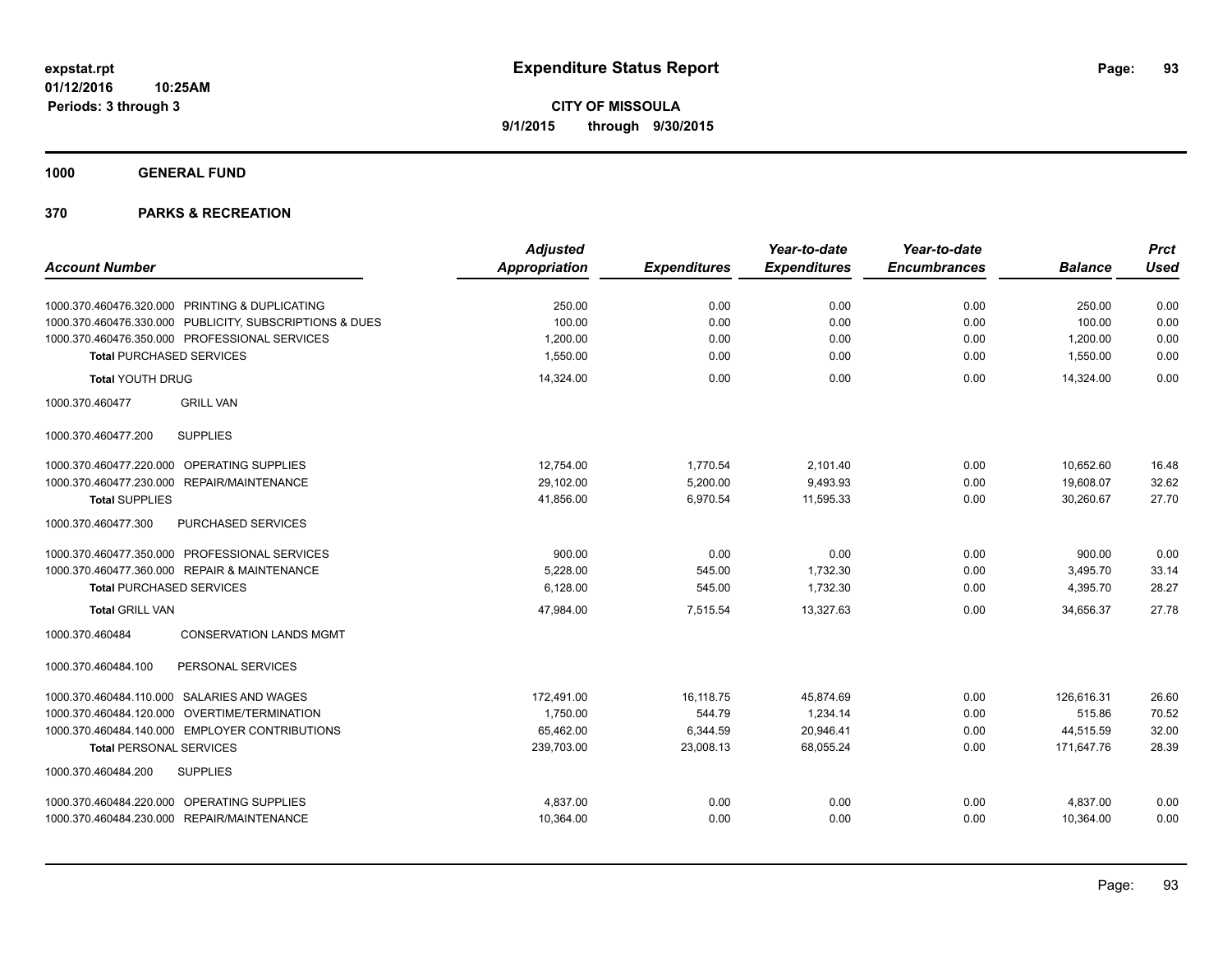**expstat.rpt**
**01/12/2016 10:25AM**
**Periods: 3 through 3**

# Expenditure Status Report

**CITY OF MISSOULA**
**9/1/2015 through 9/30/2015**

## 1000 GENERAL FUND

## 370 PARKS & RECREATION

| Account Number | | Adjusted Appropriation | Expenditures | Year-to-date Expenditures | Year-to-date Encumbrances | Balance | Prct Used |
|---|---|---|---|---|---|---|---|
| 1000.370.460476.320.000 | PRINTING & DUPLICATING | 250.00 | 0.00 | 0.00 | 0.00 | 250.00 | 0.00 |
| 1000.370.460476.330.000 | PUBLICITY, SUBSCRIPTIONS & DUES | 100.00 | 0.00 | 0.00 | 0.00 | 100.00 | 0.00 |
| 1000.370.460476.350.000 | PROFESSIONAL SERVICES | 1,200.00 | 0.00 | 0.00 | 0.00 | 1,200.00 | 0.00 |
| **Total** PURCHASED SERVICES | | 1,550.00 | 0.00 | 0.00 | 0.00 | 1,550.00 | 0.00 |
| **Total** YOUTH DRUG | | 14,324.00 | 0.00 | 0.00 | 0.00 | 14,324.00 | 0.00 |
| 1000.370.460477 | GRILL VAN | | | | | | |
| 1000.370.460477.200 | SUPPLIES | | | | | | |
| 1000.370.460477.220.000 | OPERATING SUPPLIES | 12,754.00 | 1,770.54 | 2,101.40 | 0.00 | 10,652.60 | 16.48 |
| 1000.370.460477.230.000 | REPAIR/MAINTENANCE | 29,102.00 | 5,200.00 | 9,493.93 | 0.00 | 19,608.07 | 32.62 |
| **Total** SUPPLIES | | 41,856.00 | 6,970.54 | 11,595.33 | 0.00 | 30,260.67 | 27.70 |
| 1000.370.460477.300 | PURCHASED SERVICES | | | | | | |
| 1000.370.460477.350.000 | PROFESSIONAL SERVICES | 900.00 | 0.00 | 0.00 | 0.00 | 900.00 | 0.00 |
| 1000.370.460477.360.000 | REPAIR & MAINTENANCE | 5,228.00 | 545.00 | 1,732.30 | 0.00 | 3,495.70 | 33.14 |
| **Total** PURCHASED SERVICES | | 6,128.00 | 545.00 | 1,732.30 | 0.00 | 4,395.70 | 28.27 |
| **Total** GRILL VAN | | 47,984.00 | 7,515.54 | 13,327.63 | 0.00 | 34,656.37 | 27.78 |
| 1000.370.460484 | CONSERVATION LANDS MGMT | | | | | | |
| 1000.370.460484.100 | PERSONAL SERVICES | | | | | | |
| 1000.370.460484.110.000 | SALARIES AND WAGES | 172,491.00 | 16,118.75 | 45,874.69 | 0.00 | 126,616.31 | 26.60 |
| 1000.370.460484.120.000 | OVERTIME/TERMINATION | 1,750.00 | 544.79 | 1,234.14 | 0.00 | 515.86 | 70.52 |
| 1000.370.460484.140.000 | EMPLOYER CONTRIBUTIONS | 65,462.00 | 6,344.59 | 20,946.41 | 0.00 | 44,515.59 | 32.00 |
| **Total** PERSONAL SERVICES | | 239,703.00 | 23,008.13 | 68,055.24 | 0.00 | 171,647.76 | 28.39 |
| 1000.370.460484.200 | SUPPLIES | | | | | | |
| 1000.370.460484.220.000 | OPERATING SUPPLIES | 4,837.00 | 0.00 | 0.00 | 0.00 | 4,837.00 | 0.00 |
| 1000.370.460484.230.000 | REPAIR/MAINTENANCE | 10,364.00 | 0.00 | 0.00 | 0.00 | 10,364.00 | 0.00 |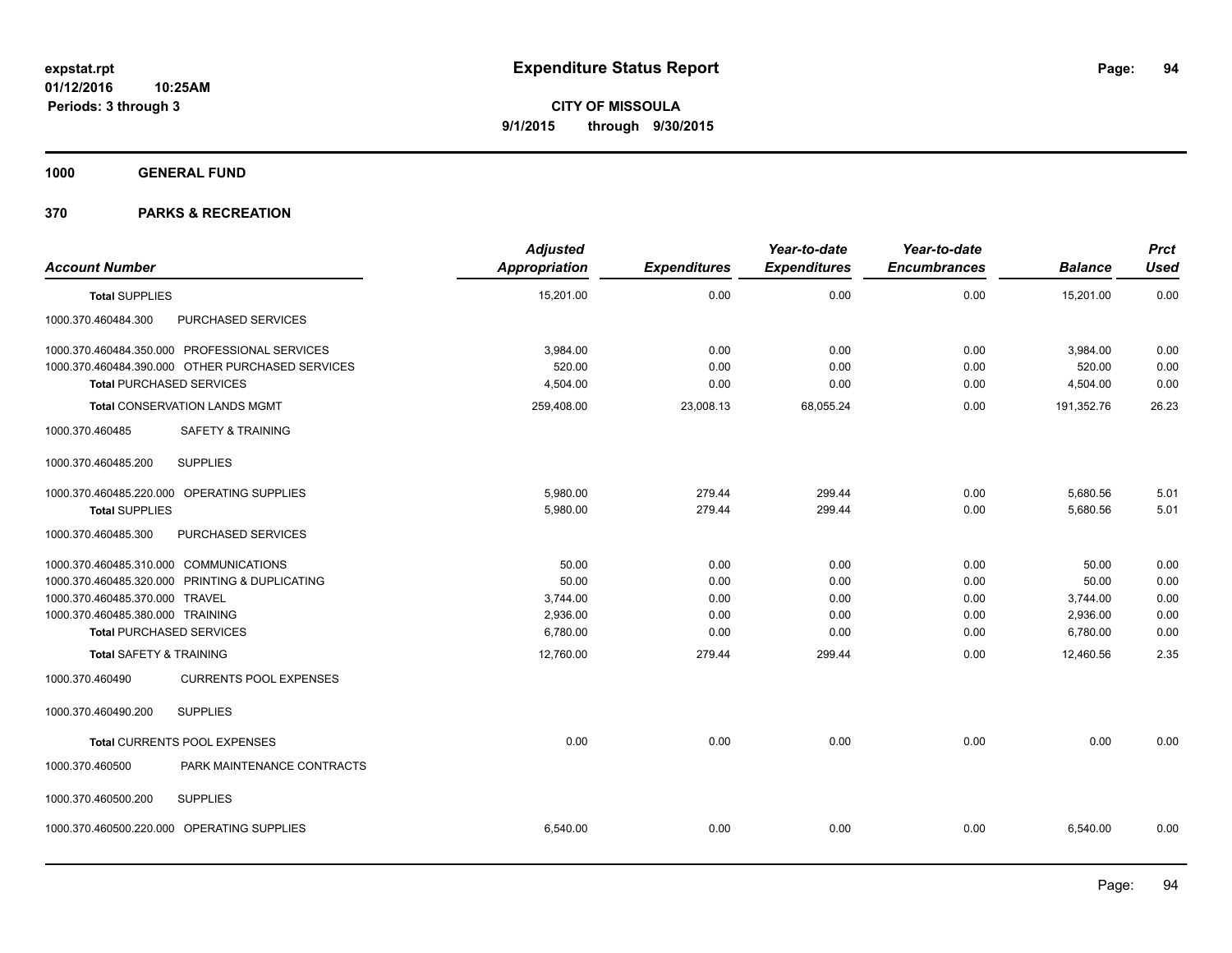**expstat.rpt**
**01/12/2016 10:25AM**
**Periods: 3 through 3**

# Expenditure Status Report

**CITY OF MISSOULA**
**9/1/2015 through 9/30/2015**

## 1000 GENERAL FUND

## 370 PARKS & RECREATION

| Account Number | Adjusted Appropriation | Expenditures | Year-to-date Expenditures | Year-to-date Encumbrances | Balance | Prct Used |
|---|---|---|---|---|---|---|
| **Total** SUPPLIES | 15,201.00 | 0.00 | 0.00 | 0.00 | 15,201.00 | 0.00 |
| 1000.370.460484.300 PURCHASED SERVICES | | | | | | |
| 1000.370.460484.350.000 PROFESSIONAL SERVICES | 3,984.00 | 0.00 | 0.00 | 0.00 | 3,984.00 | 0.00 |
| 1000.370.460484.390.000 OTHER PURCHASED SERVICES | 520.00 | 0.00 | 0.00 | 0.00 | 520.00 | 0.00 |
| **Total** PURCHASED SERVICES | 4,504.00 | 0.00 | 0.00 | 0.00 | 4,504.00 | 0.00 |
| **Total** CONSERVATION LANDS MGMT | 259,408.00 | 23,008.13 | 68,055.24 | 0.00 | 191,352.76 | 26.23 |
| 1000.370.460485 SAFETY & TRAINING | | | | | | |
| 1000.370.460485.200 SUPPLIES | | | | | | |
| 1000.370.460485.220.000 OPERATING SUPPLIES | 5,980.00 | 279.44 | 299.44 | 0.00 | 5,680.56 | 5.01 |
| **Total** SUPPLIES | 5,980.00 | 279.44 | 299.44 | 0.00 | 5,680.56 | 5.01 |
| 1000.370.460485.300 PURCHASED SERVICES | | | | | | |
| 1000.370.460485.310.000 COMMUNICATIONS | 50.00 | 0.00 | 0.00 | 0.00 | 50.00 | 0.00 |
| 1000.370.460485.320.000 PRINTING & DUPLICATING | 50.00 | 0.00 | 0.00 | 0.00 | 50.00 | 0.00 |
| 1000.370.460485.370.000 TRAVEL | 3,744.00 | 0.00 | 0.00 | 0.00 | 3,744.00 | 0.00 |
| 1000.370.460485.380.000 TRAINING | 2,936.00 | 0.00 | 0.00 | 0.00 | 2,936.00 | 0.00 |
| **Total** PURCHASED SERVICES | 6,780.00 | 0.00 | 0.00 | 0.00 | 6,780.00 | 0.00 |
| **Total** SAFETY & TRAINING | 12,760.00 | 279.44 | 299.44 | 0.00 | 12,460.56 | 2.35 |
| 1000.370.460490 CURRENTS POOL EXPENSES | | | | | | |
| 1000.370.460490.200 SUPPLIES | | | | | | |
| **Total** CURRENTS POOL EXPENSES | 0.00 | 0.00 | 0.00 | 0.00 | 0.00 | 0.00 |
| 1000.370.460500 PARK MAINTENANCE CONTRACTS | | | | | | |
| 1000.370.460500.200 SUPPLIES | | | | | | |
| 1000.370.460500.220.000 OPERATING SUPPLIES | 6,540.00 | 0.00 | 0.00 | 0.00 | 6,540.00 | 0.00 |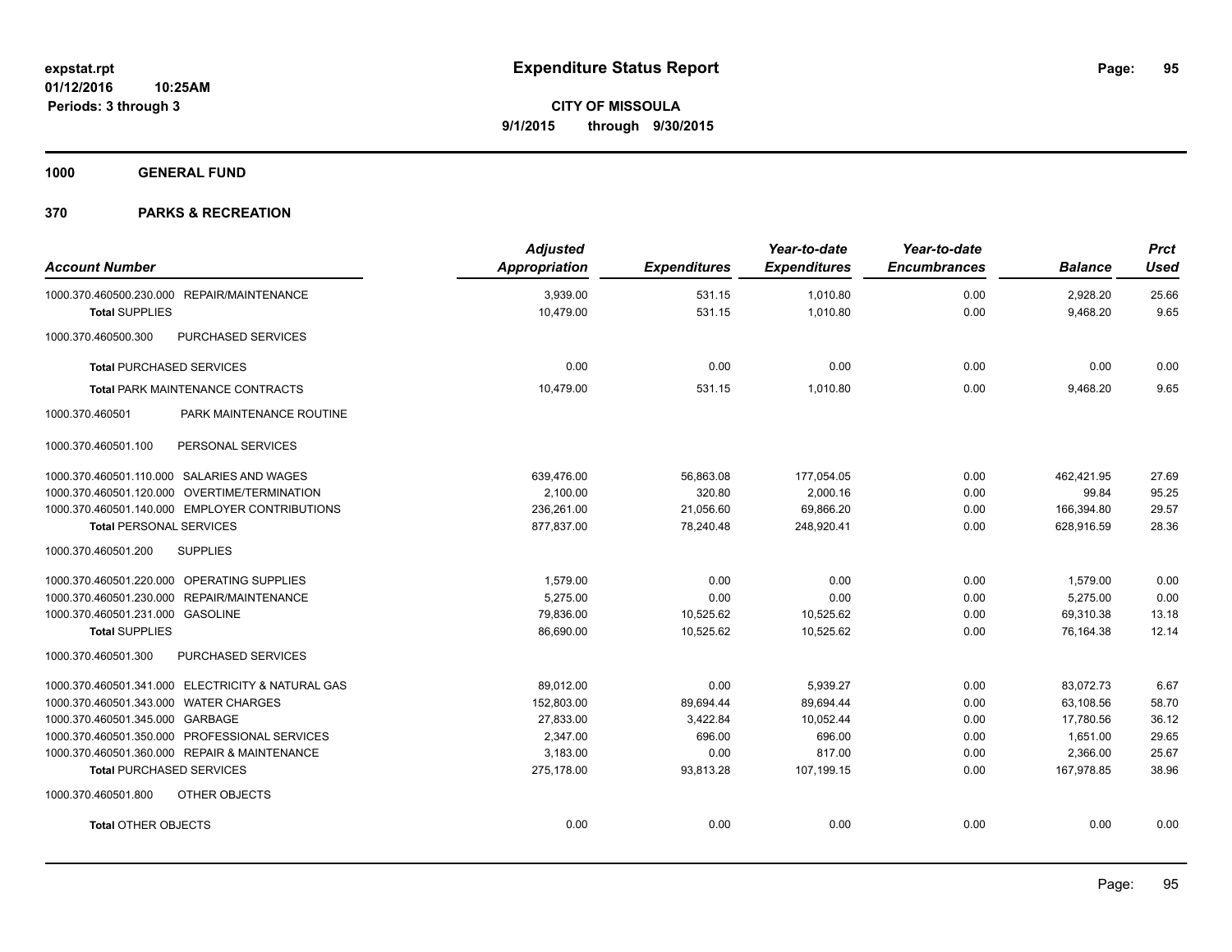**expstat.rpt**
**01/12/2016 10:25AM**
**Periods: 3 through 3**

# Expenditure Status Report

**CITY OF MISSOULA**
**9/1/2015 through 9/30/2015**

## 1000 GENERAL FUND

## 370 PARKS & RECREATION

| Account Number | Adjusted Appropriation | Expenditures | Year-to-date Expenditures | Year-to-date Encumbrances | Balance | Prct Used |
|---|---|---|---|---|---|---|
| 1000.370.460500.230.000 REPAIR/MAINTENANCE | 3,939.00 | 531.15 | 1,010.80 | 0.00 | 2,928.20 | 25.66 |
| **Total** SUPPLIES | 10,479.00 | 531.15 | 1,010.80 | 0.00 | 9,468.20 | 9.65 |
| 1000.370.460500.300 PURCHASED SERVICES | | | | | | |
| **Total** PURCHASED SERVICES | 0.00 | 0.00 | 0.00 | 0.00 | 0.00 | 0.00 |
| **Total** PARK MAINTENANCE CONTRACTS | 10,479.00 | 531.15 | 1,010.80 | 0.00 | 9,468.20 | 9.65 |
| 1000.370.460501 PARK MAINTENANCE ROUTINE | | | | | | |
| 1000.370.460501.100 PERSONAL SERVICES | | | | | | |
| 1000.370.460501.110.000 SALARIES AND WAGES | 639,476.00 | 56,863.08 | 177,054.05 | 0.00 | 462,421.95 | 27.69 |
| 1000.370.460501.120.000 OVERTIME/TERMINATION | 2,100.00 | 320.80 | 2,000.16 | 0.00 | 99.84 | 95.25 |
| 1000.370.460501.140.000 EMPLOYER CONTRIBUTIONS | 236,261.00 | 21,056.60 | 69,866.20 | 0.00 | 166,394.80 | 29.57 |
| **Total** PERSONAL SERVICES | 877,837.00 | 78,240.48 | 248,920.41 | 0.00 | 628,916.59 | 28.36 |
| 1000.370.460501.200 SUPPLIES | | | | | | |
| 1000.370.460501.220.000 OPERATING SUPPLIES | 1,579.00 | 0.00 | 0.00 | 0.00 | 1,579.00 | 0.00 |
| 1000.370.460501.230.000 REPAIR/MAINTENANCE | 5,275.00 | 0.00 | 0.00 | 0.00 | 5,275.00 | 0.00 |
| 1000.370.460501.231.000 GASOLINE | 79,836.00 | 10,525.62 | 10,525.62 | 0.00 | 69,310.38 | 13.18 |
| **Total** SUPPLIES | 86,690.00 | 10,525.62 | 10,525.62 | 0.00 | 76,164.38 | 12.14 |
| 1000.370.460501.300 PURCHASED SERVICES | | | | | | |
| 1000.370.460501.341.000 ELECTRICITY & NATURAL GAS | 89,012.00 | 0.00 | 5,939.27 | 0.00 | 83,072.73 | 6.67 |
| 1000.370.460501.343.000 WATER CHARGES | 152,803.00 | 89,694.44 | 89,694.44 | 0.00 | 63,108.56 | 58.70 |
| 1000.370.460501.345.000 GARBAGE | 27,833.00 | 3,422.84 | 10,052.44 | 0.00 | 17,780.56 | 36.12 |
| 1000.370.460501.350.000 PROFESSIONAL SERVICES | 2,347.00 | 696.00 | 696.00 | 0.00 | 1,651.00 | 29.65 |
| 1000.370.460501.360.000 REPAIR & MAINTENANCE | 3,183.00 | 0.00 | 817.00 | 0.00 | 2,366.00 | 25.67 |
| **Total** PURCHASED SERVICES | 275,178.00 | 93,813.28 | 107,199.15 | 0.00 | 167,978.85 | 38.96 |
| 1000.370.460501.800 OTHER OBJECTS | | | | | | |
| **Total** OTHER OBJECTS | 0.00 | 0.00 | 0.00 | 0.00 | 0.00 | 0.00 |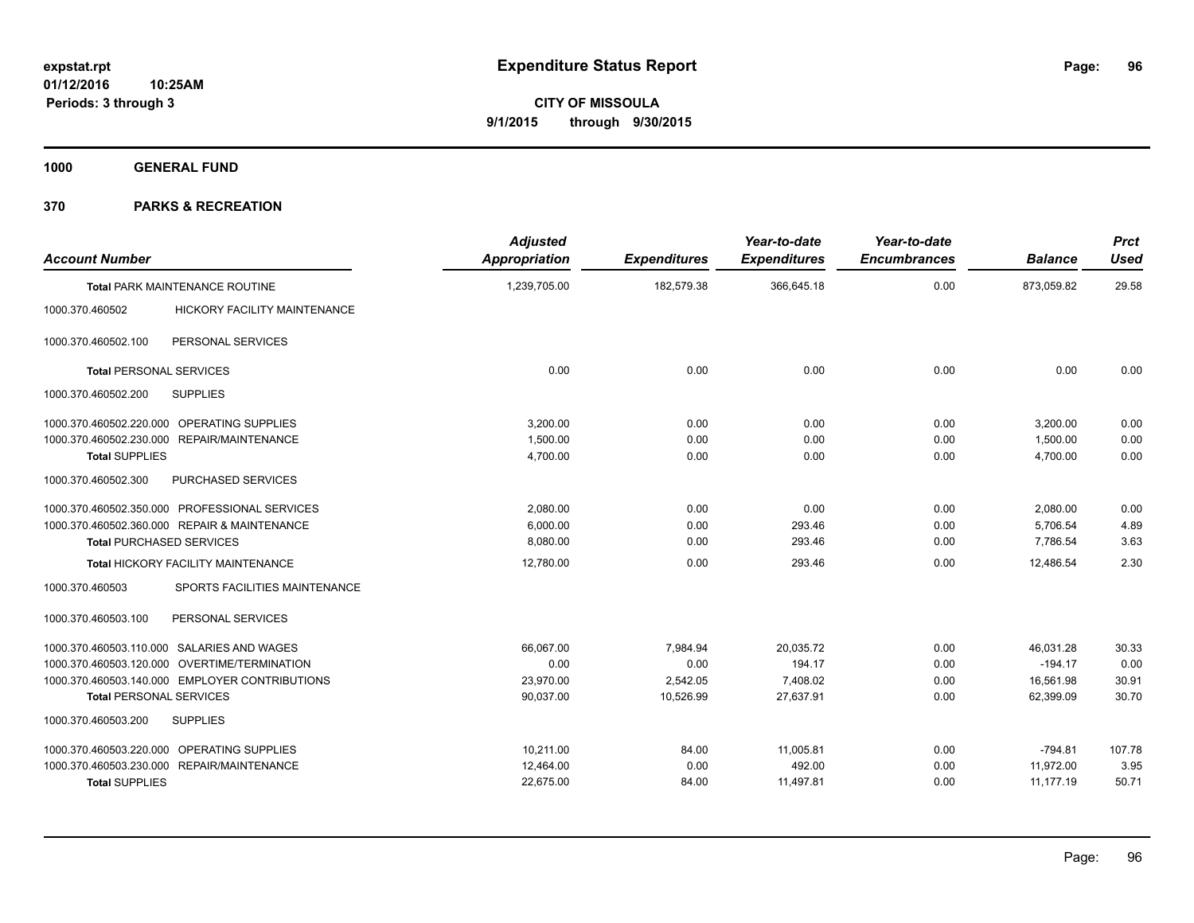**expstat.rpt**
**01/12/2016 10:25AM**
**Periods: 3 through 3**

# Expenditure Status Report

**CITY OF MISSOULA**
**9/1/2015 through 9/30/2015**

## 1000 GENERAL FUND

## 370 PARKS & RECREATION

| Account Number | | Adjusted Appropriation | Expenditures | Year-to-date Expenditures | Year-to-date Encumbrances | Balance | Prct Used |
|---|---|---|---|---|---|---|---|
| **Total** PARK MAINTENANCE ROUTINE | | 1,239,705.00 | 182,579.38 | 366,645.18 | 0.00 | 873,059.82 | 29.58 |
| 1000.370.460502 | HICKORY FACILITY MAINTENANCE | | | | | | |
| 1000.370.460502.100 | PERSONAL SERVICES | | | | | | |
| **Total** PERSONAL SERVICES | | 0.00 | 0.00 | 0.00 | 0.00 | 0.00 | 0.00 |
| 1000.370.460502.200 | SUPPLIES | | | | | | |
| 1000.370.460502.220.000 | OPERATING SUPPLIES | 3,200.00 | 0.00 | 0.00 | 0.00 | 3,200.00 | 0.00 |
| 1000.370.460502.230.000 | REPAIR/MAINTENANCE | 1,500.00 | 0.00 | 0.00 | 0.00 | 1,500.00 | 0.00 |
| **Total** SUPPLIES | | 4,700.00 | 0.00 | 0.00 | 0.00 | 4,700.00 | 0.00 |
| 1000.370.460502.300 | PURCHASED SERVICES | | | | | | |
| 1000.370.460502.350.000 | PROFESSIONAL SERVICES | 2,080.00 | 0.00 | 0.00 | 0.00 | 2,080.00 | 0.00 |
| 1000.370.460502.360.000 | REPAIR & MAINTENANCE | 6,000.00 | 0.00 | 293.46 | 0.00 | 5,706.54 | 4.89 |
| **Total** PURCHASED SERVICES | | 8,080.00 | 0.00 | 293.46 | 0.00 | 7,786.54 | 3.63 |
| **Total** HICKORY FACILITY MAINTENANCE | | 12,780.00 | 0.00 | 293.46 | 0.00 | 12,486.54 | 2.30 |
| 1000.370.460503 | SPORTS FACILITIES MAINTENANCE | | | | | | |
| 1000.370.460503.100 | PERSONAL SERVICES | | | | | | |
| 1000.370.460503.110.000 | SALARIES AND WAGES | 66,067.00 | 7,984.94 | 20,035.72 | 0.00 | 46,031.28 | 30.33 |
| 1000.370.460503.120.000 | OVERTIME/TERMINATION | 0.00 | 0.00 | 194.17 | 0.00 | -194.17 | 0.00 |
| 1000.370.460503.140.000 | EMPLOYER CONTRIBUTIONS | 23,970.00 | 2,542.05 | 7,408.02 | 0.00 | 16,561.98 | 30.91 |
| **Total** PERSONAL SERVICES | | 90,037.00 | 10,526.99 | 27,637.91 | 0.00 | 62,399.09 | 30.70 |
| 1000.370.460503.200 | SUPPLIES | | | | | | |
| 1000.370.460503.220.000 | OPERATING SUPPLIES | 10,211.00 | 84.00 | 11,005.81 | 0.00 | -794.81 | 107.78 |
| 1000.370.460503.230.000 | REPAIR/MAINTENANCE | 12,464.00 | 0.00 | 492.00 | 0.00 | 11,972.00 | 3.95 |
| **Total** SUPPLIES | | 22,675.00 | 84.00 | 11,497.81 | 0.00 | 11,177.19 | 50.71 |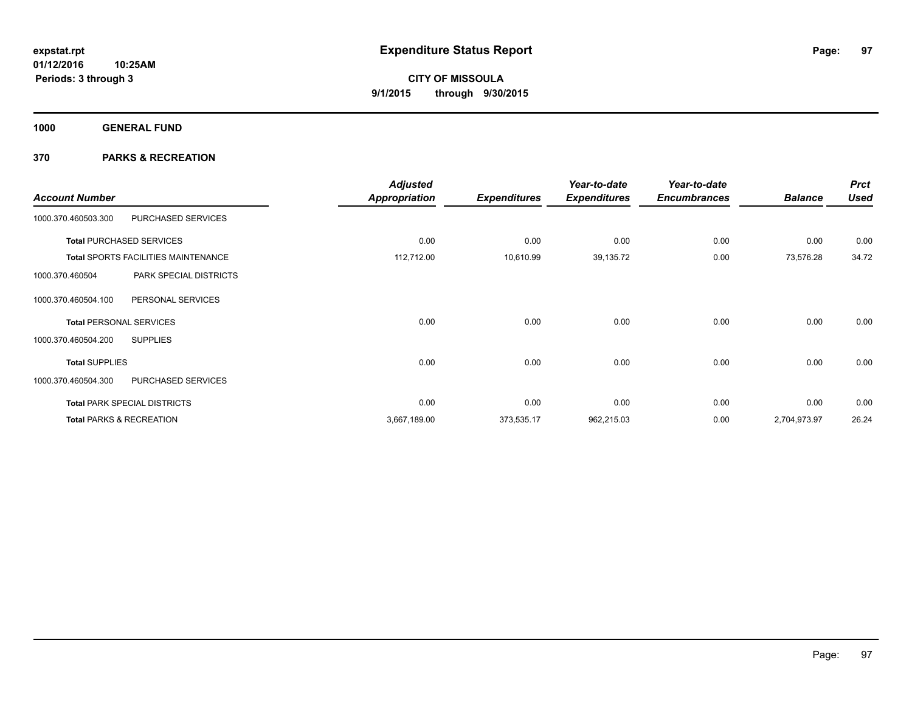**expstat.rpt**
**01/12/2016 10:25AM**
**Periods: 3 through 3**

# Expenditure Status Report

**CITY OF MISSOULA**
**9/1/2015 through 9/30/2015**

## 1000 GENERAL FUND

## 370 PARKS & RECREATION

| Account Number | | Adjusted Appropriation | Expenditures | Year-to-date Expenditures | Year-to-date Encumbrances | Balance | Prct Used |
|---|---|---|---|---|---|---|---|
| 1000.370.460503.300 | PURCHASED SERVICES | | | | | | |
| **Total** PURCHASED SERVICES | | 0.00 | 0.00 | 0.00 | 0.00 | 0.00 | 0.00 |
| **Total** SPORTS FACILITIES MAINTENANCE | | 112,712.00 | 10,610.99 | 39,135.72 | 0.00 | 73,576.28 | 34.72 |
| 1000.370.460504 | PARK SPECIAL DISTRICTS | | | | | | |
| 1000.370.460504.100 | PERSONAL SERVICES | | | | | | |
| **Total** PERSONAL SERVICES | | 0.00 | 0.00 | 0.00 | 0.00 | 0.00 | 0.00 |
| 1000.370.460504.200 | SUPPLIES | | | | | | |
| **Total** SUPPLIES | | 0.00 | 0.00 | 0.00 | 0.00 | 0.00 | 0.00 |
| 1000.370.460504.300 | PURCHASED SERVICES | | | | | | |
| **Total** PARK SPECIAL DISTRICTS | | 0.00 | 0.00 | 0.00 | 0.00 | 0.00 | 0.00 |
| **Total** PARKS & RECREATION | | 3,667,189.00 | 373,535.17 | 962,215.03 | 0.00 | 2,704,973.97 | 26.24 |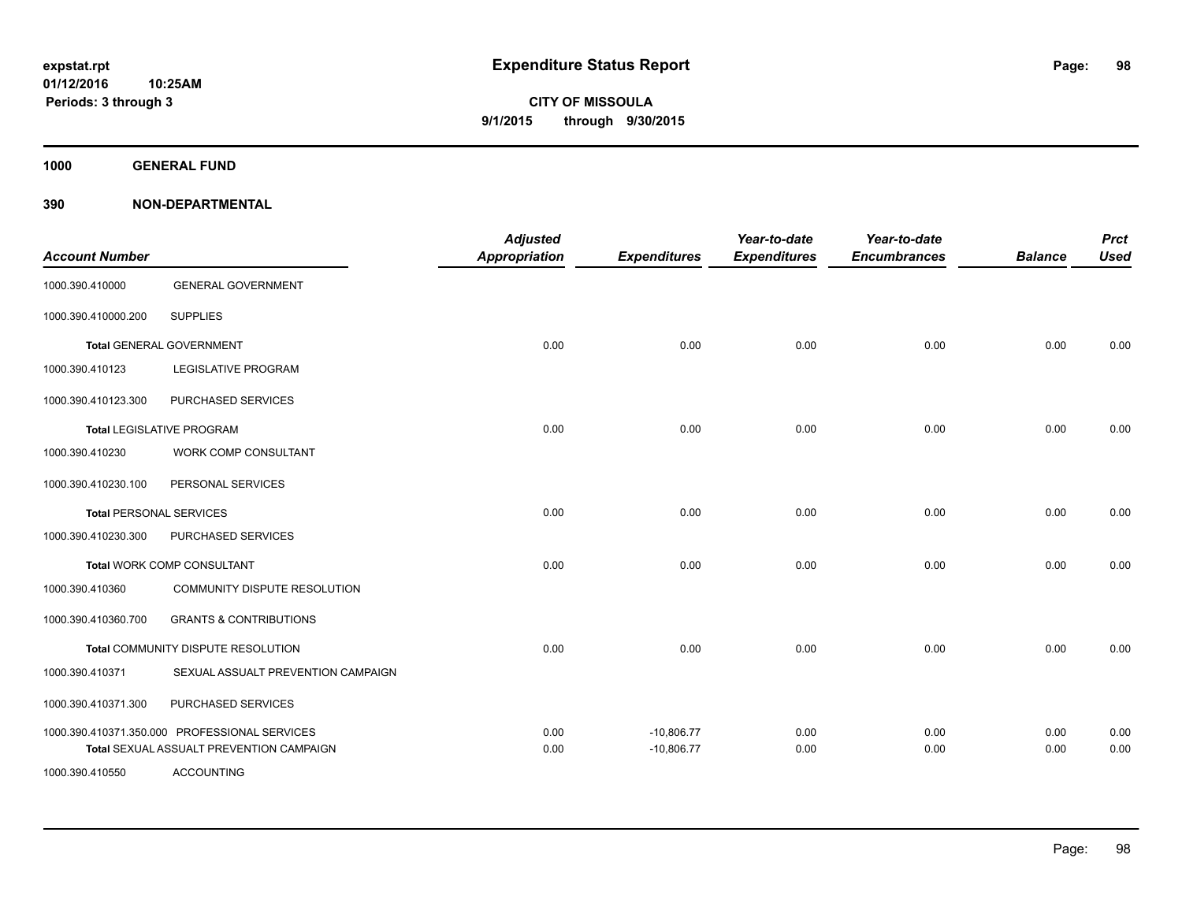expstat.rpt
01/12/2016 10:25AM
Periods: 3 through 3

# Expenditure Status Report

**CITY OF MISSOULA**
**9/1/2015 through 9/30/2015**

**1000 GENERAL FUND**

**390 NON-DEPARTMENTAL**

| Account Number | | Adjusted Appropriation | Expenditures | Year-to-date Expenditures | Year-to-date Encumbrances | Balance | Prct Used |
|---|---|---|---|---|---|---|---|
| 1000.390.410000 | GENERAL GOVERNMENT | | | | | | |
| 1000.390.410000.200 | SUPPLIES | | | | | | |
| **Total** GENERAL GOVERNMENT | | 0.00 | 0.00 | 0.00 | 0.00 | 0.00 | 0.00 |
| 1000.390.410123 | LEGISLATIVE PROGRAM | | | | | | |
| 1000.390.410123.300 | PURCHASED SERVICES | | | | | | |
| **Total** LEGISLATIVE PROGRAM | | 0.00 | 0.00 | 0.00 | 0.00 | 0.00 | 0.00 |
| 1000.390.410230 | WORK COMP CONSULTANT | | | | | | |
| 1000.390.410230.100 | PERSONAL SERVICES | | | | | | |
| **Total** PERSONAL SERVICES | | 0.00 | 0.00 | 0.00 | 0.00 | 0.00 | 0.00 |
| 1000.390.410230.300 | PURCHASED SERVICES | | | | | | |
| **Total** WORK COMP CONSULTANT | | 0.00 | 0.00 | 0.00 | 0.00 | 0.00 | 0.00 |
| 1000.390.410360 | COMMUNITY DISPUTE RESOLUTION | | | | | | |
| 1000.390.410360.700 | GRANTS & CONTRIBUTIONS | | | | | | |
| **Total** COMMUNITY DISPUTE RESOLUTION | | 0.00 | 0.00 | 0.00 | 0.00 | 0.00 | 0.00 |
| 1000.390.410371 | SEXUAL ASSUALT PREVENTION CAMPAIGN | | | | | | |
| 1000.390.410371.300 | PURCHASED SERVICES | | | | | | |
| 1000.390.410371.350.000 | PROFESSIONAL SERVICES | 0.00 | -10,806.77 | 0.00 | 0.00 | 0.00 | 0.00 |
| **Total** SEXUAL ASSUALT PREVENTION CAMPAIGN | | 0.00 | -10,806.77 | 0.00 | 0.00 | 0.00 | 0.00 |
| 1000.390.410550 | ACCOUNTING | | | | | | |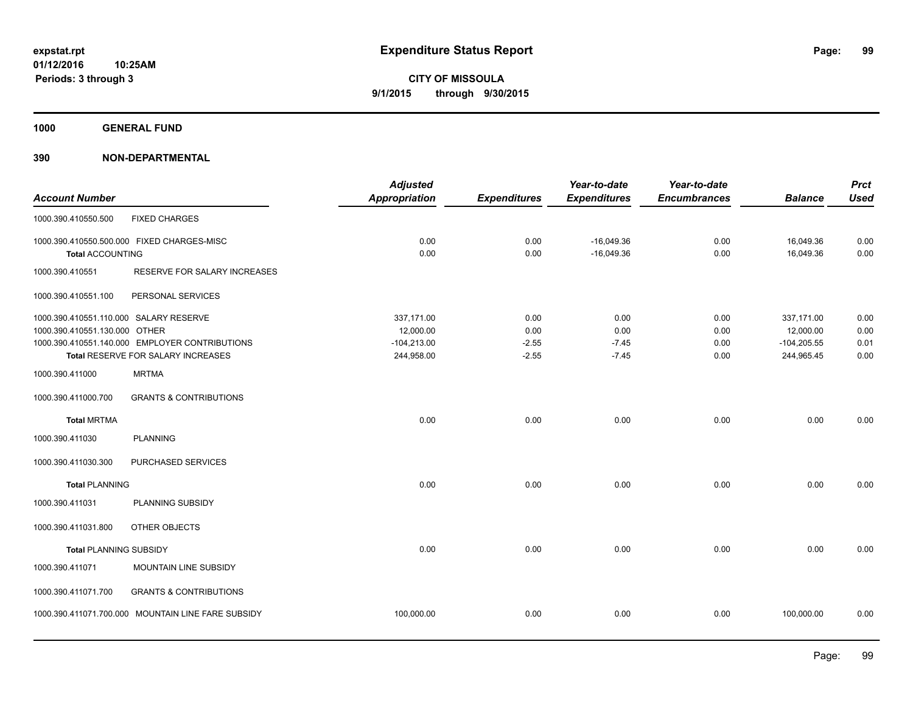# Expenditure Status Report

expstat.rpt
01/12/2016 10:25AM
Periods: 3 through 3

**CITY OF MISSOULA**
**9/1/2015 through 9/30/2015**

**1000 GENERAL FUND**

**390 NON-DEPARTMENTAL**

| Account Number | | Adjusted Appropriation | Expenditures | Year-to-date Expenditures | Year-to-date Encumbrances | Balance | Prct Used |
|---|---|---|---|---|---|---|---|
| 1000.390.410550.500 | FIXED CHARGES | | | | | | |
| 1000.390.410550.500.000 | FIXED CHARGES-MISC | 0.00 | 0.00 | -16,049.36 | 0.00 | 16,049.36 | 0.00 |
| **Total** ACCOUNTING | | 0.00 | 0.00 | -16,049.36 | 0.00 | 16,049.36 | 0.00 |
| 1000.390.410551 | RESERVE FOR SALARY INCREASES | | | | | | |
| 1000.390.410551.100 | PERSONAL SERVICES | | | | | | |
| 1000.390.410551.110.000 | SALARY RESERVE | 337,171.00 | 0.00 | 0.00 | 0.00 | 337,171.00 | 0.00 |
| 1000.390.410551.130.000 | OTHER | 12,000.00 | 0.00 | 0.00 | 0.00 | 12,000.00 | 0.00 |
| 1000.390.410551.140.000 | EMPLOYER CONTRIBUTIONS | -104,213.00 | -2.55 | -7.45 | 0.00 | -104,205.55 | 0.01 |
| **Total** RESERVE FOR SALARY INCREASES | | 244,958.00 | -2.55 | -7.45 | 0.00 | 244,965.45 | 0.00 |
| 1000.390.411000 | MRTMA | | | | | | |
| 1000.390.411000.700 | GRANTS & CONTRIBUTIONS | | | | | | |
| **Total** MRTMA | | 0.00 | 0.00 | 0.00 | 0.00 | 0.00 | 0.00 |
| 1000.390.411030 | PLANNING | | | | | | |
| 1000.390.411030.300 | PURCHASED SERVICES | | | | | | |
| **Total** PLANNING | | 0.00 | 0.00 | 0.00 | 0.00 | 0.00 | 0.00 |
| 1000.390.411031 | PLANNING SUBSIDY | | | | | | |
| 1000.390.411031.800 | OTHER OBJECTS | | | | | | |
| **Total** PLANNING SUBSIDY | | 0.00 | 0.00 | 0.00 | 0.00 | 0.00 | 0.00 |
| 1000.390.411071 | MOUNTAIN LINE SUBSIDY | | | | | | |
| 1000.390.411071.700 | GRANTS & CONTRIBUTIONS | | | | | | |
| 1000.390.411071.700.000 | MOUNTAIN LINE FARE SUBSIDY | 100,000.00 | 0.00 | 0.00 | 0.00 | 100,000.00 | 0.00 |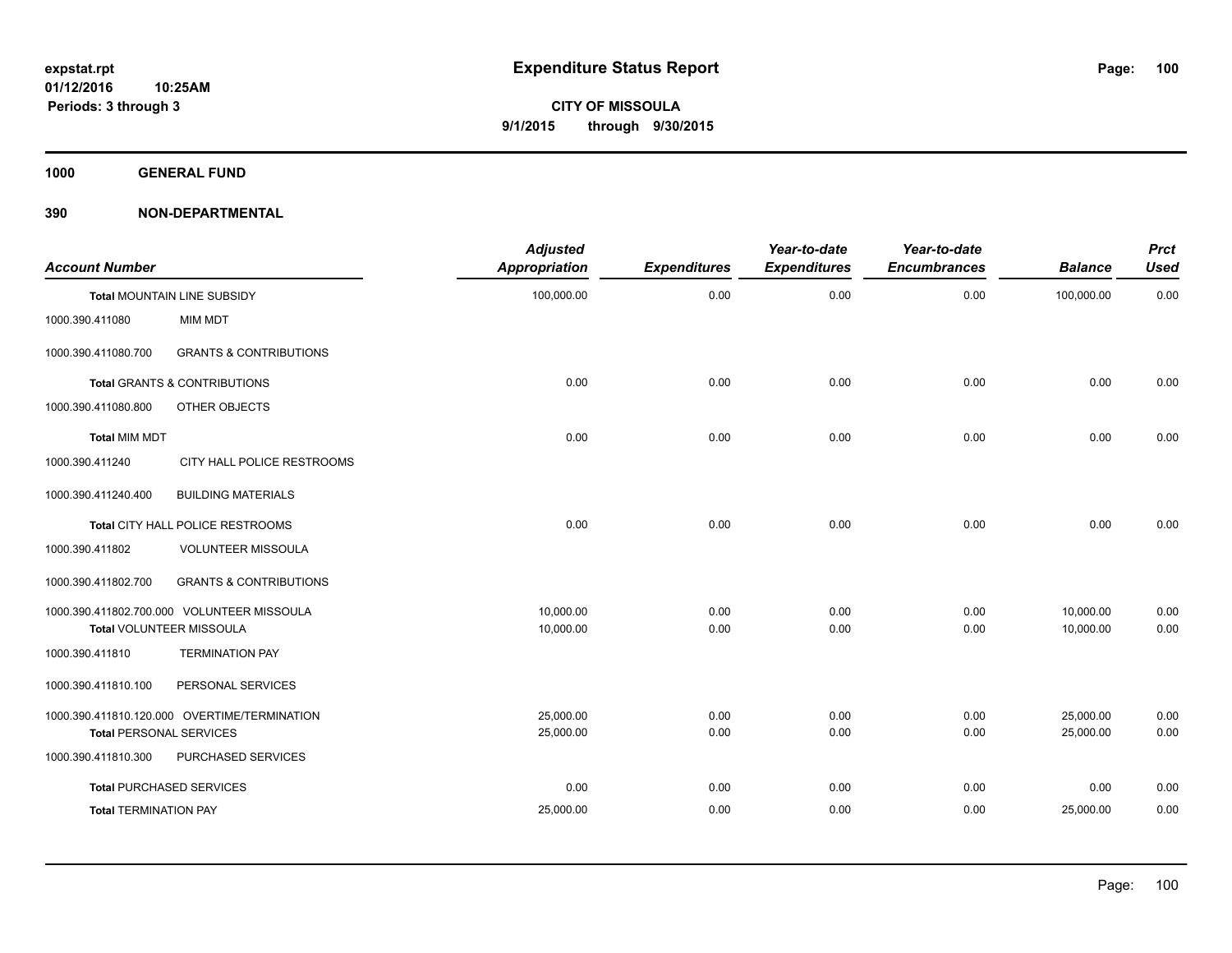**expstat.rpt**
**01/12/2016 10:25AM**
**Periods: 3 through 3**

# Expenditure Status Report

**CITY OF MISSOULA**
**9/1/2015 through 9/30/2015**

## 1000 GENERAL FUND

## 390 NON-DEPARTMENTAL

| Account Number | | Adjusted Appropriation | Expenditures | Year-to-date Expenditures | Year-to-date Encumbrances | Balance | Prct Used |
|---|---|---|---|---|---|---|---|
| **Total** MOUNTAIN LINE SUBSIDY | | 100,000.00 | 0.00 | 0.00 | 0.00 | 100,000.00 | 0.00 |
| 1000.390.411080 | MIM MDT | | | | | | |
| 1000.390.411080.700 | GRANTS & CONTRIBUTIONS | | | | | | |
| **Total** GRANTS & CONTRIBUTIONS | | 0.00 | 0.00 | 0.00 | 0.00 | 0.00 | 0.00 |
| 1000.390.411080.800 | OTHER OBJECTS | | | | | | |
| **Total** MIM MDT | | 0.00 | 0.00 | 0.00 | 0.00 | 0.00 | 0.00 |
| 1000.390.411240 | CITY HALL POLICE RESTROOMS | | | | | | |
| 1000.390.411240.400 | BUILDING MATERIALS | | | | | | |
| **Total** CITY HALL POLICE RESTROOMS | | 0.00 | 0.00 | 0.00 | 0.00 | 0.00 | 0.00 |
| 1000.390.411802 | VOLUNTEER MISSOULA | | | | | | |
| 1000.390.411802.700 | GRANTS & CONTRIBUTIONS | | | | | | |
| 1000.390.411802.700.000 | VOLUNTEER MISSOULA | 10,000.00 | 0.00 | 0.00 | 0.00 | 10,000.00 | 0.00 |
| **Total** VOLUNTEER MISSOULA | | 10,000.00 | 0.00 | 0.00 | 0.00 | 10,000.00 | 0.00 |
| 1000.390.411810 | TERMINATION PAY | | | | | | |
| 1000.390.411810.100 | PERSONAL SERVICES | | | | | | |
| 1000.390.411810.120.000 | OVERTIME/TERMINATION | 25,000.00 | 0.00 | 0.00 | 0.00 | 25,000.00 | 0.00 |
| **Total** PERSONAL SERVICES | | 25,000.00 | 0.00 | 0.00 | 0.00 | 25,000.00 | 0.00 |
| 1000.390.411810.300 | PURCHASED SERVICES | | | | | | |
| **Total** PURCHASED SERVICES | | 0.00 | 0.00 | 0.00 | 0.00 | 0.00 | 0.00 |
| **Total** TERMINATION PAY | | 25,000.00 | 0.00 | 0.00 | 0.00 | 25,000.00 | 0.00 |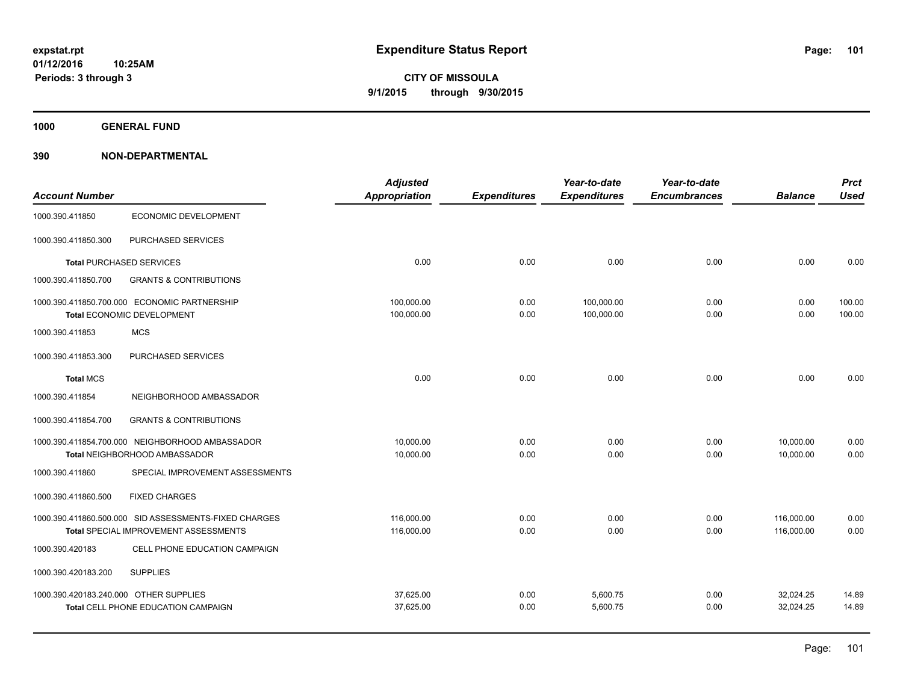# Expenditure Status Report

expstat.rpt
01/12/2016 10:25AM
Periods: 3 through 3

**CITY OF MISSOULA**
**9/1/2015 through 9/30/2015**

## 1000 GENERAL FUND

## 390 NON-DEPARTMENTAL

| Account Number | | Adjusted Appropriation | Expenditures | Year-to-date Expenditures | Year-to-date Encumbrances | Balance | Prct Used |
|---|---|---|---|---|---|---|---|
| 1000.390.411850 | ECONOMIC DEVELOPMENT | | | | | | |
| 1000.390.411850.300 | PURCHASED SERVICES | | | | | | |
| **Total** PURCHASED SERVICES | | 0.00 | 0.00 | 0.00 | 0.00 | 0.00 | 0.00 |
| 1000.390.411850.700 | GRANTS & CONTRIBUTIONS | | | | | | |
| 1000.390.411850.700.000 ECONOMIC PARTNERSHIP | | 100,000.00 | 0.00 | 100,000.00 | 0.00 | 0.00 | 100.00 |
| **Total** ECONOMIC DEVELOPMENT | | 100,000.00 | 0.00 | 100,000.00 | 0.00 | 0.00 | 100.00 |
| 1000.390.411853 | MCS | | | | | | |
| 1000.390.411853.300 | PURCHASED SERVICES | | | | | | |
| **Total** MCS | | 0.00 | 0.00 | 0.00 | 0.00 | 0.00 | 0.00 |
| 1000.390.411854 | NEIGHBORHOOD AMBASSADOR | | | | | | |
| 1000.390.411854.700 | GRANTS & CONTRIBUTIONS | | | | | | |
| 1000.390.411854.700.000 NEIGHBORHOOD AMBASSADOR | | 10,000.00 | 0.00 | 0.00 | 0.00 | 10,000.00 | 0.00 |
| **Total** NEIGHBORHOOD AMBASSADOR | | 10,000.00 | 0.00 | 0.00 | 0.00 | 10,000.00 | 0.00 |
| 1000.390.411860 | SPECIAL IMPROVEMENT ASSESSMENTS | | | | | | |
| 1000.390.411860.500 | FIXED CHARGES | | | | | | |
| 1000.390.411860.500.000 SID ASSESSMENTS-FIXED CHARGES | | 116,000.00 | 0.00 | 0.00 | 0.00 | 116,000.00 | 0.00 |
| **Total** SPECIAL IMPROVEMENT ASSESSMENTS | | 116,000.00 | 0.00 | 0.00 | 0.00 | 116,000.00 | 0.00 |
| 1000.390.420183 | CELL PHONE EDUCATION CAMPAIGN | | | | | | |
| 1000.390.420183.200 | SUPPLIES | | | | | | |
| 1000.390.420183.240.000 OTHER SUPPLIES | | 37,625.00 | 0.00 | 5,600.75 | 0.00 | 32,024.25 | 14.89 |
| **Total** CELL PHONE EDUCATION CAMPAIGN | | 37,625.00 | 0.00 | 5,600.75 | 0.00 | 32,024.25 | 14.89 |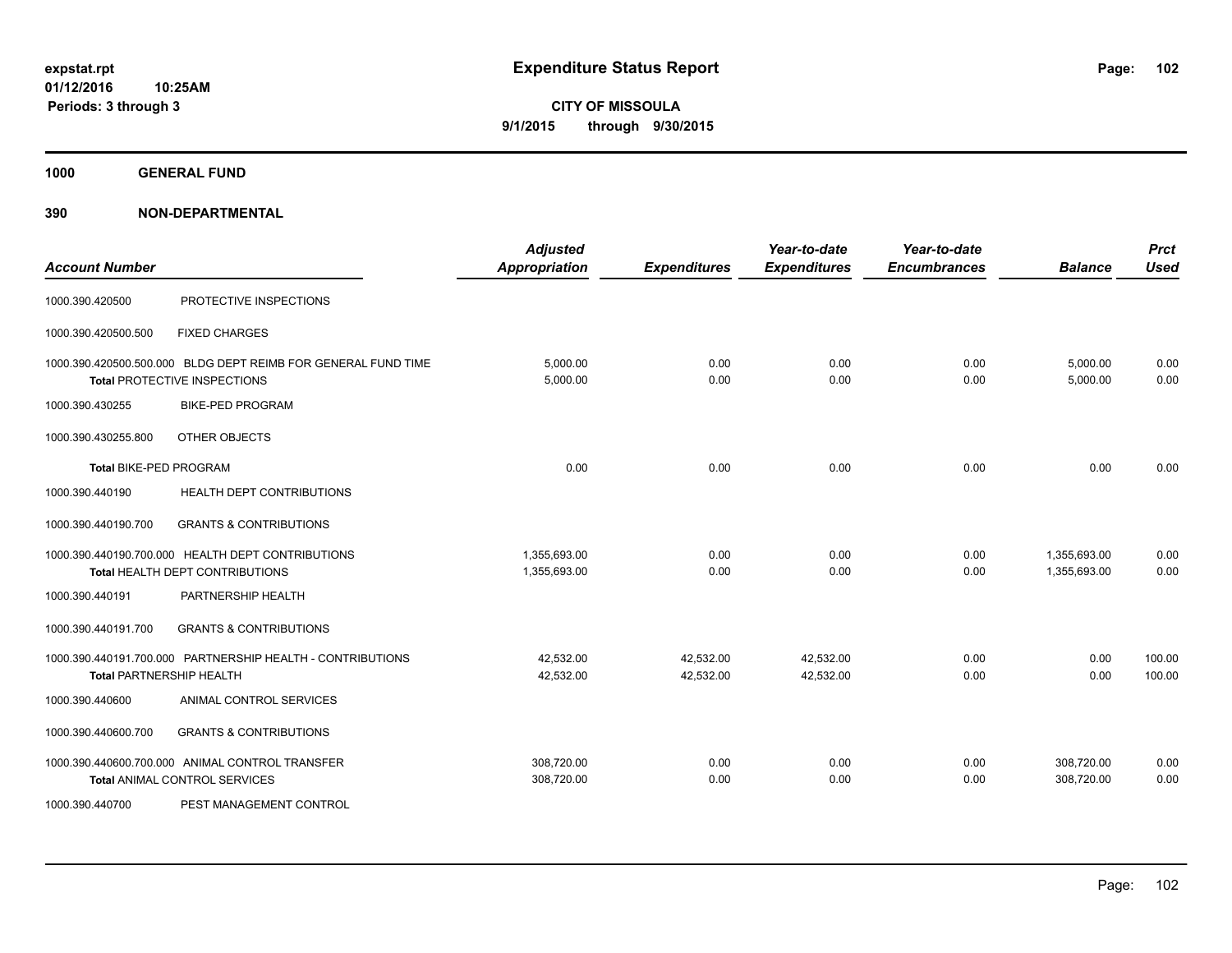**expstat.rpt**
**01/12/2016 10:25AM**
**Periods: 3 through 3**

# Expenditure Status Report

**CITY OF MISSOULA**
**9/1/2015 through 9/30/2015**

## 1000 GENERAL FUND

### 390 NON-DEPARTMENTAL

| Account Number | | Adjusted Appropriation | Expenditures | Year-to-date Expenditures | Year-to-date Encumbrances | Balance | Prct Used |
|---|---|---|---|---|---|---|---|
| 1000.390.420500 | PROTECTIVE INSPECTIONS | | | | | | |
| 1000.390.420500.500 | FIXED CHARGES | | | | | | |
| 1000.390.420500.500.000 | BLDG DEPT REIMB FOR GENERAL FUND TIME | 5,000.00 | 0.00 | 0.00 | 0.00 | 5,000.00 | 0.00 |
| **Total** PROTECTIVE INSPECTIONS | | 5,000.00 | 0.00 | 0.00 | 0.00 | 5,000.00 | 0.00 |
| 1000.390.430255 | BIKE-PED PROGRAM | | | | | | |
| 1000.390.430255.800 | OTHER OBJECTS | | | | | | |
| **Total** BIKE-PED PROGRAM | | 0.00 | 0.00 | 0.00 | 0.00 | 0.00 | 0.00 |
| 1000.390.440190 | HEALTH DEPT CONTRIBUTIONS | | | | | | |
| 1000.390.440190.700 | GRANTS & CONTRIBUTIONS | | | | | | |
| 1000.390.440190.700.000 | HEALTH DEPT CONTRIBUTIONS | 1,355,693.00 | 0.00 | 0.00 | 0.00 | 1,355,693.00 | 0.00 |
| **Total** HEALTH DEPT CONTRIBUTIONS | | 1,355,693.00 | 0.00 | 0.00 | 0.00 | 1,355,693.00 | 0.00 |
| 1000.390.440191 | PARTNERSHIP HEALTH | | | | | | |
| 1000.390.440191.700 | GRANTS & CONTRIBUTIONS | | | | | | |
| 1000.390.440191.700.000 | PARTNERSHIP HEALTH - CONTRIBUTIONS | 42,532.00 | 42,532.00 | 42,532.00 | 0.00 | 0.00 | 100.00 |
| **Total** PARTNERSHIP HEALTH | | 42,532.00 | 42,532.00 | 42,532.00 | 0.00 | 0.00 | 100.00 |
| 1000.390.440600 | ANIMAL CONTROL SERVICES | | | | | | |
| 1000.390.440600.700 | GRANTS & CONTRIBUTIONS | | | | | | |
| 1000.390.440600.700.000 | ANIMAL CONTROL TRANSFER | 308,720.00 | 0.00 | 0.00 | 0.00 | 308,720.00 | 0.00 |
| **Total** ANIMAL CONTROL SERVICES | | 308,720.00 | 0.00 | 0.00 | 0.00 | 308,720.00 | 0.00 |
| 1000.390.440700 | PEST MANAGEMENT CONTROL | | | | | | |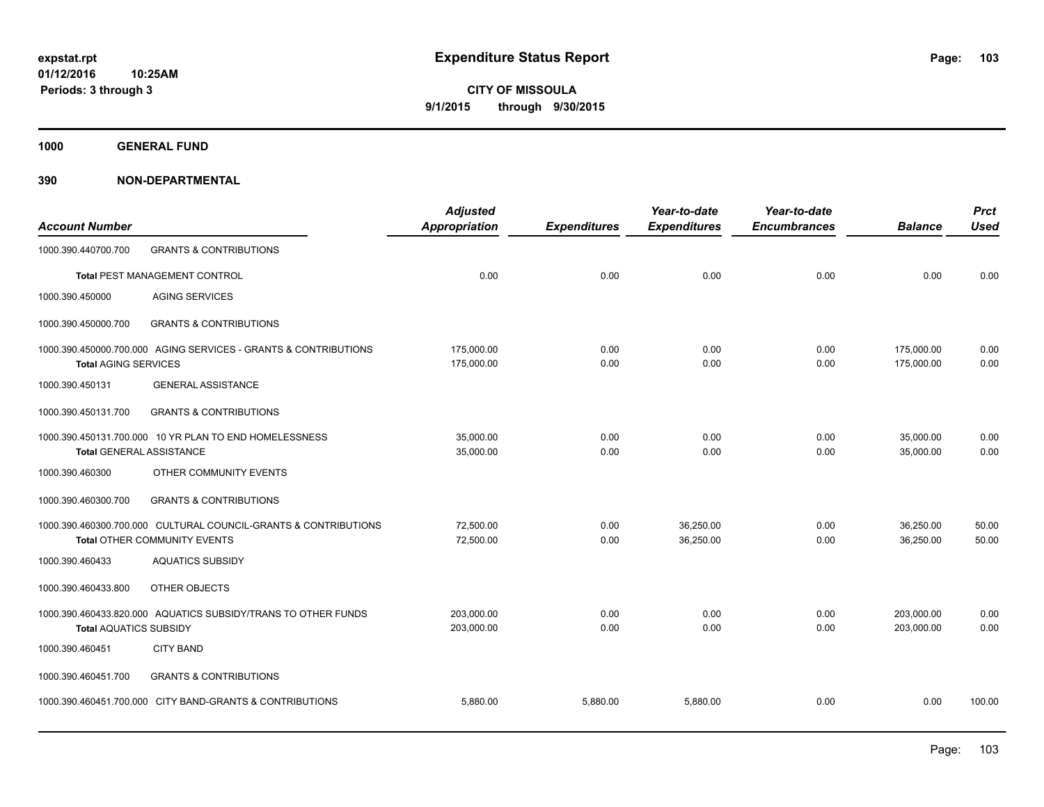# Expenditure Status Report

expstat.rpt
01/12/2016 10:25AM
Periods: 3 through 3

**CITY OF MISSOULA**
**9/1/2015 through 9/30/2015**

## 1000 GENERAL FUND

## 390 NON-DEPARTMENTAL

| Account Number | | Adjusted Appropriation | Expenditures | Year-to-date Expenditures | Year-to-date Encumbrances | Balance | Prct Used |
|---|---|---|---|---|---|---|---|
| 1000.390.440700.700 | GRANTS & CONTRIBUTIONS | | | | | | |
| **Total** PEST MANAGEMENT CONTROL | | 0.00 | 0.00 | 0.00 | 0.00 | 0.00 | 0.00 |
| 1000.390.450000 | AGING SERVICES | | | | | | |
| 1000.390.450000.700 | GRANTS & CONTRIBUTIONS | | | | | | |
| 1000.390.450000.700.000 | AGING SERVICES - GRANTS & CONTRIBUTIONS | 175,000.00 | 0.00 | 0.00 | 0.00 | 175,000.00 | 0.00 |
| **Total** AGING SERVICES | | 175,000.00 | 0.00 | 0.00 | 0.00 | 175,000.00 | 0.00 |
| 1000.390.450131 | GENERAL ASSISTANCE | | | | | | |
| 1000.390.450131.700 | GRANTS & CONTRIBUTIONS | | | | | | |
| 1000.390.450131.700.000 | 10 YR PLAN TO END HOMELESSNESS | 35,000.00 | 0.00 | 0.00 | 0.00 | 35,000.00 | 0.00 |
| **Total** GENERAL ASSISTANCE | | 35,000.00 | 0.00 | 0.00 | 0.00 | 35,000.00 | 0.00 |
| 1000.390.460300 | OTHER COMMUNITY EVENTS | | | | | | |
| 1000.390.460300.700 | GRANTS & CONTRIBUTIONS | | | | | | |
| 1000.390.460300.700.000 | CULTURAL COUNCIL-GRANTS & CONTRIBUTIONS | 72,500.00 | 0.00 | 36,250.00 | 0.00 | 36,250.00 | 50.00 |
| **Total** OTHER COMMUNITY EVENTS | | 72,500.00 | 0.00 | 36,250.00 | 0.00 | 36,250.00 | 50.00 |
| 1000.390.460433 | AQUATICS SUBSIDY | | | | | | |
| 1000.390.460433.800 | OTHER OBJECTS | | | | | | |
| 1000.390.460433.820.000 | AQUATICS SUBSIDY/TRANS TO OTHER FUNDS | 203,000.00 | 0.00 | 0.00 | 0.00 | 203,000.00 | 0.00 |
| **Total** AQUATICS SUBSIDY | | 203,000.00 | 0.00 | 0.00 | 0.00 | 203,000.00 | 0.00 |
| 1000.390.460451 | CITY BAND | | | | | | |
| 1000.390.460451.700 | GRANTS & CONTRIBUTIONS | | | | | | |
| 1000.390.460451.700.000 | CITY BAND-GRANTS & CONTRIBUTIONS | 5,880.00 | 5,880.00 | 5,880.00 | 0.00 | 0.00 | 100.00 |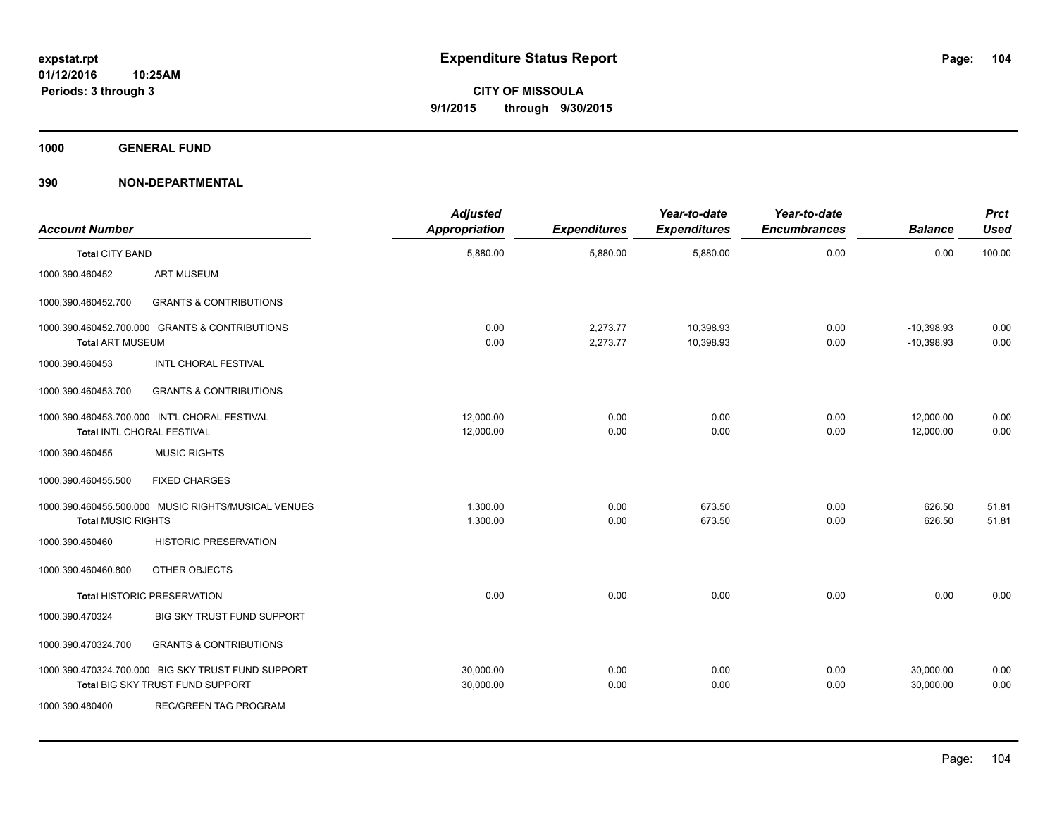# Expenditure Status Report

expstat.rpt
01/12/2016 10:25AM
Periods: 3 through 3

**CITY OF MISSOULA**
**9/1/2015 through 9/30/2015**

## 1000 GENERAL FUND

## 390 NON-DEPARTMENTAL

| Account Number | | Adjusted Appropriation | Expenditures | Year-to-date Expenditures | Year-to-date Encumbrances | Balance | Prct Used |
|---|---|---|---|---|---|---|---|
| **Total CITY BAND** | | 5,880.00 | 5,880.00 | 5,880.00 | 0.00 | 0.00 | 100.00 |
| 1000.390.460452 | ART MUSEUM | | | | | | |
| 1000.390.460452.700 | GRANTS & CONTRIBUTIONS | | | | | | |
| 1000.390.460452.700.000 | GRANTS & CONTRIBUTIONS | 0.00 | 2,273.77 | 10,398.93 | 0.00 | -10,398.93 | 0.00 |
| **Total ART MUSEUM** | | 0.00 | 2,273.77 | 10,398.93 | 0.00 | -10,398.93 | 0.00 |
| 1000.390.460453 | INTL CHORAL FESTIVAL | | | | | | |
| 1000.390.460453.700 | GRANTS & CONTRIBUTIONS | | | | | | |
| 1000.390.460453.700.000 | INT'L CHORAL FESTIVAL | 12,000.00 | 0.00 | 0.00 | 0.00 | 12,000.00 | 0.00 |
| **Total INTL CHORAL FESTIVAL** | | 12,000.00 | 0.00 | 0.00 | 0.00 | 12,000.00 | 0.00 |
| 1000.390.460455 | MUSIC RIGHTS | | | | | | |
| 1000.390.460455.500 | FIXED CHARGES | | | | | | |
| 1000.390.460455.500.000 | MUSIC RIGHTS/MUSICAL VENUES | 1,300.00 | 0.00 | 673.50 | 0.00 | 626.50 | 51.81 |
| **Total MUSIC RIGHTS** | | 1,300.00 | 0.00 | 673.50 | 0.00 | 626.50 | 51.81 |
| 1000.390.460460 | HISTORIC PRESERVATION | | | | | | |
| 1000.390.460460.800 | OTHER OBJECTS | | | | | | |
| **Total HISTORIC PRESERVATION** | | 0.00 | 0.00 | 0.00 | 0.00 | 0.00 | 0.00 |
| 1000.390.470324 | BIG SKY TRUST FUND SUPPORT | | | | | | |
| 1000.390.470324.700 | GRANTS & CONTRIBUTIONS | | | | | | |
| 1000.390.470324.700.000 | BIG SKY TRUST FUND SUPPORT | 30,000.00 | 0.00 | 0.00 | 0.00 | 30,000.00 | 0.00 |
| **Total BIG SKY TRUST FUND SUPPORT** | | 30,000.00 | 0.00 | 0.00 | 0.00 | 30,000.00 | 0.00 |
| 1000.390.480400 | REC/GREEN TAG PROGRAM | | | | | | |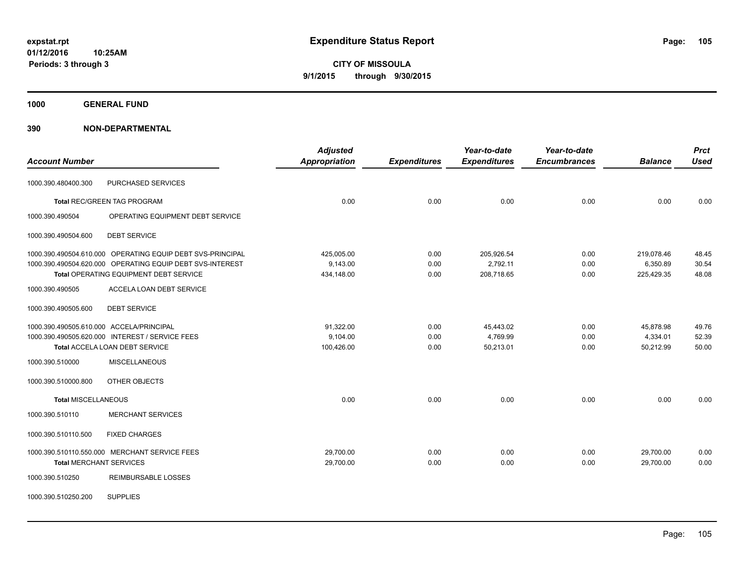**expstat.rpt**
**01/12/2016 10:25AM**
**Periods: 3 through 3**

# Expenditure Status Report

**CITY OF MISSOULA**
**9/1/2015 through 9/30/2015**

## 1000 GENERAL FUND

## 390 NON-DEPARTMENTAL

| Account Number | | Adjusted Appropriation | Expenditures | Year-to-date Expenditures | Year-to-date Encumbrances | Balance | Prct Used |
|---|---|---|---|---|---|---|---|
| 1000.390.480400.300 | PURCHASED SERVICES | | | | | | |
| Total REC/GREEN TAG PROGRAM | | 0.00 | 0.00 | 0.00 | 0.00 | 0.00 | 0.00 |
| 1000.390.490504 | OPERATING EQUIPMENT DEBT SERVICE | | | | | | |
| 1000.390.490504.600 | DEBT SERVICE | | | | | | |
| 1000.390.490504.610.000 | OPERATING EQUIP DEBT SVS-PRINCIPAL | 425,005.00 | 0.00 | 205,926.54 | 0.00 | 219,078.46 | 48.45 |
| 1000.390.490504.620.000 | OPERATING EQUIP DEBT SVS-INTEREST | 9,143.00 | 0.00 | 2,792.11 | 0.00 | 6,350.89 | 30.54 |
| Total OPERATING EQUIPMENT DEBT SERVICE | | 434,148.00 | 0.00 | 208,718.65 | 0.00 | 225,429.35 | 48.08 |
| 1000.390.490505 | ACCELA LOAN DEBT SERVICE | | | | | | |
| 1000.390.490505.600 | DEBT SERVICE | | | | | | |
| 1000.390.490505.610.000 | ACCELA/PRINCIPAL | 91,322.00 | 0.00 | 45,443.02 | 0.00 | 45,878.98 | 49.76 |
| 1000.390.490505.620.000 | INTEREST / SERVICE FEES | 9,104.00 | 0.00 | 4,769.99 | 0.00 | 4,334.01 | 52.39 |
| Total ACCELA LOAN DEBT SERVICE | | 100,426.00 | 0.00 | 50,213.01 | 0.00 | 50,212.99 | 50.00 |
| 1000.390.510000 | MISCELLANEOUS | | | | | | |
| 1000.390.510000.800 | OTHER OBJECTS | | | | | | |
| Total MISCELLANEOUS | | 0.00 | 0.00 | 0.00 | 0.00 | 0.00 | 0.00 |
| 1000.390.510110 | MERCHANT SERVICES | | | | | | |
| 1000.390.510110.500 | FIXED CHARGES | | | | | | |
| 1000.390.510110.550.000 | MERCHANT SERVICE FEES | 29,700.00 | 0.00 | 0.00 | 0.00 | 29,700.00 | 0.00 |
| Total MERCHANT SERVICES | | 29,700.00 | 0.00 | 0.00 | 0.00 | 29,700.00 | 0.00 |
| 1000.390.510250 | REIMBURSABLE LOSSES | | | | | | |
| 1000.390.510250.200 | SUPPLIES | | | | | | |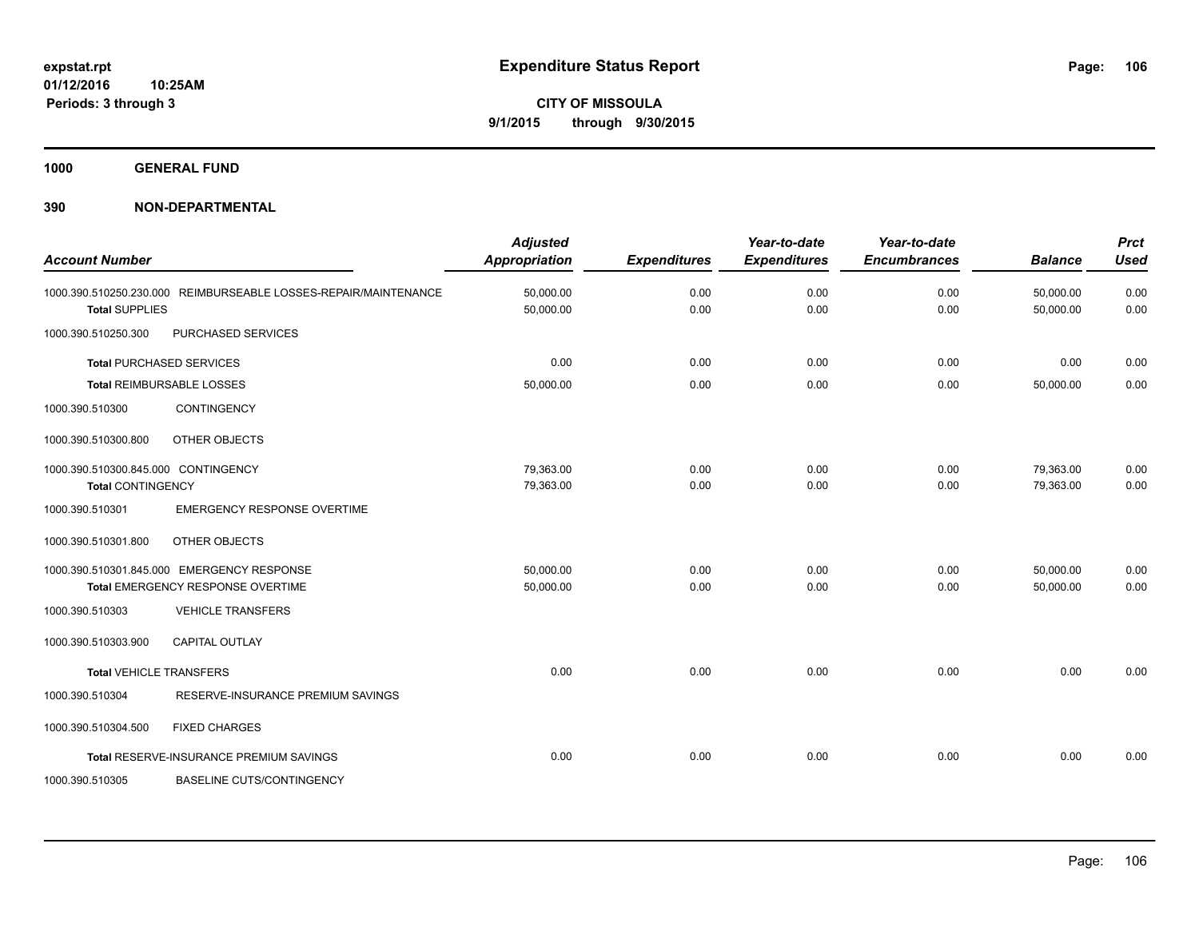# Expenditure Status Report

expstat.rpt
01/12/2016 10:25AM
Periods: 3 through 3

**CITY OF MISSOULA**
**9/1/2015 through 9/30/2015**

**1000 GENERAL FUND**

**390 NON-DEPARTMENTAL**

| Account Number | | Adjusted Appropriation | Expenditures | Year-to-date Expenditures | Year-to-date Encumbrances | Balance | Prct Used |
|---|---|---|---|---|---|---|---|
| 1000.390.510250.230.000 | REIMBURSEABLE LOSSES-REPAIR/MAINTENANCE | 50,000.00 | 0.00 | 0.00 | 0.00 | 50,000.00 | 0.00 |
| **Total** SUPPLIES | | 50,000.00 | 0.00 | 0.00 | 0.00 | 50,000.00 | 0.00 |
| 1000.390.510250.300 | PURCHASED SERVICES | | | | | | |
| **Total** PURCHASED SERVICES | | 0.00 | 0.00 | 0.00 | 0.00 | 0.00 | 0.00 |
| **Total** REIMBURSABLE LOSSES | | 50,000.00 | 0.00 | 0.00 | 0.00 | 50,000.00 | 0.00 |
| 1000.390.510300 | CONTINGENCY | | | | | | |
| 1000.390.510300.800 | OTHER OBJECTS | | | | | | |
| 1000.390.510300.845.000 | CONTINGENCY | 79,363.00 | 0.00 | 0.00 | 0.00 | 79,363.00 | 0.00 |
| **Total** CONTINGENCY | | 79,363.00 | 0.00 | 0.00 | 0.00 | 79,363.00 | 0.00 |
| 1000.390.510301 | EMERGENCY RESPONSE OVERTIME | | | | | | |
| 1000.390.510301.800 | OTHER OBJECTS | | | | | | |
| 1000.390.510301.845.000 | EMERGENCY RESPONSE | 50,000.00 | 0.00 | 0.00 | 0.00 | 50,000.00 | 0.00 |
| **Total** EMERGENCY RESPONSE OVERTIME | | 50,000.00 | 0.00 | 0.00 | 0.00 | 50,000.00 | 0.00 |
| 1000.390.510303 | VEHICLE TRANSFERS | | | | | | |
| 1000.390.510303.900 | CAPITAL OUTLAY | | | | | | |
| **Total** VEHICLE TRANSFERS | | 0.00 | 0.00 | 0.00 | 0.00 | 0.00 | 0.00 |
| 1000.390.510304 | RESERVE-INSURANCE PREMIUM SAVINGS | | | | | | |
| 1000.390.510304.500 | FIXED CHARGES | | | | | | |
| **Total** RESERVE-INSURANCE PREMIUM SAVINGS | | 0.00 | 0.00 | 0.00 | 0.00 | 0.00 | 0.00 |
| 1000.390.510305 | BASELINE CUTS/CONTINGENCY | | | | | | |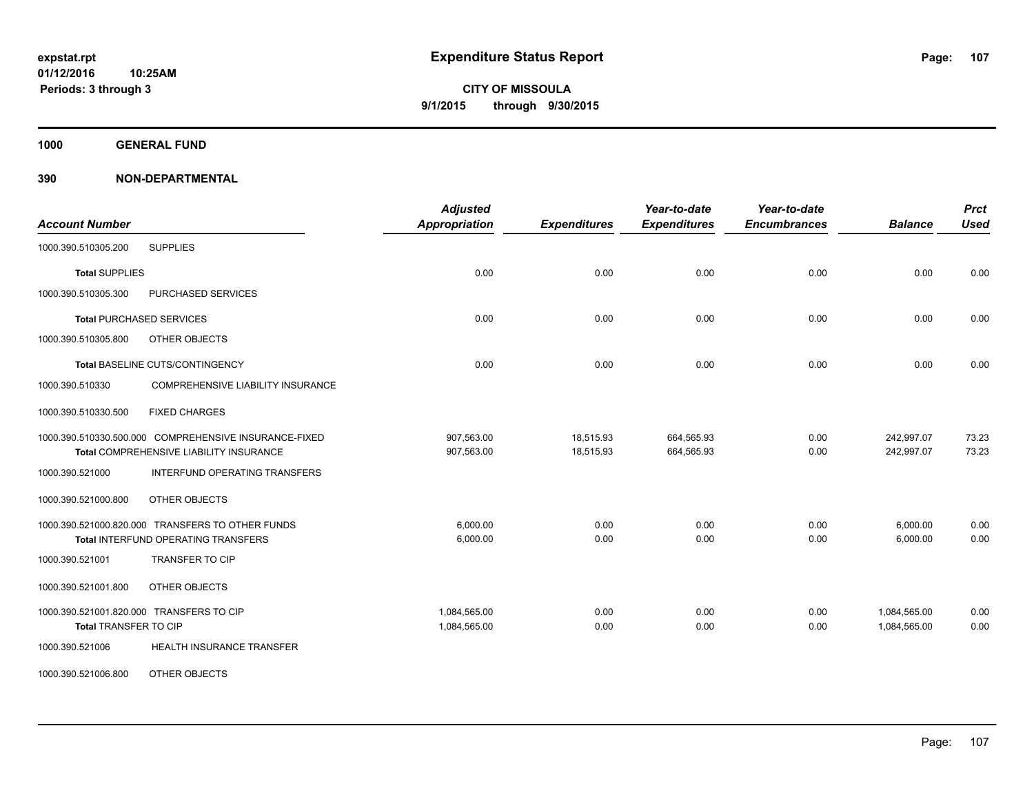# Expenditure Status Report

**CITY OF MISSOULA**
**9/1/2015 through 9/30/2015**

expstat.rpt
01/12/2016 10:25AM
Periods: 3 through 3

## 1000 GENERAL FUND

### 390 NON-DEPARTMENTAL

| Account Number | | Adjusted Appropriation | Expenditures | Year-to-date Expenditures | Year-to-date Encumbrances | Balance | Prct Used |
|---|---|---|---|---|---|---|---|
| 1000.390.510305.200 | SUPPLIES | | | | | | |
| **Total** SUPPLIES | | 0.00 | 0.00 | 0.00 | 0.00 | 0.00 | 0.00 |
| 1000.390.510305.300 | PURCHASED SERVICES | | | | | | |
| **Total** PURCHASED SERVICES | | 0.00 | 0.00 | 0.00 | 0.00 | 0.00 | 0.00 |
| 1000.390.510305.800 | OTHER OBJECTS | | | | | | |
| **Total** BASELINE CUTS/CONTINGENCY | | 0.00 | 0.00 | 0.00 | 0.00 | 0.00 | 0.00 |
| 1000.390.510330 | COMPREHENSIVE LIABILITY INSURANCE | | | | | | |
| 1000.390.510330.500 | FIXED CHARGES | | | | | | |
| 1000.390.510330.500.000 | COMPREHENSIVE INSURANCE-FIXED | 907,563.00 | 18,515.93 | 664,565.93 | 0.00 | 242,997.07 | 73.23 |
| **Total** COMPREHENSIVE LIABILITY INSURANCE | | 907,563.00 | 18,515.93 | 664,565.93 | 0.00 | 242,997.07 | 73.23 |
| 1000.390.521000 | INTERFUND OPERATING TRANSFERS | | | | | | |
| 1000.390.521000.800 | OTHER OBJECTS | | | | | | |
| 1000.390.521000.820.000 | TRANSFERS TO OTHER FUNDS | 6,000.00 | 0.00 | 0.00 | 0.00 | 6,000.00 | 0.00 |
| **Total** INTERFUND OPERATING TRANSFERS | | 6,000.00 | 0.00 | 0.00 | 0.00 | 6,000.00 | 0.00 |
| 1000.390.521001 | TRANSFER TO CIP | | | | | | |
| 1000.390.521001.800 | OTHER OBJECTS | | | | | | |
| 1000.390.521001.820.000 | TRANSFERS TO CIP | 1,084,565.00 | 0.00 | 0.00 | 0.00 | 1,084,565.00 | 0.00 |
| **Total** TRANSFER TO CIP | | 1,084,565.00 | 0.00 | 0.00 | 0.00 | 1,084,565.00 | 0.00 |
| 1000.390.521006 | HEALTH INSURANCE TRANSFER | | | | | | |
| 1000.390.521006.800 | OTHER OBJECTS | | | | | | |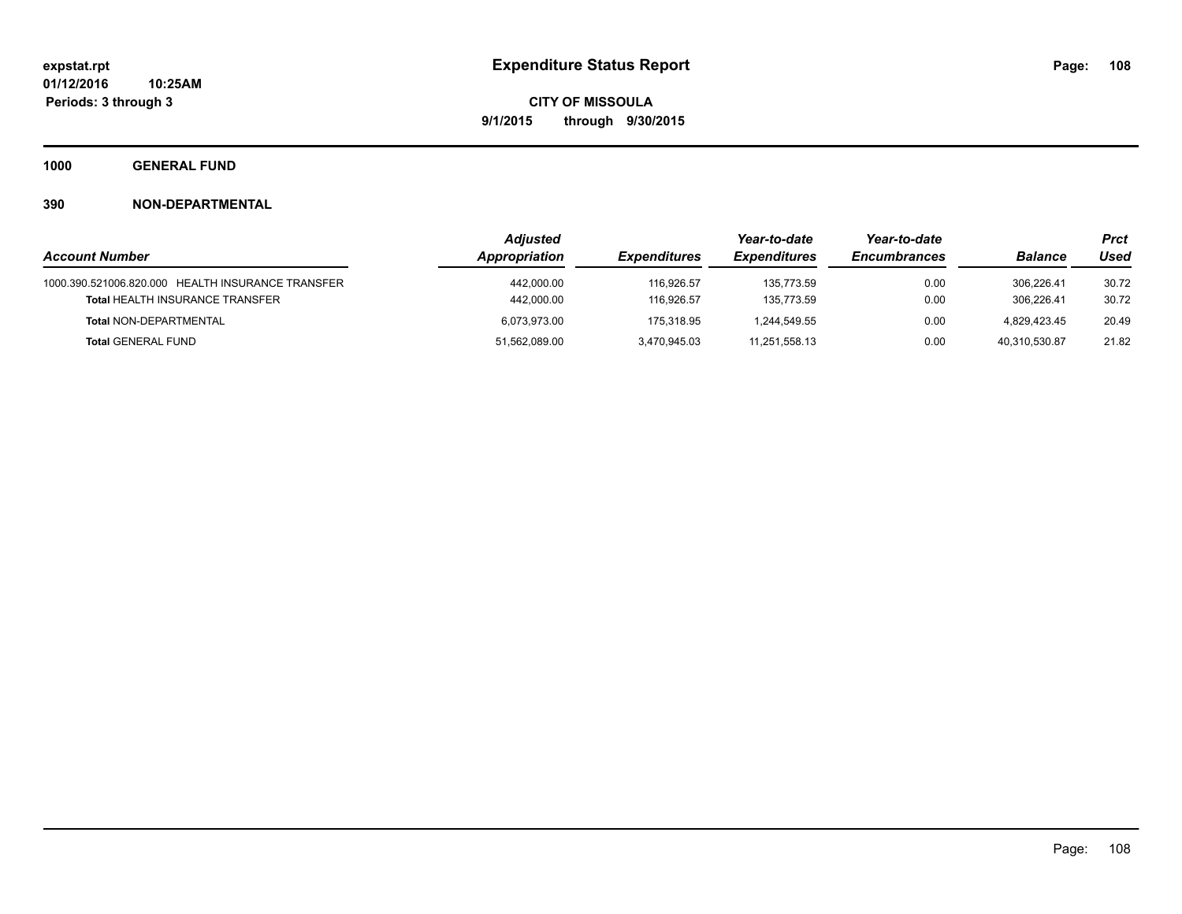expstat.rpt
01/12/2016 10:25AM
Periods: 3 through 3

# Expenditure Status Report

**CITY OF MISSOULA**
**9/1/2015 through 9/30/2015**

**1000 GENERAL FUND**

**390 NON-DEPARTMENTAL**

| Account Number | Adjusted Appropriation | Expenditures | Year-to-date Expenditures | Year-to-date Encumbrances | Balance | Prct Used |
|---|---|---|---|---|---|---|
| 1000.390.521006.820.000 HEALTH INSURANCE TRANSFER | 442,000.00 | 116,926.57 | 135,773.59 | 0.00 | 306,226.41 | 30.72 |
| **Total** HEALTH INSURANCE TRANSFER | 442,000.00 | 116,926.57 | 135,773.59 | 0.00 | 306,226.41 | 30.72 |
| **Total** NON-DEPARTMENTAL | 6,073,973.00 | 175,318.95 | 1,244,549.55 | 0.00 | 4,829,423.45 | 20.49 |
| **Total** GENERAL FUND | 51,562,089.00 | 3,470,945.03 | 11,251,558.13 | 0.00 | 40,310,530.87 | 21.82 |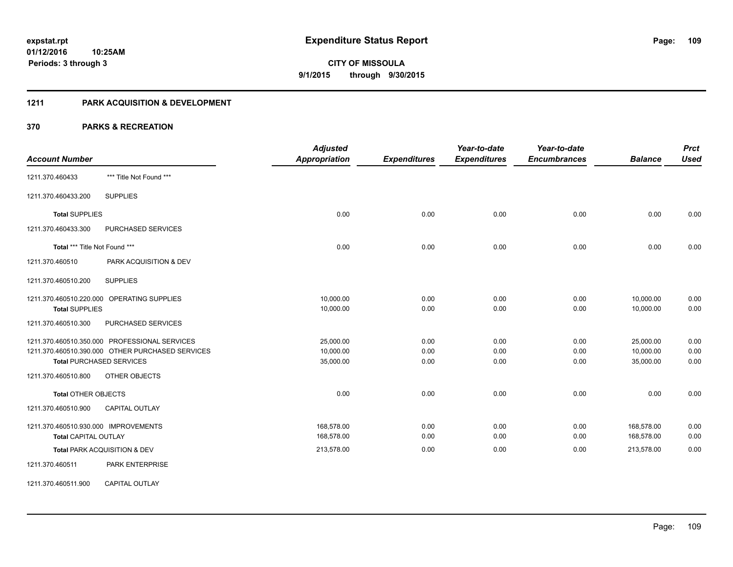**expstat.rpt**
**01/12/2016 10:25AM**
**Periods: 3 through 3**

# Expenditure Status Report

**CITY OF MISSOULA**
**9/1/2015 through 9/30/2015**

## 1211 PARK ACQUISITION & DEVELOPMENT

## 370 PARKS & RECREATION

| Account Number | | Adjusted Appropriation | Expenditures | Year-to-date Expenditures | Year-to-date Encumbrances | Balance | Prct Used |
|---|---|---|---|---|---|---|---|
| 1211.370.460433 | *** Title Not Found *** | | | | | | |
| 1211.370.460433.200 | SUPPLIES | | | | | | |
| **Total** SUPPLIES | | 0.00 | 0.00 | 0.00 | 0.00 | 0.00 | 0.00 |
| 1211.370.460433.300 | PURCHASED SERVICES | | | | | | |
| **Total** *** Title Not Found *** | | 0.00 | 0.00 | 0.00 | 0.00 | 0.00 | 0.00 |
| 1211.370.460510 | PARK ACQUISITION & DEV | | | | | | |
| 1211.370.460510.200 | SUPPLIES | | | | | | |
| 1211.370.460510.220.000 | OPERATING SUPPLIES | 10,000.00 | 0.00 | 0.00 | 0.00 | 10,000.00 | 0.00 |
| **Total** SUPPLIES | | 10,000.00 | 0.00 | 0.00 | 0.00 | 10,000.00 | 0.00 |
| 1211.370.460510.300 | PURCHASED SERVICES | | | | | | |
| 1211.370.460510.350.000 | PROFESSIONAL SERVICES | 25,000.00 | 0.00 | 0.00 | 0.00 | 25,000.00 | 0.00 |
| 1211.370.460510.390.000 | OTHER PURCHASED SERVICES | 10,000.00 | 0.00 | 0.00 | 0.00 | 10,000.00 | 0.00 |
| **Total** PURCHASED SERVICES | | 35,000.00 | 0.00 | 0.00 | 0.00 | 35,000.00 | 0.00 |
| 1211.370.460510.800 | OTHER OBJECTS | | | | | | |
| **Total** OTHER OBJECTS | | 0.00 | 0.00 | 0.00 | 0.00 | 0.00 | 0.00 |
| 1211.370.460510.900 | CAPITAL OUTLAY | | | | | | |
| 1211.370.460510.930.000 | IMPROVEMENTS | 168,578.00 | 0.00 | 0.00 | 0.00 | 168,578.00 | 0.00 |
| **Total** CAPITAL OUTLAY | | 168,578.00 | 0.00 | 0.00 | 0.00 | 168,578.00 | 0.00 |
| **Total** PARK ACQUISITION & DEV | | 213,578.00 | 0.00 | 0.00 | 0.00 | 213,578.00 | 0.00 |
| 1211.370.460511 | PARK ENTERPRISE | | | | | | |
| 1211.370.460511.900 | CAPITAL OUTLAY | | | | | | |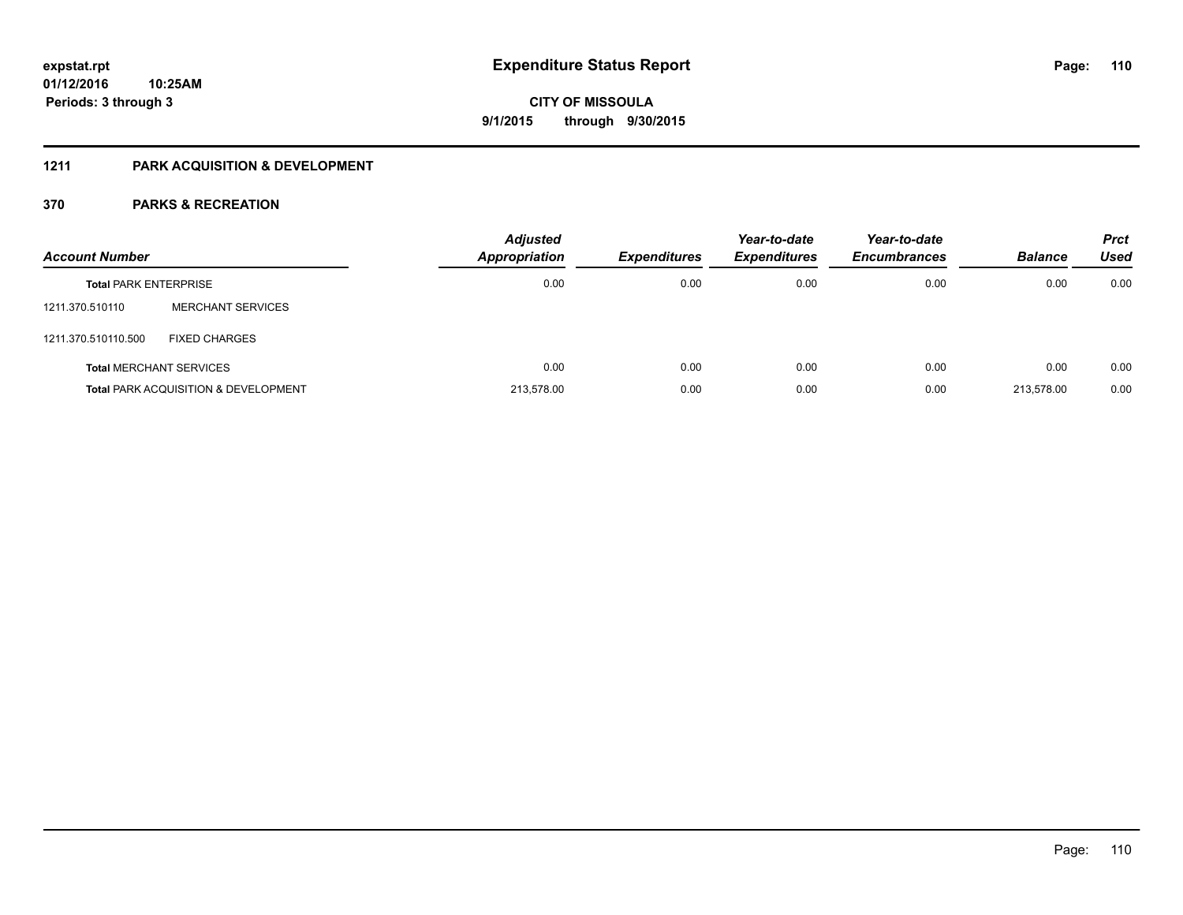**expstat.rpt**
**01/12/2016 10:25AM**
**Periods: 3 through 3**

# Expenditure Status Report

**CITY OF MISSOULA**
**9/1/2015 through 9/30/2015**

## 1211 PARK ACQUISITION & DEVELOPMENT

## 370 PARKS & RECREATION

| Account Number | | Adjusted Appropriation | Expenditures | Year-to-date Expenditures | Year-to-date Encumbrances | Balance | Prct Used |
|---|---|---|---|---|---|---|---|
| **Total** PARK ENTERPRISE | | 0.00 | 0.00 | 0.00 | 0.00 | 0.00 | 0.00 |
| 1211.370.510110 | MERCHANT SERVICES | | | | | | |
| 1211.370.510110.500 | FIXED CHARGES | | | | | | |
| **Total** MERCHANT SERVICES | | 0.00 | 0.00 | 0.00 | 0.00 | 0.00 | 0.00 |
| **Total** PARK ACQUISITION & DEVELOPMENT | | 213,578.00 | 0.00 | 0.00 | 0.00 | 213,578.00 | 0.00 |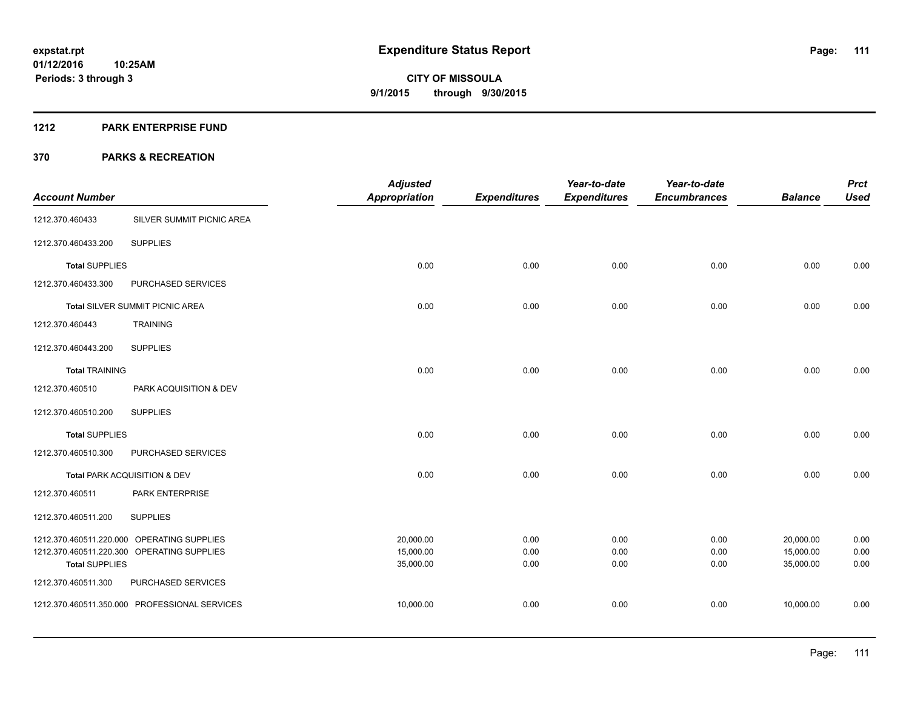# Expenditure Status Report

**CITY OF MISSOULA**

**9/1/2015 through 9/30/2015**

expstat.rpt
01/12/2016 10:25AM
Periods: 3 through 3

## 1212 PARK ENTERPRISE FUND

## 370 PARKS & RECREATION

| Account Number | | Adjusted Appropriation | Expenditures | Year-to-date Expenditures | Year-to-date Encumbrances | Balance | Prct Used |
|---|---|---|---|---|---|---|---|
| 1212.370.460433 | SILVER SUMMIT PICNIC AREA | | | | | | |
| 1212.370.460433.200 | SUPPLIES | | | | | | |
| **Total** SUPPLIES | | 0.00 | 0.00 | 0.00 | 0.00 | 0.00 | 0.00 |
| 1212.370.460433.300 | PURCHASED SERVICES | | | | | | |
| **Total** SILVER SUMMIT PICNIC AREA | | 0.00 | 0.00 | 0.00 | 0.00 | 0.00 | 0.00 |
| 1212.370.460443 | TRAINING | | | | | | |
| 1212.370.460443.200 | SUPPLIES | | | | | | |
| **Total** TRAINING | | 0.00 | 0.00 | 0.00 | 0.00 | 0.00 | 0.00 |
| 1212.370.460510 | PARK ACQUISITION & DEV | | | | | | |
| 1212.370.460510.200 | SUPPLIES | | | | | | |
| **Total** SUPPLIES | | 0.00 | 0.00 | 0.00 | 0.00 | 0.00 | 0.00 |
| 1212.370.460510.300 | PURCHASED SERVICES | | | | | | |
| **Total** PARK ACQUISITION & DEV | | 0.00 | 0.00 | 0.00 | 0.00 | 0.00 | 0.00 |
| 1212.370.460511 | PARK ENTERPRISE | | | | | | |
| 1212.370.460511.200 | SUPPLIES | | | | | | |
| 1212.370.460511.220.000 | OPERATING SUPPLIES | 20,000.00 | 0.00 | 0.00 | 0.00 | 20,000.00 | 0.00 |
| 1212.370.460511.220.300 | OPERATING SUPPLIES | 15,000.00 | 0.00 | 0.00 | 0.00 | 15,000.00 | 0.00 |
| **Total** SUPPLIES | | 35,000.00 | 0.00 | 0.00 | 0.00 | 35,000.00 | 0.00 |
| 1212.370.460511.300 | PURCHASED SERVICES | | | | | | |
| 1212.370.460511.350.000 | PROFESSIONAL SERVICES | 10,000.00 | 0.00 | 0.00 | 0.00 | 10,000.00 | 0.00 |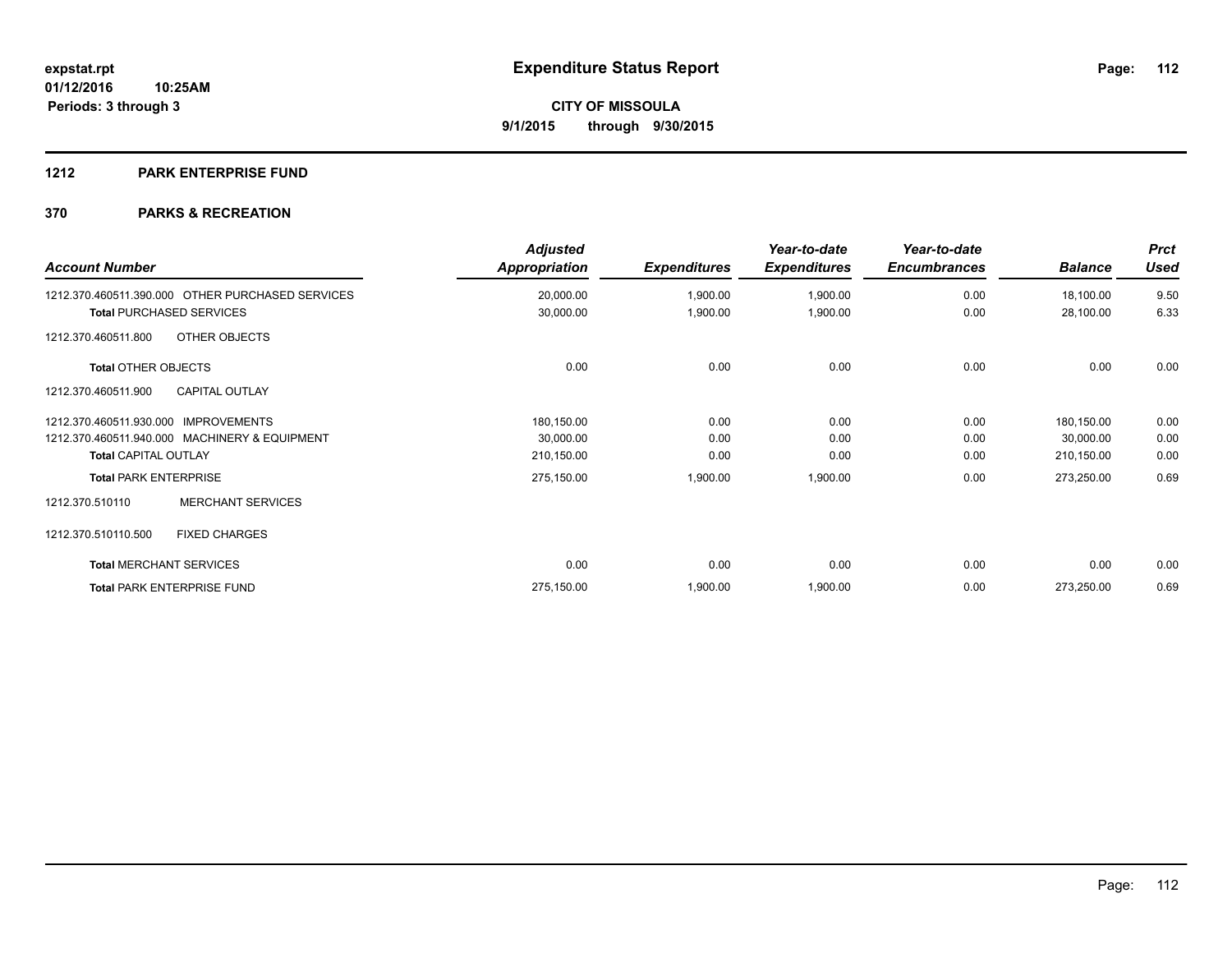# Expenditure Status Report

expstat.rpt
01/12/2016 10:25AM
Periods: 3 through 3

**CITY OF MISSOULA**
**9/1/2015 through 9/30/2015**

## 1212 PARK ENTERPRISE FUND

### 370 PARKS & RECREATION

| Account Number | Adjusted Appropriation | Expenditures | Year-to-date Expenditures | Year-to-date Encumbrances | Balance | Prct Used |
|---|---|---|---|---|---|---|
| 1212.370.460511.390.000 OTHER PURCHASED SERVICES | 20,000.00 | 1,900.00 | 1,900.00 | 0.00 | 18,100.00 | 9.50 |
| **Total** PURCHASED SERVICES | 30,000.00 | 1,900.00 | 1,900.00 | 0.00 | 28,100.00 | 6.33 |
| 1212.370.460511.800 OTHER OBJECTS | | | | | | |
| **Total** OTHER OBJECTS | 0.00 | 0.00 | 0.00 | 0.00 | 0.00 | 0.00 |
| 1212.370.460511.900 CAPITAL OUTLAY | | | | | | |
| 1212.370.460511.930.000 IMPROVEMENTS | 180,150.00 | 0.00 | 0.00 | 0.00 | 180,150.00 | 0.00 |
| 1212.370.460511.940.000 MACHINERY & EQUIPMENT | 30,000.00 | 0.00 | 0.00 | 0.00 | 30,000.00 | 0.00 |
| **Total** CAPITAL OUTLAY | 210,150.00 | 0.00 | 0.00 | 0.00 | 210,150.00 | 0.00 |
| **Total** PARK ENTERPRISE | 275,150.00 | 1,900.00 | 1,900.00 | 0.00 | 273,250.00 | 0.69 |
| 1212.370.510110 MERCHANT SERVICES | | | | | | |
| 1212.370.510110.500 FIXED CHARGES | | | | | | |
| **Total** MERCHANT SERVICES | 0.00 | 0.00 | 0.00 | 0.00 | 0.00 | 0.00 |
| **Total** PARK ENTERPRISE FUND | 275,150.00 | 1,900.00 | 1,900.00 | 0.00 | 273,250.00 | 0.69 |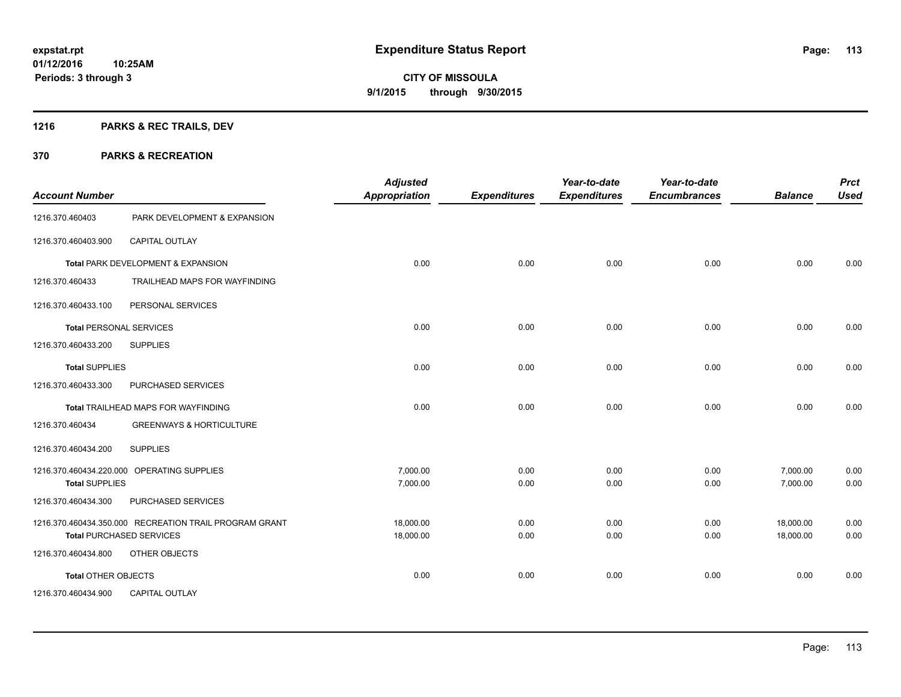**expstat.rpt**
**01/12/2016 10:25AM**
**Periods: 3 through 3**

# Expenditure Status Report

**CITY OF MISSOULA**
**9/1/2015 through 9/30/2015**

## 1216 PARKS & REC TRAILS, DEV

## 370 PARKS & RECREATION

| Account Number | | Adjusted Appropriation | Expenditures | Year-to-date Expenditures | Year-to-date Encumbrances | Balance | Prct Used |
|---|---|---|---|---|---|---|---|
| 1216.370.460403 | PARK DEVELOPMENT & EXPANSION | | | | | | |
| 1216.370.460403.900 | CAPITAL OUTLAY | | | | | | |
| **Total** PARK DEVELOPMENT & EXPANSION | | 0.00 | 0.00 | 0.00 | 0.00 | 0.00 | 0.00 |
| 1216.370.460433 | TRAILHEAD MAPS FOR WAYFINDING | | | | | | |
| 1216.370.460433.100 | PERSONAL SERVICES | | | | | | |
| **Total** PERSONAL SERVICES | | 0.00 | 0.00 | 0.00 | 0.00 | 0.00 | 0.00 |
| 1216.370.460433.200 | SUPPLIES | | | | | | |
| **Total** SUPPLIES | | 0.00 | 0.00 | 0.00 | 0.00 | 0.00 | 0.00 |
| 1216.370.460433.300 | PURCHASED SERVICES | | | | | | |
| **Total** TRAILHEAD MAPS FOR WAYFINDING | | 0.00 | 0.00 | 0.00 | 0.00 | 0.00 | 0.00 |
| 1216.370.460434 | GREENWAYS & HORTICULTURE | | | | | | |
| 1216.370.460434.200 | SUPPLIES | | | | | | |
| 1216.370.460434.220.000 | OPERATING SUPPLIES | 7,000.00 | 0.00 | 0.00 | 0.00 | 7,000.00 | 0.00 |
| **Total** SUPPLIES | | 7,000.00 | 0.00 | 0.00 | 0.00 | 7,000.00 | 0.00 |
| 1216.370.460434.300 | PURCHASED SERVICES | | | | | | |
| 1216.370.460434.350.000 | RECREATION TRAIL PROGRAM GRANT | 18,000.00 | 0.00 | 0.00 | 0.00 | 18,000.00 | 0.00 |
| **Total** PURCHASED SERVICES | | 18,000.00 | 0.00 | 0.00 | 0.00 | 18,000.00 | 0.00 |
| 1216.370.460434.800 | OTHER OBJECTS | | | | | | |
| **Total** OTHER OBJECTS | | 0.00 | 0.00 | 0.00 | 0.00 | 0.00 | 0.00 |
| 1216.370.460434.900 | CAPITAL OUTLAY | | | | | | |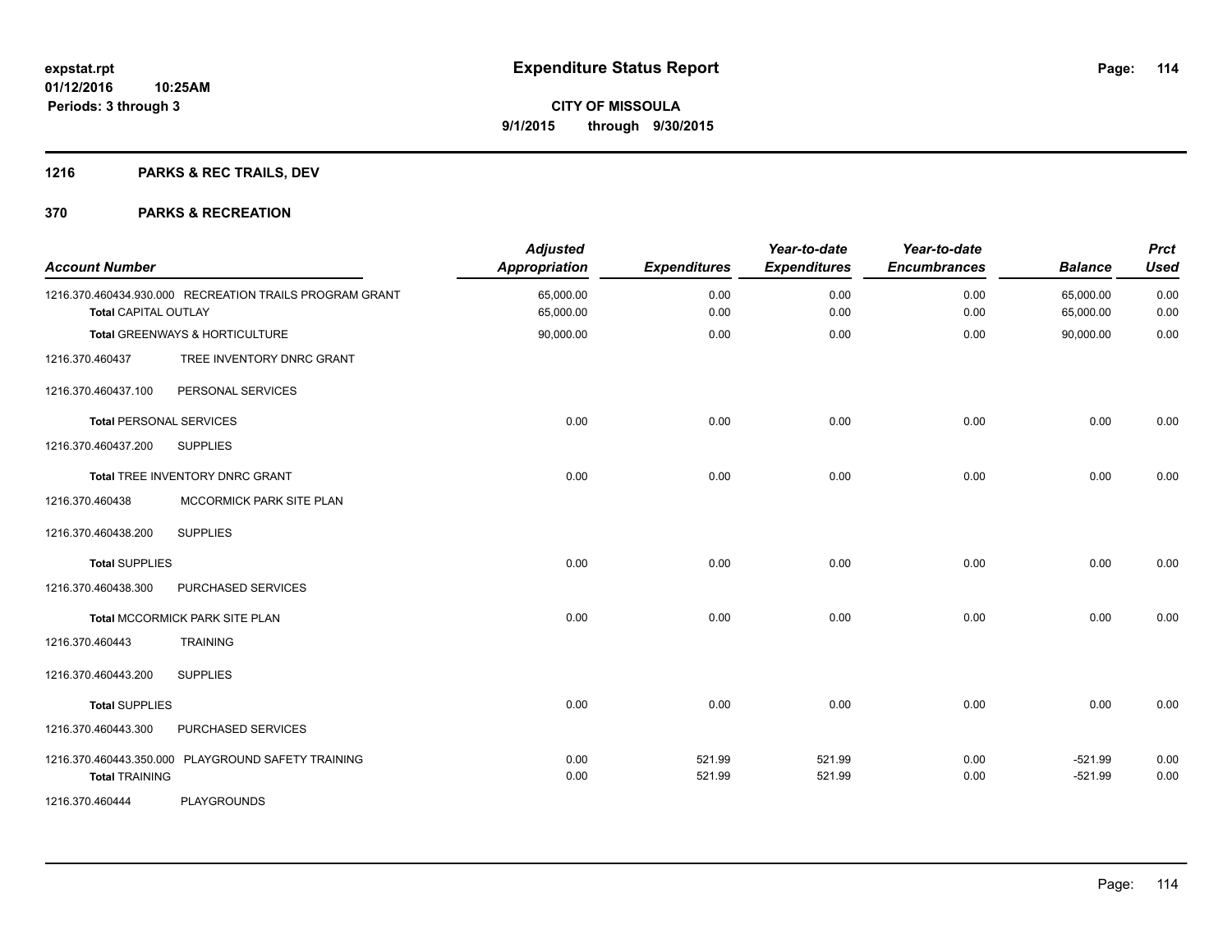# Expenditure Status Report

expstat.rpt
01/12/2016 10:25AM
Periods: 3 through 3

**CITY OF MISSOULA**
**9/1/2015 through 9/30/2015**

## 1216 PARKS & REC TRAILS, DEV

## 370 PARKS & RECREATION

| Account Number | | Adjusted Appropriation | Expenditures | Year-to-date Expenditures | Year-to-date Encumbrances | Balance | Prct Used |
|---|---|---|---|---|---|---|---|
| 1216.370.460434.930.000 | RECREATION TRAILS PROGRAM GRANT | 65,000.00 | 0.00 | 0.00 | 0.00 | 65,000.00 | 0.00 |
| **Total** CAPITAL OUTLAY | | 65,000.00 | 0.00 | 0.00 | 0.00 | 65,000.00 | 0.00 |
| **Total** GREENWAYS & HORTICULTURE | | 90,000.00 | 0.00 | 0.00 | 0.00 | 90,000.00 | 0.00 |
| 1216.370.460437 | TREE INVENTORY DNRC GRANT | | | | | | |
| 1216.370.460437.100 | PERSONAL SERVICES | | | | | | |
| **Total** PERSONAL SERVICES | | 0.00 | 0.00 | 0.00 | 0.00 | 0.00 | 0.00 |
| 1216.370.460437.200 | SUPPLIES | | | | | | |
| **Total** TREE INVENTORY DNRC GRANT | | 0.00 | 0.00 | 0.00 | 0.00 | 0.00 | 0.00 |
| 1216.370.460438 | MCCORMICK PARK SITE PLAN | | | | | | |
| 1216.370.460438.200 | SUPPLIES | | | | | | |
| **Total** SUPPLIES | | 0.00 | 0.00 | 0.00 | 0.00 | 0.00 | 0.00 |
| 1216.370.460438.300 | PURCHASED SERVICES | | | | | | |
| **Total** MCCORMICK PARK SITE PLAN | | 0.00 | 0.00 | 0.00 | 0.00 | 0.00 | 0.00 |
| 1216.370.460443 | TRAINING | | | | | | |
| 1216.370.460443.200 | SUPPLIES | | | | | | |
| **Total** SUPPLIES | | 0.00 | 0.00 | 0.00 | 0.00 | 0.00 | 0.00 |
| 1216.370.460443.300 | PURCHASED SERVICES | | | | | | |
| 1216.370.460443.350.000 | PLAYGROUND SAFETY TRAINING | 0.00 | 521.99 | 521.99 | 0.00 | -521.99 | 0.00 |
| **Total** TRAINING | | 0.00 | 521.99 | 521.99 | 0.00 | -521.99 | 0.00 |
| 1216.370.460444 | PLAYGROUNDS | | | | | | |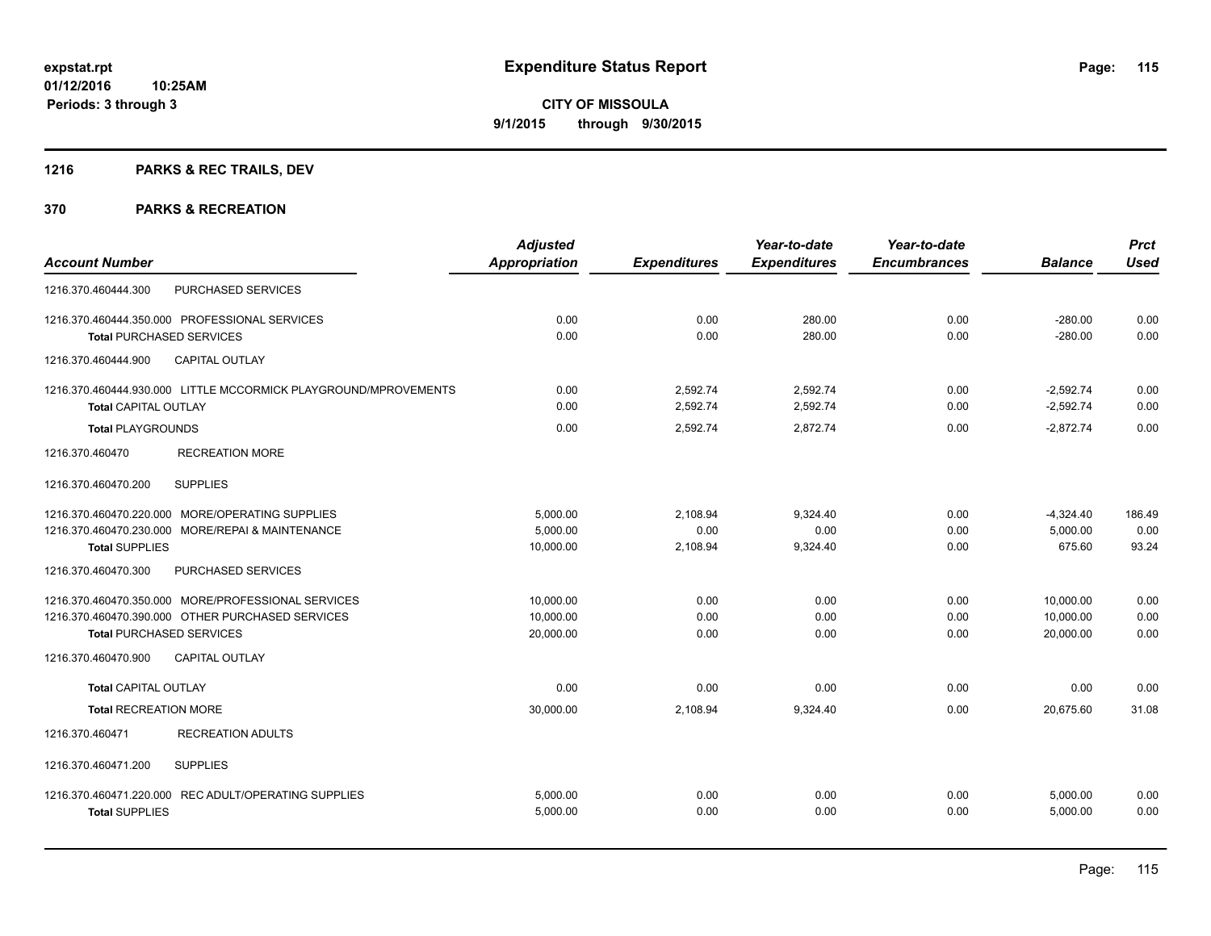**expstat.rpt**
**01/12/2016 10:25AM**
**Periods: 3 through 3**

# Expenditure Status Report

**CITY OF MISSOULA**
**9/1/2015 through 9/30/2015**

## 1216 PARKS & REC TRAILS, DEV

## 370 PARKS & RECREATION

| Account Number | | Adjusted Appropriation | Expenditures | Year-to-date Expenditures | Year-to-date Encumbrances | Balance | Prct Used |
|---|---|---|---|---|---|---|---|
| 1216.370.460444.300 | PURCHASED SERVICES | | | | | | |
| 1216.370.460444.350.000 | PROFESSIONAL SERVICES | 0.00 | 0.00 | 280.00 | 0.00 | -280.00 | 0.00 |
| **Total** PURCHASED SERVICES | | 0.00 | 0.00 | 280.00 | 0.00 | -280.00 | 0.00 |
| 1216.370.460444.900 | CAPITAL OUTLAY | | | | | | |
| 1216.370.460444.930.000 | LITTLE MCCORMICK PLAYGROUND/MPROVEMENTS | 0.00 | 2,592.74 | 2,592.74 | 0.00 | -2,592.74 | 0.00 |
| **Total** CAPITAL OUTLAY | | 0.00 | 2,592.74 | 2,592.74 | 0.00 | -2,592.74 | 0.00 |
| **Total** PLAYGROUNDS | | 0.00 | 2,592.74 | 2,872.74 | 0.00 | -2,872.74 | 0.00 |
| 1216.370.460470 | RECREATION MORE | | | | | | |
| 1216.370.460470.200 | SUPPLIES | | | | | | |
| 1216.370.460470.220.000 | MORE/OPERATING SUPPLIES | 5,000.00 | 2,108.94 | 9,324.40 | 0.00 | -4,324.40 | 186.49 |
| 1216.370.460470.230.000 | MORE/REPAI & MAINTENANCE | 5,000.00 | 0.00 | 0.00 | 0.00 | 5,000.00 | 0.00 |
| **Total** SUPPLIES | | 10,000.00 | 2,108.94 | 9,324.40 | 0.00 | 675.60 | 93.24 |
| 1216.370.460470.300 | PURCHASED SERVICES | | | | | | |
| 1216.370.460470.350.000 | MORE/PROFESSIONAL SERVICES | 10,000.00 | 0.00 | 0.00 | 0.00 | 10,000.00 | 0.00 |
| 1216.370.460470.390.000 | OTHER PURCHASED SERVICES | 10,000.00 | 0.00 | 0.00 | 0.00 | 10,000.00 | 0.00 |
| **Total** PURCHASED SERVICES | | 20,000.00 | 0.00 | 0.00 | 0.00 | 20,000.00 | 0.00 |
| 1216.370.460470.900 | CAPITAL OUTLAY | | | | | | |
| **Total** CAPITAL OUTLAY | | 0.00 | 0.00 | 0.00 | 0.00 | 0.00 | 0.00 |
| **Total** RECREATION MORE | | 30,000.00 | 2,108.94 | 9,324.40 | 0.00 | 20,675.60 | 31.08 |
| 1216.370.460471 | RECREATION ADULTS | | | | | | |
| 1216.370.460471.200 | SUPPLIES | | | | | | |
| 1216.370.460471.220.000 | REC ADULT/OPERATING SUPPLIES | 5,000.00 | 0.00 | 0.00 | 0.00 | 5,000.00 | 0.00 |
| **Total** SUPPLIES | | 5,000.00 | 0.00 | 0.00 | 0.00 | 5,000.00 | 0.00 |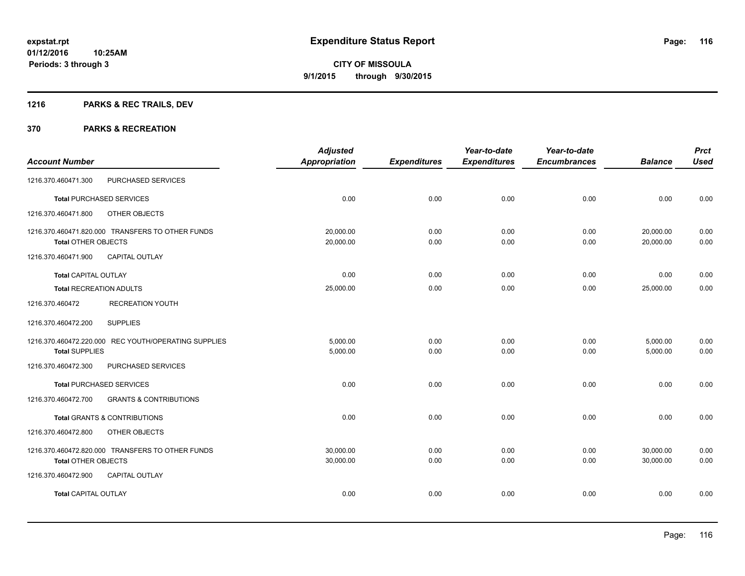# Expenditure Status Report

expstat.rpt
01/12/2016 10:25AM
Periods: 3 through 3

**CITY OF MISSOULA**
**9/1/2015 through 9/30/2015**

## 1216 PARKS & REC TRAILS, DEV

## 370 PARKS & RECREATION

| Account Number | | Adjusted Appropriation | Expenditures | Year-to-date Expenditures | Year-to-date Encumbrances | Balance | Prct Used |
|---|---|---|---|---|---|---|---|
| 1216.370.460471.300 | PURCHASED SERVICES | | | | | | |
| **Total** PURCHASED SERVICES | | 0.00 | 0.00 | 0.00 | 0.00 | 0.00 | 0.00 |
| 1216.370.460471.800 | OTHER OBJECTS | | | | | | |
| 1216.370.460471.820.000 | TRANSFERS TO OTHER FUNDS | 20,000.00 | 0.00 | 0.00 | 0.00 | 20,000.00 | 0.00 |
| **Total** OTHER OBJECTS | | 20,000.00 | 0.00 | 0.00 | 0.00 | 20,000.00 | 0.00 |
| 1216.370.460471.900 | CAPITAL OUTLAY | | | | | | |
| **Total** CAPITAL OUTLAY | | 0.00 | 0.00 | 0.00 | 0.00 | 0.00 | 0.00 |
| **Total** RECREATION ADULTS | | 25,000.00 | 0.00 | 0.00 | 0.00 | 25,000.00 | 0.00 |
| 1216.370.460472 | RECREATION YOUTH | | | | | | |
| 1216.370.460472.200 | SUPPLIES | | | | | | |
| 1216.370.460472.220.000 | REC YOUTH/OPERATING SUPPLIES | 5,000.00 | 0.00 | 0.00 | 0.00 | 5,000.00 | 0.00 |
| **Total** SUPPLIES | | 5,000.00 | 0.00 | 0.00 | 0.00 | 5,000.00 | 0.00 |
| 1216.370.460472.300 | PURCHASED SERVICES | | | | | | |
| **Total** PURCHASED SERVICES | | 0.00 | 0.00 | 0.00 | 0.00 | 0.00 | 0.00 |
| 1216.370.460472.700 | GRANTS & CONTRIBUTIONS | | | | | | |
| **Total** GRANTS & CONTRIBUTIONS | | 0.00 | 0.00 | 0.00 | 0.00 | 0.00 | 0.00 |
| 1216.370.460472.800 | OTHER OBJECTS | | | | | | |
| 1216.370.460472.820.000 | TRANSFERS TO OTHER FUNDS | 30,000.00 | 0.00 | 0.00 | 0.00 | 30,000.00 | 0.00 |
| **Total** OTHER OBJECTS | | 30,000.00 | 0.00 | 0.00 | 0.00 | 30,000.00 | 0.00 |
| 1216.370.460472.900 | CAPITAL OUTLAY | | | | | | |
| **Total** CAPITAL OUTLAY | | 0.00 | 0.00 | 0.00 | 0.00 | 0.00 | 0.00 |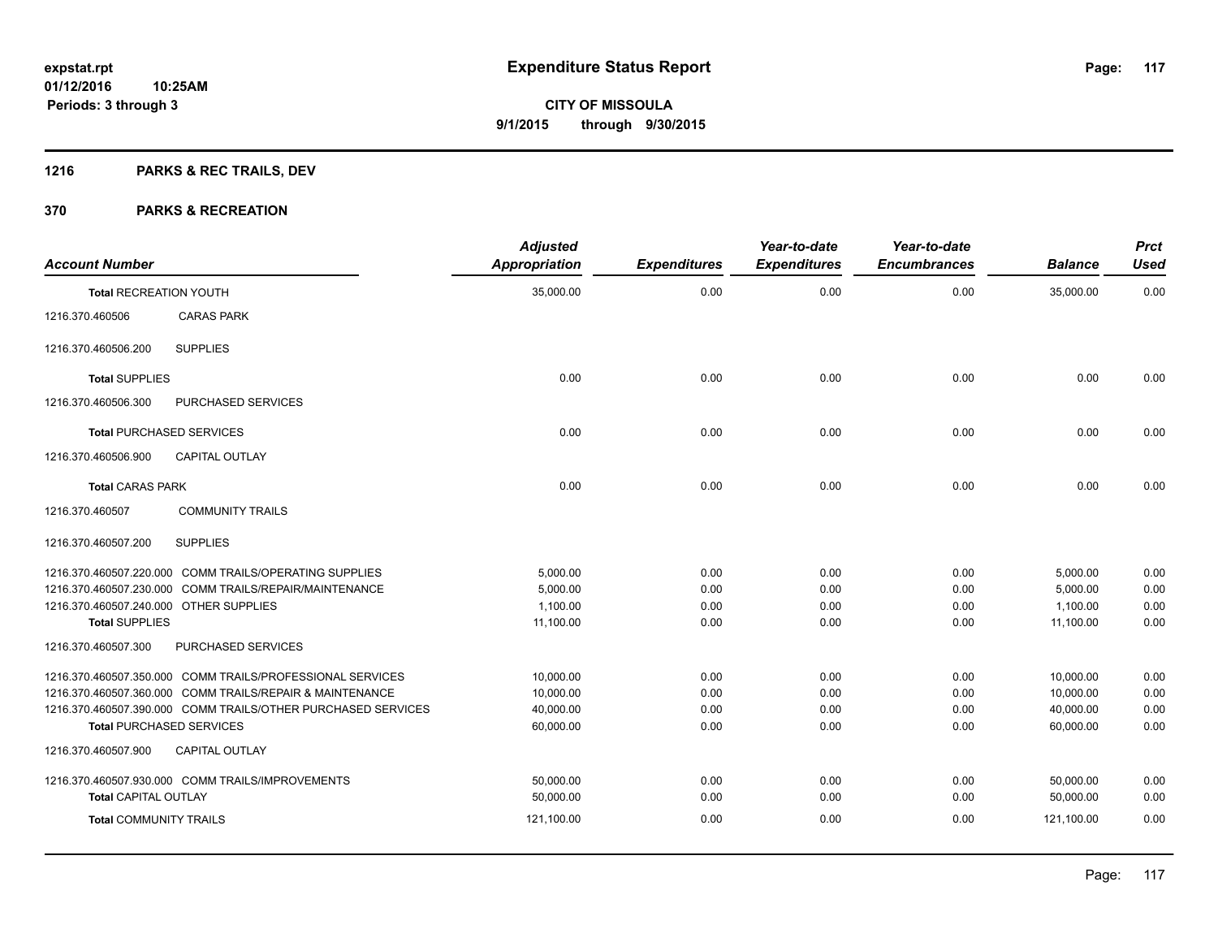# Expenditure Status Report

expstat.rpt
01/12/2016 10:25AM
Periods: 3 through 3

**CITY OF MISSOULA**
**9/1/2015 through 9/30/2015**

## 1216 PARKS & REC TRAILS, DEV

## 370 PARKS & RECREATION

| Account Number | | Adjusted Appropriation | Expenditures | Year-to-date Expenditures | Year-to-date Encumbrances | Balance | Prct Used |
|---|---|---|---|---|---|---|---|
| **Total** RECREATION YOUTH | | 35,000.00 | 0.00 | 0.00 | 0.00 | 35,000.00 | 0.00 |
| 1216.370.460506 | CARAS PARK | | | | | | |
| 1216.370.460506.200 | SUPPLIES | | | | | | |
| **Total** SUPPLIES | | 0.00 | 0.00 | 0.00 | 0.00 | 0.00 | 0.00 |
| 1216.370.460506.300 | PURCHASED SERVICES | | | | | | |
| **Total** PURCHASED SERVICES | | 0.00 | 0.00 | 0.00 | 0.00 | 0.00 | 0.00 |
| 1216.370.460506.900 | CAPITAL OUTLAY | | | | | | |
| **Total** CARAS PARK | | 0.00 | 0.00 | 0.00 | 0.00 | 0.00 | 0.00 |
| 1216.370.460507 | COMMUNITY TRAILS | | | | | | |
| 1216.370.460507.200 | SUPPLIES | | | | | | |
| 1216.370.460507.220.000 | COMM TRAILS/OPERATING SUPPLIES | 5,000.00 | 0.00 | 0.00 | 0.00 | 5,000.00 | 0.00 |
| 1216.370.460507.230.000 | COMM TRAILS/REPAIR/MAINTENANCE | 5,000.00 | 0.00 | 0.00 | 0.00 | 5,000.00 | 0.00 |
| 1216.370.460507.240.000 | OTHER SUPPLIES | 1,100.00 | 0.00 | 0.00 | 0.00 | 1,100.00 | 0.00 |
| **Total** SUPPLIES | | 11,100.00 | 0.00 | 0.00 | 0.00 | 11,100.00 | 0.00 |
| 1216.370.460507.300 | PURCHASED SERVICES | | | | | | |
| 1216.370.460507.350.000 | COMM TRAILS/PROFESSIONAL SERVICES | 10,000.00 | 0.00 | 0.00 | 0.00 | 10,000.00 | 0.00 |
| 1216.370.460507.360.000 | COMM TRAILS/REPAIR & MAINTENANCE | 10,000.00 | 0.00 | 0.00 | 0.00 | 10,000.00 | 0.00 |
| 1216.370.460507.390.000 | COMM TRAILS/OTHER PURCHASED SERVICES | 40,000.00 | 0.00 | 0.00 | 0.00 | 40,000.00 | 0.00 |
| **Total** PURCHASED SERVICES | | 60,000.00 | 0.00 | 0.00 | 0.00 | 60,000.00 | 0.00 |
| 1216.370.460507.900 | CAPITAL OUTLAY | | | | | | |
| 1216.370.460507.930.000 | COMM TRAILS/IMPROVEMENTS | 50,000.00 | 0.00 | 0.00 | 0.00 | 50,000.00 | 0.00 |
| **Total** CAPITAL OUTLAY | | 50,000.00 | 0.00 | 0.00 | 0.00 | 50,000.00 | 0.00 |
| **Total** COMMUNITY TRAILS | | 121,100.00 | 0.00 | 0.00 | 0.00 | 121,100.00 | 0.00 |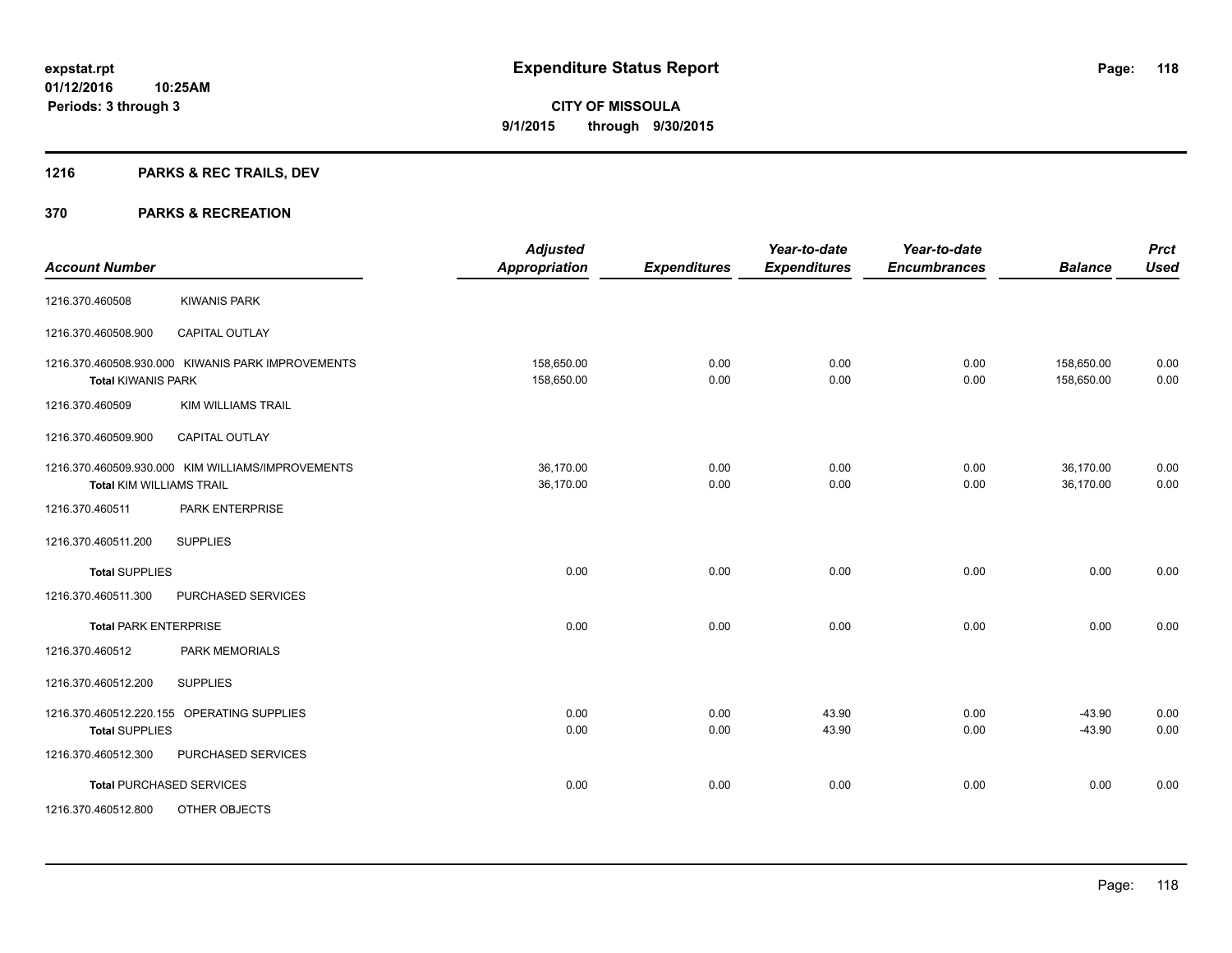# Expenditure Status Report

expstat.rpt
01/12/2016 10:25AM
Periods: 3 through 3

**CITY OF MISSOULA**
**9/1/2015 through 9/30/2015**

## 1216 PARKS & REC TRAILS, DEV

## 370 PARKS & RECREATION

| Account Number | | Adjusted Appropriation | Expenditures | Year-to-date Expenditures | Year-to-date Encumbrances | Balance | Prct Used |
|---|---|---|---|---|---|---|---|
| 1216.370.460508 | KIWANIS PARK | | | | | | |
| 1216.370.460508.900 | CAPITAL OUTLAY | | | | | | |
| 1216.370.460508.930.000 | KIWANIS PARK IMPROVEMENTS | 158,650.00 | 0.00 | 0.00 | 0.00 | 158,650.00 | 0.00 |
| **Total** KIWANIS PARK | | 158,650.00 | 0.00 | 0.00 | 0.00 | 158,650.00 | 0.00 |
| 1216.370.460509 | KIM WILLIAMS TRAIL | | | | | | |
| 1216.370.460509.900 | CAPITAL OUTLAY | | | | | | |
| 1216.370.460509.930.000 | KIM WILLIAMS/IMPROVEMENTS | 36,170.00 | 0.00 | 0.00 | 0.00 | 36,170.00 | 0.00 |
| **Total** KIM WILLIAMS TRAIL | | 36,170.00 | 0.00 | 0.00 | 0.00 | 36,170.00 | 0.00 |
| 1216.370.460511 | PARK ENTERPRISE | | | | | | |
| 1216.370.460511.200 | SUPPLIES | | | | | | |
| **Total** SUPPLIES | | 0.00 | 0.00 | 0.00 | 0.00 | 0.00 | 0.00 |
| 1216.370.460511.300 | PURCHASED SERVICES | | | | | | |
| **Total** PARK ENTERPRISE | | 0.00 | 0.00 | 0.00 | 0.00 | 0.00 | 0.00 |
| 1216.370.460512 | PARK MEMORIALS | | | | | | |
| 1216.370.460512.200 | SUPPLIES | | | | | | |
| 1216.370.460512.220.155 | OPERATING SUPPLIES | 0.00 | 0.00 | 43.90 | 0.00 | -43.90 | 0.00 |
| **Total** SUPPLIES | | 0.00 | 0.00 | 43.90 | 0.00 | -43.90 | 0.00 |
| 1216.370.460512.300 | PURCHASED SERVICES | | | | | | |
| **Total** PURCHASED SERVICES | | 0.00 | 0.00 | 0.00 | 0.00 | 0.00 | 0.00 |
| 1216.370.460512.800 | OTHER OBJECTS | | | | | | |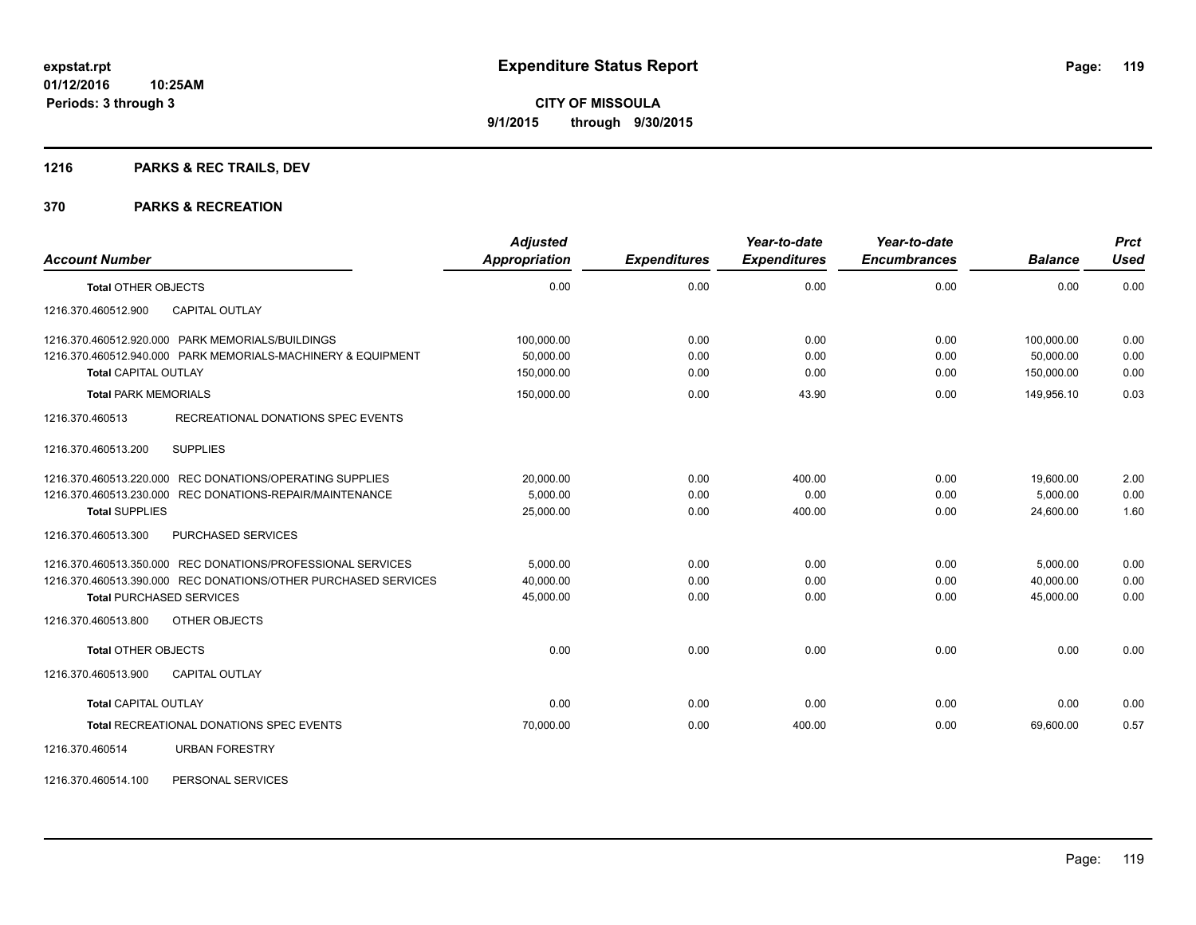**expstat.rpt**
**01/12/2016 10:25AM**
**Periods: 3 through 3**

# Expenditure Status Report

**CITY OF MISSOULA**
**9/1/2015 through 9/30/2015**

## 1216 PARKS & REC TRAILS, DEV

## 370 PARKS & RECREATION

| Account Number | Adjusted Appropriation | Expenditures | Year-to-date Expenditures | Year-to-date Encumbrances | Balance | Prct Used |
|---|---|---|---|---|---|---|
| **Total** OTHER OBJECTS | 0.00 | 0.00 | 0.00 | 0.00 | 0.00 | 0.00 |
| 1216.370.460512.900 CAPITAL OUTLAY | | | | | | |
| 1216.370.460512.920.000 PARK MEMORIALS/BUILDINGS | 100,000.00 | 0.00 | 0.00 | 0.00 | 100,000.00 | 0.00 |
| 1216.370.460512.940.000 PARK MEMORIALS-MACHINERY & EQUIPMENT | 50,000.00 | 0.00 | 0.00 | 0.00 | 50,000.00 | 0.00 |
| **Total** CAPITAL OUTLAY | 150,000.00 | 0.00 | 0.00 | 0.00 | 150,000.00 | 0.00 |
| **Total** PARK MEMORIALS | 150,000.00 | 0.00 | 43.90 | 0.00 | 149,956.10 | 0.03 |
| 1216.370.460513 RECREATIONAL DONATIONS SPEC EVENTS | | | | | | |
| 1216.370.460513.200 SUPPLIES | | | | | | |
| 1216.370.460513.220.000 REC DONATIONS/OPERATING SUPPLIES | 20,000.00 | 0.00 | 400.00 | 0.00 | 19,600.00 | 2.00 |
| 1216.370.460513.230.000 REC DONATIONS-REPAIR/MAINTENANCE | 5,000.00 | 0.00 | 0.00 | 0.00 | 5,000.00 | 0.00 |
| **Total** SUPPLIES | 25,000.00 | 0.00 | 400.00 | 0.00 | 24,600.00 | 1.60 |
| 1216.370.460513.300 PURCHASED SERVICES | | | | | | |
| 1216.370.460513.350.000 REC DONATIONS/PROFESSIONAL SERVICES | 5,000.00 | 0.00 | 0.00 | 0.00 | 5,000.00 | 0.00 |
| 1216.370.460513.390.000 REC DONATIONS/OTHER PURCHASED SERVICES | 40,000.00 | 0.00 | 0.00 | 0.00 | 40,000.00 | 0.00 |
| **Total** PURCHASED SERVICES | 45,000.00 | 0.00 | 0.00 | 0.00 | 45,000.00 | 0.00 |
| 1216.370.460513.800 OTHER OBJECTS | | | | | | |
| **Total** OTHER OBJECTS | 0.00 | 0.00 | 0.00 | 0.00 | 0.00 | 0.00 |
| 1216.370.460513.900 CAPITAL OUTLAY | | | | | | |
| **Total** CAPITAL OUTLAY | 0.00 | 0.00 | 0.00 | 0.00 | 0.00 | 0.00 |
| **Total** RECREATIONAL DONATIONS SPEC EVENTS | 70,000.00 | 0.00 | 400.00 | 0.00 | 69,600.00 | 0.57 |
| 1216.370.460514 URBAN FORESTRY | | | | | | |
| 1216.370.460514.100 PERSONAL SERVICES | | | | | | |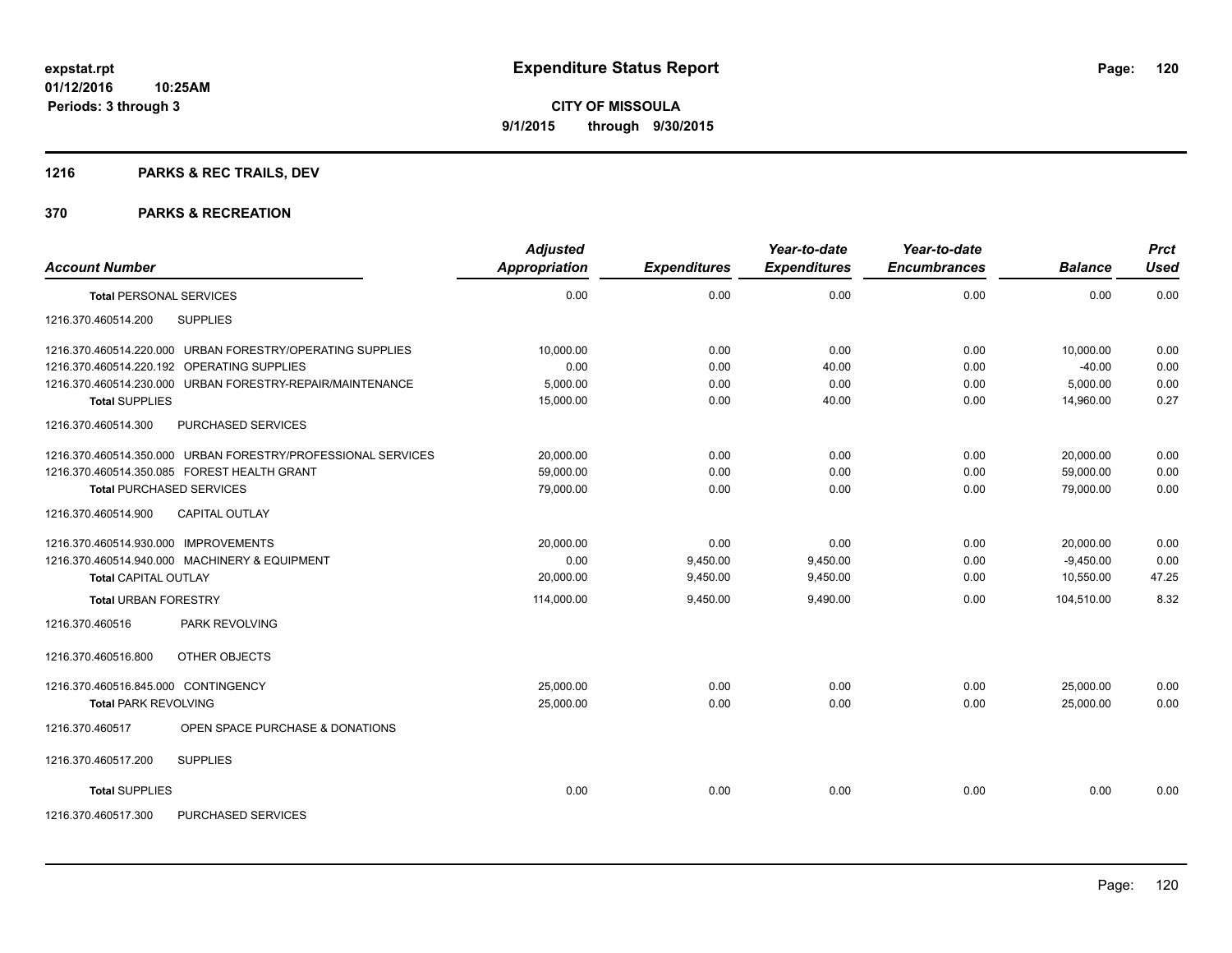**expstat.rpt**
**01/12/2016 10:25AM**
**Periods: 3 through 3**

# Expenditure Status Report

**CITY OF MISSOULA**
**9/1/2015 through 9/30/2015**

## 1216 PARKS & REC TRAILS, DEV

## 370 PARKS & RECREATION

| Account Number | Adjusted Appropriation | Expenditures | Year-to-date Expenditures | Year-to-date Encumbrances | Balance | Prct Used |
|---|---|---|---|---|---|---|
| **Total** PERSONAL SERVICES | 0.00 | 0.00 | 0.00 | 0.00 | 0.00 | 0.00 |
| 1216.370.460514.200 SUPPLIES | | | | | | |
| 1216.370.460514.220.000 URBAN FORESTRY/OPERATING SUPPLIES | 10,000.00 | 0.00 | 0.00 | 0.00 | 10,000.00 | 0.00 |
| 1216.370.460514.220.192 OPERATING SUPPLIES | 0.00 | 0.00 | 40.00 | 0.00 | -40.00 | 0.00 |
| 1216.370.460514.230.000 URBAN FORESTRY-REPAIR/MAINTENANCE | 5,000.00 | 0.00 | 0.00 | 0.00 | 5,000.00 | 0.00 |
| **Total** SUPPLIES | 15,000.00 | 0.00 | 40.00 | 0.00 | 14,960.00 | 0.27 |
| 1216.370.460514.300 PURCHASED SERVICES | | | | | | |
| 1216.370.460514.350.000 URBAN FORESTRY/PROFESSIONAL SERVICES | 20,000.00 | 0.00 | 0.00 | 0.00 | 20,000.00 | 0.00 |
| 1216.370.460514.350.085 FOREST HEALTH GRANT | 59,000.00 | 0.00 | 0.00 | 0.00 | 59,000.00 | 0.00 |
| **Total** PURCHASED SERVICES | 79,000.00 | 0.00 | 0.00 | 0.00 | 79,000.00 | 0.00 |
| 1216.370.460514.900 CAPITAL OUTLAY | | | | | | |
| 1216.370.460514.930.000 IMPROVEMENTS | 20,000.00 | 0.00 | 0.00 | 0.00 | 20,000.00 | 0.00 |
| 1216.370.460514.940.000 MACHINERY & EQUIPMENT | 0.00 | 9,450.00 | 9,450.00 | 0.00 | -9,450.00 | 0.00 |
| **Total** CAPITAL OUTLAY | 20,000.00 | 9,450.00 | 9,450.00 | 0.00 | 10,550.00 | 47.25 |
| **Total** URBAN FORESTRY | 114,000.00 | 9,450.00 | 9,490.00 | 0.00 | 104,510.00 | 8.32 |
| 1216.370.460516 PARK REVOLVING | | | | | | |
| 1216.370.460516.800 OTHER OBJECTS | | | | | | |
| 1216.370.460516.845.000 CONTINGENCY | 25,000.00 | 0.00 | 0.00 | 0.00 | 25,000.00 | 0.00 |
| **Total** PARK REVOLVING | 25,000.00 | 0.00 | 0.00 | 0.00 | 25,000.00 | 0.00 |
| 1216.370.460517 OPEN SPACE PURCHASE & DONATIONS | | | | | | |
| 1216.370.460517.200 SUPPLIES | | | | | | |
| **Total** SUPPLIES | 0.00 | 0.00 | 0.00 | 0.00 | 0.00 | 0.00 |
| 1216.370.460517.300 PURCHASED SERVICES | | | | | | |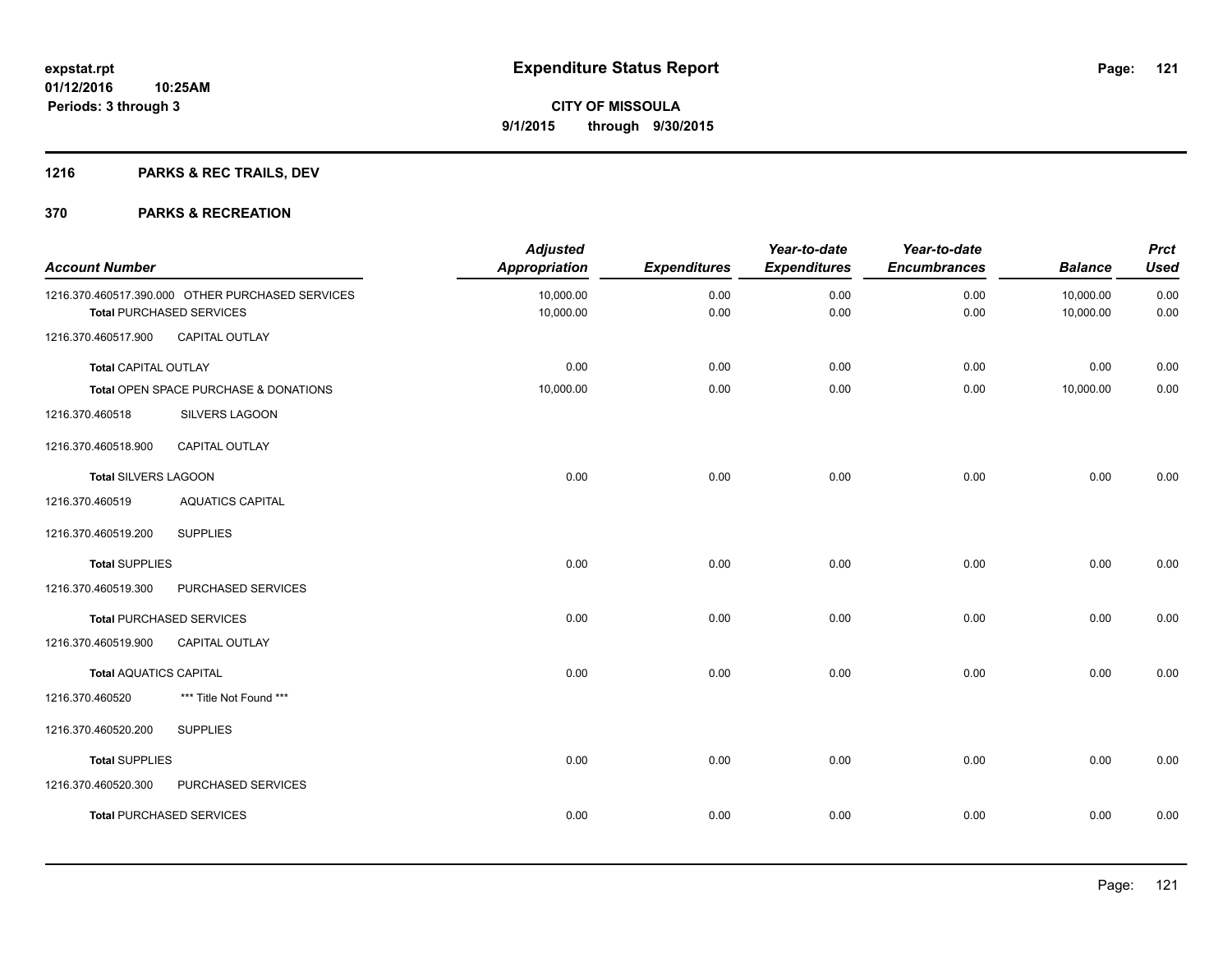# Expenditure Status Report

expstat.rpt
01/12/2016 10:25AM
Periods: 3 through 3

**CITY OF MISSOULA**
**9/1/2015 through 9/30/2015**

## 1216 PARKS & REC TRAILS, DEV

## 370 PARKS & RECREATION

| Account Number | | Adjusted Appropriation | Expenditures | Year-to-date Expenditures | Year-to-date Encumbrances | Balance | Prct Used |
|---|---|---|---|---|---|---|---|
| 1216.370.460517.390.000 | OTHER PURCHASED SERVICES | 10,000.00 | 0.00 | 0.00 | 0.00 | 10,000.00 | 0.00 |
| **Total** PURCHASED SERVICES | | 10,000.00 | 0.00 | 0.00 | 0.00 | 10,000.00 | 0.00 |
| 1216.370.460517.900 | CAPITAL OUTLAY | | | | | | |
| **Total** CAPITAL OUTLAY | | 0.00 | 0.00 | 0.00 | 0.00 | 0.00 | 0.00 |
| **Total** OPEN SPACE PURCHASE & DONATIONS | | 10,000.00 | 0.00 | 0.00 | 0.00 | 10,000.00 | 0.00 |
| 1216.370.460518 | SILVERS LAGOON | | | | | | |
| 1216.370.460518.900 | CAPITAL OUTLAY | | | | | | |
| **Total** SILVERS LAGOON | | 0.00 | 0.00 | 0.00 | 0.00 | 0.00 | 0.00 |
| 1216.370.460519 | AQUATICS CAPITAL | | | | | | |
| 1216.370.460519.200 | SUPPLIES | | | | | | |
| **Total** SUPPLIES | | 0.00 | 0.00 | 0.00 | 0.00 | 0.00 | 0.00 |
| 1216.370.460519.300 | PURCHASED SERVICES | | | | | | |
| **Total** PURCHASED SERVICES | | 0.00 | 0.00 | 0.00 | 0.00 | 0.00 | 0.00 |
| 1216.370.460519.900 | CAPITAL OUTLAY | | | | | | |
| **Total** AQUATICS CAPITAL | | 0.00 | 0.00 | 0.00 | 0.00 | 0.00 | 0.00 |
| 1216.370.460520 | *** Title Not Found *** | | | | | | |
| 1216.370.460520.200 | SUPPLIES | | | | | | |
| **Total** SUPPLIES | | 0.00 | 0.00 | 0.00 | 0.00 | 0.00 | 0.00 |
| 1216.370.460520.300 | PURCHASED SERVICES | | | | | | |
| **Total** PURCHASED SERVICES | | 0.00 | 0.00 | 0.00 | 0.00 | 0.00 | 0.00 |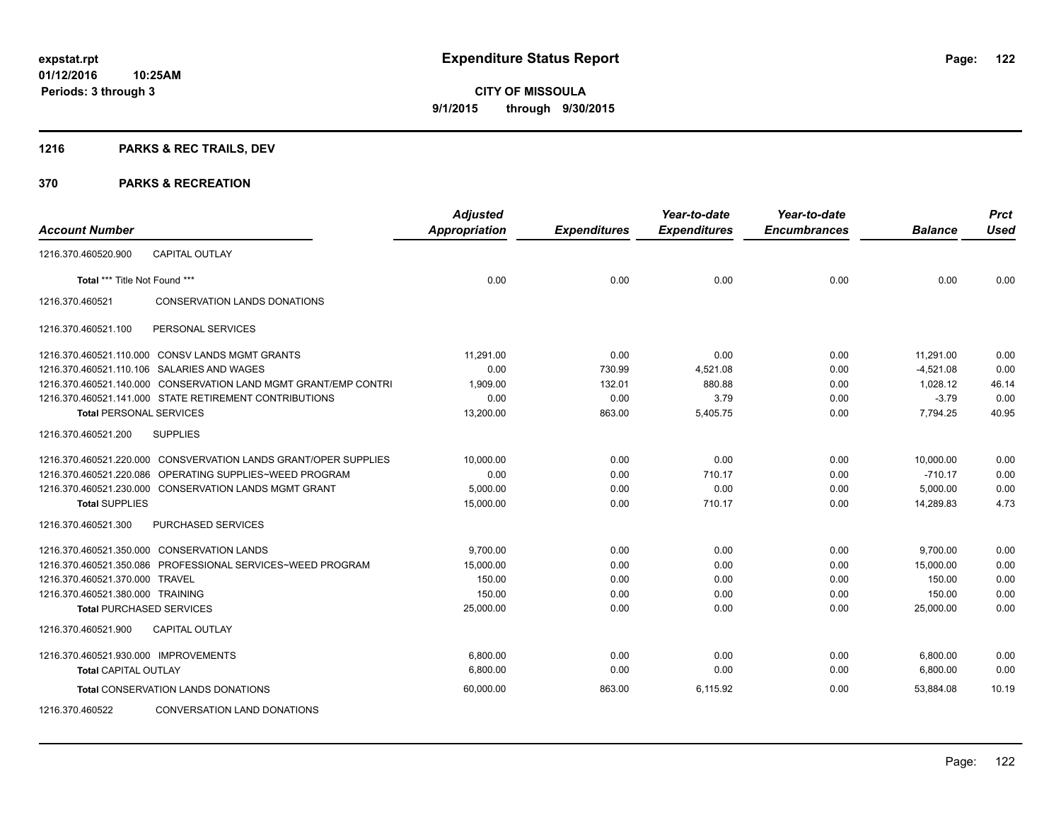# Expenditure Status Report

**CITY OF MISSOULA**

**9/1/2015 through 9/30/2015**

expstat.rpt
01/12/2016 10:25AM
Periods: 3 through 3

## 1216 PARKS & REC TRAILS, DEV

## 370 PARKS & RECREATION

| Account Number | Adjusted Appropriation | Expenditures | Year-to-date Expenditures | Year-to-date Encumbrances | Balance | Prct Used |
|---|---|---|---|---|---|---|
| 1216.370.460520.900 CAPITAL OUTLAY | | | | | | |
| **Total** *** Title Not Found *** | 0.00 | 0.00 | 0.00 | 0.00 | 0.00 | 0.00 |
| 1216.370.460521 CONSERVATION LANDS DONATIONS | | | | | | |
| 1216.370.460521.100 PERSONAL SERVICES | | | | | | |
| 1216.370.460521.110.000 CONSV LANDS MGMT GRANTS | 11,291.00 | 0.00 | 0.00 | 0.00 | 11,291.00 | 0.00 |
| 1216.370.460521.110.106 SALARIES AND WAGES | 0.00 | 730.99 | 4,521.08 | 0.00 | -4,521.08 | 0.00 |
| 1216.370.460521.140.000 CONSERVATION LAND MGMT GRANT/EMP CONTRI | 1,909.00 | 132.01 | 880.88 | 0.00 | 1,028.12 | 46.14 |
| 1216.370.460521.141.000 STATE RETIREMENT CONTRIBUTIONS | 0.00 | 0.00 | 3.79 | 0.00 | -3.79 | 0.00 |
| **Total** PERSONAL SERVICES | 13,200.00 | 863.00 | 5,405.75 | 0.00 | 7,794.25 | 40.95 |
| 1216.370.460521.200 SUPPLIES | | | | | | |
| 1216.370.460521.220.000 CONSVERVATION LANDS GRANT/OPER SUPPLIES | 10,000.00 | 0.00 | 0.00 | 0.00 | 10,000.00 | 0.00 |
| 1216.370.460521.220.086 OPERATING SUPPLIES~WEED PROGRAM | 0.00 | 0.00 | 710.17 | 0.00 | -710.17 | 0.00 |
| 1216.370.460521.230.000 CONSERVATION LANDS MGMT GRANT | 5,000.00 | 0.00 | 0.00 | 0.00 | 5,000.00 | 0.00 |
| **Total** SUPPLIES | 15,000.00 | 0.00 | 710.17 | 0.00 | 14,289.83 | 4.73 |
| 1216.370.460521.300 PURCHASED SERVICES | | | | | | |
| 1216.370.460521.350.000 CONSERVATION LANDS | 9,700.00 | 0.00 | 0.00 | 0.00 | 9,700.00 | 0.00 |
| 1216.370.460521.350.086 PROFESSIONAL SERVICES~WEED PROGRAM | 15,000.00 | 0.00 | 0.00 | 0.00 | 15,000.00 | 0.00 |
| 1216.370.460521.370.000 TRAVEL | 150.00 | 0.00 | 0.00 | 0.00 | 150.00 | 0.00 |
| 1216.370.460521.380.000 TRAINING | 150.00 | 0.00 | 0.00 | 0.00 | 150.00 | 0.00 |
| **Total** PURCHASED SERVICES | 25,000.00 | 0.00 | 0.00 | 0.00 | 25,000.00 | 0.00 |
| 1216.370.460521.900 CAPITAL OUTLAY | | | | | | |
| 1216.370.460521.930.000 IMPROVEMENTS | 6,800.00 | 0.00 | 0.00 | 0.00 | 6,800.00 | 0.00 |
| **Total** CAPITAL OUTLAY | 6,800.00 | 0.00 | 0.00 | 0.00 | 6,800.00 | 0.00 |
| **Total** CONSERVATION LANDS DONATIONS | 60,000.00 | 863.00 | 6,115.92 | 0.00 | 53,884.08 | 10.19 |
| 1216.370.460522 CONVERSATION LAND DONATIONS | | | | | | |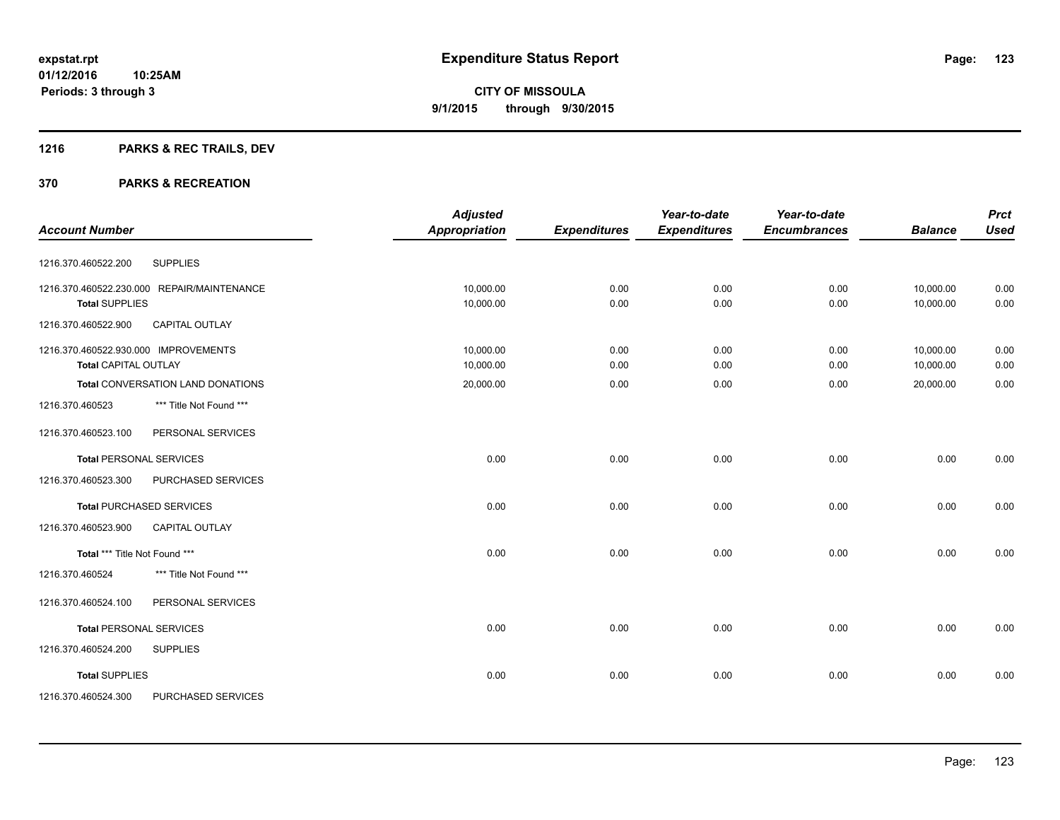# Expenditure Status Report

**CITY OF MISSOULA**

**9/1/2015 through 9/30/2015**

expstat.rpt
01/12/2016 10:25AM
Periods: 3 through 3

## 1216 PARKS & REC TRAILS, DEV

## 370 PARKS & RECREATION

| Account Number | | Adjusted Appropriation | Expenditures | Year-to-date Expenditures | Year-to-date Encumbrances | Balance | Prct Used |
|---|---|---|---|---|---|---|---|
| 1216.370.460522.200 | SUPPLIES | | | | | | |
| 1216.370.460522.230.000 | REPAIR/MAINTENANCE | 10,000.00 | 0.00 | 0.00 | 0.00 | 10,000.00 | 0.00 |
| **Total** SUPPLIES | | 10,000.00 | 0.00 | 0.00 | 0.00 | 10,000.00 | 0.00 |
| 1216.370.460522.900 | CAPITAL OUTLAY | | | | | | |
| 1216.370.460522.930.000 | IMPROVEMENTS | 10,000.00 | 0.00 | 0.00 | 0.00 | 10,000.00 | 0.00 |
| **Total** CAPITAL OUTLAY | | 10,000.00 | 0.00 | 0.00 | 0.00 | 10,000.00 | 0.00 |
| **Total** CONVERSATION LAND DONATIONS | | 20,000.00 | 0.00 | 0.00 | 0.00 | 20,000.00 | 0.00 |
| 1216.370.460523 | *** Title Not Found *** | | | | | | |
| 1216.370.460523.100 | PERSONAL SERVICES | | | | | | |
| **Total** PERSONAL SERVICES | | 0.00 | 0.00 | 0.00 | 0.00 | 0.00 | 0.00 |
| 1216.370.460523.300 | PURCHASED SERVICES | | | | | | |
| **Total** PURCHASED SERVICES | | 0.00 | 0.00 | 0.00 | 0.00 | 0.00 | 0.00 |
| 1216.370.460523.900 | CAPITAL OUTLAY | | | | | | |
| **Total** *** Title Not Found *** | | 0.00 | 0.00 | 0.00 | 0.00 | 0.00 | 0.00 |
| 1216.370.460524 | *** Title Not Found *** | | | | | | |
| 1216.370.460524.100 | PERSONAL SERVICES | | | | | | |
| **Total** PERSONAL SERVICES | | 0.00 | 0.00 | 0.00 | 0.00 | 0.00 | 0.00 |
| 1216.370.460524.200 | SUPPLIES | | | | | | |
| **Total** SUPPLIES | | 0.00 | 0.00 | 0.00 | 0.00 | 0.00 | 0.00 |
| 1216.370.460524.300 | PURCHASED SERVICES | | | | | | |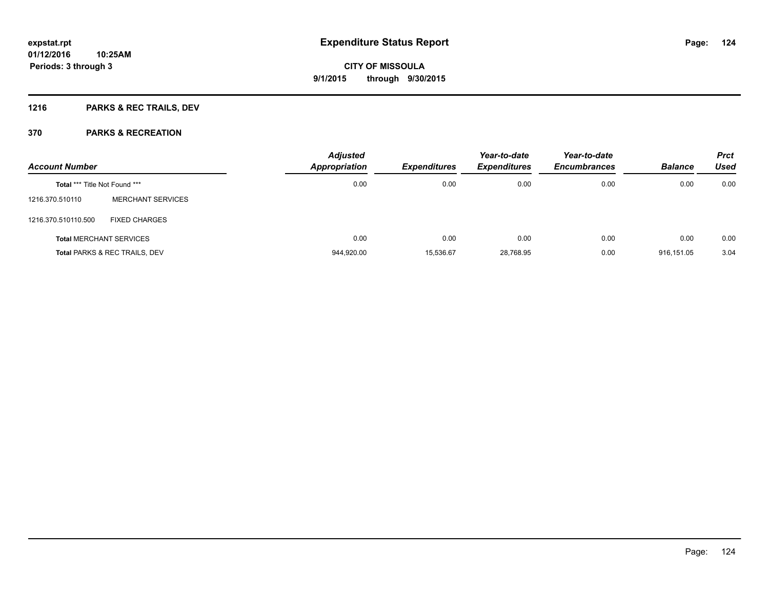# Expenditure Status Report

expstat.rpt
01/12/2016 10:25AM
Periods: 3 through 3

**CITY OF MISSOULA**
**9/1/2015 through 9/30/2015**

## 1216 PARKS & REC TRAILS, DEV

## 370 PARKS & RECREATION

| Account Number | | Adjusted Appropriation | Expenditures | Year-to-date Expenditures | Year-to-date Encumbrances | Balance | Prct Used |
|---|---|---|---|---|---|---|---|
| **Total** *** Title Not Found *** | | 0.00 | 0.00 | 0.00 | 0.00 | 0.00 | 0.00 |
| 1216.370.510110 | MERCHANT SERVICES | | | | | | |
| 1216.370.510110.500 | FIXED CHARGES | | | | | | |
| **Total** MERCHANT SERVICES | | 0.00 | 0.00 | 0.00 | 0.00 | 0.00 | 0.00 |
| **Total** PARKS & REC TRAILS, DEV | | 944,920.00 | 15,536.67 | 28,768.95 | 0.00 | 916,151.05 | 3.04 |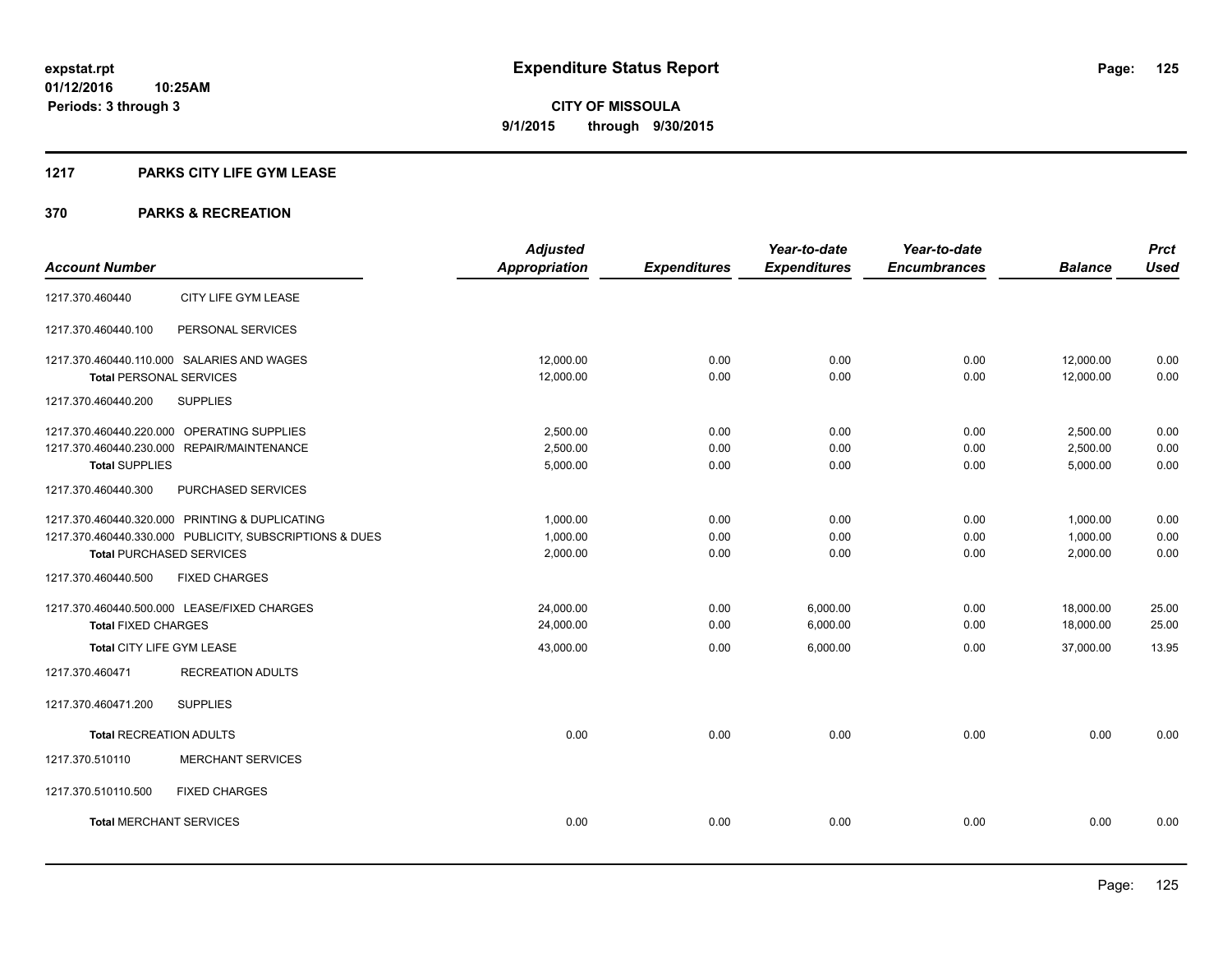# Expenditure Status Report

**expstat.rpt**
**01/12/2016 10:25AM**
**Periods: 3 through 3**

**CITY OF MISSOULA**
**9/1/2015 through 9/30/2015**

## 1217 PARKS CITY LIFE GYM LEASE

## 370 PARKS & RECREATION

| Account Number | | Adjusted Appropriation | Expenditures | Year-to-date Expenditures | Year-to-date Encumbrances | Balance | Prct Used |
|---|---|---|---|---|---|---|---|
| 1217.370.460440 | CITY LIFE GYM LEASE | | | | | | |
| 1217.370.460440.100 | PERSONAL SERVICES | | | | | | |
| 1217.370.460440.110.000 SALARIES AND WAGES | | 12,000.00 | 0.00 | 0.00 | 0.00 | 12,000.00 | 0.00 |
| **Total** PERSONAL SERVICES | | 12,000.00 | 0.00 | 0.00 | 0.00 | 12,000.00 | 0.00 |
| 1217.370.460440.200 | SUPPLIES | | | | | | |
| 1217.370.460440.220.000 OPERATING SUPPLIES | | 2,500.00 | 0.00 | 0.00 | 0.00 | 2,500.00 | 0.00 |
| 1217.370.460440.230.000 REPAIR/MAINTENANCE | | 2,500.00 | 0.00 | 0.00 | 0.00 | 2,500.00 | 0.00 |
| **Total** SUPPLIES | | 5,000.00 | 0.00 | 0.00 | 0.00 | 5,000.00 | 0.00 |
| 1217.370.460440.300 | PURCHASED SERVICES | | | | | | |
| 1217.370.460440.320.000 PRINTING & DUPLICATING | | 1,000.00 | 0.00 | 0.00 | 0.00 | 1,000.00 | 0.00 |
| 1217.370.460440.330.000 PUBLICITY, SUBSCRIPTIONS & DUES | | 1,000.00 | 0.00 | 0.00 | 0.00 | 1,000.00 | 0.00 |
| **Total** PURCHASED SERVICES | | 2,000.00 | 0.00 | 0.00 | 0.00 | 2,000.00 | 0.00 |
| 1217.370.460440.500 | FIXED CHARGES | | | | | | |
| 1217.370.460440.500.000 LEASE/FIXED CHARGES | | 24,000.00 | 0.00 | 6,000.00 | 0.00 | 18,000.00 | 25.00 |
| **Total** FIXED CHARGES | | 24,000.00 | 0.00 | 6,000.00 | 0.00 | 18,000.00 | 25.00 |
| **Total** CITY LIFE GYM LEASE | | 43,000.00 | 0.00 | 6,000.00 | 0.00 | 37,000.00 | 13.95 |
| 1217.370.460471 | RECREATION ADULTS | | | | | | |
| 1217.370.460471.200 | SUPPLIES | | | | | | |
| **Total** RECREATION ADULTS | | 0.00 | 0.00 | 0.00 | 0.00 | 0.00 | 0.00 |
| 1217.370.510110 | MERCHANT SERVICES | | | | | | |
| 1217.370.510110.500 | FIXED CHARGES | | | | | | |
| **Total** MERCHANT SERVICES | | 0.00 | 0.00 | 0.00 | 0.00 | 0.00 | 0.00 |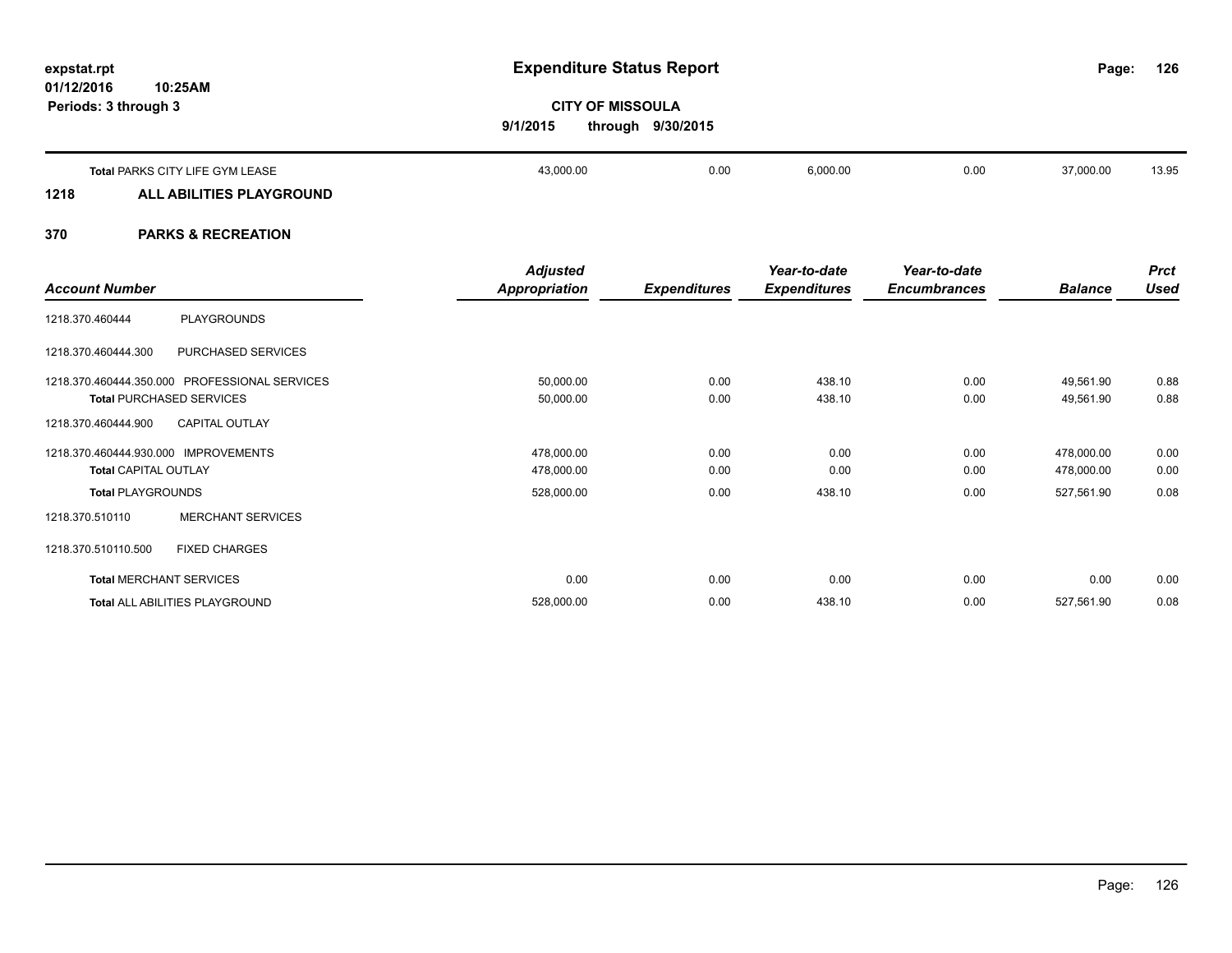**Expenditure Status Report**

**CITY OF MISSOULA**

**9/1/2015 through 9/30/2015**

expstat.rpt
01/12/2016 10:25AM
Periods: 3 through 3

| | | | | | |
|---|---|---|---|---|---|
| **Total** PARKS CITY LIFE GYM LEASE | 43,000.00 | 0.00 | 6,000.00 | 0.00 | 37,000.00 | 13.95 |

## 1218 ALL ABILITIES PLAYGROUND

## 370 PARKS & RECREATION

| Account Number | | Adjusted Appropriation | Expenditures | Year-to-date Expenditures | Year-to-date Encumbrances | Balance | Prct Used |
|---|---|---|---|---|---|---|---|
| 1218.370.460444 | PLAYGROUNDS | | | | | | |
| 1218.370.460444.300 | PURCHASED SERVICES | | | | | | |
| 1218.370.460444.350.000 | PROFESSIONAL SERVICES | 50,000.00 | 0.00 | 438.10 | 0.00 | 49,561.90 | 0.88 |
| **Total** PURCHASED SERVICES | | 50,000.00 | 0.00 | 438.10 | 0.00 | 49,561.90 | 0.88 |
| 1218.370.460444.900 | CAPITAL OUTLAY | | | | | | |
| 1218.370.460444.930.000 | IMPROVEMENTS | 478,000.00 | 0.00 | 0.00 | 0.00 | 478,000.00 | 0.00 |
| **Total** CAPITAL OUTLAY | | 478,000.00 | 0.00 | 0.00 | 0.00 | 478,000.00 | 0.00 |
| **Total** PLAYGROUNDS | | 528,000.00 | 0.00 | 438.10 | 0.00 | 527,561.90 | 0.08 |
| 1218.370.510110 | MERCHANT SERVICES | | | | | | |
| 1218.370.510110.500 | FIXED CHARGES | | | | | | |
| **Total** MERCHANT SERVICES | | 0.00 | 0.00 | 0.00 | 0.00 | 0.00 | 0.00 |
| **Total** ALL ABILITIES PLAYGROUND | | 528,000.00 | 0.00 | 438.10 | 0.00 | 527,561.90 | 0.08 |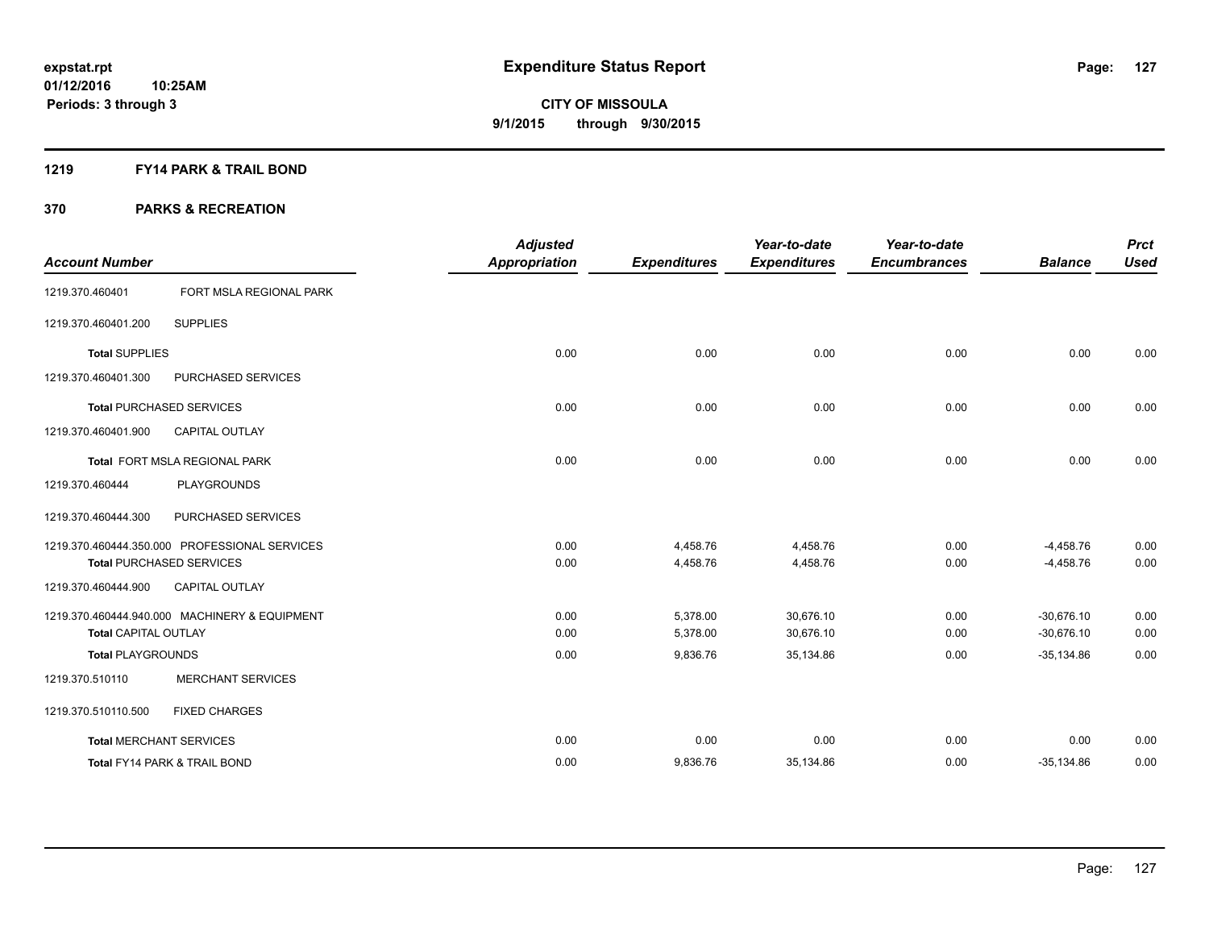expstat.rpt
01/12/2016 10:25AM
Periods: 3 through 3

# Expenditure Status Report

**CITY OF MISSOULA**
**9/1/2015 through 9/30/2015**

## 1219 FY14 PARK & TRAIL BOND

## 370 PARKS & RECREATION

| Account Number | | Adjusted Appropriation | Expenditures | Year-to-date Expenditures | Year-to-date Encumbrances | Balance | Prct Used |
|---|---|---|---|---|---|---|---|
| 1219.370.460401 | FORT MSLA REGIONAL PARK | | | | | | |
| 1219.370.460401.200 | SUPPLIES | | | | | | |
| **Total** SUPPLIES | | 0.00 | 0.00 | 0.00 | 0.00 | 0.00 | 0.00 |
| 1219.370.460401.300 | PURCHASED SERVICES | | | | | | |
| **Total** PURCHASED SERVICES | | 0.00 | 0.00 | 0.00 | 0.00 | 0.00 | 0.00 |
| 1219.370.460401.900 | CAPITAL OUTLAY | | | | | | |
| **Total** FORT MSLA REGIONAL PARK | | 0.00 | 0.00 | 0.00 | 0.00 | 0.00 | 0.00 |
| 1219.370.460444 | PLAYGROUNDS | | | | | | |
| 1219.370.460444.300 | PURCHASED SERVICES | | | | | | |
| 1219.370.460444.350.000 | PROFESSIONAL SERVICES | 0.00 | 4,458.76 | 4,458.76 | 0.00 | -4,458.76 | 0.00 |
| **Total** PURCHASED SERVICES | | 0.00 | 4,458.76 | 4,458.76 | 0.00 | -4,458.76 | 0.00 |
| 1219.370.460444.900 | CAPITAL OUTLAY | | | | | | |
| 1219.370.460444.940.000 | MACHINERY & EQUIPMENT | 0.00 | 5,378.00 | 30,676.10 | 0.00 | -30,676.10 | 0.00 |
| **Total** CAPITAL OUTLAY | | 0.00 | 5,378.00 | 30,676.10 | 0.00 | -30,676.10 | 0.00 |
| **Total** PLAYGROUNDS | | 0.00 | 9,836.76 | 35,134.86 | 0.00 | -35,134.86 | 0.00 |
| 1219.370.510110 | MERCHANT SERVICES | | | | | | |
| 1219.370.510110.500 | FIXED CHARGES | | | | | | |
| **Total** MERCHANT SERVICES | | 0.00 | 0.00 | 0.00 | 0.00 | 0.00 | 0.00 |
| **Total** FY14 PARK & TRAIL BOND | | 0.00 | 9,836.76 | 35,134.86 | 0.00 | -35,134.86 | 0.00 |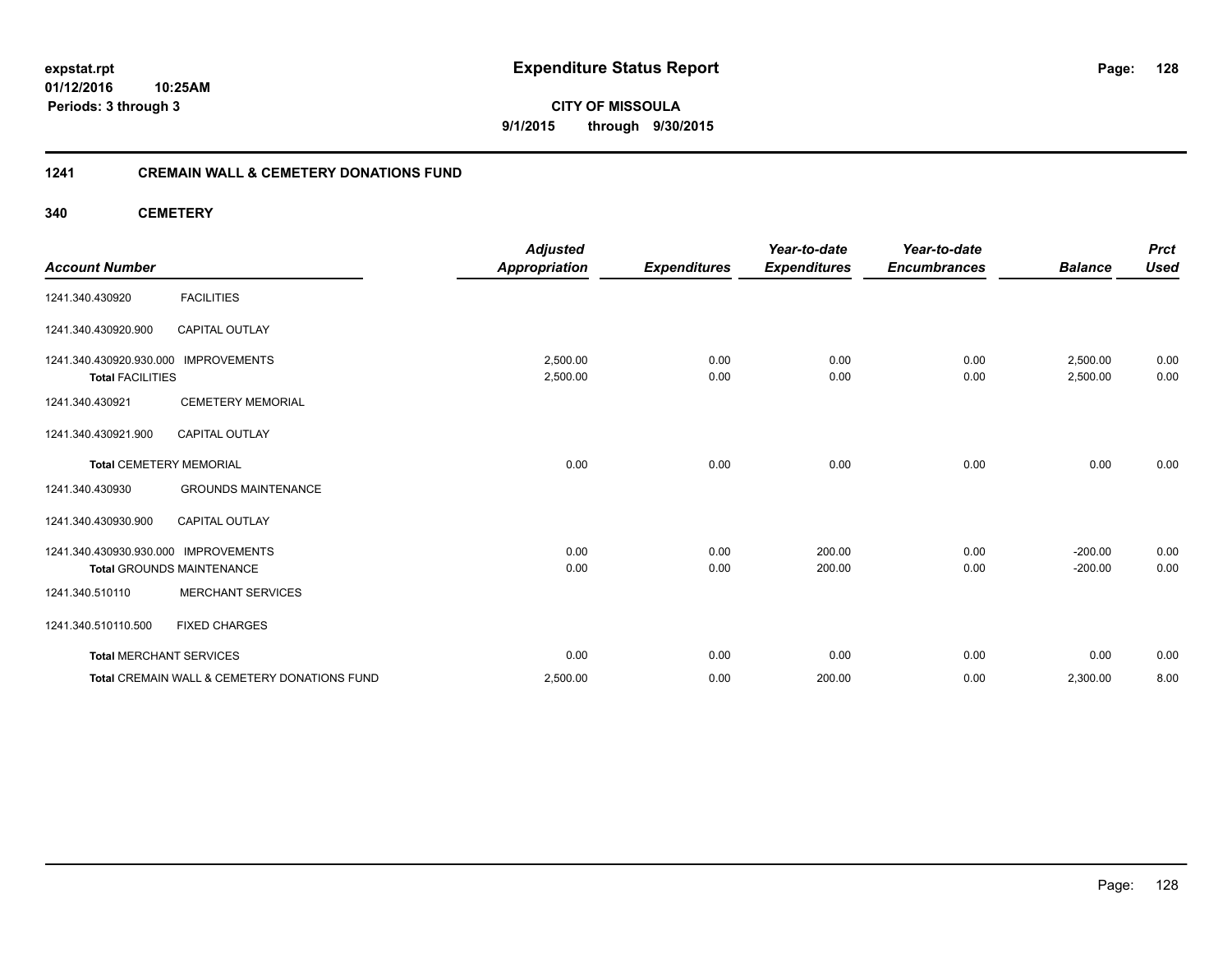expstat.rpt
01/12/2016 10:25AM
Periods: 3 through 3

# Expenditure Status Report

**CITY OF MISSOULA**
**9/1/2015 through 9/30/2015**

## 1241 CREMAIN WALL & CEMETERY DONATIONS FUND

### 340 CEMETERY

| Account Number | | Adjusted Appropriation | Expenditures | Year-to-date Expenditures | Year-to-date Encumbrances | Balance | Prct Used |
|---|---|---|---|---|---|---|---|
| 1241.340.430920 | FACILITIES | | | | | | |
| 1241.340.430920.900 | CAPITAL OUTLAY | | | | | | |
| 1241.340.430920.930.000 | IMPROVEMENTS | 2,500.00 | 0.00 | 0.00 | 0.00 | 2,500.00 | 0.00 |
| **Total** FACILITIES | | 2,500.00 | 0.00 | 0.00 | 0.00 | 2,500.00 | 0.00 |
| 1241.340.430921 | CEMETERY MEMORIAL | | | | | | |
| 1241.340.430921.900 | CAPITAL OUTLAY | | | | | | |
| **Total** CEMETERY MEMORIAL | | 0.00 | 0.00 | 0.00 | 0.00 | 0.00 | 0.00 |
| 1241.340.430930 | GROUNDS MAINTENANCE | | | | | | |
| 1241.340.430930.900 | CAPITAL OUTLAY | | | | | | |
| 1241.340.430930.930.000 | IMPROVEMENTS | 0.00 | 0.00 | 200.00 | 0.00 | -200.00 | 0.00 |
| **Total** GROUNDS MAINTENANCE | | 0.00 | 0.00 | 200.00 | 0.00 | -200.00 | 0.00 |
| 1241.340.510110 | MERCHANT SERVICES | | | | | | |
| 1241.340.510110.500 | FIXED CHARGES | | | | | | |
| **Total** MERCHANT SERVICES | | 0.00 | 0.00 | 0.00 | 0.00 | 0.00 | 0.00 |
| **Total** CREMAIN WALL & CEMETERY DONATIONS FUND | | 2,500.00 | 0.00 | 200.00 | 0.00 | 2,300.00 | 8.00 |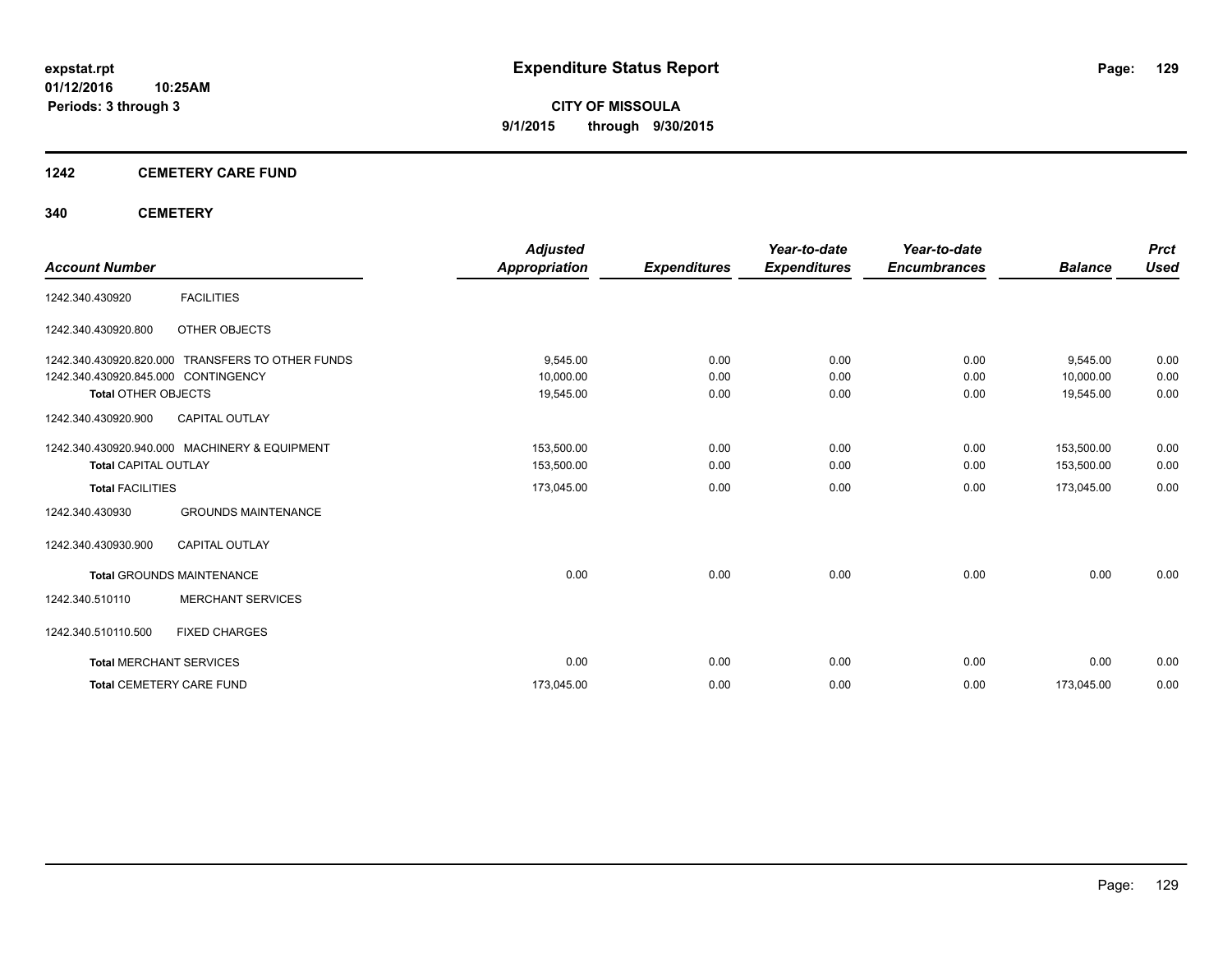**expstat.rpt**
**01/12/2016 10:25AM**
**Periods: 3 through 3**

# Expenditure Status Report

**CITY OF MISSOULA**
**9/1/2015 through 9/30/2015**

## 1242 CEMETERY CARE FUND

### 340 CEMETERY

| Account Number | | Adjusted Appropriation | Expenditures | Year-to-date Expenditures | Year-to-date Encumbrances | Balance | Prct Used |
|---|---|---|---|---|---|---|---|
| 1242.340.430920 | FACILITIES | | | | | | |
| 1242.340.430920.800 | OTHER OBJECTS | | | | | | |
| 1242.340.430920.820.000 | TRANSFERS TO OTHER FUNDS | 9,545.00 | 0.00 | 0.00 | 0.00 | 9,545.00 | 0.00 |
| 1242.340.430920.845.000 | CONTINGENCY | 10,000.00 | 0.00 | 0.00 | 0.00 | 10,000.00 | 0.00 |
| **Total** OTHER OBJECTS | | 19,545.00 | 0.00 | 0.00 | 0.00 | 19,545.00 | 0.00 |
| 1242.340.430920.900 | CAPITAL OUTLAY | | | | | | |
| 1242.340.430920.940.000 | MACHINERY & EQUIPMENT | 153,500.00 | 0.00 | 0.00 | 0.00 | 153,500.00 | 0.00 |
| **Total** CAPITAL OUTLAY | | 153,500.00 | 0.00 | 0.00 | 0.00 | 153,500.00 | 0.00 |
| **Total** FACILITIES | | 173,045.00 | 0.00 | 0.00 | 0.00 | 173,045.00 | 0.00 |
| 1242.340.430930 | GROUNDS MAINTENANCE | | | | | | |
| 1242.340.430930.900 | CAPITAL OUTLAY | | | | | | |
| **Total** GROUNDS MAINTENANCE | | 0.00 | 0.00 | 0.00 | 0.00 | 0.00 | 0.00 |
| 1242.340.510110 | MERCHANT SERVICES | | | | | | |
| 1242.340.510110.500 | FIXED CHARGES | | | | | | |
| **Total** MERCHANT SERVICES | | 0.00 | 0.00 | 0.00 | 0.00 | 0.00 | 0.00 |
| **Total** CEMETERY CARE FUND | | 173,045.00 | 0.00 | 0.00 | 0.00 | 173,045.00 | 0.00 |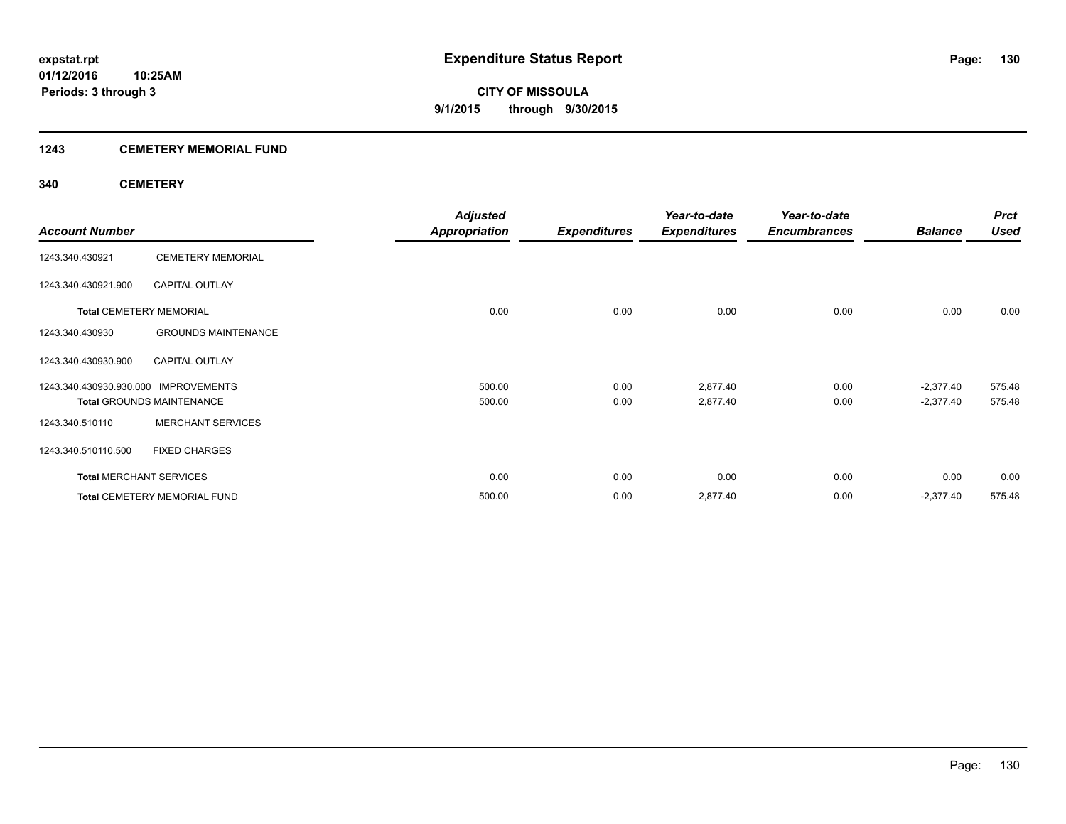# Expenditure Status Report

**CITY OF MISSOULA**
**9/1/2015 through 9/30/2015**

expstat.rpt
01/12/2016 10:25AM
Periods: 3 through 3

## 1243 CEMETERY MEMORIAL FUND

### 340 CEMETERY

| Account Number | | Adjusted Appropriation | Expenditures | Year-to-date Expenditures | Year-to-date Encumbrances | Balance | Prct Used |
|---|---|---|---|---|---|---|---|
| 1243.340.430921 | CEMETERY MEMORIAL | | | | | | |
| 1243.340.430921.900 | CAPITAL OUTLAY | | | | | | |
| **Total** CEMETERY MEMORIAL | | 0.00 | 0.00 | 0.00 | 0.00 | 0.00 | 0.00 |
| 1243.340.430930 | GROUNDS MAINTENANCE | | | | | | |
| 1243.340.430930.900 | CAPITAL OUTLAY | | | | | | |
| 1243.340.430930.930.000 | IMPROVEMENTS | 500.00 | 0.00 | 2,877.40 | 0.00 | -2,377.40 | 575.48 |
| **Total** GROUNDS MAINTENANCE | | 500.00 | 0.00 | 2,877.40 | 0.00 | -2,377.40 | 575.48 |
| 1243.340.510110 | MERCHANT SERVICES | | | | | | |
| 1243.340.510110.500 | FIXED CHARGES | | | | | | |
| **Total** MERCHANT SERVICES | | 0.00 | 0.00 | 0.00 | 0.00 | 0.00 | 0.00 |
| **Total** CEMETERY MEMORIAL FUND | | 500.00 | 0.00 | 2,877.40 | 0.00 | -2,377.40 | 575.48 |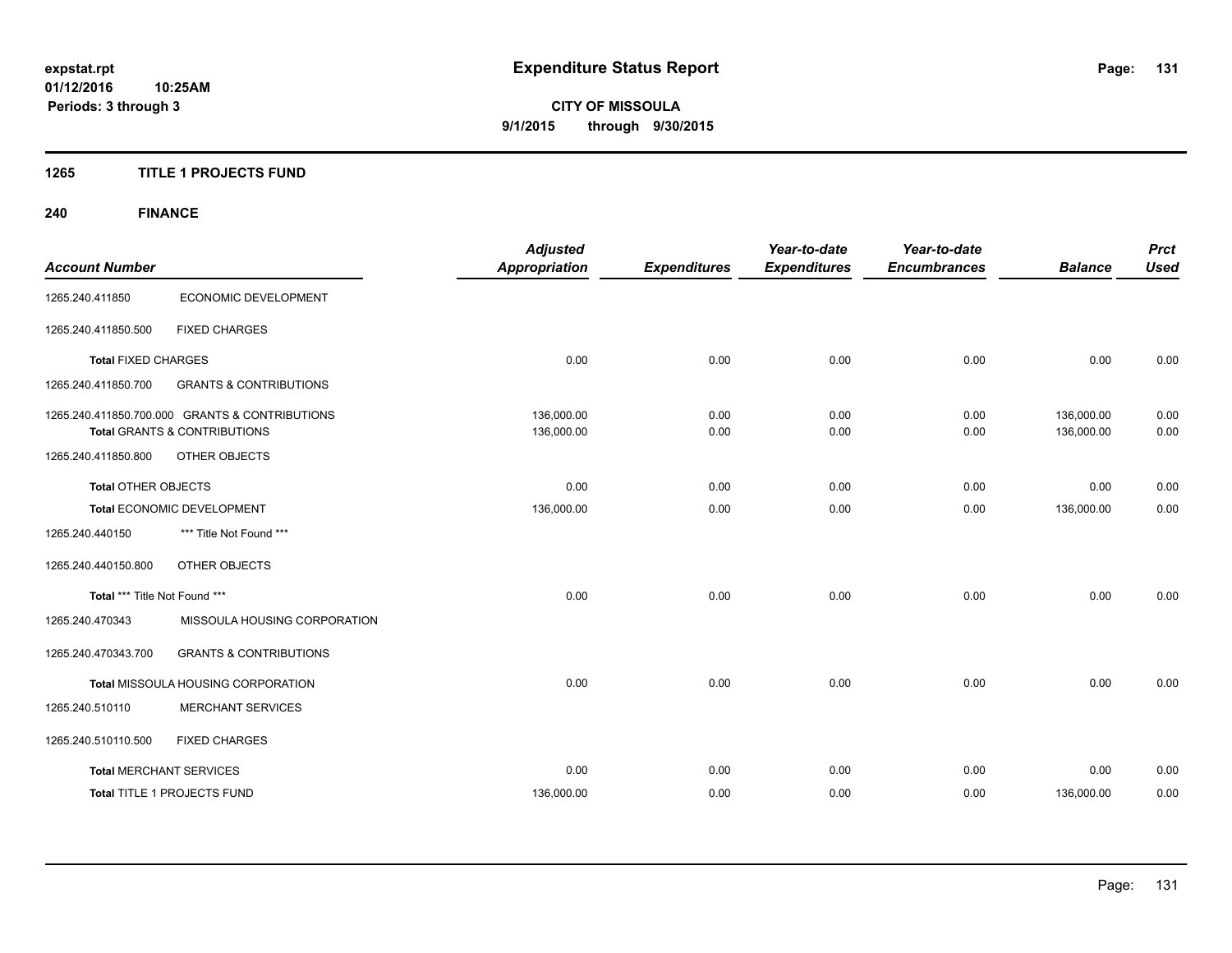# Expenditure Status Report

**CITY OF MISSOULA**
**9/1/2015 through 9/30/2015**

expstat.rpt
01/12/2016 10:25AM
Periods: 3 through 3

## 1265 TITLE 1 PROJECTS FUND

### 240 FINANCE

| Account Number | | Adjusted Appropriation | Expenditures | Year-to-date Expenditures | Year-to-date Encumbrances | Balance | Prct Used |
|---|---|---|---|---|---|---|---|
| 1265.240.411850 | ECONOMIC DEVELOPMENT | | | | | | |
| 1265.240.411850.500 | FIXED CHARGES | | | | | | |
| **Total** FIXED CHARGES | | 0.00 | 0.00 | 0.00 | 0.00 | 0.00 | 0.00 |
| 1265.240.411850.700 | GRANTS & CONTRIBUTIONS | | | | | | |
| 1265.240.411850.700.000 | GRANTS & CONTRIBUTIONS | 136,000.00 | 0.00 | 0.00 | 0.00 | 136,000.00 | 0.00 |
| **Total** GRANTS & CONTRIBUTIONS | | 136,000.00 | 0.00 | 0.00 | 0.00 | 136,000.00 | 0.00 |
| 1265.240.411850.800 | OTHER OBJECTS | | | | | | |
| **Total** OTHER OBJECTS | | 0.00 | 0.00 | 0.00 | 0.00 | 0.00 | 0.00 |
| **Total** ECONOMIC DEVELOPMENT | | 136,000.00 | 0.00 | 0.00 | 0.00 | 136,000.00 | 0.00 |
| 1265.240.440150 | *** Title Not Found *** | | | | | | |
| 1265.240.440150.800 | OTHER OBJECTS | | | | | | |
| **Total** *** Title Not Found *** | | 0.00 | 0.00 | 0.00 | 0.00 | 0.00 | 0.00 |
| 1265.240.470343 | MISSOULA HOUSING CORPORATION | | | | | | |
| 1265.240.470343.700 | GRANTS & CONTRIBUTIONS | | | | | | |
| **Total** MISSOULA HOUSING CORPORATION | | 0.00 | 0.00 | 0.00 | 0.00 | 0.00 | 0.00 |
| 1265.240.510110 | MERCHANT SERVICES | | | | | | |
| 1265.240.510110.500 | FIXED CHARGES | | | | | | |
| **Total** MERCHANT SERVICES | | 0.00 | 0.00 | 0.00 | 0.00 | 0.00 | 0.00 |
| **Total** TITLE 1 PROJECTS FUND | | 136,000.00 | 0.00 | 0.00 | 0.00 | 136,000.00 | 0.00 |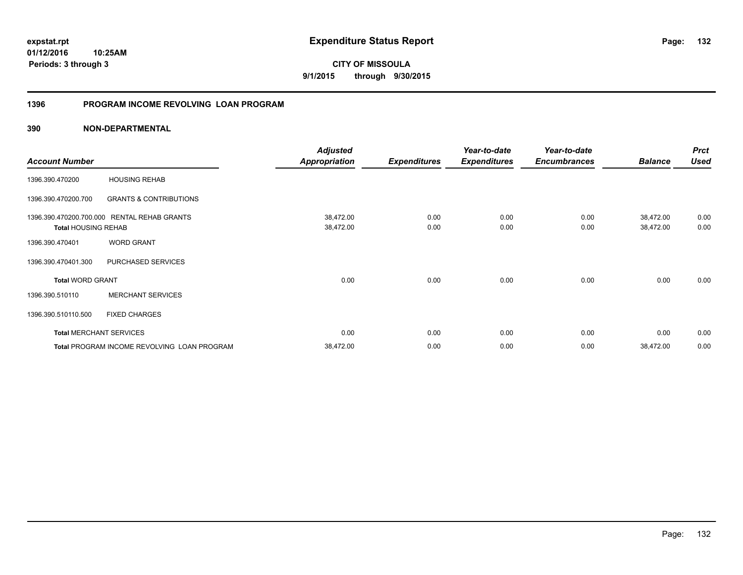**expstat.rpt**
**01/12/2016 10:25AM**
**Periods: 3 through 3**

# Expenditure Status Report

**CITY OF MISSOULA**
**9/1/2015 through 9/30/2015**

## 1396 PROGRAM INCOME REVOLVING LOAN PROGRAM

### 390 NON-DEPARTMENTAL

| Account Number | | Adjusted Appropriation | Expenditures | Year-to-date Expenditures | Year-to-date Encumbrances | Balance | Prct Used |
|---|---|---|---|---|---|---|---|
| 1396.390.470200 | HOUSING REHAB | | | | | | |
| 1396.390.470200.700 | GRANTS & CONTRIBUTIONS | | | | | | |
| 1396.390.470200.700.000 | RENTAL REHAB GRANTS | 38,472.00 | 0.00 | 0.00 | 0.00 | 38,472.00 | 0.00 |
| **Total** HOUSING REHAB | | 38,472.00 | 0.00 | 0.00 | 0.00 | 38,472.00 | 0.00 |
| 1396.390.470401 | WORD GRANT | | | | | | |
| 1396.390.470401.300 | PURCHASED SERVICES | | | | | | |
| **Total** WORD GRANT | | 0.00 | 0.00 | 0.00 | 0.00 | 0.00 | 0.00 |
| 1396.390.510110 | MERCHANT SERVICES | | | | | | |
| 1396.390.510110.500 | FIXED CHARGES | | | | | | |
| **Total** MERCHANT SERVICES | | 0.00 | 0.00 | 0.00 | 0.00 | 0.00 | 0.00 |
| **Total** PROGRAM INCOME REVOLVING LOAN PROGRAM | | 38,472.00 | 0.00 | 0.00 | 0.00 | 38,472.00 | 0.00 |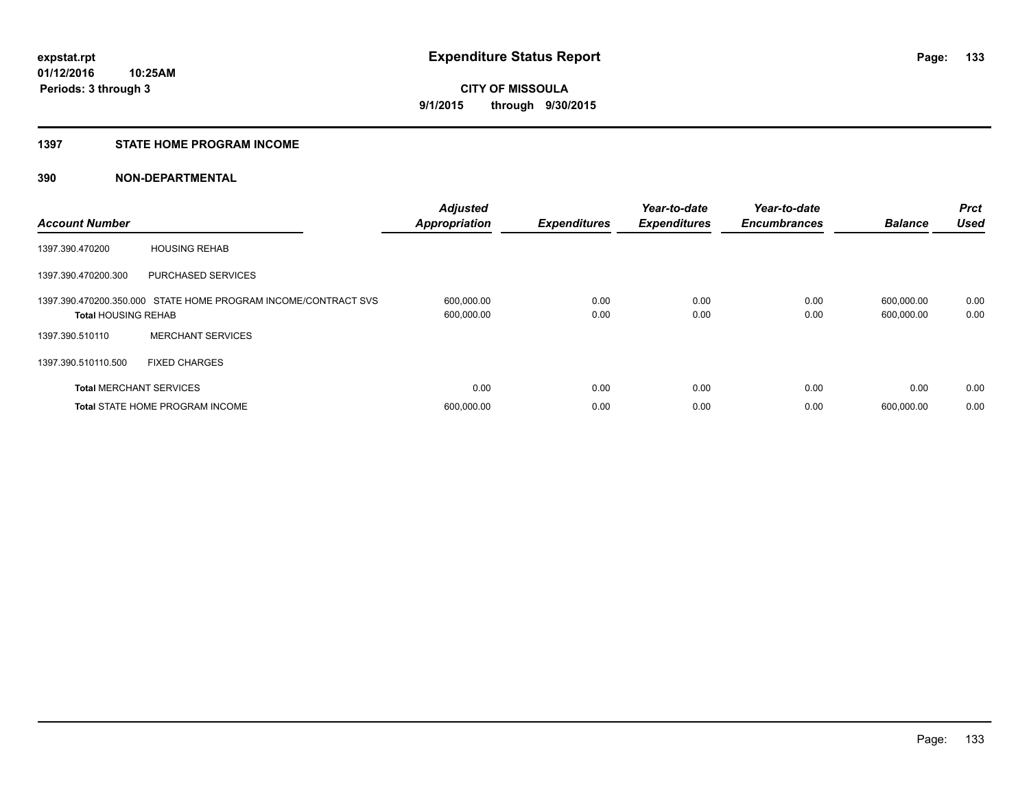# Expenditure Status Report

expstat.rpt
01/12/2016 10:25AM
Periods: 3 through 3

**CITY OF MISSOULA**
**9/1/2015 through 9/30/2015**

## 1397 STATE HOME PROGRAM INCOME

## 390 NON-DEPARTMENTAL

| Account Number | | Adjusted Appropriation | Expenditures | Year-to-date Expenditures | Year-to-date Encumbrances | Balance | Prct Used |
|---|---|---|---|---|---|---|---|
| 1397.390.470200 | HOUSING REHAB | | | | | | |
| 1397.390.470200.300 | PURCHASED SERVICES | | | | | | |
| 1397.390.470200.350.000 | STATE HOME PROGRAM INCOME/CONTRACT SVS | 600,000.00 | 0.00 | 0.00 | 0.00 | 600,000.00 | 0.00 |
| **Total** HOUSING REHAB | | 600,000.00 | 0.00 | 0.00 | 0.00 | 600,000.00 | 0.00 |
| 1397.390.510110 | MERCHANT SERVICES | | | | | | |
| 1397.390.510110.500 | FIXED CHARGES | | | | | | |
| **Total** MERCHANT SERVICES | | 0.00 | 0.00 | 0.00 | 0.00 | 0.00 | 0.00 |
| **Total** STATE HOME PROGRAM INCOME | | 600,000.00 | 0.00 | 0.00 | 0.00 | 600,000.00 | 0.00 |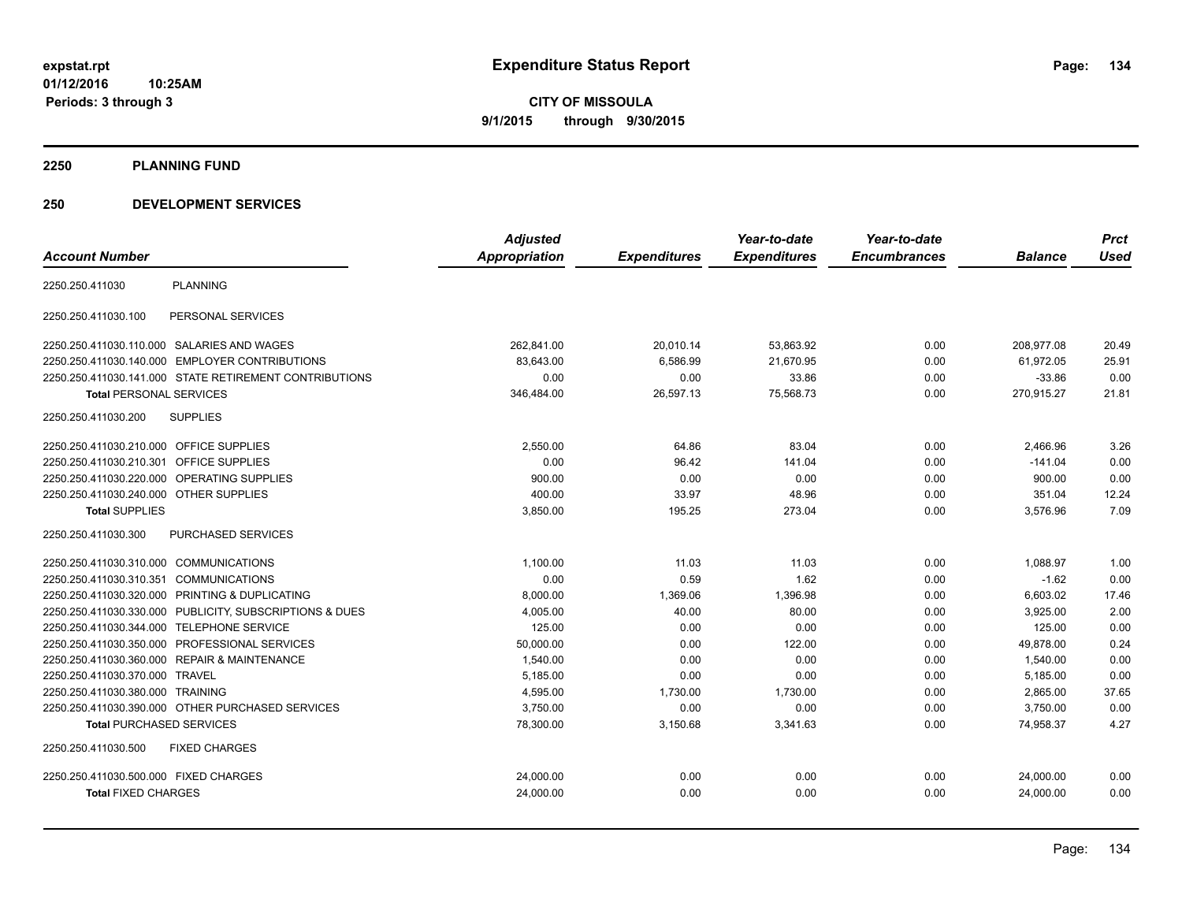**expstat.rpt**
**01/12/2016 10:25AM**
**Periods: 3 through 3**

# Expenditure Status Report

**CITY OF MISSOULA**
**9/1/2015 through 9/30/2015**

## 2250 PLANNING FUND

## 250 DEVELOPMENT SERVICES

| Account Number | | Adjusted Appropriation | Expenditures | Year-to-date Expenditures | Year-to-date Encumbrances | Balance | Prct Used |
|---|---|---|---|---|---|---|---|
| 2250.250.411030 | PLANNING | | | | | | |
| 2250.250.411030.100 | PERSONAL SERVICES | | | | | | |
| 2250.250.411030.110.000 | SALARIES AND WAGES | 262,841.00 | 20,010.14 | 53,863.92 | 0.00 | 208,977.08 | 20.49 |
| 2250.250.411030.140.000 | EMPLOYER CONTRIBUTIONS | 83,643.00 | 6,586.99 | 21,670.95 | 0.00 | 61,972.05 | 25.91 |
| 2250.250.411030.141.000 | STATE RETIREMENT CONTRIBUTIONS | 0.00 | 0.00 | 33.86 | 0.00 | -33.86 | 0.00 |
| **Total** PERSONAL SERVICES | | 346,484.00 | 26,597.13 | 75,568.73 | 0.00 | 270,915.27 | 21.81 |
| 2250.250.411030.200 | SUPPLIES | | | | | | |
| 2250.250.411030.210.000 | OFFICE SUPPLIES | 2,550.00 | 64.86 | 83.04 | 0.00 | 2,466.96 | 3.26 |
| 2250.250.411030.210.301 | OFFICE SUPPLIES | 0.00 | 96.42 | 141.04 | 0.00 | -141.04 | 0.00 |
| 2250.250.411030.220.000 | OPERATING SUPPLIES | 900.00 | 0.00 | 0.00 | 0.00 | 900.00 | 0.00 |
| 2250.250.411030.240.000 | OTHER SUPPLIES | 400.00 | 33.97 | 48.96 | 0.00 | 351.04 | 12.24 |
| **Total** SUPPLIES | | 3,850.00 | 195.25 | 273.04 | 0.00 | 3,576.96 | 7.09 |
| 2250.250.411030.300 | PURCHASED SERVICES | | | | | | |
| 2250.250.411030.310.000 | COMMUNICATIONS | 1,100.00 | 11.03 | 11.03 | 0.00 | 1,088.97 | 1.00 |
| 2250.250.411030.310.351 | COMMUNICATIONS | 0.00 | 0.59 | 1.62 | 0.00 | -1.62 | 0.00 |
| 2250.250.411030.320.000 | PRINTING & DUPLICATING | 8,000.00 | 1,369.06 | 1,396.98 | 0.00 | 6,603.02 | 17.46 |
| 2250.250.411030.330.000 | PUBLICITY, SUBSCRIPTIONS & DUES | 4,005.00 | 40.00 | 80.00 | 0.00 | 3,925.00 | 2.00 |
| 2250.250.411030.344.000 | TELEPHONE SERVICE | 125.00 | 0.00 | 0.00 | 0.00 | 125.00 | 0.00 |
| 2250.250.411030.350.000 | PROFESSIONAL SERVICES | 50,000.00 | 0.00 | 122.00 | 0.00 | 49,878.00 | 0.24 |
| 2250.250.411030.360.000 | REPAIR & MAINTENANCE | 1,540.00 | 0.00 | 0.00 | 0.00 | 1,540.00 | 0.00 |
| 2250.250.411030.370.000 | TRAVEL | 5,185.00 | 0.00 | 0.00 | 0.00 | 5,185.00 | 0.00 |
| 2250.250.411030.380.000 | TRAINING | 4,595.00 | 1,730.00 | 1,730.00 | 0.00 | 2,865.00 | 37.65 |
| 2250.250.411030.390.000 | OTHER PURCHASED SERVICES | 3,750.00 | 0.00 | 0.00 | 0.00 | 3,750.00 | 0.00 |
| **Total** PURCHASED SERVICES | | 78,300.00 | 3,150.68 | 3,341.63 | 0.00 | 74,958.37 | 4.27 |
| 2250.250.411030.500 | FIXED CHARGES | | | | | | |
| 2250.250.411030.500.000 | FIXED CHARGES | 24,000.00 | 0.00 | 0.00 | 0.00 | 24,000.00 | 0.00 |
| **Total** FIXED CHARGES | | 24,000.00 | 0.00 | 0.00 | 0.00 | 24,000.00 | 0.00 |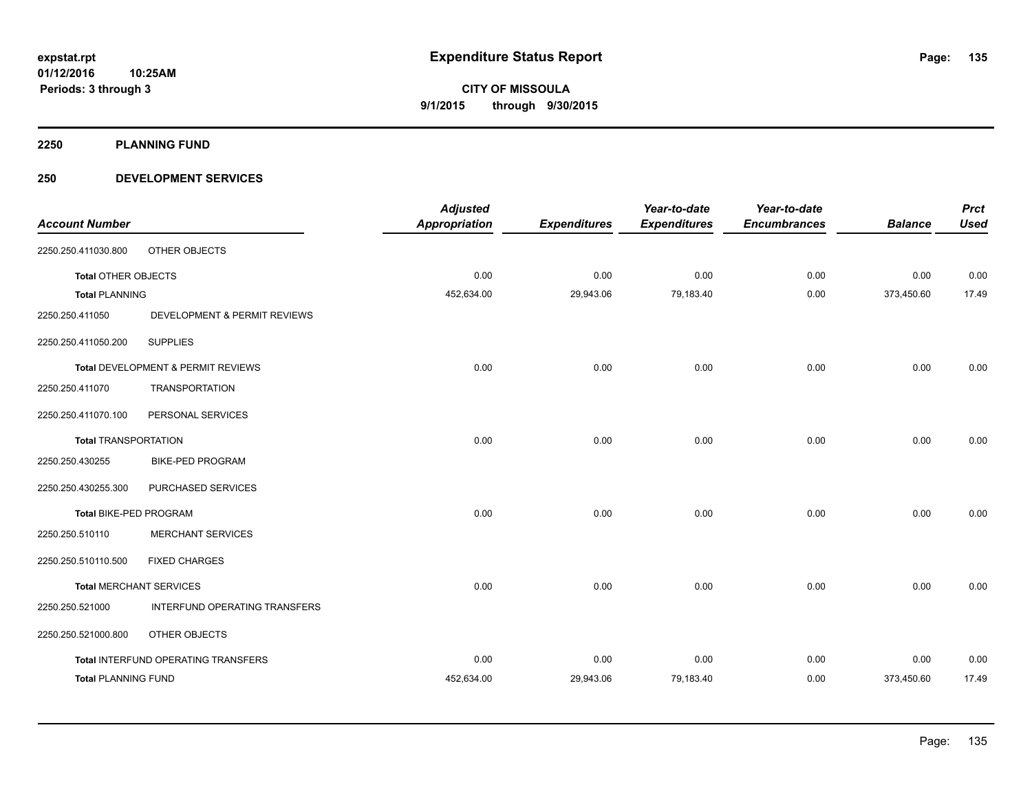# Expenditure Status Report

**expstat.rpt**
**01/12/2016 10:25AM**
**Periods: 3 through 3**

**CITY OF MISSOULA**
**9/1/2015 through 9/30/2015**

## 2250 PLANNING FUND

### 250 DEVELOPMENT SERVICES

| Account Number | | Adjusted Appropriation | Expenditures | Year-to-date Expenditures | Year-to-date Encumbrances | Balance | Prct Used |
|---|---|---|---|---|---|---|---|
| 2250.250.411030.800 | OTHER OBJECTS | | | | | | |
| Total OTHER OBJECTS | | 0.00 | 0.00 | 0.00 | 0.00 | 0.00 | 0.00 |
| Total PLANNING | | 452,634.00 | 29,943.06 | 79,183.40 | 0.00 | 373,450.60 | 17.49 |
| 2250.250.411050 | DEVELOPMENT & PERMIT REVIEWS | | | | | | |
| 2250.250.411050.200 | SUPPLIES | | | | | | |
| Total DEVELOPMENT & PERMIT REVIEWS | | 0.00 | 0.00 | 0.00 | 0.00 | 0.00 | 0.00 |
| 2250.250.411070 | TRANSPORTATION | | | | | | |
| 2250.250.411070.100 | PERSONAL SERVICES | | | | | | |
| Total TRANSPORTATION | | 0.00 | 0.00 | 0.00 | 0.00 | 0.00 | 0.00 |
| 2250.250.430255 | BIKE-PED PROGRAM | | | | | | |
| 2250.250.430255.300 | PURCHASED SERVICES | | | | | | |
| Total BIKE-PED PROGRAM | | 0.00 | 0.00 | 0.00 | 0.00 | 0.00 | 0.00 |
| 2250.250.510110 | MERCHANT SERVICES | | | | | | |
| 2250.250.510110.500 | FIXED CHARGES | | | | | | |
| Total MERCHANT SERVICES | | 0.00 | 0.00 | 0.00 | 0.00 | 0.00 | 0.00 |
| 2250.250.521000 | INTERFUND OPERATING TRANSFERS | | | | | | |
| 2250.250.521000.800 | OTHER OBJECTS | | | | | | |
| Total INTERFUND OPERATING TRANSFERS | | 0.00 | 0.00 | 0.00 | 0.00 | 0.00 | 0.00 |
| Total PLANNING FUND | | 452,634.00 | 29,943.06 | 79,183.40 | 0.00 | 373,450.60 | 17.49 |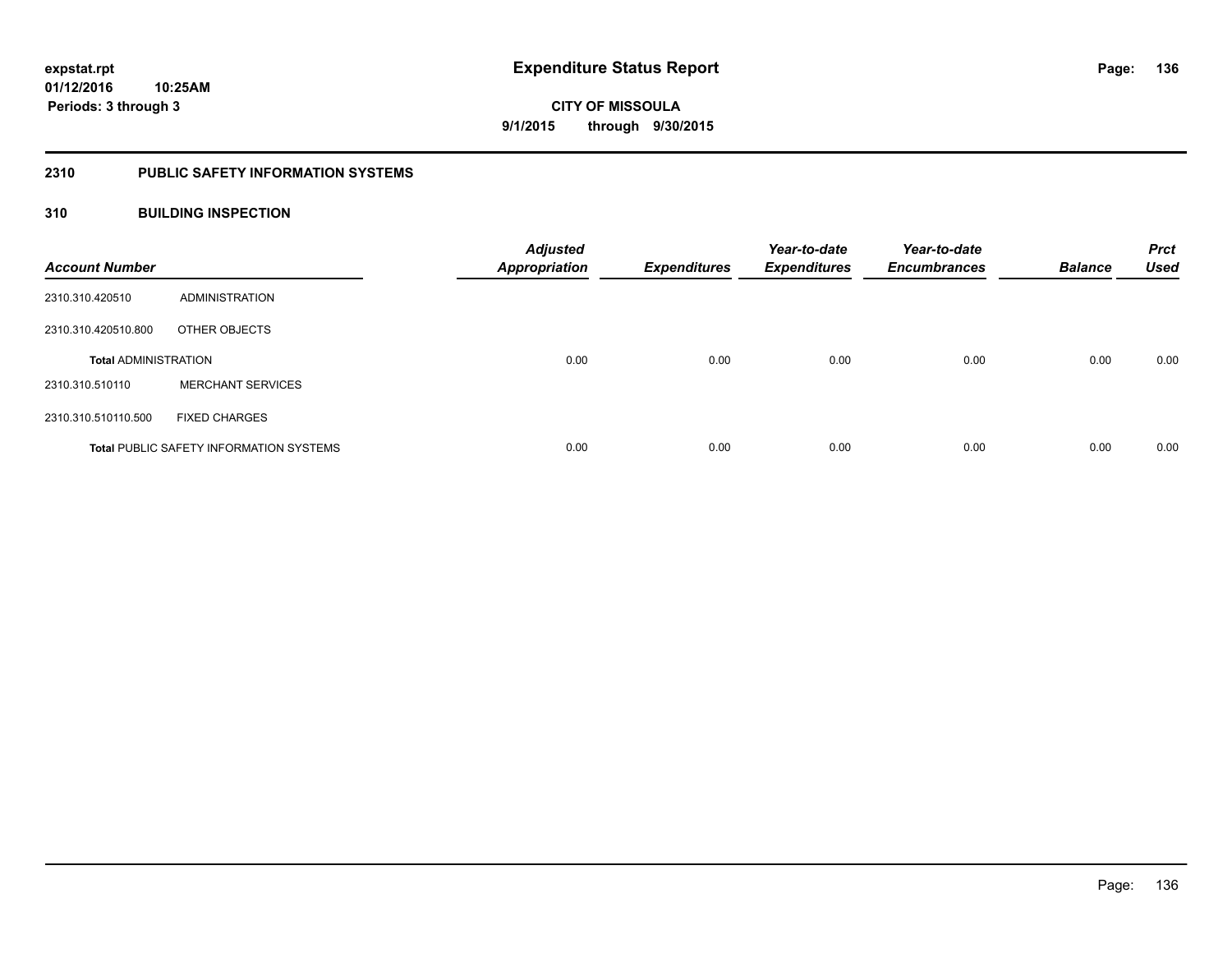**expstat.rpt**
**01/12/2016 10:25AM**
**Periods: 3 through 3**

# Expenditure Status Report

**CITY OF MISSOULA**
**9/1/2015 through 9/30/2015**

## 2310 PUBLIC SAFETY INFORMATION SYSTEMS

### 310 BUILDING INSPECTION

| Account Number | | Adjusted Appropriation | Expenditures | Year-to-date Expenditures | Year-to-date Encumbrances | Balance | Prct Used |
|---|---|---|---|---|---|---|---|
| 2310.310.420510 | ADMINISTRATION | | | | | | |
| 2310.310.420510.800 | OTHER OBJECTS | | | | | | |
| **Total** ADMINISTRATION | | 0.00 | 0.00 | 0.00 | 0.00 | 0.00 | 0.00 |
| 2310.310.510110 | MERCHANT SERVICES | | | | | | |
| 2310.310.510110.500 | FIXED CHARGES | | | | | | |
| **Total** PUBLIC SAFETY INFORMATION SYSTEMS | | 0.00 | 0.00 | 0.00 | 0.00 | 0.00 | 0.00 |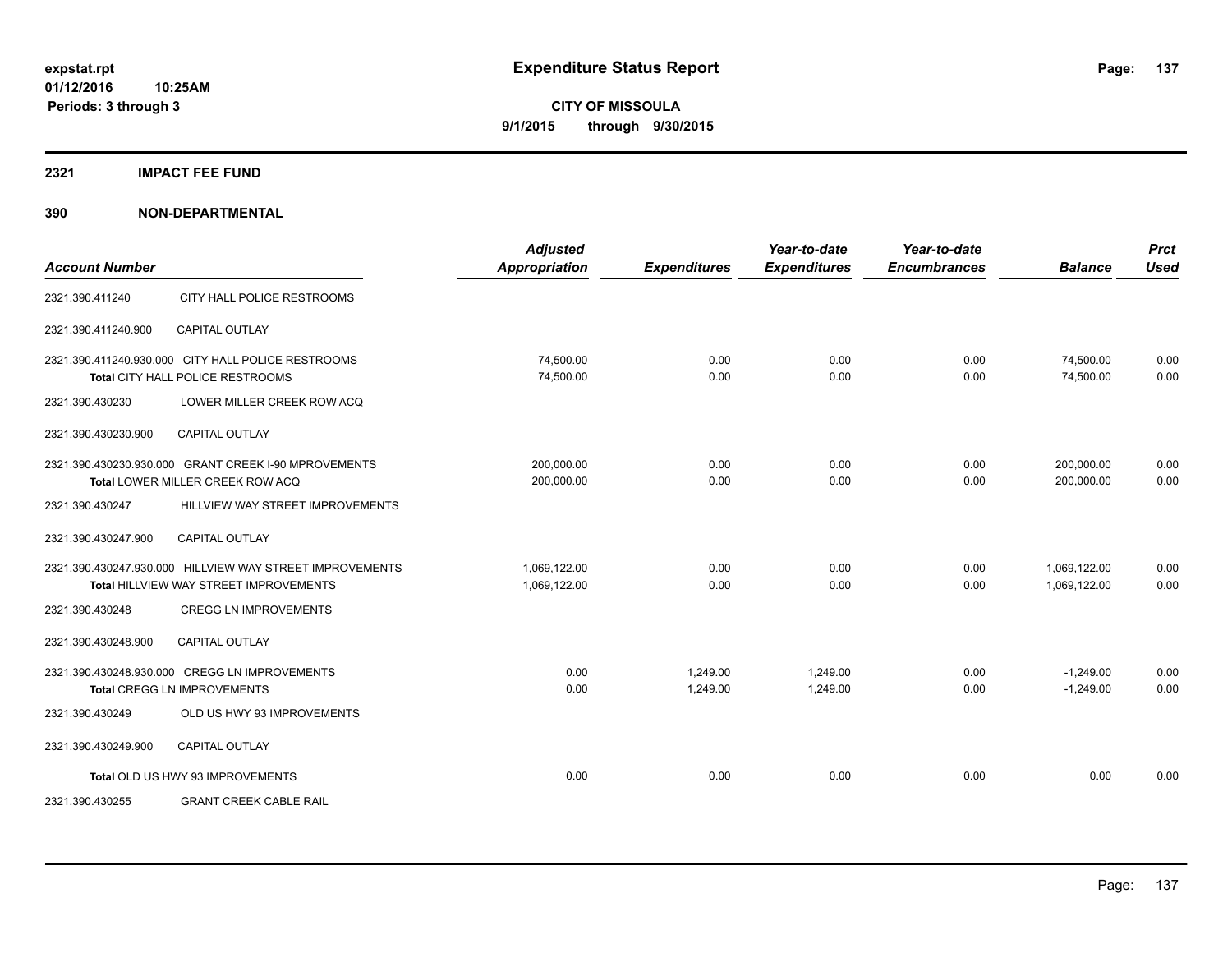# Expenditure Status Report

**CITY OF MISSOULA**

**9/1/2015 through 9/30/2015**

expstat.rpt
01/12/2016 10:25AM
Periods: 3 through 3

## 2321 IMPACT FEE FUND

## 390 NON-DEPARTMENTAL

| Account Number | | Adjusted Appropriation | Expenditures | Year-to-date Expenditures | Year-to-date Encumbrances | Balance | Prct Used |
|---|---|---|---|---|---|---|---|
| 2321.390.411240 | CITY HALL POLICE RESTROOMS | | | | | | |
| 2321.390.411240.900 | CAPITAL OUTLAY | | | | | | |
| 2321.390.411240.930.000 | CITY HALL POLICE RESTROOMS | 74,500.00 | 0.00 | 0.00 | 0.00 | 74,500.00 | 0.00 |
| | **Total** CITY HALL POLICE RESTROOMS | 74,500.00 | 0.00 | 0.00 | 0.00 | 74,500.00 | 0.00 |
| 2321.390.430230 | LOWER MILLER CREEK ROW ACQ | | | | | | |
| 2321.390.430230.900 | CAPITAL OUTLAY | | | | | | |
| 2321.390.430230.930.000 | GRANT CREEK I-90 MPROVEMENTS | 200,000.00 | 0.00 | 0.00 | 0.00 | 200,000.00 | 0.00 |
| | **Total** LOWER MILLER CREEK ROW ACQ | 200,000.00 | 0.00 | 0.00 | 0.00 | 200,000.00 | 0.00 |
| 2321.390.430247 | HILLVIEW WAY STREET IMPROVEMENTS | | | | | | |
| 2321.390.430247.900 | CAPITAL OUTLAY | | | | | | |
| 2321.390.430247.930.000 | HILLVIEW WAY STREET IMPROVEMENTS | 1,069,122.00 | 0.00 | 0.00 | 0.00 | 1,069,122.00 | 0.00 |
| | **Total** HILLVIEW WAY STREET IMPROVEMENTS | 1,069,122.00 | 0.00 | 0.00 | 0.00 | 1,069,122.00 | 0.00 |
| 2321.390.430248 | CREGG LN IMPROVEMENTS | | | | | | |
| 2321.390.430248.900 | CAPITAL OUTLAY | | | | | | |
| 2321.390.430248.930.000 | CREGG LN IMPROVEMENTS | 0.00 | 1,249.00 | 1,249.00 | 0.00 | -1,249.00 | 0.00 |
| | **Total** CREGG LN IMPROVEMENTS | 0.00 | 1,249.00 | 1,249.00 | 0.00 | -1,249.00 | 0.00 |
| 2321.390.430249 | OLD US HWY 93 IMPROVEMENTS | | | | | | |
| 2321.390.430249.900 | CAPITAL OUTLAY | | | | | | |
| | **Total** OLD US HWY 93 IMPROVEMENTS | 0.00 | 0.00 | 0.00 | 0.00 | 0.00 | 0.00 |
| 2321.390.430255 | GRANT CREEK CABLE RAIL | | | | | | |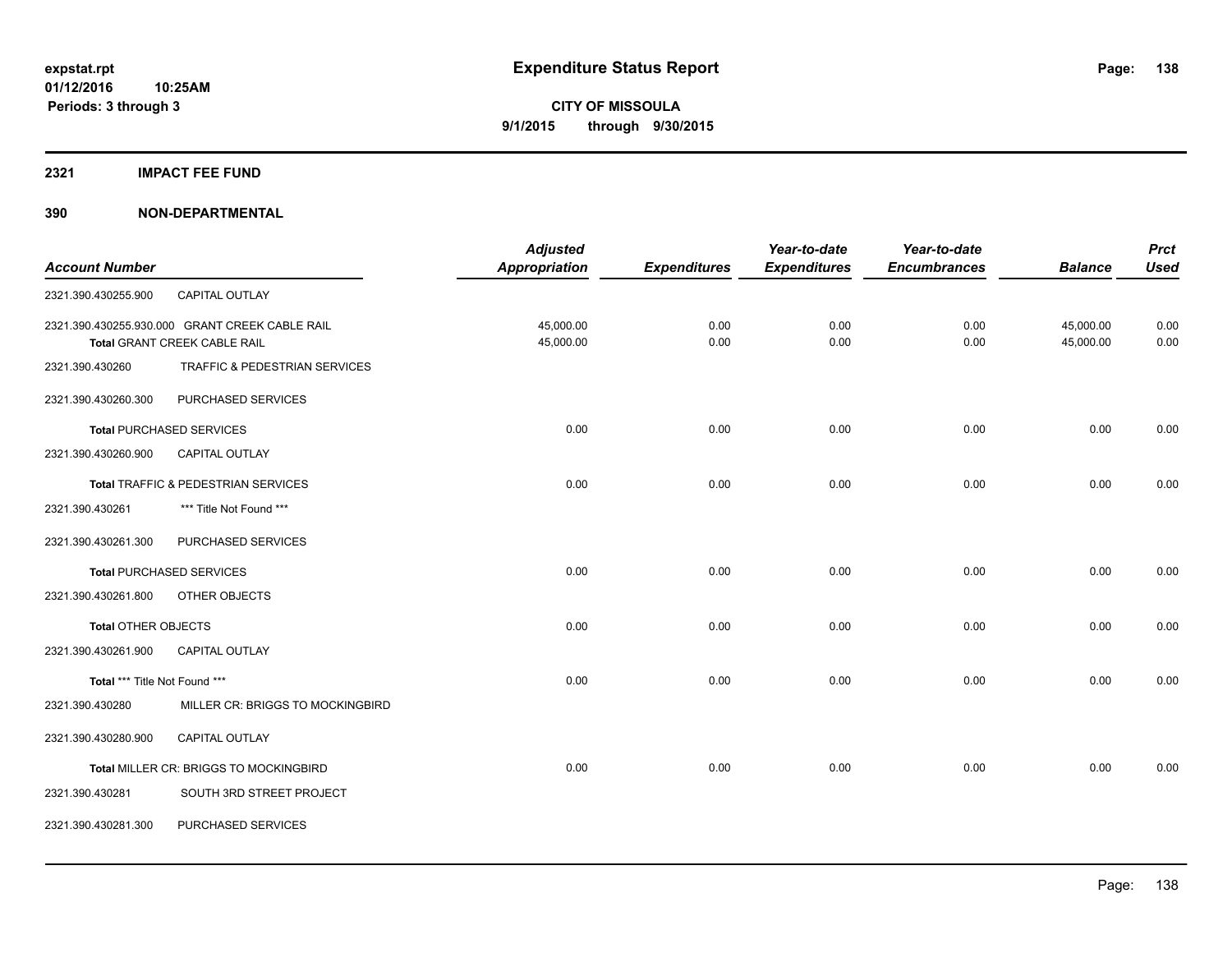**expstat.rpt**
**01/12/2016 10:25AM**
**Periods: 3 through 3**

# Expenditure Status Report

**CITY OF MISSOULA**
**9/1/2015 through 9/30/2015**

## 2321 IMPACT FEE FUND

## 390 NON-DEPARTMENTAL

| Account Number | | Adjusted Appropriation | Expenditures | Year-to-date Expenditures | Year-to-date Encumbrances | Balance | Prct Used |
|---|---|---|---|---|---|---|---|
| 2321.390.430255.900 | CAPITAL OUTLAY | | | | | | |
| 2321.390.430255.930.000 | GRANT CREEK CABLE RAIL | 45,000.00 | 0.00 | 0.00 | 0.00 | 45,000.00 | 0.00 |
| **Total** GRANT CREEK CABLE RAIL | | 45,000.00 | 0.00 | 0.00 | 0.00 | 45,000.00 | 0.00 |
| 2321.390.430260 | TRAFFIC & PEDESTRIAN SERVICES | | | | | | |
| 2321.390.430260.300 | PURCHASED SERVICES | | | | | | |
| **Total** PURCHASED SERVICES | | 0.00 | 0.00 | 0.00 | 0.00 | 0.00 | 0.00 |
| 2321.390.430260.900 | CAPITAL OUTLAY | | | | | | |
| **Total** TRAFFIC & PEDESTRIAN SERVICES | | 0.00 | 0.00 | 0.00 | 0.00 | 0.00 | 0.00 |
| 2321.390.430261 | *** Title Not Found *** | | | | | | |
| 2321.390.430261.300 | PURCHASED SERVICES | | | | | | |
| **Total** PURCHASED SERVICES | | 0.00 | 0.00 | 0.00 | 0.00 | 0.00 | 0.00 |
| 2321.390.430261.800 | OTHER OBJECTS | | | | | | |
| **Total** OTHER OBJECTS | | 0.00 | 0.00 | 0.00 | 0.00 | 0.00 | 0.00 |
| 2321.390.430261.900 | CAPITAL OUTLAY | | | | | | |
| **Total** *** Title Not Found *** | | 0.00 | 0.00 | 0.00 | 0.00 | 0.00 | 0.00 |
| 2321.390.430280 | MILLER CR: BRIGGS TO MOCKINGBIRD | | | | | | |
| 2321.390.430280.900 | CAPITAL OUTLAY | | | | | | |
| **Total** MILLER CR: BRIGGS TO MOCKINGBIRD | | 0.00 | 0.00 | 0.00 | 0.00 | 0.00 | 0.00 |
| 2321.390.430281 | SOUTH 3RD STREET PROJECT | | | | | | |
| 2321.390.430281.300 | PURCHASED SERVICES | | | | | | |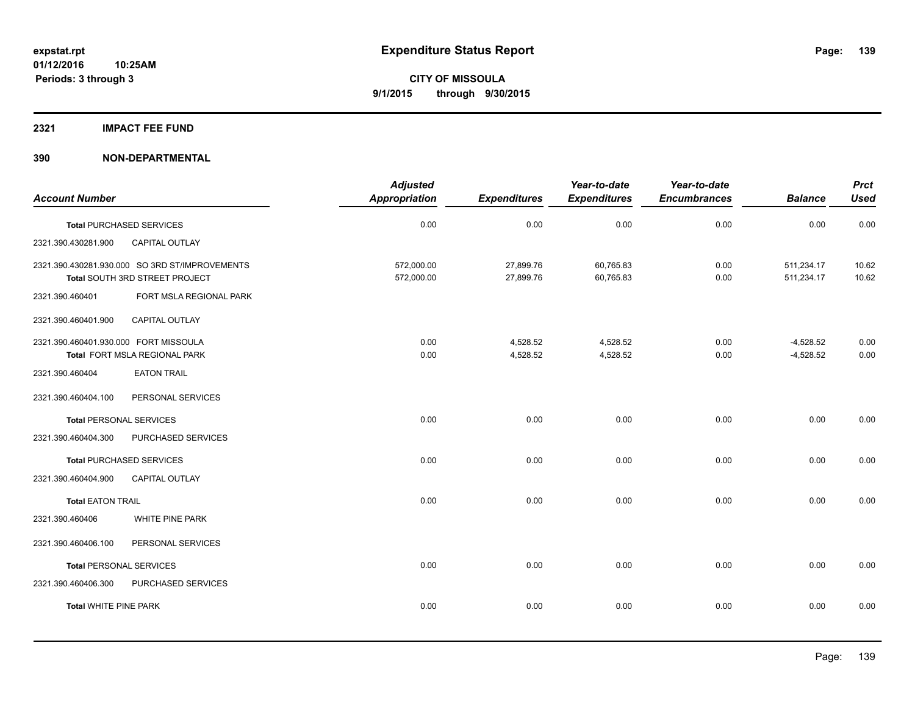**expstat.rpt**
**01/12/2016 10:25AM**
**Periods: 3 through 3**

# Expenditure Status Report

**CITY OF MISSOULA**
**9/1/2015 through 9/30/2015**

## 2321 IMPACT FEE FUND

## 390 NON-DEPARTMENTAL

| Account Number | | Adjusted Appropriation | Expenditures | Year-to-date Expenditures | Year-to-date Encumbrances | Balance | Prct Used |
|---|---|---|---|---|---|---|---|
| **Total** PURCHASED SERVICES | | 0.00 | 0.00 | 0.00 | 0.00 | 0.00 | 0.00 |
| 2321.390.430281.900 | CAPITAL OUTLAY | | | | | | |
| 2321.390.430281.930.000 | SO 3RD ST/IMPROVEMENTS | 572,000.00 | 27,899.76 | 60,765.83 | 0.00 | 511,234.17 | 10.62 |
| **Total** SOUTH 3RD STREET PROJECT | | 572,000.00 | 27,899.76 | 60,765.83 | 0.00 | 511,234.17 | 10.62 |
| 2321.390.460401 | FORT MSLA REGIONAL PARK | | | | | | |
| 2321.390.460401.900 | CAPITAL OUTLAY | | | | | | |
| 2321.390.460401.930.000 | FORT MISSOULA | 0.00 | 4,528.52 | 4,528.52 | 0.00 | -4,528.52 | 0.00 |
| **Total** FORT MSLA REGIONAL PARK | | 0.00 | 4,528.52 | 4,528.52 | 0.00 | -4,528.52 | 0.00 |
| 2321.390.460404 | EATON TRAIL | | | | | | |
| 2321.390.460404.100 | PERSONAL SERVICES | | | | | | |
| **Total** PERSONAL SERVICES | | 0.00 | 0.00 | 0.00 | 0.00 | 0.00 | 0.00 |
| 2321.390.460404.300 | PURCHASED SERVICES | | | | | | |
| **Total** PURCHASED SERVICES | | 0.00 | 0.00 | 0.00 | 0.00 | 0.00 | 0.00 |
| 2321.390.460404.900 | CAPITAL OUTLAY | | | | | | |
| **Total** EATON TRAIL | | 0.00 | 0.00 | 0.00 | 0.00 | 0.00 | 0.00 |
| 2321.390.460406 | WHITE PINE PARK | | | | | | |
| 2321.390.460406.100 | PERSONAL SERVICES | | | | | | |
| **Total** PERSONAL SERVICES | | 0.00 | 0.00 | 0.00 | 0.00 | 0.00 | 0.00 |
| 2321.390.460406.300 | PURCHASED SERVICES | | | | | | |
| **Total** WHITE PINE PARK | | 0.00 | 0.00 | 0.00 | 0.00 | 0.00 | 0.00 |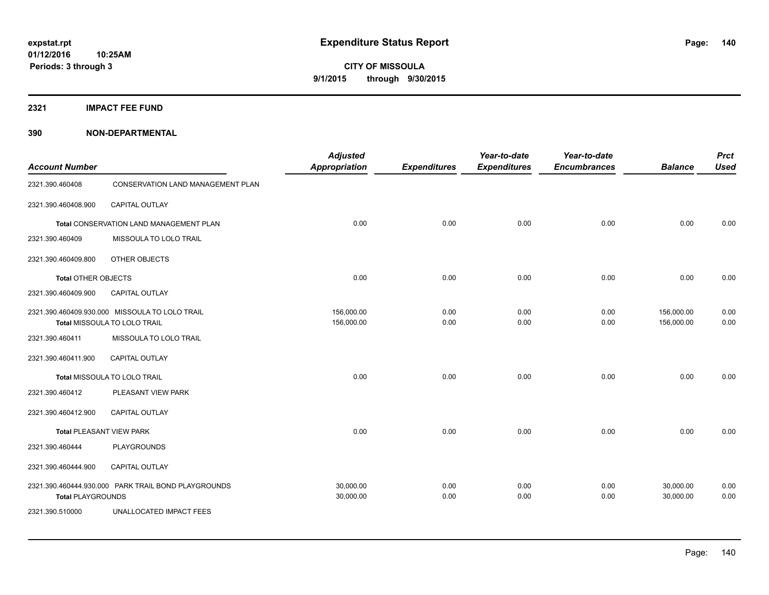# Expenditure Status Report

expstat.rpt
01/12/2016 10:25AM
Periods: 3 through 3

**CITY OF MISSOULA**
**9/1/2015 through 9/30/2015**

## 2321 IMPACT FEE FUND

### 390 NON-DEPARTMENTAL

| Account Number | | Adjusted Appropriation | Expenditures | Year-to-date Expenditures | Year-to-date Encumbrances | Balance | Prct Used |
|---|---|---|---|---|---|---|---|
| 2321.390.460408 | CONSERVATION LAND MANAGEMENT PLAN | | | | | | |
| 2321.390.460408.900 | CAPITAL OUTLAY | | | | | | |
| Total CONSERVATION LAND MANAGEMENT PLAN | | 0.00 | 0.00 | 0.00 | 0.00 | 0.00 | 0.00 |
| 2321.390.460409 | MISSOULA TO LOLO TRAIL | | | | | | |
| 2321.390.460409.800 | OTHER OBJECTS | | | | | | |
| Total OTHER OBJECTS | | 0.00 | 0.00 | 0.00 | 0.00 | 0.00 | 0.00 |
| 2321.390.460409.900 | CAPITAL OUTLAY | | | | | | |
| 2321.390.460409.930.000 | MISSOULA TO LOLO TRAIL | 156,000.00 | 0.00 | 0.00 | 0.00 | 156,000.00 | 0.00 |
| Total MISSOULA TO LOLO TRAIL | | 156,000.00 | 0.00 | 0.00 | 0.00 | 156,000.00 | 0.00 |
| 2321.390.460411 | MISSOULA TO LOLO TRAIL | | | | | | |
| 2321.390.460411.900 | CAPITAL OUTLAY | | | | | | |
| Total MISSOULA TO LOLO TRAIL | | 0.00 | 0.00 | 0.00 | 0.00 | 0.00 | 0.00 |
| 2321.390.460412 | PLEASANT VIEW PARK | | | | | | |
| 2321.390.460412.900 | CAPITAL OUTLAY | | | | | | |
| Total PLEASANT VIEW PARK | | 0.00 | 0.00 | 0.00 | 0.00 | 0.00 | 0.00 |
| 2321.390.460444 | PLAYGROUNDS | | | | | | |
| 2321.390.460444.900 | CAPITAL OUTLAY | | | | | | |
| 2321.390.460444.930.000 | PARK TRAIL BOND PLAYGROUNDS | 30,000.00 | 0.00 | 0.00 | 0.00 | 30,000.00 | 0.00 |
| Total PLAYGROUNDS | | 30,000.00 | 0.00 | 0.00 | 0.00 | 30,000.00 | 0.00 |
| 2321.390.510000 | UNALLOCATED IMPACT FEES | | | | | | |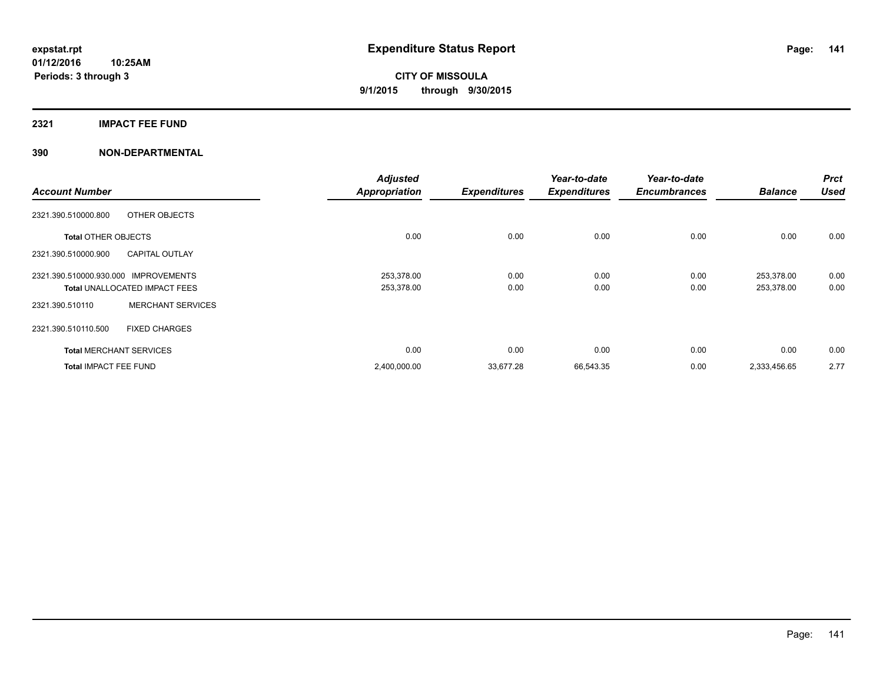**expstat.rpt**
**01/12/2016 10:25AM**
**Periods: 3 through 3**

# Expenditure Status Report

**CITY OF MISSOULA**
**9/1/2015 through 9/30/2015**

## 2321 IMPACT FEE FUND

## 390 NON-DEPARTMENTAL

| Account Number | | Adjusted Appropriation | Expenditures | Year-to-date Expenditures | Year-to-date Encumbrances | Balance | Prct Used |
|---|---|---|---|---|---|---|---|
| 2321.390.510000.800 | OTHER OBJECTS | | | | | | |
| **Total** OTHER OBJECTS | | 0.00 | 0.00 | 0.00 | 0.00 | 0.00 | 0.00 |
| 2321.390.510000.900 | CAPITAL OUTLAY | | | | | | |
| 2321.390.510000.930.000 | IMPROVEMENTS | 253,378.00 | 0.00 | 0.00 | 0.00 | 253,378.00 | 0.00 |
| **Total** UNALLOCATED IMPACT FEES | | 253,378.00 | 0.00 | 0.00 | 0.00 | 253,378.00 | 0.00 |
| 2321.390.510110 | MERCHANT SERVICES | | | | | | |
| 2321.390.510110.500 | FIXED CHARGES | | | | | | |
| **Total** MERCHANT SERVICES | | 0.00 | 0.00 | 0.00 | 0.00 | 0.00 | 0.00 |
| **Total** IMPACT FEE FUND | | 2,400,000.00 | 33,677.28 | 66,543.35 | 0.00 | 2,333,456.65 | 2.77 |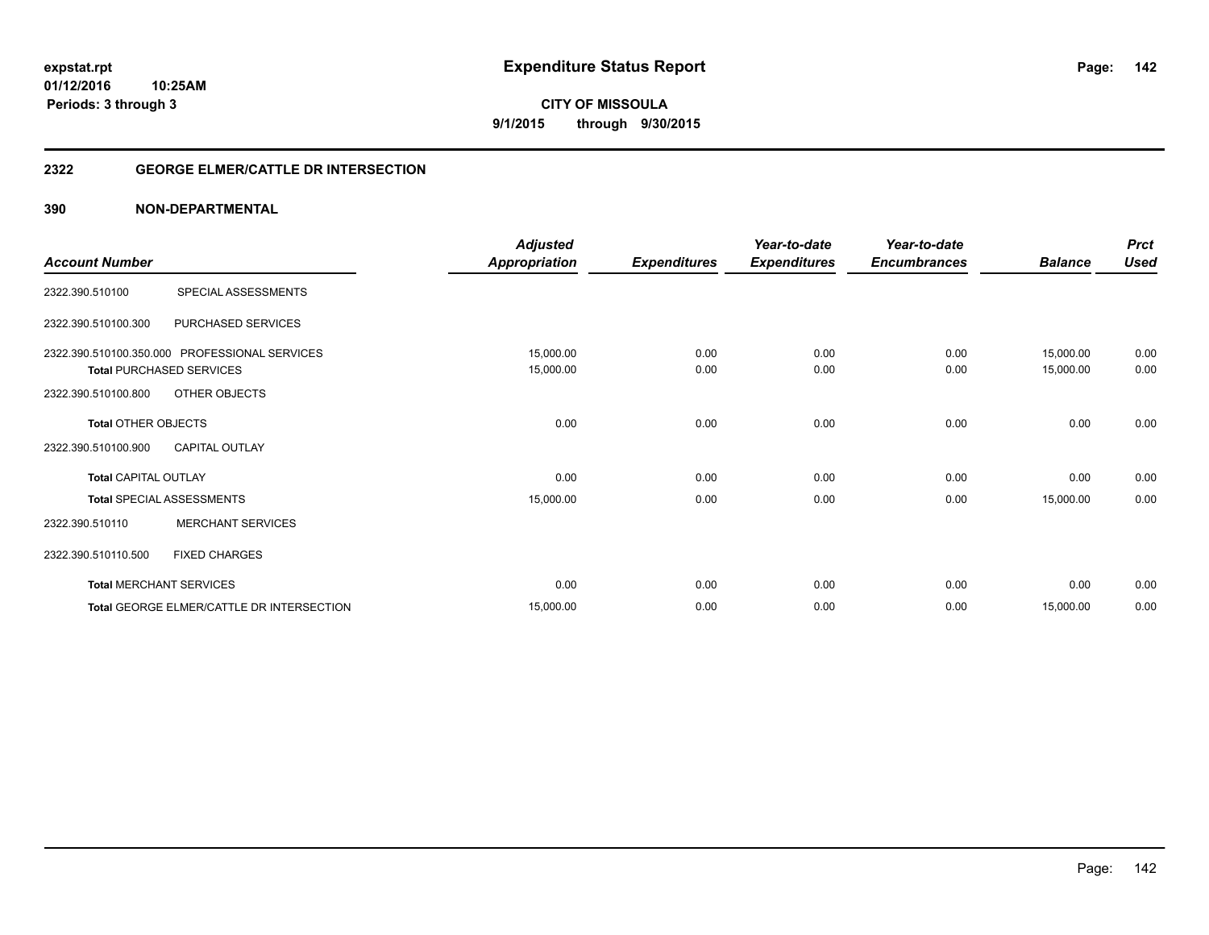**expstat.rpt**
**01/12/2016 10:25AM**
**Periods: 3 through 3**

# Expenditure Status Report

**CITY OF MISSOULA**
**9/1/2015 through 9/30/2015**

## 2322 GEORGE ELMER/CATTLE DR INTERSECTION

## 390 NON-DEPARTMENTAL

| Account Number | | Adjusted Appropriation | Expenditures | Year-to-date Expenditures | Year-to-date Encumbrances | Balance | Prct Used |
|---|---|---|---|---|---|---|---|
| 2322.390.510100 | SPECIAL ASSESSMENTS | | | | | | |
| 2322.390.510100.300 | PURCHASED SERVICES | | | | | | |
| 2322.390.510100.350.000 | PROFESSIONAL SERVICES | 15,000.00 | 0.00 | 0.00 | 0.00 | 15,000.00 | 0.00 |
| **Total** PURCHASED SERVICES | | 15,000.00 | 0.00 | 0.00 | 0.00 | 15,000.00 | 0.00 |
| 2322.390.510100.800 | OTHER OBJECTS | | | | | | |
| **Total** OTHER OBJECTS | | 0.00 | 0.00 | 0.00 | 0.00 | 0.00 | 0.00 |
| 2322.390.510100.900 | CAPITAL OUTLAY | | | | | | |
| **Total** CAPITAL OUTLAY | | 0.00 | 0.00 | 0.00 | 0.00 | 0.00 | 0.00 |
| **Total** SPECIAL ASSESSMENTS | | 15,000.00 | 0.00 | 0.00 | 0.00 | 15,000.00 | 0.00 |
| 2322.390.510110 | MERCHANT SERVICES | | | | | | |
| 2322.390.510110.500 | FIXED CHARGES | | | | | | |
| **Total** MERCHANT SERVICES | | 0.00 | 0.00 | 0.00 | 0.00 | 0.00 | 0.00 |
| **Total** GEORGE ELMER/CATTLE DR INTERSECTION | | 15,000.00 | 0.00 | 0.00 | 0.00 | 15,000.00 | 0.00 |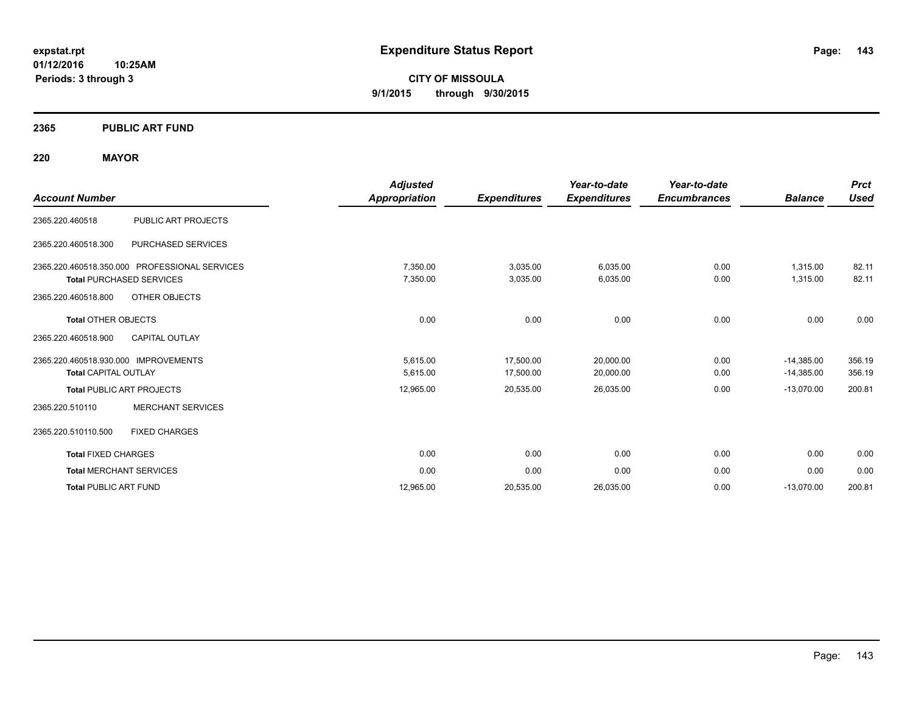# Expenditure Status Report

**expstat.rpt**
**01/12/2016 10:25AM**
**Periods: 3 through 3**

**CITY OF MISSOULA**
**9/1/2015 through 9/30/2015**

## 2365 PUBLIC ART FUND

### 220 MAYOR

| Account Number | | Adjusted Appropriation | Expenditures | Year-to-date Expenditures | Year-to-date Encumbrances | Balance | Prct Used |
|---|---|---|---|---|---|---|---|
| 2365.220.460518 | PUBLIC ART PROJECTS | | | | | | |
| 2365.220.460518.300 | PURCHASED SERVICES | | | | | | |
| 2365.220.460518.350.000 | PROFESSIONAL SERVICES | 7,350.00 | 3,035.00 | 6,035.00 | 0.00 | 1,315.00 | 82.11 |
| **Total** PURCHASED SERVICES | | 7,350.00 | 3,035.00 | 6,035.00 | 0.00 | 1,315.00 | 82.11 |
| 2365.220.460518.800 | OTHER OBJECTS | | | | | | |
| **Total** OTHER OBJECTS | | 0.00 | 0.00 | 0.00 | 0.00 | 0.00 | 0.00 |
| 2365.220.460518.900 | CAPITAL OUTLAY | | | | | | |
| 2365.220.460518.930.000 | IMPROVEMENTS | 5,615.00 | 17,500.00 | 20,000.00 | 0.00 | -14,385.00 | 356.19 |
| **Total** CAPITAL OUTLAY | | 5,615.00 | 17,500.00 | 20,000.00 | 0.00 | -14,385.00 | 356.19 |
| **Total** PUBLIC ART PROJECTS | | 12,965.00 | 20,535.00 | 26,035.00 | 0.00 | -13,070.00 | 200.81 |
| 2365.220.510110 | MERCHANT SERVICES | | | | | | |
| 2365.220.510110.500 | FIXED CHARGES | | | | | | |
| **Total** FIXED CHARGES | | 0.00 | 0.00 | 0.00 | 0.00 | 0.00 | 0.00 |
| **Total** MERCHANT SERVICES | | 0.00 | 0.00 | 0.00 | 0.00 | 0.00 | 0.00 |
| **Total** PUBLIC ART FUND | | 12,965.00 | 20,535.00 | 26,035.00 | 0.00 | -13,070.00 | 200.81 |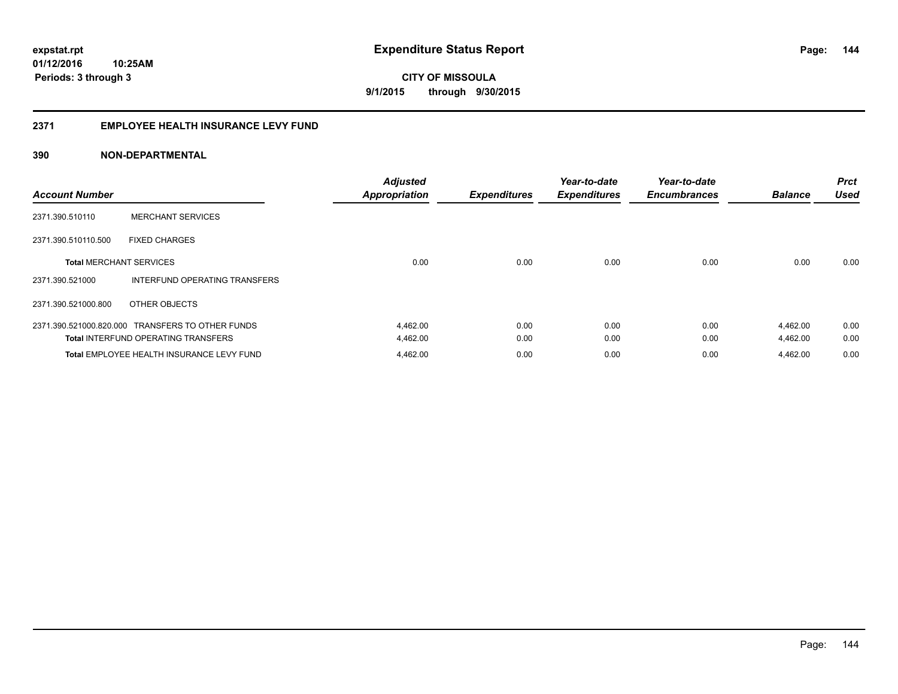**expstat.rpt**
**01/12/2016 10:25AM**
**Periods: 3 through 3**

# Expenditure Status Report

**CITY OF MISSOULA**
**9/1/2015 through 9/30/2015**

## 2371 EMPLOYEE HEALTH INSURANCE LEVY FUND

### 390 NON-DEPARTMENTAL

| Account Number | | Adjusted Appropriation | Expenditures | Year-to-date Expenditures | Year-to-date Encumbrances | Balance | Prct Used |
|---|---|---|---|---|---|---|---|
| 2371.390.510110 | MERCHANT SERVICES | | | | | | |
| 2371.390.510110.500 | FIXED CHARGES | | | | | | |
| **Total** MERCHANT SERVICES | | 0.00 | 0.00 | 0.00 | 0.00 | 0.00 | 0.00 |
| 2371.390.521000 | INTERFUND OPERATING TRANSFERS | | | | | | |
| 2371.390.521000.800 | OTHER OBJECTS | | | | | | |
| 2371.390.521000.820.000 | TRANSFERS TO OTHER FUNDS | 4,462.00 | 0.00 | 0.00 | 0.00 | 4,462.00 | 0.00 |
| **Total** INTERFUND OPERATING TRANSFERS | | 4,462.00 | 0.00 | 0.00 | 0.00 | 4,462.00 | 0.00 |
| **Total** EMPLOYEE HEALTH INSURANCE LEVY FUND | | 4,462.00 | 0.00 | 0.00 | 0.00 | 4,462.00 | 0.00 |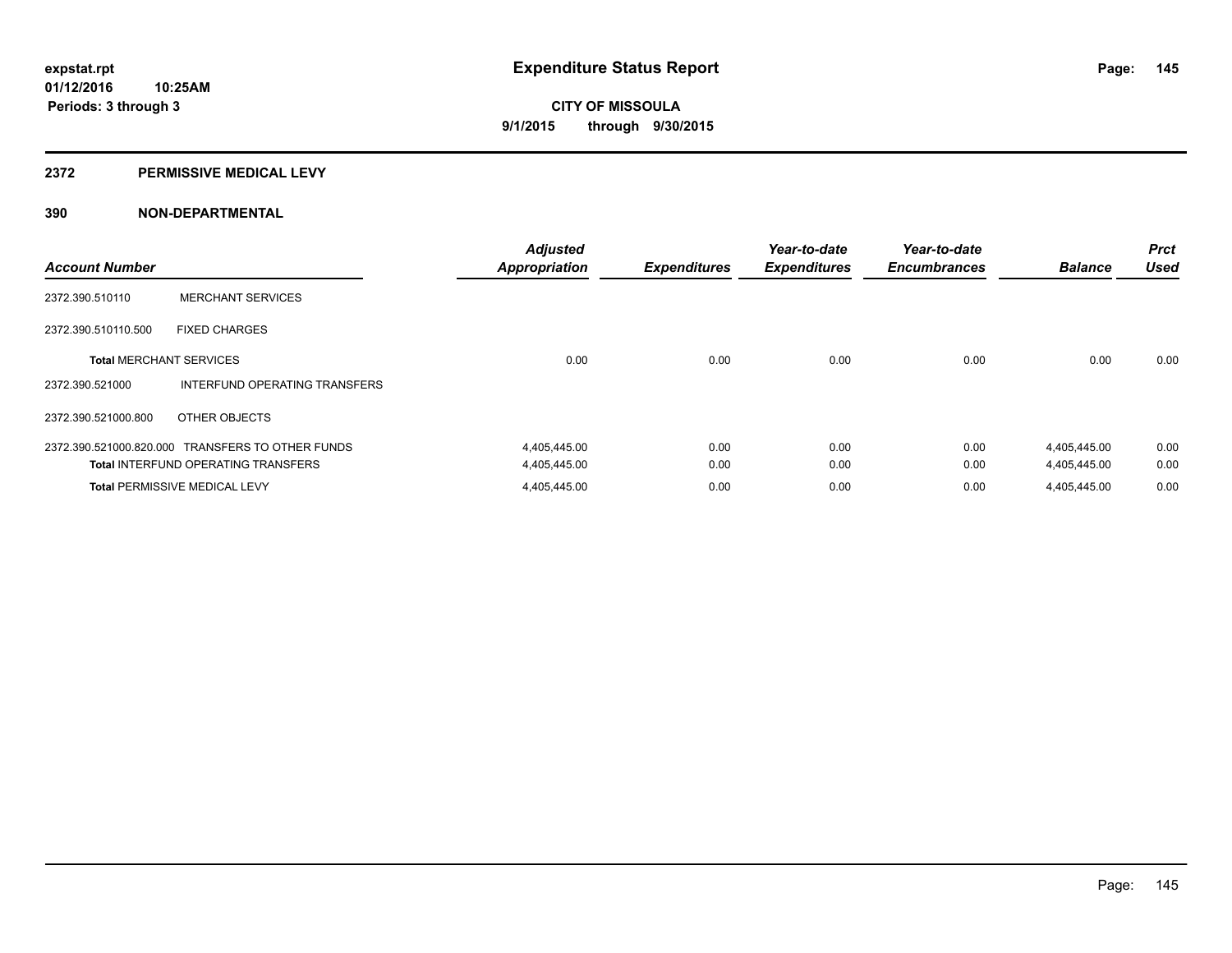**expstat.rpt**
**01/12/2016 10:25AM**
**Periods: 3 through 3**

# Expenditure Status Report

**CITY OF MISSOULA**
**9/1/2015 through 9/30/2015**

## 2372 PERMISSIVE MEDICAL LEVY

## 390 NON-DEPARTMENTAL

| Account Number | | Adjusted Appropriation | Expenditures | Year-to-date Expenditures | Year-to-date Encumbrances | Balance | Prct Used |
|---|---|---|---|---|---|---|---|
| 2372.390.510110 | MERCHANT SERVICES | | | | | | |
| 2372.390.510110.500 | FIXED CHARGES | | | | | | |
| **Total** MERCHANT SERVICES | | 0.00 | 0.00 | 0.00 | 0.00 | 0.00 | 0.00 |
| 2372.390.521000 | INTERFUND OPERATING TRANSFERS | | | | | | |
| 2372.390.521000.800 | OTHER OBJECTS | | | | | | |
| 2372.390.521000.820.000 | TRANSFERS TO OTHER FUNDS | 4,405,445.00 | 0.00 | 0.00 | 0.00 | 4,405,445.00 | 0.00 |
| **Total** INTERFUND OPERATING TRANSFERS | | 4,405,445.00 | 0.00 | 0.00 | 0.00 | 4,405,445.00 | 0.00 |
| **Total** PERMISSIVE MEDICAL LEVY | | 4,405,445.00 | 0.00 | 0.00 | 0.00 | 4,405,445.00 | 0.00 |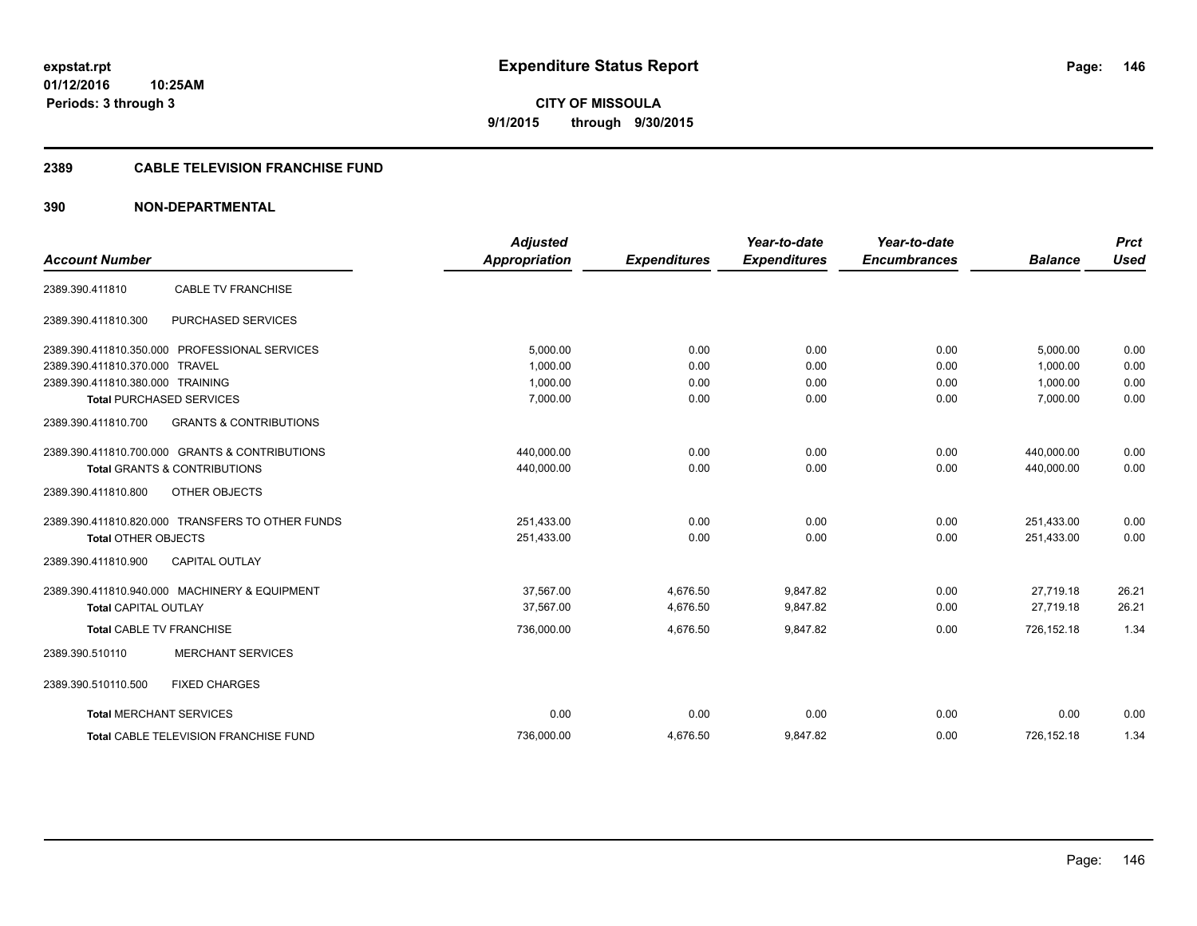**expstat.rpt**
**01/12/2016 10:25AM**
**Periods: 3 through 3**

# Expenditure Status Report

**CITY OF MISSOULA**
**9/1/2015 through 9/30/2015**

## 2389 CABLE TELEVISION FRANCHISE FUND

## 390 NON-DEPARTMENTAL

| Account Number | | Adjusted Appropriation | Expenditures | Year-to-date Expenditures | Year-to-date Encumbrances | Balance | Prct Used |
|---|---|---|---|---|---|---|---|
| 2389.390.411810 | CABLE TV FRANCHISE | | | | | | |
| 2389.390.411810.300 | PURCHASED SERVICES | | | | | | |
| 2389.390.411810.350.000 | PROFESSIONAL SERVICES | 5,000.00 | 0.00 | 0.00 | 0.00 | 5,000.00 | 0.00 |
| 2389.390.411810.370.000 | TRAVEL | 1,000.00 | 0.00 | 0.00 | 0.00 | 1,000.00 | 0.00 |
| 2389.390.411810.380.000 | TRAINING | 1,000.00 | 0.00 | 0.00 | 0.00 | 1,000.00 | 0.00 |
| **Total** PURCHASED SERVICES | | 7,000.00 | 0.00 | 0.00 | 0.00 | 7,000.00 | 0.00 |
| 2389.390.411810.700 | GRANTS & CONTRIBUTIONS | | | | | | |
| 2389.390.411810.700.000 | GRANTS & CONTRIBUTIONS | 440,000.00 | 0.00 | 0.00 | 0.00 | 440,000.00 | 0.00 |
| **Total** GRANTS & CONTRIBUTIONS | | 440,000.00 | 0.00 | 0.00 | 0.00 | 440,000.00 | 0.00 |
| 2389.390.411810.800 | OTHER OBJECTS | | | | | | |
| 2389.390.411810.820.000 | TRANSFERS TO OTHER FUNDS | 251,433.00 | 0.00 | 0.00 | 0.00 | 251,433.00 | 0.00 |
| **Total** OTHER OBJECTS | | 251,433.00 | 0.00 | 0.00 | 0.00 | 251,433.00 | 0.00 |
| 2389.390.411810.900 | CAPITAL OUTLAY | | | | | | |
| 2389.390.411810.940.000 | MACHINERY & EQUIPMENT | 37,567.00 | 4,676.50 | 9,847.82 | 0.00 | 27,719.18 | 26.21 |
| **Total** CAPITAL OUTLAY | | 37,567.00 | 4,676.50 | 9,847.82 | 0.00 | 27,719.18 | 26.21 |
| **Total** CABLE TV FRANCHISE | | 736,000.00 | 4,676.50 | 9,847.82 | 0.00 | 726,152.18 | 1.34 |
| 2389.390.510110 | MERCHANT SERVICES | | | | | | |
| 2389.390.510110.500 | FIXED CHARGES | | | | | | |
| **Total** MERCHANT SERVICES | | 0.00 | 0.00 | 0.00 | 0.00 | 0.00 | 0.00 |
| **Total** CABLE TELEVISION FRANCHISE FUND | | 736,000.00 | 4,676.50 | 9,847.82 | 0.00 | 726,152.18 | 1.34 |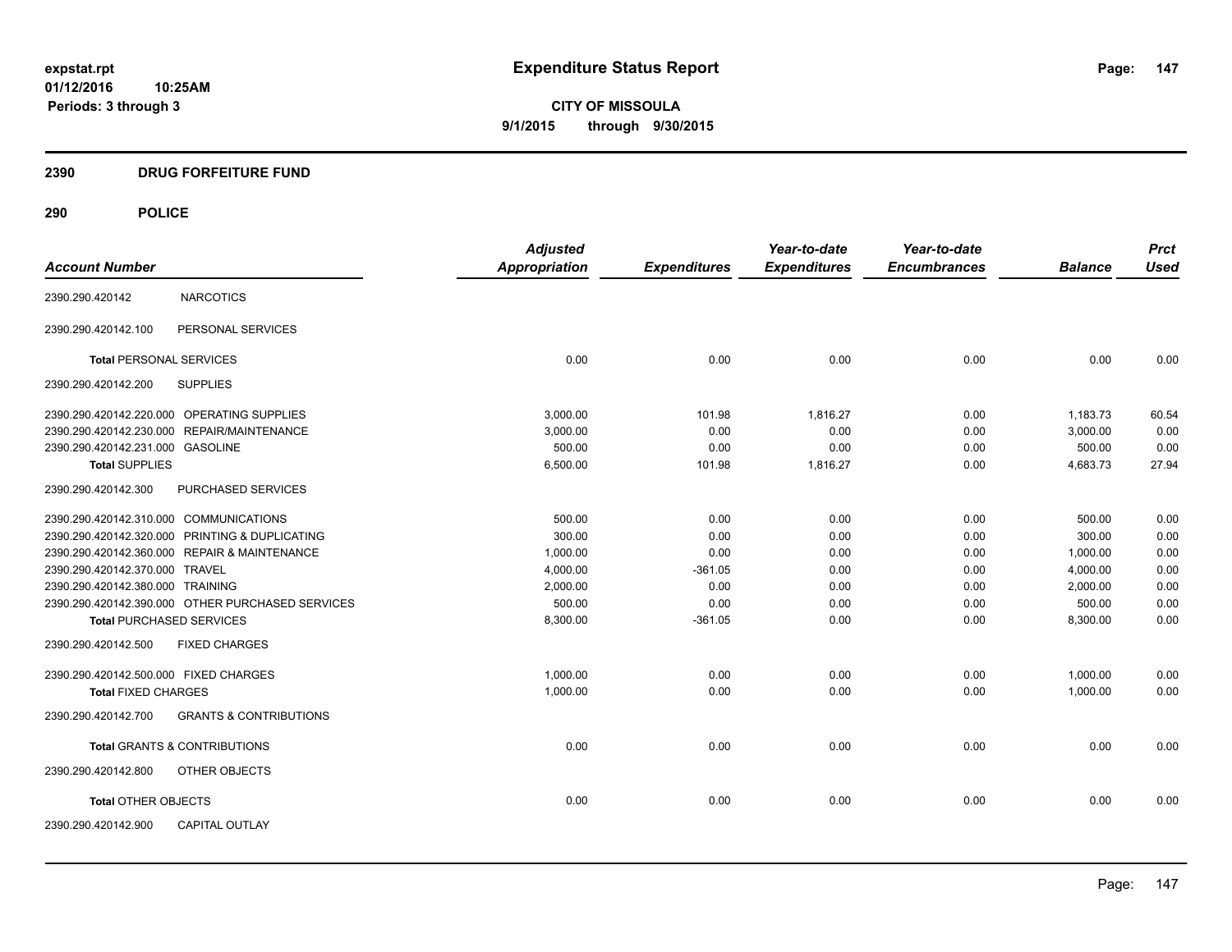# Expenditure Status Report

expstat.rpt
01/12/2016 10:25AM
Periods: 3 through 3

**CITY OF MISSOULA**
**9/1/2015 through 9/30/2015**

## 2390 DRUG FORFEITURE FUND

## 290 POLICE

| Account Number | | Adjusted Appropriation | Expenditures | Year-to-date Expenditures | Year-to-date Encumbrances | Balance | Prct Used |
|---|---|---|---|---|---|---|---|
| 2390.290.420142 | NARCOTICS | | | | | | |
| 2390.290.420142.100 | PERSONAL SERVICES | | | | | | |
| **Total** PERSONAL SERVICES | | 0.00 | 0.00 | 0.00 | 0.00 | 0.00 | 0.00 |
| 2390.290.420142.200 | SUPPLIES | | | | | | |
| 2390.290.420142.220.000 | OPERATING SUPPLIES | 3,000.00 | 101.98 | 1,816.27 | 0.00 | 1,183.73 | 60.54 |
| 2390.290.420142.230.000 | REPAIR/MAINTENANCE | 3,000.00 | 0.00 | 0.00 | 0.00 | 3,000.00 | 0.00 |
| 2390.290.420142.231.000 | GASOLINE | 500.00 | 0.00 | 0.00 | 0.00 | 500.00 | 0.00 |
| **Total SUPPLIES** | | 6,500.00 | 101.98 | 1,816.27 | 0.00 | 4,683.73 | 27.94 |
| 2390.290.420142.300 | PURCHASED SERVICES | | | | | | |
| 2390.290.420142.310.000 | COMMUNICATIONS | 500.00 | 0.00 | 0.00 | 0.00 | 500.00 | 0.00 |
| 2390.290.420142.320.000 | PRINTING & DUPLICATING | 300.00 | 0.00 | 0.00 | 0.00 | 300.00 | 0.00 |
| 2390.290.420142.360.000 | REPAIR & MAINTENANCE | 1,000.00 | 0.00 | 0.00 | 0.00 | 1,000.00 | 0.00 |
| 2390.290.420142.370.000 | TRAVEL | 4,000.00 | -361.05 | 0.00 | 0.00 | 4,000.00 | 0.00 |
| 2390.290.420142.380.000 | TRAINING | 2,000.00 | 0.00 | 0.00 | 0.00 | 2,000.00 | 0.00 |
| 2390.290.420142.390.000 | OTHER PURCHASED SERVICES | 500.00 | 0.00 | 0.00 | 0.00 | 500.00 | 0.00 |
| **Total PURCHASED SERVICES** | | 8,300.00 | -361.05 | 0.00 | 0.00 | 8,300.00 | 0.00 |
| 2390.290.420142.500 | FIXED CHARGES | | | | | | |
| 2390.290.420142.500.000 | FIXED CHARGES | 1,000.00 | 0.00 | 0.00 | 0.00 | 1,000.00 | 0.00 |
| **Total FIXED CHARGES** | | 1,000.00 | 0.00 | 0.00 | 0.00 | 1,000.00 | 0.00 |
| 2390.290.420142.700 | GRANTS & CONTRIBUTIONS | | | | | | |
| **Total** GRANTS & CONTRIBUTIONS | | 0.00 | 0.00 | 0.00 | 0.00 | 0.00 | 0.00 |
| 2390.290.420142.800 | OTHER OBJECTS | | | | | | |
| **Total** OTHER OBJECTS | | 0.00 | 0.00 | 0.00 | 0.00 | 0.00 | 0.00 |
| 2390.290.420142.900 | CAPITAL OUTLAY | | | | | | |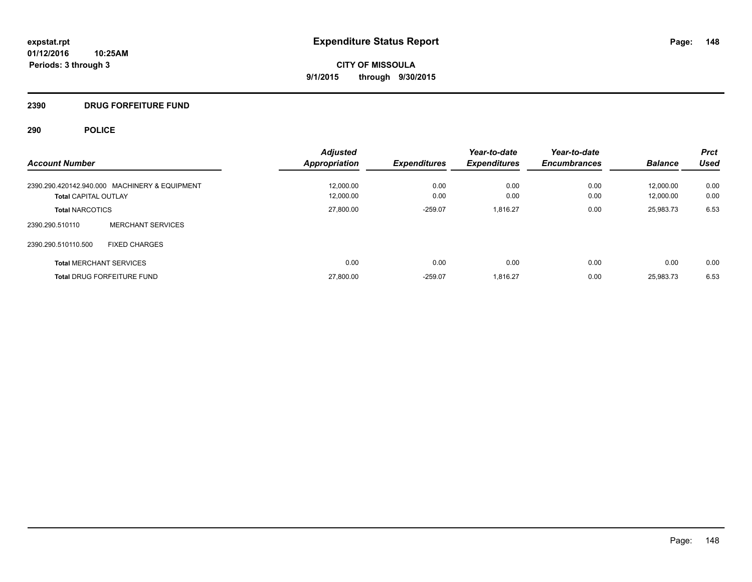**expstat.rpt**
**01/12/2016 10:25AM**
**Periods: 3 through 3**

# Expenditure Status Report

**CITY OF MISSOULA**
**9/1/2015 through 9/30/2015**

## 2390 DRUG FORFEITURE FUND

## 290 POLICE

| Account Number | | Adjusted Appropriation | Expenditures | Year-to-date Expenditures | Year-to-date Encumbrances | Balance | Prct Used |
|---|---|---|---|---|---|---|---|
| 2390.290.420142.940.000 | MACHINERY & EQUIPMENT | 12,000.00 | 0.00 | 0.00 | 0.00 | 12,000.00 | 0.00 |
| **Total** CAPITAL OUTLAY | | 12,000.00 | 0.00 | 0.00 | 0.00 | 12,000.00 | 0.00 |
| **Total** NARCOTICS | | 27,800.00 | -259.07 | 1,816.27 | 0.00 | 25,983.73 | 6.53 |
| 2390.290.510110 | MERCHANT SERVICES | | | | | | |
| 2390.290.510110.500 | FIXED CHARGES | | | | | | |
| **Total** MERCHANT SERVICES | | 0.00 | 0.00 | 0.00 | 0.00 | 0.00 | 0.00 |
| **Total** DRUG FORFEITURE FUND | | 27,800.00 | -259.07 | 1,816.27 | 0.00 | 25,983.73 | 6.53 |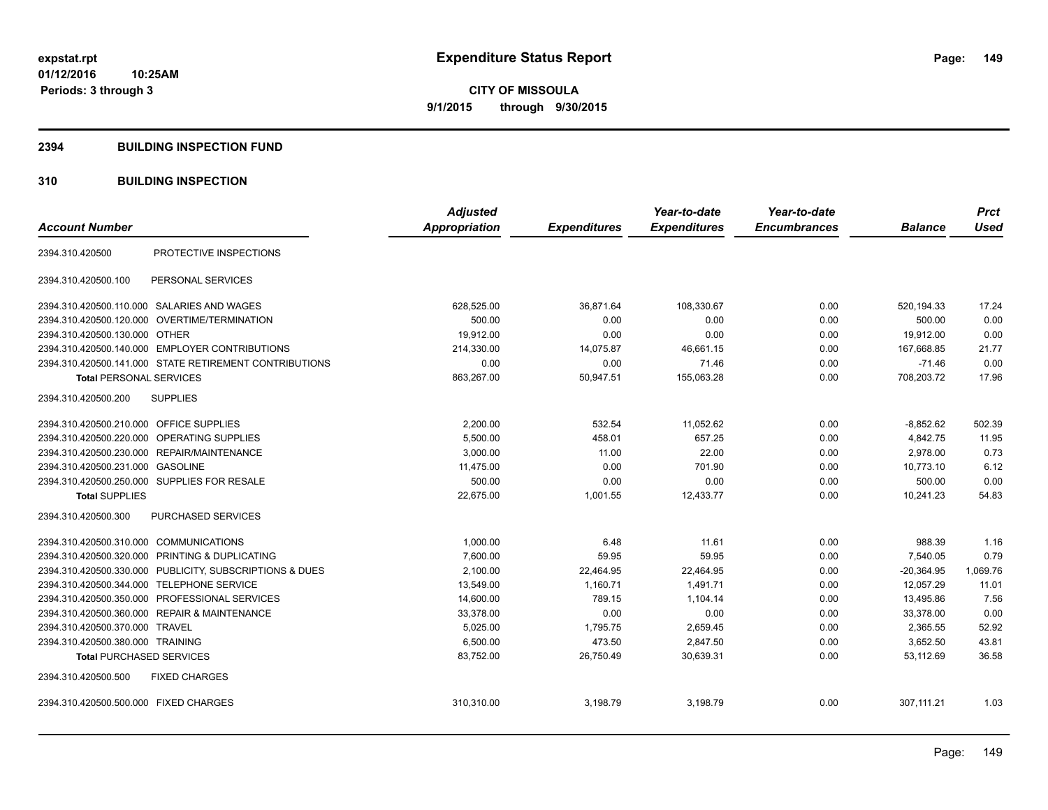**expstat.rpt**
**01/12/2016 10:25AM**
**Periods: 3 through 3**

# Expenditure Status Report

**CITY OF MISSOULA**
**9/1/2015 through 9/30/2015**

## 2394 BUILDING INSPECTION FUND

## 310 BUILDING INSPECTION

| Account Number | | Adjusted Appropriation | Expenditures | Year-to-date Expenditures | Year-to-date Encumbrances | Balance | Prct Used |
|---|---|---|---|---|---|---|---|
| 2394.310.420500 | PROTECTIVE INSPECTIONS | | | | | | |
| 2394.310.420500.100 | PERSONAL SERVICES | | | | | | |
| 2394.310.420500.110.000 | SALARIES AND WAGES | 628,525.00 | 36,871.64 | 108,330.67 | 0.00 | 520,194.33 | 17.24 |
| 2394.310.420500.120.000 | OVERTIME/TERMINATION | 500.00 | 0.00 | 0.00 | 0.00 | 500.00 | 0.00 |
| 2394.310.420500.130.000 | OTHER | 19,912.00 | 0.00 | 0.00 | 0.00 | 19,912.00 | 0.00 |
| 2394.310.420500.140.000 | EMPLOYER CONTRIBUTIONS | 214,330.00 | 14,075.87 | 46,661.15 | 0.00 | 167,668.85 | 21.77 |
| 2394.310.420500.141.000 | STATE RETIREMENT CONTRIBUTIONS | 0.00 | 0.00 | 71.46 | 0.00 | -71.46 | 0.00 |
| **Total** PERSONAL SERVICES | | 863,267.00 | 50,947.51 | 155,063.28 | 0.00 | 708,203.72 | 17.96 |
| 2394.310.420500.200 | SUPPLIES | | | | | | |
| 2394.310.420500.210.000 | OFFICE SUPPLIES | 2,200.00 | 532.54 | 11,052.62 | 0.00 | -8,852.62 | 502.39 |
| 2394.310.420500.220.000 | OPERATING SUPPLIES | 5,500.00 | 458.01 | 657.25 | 0.00 | 4,842.75 | 11.95 |
| 2394.310.420500.230.000 | REPAIR/MAINTENANCE | 3,000.00 | 11.00 | 22.00 | 0.00 | 2,978.00 | 0.73 |
| 2394.310.420500.231.000 | GASOLINE | 11,475.00 | 0.00 | 701.90 | 0.00 | 10,773.10 | 6.12 |
| 2394.310.420500.250.000 | SUPPLIES FOR RESALE | 500.00 | 0.00 | 0.00 | 0.00 | 500.00 | 0.00 |
| **Total** SUPPLIES | | 22,675.00 | 1,001.55 | 12,433.77 | 0.00 | 10,241.23 | 54.83 |
| 2394.310.420500.300 | PURCHASED SERVICES | | | | | | |
| 2394.310.420500.310.000 | COMMUNICATIONS | 1,000.00 | 6.48 | 11.61 | 0.00 | 988.39 | 1.16 |
| 2394.310.420500.320.000 | PRINTING & DUPLICATING | 7,600.00 | 59.95 | 59.95 | 0.00 | 7,540.05 | 0.79 |
| 2394.310.420500.330.000 | PUBLICITY, SUBSCRIPTIONS & DUES | 2,100.00 | 22,464.95 | 22,464.95 | 0.00 | -20,364.95 | 1,069.76 |
| 2394.310.420500.344.000 | TELEPHONE SERVICE | 13,549.00 | 1,160.71 | 1,491.71 | 0.00 | 12,057.29 | 11.01 |
| 2394.310.420500.350.000 | PROFESSIONAL SERVICES | 14,600.00 | 789.15 | 1,104.14 | 0.00 | 13,495.86 | 7.56 |
| 2394.310.420500.360.000 | REPAIR & MAINTENANCE | 33,378.00 | 0.00 | 0.00 | 0.00 | 33,378.00 | 0.00 |
| 2394.310.420500.370.000 | TRAVEL | 5,025.00 | 1,795.75 | 2,659.45 | 0.00 | 2,365.55 | 52.92 |
| 2394.310.420500.380.000 | TRAINING | 6,500.00 | 473.50 | 2,847.50 | 0.00 | 3,652.50 | 43.81 |
| **Total** PURCHASED SERVICES | | 83,752.00 | 26,750.49 | 30,639.31 | 0.00 | 53,112.69 | 36.58 |
| 2394.310.420500.500 | FIXED CHARGES | | | | | | |
| 2394.310.420500.500.000 | FIXED CHARGES | 310,310.00 | 3,198.79 | 3,198.79 | 0.00 | 307,111.21 | 1.03 |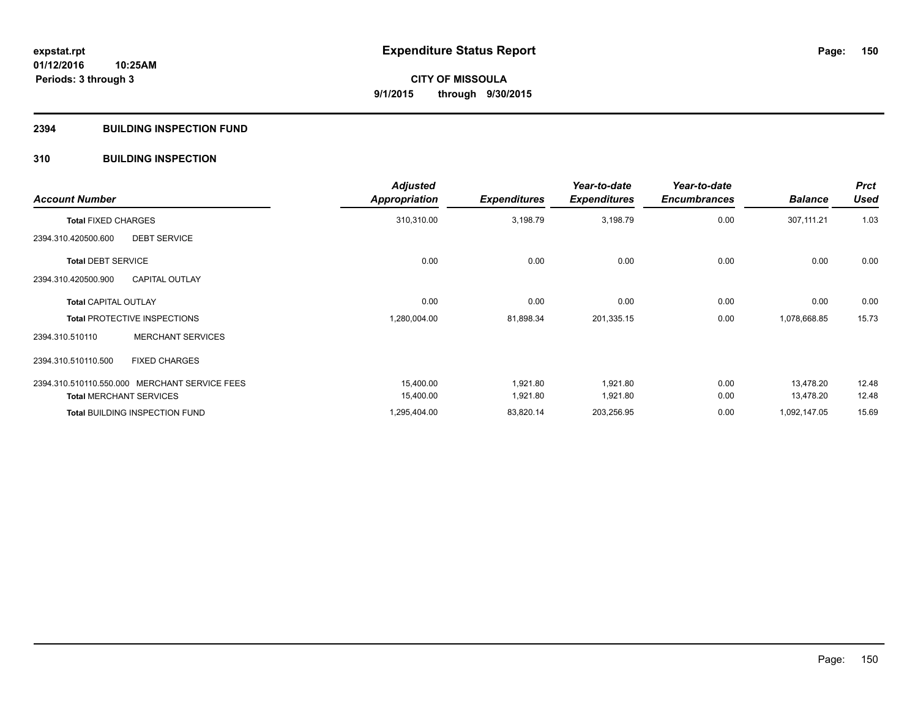# Expenditure Status Report

expstat.rpt
01/12/2016 10:25AM
Periods: 3 through 3

CITY OF MISSOULA
9/1/2015 through 9/30/2015

## 2394 BUILDING INSPECTION FUND

### 310 BUILDING INSPECTION

| Account Number | | Adjusted Appropriation | Expenditures | Year-to-date Expenditures | Year-to-date Encumbrances | Balance | Prct Used |
|---|---|---|---|---|---|---|---|
| **Total** FIXED CHARGES | | 310,310.00 | 3,198.79 | 3,198.79 | 0.00 | 307,111.21 | 1.03 |
| 2394.310.420500.600 | DEBT SERVICE | | | | | | |
| **Total** DEBT SERVICE | | 0.00 | 0.00 | 0.00 | 0.00 | 0.00 | 0.00 |
| 2394.310.420500.900 | CAPITAL OUTLAY | | | | | | |
| **Total** CAPITAL OUTLAY | | 0.00 | 0.00 | 0.00 | 0.00 | 0.00 | 0.00 |
| **Total** PROTECTIVE INSPECTIONS | | 1,280,004.00 | 81,898.34 | 201,335.15 | 0.00 | 1,078,668.85 | 15.73 |
| 2394.310.510110 | MERCHANT SERVICES | | | | | | |
| 2394.310.510110.500 | FIXED CHARGES | | | | | | |
| 2394.310.510110.550.000 | MERCHANT SERVICE FEES | 15,400.00 | 1,921.80 | 1,921.80 | 0.00 | 13,478.20 | 12.48 |
| **Total** MERCHANT SERVICES | | 15,400.00 | 1,921.80 | 1,921.80 | 0.00 | 13,478.20 | 12.48 |
| **Total** BUILDING INSPECTION FUND | | 1,295,404.00 | 83,820.14 | 203,256.95 | 0.00 | 1,092,147.05 | 15.69 |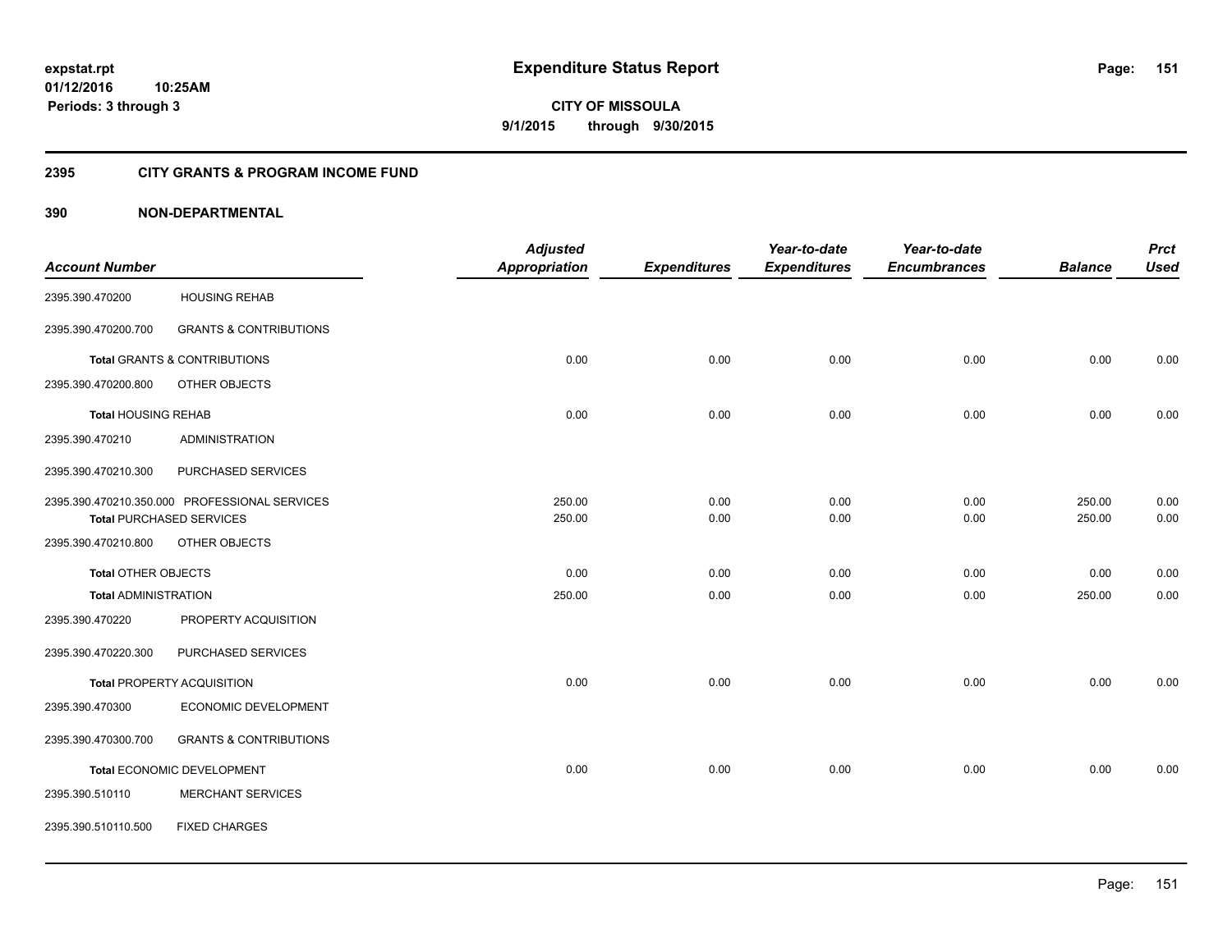**expstat.rpt**
**01/12/2016 10:25AM**
**Periods: 3 through 3**

# Expenditure Status Report

**CITY OF MISSOULA**
**9/1/2015 through 9/30/2015**

## 2395 CITY GRANTS & PROGRAM INCOME FUND

## 390 NON-DEPARTMENTAL

| Account Number | | Adjusted Appropriation | Expenditures | Year-to-date Expenditures | Year-to-date Encumbrances | Balance | Prct Used |
|---|---|---|---|---|---|---|---|
| 2395.390.470200 | HOUSING REHAB | | | | | | |
| 2395.390.470200.700 | GRANTS & CONTRIBUTIONS | | | | | | |
| **Total** GRANTS & CONTRIBUTIONS | | 0.00 | 0.00 | 0.00 | 0.00 | 0.00 | 0.00 |
| 2395.390.470200.800 | OTHER OBJECTS | | | | | | |
| **Total** HOUSING REHAB | | 0.00 | 0.00 | 0.00 | 0.00 | 0.00 | 0.00 |
| 2395.390.470210 | ADMINISTRATION | | | | | | |
| 2395.390.470210.300 | PURCHASED SERVICES | | | | | | |
| 2395.390.470210.350.000 | PROFESSIONAL SERVICES | 250.00 | 0.00 | 0.00 | 0.00 | 250.00 | 0.00 |
| **Total** PURCHASED SERVICES | | 250.00 | 0.00 | 0.00 | 0.00 | 250.00 | 0.00 |
| 2395.390.470210.800 | OTHER OBJECTS | | | | | | |
| **Total** OTHER OBJECTS | | 0.00 | 0.00 | 0.00 | 0.00 | 0.00 | 0.00 |
| **Total** ADMINISTRATION | | 250.00 | 0.00 | 0.00 | 0.00 | 250.00 | 0.00 |
| 2395.390.470220 | PROPERTY ACQUISITION | | | | | | |
| 2395.390.470220.300 | PURCHASED SERVICES | | | | | | |
| **Total** PROPERTY ACQUISITION | | 0.00 | 0.00 | 0.00 | 0.00 | 0.00 | 0.00 |
| 2395.390.470300 | ECONOMIC DEVELOPMENT | | | | | | |
| 2395.390.470300.700 | GRANTS & CONTRIBUTIONS | | | | | | |
| **Total** ECONOMIC DEVELOPMENT | | 0.00 | 0.00 | 0.00 | 0.00 | 0.00 | 0.00 |
| 2395.390.510110 | MERCHANT SERVICES | | | | | | |
| 2395.390.510110.500 | FIXED CHARGES | | | | | | |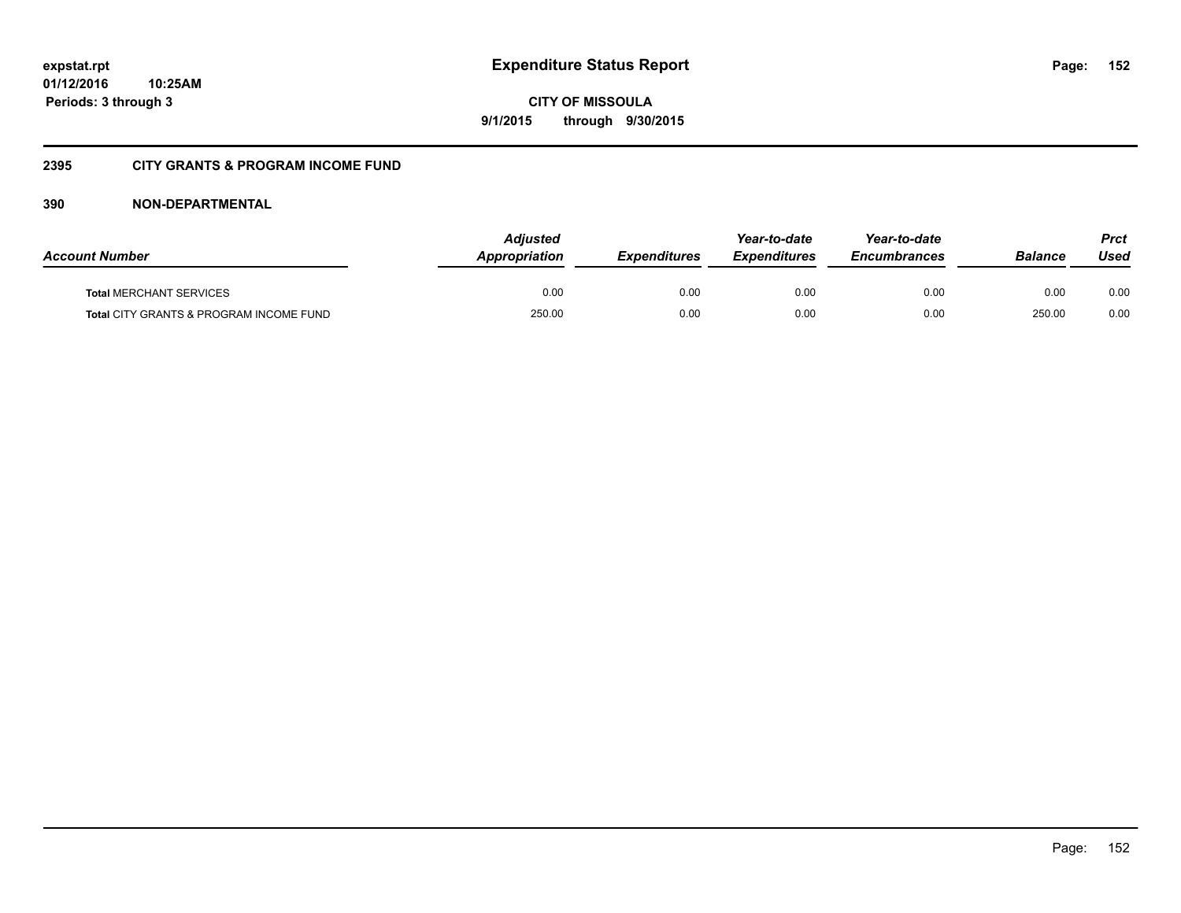## 2395 CITY GRANTS & PROGRAM INCOME FUND

### 390 NON-DEPARTMENTAL

| Account Number | Adjusted Appropriation | Expenditures | Year-to-date Expenditures | Year-to-date Encumbrances | Balance | Prct Used |
|---|---|---|---|---|---|---|
| **Total** MERCHANT SERVICES | 0.00 | 0.00 | 0.00 | 0.00 | 0.00 | 0.00 |
| **Total** CITY GRANTS & PROGRAM INCOME FUND | 250.00 | 0.00 | 0.00 | 0.00 | 250.00 | 0.00 |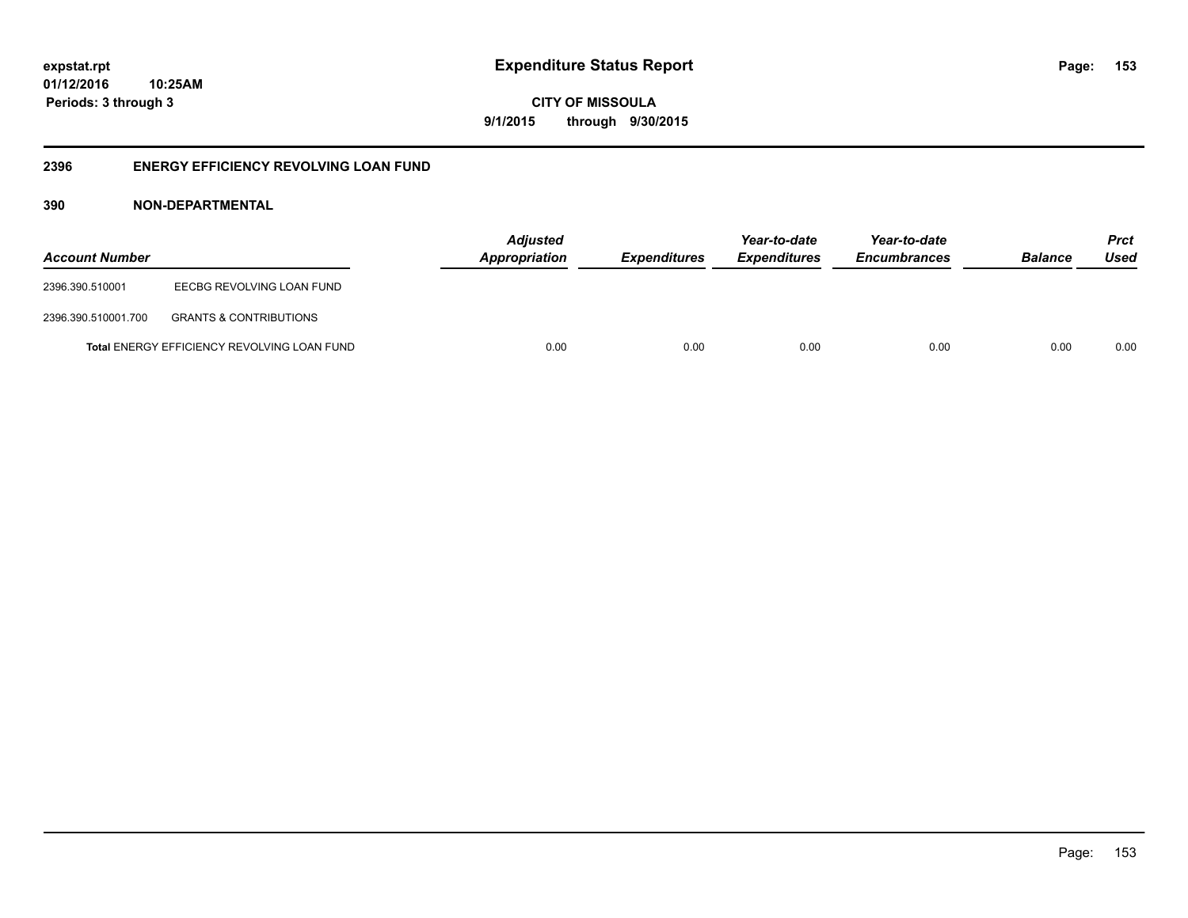expstat.rpt
01/12/2016 10:25AM
Periods: 3 through 3

# Expenditure Status Report

CITY OF MISSOULA
9/1/2015 through 9/30/2015

## 2396 ENERGY EFFICIENCY REVOLVING LOAN FUND

### 390 NON-DEPARTMENTAL

| Account Number | | Adjusted Appropriation | Expenditures | Year-to-date Expenditures | Year-to-date Encumbrances | Balance | Prct Used |
|---|---|---|---|---|---|---|---|
| 2396.390.510001 | EECBG REVOLVING LOAN FUND | | | | | | |
| 2396.390.510001.700 | GRANTS & CONTRIBUTIONS | | | | | | |
| **Total** ENERGY EFFICIENCY REVOLVING LOAN FUND | | 0.00 | 0.00 | 0.00 | 0.00 | 0.00 | 0.00 |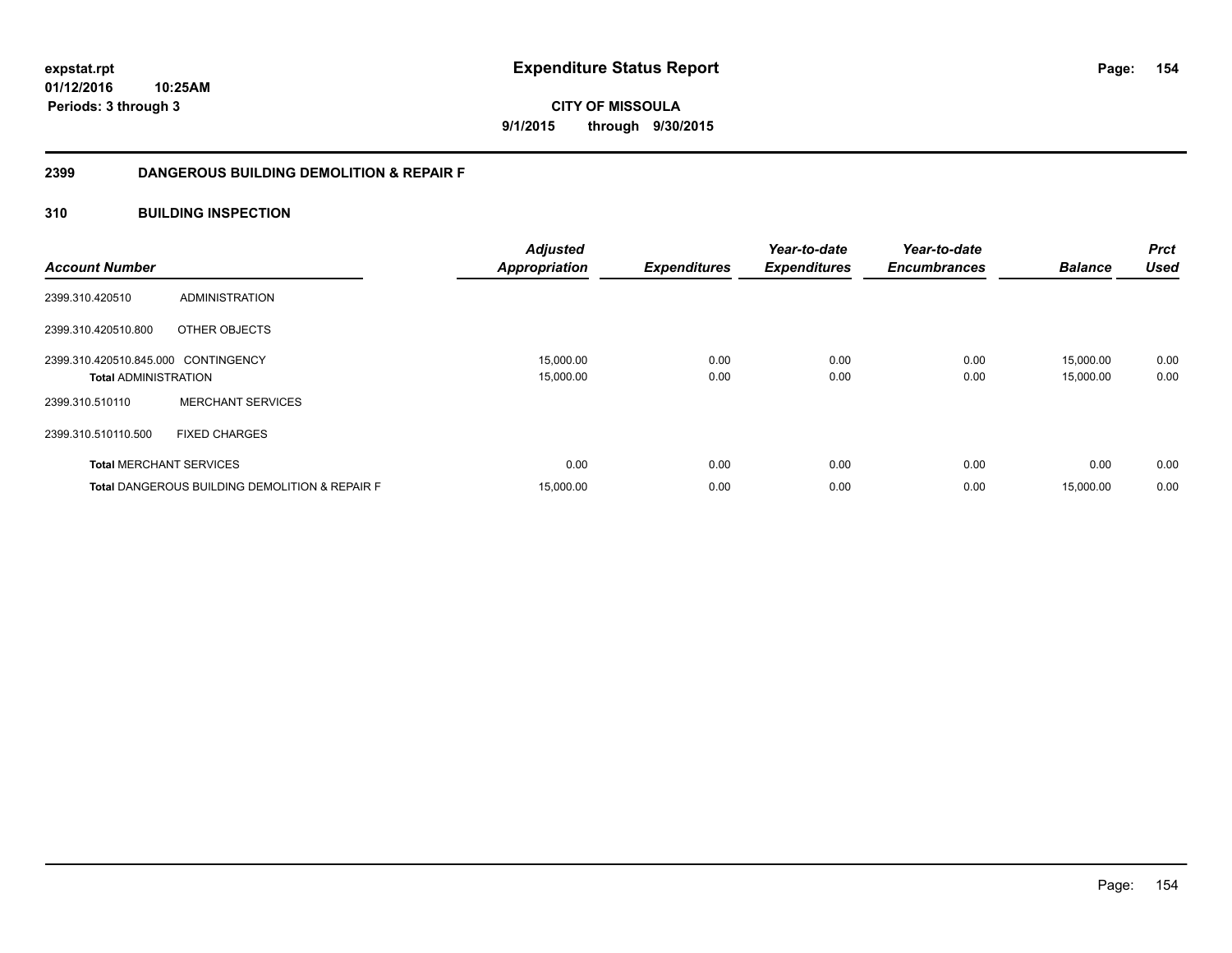**expstat.rpt**
**01/12/2016 10:25AM**
**Periods: 3 through 3**

# Expenditure Status Report

**CITY OF MISSOULA**
**9/1/2015 through 9/30/2015**

## 2399 DANGEROUS BUILDING DEMOLITION & REPAIR F

### 310 BUILDING INSPECTION

| Account Number | | Adjusted Appropriation | Expenditures | Year-to-date Expenditures | Year-to-date Encumbrances | Balance | Prct Used |
|---|---|---|---|---|---|---|---|
| 2399.310.420510 | ADMINISTRATION | | | | | | |
| 2399.310.420510.800 | OTHER OBJECTS | | | | | | |
| 2399.310.420510.845.000 | CONTINGENCY | 15,000.00 | 0.00 | 0.00 | 0.00 | 15,000.00 | 0.00 |
| **Total** ADMINISTRATION | | 15,000.00 | 0.00 | 0.00 | 0.00 | 15,000.00 | 0.00 |
| 2399.310.510110 | MERCHANT SERVICES | | | | | | |
| 2399.310.510110.500 | FIXED CHARGES | | | | | | |
| **Total** MERCHANT SERVICES | | 0.00 | 0.00 | 0.00 | 0.00 | 0.00 | 0.00 |
| **Total** DANGEROUS BUILDING DEMOLITION & REPAIR F | | 15,000.00 | 0.00 | 0.00 | 0.00 | 15,000.00 | 0.00 |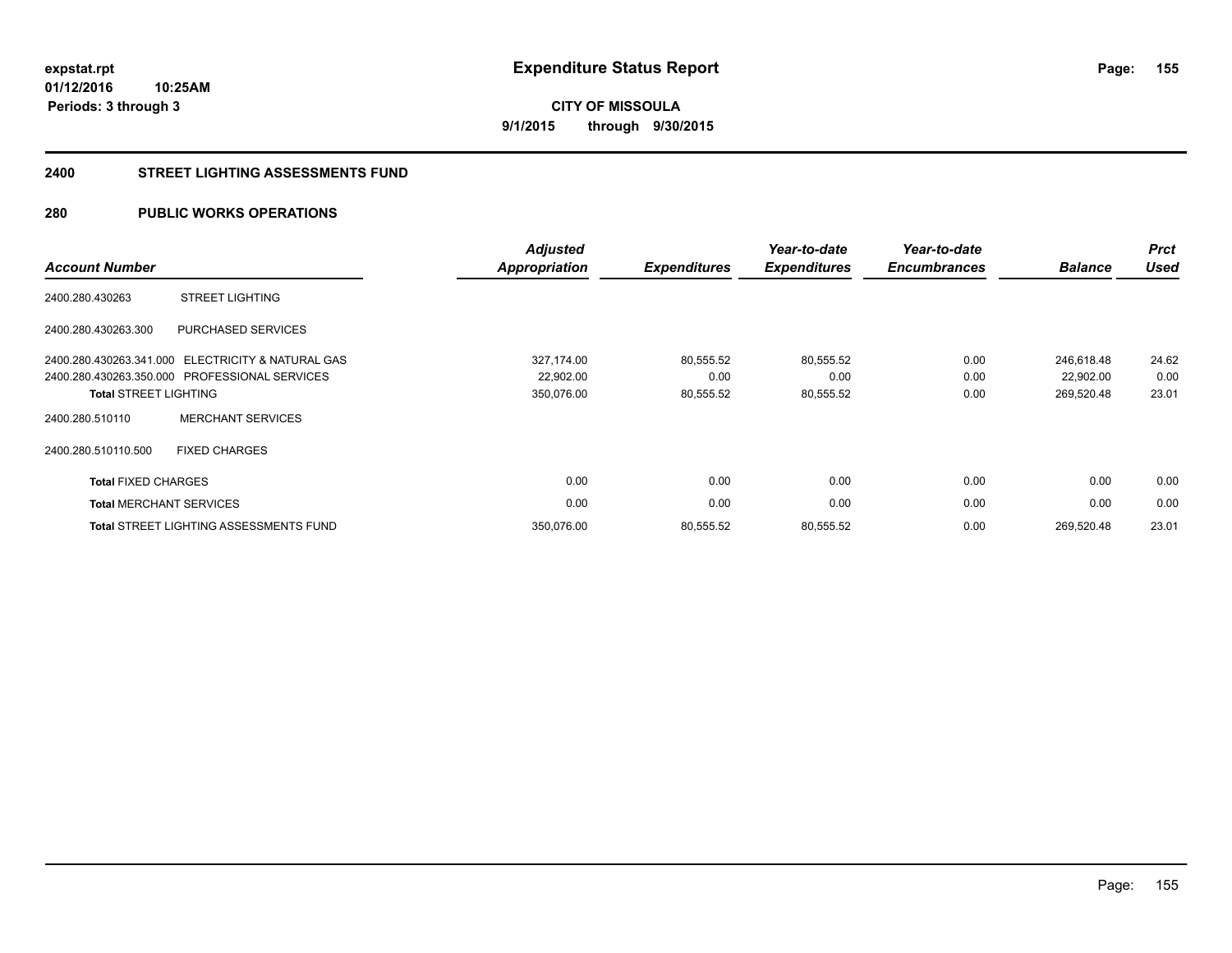**expstat.rpt**
**01/12/2016 10:25AM**
**Periods: 3 through 3**

# Expenditure Status Report

**CITY OF MISSOULA**
**9/1/2015 through 9/30/2015**

## 2400 STREET LIGHTING ASSESSMENTS FUND

## 280 PUBLIC WORKS OPERATIONS

| Account Number | | Adjusted Appropriation | Expenditures | Year-to-date Expenditures | Year-to-date Encumbrances | Balance | Prct Used |
|---|---|---|---|---|---|---|---|
| 2400.280.430263 | STREET LIGHTING | | | | | | |
| 2400.280.430263.300 | PURCHASED SERVICES | | | | | | |
| 2400.280.430263.341.000 | ELECTRICITY & NATURAL GAS | 327,174.00 | 80,555.52 | 80,555.52 | 0.00 | 246,618.48 | 24.62 |
| 2400.280.430263.350.000 | PROFESSIONAL SERVICES | 22,902.00 | 0.00 | 0.00 | 0.00 | 22,902.00 | 0.00 |
| **Total** STREET LIGHTING | | 350,076.00 | 80,555.52 | 80,555.52 | 0.00 | 269,520.48 | 23.01 |
| 2400.280.510110 | MERCHANT SERVICES | | | | | | |
| 2400.280.510110.500 | FIXED CHARGES | | | | | | |
| **Total** FIXED CHARGES | | 0.00 | 0.00 | 0.00 | 0.00 | 0.00 | 0.00 |
| **Total** MERCHANT SERVICES | | 0.00 | 0.00 | 0.00 | 0.00 | 0.00 | 0.00 |
| **Total** STREET LIGHTING ASSESSMENTS FUND | | 350,076.00 | 80,555.52 | 80,555.52 | 0.00 | 269,520.48 | 23.01 |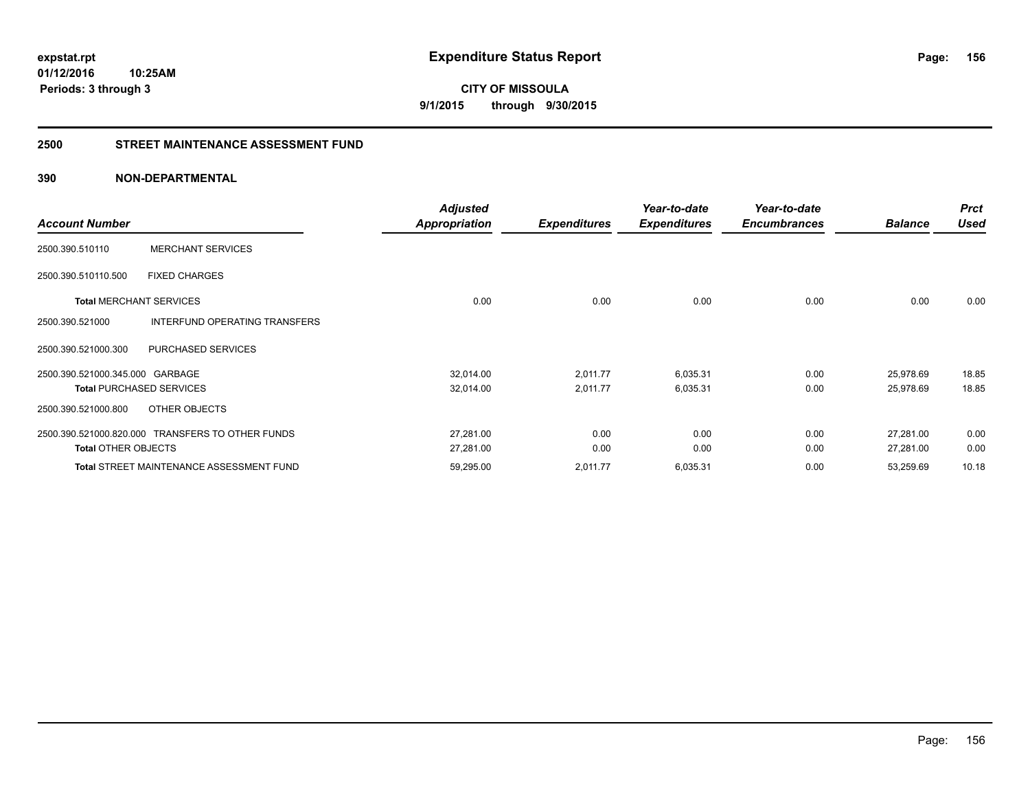**expstat.rpt**
**01/12/2016 10:25AM**
**Periods: 3 through 3**

# Expenditure Status Report

**CITY OF MISSOULA**
**9/1/2015 through 9/30/2015**

## 2500 STREET MAINTENANCE ASSESSMENT FUND

### 390 NON-DEPARTMENTAL

| Account Number | | Adjusted Appropriation | Expenditures | Year-to-date Expenditures | Year-to-date Encumbrances | Balance | Prct Used |
|---|---|---|---|---|---|---|---|
| 2500.390.510110 | MERCHANT SERVICES | | | | | | |
| 2500.390.510110.500 | FIXED CHARGES | | | | | | |
| **Total** MERCHANT SERVICES | | 0.00 | 0.00 | 0.00 | 0.00 | 0.00 | 0.00 |
| 2500.390.521000 | INTERFUND OPERATING TRANSFERS | | | | | | |
| 2500.390.521000.300 | PURCHASED SERVICES | | | | | | |
| 2500.390.521000.345.000 | GARBAGE | 32,014.00 | 2,011.77 | 6,035.31 | 0.00 | 25,978.69 | 18.85 |
| **Total** PURCHASED SERVICES | | 32,014.00 | 2,011.77 | 6,035.31 | 0.00 | 25,978.69 | 18.85 |
| 2500.390.521000.800 | OTHER OBJECTS | | | | | | |
| 2500.390.521000.820.000 | TRANSFERS TO OTHER FUNDS | 27,281.00 | 0.00 | 0.00 | 0.00 | 27,281.00 | 0.00 |
| **Total** OTHER OBJECTS | | 27,281.00 | 0.00 | 0.00 | 0.00 | 27,281.00 | 0.00 |
| **Total** STREET MAINTENANCE ASSESSMENT FUND | | 59,295.00 | 2,011.77 | 6,035.31 | 0.00 | 53,259.69 | 10.18 |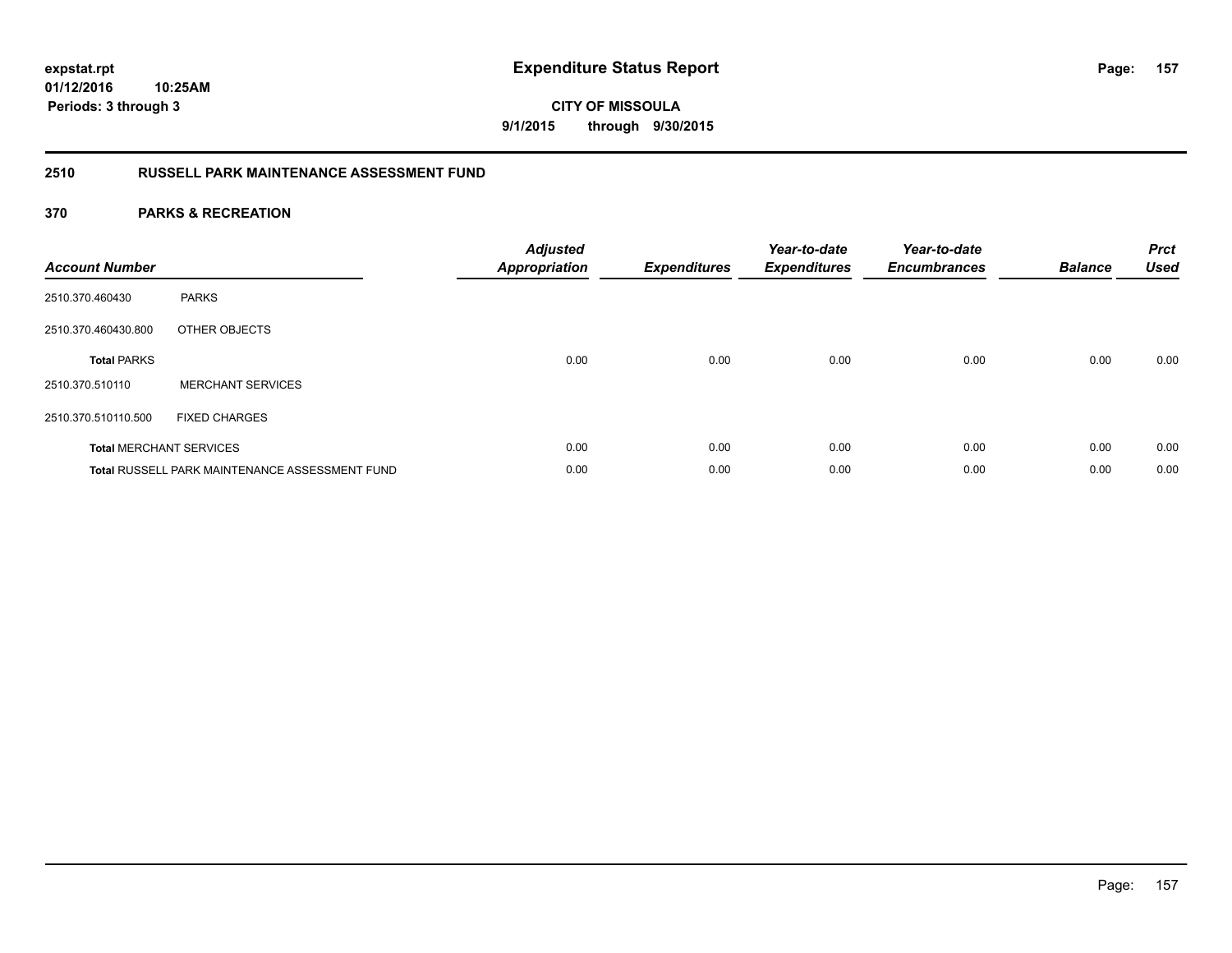# Expenditure Status Report

expstat.rpt
01/12/2016 10:25AM
Periods: 3 through 3

**CITY OF MISSOULA**
**9/1/2015 through 9/30/2015**

## 2510 RUSSELL PARK MAINTENANCE ASSESSMENT FUND

### 370 PARKS & RECREATION

| Account Number | | Adjusted Appropriation | Expenditures | Year-to-date Expenditures | Year-to-date Encumbrances | Balance | Prct Used |
|---|---|---|---|---|---|---|---|
| 2510.370.460430 | PARKS | | | | | | |
| 2510.370.460430.800 | OTHER OBJECTS | | | | | | |
| **Total** PARKS | | 0.00 | 0.00 | 0.00 | 0.00 | 0.00 | 0.00 |
| 2510.370.510110 | MERCHANT SERVICES | | | | | | |
| 2510.370.510110.500 | FIXED CHARGES | | | | | | |
| **Total** MERCHANT SERVICES | | 0.00 | 0.00 | 0.00 | 0.00 | 0.00 | 0.00 |
| **Total** RUSSELL PARK MAINTENANCE ASSESSMENT FUND | | 0.00 | 0.00 | 0.00 | 0.00 | 0.00 | 0.00 |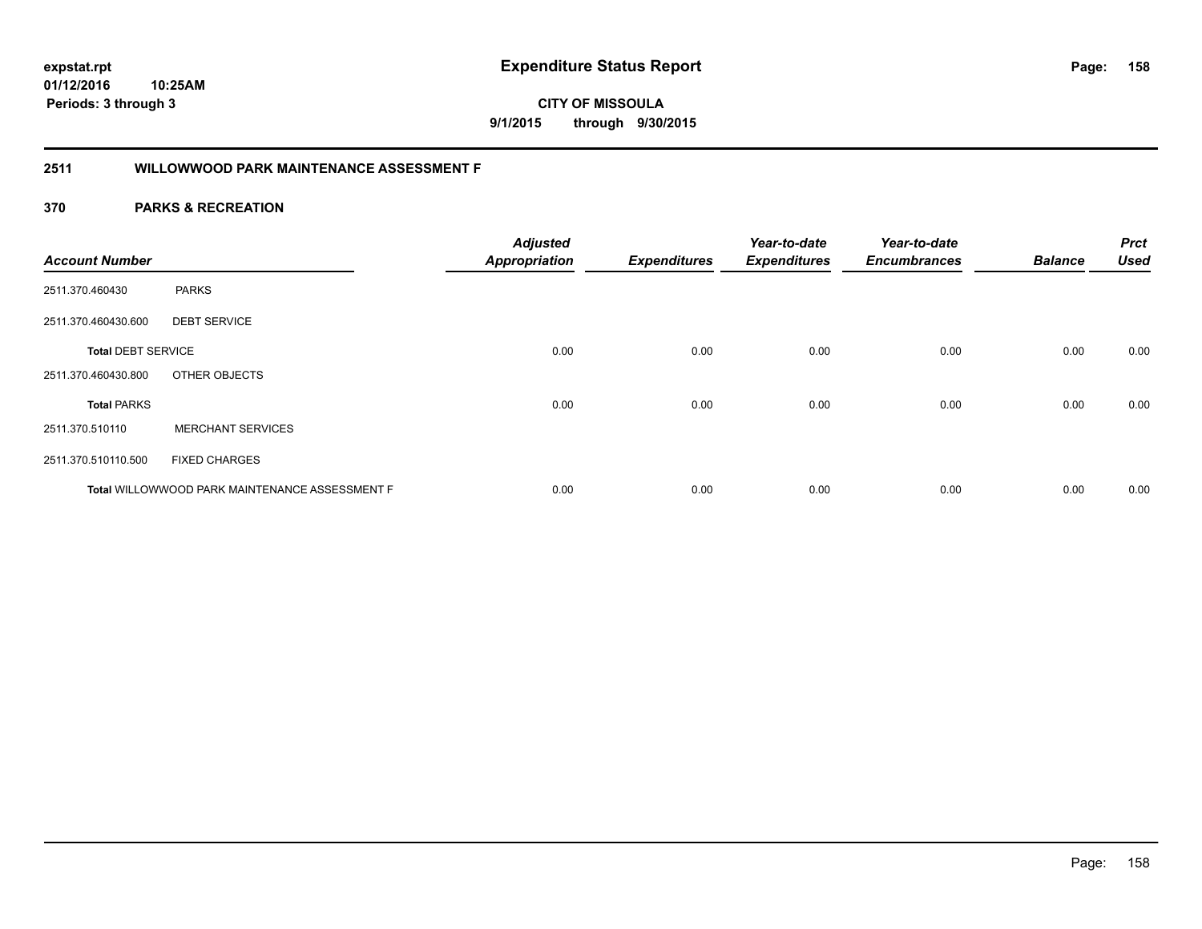**expstat.rpt**
**01/12/2016 10:25AM**
**Periods: 3 through 3**

# Expenditure Status Report

**CITY OF MISSOULA**
**9/1/2015 through 9/30/2015**

## 2511 WILLOWWOOD PARK MAINTENANCE ASSESSMENT F

### 370 PARKS & RECREATION

| Account Number | | Adjusted Appropriation | Expenditures | Year-to-date Expenditures | Year-to-date Encumbrances | Balance | Prct Used |
|---|---|---|---|---|---|---|---|
| 2511.370.460430 | PARKS | | | | | | |
| 2511.370.460430.600 | DEBT SERVICE | | | | | | |
| **Total** DEBT SERVICE | | 0.00 | 0.00 | 0.00 | 0.00 | 0.00 | 0.00 |
| 2511.370.460430.800 | OTHER OBJECTS | | | | | | |
| **Total** PARKS | | 0.00 | 0.00 | 0.00 | 0.00 | 0.00 | 0.00 |
| 2511.370.510110 | MERCHANT SERVICES | | | | | | |
| 2511.370.510110.500 | FIXED CHARGES | | | | | | |
| **Total** WILLOWWOOD PARK MAINTENANCE ASSESSMENT F | | 0.00 | 0.00 | 0.00 | 0.00 | 0.00 | 0.00 |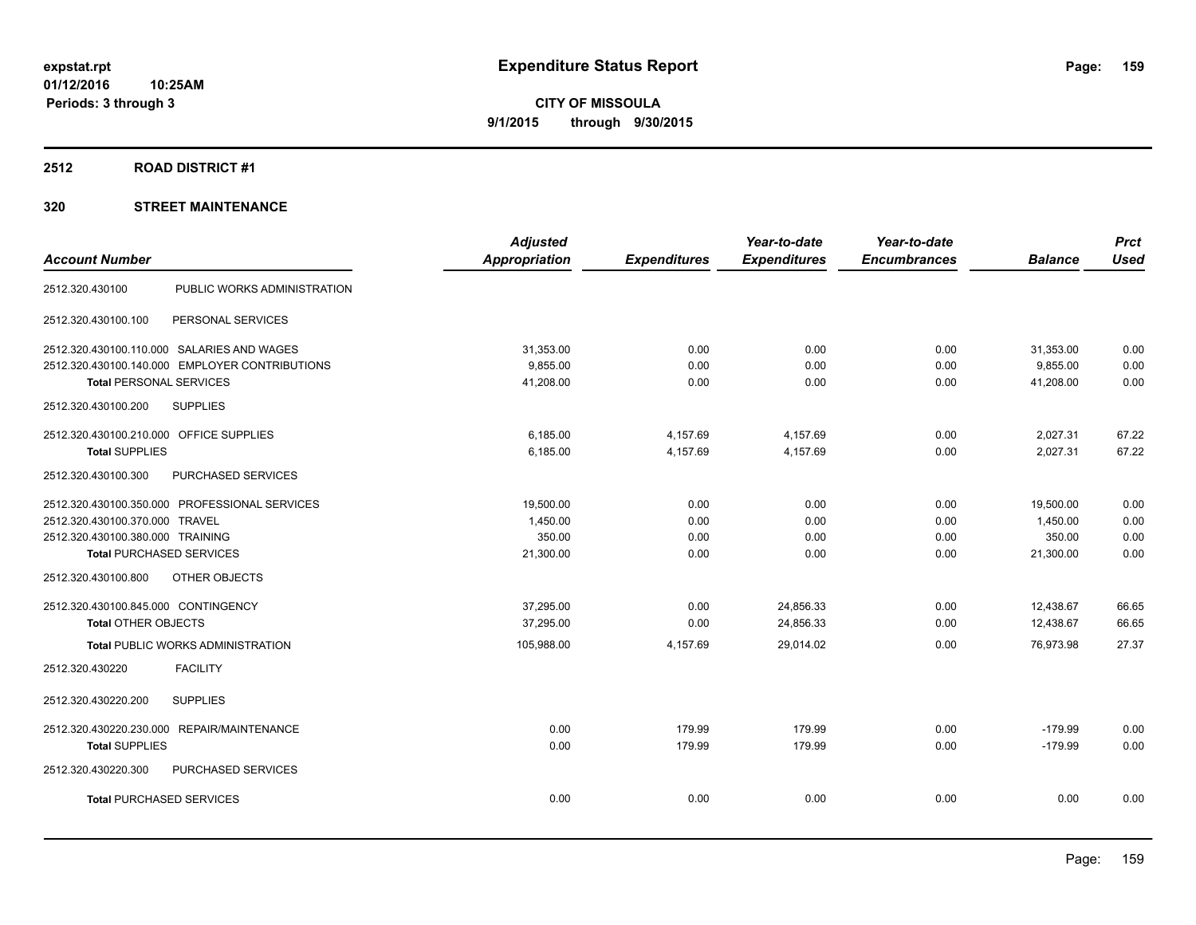expstat.rpt
01/12/2016 10:25AM
Periods: 3 through 3

# Expenditure Status Report

**CITY OF MISSOULA**
**9/1/2015 through 9/30/2015**

## 2512 ROAD DISTRICT #1

### 320 STREET MAINTENANCE

| Account Number | | Adjusted Appropriation | Expenditures | Year-to-date Expenditures | Year-to-date Encumbrances | Balance | Prct Used |
|---|---|---|---|---|---|---|---|
| 2512.320.430100 | PUBLIC WORKS ADMINISTRATION | | | | | | |
| 2512.320.430100.100 | PERSONAL SERVICES | | | | | | |
| 2512.320.430100.110.000 | SALARIES AND WAGES | 31,353.00 | 0.00 | 0.00 | 0.00 | 31,353.00 | 0.00 |
| 2512.320.430100.140.000 | EMPLOYER CONTRIBUTIONS | 9,855.00 | 0.00 | 0.00 | 0.00 | 9,855.00 | 0.00 |
| **Total** PERSONAL SERVICES | | 41,208.00 | 0.00 | 0.00 | 0.00 | 41,208.00 | 0.00 |
| 2512.320.430100.200 | SUPPLIES | | | | | | |
| 2512.320.430100.210.000 | OFFICE SUPPLIES | 6,185.00 | 4,157.69 | 4,157.69 | 0.00 | 2,027.31 | 67.22 |
| **Total** SUPPLIES | | 6,185.00 | 4,157.69 | 4,157.69 | 0.00 | 2,027.31 | 67.22 |
| 2512.320.430100.300 | PURCHASED SERVICES | | | | | | |
| 2512.320.430100.350.000 | PROFESSIONAL SERVICES | 19,500.00 | 0.00 | 0.00 | 0.00 | 19,500.00 | 0.00 |
| 2512.320.430100.370.000 | TRAVEL | 1,450.00 | 0.00 | 0.00 | 0.00 | 1,450.00 | 0.00 |
| 2512.320.430100.380.000 | TRAINING | 350.00 | 0.00 | 0.00 | 0.00 | 350.00 | 0.00 |
| **Total** PURCHASED SERVICES | | 21,300.00 | 0.00 | 0.00 | 0.00 | 21,300.00 | 0.00 |
| 2512.320.430100.800 | OTHER OBJECTS | | | | | | |
| 2512.320.430100.845.000 | CONTINGENCY | 37,295.00 | 0.00 | 24,856.33 | 0.00 | 12,438.67 | 66.65 |
| **Total** OTHER OBJECTS | | 37,295.00 | 0.00 | 24,856.33 | 0.00 | 12,438.67 | 66.65 |
| **Total** PUBLIC WORKS ADMINISTRATION | | 105,988.00 | 4,157.69 | 29,014.02 | 0.00 | 76,973.98 | 27.37 |
| 2512.320.430220 | FACILITY | | | | | | |
| 2512.320.430220.200 | SUPPLIES | | | | | | |
| 2512.320.430220.230.000 | REPAIR/MAINTENANCE | 0.00 | 179.99 | 179.99 | 0.00 | -179.99 | 0.00 |
| **Total** SUPPLIES | | 0.00 | 179.99 | 179.99 | 0.00 | -179.99 | 0.00 |
| 2512.320.430220.300 | PURCHASED SERVICES | | | | | | |
| **Total** PURCHASED SERVICES | | 0.00 | 0.00 | 0.00 | 0.00 | 0.00 | 0.00 |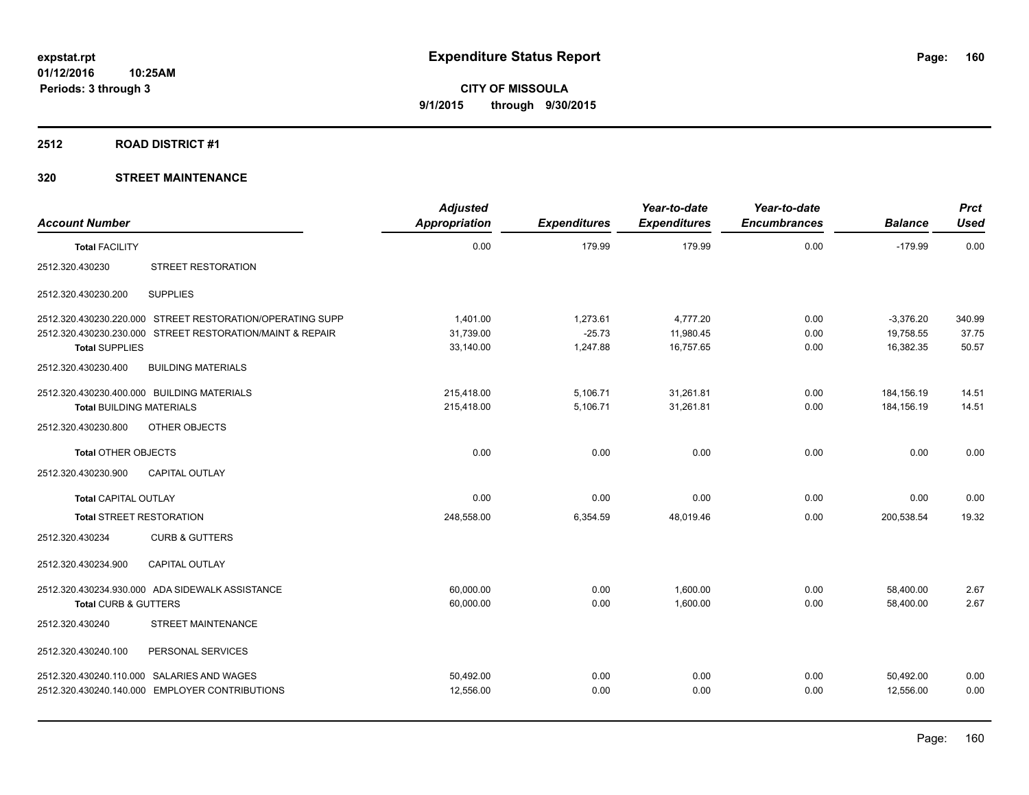# Expenditure Status Report

**CITY OF MISSOULA**
**9/1/2015 through 9/30/2015**

expstat.rpt
01/12/2016 10:25AM
Periods: 3 through 3

## 2512 ROAD DISTRICT #1

### 320 STREET MAINTENANCE

| Account Number | | Adjusted Appropriation | Expenditures | Year-to-date Expenditures | Year-to-date Encumbrances | Balance | Prct Used |
|---|---|---|---|---|---|---|---|
| **Total** FACILITY | | 0.00 | 179.99 | 179.99 | 0.00 | -179.99 | 0.00 |
| 2512.320.430230 | STREET RESTORATION | | | | | | |
| 2512.320.430230.200 | SUPPLIES | | | | | | |
| 2512.320.430230.220.000 | STREET RESTORATION/OPERATING SUPP | 1,401.00 | 1,273.61 | 4,777.20 | 0.00 | -3,376.20 | 340.99 |
| 2512.320.430230.230.000 | STREET RESTORATION/MAINT & REPAIR | 31,739.00 | -25.73 | 11,980.45 | 0.00 | 19,758.55 | 37.75 |
| **Total** SUPPLIES | | 33,140.00 | 1,247.88 | 16,757.65 | 0.00 | 16,382.35 | 50.57 |
| 2512.320.430230.400 | BUILDING MATERIALS | | | | | | |
| 2512.320.430230.400.000 | BUILDING MATERIALS | 215,418.00 | 5,106.71 | 31,261.81 | 0.00 | 184,156.19 | 14.51 |
| **Total** BUILDING MATERIALS | | 215,418.00 | 5,106.71 | 31,261.81 | 0.00 | 184,156.19 | 14.51 |
| 2512.320.430230.800 | OTHER OBJECTS | | | | | | |
| **Total** OTHER OBJECTS | | 0.00 | 0.00 | 0.00 | 0.00 | 0.00 | 0.00 |
| 2512.320.430230.900 | CAPITAL OUTLAY | | | | | | |
| **Total** CAPITAL OUTLAY | | 0.00 | 0.00 | 0.00 | 0.00 | 0.00 | 0.00 |
| **Total** STREET RESTORATION | | 248,558.00 | 6,354.59 | 48,019.46 | 0.00 | 200,538.54 | 19.32 |
| 2512.320.430234 | CURB & GUTTERS | | | | | | |
| 2512.320.430234.900 | CAPITAL OUTLAY | | | | | | |
| 2512.320.430234.930.000 | ADA SIDEWALK ASSISTANCE | 60,000.00 | 0.00 | 1,600.00 | 0.00 | 58,400.00 | 2.67 |
| **Total** CURB & GUTTERS | | 60,000.00 | 0.00 | 1,600.00 | 0.00 | 58,400.00 | 2.67 |
| 2512.320.430240 | STREET MAINTENANCE | | | | | | |
| 2512.320.430240.100 | PERSONAL SERVICES | | | | | | |
| 2512.320.430240.110.000 | SALARIES AND WAGES | 50,492.00 | 0.00 | 0.00 | 0.00 | 50,492.00 | 0.00 |
| 2512.320.430240.140.000 | EMPLOYER CONTRIBUTIONS | 12,556.00 | 0.00 | 0.00 | 0.00 | 12,556.00 | 0.00 |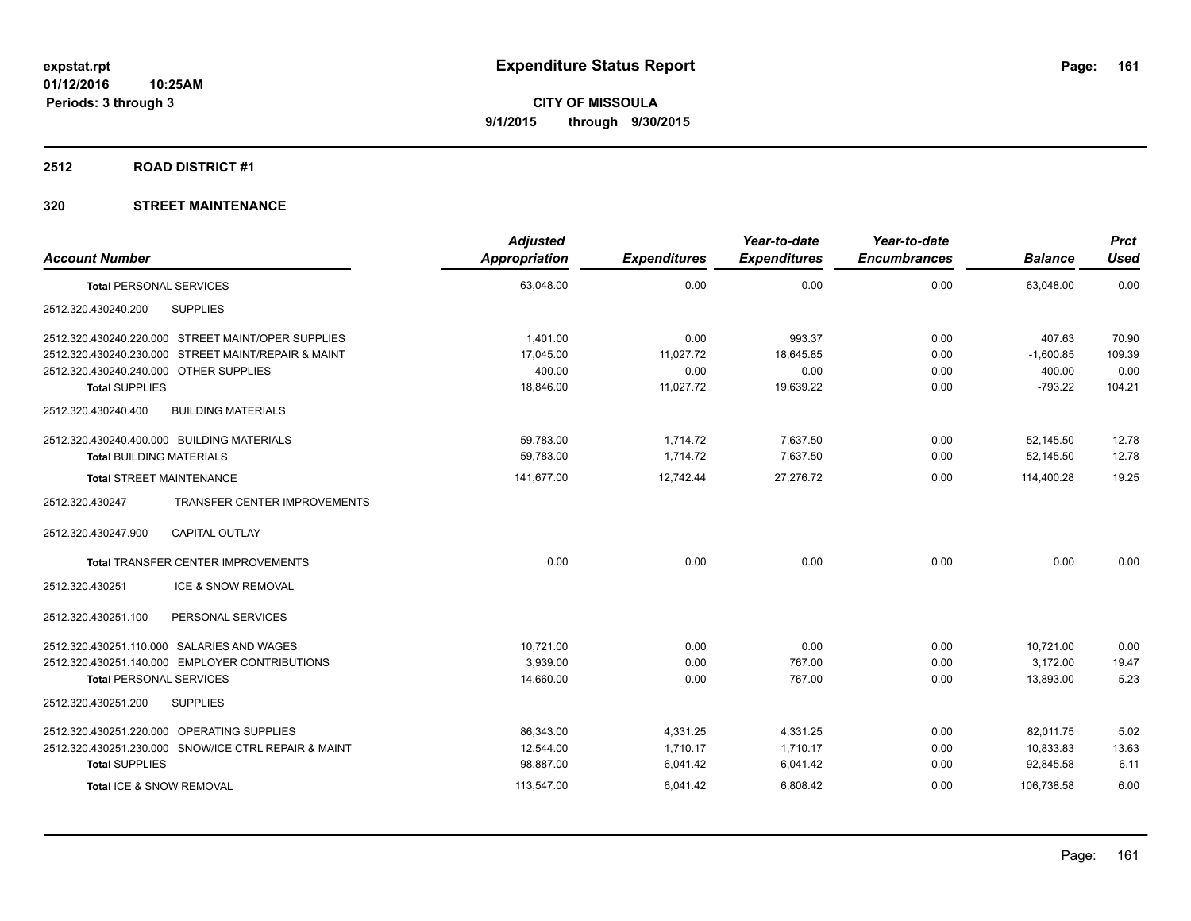# Expenditure Status Report

expstat.rpt
01/12/2016 10:25AM
Periods: 3 through 3

**CITY OF MISSOULA**
**9/1/2015 through 9/30/2015**

## 2512 ROAD DISTRICT #1

### 320 STREET MAINTENANCE

| Account Number | Adjusted Appropriation | Expenditures | Year-to-date Expenditures | Year-to-date Encumbrances | Balance | Prct Used |
|---|---|---|---|---|---|---|
| **Total** PERSONAL SERVICES | 63,048.00 | 0.00 | 0.00 | 0.00 | 63,048.00 | 0.00 |
| 2512.320.430240.200 SUPPLIES | | | | | | |
| 2512.320.430240.220.000 STREET MAINT/OPER SUPPLIES | 1,401.00 | 0.00 | 993.37 | 0.00 | 407.63 | 70.90 |
| 2512.320.430240.230.000 STREET MAINT/REPAIR & MAINT | 17,045.00 | 11,027.72 | 18,645.85 | 0.00 | -1,600.85 | 109.39 |
| 2512.320.430240.240.000 OTHER SUPPLIES | 400.00 | 0.00 | 0.00 | 0.00 | 400.00 | 0.00 |
| **Total** SUPPLIES | 18,846.00 | 11,027.72 | 19,639.22 | 0.00 | -793.22 | 104.21 |
| 2512.320.430240.400 BUILDING MATERIALS | | | | | | |
| 2512.320.430240.400.000 BUILDING MATERIALS | 59,783.00 | 1,714.72 | 7,637.50 | 0.00 | 52,145.50 | 12.78 |
| **Total** BUILDING MATERIALS | 59,783.00 | 1,714.72 | 7,637.50 | 0.00 | 52,145.50 | 12.78 |
| **Total** STREET MAINTENANCE | 141,677.00 | 12,742.44 | 27,276.72 | 0.00 | 114,400.28 | 19.25 |
| 2512.320.430247 TRANSFER CENTER IMPROVEMENTS | | | | | | |
| 2512.320.430247.900 CAPITAL OUTLAY | | | | | | |
| **Total** TRANSFER CENTER IMPROVEMENTS | 0.00 | 0.00 | 0.00 | 0.00 | 0.00 | 0.00 |
| 2512.320.430251 ICE & SNOW REMOVAL | | | | | | |
| 2512.320.430251.100 PERSONAL SERVICES | | | | | | |
| 2512.320.430251.110.000 SALARIES AND WAGES | 10,721.00 | 0.00 | 0.00 | 0.00 | 10,721.00 | 0.00 |
| 2512.320.430251.140.000 EMPLOYER CONTRIBUTIONS | 3,939.00 | 0.00 | 767.00 | 0.00 | 3,172.00 | 19.47 |
| **Total** PERSONAL SERVICES | 14,660.00 | 0.00 | 767.00 | 0.00 | 13,893.00 | 5.23 |
| 2512.320.430251.200 SUPPLIES | | | | | | |
| 2512.320.430251.220.000 OPERATING SUPPLIES | 86,343.00 | 4,331.25 | 4,331.25 | 0.00 | 82,011.75 | 5.02 |
| 2512.320.430251.230.000 SNOW/ICE CTRL REPAIR & MAINT | 12,544.00 | 1,710.17 | 1,710.17 | 0.00 | 10,833.83 | 13.63 |
| **Total** SUPPLIES | 98,887.00 | 6,041.42 | 6,041.42 | 0.00 | 92,845.58 | 6.11 |
| **Total** ICE & SNOW REMOVAL | 113,547.00 | 6,041.42 | 6,808.42 | 0.00 | 106,738.58 | 6.00 |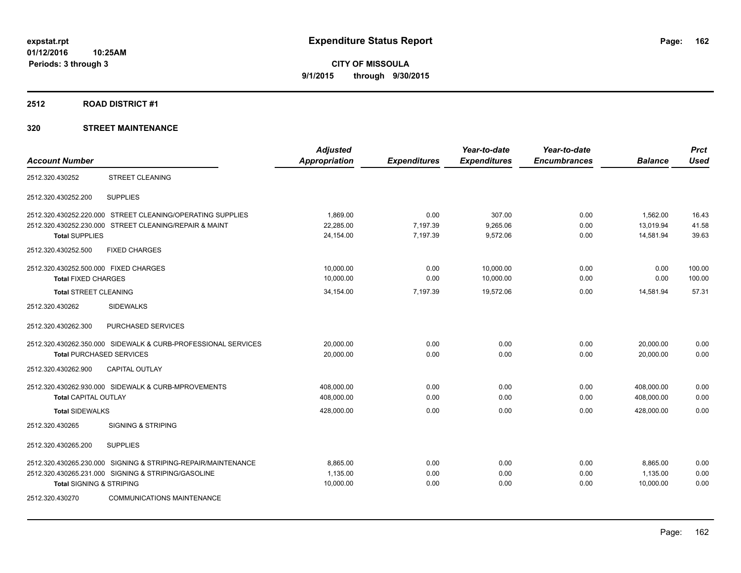expstat.rpt
01/12/2016 10:25AM
Periods: 3 through 3

# Expenditure Status Report

**CITY OF MISSOULA**
**9/1/2015 through 9/30/2015**

## 2512 ROAD DISTRICT #1

## 320 STREET MAINTENANCE

| Account Number | | Adjusted Appropriation | Expenditures | Year-to-date Expenditures | Year-to-date Encumbrances | Balance | Prct Used |
|---|---|---|---|---|---|---|---|
| 2512.320.430252 | STREET CLEANING | | | | | | |
| 2512.320.430252.200 | SUPPLIES | | | | | | |
| 2512.320.430252.220.000 | STREET CLEANING/OPERATING SUPPLIES | 1,869.00 | 0.00 | 307.00 | 0.00 | 1,562.00 | 16.43 |
| 2512.320.430252.230.000 | STREET CLEANING/REPAIR & MAINT | 22,285.00 | 7,197.39 | 9,265.06 | 0.00 | 13,019.94 | 41.58 |
| **Total** SUPPLIES | | 24,154.00 | 7,197.39 | 9,572.06 | 0.00 | 14,581.94 | 39.63 |
| 2512.320.430252.500 | FIXED CHARGES | | | | | | |
| 2512.320.430252.500.000 | FIXED CHARGES | 10,000.00 | 0.00 | 10,000.00 | 0.00 | 0.00 | 100.00 |
| **Total** FIXED CHARGES | | 10,000.00 | 0.00 | 10,000.00 | 0.00 | 0.00 | 100.00 |
| **Total** STREET CLEANING | | 34,154.00 | 7,197.39 | 19,572.06 | 0.00 | 14,581.94 | 57.31 |
| 2512.320.430262 | SIDEWALKS | | | | | | |
| 2512.320.430262.300 | PURCHASED SERVICES | | | | | | |
| 2512.320.430262.350.000 | SIDEWALK & CURB-PROFESSIONAL SERVICES | 20,000.00 | 0.00 | 0.00 | 0.00 | 20,000.00 | 0.00 |
| **Total** PURCHASED SERVICES | | 20,000.00 | 0.00 | 0.00 | 0.00 | 20,000.00 | 0.00 |
| 2512.320.430262.900 | CAPITAL OUTLAY | | | | | | |
| 2512.320.430262.930.000 | SIDEWALK & CURB-MPROVEMENTS | 408,000.00 | 0.00 | 0.00 | 0.00 | 408,000.00 | 0.00 |
| **Total** CAPITAL OUTLAY | | 408,000.00 | 0.00 | 0.00 | 0.00 | 408,000.00 | 0.00 |
| **Total** SIDEWALKS | | 428,000.00 | 0.00 | 0.00 | 0.00 | 428,000.00 | 0.00 |
| 2512.320.430265 | SIGNING & STRIPING | | | | | | |
| 2512.320.430265.200 | SUPPLIES | | | | | | |
| 2512.320.430265.230.000 | SIGNING & STRIPING-REPAIR/MAINTENANCE | 8,865.00 | 0.00 | 0.00 | 0.00 | 8,865.00 | 0.00 |
| 2512.320.430265.231.000 | SIGNING & STRIPING/GASOLINE | 1,135.00 | 0.00 | 0.00 | 0.00 | 1,135.00 | 0.00 |
| **Total** SIGNING & STRIPING | | 10,000.00 | 0.00 | 0.00 | 0.00 | 10,000.00 | 0.00 |
| 2512.320.430270 | COMMUNICATIONS MAINTENANCE | | | | | | |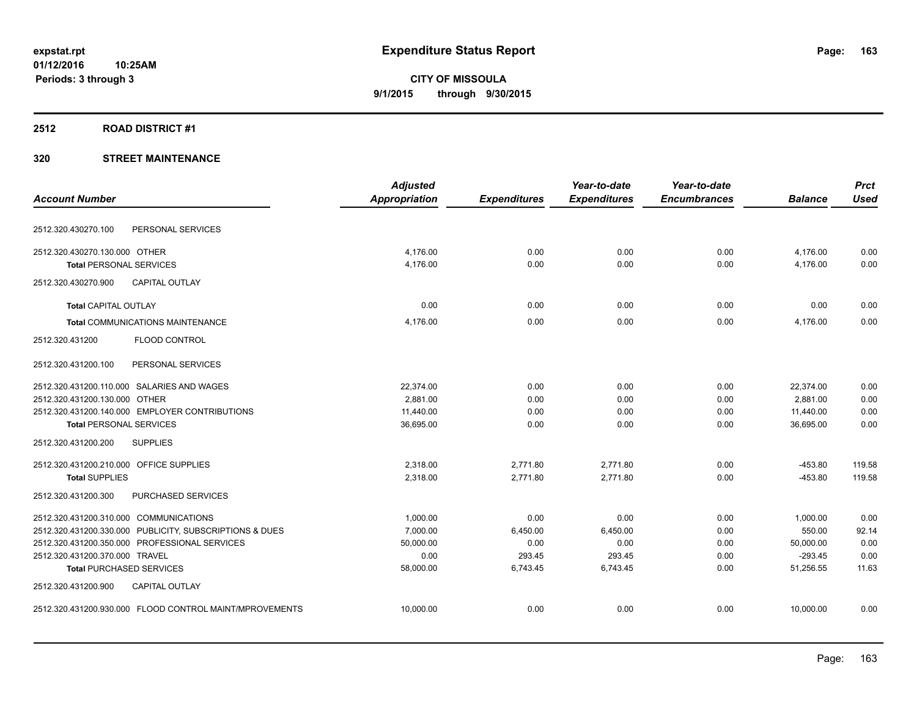**expstat.rpt**
**01/12/2016 10:25AM**
**Periods: 3 through 3**

# Expenditure Status Report

**CITY OF MISSOULA**
**9/1/2015 through 9/30/2015**

## 2512 ROAD DISTRICT #1

## 320 STREET MAINTENANCE

| Account Number | Adjusted Appropriation | Expenditures | Year-to-date Expenditures | Year-to-date Encumbrances | Balance | Prct Used |
|---|---|---|---|---|---|---|
| 2512.320.430270.100 PERSONAL SERVICES | | | | | | |
| 2512.320.430270.130.000 OTHER | 4,176.00 | 0.00 | 0.00 | 0.00 | 4,176.00 | 0.00 |
| **Total** PERSONAL SERVICES | 4,176.00 | 0.00 | 0.00 | 0.00 | 4,176.00 | 0.00 |
| 2512.320.430270.900 CAPITAL OUTLAY | | | | | | |
| **Total** CAPITAL OUTLAY | 0.00 | 0.00 | 0.00 | 0.00 | 0.00 | 0.00 |
| **Total** COMMUNICATIONS MAINTENANCE | 4,176.00 | 0.00 | 0.00 | 0.00 | 4,176.00 | 0.00 |
| 2512.320.431200 FLOOD CONTROL | | | | | | |
| 2512.320.431200.100 PERSONAL SERVICES | | | | | | |
| 2512.320.431200.110.000 SALARIES AND WAGES | 22,374.00 | 0.00 | 0.00 | 0.00 | 22,374.00 | 0.00 |
| 2512.320.431200.130.000 OTHER | 2,881.00 | 0.00 | 0.00 | 0.00 | 2,881.00 | 0.00 |
| 2512.320.431200.140.000 EMPLOYER CONTRIBUTIONS | 11,440.00 | 0.00 | 0.00 | 0.00 | 11,440.00 | 0.00 |
| **Total** PERSONAL SERVICES | 36,695.00 | 0.00 | 0.00 | 0.00 | 36,695.00 | 0.00 |
| 2512.320.431200.200 SUPPLIES | | | | | | |
| 2512.320.431200.210.000 OFFICE SUPPLIES | 2,318.00 | 2,771.80 | 2,771.80 | 0.00 | -453.80 | 119.58 |
| **Total** SUPPLIES | 2,318.00 | 2,771.80 | 2,771.80 | 0.00 | -453.80 | 119.58 |
| 2512.320.431200.300 PURCHASED SERVICES | | | | | | |
| 2512.320.431200.310.000 COMMUNICATIONS | 1,000.00 | 0.00 | 0.00 | 0.00 | 1,000.00 | 0.00 |
| 2512.320.431200.330.000 PUBLICITY, SUBSCRIPTIONS & DUES | 7,000.00 | 6,450.00 | 6,450.00 | 0.00 | 550.00 | 92.14 |
| 2512.320.431200.350.000 PROFESSIONAL SERVICES | 50,000.00 | 0.00 | 0.00 | 0.00 | 50,000.00 | 0.00 |
| 2512.320.431200.370.000 TRAVEL | 0.00 | 293.45 | 293.45 | 0.00 | -293.45 | 0.00 |
| **Total** PURCHASED SERVICES | 58,000.00 | 6,743.45 | 6,743.45 | 0.00 | 51,256.55 | 11.63 |
| 2512.320.431200.900 CAPITAL OUTLAY | | | | | | |
| 2512.320.431200.930.000 FLOOD CONTROL MAINT/MPROVEMENTS | 10,000.00 | 0.00 | 0.00 | 0.00 | 10,000.00 | 0.00 |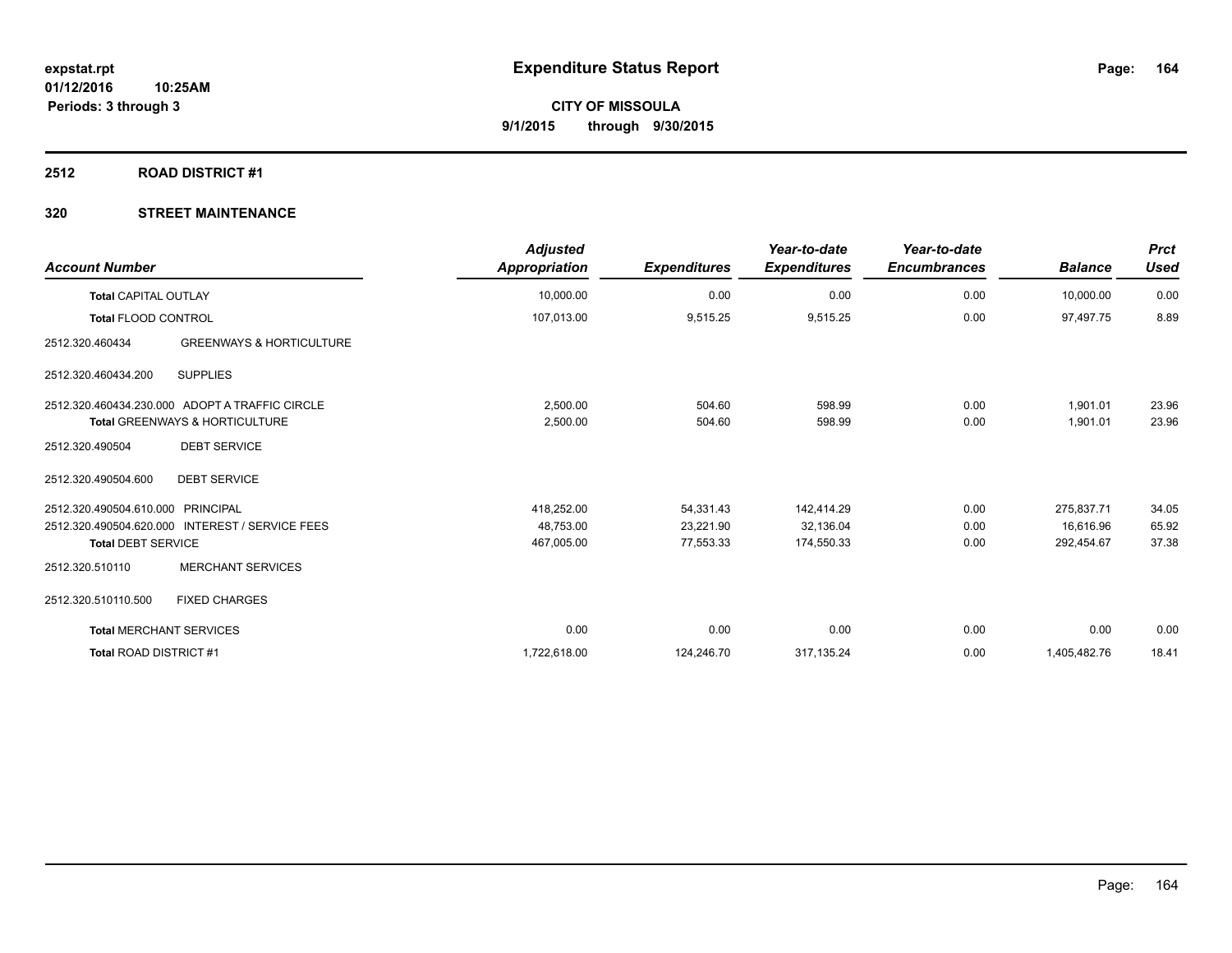# Expenditure Status Report

**CITY OF MISSOULA**

**9/1/2015 through 9/30/2015**

expstat.rpt
01/12/2016 10:25AM
Periods: 3 through 3

## 2512 ROAD DISTRICT #1

### 320 STREET MAINTENANCE

| Account Number | | Adjusted Appropriation | Expenditures | Year-to-date Expenditures | Year-to-date Encumbrances | Balance | Prct Used |
|---|---|---|---|---|---|---|---|
| **Total** CAPITAL OUTLAY | | 10,000.00 | 0.00 | 0.00 | 0.00 | 10,000.00 | 0.00 |
| **Total** FLOOD CONTROL | | 107,013.00 | 9,515.25 | 9,515.25 | 0.00 | 97,497.75 | 8.89 |
| 2512.320.460434 | GREENWAYS & HORTICULTURE | | | | | | |
| 2512.320.460434.200 | SUPPLIES | | | | | | |
| 2512.320.460434.230.000 | ADOPT A TRAFFIC CIRCLE | 2,500.00 | 504.60 | 598.99 | 0.00 | 1,901.01 | 23.96 |
| **Total** GREENWAYS & HORTICULTURE | | 2,500.00 | 504.60 | 598.99 | 0.00 | 1,901.01 | 23.96 |
| 2512.320.490504 | DEBT SERVICE | | | | | | |
| 2512.320.490504.600 | DEBT SERVICE | | | | | | |
| 2512.320.490504.610.000 | PRINCIPAL | 418,252.00 | 54,331.43 | 142,414.29 | 0.00 | 275,837.71 | 34.05 |
| 2512.320.490504.620.000 | INTEREST / SERVICE FEES | 48,753.00 | 23,221.90 | 32,136.04 | 0.00 | 16,616.96 | 65.92 |
| **Total** DEBT SERVICE | | 467,005.00 | 77,553.33 | 174,550.33 | 0.00 | 292,454.67 | 37.38 |
| 2512.320.510110 | MERCHANT SERVICES | | | | | | |
| 2512.320.510110.500 | FIXED CHARGES | | | | | | |
| **Total** MERCHANT SERVICES | | 0.00 | 0.00 | 0.00 | 0.00 | 0.00 | 0.00 |
| **Total** ROAD DISTRICT #1 | | 1,722,618.00 | 124,246.70 | 317,135.24 | 0.00 | 1,405,482.76 | 18.41 |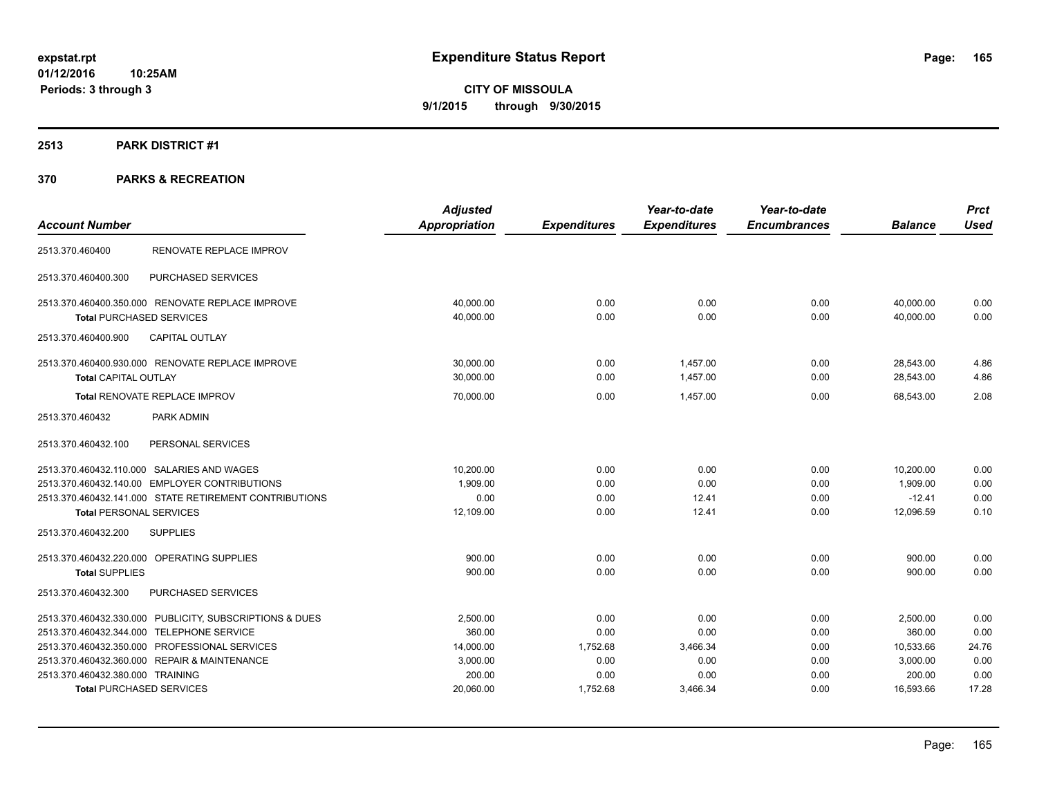**expstat.rpt**
**01/12/2016 10:25AM**
**Periods: 3 through 3**

# Expenditure Status Report

**CITY OF MISSOULA**
**9/1/2015 through 9/30/2015**

## 2513 PARK DISTRICT #1

## 370 PARKS & RECREATION

| Account Number | | Adjusted Appropriation | Expenditures | Year-to-date Expenditures | Year-to-date Encumbrances | Balance | Prct Used |
|---|---|---|---|---|---|---|---|
| 2513.370.460400 | RENOVATE REPLACE IMPROV | | | | | | |
| 2513.370.460400.300 | PURCHASED SERVICES | | | | | | |
| 2513.370.460400.350.000 | RENOVATE REPLACE IMPROVE | 40,000.00 | 0.00 | 0.00 | 0.00 | 40,000.00 | 0.00 |
| **Total** PURCHASED SERVICES | | 40,000.00 | 0.00 | 0.00 | 0.00 | 40,000.00 | 0.00 |
| 2513.370.460400.900 | CAPITAL OUTLAY | | | | | | |
| 2513.370.460400.930.000 | RENOVATE REPLACE IMPROVE | 30,000.00 | 0.00 | 1,457.00 | 0.00 | 28,543.00 | 4.86 |
| **Total** CAPITAL OUTLAY | | 30,000.00 | 0.00 | 1,457.00 | 0.00 | 28,543.00 | 4.86 |
| **Total** RENOVATE REPLACE IMPROV | | 70,000.00 | 0.00 | 1,457.00 | 0.00 | 68,543.00 | 2.08 |
| 2513.370.460432 | PARK ADMIN | | | | | | |
| 2513.370.460432.100 | PERSONAL SERVICES | | | | | | |
| 2513.370.460432.110.000 | SALARIES AND WAGES | 10,200.00 | 0.00 | 0.00 | 0.00 | 10,200.00 | 0.00 |
| 2513.370.460432.140.00 | EMPLOYER CONTRIBUTIONS | 1,909.00 | 0.00 | 0.00 | 0.00 | 1,909.00 | 0.00 |
| 2513.370.460432.141.000 | STATE RETIREMENT CONTRIBUTIONS | 0.00 | 0.00 | 12.41 | 0.00 | -12.41 | 0.00 |
| **Total** PERSONAL SERVICES | | 12,109.00 | 0.00 | 12.41 | 0.00 | 12,096.59 | 0.10 |
| 2513.370.460432.200 | SUPPLIES | | | | | | |
| 2513.370.460432.220.000 | OPERATING SUPPLIES | 900.00 | 0.00 | 0.00 | 0.00 | 900.00 | 0.00 |
| **Total** SUPPLIES | | 900.00 | 0.00 | 0.00 | 0.00 | 900.00 | 0.00 |
| 2513.370.460432.300 | PURCHASED SERVICES | | | | | | |
| 2513.370.460432.330.000 | PUBLICITY, SUBSCRIPTIONS & DUES | 2,500.00 | 0.00 | 0.00 | 0.00 | 2,500.00 | 0.00 |
| 2513.370.460432.344.000 | TELEPHONE SERVICE | 360.00 | 0.00 | 0.00 | 0.00 | 360.00 | 0.00 |
| 2513.370.460432.350.000 | PROFESSIONAL SERVICES | 14,000.00 | 1,752.68 | 3,466.34 | 0.00 | 10,533.66 | 24.76 |
| 2513.370.460432.360.000 | REPAIR & MAINTENANCE | 3,000.00 | 0.00 | 0.00 | 0.00 | 3,000.00 | 0.00 |
| 2513.370.460432.380.000 | TRAINING | 200.00 | 0.00 | 0.00 | 0.00 | 200.00 | 0.00 |
| **Total** PURCHASED SERVICES | | 20,060.00 | 1,752.68 | 3,466.34 | 0.00 | 16,593.66 | 17.28 |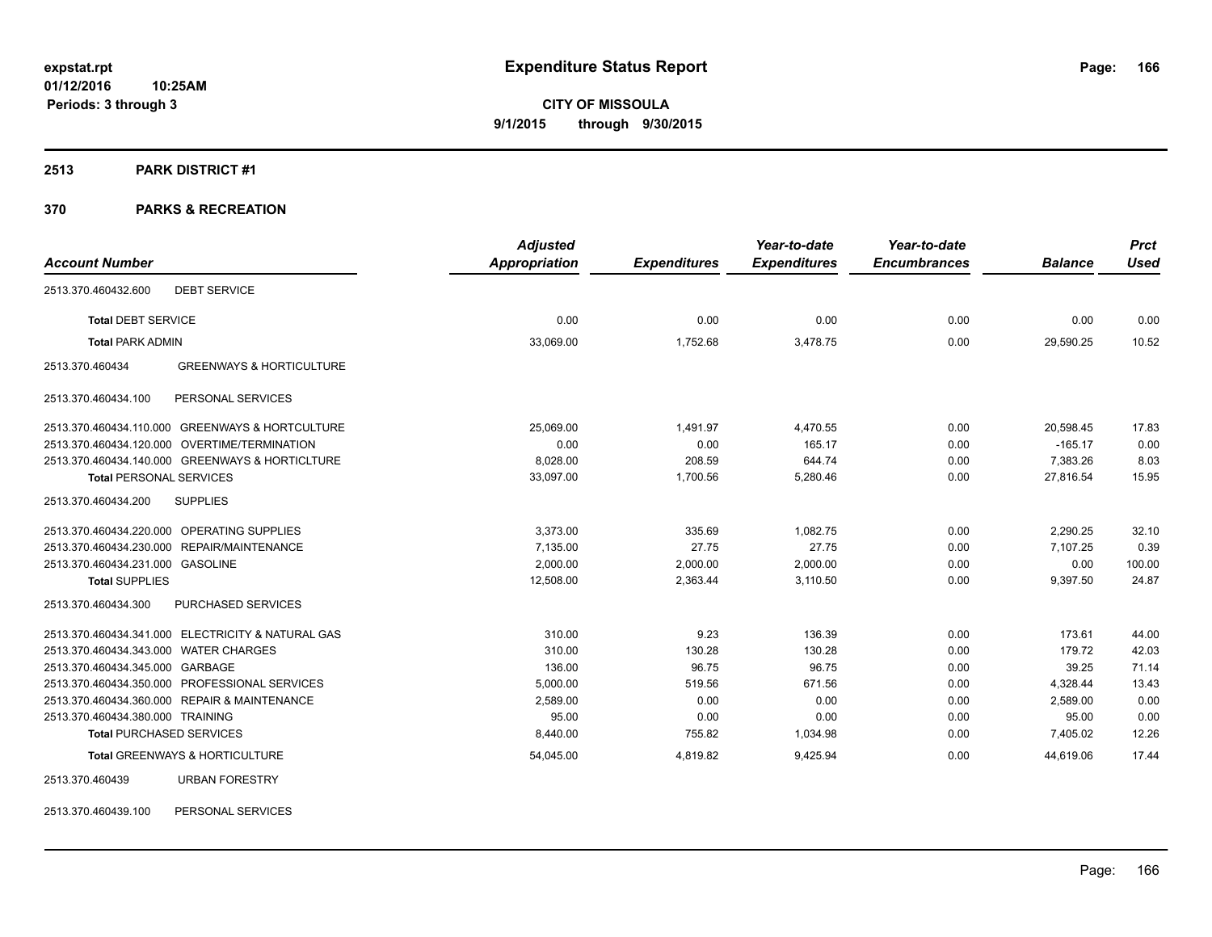# Expenditure Status Report

expstat.rpt
01/12/2016 10:25AM
Periods: 3 through 3

**CITY OF MISSOULA**
**9/1/2015 through 9/30/2015**

## 2513 PARK DISTRICT #1

## 370 PARKS & RECREATION

| Account Number | | Adjusted Appropriation | Expenditures | Year-to-date Expenditures | Year-to-date Encumbrances | Balance | Prct Used |
|---|---|---|---|---|---|---|---|
| 2513.370.460432.600 | DEBT SERVICE | | | | | | |
| **Total** DEBT SERVICE | | 0.00 | 0.00 | 0.00 | 0.00 | 0.00 | 0.00 |
| **Total** PARK ADMIN | | 33,069.00 | 1,752.68 | 3,478.75 | 0.00 | 29,590.25 | 10.52 |
| 2513.370.460434 | GREENWAYS & HORTICULTURE | | | | | | |
| 2513.370.460434.100 | PERSONAL SERVICES | | | | | | |
| 2513.370.460434.110.000 | GREENWAYS & HORTCULTURE | 25,069.00 | 1,491.97 | 4,470.55 | 0.00 | 20,598.45 | 17.83 |
| 2513.370.460434.120.000 | OVERTIME/TERMINATION | 0.00 | 0.00 | 165.17 | 0.00 | -165.17 | 0.00 |
| 2513.370.460434.140.000 | GREENWAYS & HORTICLTURE | 8,028.00 | 208.59 | 644.74 | 0.00 | 7,383.26 | 8.03 |
| **Total** PERSONAL SERVICES | | 33,097.00 | 1,700.56 | 5,280.46 | 0.00 | 27,816.54 | 15.95 |
| 2513.370.460434.200 | SUPPLIES | | | | | | |
| 2513.370.460434.220.000 | OPERATING SUPPLIES | 3,373.00 | 335.69 | 1,082.75 | 0.00 | 2,290.25 | 32.10 |
| 2513.370.460434.230.000 | REPAIR/MAINTENANCE | 7,135.00 | 27.75 | 27.75 | 0.00 | 7,107.25 | 0.39 |
| 2513.370.460434.231.000 | GASOLINE | 2,000.00 | 2,000.00 | 2,000.00 | 0.00 | 0.00 | 100.00 |
| **Total** SUPPLIES | | 12,508.00 | 2,363.44 | 3,110.50 | 0.00 | 9,397.50 | 24.87 |
| 2513.370.460434.300 | PURCHASED SERVICES | | | | | | |
| 2513.370.460434.341.000 | ELECTRICITY & NATURAL GAS | 310.00 | 9.23 | 136.39 | 0.00 | 173.61 | 44.00 |
| 2513.370.460434.343.000 | WATER CHARGES | 310.00 | 130.28 | 130.28 | 0.00 | 179.72 | 42.03 |
| 2513.370.460434.345.000 | GARBAGE | 136.00 | 96.75 | 96.75 | 0.00 | 39.25 | 71.14 |
| 2513.370.460434.350.000 | PROFESSIONAL SERVICES | 5,000.00 | 519.56 | 671.56 | 0.00 | 4,328.44 | 13.43 |
| 2513.370.460434.360.000 | REPAIR & MAINTENANCE | 2,589.00 | 0.00 | 0.00 | 0.00 | 2,589.00 | 0.00 |
| 2513.370.460434.380.000 | TRAINING | 95.00 | 0.00 | 0.00 | 0.00 | 95.00 | 0.00 |
| **Total** PURCHASED SERVICES | | 8,440.00 | 755.82 | 1,034.98 | 0.00 | 7,405.02 | 12.26 |
| **Total** GREENWAYS & HORTICULTURE | | 54,045.00 | 4,819.82 | 9,425.94 | 0.00 | 44,619.06 | 17.44 |
| 2513.370.460439 | URBAN FORESTRY | | | | | | |
| 2513.370.460439.100 | PERSONAL SERVICES | | | | | | |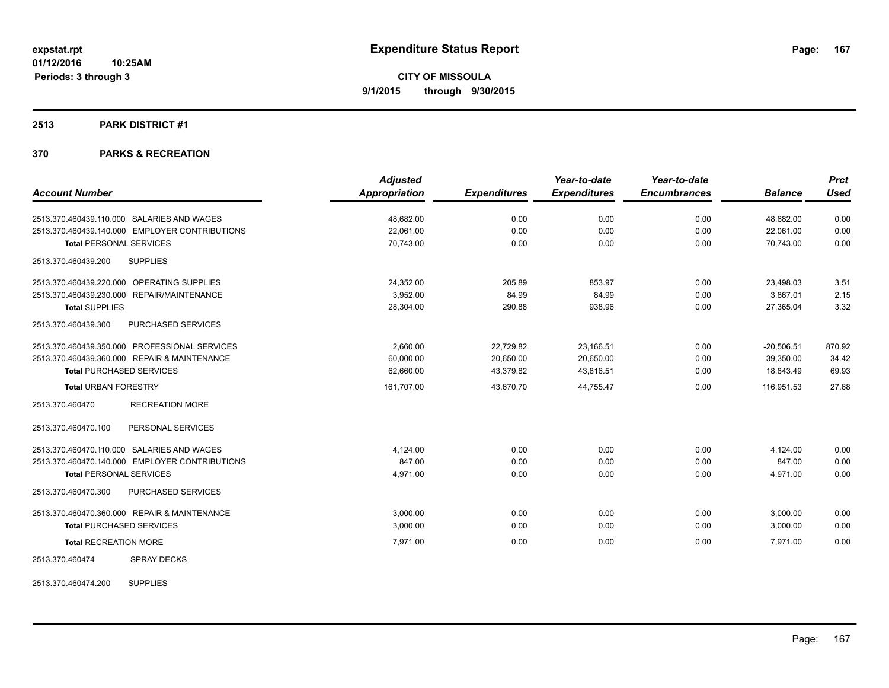**expstat.rpt**
**01/12/2016 10:25AM**
**Periods: 3 through 3**

# Expenditure Status Report

**CITY OF MISSOULA**
**9/1/2015 through 9/30/2015**

## 2513 PARK DISTRICT #1

## 370 PARKS & RECREATION

| Account Number | Adjusted Appropriation | Expenditures | Year-to-date Expenditures | Year-to-date Encumbrances | Balance | Prct Used |
|---|---|---|---|---|---|---|
| 2513.370.460439.110.000 SALARIES AND WAGES | 48,682.00 | 0.00 | 0.00 | 0.00 | 48,682.00 | 0.00 |
| 2513.370.460439.140.000 EMPLOYER CONTRIBUTIONS | 22,061.00 | 0.00 | 0.00 | 0.00 | 22,061.00 | 0.00 |
| **Total** PERSONAL SERVICES | 70,743.00 | 0.00 | 0.00 | 0.00 | 70,743.00 | 0.00 |
| 2513.370.460439.200 SUPPLIES | | | | | | |
| 2513.370.460439.220.000 OPERATING SUPPLIES | 24,352.00 | 205.89 | 853.97 | 0.00 | 23,498.03 | 3.51 |
| 2513.370.460439.230.000 REPAIR/MAINTENANCE | 3,952.00 | 84.99 | 84.99 | 0.00 | 3,867.01 | 2.15 |
| **Total** SUPPLIES | 28,304.00 | 290.88 | 938.96 | 0.00 | 27,365.04 | 3.32 |
| 2513.370.460439.300 PURCHASED SERVICES | | | | | | |
| 2513.370.460439.350.000 PROFESSIONAL SERVICES | 2,660.00 | 22,729.82 | 23,166.51 | 0.00 | -20,506.51 | 870.92 |
| 2513.370.460439.360.000 REPAIR & MAINTENANCE | 60,000.00 | 20,650.00 | 20,650.00 | 0.00 | 39,350.00 | 34.42 |
| **Total** PURCHASED SERVICES | 62,660.00 | 43,379.82 | 43,816.51 | 0.00 | 18,843.49 | 69.93 |
| **Total** URBAN FORESTRY | 161,707.00 | 43,670.70 | 44,755.47 | 0.00 | 116,951.53 | 27.68 |
| 2513.370.460470 RECREATION MORE | | | | | | |
| 2513.370.460470.100 PERSONAL SERVICES | | | | | | |
| 2513.370.460470.110.000 SALARIES AND WAGES | 4,124.00 | 0.00 | 0.00 | 0.00 | 4,124.00 | 0.00 |
| 2513.370.460470.140.000 EMPLOYER CONTRIBUTIONS | 847.00 | 0.00 | 0.00 | 0.00 | 847.00 | 0.00 |
| **Total** PERSONAL SERVICES | 4,971.00 | 0.00 | 0.00 | 0.00 | 4,971.00 | 0.00 |
| 2513.370.460470.300 PURCHASED SERVICES | | | | | | |
| 2513.370.460470.360.000 REPAIR & MAINTENANCE | 3,000.00 | 0.00 | 0.00 | 0.00 | 3,000.00 | 0.00 |
| **Total** PURCHASED SERVICES | 3,000.00 | 0.00 | 0.00 | 0.00 | 3,000.00 | 0.00 |
| **Total** RECREATION MORE | 7,971.00 | 0.00 | 0.00 | 0.00 | 7,971.00 | 0.00 |
| 2513.370.460474 SPRAY DECKS | | | | | | |
| 2513.370.460474.200 SUPPLIES | | | | | | |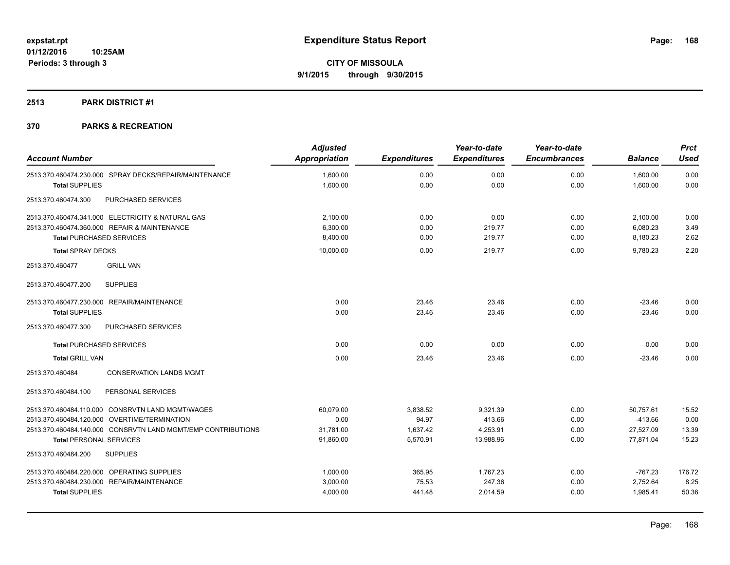# Expenditure Status Report

**CITY OF MISSOULA**

**9/1/2015 through 9/30/2015**

expstat.rpt
01/12/2016 10:25AM
Periods: 3 through 3

## 2513 PARK DISTRICT #1

### 370 PARKS & RECREATION

| Account Number | Adjusted Appropriation | Expenditures | Year-to-date Expenditures | Year-to-date Encumbrances | Balance | Prct Used |
|---|---|---|---|---|---|---|
| 2513.370.460474.230.000 SPRAY DECKS/REPAIR/MAINTENANCE | 1,600.00 | 0.00 | 0.00 | 0.00 | 1,600.00 | 0.00 |
| **Total** SUPPLIES | 1,600.00 | 0.00 | 0.00 | 0.00 | 1,600.00 | 0.00 |
| 2513.370.460474.300 PURCHASED SERVICES | | | | | | |
| 2513.370.460474.341.000 ELECTRICITY & NATURAL GAS | 2,100.00 | 0.00 | 0.00 | 0.00 | 2,100.00 | 0.00 |
| 2513.370.460474.360.000 REPAIR & MAINTENANCE | 6,300.00 | 0.00 | 219.77 | 0.00 | 6,080.23 | 3.49 |
| **Total** PURCHASED SERVICES | 8,400.00 | 0.00 | 219.77 | 0.00 | 8,180.23 | 2.62 |
| **Total** SPRAY DECKS | 10,000.00 | 0.00 | 219.77 | 0.00 | 9,780.23 | 2.20 |
| 2513.370.460477 GRILL VAN | | | | | | |
| 2513.370.460477.200 SUPPLIES | | | | | | |
| 2513.370.460477.230.000 REPAIR/MAINTENANCE | 0.00 | 23.46 | 23.46 | 0.00 | -23.46 | 0.00 |
| **Total** SUPPLIES | 0.00 | 23.46 | 23.46 | 0.00 | -23.46 | 0.00 |
| 2513.370.460477.300 PURCHASED SERVICES | | | | | | |
| **Total** PURCHASED SERVICES | 0.00 | 0.00 | 0.00 | 0.00 | 0.00 | 0.00 |
| **Total** GRILL VAN | 0.00 | 23.46 | 23.46 | 0.00 | -23.46 | 0.00 |
| 2513.370.460484 CONSERVATION LANDS MGMT | | | | | | |
| 2513.370.460484.100 PERSONAL SERVICES | | | | | | |
| 2513.370.460484.110.000 CONSRVTN LAND MGMT/WAGES | 60,079.00 | 3,838.52 | 9,321.39 | 0.00 | 50,757.61 | 15.52 |
| 2513.370.460484.120.000 OVERTIME/TERMINATION | 0.00 | 94.97 | 413.66 | 0.00 | -413.66 | 0.00 |
| 2513.370.460484.140.000 CONSRVTN LAND MGMT/EMP CONTRIBUTIONS | 31,781.00 | 1,637.42 | 4,253.91 | 0.00 | 27,527.09 | 13.39 |
| **Total** PERSONAL SERVICES | 91,860.00 | 5,570.91 | 13,988.96 | 0.00 | 77,871.04 | 15.23 |
| 2513.370.460484.200 SUPPLIES | | | | | | |
| 2513.370.460484.220.000 OPERATING SUPPLIES | 1,000.00 | 365.95 | 1,767.23 | 0.00 | -767.23 | 176.72 |
| 2513.370.460484.230.000 REPAIR/MAINTENANCE | 3,000.00 | 75.53 | 247.36 | 0.00 | 2,752.64 | 8.25 |
| **Total** SUPPLIES | 4,000.00 | 441.48 | 2,014.59 | 0.00 | 1,985.41 | 50.36 |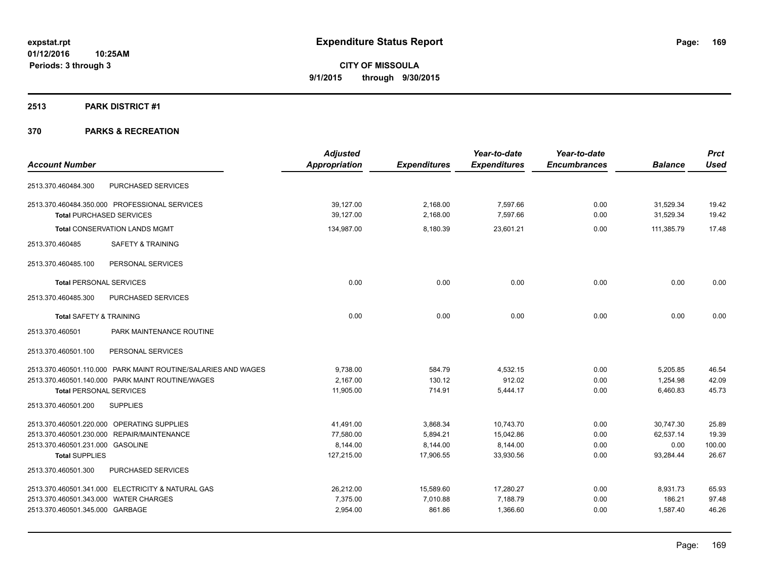**expstat.rpt**
**01/12/2016 10:25AM**
**Periods: 3 through 3**

# Expenditure Status Report

**CITY OF MISSOULA**
**9/1/2015 through 9/30/2015**

## 2513 PARK DISTRICT #1

## 370 PARKS & RECREATION

| Account Number | | Adjusted Appropriation | Expenditures | Year-to-date Expenditures | Year-to-date Encumbrances | Balance | Prct Used |
|---|---|---|---|---|---|---|---|
| 2513.370.460484.300 | PURCHASED SERVICES | | | | | | |
| 2513.370.460484.350.000 | PROFESSIONAL SERVICES | 39,127.00 | 2,168.00 | 7,597.66 | 0.00 | 31,529.34 | 19.42 |
| **Total** PURCHASED SERVICES | | 39,127.00 | 2,168.00 | 7,597.66 | 0.00 | 31,529.34 | 19.42 |
| **Total** CONSERVATION LANDS MGMT | | 134,987.00 | 8,180.39 | 23,601.21 | 0.00 | 111,385.79 | 17.48 |
| 2513.370.460485 | SAFETY & TRAINING | | | | | | |
| 2513.370.460485.100 | PERSONAL SERVICES | | | | | | |
| **Total** PERSONAL SERVICES | | 0.00 | 0.00 | 0.00 | 0.00 | 0.00 | 0.00 |
| 2513.370.460485.300 | PURCHASED SERVICES | | | | | | |
| **Total** SAFETY & TRAINING | | 0.00 | 0.00 | 0.00 | 0.00 | 0.00 | 0.00 |
| 2513.370.460501 | PARK MAINTENANCE ROUTINE | | | | | | |
| 2513.370.460501.100 | PERSONAL SERVICES | | | | | | |
| 2513.370.460501.110.000 | PARK MAINT ROUTINE/SALARIES AND WAGES | 9,738.00 | 584.79 | 4,532.15 | 0.00 | 5,205.85 | 46.54 |
| 2513.370.460501.140.000 | PARK MAINT ROUTINE/WAGES | 2,167.00 | 130.12 | 912.02 | 0.00 | 1,254.98 | 42.09 |
| **Total** PERSONAL SERVICES | | 11,905.00 | 714.91 | 5,444.17 | 0.00 | 6,460.83 | 45.73 |
| 2513.370.460501.200 | SUPPLIES | | | | | | |
| 2513.370.460501.220.000 | OPERATING SUPPLIES | 41,491.00 | 3,868.34 | 10,743.70 | 0.00 | 30,747.30 | 25.89 |
| 2513.370.460501.230.000 | REPAIR/MAINTENANCE | 77,580.00 | 5,894.21 | 15,042.86 | 0.00 | 62,537.14 | 19.39 |
| 2513.370.460501.231.000 | GASOLINE | 8,144.00 | 8,144.00 | 8,144.00 | 0.00 | 0.00 | 100.00 |
| **Total** SUPPLIES | | 127,215.00 | 17,906.55 | 33,930.56 | 0.00 | 93,284.44 | 26.67 |
| 2513.370.460501.300 | PURCHASED SERVICES | | | | | | |
| 2513.370.460501.341.000 | ELECTRICITY & NATURAL GAS | 26,212.00 | 15,589.60 | 17,280.27 | 0.00 | 8,931.73 | 65.93 |
| 2513.370.460501.343.000 | WATER CHARGES | 7,375.00 | 7,010.88 | 7,188.79 | 0.00 | 186.21 | 97.48 |
| 2513.370.460501.345.000 | GARBAGE | 2,954.00 | 861.86 | 1,366.60 | 0.00 | 1,587.40 | 46.26 |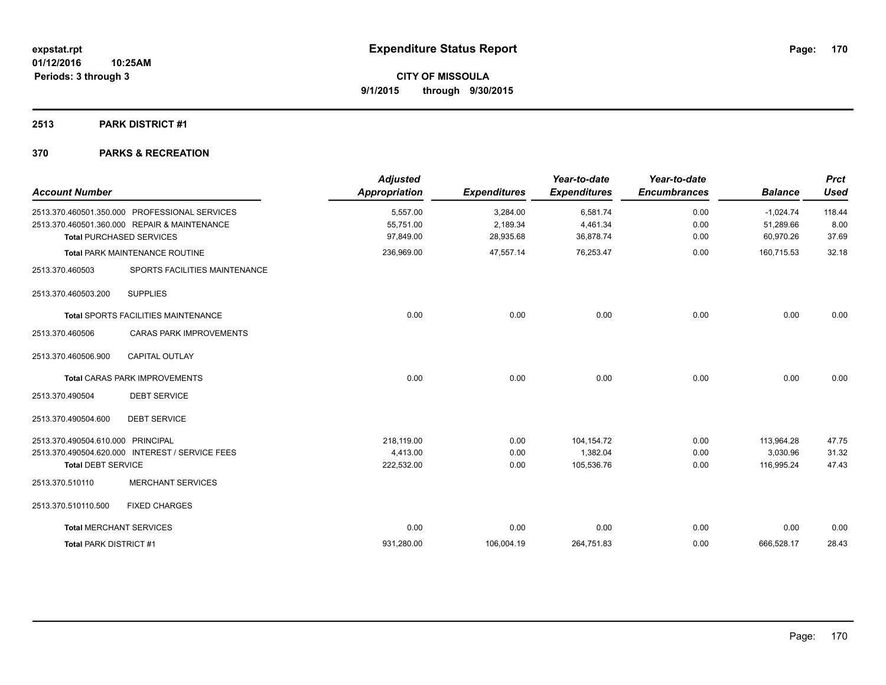**expstat.rpt**
**01/12/2016 10:25AM**
**Periods: 3 through 3**

# Expenditure Status Report

**CITY OF MISSOULA**
**9/1/2015 through 9/30/2015**

## 2513 PARK DISTRICT #1

## 370 PARKS & RECREATION

| Account Number | | Adjusted Appropriation | Expenditures | Year-to-date Expenditures | Year-to-date Encumbrances | Balance | Prct Used |
|---|---|---|---|---|---|---|---|
| 2513.370.460501.350.000 | PROFESSIONAL SERVICES | 5,557.00 | 3,284.00 | 6,581.74 | 0.00 | -1,024.74 | 118.44 |
| 2513.370.460501.360.000 | REPAIR & MAINTENANCE | 55,751.00 | 2,189.34 | 4,461.34 | 0.00 | 51,289.66 | 8.00 |
| **Total** PURCHASED SERVICES | | 97,849.00 | 28,935.68 | 36,878.74 | 0.00 | 60,970.26 | 37.69 |
| **Total** PARK MAINTENANCE ROUTINE | | 236,969.00 | 47,557.14 | 76,253.47 | 0.00 | 160,715.53 | 32.18 |
| 2513.370.460503 | SPORTS FACILITIES MAINTENANCE | | | | | | |
| 2513.370.460503.200 | SUPPLIES | | | | | | |
| **Total** SPORTS FACILITIES MAINTENANCE | | 0.00 | 0.00 | 0.00 | 0.00 | 0.00 | 0.00 |
| 2513.370.460506 | CARAS PARK IMPROVEMENTS | | | | | | |
| 2513.370.460506.900 | CAPITAL OUTLAY | | | | | | |
| **Total** CARAS PARK IMPROVEMENTS | | 0.00 | 0.00 | 0.00 | 0.00 | 0.00 | 0.00 |
| 2513.370.490504 | DEBT SERVICE | | | | | | |
| 2513.370.490504.600 | DEBT SERVICE | | | | | | |
| 2513.370.490504.610.000 | PRINCIPAL | 218,119.00 | 0.00 | 104,154.72 | 0.00 | 113,964.28 | 47.75 |
| 2513.370.490504.620.000 | INTEREST / SERVICE FEES | 4,413.00 | 0.00 | 1,382.04 | 0.00 | 3,030.96 | 31.32 |
| **Total DEBT SERVICE** | | 222,532.00 | 0.00 | 105,536.76 | 0.00 | 116,995.24 | 47.43 |
| 2513.370.510110 | MERCHANT SERVICES | | | | | | |
| 2513.370.510110.500 | FIXED CHARGES | | | | | | |
| **Total** MERCHANT SERVICES | | 0.00 | 0.00 | 0.00 | 0.00 | 0.00 | 0.00 |
| **Total** PARK DISTRICT #1 | | 931,280.00 | 106,004.19 | 264,751.83 | 0.00 | 666,528.17 | 28.43 |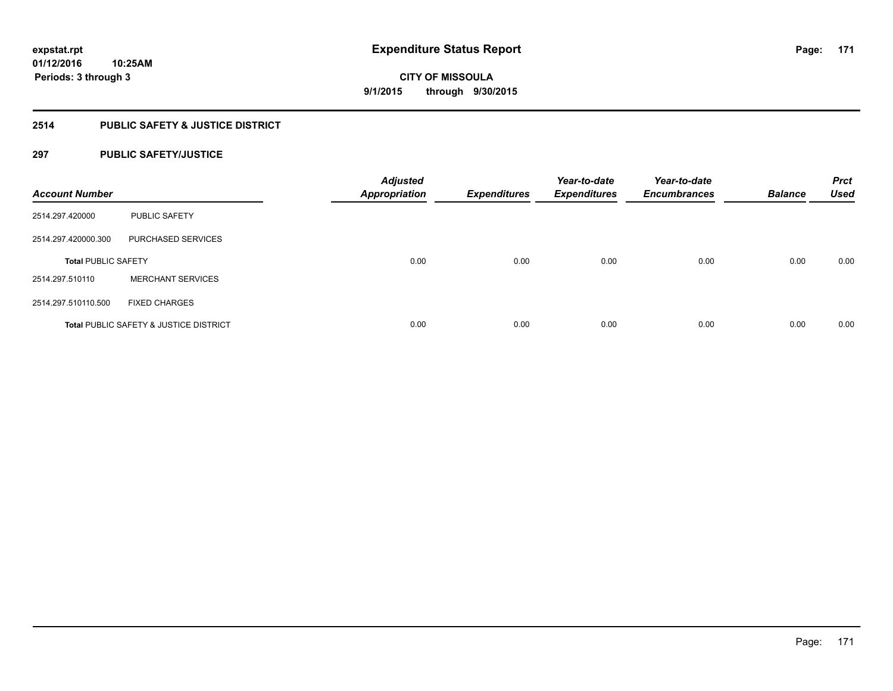**expstat.rpt**
**01/12/2016 10:25AM**
**Periods: 3 through 3**

# Expenditure Status Report

**CITY OF MISSOULA**
**9/1/2015 through 9/30/2015**

## 2514 PUBLIC SAFETY & JUSTICE DISTRICT

### 297 PUBLIC SAFETY/JUSTICE

| Account Number | | Adjusted Appropriation | Expenditures | Year-to-date Expenditures | Year-to-date Encumbrances | Balance | Prct Used |
|---|---|---|---|---|---|---|---|
| 2514.297.420000 | PUBLIC SAFETY | | | | | | |
| 2514.297.420000.300 | PURCHASED SERVICES | | | | | | |
| **Total** PUBLIC SAFETY | | 0.00 | 0.00 | 0.00 | 0.00 | 0.00 | 0.00 |
| 2514.297.510110 | MERCHANT SERVICES | | | | | | |
| 2514.297.510110.500 | FIXED CHARGES | | | | | | |
| **Total** PUBLIC SAFETY & JUSTICE DISTRICT | | 0.00 | 0.00 | 0.00 | 0.00 | 0.00 | 0.00 |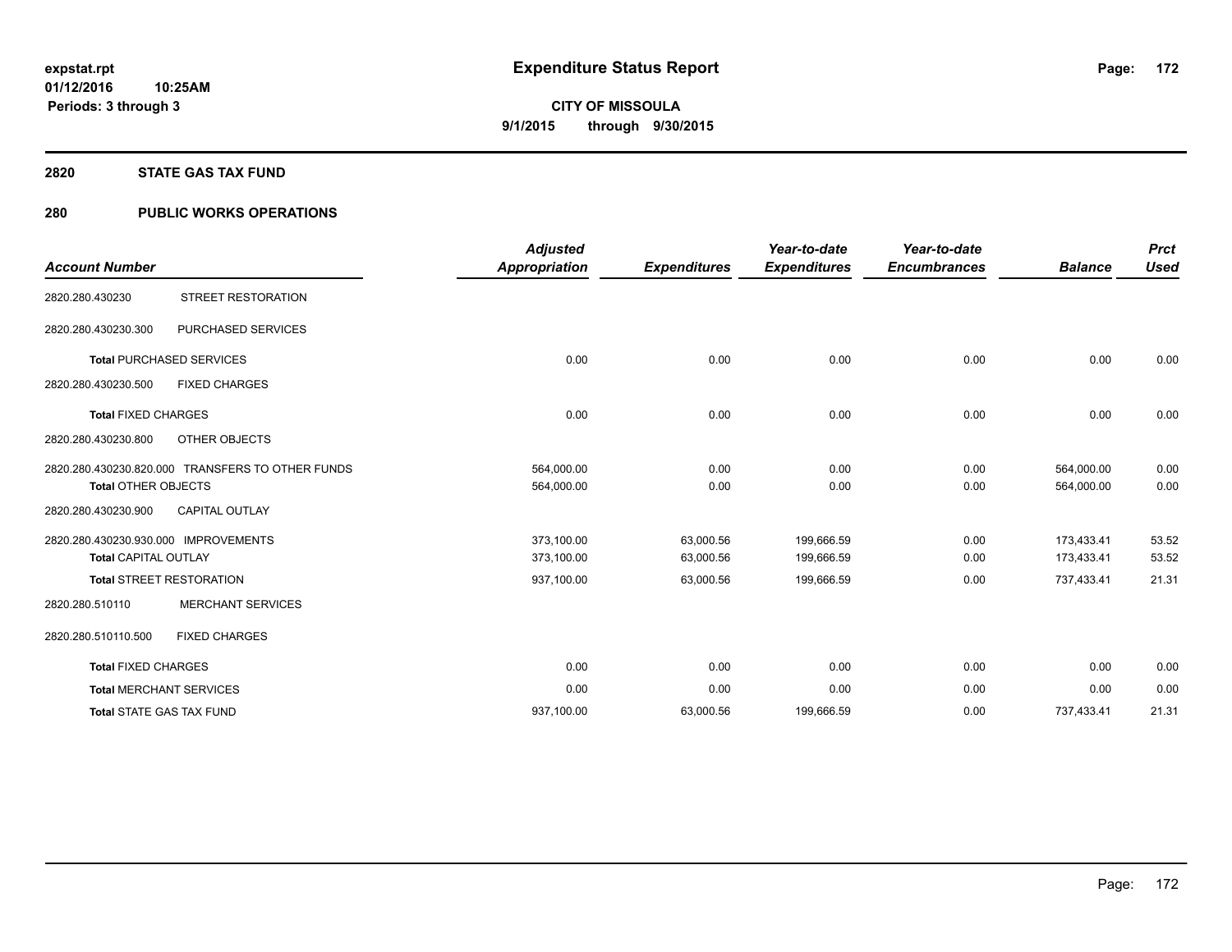# Expenditure Status Report

**CITY OF MISSOULA**

**9/1/2015 through 9/30/2015**

expstat.rpt
01/12/2016 10:25AM
Periods: 3 through 3

## 2820 STATE GAS TAX FUND

## 280 PUBLIC WORKS OPERATIONS

| Account Number | | Adjusted Appropriation | Expenditures | Year-to-date Expenditures | Year-to-date Encumbrances | Balance | Prct Used |
|---|---|---|---|---|---|---|---|
| 2820.280.430230 | STREET RESTORATION | | | | | | |
| 2820.280.430230.300 | PURCHASED SERVICES | | | | | | |
| Total PURCHASED SERVICES | | 0.00 | 0.00 | 0.00 | 0.00 | 0.00 | 0.00 |
| 2820.280.430230.500 | FIXED CHARGES | | | | | | |
| Total FIXED CHARGES | | 0.00 | 0.00 | 0.00 | 0.00 | 0.00 | 0.00 |
| 2820.280.430230.800 | OTHER OBJECTS | | | | | | |
| 2820.280.430230.820.000 | TRANSFERS TO OTHER FUNDS | 564,000.00 | 0.00 | 0.00 | 0.00 | 564,000.00 | 0.00 |
| Total OTHER OBJECTS | | 564,000.00 | 0.00 | 0.00 | 0.00 | 564,000.00 | 0.00 |
| 2820.280.430230.900 | CAPITAL OUTLAY | | | | | | |
| 2820.280.430230.930.000 | IMPROVEMENTS | 373,100.00 | 63,000.56 | 199,666.59 | 0.00 | 173,433.41 | 53.52 |
| Total CAPITAL OUTLAY | | 373,100.00 | 63,000.56 | 199,666.59 | 0.00 | 173,433.41 | 53.52 |
| Total STREET RESTORATION | | 937,100.00 | 63,000.56 | 199,666.59 | 0.00 | 737,433.41 | 21.31 |
| 2820.280.510110 | MERCHANT SERVICES | | | | | | |
| 2820.280.510110.500 | FIXED CHARGES | | | | | | |
| Total FIXED CHARGES | | 0.00 | 0.00 | 0.00 | 0.00 | 0.00 | 0.00 |
| Total MERCHANT SERVICES | | 0.00 | 0.00 | 0.00 | 0.00 | 0.00 | 0.00 |
| Total STATE GAS TAX FUND | | 937,100.00 | 63,000.56 | 199,666.59 | 0.00 | 737,433.41 | 21.31 |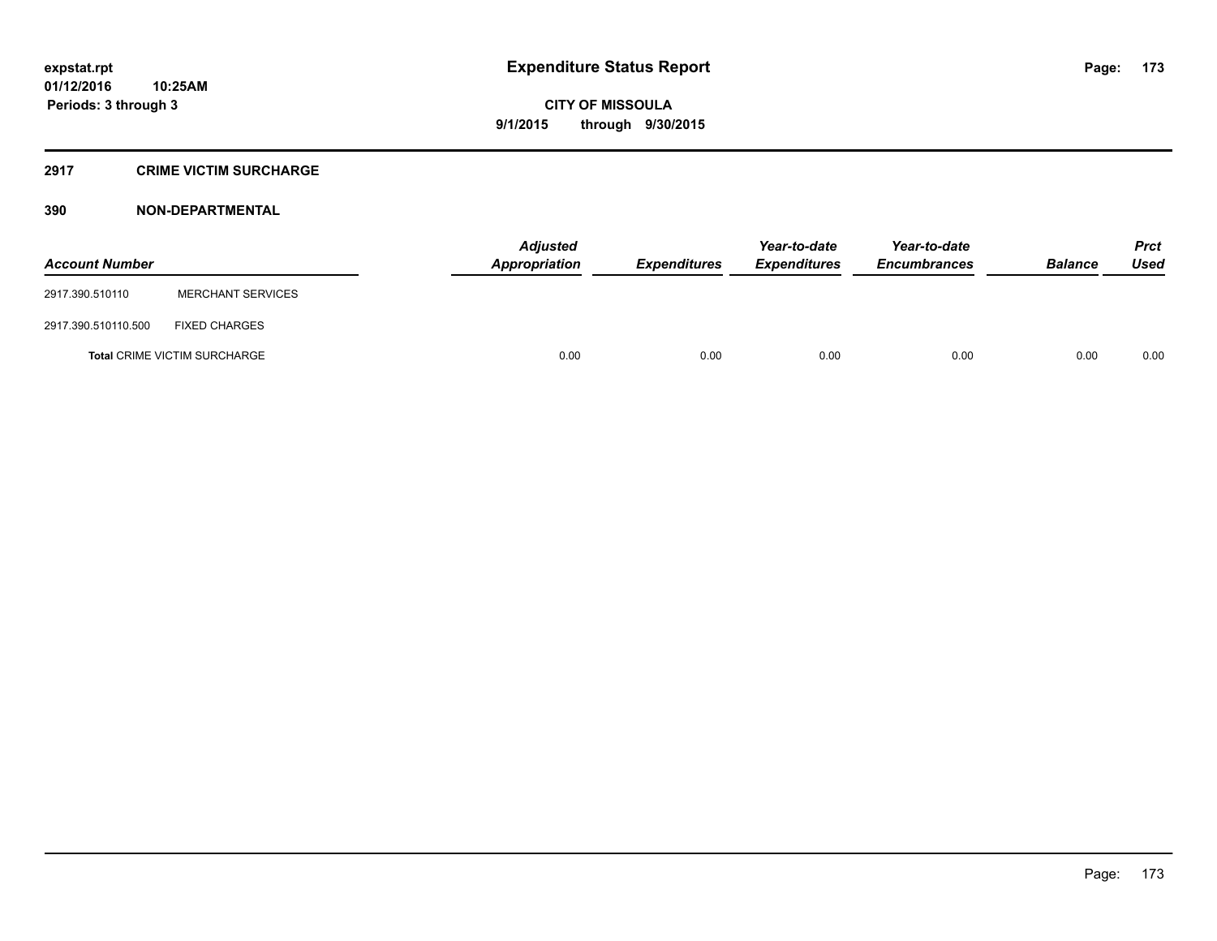# Expenditure Status Report

**CITY OF MISSOULA**

**9/1/2015 through 9/30/2015**

expstat.rpt
01/12/2016 10:25AM
Periods: 3 through 3

## 2917 CRIME VICTIM SURCHARGE

### 390 NON-DEPARTMENTAL

| Account Number | | Adjusted Appropriation | Expenditures | Year-to-date Expenditures | Year-to-date Encumbrances | Balance | Prct Used |
|---|---|---|---|---|---|---|---|
| 2917.390.510110 | MERCHANT SERVICES | | | | | | |
| 2917.390.510110.500 | FIXED CHARGES | | | | | | |
| **Total** CRIME VICTIM SURCHARGE | | 0.00 | 0.00 | 0.00 | 0.00 | 0.00 | 0.00 |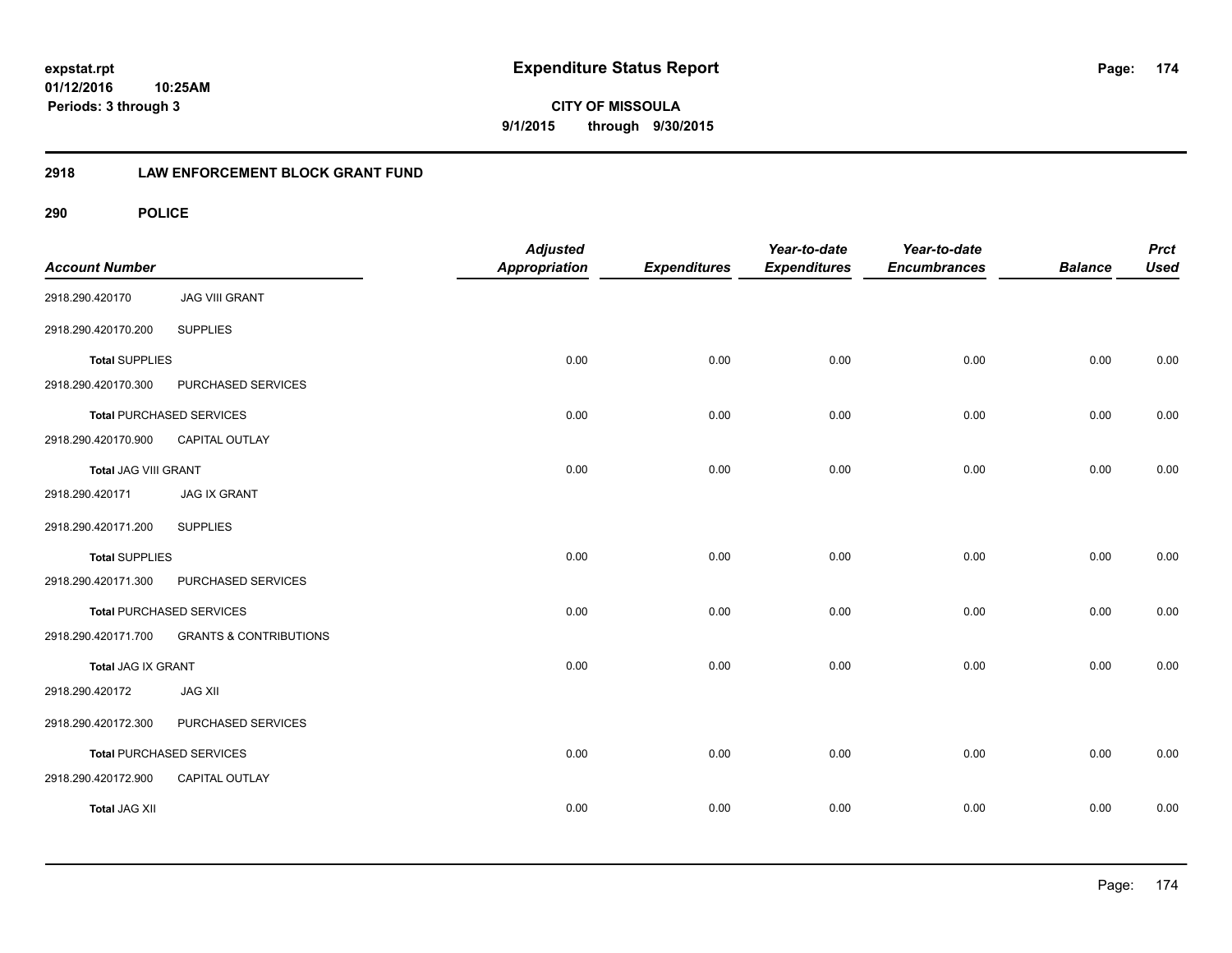**expstat.rpt**
**01/12/2016 10:25AM**
**Periods: 3 through 3**

# Expenditure Status Report

**CITY OF MISSOULA**
**9/1/2015 through 9/30/2015**

## 2918 LAW ENFORCEMENT BLOCK GRANT FUND

### 290 POLICE

| Account Number | | Adjusted Appropriation | Expenditures | Year-to-date Expenditures | Year-to-date Encumbrances | Balance | Prct Used |
|---|---|---|---|---|---|---|---|
| 2918.290.420170 | JAG VIII GRANT | | | | | | |
| 2918.290.420170.200 | SUPPLIES | | | | | | |
| **Total** SUPPLIES | | 0.00 | 0.00 | 0.00 | 0.00 | 0.00 | 0.00 |
| 2918.290.420170.300 | PURCHASED SERVICES | | | | | | |
| **Total** PURCHASED SERVICES | | 0.00 | 0.00 | 0.00 | 0.00 | 0.00 | 0.00 |
| 2918.290.420170.900 | CAPITAL OUTLAY | | | | | | |
| **Total JAG VIII GRANT** | | 0.00 | 0.00 | 0.00 | 0.00 | 0.00 | 0.00 |
| 2918.290.420171 | JAG IX GRANT | | | | | | |
| 2918.290.420171.200 | SUPPLIES | | | | | | |
| **Total** SUPPLIES | | 0.00 | 0.00 | 0.00 | 0.00 | 0.00 | 0.00 |
| 2918.290.420171.300 | PURCHASED SERVICES | | | | | | |
| **Total** PURCHASED SERVICES | | 0.00 | 0.00 | 0.00 | 0.00 | 0.00 | 0.00 |
| 2918.290.420171.700 | GRANTS & CONTRIBUTIONS | | | | | | |
| **Total JAG IX GRANT** | | 0.00 | 0.00 | 0.00 | 0.00 | 0.00 | 0.00 |
| 2918.290.420172 | JAG XII | | | | | | |
| 2918.290.420172.300 | PURCHASED SERVICES | | | | | | |
| **Total** PURCHASED SERVICES | | 0.00 | 0.00 | 0.00 | 0.00 | 0.00 | 0.00 |
| 2918.290.420172.900 | CAPITAL OUTLAY | | | | | | |
| **Total JAG XII** | | 0.00 | 0.00 | 0.00 | 0.00 | 0.00 | 0.00 |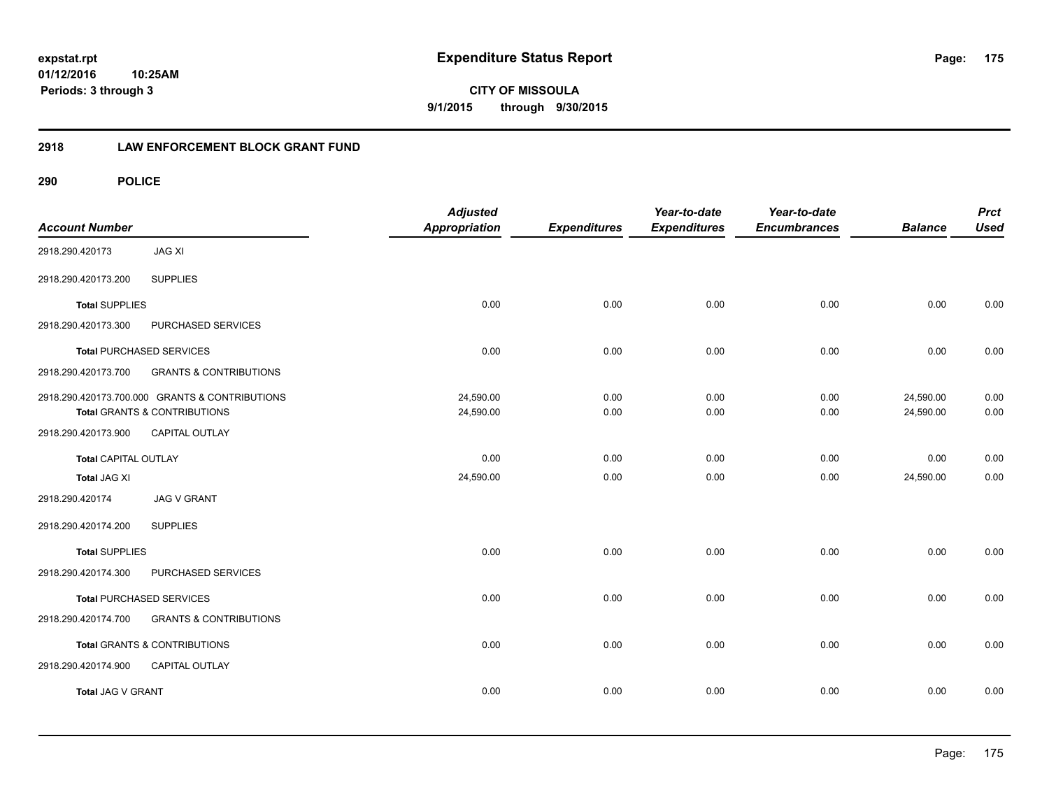# Expenditure Status Report

expstat.rpt
01/12/2016 10:25AM
Periods: 3 through 3

**CITY OF MISSOULA**
**9/1/2015 through 9/30/2015**

## 2918 LAW ENFORCEMENT BLOCK GRANT FUND

### 290 POLICE

| Account Number | | Adjusted Appropriation | Expenditures | Year-to-date Expenditures | Year-to-date Encumbrances | Balance | Prct Used |
|---|---|---|---|---|---|---|---|
| 2918.290.420173 | JAG XI | | | | | | |
| 2918.290.420173.200 | SUPPLIES | | | | | | |
| Total SUPPLIES | | 0.00 | 0.00 | 0.00 | 0.00 | 0.00 | 0.00 |
| 2918.290.420173.300 | PURCHASED SERVICES | | | | | | |
| Total PURCHASED SERVICES | | 0.00 | 0.00 | 0.00 | 0.00 | 0.00 | 0.00 |
| 2918.290.420173.700 | GRANTS & CONTRIBUTIONS | | | | | | |
| 2918.290.420173.700.000 | GRANTS & CONTRIBUTIONS | 24,590.00 | 0.00 | 0.00 | 0.00 | 24,590.00 | 0.00 |
| Total GRANTS & CONTRIBUTIONS | | 24,590.00 | 0.00 | 0.00 | 0.00 | 24,590.00 | 0.00 |
| 2918.290.420173.900 | CAPITAL OUTLAY | | | | | | |
| Total CAPITAL OUTLAY | | 0.00 | 0.00 | 0.00 | 0.00 | 0.00 | 0.00 |
| Total JAG XI | | 24,590.00 | 0.00 | 0.00 | 0.00 | 24,590.00 | 0.00 |
| 2918.290.420174 | JAG V GRANT | | | | | | |
| 2918.290.420174.200 | SUPPLIES | | | | | | |
| Total SUPPLIES | | 0.00 | 0.00 | 0.00 | 0.00 | 0.00 | 0.00 |
| 2918.290.420174.300 | PURCHASED SERVICES | | | | | | |
| Total PURCHASED SERVICES | | 0.00 | 0.00 | 0.00 | 0.00 | 0.00 | 0.00 |
| 2918.290.420174.700 | GRANTS & CONTRIBUTIONS | | | | | | |
| Total GRANTS & CONTRIBUTIONS | | 0.00 | 0.00 | 0.00 | 0.00 | 0.00 | 0.00 |
| 2918.290.420174.900 | CAPITAL OUTLAY | | | | | | |
| Total JAG V GRANT | | 0.00 | 0.00 | 0.00 | 0.00 | 0.00 | 0.00 |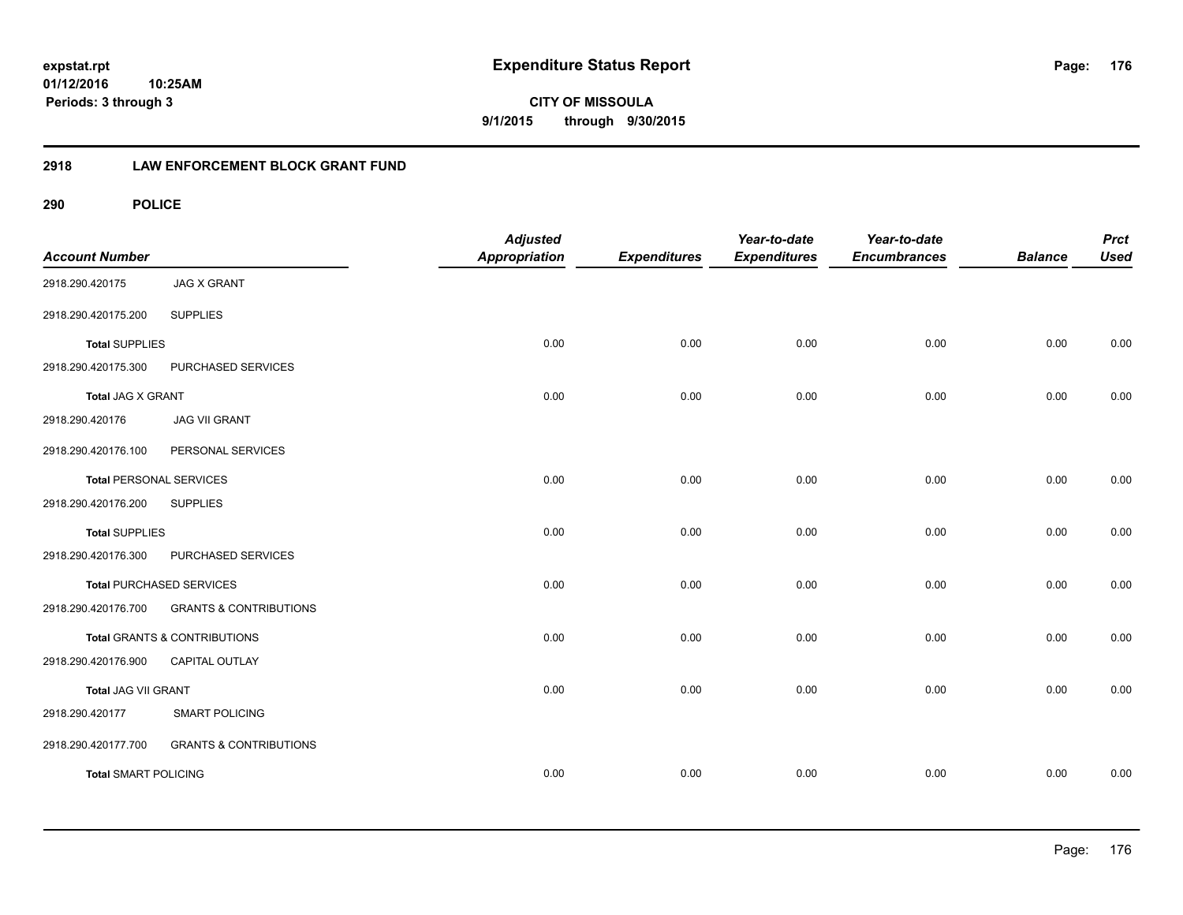# Expenditure Status Report

**CITY OF MISSOULA**

**9/1/2015 through 9/30/2015**

expstat.rpt
01/12/2016 10:25AM
Periods: 3 through 3

## 2918 LAW ENFORCEMENT BLOCK GRANT FUND

### 290 POLICE

| Account Number | | Adjusted Appropriation | Expenditures | Year-to-date Expenditures | Year-to-date Encumbrances | Balance | Prct Used |
|---|---|---|---|---|---|---|---|
| 2918.290.420175 | JAG X GRANT | | | | | | |
| 2918.290.420175.200 | SUPPLIES | | | | | | |
| **Total** SUPPLIES | | 0.00 | 0.00 | 0.00 | 0.00 | 0.00 | 0.00 |
| 2918.290.420175.300 | PURCHASED SERVICES | | | | | | |
| **Total** JAG X GRANT | | 0.00 | 0.00 | 0.00 | 0.00 | 0.00 | 0.00 |
| 2918.290.420176 | JAG VII GRANT | | | | | | |
| 2918.290.420176.100 | PERSONAL SERVICES | | | | | | |
| **Total** PERSONAL SERVICES | | 0.00 | 0.00 | 0.00 | 0.00 | 0.00 | 0.00 |
| 2918.290.420176.200 | SUPPLIES | | | | | | |
| **Total** SUPPLIES | | 0.00 | 0.00 | 0.00 | 0.00 | 0.00 | 0.00 |
| 2918.290.420176.300 | PURCHASED SERVICES | | | | | | |
| **Total** PURCHASED SERVICES | | 0.00 | 0.00 | 0.00 | 0.00 | 0.00 | 0.00 |
| 2918.290.420176.700 | GRANTS & CONTRIBUTIONS | | | | | | |
| **Total** GRANTS & CONTRIBUTIONS | | 0.00 | 0.00 | 0.00 | 0.00 | 0.00 | 0.00 |
| 2918.290.420176.900 | CAPITAL OUTLAY | | | | | | |
| **Total** JAG VII GRANT | | 0.00 | 0.00 | 0.00 | 0.00 | 0.00 | 0.00 |
| 2918.290.420177 | SMART POLICING | | | | | | |
| 2918.290.420177.700 | GRANTS & CONTRIBUTIONS | | | | | | |
| **Total** SMART POLICING | | 0.00 | 0.00 | 0.00 | 0.00 | 0.00 | 0.00 |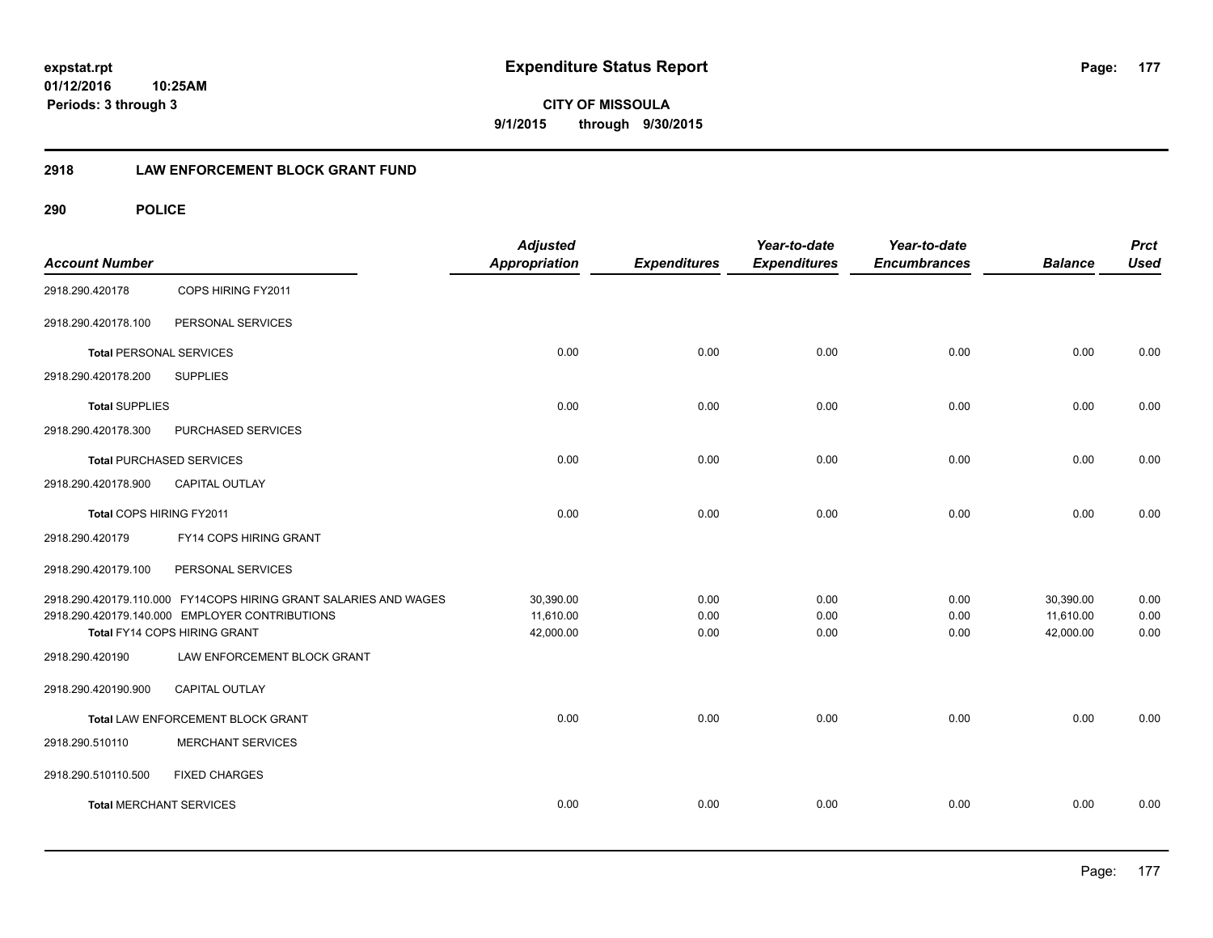**expstat.rpt**
**01/12/2016 10:25AM**
**Periods: 3 through 3**

# Expenditure Status Report

**CITY OF MISSOULA**
**9/1/2015 through 9/30/2015**

## 2918 LAW ENFORCEMENT BLOCK GRANT FUND

### 290 POLICE

| Account Number | | Adjusted Appropriation | Expenditures | Year-to-date Expenditures | Year-to-date Encumbrances | Balance | Prct Used |
|---|---|---|---|---|---|---|---|
| 2918.290.420178 | COPS HIRING FY2011 | | | | | | |
| 2918.290.420178.100 | PERSONAL SERVICES | | | | | | |
| **Total** PERSONAL SERVICES | | 0.00 | 0.00 | 0.00 | 0.00 | 0.00 | 0.00 |
| 2918.290.420178.200 | SUPPLIES | | | | | | |
| **Total** SUPPLIES | | 0.00 | 0.00 | 0.00 | 0.00 | 0.00 | 0.00 |
| 2918.290.420178.300 | PURCHASED SERVICES | | | | | | |
| **Total** PURCHASED SERVICES | | 0.00 | 0.00 | 0.00 | 0.00 | 0.00 | 0.00 |
| 2918.290.420178.900 | CAPITAL OUTLAY | | | | | | |
| Total COPS HIRING FY2011 | | 0.00 | 0.00 | 0.00 | 0.00 | 0.00 | 0.00 |
| 2918.290.420179 | FY14 COPS HIRING GRANT | | | | | | |
| 2918.290.420179.100 | PERSONAL SERVICES | | | | | | |
| 2918.290.420179.110.000 | FY14COPS HIRING GRANT SALARIES AND WAGES | 30,390.00 | 0.00 | 0.00 | 0.00 | 30,390.00 | 0.00 |
| 2918.290.420179.140.000 | EMPLOYER CONTRIBUTIONS | 11,610.00 | 0.00 | 0.00 | 0.00 | 11,610.00 | 0.00 |
| Total FY14 COPS HIRING GRANT | | 42,000.00 | 0.00 | 0.00 | 0.00 | 42,000.00 | 0.00 |
| 2918.290.420190 | LAW ENFORCEMENT BLOCK GRANT | | | | | | |
| 2918.290.420190.900 | CAPITAL OUTLAY | | | | | | |
| Total LAW ENFORCEMENT BLOCK GRANT | | 0.00 | 0.00 | 0.00 | 0.00 | 0.00 | 0.00 |
| 2918.290.510110 | MERCHANT SERVICES | | | | | | |
| 2918.290.510110.500 | FIXED CHARGES | | | | | | |
| **Total** MERCHANT SERVICES | | 0.00 | 0.00 | 0.00 | 0.00 | 0.00 | 0.00 |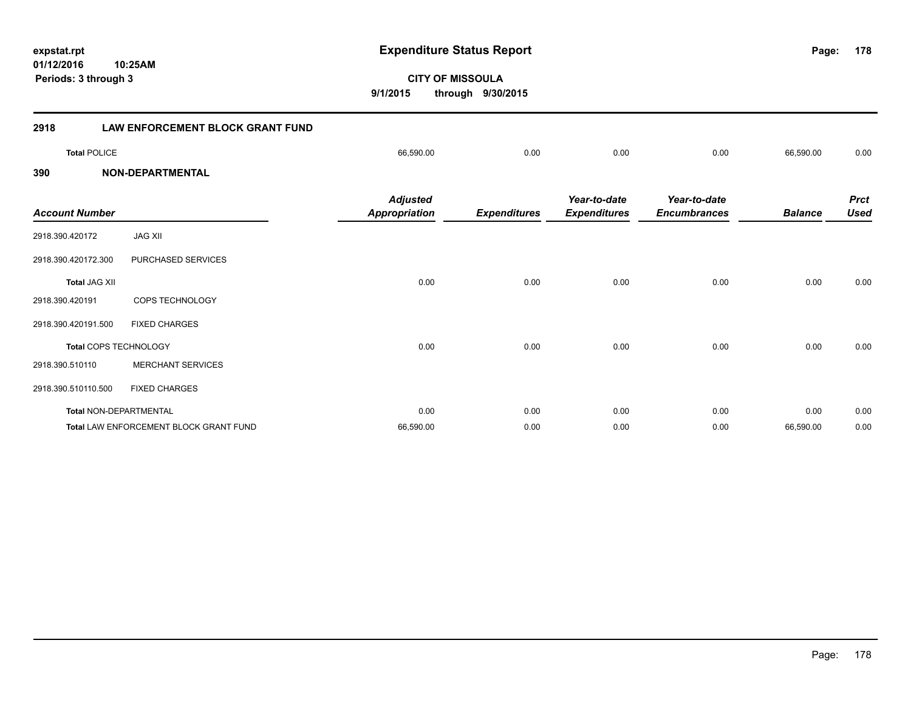## 2918 LAW ENFORCEMENT BLOCK GRANT FUND

| | | | | | | |
|---|---|---|---|---|---|---|
| **Total** POLICE | 66,590.00 | 0.00 | 0.00 | 0.00 | 66,590.00 | 0.00 |

## 390 NON-DEPARTMENTAL

| Account Number | | Adjusted Appropriation | Expenditures | Year-to-date Expenditures | Year-to-date Encumbrances | Balance | Prct Used |
|---|---|---|---|---|---|---|---|
| 2918.390.420172 | JAG XII | | | | | | |
| 2918.390.420172.300 | PURCHASED SERVICES | | | | | | |
| **Total** JAG XII | | 0.00 | 0.00 | 0.00 | 0.00 | 0.00 | 0.00 |
| 2918.390.420191 | COPS TECHNOLOGY | | | | | | |
| 2918.390.420191.500 | FIXED CHARGES | | | | | | |
| **Total** COPS TECHNOLOGY | | 0.00 | 0.00 | 0.00 | 0.00 | 0.00 | 0.00 |
| 2918.390.510110 | MERCHANT SERVICES | | | | | | |
| 2918.390.510110.500 | FIXED CHARGES | | | | | | |
| **Total** NON-DEPARTMENTAL | | 0.00 | 0.00 | 0.00 | 0.00 | 0.00 | 0.00 |
| **Total** LAW ENFORCEMENT BLOCK GRANT FUND | | 66,590.00 | 0.00 | 0.00 | 0.00 | 66,590.00 | 0.00 |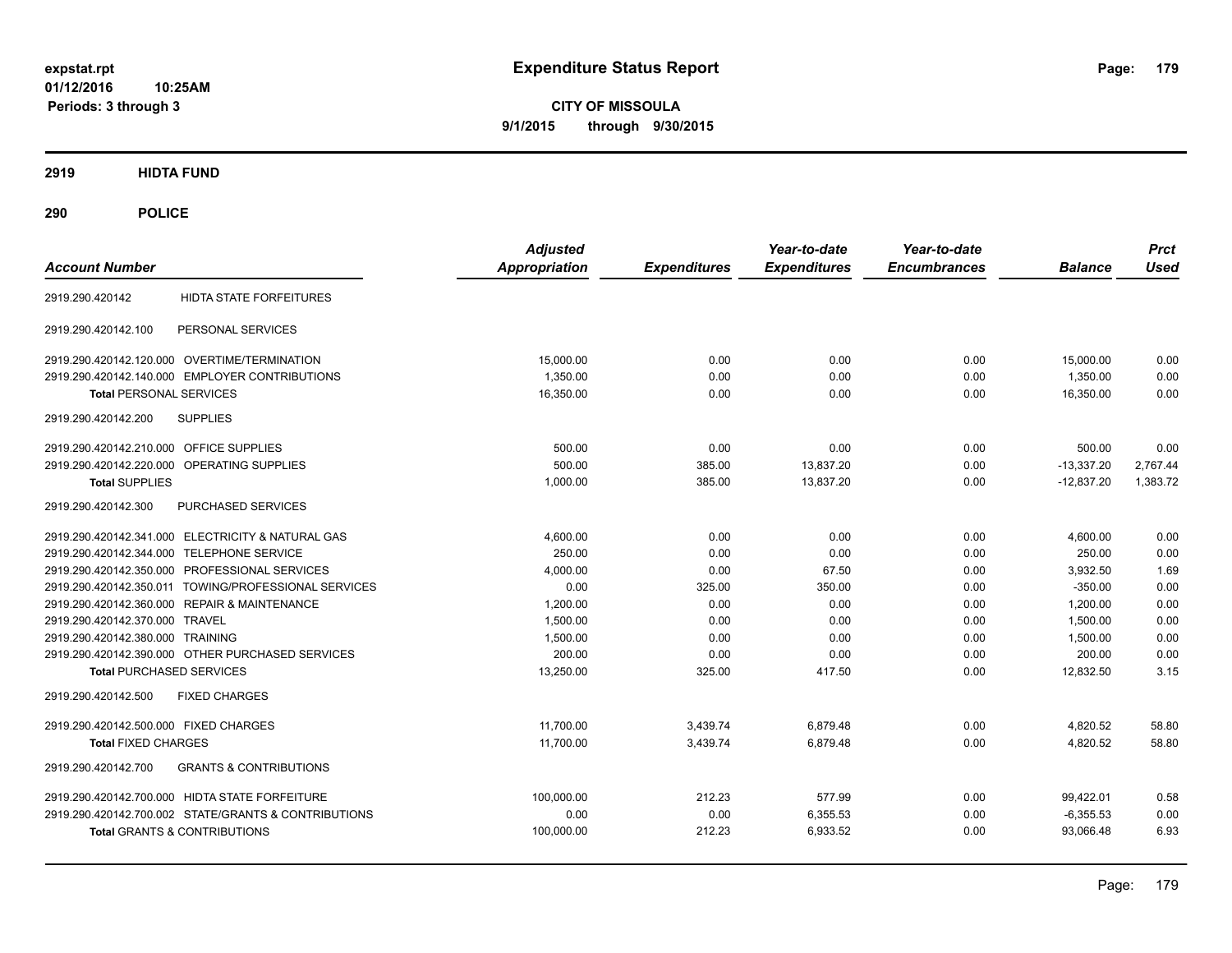# Expenditure Status Report

**CITY OF MISSOULA**

**9/1/2015 through 9/30/2015**

expstat.rpt
01/12/2016 10:25AM
Periods: 3 through 3

## 2919 HIDTA FUND

## 290 POLICE

| Account Number | | Adjusted Appropriation | Expenditures | Year-to-date Expenditures | Year-to-date Encumbrances | Balance | Prct Used |
|---|---|---|---|---|---|---|---|
| 2919.290.420142 | HIDTA STATE FORFEITURES | | | | | | |
| 2919.290.420142.100 | PERSONAL SERVICES | | | | | | |
| 2919.290.420142.120.000 | OVERTIME/TERMINATION | 15,000.00 | 0.00 | 0.00 | 0.00 | 15,000.00 | 0.00 |
| 2919.290.420142.140.000 | EMPLOYER CONTRIBUTIONS | 1,350.00 | 0.00 | 0.00 | 0.00 | 1,350.00 | 0.00 |
| **Total** PERSONAL SERVICES | | 16,350.00 | 0.00 | 0.00 | 0.00 | 16,350.00 | 0.00 |
| 2919.290.420142.200 | SUPPLIES | | | | | | |
| 2919.290.420142.210.000 | OFFICE SUPPLIES | 500.00 | 0.00 | 0.00 | 0.00 | 500.00 | 0.00 |
| 2919.290.420142.220.000 | OPERATING SUPPLIES | 500.00 | 385.00 | 13,837.20 | 0.00 | -13,337.20 | 2,767.44 |
| **Total** SUPPLIES | | 1,000.00 | 385.00 | 13,837.20 | 0.00 | -12,837.20 | 1,383.72 |
| 2919.290.420142.300 | PURCHASED SERVICES | | | | | | |
| 2919.290.420142.341.000 | ELECTRICITY & NATURAL GAS | 4,600.00 | 0.00 | 0.00 | 0.00 | 4,600.00 | 0.00 |
| 2919.290.420142.344.000 | TELEPHONE SERVICE | 250.00 | 0.00 | 0.00 | 0.00 | 250.00 | 0.00 |
| 2919.290.420142.350.000 | PROFESSIONAL SERVICES | 4,000.00 | 0.00 | 67.50 | 0.00 | 3,932.50 | 1.69 |
| 2919.290.420142.350.011 | TOWING/PROFESSIONAL SERVICES | 0.00 | 325.00 | 350.00 | 0.00 | -350.00 | 0.00 |
| 2919.290.420142.360.000 | REPAIR & MAINTENANCE | 1,200.00 | 0.00 | 0.00 | 0.00 | 1,200.00 | 0.00 |
| 2919.290.420142.370.000 | TRAVEL | 1,500.00 | 0.00 | 0.00 | 0.00 | 1,500.00 | 0.00 |
| 2919.290.420142.380.000 | TRAINING | 1,500.00 | 0.00 | 0.00 | 0.00 | 1,500.00 | 0.00 |
| 2919.290.420142.390.000 | OTHER PURCHASED SERVICES | 200.00 | 0.00 | 0.00 | 0.00 | 200.00 | 0.00 |
| **Total** PURCHASED SERVICES | | 13,250.00 | 325.00 | 417.50 | 0.00 | 12,832.50 | 3.15 |
| 2919.290.420142.500 | FIXED CHARGES | | | | | | |
| 2919.290.420142.500.000 | FIXED CHARGES | 11,700.00 | 3,439.74 | 6,879.48 | 0.00 | 4,820.52 | 58.80 |
| **Total** FIXED CHARGES | | 11,700.00 | 3,439.74 | 6,879.48 | 0.00 | 4,820.52 | 58.80 |
| 2919.290.420142.700 | GRANTS & CONTRIBUTIONS | | | | | | |
| 2919.290.420142.700.000 | HIDTA STATE FORFEITURE | 100,000.00 | 212.23 | 577.99 | 0.00 | 99,422.01 | 0.58 |
| 2919.290.420142.700.002 | STATE/GRANTS & CONTRIBUTIONS | 0.00 | 0.00 | 6,355.53 | 0.00 | -6,355.53 | 0.00 |
| **Total** GRANTS & CONTRIBUTIONS | | 100,000.00 | 212.23 | 6,933.52 | 0.00 | 93,066.48 | 6.93 |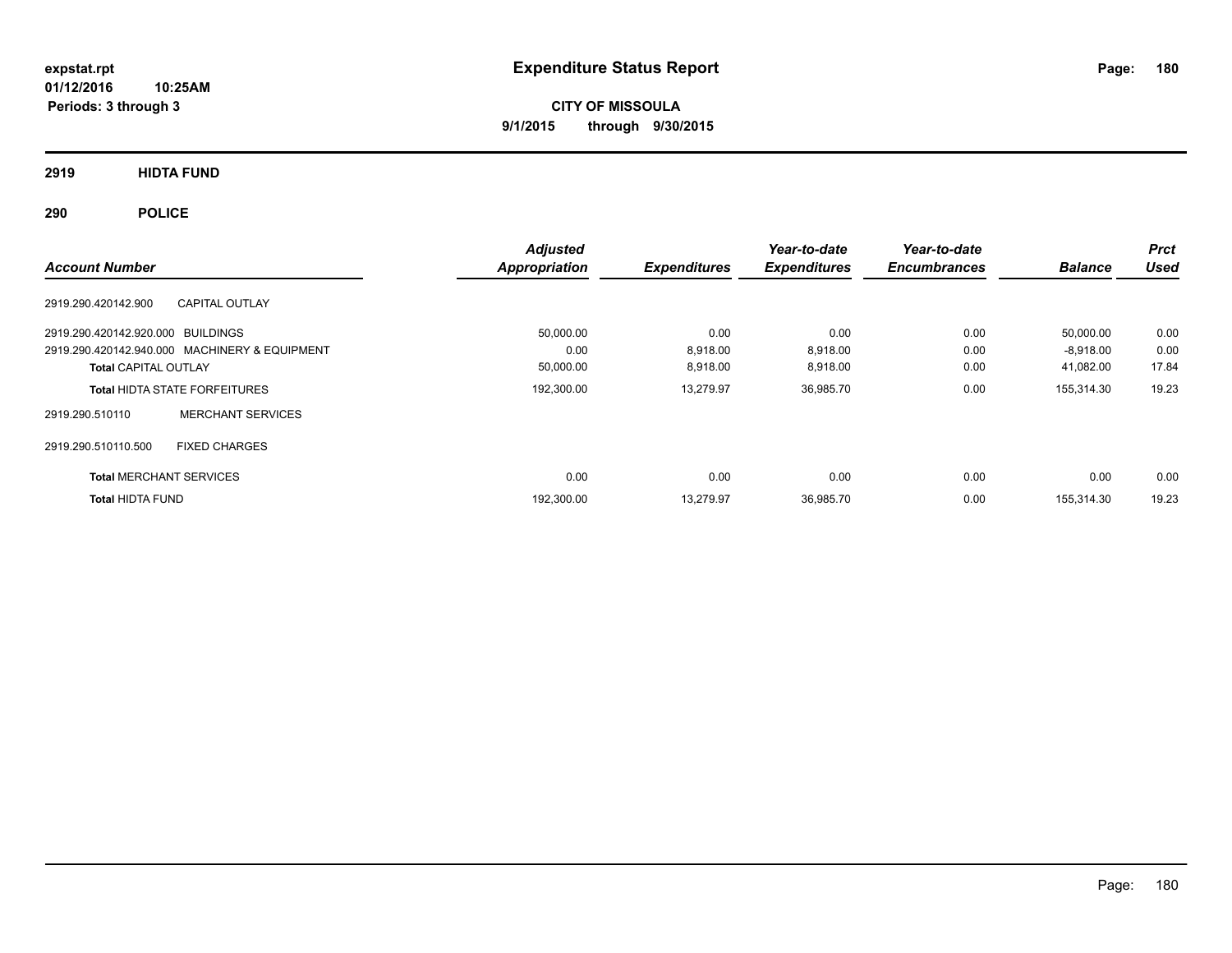**expstat.rpt**
**01/12/2016 10:25AM**
**Periods: 3 through 3**

# Expenditure Status Report

**CITY OF MISSOULA**
**9/1/2015 through 9/30/2015**

## 2919 HIDTA FUND

## 290 POLICE

| Account Number | | Adjusted Appropriation | Expenditures | Year-to-date Expenditures | Year-to-date Encumbrances | Balance | Prct Used |
|---|---|---|---|---|---|---|---|
| 2919.290.420142.900 | CAPITAL OUTLAY | | | | | | |
| 2919.290.420142.920.000 | BUILDINGS | 50,000.00 | 0.00 | 0.00 | 0.00 | 50,000.00 | 0.00 |
| 2919.290.420142.940.000 | MACHINERY & EQUIPMENT | 0.00 | 8,918.00 | 8,918.00 | 0.00 | -8,918.00 | 0.00 |
| **Total** CAPITAL OUTLAY | | 50,000.00 | 8,918.00 | 8,918.00 | 0.00 | 41,082.00 | 17.84 |
| **Total** HIDTA STATE FORFEITURES | | 192,300.00 | 13,279.97 | 36,985.70 | 0.00 | 155,314.30 | 19.23 |
| 2919.290.510110 | MERCHANT SERVICES | | | | | | |
| 2919.290.510110.500 | FIXED CHARGES | | | | | | |
| **Total** MERCHANT SERVICES | | 0.00 | 0.00 | 0.00 | 0.00 | 0.00 | 0.00 |
| **Total** HIDTA FUND | | 192,300.00 | 13,279.97 | 36,985.70 | 0.00 | 155,314.30 | 19.23 |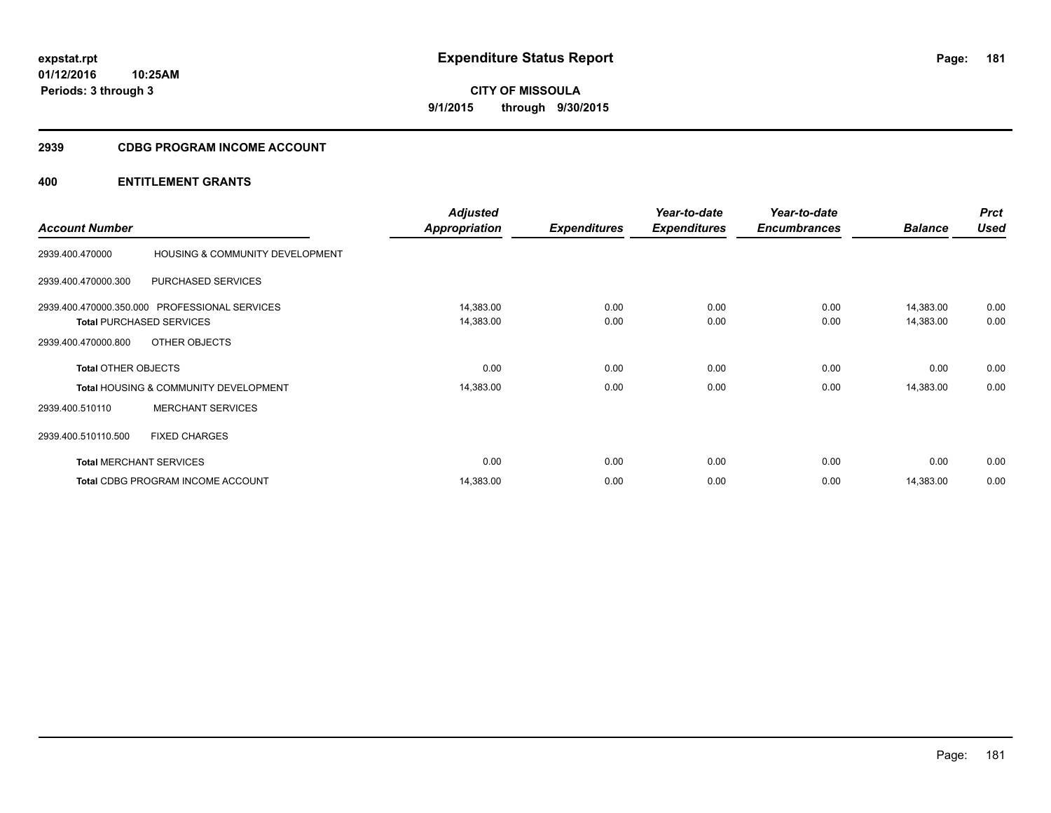# Expenditure Status Report

**CITY OF MISSOULA**

**9/1/2015 through 9/30/2015**

expstat.rpt
01/12/2016 10:25AM
Periods: 3 through 3

## 2939 CDBG PROGRAM INCOME ACCOUNT

### 400 ENTITLEMENT GRANTS

| Account Number | | Adjusted Appropriation | Expenditures | Year-to-date Expenditures | Year-to-date Encumbrances | Balance | Prct Used |
|---|---|---|---|---|---|---|---|
| 2939.400.470000 | HOUSING & COMMUNITY DEVELOPMENT | | | | | | |
| 2939.400.470000.300 | PURCHASED SERVICES | | | | | | |
| 2939.400.470000.350.000 | PROFESSIONAL SERVICES | 14,383.00 | 0.00 | 0.00 | 0.00 | 14,383.00 | 0.00 |
| **Total** PURCHASED SERVICES | | 14,383.00 | 0.00 | 0.00 | 0.00 | 14,383.00 | 0.00 |
| 2939.400.470000.800 | OTHER OBJECTS | | | | | | |
| **Total** OTHER OBJECTS | | 0.00 | 0.00 | 0.00 | 0.00 | 0.00 | 0.00 |
| **Total** HOUSING & COMMUNITY DEVELOPMENT | | 14,383.00 | 0.00 | 0.00 | 0.00 | 14,383.00 | 0.00 |
| 2939.400.510110 | MERCHANT SERVICES | | | | | | |
| 2939.400.510110.500 | FIXED CHARGES | | | | | | |
| **Total** MERCHANT SERVICES | | 0.00 | 0.00 | 0.00 | 0.00 | 0.00 | 0.00 |
| **Total** CDBG PROGRAM INCOME ACCOUNT | | 14,383.00 | 0.00 | 0.00 | 0.00 | 14,383.00 | 0.00 |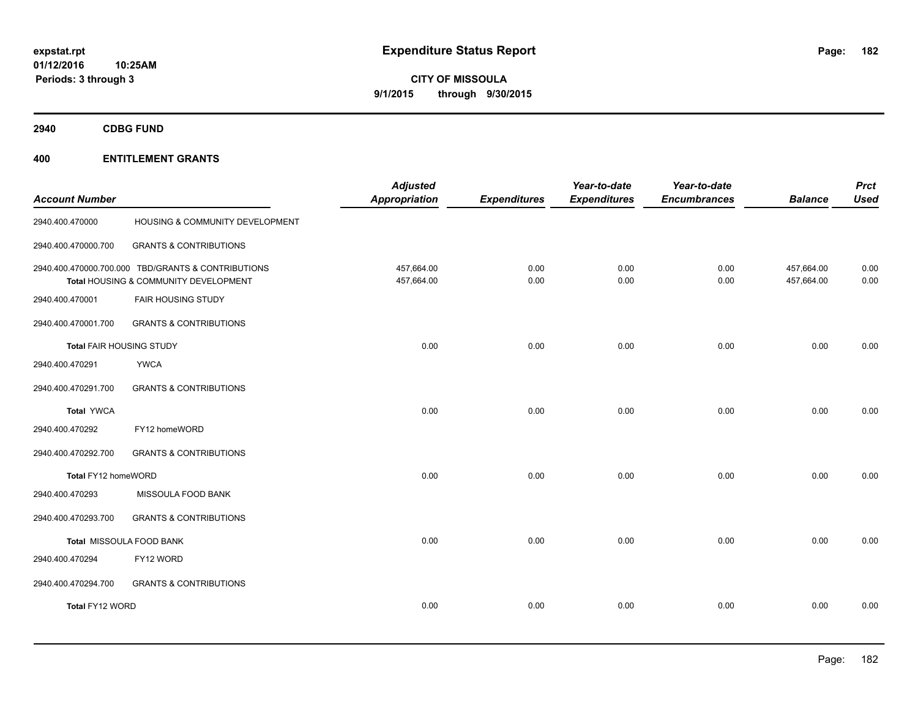# Expenditure Status Report

**expstat.rpt**
**01/12/2016 10:25AM**
**Periods: 3 through 3**

**CITY OF MISSOULA**
**9/1/2015 through 9/30/2015**

## 2940 CDBG FUND

### 400 ENTITLEMENT GRANTS

| Account Number | | Adjusted Appropriation | Expenditures | Year-to-date Expenditures | Year-to-date Encumbrances | Balance | Prct Used |
|---|---|---|---|---|---|---|---|
| 2940.400.470000 | HOUSING & COMMUNITY DEVELOPMENT | | | | | | |
| 2940.400.470000.700 | GRANTS & CONTRIBUTIONS | | | | | | |
| 2940.400.470000.700.000 | TBD/GRANTS & CONTRIBUTIONS | 457,664.00 | 0.00 | 0.00 | 0.00 | 457,664.00 | 0.00 |
| | Total HOUSING & COMMUNITY DEVELOPMENT | 457,664.00 | 0.00 | 0.00 | 0.00 | 457,664.00 | 0.00 |
| 2940.400.470001 | FAIR HOUSING STUDY | | | | | | |
| 2940.400.470001.700 | GRANTS & CONTRIBUTIONS | | | | | | |
| Total FAIR HOUSING STUDY | | 0.00 | 0.00 | 0.00 | 0.00 | 0.00 | 0.00 |
| 2940.400.470291 | YWCA | | | | | | |
| 2940.400.470291.700 | GRANTS & CONTRIBUTIONS | | | | | | |
| Total YWCA | | 0.00 | 0.00 | 0.00 | 0.00 | 0.00 | 0.00 |
| 2940.400.470292 | FY12 homeWORD | | | | | | |
| 2940.400.470292.700 | GRANTS & CONTRIBUTIONS | | | | | | |
| Total FY12 homeWORD | | 0.00 | 0.00 | 0.00 | 0.00 | 0.00 | 0.00 |
| 2940.400.470293 | MISSOULA FOOD BANK | | | | | | |
| 2940.400.470293.700 | GRANTS & CONTRIBUTIONS | | | | | | |
| Total MISSOULA FOOD BANK | | 0.00 | 0.00 | 0.00 | 0.00 | 0.00 | 0.00 |
| 2940.400.470294 | FY12 WORD | | | | | | |
| 2940.400.470294.700 | GRANTS & CONTRIBUTIONS | | | | | | |
| Total FY12 WORD | | 0.00 | 0.00 | 0.00 | 0.00 | 0.00 | 0.00 |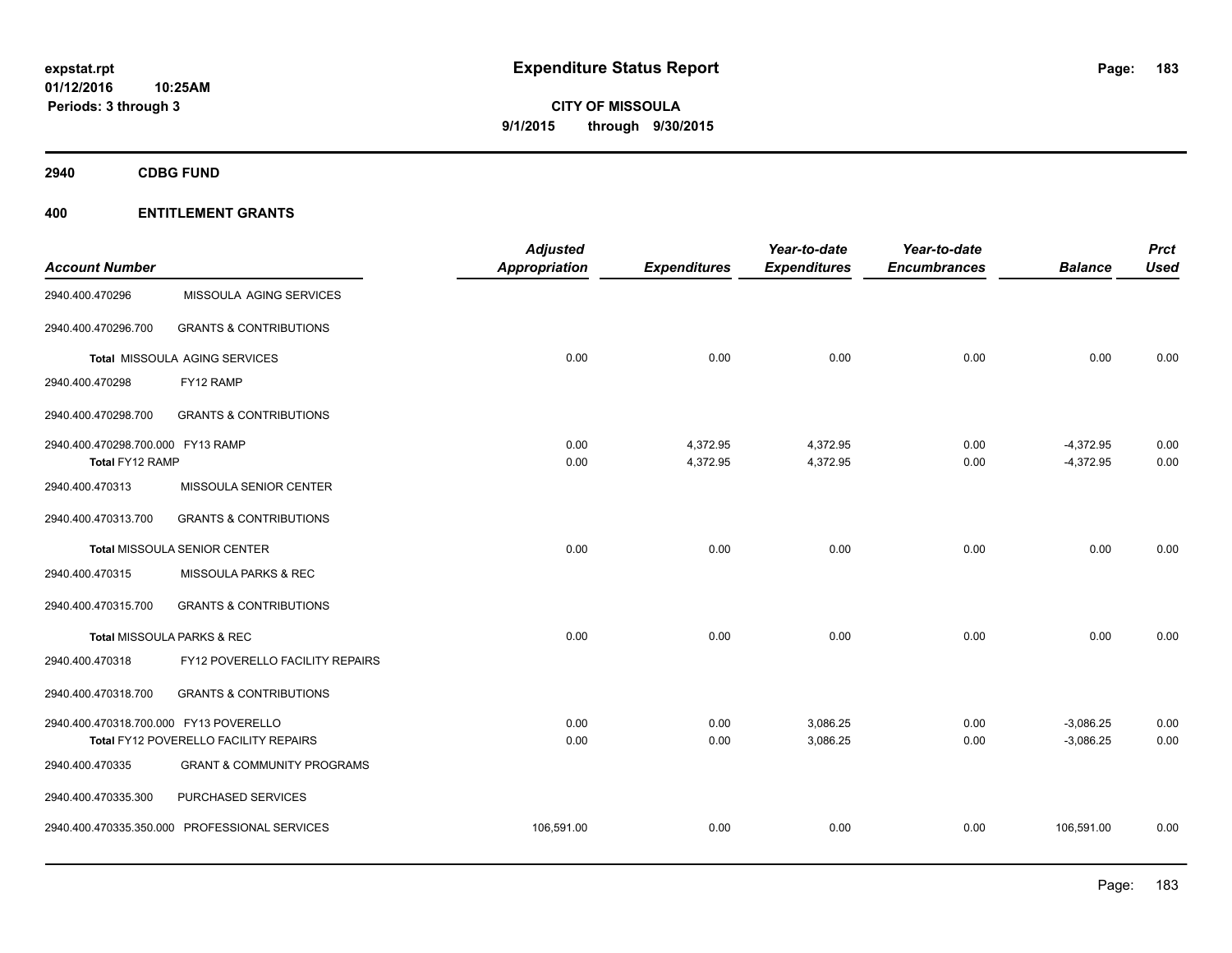# Expenditure Status Report

expstat.rpt
01/12/2016 10:25AM
Periods: 3 through 3

**CITY OF MISSOULA**
**9/1/2015 through 9/30/2015**

## 2940 CDBG FUND

## 400 ENTITLEMENT GRANTS

| Account Number | | Adjusted Appropriation | Expenditures | Year-to-date Expenditures | Year-to-date Encumbrances | Balance | Prct Used |
|---|---|---|---|---|---|---|---|
| 2940.400.470296 | MISSOULA AGING SERVICES | | | | | | |
| 2940.400.470296.700 | GRANTS & CONTRIBUTIONS | | | | | | |
| **Total** MISSOULA AGING SERVICES | | 0.00 | 0.00 | 0.00 | 0.00 | 0.00 | 0.00 |
| 2940.400.470298 | FY12 RAMP | | | | | | |
| 2940.400.470298.700 | GRANTS & CONTRIBUTIONS | | | | | | |
| 2940.400.470298.700.000 | FY13 RAMP | 0.00 | 4,372.95 | 4,372.95 | 0.00 | -4,372.95 | 0.00 |
| **Total** FY12 RAMP | | 0.00 | 4,372.95 | 4,372.95 | 0.00 | -4,372.95 | 0.00 |
| 2940.400.470313 | MISSOULA SENIOR CENTER | | | | | | |
| 2940.400.470313.700 | GRANTS & CONTRIBUTIONS | | | | | | |
| **Total** MISSOULA SENIOR CENTER | | 0.00 | 0.00 | 0.00 | 0.00 | 0.00 | 0.00 |
| 2940.400.470315 | MISSOULA PARKS & REC | | | | | | |
| 2940.400.470315.700 | GRANTS & CONTRIBUTIONS | | | | | | |
| **Total** MISSOULA PARKS & REC | | 0.00 | 0.00 | 0.00 | 0.00 | 0.00 | 0.00 |
| 2940.400.470318 | FY12 POVERELLO FACILITY REPAIRS | | | | | | |
| 2940.400.470318.700 | GRANTS & CONTRIBUTIONS | | | | | | |
| 2940.400.470318.700.000 | FY13 POVERELLO | 0.00 | 0.00 | 3,086.25 | 0.00 | -3,086.25 | 0.00 |
| **Total** FY12 POVERELLO FACILITY REPAIRS | | 0.00 | 0.00 | 3,086.25 | 0.00 | -3,086.25 | 0.00 |
| 2940.400.470335 | GRANT & COMMUNITY PROGRAMS | | | | | | |
| 2940.400.470335.300 | PURCHASED SERVICES | | | | | | |
| 2940.400.470335.350.000 | PROFESSIONAL SERVICES | 106,591.00 | 0.00 | 0.00 | 0.00 | 106,591.00 | 0.00 |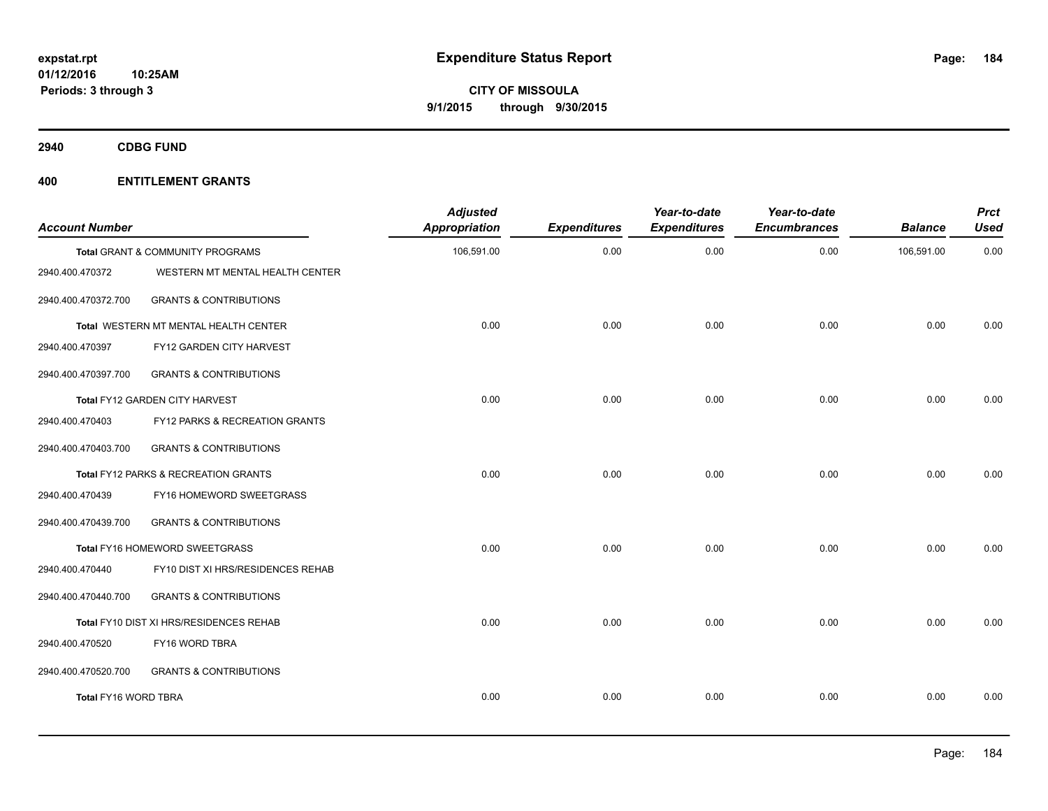# Expenditure Status Report

expstat.rpt
01/12/2016 10:25AM
Periods: 3 through 3

**CITY OF MISSOULA**
**9/1/2015 through 9/30/2015**

## 2940 CDBG FUND

## 400 ENTITLEMENT GRANTS

| Account Number | | Adjusted Appropriation | Expenditures | Year-to-date Expenditures | Year-to-date Encumbrances | Balance | Prct Used |
|---|---|---|---|---|---|---|---|
| **Total** GRANT & COMMUNITY PROGRAMS | | 106,591.00 | 0.00 | 0.00 | 0.00 | 106,591.00 | 0.00 |
| 2940.400.470372 | WESTERN MT MENTAL HEALTH CENTER | | | | | | |
| 2940.400.470372.700 | GRANTS & CONTRIBUTIONS | | | | | | |
| **Total** WESTERN MT MENTAL HEALTH CENTER | | 0.00 | 0.00 | 0.00 | 0.00 | 0.00 | 0.00 |
| 2940.400.470397 | FY12 GARDEN CITY HARVEST | | | | | | |
| 2940.400.470397.700 | GRANTS & CONTRIBUTIONS | | | | | | |
| **Total** FY12 GARDEN CITY HARVEST | | 0.00 | 0.00 | 0.00 | 0.00 | 0.00 | 0.00 |
| 2940.400.470403 | FY12 PARKS & RECREATION GRANTS | | | | | | |
| 2940.400.470403.700 | GRANTS & CONTRIBUTIONS | | | | | | |
| **Total** FY12 PARKS & RECREATION GRANTS | | 0.00 | 0.00 | 0.00 | 0.00 | 0.00 | 0.00 |
| 2940.400.470439 | FY16 HOMEWORD SWEETGRASS | | | | | | |
| 2940.400.470439.700 | GRANTS & CONTRIBUTIONS | | | | | | |
| **Total** FY16 HOMEWORD SWEETGRASS | | 0.00 | 0.00 | 0.00 | 0.00 | 0.00 | 0.00 |
| 2940.400.470440 | FY10 DIST XI HRS/RESIDENCES REHAB | | | | | | |
| 2940.400.470440.700 | GRANTS & CONTRIBUTIONS | | | | | | |
| **Total** FY10 DIST XI HRS/RESIDENCES REHAB | | 0.00 | 0.00 | 0.00 | 0.00 | 0.00 | 0.00 |
| 2940.400.470520 | FY16 WORD TBRA | | | | | | |
| 2940.400.470520.700 | GRANTS & CONTRIBUTIONS | | | | | | |
| **Total** FY16 WORD TBRA | | 0.00 | 0.00 | 0.00 | 0.00 | 0.00 | 0.00 |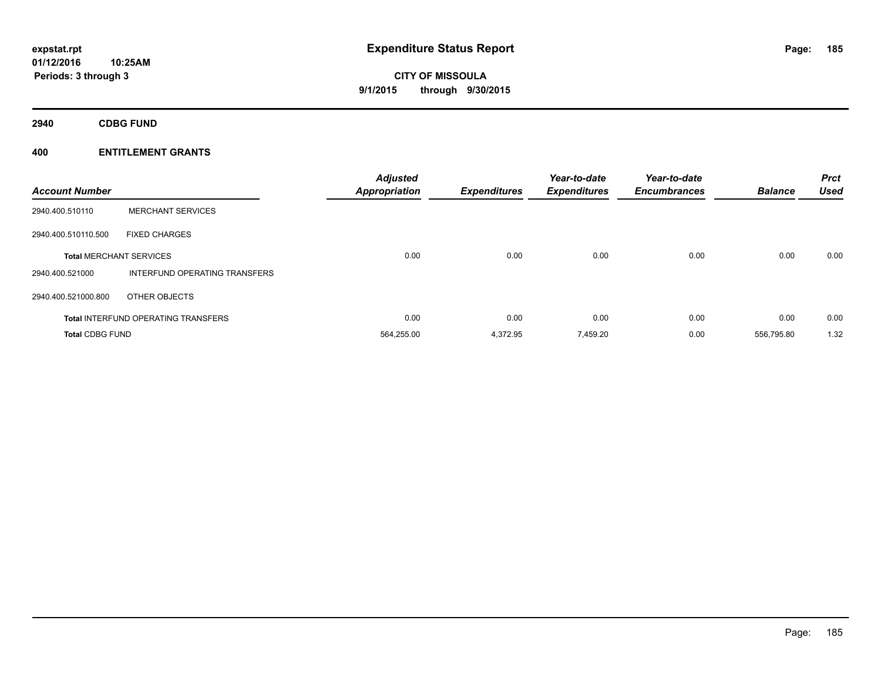# Expenditure Status Report

expstat.rpt
01/12/2016 10:25AM
Periods: 3 through 3

**CITY OF MISSOULA**
**9/1/2015 through 9/30/2015**

## 2940 CDBG FUND

### 400 ENTITLEMENT GRANTS

| Account Number | | Adjusted Appropriation | Expenditures | Year-to-date Expenditures | Year-to-date Encumbrances | Balance | Prct Used |
|---|---|---|---|---|---|---|---|
| 2940.400.510110 | MERCHANT SERVICES | | | | | | |
| 2940.400.510110.500 | FIXED CHARGES | | | | | | |
| **Total** MERCHANT SERVICES | | 0.00 | 0.00 | 0.00 | 0.00 | 0.00 | 0.00 |
| 2940.400.521000 | INTERFUND OPERATING TRANSFERS | | | | | | |
| 2940.400.521000.800 | OTHER OBJECTS | | | | | | |
| **Total** INTERFUND OPERATING TRANSFERS | | 0.00 | 0.00 | 0.00 | 0.00 | 0.00 | 0.00 |
| **Total CDBG FUND** | | 564,255.00 | 4,372.95 | 7,459.20 | 0.00 | 556,795.80 | 1.32 |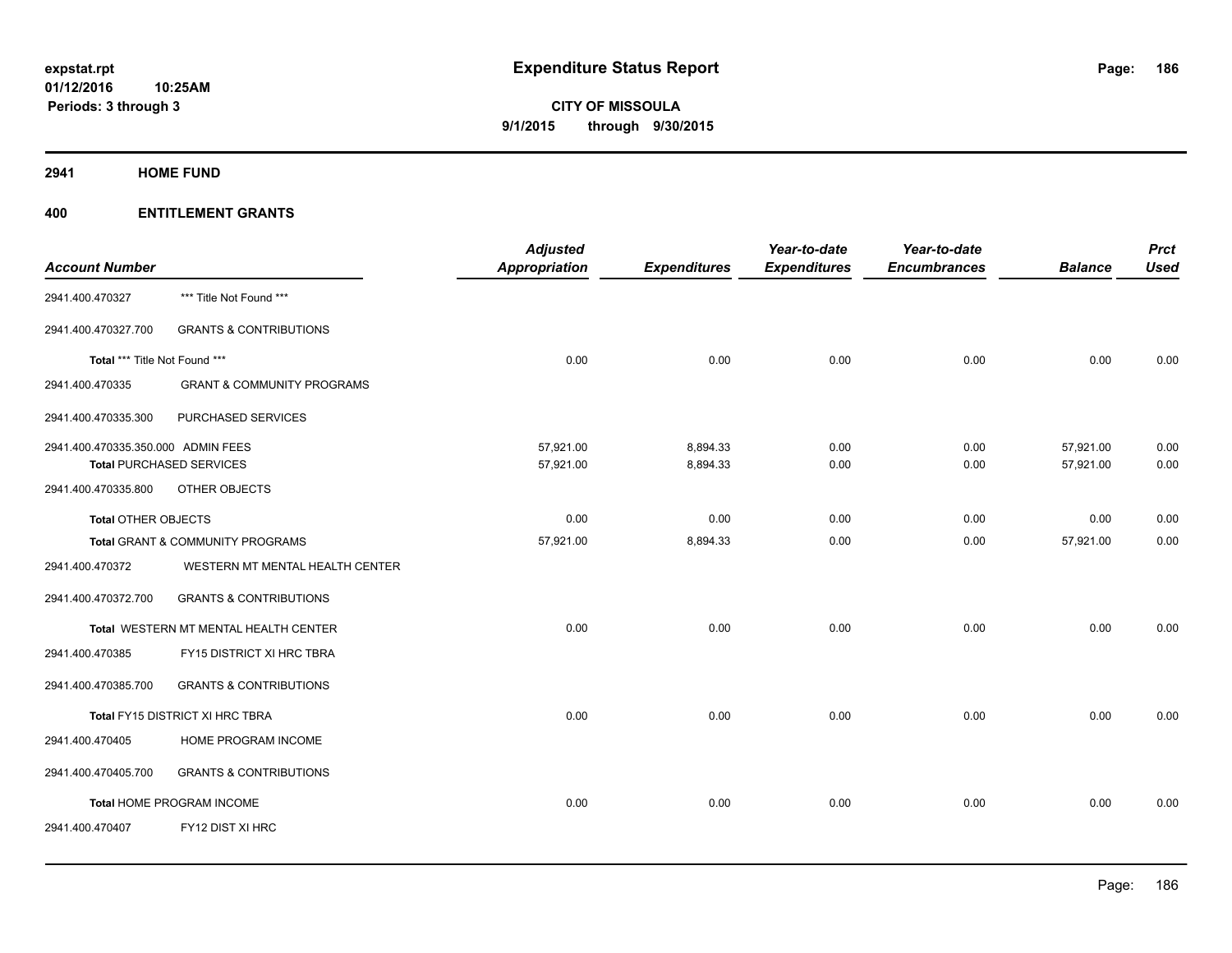# Expenditure Status Report

**CITY OF MISSOULA**

**9/1/2015 through 9/30/2015**

expstat.rpt
01/12/2016 10:25AM
Periods: 3 through 3

## 2941 HOME FUND

## 400 ENTITLEMENT GRANTS

| Account Number | | Adjusted Appropriation | Expenditures | Year-to-date Expenditures | Year-to-date Encumbrances | Balance | Prct Used |
|---|---|---|---|---|---|---|---|
| 2941.400.470327 | *** Title Not Found *** | | | | | | |
| 2941.400.470327.700 | GRANTS & CONTRIBUTIONS | | | | | | |
| Total *** Title Not Found *** | | 0.00 | 0.00 | 0.00 | 0.00 | 0.00 | 0.00 |
| 2941.400.470335 | GRANT & COMMUNITY PROGRAMS | | | | | | |
| 2941.400.470335.300 | PURCHASED SERVICES | | | | | | |
| 2941.400.470335.350.000 | ADMIN FEES | 57,921.00 | 8,894.33 | 0.00 | 0.00 | 57,921.00 | 0.00 |
| Total PURCHASED SERVICES | | 57,921.00 | 8,894.33 | 0.00 | 0.00 | 57,921.00 | 0.00 |
| 2941.400.470335.800 | OTHER OBJECTS | | | | | | |
| Total OTHER OBJECTS | | 0.00 | 0.00 | 0.00 | 0.00 | 0.00 | 0.00 |
| Total GRANT & COMMUNITY PROGRAMS | | 57,921.00 | 8,894.33 | 0.00 | 0.00 | 57,921.00 | 0.00 |
| 2941.400.470372 | WESTERN MT MENTAL HEALTH CENTER | | | | | | |
| 2941.400.470372.700 | GRANTS & CONTRIBUTIONS | | | | | | |
| Total WESTERN MT MENTAL HEALTH CENTER | | 0.00 | 0.00 | 0.00 | 0.00 | 0.00 | 0.00 |
| 2941.400.470385 | FY15 DISTRICT XI HRC TBRA | | | | | | |
| 2941.400.470385.700 | GRANTS & CONTRIBUTIONS | | | | | | |
| Total FY15 DISTRICT XI HRC TBRA | | 0.00 | 0.00 | 0.00 | 0.00 | 0.00 | 0.00 |
| 2941.400.470405 | HOME PROGRAM INCOME | | | | | | |
| 2941.400.470405.700 | GRANTS & CONTRIBUTIONS | | | | | | |
| Total HOME PROGRAM INCOME | | 0.00 | 0.00 | 0.00 | 0.00 | 0.00 | 0.00 |
| 2941.400.470407 | FY12 DIST XI HRC | | | | | | |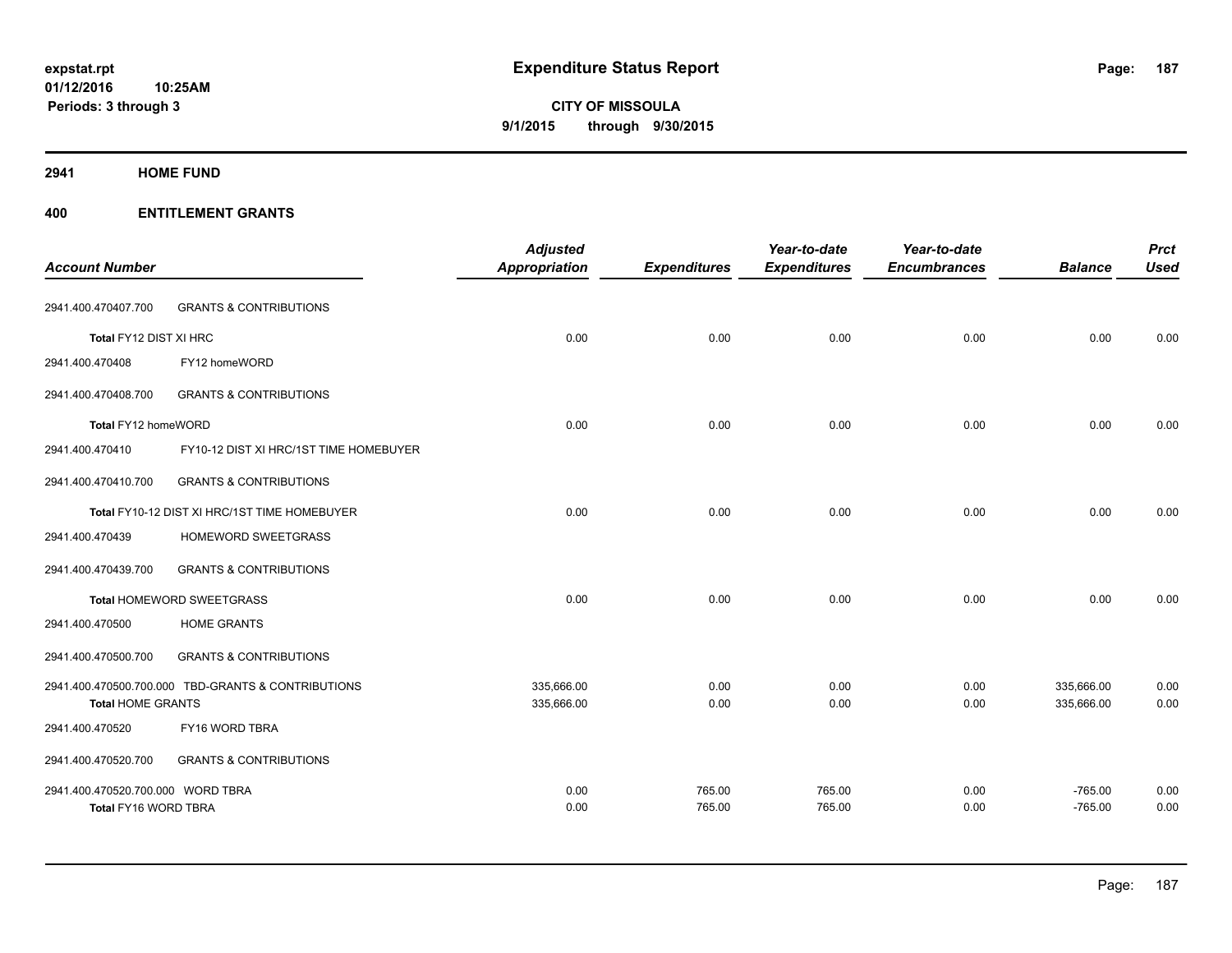**expstat.rpt**
**01/12/2016 10:25AM**
**Periods: 3 through 3**

# Expenditure Status Report

**CITY OF MISSOULA**
**9/1/2015 through 9/30/2015**

## 2941 HOME FUND

## 400 ENTITLEMENT GRANTS

| Account Number | | Adjusted Appropriation | Expenditures | Year-to-date Expenditures | Year-to-date Encumbrances | Balance | Prct Used |
|---|---|---|---|---|---|---|---|
| 2941.400.470407.700 | GRANTS & CONTRIBUTIONS | | | | | | |
| **Total** FY12 DIST XI HRC | | 0.00 | 0.00 | 0.00 | 0.00 | 0.00 | 0.00 |
| 2941.400.470408 | FY12 homeWORD | | | | | | |
| 2941.400.470408.700 | GRANTS & CONTRIBUTIONS | | | | | | |
| **Total** FY12 homeWORD | | 0.00 | 0.00 | 0.00 | 0.00 | 0.00 | 0.00 |
| 2941.400.470410 | FY10-12 DIST XI HRC/1ST TIME HOMEBUYER | | | | | | |
| 2941.400.470410.700 | GRANTS & CONTRIBUTIONS | | | | | | |
| **Total** FY10-12 DIST XI HRC/1ST TIME HOMEBUYER | | 0.00 | 0.00 | 0.00 | 0.00 | 0.00 | 0.00 |
| 2941.400.470439 | HOMEWORD SWEETGRASS | | | | | | |
| 2941.400.470439.700 | GRANTS & CONTRIBUTIONS | | | | | | |
| **Total** HOMEWORD SWEETGRASS | | 0.00 | 0.00 | 0.00 | 0.00 | 0.00 | 0.00 |
| 2941.400.470500 | HOME GRANTS | | | | | | |
| 2941.400.470500.700 | GRANTS & CONTRIBUTIONS | | | | | | |
| 2941.400.470500.700.000 | TBD-GRANTS & CONTRIBUTIONS | 335,666.00 | 0.00 | 0.00 | 0.00 | 335,666.00 | 0.00 |
| **Total** HOME GRANTS | | 335,666.00 | 0.00 | 0.00 | 0.00 | 335,666.00 | 0.00 |
| 2941.400.470520 | FY16 WORD TBRA | | | | | | |
| 2941.400.470520.700 | GRANTS & CONTRIBUTIONS | | | | | | |
| 2941.400.470520.700.000 | WORD TBRA | 0.00 | 765.00 | 765.00 | 0.00 | -765.00 | 0.00 |
| **Total** FY16 WORD TBRA | | 0.00 | 765.00 | 765.00 | 0.00 | -765.00 | 0.00 |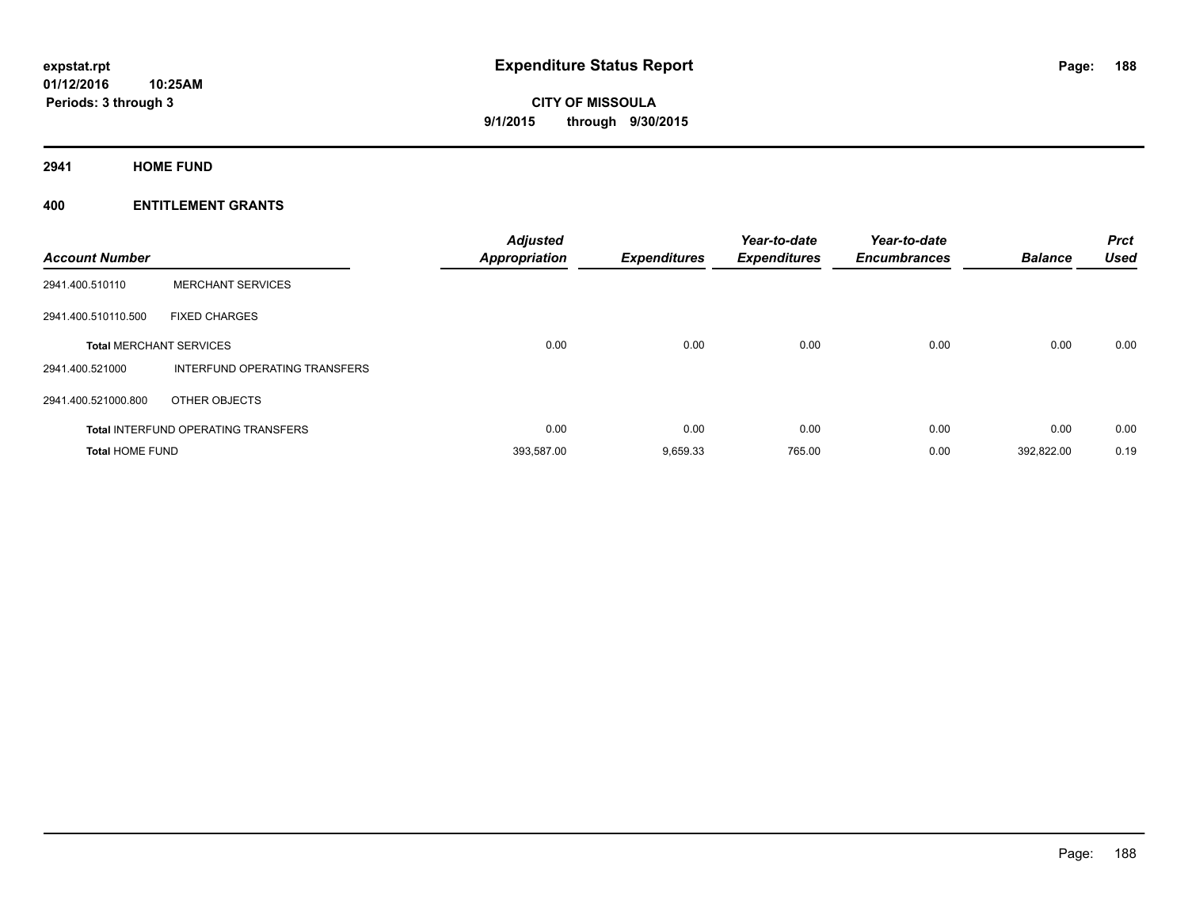# Expenditure Status Report

expstat.rpt
01/12/2016 10:25AM
Periods: 3 through 3

**CITY OF MISSOULA**
**9/1/2015 through 9/30/2015**

## 2941 HOME FUND

### 400 ENTITLEMENT GRANTS

| Account Number | | Adjusted Appropriation | Expenditures | Year-to-date Expenditures | Year-to-date Encumbrances | Balance | Prct Used |
|---|---|---|---|---|---|---|---|
| 2941.400.510110 | MERCHANT SERVICES | | | | | | |
| 2941.400.510110.500 | FIXED CHARGES | | | | | | |
| **Total** MERCHANT SERVICES | | 0.00 | 0.00 | 0.00 | 0.00 | 0.00 | 0.00 |
| 2941.400.521000 | INTERFUND OPERATING TRANSFERS | | | | | | |
| 2941.400.521000.800 | OTHER OBJECTS | | | | | | |
| **Total** INTERFUND OPERATING TRANSFERS | | 0.00 | 0.00 | 0.00 | 0.00 | 0.00 | 0.00 |
| **Total** HOME FUND | | 393,587.00 | 9,659.33 | 765.00 | 0.00 | 392,822.00 | 0.19 |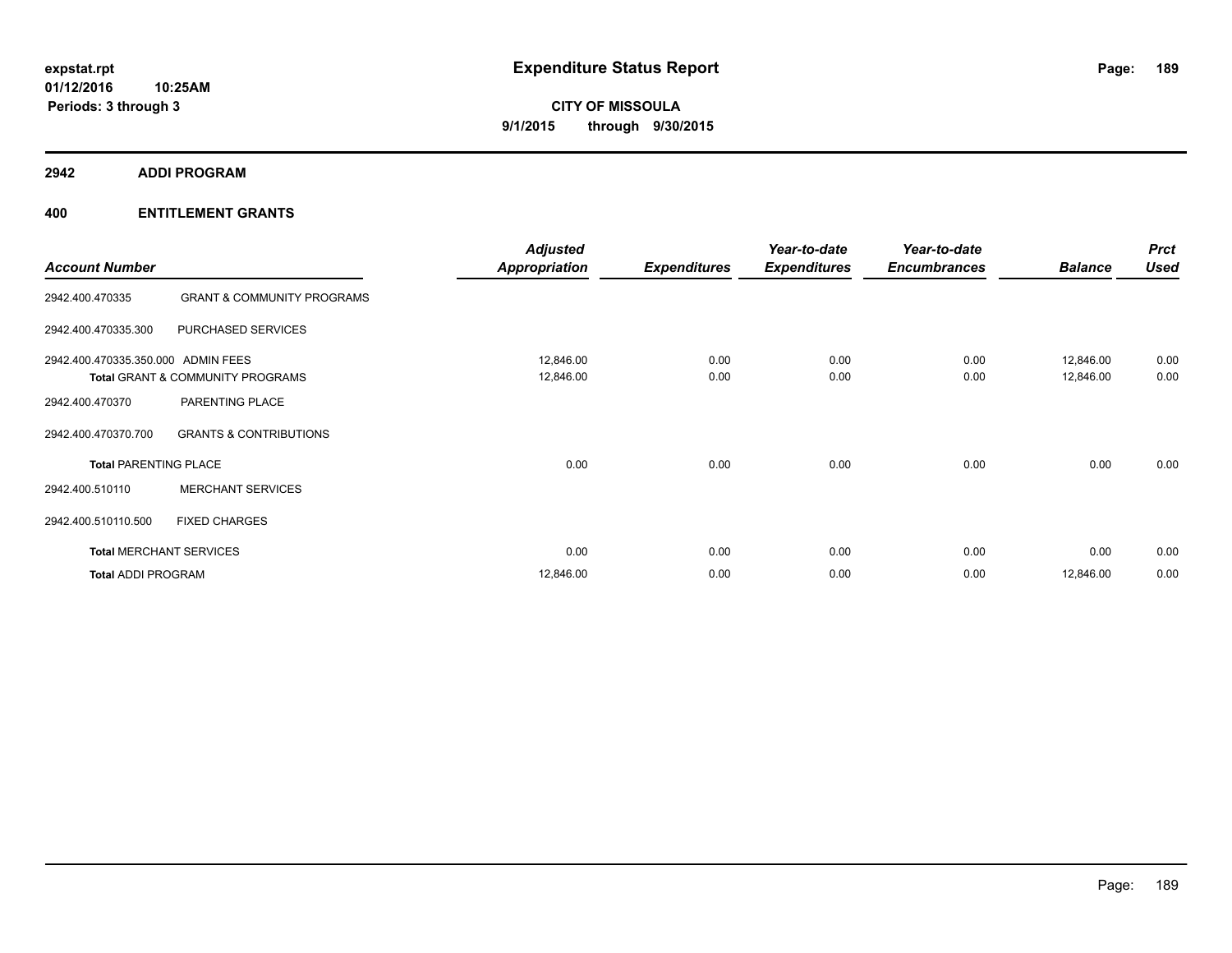**expstat.rpt**
**01/12/2016 10:25AM**
**Periods: 3 through 3**

# Expenditure Status Report

**CITY OF MISSOULA**
**9/1/2015 through 9/30/2015**

## 2942 ADDI PROGRAM

## 400 ENTITLEMENT GRANTS

| Account Number | | Adjusted Appropriation | Expenditures | Year-to-date Expenditures | Year-to-date Encumbrances | Balance | Prct Used |
|---|---|---|---|---|---|---|---|
| 2942.400.470335 | GRANT & COMMUNITY PROGRAMS | | | | | | |
| 2942.400.470335.300 | PURCHASED SERVICES | | | | | | |
| 2942.400.470335.350.000 | ADMIN FEES | 12,846.00 | 0.00 | 0.00 | 0.00 | 12,846.00 | 0.00 |
| **Total** GRANT & COMMUNITY PROGRAMS | | 12,846.00 | 0.00 | 0.00 | 0.00 | 12,846.00 | 0.00 |
| 2942.400.470370 | PARENTING PLACE | | | | | | |
| 2942.400.470370.700 | GRANTS & CONTRIBUTIONS | | | | | | |
| **Total** PARENTING PLACE | | 0.00 | 0.00 | 0.00 | 0.00 | 0.00 | 0.00 |
| 2942.400.510110 | MERCHANT SERVICES | | | | | | |
| 2942.400.510110.500 | FIXED CHARGES | | | | | | |
| **Total** MERCHANT SERVICES | | 0.00 | 0.00 | 0.00 | 0.00 | 0.00 | 0.00 |
| **Total** ADDI PROGRAM | | 12,846.00 | 0.00 | 0.00 | 0.00 | 12,846.00 | 0.00 |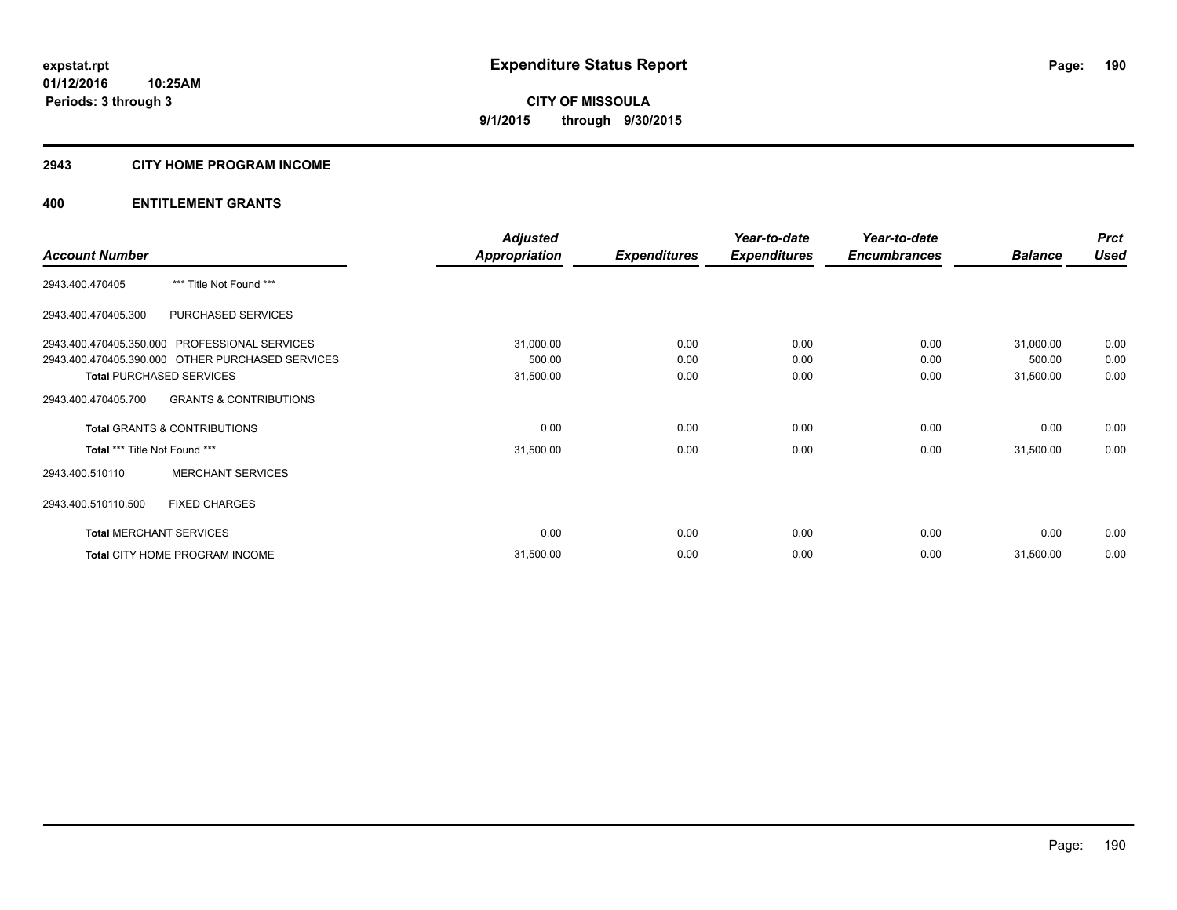# Expenditure Status Report

expstat.rpt
01/12/2016 10:25AM
Periods: 3 through 3

**CITY OF MISSOULA**
**9/1/2015 through 9/30/2015**

## 2943 CITY HOME PROGRAM INCOME

## 400 ENTITLEMENT GRANTS

| Account Number | | Adjusted Appropriation | Expenditures | Year-to-date Expenditures | Year-to-date Encumbrances | Balance | Prct Used |
|---|---|---|---|---|---|---|---|
| 2943.400.470405 | *** Title Not Found *** | | | | | | |
| 2943.400.470405.300 | PURCHASED SERVICES | | | | | | |
| 2943.400.470405.350.000 | PROFESSIONAL SERVICES | 31,000.00 | 0.00 | 0.00 | 0.00 | 31,000.00 | 0.00 |
| 2943.400.470405.390.000 | OTHER PURCHASED SERVICES | 500.00 | 0.00 | 0.00 | 0.00 | 500.00 | 0.00 |
| **Total** PURCHASED SERVICES | | 31,500.00 | 0.00 | 0.00 | 0.00 | 31,500.00 | 0.00 |
| 2943.400.470405.700 | GRANTS & CONTRIBUTIONS | | | | | | |
| **Total** GRANTS & CONTRIBUTIONS | | 0.00 | 0.00 | 0.00 | 0.00 | 0.00 | 0.00 |
| **Total** *** Title Not Found *** | | 31,500.00 | 0.00 | 0.00 | 0.00 | 31,500.00 | 0.00 |
| 2943.400.510110 | MERCHANT SERVICES | | | | | | |
| 2943.400.510110.500 | FIXED CHARGES | | | | | | |
| **Total** MERCHANT SERVICES | | 0.00 | 0.00 | 0.00 | 0.00 | 0.00 | 0.00 |
| **Total** CITY HOME PROGRAM INCOME | | 31,500.00 | 0.00 | 0.00 | 0.00 | 31,500.00 | 0.00 |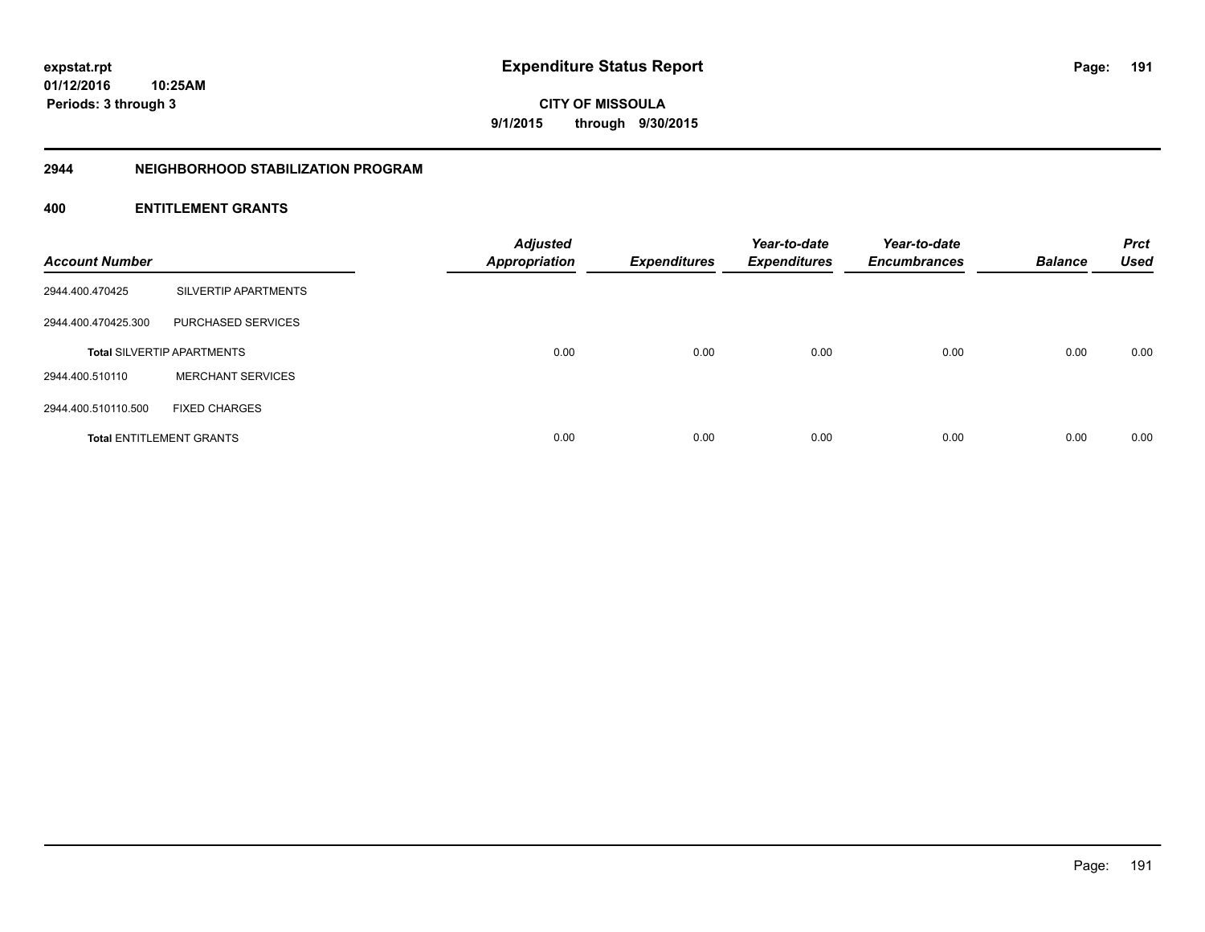**expstat.rpt**
**01/12/2016 10:25AM**
**Periods: 3 through 3**

# Expenditure Status Report

**CITY OF MISSOULA**
**9/1/2015 through 9/30/2015**

## 2944 NEIGHBORHOOD STABILIZATION PROGRAM

### 400 ENTITLEMENT GRANTS

| Account Number | | Adjusted Appropriation | Expenditures | Year-to-date Expenditures | Year-to-date Encumbrances | Balance | Prct Used |
|---|---|---|---|---|---|---|---|
| 2944.400.470425 | SILVERTIP APARTMENTS | | | | | | |
| 2944.400.470425.300 | PURCHASED SERVICES | | | | | | |
| **Total** SILVERTIP APARTMENTS | | 0.00 | 0.00 | 0.00 | 0.00 | 0.00 | 0.00 |
| 2944.400.510110 | MERCHANT SERVICES | | | | | | |
| 2944.400.510110.500 | FIXED CHARGES | | | | | | |
| **Total** ENTITLEMENT GRANTS | | 0.00 | 0.00 | 0.00 | 0.00 | 0.00 | 0.00 |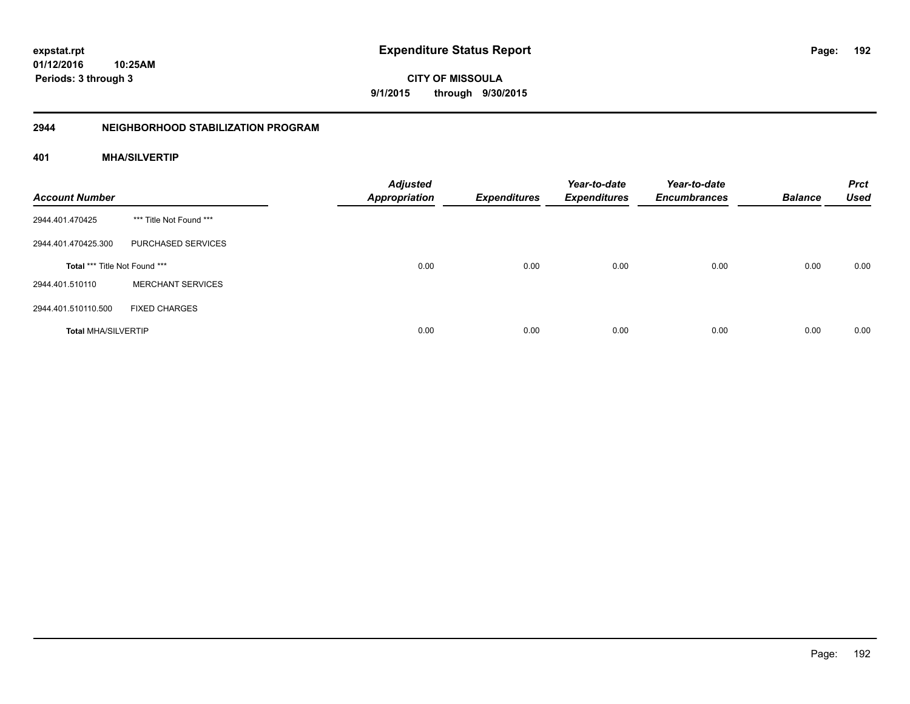# Expenditure Status Report

expstat.rpt
01/12/2016 10:25AM
Periods: 3 through 3

**CITY OF MISSOULA**
**9/1/2015 through 9/30/2015**

## 2944 NEIGHBORHOOD STABILIZATION PROGRAM

### 401 MHA/SILVERTIP

| Account Number | | Adjusted Appropriation | Expenditures | Year-to-date Expenditures | Year-to-date Encumbrances | Balance | Prct Used |
|---|---|---|---|---|---|---|---|
| 2944.401.470425 | *** Title Not Found *** | | | | | | |
| 2944.401.470425.300 | PURCHASED SERVICES | | | | | | |
| **Total** *** Title Not Found *** | | 0.00 | 0.00 | 0.00 | 0.00 | 0.00 | 0.00 |
| 2944.401.510110 | MERCHANT SERVICES | | | | | | |
| 2944.401.510110.500 | FIXED CHARGES | | | | | | |
| **Total** MHA/SILVERTIP | | 0.00 | 0.00 | 0.00 | 0.00 | 0.00 | 0.00 |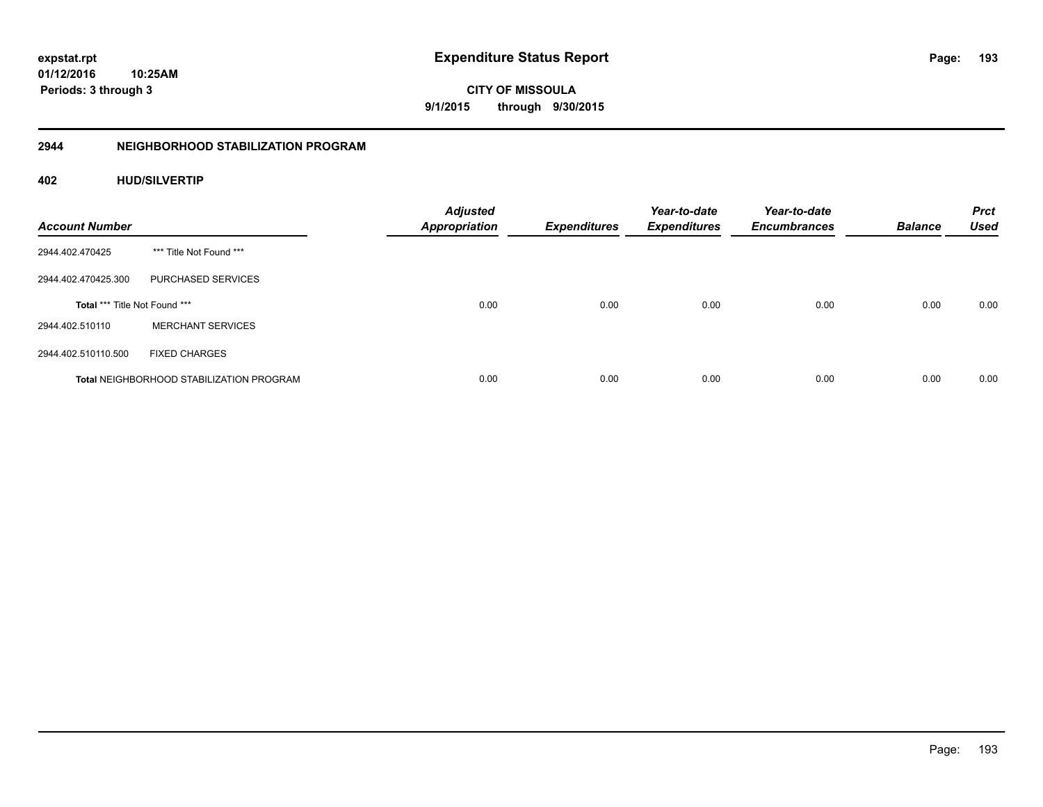**expstat.rpt**
**01/12/2016 10:25AM**
**Periods: 3 through 3**

# Expenditure Status Report

**CITY OF MISSOULA**
**9/1/2015 through 9/30/2015**

## 2944 NEIGHBORHOOD STABILIZATION PROGRAM

### 402 HUD/SILVERTIP

| Account Number | | Adjusted Appropriation | Expenditures | Year-to-date Expenditures | Year-to-date Encumbrances | Balance | Prct Used |
|---|---|---|---|---|---|---|---|
| 2944.402.470425 | *** Title Not Found *** | | | | | | |
| 2944.402.470425.300 | PURCHASED SERVICES | | | | | | |
| **Total** *** Title Not Found *** | | 0.00 | 0.00 | 0.00 | 0.00 | 0.00 | 0.00 |
| 2944.402.510110 | MERCHANT SERVICES | | | | | | |
| 2944.402.510110.500 | FIXED CHARGES | | | | | | |
| **Total** NEIGHBORHOOD STABILIZATION PROGRAM | | 0.00 | 0.00 | 0.00 | 0.00 | 0.00 | 0.00 |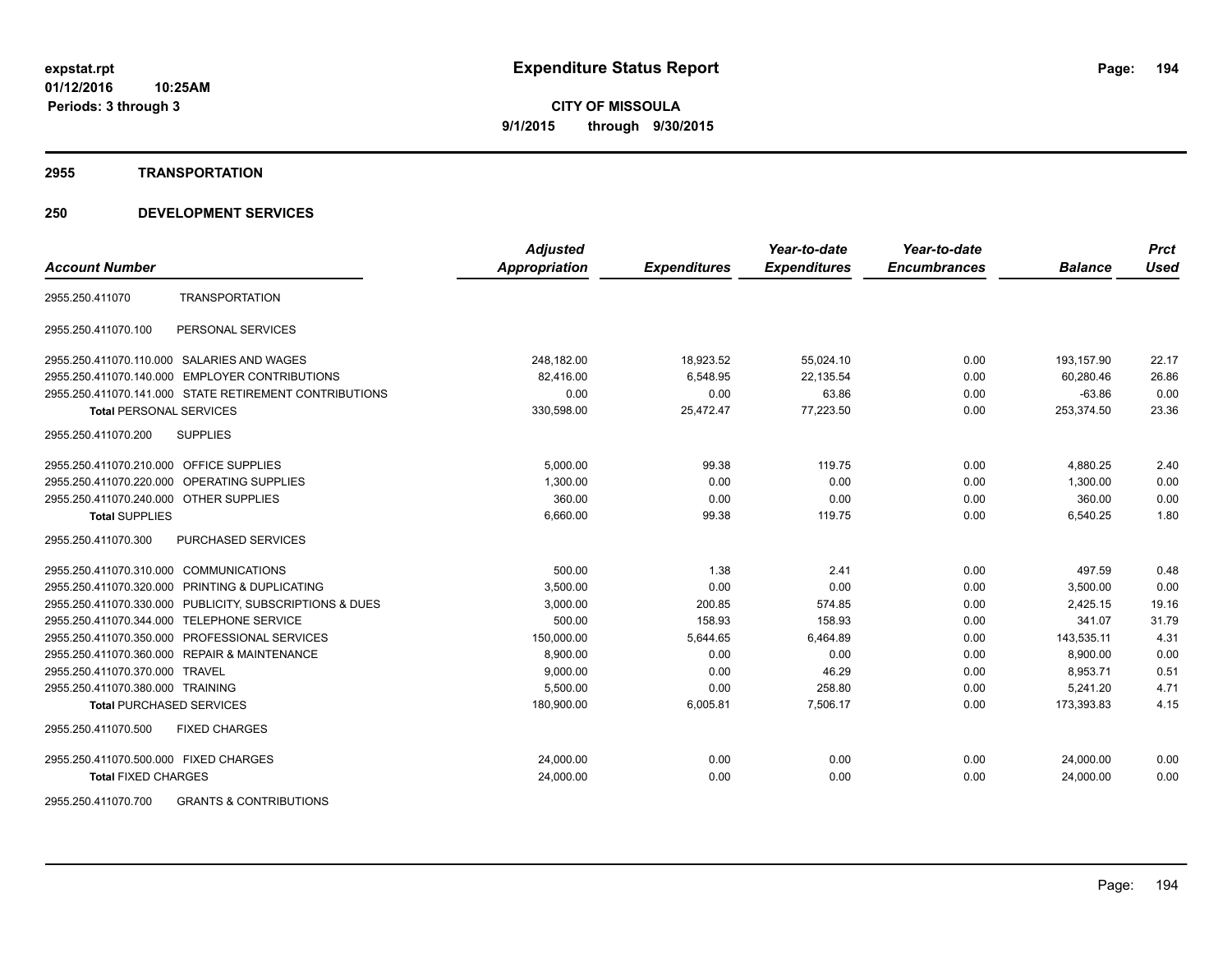**expstat.rpt**
**01/12/2016 10:25AM**
**Periods: 3 through 3**

# Expenditure Status Report

**CITY OF MISSOULA**
**9/1/2015 through 9/30/2015**

## 2955 TRANSPORTATION

## 250 DEVELOPMENT SERVICES

| Account Number | | Adjusted Appropriation | Expenditures | Year-to-date Expenditures | Year-to-date Encumbrances | Balance | Prct Used |
|---|---|---|---|---|---|---|---|
| 2955.250.411070 | TRANSPORTATION | | | | | | |
| 2955.250.411070.100 | PERSONAL SERVICES | | | | | | |
| 2955.250.411070.110.000 | SALARIES AND WAGES | 248,182.00 | 18,923.52 | 55,024.10 | 0.00 | 193,157.90 | 22.17 |
| 2955.250.411070.140.000 | EMPLOYER CONTRIBUTIONS | 82,416.00 | 6,548.95 | 22,135.54 | 0.00 | 60,280.46 | 26.86 |
| 2955.250.411070.141.000 | STATE RETIREMENT CONTRIBUTIONS | 0.00 | 0.00 | 63.86 | 0.00 | -63.86 | 0.00 |
| **Total** PERSONAL SERVICES | | 330,598.00 | 25,472.47 | 77,223.50 | 0.00 | 253,374.50 | 23.36 |
| 2955.250.411070.200 | SUPPLIES | | | | | | |
| 2955.250.411070.210.000 | OFFICE SUPPLIES | 5,000.00 | 99.38 | 119.75 | 0.00 | 4,880.25 | 2.40 |
| 2955.250.411070.220.000 | OPERATING SUPPLIES | 1,300.00 | 0.00 | 0.00 | 0.00 | 1,300.00 | 0.00 |
| 2955.250.411070.240.000 | OTHER SUPPLIES | 360.00 | 0.00 | 0.00 | 0.00 | 360.00 | 0.00 |
| **Total** SUPPLIES | | 6,660.00 | 99.38 | 119.75 | 0.00 | 6,540.25 | 1.80 |
| 2955.250.411070.300 | PURCHASED SERVICES | | | | | | |
| 2955.250.411070.310.000 | COMMUNICATIONS | 500.00 | 1.38 | 2.41 | 0.00 | 497.59 | 0.48 |
| 2955.250.411070.320.000 | PRINTING & DUPLICATING | 3,500.00 | 0.00 | 0.00 | 0.00 | 3,500.00 | 0.00 |
| 2955.250.411070.330.000 | PUBLICITY, SUBSCRIPTIONS & DUES | 3,000.00 | 200.85 | 574.85 | 0.00 | 2,425.15 | 19.16 |
| 2955.250.411070.344.000 | TELEPHONE SERVICE | 500.00 | 158.93 | 158.93 | 0.00 | 341.07 | 31.79 |
| 2955.250.411070.350.000 | PROFESSIONAL SERVICES | 150,000.00 | 5,644.65 | 6,464.89 | 0.00 | 143,535.11 | 4.31 |
| 2955.250.411070.360.000 | REPAIR & MAINTENANCE | 8,900.00 | 0.00 | 0.00 | 0.00 | 8,900.00 | 0.00 |
| 2955.250.411070.370.000 | TRAVEL | 9,000.00 | 0.00 | 46.29 | 0.00 | 8,953.71 | 0.51 |
| 2955.250.411070.380.000 | TRAINING | 5,500.00 | 0.00 | 258.80 | 0.00 | 5,241.20 | 4.71 |
| **Total** PURCHASED SERVICES | | 180,900.00 | 6,005.81 | 7,506.17 | 0.00 | 173,393.83 | 4.15 |
| 2955.250.411070.500 | FIXED CHARGES | | | | | | |
| 2955.250.411070.500.000 | FIXED CHARGES | 24,000.00 | 0.00 | 0.00 | 0.00 | 24,000.00 | 0.00 |
| **Total** FIXED CHARGES | | 24,000.00 | 0.00 | 0.00 | 0.00 | 24,000.00 | 0.00 |
| 2955.250.411070.700 | GRANTS & CONTRIBUTIONS | | | | | | |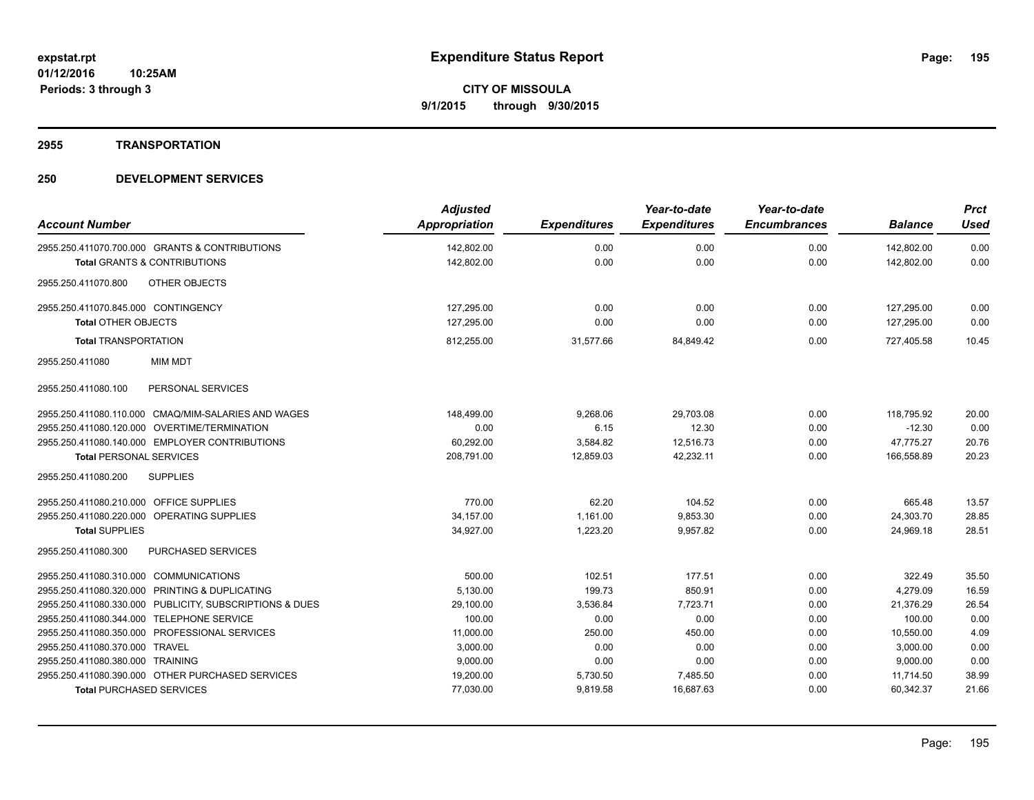# Expenditure Status Report

expstat.rpt
01/12/2016 10:25AM
Periods: 3 through 3

**CITY OF MISSOULA**
**9/1/2015 through 9/30/2015**

## 2955 TRANSPORTATION

## 250 DEVELOPMENT SERVICES

| Account Number | Adjusted Appropriation | Expenditures | Year-to-date Expenditures | Year-to-date Encumbrances | Balance | Prct Used |
|---|---|---|---|---|---|---|
| 2955.250.411070.700.000 GRANTS & CONTRIBUTIONS | 142,802.00 | 0.00 | 0.00 | 0.00 | 142,802.00 | 0.00 |
| **Total** GRANTS & CONTRIBUTIONS | 142,802.00 | 0.00 | 0.00 | 0.00 | 142,802.00 | 0.00 |
| 2955.250.411070.800 OTHER OBJECTS | | | | | | |
| 2955.250.411070.845.000 CONTINGENCY | 127,295.00 | 0.00 | 0.00 | 0.00 | 127,295.00 | 0.00 |
| **Total** OTHER OBJECTS | 127,295.00 | 0.00 | 0.00 | 0.00 | 127,295.00 | 0.00 |
| **Total** TRANSPORTATION | 812,255.00 | 31,577.66 | 84,849.42 | 0.00 | 727,405.58 | 10.45 |
| 2955.250.411080 MIM MDT | | | | | | |
| 2955.250.411080.100 PERSONAL SERVICES | | | | | | |
| 2955.250.411080.110.000 CMAQ/MIM-SALARIES AND WAGES | 148,499.00 | 9,268.06 | 29,703.08 | 0.00 | 118,795.92 | 20.00 |
| 2955.250.411080.120.000 OVERTIME/TERMINATION | 0.00 | 6.15 | 12.30 | 0.00 | -12.30 | 0.00 |
| 2955.250.411080.140.000 EMPLOYER CONTRIBUTIONS | 60,292.00 | 3,584.82 | 12,516.73 | 0.00 | 47,775.27 | 20.76 |
| **Total** PERSONAL SERVICES | 208,791.00 | 12,859.03 | 42,232.11 | 0.00 | 166,558.89 | 20.23 |
| 2955.250.411080.200 SUPPLIES | | | | | | |
| 2955.250.411080.210.000 OFFICE SUPPLIES | 770.00 | 62.20 | 104.52 | 0.00 | 665.48 | 13.57 |
| 2955.250.411080.220.000 OPERATING SUPPLIES | 34,157.00 | 1,161.00 | 9,853.30 | 0.00 | 24,303.70 | 28.85 |
| **Total** SUPPLIES | 34,927.00 | 1,223.20 | 9,957.82 | 0.00 | 24,969.18 | 28.51 |
| 2955.250.411080.300 PURCHASED SERVICES | | | | | | |
| 2955.250.411080.310.000 COMMUNICATIONS | 500.00 | 102.51 | 177.51 | 0.00 | 322.49 | 35.50 |
| 2955.250.411080.320.000 PRINTING & DUPLICATING | 5,130.00 | 199.73 | 850.91 | 0.00 | 4,279.09 | 16.59 |
| 2955.250.411080.330.000 PUBLICITY, SUBSCRIPTIONS & DUES | 29,100.00 | 3,536.84 | 7,723.71 | 0.00 | 21,376.29 | 26.54 |
| 2955.250.411080.344.000 TELEPHONE SERVICE | 100.00 | 0.00 | 0.00 | 0.00 | 100.00 | 0.00 |
| 2955.250.411080.350.000 PROFESSIONAL SERVICES | 11,000.00 | 250.00 | 450.00 | 0.00 | 10,550.00 | 4.09 |
| 2955.250.411080.370.000 TRAVEL | 3,000.00 | 0.00 | 0.00 | 0.00 | 3,000.00 | 0.00 |
| 2955.250.411080.380.000 TRAINING | 9,000.00 | 0.00 | 0.00 | 0.00 | 9,000.00 | 0.00 |
| 2955.250.411080.390.000 OTHER PURCHASED SERVICES | 19,200.00 | 5,730.50 | 7,485.50 | 0.00 | 11,714.50 | 38.99 |
| **Total** PURCHASED SERVICES | 77,030.00 | 9,819.58 | 16,687.63 | 0.00 | 60,342.37 | 21.66 |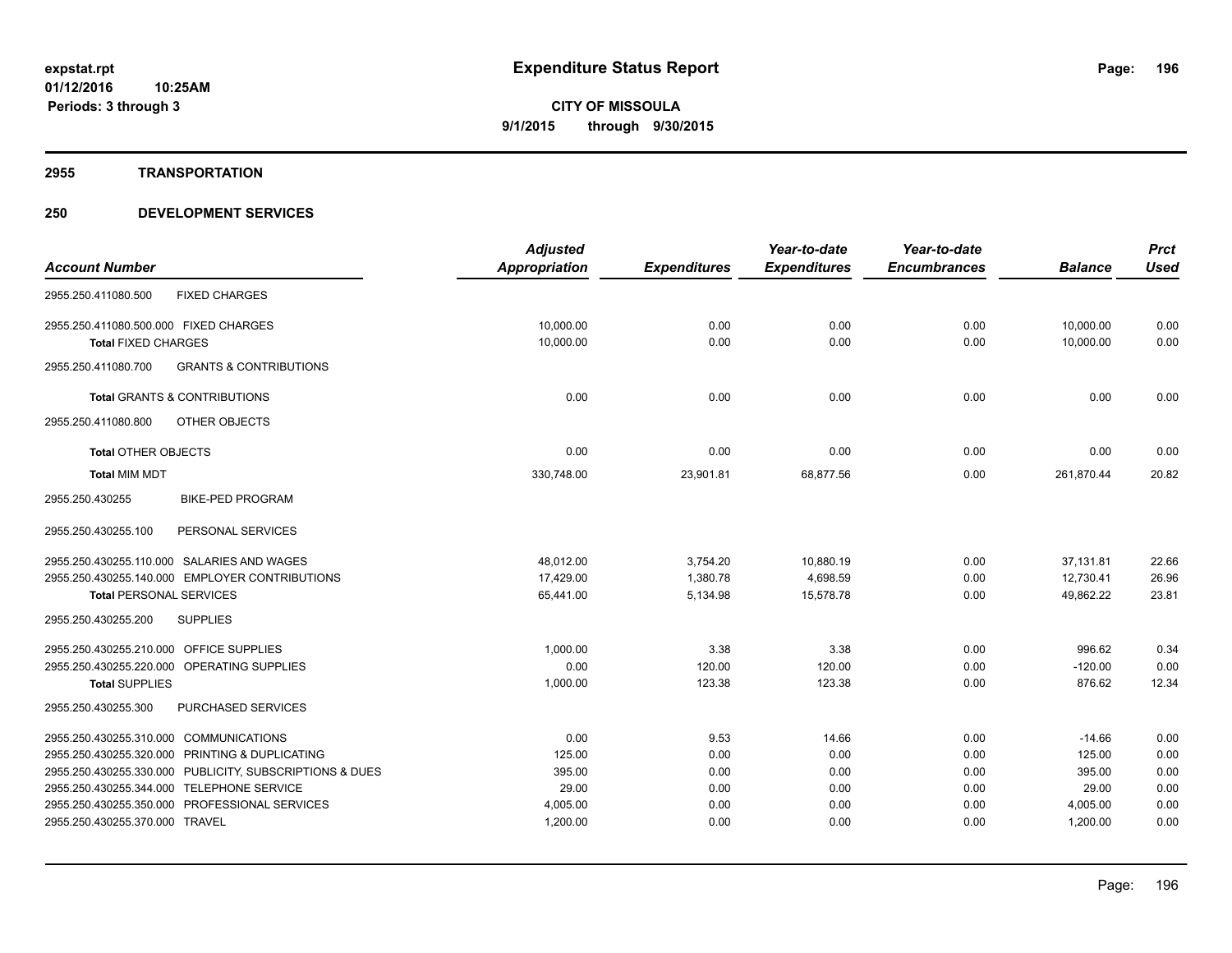# Expenditure Status Report

**CITY OF MISSOULA**

**9/1/2015 through 9/30/2015**

expstat.rpt
01/12/2016 10:25AM
Periods: 3 through 3

## 2955 TRANSPORTATION

## 250 DEVELOPMENT SERVICES

| Account Number | Adjusted Appropriation | Expenditures | Year-to-date Expenditures | Year-to-date Encumbrances | Balance | Prct Used |
|---|---|---|---|---|---|---|
| 2955.250.411080.500 FIXED CHARGES | | | | | | |
| 2955.250.411080.500.000 FIXED CHARGES | 10,000.00 | 0.00 | 0.00 | 0.00 | 10,000.00 | 0.00 |
| **Total** FIXED CHARGES | 10,000.00 | 0.00 | 0.00 | 0.00 | 10,000.00 | 0.00 |
| 2955.250.411080.700 GRANTS & CONTRIBUTIONS | | | | | | |
| **Total** GRANTS & CONTRIBUTIONS | 0.00 | 0.00 | 0.00 | 0.00 | 0.00 | 0.00 |
| 2955.250.411080.800 OTHER OBJECTS | | | | | | |
| **Total** OTHER OBJECTS | 0.00 | 0.00 | 0.00 | 0.00 | 0.00 | 0.00 |
| **Total** MIM MDT | 330,748.00 | 23,901.81 | 68,877.56 | 0.00 | 261,870.44 | 20.82 |
| 2955.250.430255 BIKE-PED PROGRAM | | | | | | |
| 2955.250.430255.100 PERSONAL SERVICES | | | | | | |
| 2955.250.430255.110.000 SALARIES AND WAGES | 48,012.00 | 3,754.20 | 10,880.19 | 0.00 | 37,131.81 | 22.66 |
| 2955.250.430255.140.000 EMPLOYER CONTRIBUTIONS | 17,429.00 | 1,380.78 | 4,698.59 | 0.00 | 12,730.41 | 26.96 |
| **Total** PERSONAL SERVICES | 65,441.00 | 5,134.98 | 15,578.78 | 0.00 | 49,862.22 | 23.81 |
| 2955.250.430255.200 SUPPLIES | | | | | | |
| 2955.250.430255.210.000 OFFICE SUPPLIES | 1,000.00 | 3.38 | 3.38 | 0.00 | 996.62 | 0.34 |
| 2955.250.430255.220.000 OPERATING SUPPLIES | 0.00 | 120.00 | 120.00 | 0.00 | -120.00 | 0.00 |
| **Total** SUPPLIES | 1,000.00 | 123.38 | 123.38 | 0.00 | 876.62 | 12.34 |
| 2955.250.430255.300 PURCHASED SERVICES | | | | | | |
| 2955.250.430255.310.000 COMMUNICATIONS | 0.00 | 9.53 | 14.66 | 0.00 | -14.66 | 0.00 |
| 2955.250.430255.320.000 PRINTING & DUPLICATING | 125.00 | 0.00 | 0.00 | 0.00 | 125.00 | 0.00 |
| 2955.250.430255.330.000 PUBLICITY, SUBSCRIPTIONS & DUES | 395.00 | 0.00 | 0.00 | 0.00 | 395.00 | 0.00 |
| 2955.250.430255.344.000 TELEPHONE SERVICE | 29.00 | 0.00 | 0.00 | 0.00 | 29.00 | 0.00 |
| 2955.250.430255.350.000 PROFESSIONAL SERVICES | 4,005.00 | 0.00 | 0.00 | 0.00 | 4,005.00 | 0.00 |
| 2955.250.430255.370.000 TRAVEL | 1,200.00 | 0.00 | 0.00 | 0.00 | 1,200.00 | 0.00 |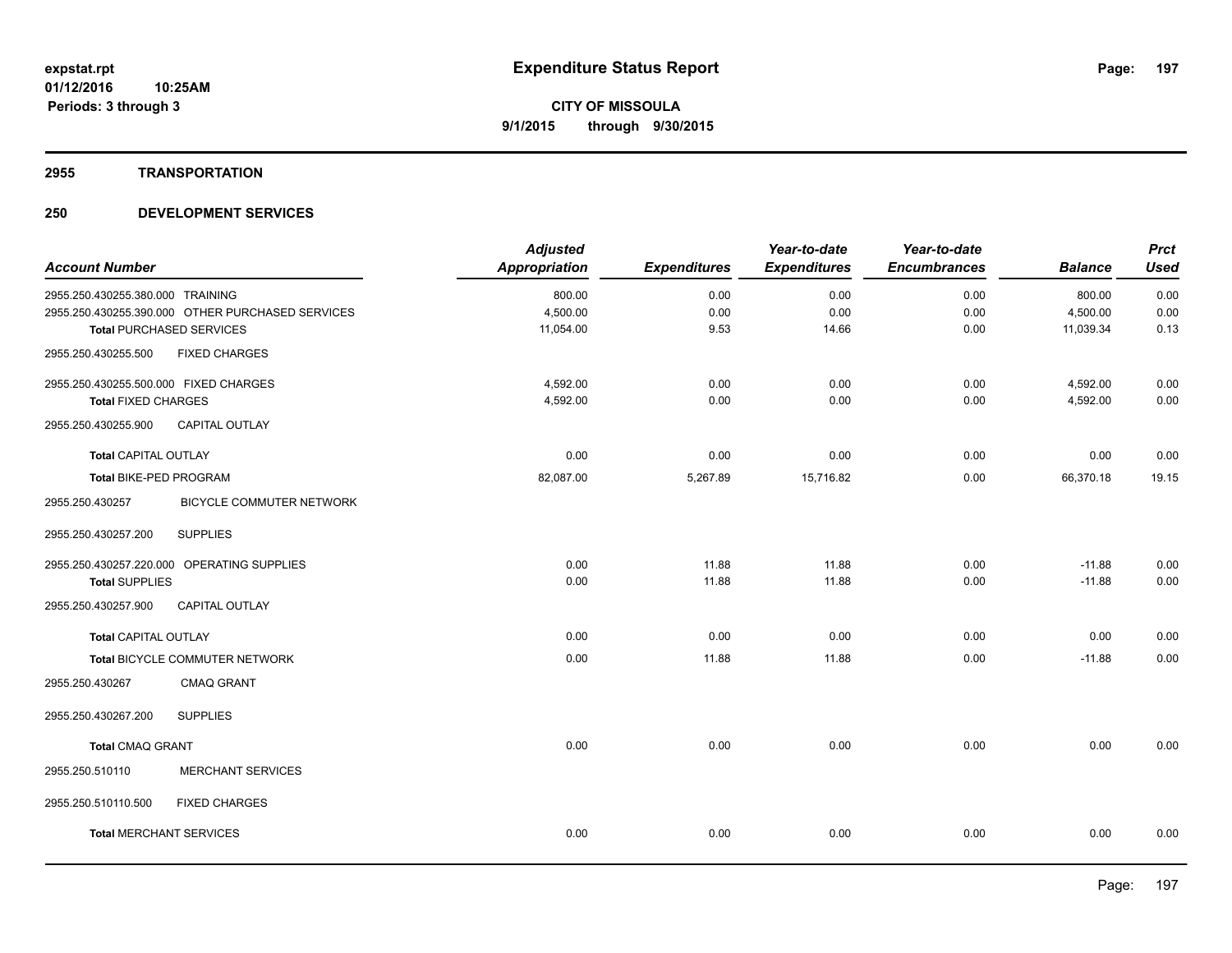**expstat.rpt**
**01/12/2016 10:25AM**
**Periods: 3 through 3**

# Expenditure Status Report

**CITY OF MISSOULA**
**9/1/2015 through 9/30/2015**

## 2955 TRANSPORTATION

## 250 DEVELOPMENT SERVICES

| Account Number | Adjusted Appropriation | Expenditures | Year-to-date Expenditures | Year-to-date Encumbrances | Balance | Prct Used |
|---|---|---|---|---|---|---|
| 2955.250.430255.380.000 TRAINING | 800.00 | 0.00 | 0.00 | 0.00 | 800.00 | 0.00 |
| 2955.250.430255.390.000 OTHER PURCHASED SERVICES | 4,500.00 | 0.00 | 0.00 | 0.00 | 4,500.00 | 0.00 |
| **Total** PURCHASED SERVICES | 11,054.00 | 9.53 | 14.66 | 0.00 | 11,039.34 | 0.13 |
| 2955.250.430255.500 FIXED CHARGES | | | | | | |
| 2955.250.430255.500.000 FIXED CHARGES | 4,592.00 | 0.00 | 0.00 | 0.00 | 4,592.00 | 0.00 |
| **Total** FIXED CHARGES | 4,592.00 | 0.00 | 0.00 | 0.00 | 4,592.00 | 0.00 |
| 2955.250.430255.900 CAPITAL OUTLAY | | | | | | |
| **Total** CAPITAL OUTLAY | 0.00 | 0.00 | 0.00 | 0.00 | 0.00 | 0.00 |
| **Total** BIKE-PED PROGRAM | 82,087.00 | 5,267.89 | 15,716.82 | 0.00 | 66,370.18 | 19.15 |
| 2955.250.430257 BICYCLE COMMUTER NETWORK | | | | | | |
| 2955.250.430257.200 SUPPLIES | | | | | | |
| 2955.250.430257.220.000 OPERATING SUPPLIES | 0.00 | 11.88 | 11.88 | 0.00 | -11.88 | 0.00 |
| **Total** SUPPLIES | 0.00 | 11.88 | 11.88 | 0.00 | -11.88 | 0.00 |
| 2955.250.430257.900 CAPITAL OUTLAY | | | | | | |
| **Total** CAPITAL OUTLAY | 0.00 | 0.00 | 0.00 | 0.00 | 0.00 | 0.00 |
| **Total** BICYCLE COMMUTER NETWORK | 0.00 | 11.88 | 11.88 | 0.00 | -11.88 | 0.00 |
| 2955.250.430267 CMAQ GRANT | | | | | | |
| 2955.250.430267.200 SUPPLIES | | | | | | |
| **Total** CMAQ GRANT | 0.00 | 0.00 | 0.00 | 0.00 | 0.00 | 0.00 |
| 2955.250.510110 MERCHANT SERVICES | | | | | | |
| 2955.250.510110.500 FIXED CHARGES | | | | | | |
| **Total** MERCHANT SERVICES | 0.00 | 0.00 | 0.00 | 0.00 | 0.00 | 0.00 |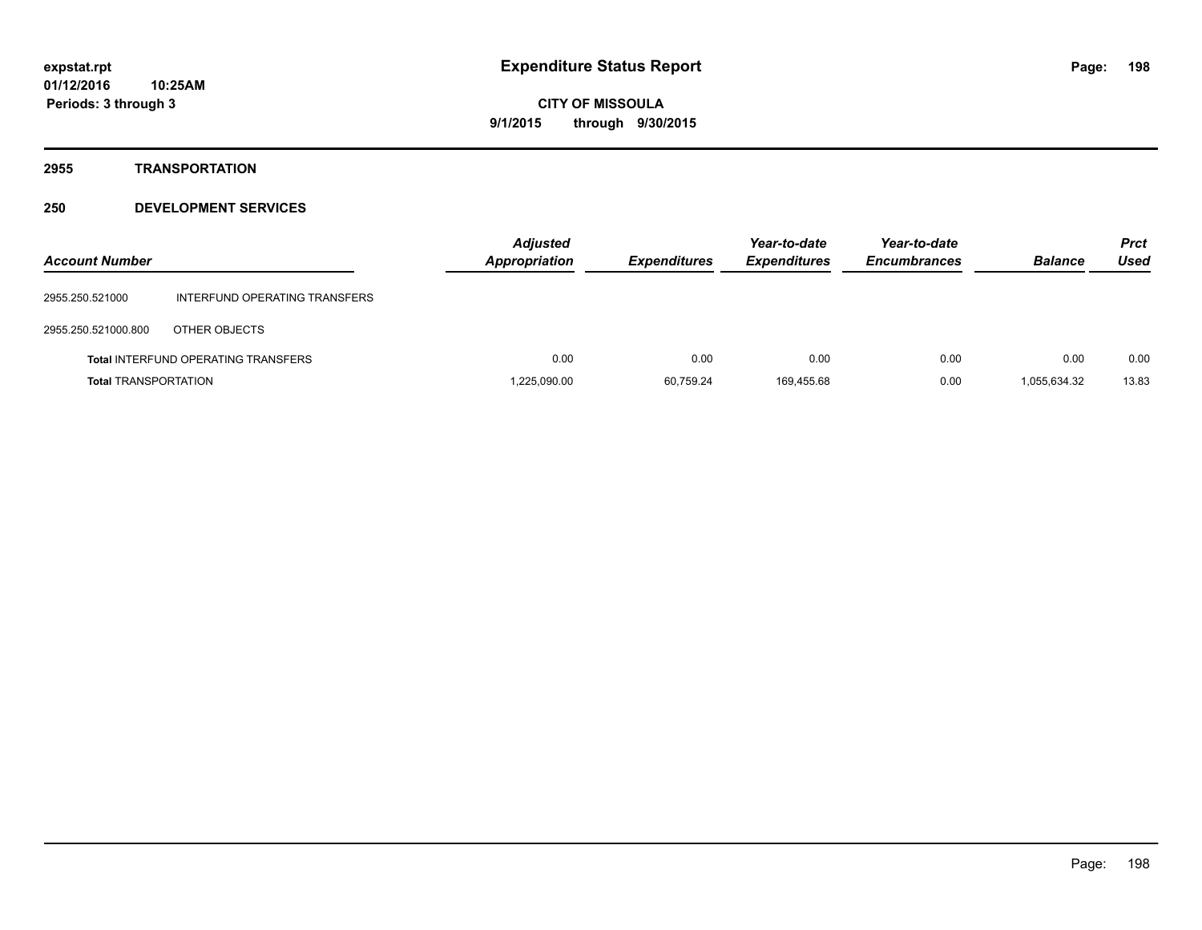expstat.rpt
01/12/2016 10:25AM
Periods: 3 through 3

# Expenditure Status Report

CITY OF MISSOULA
9/1/2015 through 9/30/2015

## 2955 TRANSPORTATION

### 250 DEVELOPMENT SERVICES

| Account Number | | Adjusted Appropriation | Expenditures | Year-to-date Expenditures | Year-to-date Encumbrances | Balance | Prct Used |
|---|---|---|---|---|---|---|---|
| 2955.250.521000 | INTERFUND OPERATING TRANSFERS | | | | | | |
| 2955.250.521000.800 | OTHER OBJECTS | | | | | | |
| **Total** INTERFUND OPERATING TRANSFERS | | 0.00 | 0.00 | 0.00 | 0.00 | 0.00 | 0.00 |
| **Total** TRANSPORTATION | | 1,225,090.00 | 60,759.24 | 169,455.68 | 0.00 | 1,055,634.32 | 13.83 |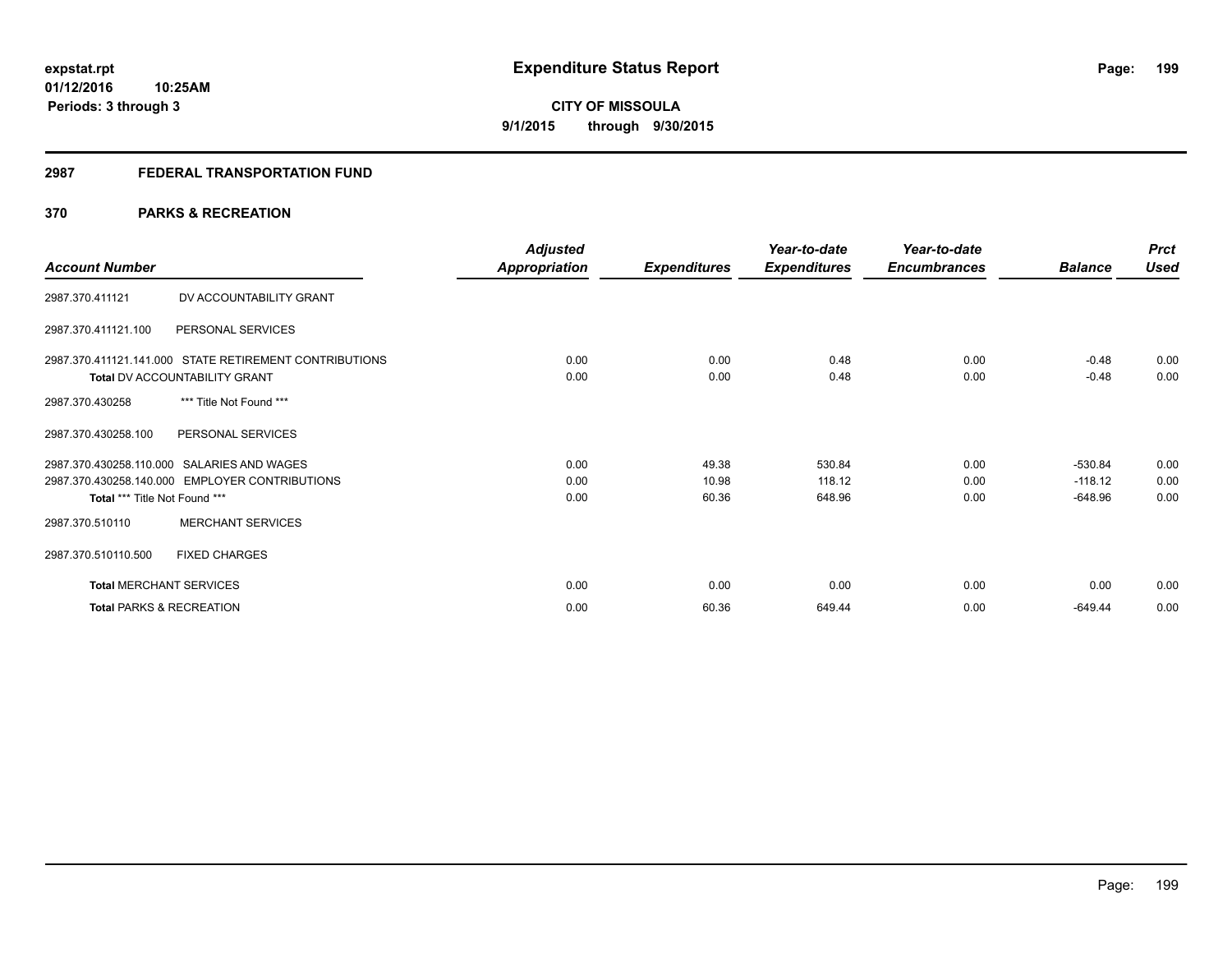expstat.rpt
01/12/2016 10:25AM
Periods: 3 through 3

# Expenditure Status Report

**CITY OF MISSOULA**
**9/1/2015 through 9/30/2015**

## 2987 FEDERAL TRANSPORTATION FUND

## 370 PARKS & RECREATION

| Account Number | | Adjusted Appropriation | Expenditures | Year-to-date Expenditures | Year-to-date Encumbrances | Balance | Prct Used |
|---|---|---|---|---|---|---|---|
| 2987.370.411121 | DV ACCOUNTABILITY GRANT | | | | | | |
| 2987.370.411121.100 | PERSONAL SERVICES | | | | | | |
| 2987.370.411121.141.000 | STATE RETIREMENT CONTRIBUTIONS | 0.00 | 0.00 | 0.48 | 0.00 | -0.48 | 0.00 |
| **Total** DV ACCOUNTABILITY GRANT | | 0.00 | 0.00 | 0.48 | 0.00 | -0.48 | 0.00 |
| 2987.370.430258 | *** Title Not Found *** | | | | | | |
| 2987.370.430258.100 | PERSONAL SERVICES | | | | | | |
| 2987.370.430258.110.000 | SALARIES AND WAGES | 0.00 | 49.38 | 530.84 | 0.00 | -530.84 | 0.00 |
| 2987.370.430258.140.000 | EMPLOYER CONTRIBUTIONS | 0.00 | 10.98 | 118.12 | 0.00 | -118.12 | 0.00 |
| **Total** *** Title Not Found *** | | 0.00 | 60.36 | 648.96 | 0.00 | -648.96 | 0.00 |
| 2987.370.510110 | MERCHANT SERVICES | | | | | | |
| 2987.370.510110.500 | FIXED CHARGES | | | | | | |
| **Total** MERCHANT SERVICES | | 0.00 | 0.00 | 0.00 | 0.00 | 0.00 | 0.00 |
| **Total** PARKS & RECREATION | | 0.00 | 60.36 | 649.44 | 0.00 | -649.44 | 0.00 |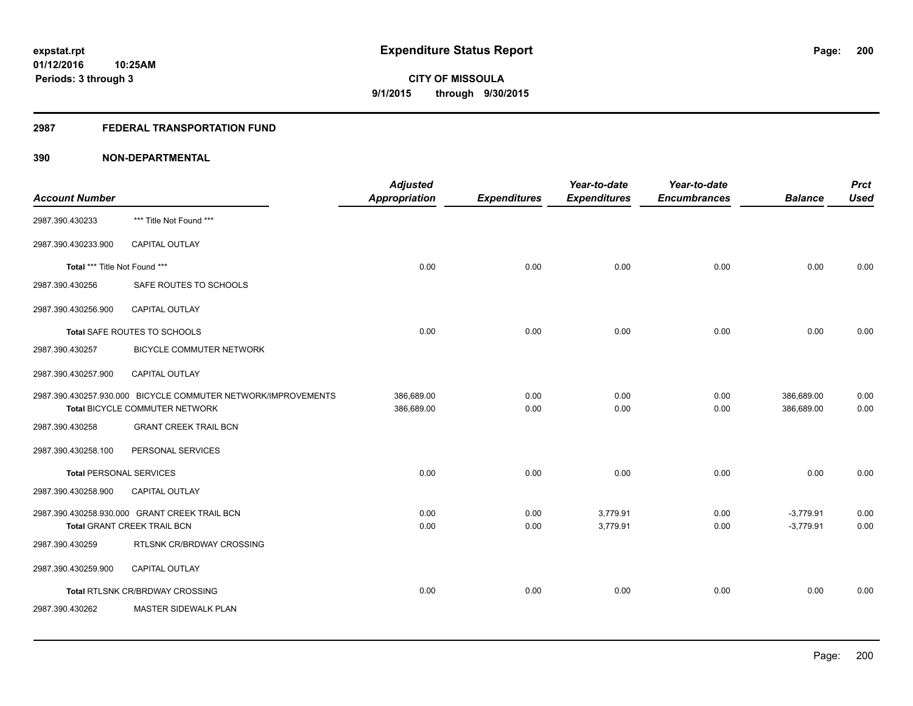## 2987 FEDERAL TRANSPORTATION FUND

## 390 NON-DEPARTMENTAL

| Account Number | | Adjusted Appropriation | Expenditures | Year-to-date Expenditures | Year-to-date Encumbrances | Balance | Prct Used |
|---|---|---|---|---|---|---|---|
| 2987.390.430233 | *** Title Not Found *** | | | | | | |
| 2987.390.430233.900 | CAPITAL OUTLAY | | | | | | |
| Total *** Title Not Found *** | | 0.00 | 0.00 | 0.00 | 0.00 | 0.00 | 0.00 |
| 2987.390.430256 | SAFE ROUTES TO SCHOOLS | | | | | | |
| 2987.390.430256.900 | CAPITAL OUTLAY | | | | | | |
| Total SAFE ROUTES TO SCHOOLS | | 0.00 | 0.00 | 0.00 | 0.00 | 0.00 | 0.00 |
| 2987.390.430257 | BICYCLE COMMUTER NETWORK | | | | | | |
| 2987.390.430257.900 | CAPITAL OUTLAY | | | | | | |
| 2987.390.430257.930.000 | BICYCLE COMMUTER NETWORK/IMPROVEMENTS | 386,689.00 | 0.00 | 0.00 | 0.00 | 386,689.00 | 0.00 |
| Total BICYCLE COMMUTER NETWORK | | 386,689.00 | 0.00 | 0.00 | 0.00 | 386,689.00 | 0.00 |
| 2987.390.430258 | GRANT CREEK TRAIL BCN | | | | | | |
| 2987.390.430258.100 | PERSONAL SERVICES | | | | | | |
| Total PERSONAL SERVICES | | 0.00 | 0.00 | 0.00 | 0.00 | 0.00 | 0.00 |
| 2987.390.430258.900 | CAPITAL OUTLAY | | | | | | |
| 2987.390.430258.930.000 | GRANT CREEK TRAIL BCN | 0.00 | 0.00 | 3,779.91 | 0.00 | -3,779.91 | 0.00 |
| Total GRANT CREEK TRAIL BCN | | 0.00 | 0.00 | 3,779.91 | 0.00 | -3,779.91 | 0.00 |
| 2987.390.430259 | RTLSNK CR/BRDWAY CROSSING | | | | | | |
| 2987.390.430259.900 | CAPITAL OUTLAY | | | | | | |
| Total RTLSNK CR/BRDWAY CROSSING | | 0.00 | 0.00 | 0.00 | 0.00 | 0.00 | 0.00 |
| 2987.390.430262 | MASTER SIDEWALK PLAN | | | | | | |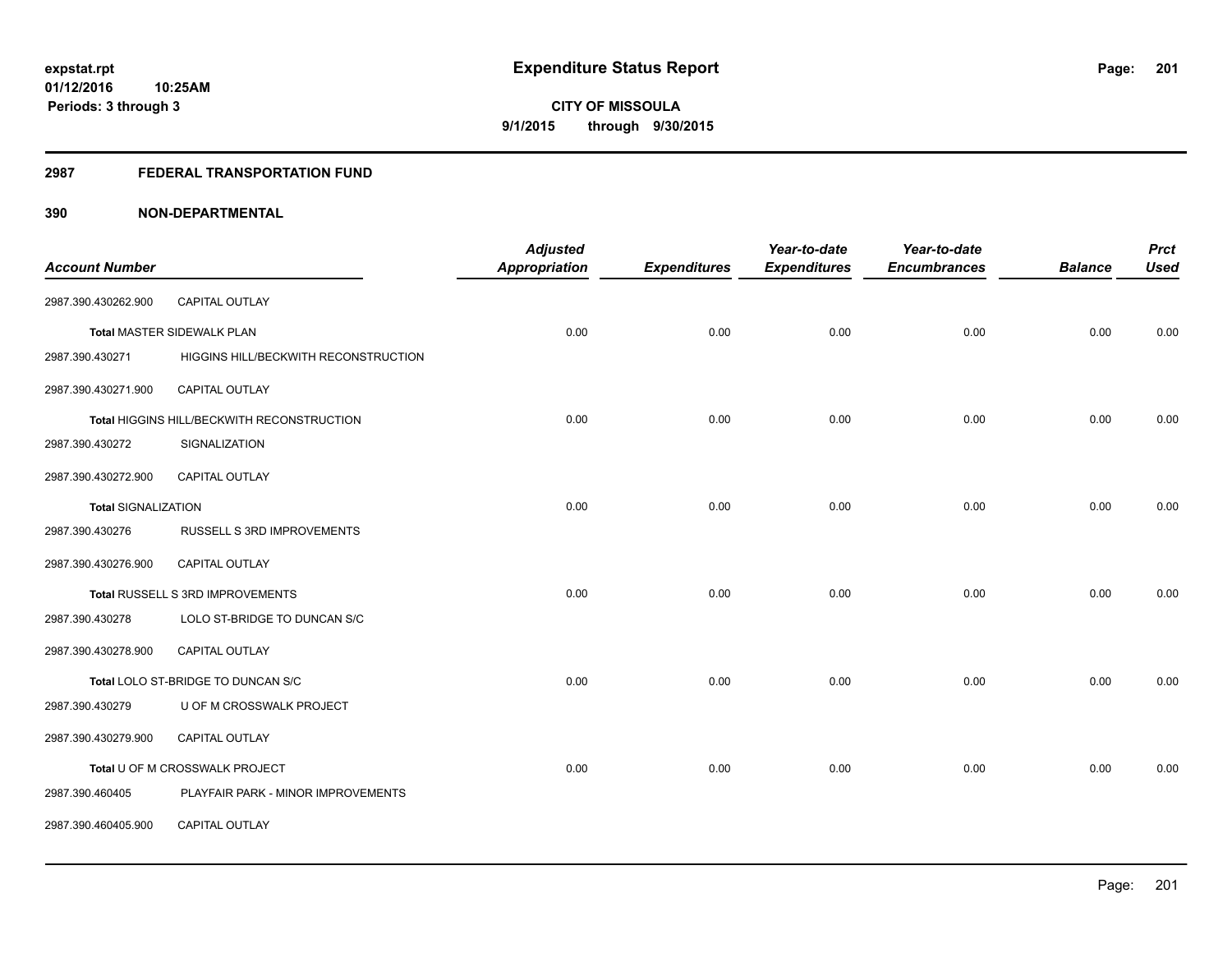# Expenditure Status Report

**expstat.rpt**
**01/12/2016 10:25AM**
**Periods: 3 through 3**

**CITY OF MISSOULA**
**9/1/2015 through 9/30/2015**

## 2987 FEDERAL TRANSPORTATION FUND

### 390 NON-DEPARTMENTAL

| Account Number | | Adjusted Appropriation | Expenditures | Year-to-date Expenditures | Year-to-date Encumbrances | Balance | Prct Used |
|---|---|---|---|---|---|---|---|
| 2987.390.430262.900 | CAPITAL OUTLAY | | | | | | |
| Total MASTER SIDEWALK PLAN | | 0.00 | 0.00 | 0.00 | 0.00 | 0.00 | 0.00 |
| 2987.390.430271 | HIGGINS HILL/BECKWITH RECONSTRUCTION | | | | | | |
| 2987.390.430271.900 | CAPITAL OUTLAY | | | | | | |
| Total HIGGINS HILL/BECKWITH RECONSTRUCTION | | 0.00 | 0.00 | 0.00 | 0.00 | 0.00 | 0.00 |
| 2987.390.430272 | SIGNALIZATION | | | | | | |
| 2987.390.430272.900 | CAPITAL OUTLAY | | | | | | |
| Total SIGNALIZATION | | 0.00 | 0.00 | 0.00 | 0.00 | 0.00 | 0.00 |
| 2987.390.430276 | RUSSELL S 3RD IMPROVEMENTS | | | | | | |
| 2987.390.430276.900 | CAPITAL OUTLAY | | | | | | |
| Total RUSSELL S 3RD IMPROVEMENTS | | 0.00 | 0.00 | 0.00 | 0.00 | 0.00 | 0.00 |
| 2987.390.430278 | LOLO ST-BRIDGE TO DUNCAN S/C | | | | | | |
| 2987.390.430278.900 | CAPITAL OUTLAY | | | | | | |
| Total LOLO ST-BRIDGE TO DUNCAN S/C | | 0.00 | 0.00 | 0.00 | 0.00 | 0.00 | 0.00 |
| 2987.390.430279 | U OF M CROSSWALK PROJECT | | | | | | |
| 2987.390.430279.900 | CAPITAL OUTLAY | | | | | | |
| Total U OF M CROSSWALK PROJECT | | 0.00 | 0.00 | 0.00 | 0.00 | 0.00 | 0.00 |
| 2987.390.460405 | PLAYFAIR PARK - MINOR IMPROVEMENTS | | | | | | |
| 2987.390.460405.900 | CAPITAL OUTLAY | | | | | | |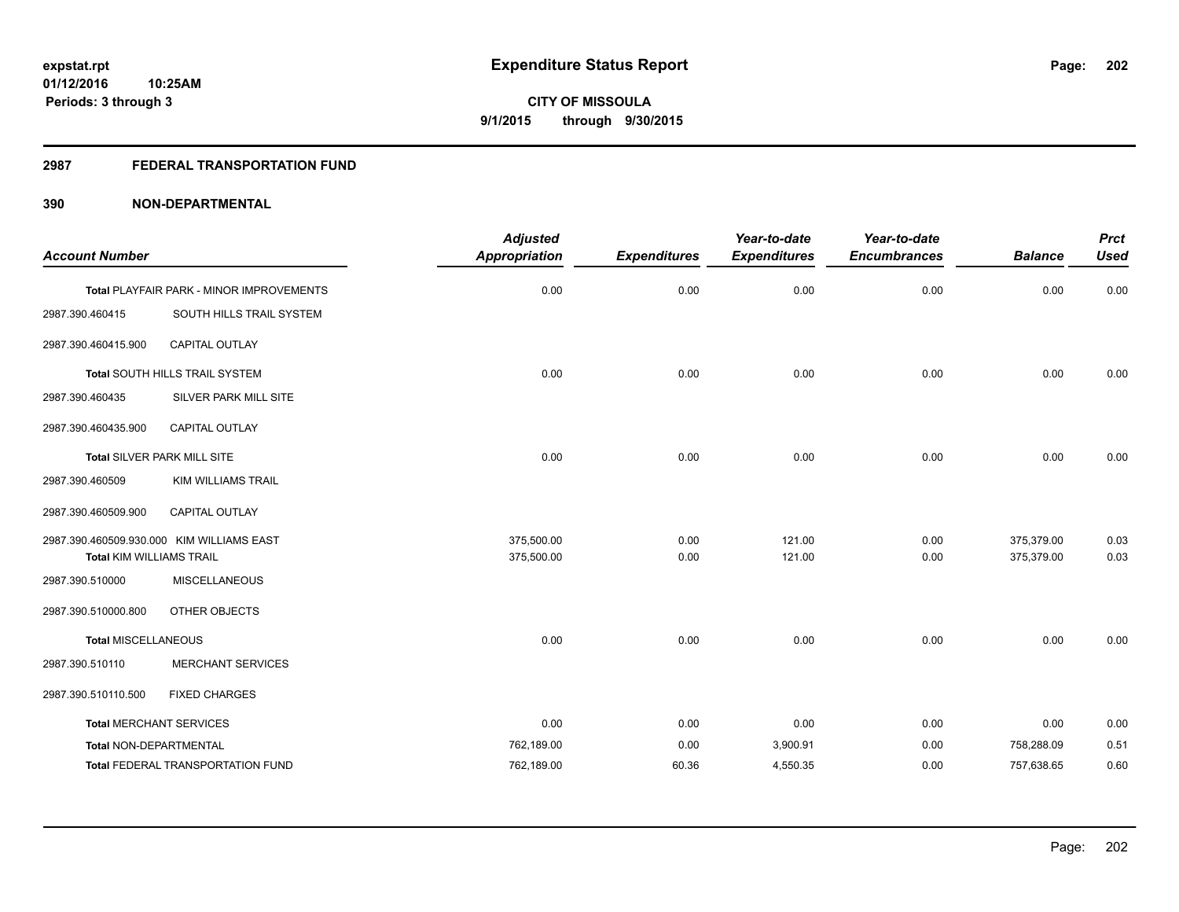# Expenditure Status Report

expstat.rpt
01/12/2016 10:25AM
Periods: 3 through 3

**CITY OF MISSOULA**
**9/1/2015 through 9/30/2015**

## 2987 FEDERAL TRANSPORTATION FUND

### 390 NON-DEPARTMENTAL

| Account Number | | Adjusted Appropriation | Expenditures | Year-to-date Expenditures | Year-to-date Encumbrances | Balance | Prct Used |
|---|---|---|---|---|---|---|---|
| **Total** PLAYFAIR PARK - MINOR IMPROVEMENTS | | 0.00 | 0.00 | 0.00 | 0.00 | 0.00 | 0.00 |
| 2987.390.460415 | SOUTH HILLS TRAIL SYSTEM | | | | | | |
| 2987.390.460415.900 | CAPITAL OUTLAY | | | | | | |
| **Total** SOUTH HILLS TRAIL SYSTEM | | 0.00 | 0.00 | 0.00 | 0.00 | 0.00 | 0.00 |
| 2987.390.460435 | SILVER PARK MILL SITE | | | | | | |
| 2987.390.460435.900 | CAPITAL OUTLAY | | | | | | |
| **Total** SILVER PARK MILL SITE | | 0.00 | 0.00 | 0.00 | 0.00 | 0.00 | 0.00 |
| 2987.390.460509 | KIM WILLIAMS TRAIL | | | | | | |
| 2987.390.460509.900 | CAPITAL OUTLAY | | | | | | |
| 2987.390.460509.930.000 | KIM WILLIAMS EAST | 375,500.00 | 0.00 | 121.00 | 0.00 | 375,379.00 | 0.03 |
| **Total** KIM WILLIAMS TRAIL | | 375,500.00 | 0.00 | 121.00 | 0.00 | 375,379.00 | 0.03 |
| 2987.390.510000 | MISCELLANEOUS | | | | | | |
| 2987.390.510000.800 | OTHER OBJECTS | | | | | | |
| **Total** MISCELLANEOUS | | 0.00 | 0.00 | 0.00 | 0.00 | 0.00 | 0.00 |
| 2987.390.510110 | MERCHANT SERVICES | | | | | | |
| 2987.390.510110.500 | FIXED CHARGES | | | | | | |
| **Total** MERCHANT SERVICES | | 0.00 | 0.00 | 0.00 | 0.00 | 0.00 | 0.00 |
| **Total** NON-DEPARTMENTAL | | 762,189.00 | 0.00 | 3,900.91 | 0.00 | 758,288.09 | 0.51 |
| **Total** FEDERAL TRANSPORTATION FUND | | 762,189.00 | 60.36 | 4,550.35 | 0.00 | 757,638.65 | 0.60 |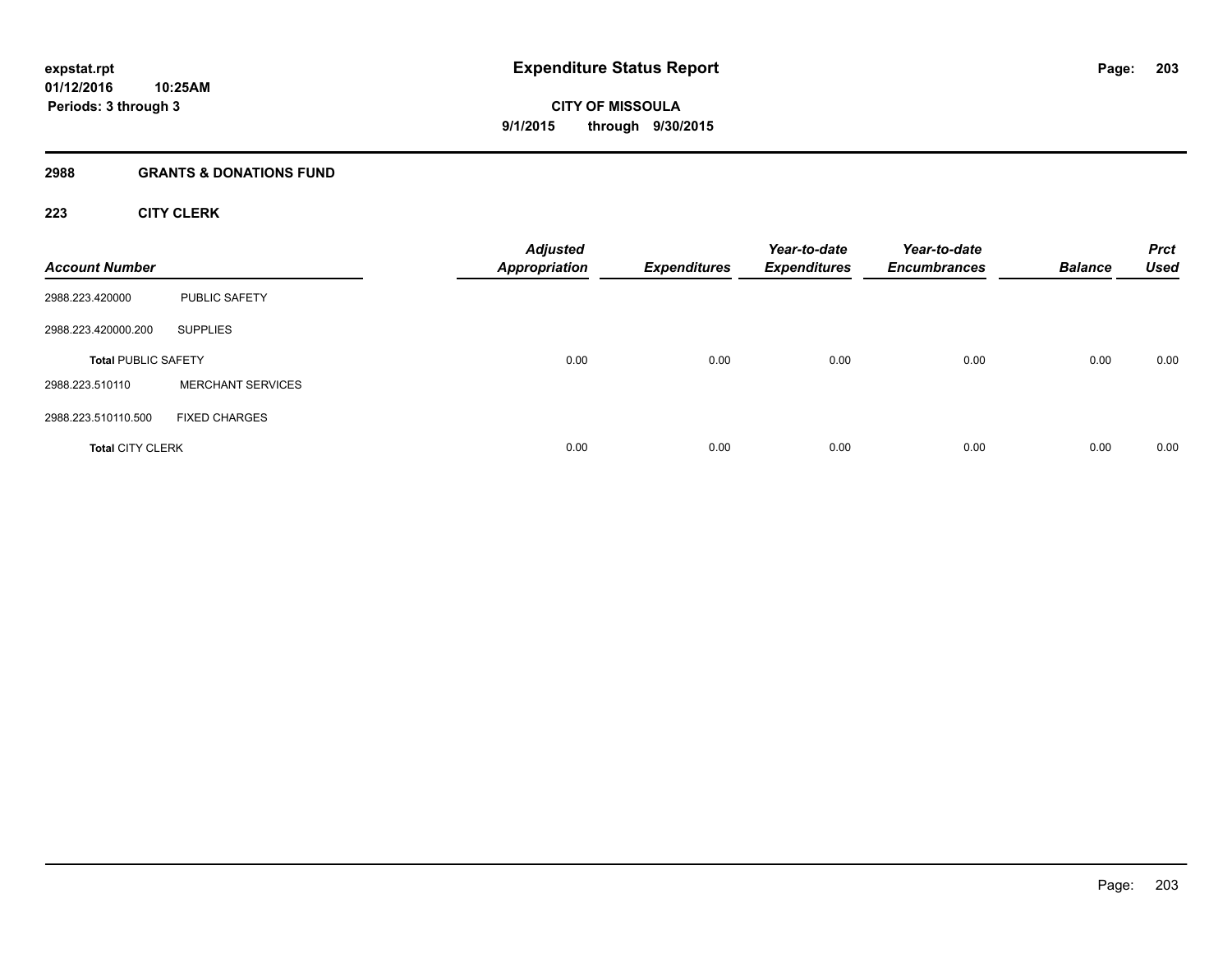# Expenditure Status Report

**CITY OF MISSOULA**
**9/1/2015 through 9/30/2015**

expstat.rpt
01/12/2016 10:25AM
Periods: 3 through 3

## 2988 GRANTS & DONATIONS FUND

### 223 CITY CLERK

| Account Number | | Adjusted Appropriation | Expenditures | Year-to-date Expenditures | Year-to-date Encumbrances | Balance | Prct Used |
|---|---|---|---|---|---|---|---|
| 2988.223.420000 | PUBLIC SAFETY | | | | | | |
| 2988.223.420000.200 | SUPPLIES | | | | | | |
| **Total** PUBLIC SAFETY | | 0.00 | 0.00 | 0.00 | 0.00 | 0.00 | 0.00 |
| 2988.223.510110 | MERCHANT SERVICES | | | | | | |
| 2988.223.510110.500 | FIXED CHARGES | | | | | | |
| **Total** CITY CLERK | | 0.00 | 0.00 | 0.00 | 0.00 | 0.00 | 0.00 |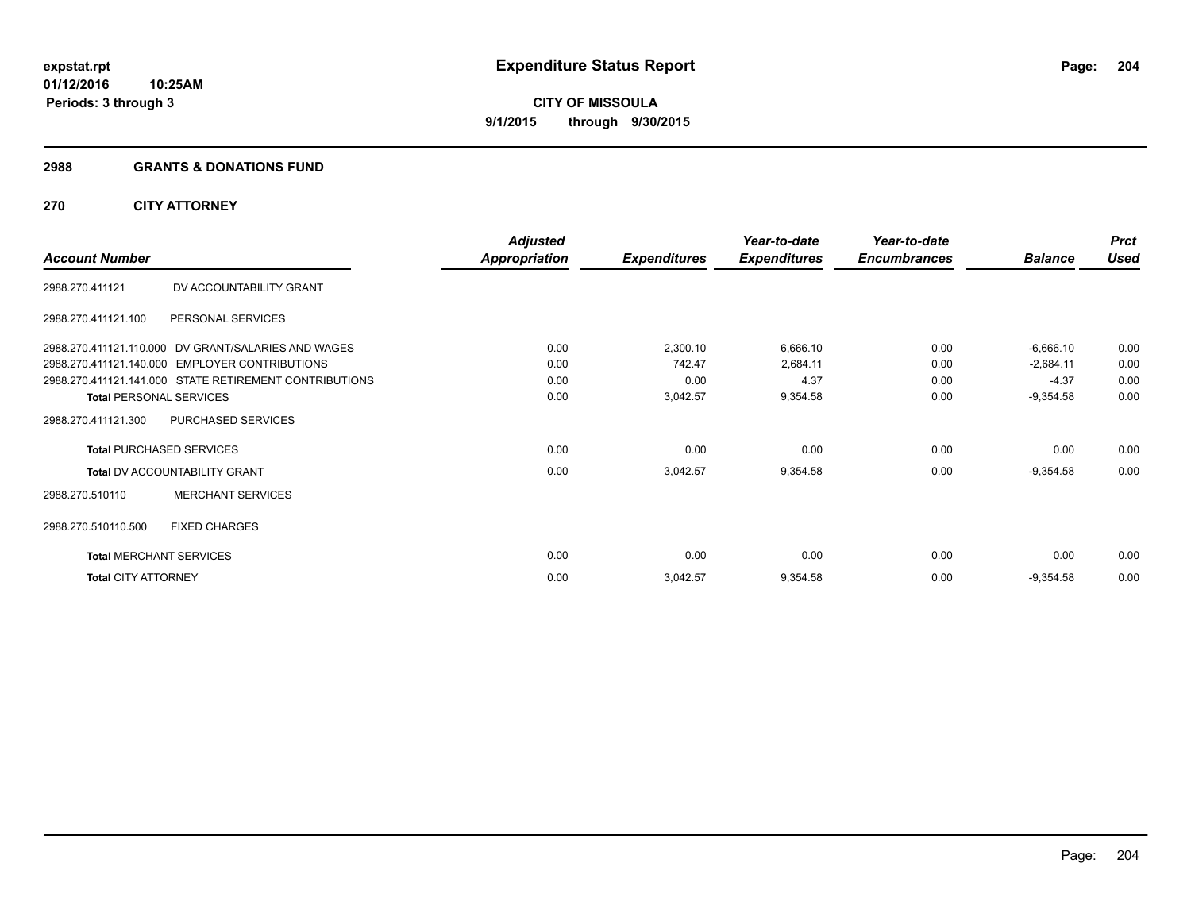# Expenditure Status Report

expstat.rpt
01/12/2016 10:25AM
Periods: 3 through 3

**CITY OF MISSOULA**
**9/1/2015 through 9/30/2015**

## 2988 GRANTS & DONATIONS FUND

### 270 CITY ATTORNEY

| Account Number | | Adjusted Appropriation | Expenditures | Year-to-date Expenditures | Year-to-date Encumbrances | Balance | Prct Used |
|---|---|---|---|---|---|---|---|
| 2988.270.411121 | DV ACCOUNTABILITY GRANT | | | | | | |
| 2988.270.411121.100 | PERSONAL SERVICES | | | | | | |
| 2988.270.411121.110.000 | DV GRANT/SALARIES AND WAGES | 0.00 | 2,300.10 | 6,666.10 | 0.00 | -6,666.10 | 0.00 |
| 2988.270.411121.140.000 | EMPLOYER CONTRIBUTIONS | 0.00 | 742.47 | 2,684.11 | 0.00 | -2,684.11 | 0.00 |
| 2988.270.411121.141.000 | STATE RETIREMENT CONTRIBUTIONS | 0.00 | 0.00 | 4.37 | 0.00 | -4.37 | 0.00 |
| **Total** PERSONAL SERVICES | | 0.00 | 3,042.57 | 9,354.58 | 0.00 | -9,354.58 | 0.00 |
| 2988.270.411121.300 | PURCHASED SERVICES | | | | | | |
| **Total** PURCHASED SERVICES | | 0.00 | 0.00 | 0.00 | 0.00 | 0.00 | 0.00 |
| **Total** DV ACCOUNTABILITY GRANT | | 0.00 | 3,042.57 | 9,354.58 | 0.00 | -9,354.58 | 0.00 |
| 2988.270.510110 | MERCHANT SERVICES | | | | | | |
| 2988.270.510110.500 | FIXED CHARGES | | | | | | |
| **Total** MERCHANT SERVICES | | 0.00 | 0.00 | 0.00 | 0.00 | 0.00 | 0.00 |
| **Total** CITY ATTORNEY | | 0.00 | 3,042.57 | 9,354.58 | 0.00 | -9,354.58 | 0.00 |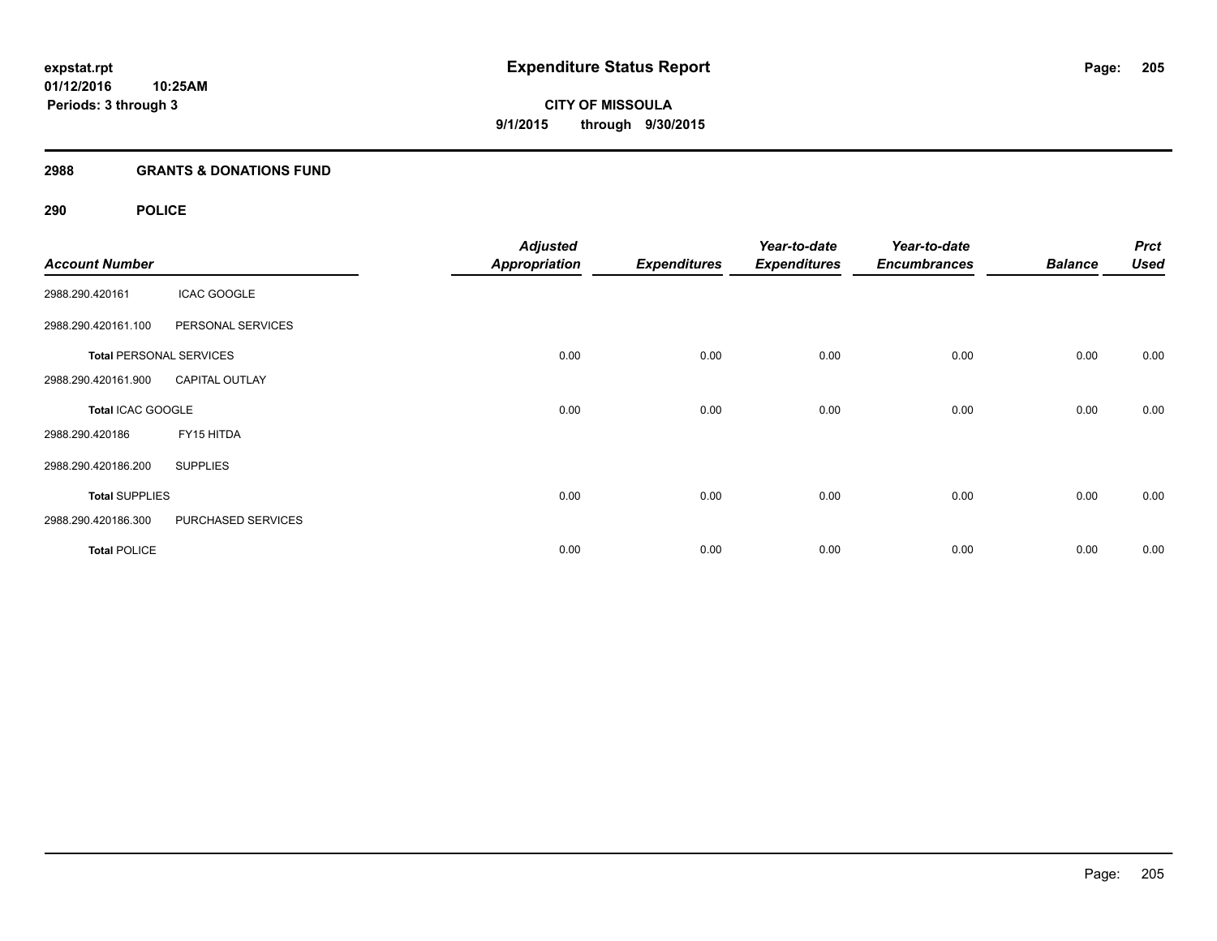# Expenditure Status Report

**CITY OF MISSOULA**
**9/1/2015 through 9/30/2015**

expstat.rpt
01/12/2016 10:25AM
Periods: 3 through 3

## 2988 GRANTS & DONATIONS FUND

### 290 POLICE

| Account Number | | Adjusted Appropriation | Expenditures | Year-to-date Expenditures | Year-to-date Encumbrances | Balance | Prct Used |
|---|---|---|---|---|---|---|---|
| 2988.290.420161 | ICAC GOOGLE | | | | | | |
| 2988.290.420161.100 | PERSONAL SERVICES | | | | | | |
| **Total** PERSONAL SERVICES | | 0.00 | 0.00 | 0.00 | 0.00 | 0.00 | 0.00 |
| 2988.290.420161.900 | CAPITAL OUTLAY | | | | | | |
| **Total** ICAC GOOGLE | | 0.00 | 0.00 | 0.00 | 0.00 | 0.00 | 0.00 |
| 2988.290.420186 | FY15 HITDA | | | | | | |
| 2988.290.420186.200 | SUPPLIES | | | | | | |
| **Total** SUPPLIES | | 0.00 | 0.00 | 0.00 | 0.00 | 0.00 | 0.00 |
| 2988.290.420186.300 | PURCHASED SERVICES | | | | | | |
| **Total** POLICE | | 0.00 | 0.00 | 0.00 | 0.00 | 0.00 | 0.00 |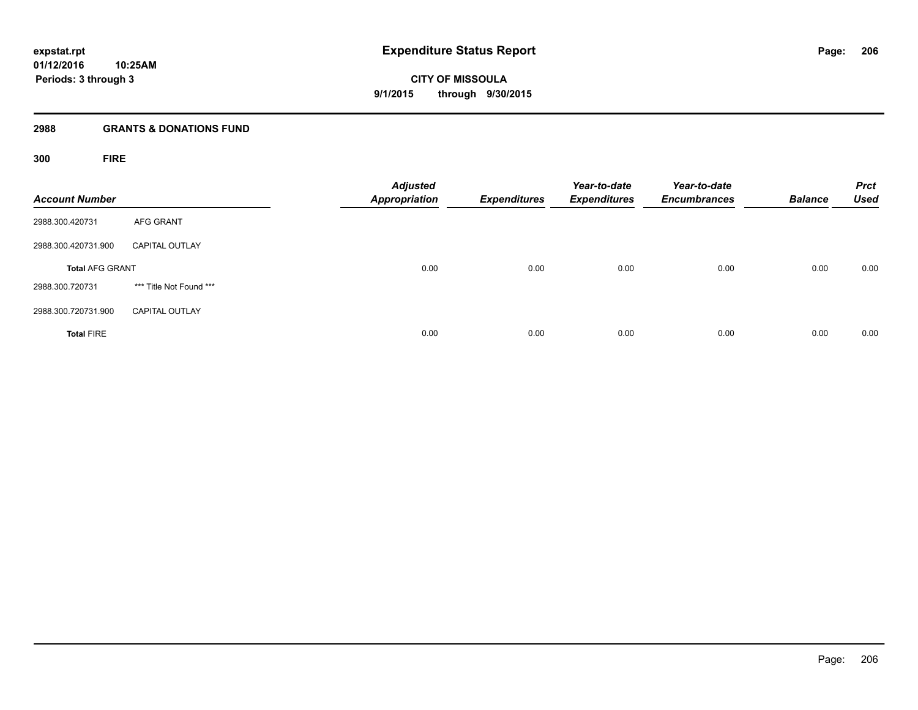**expstat.rpt**
**01/12/2016 10:25AM**
**Periods: 3 through 3**

# Expenditure Status Report

**CITY OF MISSOULA**
**9/1/2015 through 9/30/2015**

## 2988 GRANTS & DONATIONS FUND

### 300 FIRE

| Account Number | | Adjusted Appropriation | Expenditures | Year-to-date Expenditures | Year-to-date Encumbrances | Balance | Prct Used |
|---|---|---|---|---|---|---|---|
| 2988.300.420731 | AFG GRANT | | | | | | |
| 2988.300.420731.900 | CAPITAL OUTLAY | | | | | | |
| **Total** AFG GRANT | | 0.00 | 0.00 | 0.00 | 0.00 | 0.00 | 0.00 |
| 2988.300.720731 | *** Title Not Found *** | | | | | | |
| 2988.300.720731.900 | CAPITAL OUTLAY | | | | | | |
| **Total** FIRE | | 0.00 | 0.00 | 0.00 | 0.00 | 0.00 | 0.00 |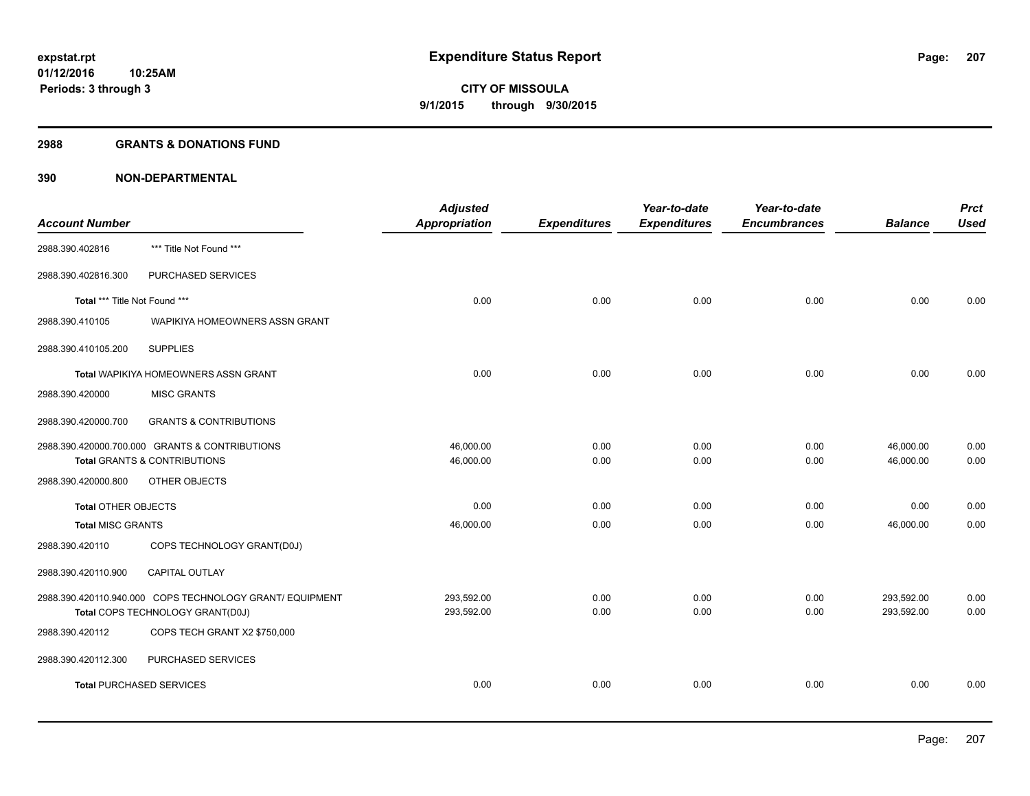expstat.rpt
01/12/2016 10:25AM
Periods: 3 through 3

# Expenditure Status Report

**CITY OF MISSOULA**
**9/1/2015 through 9/30/2015**

## 2988 GRANTS & DONATIONS FUND

## 390 NON-DEPARTMENTAL

| Account Number | | Adjusted Appropriation | Expenditures | Year-to-date Expenditures | Year-to-date Encumbrances | Balance | Prct Used |
|---|---|---|---|---|---|---|---|
| 2988.390.402816 | *** Title Not Found *** | | | | | | |
| 2988.390.402816.300 | PURCHASED SERVICES | | | | | | |
| **Total** *** Title Not Found *** | | 0.00 | 0.00 | 0.00 | 0.00 | 0.00 | 0.00 |
| 2988.390.410105 | WAPIKIYA HOMEOWNERS ASSN GRANT | | | | | | |
| 2988.390.410105.200 | SUPPLIES | | | | | | |
| **Total** WAPIKIYA HOMEOWNERS ASSN GRANT | | 0.00 | 0.00 | 0.00 | 0.00 | 0.00 | 0.00 |
| 2988.390.420000 | MISC GRANTS | | | | | | |
| 2988.390.420000.700 | GRANTS & CONTRIBUTIONS | | | | | | |
| 2988.390.420000.700.000 | GRANTS & CONTRIBUTIONS | 46,000.00 | 0.00 | 0.00 | 0.00 | 46,000.00 | 0.00 |
| **Total** GRANTS & CONTRIBUTIONS | | 46,000.00 | 0.00 | 0.00 | 0.00 | 46,000.00 | 0.00 |
| 2988.390.420000.800 | OTHER OBJECTS | | | | | | |
| **Total** OTHER OBJECTS | | 0.00 | 0.00 | 0.00 | 0.00 | 0.00 | 0.00 |
| **Total** MISC GRANTS | | 46,000.00 | 0.00 | 0.00 | 0.00 | 46,000.00 | 0.00 |
| 2988.390.420110 | COPS TECHNOLOGY GRANT(D0J) | | | | | | |
| 2988.390.420110.900 | CAPITAL OUTLAY | | | | | | |
| 2988.390.420110.940.000 | COPS TECHNOLOGY GRANT/ EQUIPMENT | 293,592.00 | 0.00 | 0.00 | 0.00 | 293,592.00 | 0.00 |
| **Total** COPS TECHNOLOGY GRANT(D0J) | | 293,592.00 | 0.00 | 0.00 | 0.00 | 293,592.00 | 0.00 |
| 2988.390.420112 | COPS TECH GRANT X2 $750,000 | | | | | | |
| 2988.390.420112.300 | PURCHASED SERVICES | | | | | | |
| **Total** PURCHASED SERVICES | | 0.00 | 0.00 | 0.00 | 0.00 | 0.00 | 0.00 |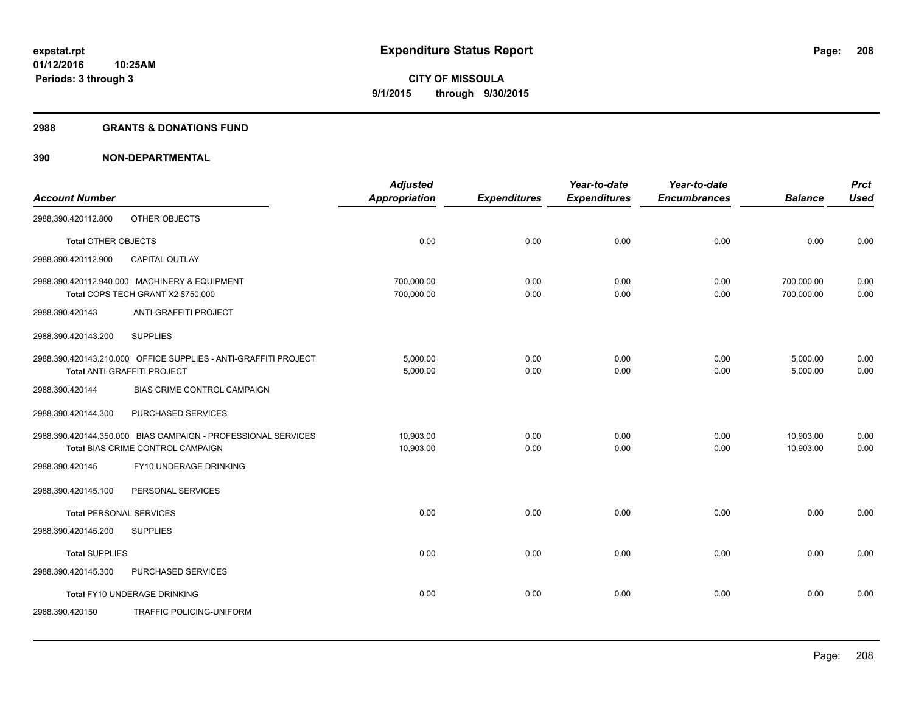**expstat.rpt**
**01/12/2016 10:25AM**
**Periods: 3 through 3**

# Expenditure Status Report

**CITY OF MISSOULA**
**9/1/2015 through 9/30/2015**

## 2988 GRANTS & DONATIONS FUND

## 390 NON-DEPARTMENTAL

| Account Number | Adjusted Appropriation | Expenditures | Year-to-date Expenditures | Year-to-date Encumbrances | Balance | Prct Used |
|---|---|---|---|---|---|---|
| 2988.390.420112.800 OTHER OBJECTS | | | | | | |
| **Total** OTHER OBJECTS | 0.00 | 0.00 | 0.00 | 0.00 | 0.00 | 0.00 |
| 2988.390.420112.900 CAPITAL OUTLAY | | | | | | |
| 2988.390.420112.940.000 MACHINERY & EQUIPMENT | 700,000.00 | 0.00 | 0.00 | 0.00 | 700,000.00 | 0.00 |
| **Total** COPS TECH GRANT X2 $750,000 | 700,000.00 | 0.00 | 0.00 | 0.00 | 700,000.00 | 0.00 |
| 2988.390.420143 ANTI-GRAFFITI PROJECT | | | | | | |
| 2988.390.420143.200 SUPPLIES | | | | | | |
| 2988.390.420143.210.000 OFFICE SUPPLIES - ANTI-GRAFFITI PROJECT | 5,000.00 | 0.00 | 0.00 | 0.00 | 5,000.00 | 0.00 |
| **Total** ANTI-GRAFFITI PROJECT | 5,000.00 | 0.00 | 0.00 | 0.00 | 5,000.00 | 0.00 |
| 2988.390.420144 BIAS CRIME CONTROL CAMPAIGN | | | | | | |
| 2988.390.420144.300 PURCHASED SERVICES | | | | | | |
| 2988.390.420144.350.000 BIAS CAMPAIGN - PROFESSIONAL SERVICES | 10,903.00 | 0.00 | 0.00 | 0.00 | 10,903.00 | 0.00 |
| **Total** BIAS CRIME CONTROL CAMPAIGN | 10,903.00 | 0.00 | 0.00 | 0.00 | 10,903.00 | 0.00 |
| 2988.390.420145 FY10 UNDERAGE DRINKING | | | | | | |
| 2988.390.420145.100 PERSONAL SERVICES | | | | | | |
| **Total** PERSONAL SERVICES | 0.00 | 0.00 | 0.00 | 0.00 | 0.00 | 0.00 |
| 2988.390.420145.200 SUPPLIES | | | | | | |
| **Total** SUPPLIES | 0.00 | 0.00 | 0.00 | 0.00 | 0.00 | 0.00 |
| 2988.390.420145.300 PURCHASED SERVICES | | | | | | |
| **Total** FY10 UNDERAGE DRINKING | 0.00 | 0.00 | 0.00 | 0.00 | 0.00 | 0.00 |
| 2988.390.420150 TRAFFIC POLICING-UNIFORM | | | | | | |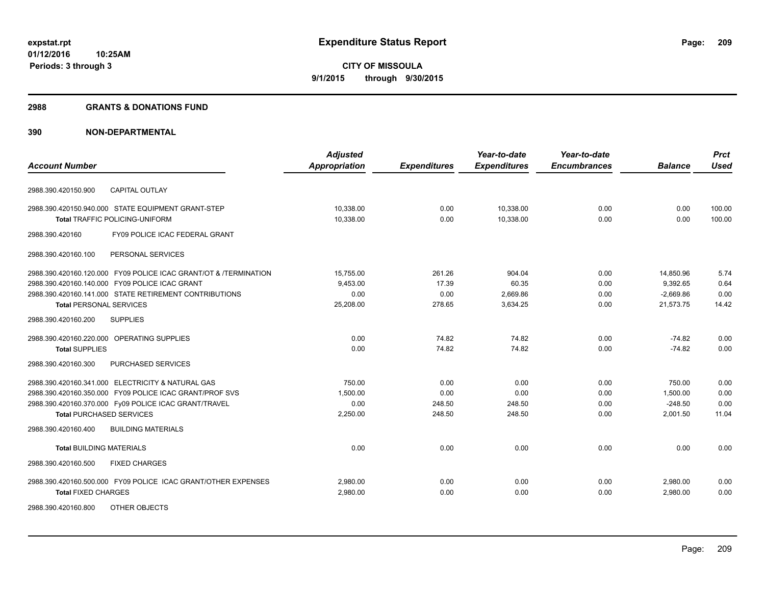# Expenditure Status Report

expstat.rpt
01/12/2016 10:25AM
Periods: 3 through 3

**CITY OF MISSOULA**
**9/1/2015 through 9/30/2015**

## 2988 GRANTS & DONATIONS FUND

## 390 NON-DEPARTMENTAL

| Account Number | | Adjusted Appropriation | Expenditures | Year-to-date Expenditures | Year-to-date Encumbrances | Balance | Prct Used |
|---|---|---|---|---|---|---|---|
| 2988.390.420150.900 | CAPITAL OUTLAY | | | | | | |
| 2988.390.420150.940.000 | STATE EQUIPMENT GRANT-STEP | 10,338.00 | 0.00 | 10,338.00 | 0.00 | 0.00 | 100.00 |
| **Total** TRAFFIC POLICING-UNIFORM | | 10,338.00 | 0.00 | 10,338.00 | 0.00 | 0.00 | 100.00 |
| 2988.390.420160 | FY09 POLICE ICAC FEDERAL GRANT | | | | | | |
| 2988.390.420160.100 | PERSONAL SERVICES | | | | | | |
| 2988.390.420160.120.000 | FY09 POLICE ICAC GRANT/OT & /TERMINATION | 15,755.00 | 261.26 | 904.04 | 0.00 | 14,850.96 | 5.74 |
| 2988.390.420160.140.000 | FY09 POLICE ICAC GRANT | 9,453.00 | 17.39 | 60.35 | 0.00 | 9,392.65 | 0.64 |
| 2988.390.420160.141.000 | STATE RETIREMENT CONTRIBUTIONS | 0.00 | 0.00 | 2,669.86 | 0.00 | -2,669.86 | 0.00 |
| **Total** PERSONAL SERVICES | | 25,208.00 | 278.65 | 3,634.25 | 0.00 | 21,573.75 | 14.42 |
| 2988.390.420160.200 | SUPPLIES | | | | | | |
| 2988.390.420160.220.000 | OPERATING SUPPLIES | 0.00 | 74.82 | 74.82 | 0.00 | -74.82 | 0.00 |
| **Total** SUPPLIES | | 0.00 | 74.82 | 74.82 | 0.00 | -74.82 | 0.00 |
| 2988.390.420160.300 | PURCHASED SERVICES | | | | | | |
| 2988.390.420160.341.000 | ELECTRICITY & NATURAL GAS | 750.00 | 0.00 | 0.00 | 0.00 | 750.00 | 0.00 |
| 2988.390.420160.350.000 | FY09 POLICE ICAC GRANT/PROF SVS | 1,500.00 | 0.00 | 0.00 | 0.00 | 1,500.00 | 0.00 |
| 2988.390.420160.370.000 | Fy09 POLICE ICAC GRANT/TRAVEL | 0.00 | 248.50 | 248.50 | 0.00 | -248.50 | 0.00 |
| **Total** PURCHASED SERVICES | | 2,250.00 | 248.50 | 248.50 | 0.00 | 2,001.50 | 11.04 |
| 2988.390.420160.400 | BUILDING MATERIALS | | | | | | |
| **Total** BUILDING MATERIALS | | 0.00 | 0.00 | 0.00 | 0.00 | 0.00 | 0.00 |
| 2988.390.420160.500 | FIXED CHARGES | | | | | | |
| 2988.390.420160.500.000 | FY09 POLICE ICAC GRANT/OTHER EXPENSES | 2,980.00 | 0.00 | 0.00 | 0.00 | 2,980.00 | 0.00 |
| **Total** FIXED CHARGES | | 2,980.00 | 0.00 | 0.00 | 0.00 | 2,980.00 | 0.00 |
| 2988.390.420160.800 | OTHER OBJECTS | | | | | | |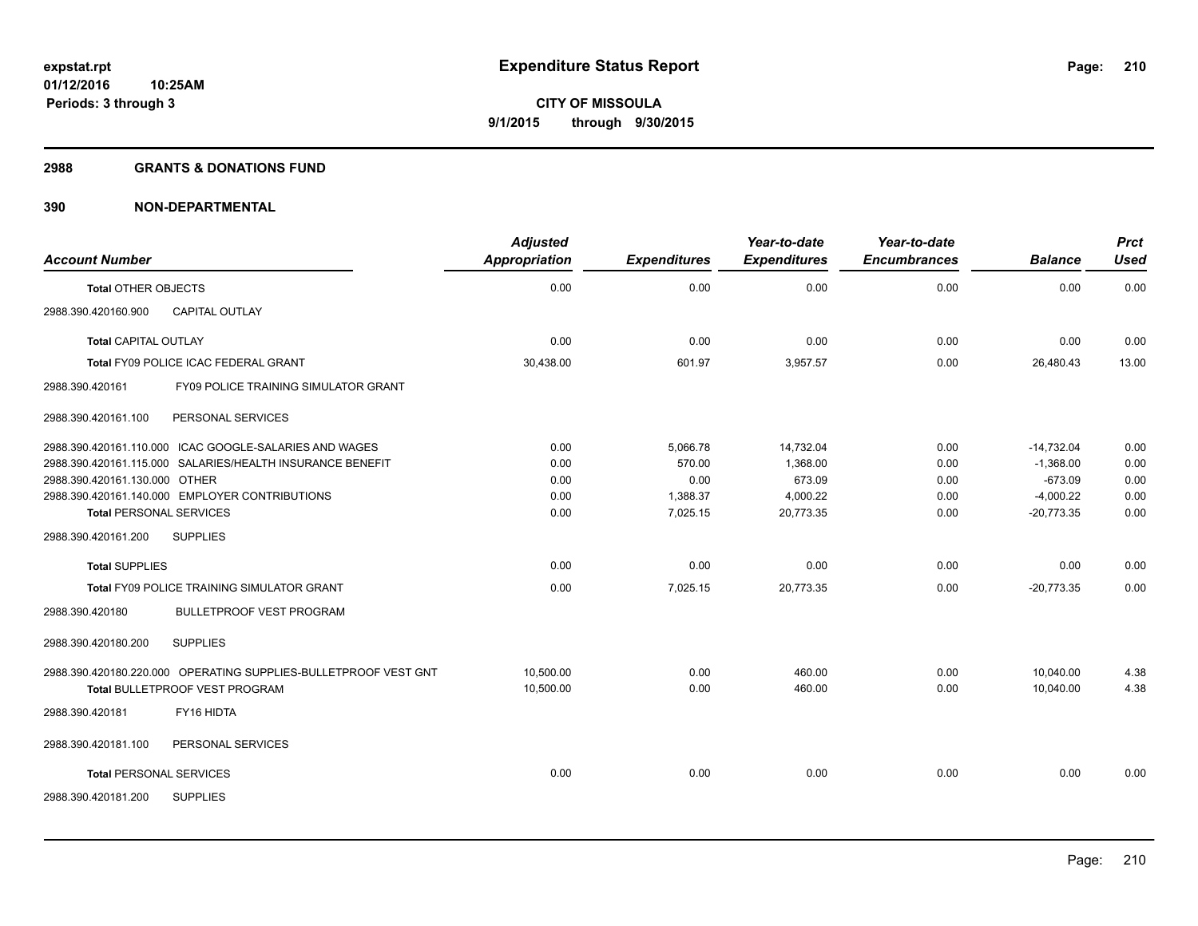**expstat.rpt**
**01/12/2016 10:25AM**
**Periods: 3 through 3**

# Expenditure Status Report

**CITY OF MISSOULA**
**9/1/2015 through 9/30/2015**

## 2988 GRANTS & DONATIONS FUND

## 390 NON-DEPARTMENTAL

| Account Number | Adjusted Appropriation | Expenditures | Year-to-date Expenditures | Year-to-date Encumbrances | Balance | Prct Used |
|---|---|---|---|---|---|---|
| Total OTHER OBJECTS | 0.00 | 0.00 | 0.00 | 0.00 | 0.00 | 0.00 |
| 2988.390.420160.900 CAPITAL OUTLAY | | | | | | |
| Total CAPITAL OUTLAY | 0.00 | 0.00 | 0.00 | 0.00 | 0.00 | 0.00 |
| Total FY09 POLICE ICAC FEDERAL GRANT | 30,438.00 | 601.97 | 3,957.57 | 0.00 | 26,480.43 | 13.00 |
| 2988.390.420161 FY09 POLICE TRAINING SIMULATOR GRANT | | | | | | |
| 2988.390.420161.100 PERSONAL SERVICES | | | | | | |
| 2988.390.420161.110.000 ICAC GOOGLE-SALARIES AND WAGES | 0.00 | 5,066.78 | 14,732.04 | 0.00 | -14,732.04 | 0.00 |
| 2988.390.420161.115.000 SALARIES/HEALTH INSURANCE BENEFIT | 0.00 | 570.00 | 1,368.00 | 0.00 | -1,368.00 | 0.00 |
| 2988.390.420161.130.000 OTHER | 0.00 | 0.00 | 673.09 | 0.00 | -673.09 | 0.00 |
| 2988.390.420161.140.000 EMPLOYER CONTRIBUTIONS | 0.00 | 1,388.37 | 4,000.22 | 0.00 | -4,000.22 | 0.00 |
| Total PERSONAL SERVICES | 0.00 | 7,025.15 | 20,773.35 | 0.00 | -20,773.35 | 0.00 |
| 2988.390.420161.200 SUPPLIES | | | | | | |
| Total SUPPLIES | 0.00 | 0.00 | 0.00 | 0.00 | 0.00 | 0.00 |
| Total FY09 POLICE TRAINING SIMULATOR GRANT | 0.00 | 7,025.15 | 20,773.35 | 0.00 | -20,773.35 | 0.00 |
| 2988.390.420180 BULLETPROOF VEST PROGRAM | | | | | | |
| 2988.390.420180.200 SUPPLIES | | | | | | |
| 2988.390.420180.220.000 OPERATING SUPPLIES-BULLETPROOF VEST GNT | 10,500.00 | 0.00 | 460.00 | 0.00 | 10,040.00 | 4.38 |
| Total BULLETPROOF VEST PROGRAM | 10,500.00 | 0.00 | 460.00 | 0.00 | 10,040.00 | 4.38 |
| 2988.390.420181 FY16 HIDTA | | | | | | |
| 2988.390.420181.100 PERSONAL SERVICES | | | | | | |
| Total PERSONAL SERVICES | 0.00 | 0.00 | 0.00 | 0.00 | 0.00 | 0.00 |
| 2988.390.420181.200 SUPPLIES | | | | | | |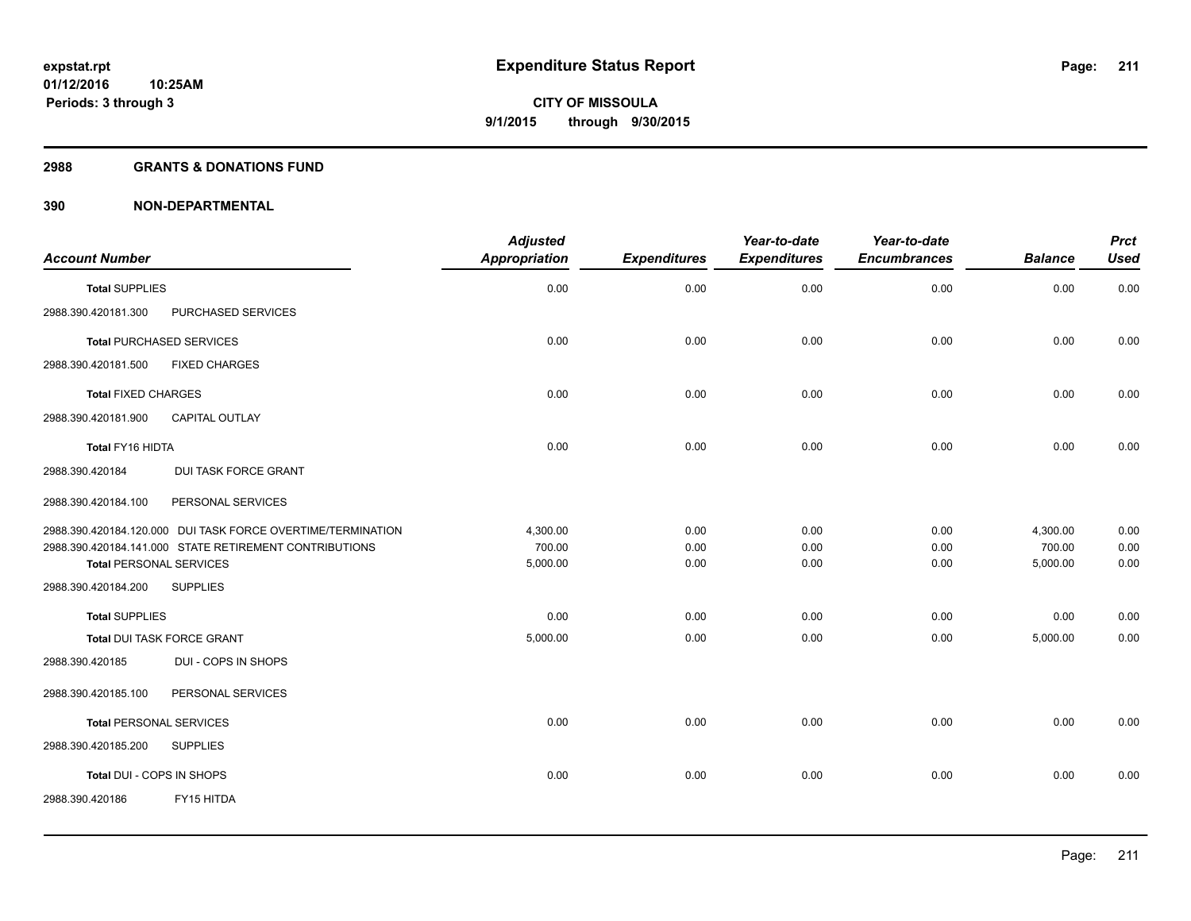**expstat.rpt**
**01/12/2016 10:25AM**
**Periods: 3 through 3**

# Expenditure Status Report

**CITY OF MISSOULA**
**9/1/2015 through 9/30/2015**

## 2988 GRANTS & DONATIONS FUND

### 390 NON-DEPARTMENTAL

| Account Number | | Adjusted Appropriation | Expenditures | Year-to-date Expenditures | Year-to-date Encumbrances | Balance | Prct Used |
|---|---|---|---|---|---|---|---|
| **Total SUPPLIES** | | 0.00 | 0.00 | 0.00 | 0.00 | 0.00 | 0.00 |
| 2988.390.420181.300 | PURCHASED SERVICES | | | | | | |
| **Total PURCHASED SERVICES** | | 0.00 | 0.00 | 0.00 | 0.00 | 0.00 | 0.00 |
| 2988.390.420181.500 | FIXED CHARGES | | | | | | |
| **Total FIXED CHARGES** | | 0.00 | 0.00 | 0.00 | 0.00 | 0.00 | 0.00 |
| 2988.390.420181.900 | CAPITAL OUTLAY | | | | | | |
| **Total FY16 HIDTA** | | 0.00 | 0.00 | 0.00 | 0.00 | 0.00 | 0.00 |
| 2988.390.420184 | DUI TASK FORCE GRANT | | | | | | |
| 2988.390.420184.100 | PERSONAL SERVICES | | | | | | |
| 2988.390.420184.120.000 | DUI TASK FORCE OVERTIME/TERMINATION | 4,300.00 | 0.00 | 0.00 | 0.00 | 4,300.00 | 0.00 |
| 2988.390.420184.141.000 | STATE RETIREMENT CONTRIBUTIONS | 700.00 | 0.00 | 0.00 | 0.00 | 700.00 | 0.00 |
| **Total PERSONAL SERVICES** | | 5,000.00 | 0.00 | 0.00 | 0.00 | 5,000.00 | 0.00 |
| 2988.390.420184.200 | SUPPLIES | | | | | | |
| **Total SUPPLIES** | | 0.00 | 0.00 | 0.00 | 0.00 | 0.00 | 0.00 |
| **Total DUI TASK FORCE GRANT** | | 5,000.00 | 0.00 | 0.00 | 0.00 | 5,000.00 | 0.00 |
| 2988.390.420185 | DUI - COPS IN SHOPS | | | | | | |
| 2988.390.420185.100 | PERSONAL SERVICES | | | | | | |
| **Total PERSONAL SERVICES** | | 0.00 | 0.00 | 0.00 | 0.00 | 0.00 | 0.00 |
| 2988.390.420185.200 | SUPPLIES | | | | | | |
| **Total DUI - COPS IN SHOPS** | | 0.00 | 0.00 | 0.00 | 0.00 | 0.00 | 0.00 |
| 2988.390.420186 | FY15 HITDA | | | | | | |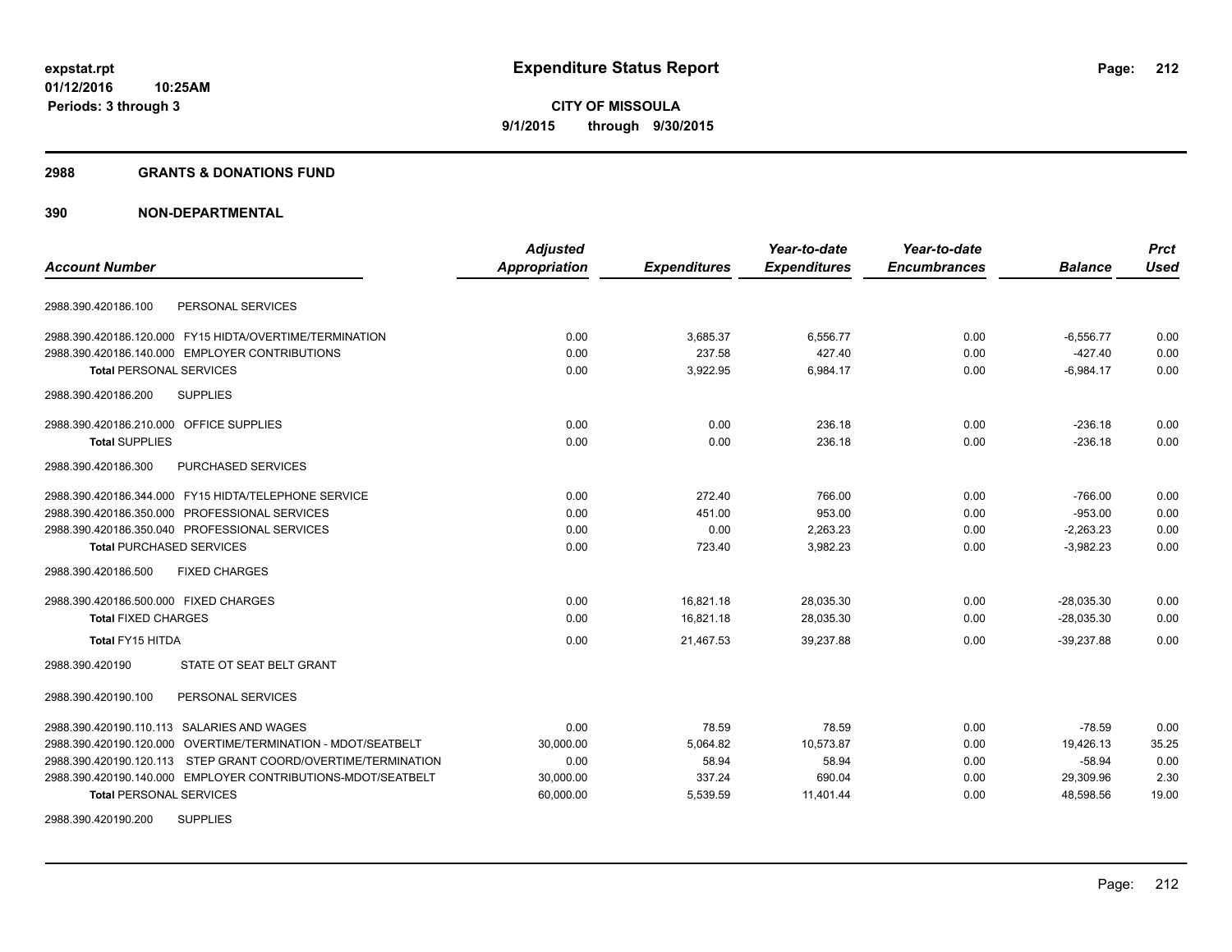**expstat.rpt**
**01/12/2016 10:25AM**
**Periods: 3 through 3**

# Expenditure Status Report

**CITY OF MISSOULA**
**9/1/2015 through 9/30/2015**

## 2988 GRANTS & DONATIONS FUND

## 390 NON-DEPARTMENTAL

| Account Number | | Adjusted Appropriation | Expenditures | Year-to-date Expenditures | Year-to-date Encumbrances | Balance | Prct Used |
|---|---|---|---|---|---|---|---|
| 2988.390.420186.100 | PERSONAL SERVICES | | | | | | |
| 2988.390.420186.120.000 | FY15 HIDTA/OVERTIME/TERMINATION | 0.00 | 3,685.37 | 6,556.77 | 0.00 | -6,556.77 | 0.00 |
| 2988.390.420186.140.000 | EMPLOYER CONTRIBUTIONS | 0.00 | 237.58 | 427.40 | 0.00 | -427.40 | 0.00 |
| **Total** PERSONAL SERVICES | | 0.00 | 3,922.95 | 6,984.17 | 0.00 | -6,984.17 | 0.00 |
| 2988.390.420186.200 | SUPPLIES | | | | | | |
| 2988.390.420186.210.000 | OFFICE SUPPLIES | 0.00 | 0.00 | 236.18 | 0.00 | -236.18 | 0.00 |
| **Total** SUPPLIES | | 0.00 | 0.00 | 236.18 | 0.00 | -236.18 | 0.00 |
| 2988.390.420186.300 | PURCHASED SERVICES | | | | | | |
| 2988.390.420186.344.000 | FY15 HIDTA/TELEPHONE SERVICE | 0.00 | 272.40 | 766.00 | 0.00 | -766.00 | 0.00 |
| 2988.390.420186.350.000 | PROFESSIONAL SERVICES | 0.00 | 451.00 | 953.00 | 0.00 | -953.00 | 0.00 |
| 2988.390.420186.350.040 | PROFESSIONAL SERVICES | 0.00 | 0.00 | 2,263.23 | 0.00 | -2,263.23 | 0.00 |
| **Total** PURCHASED SERVICES | | 0.00 | 723.40 | 3,982.23 | 0.00 | -3,982.23 | 0.00 |
| 2988.390.420186.500 | FIXED CHARGES | | | | | | |
| 2988.390.420186.500.000 | FIXED CHARGES | 0.00 | 16,821.18 | 28,035.30 | 0.00 | -28,035.30 | 0.00 |
| **Total** FIXED CHARGES | | 0.00 | 16,821.18 | 28,035.30 | 0.00 | -28,035.30 | 0.00 |
| **Total** FY15 HITDA | | 0.00 | 21,467.53 | 39,237.88 | 0.00 | -39,237.88 | 0.00 |
| 2988.390.420190 | STATE OT SEAT BELT GRANT | | | | | | |
| 2988.390.420190.100 | PERSONAL SERVICES | | | | | | |
| 2988.390.420190.110.113 | SALARIES AND WAGES | 0.00 | 78.59 | 78.59 | 0.00 | -78.59 | 0.00 |
| 2988.390.420190.120.000 | OVERTIME/TERMINATION - MDOT/SEATBELT | 30,000.00 | 5,064.82 | 10,573.87 | 0.00 | 19,426.13 | 35.25 |
| 2988.390.420190.120.113 | STEP GRANT COORD/OVERTIME/TERMINATION | 0.00 | 58.94 | 58.94 | 0.00 | -58.94 | 0.00 |
| 2988.390.420190.140.000 | EMPLOYER CONTRIBUTIONS-MDOT/SEATBELT | 30,000.00 | 337.24 | 690.04 | 0.00 | 29,309.96 | 2.30 |
| **Total** PERSONAL SERVICES | | 60,000.00 | 5,539.59 | 11,401.44 | 0.00 | 48,598.56 | 19.00 |
| 2988.390.420190.200 | SUPPLIES | | | | | | |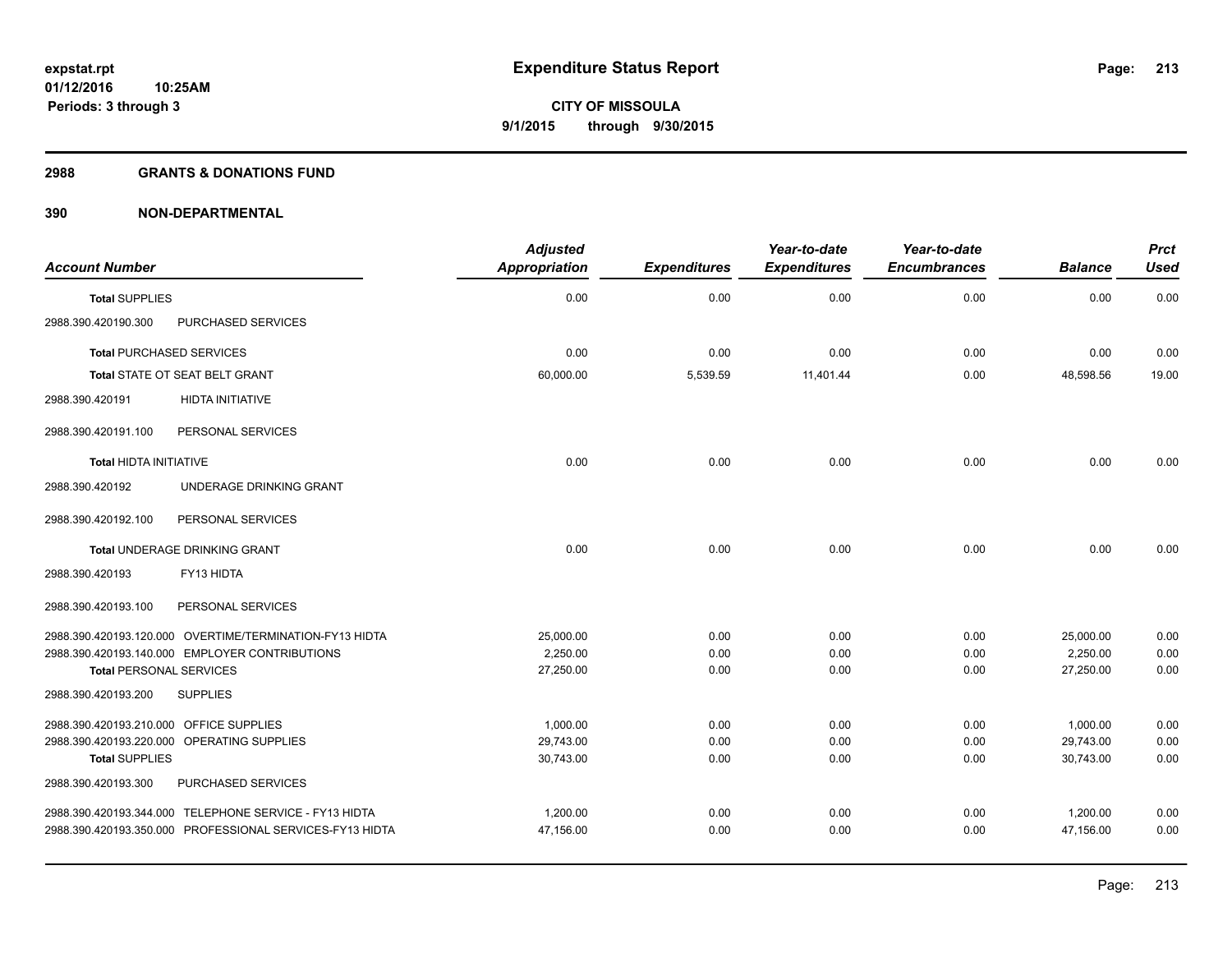# Expenditure Status Report

expstat.rpt
01/12/2016 10:25AM
Periods: 3 through 3

**CITY OF MISSOULA**
**9/1/2015 through 9/30/2015**

## 2988 GRANTS & DONATIONS FUND

## 390 NON-DEPARTMENTAL

| Account Number | | Adjusted Appropriation | Expenditures | Year-to-date Expenditures | Year-to-date Encumbrances | Balance | Prct Used |
|---|---|---|---|---|---|---|---|
| **Total** SUPPLIES | | 0.00 | 0.00 | 0.00 | 0.00 | 0.00 | 0.00 |
| 2988.390.420190.300 | PURCHASED SERVICES | | | | | | |
| **Total** PURCHASED SERVICES | | 0.00 | 0.00 | 0.00 | 0.00 | 0.00 | 0.00 |
| **Total** STATE OT SEAT BELT GRANT | | 60,000.00 | 5,539.59 | 11,401.44 | 0.00 | 48,598.56 | 19.00 |
| 2988.390.420191 | HIDTA INITIATIVE | | | | | | |
| 2988.390.420191.100 | PERSONAL SERVICES | | | | | | |
| **Total** HIDTA INITIATIVE | | 0.00 | 0.00 | 0.00 | 0.00 | 0.00 | 0.00 |
| 2988.390.420192 | UNDERAGE DRINKING GRANT | | | | | | |
| 2988.390.420192.100 | PERSONAL SERVICES | | | | | | |
| **Total** UNDERAGE DRINKING GRANT | | 0.00 | 0.00 | 0.00 | 0.00 | 0.00 | 0.00 |
| 2988.390.420193 | FY13 HIDTA | | | | | | |
| 2988.390.420193.100 | PERSONAL SERVICES | | | | | | |
| 2988.390.420193.120.000 | OVERTIME/TERMINATION-FY13 HIDTA | 25,000.00 | 0.00 | 0.00 | 0.00 | 25,000.00 | 0.00 |
| 2988.390.420193.140.000 | EMPLOYER CONTRIBUTIONS | 2,250.00 | 0.00 | 0.00 | 0.00 | 2,250.00 | 0.00 |
| **Total** PERSONAL SERVICES | | 27,250.00 | 0.00 | 0.00 | 0.00 | 27,250.00 | 0.00 |
| 2988.390.420193.200 | SUPPLIES | | | | | | |
| 2988.390.420193.210.000 | OFFICE SUPPLIES | 1,000.00 | 0.00 | 0.00 | 0.00 | 1,000.00 | 0.00 |
| 2988.390.420193.220.000 | OPERATING SUPPLIES | 29,743.00 | 0.00 | 0.00 | 0.00 | 29,743.00 | 0.00 |
| **Total** SUPPLIES | | 30,743.00 | 0.00 | 0.00 | 0.00 | 30,743.00 | 0.00 |
| 2988.390.420193.300 | PURCHASED SERVICES | | | | | | |
| 2988.390.420193.344.000 | TELEPHONE SERVICE - FY13 HIDTA | 1,200.00 | 0.00 | 0.00 | 0.00 | 1,200.00 | 0.00 |
| 2988.390.420193.350.000 | PROFESSIONAL SERVICES-FY13 HIDTA | 47,156.00 | 0.00 | 0.00 | 0.00 | 47,156.00 | 0.00 |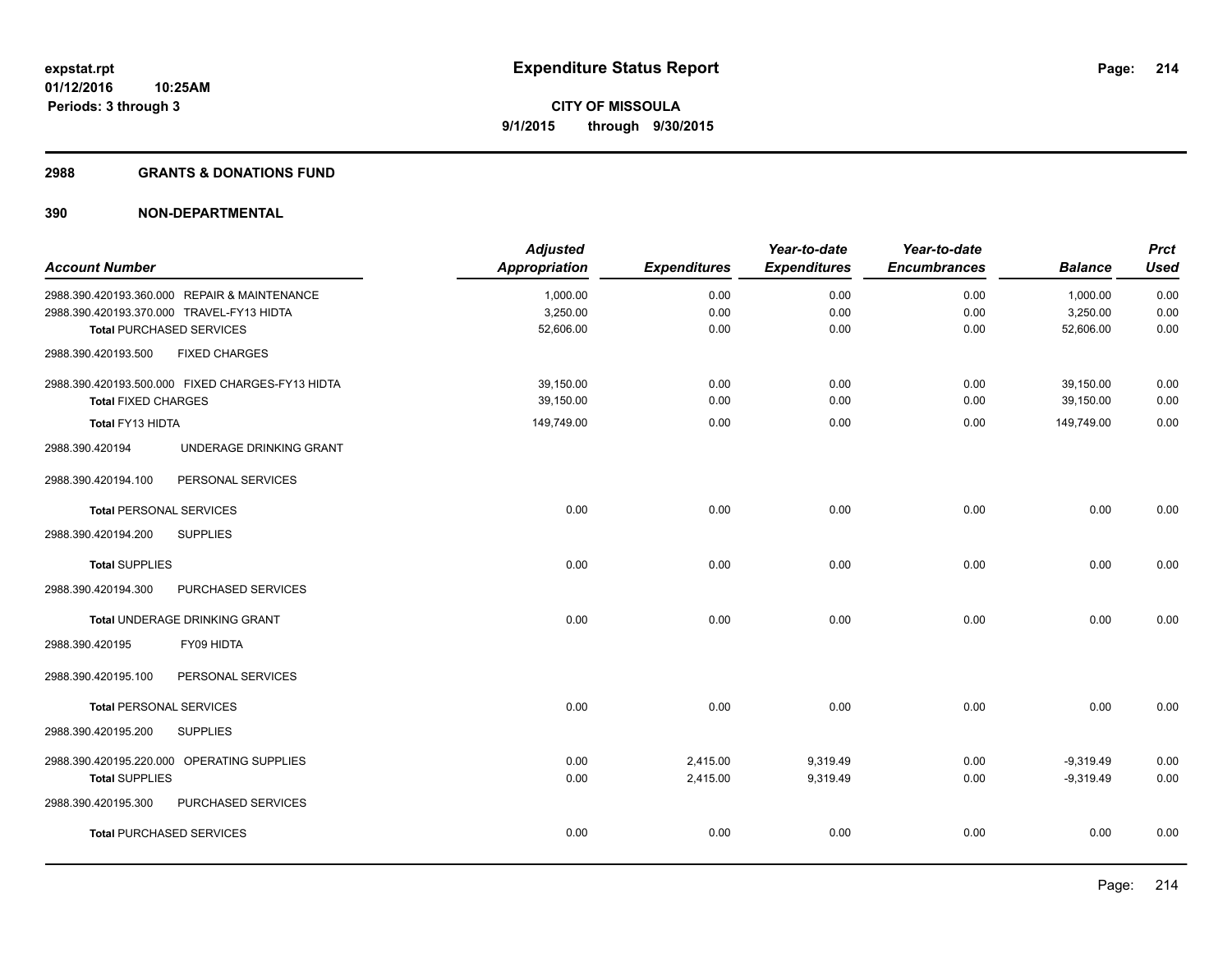**Expenditure Status Report**

expstat.rpt
01/12/2016 10:25AM
Periods: 3 through 3

CITY OF MISSOULA
9/1/2015 through 9/30/2015

## 2988 GRANTS & DONATIONS FUND

## 390 NON-DEPARTMENTAL

| Account Number | Adjusted Appropriation | Expenditures | Year-to-date Expenditures | Year-to-date Encumbrances | Balance | Prct Used |
|---|---|---|---|---|---|---|
| 2988.390.420193.360.000 REPAIR & MAINTENANCE | 1,000.00 | 0.00 | 0.00 | 0.00 | 1,000.00 | 0.00 |
| 2988.390.420193.370.000 TRAVEL-FY13 HIDTA | 3,250.00 | 0.00 | 0.00 | 0.00 | 3,250.00 | 0.00 |
| **Total** PURCHASED SERVICES | 52,606.00 | 0.00 | 0.00 | 0.00 | 52,606.00 | 0.00 |
| 2988.390.420193.500 FIXED CHARGES | | | | | | |
| 2988.390.420193.500.000 FIXED CHARGES-FY13 HIDTA | 39,150.00 | 0.00 | 0.00 | 0.00 | 39,150.00 | 0.00 |
| **Total** FIXED CHARGES | 39,150.00 | 0.00 | 0.00 | 0.00 | 39,150.00 | 0.00 |
| **Total** FY13 HIDTA | 149,749.00 | 0.00 | 0.00 | 0.00 | 149,749.00 | 0.00 |
| 2988.390.420194 UNDERAGE DRINKING GRANT | | | | | | |
| 2988.390.420194.100 PERSONAL SERVICES | | | | | | |
| **Total** PERSONAL SERVICES | 0.00 | 0.00 | 0.00 | 0.00 | 0.00 | 0.00 |
| 2988.390.420194.200 SUPPLIES | | | | | | |
| **Total** SUPPLIES | 0.00 | 0.00 | 0.00 | 0.00 | 0.00 | 0.00 |
| 2988.390.420194.300 PURCHASED SERVICES | | | | | | |
| **Total** UNDERAGE DRINKING GRANT | 0.00 | 0.00 | 0.00 | 0.00 | 0.00 | 0.00 |
| 2988.390.420195 FY09 HIDTA | | | | | | |
| 2988.390.420195.100 PERSONAL SERVICES | | | | | | |
| **Total** PERSONAL SERVICES | 0.00 | 0.00 | 0.00 | 0.00 | 0.00 | 0.00 |
| 2988.390.420195.200 SUPPLIES | | | | | | |
| 2988.390.420195.220.000 OPERATING SUPPLIES | 0.00 | 2,415.00 | 9,319.49 | 0.00 | -9,319.49 | 0.00 |
| **Total** SUPPLIES | 0.00 | 2,415.00 | 9,319.49 | 0.00 | -9,319.49 | 0.00 |
| 2988.390.420195.300 PURCHASED SERVICES | | | | | | |
| **Total** PURCHASED SERVICES | 0.00 | 0.00 | 0.00 | 0.00 | 0.00 | 0.00 |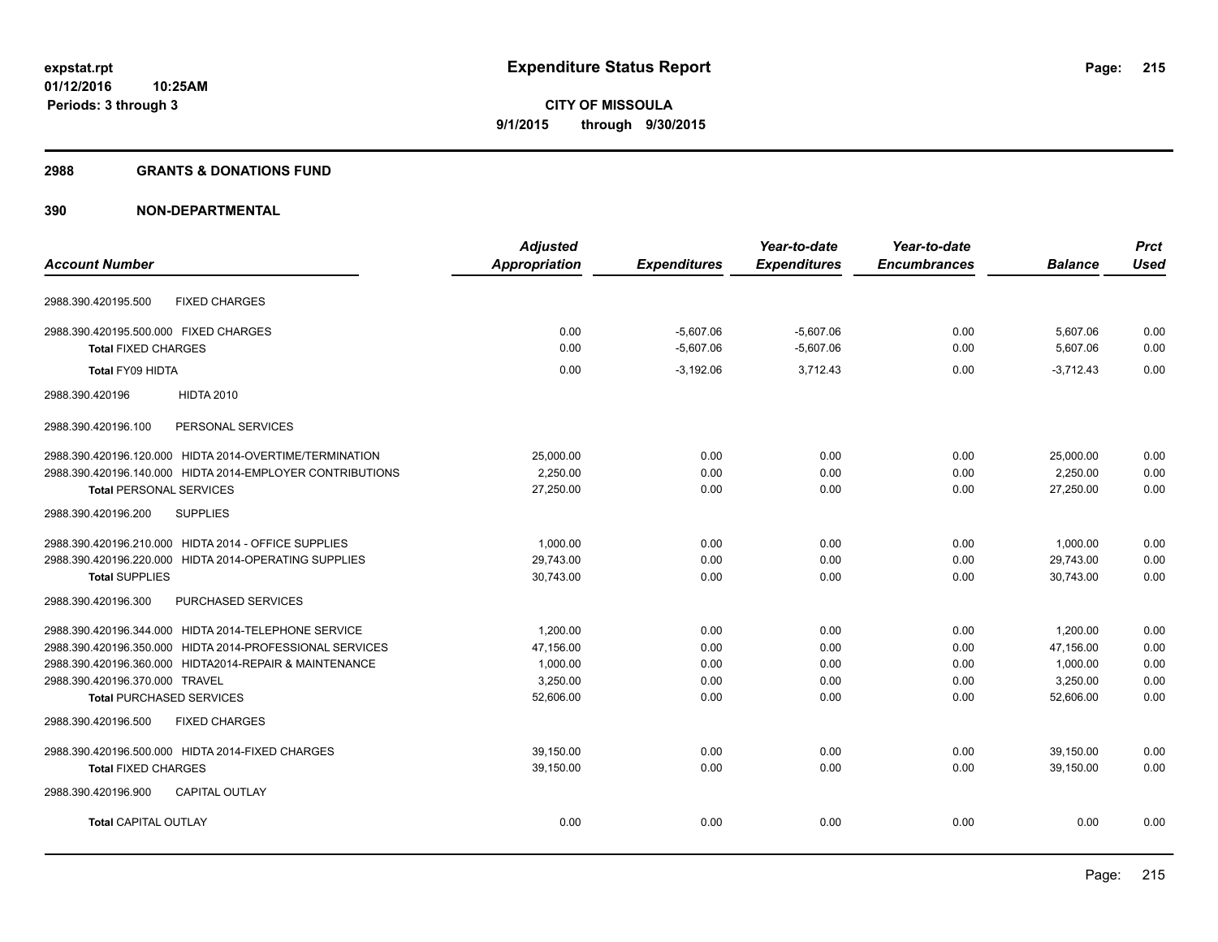**expstat.rpt**
**01/12/2016 10:25AM**
**Periods: 3 through 3**

# Expenditure Status Report

**CITY OF MISSOULA**
**9/1/2015 through 9/30/2015**

## 2988 GRANTS & DONATIONS FUND

## 390 NON-DEPARTMENTAL

| Account Number | Adjusted Appropriation | Expenditures | Year-to-date Expenditures | Year-to-date Encumbrances | Balance | Prct Used |
|---|---|---|---|---|---|---|
| 2988.390.420195.500 FIXED CHARGES | | | | | | |
| 2988.390.420195.500.000 FIXED CHARGES | 0.00 | -5,607.06 | -5,607.06 | 0.00 | 5,607.06 | 0.00 |
| **Total** FIXED CHARGES | 0.00 | -5,607.06 | -5,607.06 | 0.00 | 5,607.06 | 0.00 |
| **Total** FY09 HIDTA | 0.00 | -3,192.06 | 3,712.43 | 0.00 | -3,712.43 | 0.00 |
| 2988.390.420196 HIDTA 2010 | | | | | | |
| 2988.390.420196.100 PERSONAL SERVICES | | | | | | |
| 2988.390.420196.120.000 HIDTA 2014-OVERTIME/TERMINATION | 25,000.00 | 0.00 | 0.00 | 0.00 | 25,000.00 | 0.00 |
| 2988.390.420196.140.000 HIDTA 2014-EMPLOYER CONTRIBUTIONS | 2,250.00 | 0.00 | 0.00 | 0.00 | 2,250.00 | 0.00 |
| **Total** PERSONAL SERVICES | 27,250.00 | 0.00 | 0.00 | 0.00 | 27,250.00 | 0.00 |
| 2988.390.420196.200 SUPPLIES | | | | | | |
| 2988.390.420196.210.000 HIDTA 2014 - OFFICE SUPPLIES | 1,000.00 | 0.00 | 0.00 | 0.00 | 1,000.00 | 0.00 |
| 2988.390.420196.220.000 HIDTA 2014-OPERATING SUPPLIES | 29,743.00 | 0.00 | 0.00 | 0.00 | 29,743.00 | 0.00 |
| **Total** SUPPLIES | 30,743.00 | 0.00 | 0.00 | 0.00 | 30,743.00 | 0.00 |
| 2988.390.420196.300 PURCHASED SERVICES | | | | | | |
| 2988.390.420196.344.000 HIDTA 2014-TELEPHONE SERVICE | 1,200.00 | 0.00 | 0.00 | 0.00 | 1,200.00 | 0.00 |
| 2988.390.420196.350.000 HIDTA 2014-PROFESSIONAL SERVICES | 47,156.00 | 0.00 | 0.00 | 0.00 | 47,156.00 | 0.00 |
| 2988.390.420196.360.000 HIDTA2014-REPAIR & MAINTENANCE | 1,000.00 | 0.00 | 0.00 | 0.00 | 1,000.00 | 0.00 |
| 2988.390.420196.370.000 TRAVEL | 3,250.00 | 0.00 | 0.00 | 0.00 | 3,250.00 | 0.00 |
| **Total** PURCHASED SERVICES | 52,606.00 | 0.00 | 0.00 | 0.00 | 52,606.00 | 0.00 |
| 2988.390.420196.500 FIXED CHARGES | | | | | | |
| 2988.390.420196.500.000 HIDTA 2014-FIXED CHARGES | 39,150.00 | 0.00 | 0.00 | 0.00 | 39,150.00 | 0.00 |
| **Total** FIXED CHARGES | 39,150.00 | 0.00 | 0.00 | 0.00 | 39,150.00 | 0.00 |
| 2988.390.420196.900 CAPITAL OUTLAY | | | | | | |
| **Total** CAPITAL OUTLAY | 0.00 | 0.00 | 0.00 | 0.00 | 0.00 | 0.00 |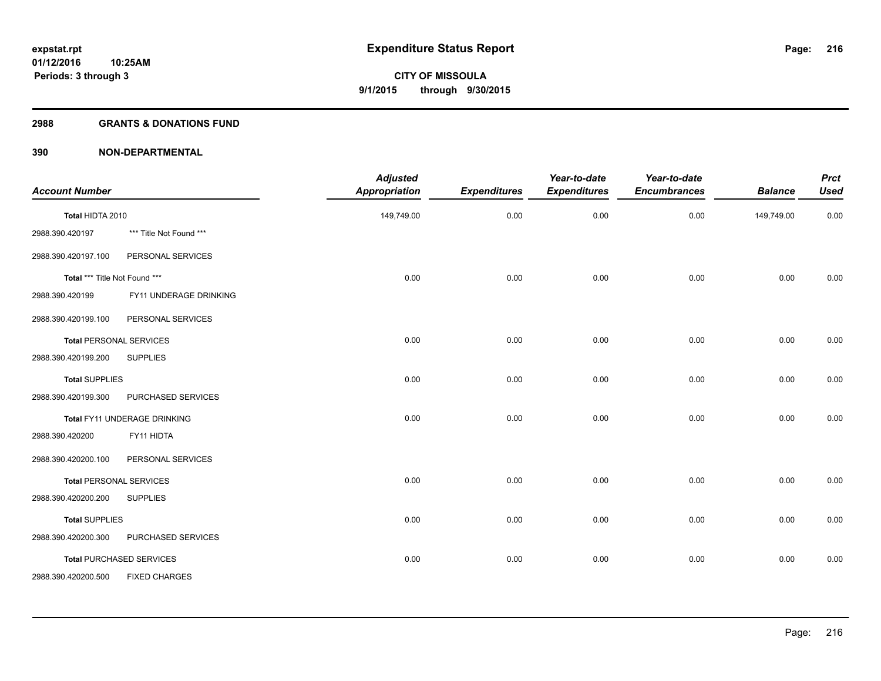# Expenditure Status Report

**CITY OF MISSOULA**

**9/1/2015 through 9/30/2015**

expstat.rpt
01/12/2016 10:25AM
Periods: 3 through 3

## 2988 GRANTS & DONATIONS FUND

## 390 NON-DEPARTMENTAL

| Account Number | | Adjusted Appropriation | Expenditures | Year-to-date Expenditures | Year-to-date Encumbrances | Balance | Prct Used |
|---|---|---|---|---|---|---|---|
| **Total HIDTA 2010** | | 149,749.00 | 0.00 | 0.00 | 0.00 | 149,749.00 | 0.00 |
| 2988.390.420197 | *** Title Not Found *** | | | | | | |
| 2988.390.420197.100 | PERSONAL SERVICES | | | | | | |
| **Total *** Title Not Found *** ** | | 0.00 | 0.00 | 0.00 | 0.00 | 0.00 | 0.00 |
| 2988.390.420199 | FY11 UNDERAGE DRINKING | | | | | | |
| 2988.390.420199.100 | PERSONAL SERVICES | | | | | | |
| **Total PERSONAL SERVICES** | | 0.00 | 0.00 | 0.00 | 0.00 | 0.00 | 0.00 |
| 2988.390.420199.200 | SUPPLIES | | | | | | |
| **Total SUPPLIES** | | 0.00 | 0.00 | 0.00 | 0.00 | 0.00 | 0.00 |
| 2988.390.420199.300 | PURCHASED SERVICES | | | | | | |
| **Total FY11 UNDERAGE DRINKING** | | 0.00 | 0.00 | 0.00 | 0.00 | 0.00 | 0.00 |
| 2988.390.420200 | FY11 HIDTA | | | | | | |
| 2988.390.420200.100 | PERSONAL SERVICES | | | | | | |
| **Total PERSONAL SERVICES** | | 0.00 | 0.00 | 0.00 | 0.00 | 0.00 | 0.00 |
| 2988.390.420200.200 | SUPPLIES | | | | | | |
| **Total SUPPLIES** | | 0.00 | 0.00 | 0.00 | 0.00 | 0.00 | 0.00 |
| 2988.390.420200.300 | PURCHASED SERVICES | | | | | | |
| **Total PURCHASED SERVICES** | | 0.00 | 0.00 | 0.00 | 0.00 | 0.00 | 0.00 |
| 2988.390.420200.500 | FIXED CHARGES | | | | | | |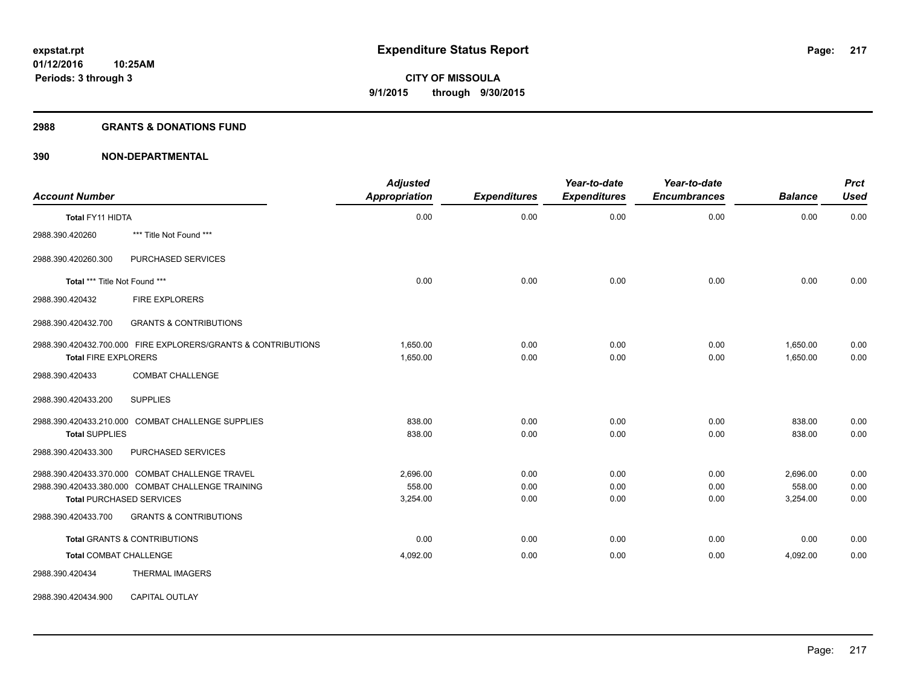**expstat.rpt**
**01/12/2016 10:25AM**
**Periods: 3 through 3**

# Expenditure Status Report

**CITY OF MISSOULA**
**9/1/2015 through 9/30/2015**

## 2988 GRANTS & DONATIONS FUND

## 390 NON-DEPARTMENTAL

| Account Number | | Adjusted Appropriation | Expenditures | Year-to-date Expenditures | Year-to-date Encumbrances | Balance | Prct Used |
|---|---|---|---|---|---|---|---|
| **Total** FY11 HIDTA | | 0.00 | 0.00 | 0.00 | 0.00 | 0.00 | 0.00 |
| 2988.390.420260 | *** Title Not Found *** | | | | | | |
| 2988.390.420260.300 | PURCHASED SERVICES | | | | | | |
| **Total** *** Title Not Found *** | | 0.00 | 0.00 | 0.00 | 0.00 | 0.00 | 0.00 |
| 2988.390.420432 | FIRE EXPLORERS | | | | | | |
| 2988.390.420432.700 | GRANTS & CONTRIBUTIONS | | | | | | |
| 2988.390.420432.700.000 | FIRE EXPLORERS/GRANTS & CONTRIBUTIONS | 1,650.00 | 0.00 | 0.00 | 0.00 | 1,650.00 | 0.00 |
| **Total** FIRE EXPLORERS | | 1,650.00 | 0.00 | 0.00 | 0.00 | 1,650.00 | 0.00 |
| 2988.390.420433 | COMBAT CHALLENGE | | | | | | |
| 2988.390.420433.200 | SUPPLIES | | | | | | |
| 2988.390.420433.210.000 | COMBAT CHALLENGE SUPPLIES | 838.00 | 0.00 | 0.00 | 0.00 | 838.00 | 0.00 |
| **Total** SUPPLIES | | 838.00 | 0.00 | 0.00 | 0.00 | 838.00 | 0.00 |
| 2988.390.420433.300 | PURCHASED SERVICES | | | | | | |
| 2988.390.420433.370.000 | COMBAT CHALLENGE TRAVEL | 2,696.00 | 0.00 | 0.00 | 0.00 | 2,696.00 | 0.00 |
| 2988.390.420433.380.000 | COMBAT CHALLENGE TRAINING | 558.00 | 0.00 | 0.00 | 0.00 | 558.00 | 0.00 |
| **Total** PURCHASED SERVICES | | 3,254.00 | 0.00 | 0.00 | 0.00 | 3,254.00 | 0.00 |
| 2988.390.420433.700 | GRANTS & CONTRIBUTIONS | | | | | | |
| **Total** GRANTS & CONTRIBUTIONS | | 0.00 | 0.00 | 0.00 | 0.00 | 0.00 | 0.00 |
| **Total** COMBAT CHALLENGE | | 4,092.00 | 0.00 | 0.00 | 0.00 | 4,092.00 | 0.00 |
| 2988.390.420434 | THERMAL IMAGERS | | | | | | |
| 2988.390.420434.900 | CAPITAL OUTLAY | | | | | | |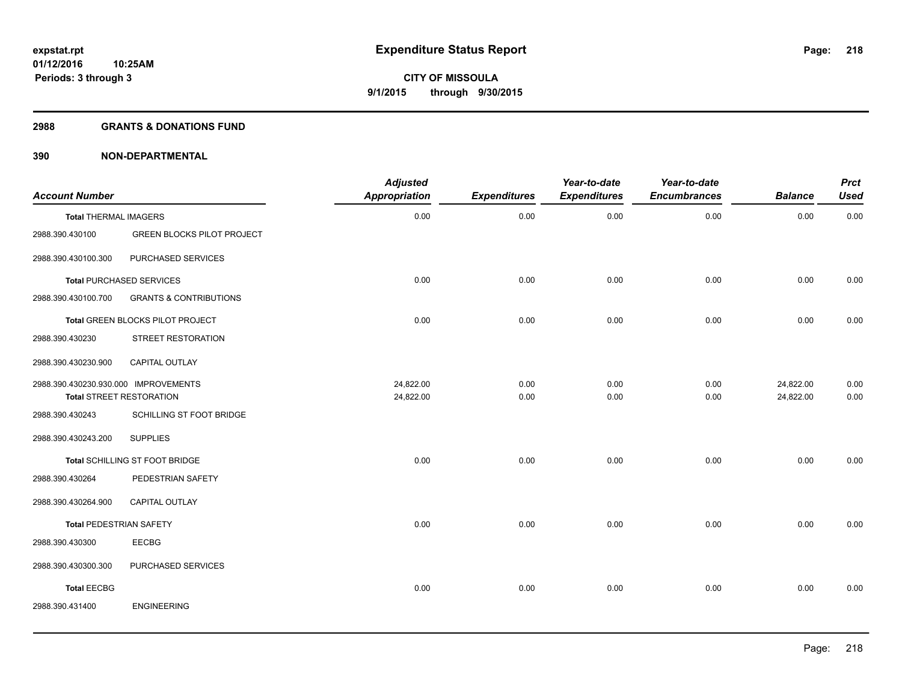# Expenditure Status Report

**CITY OF MISSOULA**
**9/1/2015 through 9/30/2015**

expstat.rpt
01/12/2016 10:25AM
Periods: 3 through 3

## 2988 GRANTS & DONATIONS FUND

### 390 NON-DEPARTMENTAL

| Account Number | | Adjusted Appropriation | Expenditures | Year-to-date Expenditures | Year-to-date Encumbrances | Balance | Prct Used |
|---|---|---|---|---|---|---|---|
| **Total** THERMAL IMAGERS | | 0.00 | 0.00 | 0.00 | 0.00 | 0.00 | 0.00 |
| 2988.390.430100 | GREEN BLOCKS PILOT PROJECT | | | | | | |
| 2988.390.430100.300 | PURCHASED SERVICES | | | | | | |
| **Total** PURCHASED SERVICES | | 0.00 | 0.00 | 0.00 | 0.00 | 0.00 | 0.00 |
| 2988.390.430100.700 | GRANTS & CONTRIBUTIONS | | | | | | |
| **Total** GREEN BLOCKS PILOT PROJECT | | 0.00 | 0.00 | 0.00 | 0.00 | 0.00 | 0.00 |
| 2988.390.430230 | STREET RESTORATION | | | | | | |
| 2988.390.430230.900 | CAPITAL OUTLAY | | | | | | |
| 2988.390.430230.930.000 | IMPROVEMENTS | 24,822.00 | 0.00 | 0.00 | 0.00 | 24,822.00 | 0.00 |
| **Total** STREET RESTORATION | | 24,822.00 | 0.00 | 0.00 | 0.00 | 24,822.00 | 0.00 |
| 2988.390.430243 | SCHILLING ST FOOT BRIDGE | | | | | | |
| 2988.390.430243.200 | SUPPLIES | | | | | | |
| **Total** SCHILLING ST FOOT BRIDGE | | 0.00 | 0.00 | 0.00 | 0.00 | 0.00 | 0.00 |
| 2988.390.430264 | PEDESTRIAN SAFETY | | | | | | |
| 2988.390.430264.900 | CAPITAL OUTLAY | | | | | | |
| **Total** PEDESTRIAN SAFETY | | 0.00 | 0.00 | 0.00 | 0.00 | 0.00 | 0.00 |
| 2988.390.430300 | EECBG | | | | | | |
| 2988.390.430300.300 | PURCHASED SERVICES | | | | | | |
| **Total** EECBG | | 0.00 | 0.00 | 0.00 | 0.00 | 0.00 | 0.00 |
| 2988.390.431400 | ENGINEERING | | | | | | |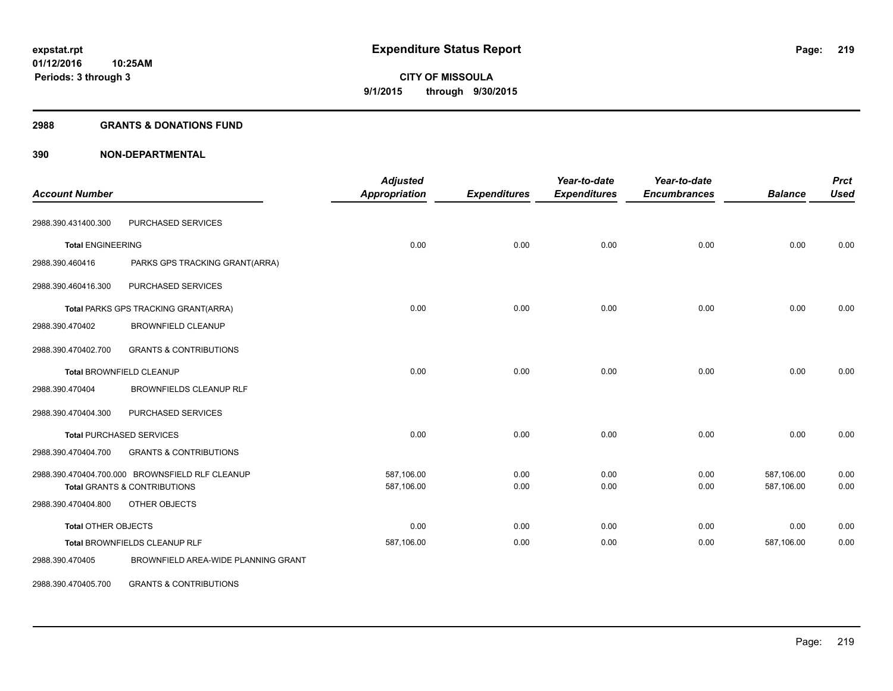# Expenditure Status Report

expstat.rpt
01/12/2016 10:25AM
Periods: 3 through 3

**CITY OF MISSOULA**
**9/1/2015 through 9/30/2015**

## 2988 GRANTS & DONATIONS FUND

## 390 NON-DEPARTMENTAL

| Account Number | | Adjusted Appropriation | Expenditures | Year-to-date Expenditures | Year-to-date Encumbrances | Balance | Prct Used |
|---|---|---|---|---|---|---|---|
| 2988.390.431400.300 | PURCHASED SERVICES | | | | | | |
| **Total** ENGINEERING | | 0.00 | 0.00 | 0.00 | 0.00 | 0.00 | 0.00 |
| 2988.390.460416 | PARKS GPS TRACKING GRANT(ARRA) | | | | | | |
| 2988.390.460416.300 | PURCHASED SERVICES | | | | | | |
| **Total** PARKS GPS TRACKING GRANT(ARRA) | | 0.00 | 0.00 | 0.00 | 0.00 | 0.00 | 0.00 |
| 2988.390.470402 | BROWNFIELD CLEANUP | | | | | | |
| 2988.390.470402.700 | GRANTS & CONTRIBUTIONS | | | | | | |
| **Total** BROWNFIELD CLEANUP | | 0.00 | 0.00 | 0.00 | 0.00 | 0.00 | 0.00 |
| 2988.390.470404 | BROWNFIELDS CLEANUP RLF | | | | | | |
| 2988.390.470404.300 | PURCHASED SERVICES | | | | | | |
| **Total** PURCHASED SERVICES | | 0.00 | 0.00 | 0.00 | 0.00 | 0.00 | 0.00 |
| 2988.390.470404.700 | GRANTS & CONTRIBUTIONS | | | | | | |
| 2988.390.470404.700.000 | BROWNSFIELD RLF CLEANUP | 587,106.00 | 0.00 | 0.00 | 0.00 | 587,106.00 | 0.00 |
| **Total** GRANTS & CONTRIBUTIONS | | 587,106.00 | 0.00 | 0.00 | 0.00 | 587,106.00 | 0.00 |
| 2988.390.470404.800 | OTHER OBJECTS | | | | | | |
| **Total** OTHER OBJECTS | | 0.00 | 0.00 | 0.00 | 0.00 | 0.00 | 0.00 |
| **Total** BROWNFIELDS CLEANUP RLF | | 587,106.00 | 0.00 | 0.00 | 0.00 | 587,106.00 | 0.00 |
| 2988.390.470405 | BROWNFIELD AREA-WIDE PLANNING GRANT | | | | | | |
| 2988.390.470405.700 | GRANTS & CONTRIBUTIONS | | | | | | |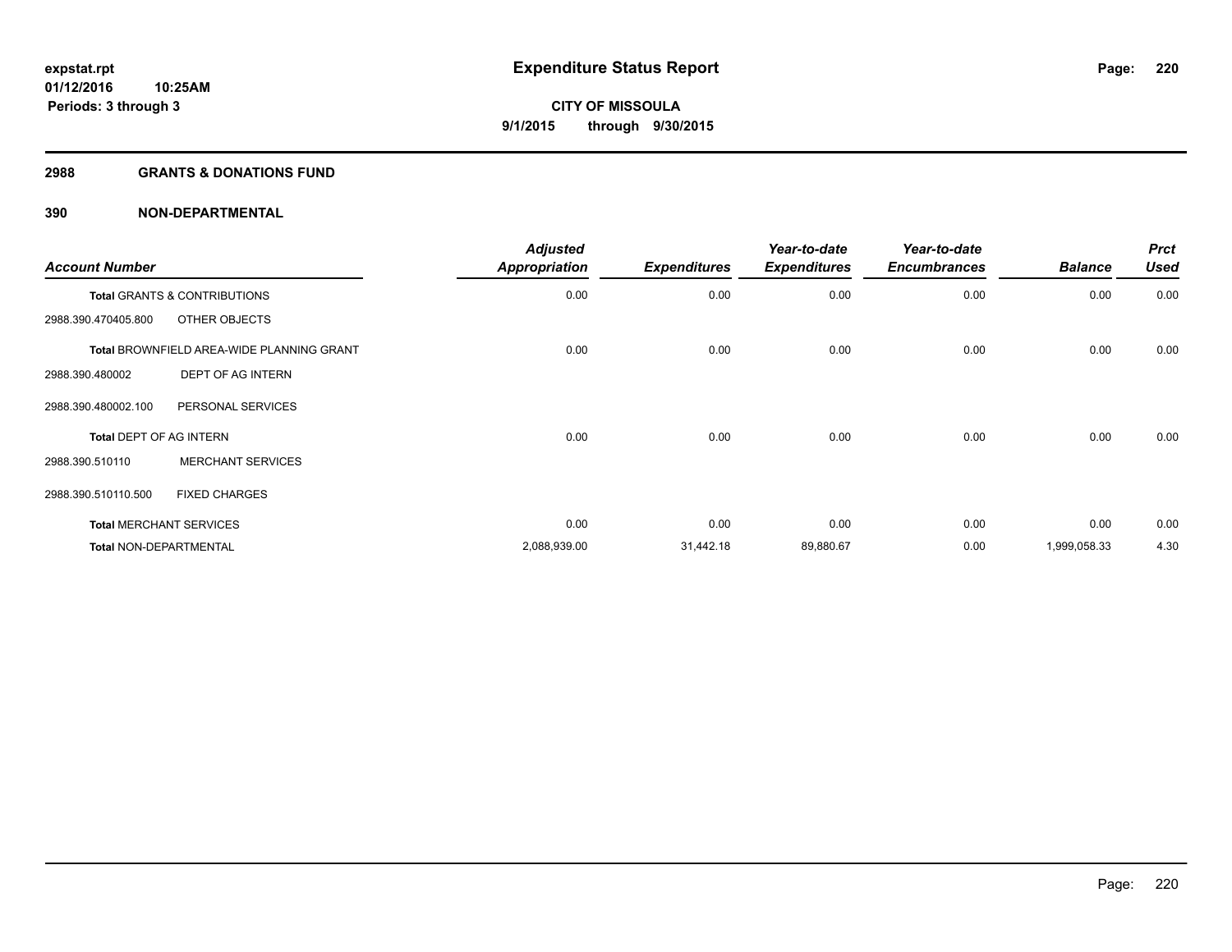# Expenditure Status Report

**CITY OF MISSOULA**
**9/1/2015 through 9/30/2015**

expstat.rpt
01/12/2016 10:25AM
Periods: 3 through 3

## 2988 GRANTS & DONATIONS FUND

### 390 NON-DEPARTMENTAL

| Account Number | | Adjusted Appropriation | Expenditures | Year-to-date Expenditures | Year-to-date Encumbrances | Balance | Prct Used |
|---|---|---|---|---|---|---|---|
| **Total** GRANTS & CONTRIBUTIONS | | 0.00 | 0.00 | 0.00 | 0.00 | 0.00 | 0.00 |
| 2988.390.470405.800 | OTHER OBJECTS | | | | | | |
| **Total** BROWNFIELD AREA-WIDE PLANNING GRANT | | 0.00 | 0.00 | 0.00 | 0.00 | 0.00 | 0.00 |
| 2988.390.480002 | DEPT OF AG INTERN | | | | | | |
| 2988.390.480002.100 | PERSONAL SERVICES | | | | | | |
| **Total** DEPT OF AG INTERN | | 0.00 | 0.00 | 0.00 | 0.00 | 0.00 | 0.00 |
| 2988.390.510110 | MERCHANT SERVICES | | | | | | |
| 2988.390.510110.500 | FIXED CHARGES | | | | | | |
| **Total** MERCHANT SERVICES | | 0.00 | 0.00 | 0.00 | 0.00 | 0.00 | 0.00 |
| **Total** NON-DEPARTMENTAL | | 2,088,939.00 | 31,442.18 | 89,880.67 | 0.00 | 1,999,058.33 | 4.30 |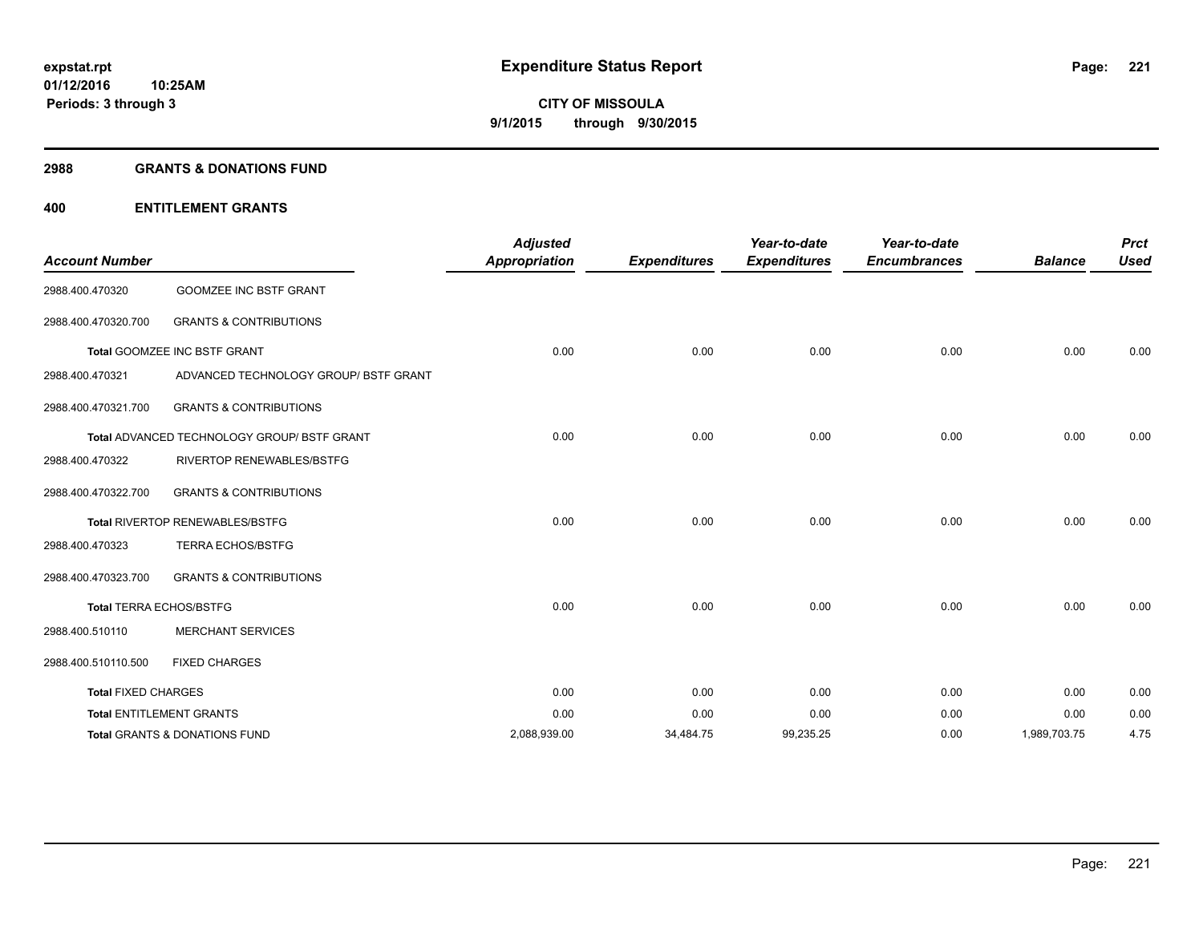**expstat.rpt**
**01/12/2016 10:25AM**
**Periods: 3 through 3**

# Expenditure Status Report

**CITY OF MISSOULA**
**9/1/2015 through 9/30/2015**

## 2988 GRANTS & DONATIONS FUND

## 400 ENTITLEMENT GRANTS

| Account Number | | Adjusted Appropriation | Expenditures | Year-to-date Expenditures | Year-to-date Encumbrances | Balance | Prct Used |
|---|---|---|---|---|---|---|---|
| 2988.400.470320 | GOOMZEE INC BSTF GRANT | | | | | | |
| 2988.400.470320.700 | GRANTS & CONTRIBUTIONS | | | | | | |
| **Total** GOOMZEE INC BSTF GRANT | | 0.00 | 0.00 | 0.00 | 0.00 | 0.00 | 0.00 |
| 2988.400.470321 | ADVANCED TECHNOLOGY GROUP/ BSTF GRANT | | | | | | |
| 2988.400.470321.700 | GRANTS & CONTRIBUTIONS | | | | | | |
| **Total** ADVANCED TECHNOLOGY GROUP/ BSTF GRANT | | 0.00 | 0.00 | 0.00 | 0.00 | 0.00 | 0.00 |
| 2988.400.470322 | RIVERTOP RENEWABLES/BSTFG | | | | | | |
| 2988.400.470322.700 | GRANTS & CONTRIBUTIONS | | | | | | |
| **Total** RIVERTOP RENEWABLES/BSTFG | | 0.00 | 0.00 | 0.00 | 0.00 | 0.00 | 0.00 |
| 2988.400.470323 | TERRA ECHOS/BSTFG | | | | | | |
| 2988.400.470323.700 | GRANTS & CONTRIBUTIONS | | | | | | |
| **Total** TERRA ECHOS/BSTFG | | 0.00 | 0.00 | 0.00 | 0.00 | 0.00 | 0.00 |
| 2988.400.510110 | MERCHANT SERVICES | | | | | | |
| 2988.400.510110.500 | FIXED CHARGES | | | | | | |
| **Total** FIXED CHARGES | | 0.00 | 0.00 | 0.00 | 0.00 | 0.00 | 0.00 |
| **Total** ENTITLEMENT GRANTS | | 0.00 | 0.00 | 0.00 | 0.00 | 0.00 | 0.00 |
| **Total** GRANTS & DONATIONS FUND | | 2,088,939.00 | 34,484.75 | 99,235.25 | 0.00 | 1,989,703.75 | 4.75 |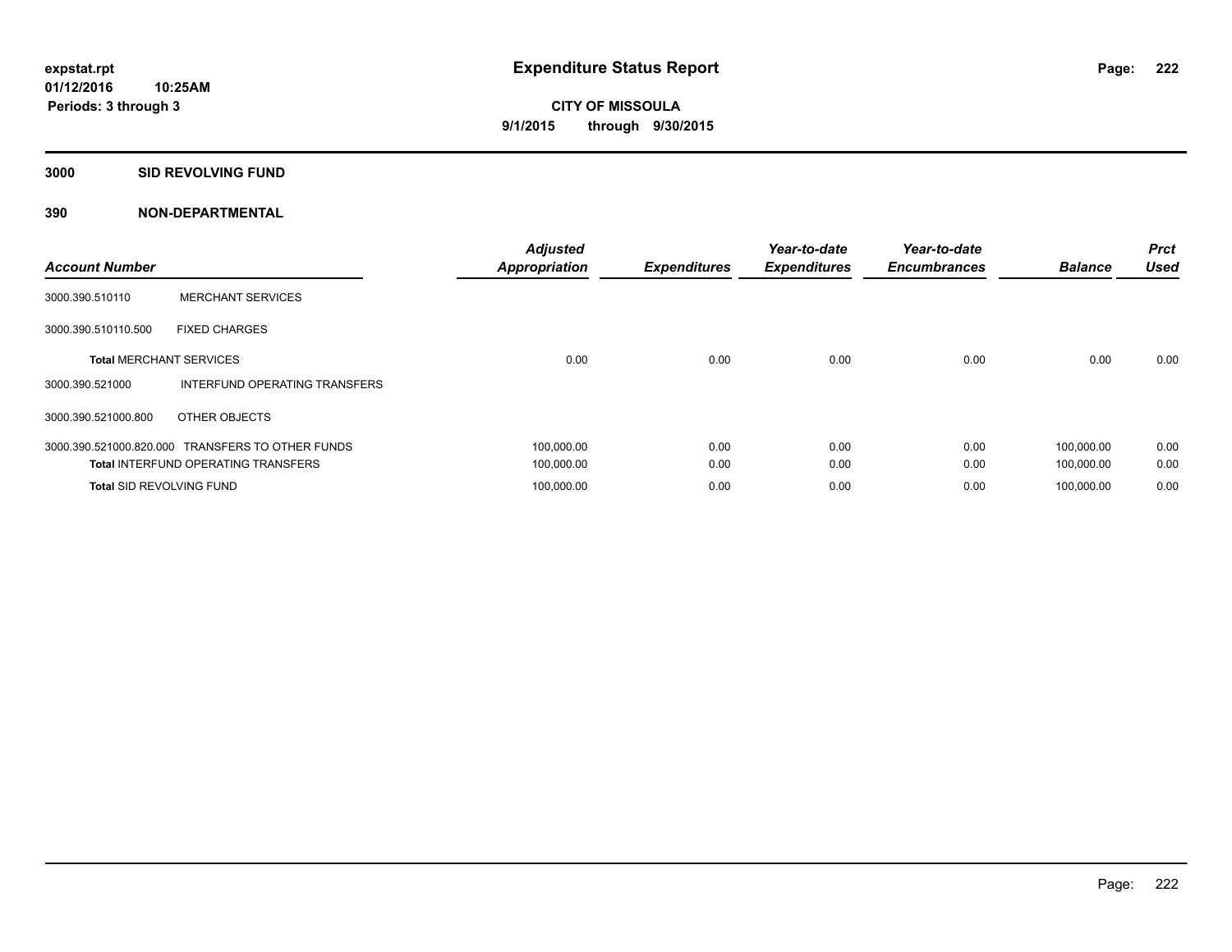# Expenditure Status Report

**expstat.rpt**
**01/12/2016 10:25AM**
**Periods: 3 through 3**

**CITY OF MISSOULA**
**9/1/2015 through 9/30/2015**

## 3000 SID REVOLVING FUND

### 390 NON-DEPARTMENTAL

| Account Number | | Adjusted Appropriation | Expenditures | Year-to-date Expenditures | Year-to-date Encumbrances | Balance | Prct Used |
|---|---|---|---|---|---|---|---|
| 3000.390.510110 | MERCHANT SERVICES | | | | | | |
| 3000.390.510110.500 | FIXED CHARGES | | | | | | |
| **Total** MERCHANT SERVICES | | 0.00 | 0.00 | 0.00 | 0.00 | 0.00 | 0.00 |
| 3000.390.521000 | INTERFUND OPERATING TRANSFERS | | | | | | |
| 3000.390.521000.800 | OTHER OBJECTS | | | | | | |
| 3000.390.521000.820.000 | TRANSFERS TO OTHER FUNDS | 100,000.00 | 0.00 | 0.00 | 0.00 | 100,000.00 | 0.00 |
| **Total** INTERFUND OPERATING TRANSFERS | | 100,000.00 | 0.00 | 0.00 | 0.00 | 100,000.00 | 0.00 |
| **Total** SID REVOLVING FUND | | 100,000.00 | 0.00 | 0.00 | 0.00 | 100,000.00 | 0.00 |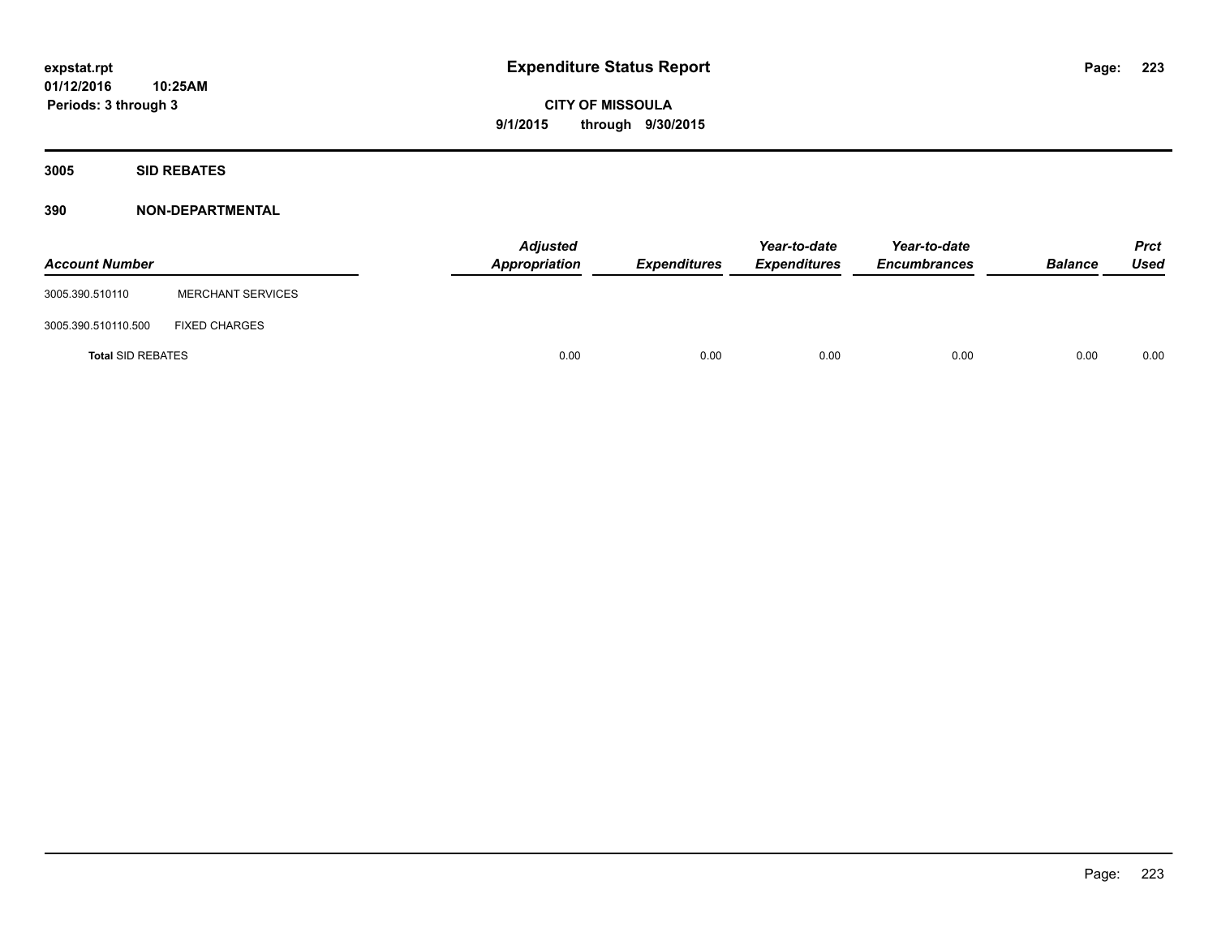**expstat.rpt**
**01/12/2016 10:25AM**
**Periods: 3 through 3**

# Expenditure Status Report

**CITY OF MISSOULA**
**9/1/2015 through 9/30/2015**

## 3005 SID REBATES

### 390 NON-DEPARTMENTAL

| Account Number | | Adjusted Appropriation | Expenditures | Year-to-date Expenditures | Year-to-date Encumbrances | Balance | Prct Used |
|---|---|---|---|---|---|---|---|
| 3005.390.510110 | MERCHANT SERVICES | | | | | | |
| 3005.390.510110.500 | FIXED CHARGES | | | | | | |
| **Total** SID REBATES | | 0.00 | 0.00 | 0.00 | 0.00 | 0.00 | 0.00 |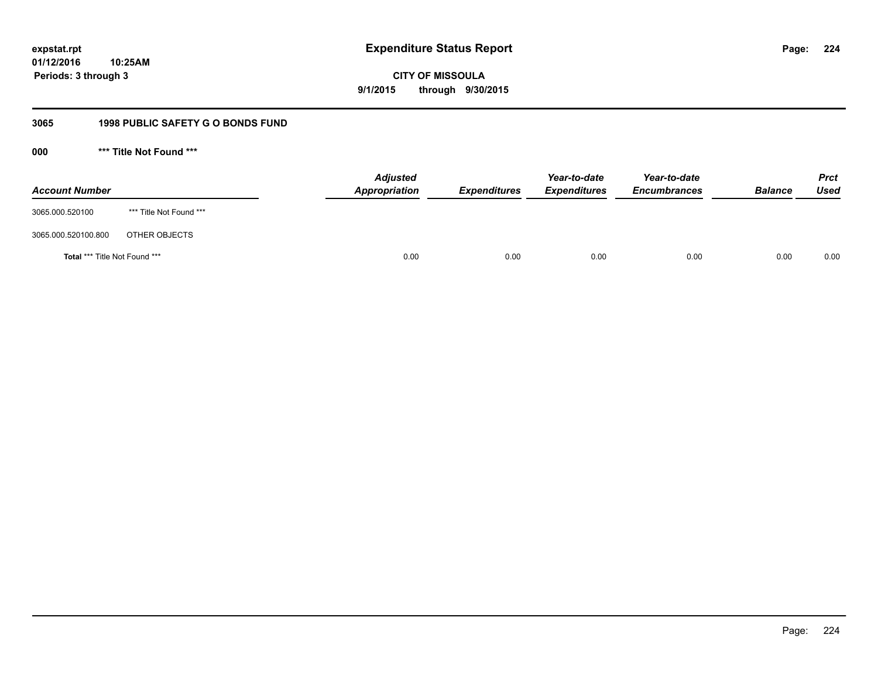**expstat.rpt**
**01/12/2016 10:25AM**
**Periods: 3 through 3**

# Expenditure Status Report

**CITY OF MISSOULA**
**9/1/2015 through 9/30/2015**

## 3065 1998 PUBLIC SAFETY G O BONDS FUND

### 000 *** Title Not Found ***

| Account Number | | Adjusted Appropriation | Expenditures | Year-to-date Expenditures | Year-to-date Encumbrances | Balance | Prct Used |
|---|---|---|---|---|---|---|---|
| 3065.000.520100 | *** Title Not Found *** | | | | | | |
| 3065.000.520100.800 | OTHER OBJECTS | | | | | | |
| **Total** *** Title Not Found *** | | 0.00 | 0.00 | 0.00 | 0.00 | 0.00 | 0.00 |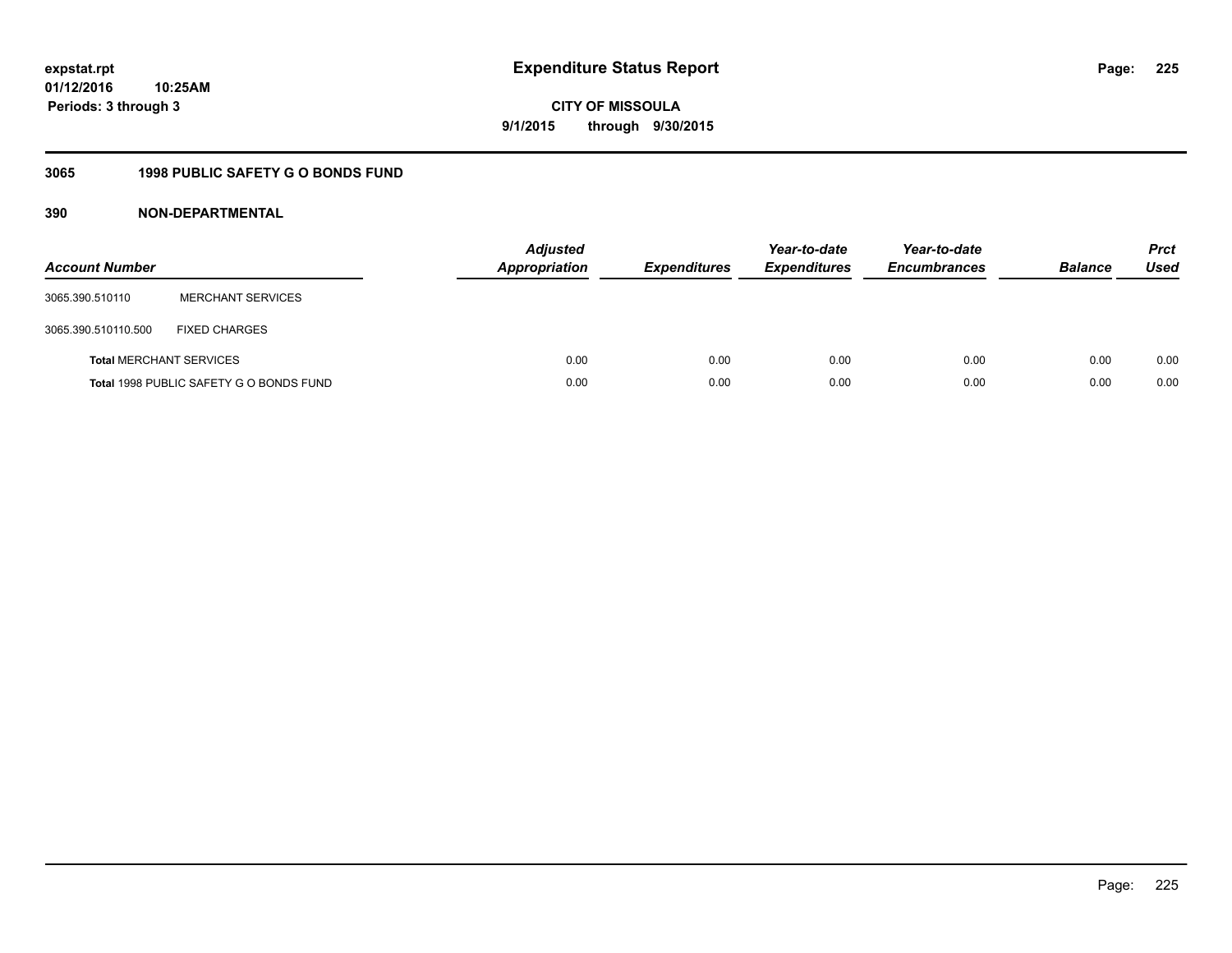**expstat.rpt**
**01/12/2016 10:25AM**
**Periods: 3 through 3**

# Expenditure Status Report

**CITY OF MISSOULA**
**9/1/2015 through 9/30/2015**

## 3065 1998 PUBLIC SAFETY G O BONDS FUND

### 390 NON-DEPARTMENTAL

| Account Number | | Adjusted Appropriation | Expenditures | Year-to-date Expenditures | Year-to-date Encumbrances | Balance | Prct Used |
|---|---|---|---|---|---|---|---|
| 3065.390.510110 | MERCHANT SERVICES | | | | | | |
| 3065.390.510110.500 | FIXED CHARGES | | | | | | |
| **Total** MERCHANT SERVICES | | 0.00 | 0.00 | 0.00 | 0.00 | 0.00 | 0.00 |
| **Total** 1998 PUBLIC SAFETY G O BONDS FUND | | 0.00 | 0.00 | 0.00 | 0.00 | 0.00 | 0.00 |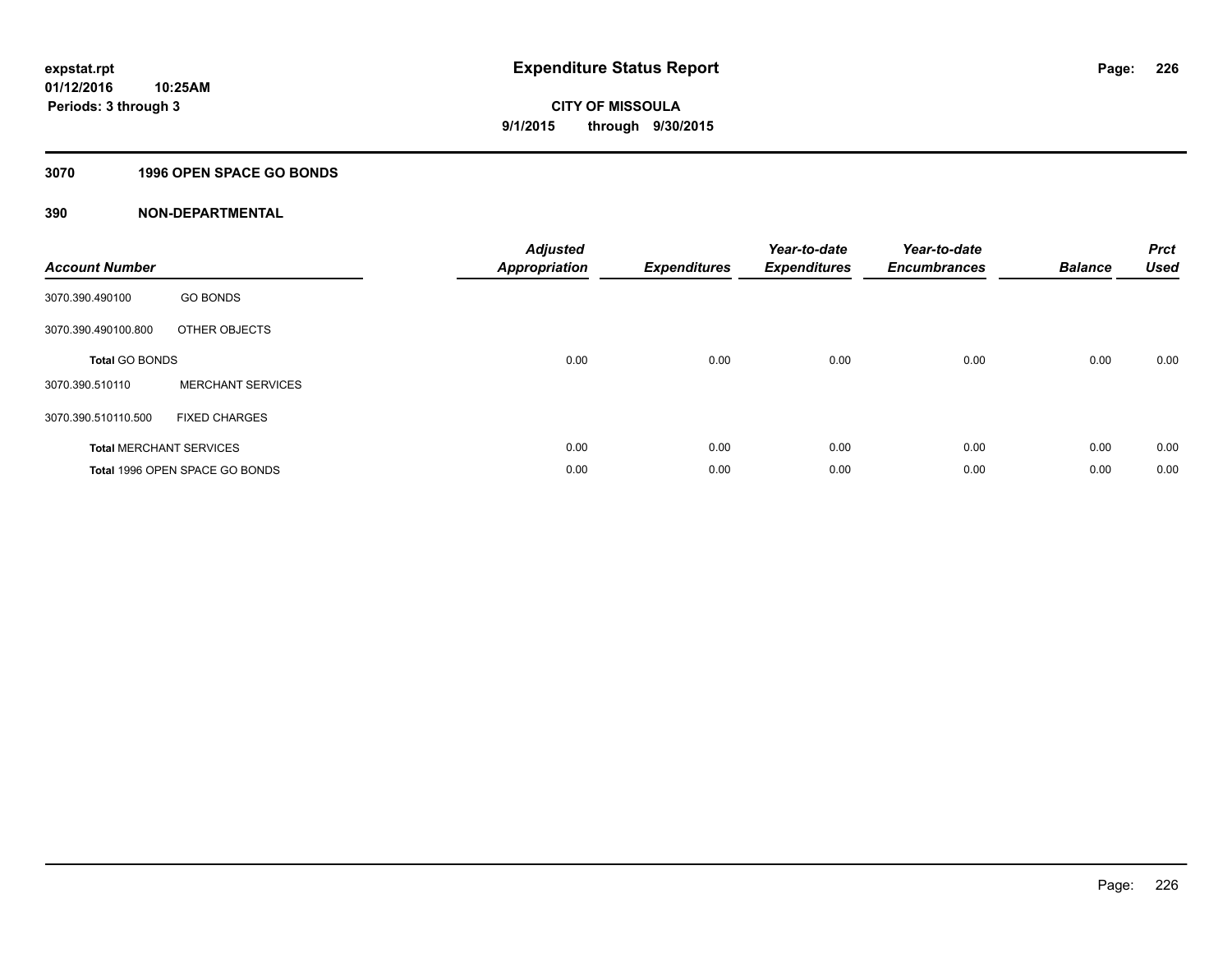# Expenditure Status Report

**CITY OF MISSOULA**

**9/1/2015 through 9/30/2015**

expstat.rpt
01/12/2016 10:25AM
Periods: 3 through 3

## 3070 1996 OPEN SPACE GO BONDS

### 390 NON-DEPARTMENTAL

| Account Number | | Adjusted Appropriation | Expenditures | Year-to-date Expenditures | Year-to-date Encumbrances | Balance | Prct Used |
|---|---|---|---|---|---|---|---|
| 3070.390.490100 | GO BONDS | | | | | | |
| 3070.390.490100.800 | OTHER OBJECTS | | | | | | |
| **Total** GO BONDS | | 0.00 | 0.00 | 0.00 | 0.00 | 0.00 | 0.00 |
| 3070.390.510110 | MERCHANT SERVICES | | | | | | |
| 3070.390.510110.500 | FIXED CHARGES | | | | | | |
| **Total** MERCHANT SERVICES | | 0.00 | 0.00 | 0.00 | 0.00 | 0.00 | 0.00 |
| **Total** 1996 OPEN SPACE GO BONDS | | 0.00 | 0.00 | 0.00 | 0.00 | 0.00 | 0.00 |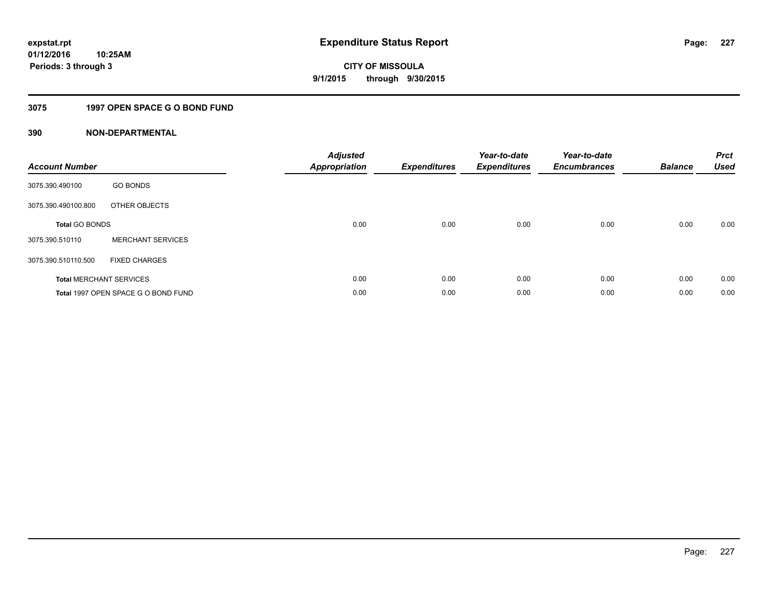**expstat.rpt**
**01/12/2016 10:25AM**
**Periods: 3 through 3**

# Expenditure Status Report

**CITY OF MISSOULA**
**9/1/2015 through 9/30/2015**

## 3075 1997 OPEN SPACE G O BOND FUND

### 390 NON-DEPARTMENTAL

| Account Number | | Adjusted Appropriation | Expenditures | Year-to-date Expenditures | Year-to-date Encumbrances | Balance | Prct Used |
|---|---|---|---|---|---|---|---|
| 3075.390.490100 | GO BONDS | | | | | | |
| 3075.390.490100.800 | OTHER OBJECTS | | | | | | |
| **Total** GO BONDS | | 0.00 | 0.00 | 0.00 | 0.00 | 0.00 | 0.00 |
| 3075.390.510110 | MERCHANT SERVICES | | | | | | |
| 3075.390.510110.500 | FIXED CHARGES | | | | | | |
| **Total** MERCHANT SERVICES | | 0.00 | 0.00 | 0.00 | 0.00 | 0.00 | 0.00 |
| **Total** 1997 OPEN SPACE G O BOND FUND | | 0.00 | 0.00 | 0.00 | 0.00 | 0.00 | 0.00 |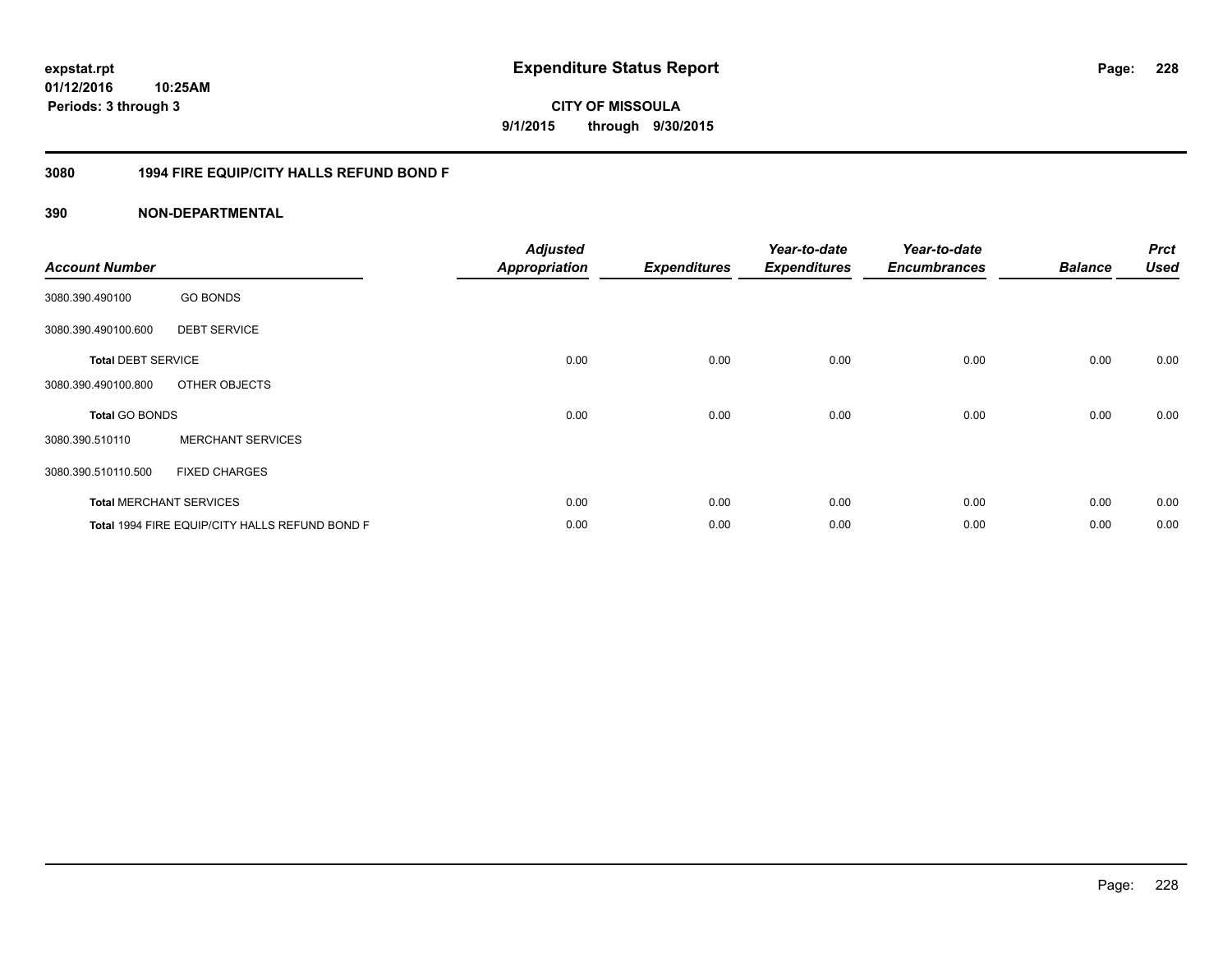**expstat.rpt**
**01/12/2016 10:25AM**
**Periods: 3 through 3**

# Expenditure Status Report

**CITY OF MISSOULA**
**9/1/2015 through 9/30/2015**

## 3080 1994 FIRE EQUIP/CITY HALLS REFUND BOND F

### 390 NON-DEPARTMENTAL

| Account Number | | Adjusted Appropriation | Expenditures | Year-to-date Expenditures | Year-to-date Encumbrances | Balance | Prct Used |
|---|---|---|---|---|---|---|---|
| 3080.390.490100 | GO BONDS | | | | | | |
| 3080.390.490100.600 | DEBT SERVICE | | | | | | |
| **Total** DEBT SERVICE | | 0.00 | 0.00 | 0.00 | 0.00 | 0.00 | 0.00 |
| 3080.390.490100.800 | OTHER OBJECTS | | | | | | |
| **Total** GO BONDS | | 0.00 | 0.00 | 0.00 | 0.00 | 0.00 | 0.00 |
| 3080.390.510110 | MERCHANT SERVICES | | | | | | |
| 3080.390.510110.500 | FIXED CHARGES | | | | | | |
| **Total** MERCHANT SERVICES | | 0.00 | 0.00 | 0.00 | 0.00 | 0.00 | 0.00 |
| **Total** 1994 FIRE EQUIP/CITY HALLS REFUND BOND F | | 0.00 | 0.00 | 0.00 | 0.00 | 0.00 | 0.00 |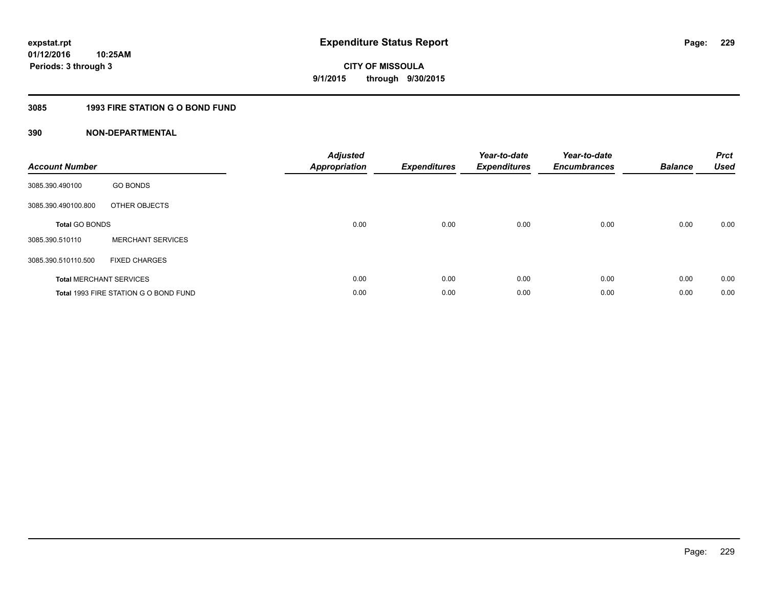expstat.rpt
01/12/2016 10:25AM
Periods: 3 through 3

# Expenditure Status Report

CITY OF MISSOULA
9/1/2015 through 9/30/2015

## 3085 1993 FIRE STATION G O BOND FUND

## 390 NON-DEPARTMENTAL

| Account Number | | Adjusted Appropriation | Expenditures | Year-to-date Expenditures | Year-to-date Encumbrances | Balance | Prct Used |
|---|---|---|---|---|---|---|---|
| 3085.390.490100 | GO BONDS | | | | | | |
| 3085.390.490100.800 | OTHER OBJECTS | | | | | | |
| **Total** GO BONDS | | 0.00 | 0.00 | 0.00 | 0.00 | 0.00 | 0.00 |
| 3085.390.510110 | MERCHANT SERVICES | | | | | | |
| 3085.390.510110.500 | FIXED CHARGES | | | | | | |
| **Total** MERCHANT SERVICES | | 0.00 | 0.00 | 0.00 | 0.00 | 0.00 | 0.00 |
| **Total** 1993 FIRE STATION G O BOND FUND | | 0.00 | 0.00 | 0.00 | 0.00 | 0.00 | 0.00 |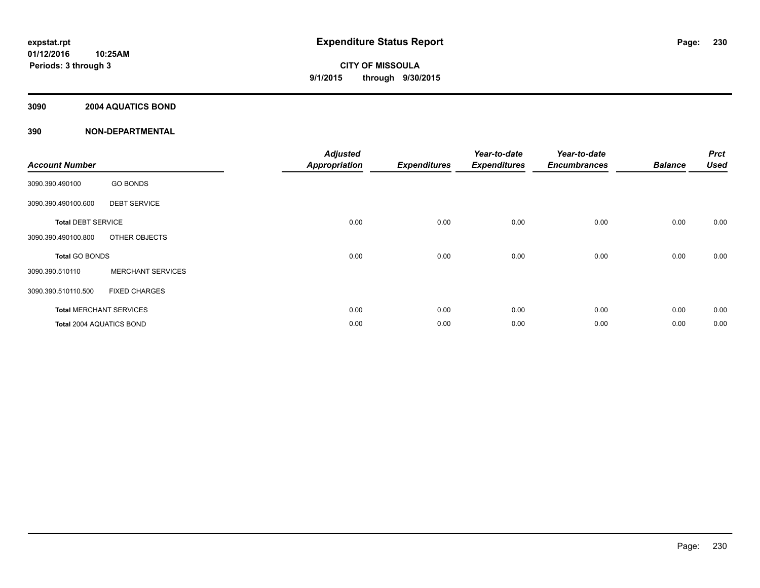# Expenditure Status Report

expstat.rpt
01/12/2016 10:25AM
Periods: 3 through 3

**CITY OF MISSOULA**
**9/1/2015 through 9/30/2015**

## 3090 2004 AQUATICS BOND

## 390 NON-DEPARTMENTAL

| Account Number | | Adjusted Appropriation | Expenditures | Year-to-date Expenditures | Year-to-date Encumbrances | Balance | Prct Used |
|---|---|---|---|---|---|---|---|
| 3090.390.490100 | GO BONDS | | | | | | |
| 3090.390.490100.600 | DEBT SERVICE | | | | | | |
| **Total** DEBT SERVICE | | 0.00 | 0.00 | 0.00 | 0.00 | 0.00 | 0.00 |
| 3090.390.490100.800 | OTHER OBJECTS | | | | | | |
| **Total** GO BONDS | | 0.00 | 0.00 | 0.00 | 0.00 | 0.00 | 0.00 |
| 3090.390.510110 | MERCHANT SERVICES | | | | | | |
| 3090.390.510110.500 | FIXED CHARGES | | | | | | |
| **Total** MERCHANT SERVICES | | 0.00 | 0.00 | 0.00 | 0.00 | 0.00 | 0.00 |
| **Total** 2004 AQUATICS BOND | | 0.00 | 0.00 | 0.00 | 0.00 | 0.00 | 0.00 |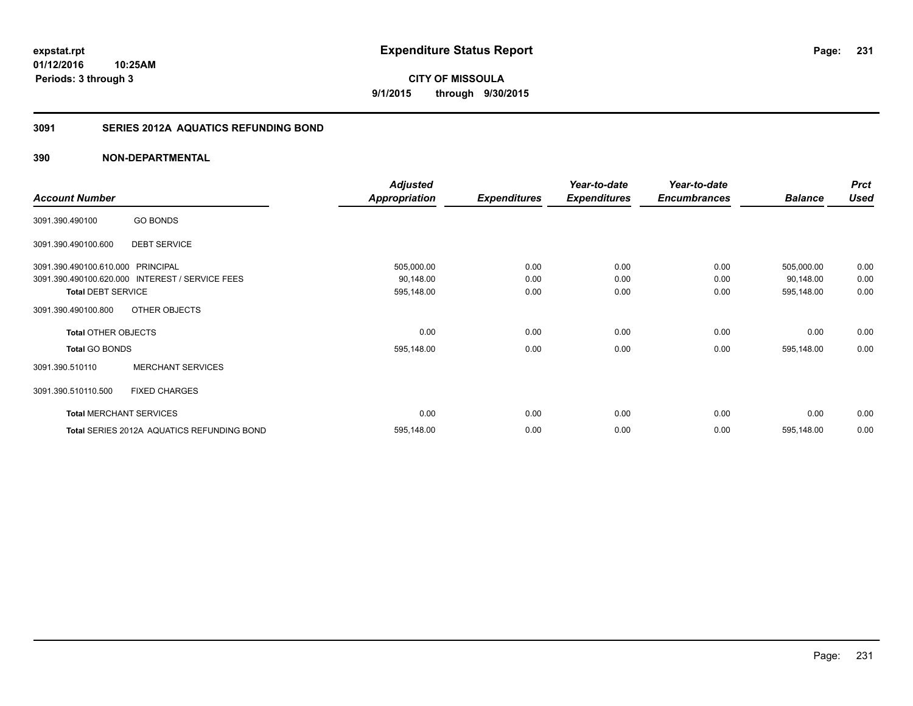expstat.rpt
01/12/2016 10:25AM
Periods: 3 through 3

# Expenditure Status Report

CITY OF MISSOULA
9/1/2015 through 9/30/2015

## 3091 SERIES 2012A AQUATICS REFUNDING BOND

## 390 NON-DEPARTMENTAL

| Account Number | | Adjusted Appropriation | Expenditures | Year-to-date Expenditures | Year-to-date Encumbrances | Balance | Prct Used |
|---|---|---|---|---|---|---|---|
| 3091.390.490100 | GO BONDS | | | | | | |
| 3091.390.490100.600 | DEBT SERVICE | | | | | | |
| 3091.390.490100.610.000 | PRINCIPAL | 505,000.00 | 0.00 | 0.00 | 0.00 | 505,000.00 | 0.00 |
| 3091.390.490100.620.000 | INTEREST / SERVICE FEES | 90,148.00 | 0.00 | 0.00 | 0.00 | 90,148.00 | 0.00 |
| **Total** DEBT SERVICE | | 595,148.00 | 0.00 | 0.00 | 0.00 | 595,148.00 | 0.00 |
| 3091.390.490100.800 | OTHER OBJECTS | | | | | | |
| **Total** OTHER OBJECTS | | 0.00 | 0.00 | 0.00 | 0.00 | 0.00 | 0.00 |
| **Total** GO BONDS | | 595,148.00 | 0.00 | 0.00 | 0.00 | 595,148.00 | 0.00 |
| 3091.390.510110 | MERCHANT SERVICES | | | | | | |
| 3091.390.510110.500 | FIXED CHARGES | | | | | | |
| **Total** MERCHANT SERVICES | | 0.00 | 0.00 | 0.00 | 0.00 | 0.00 | 0.00 |
| **Total** SERIES 2012A AQUATICS REFUNDING BOND | | 595,148.00 | 0.00 | 0.00 | 0.00 | 595,148.00 | 0.00 |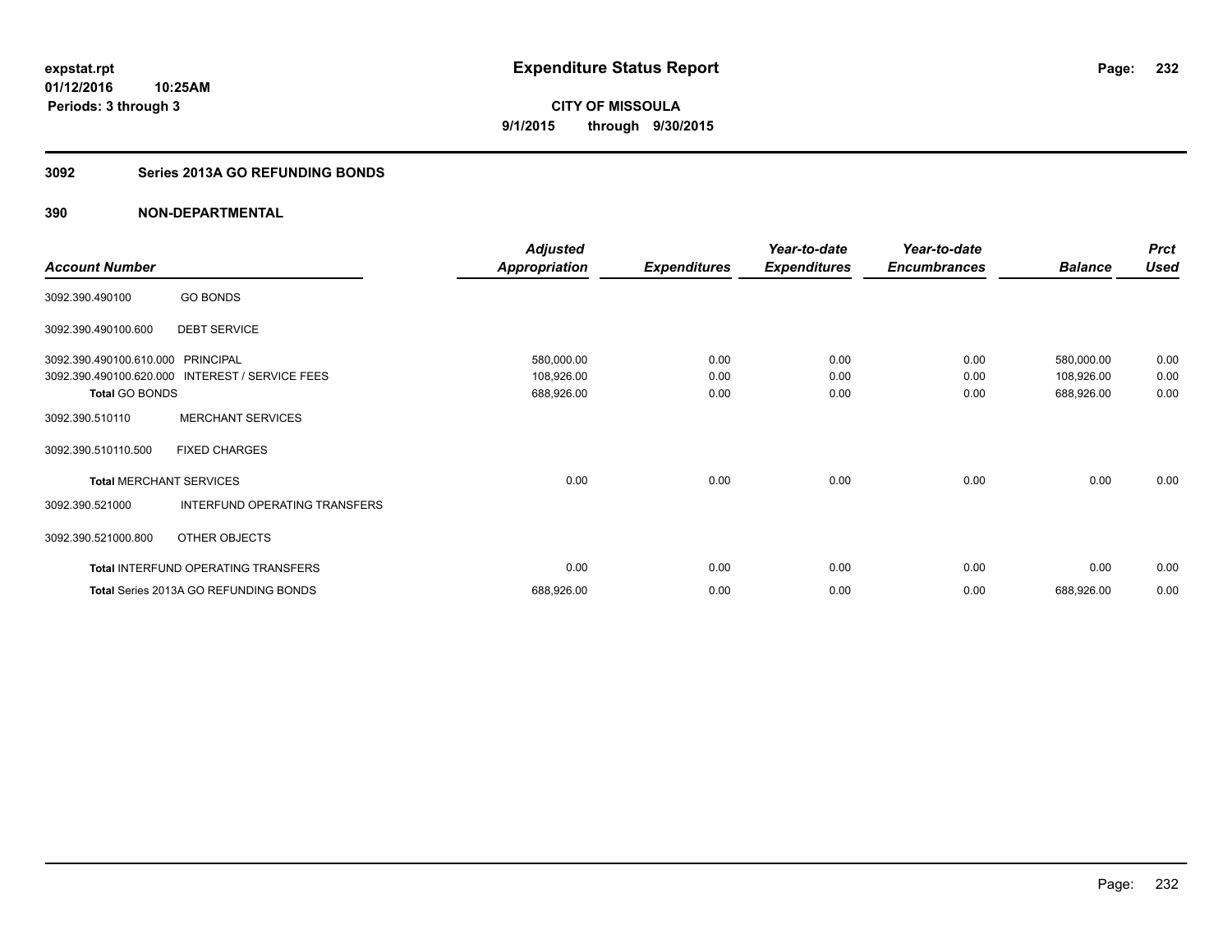expstat.rpt
01/12/2016 10:25AM
Periods: 3 through 3

# Expenditure Status Report

**CITY OF MISSOULA**
**9/1/2015 through 9/30/2015**

## 3092 Series 2013A GO REFUNDING BONDS

### 390 NON-DEPARTMENTAL

| Account Number | | Adjusted Appropriation | Expenditures | Year-to-date Expenditures | Year-to-date Encumbrances | Balance | Prct Used |
|---|---|---|---|---|---|---|---|
| 3092.390.490100 | GO BONDS | | | | | | |
| 3092.390.490100.600 | DEBT SERVICE | | | | | | |
| 3092.390.490100.610.000 | PRINCIPAL | 580,000.00 | 0.00 | 0.00 | 0.00 | 580,000.00 | 0.00 |
| 3092.390.490100.620.000 | INTEREST / SERVICE FEES | 108,926.00 | 0.00 | 0.00 | 0.00 | 108,926.00 | 0.00 |
| **Total** GO BONDS | | 688,926.00 | 0.00 | 0.00 | 0.00 | 688,926.00 | 0.00 |
| 3092.390.510110 | MERCHANT SERVICES | | | | | | |
| 3092.390.510110.500 | FIXED CHARGES | | | | | | |
| **Total** MERCHANT SERVICES | | 0.00 | 0.00 | 0.00 | 0.00 | 0.00 | 0.00 |
| 3092.390.521000 | INTERFUND OPERATING TRANSFERS | | | | | | |
| 3092.390.521000.800 | OTHER OBJECTS | | | | | | |
| **Total** INTERFUND OPERATING TRANSFERS | | 0.00 | 0.00 | 0.00 | 0.00 | 0.00 | 0.00 |
| **Total** Series 2013A GO REFUNDING BONDS | | 688,926.00 | 0.00 | 0.00 | 0.00 | 688,926.00 | 0.00 |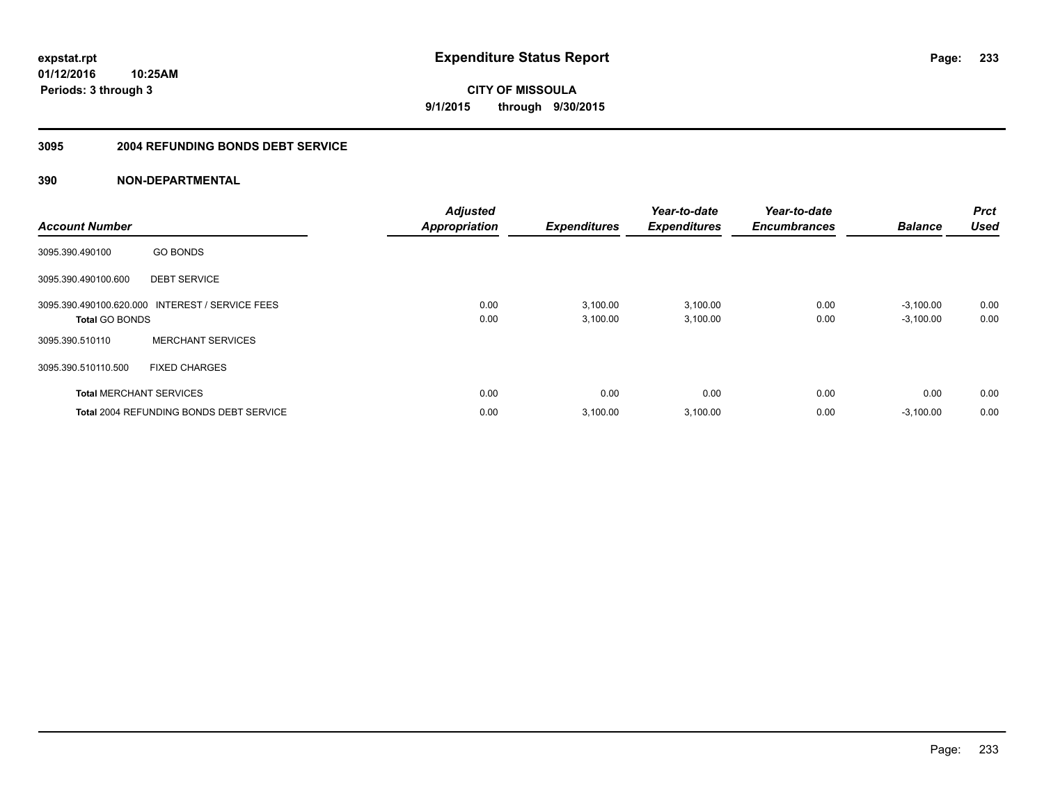**expstat.rpt**
**01/12/2016 10:25AM**
**Periods: 3 through 3**

# Expenditure Status Report

**CITY OF MISSOULA**
**9/1/2015 through 9/30/2015**

## 3095 2004 REFUNDING BONDS DEBT SERVICE

### 390 NON-DEPARTMENTAL

| Account Number | | Adjusted Appropriation | Expenditures | Year-to-date Expenditures | Year-to-date Encumbrances | Balance | Prct Used |
|---|---|---|---|---|---|---|---|
| 3095.390.490100 | GO BONDS | | | | | | |
| 3095.390.490100.600 | DEBT SERVICE | | | | | | |
| 3095.390.490100.620.000 | INTEREST / SERVICE FEES | 0.00 | 3,100.00 | 3,100.00 | 0.00 | -3,100.00 | 0.00 |
| **Total** GO BONDS | | 0.00 | 3,100.00 | 3,100.00 | 0.00 | -3,100.00 | 0.00 |
| 3095.390.510110 | MERCHANT SERVICES | | | | | | |
| 3095.390.510110.500 | FIXED CHARGES | | | | | | |
| **Total** MERCHANT SERVICES | | 0.00 | 0.00 | 0.00 | 0.00 | 0.00 | 0.00 |
| **Total** 2004 REFUNDING BONDS DEBT SERVICE | | 0.00 | 3,100.00 | 3,100.00 | 0.00 | -3,100.00 | 0.00 |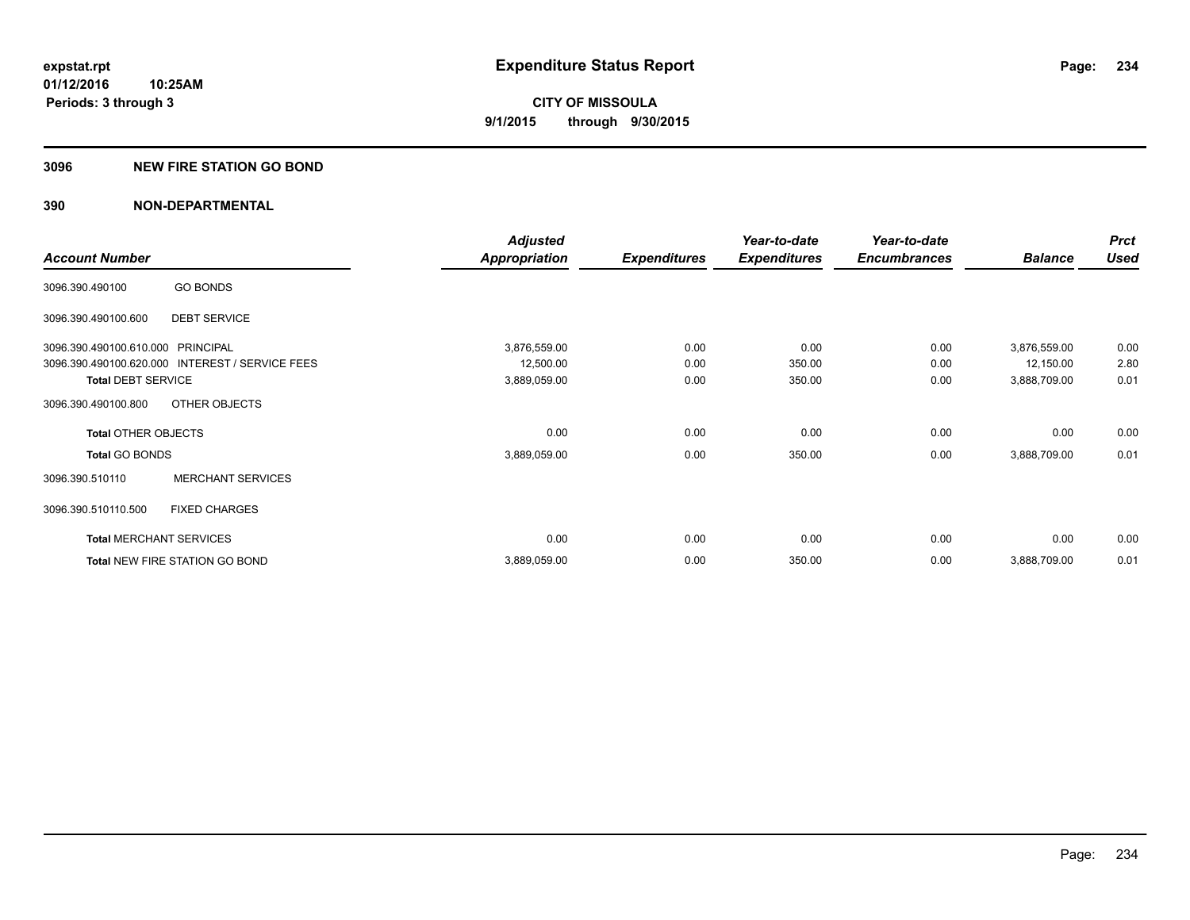**expstat.rpt**
**01/12/2016 10:25AM**
**Periods: 3 through 3**

# Expenditure Status Report

**CITY OF MISSOULA**
**9/1/2015 through 9/30/2015**

## 3096 NEW FIRE STATION GO BOND

### 390 NON-DEPARTMENTAL

| Account Number | | Adjusted Appropriation | Expenditures | Year-to-date Expenditures | Year-to-date Encumbrances | Balance | Prct Used |
|---|---|---|---|---|---|---|---|
| 3096.390.490100 | GO BONDS | | | | | | |
| 3096.390.490100.600 | DEBT SERVICE | | | | | | |
| 3096.390.490100.610.000 | PRINCIPAL | 3,876,559.00 | 0.00 | 0.00 | 0.00 | 3,876,559.00 | 0.00 |
| 3096.390.490100.620.000 | INTEREST / SERVICE FEES | 12,500.00 | 0.00 | 350.00 | 0.00 | 12,150.00 | 2.80 |
| **Total** DEBT SERVICE | | 3,889,059.00 | 0.00 | 350.00 | 0.00 | 3,888,709.00 | 0.01 |
| 3096.390.490100.800 | OTHER OBJECTS | | | | | | |
| **Total** OTHER OBJECTS | | 0.00 | 0.00 | 0.00 | 0.00 | 0.00 | 0.00 |
| **Total** GO BONDS | | 3,889,059.00 | 0.00 | 350.00 | 0.00 | 3,888,709.00 | 0.01 |
| 3096.390.510110 | MERCHANT SERVICES | | | | | | |
| 3096.390.510110.500 | FIXED CHARGES | | | | | | |
| **Total** MERCHANT SERVICES | | 0.00 | 0.00 | 0.00 | 0.00 | 0.00 | 0.00 |
| **Total** NEW FIRE STATION GO BOND | | 3,889,059.00 | 0.00 | 350.00 | 0.00 | 3,888,709.00 | 0.01 |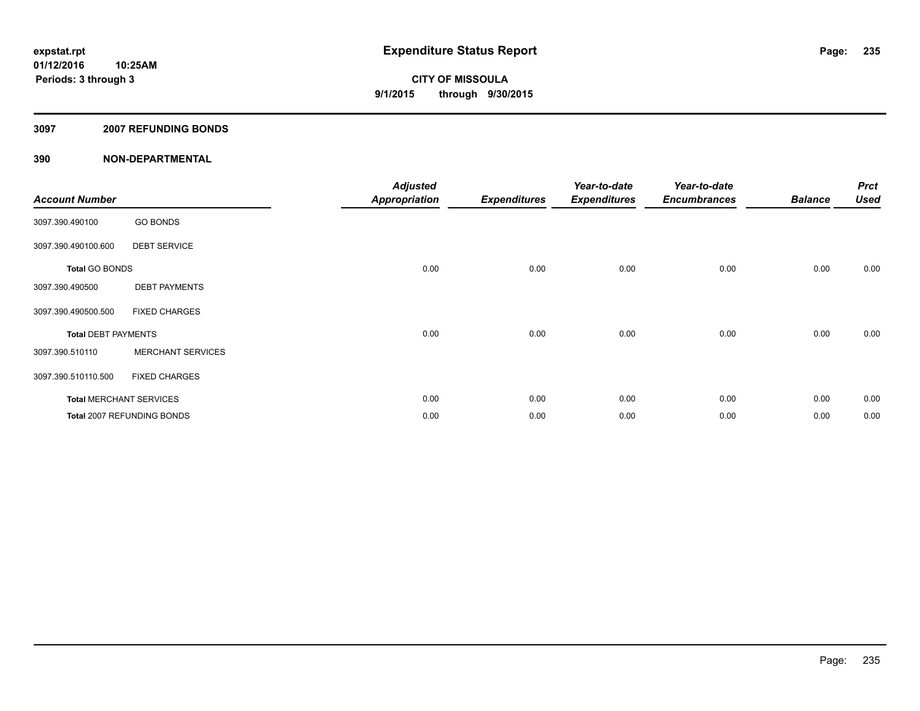**expstat.rpt**
**01/12/2016 10:25AM**
**Periods: 3 through 3**

# Expenditure Status Report

**CITY OF MISSOULA**
**9/1/2015 through 9/30/2015**

## 3097 2007 REFUNDING BONDS

### 390 NON-DEPARTMENTAL

| Account Number | | Adjusted Appropriation | Expenditures | Year-to-date Expenditures | Year-to-date Encumbrances | Balance | Prct Used |
|---|---|---|---|---|---|---|---|
| 3097.390.490100 | GO BONDS | | | | | | |
| 3097.390.490100.600 | DEBT SERVICE | | | | | | |
| **Total** GO BONDS | | 0.00 | 0.00 | 0.00 | 0.00 | 0.00 | 0.00 |
| 3097.390.490500 | DEBT PAYMENTS | | | | | | |
| 3097.390.490500.500 | FIXED CHARGES | | | | | | |
| **Total** DEBT PAYMENTS | | 0.00 | 0.00 | 0.00 | 0.00 | 0.00 | 0.00 |
| 3097.390.510110 | MERCHANT SERVICES | | | | | | |
| 3097.390.510110.500 | FIXED CHARGES | | | | | | |
| **Total** MERCHANT SERVICES | | 0.00 | 0.00 | 0.00 | 0.00 | 0.00 | 0.00 |
| **Total** 2007 REFUNDING BONDS | | 0.00 | 0.00 | 0.00 | 0.00 | 0.00 | 0.00 |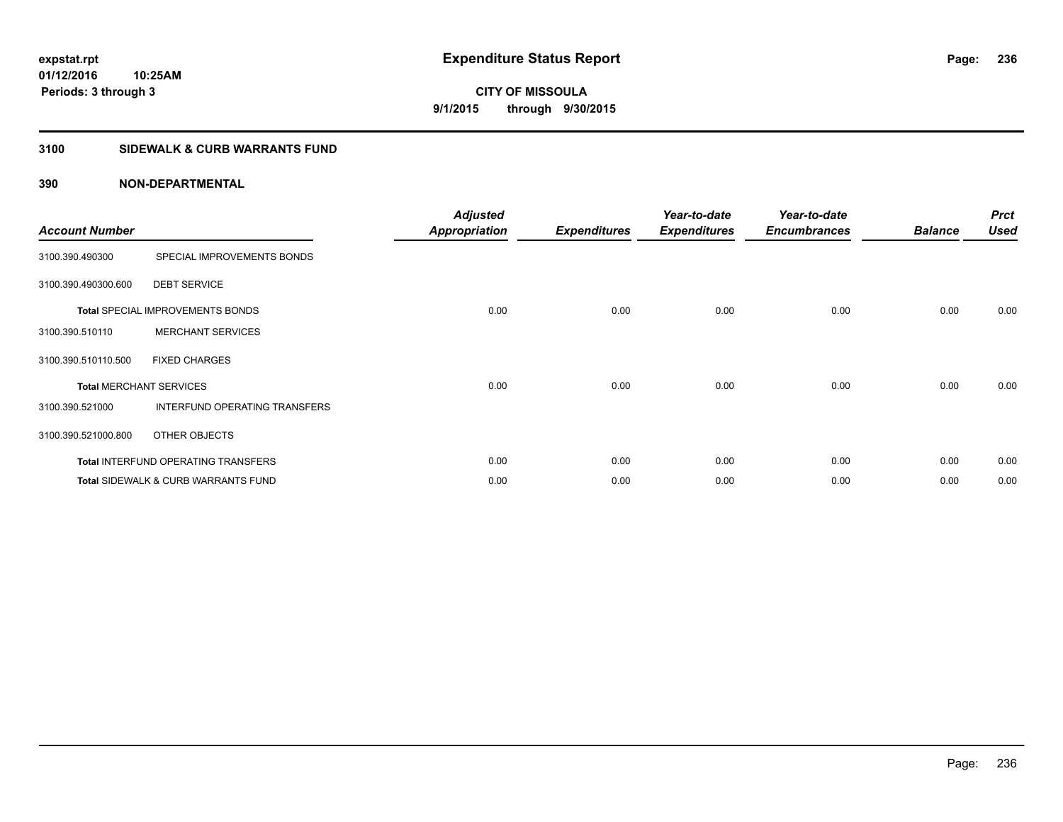**expstat.rpt**
**01/12/2016 10:25AM**
**Periods: 3 through 3**

# Expenditure Status Report

**CITY OF MISSOULA**
**9/1/2015 through 9/30/2015**

## 3100 SIDEWALK & CURB WARRANTS FUND

### 390 NON-DEPARTMENTAL

| Account Number | | Adjusted Appropriation | Expenditures | Year-to-date Expenditures | Year-to-date Encumbrances | Balance | Prct Used |
|---|---|---|---|---|---|---|---|
| 3100.390.490300 | SPECIAL IMPROVEMENTS BONDS | | | | | | |
| 3100.390.490300.600 | DEBT SERVICE | | | | | | |
| **Total** SPECIAL IMPROVEMENTS BONDS | | 0.00 | 0.00 | 0.00 | 0.00 | 0.00 | 0.00 |
| 3100.390.510110 | MERCHANT SERVICES | | | | | | |
| 3100.390.510110.500 | FIXED CHARGES | | | | | | |
| **Total** MERCHANT SERVICES | | 0.00 | 0.00 | 0.00 | 0.00 | 0.00 | 0.00 |
| 3100.390.521000 | INTERFUND OPERATING TRANSFERS | | | | | | |
| 3100.390.521000.800 | OTHER OBJECTS | | | | | | |
| **Total** INTERFUND OPERATING TRANSFERS | | 0.00 | 0.00 | 0.00 | 0.00 | 0.00 | 0.00 |
| **Total** SIDEWALK & CURB WARRANTS FUND | | 0.00 | 0.00 | 0.00 | 0.00 | 0.00 | 0.00 |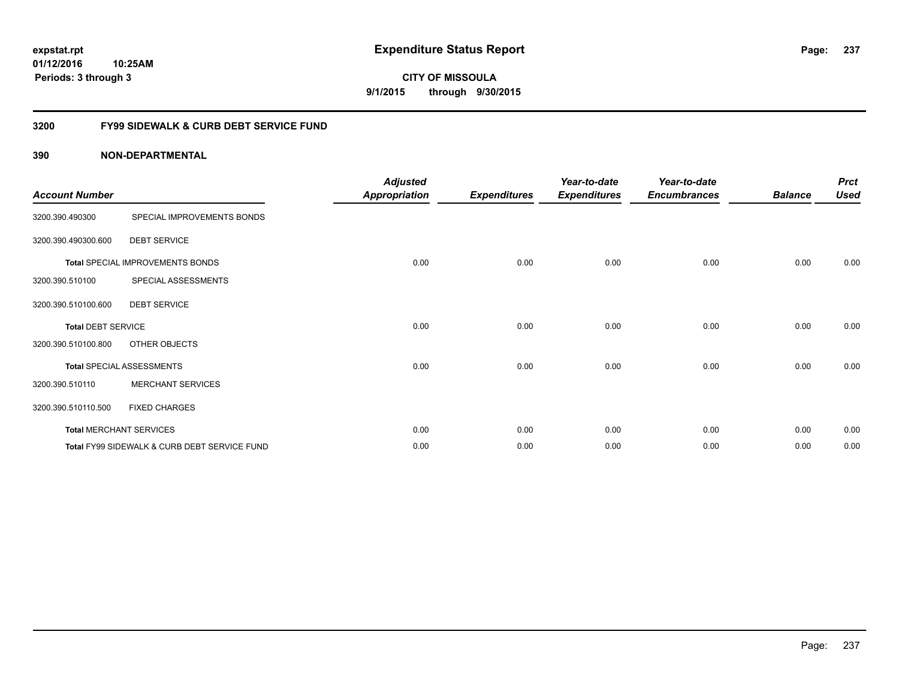**expstat.rpt**
**01/12/2016 10:25AM**
**Periods: 3 through 3**

# Expenditure Status Report

**CITY OF MISSOULA**
**9/1/2015 through 9/30/2015**

## 3200 FY99 SIDEWALK & CURB DEBT SERVICE FUND

### 390 NON-DEPARTMENTAL

| Account Number | | Adjusted Appropriation | Expenditures | Year-to-date Expenditures | Year-to-date Encumbrances | Balance | Prct Used |
|---|---|---|---|---|---|---|---|
| 3200.390.490300 | SPECIAL IMPROVEMENTS BONDS | | | | | | |
| 3200.390.490300.600 | DEBT SERVICE | | | | | | |
| **Total** SPECIAL IMPROVEMENTS BONDS | | 0.00 | 0.00 | 0.00 | 0.00 | 0.00 | 0.00 |
| 3200.390.510100 | SPECIAL ASSESSMENTS | | | | | | |
| 3200.390.510100.600 | DEBT SERVICE | | | | | | |
| **Total** DEBT SERVICE | | 0.00 | 0.00 | 0.00 | 0.00 | 0.00 | 0.00 |
| 3200.390.510100.800 | OTHER OBJECTS | | | | | | |
| **Total** SPECIAL ASSESSMENTS | | 0.00 | 0.00 | 0.00 | 0.00 | 0.00 | 0.00 |
| 3200.390.510110 | MERCHANT SERVICES | | | | | | |
| 3200.390.510110.500 | FIXED CHARGES | | | | | | |
| **Total** MERCHANT SERVICES | | 0.00 | 0.00 | 0.00 | 0.00 | 0.00 | 0.00 |
| **Total** FY99 SIDEWALK & CURB DEBT SERVICE FUND | | 0.00 | 0.00 | 0.00 | 0.00 | 0.00 | 0.00 |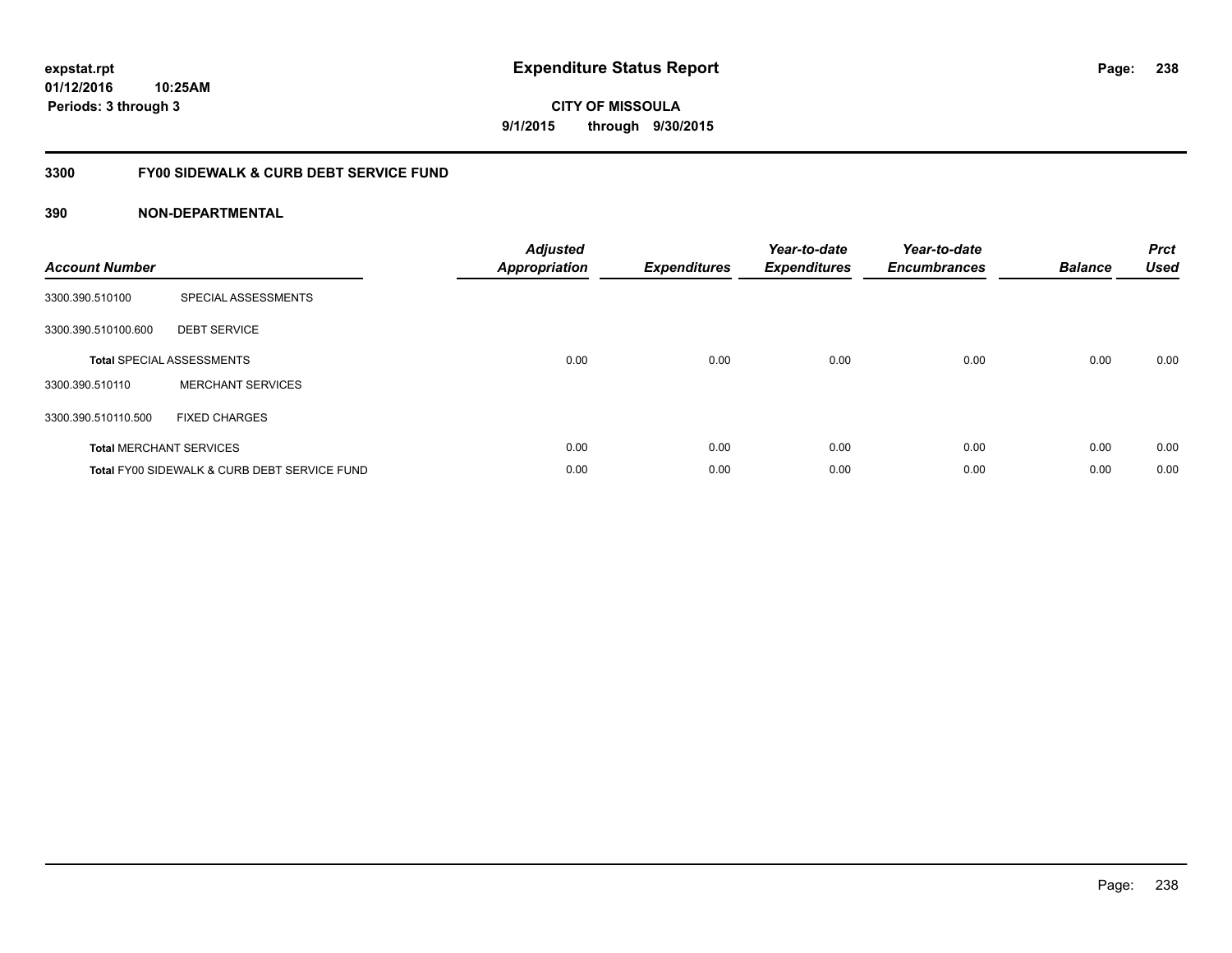# Expenditure Status Report

expstat.rpt
01/12/2016 10:25AM
Periods: 3 through 3

**CITY OF MISSOULA**
**9/1/2015 through 9/30/2015**

## 3300 FY00 SIDEWALK & CURB DEBT SERVICE FUND

### 390 NON-DEPARTMENTAL

| Account Number | | Adjusted Appropriation | Expenditures | Year-to-date Expenditures | Year-to-date Encumbrances | Balance | Prct Used |
|---|---|---|---|---|---|---|---|
| 3300.390.510100 | SPECIAL ASSESSMENTS | | | | | | |
| 3300.390.510100.600 | DEBT SERVICE | | | | | | |
| **Total** SPECIAL ASSESSMENTS | | 0.00 | 0.00 | 0.00 | 0.00 | 0.00 | 0.00 |
| 3300.390.510110 | MERCHANT SERVICES | | | | | | |
| 3300.390.510110.500 | FIXED CHARGES | | | | | | |
| **Total** MERCHANT SERVICES | | 0.00 | 0.00 | 0.00 | 0.00 | 0.00 | 0.00 |
| **Total** FY00 SIDEWALK & CURB DEBT SERVICE FUND | | 0.00 | 0.00 | 0.00 | 0.00 | 0.00 | 0.00 |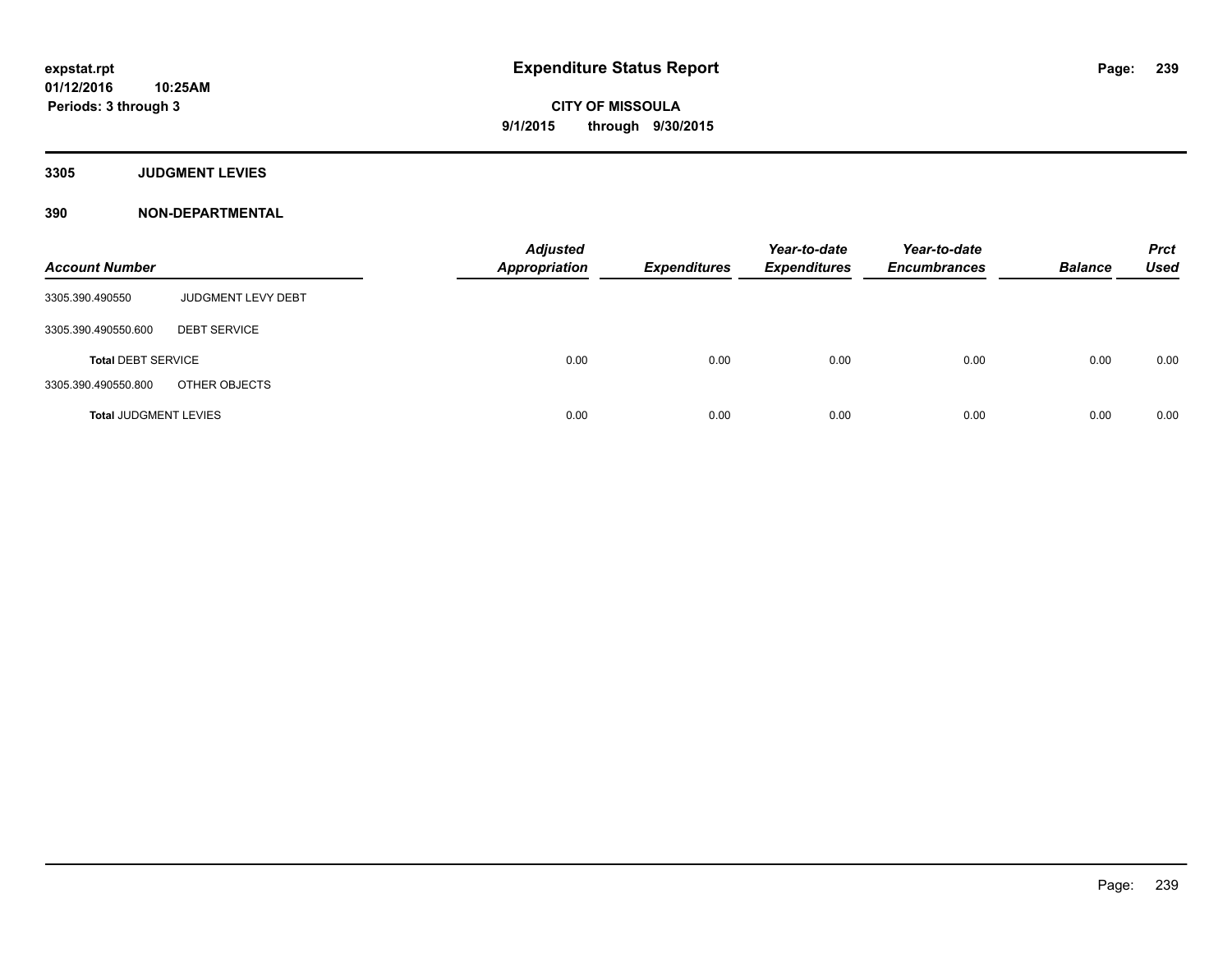# Expenditure Status Report

expstat.rpt
01/12/2016 10:25AM
Periods: 3 through 3

**CITY OF MISSOULA**
**9/1/2015 through 9/30/2015**

## 3305 JUDGMENT LEVIES

## 390 NON-DEPARTMENTAL

| Account Number | | Adjusted Appropriation | Expenditures | Year-to-date Expenditures | Year-to-date Encumbrances | Balance | Prct Used |
|---|---|---|---|---|---|---|---|
| 3305.390.490550 | JUDGMENT LEVY DEBT | | | | | | |
| 3305.390.490550.600 | DEBT SERVICE | | | | | | |
| **Total** DEBT SERVICE | | 0.00 | 0.00 | 0.00 | 0.00 | 0.00 | 0.00 |
| 3305.390.490550.800 | OTHER OBJECTS | | | | | | |
| **Total** JUDGMENT LEVIES | | 0.00 | 0.00 | 0.00 | 0.00 | 0.00 | 0.00 |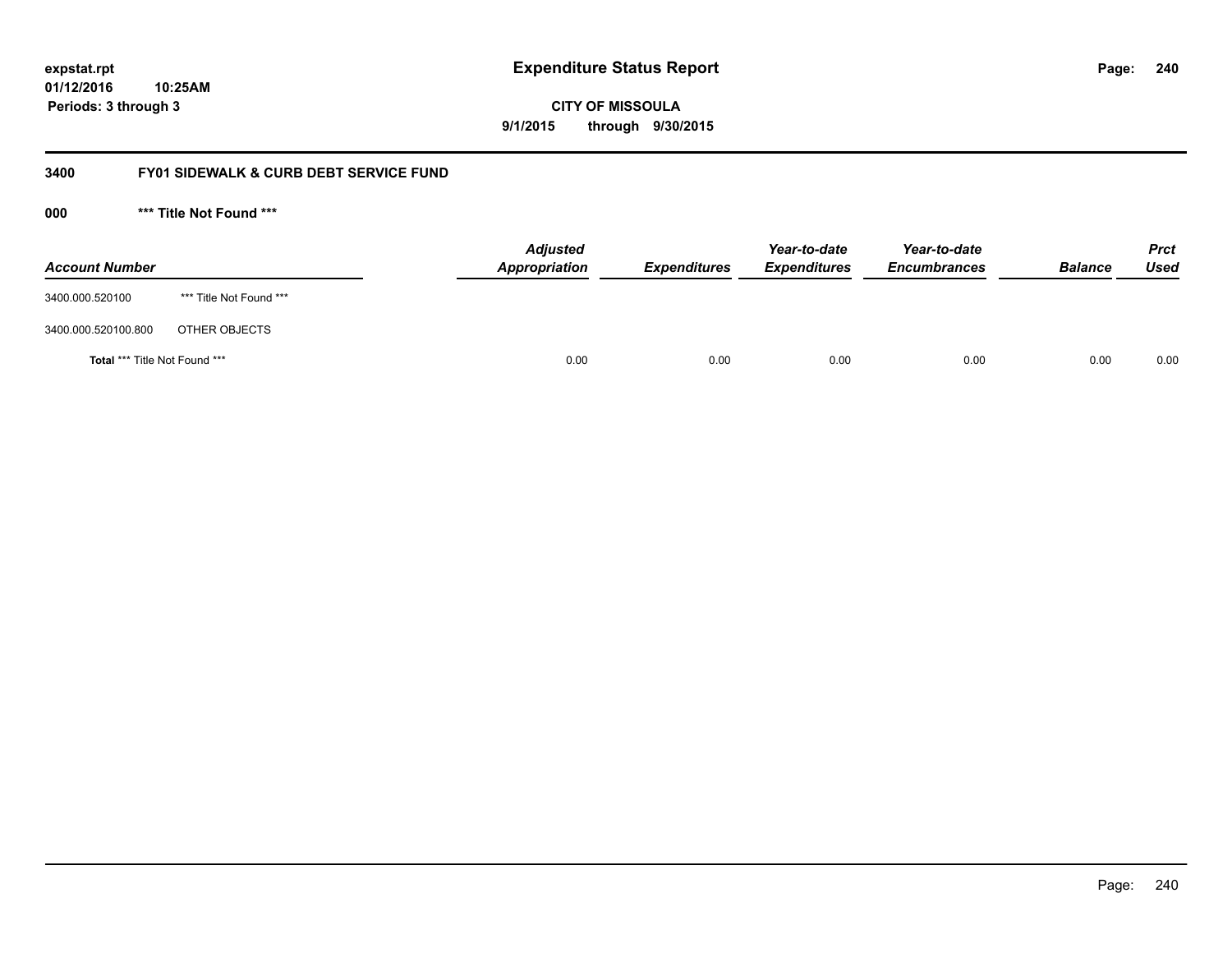# Expenditure Status Report

expstat.rpt
01/12/2016 10:25AM
Periods: 3 through 3

**CITY OF MISSOULA**
**9/1/2015 through 9/30/2015**

## 3400 FY01 SIDEWALK & CURB DEBT SERVICE FUND

### 000 *** Title Not Found ***

| Account Number | | Adjusted Appropriation | Expenditures | Year-to-date Expenditures | Year-to-date Encumbrances | Balance | Prct Used |
|---|---|---|---|---|---|---|---|
| 3400.000.520100 | *** Title Not Found *** | | | | | | |
| 3400.000.520100.800 | OTHER OBJECTS | | | | | | |
| **Total** *** Title Not Found *** | | 0.00 | 0.00 | 0.00 | 0.00 | 0.00 | 0.00 |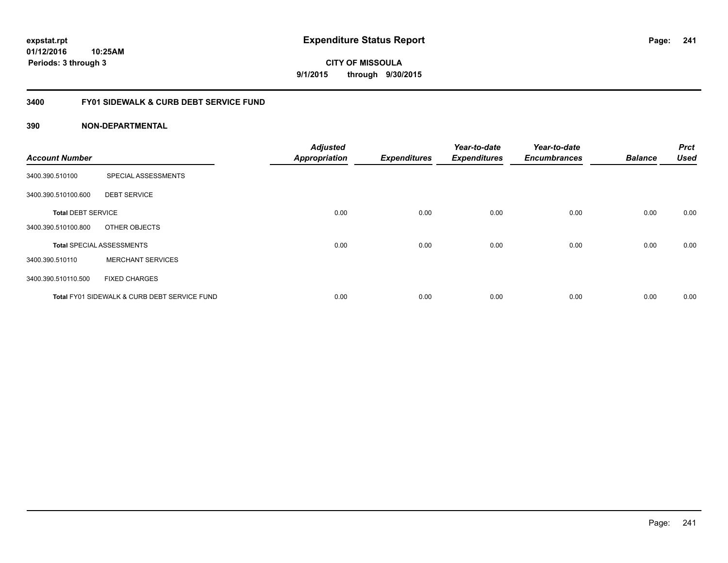# Expenditure Status Report

expstat.rpt
01/12/2016 10:25AM
Periods: 3 through 3

**CITY OF MISSOULA**
**9/1/2015 through 9/30/2015**

## 3400 FY01 SIDEWALK & CURB DEBT SERVICE FUND

### 390 NON-DEPARTMENTAL

| Account Number | | Adjusted Appropriation | Expenditures | Year-to-date Expenditures | Year-to-date Encumbrances | Balance | Prct Used |
|---|---|---|---|---|---|---|---|
| 3400.390.510100 | SPECIAL ASSESSMENTS | | | | | | |
| 3400.390.510100.600 | DEBT SERVICE | | | | | | |
| **Total** DEBT SERVICE | | 0.00 | 0.00 | 0.00 | 0.00 | 0.00 | 0.00 |
| 3400.390.510100.800 | OTHER OBJECTS | | | | | | |
| **Total** SPECIAL ASSESSMENTS | | 0.00 | 0.00 | 0.00 | 0.00 | 0.00 | 0.00 |
| 3400.390.510110 | MERCHANT SERVICES | | | | | | |
| 3400.390.510110.500 | FIXED CHARGES | | | | | | |
| **Total** FY01 SIDEWALK & CURB DEBT SERVICE FUND | | 0.00 | 0.00 | 0.00 | 0.00 | 0.00 | 0.00 |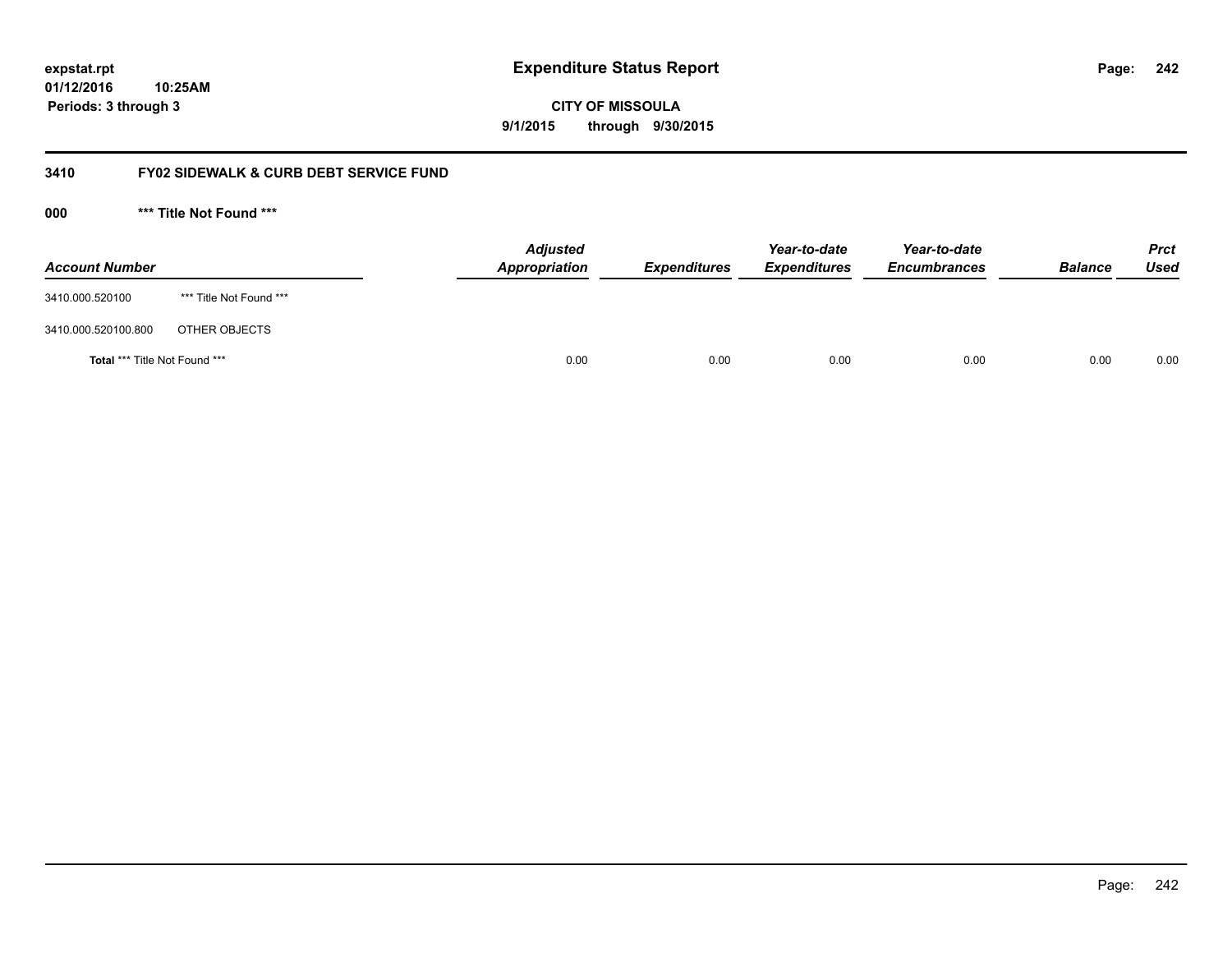**expstat.rpt**
**01/12/2016 10:25AM**
**Periods: 3 through 3**

# Expenditure Status Report

**CITY OF MISSOULA**
**9/1/2015 through 9/30/2015**

## 3410 FY02 SIDEWALK & CURB DEBT SERVICE FUND

### 000 *** Title Not Found ***

| Account Number | | Adjusted Appropriation | Expenditures | Year-to-date Expenditures | Year-to-date Encumbrances | Balance | Prct Used |
|---|---|---|---|---|---|---|---|
| 3410.000.520100 | *** Title Not Found *** | | | | | | |
| 3410.000.520100.800 | OTHER OBJECTS | | | | | | |
| **Total** *** Title Not Found *** | | 0.00 | 0.00 | 0.00 | 0.00 | 0.00 | 0.00 |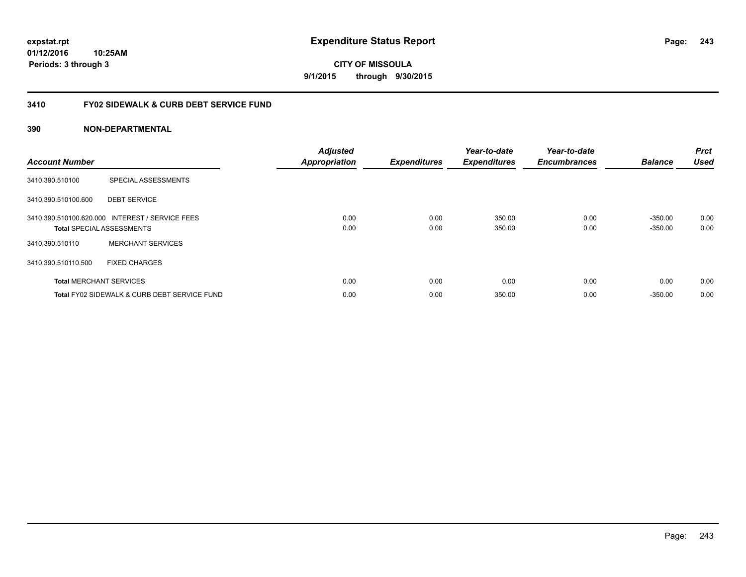**expstat.rpt**
**01/12/2016 10:25AM**
**Periods: 3 through 3**

# Expenditure Status Report

**CITY OF MISSOULA**
**9/1/2015 through 9/30/2015**

## 3410 FY02 SIDEWALK & CURB DEBT SERVICE FUND

### 390 NON-DEPARTMENTAL

| Account Number | | Adjusted Appropriation | Expenditures | Year-to-date Expenditures | Year-to-date Encumbrances | Balance | Prct Used |
|---|---|---|---|---|---|---|---|
| 3410.390.510100 | SPECIAL ASSESSMENTS | | | | | | |
| 3410.390.510100.600 | DEBT SERVICE | | | | | | |
| 3410.390.510100.620.000 | INTEREST / SERVICE FEES | 0.00 | 0.00 | 350.00 | 0.00 | -350.00 | 0.00 |
| **Total** SPECIAL ASSESSMENTS | | 0.00 | 0.00 | 350.00 | 0.00 | -350.00 | 0.00 |
| 3410.390.510110 | MERCHANT SERVICES | | | | | | |
| 3410.390.510110.500 | FIXED CHARGES | | | | | | |
| **Total** MERCHANT SERVICES | | 0.00 | 0.00 | 0.00 | 0.00 | 0.00 | 0.00 |
| **Total** FY02 SIDEWALK & CURB DEBT SERVICE FUND | | 0.00 | 0.00 | 350.00 | 0.00 | -350.00 | 0.00 |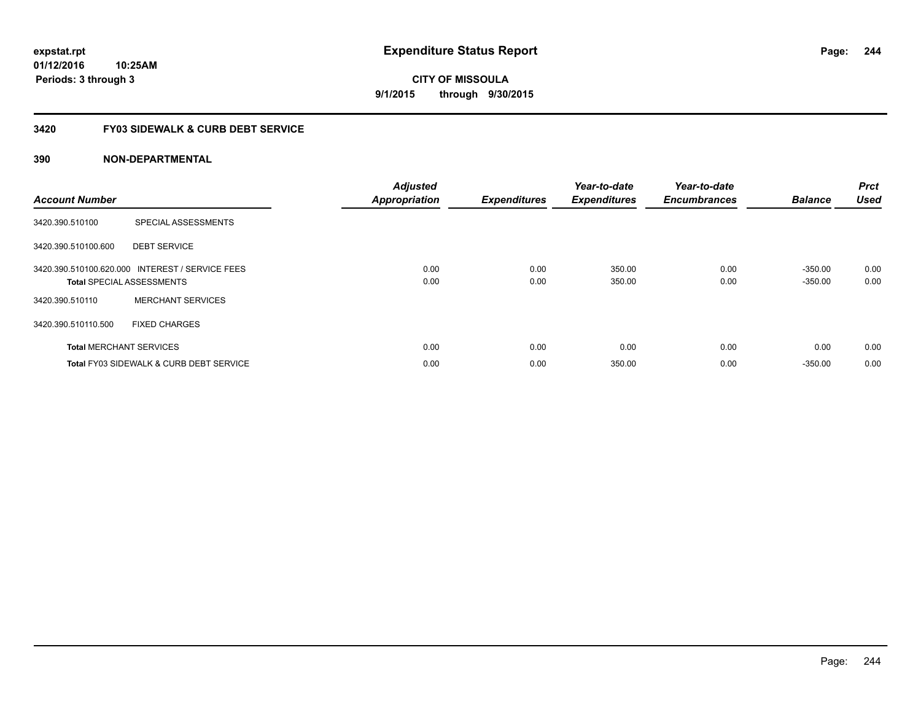**expstat.rpt**
**01/12/2016 10:25AM**
**Periods: 3 through 3**

# Expenditure Status Report

**CITY OF MISSOULA**
**9/1/2015 through 9/30/2015**

## 3420 FY03 SIDEWALK & CURB DEBT SERVICE

### 390 NON-DEPARTMENTAL

| Account Number | | Adjusted Appropriation | Expenditures | Year-to-date Expenditures | Year-to-date Encumbrances | Balance | Prct Used |
|---|---|---|---|---|---|---|---|
| 3420.390.510100 | SPECIAL ASSESSMENTS | | | | | | |
| 3420.390.510100.600 | DEBT SERVICE | | | | | | |
| 3420.390.510100.620.000 | INTEREST / SERVICE FEES | 0.00 | 0.00 | 350.00 | 0.00 | -350.00 | 0.00 |
| **Total** SPECIAL ASSESSMENTS | | 0.00 | 0.00 | 350.00 | 0.00 | -350.00 | 0.00 |
| 3420.390.510110 | MERCHANT SERVICES | | | | | | |
| 3420.390.510110.500 | FIXED CHARGES | | | | | | |
| **Total** MERCHANT SERVICES | | 0.00 | 0.00 | 0.00 | 0.00 | 0.00 | 0.00 |
| **Total** FY03 SIDEWALK & CURB DEBT SERVICE | | 0.00 | 0.00 | 350.00 | 0.00 | -350.00 | 0.00 |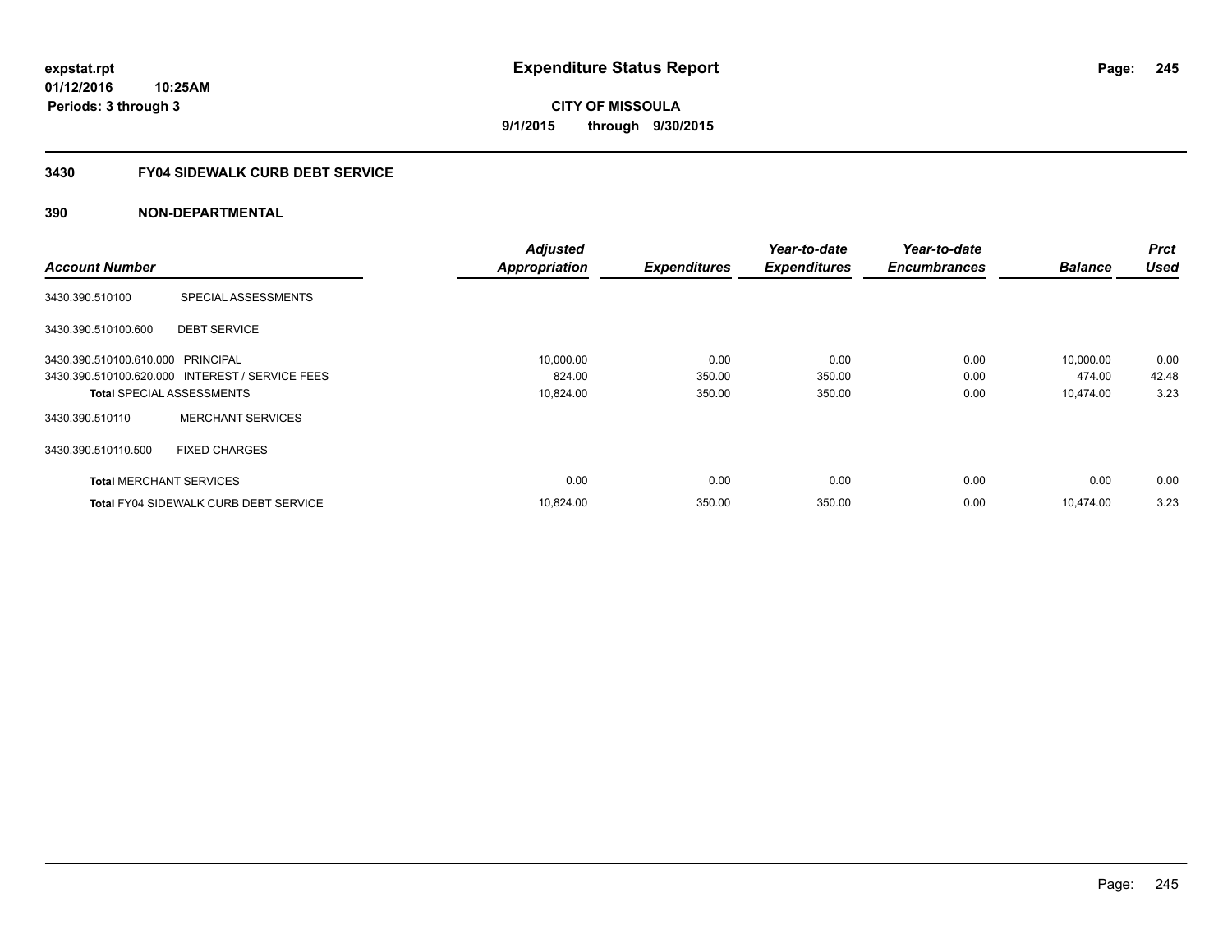# Expenditure Status Report

**expstat.rpt**
**01/12/2016 10:25AM**
**Periods: 3 through 3**

**CITY OF MISSOULA**
**9/1/2015 through 9/30/2015**

## 3430 FY04 SIDEWALK CURB DEBT SERVICE

### 390 NON-DEPARTMENTAL

| Account Number | | Adjusted Appropriation | Expenditures | Year-to-date Expenditures | Year-to-date Encumbrances | Balance | Prct Used |
|---|---|---|---|---|---|---|---|
| 3430.390.510100 | SPECIAL ASSESSMENTS | | | | | | |
| 3430.390.510100.600 | DEBT SERVICE | | | | | | |
| 3430.390.510100.610.000 | PRINCIPAL | 10,000.00 | 0.00 | 0.00 | 0.00 | 10,000.00 | 0.00 |
| 3430.390.510100.620.000 | INTEREST / SERVICE FEES | 824.00 | 350.00 | 350.00 | 0.00 | 474.00 | 42.48 |
| **Total** SPECIAL ASSESSMENTS | | 10,824.00 | 350.00 | 350.00 | 0.00 | 10,474.00 | 3.23 |
| 3430.390.510110 | MERCHANT SERVICES | | | | | | |
| 3430.390.510110.500 | FIXED CHARGES | | | | | | |
| **Total** MERCHANT SERVICES | | 0.00 | 0.00 | 0.00 | 0.00 | 0.00 | 0.00 |
| **Total** FY04 SIDEWALK CURB DEBT SERVICE | | 10,824.00 | 350.00 | 350.00 | 0.00 | 10,474.00 | 3.23 |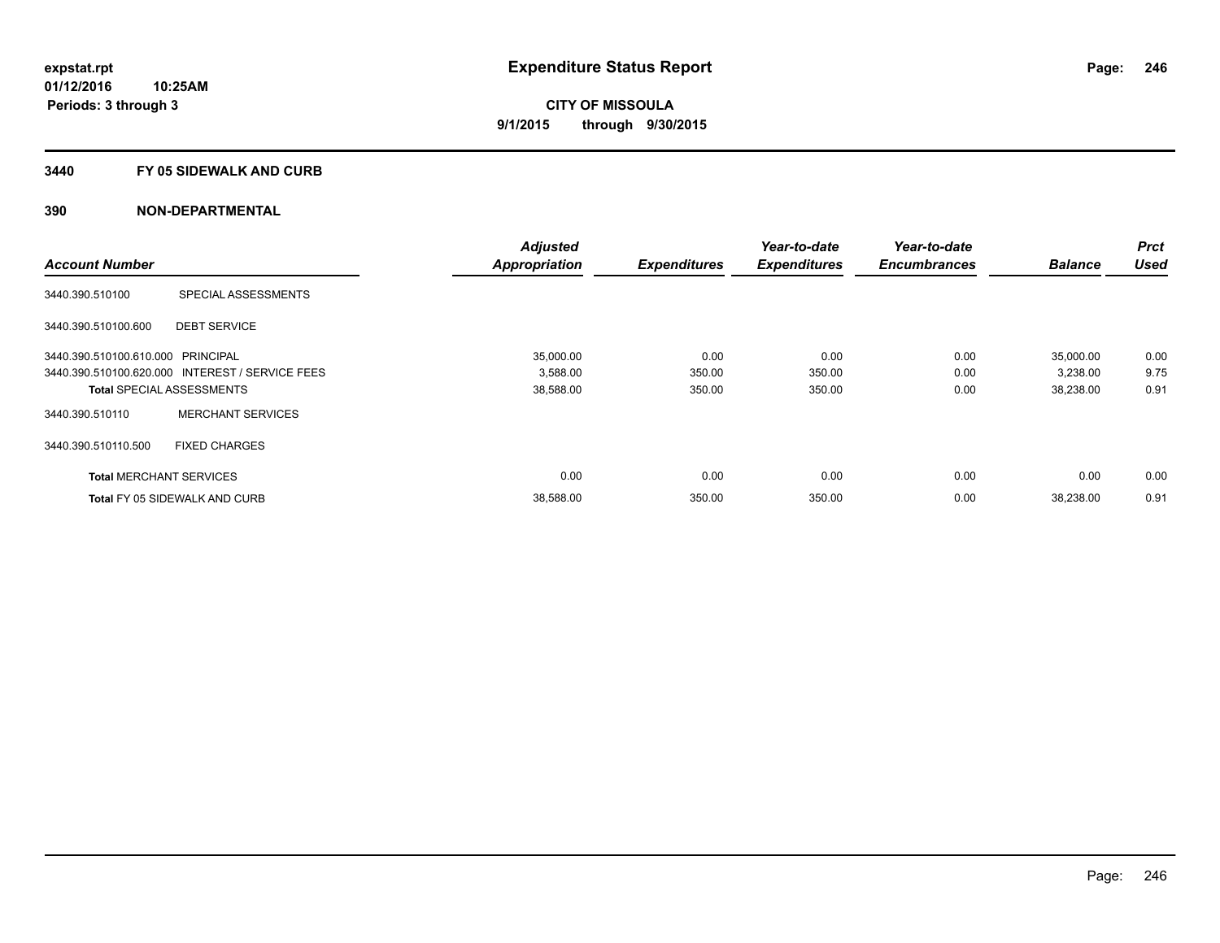# Expenditure Status Report

expstat.rpt
01/12/2016 10:25AM
Periods: 3 through 3

**CITY OF MISSOULA**
**9/1/2015 through 9/30/2015**

## 3440 FY 05 SIDEWALK AND CURB

## 390 NON-DEPARTMENTAL

| Account Number | | Adjusted Appropriation | Expenditures | Year-to-date Expenditures | Year-to-date Encumbrances | Balance | Prct Used |
|---|---|---|---|---|---|---|---|
| 3440.390.510100 | SPECIAL ASSESSMENTS | | | | | | |
| 3440.390.510100.600 | DEBT SERVICE | | | | | | |
| 3440.390.510100.610.000 | PRINCIPAL | 35,000.00 | 0.00 | 0.00 | 0.00 | 35,000.00 | 0.00 |
| 3440.390.510100.620.000 | INTEREST / SERVICE FEES | 3,588.00 | 350.00 | 350.00 | 0.00 | 3,238.00 | 9.75 |
| **Total** SPECIAL ASSESSMENTS | | 38,588.00 | 350.00 | 350.00 | 0.00 | 38,238.00 | 0.91 |
| 3440.390.510110 | MERCHANT SERVICES | | | | | | |
| 3440.390.510110.500 | FIXED CHARGES | | | | | | |
| **Total** MERCHANT SERVICES | | 0.00 | 0.00 | 0.00 | 0.00 | 0.00 | 0.00 |
| **Total** FY 05 SIDEWALK AND CURB | | 38,588.00 | 350.00 | 350.00 | 0.00 | 38,238.00 | 0.91 |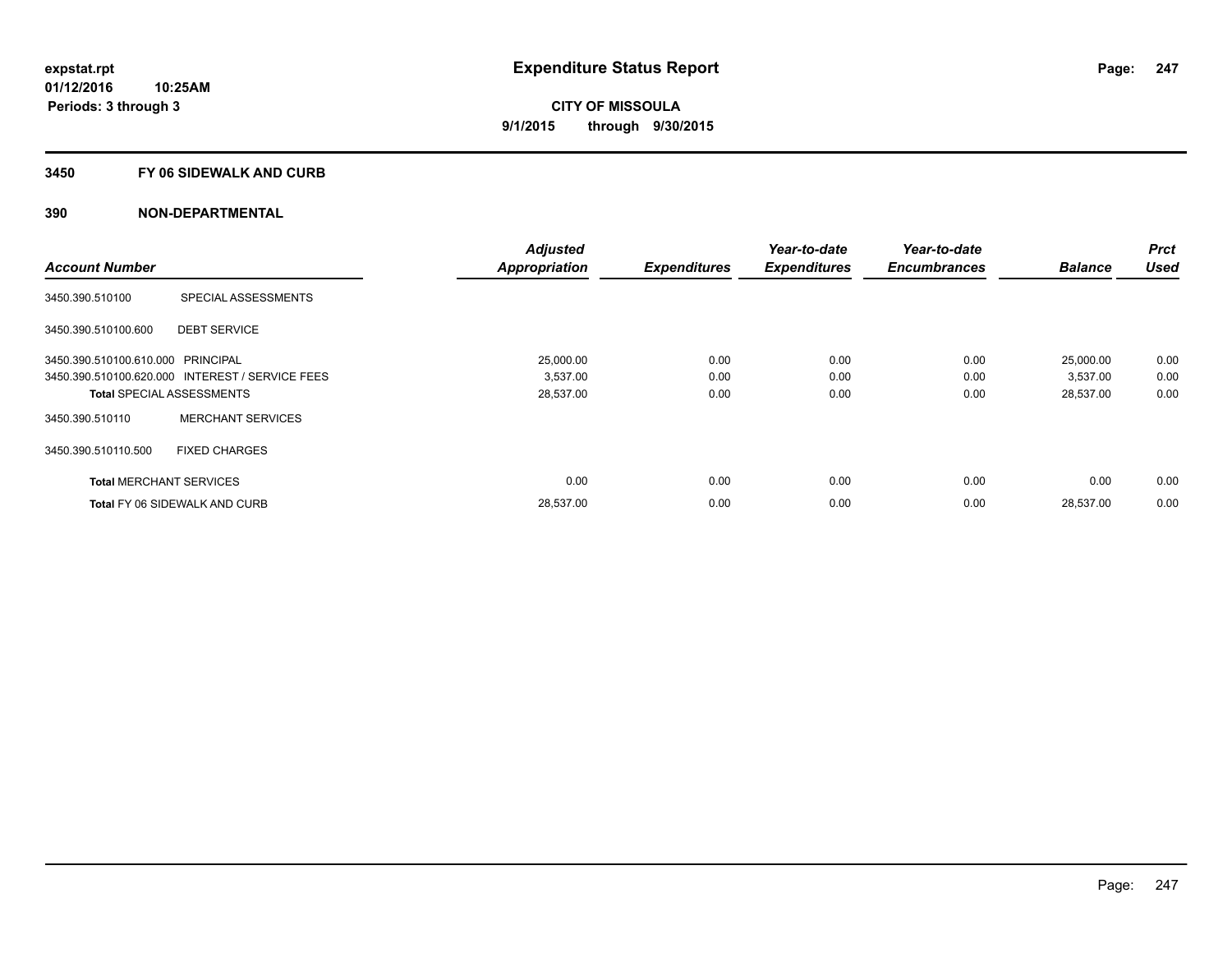**expstat.rpt**
**01/12/2016 10:25AM**
**Periods: 3 through 3**

# Expenditure Status Report

**CITY OF MISSOULA**
**9/1/2015 through 9/30/2015**

## 3450 FY 06 SIDEWALK AND CURB

## 390 NON-DEPARTMENTAL

| Account Number | | Adjusted Appropriation | Expenditures | Year-to-date Expenditures | Year-to-date Encumbrances | Balance | Prct Used |
|---|---|---|---|---|---|---|---|
| 3450.390.510100 | SPECIAL ASSESSMENTS | | | | | | |
| 3450.390.510100.600 | DEBT SERVICE | | | | | | |
| 3450.390.510100.610.000 | PRINCIPAL | 25,000.00 | 0.00 | 0.00 | 0.00 | 25,000.00 | 0.00 |
| 3450.390.510100.620.000 | INTEREST / SERVICE FEES | 3,537.00 | 0.00 | 0.00 | 0.00 | 3,537.00 | 0.00 |
| **Total** SPECIAL ASSESSMENTS | | 28,537.00 | 0.00 | 0.00 | 0.00 | 28,537.00 | 0.00 |
| 3450.390.510110 | MERCHANT SERVICES | | | | | | |
| 3450.390.510110.500 | FIXED CHARGES | | | | | | |
| **Total** MERCHANT SERVICES | | 0.00 | 0.00 | 0.00 | 0.00 | 0.00 | 0.00 |
| **Total** FY 06 SIDEWALK AND CURB | | 28,537.00 | 0.00 | 0.00 | 0.00 | 28,537.00 | 0.00 |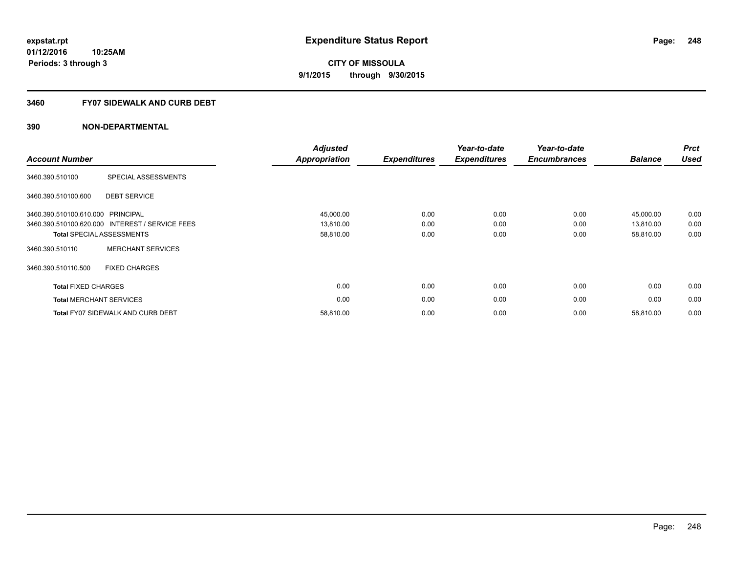**expstat.rpt**
**01/12/2016 10:25AM**
**Periods: 3 through 3**

# Expenditure Status Report

**CITY OF MISSOULA**
**9/1/2015 through 9/30/2015**

## 3460 FY07 SIDEWALK AND CURB DEBT

### 390 NON-DEPARTMENTAL

| Account Number | | Adjusted Appropriation | Expenditures | Year-to-date Expenditures | Year-to-date Encumbrances | Balance | Prct Used |
|---|---|---|---|---|---|---|---|
| 3460.390.510100 | SPECIAL ASSESSMENTS | | | | | | |
| 3460.390.510100.600 | DEBT SERVICE | | | | | | |
| 3460.390.510100.610.000 | PRINCIPAL | 45,000.00 | 0.00 | 0.00 | 0.00 | 45,000.00 | 0.00 |
| 3460.390.510100.620.000 | INTEREST / SERVICE FEES | 13,810.00 | 0.00 | 0.00 | 0.00 | 13,810.00 | 0.00 |
| **Total** SPECIAL ASSESSMENTS | | 58,810.00 | 0.00 | 0.00 | 0.00 | 58,810.00 | 0.00 |
| 3460.390.510110 | MERCHANT SERVICES | | | | | | |
| 3460.390.510110.500 | FIXED CHARGES | | | | | | |
| **Total** FIXED CHARGES | | 0.00 | 0.00 | 0.00 | 0.00 | 0.00 | 0.00 |
| **Total** MERCHANT SERVICES | | 0.00 | 0.00 | 0.00 | 0.00 | 0.00 | 0.00 |
| **Total** FY07 SIDEWALK AND CURB DEBT | | 58,810.00 | 0.00 | 0.00 | 0.00 | 58,810.00 | 0.00 |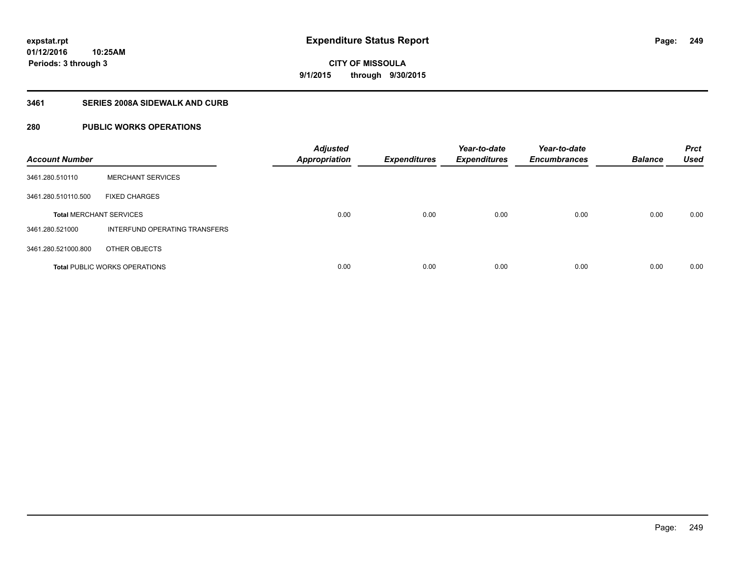**expstat.rpt**
**01/12/2016 10:25AM**
**Periods: 3 through 3**

# Expenditure Status Report

**CITY OF MISSOULA**
**9/1/2015 through 9/30/2015**

## 3461 SERIES 2008A SIDEWALK AND CURB

## 280 PUBLIC WORKS OPERATIONS

| Account Number | | Adjusted Appropriation | Expenditures | Year-to-date Expenditures | Year-to-date Encumbrances | Balance | Prct Used |
|---|---|---|---|---|---|---|---|
| 3461.280.510110 | MERCHANT SERVICES | | | | | | |
| 3461.280.510110.500 | FIXED CHARGES | | | | | | |
| **Total** MERCHANT SERVICES | | 0.00 | 0.00 | 0.00 | 0.00 | 0.00 | 0.00 |
| 3461.280.521000 | INTERFUND OPERATING TRANSFERS | | | | | | |
| 3461.280.521000.800 | OTHER OBJECTS | | | | | | |
| **Total** PUBLIC WORKS OPERATIONS | | 0.00 | 0.00 | 0.00 | 0.00 | 0.00 | 0.00 |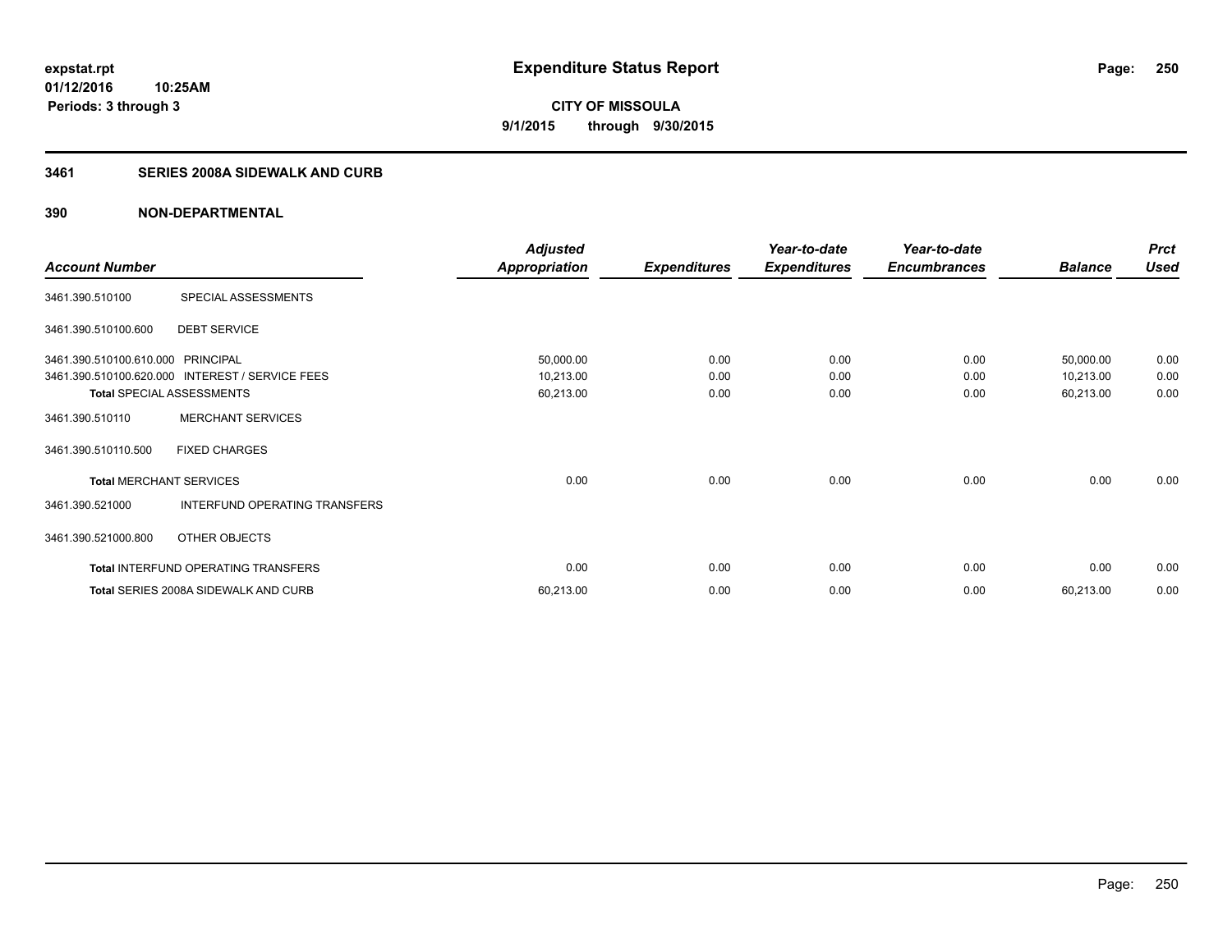**expstat.rpt**
**01/12/2016 10:25AM**
**Periods: 3 through 3**

# Expenditure Status Report

**CITY OF MISSOULA**
**9/1/2015 through 9/30/2015**

## 3461 SERIES 2008A SIDEWALK AND CURB

## 390 NON-DEPARTMENTAL

| Account Number | | Adjusted Appropriation | Expenditures | Year-to-date Expenditures | Year-to-date Encumbrances | Balance | Prct Used |
|---|---|---|---|---|---|---|---|
| 3461.390.510100 | SPECIAL ASSESSMENTS | | | | | | |
| 3461.390.510100.600 | DEBT SERVICE | | | | | | |
| 3461.390.510100.610.000 | PRINCIPAL | 50,000.00 | 0.00 | 0.00 | 0.00 | 50,000.00 | 0.00 |
| 3461.390.510100.620.000 | INTEREST / SERVICE FEES | 10,213.00 | 0.00 | 0.00 | 0.00 | 10,213.00 | 0.00 |
| **Total** SPECIAL ASSESSMENTS | | 60,213.00 | 0.00 | 0.00 | 0.00 | 60,213.00 | 0.00 |
| 3461.390.510110 | MERCHANT SERVICES | | | | | | |
| 3461.390.510110.500 | FIXED CHARGES | | | | | | |
| **Total** MERCHANT SERVICES | | 0.00 | 0.00 | 0.00 | 0.00 | 0.00 | 0.00 |
| 3461.390.521000 | INTERFUND OPERATING TRANSFERS | | | | | | |
| 3461.390.521000.800 | OTHER OBJECTS | | | | | | |
| **Total** INTERFUND OPERATING TRANSFERS | | 0.00 | 0.00 | 0.00 | 0.00 | 0.00 | 0.00 |
| **Total** SERIES 2008A SIDEWALK AND CURB | | 60,213.00 | 0.00 | 0.00 | 0.00 | 60,213.00 | 0.00 |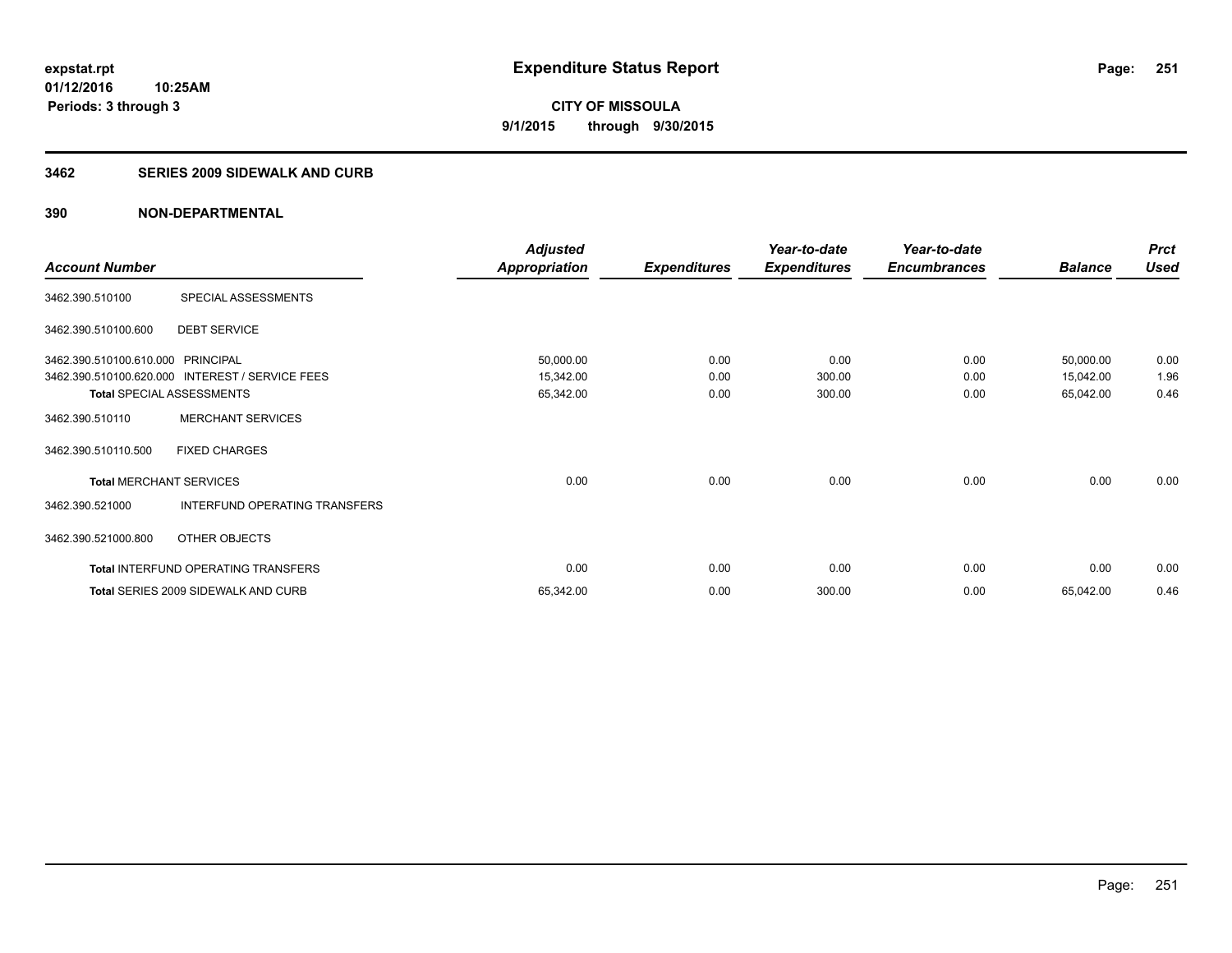expstat.rpt
01/12/2016 10:25AM
Periods: 3 through 3

# Expenditure Status Report

CITY OF MISSOULA
9/1/2015 through 9/30/2015

## 3462 SERIES 2009 SIDEWALK AND CURB

## 390 NON-DEPARTMENTAL

| Account Number | | Adjusted Appropriation | Expenditures | Year-to-date Expenditures | Year-to-date Encumbrances | Balance | Prct Used |
|---|---|---|---|---|---|---|---|
| 3462.390.510100 | SPECIAL ASSESSMENTS | | | | | | |
| 3462.390.510100.600 | DEBT SERVICE | | | | | | |
| 3462.390.510100.610.000 | PRINCIPAL | 50,000.00 | 0.00 | 0.00 | 0.00 | 50,000.00 | 0.00 |
| 3462.390.510100.620.000 | INTEREST / SERVICE FEES | 15,342.00 | 0.00 | 300.00 | 0.00 | 15,042.00 | 1.96 |
| **Total** SPECIAL ASSESSMENTS | | 65,342.00 | 0.00 | 300.00 | 0.00 | 65,042.00 | 0.46 |
| 3462.390.510110 | MERCHANT SERVICES | | | | | | |
| 3462.390.510110.500 | FIXED CHARGES | | | | | | |
| **Total** MERCHANT SERVICES | | 0.00 | 0.00 | 0.00 | 0.00 | 0.00 | 0.00 |
| 3462.390.521000 | INTERFUND OPERATING TRANSFERS | | | | | | |
| 3462.390.521000.800 | OTHER OBJECTS | | | | | | |
| **Total** INTERFUND OPERATING TRANSFERS | | 0.00 | 0.00 | 0.00 | 0.00 | 0.00 | 0.00 |
| **Total** SERIES 2009 SIDEWALK AND CURB | | 65,342.00 | 0.00 | 300.00 | 0.00 | 65,042.00 | 0.46 |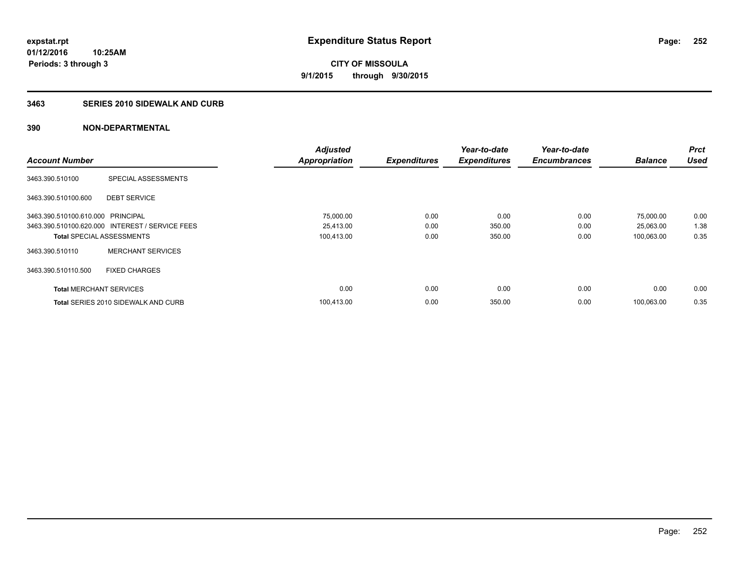**expstat.rpt**
**01/12/2016 10:25AM**
**Periods: 3 through 3**

# Expenditure Status Report

**CITY OF MISSOULA**
**9/1/2015 through 9/30/2015**

## 3463 SERIES 2010 SIDEWALK AND CURB

## 390 NON-DEPARTMENTAL

| Account Number | | Adjusted Appropriation | Expenditures | Year-to-date Expenditures | Year-to-date Encumbrances | Balance | Prct Used |
|---|---|---|---|---|---|---|---|
| 3463.390.510100 | SPECIAL ASSESSMENTS | | | | | | |
| 3463.390.510100.600 | DEBT SERVICE | | | | | | |
| 3463.390.510100.610.000 | PRINCIPAL | 75,000.00 | 0.00 | 0.00 | 0.00 | 75,000.00 | 0.00 |
| 3463.390.510100.620.000 | INTEREST / SERVICE FEES | 25,413.00 | 0.00 | 350.00 | 0.00 | 25,063.00 | 1.38 |
| **Total** SPECIAL ASSESSMENTS | | 100,413.00 | 0.00 | 350.00 | 0.00 | 100,063.00 | 0.35 |
| 3463.390.510110 | MERCHANT SERVICES | | | | | | |
| 3463.390.510110.500 | FIXED CHARGES | | | | | | |
| **Total** MERCHANT SERVICES | | 0.00 | 0.00 | 0.00 | 0.00 | 0.00 | 0.00 |
| **Total** SERIES 2010 SIDEWALK AND CURB | | 100,413.00 | 0.00 | 350.00 | 0.00 | 100,063.00 | 0.35 |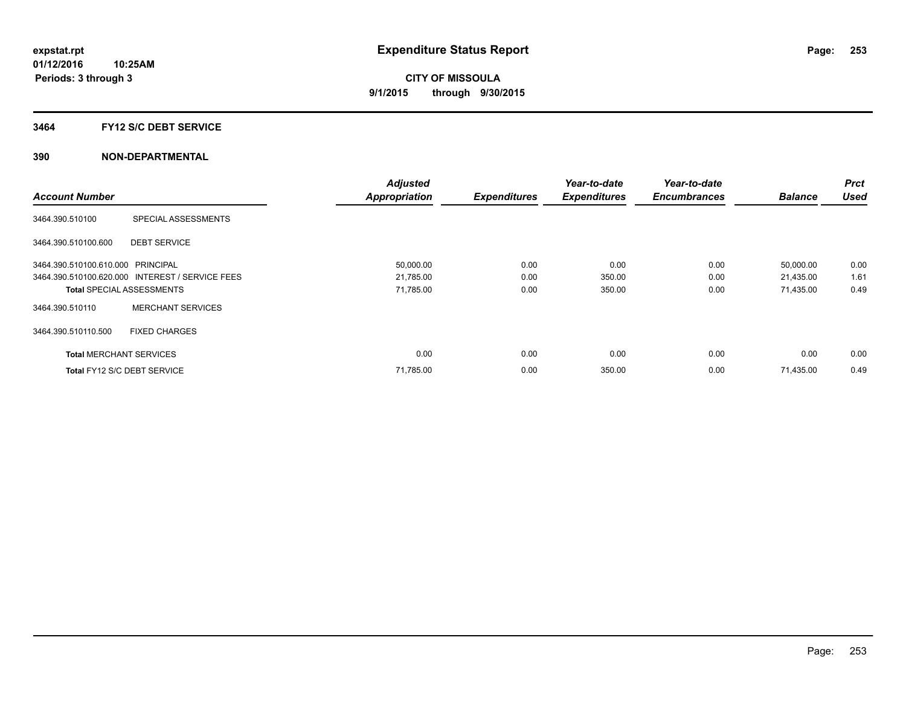**expstat.rpt**
**01/12/2016 10:25AM**
**Periods: 3 through 3**

# Expenditure Status Report

**CITY OF MISSOULA**
**9/1/2015 through 9/30/2015**

## 3464 FY12 S/C DEBT SERVICE

### 390 NON-DEPARTMENTAL

| Account Number | | Adjusted Appropriation | Expenditures | Year-to-date Expenditures | Year-to-date Encumbrances | Balance | Prct Used |
|---|---|---|---|---|---|---|---|
| 3464.390.510100 | SPECIAL ASSESSMENTS | | | | | | |
| 3464.390.510100.600 | DEBT SERVICE | | | | | | |
| 3464.390.510100.610.000 | PRINCIPAL | 50,000.00 | 0.00 | 0.00 | 0.00 | 50,000.00 | 0.00 |
| 3464.390.510100.620.000 | INTEREST / SERVICE FEES | 21,785.00 | 0.00 | 350.00 | 0.00 | 21,435.00 | 1.61 |
| **Total** SPECIAL ASSESSMENTS | | 71,785.00 | 0.00 | 350.00 | 0.00 | 71,435.00 | 0.49 |
| 3464.390.510110 | MERCHANT SERVICES | | | | | | |
| 3464.390.510110.500 | FIXED CHARGES | | | | | | |
| **Total** MERCHANT SERVICES | | 0.00 | 0.00 | 0.00 | 0.00 | 0.00 | 0.00 |
| **Total** FY12 S/C DEBT SERVICE | | 71,785.00 | 0.00 | 350.00 | 0.00 | 71,435.00 | 0.49 |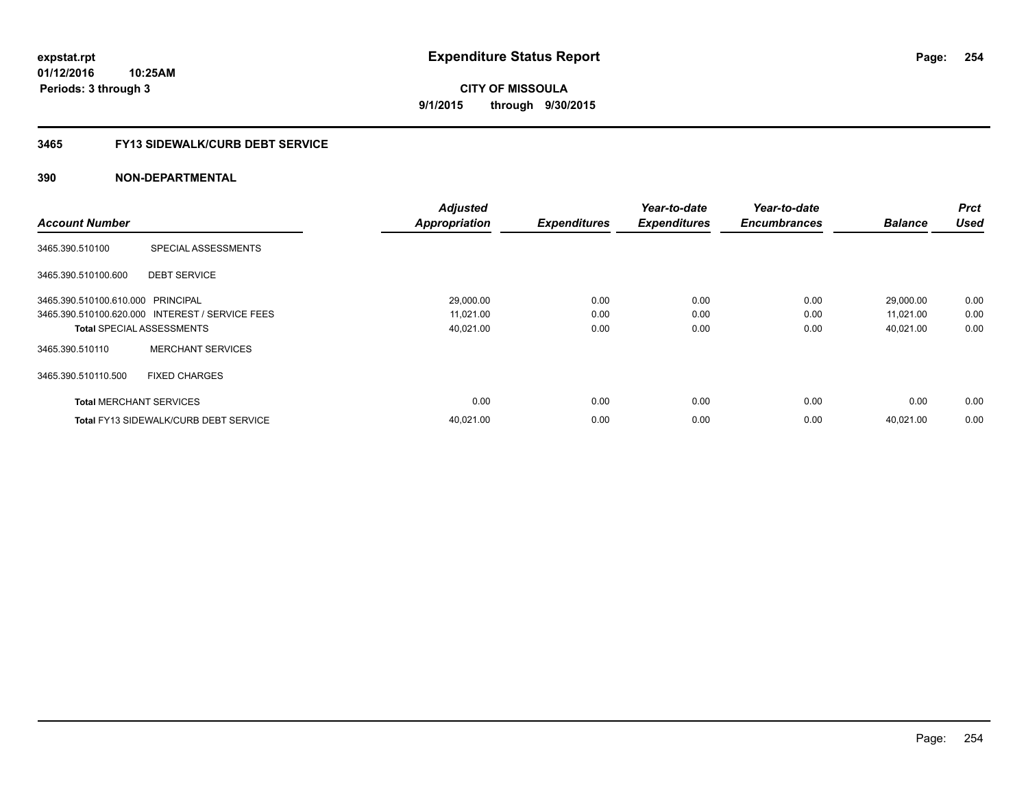**expstat.rpt**
**01/12/2016 10:25AM**
**Periods: 3 through 3**

# Expenditure Status Report

**CITY OF MISSOULA**
**9/1/2015 through 9/30/2015**

## 3465 FY13 SIDEWALK/CURB DEBT SERVICE

### 390 NON-DEPARTMENTAL

| Account Number | | Adjusted Appropriation | Expenditures | Year-to-date Expenditures | Year-to-date Encumbrances | Balance | Prct Used |
|---|---|---|---|---|---|---|---|
| 3465.390.510100 | SPECIAL ASSESSMENTS | | | | | | |
| 3465.390.510100.600 | DEBT SERVICE | | | | | | |
| 3465.390.510100.610.000 | PRINCIPAL | 29,000.00 | 0.00 | 0.00 | 0.00 | 29,000.00 | 0.00 |
| 3465.390.510100.620.000 | INTEREST / SERVICE FEES | 11,021.00 | 0.00 | 0.00 | 0.00 | 11,021.00 | 0.00 |
| **Total** SPECIAL ASSESSMENTS | | 40,021.00 | 0.00 | 0.00 | 0.00 | 40,021.00 | 0.00 |
| 3465.390.510110 | MERCHANT SERVICES | | | | | | |
| 3465.390.510110.500 | FIXED CHARGES | | | | | | |
| **Total** MERCHANT SERVICES | | 0.00 | 0.00 | 0.00 | 0.00 | 0.00 | 0.00 |
| **Total** FY13 SIDEWALK/CURB DEBT SERVICE | | 40,021.00 | 0.00 | 0.00 | 0.00 | 40,021.00 | 0.00 |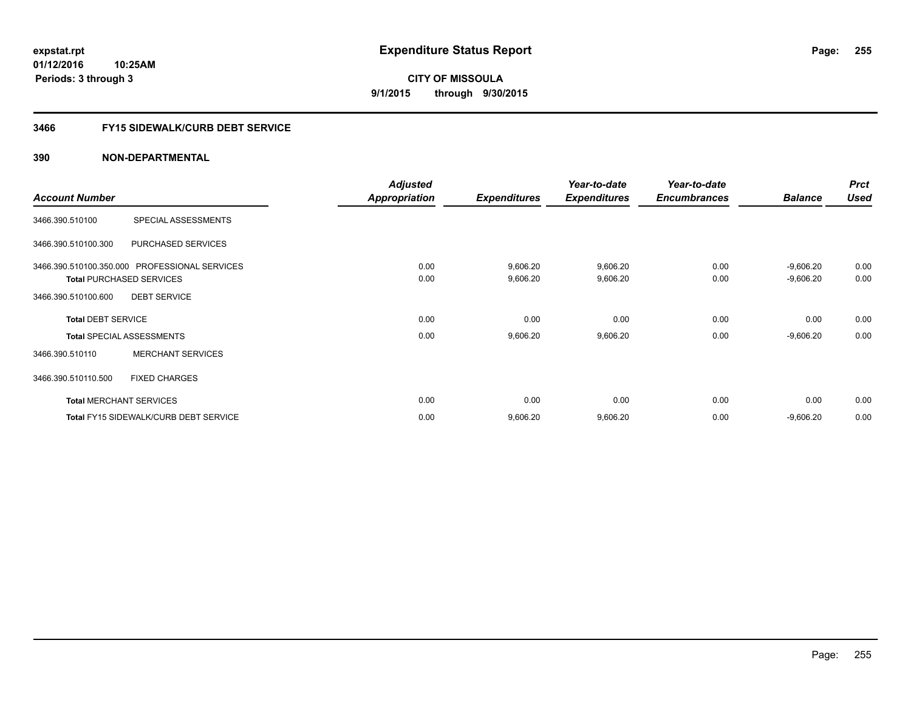# Expenditure Status Report

**CITY OF MISSOULA**

**9/1/2015 through 9/30/2015**

expstat.rpt
01/12/2016 10:25AM
Periods: 3 through 3

## 3466 FY15 SIDEWALK/CURB DEBT SERVICE

### 390 NON-DEPARTMENTAL

| Account Number | | Adjusted Appropriation | Expenditures | Year-to-date Expenditures | Year-to-date Encumbrances | Balance | Prct Used |
|---|---|---|---|---|---|---|---|
| 3466.390.510100 | SPECIAL ASSESSMENTS | | | | | | |
| 3466.390.510100.300 | PURCHASED SERVICES | | | | | | |
| 3466.390.510100.350.000 | PROFESSIONAL SERVICES | 0.00 | 9,606.20 | 9,606.20 | 0.00 | -9,606.20 | 0.00 |
| Total PURCHASED SERVICES | | 0.00 | 9,606.20 | 9,606.20 | 0.00 | -9,606.20 | 0.00 |
| 3466.390.510100.600 | DEBT SERVICE | | | | | | |
| Total DEBT SERVICE | | 0.00 | 0.00 | 0.00 | 0.00 | 0.00 | 0.00 |
| Total SPECIAL ASSESSMENTS | | 0.00 | 9,606.20 | 9,606.20 | 0.00 | -9,606.20 | 0.00 |
| 3466.390.510110 | MERCHANT SERVICES | | | | | | |
| 3466.390.510110.500 | FIXED CHARGES | | | | | | |
| Total MERCHANT SERVICES | | 0.00 | 0.00 | 0.00 | 0.00 | 0.00 | 0.00 |
| Total FY15 SIDEWALK/CURB DEBT SERVICE | | 0.00 | 9,606.20 | 9,606.20 | 0.00 | -9,606.20 | 0.00 |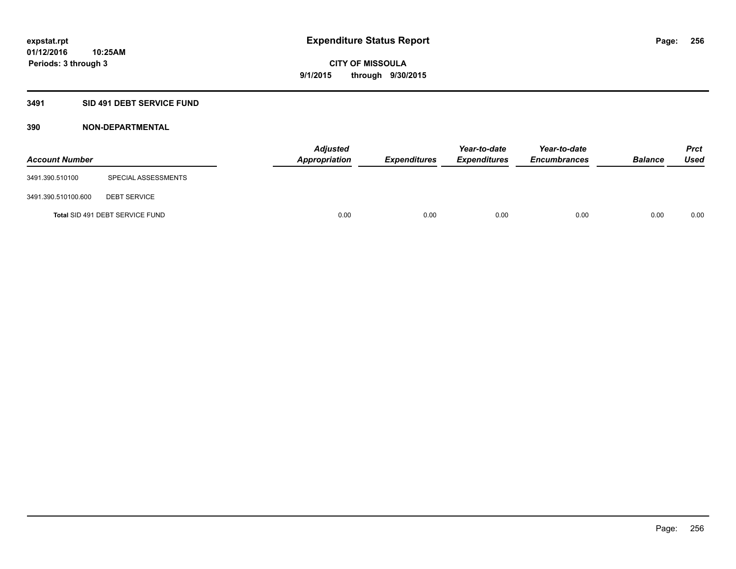**expstat.rpt**
**01/12/2016 10:25AM**
**Periods: 3 through 3**

# Expenditure Status Report

**CITY OF MISSOULA**
**9/1/2015 through 9/30/2015**

## 3491 SID 491 DEBT SERVICE FUND

### 390 NON-DEPARTMENTAL

| Account Number | | Adjusted Appropriation | Expenditures | Year-to-date Expenditures | Year-to-date Encumbrances | Balance | Prct Used |
|---|---|---|---|---|---|---|---|
| 3491.390.510100 | SPECIAL ASSESSMENTS | | | | | | |
| 3491.390.510100.600 | DEBT SERVICE | | | | | | |
| **Total** SID 491 DEBT SERVICE FUND | | 0.00 | 0.00 | 0.00 | 0.00 | 0.00 | 0.00 |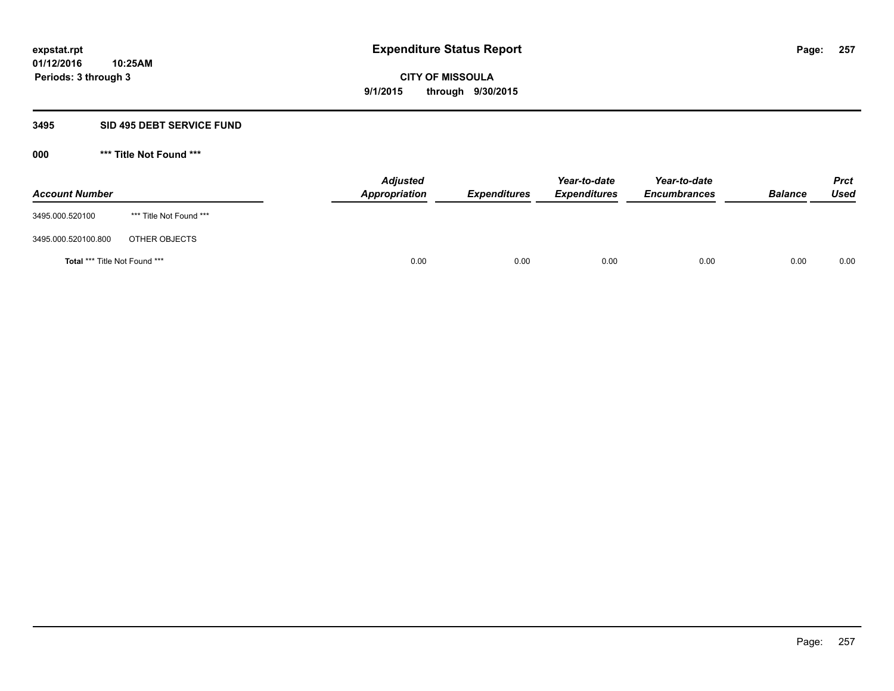**expstat.rpt**
**01/12/2016 10:25AM**
**Periods: 3 through 3**

# Expenditure Status Report

**CITY OF MISSOULA**
**9/1/2015 through 9/30/2015**

## 3495 SID 495 DEBT SERVICE FUND

### 000 *** Title Not Found ***

| Account Number | | Adjusted Appropriation | Expenditures | Year-to-date Expenditures | Year-to-date Encumbrances | Balance | Prct Used |
|---|---|---|---|---|---|---|---|
| 3495.000.520100 | *** Title Not Found *** | | | | | | |
| 3495.000.520100.800 | OTHER OBJECTS | | | | | | |
| **Total** *** Title Not Found *** | | 0.00 | 0.00 | 0.00 | 0.00 | 0.00 | 0.00 |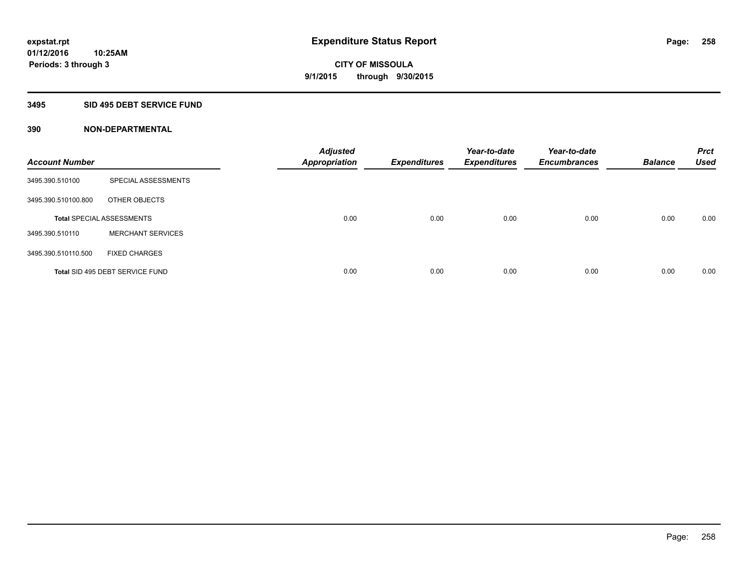# Expenditure Status Report

**expstat.rpt**
**01/12/2016 10:25AM**
**Periods: 3 through 3**

**CITY OF MISSOULA**
**9/1/2015 through 9/30/2015**

## 3495 SID 495 DEBT SERVICE FUND

## 390 NON-DEPARTMENTAL

| Account Number | | Adjusted Appropriation | Expenditures | Year-to-date Expenditures | Year-to-date Encumbrances | Balance | Prct Used |
|---|---|---|---|---|---|---|---|
| 3495.390.510100 | SPECIAL ASSESSMENTS | | | | | | |
| 3495.390.510100.800 | OTHER OBJECTS | | | | | | |
| **Total** SPECIAL ASSESSMENTS | | 0.00 | 0.00 | 0.00 | 0.00 | 0.00 | 0.00 |
| 3495.390.510110 | MERCHANT SERVICES | | | | | | |
| 3495.390.510110.500 | FIXED CHARGES | | | | | | |
| **Total** SID 495 DEBT SERVICE FUND | | 0.00 | 0.00 | 0.00 | 0.00 | 0.00 | 0.00 |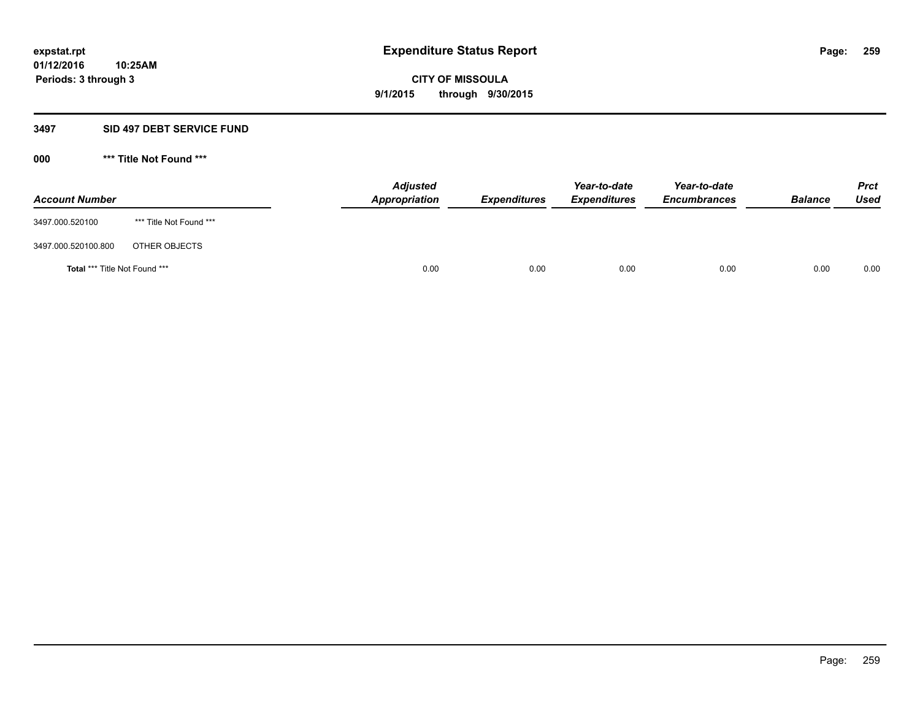**expstat.rpt**
**01/12/2016 10:25AM**
**Periods: 3 through 3**

# Expenditure Status Report

**CITY OF MISSOULA**
**9/1/2015 through 9/30/2015**

## 3497 SID 497 DEBT SERVICE FUND

### 000 *** Title Not Found ***

| Account Number | | Adjusted Appropriation | Expenditures | Year-to-date Expenditures | Year-to-date Encumbrances | Balance | Prct Used |
|---|---|---|---|---|---|---|---|
| 3497.000.520100 | *** Title Not Found *** | | | | | | |
| 3497.000.520100.800 | OTHER OBJECTS | | | | | | |
| **Total** *** Title Not Found *** | | 0.00 | 0.00 | 0.00 | 0.00 | 0.00 | 0.00 |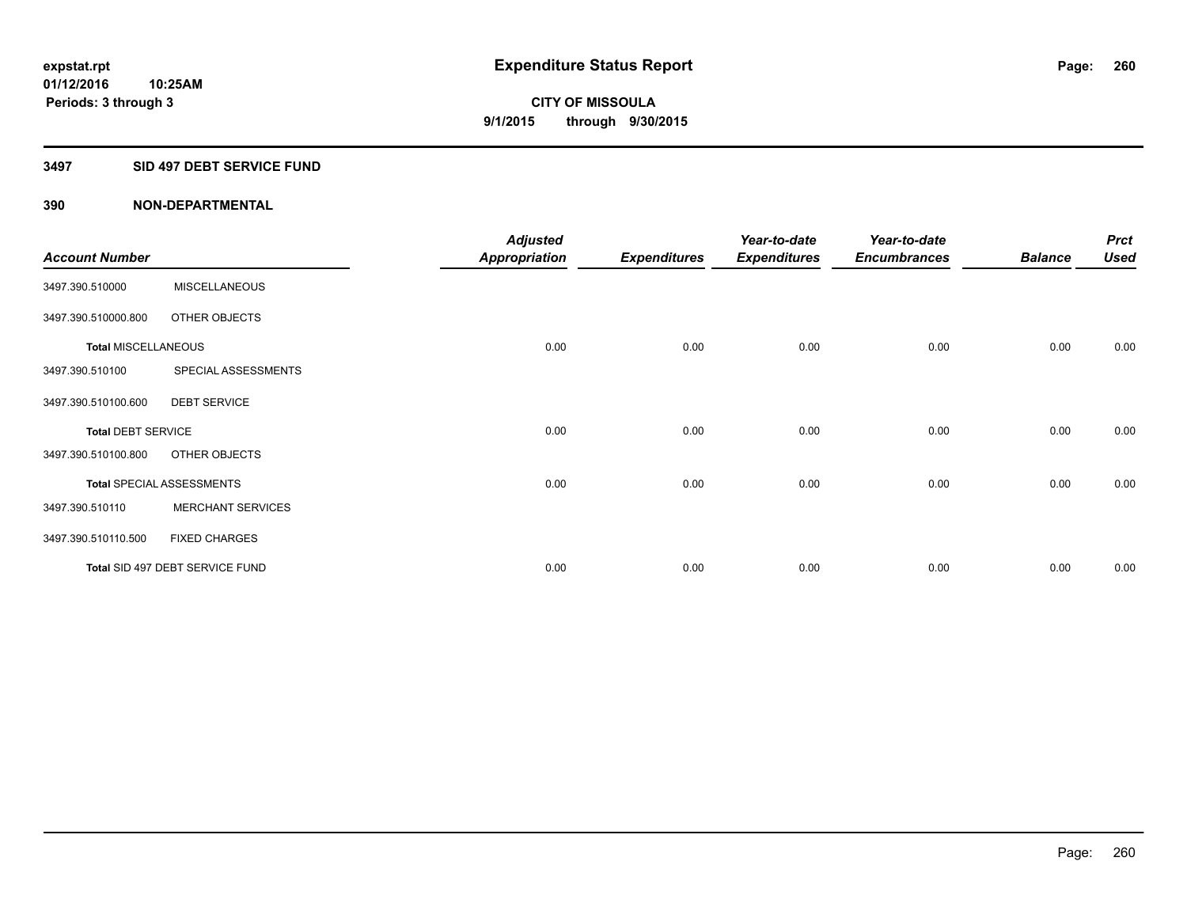**expstat.rpt**
**01/12/2016 10:25AM**
**Periods: 3 through 3**

# Expenditure Status Report

**CITY OF MISSOULA**
**9/1/2015 through 9/30/2015**

## 3497 SID 497 DEBT SERVICE FUND

### 390 NON-DEPARTMENTAL

| Account Number | | Adjusted Appropriation | Expenditures | Year-to-date Expenditures | Year-to-date Encumbrances | Balance | Prct Used |
|---|---|---|---|---|---|---|---|
| 3497.390.510000 | MISCELLANEOUS | | | | | | |
| 3497.390.510000.800 | OTHER OBJECTS | | | | | | |
| **Total** MISCELLANEOUS | | 0.00 | 0.00 | 0.00 | 0.00 | 0.00 | 0.00 |
| 3497.390.510100 | SPECIAL ASSESSMENTS | | | | | | |
| 3497.390.510100.600 | DEBT SERVICE | | | | | | |
| **Total** DEBT SERVICE | | 0.00 | 0.00 | 0.00 | 0.00 | 0.00 | 0.00 |
| 3497.390.510100.800 | OTHER OBJECTS | | | | | | |
| **Total** SPECIAL ASSESSMENTS | | 0.00 | 0.00 | 0.00 | 0.00 | 0.00 | 0.00 |
| 3497.390.510110 | MERCHANT SERVICES | | | | | | |
| 3497.390.510110.500 | FIXED CHARGES | | | | | | |
| **Total** SID 497 DEBT SERVICE FUND | | 0.00 | 0.00 | 0.00 | 0.00 | 0.00 | 0.00 |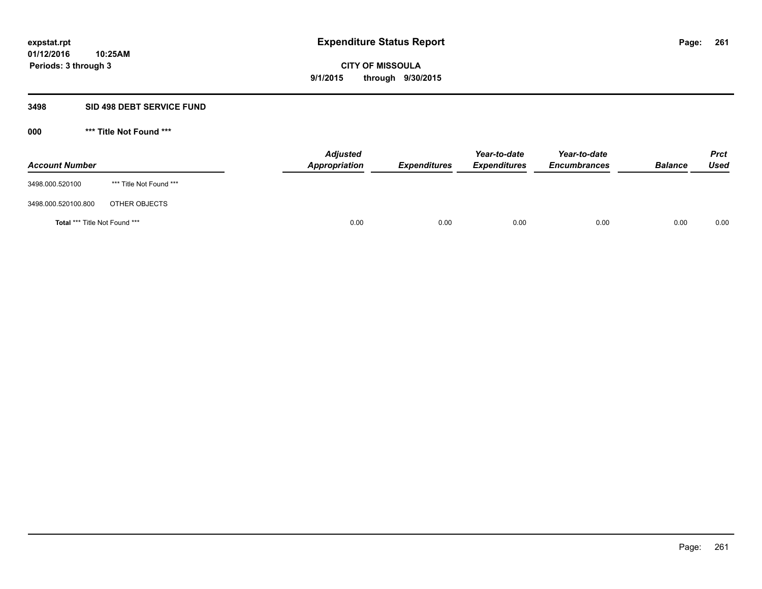**expstat.rpt**
**01/12/2016 10:25AM**
**Periods: 3 through 3**

# Expenditure Status Report

**CITY OF MISSOULA**
**9/1/2015 through 9/30/2015**

## 3498 SID 498 DEBT SERVICE FUND

### 000 *** Title Not Found ***

| Account Number | | Adjusted Appropriation | Expenditures | Year-to-date Expenditures | Year-to-date Encumbrances | Balance | Prct Used |
|---|---|---|---|---|---|---|---|
| 3498.000.520100 | *** Title Not Found *** | | | | | | |
| 3498.000.520100.800 | OTHER OBJECTS | | | | | | |
| **Total** *** Title Not Found *** | | 0.00 | 0.00 | 0.00 | 0.00 | 0.00 | 0.00 |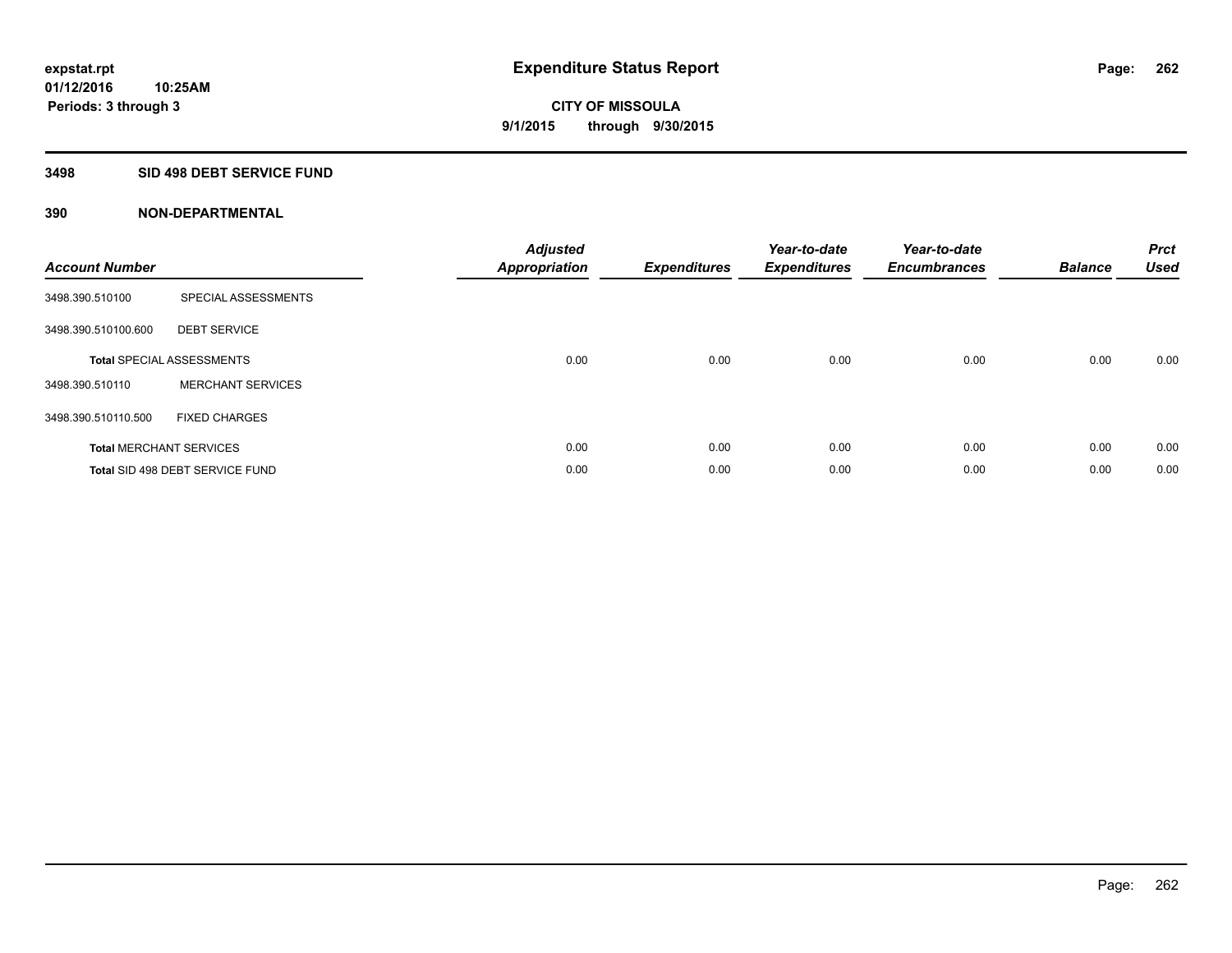expstat.rpt
01/12/2016 10:25AM
Periods: 3 through 3

# Expenditure Status Report

CITY OF MISSOULA
9/1/2015 through 9/30/2015

## 3498 SID 498 DEBT SERVICE FUND

### 390 NON-DEPARTMENTAL

| Account Number | | Adjusted Appropriation | Expenditures | Year-to-date Expenditures | Year-to-date Encumbrances | Balance | Prct Used |
|---|---|---|---|---|---|---|---|
| 3498.390.510100 | SPECIAL ASSESSMENTS | | | | | | |
| 3498.390.510100.600 | DEBT SERVICE | | | | | | |
| **Total** SPECIAL ASSESSMENTS | | 0.00 | 0.00 | 0.00 | 0.00 | 0.00 | 0.00 |
| 3498.390.510110 | MERCHANT SERVICES | | | | | | |
| 3498.390.510110.500 | FIXED CHARGES | | | | | | |
| **Total** MERCHANT SERVICES | | 0.00 | 0.00 | 0.00 | 0.00 | 0.00 | 0.00 |
| **Total** SID 498 DEBT SERVICE FUND | | 0.00 | 0.00 | 0.00 | 0.00 | 0.00 | 0.00 |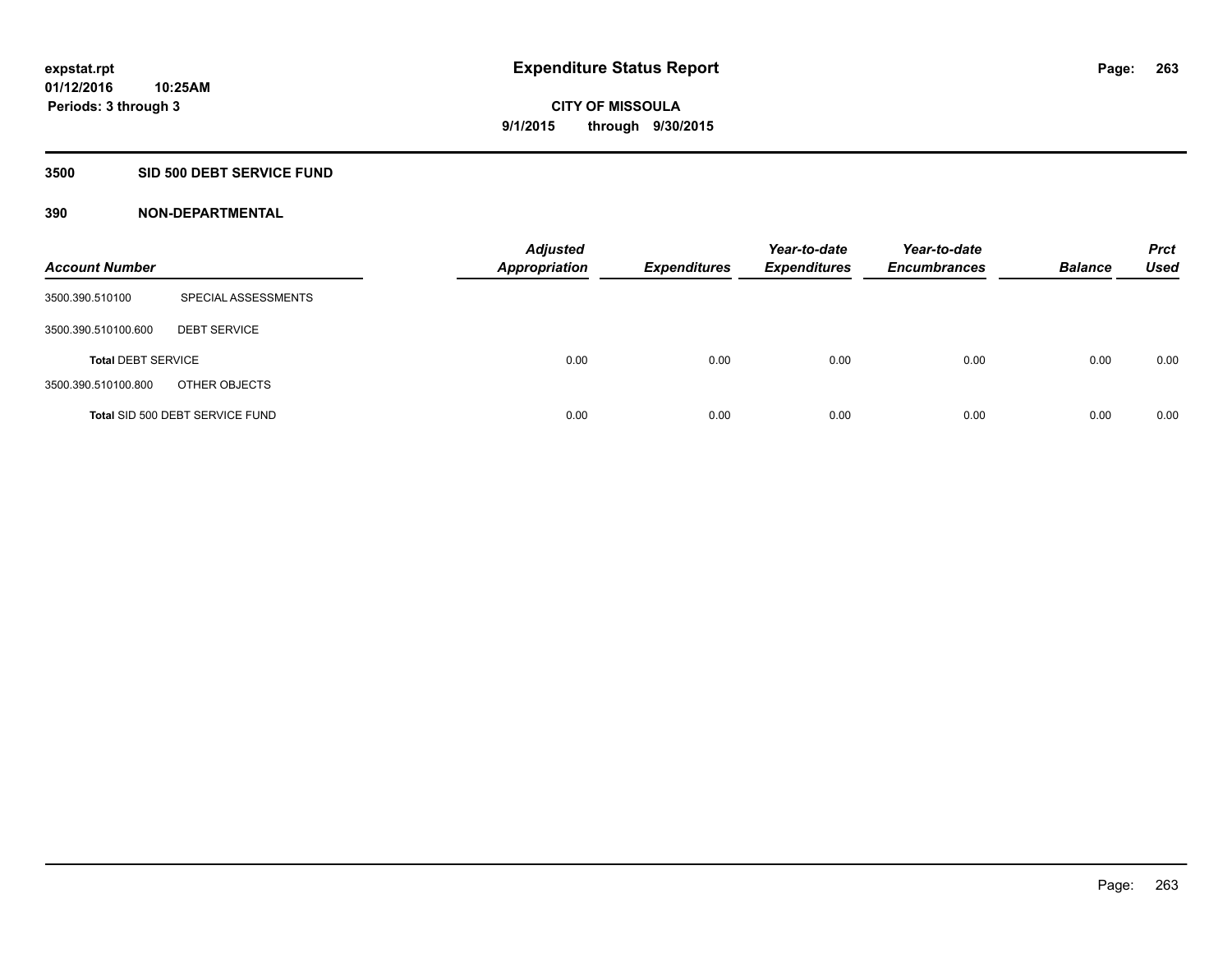**expstat.rpt**
**01/12/2016 10:25AM**
**Periods: 3 through 3**

# Expenditure Status Report

**CITY OF MISSOULA**
**9/1/2015 through 9/30/2015**

## 3500 SID 500 DEBT SERVICE FUND

### 390 NON-DEPARTMENTAL

| Account Number | | Adjusted Appropriation | Expenditures | Year-to-date Expenditures | Year-to-date Encumbrances | Balance | Prct Used |
|---|---|---|---|---|---|---|---|
| 3500.390.510100 | SPECIAL ASSESSMENTS | | | | | | |
| 3500.390.510100.600 | DEBT SERVICE | | | | | | |
| **Total** DEBT SERVICE | | 0.00 | 0.00 | 0.00 | 0.00 | 0.00 | 0.00 |
| 3500.390.510100.800 | OTHER OBJECTS | | | | | | |
| **Total** SID 500 DEBT SERVICE FUND | | 0.00 | 0.00 | 0.00 | 0.00 | 0.00 | 0.00 |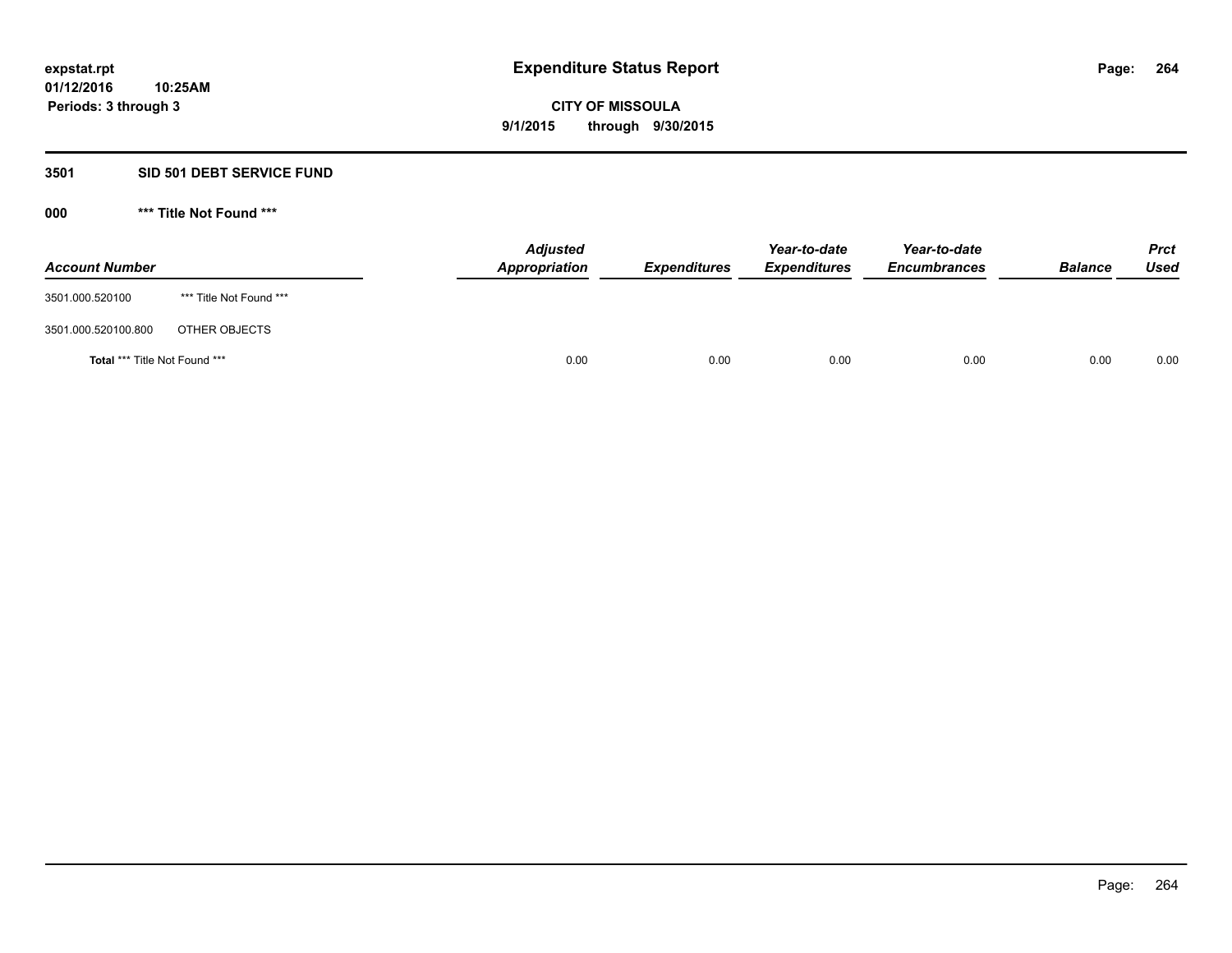**expstat.rpt**
**01/12/2016 10:25AM**
**Periods: 3 through 3**

# Expenditure Status Report

**CITY OF MISSOULA**
**9/1/2015 through 9/30/2015**

## 3501 SID 501 DEBT SERVICE FUND

### 000 *** Title Not Found ***

| Account Number | | Adjusted Appropriation | Expenditures | Year-to-date Expenditures | Year-to-date Encumbrances | Balance | Prct Used |
|---|---|---|---|---|---|---|---|
| 3501.000.520100 | *** Title Not Found *** | | | | | | |
| 3501.000.520100.800 | OTHER OBJECTS | | | | | | |
| **Total** *** Title Not Found *** | | 0.00 | 0.00 | 0.00 | 0.00 | 0.00 | 0.00 |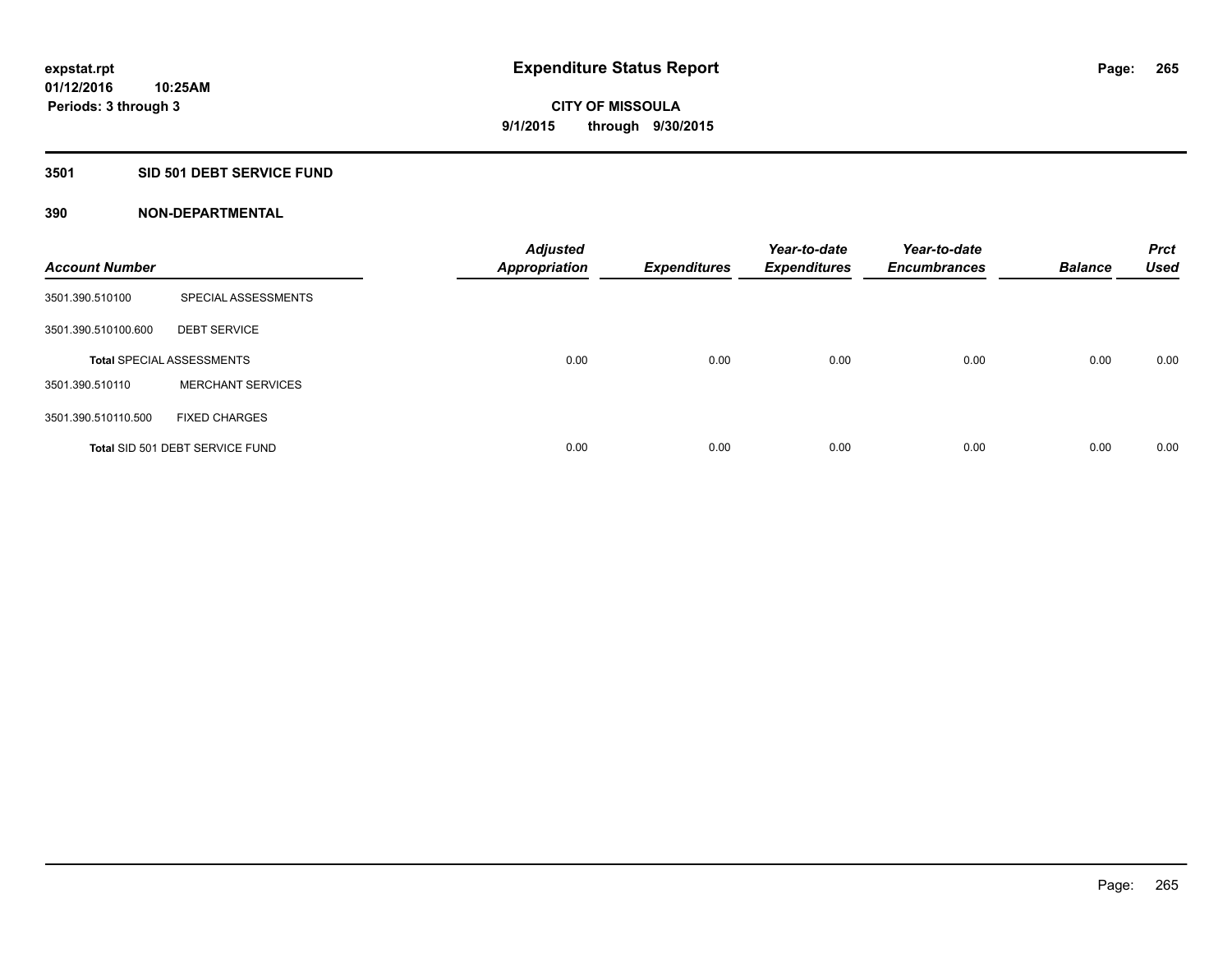**expstat.rpt**
**01/12/2016 10:25AM**
**Periods: 3 through 3**

# Expenditure Status Report

**CITY OF MISSOULA**
**9/1/2015 through 9/30/2015**

## 3501 SID 501 DEBT SERVICE FUND

### 390 NON-DEPARTMENTAL

| Account Number | | Adjusted Appropriation | Expenditures | Year-to-date Expenditures | Year-to-date Encumbrances | Balance | Prct Used |
|---|---|---|---|---|---|---|---|
| 3501.390.510100 | SPECIAL ASSESSMENTS | | | | | | |
| 3501.390.510100.600 | DEBT SERVICE | | | | | | |
| Total SPECIAL ASSESSMENTS | | 0.00 | 0.00 | 0.00 | 0.00 | 0.00 | 0.00 |
| 3501.390.510110 | MERCHANT SERVICES | | | | | | |
| 3501.390.510110.500 | FIXED CHARGES | | | | | | |
| Total SID 501 DEBT SERVICE FUND | | 0.00 | 0.00 | 0.00 | 0.00 | 0.00 | 0.00 |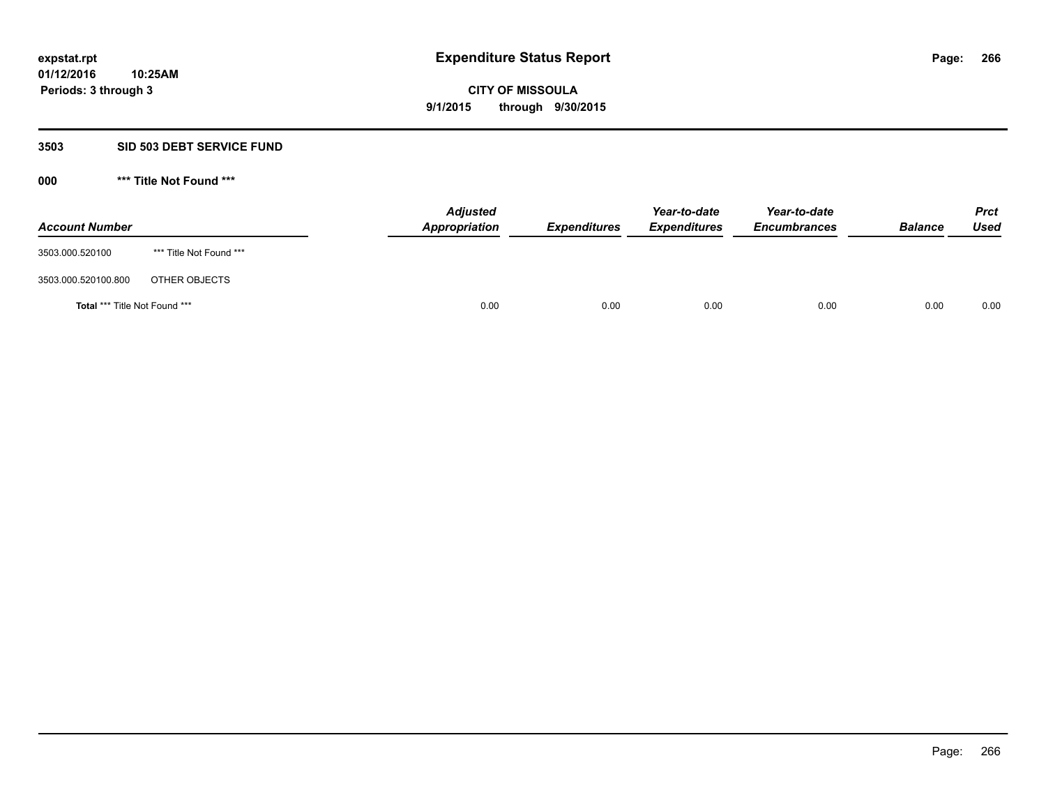# Expenditure Status Report

**expstat.rpt**
**01/12/2016 10:25AM**
**Periods: 3 through 3**

**CITY OF MISSOULA**
**9/1/2015 through 9/30/2015**

## 3503 SID 503 DEBT SERVICE FUND

### 000 *** Title Not Found ***

| Account Number | | Adjusted Appropriation | Expenditures | Year-to-date Expenditures | Year-to-date Encumbrances | Balance | Prct Used |
|---|---|---|---|---|---|---|---|
| 3503.000.520100 | *** Title Not Found *** | | | | | | |
| 3503.000.520100.800 | OTHER OBJECTS | | | | | | |
| **Total** *** Title Not Found *** | | 0.00 | 0.00 | 0.00 | 0.00 | 0.00 | 0.00 |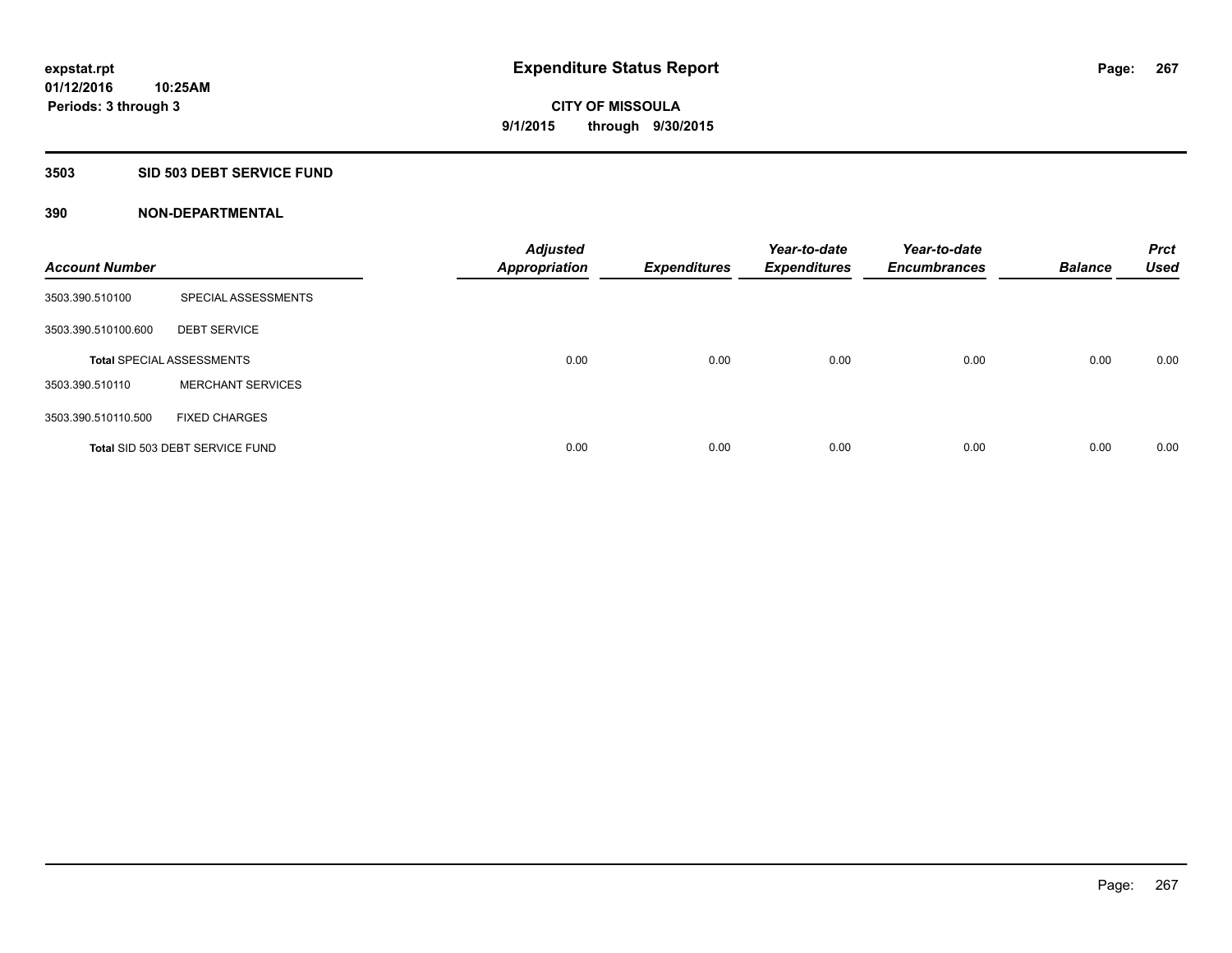# Expenditure Status Report

expstat.rpt
01/12/2016 10:25AM
Periods: 3 through 3

**CITY OF MISSOULA**
**9/1/2015 through 9/30/2015**

## 3503 SID 503 DEBT SERVICE FUND

### 390 NON-DEPARTMENTAL

| Account Number | | Adjusted Appropriation | Expenditures | Year-to-date Expenditures | Year-to-date Encumbrances | Balance | Prct Used |
|---|---|---|---|---|---|---|---|
| 3503.390.510100 | SPECIAL ASSESSMENTS | | | | | | |
| 3503.390.510100.600 | DEBT SERVICE | | | | | | |
| Total SPECIAL ASSESSMENTS | | 0.00 | 0.00 | 0.00 | 0.00 | 0.00 | 0.00 |
| 3503.390.510110 | MERCHANT SERVICES | | | | | | |
| 3503.390.510110.500 | FIXED CHARGES | | | | | | |
| Total SID 503 DEBT SERVICE FUND | | 0.00 | 0.00 | 0.00 | 0.00 | 0.00 | 0.00 |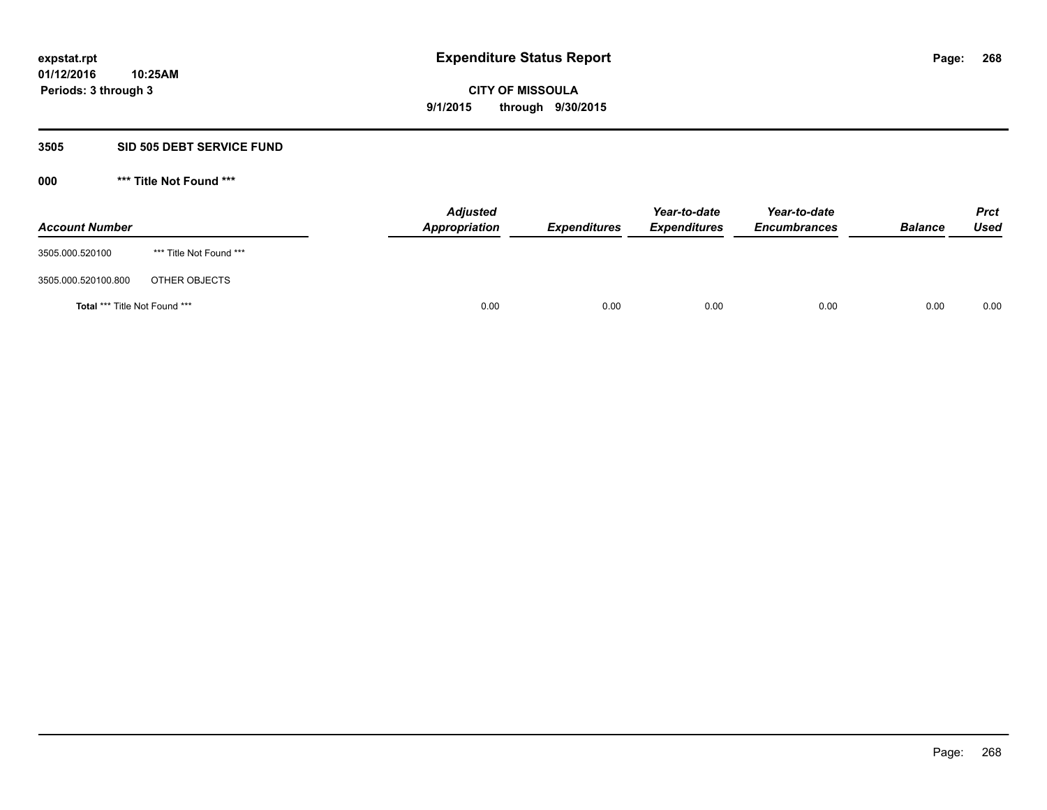# Expenditure Status Report

expstat.rpt
01/12/2016 10:25AM
Periods: 3 through 3

**CITY OF MISSOULA**
**9/1/2015 through 9/30/2015**

## 3505 SID 505 DEBT SERVICE FUND

### 000 *** Title Not Found ***

| Account Number | | Adjusted Appropriation | Expenditures | Year-to-date Expenditures | Year-to-date Encumbrances | Balance | Prct Used |
|---|---|---|---|---|---|---|---|
| 3505.000.520100 | *** Title Not Found *** | | | | | | |
| 3505.000.520100.800 | OTHER OBJECTS | | | | | | |
| **Total** *** Title Not Found *** | | 0.00 | 0.00 | 0.00 | 0.00 | 0.00 | 0.00 |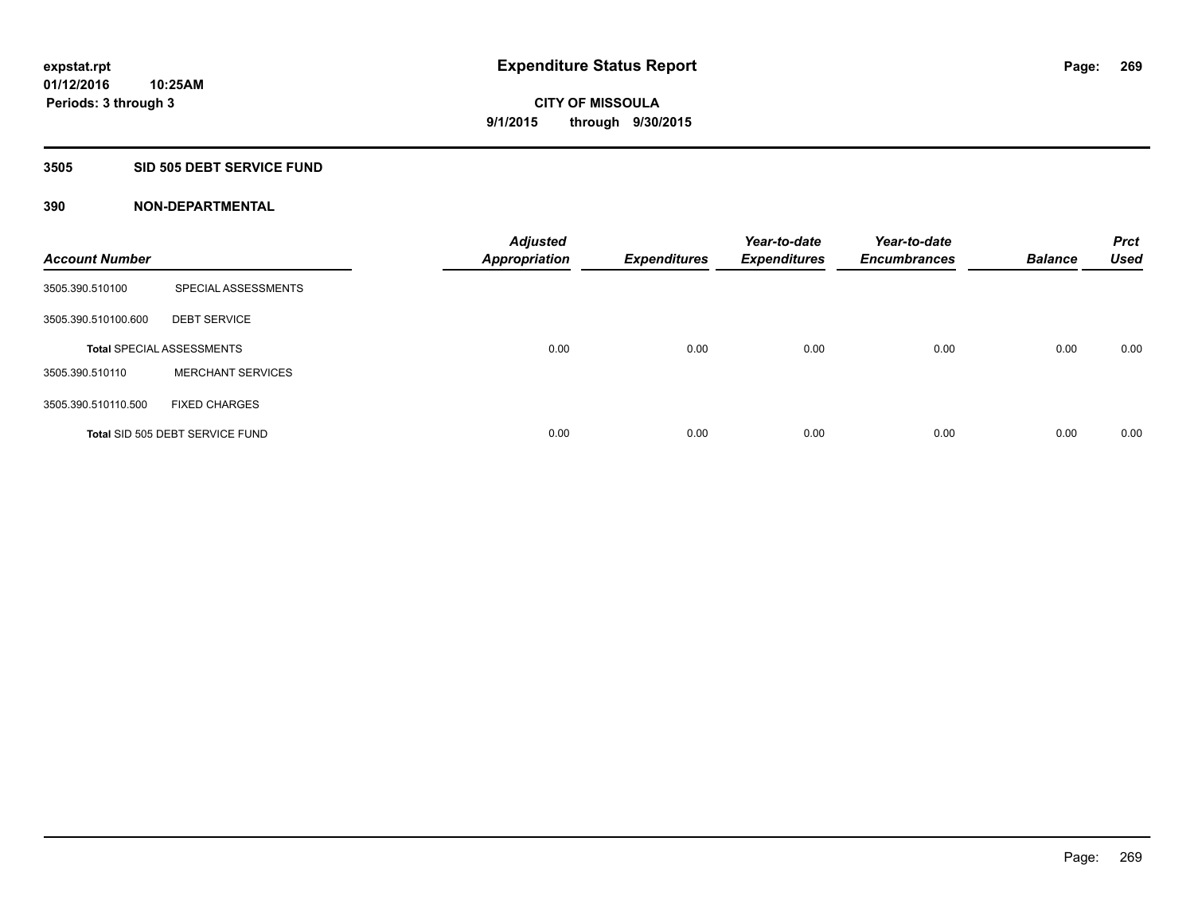**expstat.rpt**
**01/12/2016 10:25AM**
**Periods: 3 through 3**

# Expenditure Status Report

**CITY OF MISSOULA**
**9/1/2015 through 9/30/2015**

## 3505 SID 505 DEBT SERVICE FUND

### 390 NON-DEPARTMENTAL

| Account Number | | Adjusted Appropriation | Expenditures | Year-to-date Expenditures | Year-to-date Encumbrances | Balance | Prct Used |
|---|---|---|---|---|---|---|---|
| 3505.390.510100 | SPECIAL ASSESSMENTS | | | | | | |
| 3505.390.510100.600 | DEBT SERVICE | | | | | | |
| Total SPECIAL ASSESSMENTS | | 0.00 | 0.00 | 0.00 | 0.00 | 0.00 | 0.00 |
| 3505.390.510110 | MERCHANT SERVICES | | | | | | |
| 3505.390.510110.500 | FIXED CHARGES | | | | | | |
| Total SID 505 DEBT SERVICE FUND | | 0.00 | 0.00 | 0.00 | 0.00 | 0.00 | 0.00 |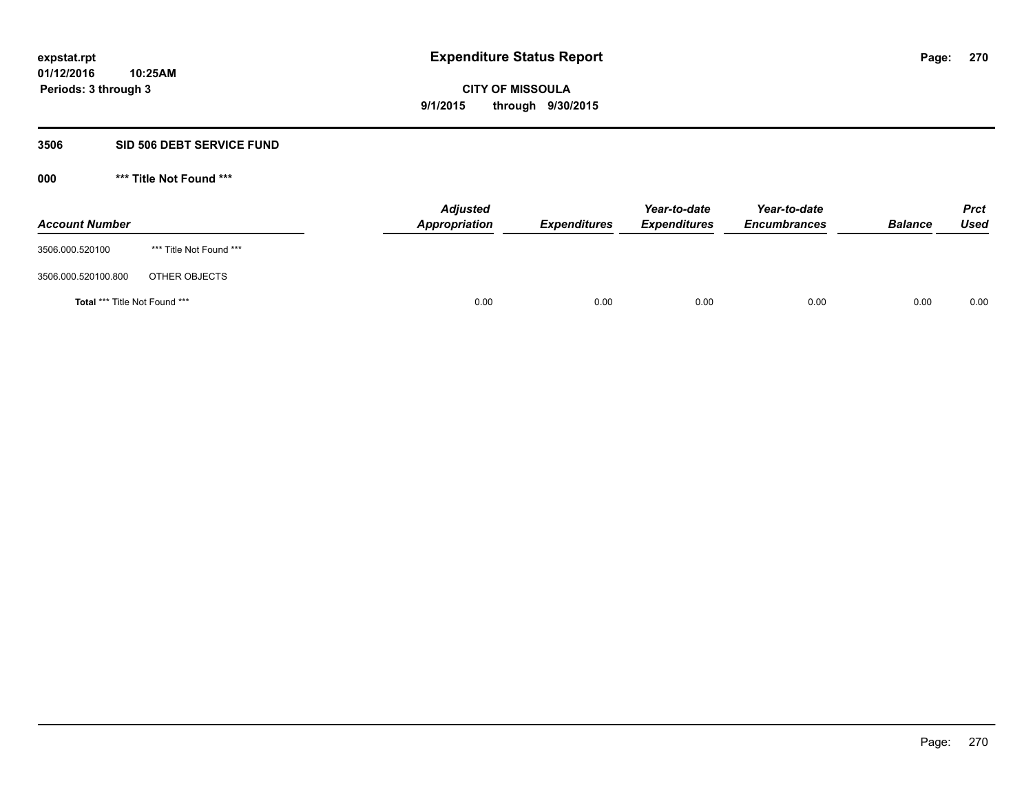**expstat.rpt**
**01/12/2016 10:25AM**
**Periods: 3 through 3**

# Expenditure Status Report

**CITY OF MISSOULA**
**9/1/2015 through 9/30/2015**

## 3506 SID 506 DEBT SERVICE FUND

### 000 *** Title Not Found ***

| Account Number | | Adjusted Appropriation | Expenditures | Year-to-date Expenditures | Year-to-date Encumbrances | Balance | Prct Used |
|---|---|---|---|---|---|---|---|
| 3506.000.520100 | *** Title Not Found *** | | | | | | |
| 3506.000.520100.800 | OTHER OBJECTS | | | | | | |
| **Total** *** Title Not Found *** | | 0.00 | 0.00 | 0.00 | 0.00 | 0.00 | 0.00 |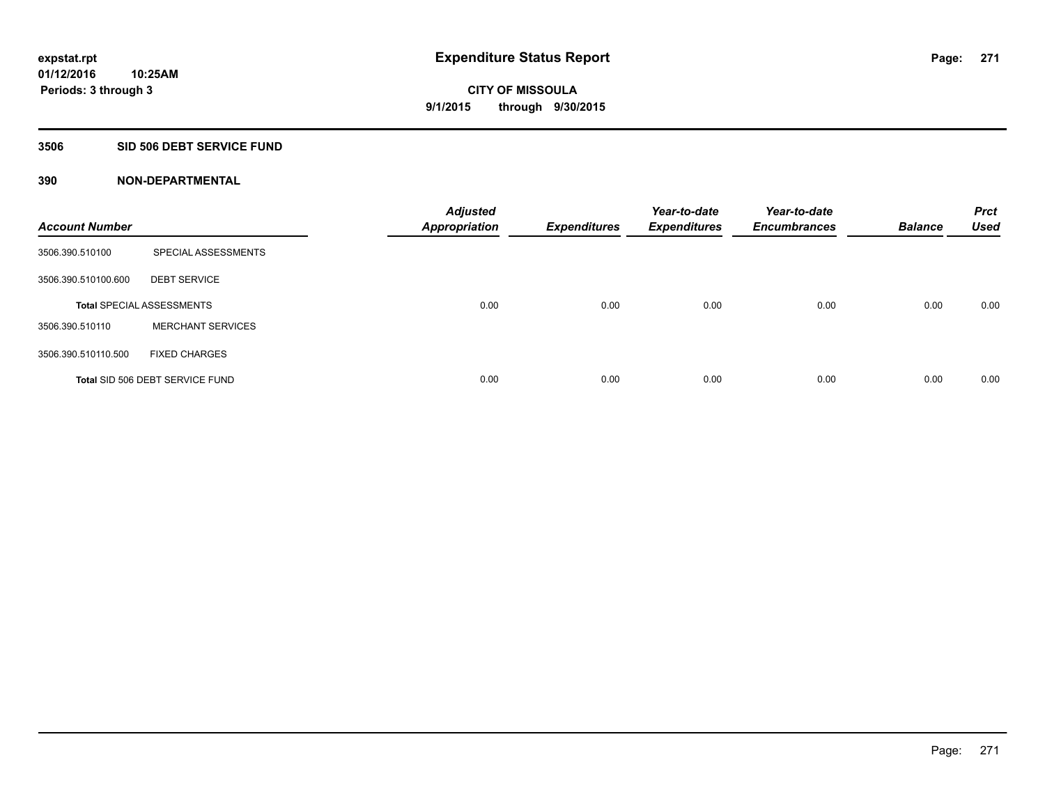**expstat.rpt**
**01/12/2016 10:25AM**
**Periods: 3 through 3**

# Expenditure Status Report

**CITY OF MISSOULA**
**9/1/2015 through 9/30/2015**

## 3506 SID 506 DEBT SERVICE FUND

### 390 NON-DEPARTMENTAL

| Account Number | | Adjusted Appropriation | Expenditures | Year-to-date Expenditures | Year-to-date Encumbrances | Balance | Prct Used |
|---|---|---|---|---|---|---|---|
| 3506.390.510100 | SPECIAL ASSESSMENTS | | | | | | |
| 3506.390.510100.600 | DEBT SERVICE | | | | | | |
| **Total** SPECIAL ASSESSMENTS | | 0.00 | 0.00 | 0.00 | 0.00 | 0.00 | 0.00 |
| 3506.390.510110 | MERCHANT SERVICES | | | | | | |
| 3506.390.510110.500 | FIXED CHARGES | | | | | | |
| **Total** SID 506 DEBT SERVICE FUND | | 0.00 | 0.00 | 0.00 | 0.00 | 0.00 | 0.00 |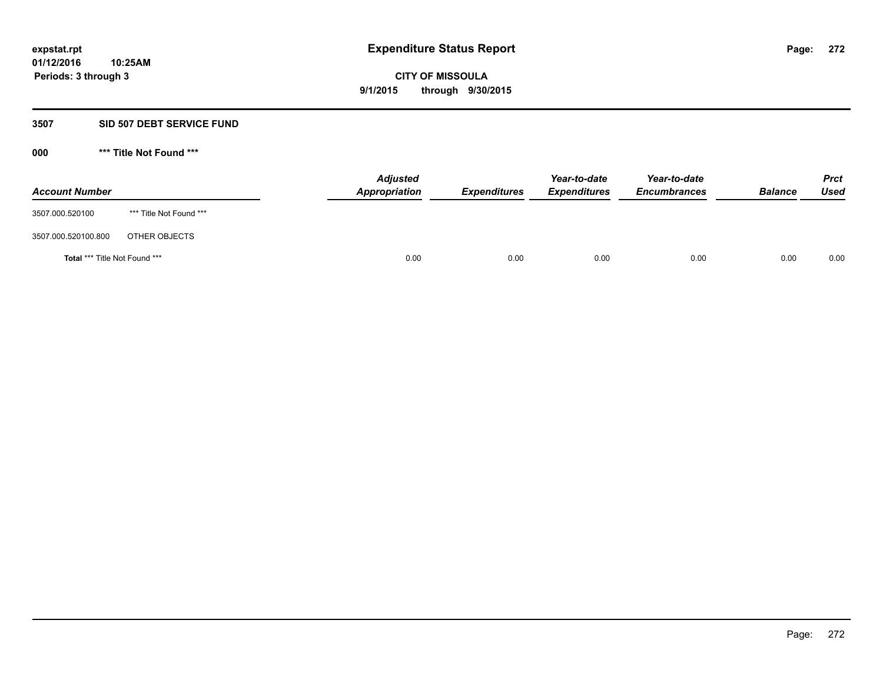expstat.rpt
01/12/2016 10:25AM
Periods: 3 through 3

# Expenditure Status Report

**CITY OF MISSOULA**
**9/1/2015 through 9/30/2015**

## 3507 SID 507 DEBT SERVICE FUND

### 000 *** Title Not Found ***

| Account Number | | Adjusted Appropriation | Expenditures | Year-to-date Expenditures | Year-to-date Encumbrances | Balance | Prct Used |
|---|---|---|---|---|---|---|---|
| 3507.000.520100 | *** Title Not Found *** | | | | | | |
| 3507.000.520100.800 | OTHER OBJECTS | | | | | | |
| **Total** *** Title Not Found *** | | 0.00 | 0.00 | 0.00 | 0.00 | 0.00 | 0.00 |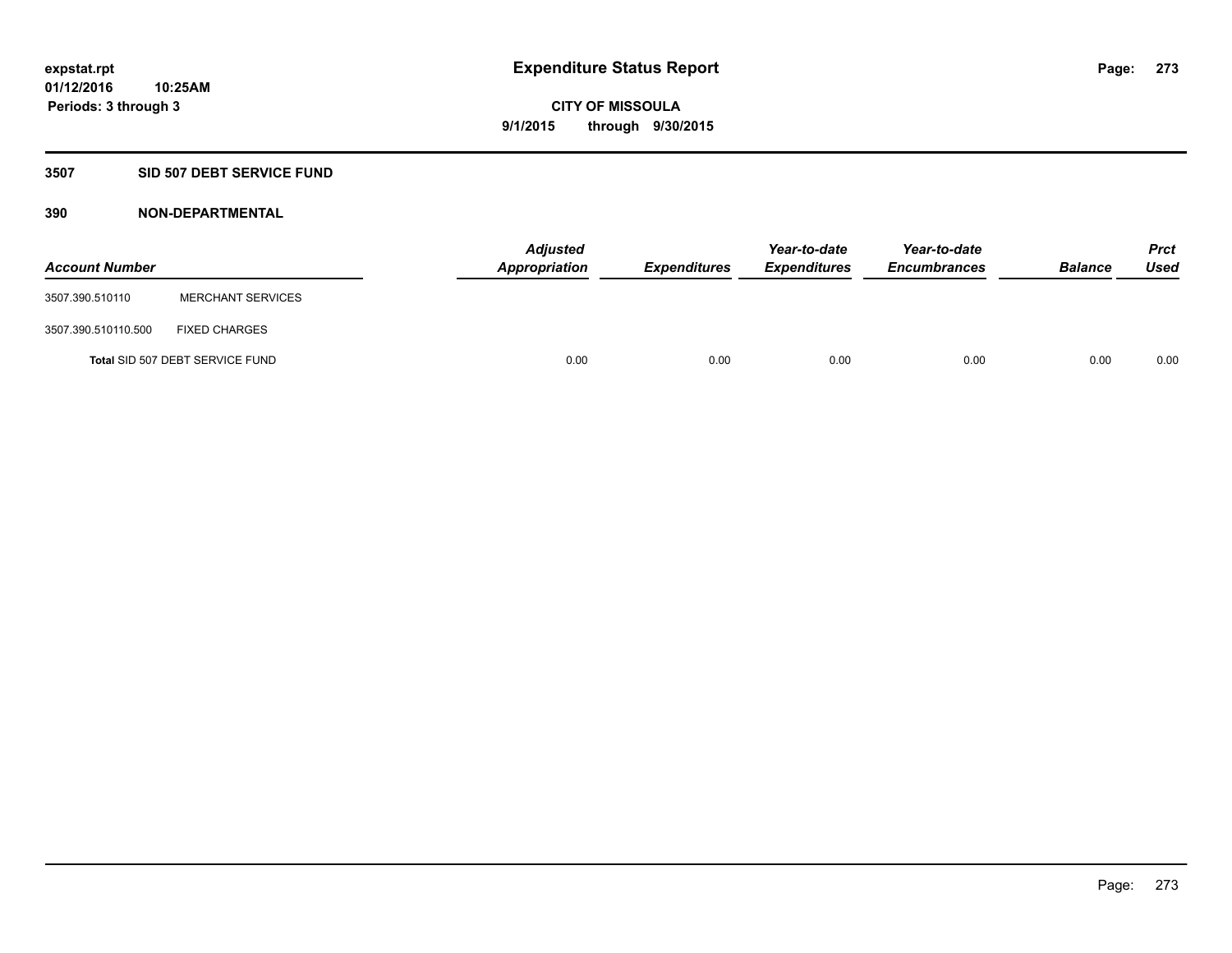# Expenditure Status Report

expstat.rpt
01/12/2016 10:25AM
Periods: 3 through 3

CITY OF MISSOULA
9/1/2015 through 9/30/2015

## 3507 SID 507 DEBT SERVICE FUND

### 390 NON-DEPARTMENTAL

| Account Number | | Adjusted Appropriation | Expenditures | Year-to-date Expenditures | Year-to-date Encumbrances | Balance | Prct Used |
|---|---|---|---|---|---|---|---|
| 3507.390.510110 | MERCHANT SERVICES | | | | | | |
| 3507.390.510110.500 | FIXED CHARGES | | | | | | |
| **Total** SID 507 DEBT SERVICE FUND | | 0.00 | 0.00 | 0.00 | 0.00 | 0.00 | 0.00 |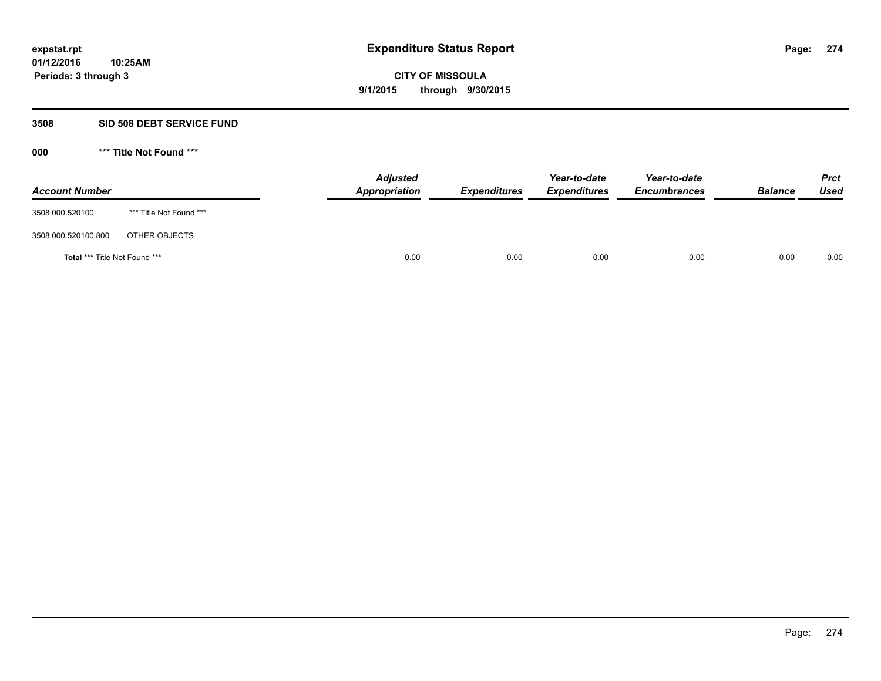expstat.rpt
01/12/2016 10:25AM
Periods: 3 through 3

# Expenditure Status Report

**CITY OF MISSOULA**
**9/1/2015 through 9/30/2015**

## 3508 SID 508 DEBT SERVICE FUND

### 000 *** Title Not Found ***

| Account Number | | Adjusted Appropriation | Expenditures | Year-to-date Expenditures | Year-to-date Encumbrances | Balance | Prct Used |
|---|---|---|---|---|---|---|---|
| 3508.000.520100 | *** Title Not Found *** | | | | | | |
| 3508.000.520100.800 | OTHER OBJECTS | | | | | | |
| **Total** *** Title Not Found *** | | 0.00 | 0.00 | 0.00 | 0.00 | 0.00 | 0.00 |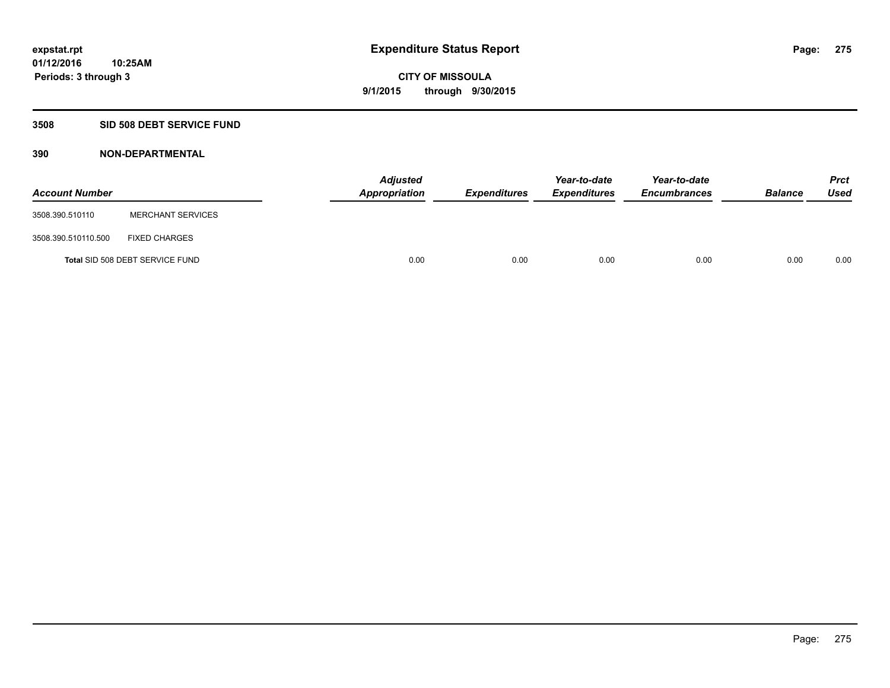**expstat.rpt**
**01/12/2016 10:25AM**
**Periods: 3 through 3**

# Expenditure Status Report

**CITY OF MISSOULA**
**9/1/2015 through 9/30/2015**

## 3508 SID 508 DEBT SERVICE FUND

### 390 NON-DEPARTMENTAL

| Account Number | | Adjusted Appropriation | Expenditures | Year-to-date Expenditures | Year-to-date Encumbrances | Balance | Prct Used |
|---|---|---|---|---|---|---|---|
| 3508.390.510110 | MERCHANT SERVICES | | | | | | |
| 3508.390.510110.500 | FIXED CHARGES | | | | | | |
| Total SID 508 DEBT SERVICE FUND | | 0.00 | 0.00 | 0.00 | 0.00 | 0.00 | 0.00 |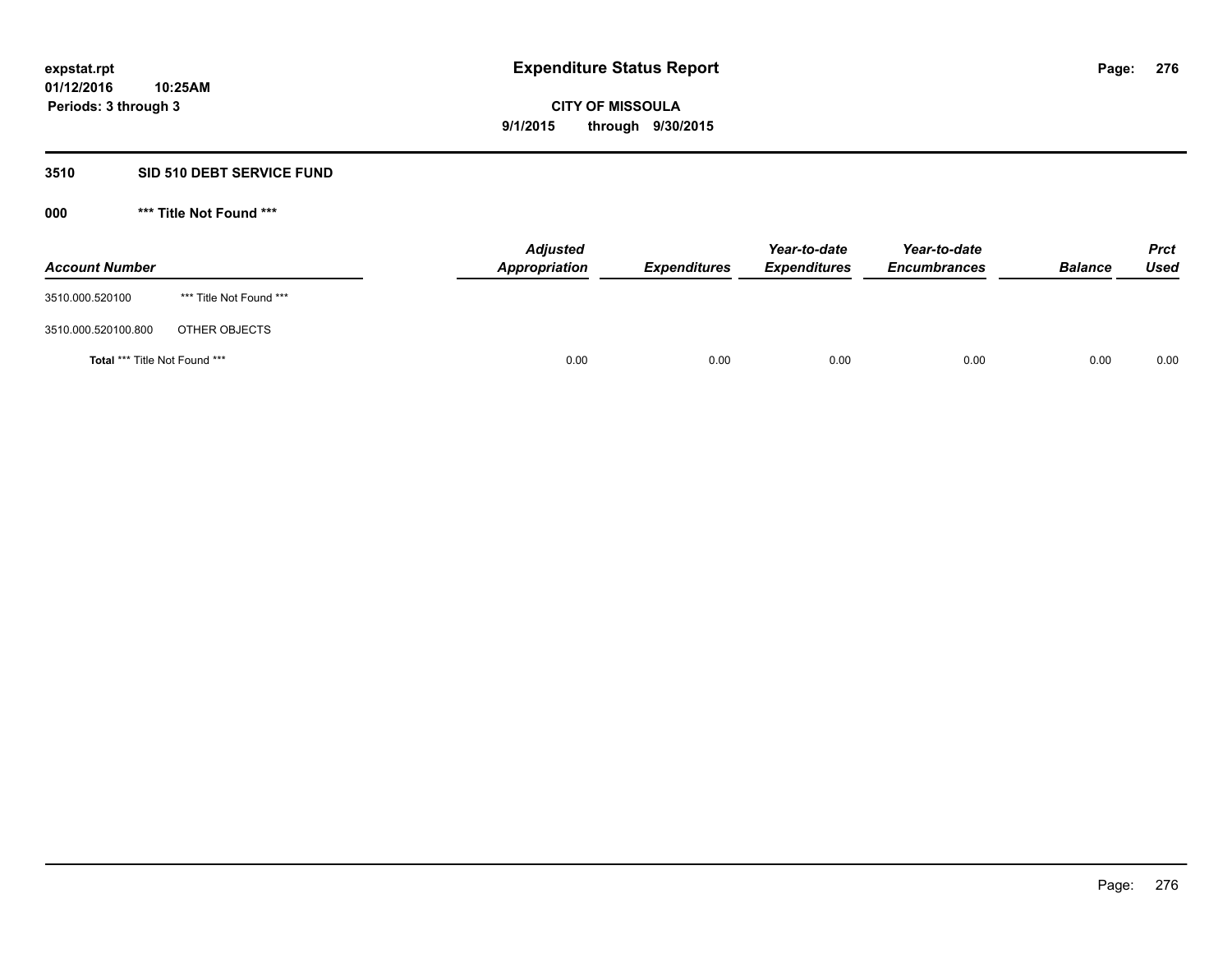expstat.rpt
01/12/2016 10:25AM
Periods: 3 through 3

# Expenditure Status Report

**CITY OF MISSOULA**
**9/1/2015 through 9/30/2015**

## 3510 SID 510 DEBT SERVICE FUND

### 000 *** Title Not Found ***

| Account Number | | Adjusted Appropriation | Expenditures | Year-to-date Expenditures | Year-to-date Encumbrances | Balance | Prct Used |
|---|---|---|---|---|---|---|---|
| 3510.000.520100 | *** Title Not Found *** | | | | | | |
| 3510.000.520100.800 | OTHER OBJECTS | | | | | | |
| **Total** *** Title Not Found *** | | 0.00 | 0.00 | 0.00 | 0.00 | 0.00 | 0.00 |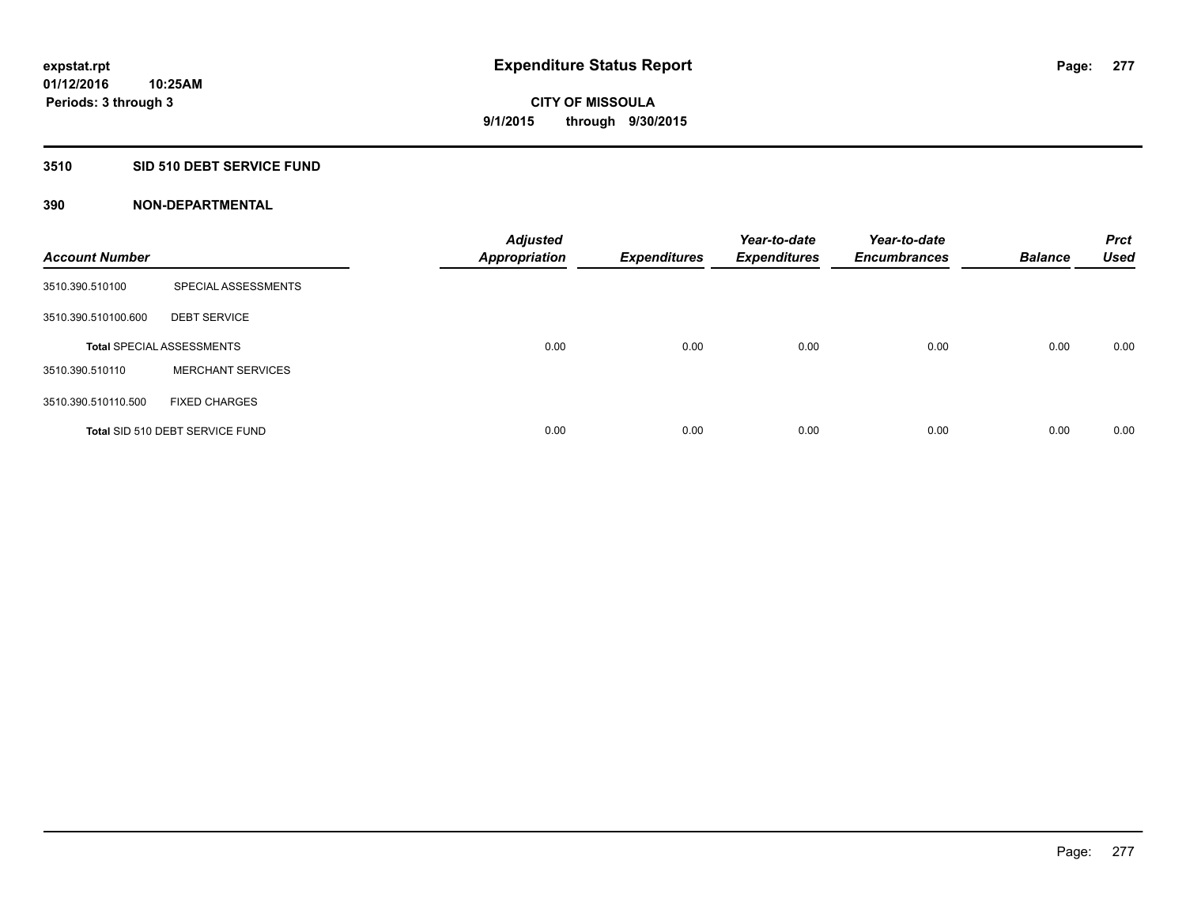**expstat.rpt**
**01/12/2016 10:25AM**
**Periods: 3 through 3**

# Expenditure Status Report

**CITY OF MISSOULA**
**9/1/2015 through 9/30/2015**

## 3510 SID 510 DEBT SERVICE FUND

### 390 NON-DEPARTMENTAL

| Account Number | | Adjusted Appropriation | Expenditures | Year-to-date Expenditures | Year-to-date Encumbrances | Balance | Prct Used |
|---|---|---|---|---|---|---|---|
| 3510.390.510100 | SPECIAL ASSESSMENTS | | | | | | |
| 3510.390.510100.600 | DEBT SERVICE | | | | | | |
| **Total** SPECIAL ASSESSMENTS | | 0.00 | 0.00 | 0.00 | 0.00 | 0.00 | 0.00 |
| 3510.390.510110 | MERCHANT SERVICES | | | | | | |
| 3510.390.510110.500 | FIXED CHARGES | | | | | | |
| **Total** SID 510 DEBT SERVICE FUND | | 0.00 | 0.00 | 0.00 | 0.00 | 0.00 | 0.00 |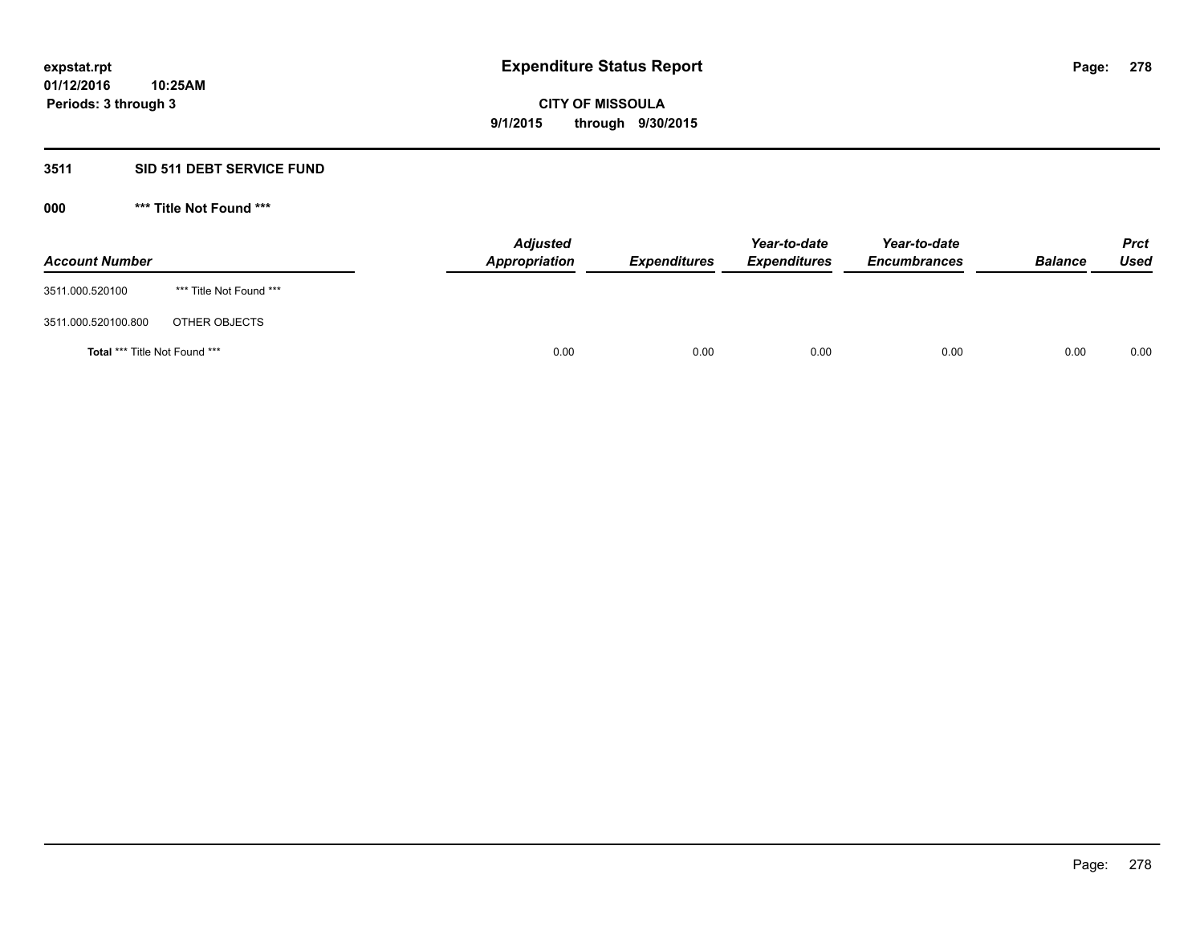**expstat.rpt**
**01/12/2016 10:25AM**
**Periods: 3 through 3**

# Expenditure Status Report

**CITY OF MISSOULA**
**9/1/2015 through 9/30/2015**

## 3511 SID 511 DEBT SERVICE FUND

### 000 *** Title Not Found ***

| Account Number | | Adjusted Appropriation | Expenditures | Year-to-date Expenditures | Year-to-date Encumbrances | Balance | Prct Used |
|---|---|---|---|---|---|---|---|
| 3511.000.520100 | *** Title Not Found *** | | | | | | |
| 3511.000.520100.800 | OTHER OBJECTS | | | | | | |
| **Total** *** Title Not Found *** | | 0.00 | 0.00 | 0.00 | 0.00 | 0.00 | 0.00 |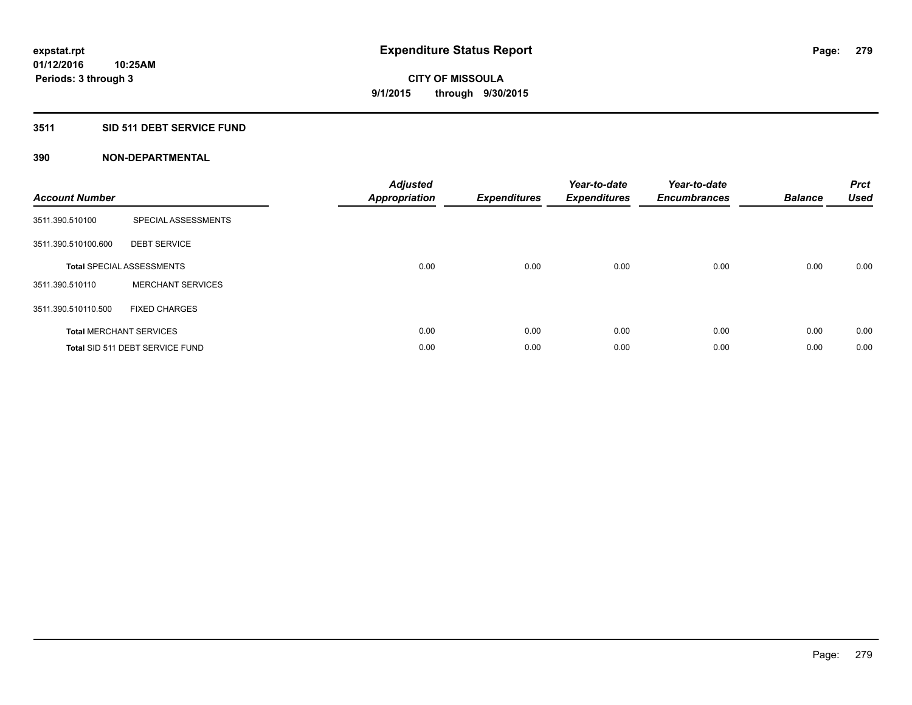**expstat.rpt**
**01/12/2016 10:25AM**
**Periods: 3 through 3**

# Expenditure Status Report

**CITY OF MISSOULA**
**9/1/2015 through 9/30/2015**

## 3511 SID 511 DEBT SERVICE FUND

## 390 NON-DEPARTMENTAL

| Account Number | | Adjusted Appropriation | Expenditures | Year-to-date Expenditures | Year-to-date Encumbrances | Balance | Prct Used |
|---|---|---|---|---|---|---|---|
| 3511.390.510100 | SPECIAL ASSESSMENTS | | | | | | |
| 3511.390.510100.600 | DEBT SERVICE | | | | | | |
| **Total** SPECIAL ASSESSMENTS | | 0.00 | 0.00 | 0.00 | 0.00 | 0.00 | 0.00 |
| 3511.390.510110 | MERCHANT SERVICES | | | | | | |
| 3511.390.510110.500 | FIXED CHARGES | | | | | | |
| **Total** MERCHANT SERVICES | | 0.00 | 0.00 | 0.00 | 0.00 | 0.00 | 0.00 |
| **Total** SID 511 DEBT SERVICE FUND | | 0.00 | 0.00 | 0.00 | 0.00 | 0.00 | 0.00 |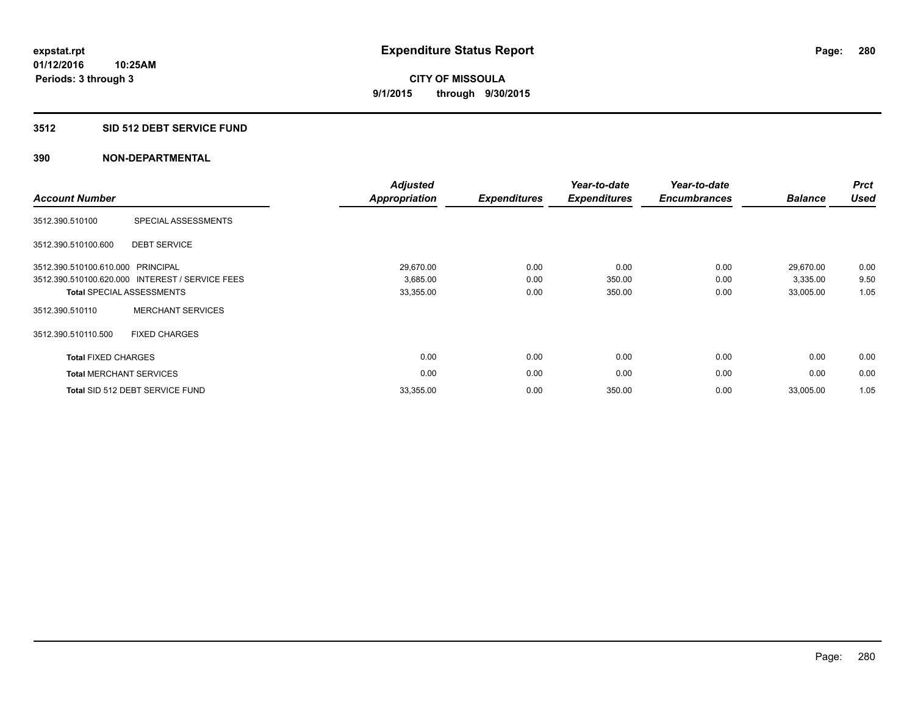**expstat.rpt**
**01/12/2016 10:25AM**
**Periods: 3 through 3**

# Expenditure Status Report

**CITY OF MISSOULA**
**9/1/2015 through 9/30/2015**

## 3512 SID 512 DEBT SERVICE FUND

### 390 NON-DEPARTMENTAL

| Account Number | | Adjusted Appropriation | Expenditures | Year-to-date Expenditures | Year-to-date Encumbrances | Balance | Prct Used |
|---|---|---|---|---|---|---|---|
| 3512.390.510100 | SPECIAL ASSESSMENTS | | | | | | |
| 3512.390.510100.600 | DEBT SERVICE | | | | | | |
| 3512.390.510100.610.000 | PRINCIPAL | 29,670.00 | 0.00 | 0.00 | 0.00 | 29,670.00 | 0.00 |
| 3512.390.510100.620.000 | INTEREST / SERVICE FEES | 3,685.00 | 0.00 | 350.00 | 0.00 | 3,335.00 | 9.50 |
| **Total** SPECIAL ASSESSMENTS | | 33,355.00 | 0.00 | 350.00 | 0.00 | 33,005.00 | 1.05 |
| 3512.390.510110 | MERCHANT SERVICES | | | | | | |
| 3512.390.510110.500 | FIXED CHARGES | | | | | | |
| **Total** FIXED CHARGES | | 0.00 | 0.00 | 0.00 | 0.00 | 0.00 | 0.00 |
| **Total** MERCHANT SERVICES | | 0.00 | 0.00 | 0.00 | 0.00 | 0.00 | 0.00 |
| **Total** SID 512 DEBT SERVICE FUND | | 33,355.00 | 0.00 | 350.00 | 0.00 | 33,005.00 | 1.05 |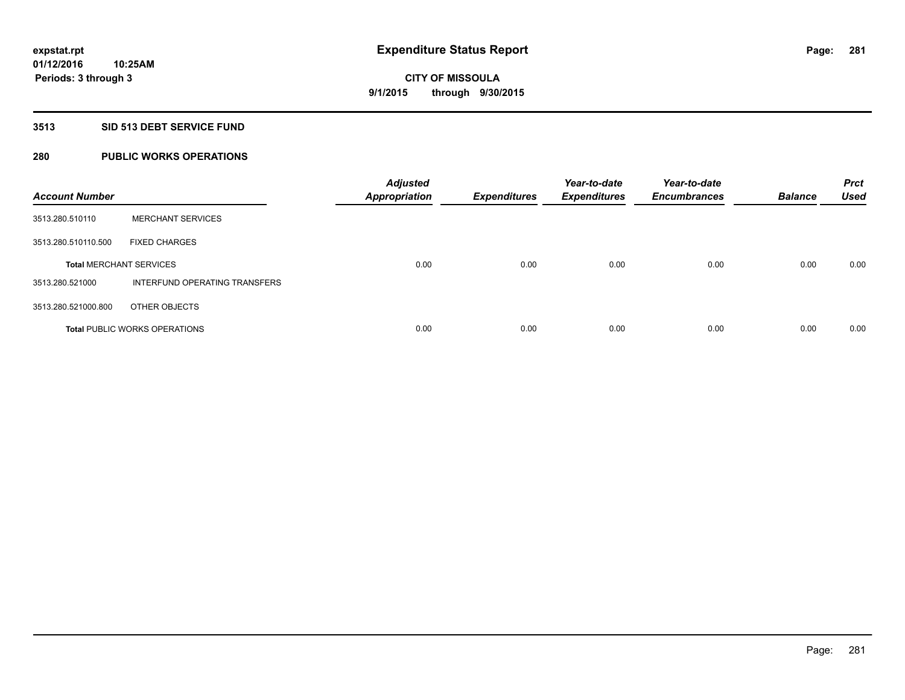**expstat.rpt**
**01/12/2016 10:25AM**
**Periods: 3 through 3**

# Expenditure Status Report

**CITY OF MISSOULA**
**9/1/2015 through 9/30/2015**

## 3513 SID 513 DEBT SERVICE FUND

## 280 PUBLIC WORKS OPERATIONS

| Account Number | | Adjusted Appropriation | Expenditures | Year-to-date Expenditures | Year-to-date Encumbrances | Balance | Prct Used |
|---|---|---|---|---|---|---|---|
| 3513.280.510110 | MERCHANT SERVICES | | | | | | |
| 3513.280.510110.500 | FIXED CHARGES | | | | | | |
| **Total** MERCHANT SERVICES | | 0.00 | 0.00 | 0.00 | 0.00 | 0.00 | 0.00 |
| 3513.280.521000 | INTERFUND OPERATING TRANSFERS | | | | | | |
| 3513.280.521000.800 | OTHER OBJECTS | | | | | | |
| **Total** PUBLIC WORKS OPERATIONS | | 0.00 | 0.00 | 0.00 | 0.00 | 0.00 | 0.00 |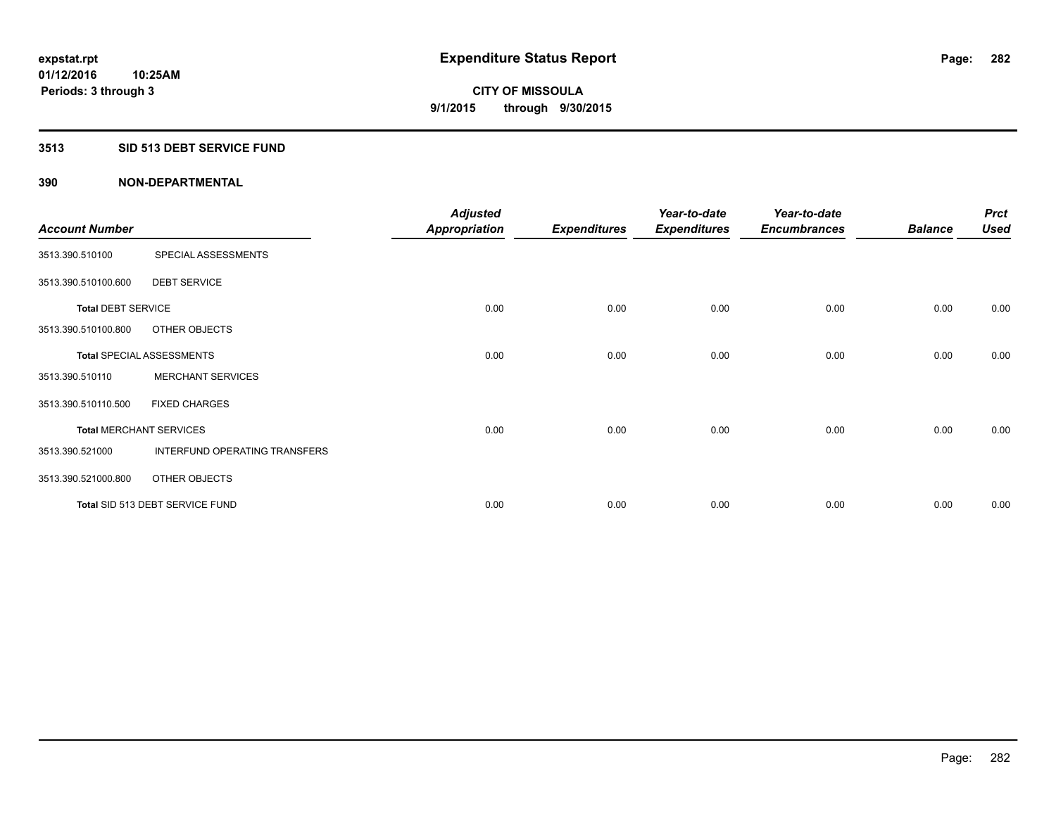**expstat.rpt**
**01/12/2016 10:25AM**
**Periods: 3 through 3**

# Expenditure Status Report

**CITY OF MISSOULA**
**9/1/2015 through 9/30/2015**

## 3513 SID 513 DEBT SERVICE FUND

## 390 NON-DEPARTMENTAL

| Account Number | | Adjusted Appropriation | Expenditures | Year-to-date Expenditures | Year-to-date Encumbrances | Balance | Prct Used |
|---|---|---|---|---|---|---|---|
| 3513.390.510100 | SPECIAL ASSESSMENTS | | | | | | |
| 3513.390.510100.600 | DEBT SERVICE | | | | | | |
| **Total** DEBT SERVICE | | 0.00 | 0.00 | 0.00 | 0.00 | 0.00 | 0.00 |
| 3513.390.510100.800 | OTHER OBJECTS | | | | | | |
| **Total** SPECIAL ASSESSMENTS | | 0.00 | 0.00 | 0.00 | 0.00 | 0.00 | 0.00 |
| 3513.390.510110 | MERCHANT SERVICES | | | | | | |
| 3513.390.510110.500 | FIXED CHARGES | | | | | | |
| **Total** MERCHANT SERVICES | | 0.00 | 0.00 | 0.00 | 0.00 | 0.00 | 0.00 |
| 3513.390.521000 | INTERFUND OPERATING TRANSFERS | | | | | | |
| 3513.390.521000.800 | OTHER OBJECTS | | | | | | |
| **Total** SID 513 DEBT SERVICE FUND | | 0.00 | 0.00 | 0.00 | 0.00 | 0.00 | 0.00 |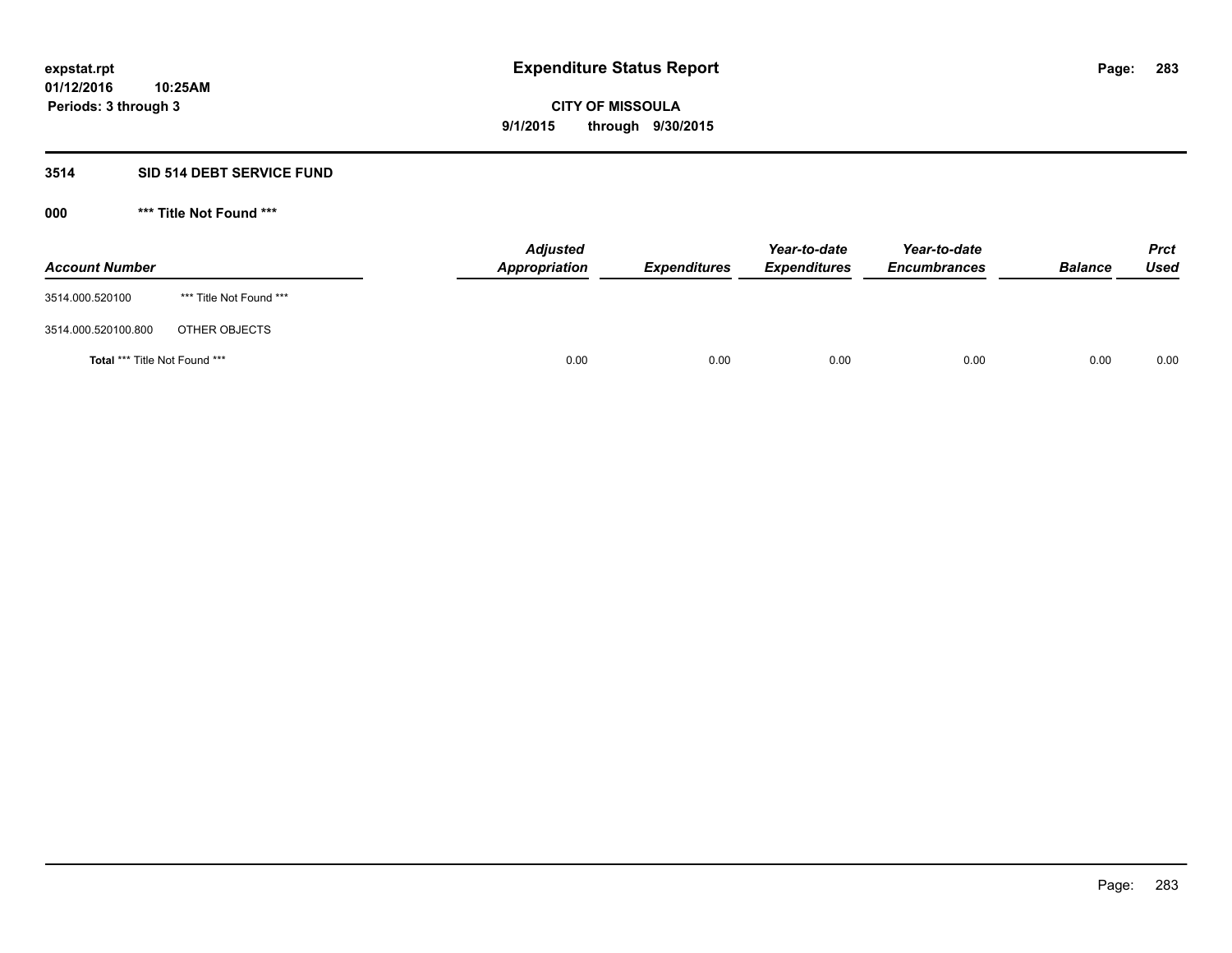**expstat.rpt**
**01/12/2016 10:25AM**
**Periods: 3 through 3**

# Expenditure Status Report

**CITY OF MISSOULA**
**9/1/2015 through 9/30/2015**

## 3514 SID 514 DEBT SERVICE FUND

### 000 *** Title Not Found ***

| Account Number | | Adjusted Appropriation | Expenditures | Year-to-date Expenditures | Year-to-date Encumbrances | Balance | Prct Used |
|---|---|---|---|---|---|---|---|
| 3514.000.520100 | *** Title Not Found *** | | | | | | |
| 3514.000.520100.800 | OTHER OBJECTS | | | | | | |
| **Total** *** Title Not Found *** | | 0.00 | 0.00 | 0.00 | 0.00 | 0.00 | 0.00 |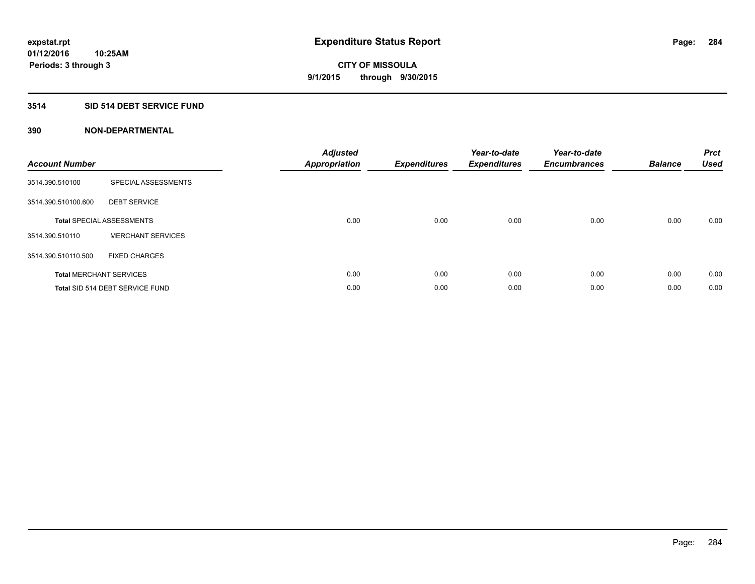**expstat.rpt**
**01/12/2016 10:25AM**
**Periods: 3 through 3**

# Expenditure Status Report

**CITY OF MISSOULA**
**9/1/2015 through 9/30/2015**

## 3514 SID 514 DEBT SERVICE FUND

### 390 NON-DEPARTMENTAL

| Account Number | | Adjusted Appropriation | Expenditures | Year-to-date Expenditures | Year-to-date Encumbrances | Balance | Prct Used |
|---|---|---|---|---|---|---|---|
| 3514.390.510100 | SPECIAL ASSESSMENTS | | | | | | |
| 3514.390.510100.600 | DEBT SERVICE | | | | | | |
| **Total** SPECIAL ASSESSMENTS | | 0.00 | 0.00 | 0.00 | 0.00 | 0.00 | 0.00 |
| 3514.390.510110 | MERCHANT SERVICES | | | | | | |
| 3514.390.510110.500 | FIXED CHARGES | | | | | | |
| **Total** MERCHANT SERVICES | | 0.00 | 0.00 | 0.00 | 0.00 | 0.00 | 0.00 |
| **Total** SID 514 DEBT SERVICE FUND | | 0.00 | 0.00 | 0.00 | 0.00 | 0.00 | 0.00 |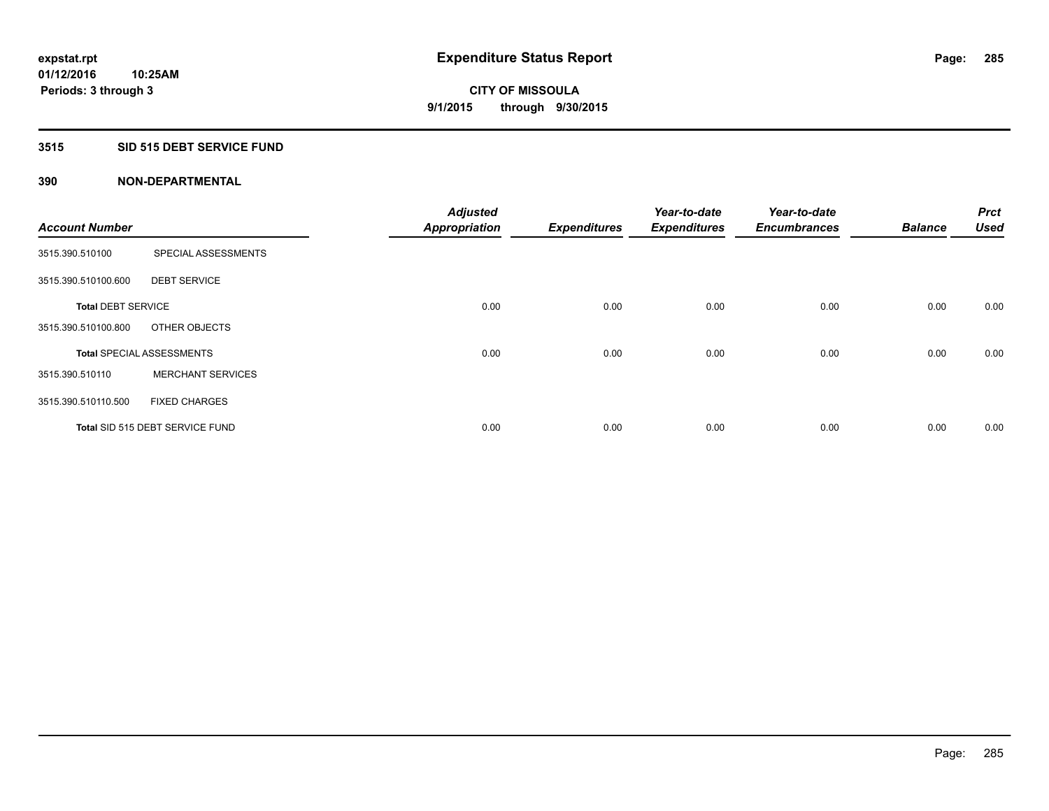# Expenditure Status Report

expstat.rpt
01/12/2016 10:25AM
Periods: 3 through 3

CITY OF MISSOULA
9/1/2015 through 9/30/2015

## 3515 SID 515 DEBT SERVICE FUND

### 390 NON-DEPARTMENTAL

| Account Number | | Adjusted Appropriation | Expenditures | Year-to-date Expenditures | Year-to-date Encumbrances | Balance | Prct Used |
|---|---|---|---|---|---|---|---|
| 3515.390.510100 | SPECIAL ASSESSMENTS | | | | | | |
| 3515.390.510100.600 | DEBT SERVICE | | | | | | |
| **Total** DEBT SERVICE | | 0.00 | 0.00 | 0.00 | 0.00 | 0.00 | 0.00 |
| 3515.390.510100.800 | OTHER OBJECTS | | | | | | |
| **Total** SPECIAL ASSESSMENTS | | 0.00 | 0.00 | 0.00 | 0.00 | 0.00 | 0.00 |
| 3515.390.510110 | MERCHANT SERVICES | | | | | | |
| 3515.390.510110.500 | FIXED CHARGES | | | | | | |
| **Total** SID 515 DEBT SERVICE FUND | | 0.00 | 0.00 | 0.00 | 0.00 | 0.00 | 0.00 |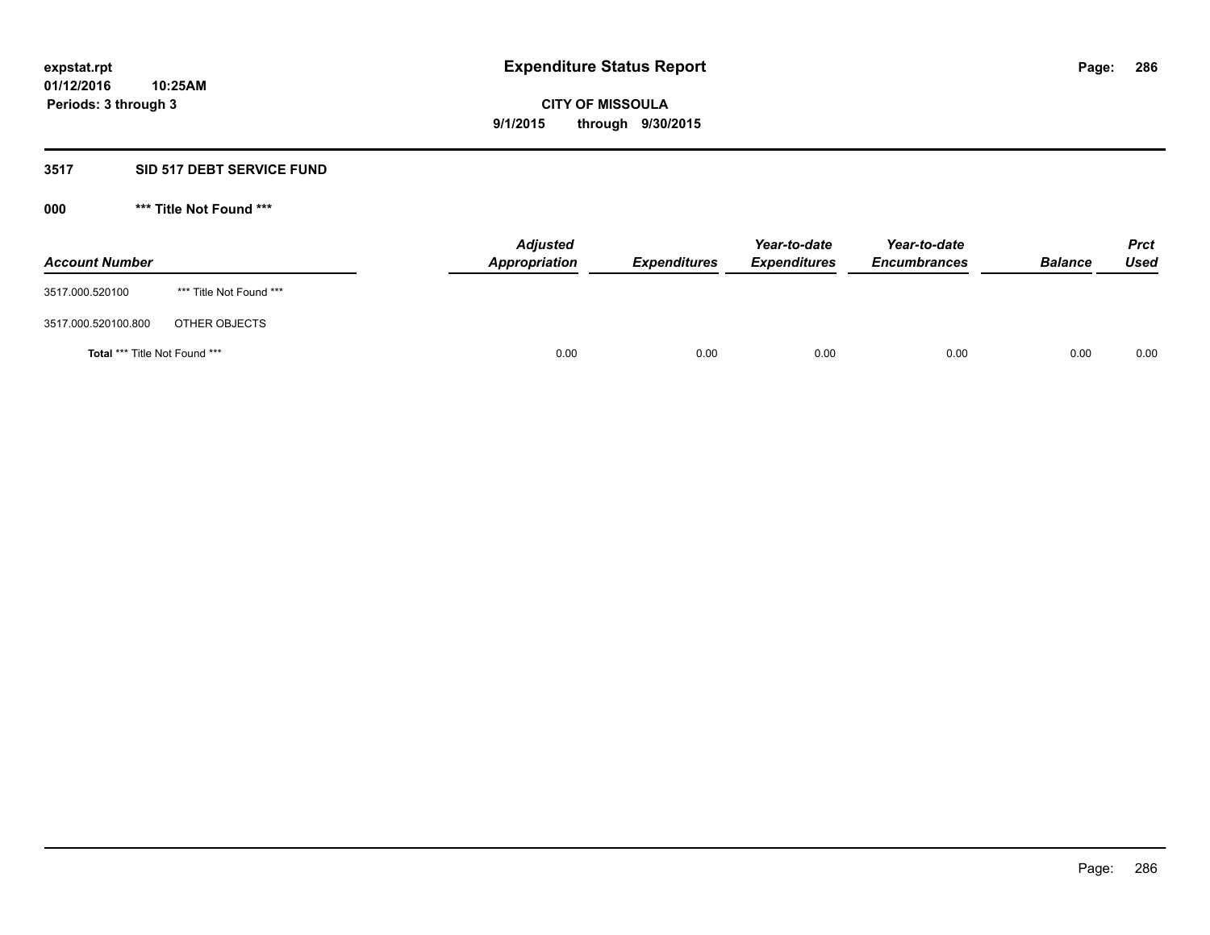# Expenditure Status Report

**expstat.rpt**
**01/12/2016 10:25AM**
**Periods: 3 through 3**

**CITY OF MISSOULA**
**9/1/2015 through 9/30/2015**

## 3517 SID 517 DEBT SERVICE FUND

### 000 *** Title Not Found ***

| Account Number | | Adjusted Appropriation | Expenditures | Year-to-date Expenditures | Year-to-date Encumbrances | Balance | Prct Used |
|---|---|---|---|---|---|---|---|
| 3517.000.520100 | *** Title Not Found *** | | | | | | |
| 3517.000.520100.800 | OTHER OBJECTS | | | | | | |
| **Total** *** Title Not Found *** | | 0.00 | 0.00 | 0.00 | 0.00 | 0.00 | 0.00 |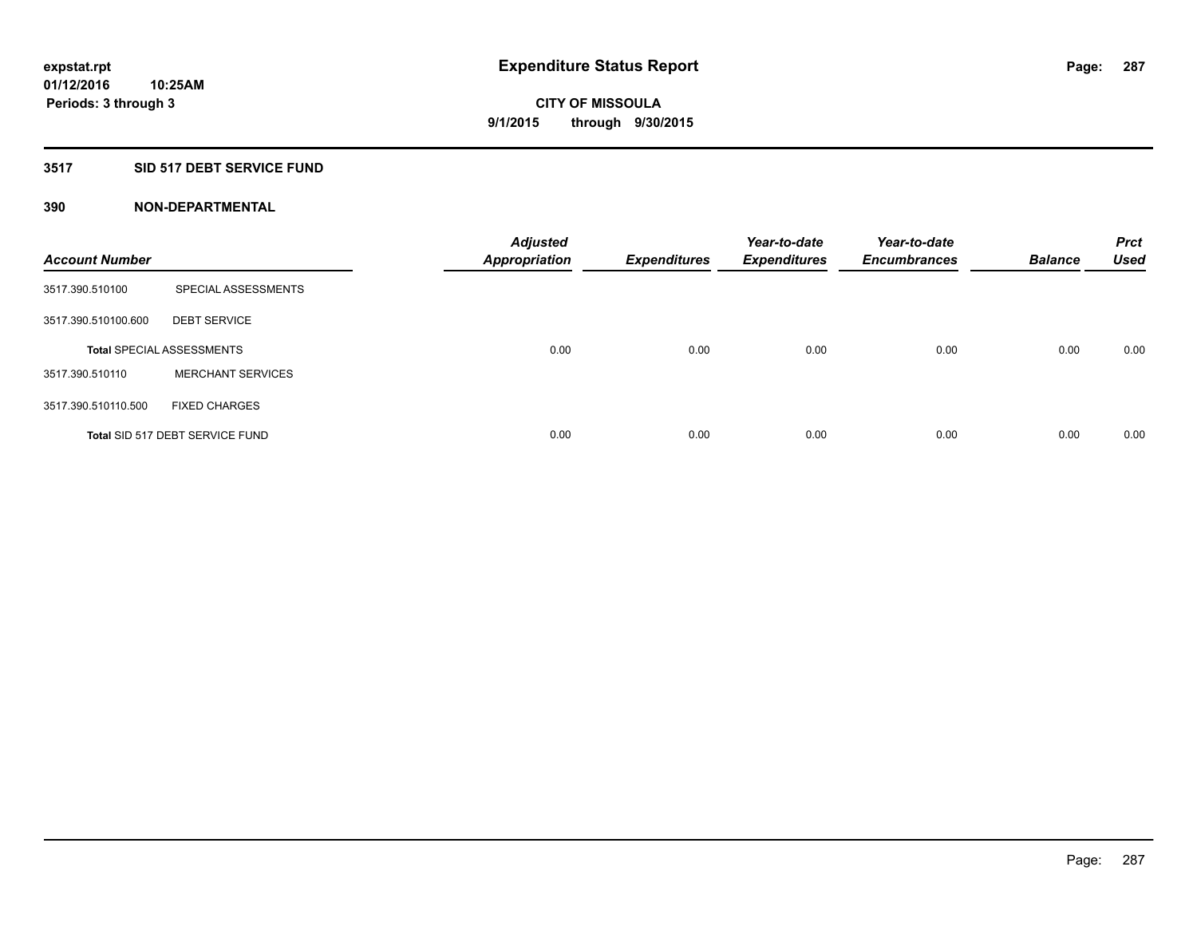# Expenditure Status Report

expstat.rpt
01/12/2016 10:25AM
Periods: 3 through 3

**CITY OF MISSOULA**
**9/1/2015 through 9/30/2015**

## 3517 SID 517 DEBT SERVICE FUND

### 390 NON-DEPARTMENTAL

| Account Number | | Adjusted Appropriation | Expenditures | Year-to-date Expenditures | Year-to-date Encumbrances | Balance | Prct Used |
|---|---|---|---|---|---|---|---|
| 3517.390.510100 | SPECIAL ASSESSMENTS | | | | | | |
| 3517.390.510100.600 | DEBT SERVICE | | | | | | |
| **Total** SPECIAL ASSESSMENTS | | 0.00 | 0.00 | 0.00 | 0.00 | 0.00 | 0.00 |
| 3517.390.510110 | MERCHANT SERVICES | | | | | | |
| 3517.390.510110.500 | FIXED CHARGES | | | | | | |
| **Total** SID 517 DEBT SERVICE FUND | | 0.00 | 0.00 | 0.00 | 0.00 | 0.00 | 0.00 |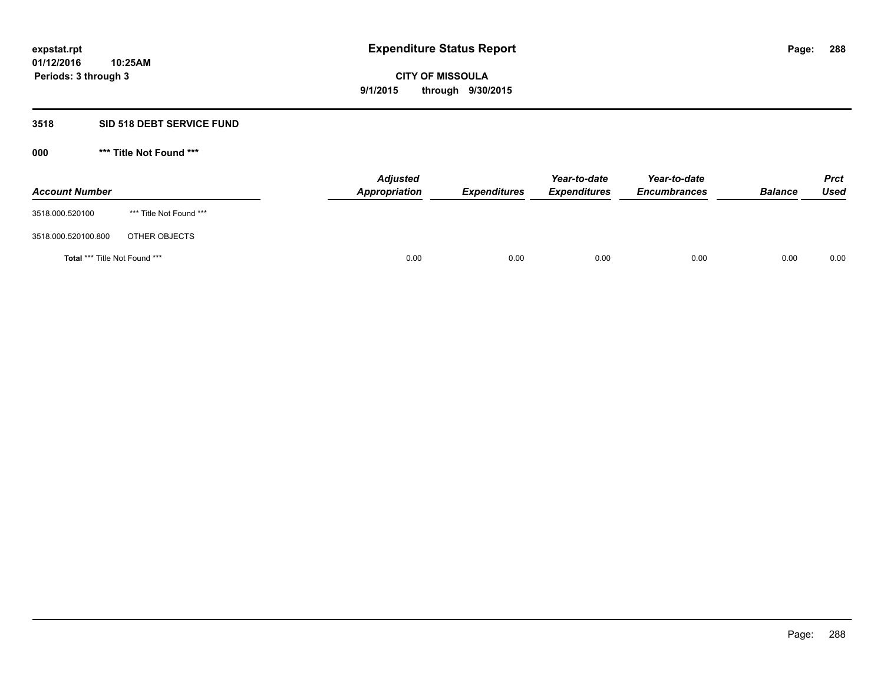# Expenditure Status Report

expstat.rpt
01/12/2016 10:25AM
Periods: 3 through 3

**CITY OF MISSOULA**
**9/1/2015 through 9/30/2015**

## 3518 SID 518 DEBT SERVICE FUND

### 000 *** Title Not Found ***

| Account Number | | Adjusted Appropriation | Expenditures | Year-to-date Expenditures | Year-to-date Encumbrances | Balance | Prct Used |
|---|---|---|---|---|---|---|---|
| 3518.000.520100 | *** Title Not Found *** | | | | | | |
| 3518.000.520100.800 | OTHER OBJECTS | | | | | | |
| **Total** *** Title Not Found *** | | 0.00 | 0.00 | 0.00 | 0.00 | 0.00 | 0.00 |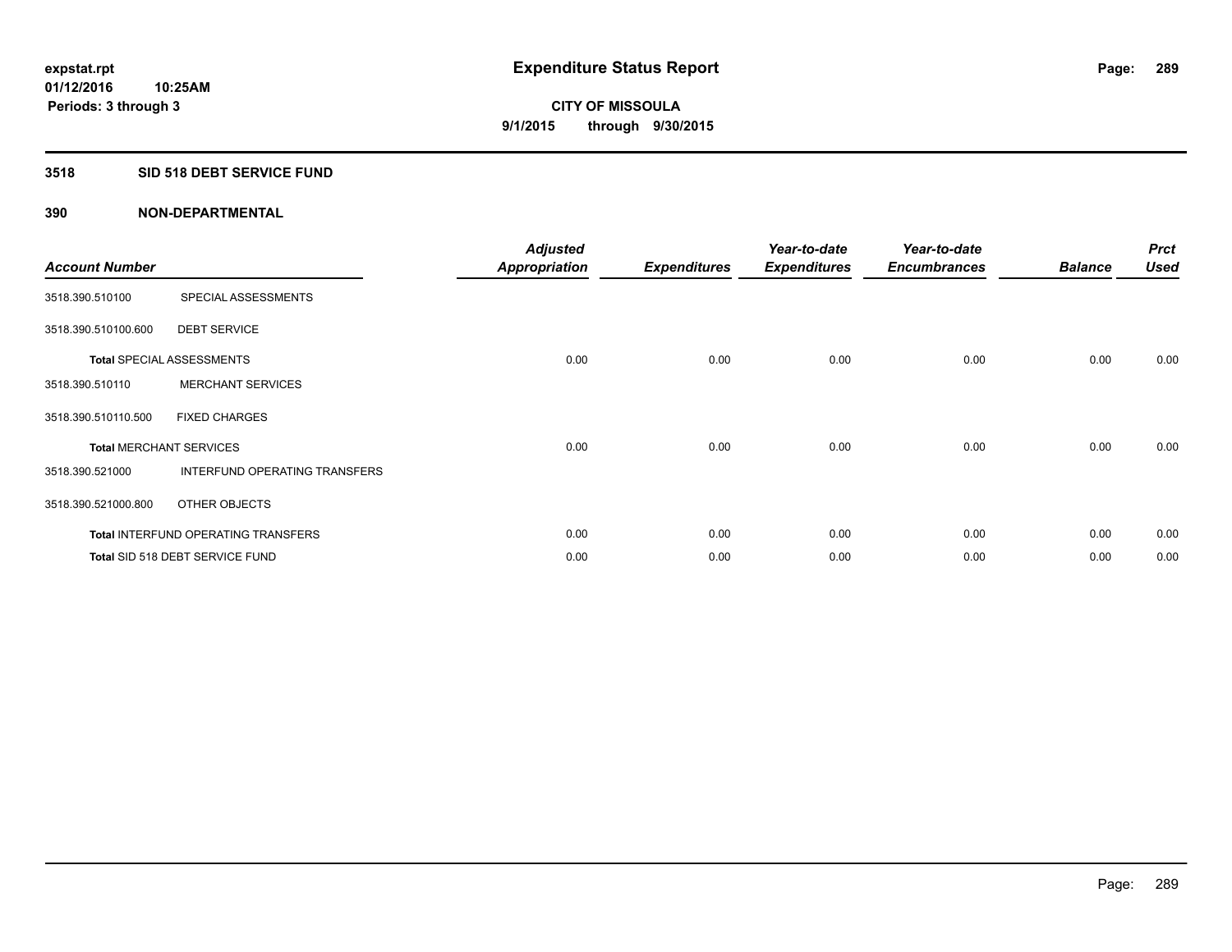**expstat.rpt**
**01/12/2016 10:25AM**
**Periods: 3 through 3**

# Expenditure Status Report

**CITY OF MISSOULA**
**9/1/2015 through 9/30/2015**

## 3518 SID 518 DEBT SERVICE FUND

### 390 NON-DEPARTMENTAL

| Account Number | | Adjusted Appropriation | Expenditures | Year-to-date Expenditures | Year-to-date Encumbrances | Balance | Prct Used |
|---|---|---|---|---|---|---|---|
| 3518.390.510100 | SPECIAL ASSESSMENTS | | | | | | |
| 3518.390.510100.600 | DEBT SERVICE | | | | | | |
| **Total** SPECIAL ASSESSMENTS | | 0.00 | 0.00 | 0.00 | 0.00 | 0.00 | 0.00 |
| 3518.390.510110 | MERCHANT SERVICES | | | | | | |
| 3518.390.510110.500 | FIXED CHARGES | | | | | | |
| **Total** MERCHANT SERVICES | | 0.00 | 0.00 | 0.00 | 0.00 | 0.00 | 0.00 |
| 3518.390.521000 | INTERFUND OPERATING TRANSFERS | | | | | | |
| 3518.390.521000.800 | OTHER OBJECTS | | | | | | |
| **Total** INTERFUND OPERATING TRANSFERS | | 0.00 | 0.00 | 0.00 | 0.00 | 0.00 | 0.00 |
| **Total** SID 518 DEBT SERVICE FUND | | 0.00 | 0.00 | 0.00 | 0.00 | 0.00 | 0.00 |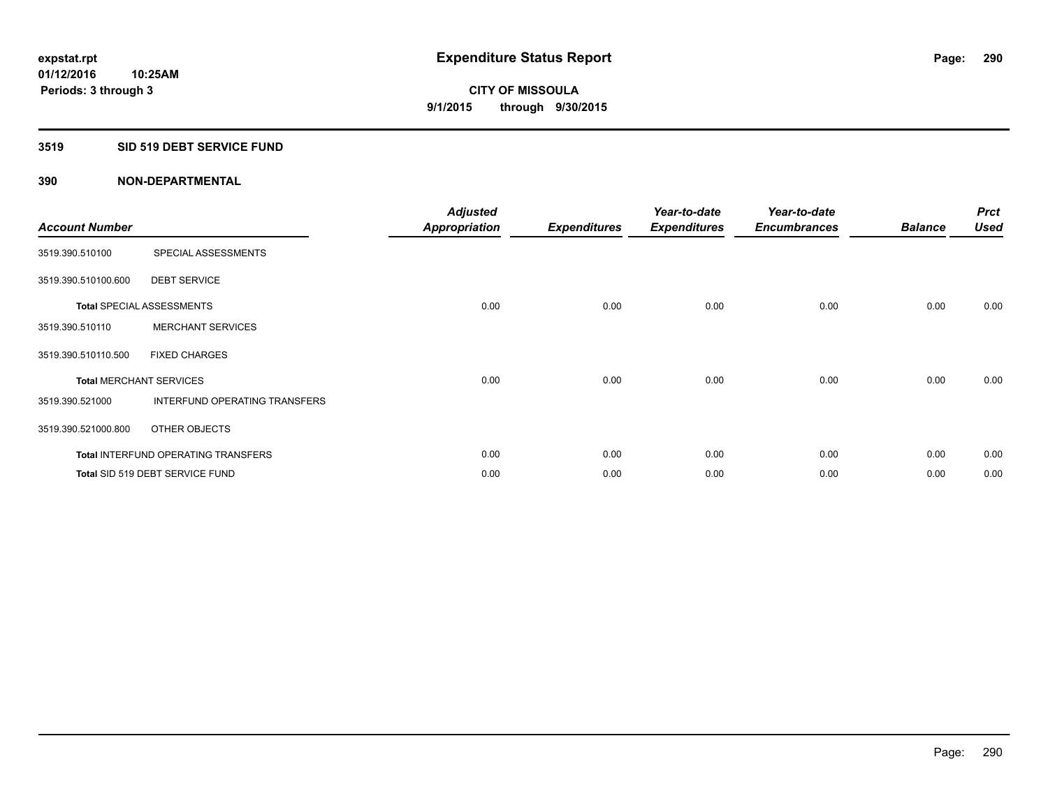# Expenditure Status Report

**CITY OF MISSOULA**
**9/1/2015 through 9/30/2015**

expstat.rpt
01/12/2016 10:25AM
Periods: 3 through 3

## 3519 SID 519 DEBT SERVICE FUND

## 390 NON-DEPARTMENTAL

| Account Number | | Adjusted Appropriation | Expenditures | Year-to-date Expenditures | Year-to-date Encumbrances | Balance | Prct Used |
|---|---|---|---|---|---|---|---|
| 3519.390.510100 | SPECIAL ASSESSMENTS | | | | | | |
| 3519.390.510100.600 | DEBT SERVICE | | | | | | |
| **Total** SPECIAL ASSESSMENTS | | 0.00 | 0.00 | 0.00 | 0.00 | 0.00 | 0.00 |
| 3519.390.510110 | MERCHANT SERVICES | | | | | | |
| 3519.390.510110.500 | FIXED CHARGES | | | | | | |
| **Total** MERCHANT SERVICES | | 0.00 | 0.00 | 0.00 | 0.00 | 0.00 | 0.00 |
| 3519.390.521000 | INTERFUND OPERATING TRANSFERS | | | | | | |
| 3519.390.521000.800 | OTHER OBJECTS | | | | | | |
| **Total** INTERFUND OPERATING TRANSFERS | | 0.00 | 0.00 | 0.00 | 0.00 | 0.00 | 0.00 |
| **Total** SID 519 DEBT SERVICE FUND | | 0.00 | 0.00 | 0.00 | 0.00 | 0.00 | 0.00 |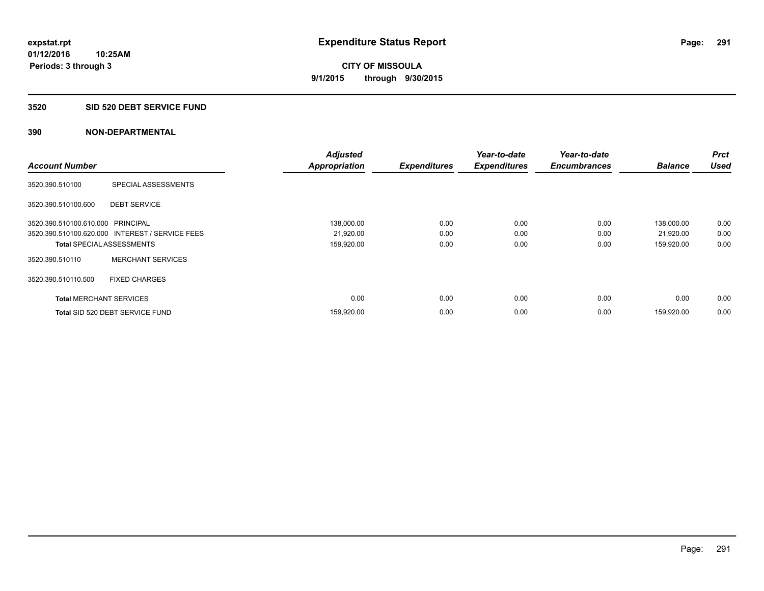**expstat.rpt**
**01/12/2016 10:25AM**
**Periods: 3 through 3**

# Expenditure Status Report

**CITY OF MISSOULA**
**9/1/2015 through 9/30/2015**

## 3520 SID 520 DEBT SERVICE FUND

### 390 NON-DEPARTMENTAL

| Account Number | | Adjusted Appropriation | Expenditures | Year-to-date Expenditures | Year-to-date Encumbrances | Balance | Prct Used |
|---|---|---|---|---|---|---|---|
| 3520.390.510100 | SPECIAL ASSESSMENTS | | | | | | |
| 3520.390.510100.600 | DEBT SERVICE | | | | | | |
| 3520.390.510100.610.000 | PRINCIPAL | 138,000.00 | 0.00 | 0.00 | 0.00 | 138,000.00 | 0.00 |
| 3520.390.510100.620.000 | INTEREST / SERVICE FEES | 21,920.00 | 0.00 | 0.00 | 0.00 | 21,920.00 | 0.00 |
| **Total** SPECIAL ASSESSMENTS | | 159,920.00 | 0.00 | 0.00 | 0.00 | 159,920.00 | 0.00 |
| 3520.390.510110 | MERCHANT SERVICES | | | | | | |
| 3520.390.510110.500 | FIXED CHARGES | | | | | | |
| **Total** MERCHANT SERVICES | | 0.00 | 0.00 | 0.00 | 0.00 | 0.00 | 0.00 |
| **Total** SID 520 DEBT SERVICE FUND | | 159,920.00 | 0.00 | 0.00 | 0.00 | 159,920.00 | 0.00 |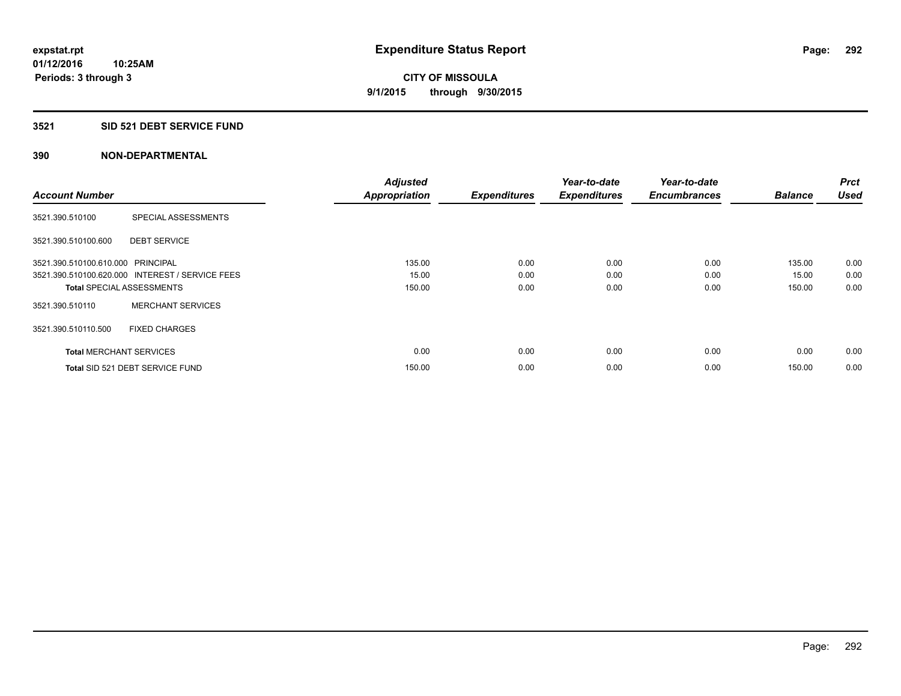**expstat.rpt**
**01/12/2016 10:25AM**
**Periods: 3 through 3**

# Expenditure Status Report

**CITY OF MISSOULA**
**9/1/2015 through 9/30/2015**

## 3521 SID 521 DEBT SERVICE FUND

## 390 NON-DEPARTMENTAL

| Account Number | | Adjusted Appropriation | Expenditures | Year-to-date Expenditures | Year-to-date Encumbrances | Balance | Prct Used |
|---|---|---|---|---|---|---|---|
| 3521.390.510100 | SPECIAL ASSESSMENTS | | | | | | |
| 3521.390.510100.600 | DEBT SERVICE | | | | | | |
| 3521.390.510100.610.000 | PRINCIPAL | 135.00 | 0.00 | 0.00 | 0.00 | 135.00 | 0.00 |
| 3521.390.510100.620.000 | INTEREST / SERVICE FEES | 15.00 | 0.00 | 0.00 | 0.00 | 15.00 | 0.00 |
| **Total** SPECIAL ASSESSMENTS | | 150.00 | 0.00 | 0.00 | 0.00 | 150.00 | 0.00 |
| 3521.390.510110 | MERCHANT SERVICES | | | | | | |
| 3521.390.510110.500 | FIXED CHARGES | | | | | | |
| **Total** MERCHANT SERVICES | | 0.00 | 0.00 | 0.00 | 0.00 | 0.00 | 0.00 |
| **Total** SID 521 DEBT SERVICE FUND | | 150.00 | 0.00 | 0.00 | 0.00 | 150.00 | 0.00 |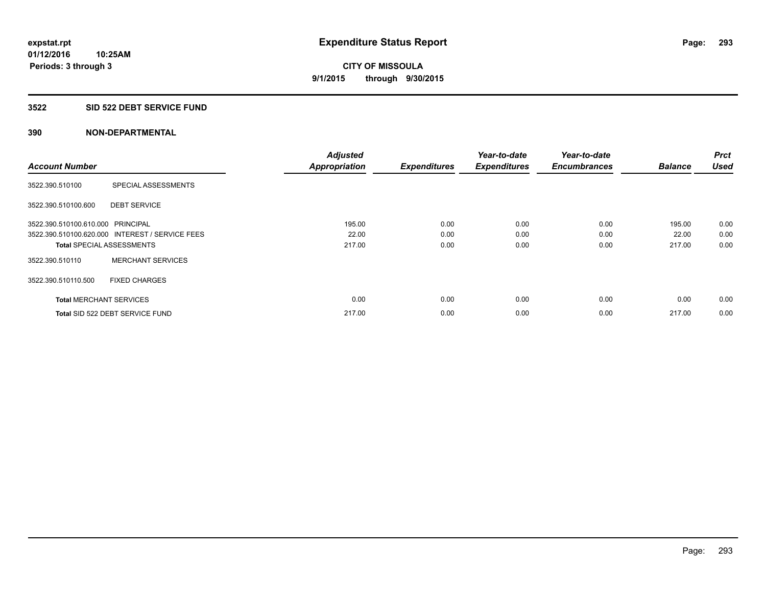**expstat.rpt**
**01/12/2016 10:25AM**
**Periods: 3 through 3**

# Expenditure Status Report

**CITY OF MISSOULA**
**9/1/2015 through 9/30/2015**

## 3522 SID 522 DEBT SERVICE FUND

### 390 NON-DEPARTMENTAL

| Account Number | | Adjusted Appropriation | Expenditures | Year-to-date Expenditures | Year-to-date Encumbrances | Balance | Prct Used |
|---|---|---|---|---|---|---|---|
| 3522.390.510100 | SPECIAL ASSESSMENTS | | | | | | |
| 3522.390.510100.600 | DEBT SERVICE | | | | | | |
| 3522.390.510100.610.000 | PRINCIPAL | 195.00 | 0.00 | 0.00 | 0.00 | 195.00 | 0.00 |
| 3522.390.510100.620.000 | INTEREST / SERVICE FEES | 22.00 | 0.00 | 0.00 | 0.00 | 22.00 | 0.00 |
| **Total** SPECIAL ASSESSMENTS | | 217.00 | 0.00 | 0.00 | 0.00 | 217.00 | 0.00 |
| 3522.390.510110 | MERCHANT SERVICES | | | | | | |
| 3522.390.510110.500 | FIXED CHARGES | | | | | | |
| **Total** MERCHANT SERVICES | | 0.00 | 0.00 | 0.00 | 0.00 | 0.00 | 0.00 |
| **Total** SID 522 DEBT SERVICE FUND | | 217.00 | 0.00 | 0.00 | 0.00 | 217.00 | 0.00 |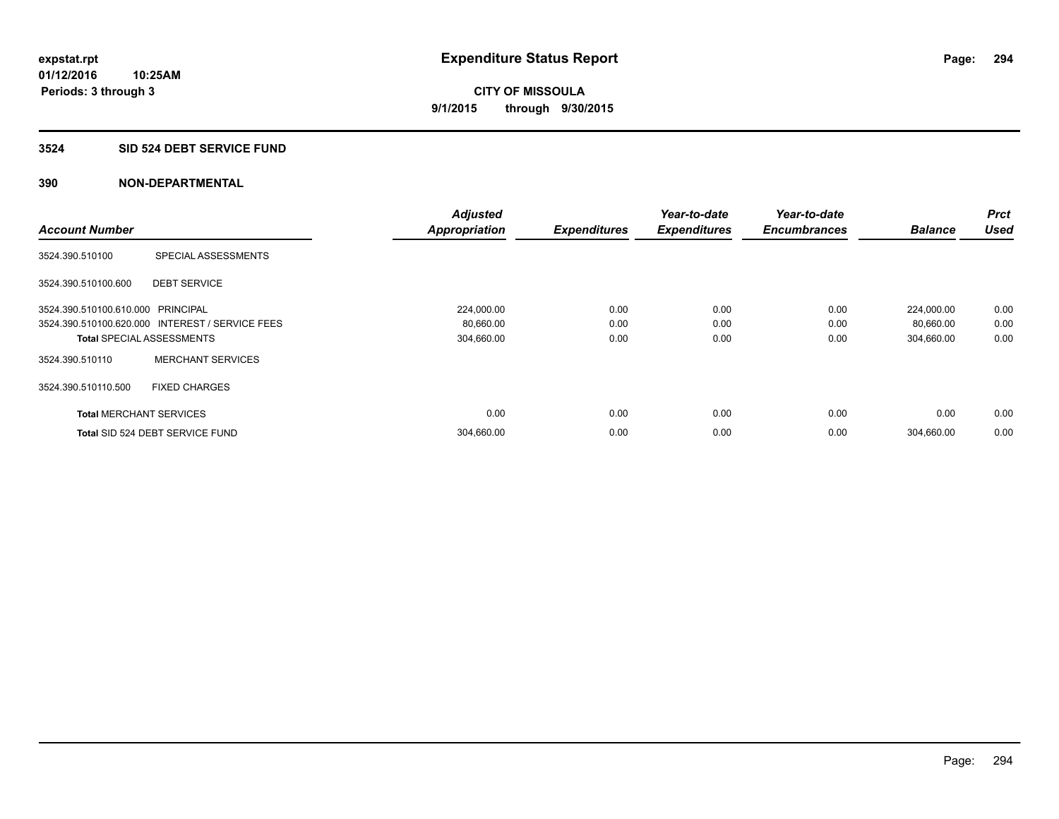**expstat.rpt**
**01/12/2016 10:25AM**
**Periods: 3 through 3**

# Expenditure Status Report

**CITY OF MISSOULA**
**9/1/2015 through 9/30/2015**

## 3524 SID 524 DEBT SERVICE FUND

### 390 NON-DEPARTMENTAL

| Account Number | | Adjusted Appropriation | Expenditures | Year-to-date Expenditures | Year-to-date Encumbrances | Balance | Prct Used |
|---|---|---|---|---|---|---|---|
| 3524.390.510100 | SPECIAL ASSESSMENTS | | | | | | |
| 3524.390.510100.600 | DEBT SERVICE | | | | | | |
| 3524.390.510100.610.000 | PRINCIPAL | 224,000.00 | 0.00 | 0.00 | 0.00 | 224,000.00 | 0.00 |
| 3524.390.510100.620.000 | INTEREST / SERVICE FEES | 80,660.00 | 0.00 | 0.00 | 0.00 | 80,660.00 | 0.00 |
| **Total** SPECIAL ASSESSMENTS | | 304,660.00 | 0.00 | 0.00 | 0.00 | 304,660.00 | 0.00 |
| 3524.390.510110 | MERCHANT SERVICES | | | | | | |
| 3524.390.510110.500 | FIXED CHARGES | | | | | | |
| **Total** MERCHANT SERVICES | | 0.00 | 0.00 | 0.00 | 0.00 | 0.00 | 0.00 |
| **Total** SID 524 DEBT SERVICE FUND | | 304,660.00 | 0.00 | 0.00 | 0.00 | 304,660.00 | 0.00 |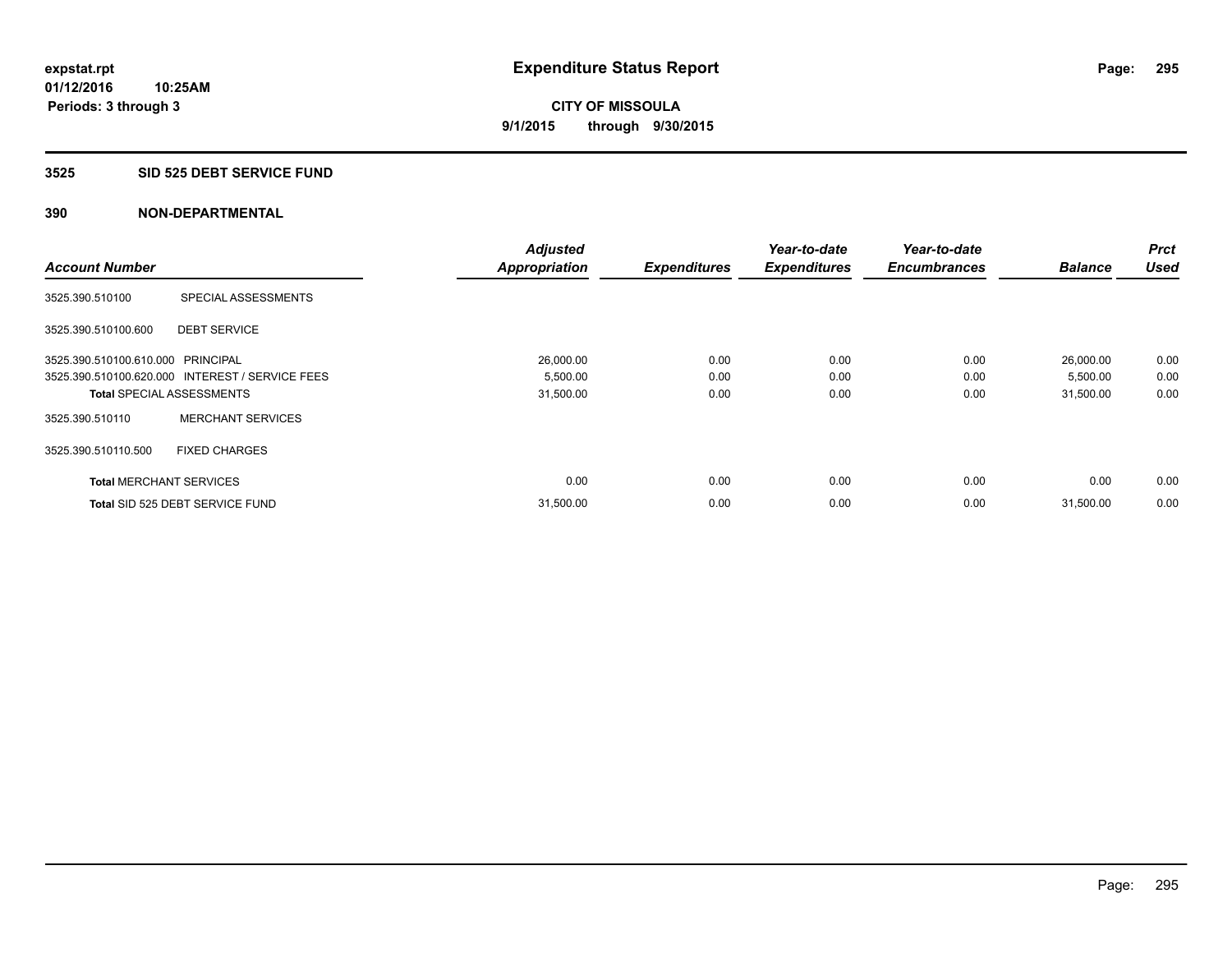**expstat.rpt**
**01/12/2016 10:25AM**
**Periods: 3 through 3**

# Expenditure Status Report

**CITY OF MISSOULA**
**9/1/2015 through 9/30/2015**

## 3525 SID 525 DEBT SERVICE FUND

## 390 NON-DEPARTMENTAL

| Account Number | | Adjusted Appropriation | Expenditures | Year-to-date Expenditures | Year-to-date Encumbrances | Balance | Prct Used |
|---|---|---|---|---|---|---|---|
| 3525.390.510100 | SPECIAL ASSESSMENTS | | | | | | |
| 3525.390.510100.600 | DEBT SERVICE | | | | | | |
| 3525.390.510100.610.000 | PRINCIPAL | 26,000.00 | 0.00 | 0.00 | 0.00 | 26,000.00 | 0.00 |
| 3525.390.510100.620.000 | INTEREST / SERVICE FEES | 5,500.00 | 0.00 | 0.00 | 0.00 | 5,500.00 | 0.00 |
| **Total** SPECIAL ASSESSMENTS | | 31,500.00 | 0.00 | 0.00 | 0.00 | 31,500.00 | 0.00 |
| 3525.390.510110 | MERCHANT SERVICES | | | | | | |
| 3525.390.510110.500 | FIXED CHARGES | | | | | | |
| **Total** MERCHANT SERVICES | | 0.00 | 0.00 | 0.00 | 0.00 | 0.00 | 0.00 |
| **Total** SID 525 DEBT SERVICE FUND | | 31,500.00 | 0.00 | 0.00 | 0.00 | 31,500.00 | 0.00 |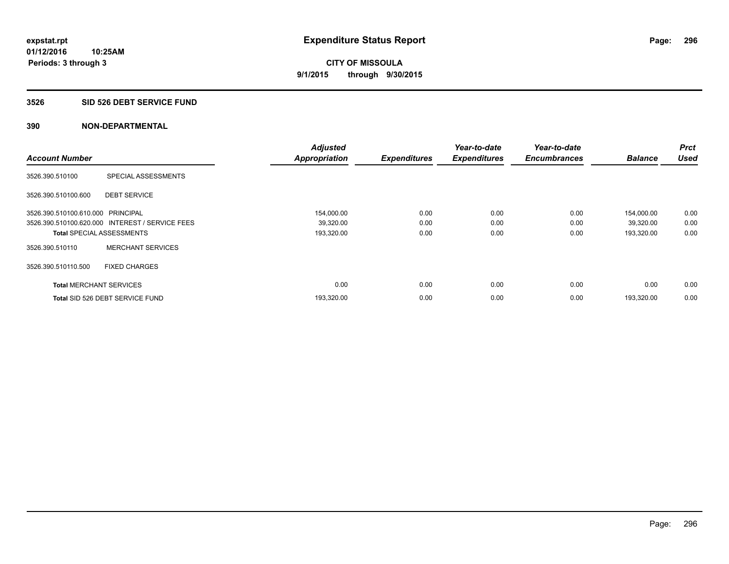**expstat.rpt**
**01/12/2016 10:25AM**
**Periods: 3 through 3**

# Expenditure Status Report

**CITY OF MISSOULA**
**9/1/2015 through 9/30/2015**

## 3526 SID 526 DEBT SERVICE FUND

### 390 NON-DEPARTMENTAL

| Account Number | | Adjusted Appropriation | Expenditures | Year-to-date Expenditures | Year-to-date Encumbrances | Balance | Prct Used |
|---|---|---|---|---|---|---|---|
| 3526.390.510100 | SPECIAL ASSESSMENTS | | | | | | |
| 3526.390.510100.600 | DEBT SERVICE | | | | | | |
| 3526.390.510100.610.000 | PRINCIPAL | 154,000.00 | 0.00 | 0.00 | 0.00 | 154,000.00 | 0.00 |
| 3526.390.510100.620.000 | INTEREST / SERVICE FEES | 39,320.00 | 0.00 | 0.00 | 0.00 | 39,320.00 | 0.00 |
| **Total** SPECIAL ASSESSMENTS | | 193,320.00 | 0.00 | 0.00 | 0.00 | 193,320.00 | 0.00 |
| 3526.390.510110 | MERCHANT SERVICES | | | | | | |
| 3526.390.510110.500 | FIXED CHARGES | | | | | | |
| **Total** MERCHANT SERVICES | | 0.00 | 0.00 | 0.00 | 0.00 | 0.00 | 0.00 |
| **Total** SID 526 DEBT SERVICE FUND | | 193,320.00 | 0.00 | 0.00 | 0.00 | 193,320.00 | 0.00 |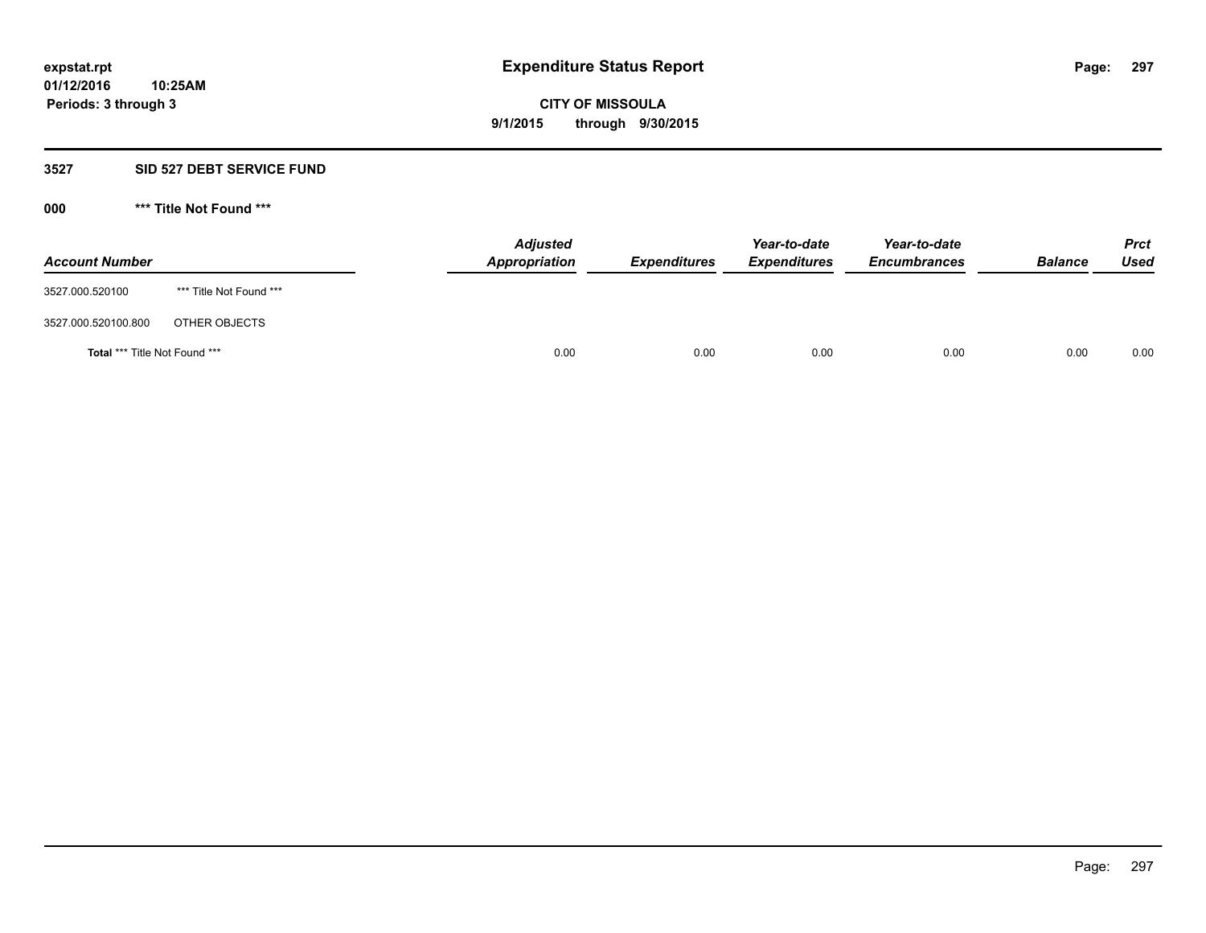# Expenditure Status Report

**CITY OF MISSOULA**

**9/1/2015 through 9/30/2015**

expstat.rpt
01/12/2016 10:25AM
Periods: 3 through 3

## 3527 SID 527 DEBT SERVICE FUND

### 000 *** Title Not Found ***

| Account Number | | Adjusted Appropriation | Expenditures | Year-to-date Expenditures | Year-to-date Encumbrances | Balance | Prct Used |
|---|---|---|---|---|---|---|---|
| 3527.000.520100 | *** Title Not Found *** | | | | | | |
| 3527.000.520100.800 | OTHER OBJECTS | | | | | | |
| **Total** *** Title Not Found *** | | 0.00 | 0.00 | 0.00 | 0.00 | 0.00 | 0.00 |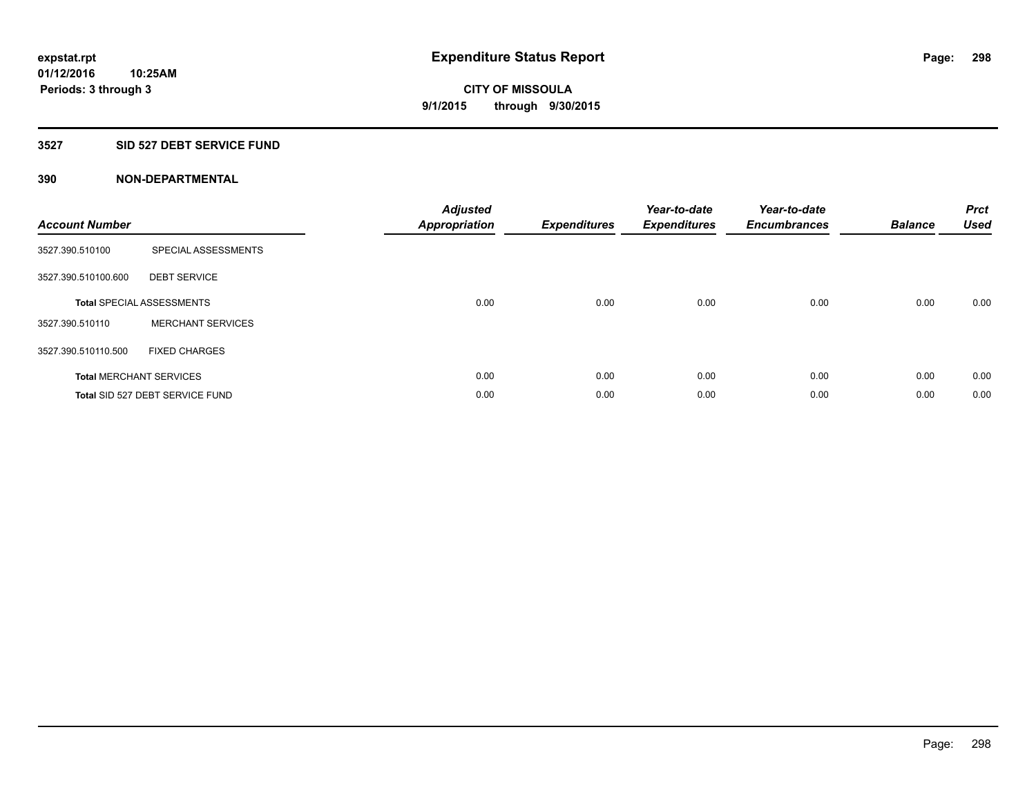**expstat.rpt**
**01/12/2016 10:25AM**
**Periods: 3 through 3**

# Expenditure Status Report

**CITY OF MISSOULA**
**9/1/2015 through 9/30/2015**

## 3527 SID 527 DEBT SERVICE FUND

### 390 NON-DEPARTMENTAL

| Account Number | | Adjusted Appropriation | Expenditures | Year-to-date Expenditures | Year-to-date Encumbrances | Balance | Prct Used |
|---|---|---|---|---|---|---|---|
| 3527.390.510100 | SPECIAL ASSESSMENTS | | | | | | |
| 3527.390.510100.600 | DEBT SERVICE | | | | | | |
| **Total** SPECIAL ASSESSMENTS | | 0.00 | 0.00 | 0.00 | 0.00 | 0.00 | 0.00 |
| 3527.390.510110 | MERCHANT SERVICES | | | | | | |
| 3527.390.510110.500 | FIXED CHARGES | | | | | | |
| **Total** MERCHANT SERVICES | | 0.00 | 0.00 | 0.00 | 0.00 | 0.00 | 0.00 |
| **Total** SID 527 DEBT SERVICE FUND | | 0.00 | 0.00 | 0.00 | 0.00 | 0.00 | 0.00 |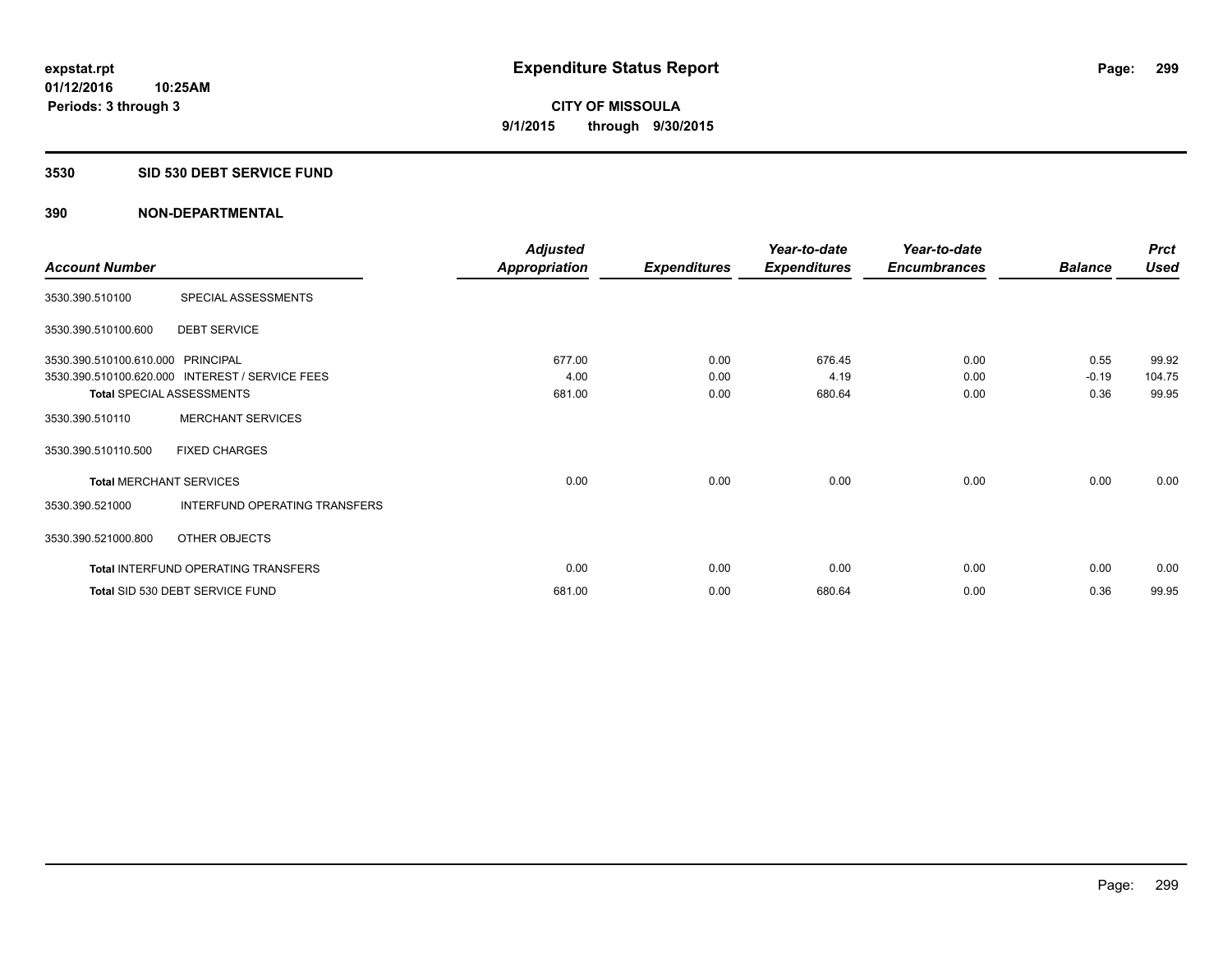# Expenditure Status Report

**CITY OF MISSOULA**

**9/1/2015 through 9/30/2015**

expstat.rpt
01/12/2016 10:25AM
Periods: 3 through 3

## 3530 SID 530 DEBT SERVICE FUND

### 390 NON-DEPARTMENTAL

| Account Number | | Adjusted Appropriation | Expenditures | Year-to-date Expenditures | Year-to-date Encumbrances | Balance | Prct Used |
|---|---|---|---|---|---|---|---|
| 3530.390.510100 | SPECIAL ASSESSMENTS | | | | | | |
| 3530.390.510100.600 | DEBT SERVICE | | | | | | |
| 3530.390.510100.610.000 | PRINCIPAL | 677.00 | 0.00 | 676.45 | 0.00 | 0.55 | 99.92 |
| 3530.390.510100.620.000 | INTEREST / SERVICE FEES | 4.00 | 0.00 | 4.19 | 0.00 | -0.19 | 104.75 |
| **Total** SPECIAL ASSESSMENTS | | 681.00 | 0.00 | 680.64 | 0.00 | 0.36 | 99.95 |
| 3530.390.510110 | MERCHANT SERVICES | | | | | | |
| 3530.390.510110.500 | FIXED CHARGES | | | | | | |
| **Total** MERCHANT SERVICES | | 0.00 | 0.00 | 0.00 | 0.00 | 0.00 | 0.00 |
| 3530.390.521000 | INTERFUND OPERATING TRANSFERS | | | | | | |
| 3530.390.521000.800 | OTHER OBJECTS | | | | | | |
| **Total** INTERFUND OPERATING TRANSFERS | | 0.00 | 0.00 | 0.00 | 0.00 | 0.00 | 0.00 |
| **Total** SID 530 DEBT SERVICE FUND | | 681.00 | 0.00 | 680.64 | 0.00 | 0.36 | 99.95 |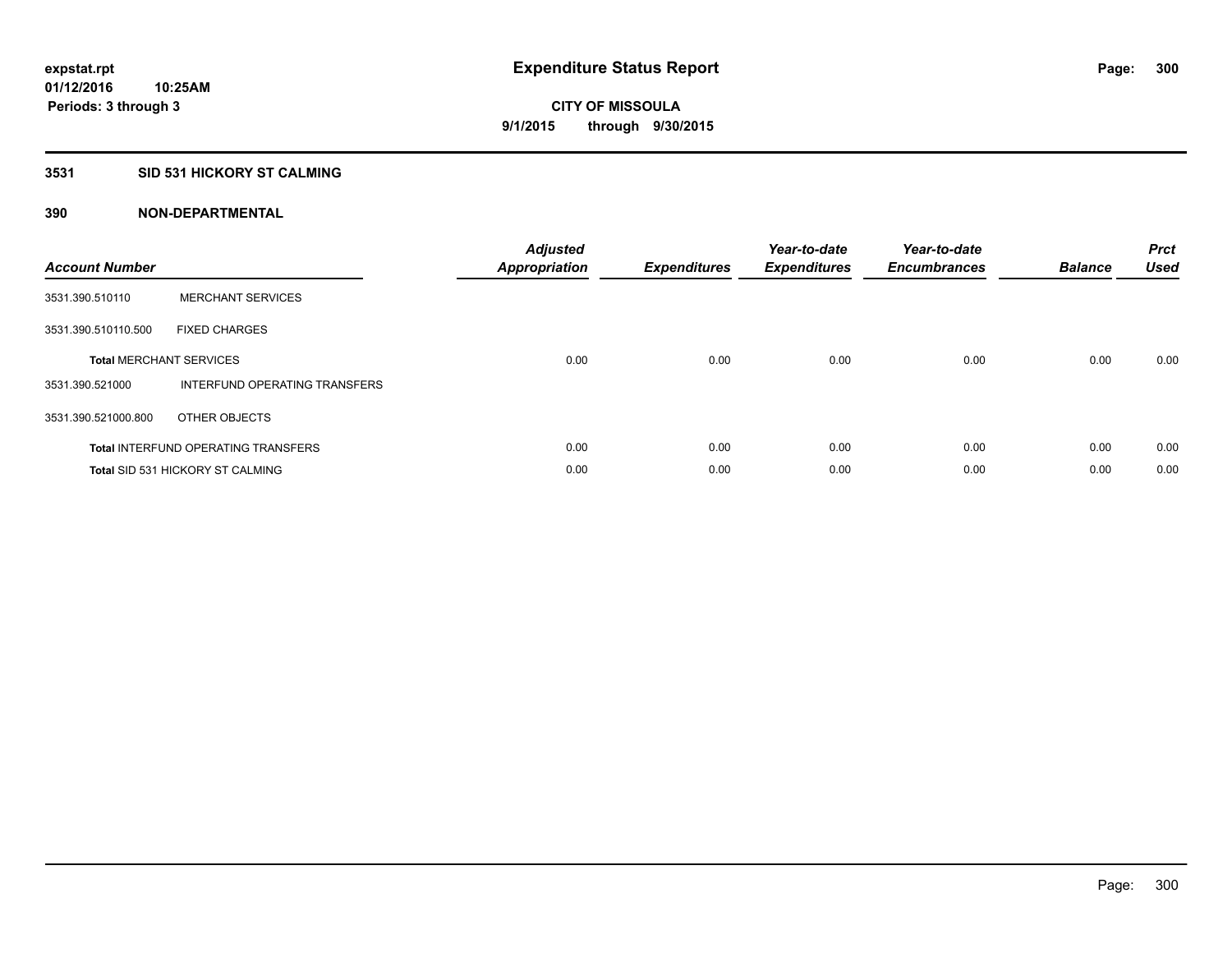**expstat.rpt**
**01/12/2016 10:25AM**
**Periods: 3 through 3**

# Expenditure Status Report

**CITY OF MISSOULA**
**9/1/2015 through 9/30/2015**

## 3531 SID 531 HICKORY ST CALMING

### 390 NON-DEPARTMENTAL

| Account Number | | Adjusted Appropriation | Expenditures | Year-to-date Expenditures | Year-to-date Encumbrances | Balance | Prct Used |
|---|---|---|---|---|---|---|---|
| 3531.390.510110 | MERCHANT SERVICES | | | | | | |
| 3531.390.510110.500 | FIXED CHARGES | | | | | | |
| **Total** MERCHANT SERVICES | | 0.00 | 0.00 | 0.00 | 0.00 | 0.00 | 0.00 |
| 3531.390.521000 | INTERFUND OPERATING TRANSFERS | | | | | | |
| 3531.390.521000.800 | OTHER OBJECTS | | | | | | |
| **Total** INTERFUND OPERATING TRANSFERS | | 0.00 | 0.00 | 0.00 | 0.00 | 0.00 | 0.00 |
| **Total** SID 531 HICKORY ST CALMING | | 0.00 | 0.00 | 0.00 | 0.00 | 0.00 | 0.00 |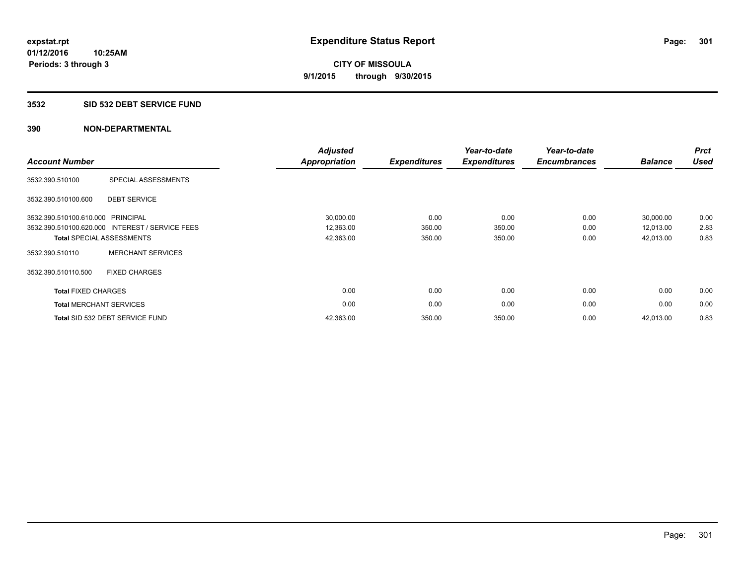**expstat.rpt**
**01/12/2016 10:25AM**
**Periods: 3 through 3**

# Expenditure Status Report

**CITY OF MISSOULA**
**9/1/2015 through 9/30/2015**

## 3532 SID 532 DEBT SERVICE FUND

## 390 NON-DEPARTMENTAL

| Account Number | | Adjusted Appropriation | Expenditures | Year-to-date Expenditures | Year-to-date Encumbrances | Balance | Prct Used |
|---|---|---|---|---|---|---|---|
| 3532.390.510100 | SPECIAL ASSESSMENTS | | | | | | |
| 3532.390.510100.600 | DEBT SERVICE | | | | | | |
| 3532.390.510100.610.000 | PRINCIPAL | 30,000.00 | 0.00 | 0.00 | 0.00 | 30,000.00 | 0.00 |
| 3532.390.510100.620.000 | INTEREST / SERVICE FEES | 12,363.00 | 350.00 | 350.00 | 0.00 | 12,013.00 | 2.83 |
| **Total** SPECIAL ASSESSMENTS | | 42,363.00 | 350.00 | 350.00 | 0.00 | 42,013.00 | 0.83 |
| 3532.390.510110 | MERCHANT SERVICES | | | | | | |
| 3532.390.510110.500 | FIXED CHARGES | | | | | | |
| **Total** FIXED CHARGES | | 0.00 | 0.00 | 0.00 | 0.00 | 0.00 | 0.00 |
| **Total** MERCHANT SERVICES | | 0.00 | 0.00 | 0.00 | 0.00 | 0.00 | 0.00 |
| **Total** SID 532 DEBT SERVICE FUND | | 42,363.00 | 350.00 | 350.00 | 0.00 | 42,013.00 | 0.83 |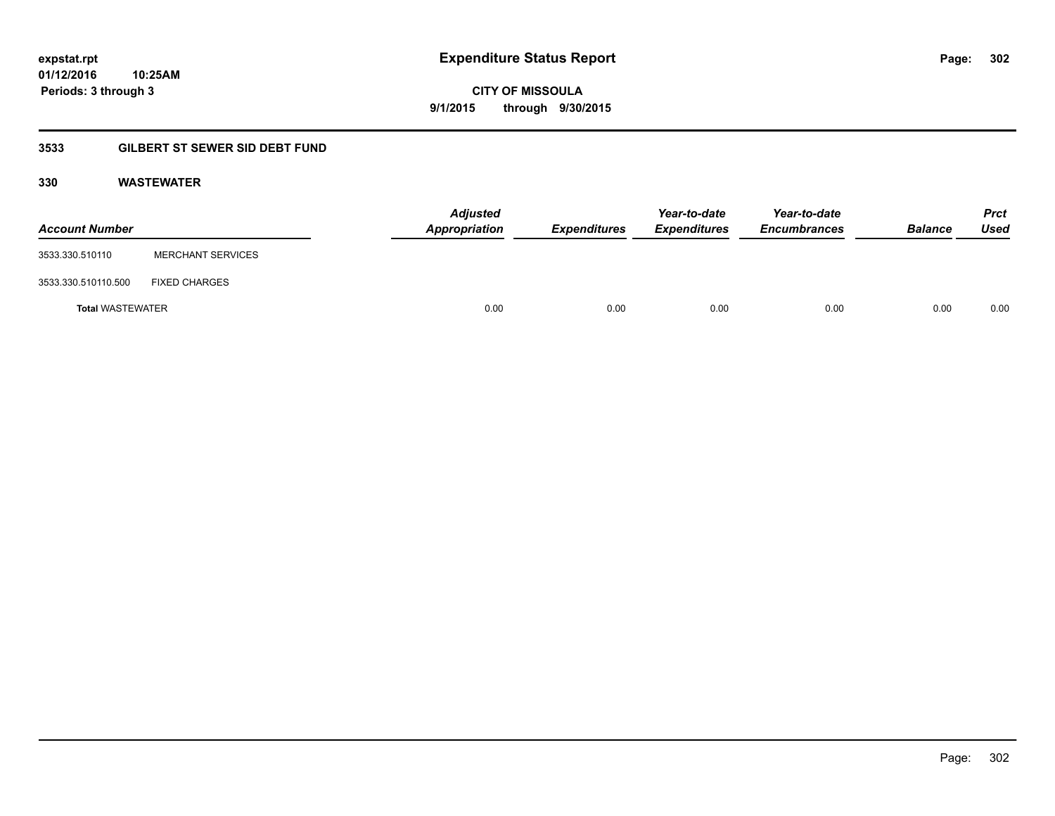**expstat.rpt**
**01/12/2016 10:25AM**
**Periods: 3 through 3**

# Expenditure Status Report

**CITY OF MISSOULA**
**9/1/2015 through 9/30/2015**

## 3533 GILBERT ST SEWER SID DEBT FUND

### 330 WASTEWATER

| Account Number | | Adjusted Appropriation | Expenditures | Year-to-date Expenditures | Year-to-date Encumbrances | Balance | Prct Used |
|---|---|---|---|---|---|---|---|
| 3533.330.510110 | MERCHANT SERVICES | | | | | | |
| 3533.330.510110.500 | FIXED CHARGES | | | | | | |
| **Total** WASTEWATER | | 0.00 | 0.00 | 0.00 | 0.00 | 0.00 | 0.00 |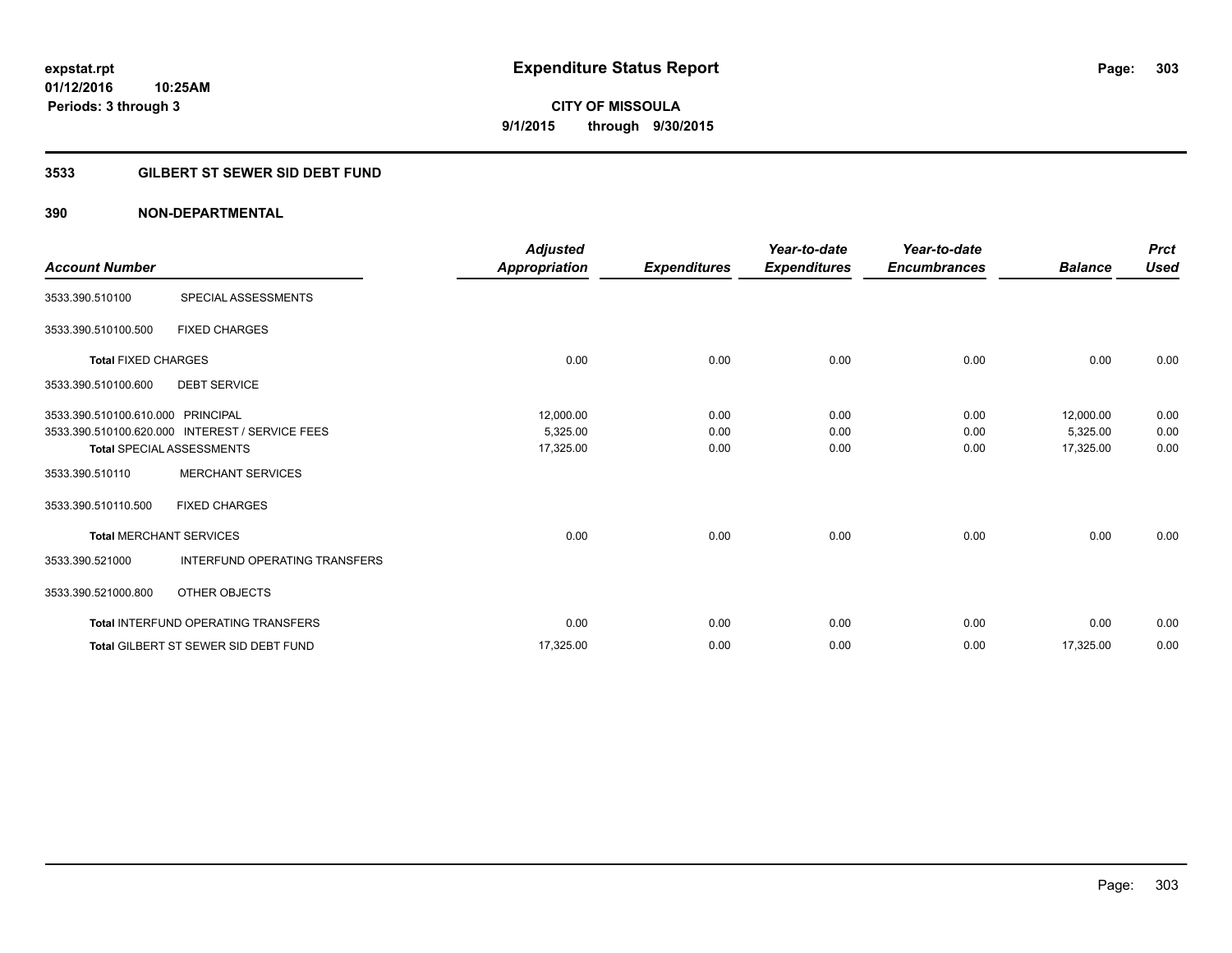**expstat.rpt**
**01/12/2016 10:25AM**
**Periods: 3 through 3**

# Expenditure Status Report

**CITY OF MISSOULA**
**9/1/2015 through 9/30/2015**

## 3533 GILBERT ST SEWER SID DEBT FUND

### 390 NON-DEPARTMENTAL

| Account Number | | Adjusted Appropriation | Expenditures | Year-to-date Expenditures | Year-to-date Encumbrances | Balance | Prct Used |
|---|---|---|---|---|---|---|---|
| 3533.390.510100 | SPECIAL ASSESSMENTS | | | | | | |
| 3533.390.510100.500 | FIXED CHARGES | | | | | | |
| **Total** FIXED CHARGES | | 0.00 | 0.00 | 0.00 | 0.00 | 0.00 | 0.00 |
| 3533.390.510100.600 | DEBT SERVICE | | | | | | |
| 3533.390.510100.610.000 | PRINCIPAL | 12,000.00 | 0.00 | 0.00 | 0.00 | 12,000.00 | 0.00 |
| 3533.390.510100.620.000 | INTEREST / SERVICE FEES | 5,325.00 | 0.00 | 0.00 | 0.00 | 5,325.00 | 0.00 |
| **Total** SPECIAL ASSESSMENTS | | 17,325.00 | 0.00 | 0.00 | 0.00 | 17,325.00 | 0.00 |
| 3533.390.510110 | MERCHANT SERVICES | | | | | | |
| 3533.390.510110.500 | FIXED CHARGES | | | | | | |
| **Total** MERCHANT SERVICES | | 0.00 | 0.00 | 0.00 | 0.00 | 0.00 | 0.00 |
| 3533.390.521000 | INTERFUND OPERATING TRANSFERS | | | | | | |
| 3533.390.521000.800 | OTHER OBJECTS | | | | | | |
| **Total** INTERFUND OPERATING TRANSFERS | | 0.00 | 0.00 | 0.00 | 0.00 | 0.00 | 0.00 |
| **Total** GILBERT ST SEWER SID DEBT FUND | | 17,325.00 | 0.00 | 0.00 | 0.00 | 17,325.00 | 0.00 |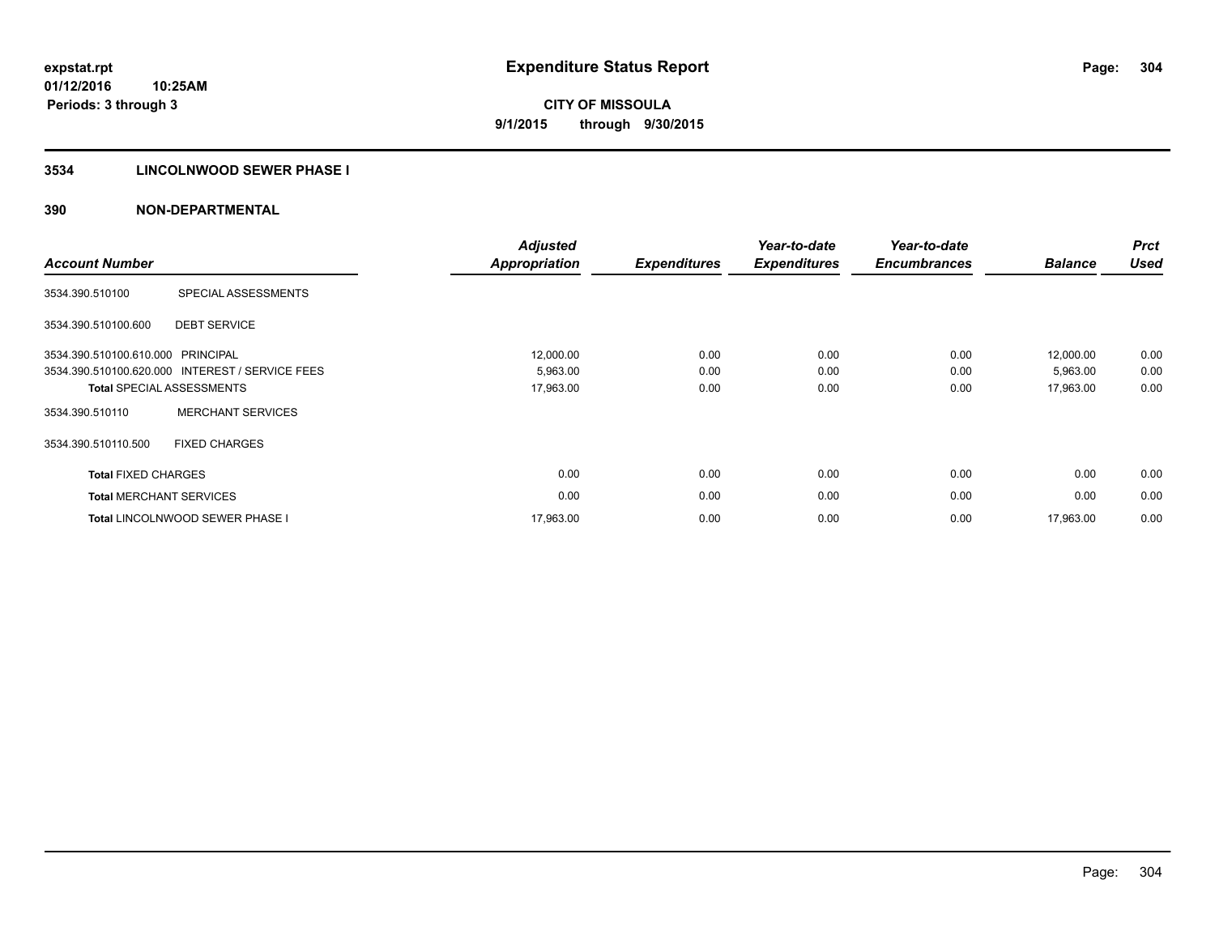expstat.rpt
01/12/2016 10:25AM
Periods: 3 through 3

# Expenditure Status Report

**CITY OF MISSOULA**
**9/1/2015 through 9/30/2015**

## 3534 LINCOLNWOOD SEWER PHASE I

### 390 NON-DEPARTMENTAL

| Account Number | | Adjusted Appropriation | Expenditures | Year-to-date Expenditures | Year-to-date Encumbrances | Balance | Prct Used |
|---|---|---|---|---|---|---|---|
| 3534.390.510100 | SPECIAL ASSESSMENTS | | | | | | |
| 3534.390.510100.600 | DEBT SERVICE | | | | | | |
| 3534.390.510100.610.000 | PRINCIPAL | 12,000.00 | 0.00 | 0.00 | 0.00 | 12,000.00 | 0.00 |
| 3534.390.510100.620.000 | INTEREST / SERVICE FEES | 5,963.00 | 0.00 | 0.00 | 0.00 | 5,963.00 | 0.00 |
| **Total** SPECIAL ASSESSMENTS | | 17,963.00 | 0.00 | 0.00 | 0.00 | 17,963.00 | 0.00 |
| 3534.390.510110 | MERCHANT SERVICES | | | | | | |
| 3534.390.510110.500 | FIXED CHARGES | | | | | | |
| **Total** FIXED CHARGES | | 0.00 | 0.00 | 0.00 | 0.00 | 0.00 | 0.00 |
| **Total** MERCHANT SERVICES | | 0.00 | 0.00 | 0.00 | 0.00 | 0.00 | 0.00 |
| **Total** LINCOLNWOOD SEWER PHASE I | | 17,963.00 | 0.00 | 0.00 | 0.00 | 17,963.00 | 0.00 |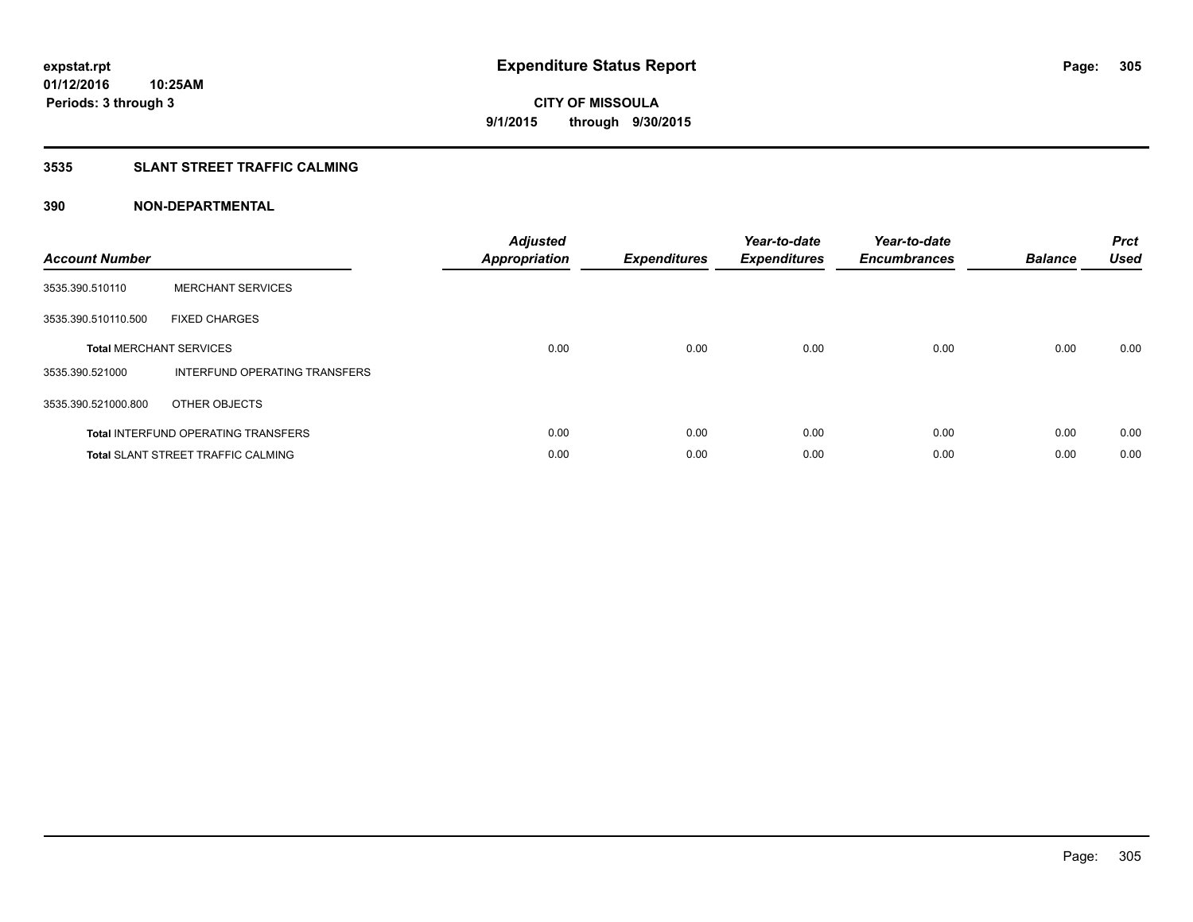**expstat.rpt**
**01/12/2016 10:25AM**
**Periods: 3 through 3**

# Expenditure Status Report

**CITY OF MISSOULA**
**9/1/2015 through 9/30/2015**

## 3535 SLANT STREET TRAFFIC CALMING

### 390 NON-DEPARTMENTAL

| Account Number | | Adjusted Appropriation | Expenditures | Year-to-date Expenditures | Year-to-date Encumbrances | Balance | Prct Used |
|---|---|---|---|---|---|---|---|
| 3535.390.510110 | MERCHANT SERVICES | | | | | | |
| 3535.390.510110.500 | FIXED CHARGES | | | | | | |
| **Total** MERCHANT SERVICES | | 0.00 | 0.00 | 0.00 | 0.00 | 0.00 | 0.00 |
| 3535.390.521000 | INTERFUND OPERATING TRANSFERS | | | | | | |
| 3535.390.521000.800 | OTHER OBJECTS | | | | | | |
| **Total** INTERFUND OPERATING TRANSFERS | | 0.00 | 0.00 | 0.00 | 0.00 | 0.00 | 0.00 |
| **Total** SLANT STREET TRAFFIC CALMING | | 0.00 | 0.00 | 0.00 | 0.00 | 0.00 | 0.00 |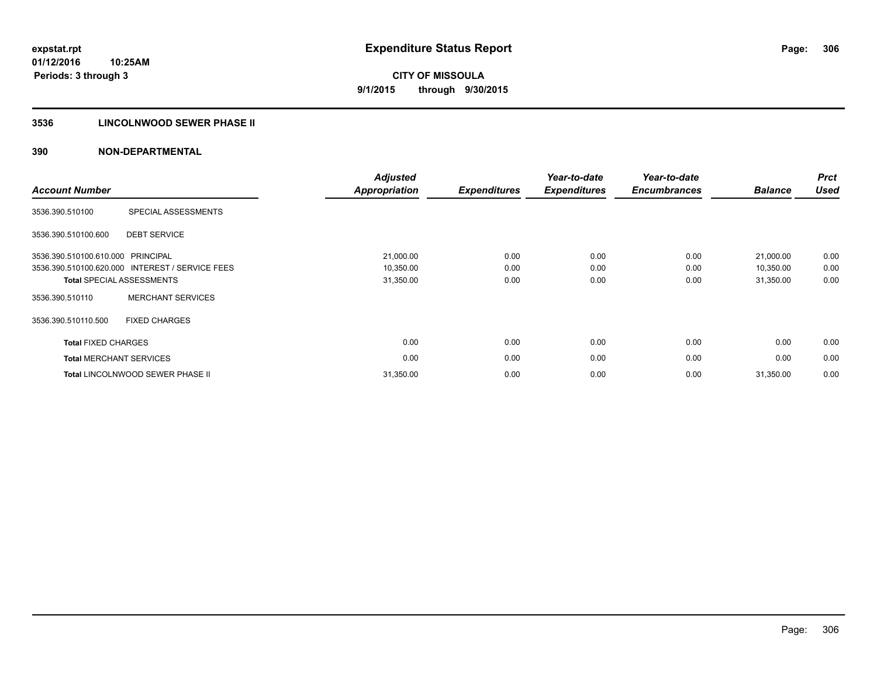**expstat.rpt**
**01/12/2016 10:25AM**
**Periods: 3 through 3**

# Expenditure Status Report

**CITY OF MISSOULA**
**9/1/2015 through 9/30/2015**

## 3536 LINCOLNWOOD SEWER PHASE II

## 390 NON-DEPARTMENTAL

| Account Number | | Adjusted Appropriation | Expenditures | Year-to-date Expenditures | Year-to-date Encumbrances | Balance | Prct Used |
|---|---|---|---|---|---|---|---|
| 3536.390.510100 | SPECIAL ASSESSMENTS | | | | | | |
| 3536.390.510100.600 | DEBT SERVICE | | | | | | |
| 3536.390.510100.610.000 | PRINCIPAL | 21,000.00 | 0.00 | 0.00 | 0.00 | 21,000.00 | 0.00 |
| 3536.390.510100.620.000 | INTEREST / SERVICE FEES | 10,350.00 | 0.00 | 0.00 | 0.00 | 10,350.00 | 0.00 |
| **Total** SPECIAL ASSESSMENTS | | 31,350.00 | 0.00 | 0.00 | 0.00 | 31,350.00 | 0.00 |
| 3536.390.510110 | MERCHANT SERVICES | | | | | | |
| 3536.390.510110.500 | FIXED CHARGES | | | | | | |
| **Total** FIXED CHARGES | | 0.00 | 0.00 | 0.00 | 0.00 | 0.00 | 0.00 |
| **Total** MERCHANT SERVICES | | 0.00 | 0.00 | 0.00 | 0.00 | 0.00 | 0.00 |
| **Total** LINCOLNWOOD SEWER PHASE II | | 31,350.00 | 0.00 | 0.00 | 0.00 | 31,350.00 | 0.00 |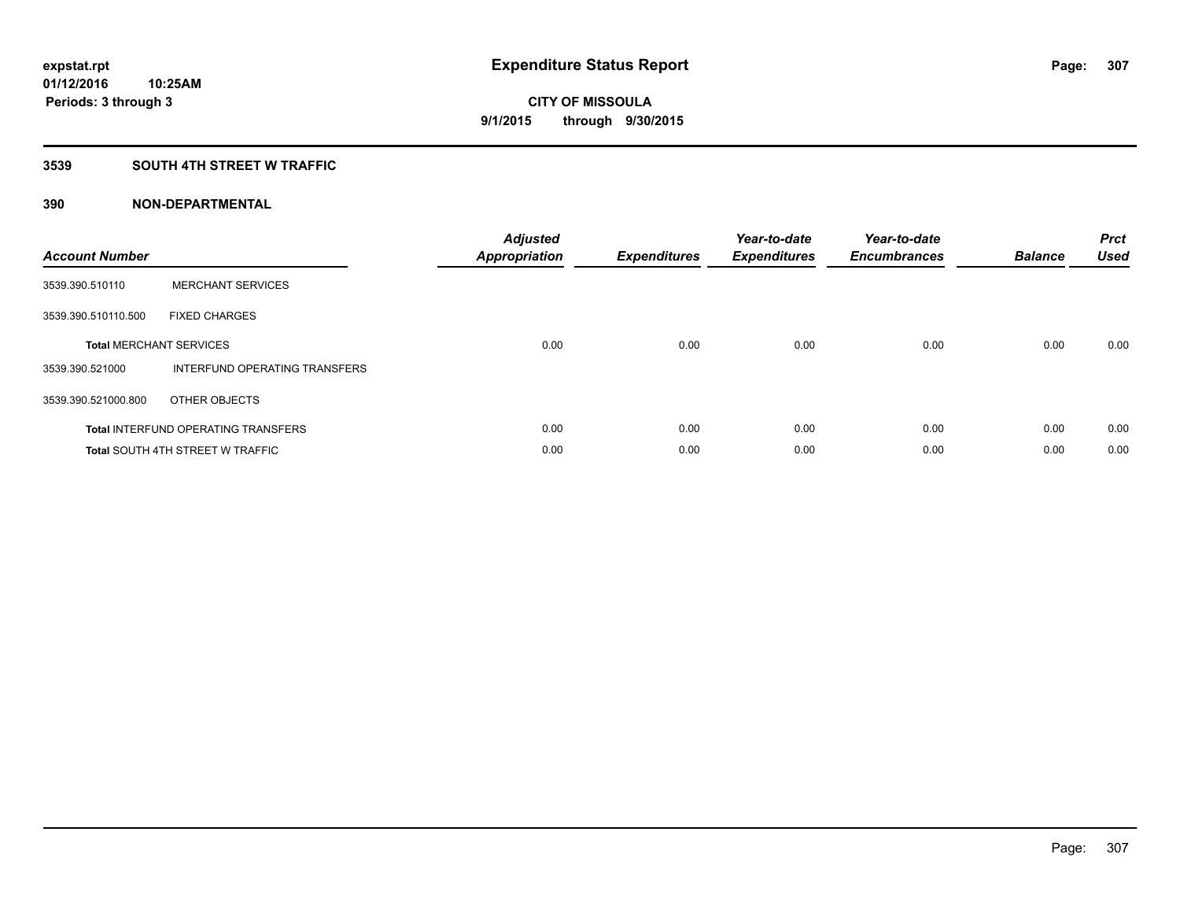**expstat.rpt**
**01/12/2016 10:25AM**
**Periods: 3 through 3**

# Expenditure Status Report

**CITY OF MISSOULA**
**9/1/2015 through 9/30/2015**

## 3539 SOUTH 4TH STREET W TRAFFIC

## 390 NON-DEPARTMENTAL

| Account Number | | Adjusted Appropriation | Expenditures | Year-to-date Expenditures | Year-to-date Encumbrances | Balance | Prct Used |
|---|---|---|---|---|---|---|---|
| 3539.390.510110 | MERCHANT SERVICES | | | | | | |
| 3539.390.510110.500 | FIXED CHARGES | | | | | | |
| **Total** MERCHANT SERVICES | | 0.00 | 0.00 | 0.00 | 0.00 | 0.00 | 0.00 |
| 3539.390.521000 | INTERFUND OPERATING TRANSFERS | | | | | | |
| 3539.390.521000.800 | OTHER OBJECTS | | | | | | |
| **Total** INTERFUND OPERATING TRANSFERS | | 0.00 | 0.00 | 0.00 | 0.00 | 0.00 | 0.00 |
| **Total** SOUTH 4TH STREET W TRAFFIC | | 0.00 | 0.00 | 0.00 | 0.00 | 0.00 | 0.00 |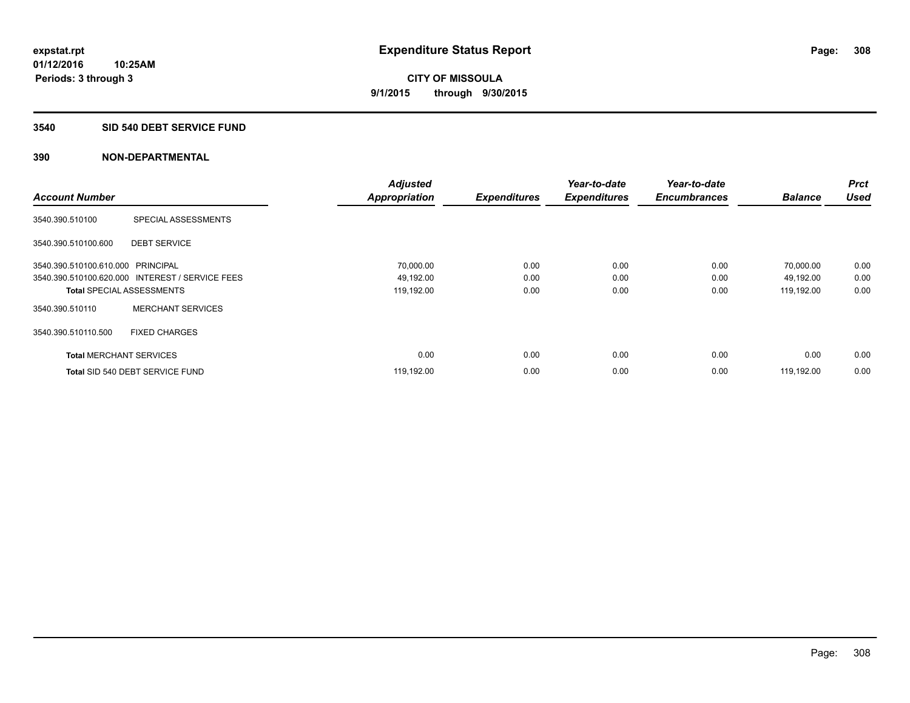expstat.rpt
01/12/2016 10:25AM
Periods: 3 through 3

# Expenditure Status Report

CITY OF MISSOULA
9/1/2015 through 9/30/2015

## 3540 SID 540 DEBT SERVICE FUND

## 390 NON-DEPARTMENTAL

| Account Number | | Adjusted Appropriation | Expenditures | Year-to-date Expenditures | Year-to-date Encumbrances | Balance | Prct Used |
|---|---|---|---|---|---|---|---|
| 3540.390.510100 | SPECIAL ASSESSMENTS | | | | | | |
| 3540.390.510100.600 | DEBT SERVICE | | | | | | |
| 3540.390.510100.610.000 | PRINCIPAL | 70,000.00 | 0.00 | 0.00 | 0.00 | 70,000.00 | 0.00 |
| 3540.390.510100.620.000 | INTEREST / SERVICE FEES | 49,192.00 | 0.00 | 0.00 | 0.00 | 49,192.00 | 0.00 |
| **Total** SPECIAL ASSESSMENTS | | 119,192.00 | 0.00 | 0.00 | 0.00 | 119,192.00 | 0.00 |
| 3540.390.510110 | MERCHANT SERVICES | | | | | | |
| 3540.390.510110.500 | FIXED CHARGES | | | | | | |
| **Total** MERCHANT SERVICES | | 0.00 | 0.00 | 0.00 | 0.00 | 0.00 | 0.00 |
| **Total** SID 540 DEBT SERVICE FUND | | 119,192.00 | 0.00 | 0.00 | 0.00 | 119,192.00 | 0.00 |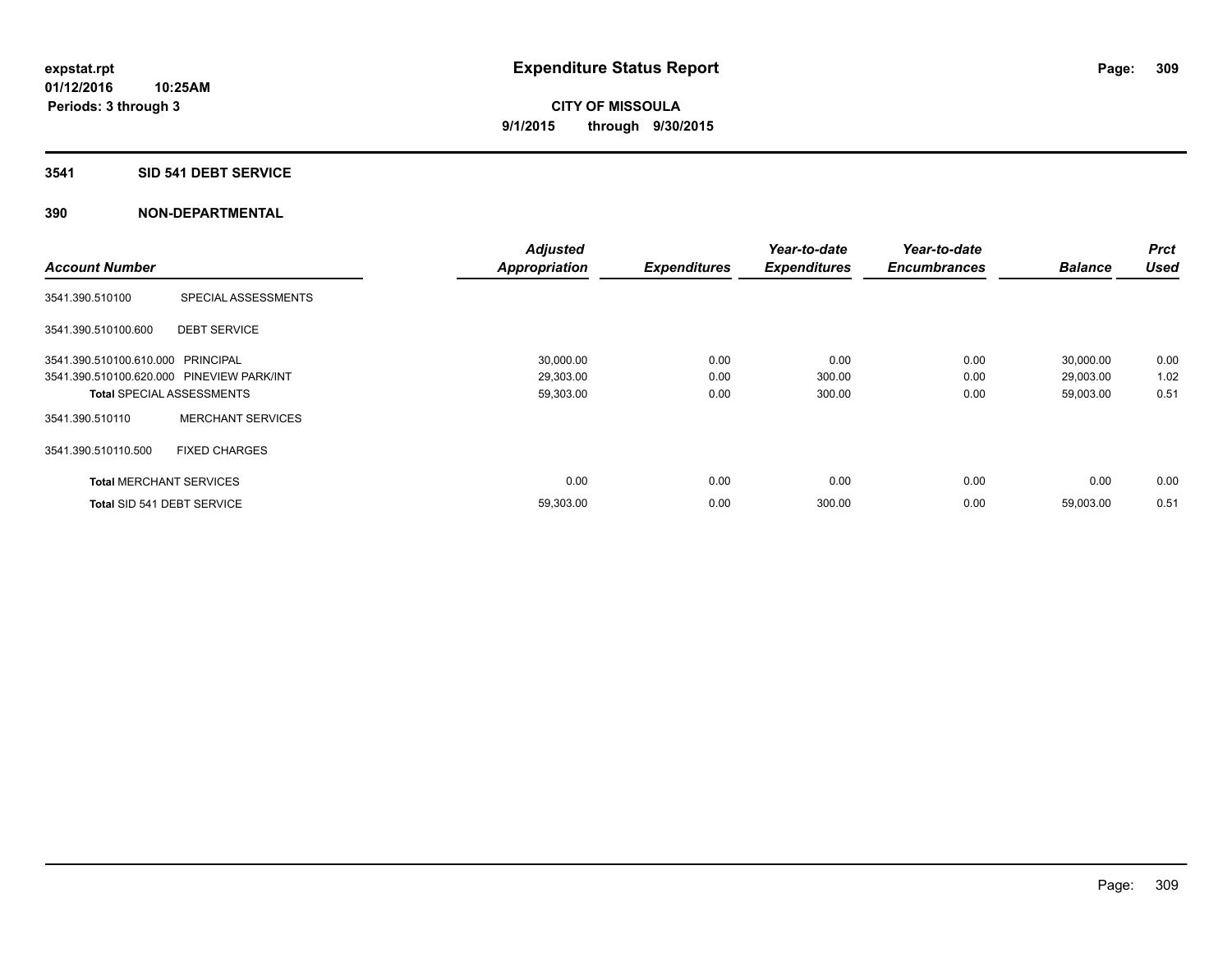**expstat.rpt**
**01/12/2016 10:25AM**
**Periods: 3 through 3**

# Expenditure Status Report

**CITY OF MISSOULA**
**9/1/2015 through 9/30/2015**

## 3541 SID 541 DEBT SERVICE

## 390 NON-DEPARTMENTAL

| Account Number | | Adjusted Appropriation | Expenditures | Year-to-date Expenditures | Year-to-date Encumbrances | Balance | Prct Used |
|---|---|---|---|---|---|---|---|
| 3541.390.510100 | SPECIAL ASSESSMENTS | | | | | | |
| 3541.390.510100.600 | DEBT SERVICE | | | | | | |
| 3541.390.510100.610.000 | PRINCIPAL | 30,000.00 | 0.00 | 0.00 | 0.00 | 30,000.00 | 0.00 |
| 3541.390.510100.620.000 | PINEVIEW PARK/INT | 29,303.00 | 0.00 | 300.00 | 0.00 | 29,003.00 | 1.02 |
| **Total** SPECIAL ASSESSMENTS | | 59,303.00 | 0.00 | 300.00 | 0.00 | 59,003.00 | 0.51 |
| 3541.390.510110 | MERCHANT SERVICES | | | | | | |
| 3541.390.510110.500 | FIXED CHARGES | | | | | | |
| **Total** MERCHANT SERVICES | | 0.00 | 0.00 | 0.00 | 0.00 | 0.00 | 0.00 |
| **Total** SID 541 DEBT SERVICE | | 59,303.00 | 0.00 | 300.00 | 0.00 | 59,003.00 | 0.51 |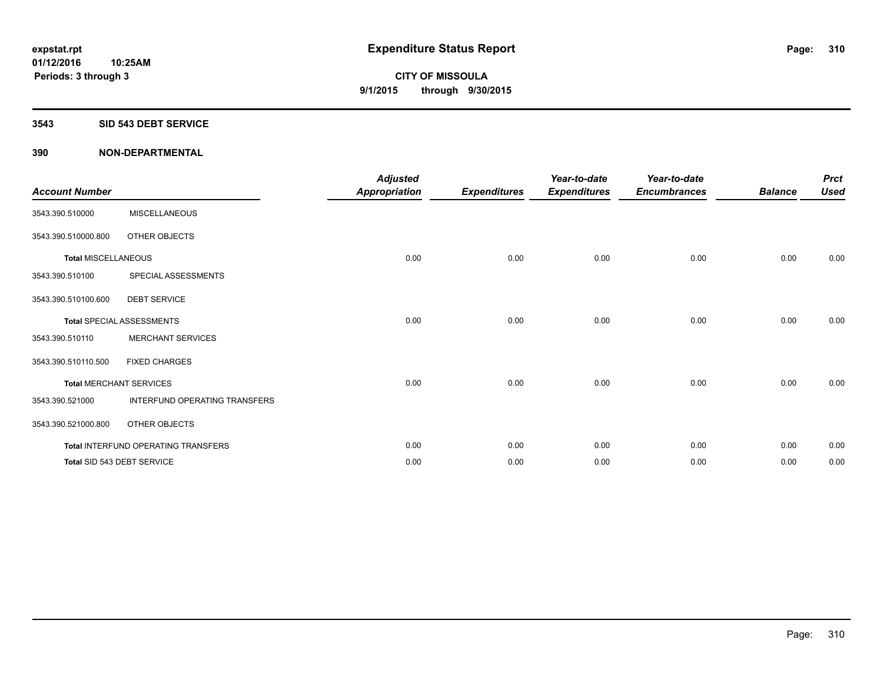# Expenditure Status Report

expstat.rpt
01/12/2016 10:25AM
Periods: 3 through 3

**CITY OF MISSOULA**
**9/1/2015 through 9/30/2015**

## 3543 SID 543 DEBT SERVICE

## 390 NON-DEPARTMENTAL

| Account Number | | Adjusted Appropriation | Expenditures | Year-to-date Expenditures | Year-to-date Encumbrances | Balance | Prct Used |
|---|---|---|---|---|---|---|---|
| 3543.390.510000 | MISCELLANEOUS | | | | | | |
| 3543.390.510000.800 | OTHER OBJECTS | | | | | | |
| **Total** MISCELLANEOUS | | 0.00 | 0.00 | 0.00 | 0.00 | 0.00 | 0.00 |
| 3543.390.510100 | SPECIAL ASSESSMENTS | | | | | | |
| 3543.390.510100.600 | DEBT SERVICE | | | | | | |
| **Total** SPECIAL ASSESSMENTS | | 0.00 | 0.00 | 0.00 | 0.00 | 0.00 | 0.00 |
| 3543.390.510110 | MERCHANT SERVICES | | | | | | |
| 3543.390.510110.500 | FIXED CHARGES | | | | | | |
| **Total** MERCHANT SERVICES | | 0.00 | 0.00 | 0.00 | 0.00 | 0.00 | 0.00 |
| 3543.390.521000 | INTERFUND OPERATING TRANSFERS | | | | | | |
| 3543.390.521000.800 | OTHER OBJECTS | | | | | | |
| **Total** INTERFUND OPERATING TRANSFERS | | 0.00 | 0.00 | 0.00 | 0.00 | 0.00 | 0.00 |
| **Total** SID 543 DEBT SERVICE | | 0.00 | 0.00 | 0.00 | 0.00 | 0.00 | 0.00 |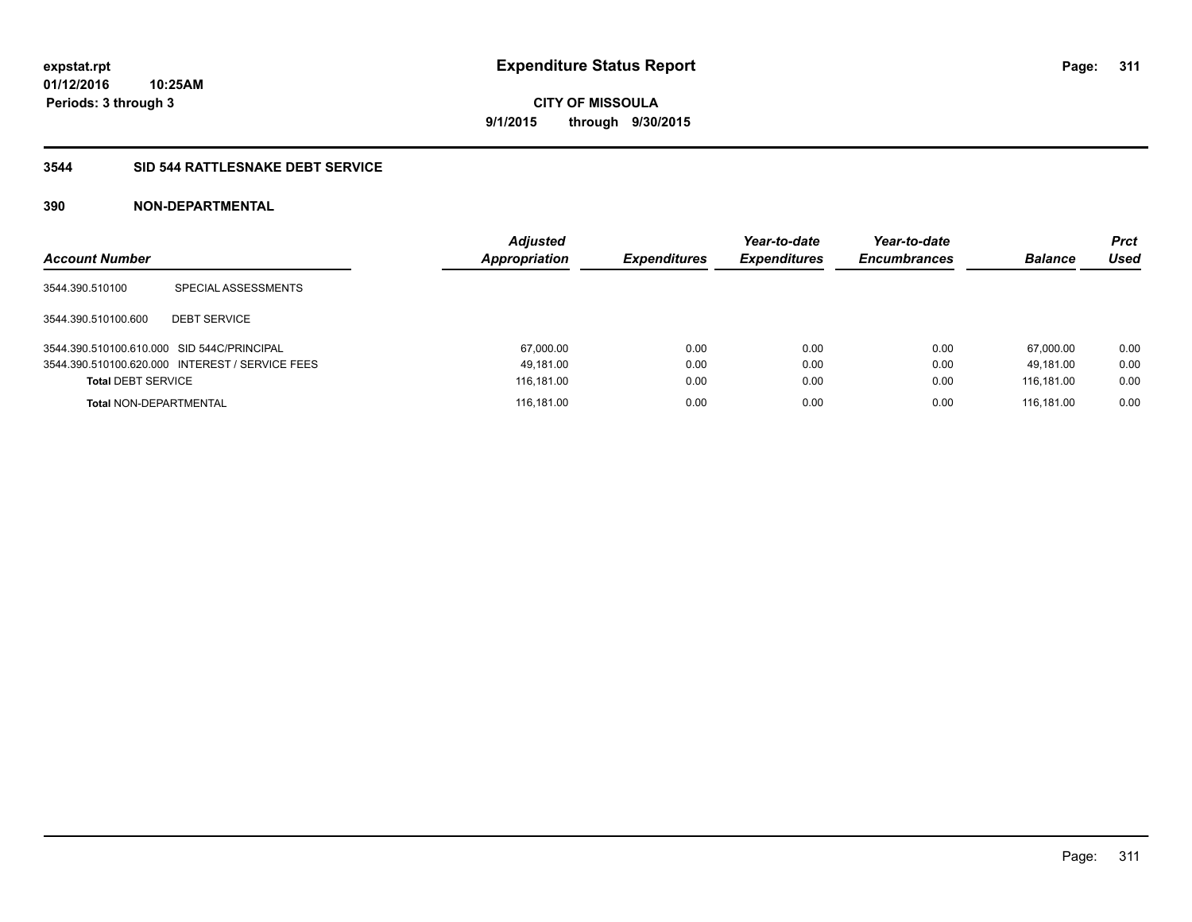**expstat.rpt**
**01/12/2016 10:25AM**
**Periods: 3 through 3**

# Expenditure Status Report

**CITY OF MISSOULA**
**9/1/2015 through 9/30/2015**

## 3544 SID 544 RATTLESNAKE DEBT SERVICE

### 390 NON-DEPARTMENTAL

| Account Number | | Adjusted Appropriation | Expenditures | Year-to-date Expenditures | Year-to-date Encumbrances | Balance | Prct Used |
|---|---|---|---|---|---|---|---|
| 3544.390.510100 | SPECIAL ASSESSMENTS | | | | | | |
| 3544.390.510100.600 | DEBT SERVICE | | | | | | |
| 3544.390.510100.610.000 | SID 544C/PRINCIPAL | 67,000.00 | 0.00 | 0.00 | 0.00 | 67,000.00 | 0.00 |
| 3544.390.510100.620.000 | INTEREST / SERVICE FEES | 49,181.00 | 0.00 | 0.00 | 0.00 | 49,181.00 | 0.00 |
| **Total** DEBT SERVICE | | 116,181.00 | 0.00 | 0.00 | 0.00 | 116,181.00 | 0.00 |
| **Total** NON-DEPARTMENTAL | | 116,181.00 | 0.00 | 0.00 | 0.00 | 116,181.00 | 0.00 |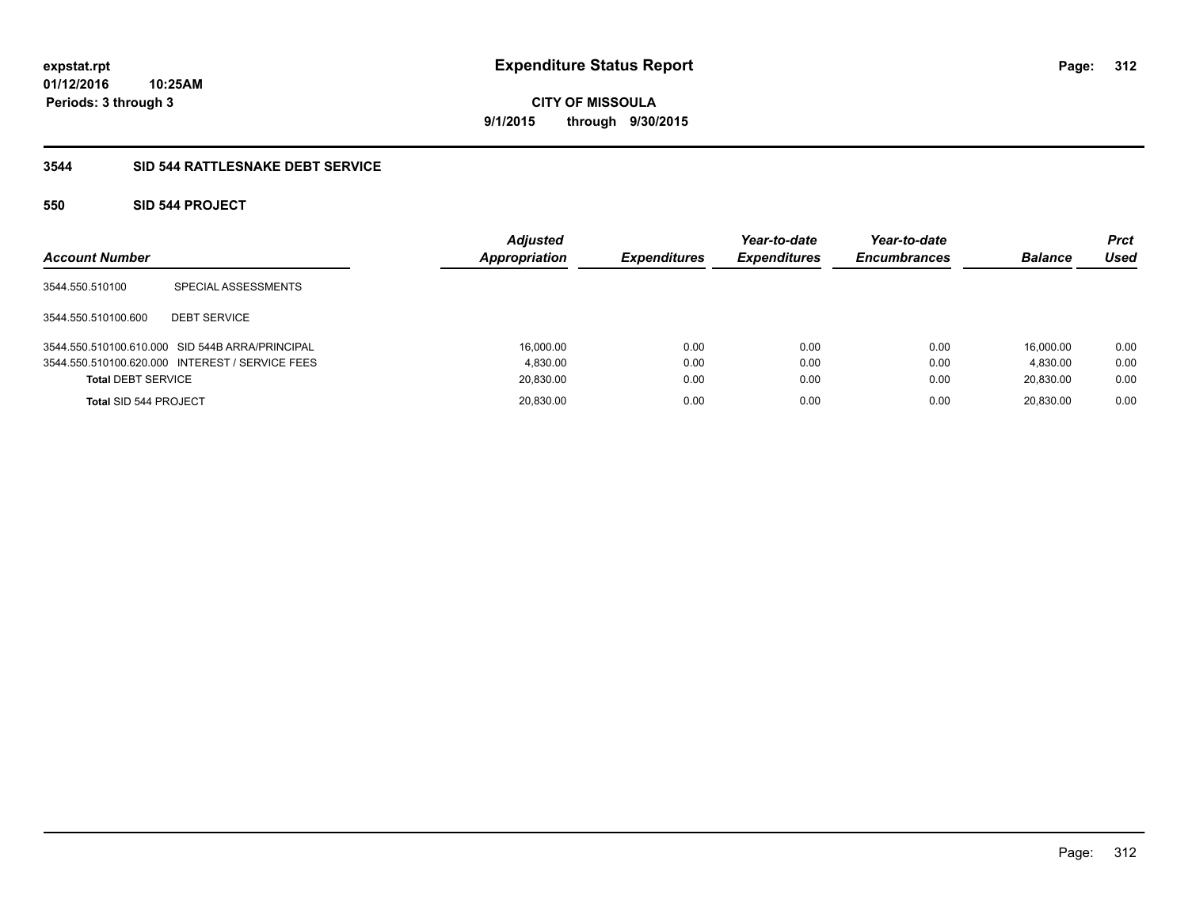**expstat.rpt**
**01/12/2016 10:25AM**
**Periods: 3 through 3**

# Expenditure Status Report

**CITY OF MISSOULA**
**9/1/2015 through 9/30/2015**

## 3544 SID 544 RATTLESNAKE DEBT SERVICE

### 550 SID 544 PROJECT

| Account Number | | Adjusted Appropriation | Expenditures | Year-to-date Expenditures | Year-to-date Encumbrances | Balance | Prct Used |
|---|---|---|---|---|---|---|---|
| 3544.550.510100 | SPECIAL ASSESSMENTS | | | | | | |
| 3544.550.510100.600 | DEBT SERVICE | | | | | | |
| 3544.550.510100.610.000 | SID 544B ARRA/PRINCIPAL | 16,000.00 | 0.00 | 0.00 | 0.00 | 16,000.00 | 0.00 |
| 3544.550.510100.620.000 | INTEREST / SERVICE FEES | 4,830.00 | 0.00 | 0.00 | 0.00 | 4,830.00 | 0.00 |
| **Total** DEBT SERVICE | | 20,830.00 | 0.00 | 0.00 | 0.00 | 20,830.00 | 0.00 |
| **Total** SID 544 PROJECT | | 20,830.00 | 0.00 | 0.00 | 0.00 | 20,830.00 | 0.00 |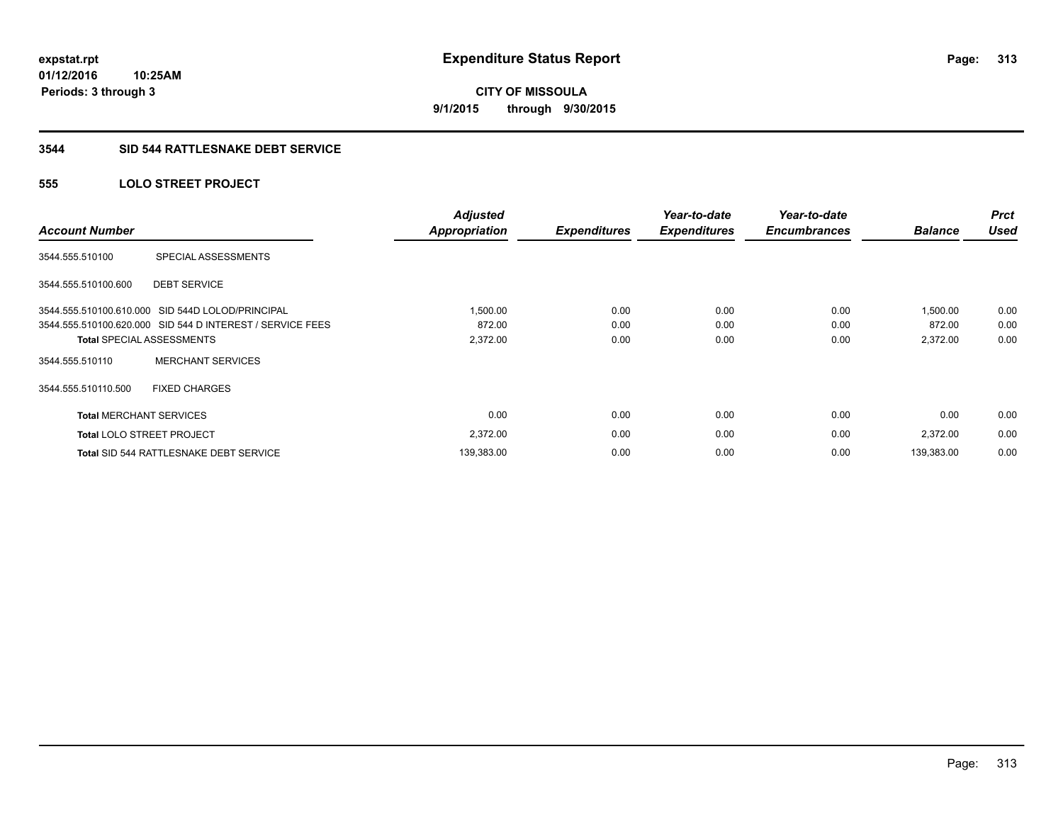# Expenditure Status Report

expstat.rpt
01/12/2016 10:25AM
Periods: 3 through 3

**CITY OF MISSOULA**
**9/1/2015 through 9/30/2015**

## 3544 SID 544 RATTLESNAKE DEBT SERVICE

### 555 LOLO STREET PROJECT

| Account Number | | Adjusted Appropriation | Expenditures | Year-to-date Expenditures | Year-to-date Encumbrances | Balance | Prct Used |
|---|---|---|---|---|---|---|---|
| 3544.555.510100 | SPECIAL ASSESSMENTS | | | | | | |
| 3544.555.510100.600 | DEBT SERVICE | | | | | | |
| 3544.555.510100.610.000 | SID 544D LOLOD/PRINCIPAL | 1,500.00 | 0.00 | 0.00 | 0.00 | 1,500.00 | 0.00 |
| 3544.555.510100.620.000 | SID 544 D INTEREST / SERVICE FEES | 872.00 | 0.00 | 0.00 | 0.00 | 872.00 | 0.00 |
| **Total** SPECIAL ASSESSMENTS | | 2,372.00 | 0.00 | 0.00 | 0.00 | 2,372.00 | 0.00 |
| 3544.555.510110 | MERCHANT SERVICES | | | | | | |
| 3544.555.510110.500 | FIXED CHARGES | | | | | | |
| **Total** MERCHANT SERVICES | | 0.00 | 0.00 | 0.00 | 0.00 | 0.00 | 0.00 |
| **Total** LOLO STREET PROJECT | | 2,372.00 | 0.00 | 0.00 | 0.00 | 2,372.00 | 0.00 |
| **Total** SID 544 RATTLESNAKE DEBT SERVICE | | 139,383.00 | 0.00 | 0.00 | 0.00 | 139,383.00 | 0.00 |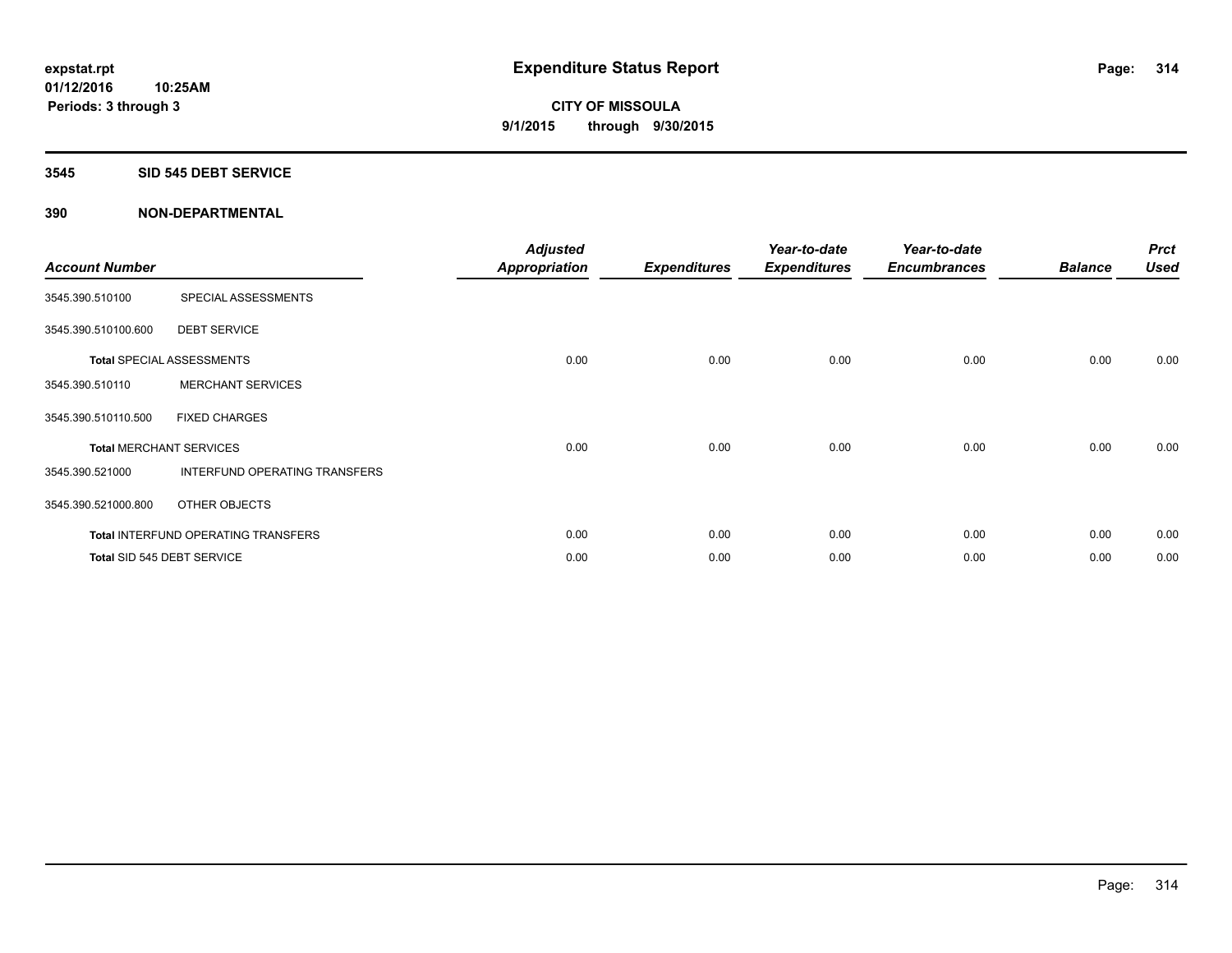**expstat.rpt**
**01/12/2016 10:25AM**
**Periods: 3 through 3**

# Expenditure Status Report

**CITY OF MISSOULA**
**9/1/2015 through 9/30/2015**

## 3545 SID 545 DEBT SERVICE

## 390 NON-DEPARTMENTAL

| Account Number | | Adjusted Appropriation | Expenditures | Year-to-date Expenditures | Year-to-date Encumbrances | Balance | Prct Used |
|---|---|---|---|---|---|---|---|
| 3545.390.510100 | SPECIAL ASSESSMENTS | | | | | | |
| 3545.390.510100.600 | DEBT SERVICE | | | | | | |
| **Total** SPECIAL ASSESSMENTS | | 0.00 | 0.00 | 0.00 | 0.00 | 0.00 | 0.00 |
| 3545.390.510110 | MERCHANT SERVICES | | | | | | |
| 3545.390.510110.500 | FIXED CHARGES | | | | | | |
| **Total** MERCHANT SERVICES | | 0.00 | 0.00 | 0.00 | 0.00 | 0.00 | 0.00 |
| 3545.390.521000 | INTERFUND OPERATING TRANSFERS | | | | | | |
| 3545.390.521000.800 | OTHER OBJECTS | | | | | | |
| **Total** INTERFUND OPERATING TRANSFERS | | 0.00 | 0.00 | 0.00 | 0.00 | 0.00 | 0.00 |
| **Total** SID 545 DEBT SERVICE | | 0.00 | 0.00 | 0.00 | 0.00 | 0.00 | 0.00 |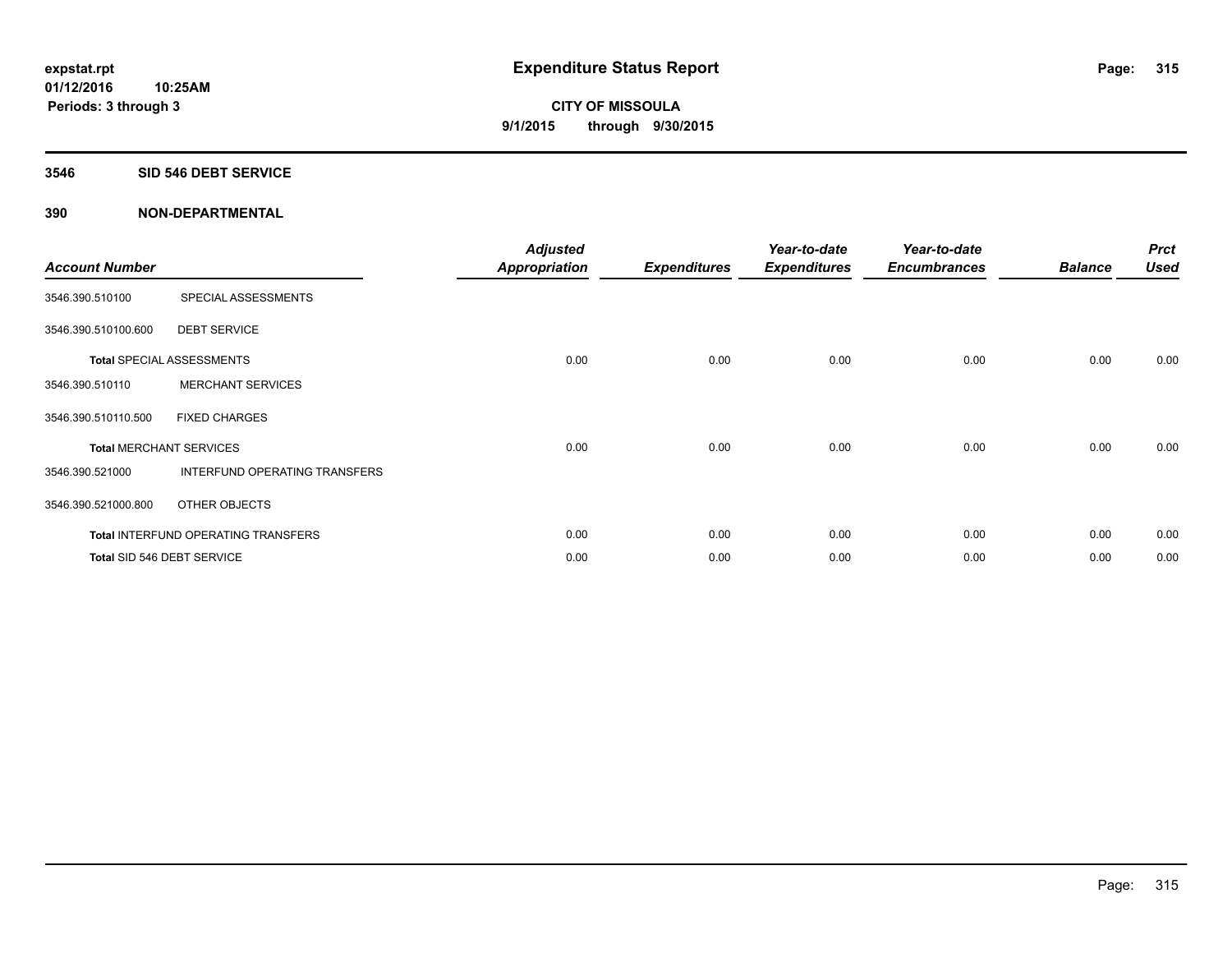**expstat.rpt**
**01/12/2016 10:25AM**
**Periods: 3 through 3**

# Expenditure Status Report

**CITY OF MISSOULA**
**9/1/2015 through 9/30/2015**

## 3546 SID 546 DEBT SERVICE

## 390 NON-DEPARTMENTAL

| Account Number | | Adjusted Appropriation | Expenditures | Year-to-date Expenditures | Year-to-date Encumbrances | Balance | Prct Used |
|---|---|---|---|---|---|---|---|
| 3546.390.510100 | SPECIAL ASSESSMENTS | | | | | | |
| 3546.390.510100.600 | DEBT SERVICE | | | | | | |
| **Total** SPECIAL ASSESSMENTS | | 0.00 | 0.00 | 0.00 | 0.00 | 0.00 | 0.00 |
| 3546.390.510110 | MERCHANT SERVICES | | | | | | |
| 3546.390.510110.500 | FIXED CHARGES | | | | | | |
| **Total** MERCHANT SERVICES | | 0.00 | 0.00 | 0.00 | 0.00 | 0.00 | 0.00 |
| 3546.390.521000 | INTERFUND OPERATING TRANSFERS | | | | | | |
| 3546.390.521000.800 | OTHER OBJECTS | | | | | | |
| **Total** INTERFUND OPERATING TRANSFERS | | 0.00 | 0.00 | 0.00 | 0.00 | 0.00 | 0.00 |
| **Total** SID 546 DEBT SERVICE | | 0.00 | 0.00 | 0.00 | 0.00 | 0.00 | 0.00 |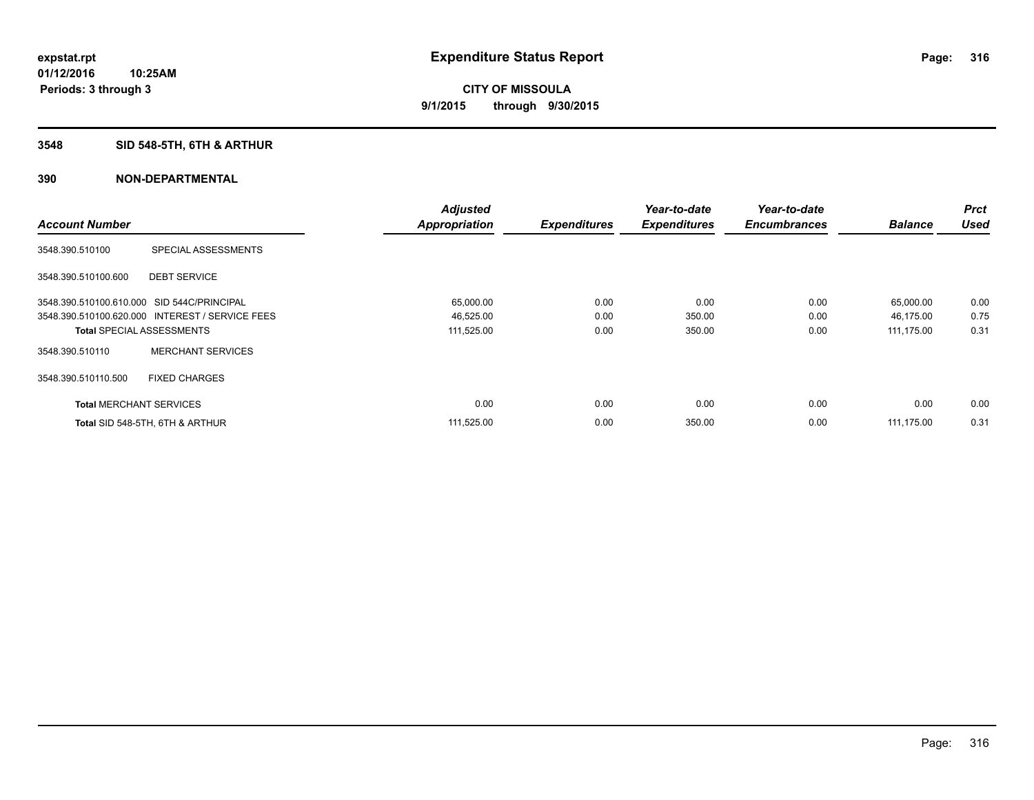**expstat.rpt**
**01/12/2016 10:25AM**
**Periods: 3 through 3**

# Expenditure Status Report

**CITY OF MISSOULA**
**9/1/2015 through 9/30/2015**

## 3548 SID 548-5TH, 6TH & ARTHUR

### 390 NON-DEPARTMENTAL

| Account Number | | Adjusted Appropriation | Expenditures | Year-to-date Expenditures | Year-to-date Encumbrances | Balance | Prct Used |
|---|---|---|---|---|---|---|---|
| 3548.390.510100 | SPECIAL ASSESSMENTS | | | | | | |
| 3548.390.510100.600 | DEBT SERVICE | | | | | | |
| 3548.390.510100.610.000 | SID 544C/PRINCIPAL | 65,000.00 | 0.00 | 0.00 | 0.00 | 65,000.00 | 0.00 |
| 3548.390.510100.620.000 | INTEREST / SERVICE FEES | 46,525.00 | 0.00 | 350.00 | 0.00 | 46,175.00 | 0.75 |
| **Total** SPECIAL ASSESSMENTS | | 111,525.00 | 0.00 | 350.00 | 0.00 | 111,175.00 | 0.31 |
| 3548.390.510110 | MERCHANT SERVICES | | | | | | |
| 3548.390.510110.500 | FIXED CHARGES | | | | | | |
| **Total** MERCHANT SERVICES | | 0.00 | 0.00 | 0.00 | 0.00 | 0.00 | 0.00 |
| **Total** SID 548-5TH, 6TH & ARTHUR | | 111,525.00 | 0.00 | 350.00 | 0.00 | 111,175.00 | 0.31 |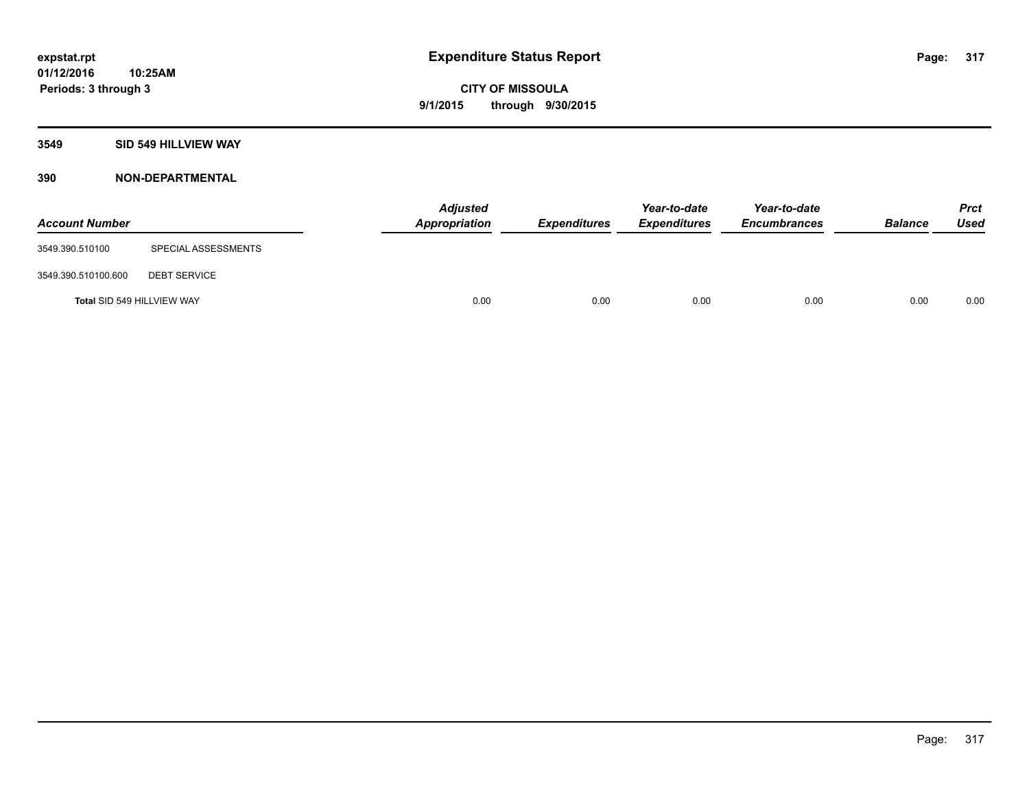# Expenditure Status Report

**expstat.rpt**
**01/12/2016 10:25AM**
**Periods: 3 through 3**

**CITY OF MISSOULA**
**9/1/2015 through 9/30/2015**

## 3549 SID 549 HILLVIEW WAY

## 390 NON-DEPARTMENTAL

| Account Number | | Adjusted Appropriation | Expenditures | Year-to-date Expenditures | Year-to-date Encumbrances | Balance | Prct Used |
|---|---|---|---|---|---|---|---|
| 3549.390.510100 | SPECIAL ASSESSMENTS | | | | | | |
| 3549.390.510100.600 | DEBT SERVICE | | | | | | |
| **Total** SID 549 HILLVIEW WAY | | 0.00 | 0.00 | 0.00 | 0.00 | 0.00 | 0.00 |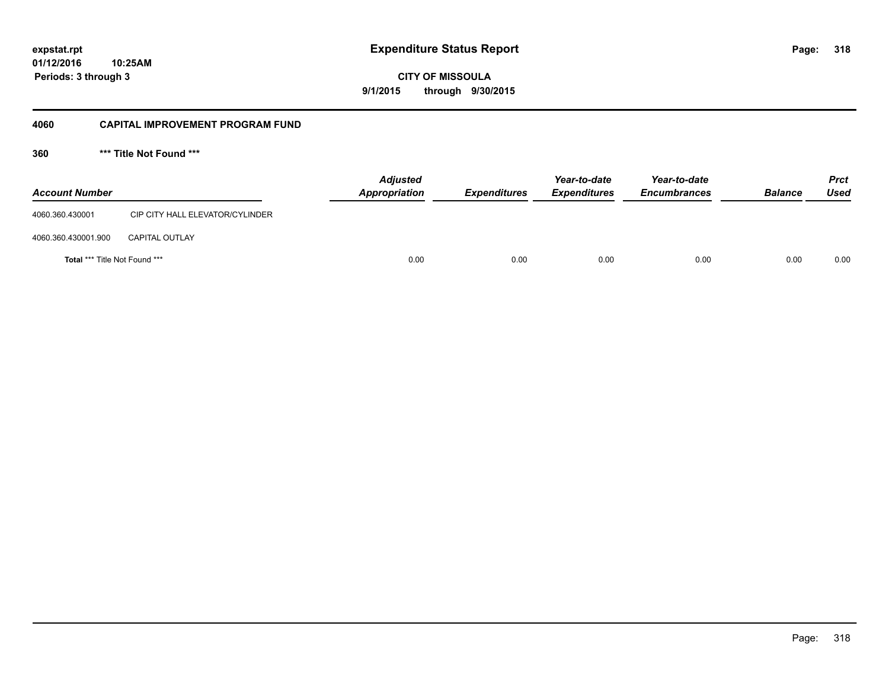**expstat.rpt**
**01/12/2016 10:25AM**
**Periods: 3 through 3**

# Expenditure Status Report

**CITY OF MISSOULA**
**9/1/2015 through 9/30/2015**

## 4060 CAPITAL IMPROVEMENT PROGRAM FUND

### 360 *** Title Not Found ***

| Account Number | | Adjusted Appropriation | Expenditures | Year-to-date Expenditures | Year-to-date Encumbrances | Balance | Prct Used |
|---|---|---|---|---|---|---|---|
| 4060.360.430001 | CIP CITY HALL ELEVATOR/CYLINDER | | | | | | |
| 4060.360.430001.900 | CAPITAL OUTLAY | | | | | | |
| **Total** *** Title Not Found *** | | 0.00 | 0.00 | 0.00 | 0.00 | 0.00 | 0.00 |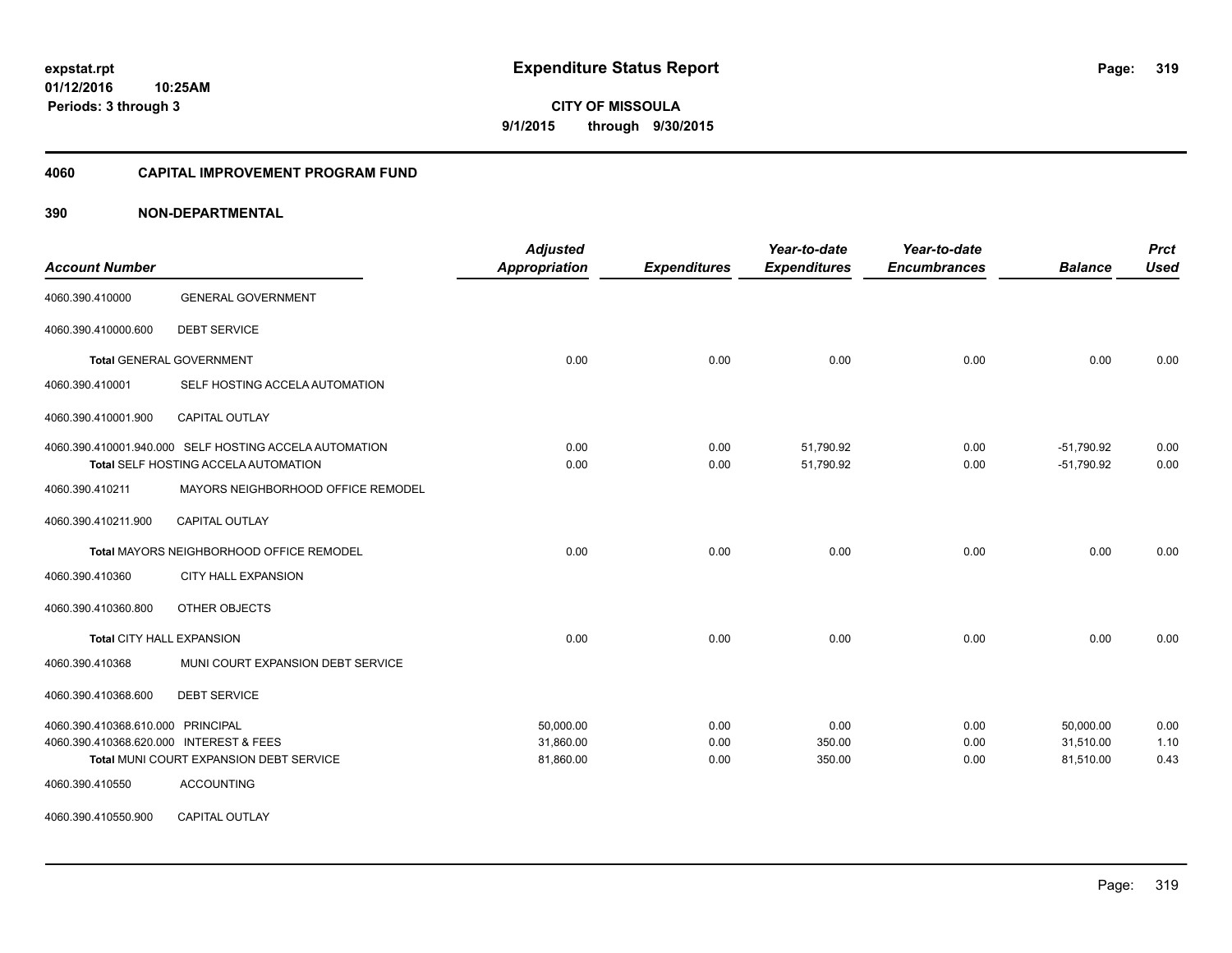# Expenditure Status Report

expstat.rpt
01/12/2016 10:25AM
Periods: 3 through 3

**CITY OF MISSOULA**
**9/1/2015 through 9/30/2015**

## 4060 CAPITAL IMPROVEMENT PROGRAM FUND

## 390 NON-DEPARTMENTAL

| Account Number | | Adjusted Appropriation | Expenditures | Year-to-date Expenditures | Year-to-date Encumbrances | Balance | Prct Used |
|---|---|---|---|---|---|---|---|
| 4060.390.410000 | GENERAL GOVERNMENT | | | | | | |
| 4060.390.410000.600 | DEBT SERVICE | | | | | | |
| **Total** GENERAL GOVERNMENT | | 0.00 | 0.00 | 0.00 | 0.00 | 0.00 | 0.00 |
| 4060.390.410001 | SELF HOSTING ACCELA AUTOMATION | | | | | | |
| 4060.390.410001.900 | CAPITAL OUTLAY | | | | | | |
| 4060.390.410001.940.000 | SELF HOSTING ACCELA AUTOMATION | 0.00 | 0.00 | 51,790.92 | 0.00 | -51,790.92 | 0.00 |
| **Total** SELF HOSTING ACCELA AUTOMATION | | 0.00 | 0.00 | 51,790.92 | 0.00 | -51,790.92 | 0.00 |
| 4060.390.410211 | MAYORS NEIGHBORHOOD OFFICE REMODEL | | | | | | |
| 4060.390.410211.900 | CAPITAL OUTLAY | | | | | | |
| **Total** MAYORS NEIGHBORHOOD OFFICE REMODEL | | 0.00 | 0.00 | 0.00 | 0.00 | 0.00 | 0.00 |
| 4060.390.410360 | CITY HALL EXPANSION | | | | | | |
| 4060.390.410360.800 | OTHER OBJECTS | | | | | | |
| **Total** CITY HALL EXPANSION | | 0.00 | 0.00 | 0.00 | 0.00 | 0.00 | 0.00 |
| 4060.390.410368 | MUNI COURT EXPANSION DEBT SERVICE | | | | | | |
| 4060.390.410368.600 | DEBT SERVICE | | | | | | |
| 4060.390.410368.610.000 | PRINCIPAL | 50,000.00 | 0.00 | 0.00 | 0.00 | 50,000.00 | 0.00 |
| 4060.390.410368.620.000 | INTEREST & FEES | 31,860.00 | 0.00 | 350.00 | 0.00 | 31,510.00 | 1.10 |
| **Total** MUNI COURT EXPANSION DEBT SERVICE | | 81,860.00 | 0.00 | 350.00 | 0.00 | 81,510.00 | 0.43 |
| 4060.390.410550 | ACCOUNTING | | | | | | |
| 4060.390.410550.900 | CAPITAL OUTLAY | | | | | | |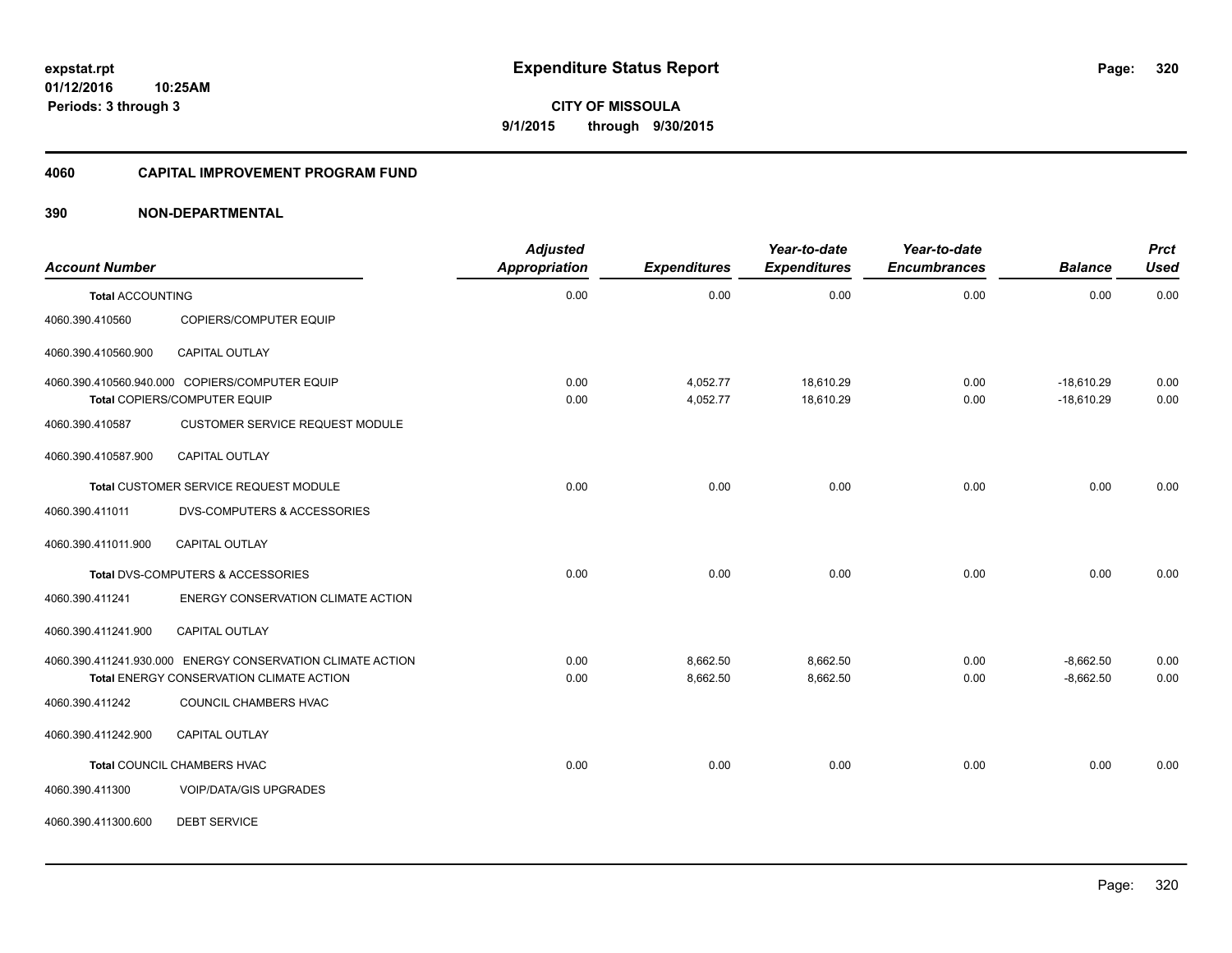**expstat.rpt**
**01/12/2016 10:25AM**
**Periods: 3 through 3**

# Expenditure Status Report

**CITY OF MISSOULA**
**9/1/2015 through 9/30/2015**

## 4060 CAPITAL IMPROVEMENT PROGRAM FUND

### 390 NON-DEPARTMENTAL

| Account Number | | Adjusted Appropriation | Expenditures | Year-to-date Expenditures | Year-to-date Encumbrances | Balance | Prct Used |
|---|---|---|---|---|---|---|---|
| **Total** ACCOUNTING | | 0.00 | 0.00 | 0.00 | 0.00 | 0.00 | 0.00 |
| 4060.390.410560 | COPIERS/COMPUTER EQUIP | | | | | | |
| 4060.390.410560.900 | CAPITAL OUTLAY | | | | | | |
| 4060.390.410560.940.000 | COPIERS/COMPUTER EQUIP | 0.00 | 4,052.77 | 18,610.29 | 0.00 | -18,610.29 | 0.00 |
| **Total** COPIERS/COMPUTER EQUIP | | 0.00 | 4,052.77 | 18,610.29 | 0.00 | -18,610.29 | 0.00 |
| 4060.390.410587 | CUSTOMER SERVICE REQUEST MODULE | | | | | | |
| 4060.390.410587.900 | CAPITAL OUTLAY | | | | | | |
| **Total** CUSTOMER SERVICE REQUEST MODULE | | 0.00 | 0.00 | 0.00 | 0.00 | 0.00 | 0.00 |
| 4060.390.411011 | DVS-COMPUTERS & ACCESSORIES | | | | | | |
| 4060.390.411011.900 | CAPITAL OUTLAY | | | | | | |
| **Total** DVS-COMPUTERS & ACCESSORIES | | 0.00 | 0.00 | 0.00 | 0.00 | 0.00 | 0.00 |
| 4060.390.411241 | ENERGY CONSERVATION CLIMATE ACTION | | | | | | |
| 4060.390.411241.900 | CAPITAL OUTLAY | | | | | | |
| 4060.390.411241.930.000 | ENERGY CONSERVATION CLIMATE ACTION | 0.00 | 8,662.50 | 8,662.50 | 0.00 | -8,662.50 | 0.00 |
| **Total** ENERGY CONSERVATION CLIMATE ACTION | | 0.00 | 8,662.50 | 8,662.50 | 0.00 | -8,662.50 | 0.00 |
| 4060.390.411242 | COUNCIL CHAMBERS HVAC | | | | | | |
| 4060.390.411242.900 | CAPITAL OUTLAY | | | | | | |
| **Total** COUNCIL CHAMBERS HVAC | | 0.00 | 0.00 | 0.00 | 0.00 | 0.00 | 0.00 |
| 4060.390.411300 | VOIP/DATA/GIS UPGRADES | | | | | | |
| 4060.390.411300.600 | DEBT SERVICE | | | | | | |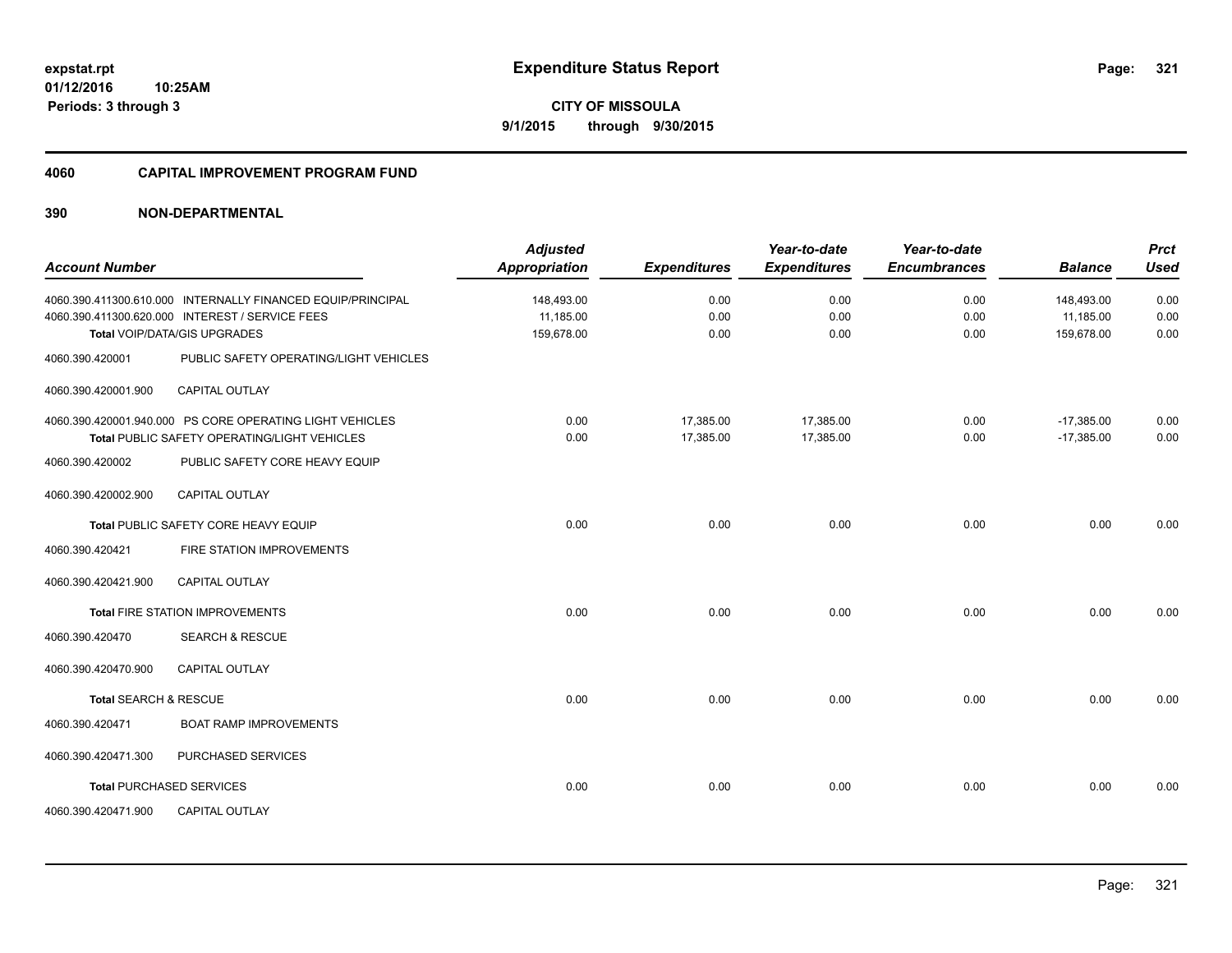expstat.rpt
01/12/2016 10:25AM
Periods: 3 through 3

# Expenditure Status Report

CITY OF MISSOULA
9/1/2015 through 9/30/2015

## 4060 CAPITAL IMPROVEMENT PROGRAM FUND

## 390 NON-DEPARTMENTAL

| Account Number | | Adjusted Appropriation | Expenditures | Year-to-date Expenditures | Year-to-date Encumbrances | Balance | Prct Used |
|---|---|---|---|---|---|---|---|
| 4060.390.411300.610.000 | INTERNALLY FINANCED EQUIP/PRINCIPAL | 148,493.00 | 0.00 | 0.00 | 0.00 | 148,493.00 | 0.00 |
| 4060.390.411300.620.000 | INTEREST / SERVICE FEES | 11,185.00 | 0.00 | 0.00 | 0.00 | 11,185.00 | 0.00 |
| **Total** VOIP/DATA/GIS UPGRADES | | 159,678.00 | 0.00 | 0.00 | 0.00 | 159,678.00 | 0.00 |
| 4060.390.420001 | PUBLIC SAFETY OPERATING/LIGHT VEHICLES | | | | | | |
| 4060.390.420001.900 | CAPITAL OUTLAY | | | | | | |
| 4060.390.420001.940.000 | PS CORE OPERATING LIGHT VEHICLES | 0.00 | 17,385.00 | 17,385.00 | 0.00 | -17,385.00 | 0.00 |
| **Total** PUBLIC SAFETY OPERATING/LIGHT VEHICLES | | 0.00 | 17,385.00 | 17,385.00 | 0.00 | -17,385.00 | 0.00 |
| 4060.390.420002 | PUBLIC SAFETY CORE HEAVY EQUIP | | | | | | |
| 4060.390.420002.900 | CAPITAL OUTLAY | | | | | | |
| **Total** PUBLIC SAFETY CORE HEAVY EQUIP | | 0.00 | 0.00 | 0.00 | 0.00 | 0.00 | 0.00 |
| 4060.390.420421 | FIRE STATION IMPROVEMENTS | | | | | | |
| 4060.390.420421.900 | CAPITAL OUTLAY | | | | | | |
| **Total** FIRE STATION IMPROVEMENTS | | 0.00 | 0.00 | 0.00 | 0.00 | 0.00 | 0.00 |
| 4060.390.420470 | SEARCH & RESCUE | | | | | | |
| 4060.390.420470.900 | CAPITAL OUTLAY | | | | | | |
| **Total** SEARCH & RESCUE | | 0.00 | 0.00 | 0.00 | 0.00 | 0.00 | 0.00 |
| 4060.390.420471 | BOAT RAMP IMPROVEMENTS | | | | | | |
| 4060.390.420471.300 | PURCHASED SERVICES | | | | | | |
| **Total** PURCHASED SERVICES | | 0.00 | 0.00 | 0.00 | 0.00 | 0.00 | 0.00 |
| 4060.390.420471.900 | CAPITAL OUTLAY | | | | | | |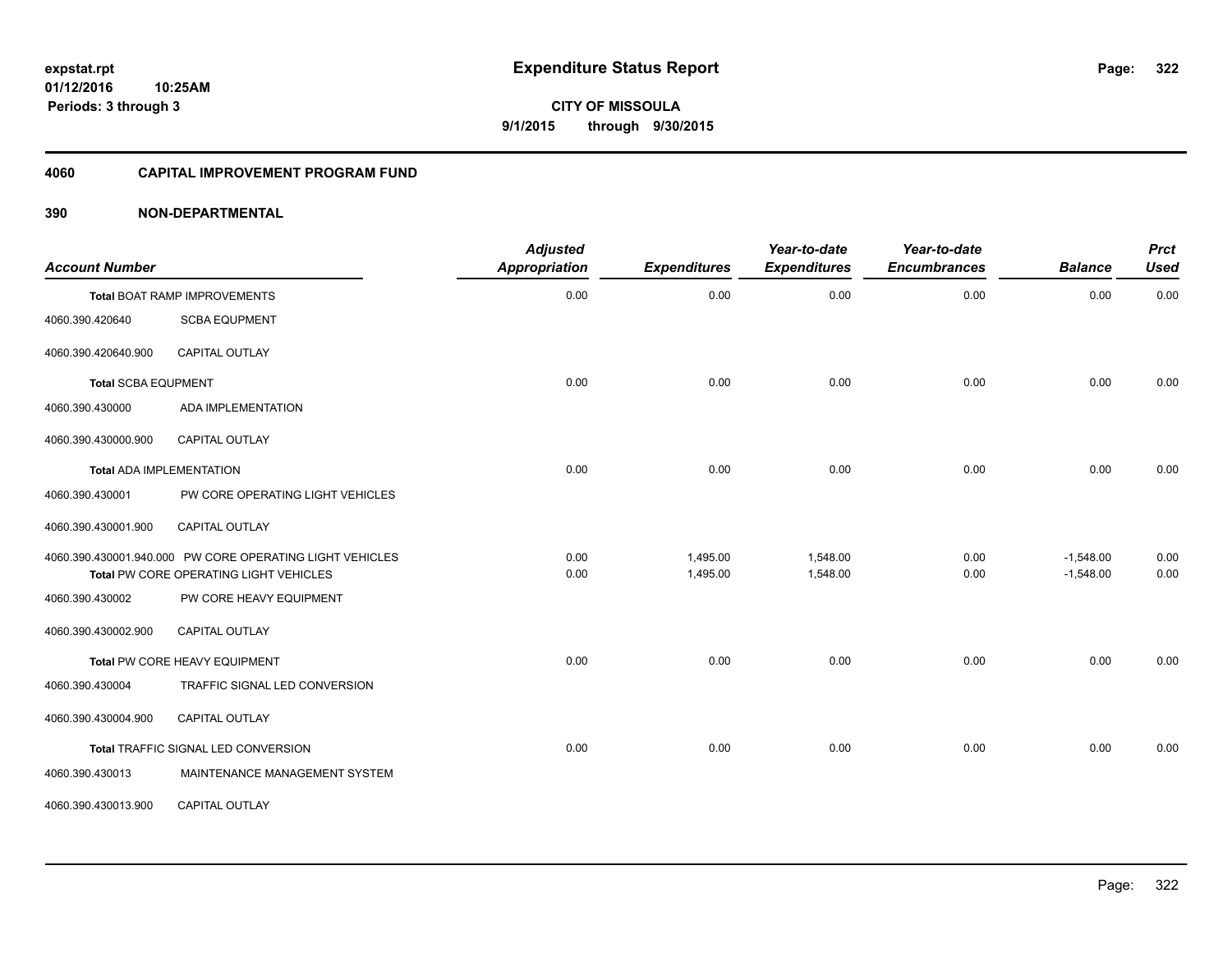**expstat.rpt**
**01/12/2016 10:25AM**
**Periods: 3 through 3**

# Expenditure Status Report

**CITY OF MISSOULA**
**9/1/2015 through 9/30/2015**

## 4060 CAPITAL IMPROVEMENT PROGRAM FUND

### 390 NON-DEPARTMENTAL

| Account Number | | Adjusted Appropriation | Expenditures | Year-to-date Expenditures | Year-to-date Encumbrances | Balance | Prct Used |
|---|---|---|---|---|---|---|---|
| **Total** BOAT RAMP IMPROVEMENTS | | 0.00 | 0.00 | 0.00 | 0.00 | 0.00 | 0.00 |
| 4060.390.420640 | SCBA EQUPMENT | | | | | | |
| 4060.390.420640.900 | CAPITAL OUTLAY | | | | | | |
| **Total** SCBA EQUPMENT | | 0.00 | 0.00 | 0.00 | 0.00 | 0.00 | 0.00 |
| 4060.390.430000 | ADA IMPLEMENTATION | | | | | | |
| 4060.390.430000.900 | CAPITAL OUTLAY | | | | | | |
| **Total** ADA IMPLEMENTATION | | 0.00 | 0.00 | 0.00 | 0.00 | 0.00 | 0.00 |
| 4060.390.430001 | PW CORE OPERATING LIGHT VEHICLES | | | | | | |
| 4060.390.430001.900 | CAPITAL OUTLAY | | | | | | |
| 4060.390.430001.940.000 | PW CORE OPERATING LIGHT VEHICLES | 0.00 | 1,495.00 | 1,548.00 | 0.00 | -1,548.00 | 0.00 |
| **Total** PW CORE OPERATING LIGHT VEHICLES | | 0.00 | 1,495.00 | 1,548.00 | 0.00 | -1,548.00 | 0.00 |
| 4060.390.430002 | PW CORE HEAVY EQUIPMENT | | | | | | |
| 4060.390.430002.900 | CAPITAL OUTLAY | | | | | | |
| **Total** PW CORE HEAVY EQUIPMENT | | 0.00 | 0.00 | 0.00 | 0.00 | 0.00 | 0.00 |
| 4060.390.430004 | TRAFFIC SIGNAL LED CONVERSION | | | | | | |
| 4060.390.430004.900 | CAPITAL OUTLAY | | | | | | |
| **Total** TRAFFIC SIGNAL LED CONVERSION | | 0.00 | 0.00 | 0.00 | 0.00 | 0.00 | 0.00 |
| 4060.390.430013 | MAINTENANCE MANAGEMENT SYSTEM | | | | | | |
| 4060.390.430013.900 | CAPITAL OUTLAY | | | | | | |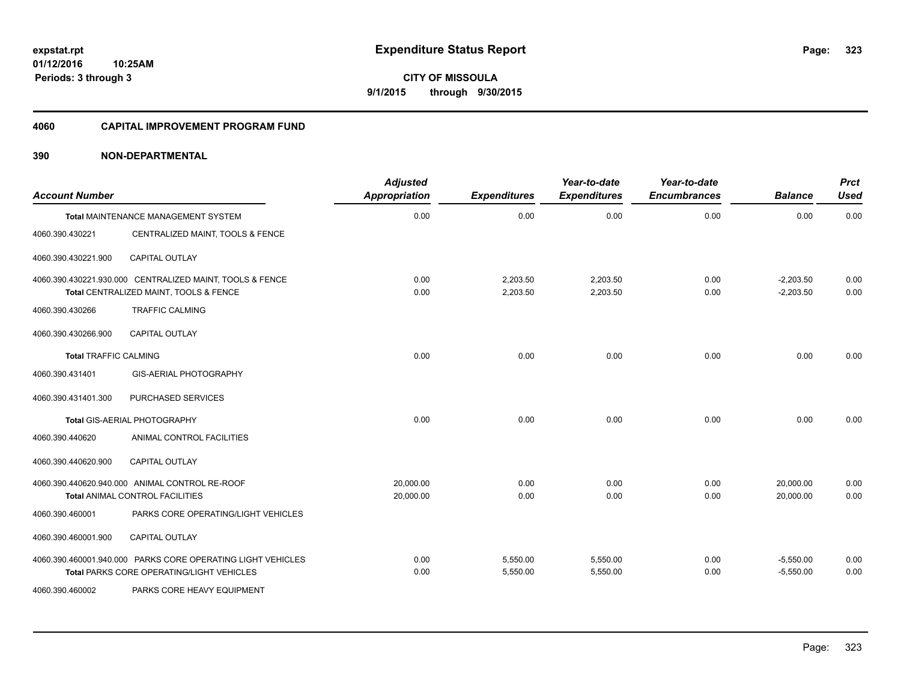**expstat.rpt**
**01/12/2016 10:25AM**
**Periods: 3 through 3**

# Expenditure Status Report

**CITY OF MISSOULA**
**9/1/2015 through 9/30/2015**

## 4060 CAPITAL IMPROVEMENT PROGRAM FUND

## 390 NON-DEPARTMENTAL

| Account Number | | Adjusted Appropriation | Expenditures | Year-to-date Expenditures | Year-to-date Encumbrances | Balance | Prct Used |
|---|---|---|---|---|---|---|---|
| **Total** MAINTENANCE MANAGEMENT SYSTEM | | 0.00 | 0.00 | 0.00 | 0.00 | 0.00 | 0.00 |
| 4060.390.430221 | CENTRALIZED MAINT, TOOLS & FENCE | | | | | | |
| 4060.390.430221.900 | CAPITAL OUTLAY | | | | | | |
| 4060.390.430221.930.000 | CENTRALIZED MAINT, TOOLS & FENCE | 0.00 | 2,203.50 | 2,203.50 | 0.00 | -2,203.50 | 0.00 |
| **Total** CENTRALIZED MAINT, TOOLS & FENCE | | 0.00 | 2,203.50 | 2,203.50 | 0.00 | -2,203.50 | 0.00 |
| 4060.390.430266 | TRAFFIC CALMING | | | | | | |
| 4060.390.430266.900 | CAPITAL OUTLAY | | | | | | |
| **Total** TRAFFIC CALMING | | 0.00 | 0.00 | 0.00 | 0.00 | 0.00 | 0.00 |
| 4060.390.431401 | GIS-AERIAL PHOTOGRAPHY | | | | | | |
| 4060.390.431401.300 | PURCHASED SERVICES | | | | | | |
| **Total** GIS-AERIAL PHOTOGRAPHY | | 0.00 | 0.00 | 0.00 | 0.00 | 0.00 | 0.00 |
| 4060.390.440620 | ANIMAL CONTROL FACILITIES | | | | | | |
| 4060.390.440620.900 | CAPITAL OUTLAY | | | | | | |
| 4060.390.440620.940.000 | ANIMAL CONTROL RE-ROOF | 20,000.00 | 0.00 | 0.00 | 0.00 | 20,000.00 | 0.00 |
| **Total** ANIMAL CONTROL FACILITIES | | 20,000.00 | 0.00 | 0.00 | 0.00 | 20,000.00 | 0.00 |
| 4060.390.460001 | PARKS CORE OPERATING/LIGHT VEHICLES | | | | | | |
| 4060.390.460001.900 | CAPITAL OUTLAY | | | | | | |
| 4060.390.460001.940.000 | PARKS CORE OPERATING LIGHT VEHICLES | 0.00 | 5,550.00 | 5,550.00 | 0.00 | -5,550.00 | 0.00 |
| **Total** PARKS CORE OPERATING/LIGHT VEHICLES | | 0.00 | 5,550.00 | 5,550.00 | 0.00 | -5,550.00 | 0.00 |
| 4060.390.460002 | PARKS CORE HEAVY EQUIPMENT | | | | | | |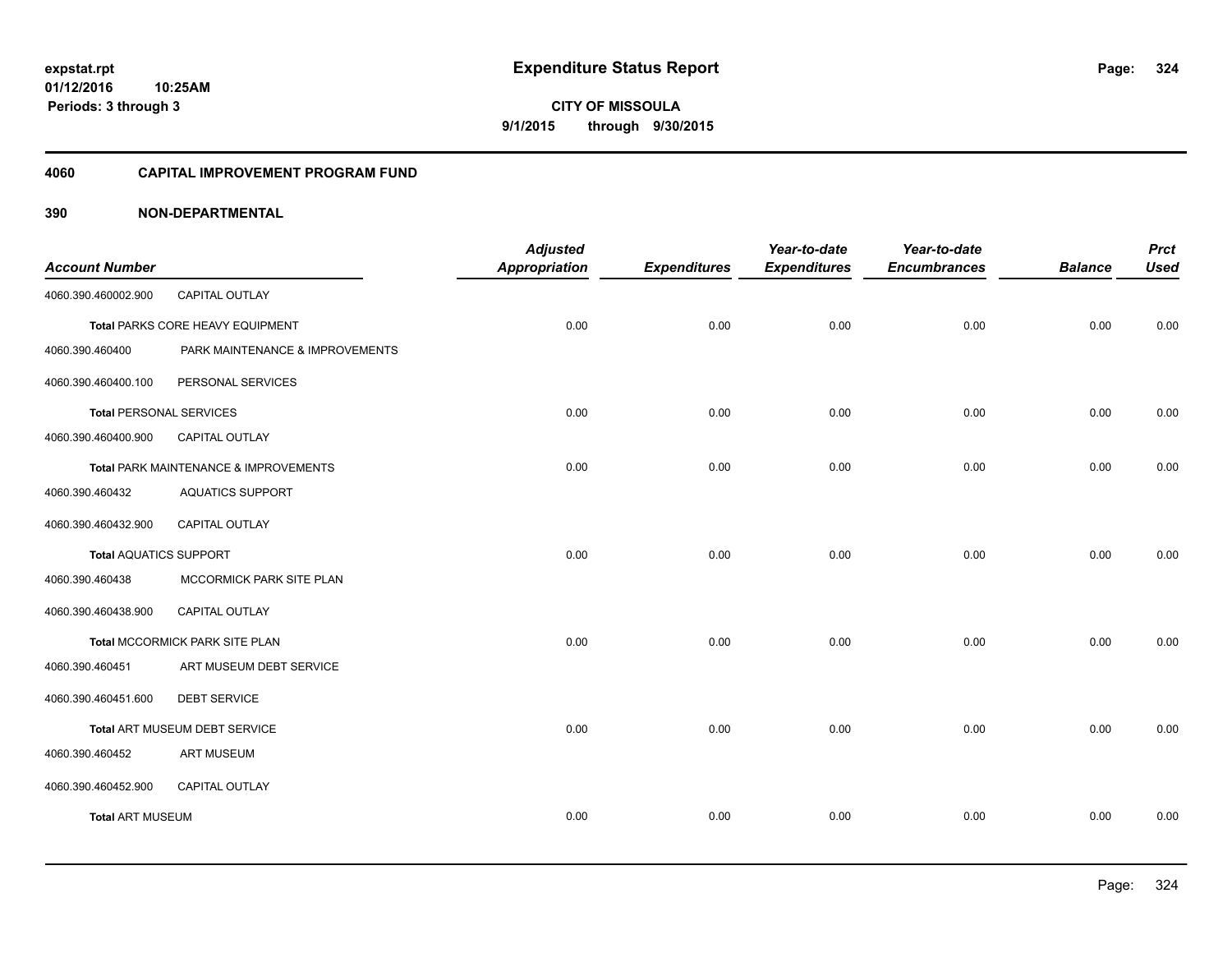**expstat.rpt**
**01/12/2016 10:25AM**
**Periods: 3 through 3**

# Expenditure Status Report

**CITY OF MISSOULA**
**9/1/2015 through 9/30/2015**

## 4060 CAPITAL IMPROVEMENT PROGRAM FUND

### 390 NON-DEPARTMENTAL

| Account Number | | Adjusted Appropriation | Expenditures | Year-to-date Expenditures | Year-to-date Encumbrances | Balance | Prct Used |
|---|---|---|---|---|---|---|---|
| 4060.390.460002.900 | CAPITAL OUTLAY | | | | | | |
| **Total** PARKS CORE HEAVY EQUIPMENT | | 0.00 | 0.00 | 0.00 | 0.00 | 0.00 | 0.00 |
| 4060.390.460400 | PARK MAINTENANCE & IMPROVEMENTS | | | | | | |
| 4060.390.460400.100 | PERSONAL SERVICES | | | | | | |
| **Total** PERSONAL SERVICES | | 0.00 | 0.00 | 0.00 | 0.00 | 0.00 | 0.00 |
| 4060.390.460400.900 | CAPITAL OUTLAY | | | | | | |
| **Total** PARK MAINTENANCE & IMPROVEMENTS | | 0.00 | 0.00 | 0.00 | 0.00 | 0.00 | 0.00 |
| 4060.390.460432 | AQUATICS SUPPORT | | | | | | |
| 4060.390.460432.900 | CAPITAL OUTLAY | | | | | | |
| **Total** AQUATICS SUPPORT | | 0.00 | 0.00 | 0.00 | 0.00 | 0.00 | 0.00 |
| 4060.390.460438 | MCCORMICK PARK SITE PLAN | | | | | | |
| 4060.390.460438.900 | CAPITAL OUTLAY | | | | | | |
| **Total** MCCORMICK PARK SITE PLAN | | 0.00 | 0.00 | 0.00 | 0.00 | 0.00 | 0.00 |
| 4060.390.460451 | ART MUSEUM DEBT SERVICE | | | | | | |
| 4060.390.460451.600 | DEBT SERVICE | | | | | | |
| **Total** ART MUSEUM DEBT SERVICE | | 0.00 | 0.00 | 0.00 | 0.00 | 0.00 | 0.00 |
| 4060.390.460452 | ART MUSEUM | | | | | | |
| 4060.390.460452.900 | CAPITAL OUTLAY | | | | | | |
| **Total** ART MUSEUM | | 0.00 | 0.00 | 0.00 | 0.00 | 0.00 | 0.00 |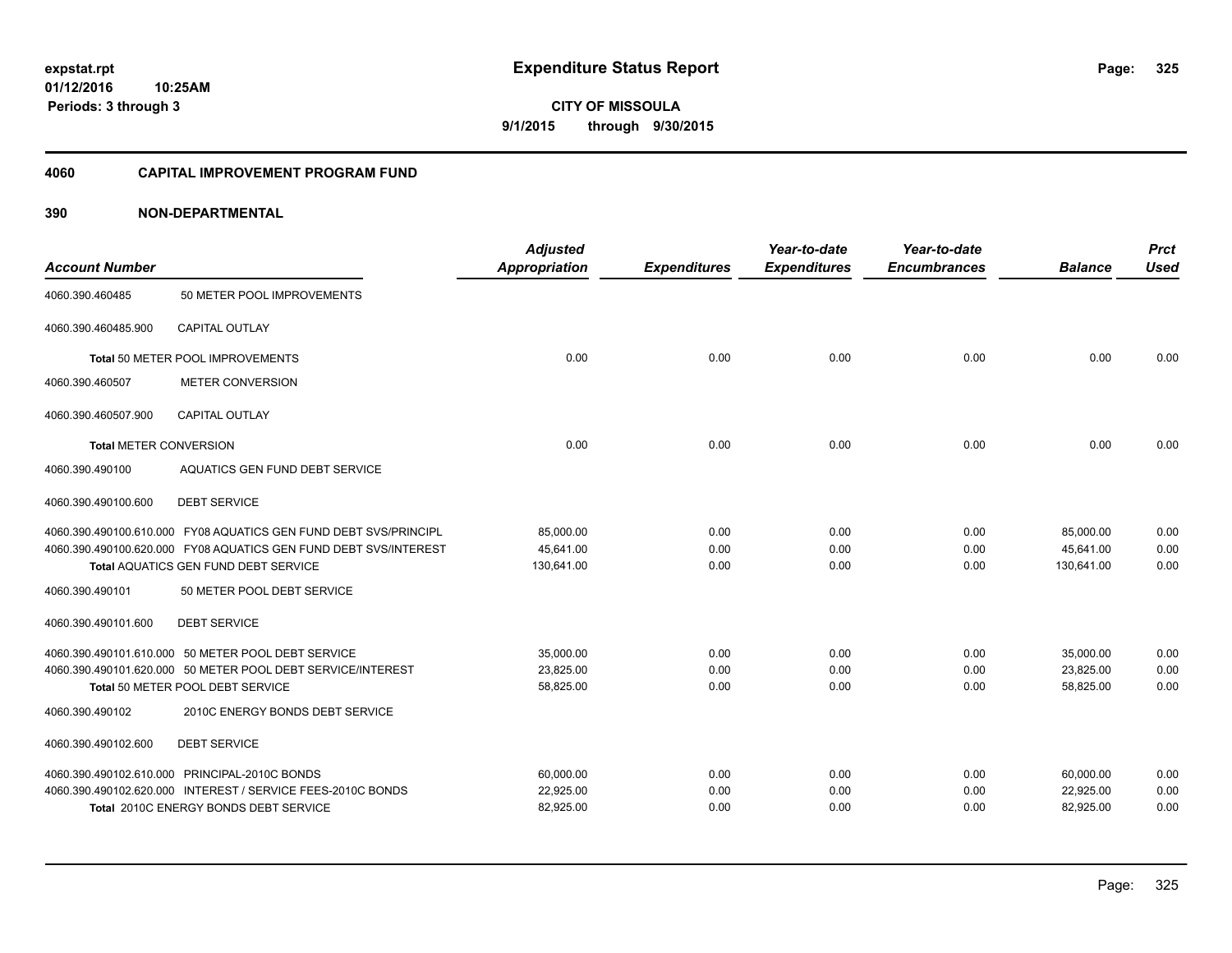**Expenditure Status Report**

**CITY OF MISSOULA**
**9/1/2015 through 9/30/2015**

expstat.rpt
01/12/2016 10:25AM
Periods: 3 through 3

## 4060 CAPITAL IMPROVEMENT PROGRAM FUND

## 390 NON-DEPARTMENTAL

| Account Number | | Adjusted Appropriation | Expenditures | Year-to-date Expenditures | Year-to-date Encumbrances | Balance | Prct Used |
|---|---|---|---|---|---|---|---|
| 4060.390.460485 | 50 METER POOL IMPROVEMENTS | | | | | | |
| 4060.390.460485.900 | CAPITAL OUTLAY | | | | | | |
| | Total 50 METER POOL IMPROVEMENTS | 0.00 | 0.00 | 0.00 | 0.00 | 0.00 | 0.00 |
| 4060.390.460507 | METER CONVERSION | | | | | | |
| 4060.390.460507.900 | CAPITAL OUTLAY | | | | | | |
| | Total METER CONVERSION | 0.00 | 0.00 | 0.00 | 0.00 | 0.00 | 0.00 |
| 4060.390.490100 | AQUATICS GEN FUND DEBT SERVICE | | | | | | |
| 4060.390.490100.600 | DEBT SERVICE | | | | | | |
| 4060.390.490100.610.000 | FY08 AQUATICS GEN FUND DEBT SVS/PRINCIPL | 85,000.00 | 0.00 | 0.00 | 0.00 | 85,000.00 | 0.00 |
| 4060.390.490100.620.000 | FY08 AQUATICS GEN FUND DEBT SVS/INTEREST | 45,641.00 | 0.00 | 0.00 | 0.00 | 45,641.00 | 0.00 |
| | Total AQUATICS GEN FUND DEBT SERVICE | 130,641.00 | 0.00 | 0.00 | 0.00 | 130,641.00 | 0.00 |
| 4060.390.490101 | 50 METER POOL DEBT SERVICE | | | | | | |
| 4060.390.490101.600 | DEBT SERVICE | | | | | | |
| 4060.390.490101.610.000 | 50 METER POOL DEBT SERVICE | 35,000.00 | 0.00 | 0.00 | 0.00 | 35,000.00 | 0.00 |
| 4060.390.490101.620.000 | 50 METER POOL DEBT SERVICE/INTEREST | 23,825.00 | 0.00 | 0.00 | 0.00 | 23,825.00 | 0.00 |
| | Total 50 METER POOL DEBT SERVICE | 58,825.00 | 0.00 | 0.00 | 0.00 | 58,825.00 | 0.00 |
| 4060.390.490102 | 2010C ENERGY BONDS DEBT SERVICE | | | | | | |
| 4060.390.490102.600 | DEBT SERVICE | | | | | | |
| 4060.390.490102.610.000 | PRINCIPAL-2010C BONDS | 60,000.00 | 0.00 | 0.00 | 0.00 | 60,000.00 | 0.00 |
| 4060.390.490102.620.000 | INTEREST / SERVICE FEES-2010C BONDS | 22,925.00 | 0.00 | 0.00 | 0.00 | 22,925.00 | 0.00 |
| | Total 2010C ENERGY BONDS DEBT SERVICE | 82,925.00 | 0.00 | 0.00 | 0.00 | 82,925.00 | 0.00 |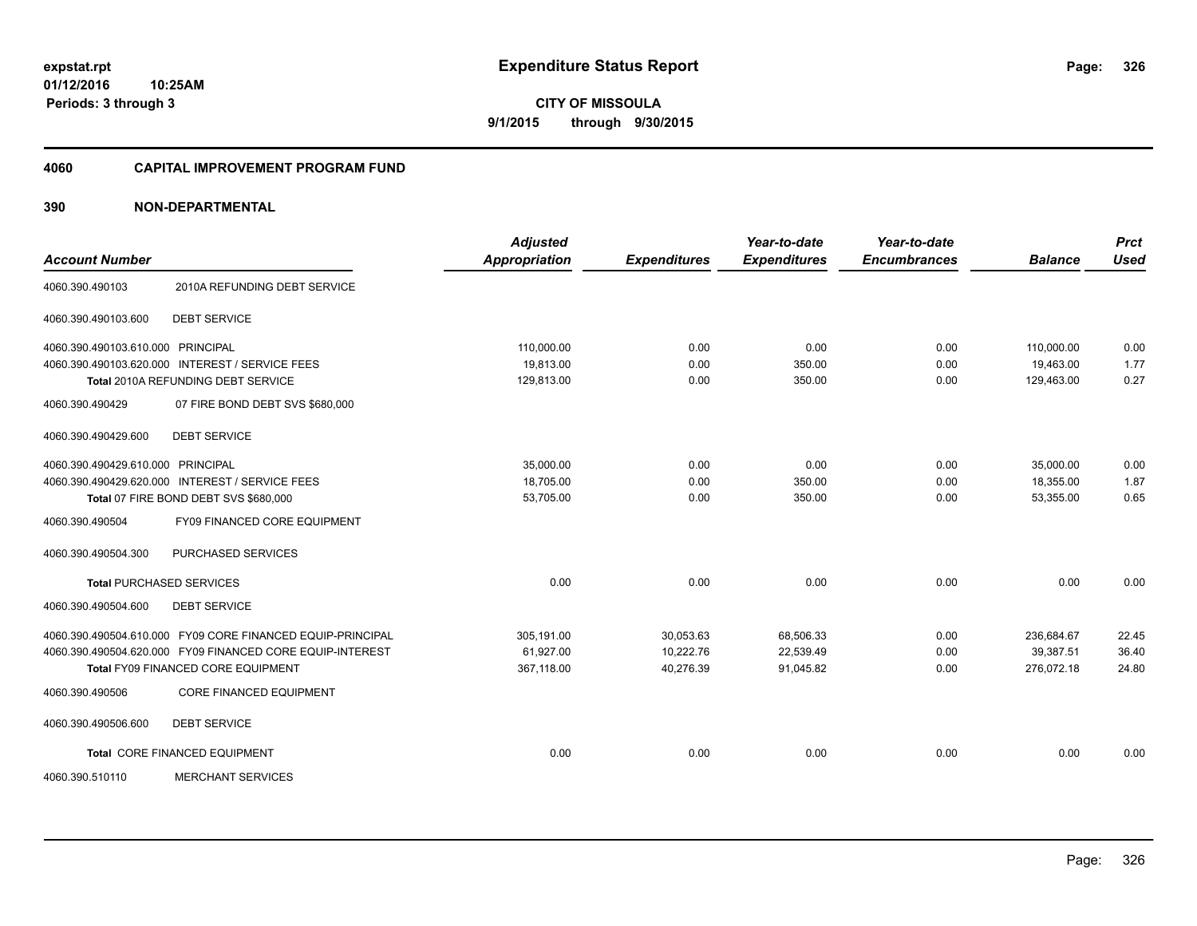**expstat.rpt**
**01/12/2016 10:25AM**
**Periods: 3 through 3**

# Expenditure Status Report

**CITY OF MISSOULA**
**9/1/2015 through 9/30/2015**

## 4060 CAPITAL IMPROVEMENT PROGRAM FUND

### 390 NON-DEPARTMENTAL

| Account Number | | Adjusted Appropriation | Expenditures | Year-to-date Expenditures | Year-to-date Encumbrances | Balance | Prct Used |
|---|---|---|---|---|---|---|---|
| 4060.390.490103 | 2010A REFUNDING DEBT SERVICE | | | | | | |
| 4060.390.490103.600 | DEBT SERVICE | | | | | | |
| 4060.390.490103.610.000 | PRINCIPAL | 110,000.00 | 0.00 | 0.00 | 0.00 | 110,000.00 | 0.00 |
| 4060.390.490103.620.000 | INTEREST / SERVICE FEES | 19,813.00 | 0.00 | 350.00 | 0.00 | 19,463.00 | 1.77 |
| **Total** 2010A REFUNDING DEBT SERVICE | | 129,813.00 | 0.00 | 350.00 | 0.00 | 129,463.00 | 0.27 |
| 4060.390.490429 | 07 FIRE BOND DEBT SVS $680,000 | | | | | | |
| 4060.390.490429.600 | DEBT SERVICE | | | | | | |
| 4060.390.490429.610.000 | PRINCIPAL | 35,000.00 | 0.00 | 0.00 | 0.00 | 35,000.00 | 0.00 |
| 4060.390.490429.620.000 | INTEREST / SERVICE FEES | 18,705.00 | 0.00 | 350.00 | 0.00 | 18,355.00 | 1.87 |
| **Total** 07 FIRE BOND DEBT SVS $680,000 | | 53,705.00 | 0.00 | 350.00 | 0.00 | 53,355.00 | 0.65 |
| 4060.390.490504 | FY09 FINANCED CORE EQUIPMENT | | | | | | |
| 4060.390.490504.300 | PURCHASED SERVICES | | | | | | |
| **Total** PURCHASED SERVICES | | 0.00 | 0.00 | 0.00 | 0.00 | 0.00 | 0.00 |
| 4060.390.490504.600 | DEBT SERVICE | | | | | | |
| 4060.390.490504.610.000 | FY09 CORE FINANCED EQUIP-PRINCIPAL | 305,191.00 | 30,053.63 | 68,506.33 | 0.00 | 236,684.67 | 22.45 |
| 4060.390.490504.620.000 | FY09 FINANCED CORE EQUIP-INTEREST | 61,927.00 | 10,222.76 | 22,539.49 | 0.00 | 39,387.51 | 36.40 |
| **Total** FY09 FINANCED CORE EQUIPMENT | | 367,118.00 | 40,276.39 | 91,045.82 | 0.00 | 276,072.18 | 24.80 |
| 4060.390.490506 | CORE FINANCED EQUIPMENT | | | | | | |
| 4060.390.490506.600 | DEBT SERVICE | | | | | | |
| **Total** CORE FINANCED EQUIPMENT | | 0.00 | 0.00 | 0.00 | 0.00 | 0.00 | 0.00 |
| 4060.390.510110 | MERCHANT SERVICES | | | | | | |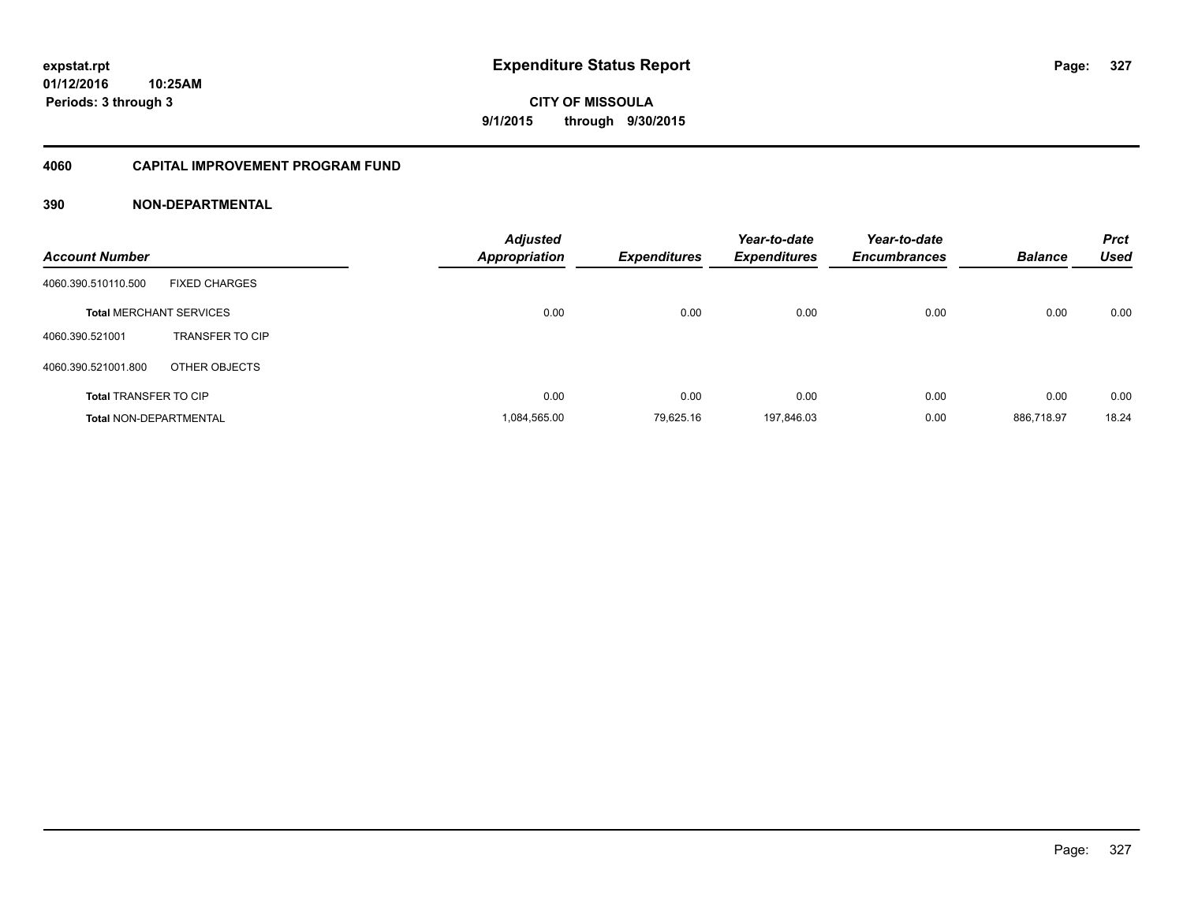**expstat.rpt**
**01/12/2016 10:25AM**
**Periods: 3 through 3**

# Expenditure Status Report

**CITY OF MISSOULA**
**9/1/2015 through 9/30/2015**

## 4060 CAPITAL IMPROVEMENT PROGRAM FUND

### 390 NON-DEPARTMENTAL

| Account Number | | Adjusted Appropriation | Expenditures | Year-to-date Expenditures | Year-to-date Encumbrances | Balance | Prct Used |
|---|---|---|---|---|---|---|---|
| 4060.390.510110.500 | FIXED CHARGES | | | | | | |
| **Total** MERCHANT SERVICES | | 0.00 | 0.00 | 0.00 | 0.00 | 0.00 | 0.00 |
| 4060.390.521001 | TRANSFER TO CIP | | | | | | |
| 4060.390.521001.800 | OTHER OBJECTS | | | | | | |
| **Total** TRANSFER TO CIP | | 0.00 | 0.00 | 0.00 | 0.00 | 0.00 | 0.00 |
| **Total** NON-DEPARTMENTAL | | 1,084,565.00 | 79,625.16 | 197,846.03 | 0.00 | 886,718.97 | 18.24 |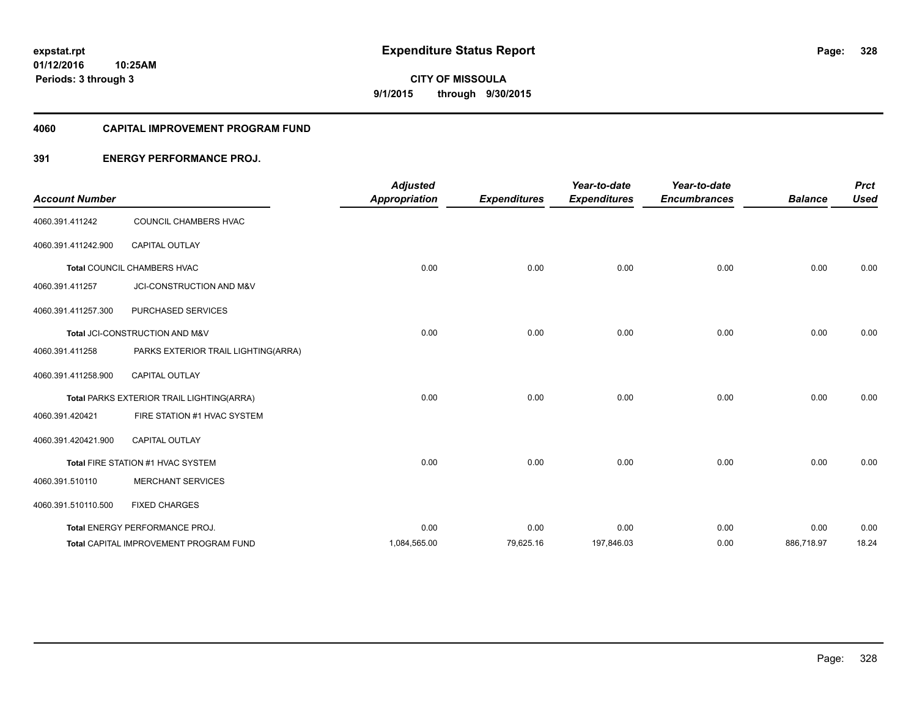expstat.rpt
01/12/2016 10:25AM
Periods: 3 through 3

# Expenditure Status Report

**CITY OF MISSOULA**
**9/1/2015 through 9/30/2015**

## 4060 CAPITAL IMPROVEMENT PROGRAM FUND

### 391 ENERGY PERFORMANCE PROJ.

| Account Number | | Adjusted Appropriation | Expenditures | Year-to-date Expenditures | Year-to-date Encumbrances | Balance | Prct Used |
|---|---|---|---|---|---|---|---|
| 4060.391.411242 | COUNCIL CHAMBERS HVAC | | | | | | |
| 4060.391.411242.900 | CAPITAL OUTLAY | | | | | | |
| **Total** COUNCIL CHAMBERS HVAC | | 0.00 | 0.00 | 0.00 | 0.00 | 0.00 | 0.00 |
| 4060.391.411257 | JCI-CONSTRUCTION AND M&V | | | | | | |
| 4060.391.411257.300 | PURCHASED SERVICES | | | | | | |
| **Total** JCI-CONSTRUCTION AND M&V | | 0.00 | 0.00 | 0.00 | 0.00 | 0.00 | 0.00 |
| 4060.391.411258 | PARKS EXTERIOR TRAIL LIGHTING(ARRA) | | | | | | |
| 4060.391.411258.900 | CAPITAL OUTLAY | | | | | | |
| **Total** PARKS EXTERIOR TRAIL LIGHTING(ARRA) | | 0.00 | 0.00 | 0.00 | 0.00 | 0.00 | 0.00 |
| 4060.391.420421 | FIRE STATION #1 HVAC SYSTEM | | | | | | |
| 4060.391.420421.900 | CAPITAL OUTLAY | | | | | | |
| **Total** FIRE STATION #1 HVAC SYSTEM | | 0.00 | 0.00 | 0.00 | 0.00 | 0.00 | 0.00 |
| 4060.391.510110 | MERCHANT SERVICES | | | | | | |
| 4060.391.510110.500 | FIXED CHARGES | | | | | | |
| **Total** ENERGY PERFORMANCE PROJ. | | 0.00 | 0.00 | 0.00 | 0.00 | 0.00 | 0.00 |
| **Total** CAPITAL IMPROVEMENT PROGRAM FUND | | 1,084,565.00 | 79,625.16 | 197,846.03 | 0.00 | 886,718.97 | 18.24 |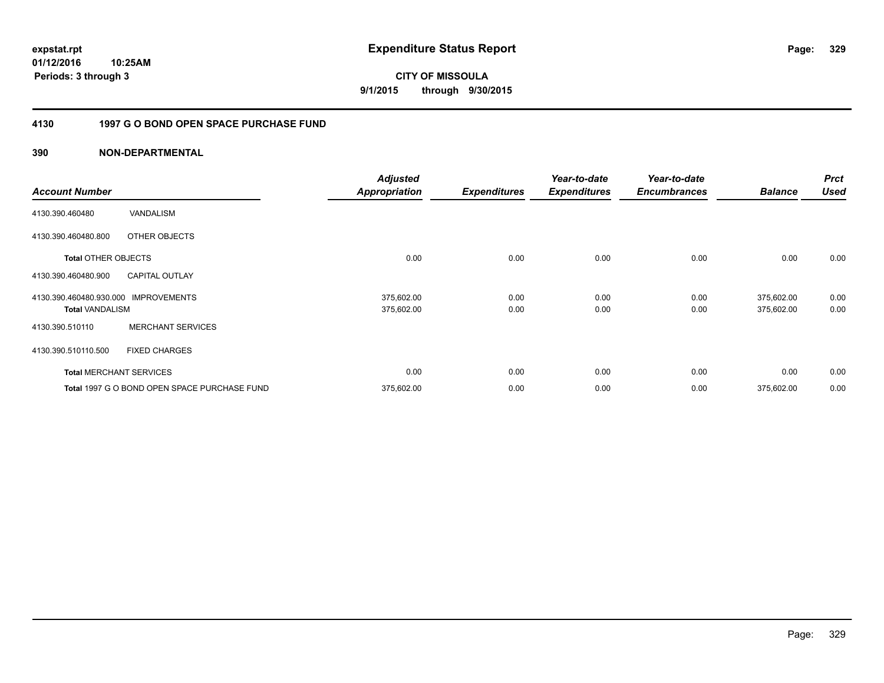# Expenditure Status Report

expstat.rpt
01/12/2016 10:25AM
Periods: 3 through 3

**CITY OF MISSOULA**
**9/1/2015 through 9/30/2015**

## 4130 1997 G O BOND OPEN SPACE PURCHASE FUND

### 390 NON-DEPARTMENTAL

| Account Number | | Adjusted Appropriation | Expenditures | Year-to-date Expenditures | Year-to-date Encumbrances | Balance | Prct Used |
|---|---|---|---|---|---|---|---|
| 4130.390.460480 | VANDALISM | | | | | | |
| 4130.390.460480.800 | OTHER OBJECTS | | | | | | |
| **Total** OTHER OBJECTS | | 0.00 | 0.00 | 0.00 | 0.00 | 0.00 | 0.00 |
| 4130.390.460480.900 | CAPITAL OUTLAY | | | | | | |
| 4130.390.460480.930.000 | IMPROVEMENTS | 375,602.00 | 0.00 | 0.00 | 0.00 | 375,602.00 | 0.00 |
| **Total** VANDALISM | | 375,602.00 | 0.00 | 0.00 | 0.00 | 375,602.00 | 0.00 |
| 4130.390.510110 | MERCHANT SERVICES | | | | | | |
| 4130.390.510110.500 | FIXED CHARGES | | | | | | |
| **Total** MERCHANT SERVICES | | 0.00 | 0.00 | 0.00 | 0.00 | 0.00 | 0.00 |
| **Total** 1997 G O BOND OPEN SPACE PURCHASE FUND | | 375,602.00 | 0.00 | 0.00 | 0.00 | 375,602.00 | 0.00 |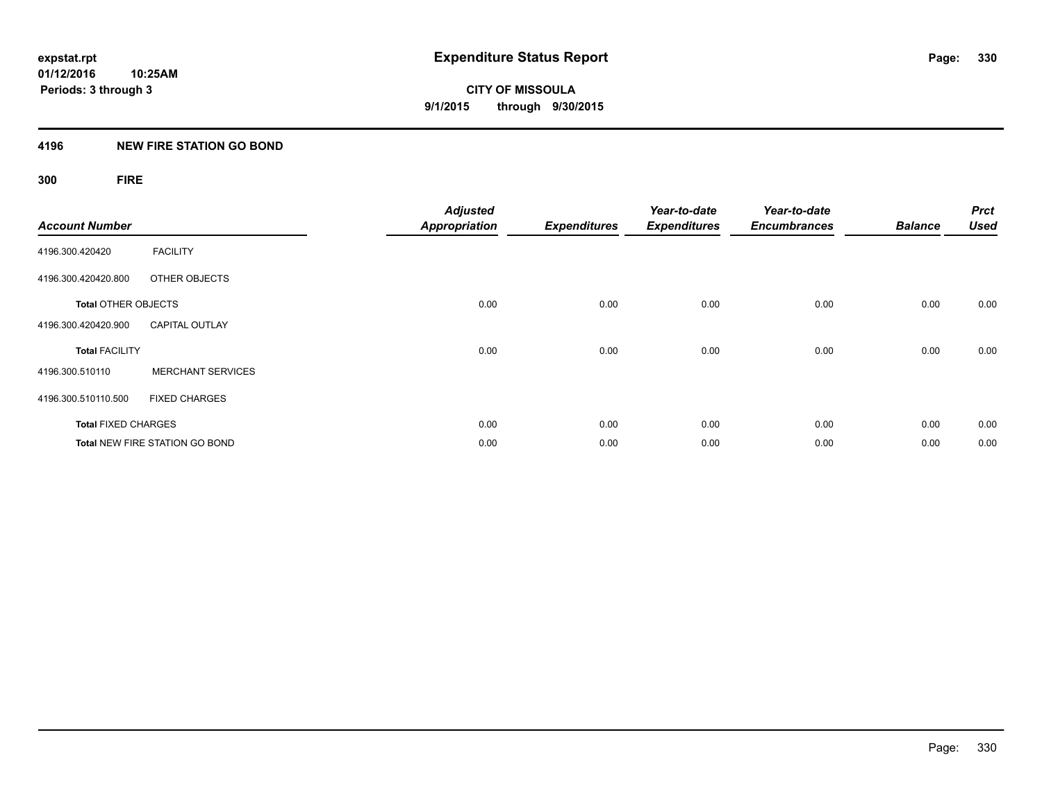**expstat.rpt**
**01/12/2016 10:25AM**
**Periods: 3 through 3**

# Expenditure Status Report

**CITY OF MISSOULA**
**9/1/2015 through 9/30/2015**

## 4196 NEW FIRE STATION GO BOND

### 300 FIRE

| Account Number | | Adjusted Appropriation | Expenditures | Year-to-date Expenditures | Year-to-date Encumbrances | Balance | Prct Used |
|---|---|---|---|---|---|---|---|
| 4196.300.420420 | FACILITY | | | | | | |
| 4196.300.420420.800 | OTHER OBJECTS | | | | | | |
| **Total** OTHER OBJECTS | | 0.00 | 0.00 | 0.00 | 0.00 | 0.00 | 0.00 |
| 4196.300.420420.900 | CAPITAL OUTLAY | | | | | | |
| **Total** FACILITY | | 0.00 | 0.00 | 0.00 | 0.00 | 0.00 | 0.00 |
| 4196.300.510110 | MERCHANT SERVICES | | | | | | |
| 4196.300.510110.500 | FIXED CHARGES | | | | | | |
| **Total** FIXED CHARGES | | 0.00 | 0.00 | 0.00 | 0.00 | 0.00 | 0.00 |
| **Total** NEW FIRE STATION GO BOND | | 0.00 | 0.00 | 0.00 | 0.00 | 0.00 | 0.00 |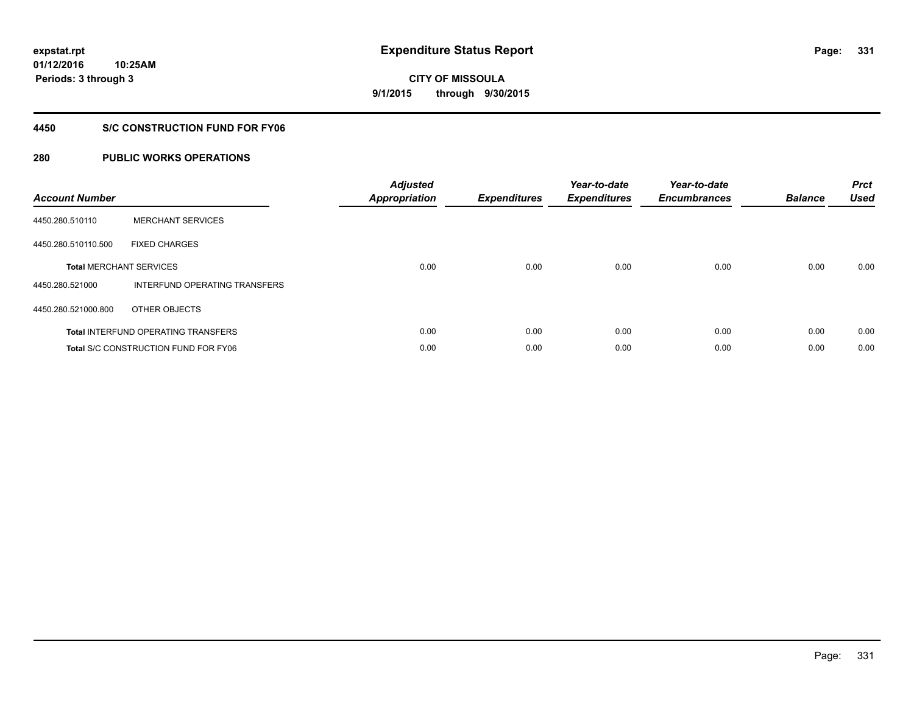expstat.rpt
01/12/2016 10:25AM
Periods: 3 through 3

# Expenditure Status Report

CITY OF MISSOULA
9/1/2015 through 9/30/2015

## 4450 S/C CONSTRUCTION FUND FOR FY06

## 280 PUBLIC WORKS OPERATIONS

| Account Number | | Adjusted Appropriation | Expenditures | Year-to-date Expenditures | Year-to-date Encumbrances | Balance | Prct Used |
|---|---|---|---|---|---|---|---|
| 4450.280.510110 | MERCHANT SERVICES | | | | | | |
| 4450.280.510110.500 | FIXED CHARGES | | | | | | |
| Total MERCHANT SERVICES | | 0.00 | 0.00 | 0.00 | 0.00 | 0.00 | 0.00 |
| 4450.280.521000 | INTERFUND OPERATING TRANSFERS | | | | | | |
| 4450.280.521000.800 | OTHER OBJECTS | | | | | | |
| Total INTERFUND OPERATING TRANSFERS | | 0.00 | 0.00 | 0.00 | 0.00 | 0.00 | 0.00 |
| Total S/C CONSTRUCTION FUND FOR FY06 | | 0.00 | 0.00 | 0.00 | 0.00 | 0.00 | 0.00 |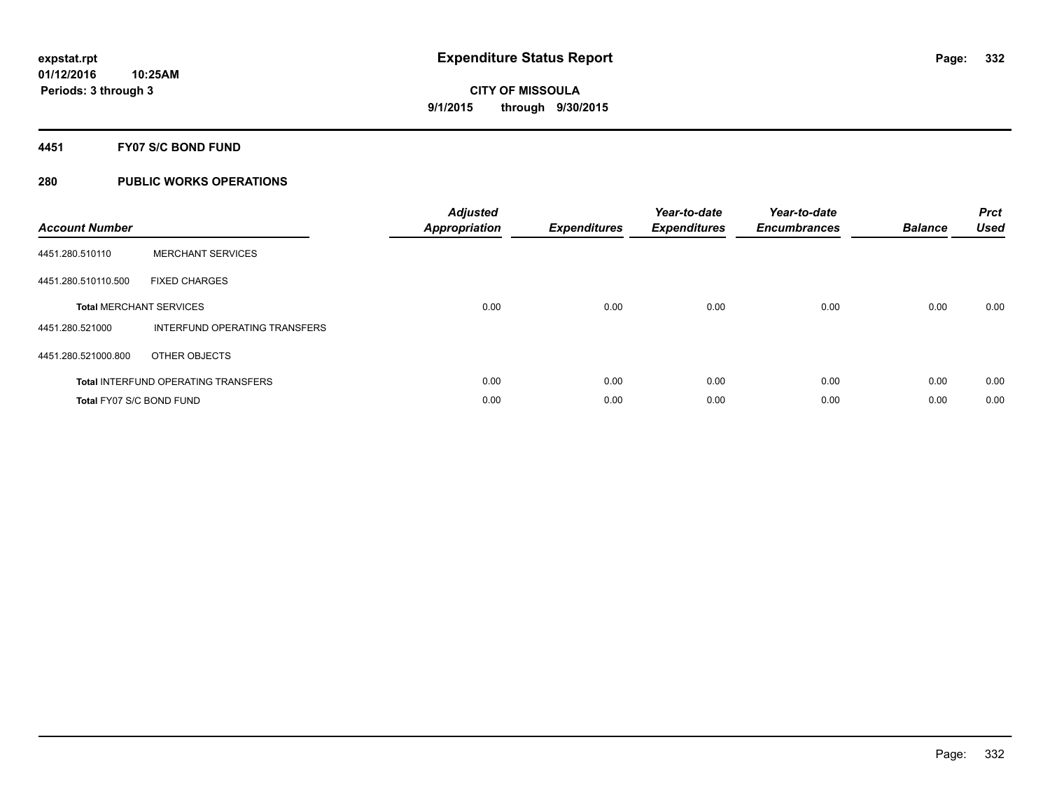**expstat.rpt**
**01/12/2016 10:25AM**
**Periods: 3 through 3**

# Expenditure Status Report

**CITY OF MISSOULA**
**9/1/2015 through 9/30/2015**

## 4451 FY07 S/C BOND FUND

## 280 PUBLIC WORKS OPERATIONS

| Account Number | | Adjusted Appropriation | Expenditures | Year-to-date Expenditures | Year-to-date Encumbrances | Balance | Prct Used |
|---|---|---|---|---|---|---|---|
| 4451.280.510110 | MERCHANT SERVICES | | | | | | |
| 4451.280.510110.500 | FIXED CHARGES | | | | | | |
| **Total** MERCHANT SERVICES | | 0.00 | 0.00 | 0.00 | 0.00 | 0.00 | 0.00 |
| 4451.280.521000 | INTERFUND OPERATING TRANSFERS | | | | | | |
| 4451.280.521000.800 | OTHER OBJECTS | | | | | | |
| **Total** INTERFUND OPERATING TRANSFERS | | 0.00 | 0.00 | 0.00 | 0.00 | 0.00 | 0.00 |
| **Total** FY07 S/C BOND FUND | | 0.00 | 0.00 | 0.00 | 0.00 | 0.00 | 0.00 |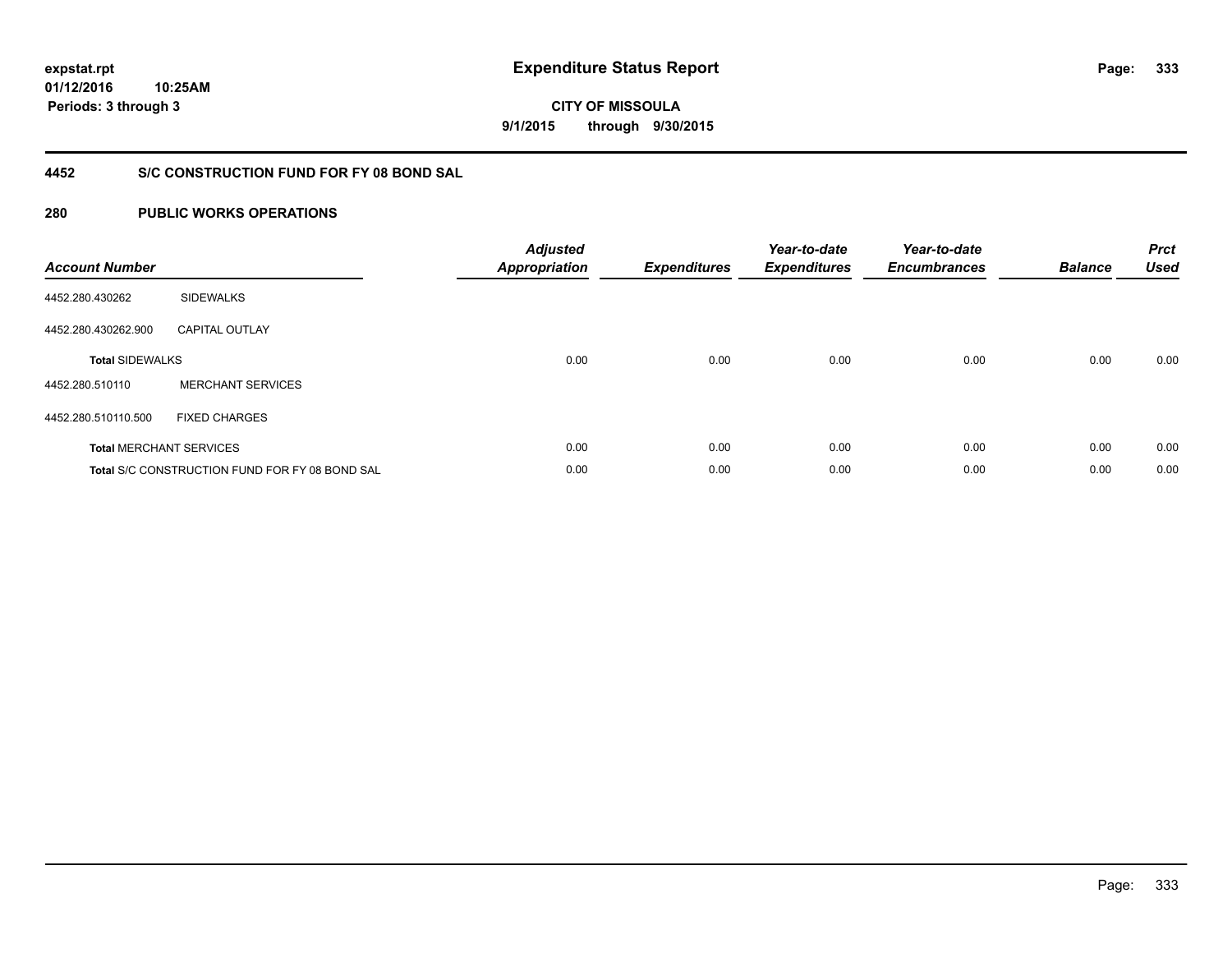**expstat.rpt**
**01/12/2016 10:25AM**
**Periods: 3 through 3**

# Expenditure Status Report

**CITY OF MISSOULA**
**9/1/2015 through 9/30/2015**

## 4452 S/C CONSTRUCTION FUND FOR FY 08 BOND SAL

## 280 PUBLIC WORKS OPERATIONS

| Account Number | | Adjusted Appropriation | Expenditures | Year-to-date Expenditures | Year-to-date Encumbrances | Balance | Prct Used |
|---|---|---|---|---|---|---|---|
| 4452.280.430262 | SIDEWALKS | | | | | | |
| 4452.280.430262.900 | CAPITAL OUTLAY | | | | | | |
| **Total** SIDEWALKS | | 0.00 | 0.00 | 0.00 | 0.00 | 0.00 | 0.00 |
| 4452.280.510110 | MERCHANT SERVICES | | | | | | |
| 4452.280.510110.500 | FIXED CHARGES | | | | | | |
| **Total** MERCHANT SERVICES | | 0.00 | 0.00 | 0.00 | 0.00 | 0.00 | 0.00 |
| **Total** S/C CONSTRUCTION FUND FOR FY 08 BOND SAL | | 0.00 | 0.00 | 0.00 | 0.00 | 0.00 | 0.00 |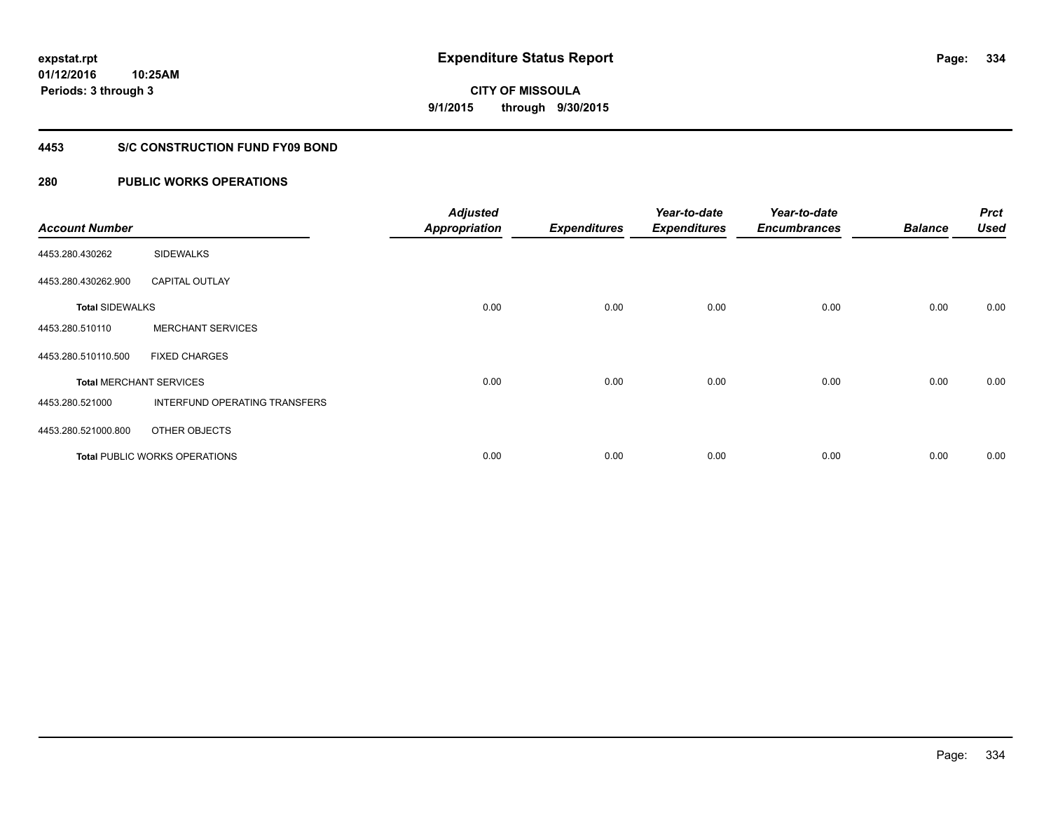**expstat.rpt**
**01/12/2016 10:25AM**
**Periods: 3 through 3**

# Expenditure Status Report

**CITY OF MISSOULA**
**9/1/2015 through 9/30/2015**

## 4453 S/C CONSTRUCTION FUND FY09 BOND

## 280 PUBLIC WORKS OPERATIONS

| Account Number | | Adjusted Appropriation | Expenditures | Year-to-date Expenditures | Year-to-date Encumbrances | Balance | Prct Used |
|---|---|---|---|---|---|---|---|
| 4453.280.430262 | SIDEWALKS | | | | | | |
| 4453.280.430262.900 | CAPITAL OUTLAY | | | | | | |
| **Total** SIDEWALKS | | 0.00 | 0.00 | 0.00 | 0.00 | 0.00 | 0.00 |
| 4453.280.510110 | MERCHANT SERVICES | | | | | | |
| 4453.280.510110.500 | FIXED CHARGES | | | | | | |
| **Total** MERCHANT SERVICES | | 0.00 | 0.00 | 0.00 | 0.00 | 0.00 | 0.00 |
| 4453.280.521000 | INTERFUND OPERATING TRANSFERS | | | | | | |
| 4453.280.521000.800 | OTHER OBJECTS | | | | | | |
| **Total** PUBLIC WORKS OPERATIONS | | 0.00 | 0.00 | 0.00 | 0.00 | 0.00 | 0.00 |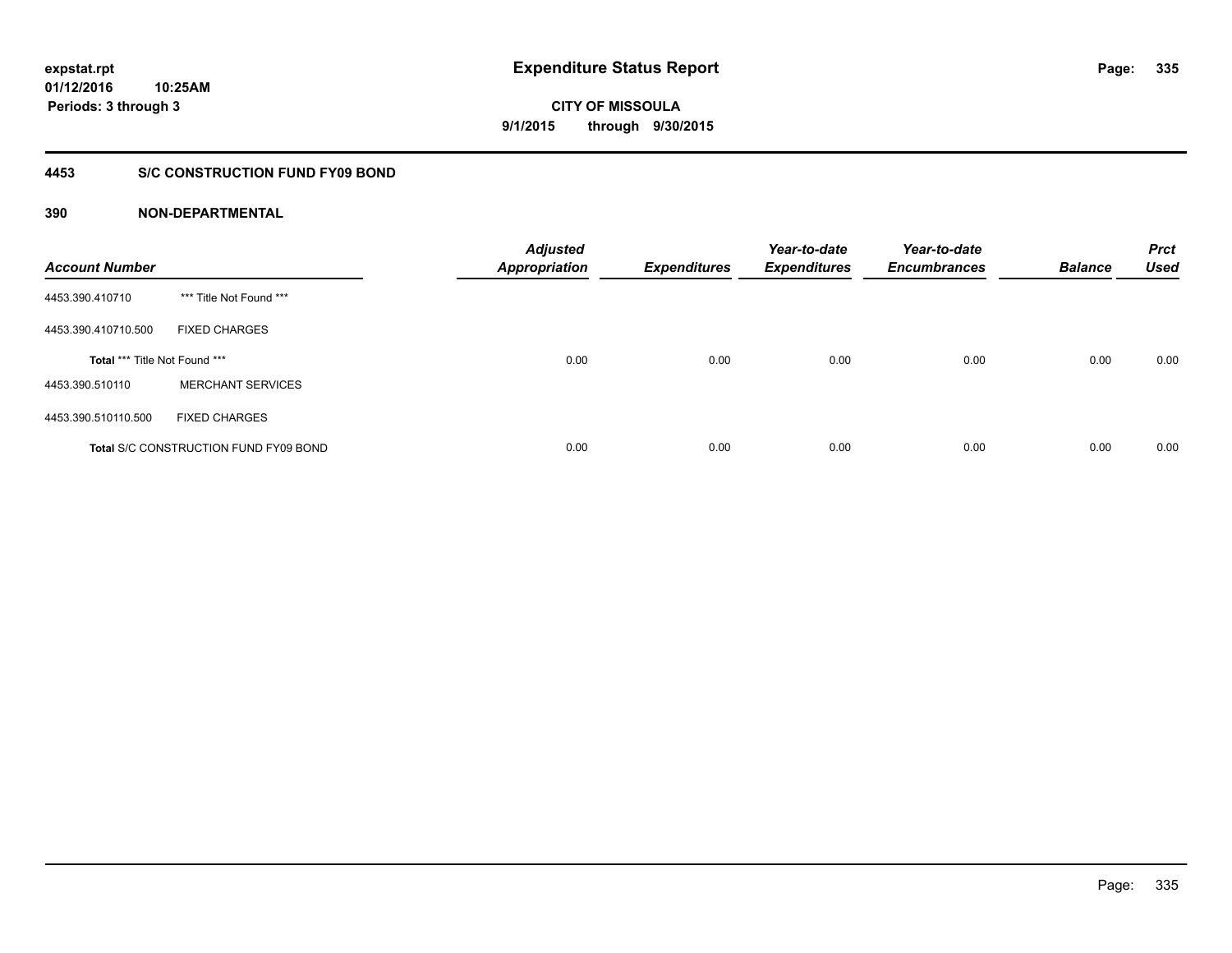**expstat.rpt**
**01/12/2016 10:25AM**
**Periods: 3 through 3**

# Expenditure Status Report

**CITY OF MISSOULA**
**9/1/2015 through 9/30/2015**

## 4453 S/C CONSTRUCTION FUND FY09 BOND

### 390 NON-DEPARTMENTAL

| Account Number | | Adjusted Appropriation | Expenditures | Year-to-date Expenditures | Year-to-date Encumbrances | Balance | Prct Used |
|---|---|---|---|---|---|---|---|
| 4453.390.410710 | *** Title Not Found *** | | | | | | |
| 4453.390.410710.500 | FIXED CHARGES | | | | | | |
| **Total** *** Title Not Found *** | | 0.00 | 0.00 | 0.00 | 0.00 | 0.00 | 0.00 |
| 4453.390.510110 | MERCHANT SERVICES | | | | | | |
| 4453.390.510110.500 | FIXED CHARGES | | | | | | |
| **Total** S/C CONSTRUCTION FUND FY09 BOND | | 0.00 | 0.00 | 0.00 | 0.00 | 0.00 | 0.00 |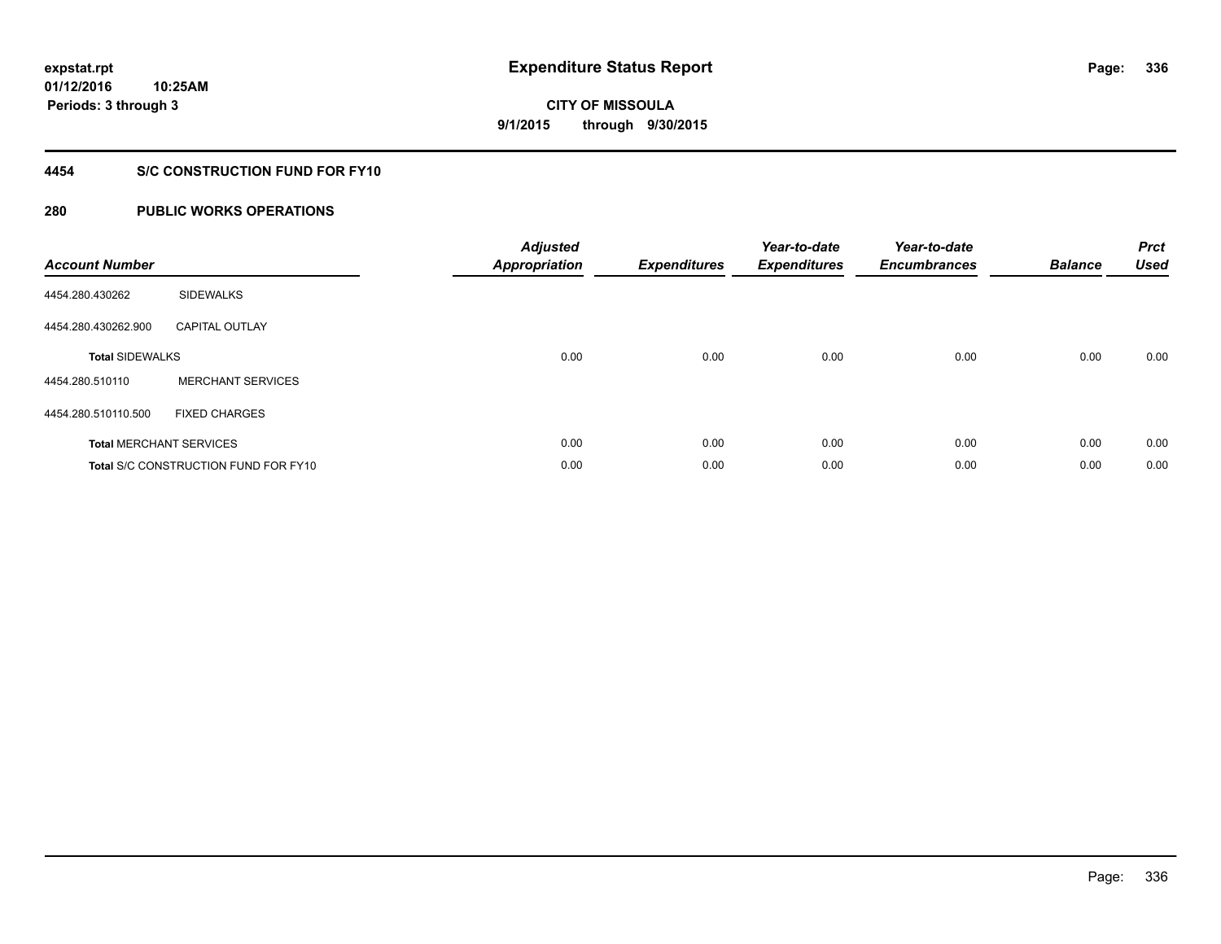# Expenditure Status Report

expstat.rpt
01/12/2016 10:25AM
Periods: 3 through 3

**CITY OF MISSOULA**
**9/1/2015 through 9/30/2015**

## 4454 S/C CONSTRUCTION FUND FOR FY10

## 280 PUBLIC WORKS OPERATIONS

| Account Number | | Adjusted Appropriation | Expenditures | Year-to-date Expenditures | Year-to-date Encumbrances | Balance | Prct Used |
|---|---|---|---|---|---|---|---|
| 4454.280.430262 | SIDEWALKS | | | | | | |
| 4454.280.430262.900 | CAPITAL OUTLAY | | | | | | |
| **Total** SIDEWALKS | | 0.00 | 0.00 | 0.00 | 0.00 | 0.00 | 0.00 |
| 4454.280.510110 | MERCHANT SERVICES | | | | | | |
| 4454.280.510110.500 | FIXED CHARGES | | | | | | |
| **Total** MERCHANT SERVICES | | 0.00 | 0.00 | 0.00 | 0.00 | 0.00 | 0.00 |
| **Total** S/C CONSTRUCTION FUND FOR FY10 | | 0.00 | 0.00 | 0.00 | 0.00 | 0.00 | 0.00 |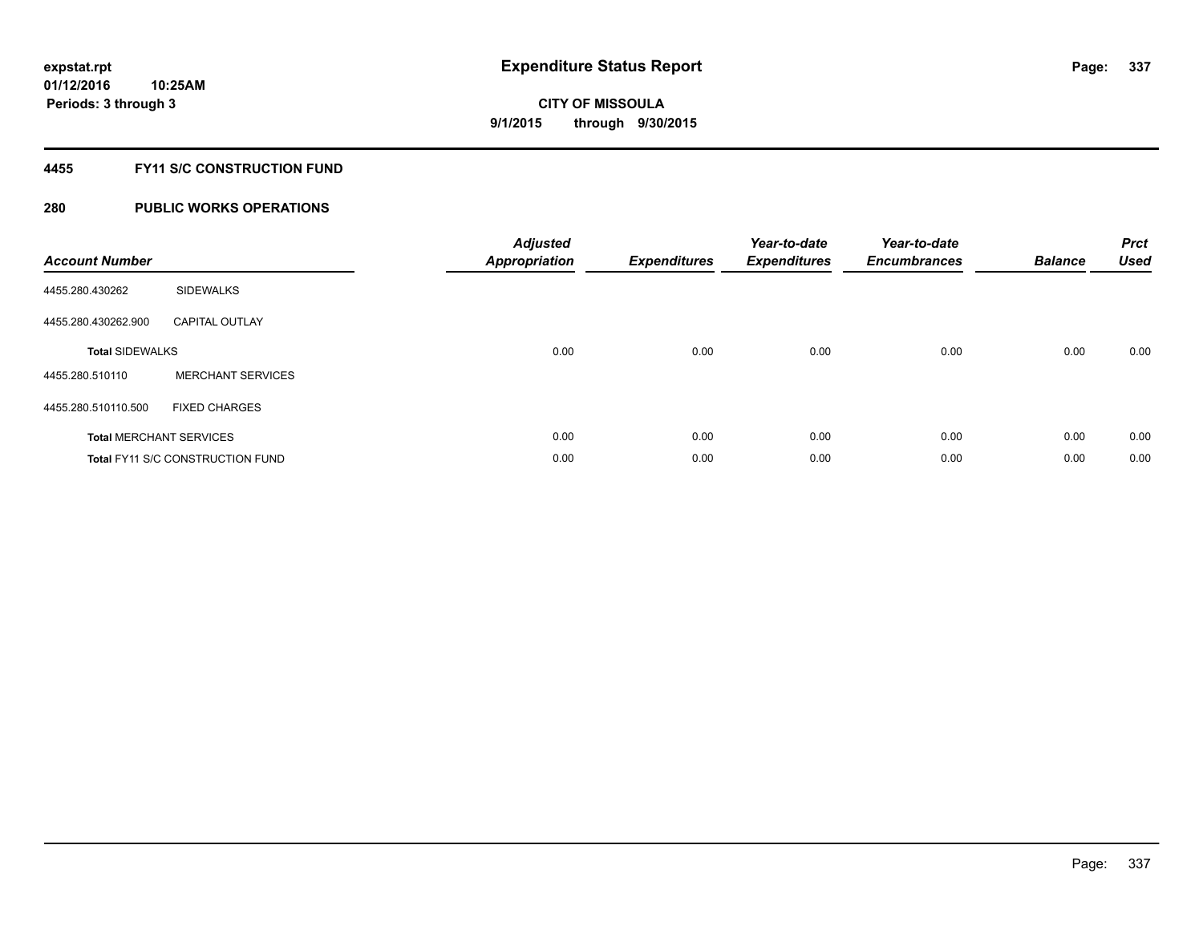expstat.rpt
01/12/2016 10:25AM
Periods: 3 through 3

# Expenditure Status Report

**CITY OF MISSOULA**
**9/1/2015 through 9/30/2015**

## 4455 FY11 S/C CONSTRUCTION FUND

### 280 PUBLIC WORKS OPERATIONS

| Account Number | | Adjusted Appropriation | Expenditures | Year-to-date Expenditures | Year-to-date Encumbrances | Balance | Prct Used |
|---|---|---|---|---|---|---|---|
| 4455.280.430262 | SIDEWALKS | | | | | | |
| 4455.280.430262.900 | CAPITAL OUTLAY | | | | | | |
| **Total** SIDEWALKS | | 0.00 | 0.00 | 0.00 | 0.00 | 0.00 | 0.00 |
| 4455.280.510110 | MERCHANT SERVICES | | | | | | |
| 4455.280.510110.500 | FIXED CHARGES | | | | | | |
| **Total** MERCHANT SERVICES | | 0.00 | 0.00 | 0.00 | 0.00 | 0.00 | 0.00 |
| **Total** FY11 S/C CONSTRUCTION FUND | | 0.00 | 0.00 | 0.00 | 0.00 | 0.00 | 0.00 |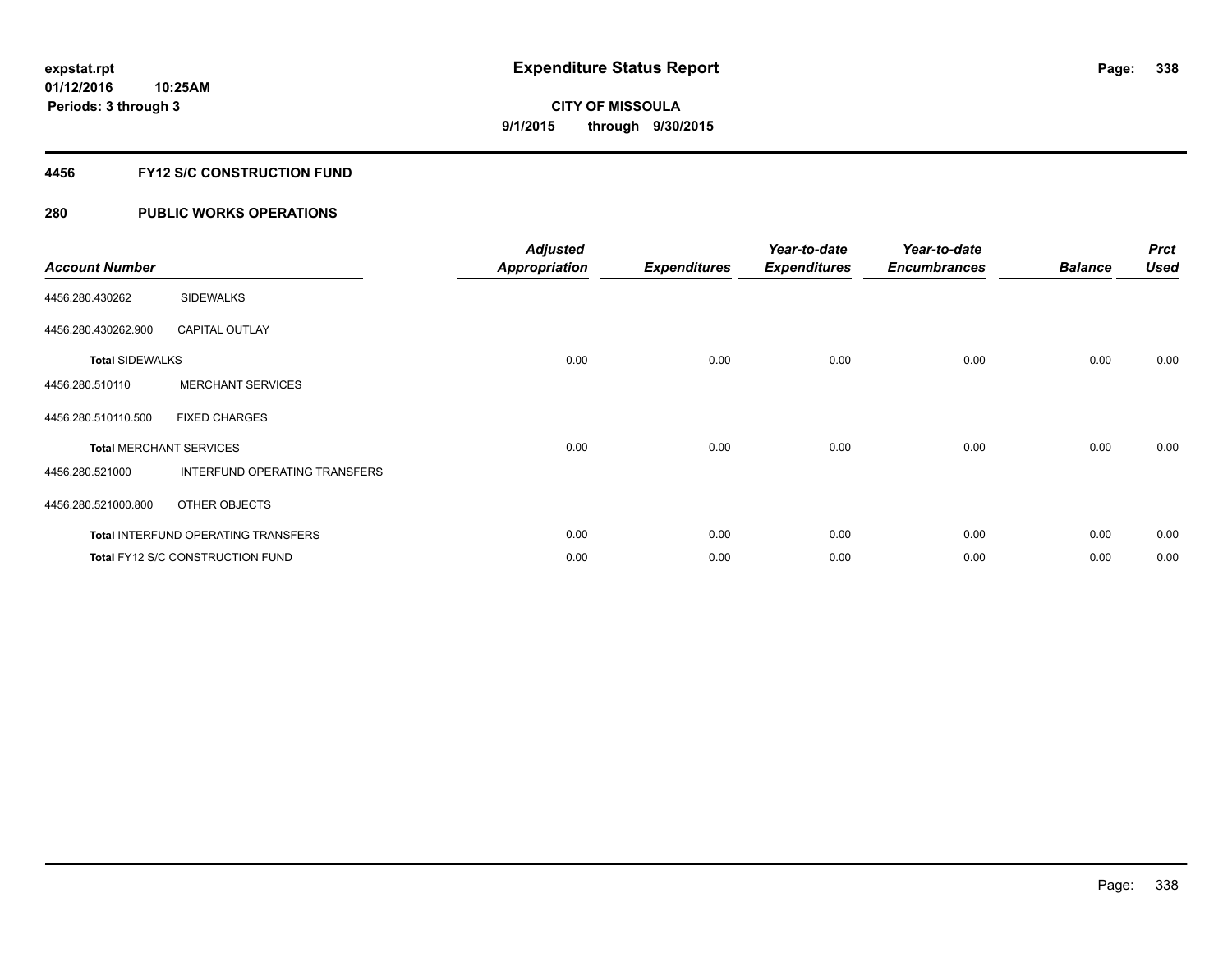**expstat.rpt**
**01/12/2016 10:25AM**
**Periods: 3 through 3**

# Expenditure Status Report

**CITY OF MISSOULA**
**9/1/2015 through 9/30/2015**

## 4456 FY12 S/C CONSTRUCTION FUND

## 280 PUBLIC WORKS OPERATIONS

| Account Number | | Adjusted Appropriation | Expenditures | Year-to-date Expenditures | Year-to-date Encumbrances | Balance | Prct Used |
|---|---|---|---|---|---|---|---|
| 4456.280.430262 | SIDEWALKS | | | | | | |
| 4456.280.430262.900 | CAPITAL OUTLAY | | | | | | |
| **Total** SIDEWALKS | | 0.00 | 0.00 | 0.00 | 0.00 | 0.00 | 0.00 |
| 4456.280.510110 | MERCHANT SERVICES | | | | | | |
| 4456.280.510110.500 | FIXED CHARGES | | | | | | |
| **Total** MERCHANT SERVICES | | 0.00 | 0.00 | 0.00 | 0.00 | 0.00 | 0.00 |
| 4456.280.521000 | INTERFUND OPERATING TRANSFERS | | | | | | |
| 4456.280.521000.800 | OTHER OBJECTS | | | | | | |
| **Total** INTERFUND OPERATING TRANSFERS | | 0.00 | 0.00 | 0.00 | 0.00 | 0.00 | 0.00 |
| **Total** FY12 S/C CONSTRUCTION FUND | | 0.00 | 0.00 | 0.00 | 0.00 | 0.00 | 0.00 |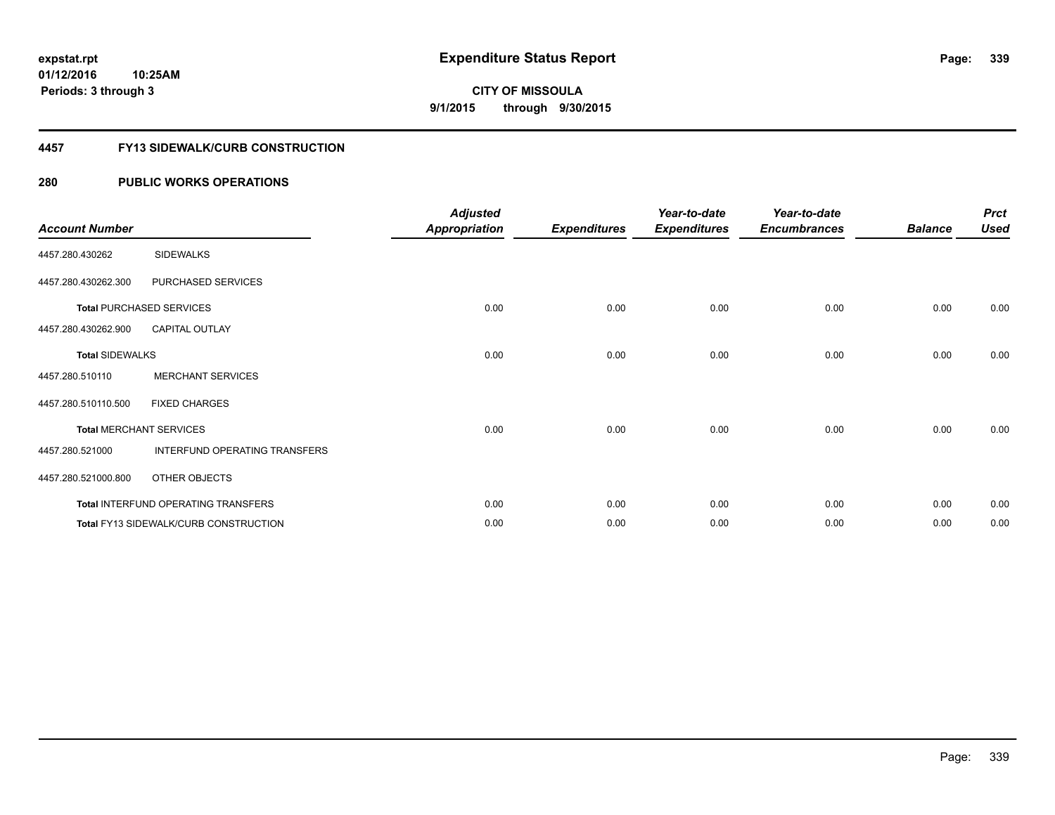# Expenditure Status Report

expstat.rpt
01/12/2016 10:25AM
Periods: 3 through 3

CITY OF MISSOULA
9/1/2015 through 9/30/2015

## 4457 FY13 SIDEWALK/CURB CONSTRUCTION

### 280 PUBLIC WORKS OPERATIONS

| Account Number | | Adjusted Appropriation | Expenditures | Year-to-date Expenditures | Year-to-date Encumbrances | Balance | Prct Used |
|---|---|---|---|---|---|---|---|
| 4457.280.430262 | SIDEWALKS | | | | | | |
| 4457.280.430262.300 | PURCHASED SERVICES | | | | | | |
| **Total** PURCHASED SERVICES | | 0.00 | 0.00 | 0.00 | 0.00 | 0.00 | 0.00 |
| 4457.280.430262.900 | CAPITAL OUTLAY | | | | | | |
| **Total** SIDEWALKS | | 0.00 | 0.00 | 0.00 | 0.00 | 0.00 | 0.00 |
| 4457.280.510110 | MERCHANT SERVICES | | | | | | |
| 4457.280.510110.500 | FIXED CHARGES | | | | | | |
| **Total** MERCHANT SERVICES | | 0.00 | 0.00 | 0.00 | 0.00 | 0.00 | 0.00 |
| 4457.280.521000 | INTERFUND OPERATING TRANSFERS | | | | | | |
| 4457.280.521000.800 | OTHER OBJECTS | | | | | | |
| **Total** INTERFUND OPERATING TRANSFERS | | 0.00 | 0.00 | 0.00 | 0.00 | 0.00 | 0.00 |
| **Total** FY13 SIDEWALK/CURB CONSTRUCTION | | 0.00 | 0.00 | 0.00 | 0.00 | 0.00 | 0.00 |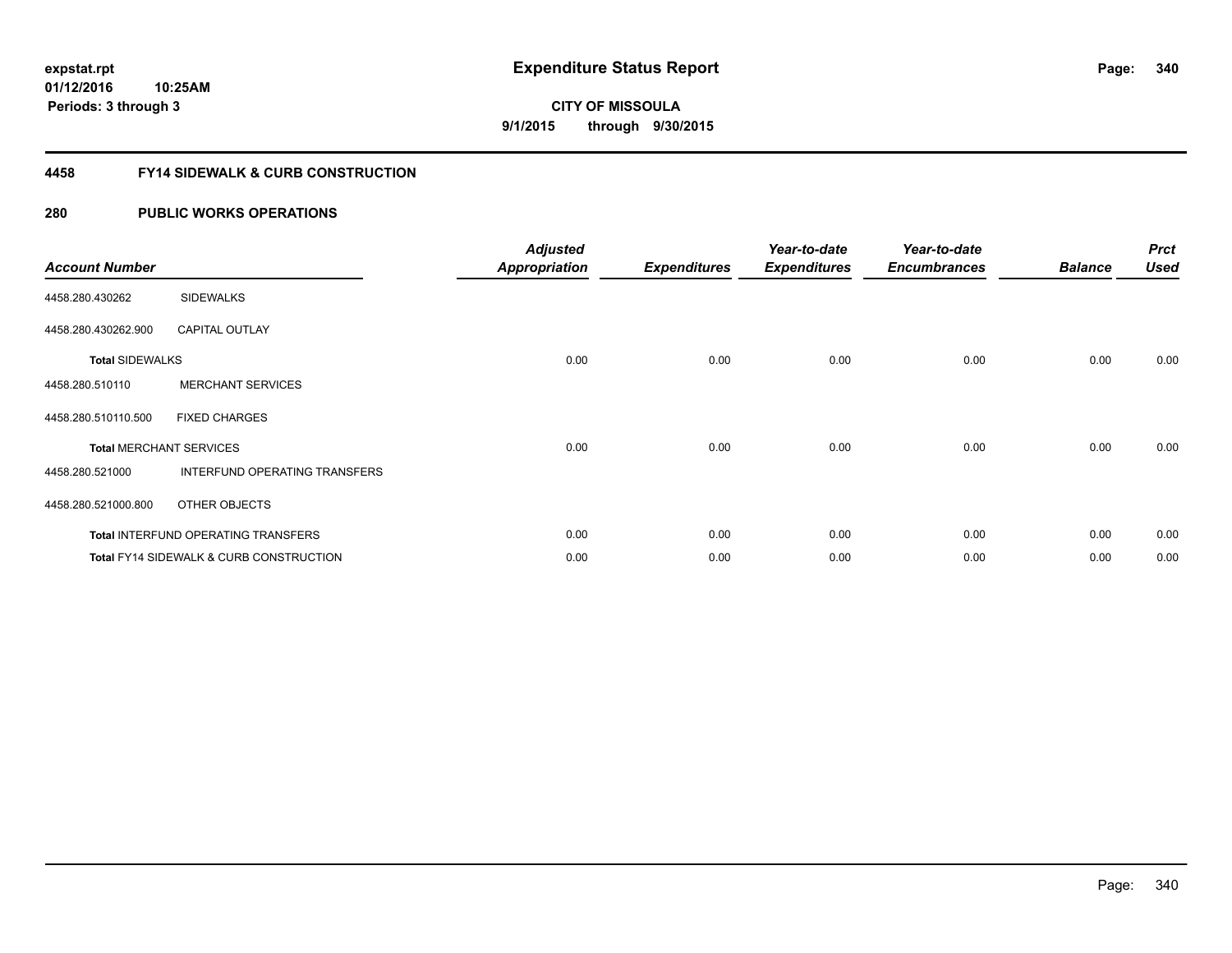# Expenditure Status Report

expstat.rpt
01/12/2016 10:25AM
Periods: 3 through 3

**CITY OF MISSOULA**
**9/1/2015 through 9/30/2015**

## 4458 FY14 SIDEWALK & CURB CONSTRUCTION

### 280 PUBLIC WORKS OPERATIONS

| Account Number | | Adjusted Appropriation | Expenditures | Year-to-date Expenditures | Year-to-date Encumbrances | Balance | Prct Used |
|---|---|---|---|---|---|---|---|
| 4458.280.430262 | SIDEWALKS | | | | | | |
| 4458.280.430262.900 | CAPITAL OUTLAY | | | | | | |
| **Total** SIDEWALKS | | 0.00 | 0.00 | 0.00 | 0.00 | 0.00 | 0.00 |
| 4458.280.510110 | MERCHANT SERVICES | | | | | | |
| 4458.280.510110.500 | FIXED CHARGES | | | | | | |
| **Total** MERCHANT SERVICES | | 0.00 | 0.00 | 0.00 | 0.00 | 0.00 | 0.00 |
| 4458.280.521000 | INTERFUND OPERATING TRANSFERS | | | | | | |
| 4458.280.521000.800 | OTHER OBJECTS | | | | | | |
| **Total** INTERFUND OPERATING TRANSFERS | | 0.00 | 0.00 | 0.00 | 0.00 | 0.00 | 0.00 |
| **Total** FY14 SIDEWALK & CURB CONSTRUCTION | | 0.00 | 0.00 | 0.00 | 0.00 | 0.00 | 0.00 |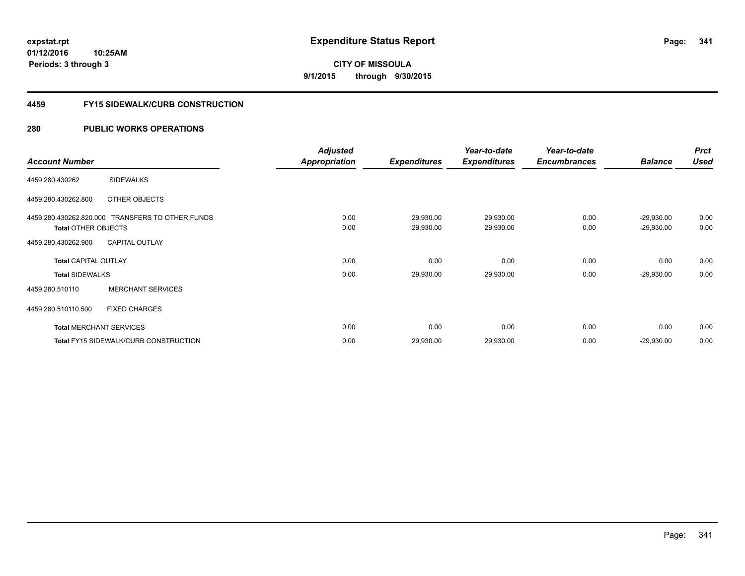**expstat.rpt**
**01/12/2016 10:25AM**
**Periods: 3 through 3**

# Expenditure Status Report

**CITY OF MISSOULA**
**9/1/2015 through 9/30/2015**

## 4459 FY15 SIDEWALK/CURB CONSTRUCTION

## 280 PUBLIC WORKS OPERATIONS

| Account Number | | Adjusted Appropriation | Expenditures | Year-to-date Expenditures | Year-to-date Encumbrances | Balance | Prct Used |
|---|---|---|---|---|---|---|---|
| 4459.280.430262 | SIDEWALKS | | | | | | |
| 4459.280.430262.800 | OTHER OBJECTS | | | | | | |
| 4459.280.430262.820.000 | TRANSFERS TO OTHER FUNDS | 0.00 | 29,930.00 | 29,930.00 | 0.00 | -29,930.00 | 0.00 |
| **Total** OTHER OBJECTS | | 0.00 | 29,930.00 | 29,930.00 | 0.00 | -29,930.00 | 0.00 |
| 4459.280.430262.900 | CAPITAL OUTLAY | | | | | | |
| **Total** CAPITAL OUTLAY | | 0.00 | 0.00 | 0.00 | 0.00 | 0.00 | 0.00 |
| **Total** SIDEWALKS | | 0.00 | 29,930.00 | 29,930.00 | 0.00 | -29,930.00 | 0.00 |
| 4459.280.510110 | MERCHANT SERVICES | | | | | | |
| 4459.280.510110.500 | FIXED CHARGES | | | | | | |
| **Total** MERCHANT SERVICES | | 0.00 | 0.00 | 0.00 | 0.00 | 0.00 | 0.00 |
| **Total** FY15 SIDEWALK/CURB CONSTRUCTION | | 0.00 | 29,930.00 | 29,930.00 | 0.00 | -29,930.00 | 0.00 |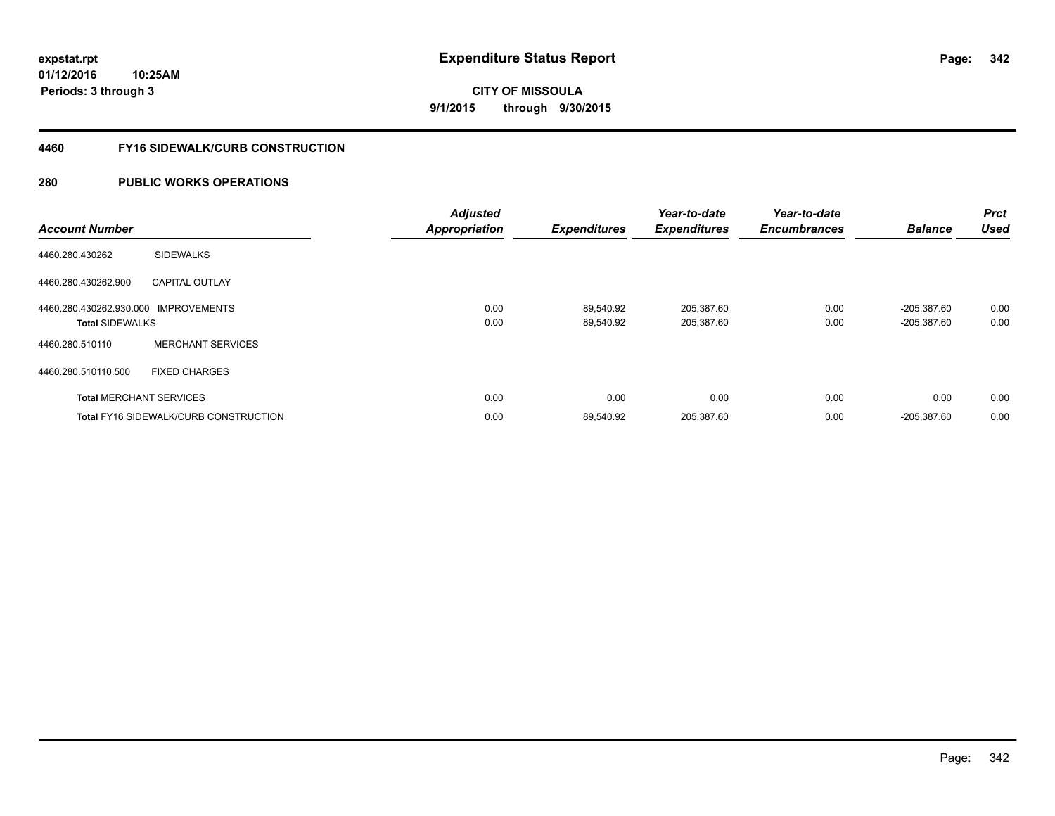expstat.rpt
01/12/2016 10:25AM
Periods: 3 through 3

# Expenditure Status Report

**CITY OF MISSOULA**
**9/1/2015 through 9/30/2015**

## 4460 FY16 SIDEWALK/CURB CONSTRUCTION

## 280 PUBLIC WORKS OPERATIONS

| Account Number | | Adjusted Appropriation | Expenditures | Year-to-date Expenditures | Year-to-date Encumbrances | Balance | Prct Used |
|---|---|---|---|---|---|---|---|
| 4460.280.430262 | SIDEWALKS | | | | | | |
| 4460.280.430262.900 | CAPITAL OUTLAY | | | | | | |
| 4460.280.430262.930.000 | IMPROVEMENTS | 0.00 | 89,540.92 | 205,387.60 | 0.00 | -205,387.60 | 0.00 |
| **Total** SIDEWALKS | | 0.00 | 89,540.92 | 205,387.60 | 0.00 | -205,387.60 | 0.00 |
| 4460.280.510110 | MERCHANT SERVICES | | | | | | |
| 4460.280.510110.500 | FIXED CHARGES | | | | | | |
| **Total** MERCHANT SERVICES | | 0.00 | 0.00 | 0.00 | 0.00 | 0.00 | 0.00 |
| **Total** FY16 SIDEWALK/CURB CONSTRUCTION | | 0.00 | 89,540.92 | 205,387.60 | 0.00 | -205,387.60 | 0.00 |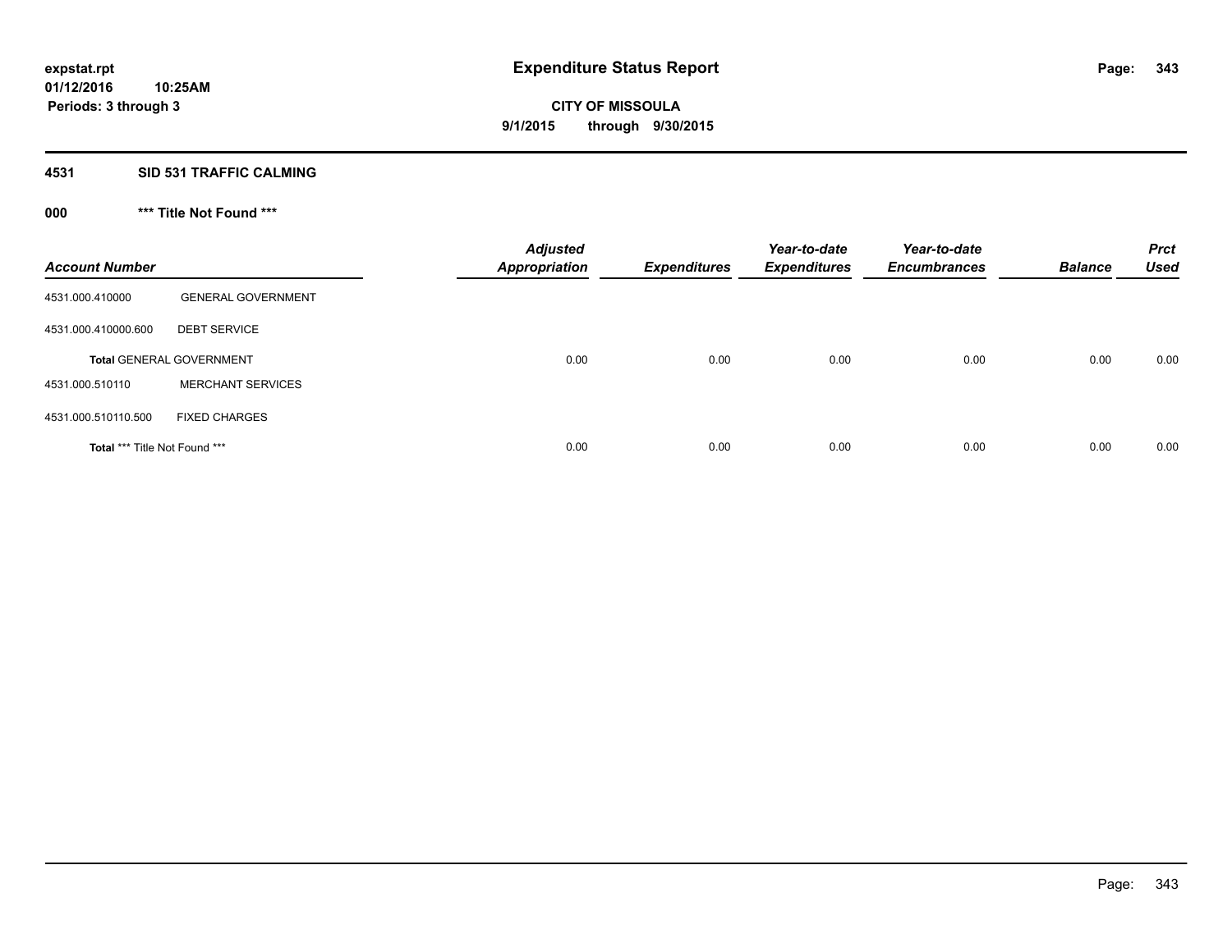**expstat.rpt**
**01/12/2016 10:25AM**
**Periods: 3 through 3**

# Expenditure Status Report

**CITY OF MISSOULA**
**9/1/2015 through 9/30/2015**

## 4531 SID 531 TRAFFIC CALMING

### 000 *** Title Not Found ***

| Account Number | | Adjusted Appropriation | Expenditures | Year-to-date Expenditures | Year-to-date Encumbrances | Balance | Prct Used |
|---|---|---|---|---|---|---|---|
| 4531.000.410000 | GENERAL GOVERNMENT | | | | | | |
| 4531.000.410000.600 | DEBT SERVICE | | | | | | |
| **Total** GENERAL GOVERNMENT | | 0.00 | 0.00 | 0.00 | 0.00 | 0.00 | 0.00 |
| 4531.000.510110 | MERCHANT SERVICES | | | | | | |
| 4531.000.510110.500 | FIXED CHARGES | | | | | | |
| **Total** *** Title Not Found *** | | 0.00 | 0.00 | 0.00 | 0.00 | 0.00 | 0.00 |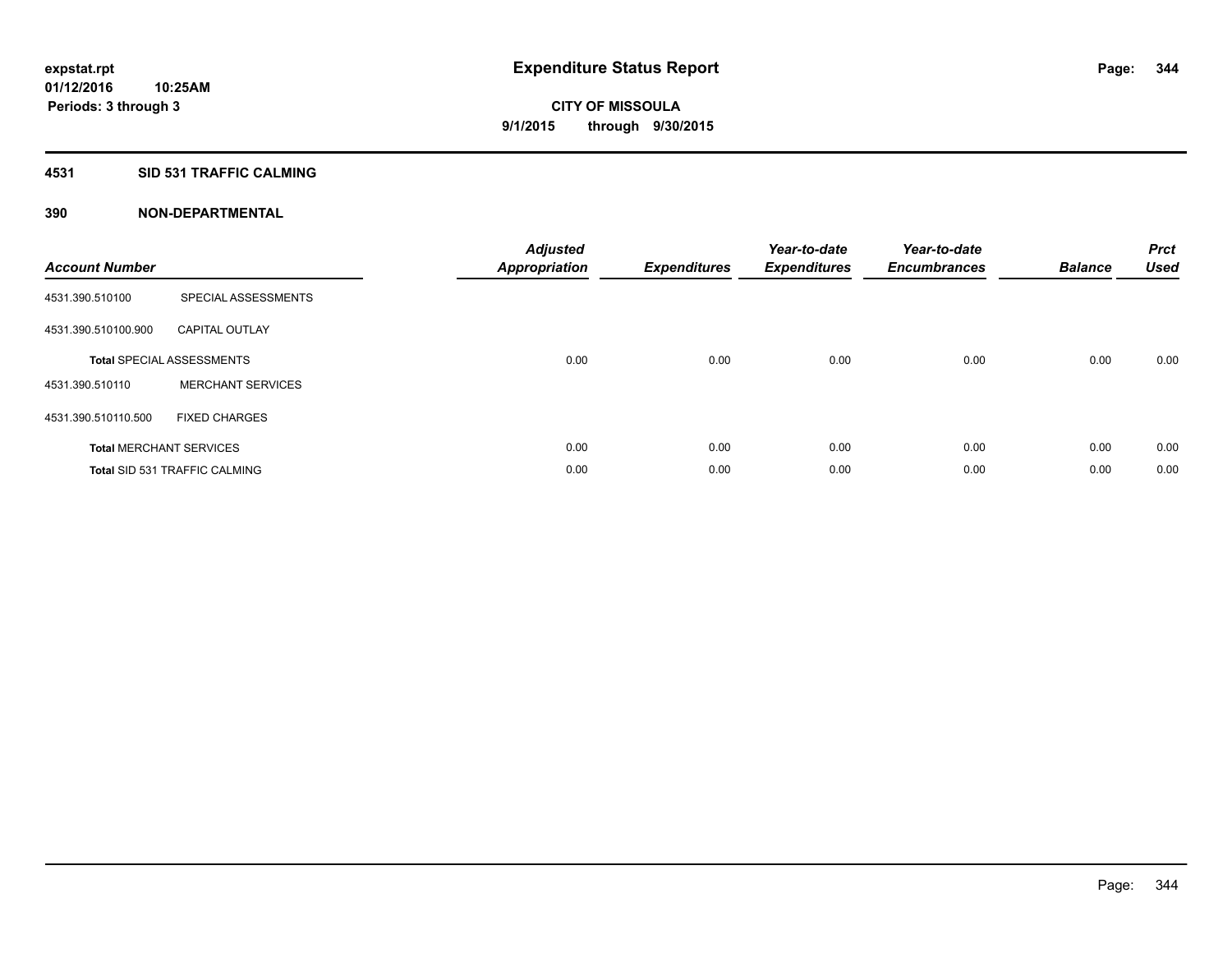# Expenditure Status Report

expstat.rpt
01/12/2016 10:25AM
Periods: 3 through 3

**CITY OF MISSOULA**
**9/1/2015 through 9/30/2015**

## 4531 SID 531 TRAFFIC CALMING

### 390 NON-DEPARTMENTAL

| Account Number | | Adjusted Appropriation | Expenditures | Year-to-date Expenditures | Year-to-date Encumbrances | Balance | Prct Used |
|---|---|---|---|---|---|---|---|
| 4531.390.510100 | SPECIAL ASSESSMENTS | | | | | | |
| 4531.390.510100.900 | CAPITAL OUTLAY | | | | | | |
| **Total** SPECIAL ASSESSMENTS | | 0.00 | 0.00 | 0.00 | 0.00 | 0.00 | 0.00 |
| 4531.390.510110 | MERCHANT SERVICES | | | | | | |
| 4531.390.510110.500 | FIXED CHARGES | | | | | | |
| **Total** MERCHANT SERVICES | | 0.00 | 0.00 | 0.00 | 0.00 | 0.00 | 0.00 |
| **Total** SID 531 TRAFFIC CALMING | | 0.00 | 0.00 | 0.00 | 0.00 | 0.00 | 0.00 |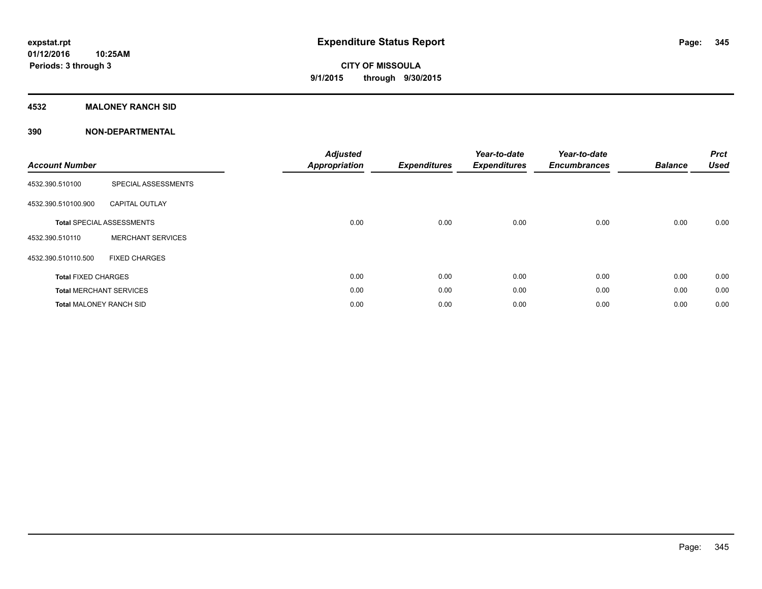# Expenditure Status Report

**CITY OF MISSOULA**

**9/1/2015 through 9/30/2015**

expstat.rpt
01/12/2016 10:25AM
Periods: 3 through 3

## 4532 MALONEY RANCH SID

## 390 NON-DEPARTMENTAL

| Account Number | | Adjusted Appropriation | Expenditures | Year-to-date Expenditures | Year-to-date Encumbrances | Balance | Prct Used |
|---|---|---|---|---|---|---|---|
| 4532.390.510100 | SPECIAL ASSESSMENTS | | | | | | |
| 4532.390.510100.900 | CAPITAL OUTLAY | | | | | | |
| **Total** SPECIAL ASSESSMENTS | | 0.00 | 0.00 | 0.00 | 0.00 | 0.00 | 0.00 |
| 4532.390.510110 | MERCHANT SERVICES | | | | | | |
| 4532.390.510110.500 | FIXED CHARGES | | | | | | |
| **Total** FIXED CHARGES | | 0.00 | 0.00 | 0.00 | 0.00 | 0.00 | 0.00 |
| **Total** MERCHANT SERVICES | | 0.00 | 0.00 | 0.00 | 0.00 | 0.00 | 0.00 |
| **Total** MALONEY RANCH SID | | 0.00 | 0.00 | 0.00 | 0.00 | 0.00 | 0.00 |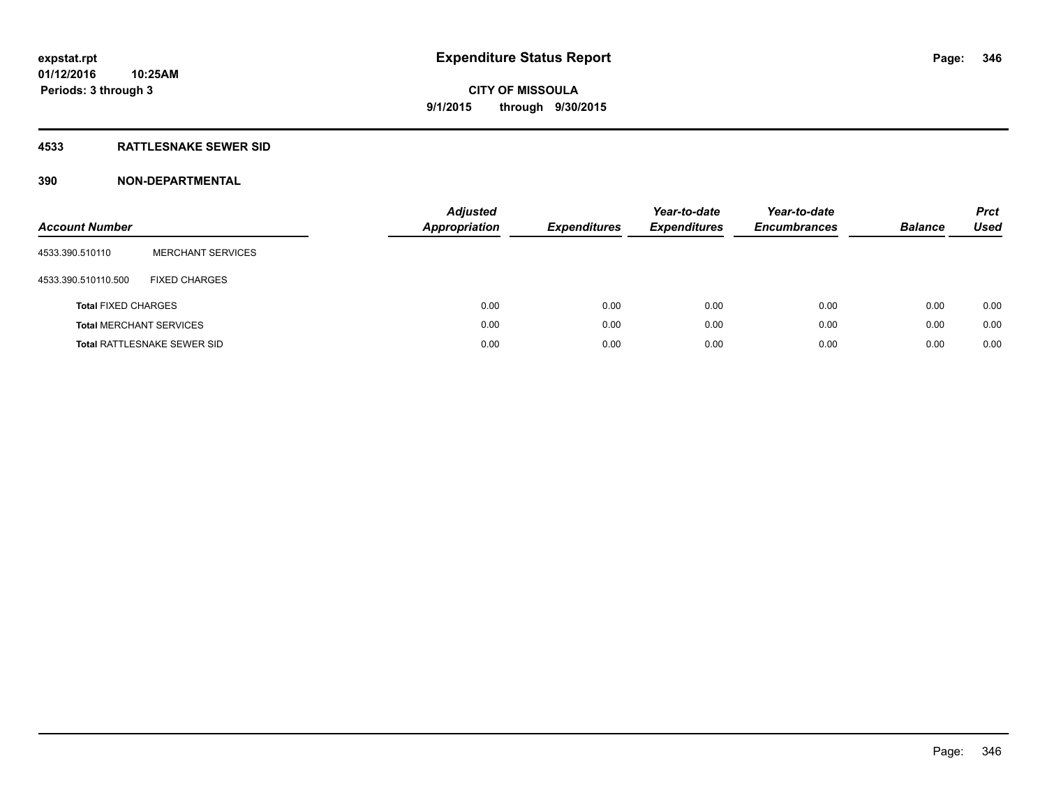**expstat.rpt**
**01/12/2016 10:25AM**
**Periods: 3 through 3**

# Expenditure Status Report

**CITY OF MISSOULA**
**9/1/2015 through 9/30/2015**

## 4533 RATTLESNAKE SEWER SID

## 390 NON-DEPARTMENTAL

| Account Number | | Adjusted Appropriation | Expenditures | Year-to-date Expenditures | Year-to-date Encumbrances | Balance | Prct Used |
|---|---|---|---|---|---|---|---|
| 4533.390.510110 | MERCHANT SERVICES | | | | | | |
| 4533.390.510110.500 | FIXED CHARGES | | | | | | |
| **Total** FIXED CHARGES | | 0.00 | 0.00 | 0.00 | 0.00 | 0.00 | 0.00 |
| **Total** MERCHANT SERVICES | | 0.00 | 0.00 | 0.00 | 0.00 | 0.00 | 0.00 |
| **Total** RATTLESNAKE SEWER SID | | 0.00 | 0.00 | 0.00 | 0.00 | 0.00 | 0.00 |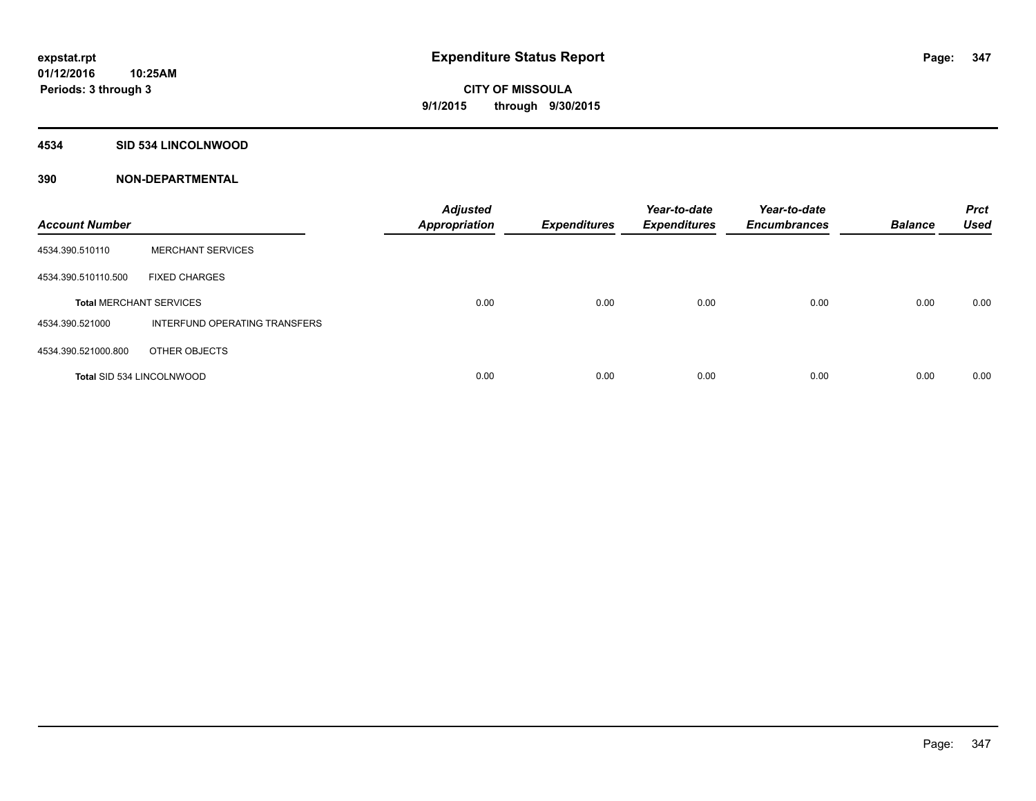**expstat.rpt**
**01/12/2016 10:25AM**
**Periods: 3 through 3**

# Expenditure Status Report

**CITY OF MISSOULA**
**9/1/2015 through 9/30/2015**

## 4534 SID 534 LINCOLNWOOD

## 390 NON-DEPARTMENTAL

| Account Number | | Adjusted Appropriation | Expenditures | Year-to-date Expenditures | Year-to-date Encumbrances | Balance | Prct Used |
|---|---|---|---|---|---|---|---|
| 4534.390.510110 | MERCHANT SERVICES | | | | | | |
| 4534.390.510110.500 | FIXED CHARGES | | | | | | |
| **Total** MERCHANT SERVICES | | 0.00 | 0.00 | 0.00 | 0.00 | 0.00 | 0.00 |
| 4534.390.521000 | INTERFUND OPERATING TRANSFERS | | | | | | |
| 4534.390.521000.800 | OTHER OBJECTS | | | | | | |
| **Total SID 534 LINCOLNWOOD** | | 0.00 | 0.00 | 0.00 | 0.00 | 0.00 | 0.00 |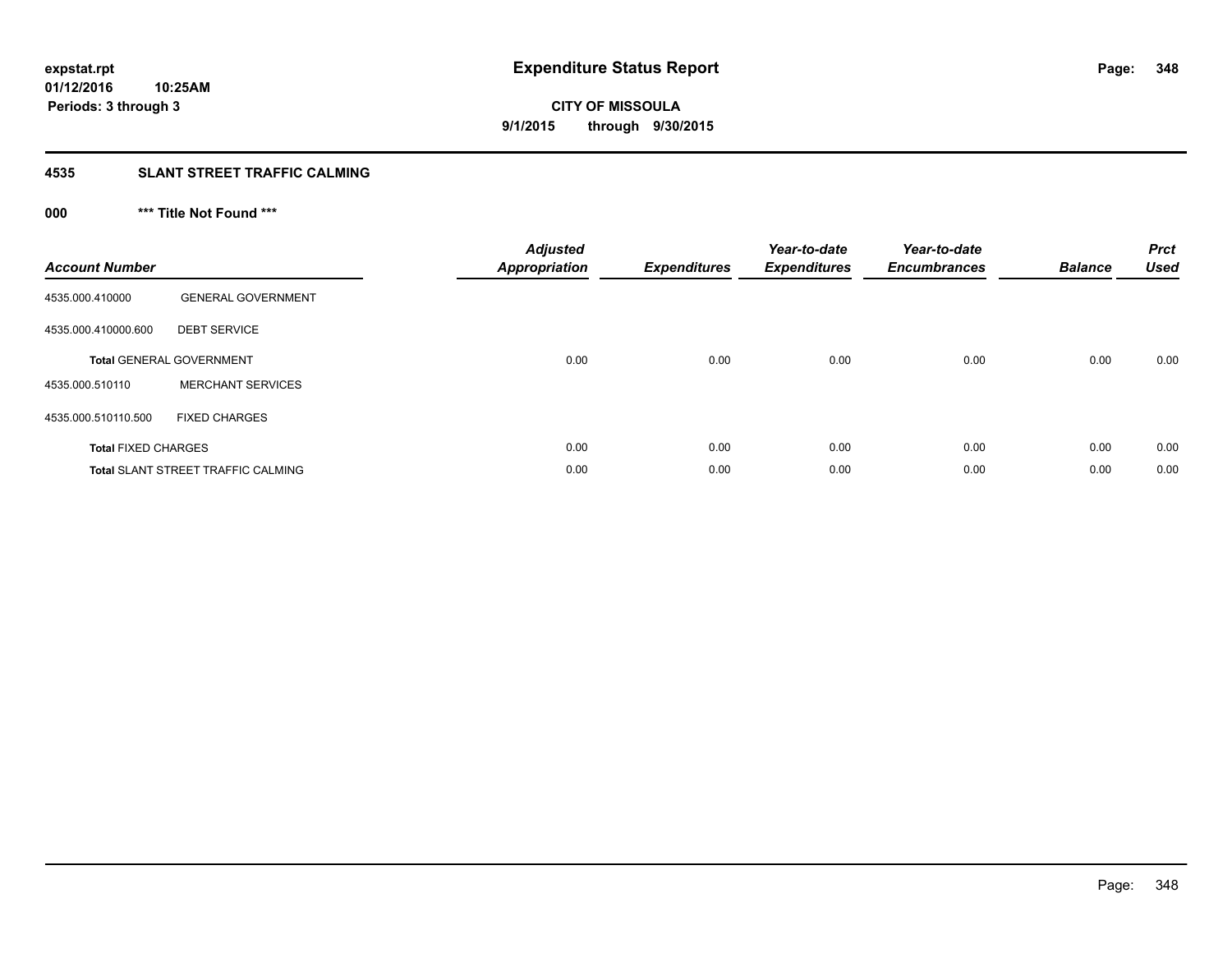# Expenditure Status Report

**expstat.rpt**
**01/12/2016 10:25AM**
**Periods: 3 through 3**

**CITY OF MISSOULA**
**9/1/2015 through 9/30/2015**

## 4535 SLANT STREET TRAFFIC CALMING

### 000 *** Title Not Found ***

| Account Number | | Adjusted Appropriation | Expenditures | Year-to-date Expenditures | Year-to-date Encumbrances | Balance | Prct Used |
|---|---|---|---|---|---|---|---|
| 4535.000.410000 | GENERAL GOVERNMENT | | | | | | |
| 4535.000.410000.600 | DEBT SERVICE | | | | | | |
| **Total** GENERAL GOVERNMENT | | 0.00 | 0.00 | 0.00 | 0.00 | 0.00 | 0.00 |
| 4535.000.510110 | MERCHANT SERVICES | | | | | | |
| 4535.000.510110.500 | FIXED CHARGES | | | | | | |
| **Total** FIXED CHARGES | | 0.00 | 0.00 | 0.00 | 0.00 | 0.00 | 0.00 |
| **Total** SLANT STREET TRAFFIC CALMING | | 0.00 | 0.00 | 0.00 | 0.00 | 0.00 | 0.00 |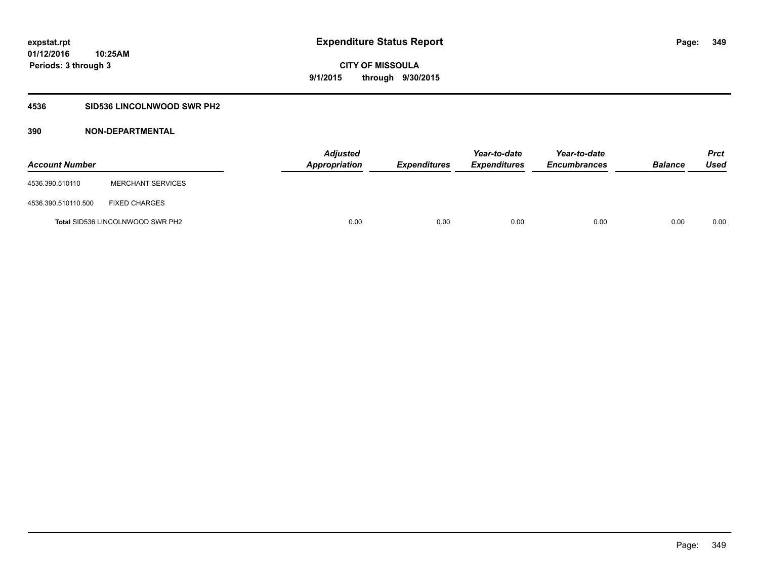# Expenditure Status Report

expstat.rpt
01/12/2016 10:25AM
Periods: 3 through 3

**CITY OF MISSOULA**
**9/1/2015 through 9/30/2015**

## 4536 SID536 LINCOLNWOOD SWR PH2

### 390 NON-DEPARTMENTAL

| Account Number | | *Adjusted Appropriation* | *Expenditures* | *Year-to-date Expenditures* | *Year-to-date Encumbrances* | *Balance* | *Prct Used* |
|---|---|---|---|---|---|---|---|
| 4536.390.510110 | MERCHANT SERVICES | | | | | | |
| 4536.390.510110.500 | FIXED CHARGES | | | | | | |
| **Total** SID536 LINCOLNWOOD SWR PH2 | | 0.00 | 0.00 | 0.00 | 0.00 | 0.00 | 0.00 |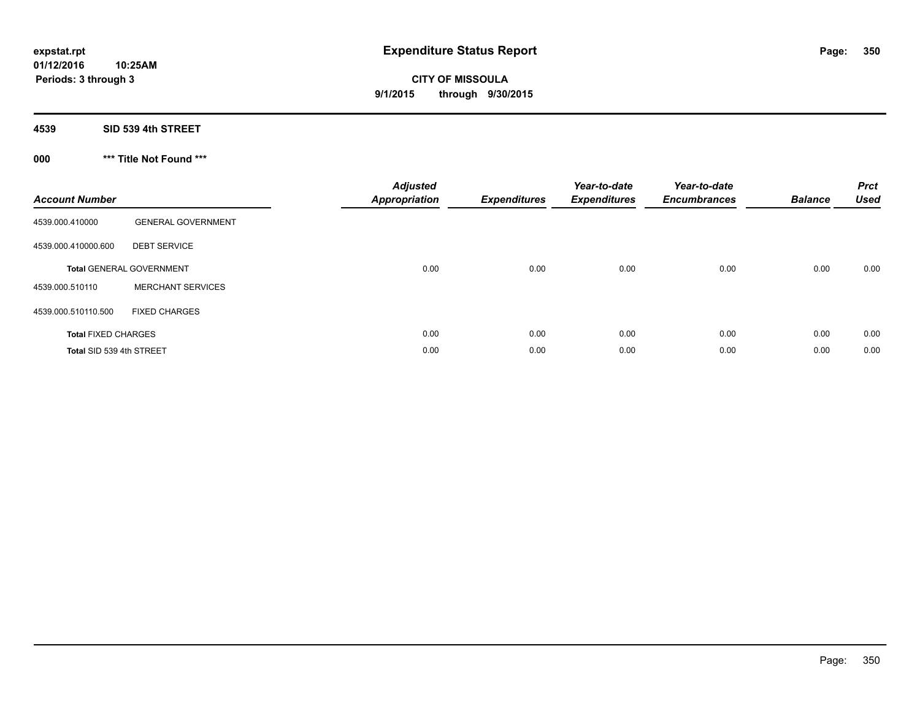# Expenditure Status Report

expstat.rpt
01/12/2016 10:25AM
Periods: 3 through 3

**CITY OF MISSOULA**
**9/1/2015 through 9/30/2015**

## 4539 SID 539 4th STREET

### 000 *** Title Not Found ***

| Account Number | | Adjusted Appropriation | Expenditures | Year-to-date Expenditures | Year-to-date Encumbrances | Balance | Prct Used |
|---|---|---|---|---|---|---|---|
| 4539.000.410000 | GENERAL GOVERNMENT | | | | | | |
| 4539.000.410000.600 | DEBT SERVICE | | | | | | |
| **Total** GENERAL GOVERNMENT | | 0.00 | 0.00 | 0.00 | 0.00 | 0.00 | 0.00 |
| 4539.000.510110 | MERCHANT SERVICES | | | | | | |
| 4539.000.510110.500 | FIXED CHARGES | | | | | | |
| **Total** FIXED CHARGES | | 0.00 | 0.00 | 0.00 | 0.00 | 0.00 | 0.00 |
| **Total** SID 539 4th STREET | | 0.00 | 0.00 | 0.00 | 0.00 | 0.00 | 0.00 |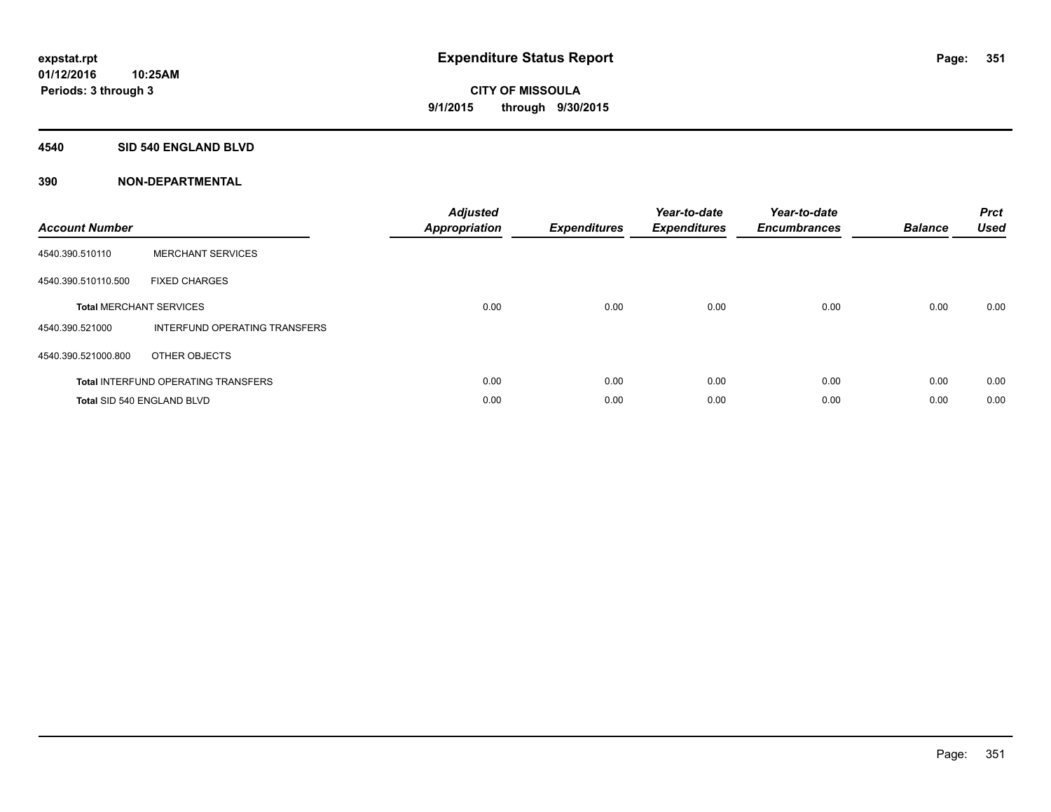# Expenditure Status Report

expstat.rpt
01/12/2016 10:25AM
Periods: 3 through 3

CITY OF MISSOULA
9/1/2015 through 9/30/2015

## 4540 SID 540 ENGLAND BLVD

### 390 NON-DEPARTMENTAL

| Account Number | | Adjusted Appropriation | Expenditures | Year-to-date Expenditures | Year-to-date Encumbrances | Balance | Prct Used |
|---|---|---|---|---|---|---|---|
| 4540.390.510110 | MERCHANT SERVICES | | | | | | |
| 4540.390.510110.500 | FIXED CHARGES | | | | | | |
| **Total** MERCHANT SERVICES | | 0.00 | 0.00 | 0.00 | 0.00 | 0.00 | 0.00 |
| 4540.390.521000 | INTERFUND OPERATING TRANSFERS | | | | | | |
| 4540.390.521000.800 | OTHER OBJECTS | | | | | | |
| **Total** INTERFUND OPERATING TRANSFERS | | 0.00 | 0.00 | 0.00 | 0.00 | 0.00 | 0.00 |
| **Total** SID 540 ENGLAND BLVD | | 0.00 | 0.00 | 0.00 | 0.00 | 0.00 | 0.00 |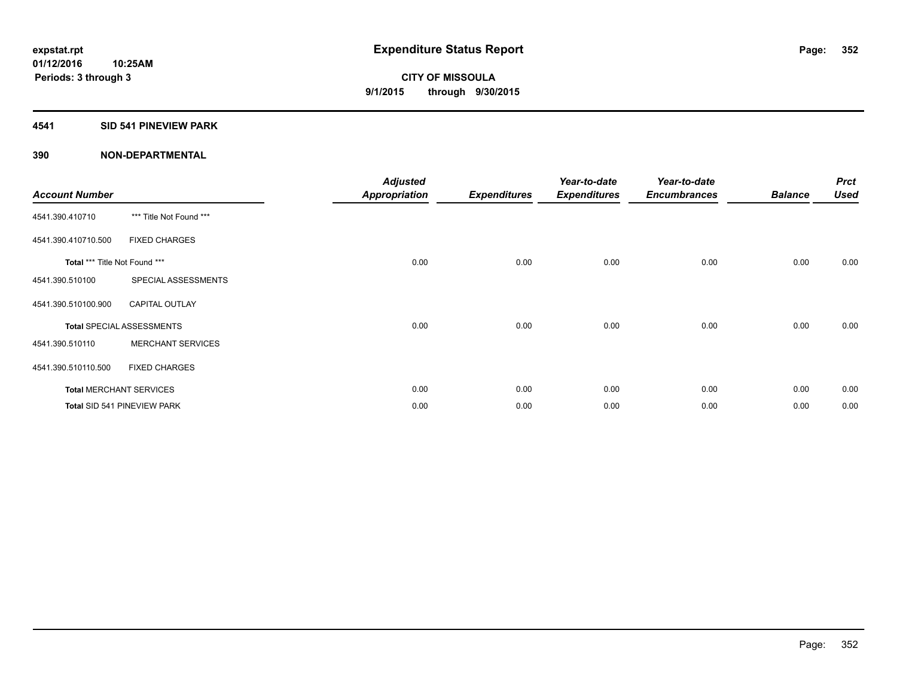# Expenditure Status Report

**expstat.rpt**
**01/12/2016 10:25AM**
**Periods: 3 through 3**

**CITY OF MISSOULA**
**9/1/2015 through 9/30/2015**

## 4541 SID 541 PINEVIEW PARK

### 390 NON-DEPARTMENTAL

| Account Number | | Adjusted Appropriation | Expenditures | Year-to-date Expenditures | Year-to-date Encumbrances | Balance | Prct Used |
|---|---|---|---|---|---|---|---|
| 4541.390.410710 | *** Title Not Found *** | | | | | | |
| 4541.390.410710.500 | FIXED CHARGES | | | | | | |
| **Total** *** Title Not Found *** | | 0.00 | 0.00 | 0.00 | 0.00 | 0.00 | 0.00 |
| 4541.390.510100 | SPECIAL ASSESSMENTS | | | | | | |
| 4541.390.510100.900 | CAPITAL OUTLAY | | | | | | |
| **Total** SPECIAL ASSESSMENTS | | 0.00 | 0.00 | 0.00 | 0.00 | 0.00 | 0.00 |
| 4541.390.510110 | MERCHANT SERVICES | | | | | | |
| 4541.390.510110.500 | FIXED CHARGES | | | | | | |
| **Total** MERCHANT SERVICES | | 0.00 | 0.00 | 0.00 | 0.00 | 0.00 | 0.00 |
| **Total** SID 541 PINEVIEW PARK | | 0.00 | 0.00 | 0.00 | 0.00 | 0.00 | 0.00 |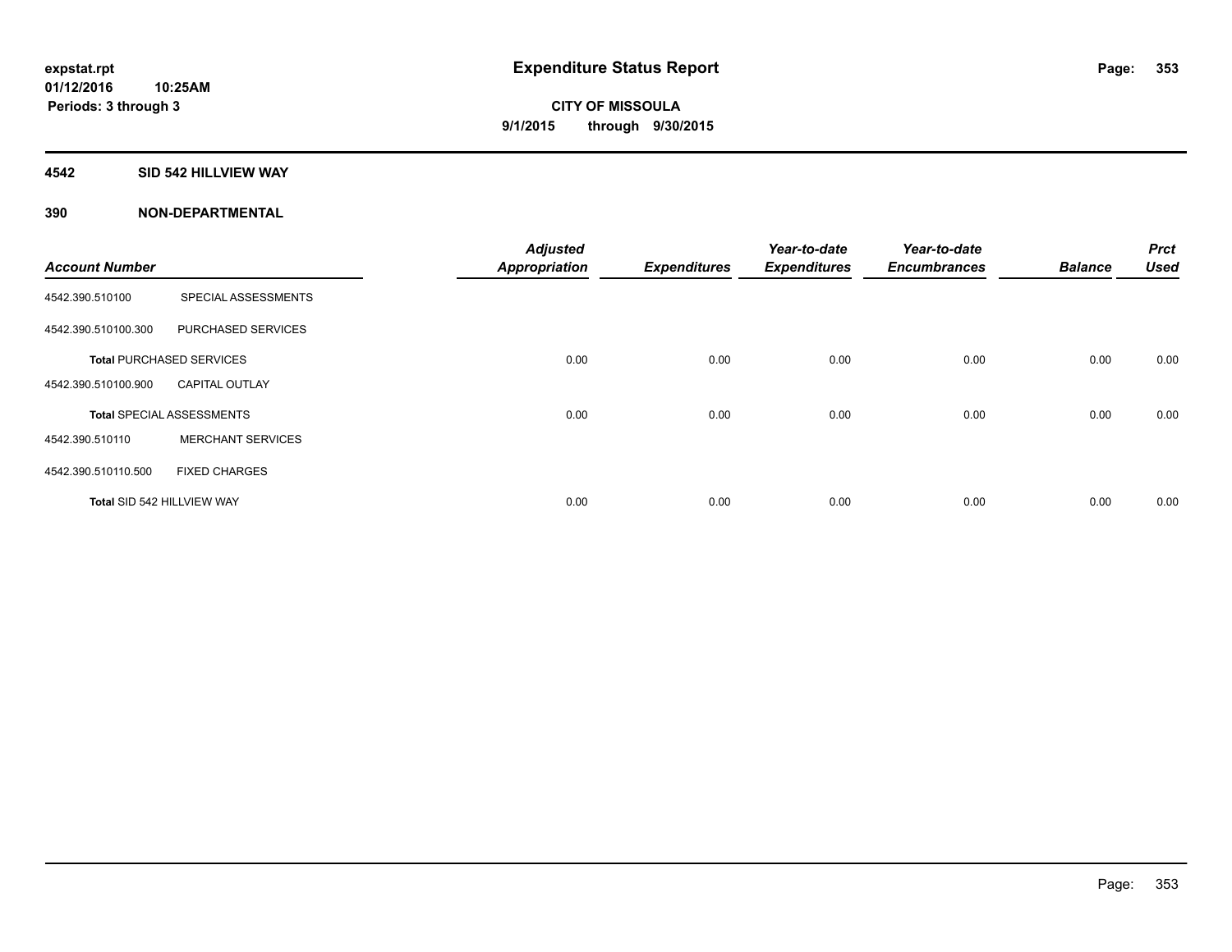**expstat.rpt**
**01/12/2016 10:25AM**
**Periods: 3 through 3**

# Expenditure Status Report

**CITY OF MISSOULA**
**9/1/2015 through 9/30/2015**

## 4542 SID 542 HILLVIEW WAY

### 390 NON-DEPARTMENTAL

| Account Number | | Adjusted Appropriation | Expenditures | Year-to-date Expenditures | Year-to-date Encumbrances | Balance | Prct Used |
|---|---|---|---|---|---|---|---|
| 4542.390.510100 | SPECIAL ASSESSMENTS | | | | | | |
| 4542.390.510100.300 | PURCHASED SERVICES | | | | | | |
| **Total** PURCHASED SERVICES | | 0.00 | 0.00 | 0.00 | 0.00 | 0.00 | 0.00 |
| 4542.390.510100.900 | CAPITAL OUTLAY | | | | | | |
| **Total** SPECIAL ASSESSMENTS | | 0.00 | 0.00 | 0.00 | 0.00 | 0.00 | 0.00 |
| 4542.390.510110 | MERCHANT SERVICES | | | | | | |
| 4542.390.510110.500 | FIXED CHARGES | | | | | | |
| **Total** SID 542 HILLVIEW WAY | | 0.00 | 0.00 | 0.00 | 0.00 | 0.00 | 0.00 |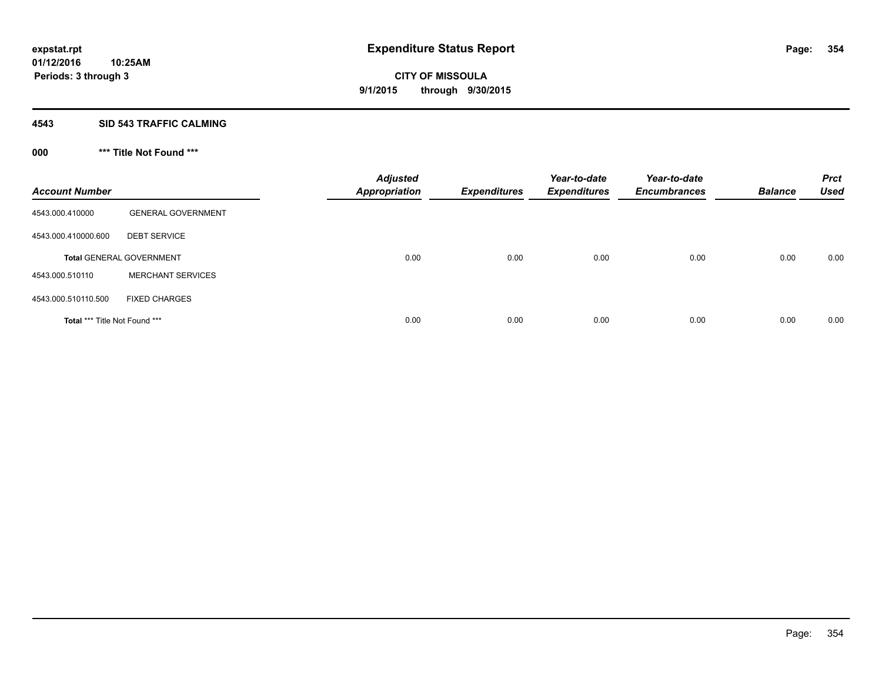# Expenditure Status Report

expstat.rpt
01/12/2016 10:25AM
Periods: 3 through 3

**CITY OF MISSOULA**
**9/1/2015 through 9/30/2015**

## 4543 SID 543 TRAFFIC CALMING

### 000 *** Title Not Found ***

| Account Number | | Adjusted Appropriation | Expenditures | Year-to-date Expenditures | Year-to-date Encumbrances | Balance | Prct Used |
|---|---|---|---|---|---|---|---|
| 4543.000.410000 | GENERAL GOVERNMENT | | | | | | |
| 4543.000.410000.600 | DEBT SERVICE | | | | | | |
| **Total** GENERAL GOVERNMENT | | 0.00 | 0.00 | 0.00 | 0.00 | 0.00 | 0.00 |
| 4543.000.510110 | MERCHANT SERVICES | | | | | | |
| 4543.000.510110.500 | FIXED CHARGES | | | | | | |
| **Total** *** Title Not Found *** | | 0.00 | 0.00 | 0.00 | 0.00 | 0.00 | 0.00 |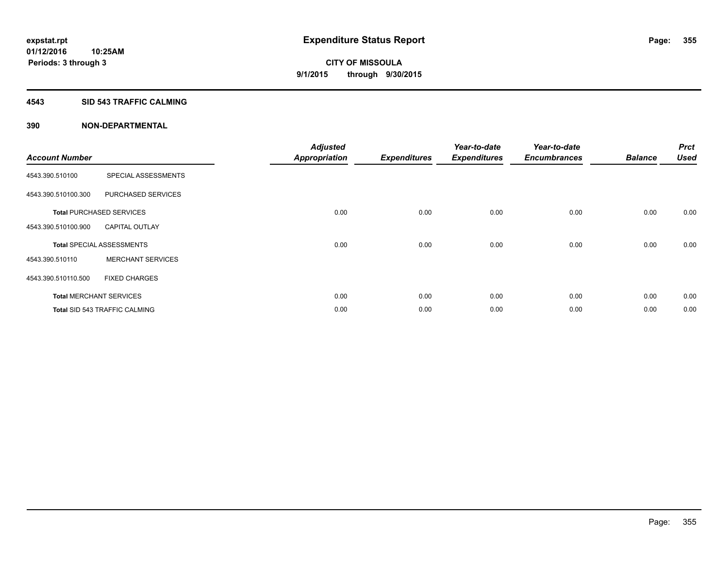expstat.rpt
01/12/2016 10:25AM
Periods: 3 through 3

# Expenditure Status Report

**CITY OF MISSOULA**
**9/1/2015 through 9/30/2015**

## 4543 SID 543 TRAFFIC CALMING

## 390 NON-DEPARTMENTAL

| Account Number | | Adjusted Appropriation | Expenditures | Year-to-date Expenditures | Year-to-date Encumbrances | Balance | Prct Used |
|---|---|---|---|---|---|---|---|
| 4543.390.510100 | SPECIAL ASSESSMENTS | | | | | | |
| 4543.390.510100.300 | PURCHASED SERVICES | | | | | | |
| **Total** PURCHASED SERVICES | | 0.00 | 0.00 | 0.00 | 0.00 | 0.00 | 0.00 |
| 4543.390.510100.900 | CAPITAL OUTLAY | | | | | | |
| **Total** SPECIAL ASSESSMENTS | | 0.00 | 0.00 | 0.00 | 0.00 | 0.00 | 0.00 |
| 4543.390.510110 | MERCHANT SERVICES | | | | | | |
| 4543.390.510110.500 | FIXED CHARGES | | | | | | |
| **Total** MERCHANT SERVICES | | 0.00 | 0.00 | 0.00 | 0.00 | 0.00 | 0.00 |
| **Total** SID 543 TRAFFIC CALMING | | 0.00 | 0.00 | 0.00 | 0.00 | 0.00 | 0.00 |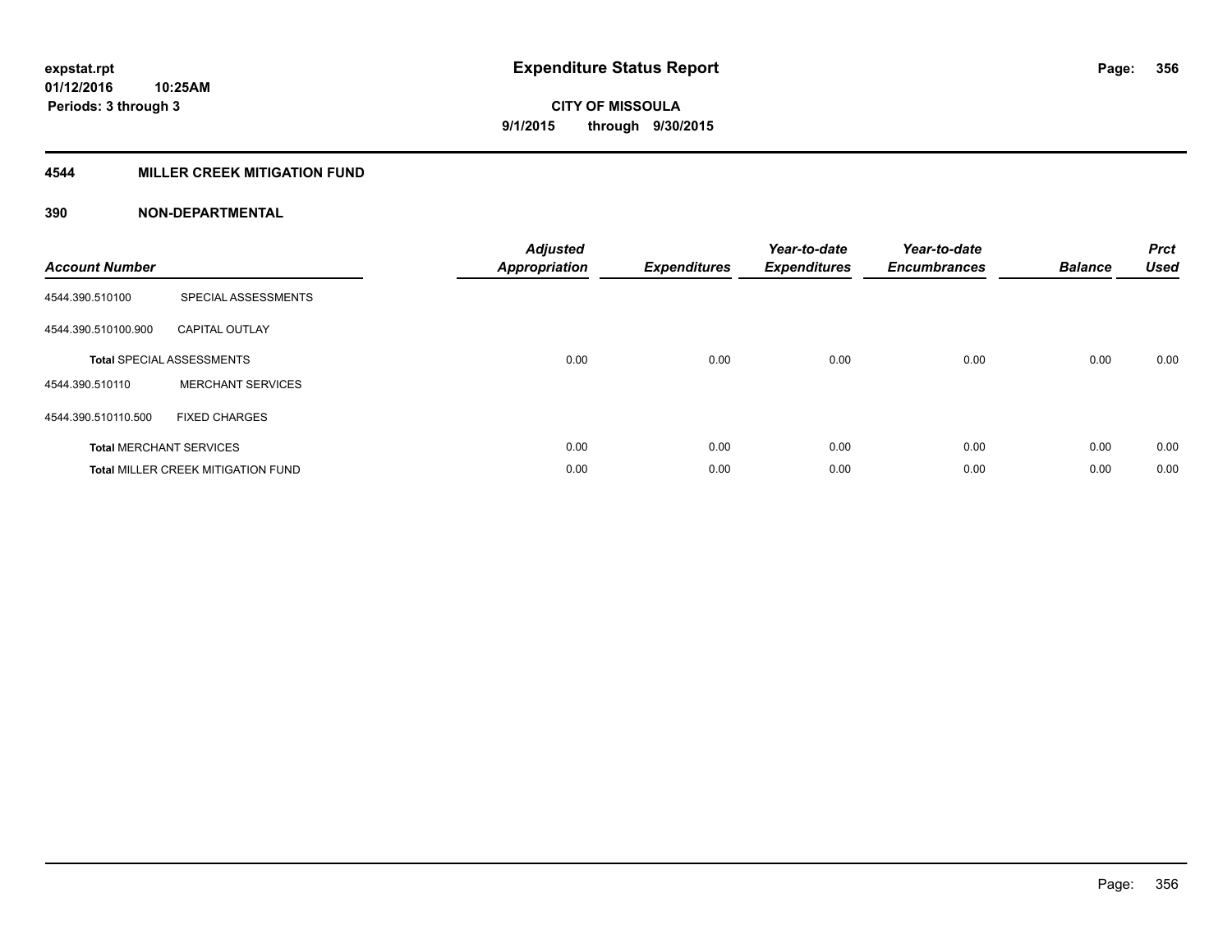expstat.rpt
01/12/2016 10:25AM
Periods: 3 through 3

# Expenditure Status Report

CITY OF MISSOULA
9/1/2015 through 9/30/2015

## 4544 MILLER CREEK MITIGATION FUND

### 390 NON-DEPARTMENTAL

| Account Number | | Adjusted Appropriation | Expenditures | Year-to-date Expenditures | Year-to-date Encumbrances | Balance | Prct Used |
|---|---|---|---|---|---|---|---|
| 4544.390.510100 | SPECIAL ASSESSMENTS | | | | | | |
| 4544.390.510100.900 | CAPITAL OUTLAY | | | | | | |
| **Total** SPECIAL ASSESSMENTS | | 0.00 | 0.00 | 0.00 | 0.00 | 0.00 | 0.00 |
| 4544.390.510110 | MERCHANT SERVICES | | | | | | |
| 4544.390.510110.500 | FIXED CHARGES | | | | | | |
| **Total** MERCHANT SERVICES | | 0.00 | 0.00 | 0.00 | 0.00 | 0.00 | 0.00 |
| **Total** MILLER CREEK MITIGATION FUND | | 0.00 | 0.00 | 0.00 | 0.00 | 0.00 | 0.00 |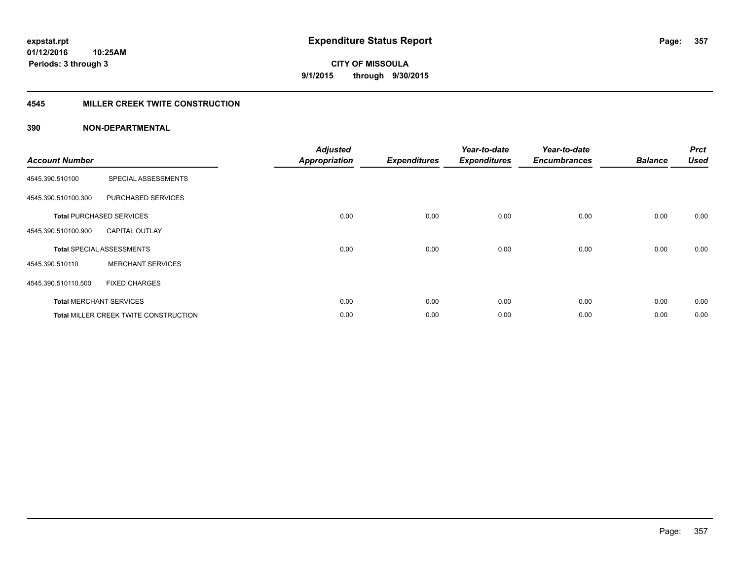**expstat.rpt**
**01/12/2016 10:25AM**
**Periods: 3 through 3**

# Expenditure Status Report

**CITY OF MISSOULA**
**9/1/2015 through 9/30/2015**

## 4545 MILLER CREEK TWITE CONSTRUCTION

## 390 NON-DEPARTMENTAL

| Account Number | | Adjusted Appropriation | Expenditures | Year-to-date Expenditures | Year-to-date Encumbrances | Balance | Prct Used |
|---|---|---|---|---|---|---|---|
| 4545.390.510100 | SPECIAL ASSESSMENTS | | | | | | |
| 4545.390.510100.300 | PURCHASED SERVICES | | | | | | |
| **Total** PURCHASED SERVICES | | 0.00 | 0.00 | 0.00 | 0.00 | 0.00 | 0.00 |
| 4545.390.510100.900 | CAPITAL OUTLAY | | | | | | |
| **Total** SPECIAL ASSESSMENTS | | 0.00 | 0.00 | 0.00 | 0.00 | 0.00 | 0.00 |
| 4545.390.510110 | MERCHANT SERVICES | | | | | | |
| 4545.390.510110.500 | FIXED CHARGES | | | | | | |
| **Total** MERCHANT SERVICES | | 0.00 | 0.00 | 0.00 | 0.00 | 0.00 | 0.00 |
| **Total** MILLER CREEK TWITE CONSTRUCTION | | 0.00 | 0.00 | 0.00 | 0.00 | 0.00 | 0.00 |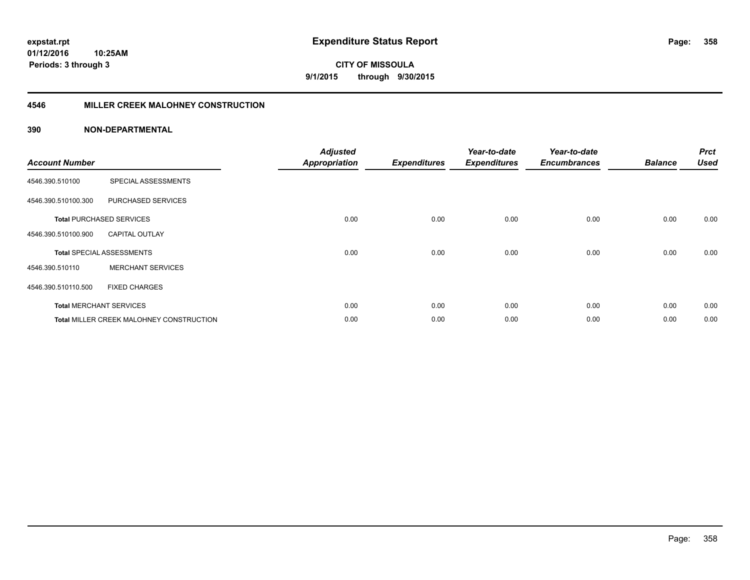**expstat.rpt**
**01/12/2016 10:25AM**
**Periods: 3 through 3**

# Expenditure Status Report

**CITY OF MISSOULA**
**9/1/2015 through 9/30/2015**

## 4546 MILLER CREEK MALOHNEY CONSTRUCTION

## 390 NON-DEPARTMENTAL

| Account Number | | Adjusted Appropriation | Expenditures | Year-to-date Expenditures | Year-to-date Encumbrances | Balance | Prct Used |
|---|---|---|---|---|---|---|---|
| 4546.390.510100 | SPECIAL ASSESSMENTS | | | | | | |
| 4546.390.510100.300 | PURCHASED SERVICES | | | | | | |
| **Total** PURCHASED SERVICES | | 0.00 | 0.00 | 0.00 | 0.00 | 0.00 | 0.00 |
| 4546.390.510100.900 | CAPITAL OUTLAY | | | | | | |
| **Total** SPECIAL ASSESSMENTS | | 0.00 | 0.00 | 0.00 | 0.00 | 0.00 | 0.00 |
| 4546.390.510110 | MERCHANT SERVICES | | | | | | |
| 4546.390.510110.500 | FIXED CHARGES | | | | | | |
| **Total** MERCHANT SERVICES | | 0.00 | 0.00 | 0.00 | 0.00 | 0.00 | 0.00 |
| **Total** MILLER CREEK MALOHNEY CONSTRUCTION | | 0.00 | 0.00 | 0.00 | 0.00 | 0.00 | 0.00 |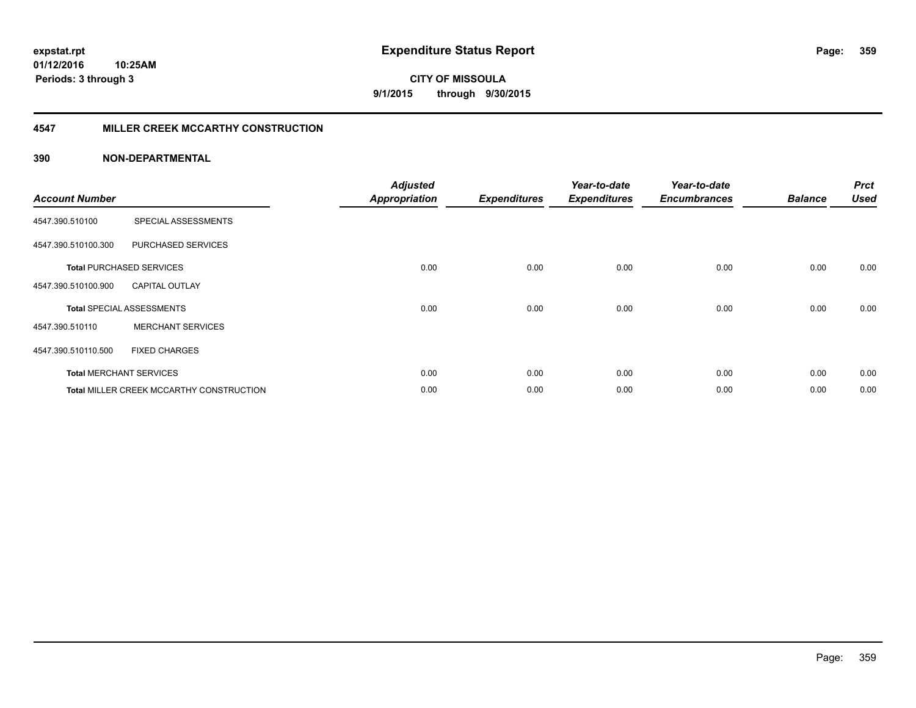**expstat.rpt**
**01/12/2016 10:25AM**
**Periods: 3 through 3**

# Expenditure Status Report

**CITY OF MISSOULA**
**9/1/2015 through 9/30/2015**

## 4547 MILLER CREEK MCCARTHY CONSTRUCTION

### 390 NON-DEPARTMENTAL

| Account Number | | Adjusted Appropriation | Expenditures | Year-to-date Expenditures | Year-to-date Encumbrances | Balance | Prct Used |
|---|---|---|---|---|---|---|---|
| 4547.390.510100 | SPECIAL ASSESSMENTS | | | | | | |
| 4547.390.510100.300 | PURCHASED SERVICES | | | | | | |
| **Total** PURCHASED SERVICES | | 0.00 | 0.00 | 0.00 | 0.00 | 0.00 | 0.00 |
| 4547.390.510100.900 | CAPITAL OUTLAY | | | | | | |
| **Total** SPECIAL ASSESSMENTS | | 0.00 | 0.00 | 0.00 | 0.00 | 0.00 | 0.00 |
| 4547.390.510110 | MERCHANT SERVICES | | | | | | |
| 4547.390.510110.500 | FIXED CHARGES | | | | | | |
| **Total** MERCHANT SERVICES | | 0.00 | 0.00 | 0.00 | 0.00 | 0.00 | 0.00 |
| **Total** MILLER CREEK MCCARTHY CONSTRUCTION | | 0.00 | 0.00 | 0.00 | 0.00 | 0.00 | 0.00 |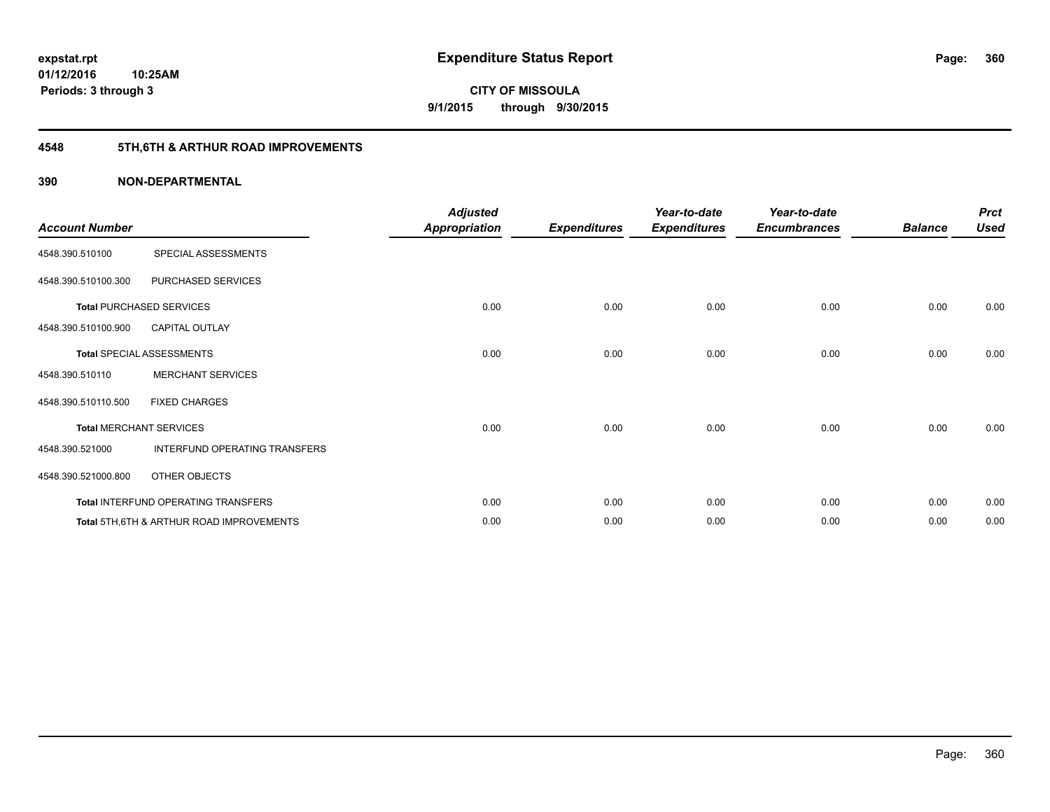expstat.rpt
01/12/2016 10:25AM
Periods: 3 through 3

# Expenditure Status Report

CITY OF MISSOULA
9/1/2015 through 9/30/2015

## 4548 5TH,6TH & ARTHUR ROAD IMPROVEMENTS

### 390 NON-DEPARTMENTAL

| Account Number | | Adjusted Appropriation | Expenditures | Year-to-date Expenditures | Year-to-date Encumbrances | Balance | Prct Used |
|---|---|---|---|---|---|---|---|
| 4548.390.510100 | SPECIAL ASSESSMENTS | | | | | | |
| 4548.390.510100.300 | PURCHASED SERVICES | | | | | | |
| **Total** PURCHASED SERVICES | | 0.00 | 0.00 | 0.00 | 0.00 | 0.00 | 0.00 |
| 4548.390.510100.900 | CAPITAL OUTLAY | | | | | | |
| **Total** SPECIAL ASSESSMENTS | | 0.00 | 0.00 | 0.00 | 0.00 | 0.00 | 0.00 |
| 4548.390.510110 | MERCHANT SERVICES | | | | | | |
| 4548.390.510110.500 | FIXED CHARGES | | | | | | |
| **Total** MERCHANT SERVICES | | 0.00 | 0.00 | 0.00 | 0.00 | 0.00 | 0.00 |
| 4548.390.521000 | INTERFUND OPERATING TRANSFERS | | | | | | |
| 4548.390.521000.800 | OTHER OBJECTS | | | | | | |
| **Total** INTERFUND OPERATING TRANSFERS | | 0.00 | 0.00 | 0.00 | 0.00 | 0.00 | 0.00 |
| **Total** 5TH,6TH & ARTHUR ROAD IMPROVEMENTS | | 0.00 | 0.00 | 0.00 | 0.00 | 0.00 | 0.00 |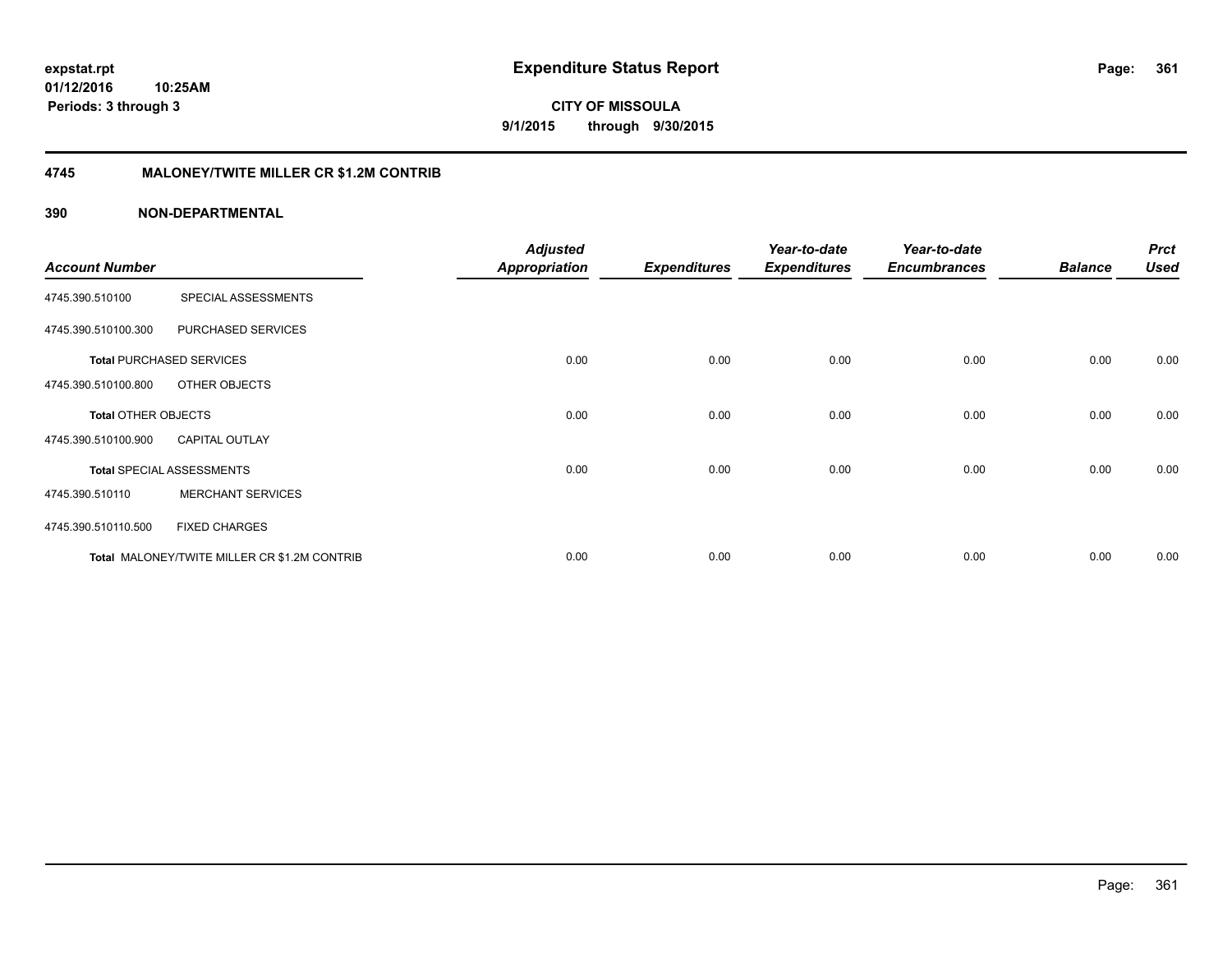**expstat.rpt**
**01/12/2016 10:25AM**
**Periods: 3 through 3**

# Expenditure Status Report

**CITY OF MISSOULA**
**9/1/2015 through 9/30/2015**

## 4745 MALONEY/TWITE MILLER CR $1.2M CONTRIB

### 390 NON-DEPARTMENTAL

| Account Number | | Adjusted Appropriation | Expenditures | Year-to-date Expenditures | Year-to-date Encumbrances | Balance | Prct Used |
|---|---|---|---|---|---|---|---|
| 4745.390.510100 | SPECIAL ASSESSMENTS | | | | | | |
| 4745.390.510100.300 | PURCHASED SERVICES | | | | | | |
| **Total** PURCHASED SERVICES | | 0.00 | 0.00 | 0.00 | 0.00 | 0.00 | 0.00 |
| 4745.390.510100.800 | OTHER OBJECTS | | | | | | |
| **Total** OTHER OBJECTS | | 0.00 | 0.00 | 0.00 | 0.00 | 0.00 | 0.00 |
| 4745.390.510100.900 | CAPITAL OUTLAY | | | | | | |
| **Total** SPECIAL ASSESSMENTS | | 0.00 | 0.00 | 0.00 | 0.00 | 0.00 | 0.00 |
| 4745.390.510110 | MERCHANT SERVICES | | | | | | |
| 4745.390.510110.500 | FIXED CHARGES | | | | | | |
| **Total** MALONEY/TWITE MILLER CR $1.2M CONTRIB | | 0.00 | 0.00 | 0.00 | 0.00 | 0.00 | 0.00 |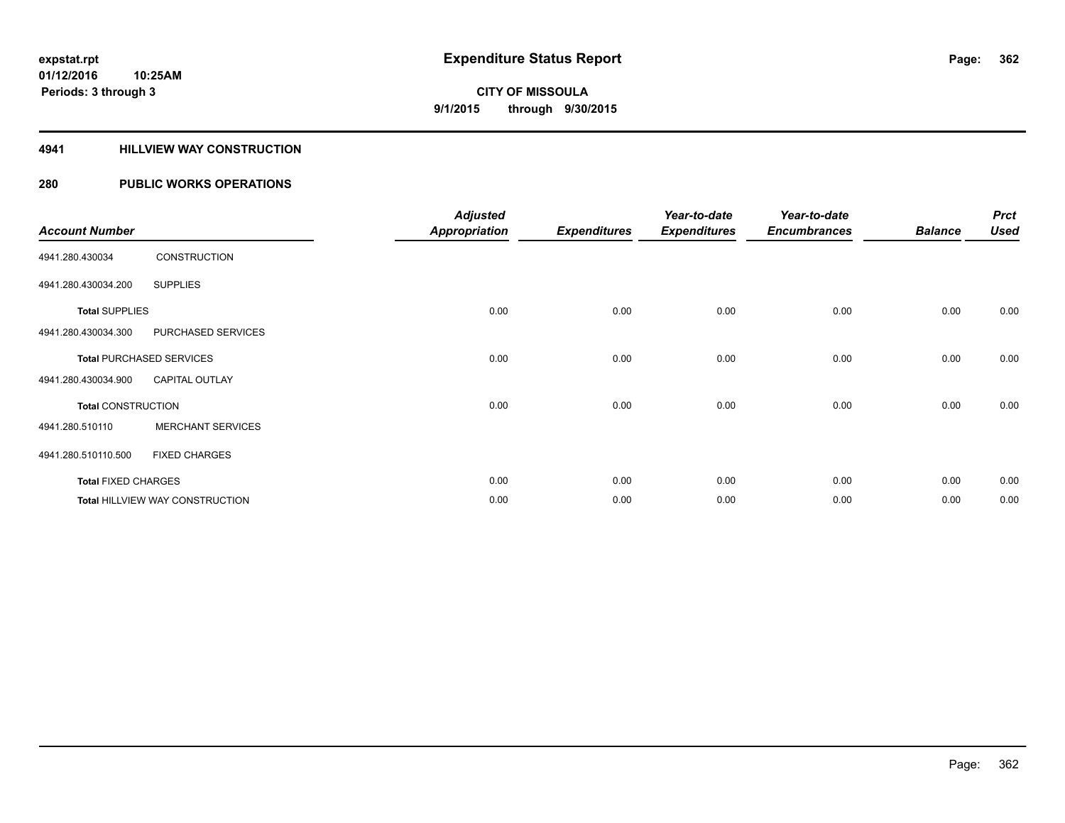**expstat.rpt**
**01/12/2016 10:25AM**
**Periods: 3 through 3**

# Expenditure Status Report

**CITY OF MISSOULA**
**9/1/2015 through 9/30/2015**

## 4941 HILLVIEW WAY CONSTRUCTION

## 280 PUBLIC WORKS OPERATIONS

| Account Number | | Adjusted Appropriation | Expenditures | Year-to-date Expenditures | Year-to-date Encumbrances | Balance | Prct Used |
|---|---|---|---|---|---|---|---|
| 4941.280.430034 | CONSTRUCTION | | | | | | |
| 4941.280.430034.200 | SUPPLIES | | | | | | |
| **Total** SUPPLIES | | 0.00 | 0.00 | 0.00 | 0.00 | 0.00 | 0.00 |
| 4941.280.430034.300 | PURCHASED SERVICES | | | | | | |
| **Total** PURCHASED SERVICES | | 0.00 | 0.00 | 0.00 | 0.00 | 0.00 | 0.00 |
| 4941.280.430034.900 | CAPITAL OUTLAY | | | | | | |
| **Total** CONSTRUCTION | | 0.00 | 0.00 | 0.00 | 0.00 | 0.00 | 0.00 |
| 4941.280.510110 | MERCHANT SERVICES | | | | | | |
| 4941.280.510110.500 | FIXED CHARGES | | | | | | |
| **Total** FIXED CHARGES | | 0.00 | 0.00 | 0.00 | 0.00 | 0.00 | 0.00 |
| **Total** HILLVIEW WAY CONSTRUCTION | | 0.00 | 0.00 | 0.00 | 0.00 | 0.00 | 0.00 |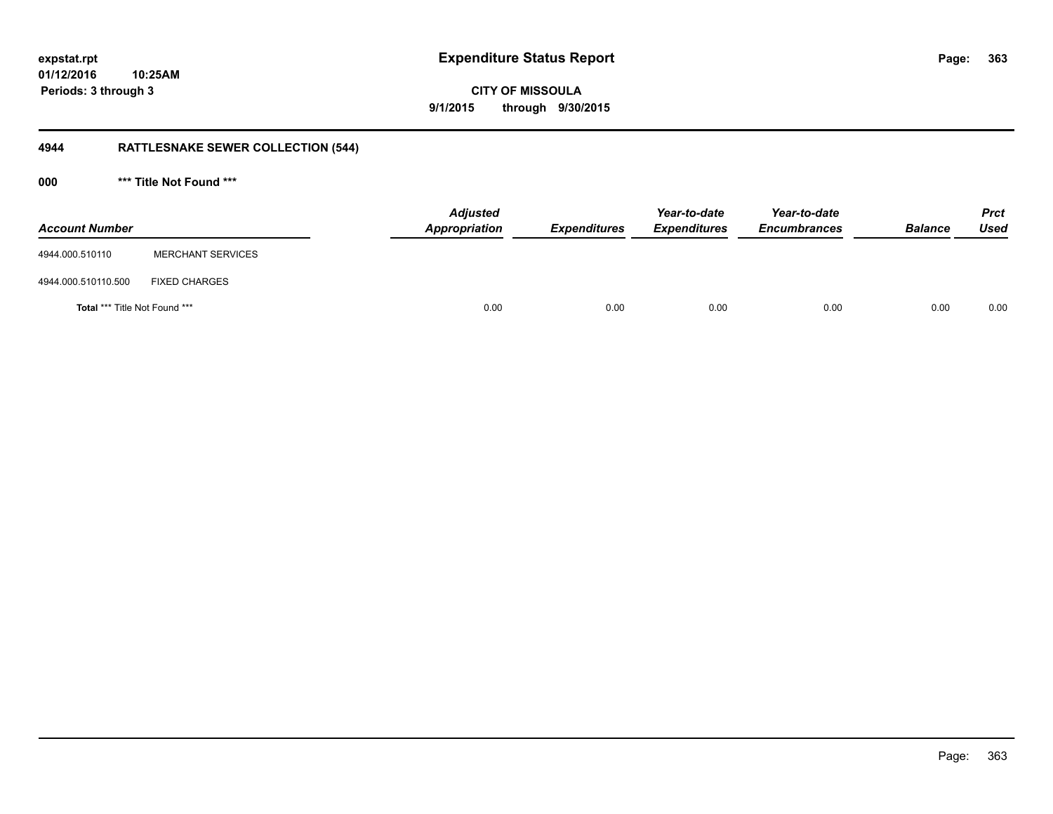# Expenditure Status Report

expstat.rpt
01/12/2016 10:25AM
Periods: 3 through 3

**CITY OF MISSOULA**
**9/1/2015 through 9/30/2015**

## 4944 RATTLESNAKE SEWER COLLECTION (544)

### 000 *** Title Not Found ***

| Account Number | | Adjusted Appropriation | Expenditures | Year-to-date Expenditures | Year-to-date Encumbrances | Balance | Prct Used |
|---|---|---|---|---|---|---|---|
| 4944.000.510110 | MERCHANT SERVICES | | | | | | |
| 4944.000.510110.500 | FIXED CHARGES | | | | | | |
| **Total** *** Title Not Found *** | | 0.00 | 0.00 | 0.00 | 0.00 | 0.00 | 0.00 |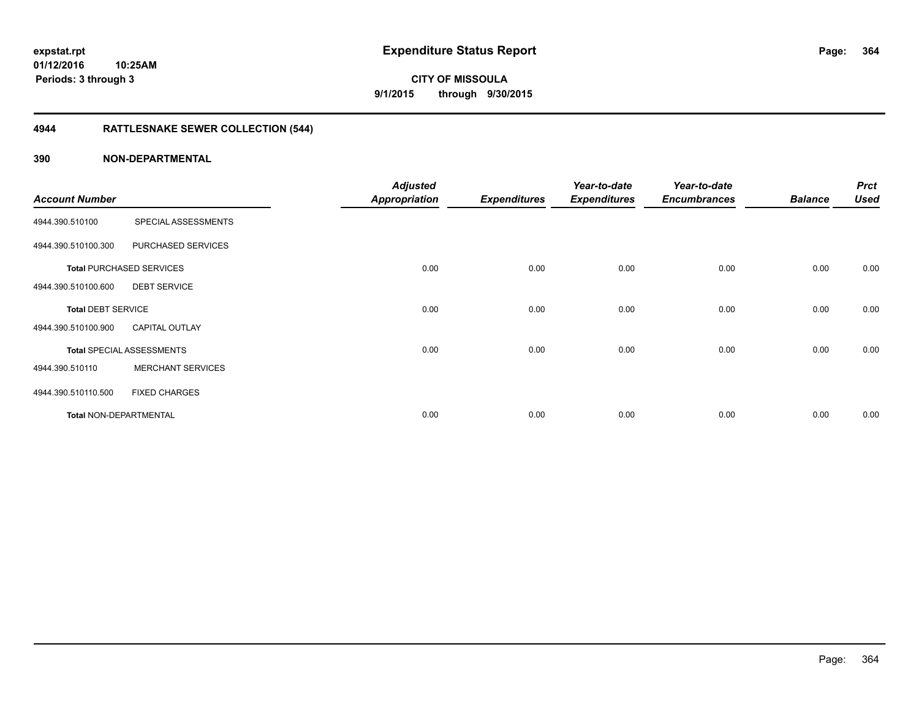**expstat.rpt**
**01/12/2016 10:25AM**
**Periods: 3 through 3**

# Expenditure Status Report

**CITY OF MISSOULA**
**9/1/2015 through 9/30/2015**

## 4944 RATTLESNAKE SEWER COLLECTION (544)

## 390 NON-DEPARTMENTAL

| Account Number | | Adjusted Appropriation | Expenditures | Year-to-date Expenditures | Year-to-date Encumbrances | Balance | Prct Used |
|---|---|---|---|---|---|---|---|
| 4944.390.510100 | SPECIAL ASSESSMENTS | | | | | | |
| 4944.390.510100.300 | PURCHASED SERVICES | | | | | | |
| **Total** PURCHASED SERVICES | | 0.00 | 0.00 | 0.00 | 0.00 | 0.00 | 0.00 |
| 4944.390.510100.600 | DEBT SERVICE | | | | | | |
| **Total** DEBT SERVICE | | 0.00 | 0.00 | 0.00 | 0.00 | 0.00 | 0.00 |
| 4944.390.510100.900 | CAPITAL OUTLAY | | | | | | |
| **Total** SPECIAL ASSESSMENTS | | 0.00 | 0.00 | 0.00 | 0.00 | 0.00 | 0.00 |
| 4944.390.510110 | MERCHANT SERVICES | | | | | | |
| 4944.390.510110.500 | FIXED CHARGES | | | | | | |
| **Total** NON-DEPARTMENTAL | | 0.00 | 0.00 | 0.00 | 0.00 | 0.00 | 0.00 |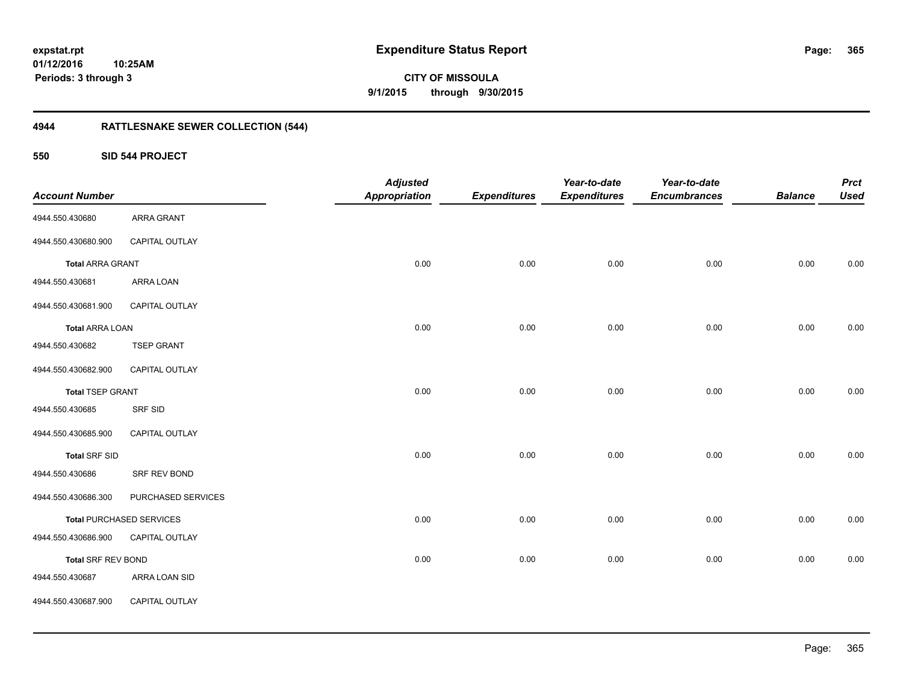# Expenditure Status Report

expstat.rpt
01/12/2016 10:25AM
Periods: 3 through 3

**CITY OF MISSOULA**
**9/1/2015 through 9/30/2015**

## 4944 RATTLESNAKE SEWER COLLECTION (544)

### 550 SID 544 PROJECT

| Account Number | | Adjusted Appropriation | Expenditures | Year-to-date Expenditures | Year-to-date Encumbrances | Balance | Prct Used |
|---|---|---|---|---|---|---|---|
| 4944.550.430680 | ARRA GRANT | | | | | | |
| 4944.550.430680.900 | CAPITAL OUTLAY | | | | | | |
| **Total** ARRA GRANT | | 0.00 | 0.00 | 0.00 | 0.00 | 0.00 | 0.00 |
| 4944.550.430681 | ARRA LOAN | | | | | | |
| 4944.550.430681.900 | CAPITAL OUTLAY | | | | | | |
| **Total** ARRA LOAN | | 0.00 | 0.00 | 0.00 | 0.00 | 0.00 | 0.00 |
| 4944.550.430682 | TSEP GRANT | | | | | | |
| 4944.550.430682.900 | CAPITAL OUTLAY | | | | | | |
| **Total** TSEP GRANT | | 0.00 | 0.00 | 0.00 | 0.00 | 0.00 | 0.00 |
| 4944.550.430685 | SRF SID | | | | | | |
| 4944.550.430685.900 | CAPITAL OUTLAY | | | | | | |
| **Total** SRF SID | | 0.00 | 0.00 | 0.00 | 0.00 | 0.00 | 0.00 |
| 4944.550.430686 | SRF REV BOND | | | | | | |
| 4944.550.430686.300 | PURCHASED SERVICES | | | | | | |
| **Total** PURCHASED SERVICES | | 0.00 | 0.00 | 0.00 | 0.00 | 0.00 | 0.00 |
| 4944.550.430686.900 | CAPITAL OUTLAY | | | | | | |
| **Total** SRF REV BOND | | 0.00 | 0.00 | 0.00 | 0.00 | 0.00 | 0.00 |
| 4944.550.430687 | ARRA LOAN SID | | | | | | |
| 4944.550.430687.900 | CAPITAL OUTLAY | | | | | | |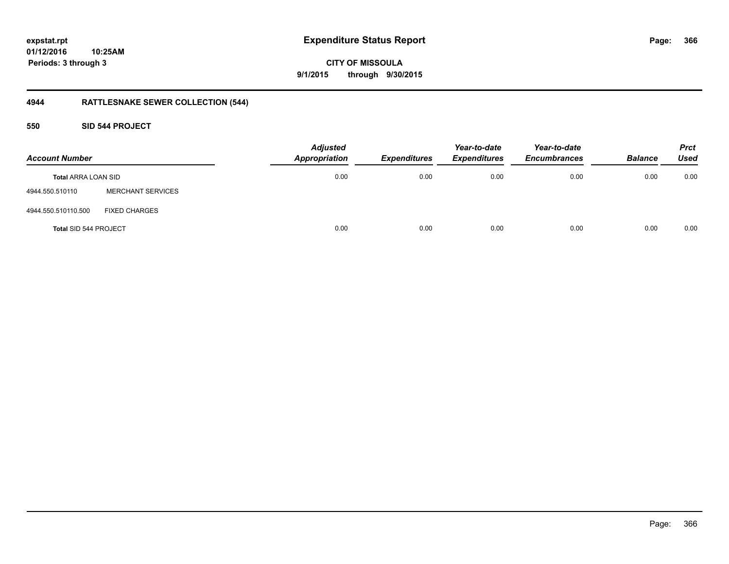**Expenditure Status Report**

**CITY OF MISSOULA**

**9/1/2015 through 9/30/2015**

expstat.rpt
01/12/2016 10:25AM
Periods: 3 through 3

## 4944 RATTLESNAKE SEWER COLLECTION (544)

### 550 SID 544 PROJECT

| Account Number | | Adjusted Appropriation | Expenditures | Year-to-date Expenditures | Year-to-date Encumbrances | Balance | Prct Used |
|---|---|---|---|---|---|---|---|
| **Total** ARRA LOAN SID | | 0.00 | 0.00 | 0.00 | 0.00 | 0.00 | 0.00 |
| 4944.550.510110 | MERCHANT SERVICES | | | | | | |
| 4944.550.510110.500 | FIXED CHARGES | | | | | | |
| **Total** SID 544 PROJECT | | 0.00 | 0.00 | 0.00 | 0.00 | 0.00 | 0.00 |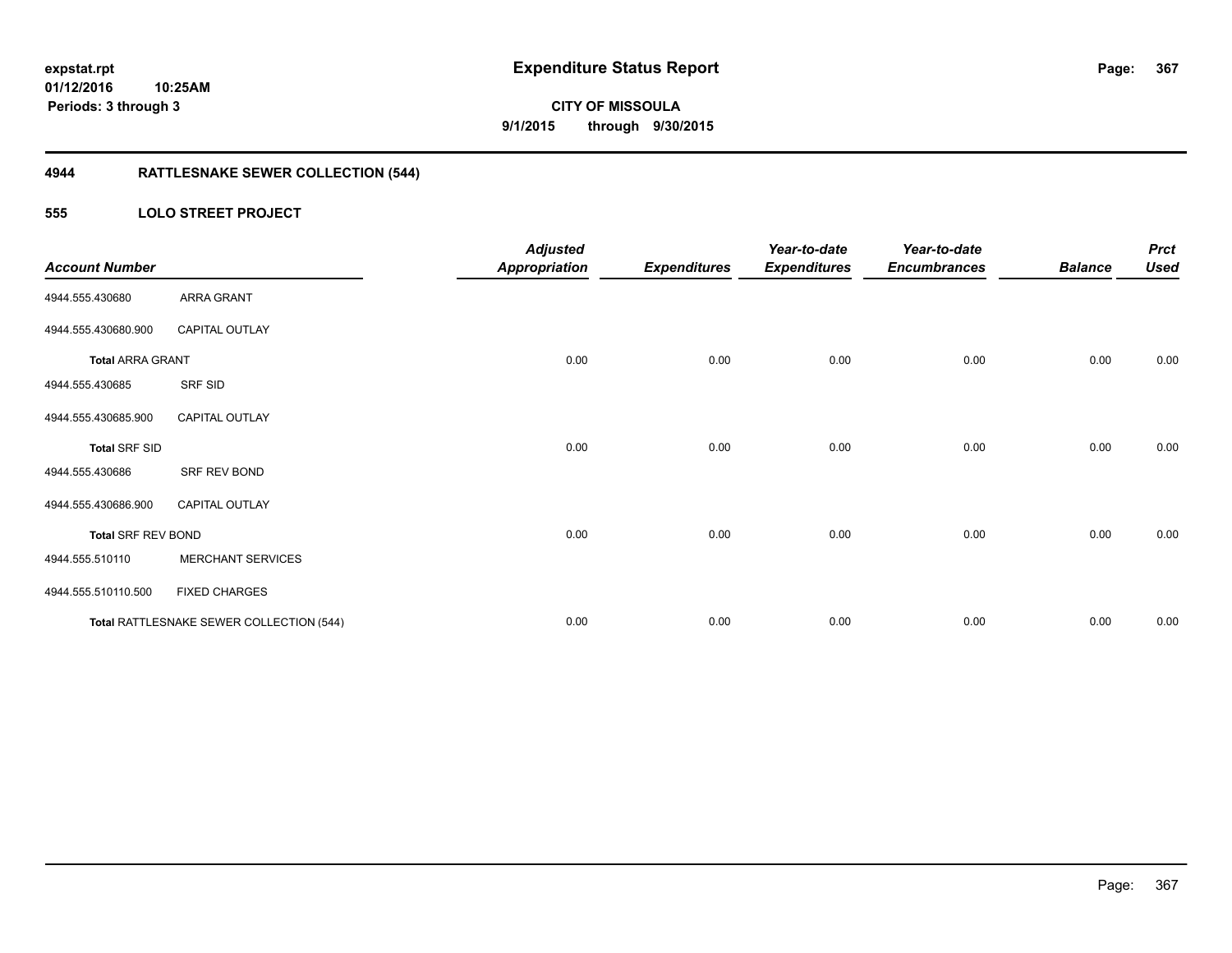**expstat.rpt**
**01/12/2016 10:25AM**
**Periods: 3 through 3**

# Expenditure Status Report

**CITY OF MISSOULA**
**9/1/2015 through 9/30/2015**

## 4944 RATTLESNAKE SEWER COLLECTION (544)

### 555 LOLO STREET PROJECT

| Account Number | | Adjusted Appropriation | Expenditures | Year-to-date Expenditures | Year-to-date Encumbrances | Balance | Prct Used |
|---|---|---|---|---|---|---|---|
| 4944.555.430680 | ARRA GRANT | | | | | | |
| 4944.555.430680.900 | CAPITAL OUTLAY | | | | | | |
| **Total** ARRA GRANT | | 0.00 | 0.00 | 0.00 | 0.00 | 0.00 | 0.00 |
| 4944.555.430685 | SRF SID | | | | | | |
| 4944.555.430685.900 | CAPITAL OUTLAY | | | | | | |
| **Total** SRF SID | | 0.00 | 0.00 | 0.00 | 0.00 | 0.00 | 0.00 |
| 4944.555.430686 | SRF REV BOND | | | | | | |
| 4944.555.430686.900 | CAPITAL OUTLAY | | | | | | |
| **Total** SRF REV BOND | | 0.00 | 0.00 | 0.00 | 0.00 | 0.00 | 0.00 |
| 4944.555.510110 | MERCHANT SERVICES | | | | | | |
| 4944.555.510110.500 | FIXED CHARGES | | | | | | |
| **Total** RATTLESNAKE SEWER COLLECTION (544) | | 0.00 | 0.00 | 0.00 | 0.00 | 0.00 | 0.00 |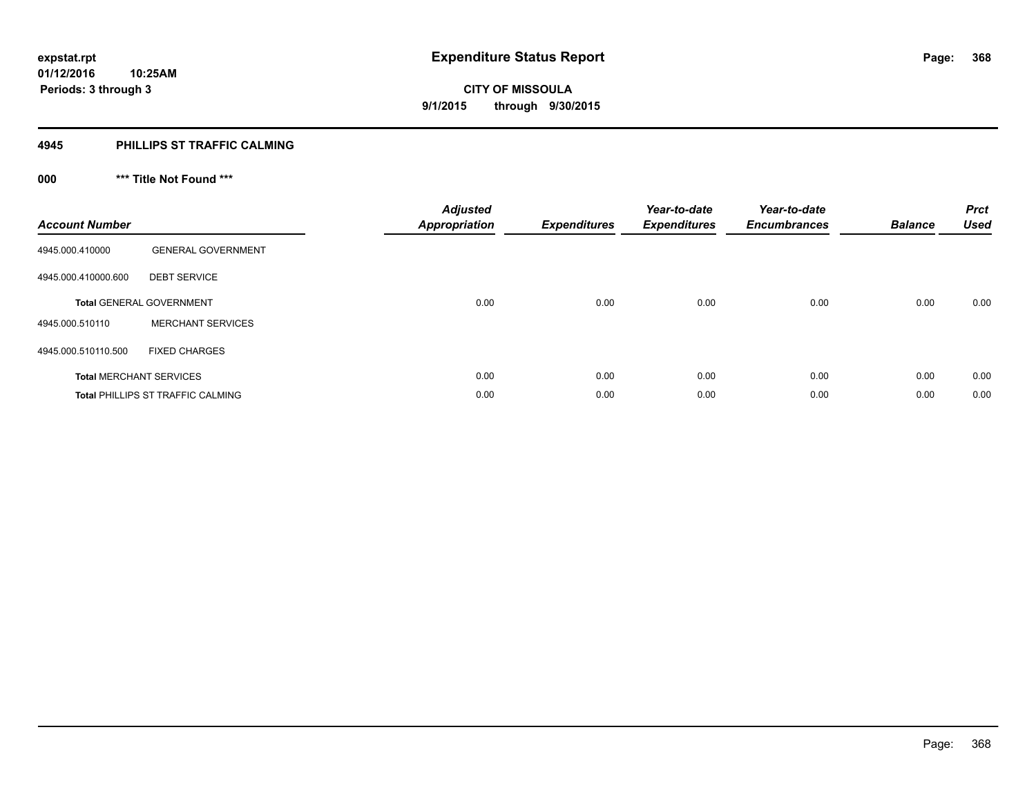**expstat.rpt**
**01/12/2016 10:25AM**
**Periods: 3 through 3**

# Expenditure Status Report

**CITY OF MISSOULA**
**9/1/2015 through 9/30/2015**

## 4945 PHILLIPS ST TRAFFIC CALMING

### 000 *** Title Not Found ***

| Account Number | | Adjusted Appropriation | Expenditures | Year-to-date Expenditures | Year-to-date Encumbrances | Balance | Prct Used |
|---|---|---|---|---|---|---|---|
| 4945.000.410000 | GENERAL GOVERNMENT | | | | | | |
| 4945.000.410000.600 | DEBT SERVICE | | | | | | |
| **Total** GENERAL GOVERNMENT | | 0.00 | 0.00 | 0.00 | 0.00 | 0.00 | 0.00 |
| 4945.000.510110 | MERCHANT SERVICES | | | | | | |
| 4945.000.510110.500 | FIXED CHARGES | | | | | | |
| **Total** MERCHANT SERVICES | | 0.00 | 0.00 | 0.00 | 0.00 | 0.00 | 0.00 |
| **Total** PHILLIPS ST TRAFFIC CALMING | | 0.00 | 0.00 | 0.00 | 0.00 | 0.00 | 0.00 |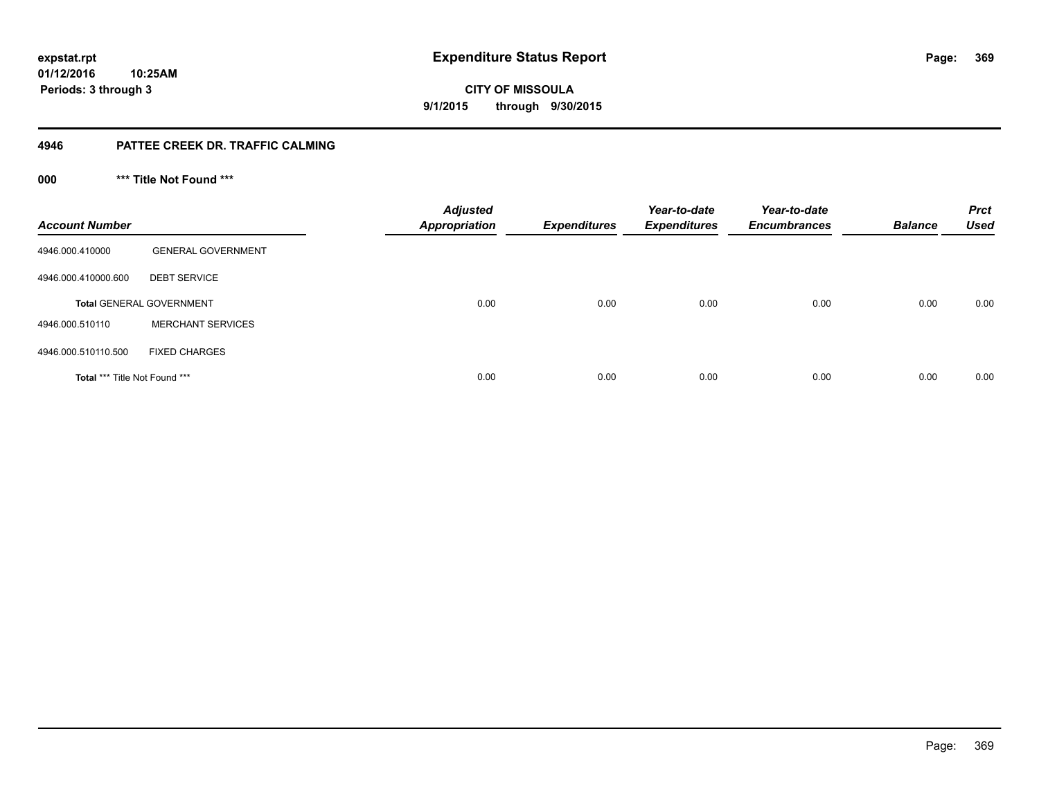# Expenditure Status Report

expstat.rpt
01/12/2016 10:25AM
Periods: 3 through 3

**CITY OF MISSOULA**
**9/1/2015 through 9/30/2015**

## 4946 PATTEE CREEK DR. TRAFFIC CALMING

### 000 *** Title Not Found ***

| Account Number | | Adjusted Appropriation | Expenditures | Year-to-date Expenditures | Year-to-date Encumbrances | Balance | Prct Used |
|---|---|---|---|---|---|---|---|
| 4946.000.410000 | GENERAL GOVERNMENT | | | | | | |
| 4946.000.410000.600 | DEBT SERVICE | | | | | | |
| **Total** GENERAL GOVERNMENT | | 0.00 | 0.00 | 0.00 | 0.00 | 0.00 | 0.00 |
| 4946.000.510110 | MERCHANT SERVICES | | | | | | |
| 4946.000.510110.500 | FIXED CHARGES | | | | | | |
| **Total** *** Title Not Found *** | | 0.00 | 0.00 | 0.00 | 0.00 | 0.00 | 0.00 |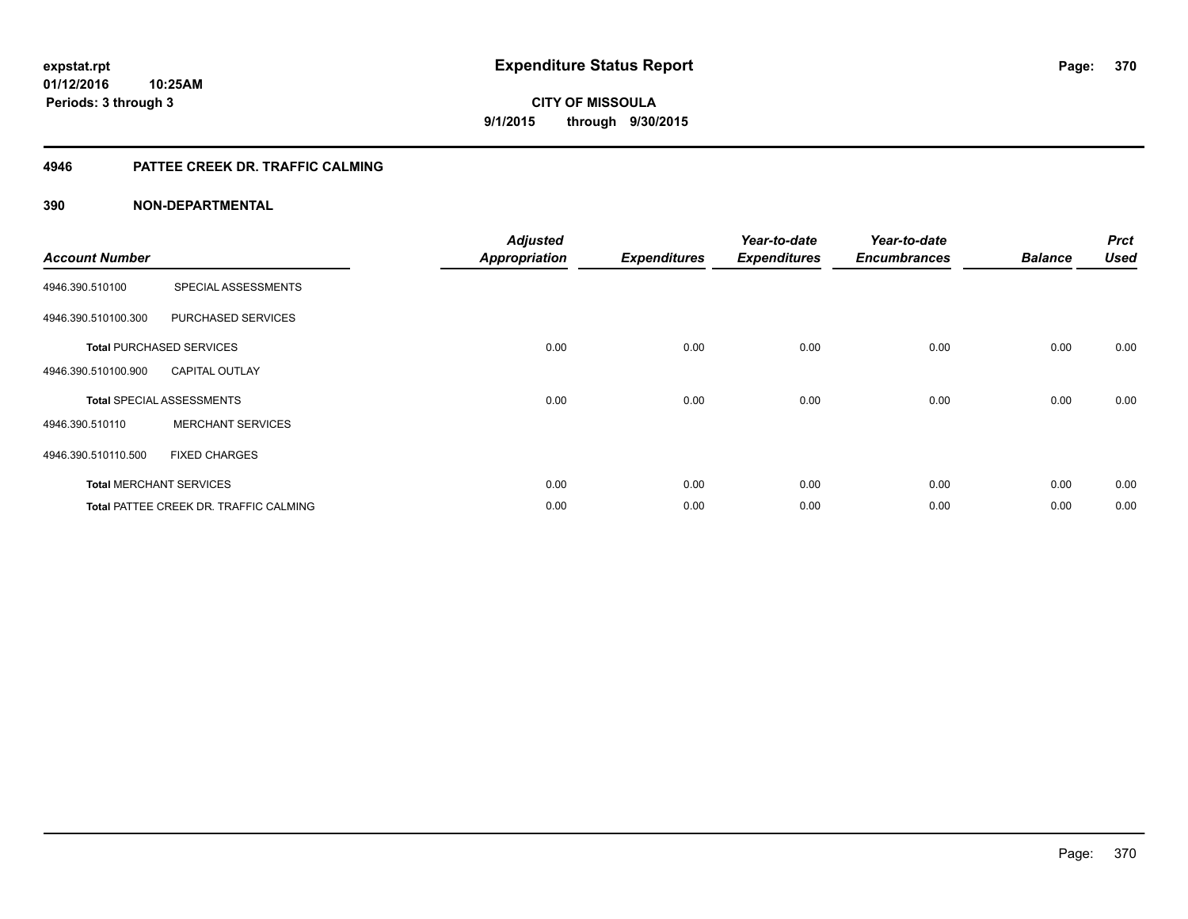**expstat.rpt**
**01/12/2016 10:25AM**
**Periods: 3 through 3**

# Expenditure Status Report

**CITY OF MISSOULA**
**9/1/2015 through 9/30/2015**

## 4946 PATTEE CREEK DR. TRAFFIC CALMING

### 390 NON-DEPARTMENTAL

| Account Number | | Adjusted Appropriation | Expenditures | Year-to-date Expenditures | Year-to-date Encumbrances | Balance | Prct Used |
|---|---|---|---|---|---|---|---|
| 4946.390.510100 | SPECIAL ASSESSMENTS | | | | | | |
| 4946.390.510100.300 | PURCHASED SERVICES | | | | | | |
| **Total** PURCHASED SERVICES | | 0.00 | 0.00 | 0.00 | 0.00 | 0.00 | 0.00 |
| 4946.390.510100.900 | CAPITAL OUTLAY | | | | | | |
| **Total** SPECIAL ASSESSMENTS | | 0.00 | 0.00 | 0.00 | 0.00 | 0.00 | 0.00 |
| 4946.390.510110 | MERCHANT SERVICES | | | | | | |
| 4946.390.510110.500 | FIXED CHARGES | | | | | | |
| **Total** MERCHANT SERVICES | | 0.00 | 0.00 | 0.00 | 0.00 | 0.00 | 0.00 |
| **Total** PATTEE CREEK DR. TRAFFIC CALMING | | 0.00 | 0.00 | 0.00 | 0.00 | 0.00 | 0.00 |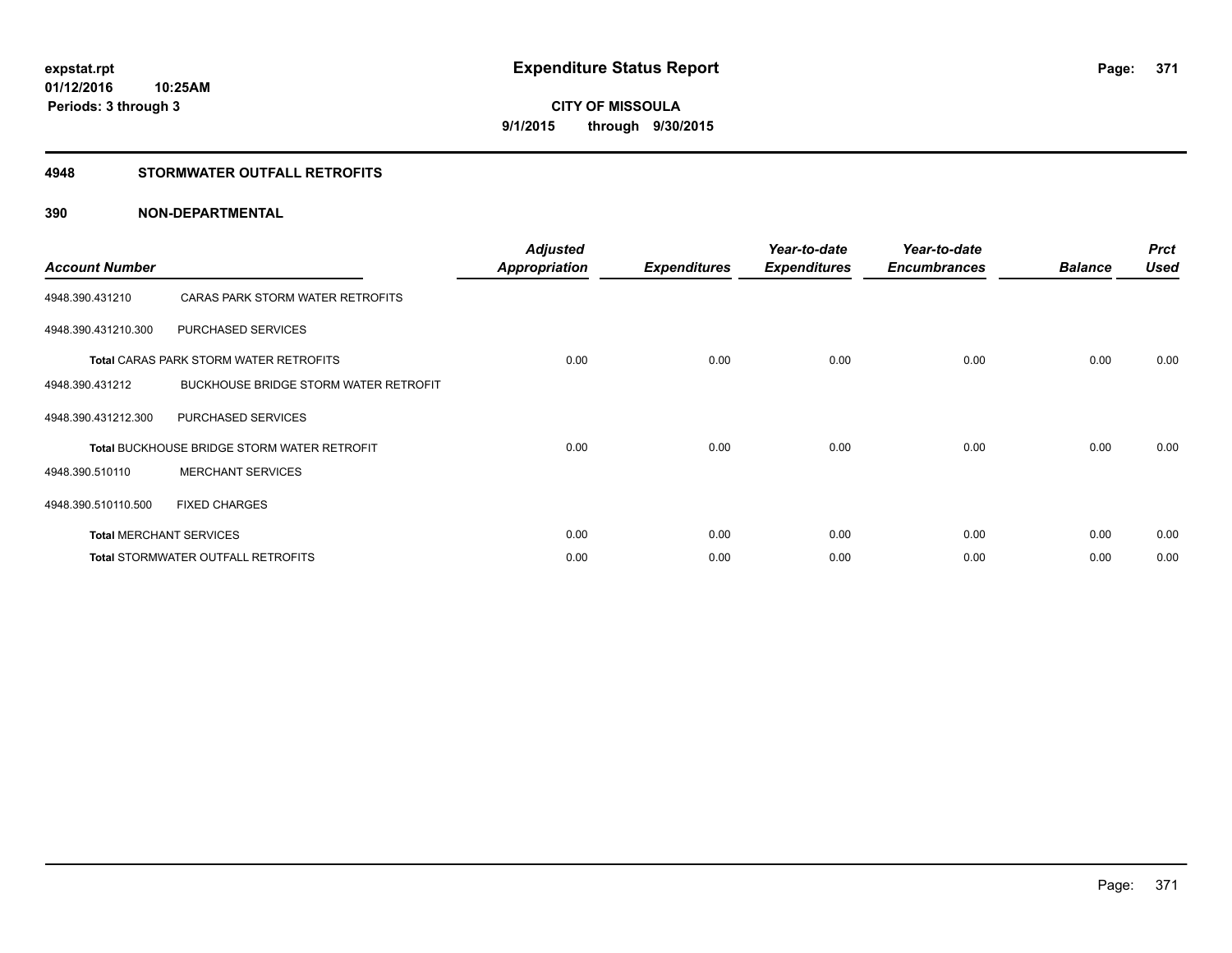# Expenditure Status Report

**CITY OF MISSOULA**

**9/1/2015 through 9/30/2015**

expstat.rpt
01/12/2016 10:25AM
Periods: 3 through 3

## 4948 STORMWATER OUTFALL RETROFITS

### 390 NON-DEPARTMENTAL

| Account Number | | Adjusted Appropriation | Expenditures | Year-to-date Expenditures | Year-to-date Encumbrances | Balance | Prct Used |
|---|---|---|---|---|---|---|---|
| 4948.390.431210 | CARAS PARK STORM WATER RETROFITS | | | | | | |
| 4948.390.431210.300 | PURCHASED SERVICES | | | | | | |
| Total CARAS PARK STORM WATER RETROFITS | | 0.00 | 0.00 | 0.00 | 0.00 | 0.00 | 0.00 |
| 4948.390.431212 | BUCKHOUSE BRIDGE STORM WATER RETROFIT | | | | | | |
| 4948.390.431212.300 | PURCHASED SERVICES | | | | | | |
| Total BUCKHOUSE BRIDGE STORM WATER RETROFIT | | 0.00 | 0.00 | 0.00 | 0.00 | 0.00 | 0.00 |
| 4948.390.510110 | MERCHANT SERVICES | | | | | | |
| 4948.390.510110.500 | FIXED CHARGES | | | | | | |
| Total MERCHANT SERVICES | | 0.00 | 0.00 | 0.00 | 0.00 | 0.00 | 0.00 |
| Total STORMWATER OUTFALL RETROFITS | | 0.00 | 0.00 | 0.00 | 0.00 | 0.00 | 0.00 |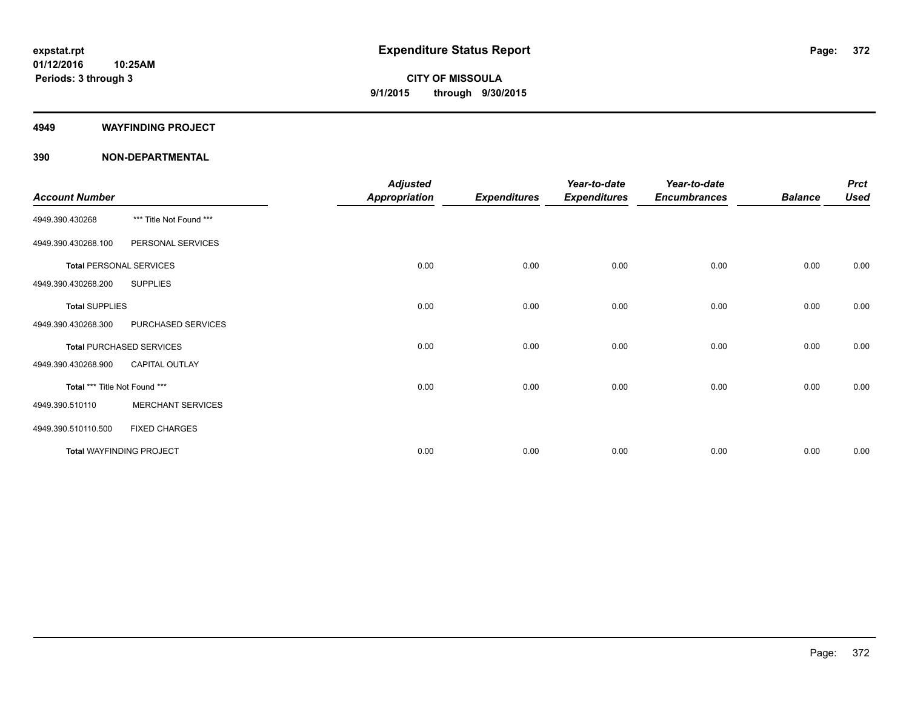**expstat.rpt**
**01/12/2016 10:25AM**
**Periods: 3 through 3**

# Expenditure Status Report

**CITY OF MISSOULA**
**9/1/2015 through 9/30/2015**

## 4949 WAYFINDING PROJECT

## 390 NON-DEPARTMENTAL

| Account Number | | Adjusted Appropriation | Expenditures | Year-to-date Expenditures | Year-to-date Encumbrances | Balance | Prct Used |
|---|---|---|---|---|---|---|---|
| 4949.390.430268 | *** Title Not Found *** | | | | | | |
| 4949.390.430268.100 | PERSONAL SERVICES | | | | | | |
| **Total** PERSONAL SERVICES | | 0.00 | 0.00 | 0.00 | 0.00 | 0.00 | 0.00 |
| 4949.390.430268.200 | SUPPLIES | | | | | | |
| **Total** SUPPLIES | | 0.00 | 0.00 | 0.00 | 0.00 | 0.00 | 0.00 |
| 4949.390.430268.300 | PURCHASED SERVICES | | | | | | |
| **Total** PURCHASED SERVICES | | 0.00 | 0.00 | 0.00 | 0.00 | 0.00 | 0.00 |
| 4949.390.430268.900 | CAPITAL OUTLAY | | | | | | |
| **Total** *** Title Not Found *** | | 0.00 | 0.00 | 0.00 | 0.00 | 0.00 | 0.00 |
| 4949.390.510110 | MERCHANT SERVICES | | | | | | |
| 4949.390.510110.500 | FIXED CHARGES | | | | | | |
| **Total** WAYFINDING PROJECT | | 0.00 | 0.00 | 0.00 | 0.00 | 0.00 | 0.00 |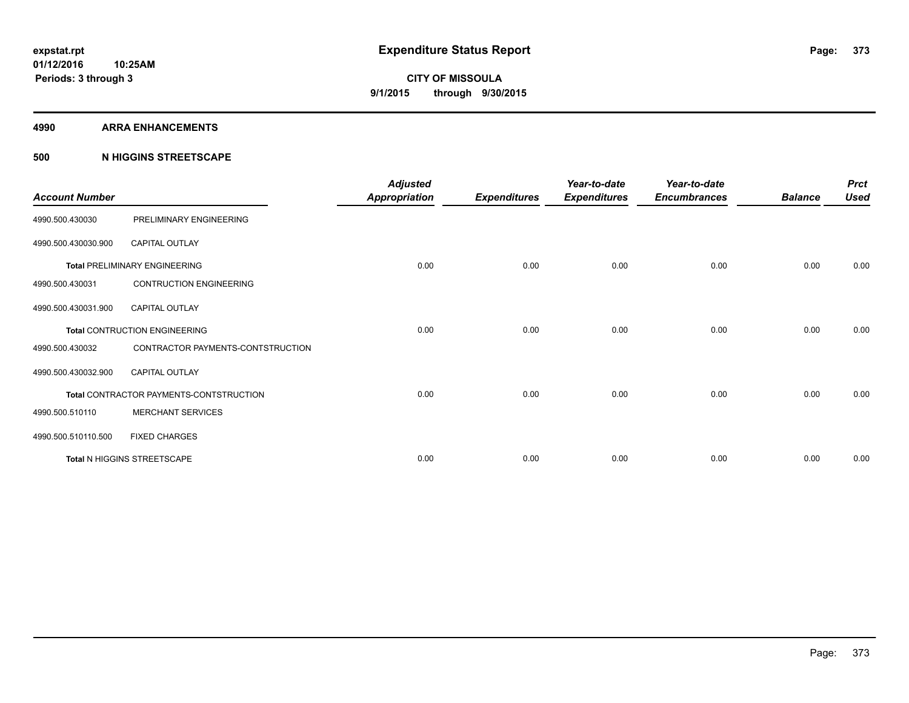**expstat.rpt**
**01/12/2016 10:25AM**
**Periods: 3 through 3**

# Expenditure Status Report

**CITY OF MISSOULA**
**9/1/2015 through 9/30/2015**

## 4990 ARRA ENHANCEMENTS

## 500 N HIGGINS STREETSCAPE

| Account Number | | Adjusted Appropriation | Expenditures | Year-to-date Expenditures | Year-to-date Encumbrances | Balance | Prct Used |
|---|---|---|---|---|---|---|---|
| 4990.500.430030 | PRELIMINARY ENGINEERING | | | | | | |
| 4990.500.430030.900 | CAPITAL OUTLAY | | | | | | |
| **Total** PRELIMINARY ENGINEERING | | 0.00 | 0.00 | 0.00 | 0.00 | 0.00 | 0.00 |
| 4990.500.430031 | CONTRUCTION ENGINEERING | | | | | | |
| 4990.500.430031.900 | CAPITAL OUTLAY | | | | | | |
| **Total** CONTRUCTION ENGINEERING | | 0.00 | 0.00 | 0.00 | 0.00 | 0.00 | 0.00 |
| 4990.500.430032 | CONTRACTOR PAYMENTS-CONTSTRUCTION | | | | | | |
| 4990.500.430032.900 | CAPITAL OUTLAY | | | | | | |
| **Total** CONTRACTOR PAYMENTS-CONTSTRUCTION | | 0.00 | 0.00 | 0.00 | 0.00 | 0.00 | 0.00 |
| 4990.500.510110 | MERCHANT SERVICES | | | | | | |
| 4990.500.510110.500 | FIXED CHARGES | | | | | | |
| **Total** N HIGGINS STREETSCAPE | | 0.00 | 0.00 | 0.00 | 0.00 | 0.00 | 0.00 |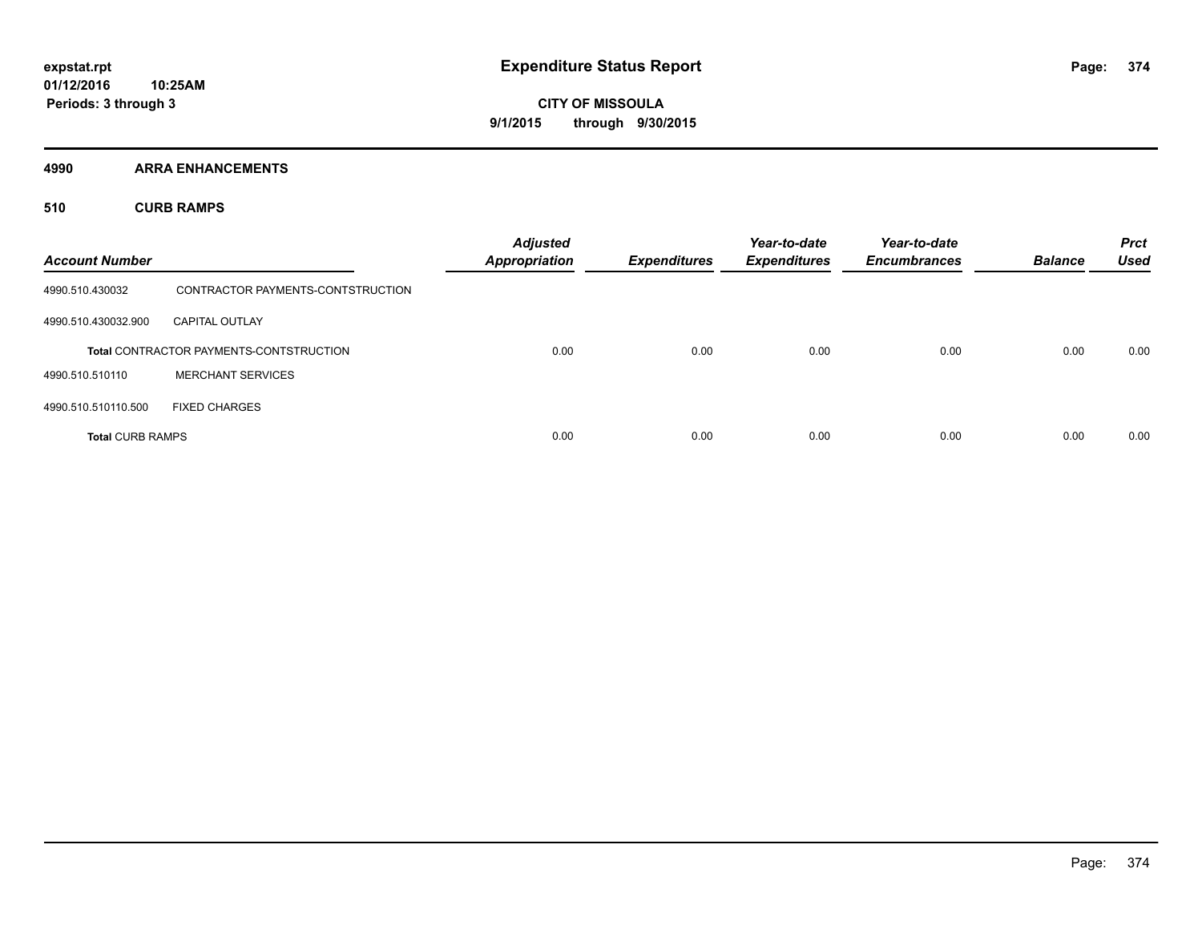**expstat.rpt**
**01/12/2016 10:25AM**
**Periods: 3 through 3**

# Expenditure Status Report

**CITY OF MISSOULA**
**9/1/2015 through 9/30/2015**

## 4990 ARRA ENHANCEMENTS

### 510 CURB RAMPS

| Account Number | | Adjusted Appropriation | Expenditures | Year-to-date Expenditures | Year-to-date Encumbrances | Balance | Prct Used |
|---|---|---|---|---|---|---|---|
| 4990.510.430032 | CONTRACTOR PAYMENTS-CONTSTRUCTION | | | | | | |
| 4990.510.430032.900 | CAPITAL OUTLAY | | | | | | |
| **Total** CONTRACTOR PAYMENTS-CONTSTRUCTION | | 0.00 | 0.00 | 0.00 | 0.00 | 0.00 | 0.00 |
| 4990.510.510110 | MERCHANT SERVICES | | | | | | |
| 4990.510.510110.500 | FIXED CHARGES | | | | | | |
| **Total** CURB RAMPS | | 0.00 | 0.00 | 0.00 | 0.00 | 0.00 | 0.00 |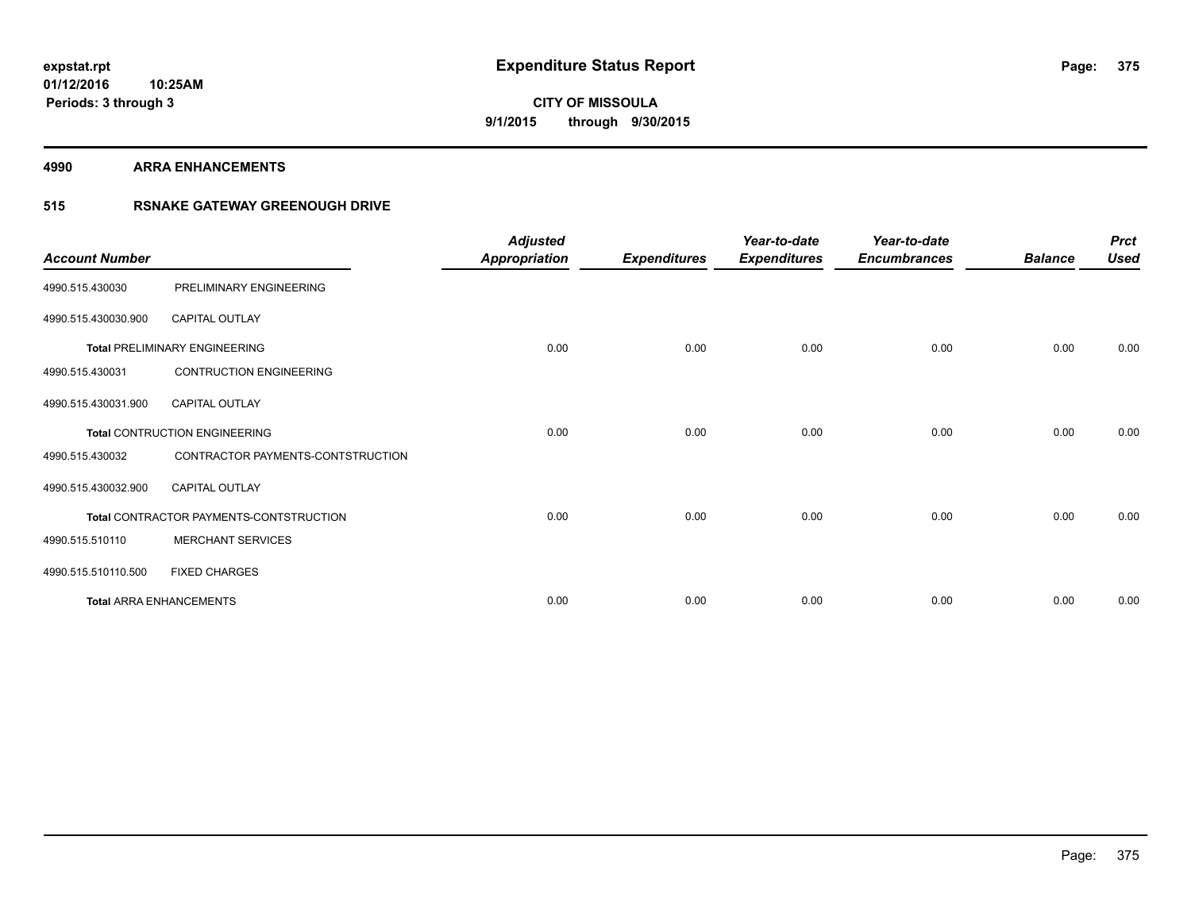**expstat.rpt**
**01/12/2016 10:25AM**
**Periods: 3 through 3**

# Expenditure Status Report

**CITY OF MISSOULA**
**9/1/2015 through 9/30/2015**

## 4990 ARRA ENHANCEMENTS

## 515 RSNAKE GATEWAY GREENOUGH DRIVE

| Account Number | | Adjusted Appropriation | Expenditures | Year-to-date Expenditures | Year-to-date Encumbrances | Balance | Prct Used |
|---|---|---|---|---|---|---|---|
| 4990.515.430030 | PRELIMINARY ENGINEERING | | | | | | |
| 4990.515.430030.900 | CAPITAL OUTLAY | | | | | | |
| **Total** PRELIMINARY ENGINEERING | | 0.00 | 0.00 | 0.00 | 0.00 | 0.00 | 0.00 |
| 4990.515.430031 | CONTRUCTION ENGINEERING | | | | | | |
| 4990.515.430031.900 | CAPITAL OUTLAY | | | | | | |
| **Total** CONTRUCTION ENGINEERING | | 0.00 | 0.00 | 0.00 | 0.00 | 0.00 | 0.00 |
| 4990.515.430032 | CONTRACTOR PAYMENTS-CONTSTRUCTION | | | | | | |
| 4990.515.430032.900 | CAPITAL OUTLAY | | | | | | |
| **Total** CONTRACTOR PAYMENTS-CONTSTRUCTION | | 0.00 | 0.00 | 0.00 | 0.00 | 0.00 | 0.00 |
| 4990.515.510110 | MERCHANT SERVICES | | | | | | |
| 4990.515.510110.500 | FIXED CHARGES | | | | | | |
| **Total** ARRA ENHANCEMENTS | | 0.00 | 0.00 | 0.00 | 0.00 | 0.00 | 0.00 |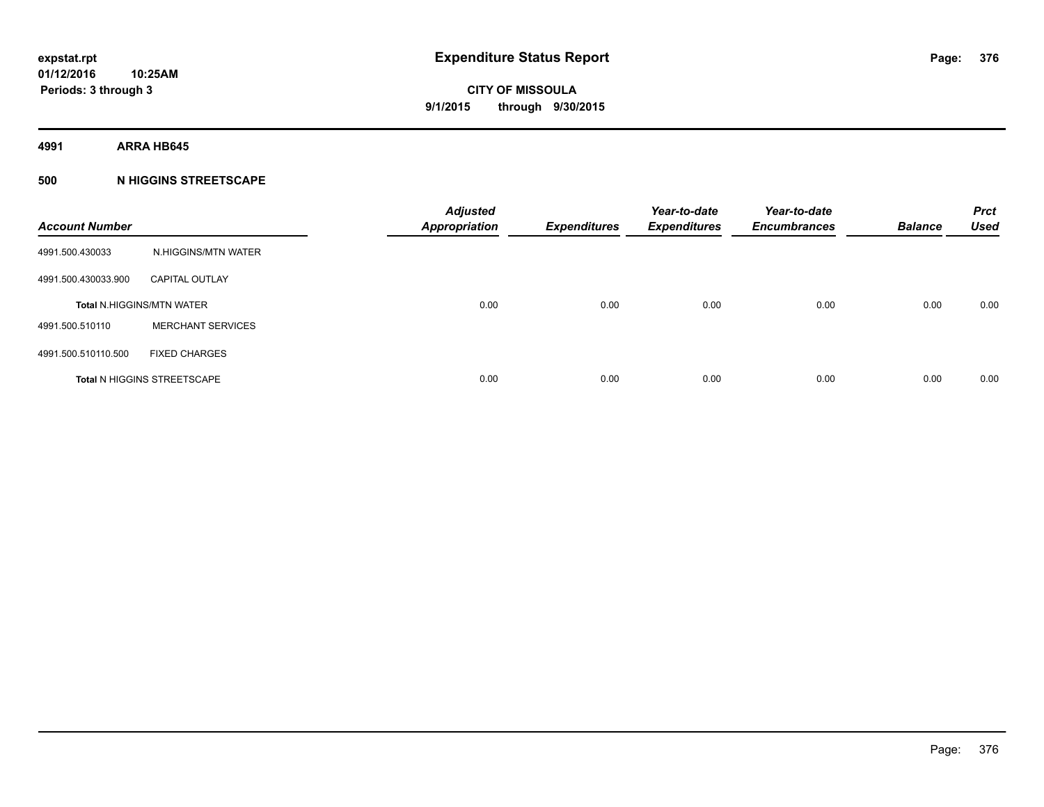**expstat.rpt**
**01/12/2016 10:25AM**
**Periods: 3 through 3**

# Expenditure Status Report

**CITY OF MISSOULA**
**9/1/2015 through 9/30/2015**

## 4991 ARRA HB645

### 500 N HIGGINS STREETSCAPE

| Account Number | | Adjusted Appropriation | Expenditures | Year-to-date Expenditures | Year-to-date Encumbrances | Balance | Prct Used |
|---|---|---|---|---|---|---|---|
| 4991.500.430033 | N.HIGGINS/MTN WATER | | | | | | |
| 4991.500.430033.900 | CAPITAL OUTLAY | | | | | | |
| **Total** N.HIGGINS/MTN WATER | | 0.00 | 0.00 | 0.00 | 0.00 | 0.00 | 0.00 |
| 4991.500.510110 | MERCHANT SERVICES | | | | | | |
| 4991.500.510110.500 | FIXED CHARGES | | | | | | |
| **Total** N HIGGINS STREETSCAPE | | 0.00 | 0.00 | 0.00 | 0.00 | 0.00 | 0.00 |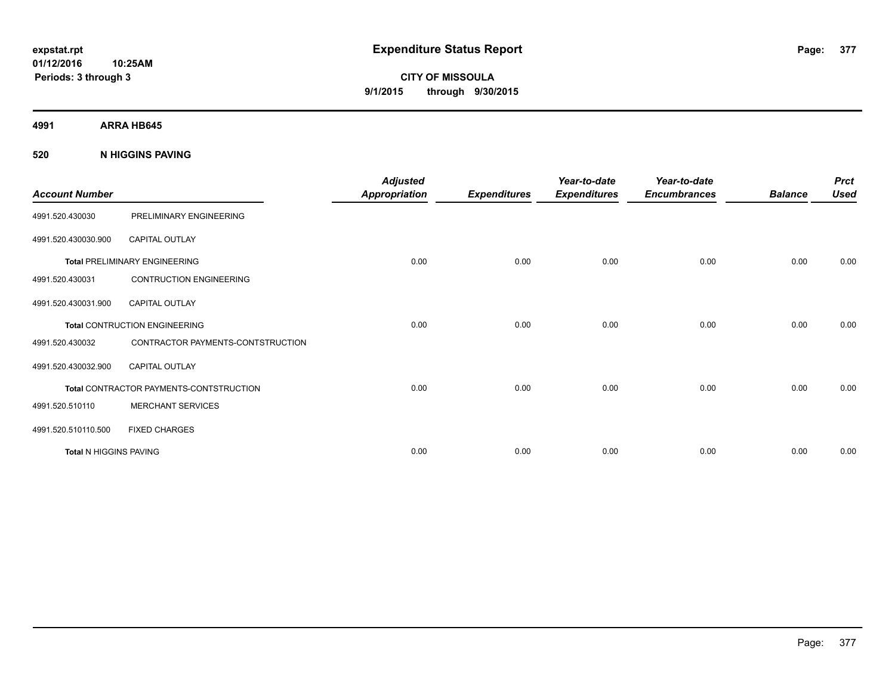**expstat.rpt**
**01/12/2016 10:25AM**
**Periods: 3 through 3**

# Expenditure Status Report

**CITY OF MISSOULA**
**9/1/2015 through 9/30/2015**

## 4991 ARRA HB645

### 520 N HIGGINS PAVING

| Account Number | | Adjusted Appropriation | Expenditures | Year-to-date Expenditures | Year-to-date Encumbrances | Balance | Prct Used |
|---|---|---|---|---|---|---|---|
| 4991.520.430030 | PRELIMINARY ENGINEERING | | | | | | |
| 4991.520.430030.900 | CAPITAL OUTLAY | | | | | | |
| **Total** PRELIMINARY ENGINEERING | | 0.00 | 0.00 | 0.00 | 0.00 | 0.00 | 0.00 |
| 4991.520.430031 | CONTRUCTION ENGINEERING | | | | | | |
| 4991.520.430031.900 | CAPITAL OUTLAY | | | | | | |
| **Total** CONTRUCTION ENGINEERING | | 0.00 | 0.00 | 0.00 | 0.00 | 0.00 | 0.00 |
| 4991.520.430032 | CONTRACTOR PAYMENTS-CONTSTRUCTION | | | | | | |
| 4991.520.430032.900 | CAPITAL OUTLAY | | | | | | |
| **Total** CONTRACTOR PAYMENTS-CONTSTRUCTION | | 0.00 | 0.00 | 0.00 | 0.00 | 0.00 | 0.00 |
| 4991.520.510110 | MERCHANT SERVICES | | | | | | |
| 4991.520.510110.500 | FIXED CHARGES | | | | | | |
| **Total** N HIGGINS PAVING | | 0.00 | 0.00 | 0.00 | 0.00 | 0.00 | 0.00 |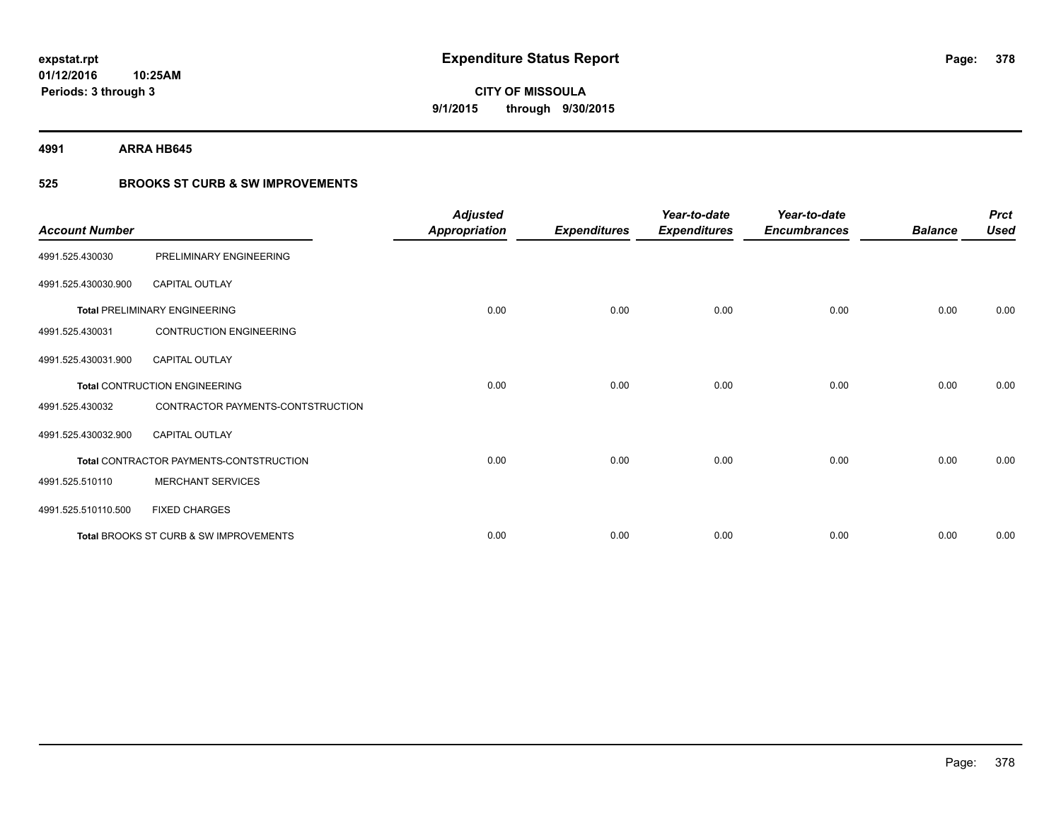**expstat.rpt**
**01/12/2016 10:25AM**
**Periods: 3 through 3**

# Expenditure Status Report

**CITY OF MISSOULA**
**9/1/2015 through 9/30/2015**

## 4991 ARRA HB645

### 525 BROOKS ST CURB & SW IMPROVEMENTS

| Account Number | | Adjusted Appropriation | Expenditures | Year-to-date Expenditures | Year-to-date Encumbrances | Balance | Prct Used |
|---|---|---|---|---|---|---|---|
| 4991.525.430030 | PRELIMINARY ENGINEERING | | | | | | |
| 4991.525.430030.900 | CAPITAL OUTLAY | | | | | | |
| **Total** PRELIMINARY ENGINEERING | | 0.00 | 0.00 | 0.00 | 0.00 | 0.00 | 0.00 |
| 4991.525.430031 | CONTRUCTION ENGINEERING | | | | | | |
| 4991.525.430031.900 | CAPITAL OUTLAY | | | | | | |
| **Total** CONTRUCTION ENGINEERING | | 0.00 | 0.00 | 0.00 | 0.00 | 0.00 | 0.00 |
| 4991.525.430032 | CONTRACTOR PAYMENTS-CONTSTRUCTION | | | | | | |
| 4991.525.430032.900 | CAPITAL OUTLAY | | | | | | |
| **Total** CONTRACTOR PAYMENTS-CONTSTRUCTION | | 0.00 | 0.00 | 0.00 | 0.00 | 0.00 | 0.00 |
| 4991.525.510110 | MERCHANT SERVICES | | | | | | |
| 4991.525.510110.500 | FIXED CHARGES | | | | | | |
| **Total** BROOKS ST CURB & SW IMPROVEMENTS | | 0.00 | 0.00 | 0.00 | 0.00 | 0.00 | 0.00 |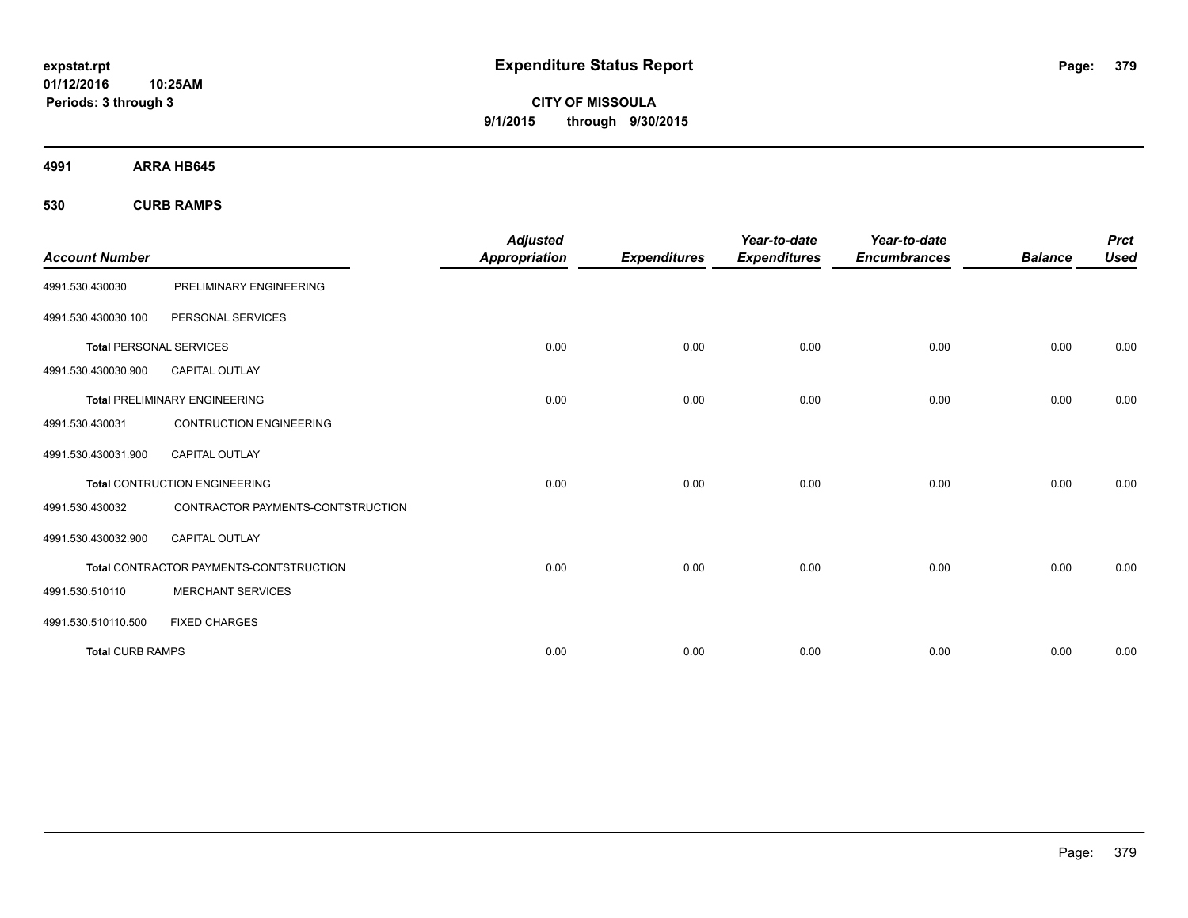# Expenditure Status Report

**expstat.rpt**
**01/12/2016 10:25AM**
**Periods: 3 through 3**

**CITY OF MISSOULA**
**9/1/2015 through 9/30/2015**

## 4991 ARRA HB645

### 530 CURB RAMPS

| Account Number | | Adjusted Appropriation | Expenditures | Year-to-date Expenditures | Year-to-date Encumbrances | Balance | Prct Used |
|---|---|---|---|---|---|---|---|
| 4991.530.430030 | PRELIMINARY ENGINEERING | | | | | | |
| 4991.530.430030.100 | PERSONAL SERVICES | | | | | | |
| **Total** PERSONAL SERVICES | | 0.00 | 0.00 | 0.00 | 0.00 | 0.00 | 0.00 |
| 4991.530.430030.900 | CAPITAL OUTLAY | | | | | | |
| **Total** PRELIMINARY ENGINEERING | | 0.00 | 0.00 | 0.00 | 0.00 | 0.00 | 0.00 |
| 4991.530.430031 | CONTRUCTION ENGINEERING | | | | | | |
| 4991.530.430031.900 | CAPITAL OUTLAY | | | | | | |
| **Total** CONTRUCTION ENGINEERING | | 0.00 | 0.00 | 0.00 | 0.00 | 0.00 | 0.00 |
| 4991.530.430032 | CONTRACTOR PAYMENTS-CONTSTRUCTION | | | | | | |
| 4991.530.430032.900 | CAPITAL OUTLAY | | | | | | |
| **Total** CONTRACTOR PAYMENTS-CONTSTRUCTION | | 0.00 | 0.00 | 0.00 | 0.00 | 0.00 | 0.00 |
| 4991.530.510110 | MERCHANT SERVICES | | | | | | |
| 4991.530.510110.500 | FIXED CHARGES | | | | | | |
| **Total** CURB RAMPS | | 0.00 | 0.00 | 0.00 | 0.00 | 0.00 | 0.00 |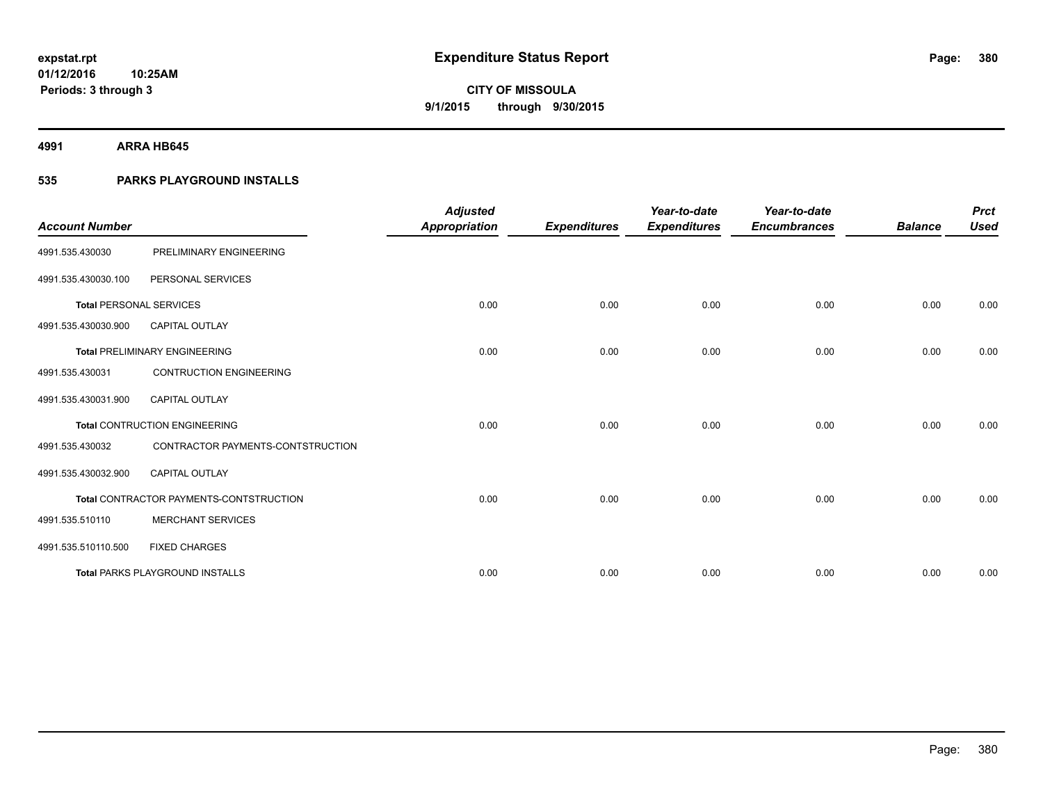# Expenditure Status Report

expstat.rpt
01/12/2016 10:25AM
Periods: 3 through 3

**CITY OF MISSOULA**
**9/1/2015 through 9/30/2015**

**4991 ARRA HB645**

## 535 PARKS PLAYGROUND INSTALLS

| Account Number | | Adjusted Appropriation | Expenditures | Year-to-date Expenditures | Year-to-date Encumbrances | Balance | Prct Used |
|---|---|---|---|---|---|---|---|
| 4991.535.430030 | PRELIMINARY ENGINEERING | | | | | | |
| 4991.535.430030.100 | PERSONAL SERVICES | | | | | | |
| **Total** PERSONAL SERVICES | | 0.00 | 0.00 | 0.00 | 0.00 | 0.00 | 0.00 |
| 4991.535.430030.900 | CAPITAL OUTLAY | | | | | | |
| **Total** PRELIMINARY ENGINEERING | | 0.00 | 0.00 | 0.00 | 0.00 | 0.00 | 0.00 |
| 4991.535.430031 | CONTRUCTION ENGINEERING | | | | | | |
| 4991.535.430031.900 | CAPITAL OUTLAY | | | | | | |
| **Total** CONTRUCTION ENGINEERING | | 0.00 | 0.00 | 0.00 | 0.00 | 0.00 | 0.00 |
| 4991.535.430032 | CONTRACTOR PAYMENTS-CONTSTRUCTION | | | | | | |
| 4991.535.430032.900 | CAPITAL OUTLAY | | | | | | |
| **Total** CONTRACTOR PAYMENTS-CONTSTRUCTION | | 0.00 | 0.00 | 0.00 | 0.00 | 0.00 | 0.00 |
| 4991.535.510110 | MERCHANT SERVICES | | | | | | |
| 4991.535.510110.500 | FIXED CHARGES | | | | | | |
| **Total** PARKS PLAYGROUND INSTALLS | | 0.00 | 0.00 | 0.00 | 0.00 | 0.00 | 0.00 |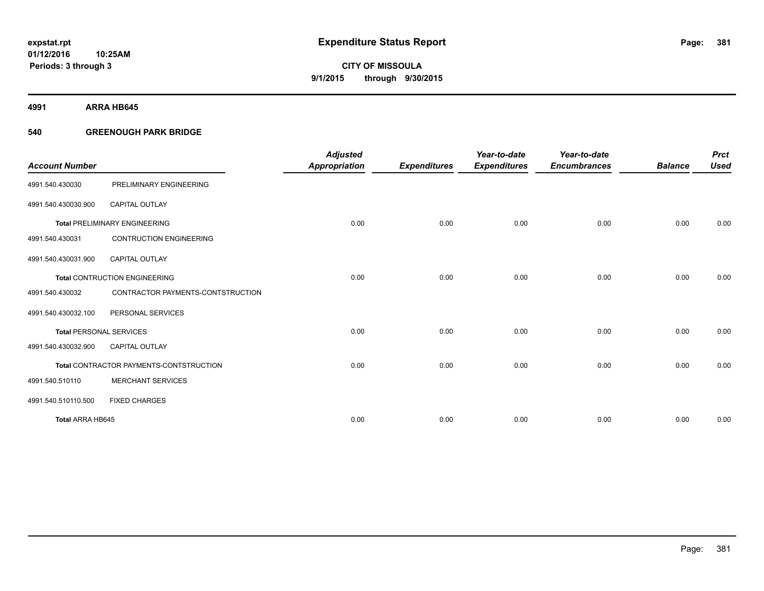**expstat.rpt**
**01/12/2016 10:25AM**
**Periods: 3 through 3**

# Expenditure Status Report

**CITY OF MISSOULA**
**9/1/2015 through 9/30/2015**

## 4991 ARRA HB645

### 540 GREENOUGH PARK BRIDGE

| Account Number | | Adjusted Appropriation | Expenditures | Year-to-date Expenditures | Year-to-date Encumbrances | Balance | Prct Used |
|---|---|---|---|---|---|---|---|
| 4991.540.430030 | PRELIMINARY ENGINEERING | | | | | | |
| 4991.540.430030.900 | CAPITAL OUTLAY | | | | | | |
| **Total** PRELIMINARY ENGINEERING | | 0.00 | 0.00 | 0.00 | 0.00 | 0.00 | 0.00 |
| 4991.540.430031 | CONTRUCTION ENGINEERING | | | | | | |
| 4991.540.430031.900 | CAPITAL OUTLAY | | | | | | |
| **Total** CONTRUCTION ENGINEERING | | 0.00 | 0.00 | 0.00 | 0.00 | 0.00 | 0.00 |
| 4991.540.430032 | CONTRACTOR PAYMENTS-CONTSTRUCTION | | | | | | |
| 4991.540.430032.100 | PERSONAL SERVICES | | | | | | |
| **Total** PERSONAL SERVICES | | 0.00 | 0.00 | 0.00 | 0.00 | 0.00 | 0.00 |
| 4991.540.430032.900 | CAPITAL OUTLAY | | | | | | |
| **Total** CONTRACTOR PAYMENTS-CONTSTRUCTION | | 0.00 | 0.00 | 0.00 | 0.00 | 0.00 | 0.00 |
| 4991.540.510110 | MERCHANT SERVICES | | | | | | |
| 4991.540.510110.500 | FIXED CHARGES | | | | | | |
| **Total ARRA HB645** | | 0.00 | 0.00 | 0.00 | 0.00 | 0.00 | 0.00 |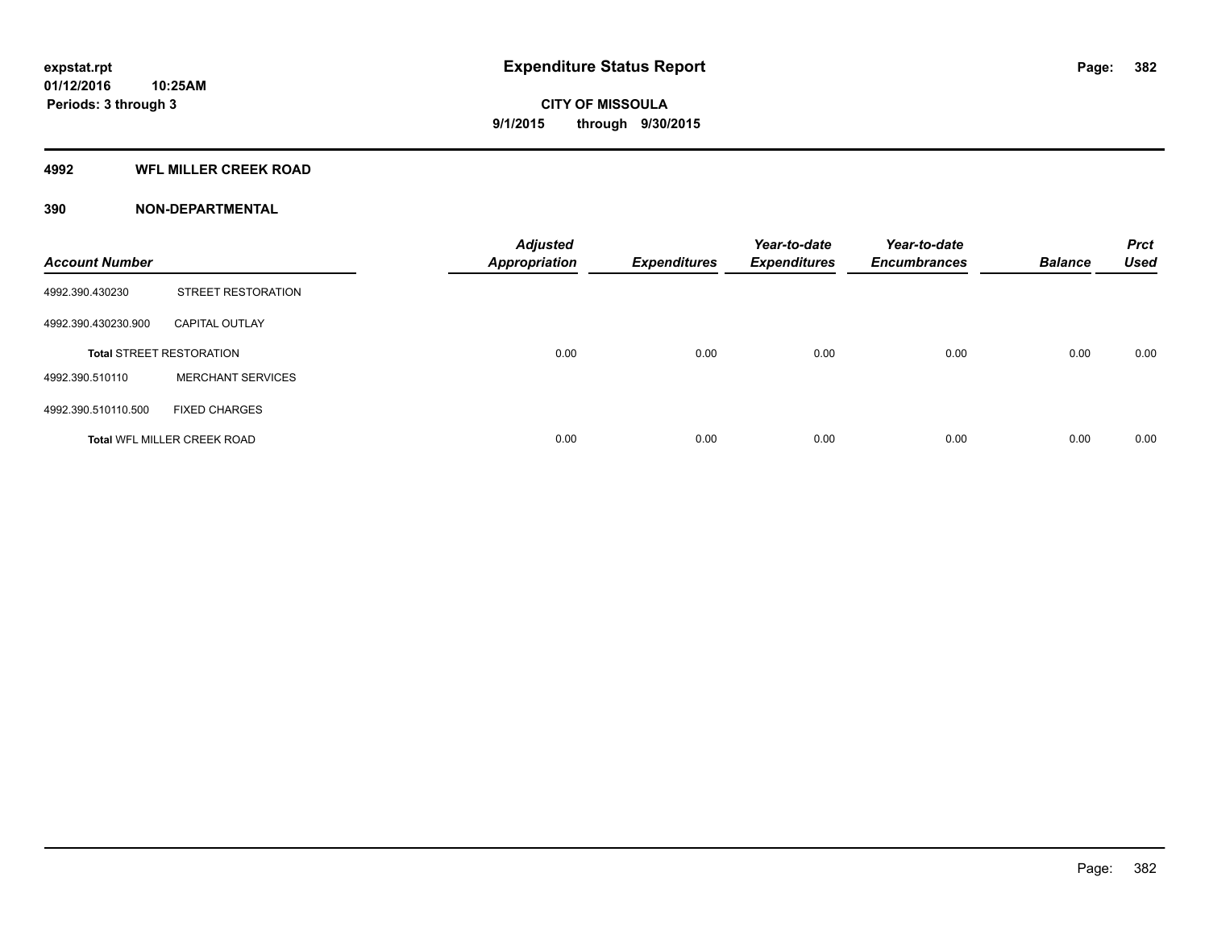# Expenditure Status Report

expstat.rpt
01/12/2016 10:25AM
Periods: 3 through 3

**CITY OF MISSOULA**
**9/1/2015 through 9/30/2015**

## 4992 WFL MILLER CREEK ROAD

### 390 NON-DEPARTMENTAL

| Account Number | | Adjusted Appropriation | Expenditures | Year-to-date Expenditures | Year-to-date Encumbrances | Balance | Prct Used |
|---|---|---|---|---|---|---|---|
| 4992.390.430230 | STREET RESTORATION | | | | | | |
| 4992.390.430230.900 | CAPITAL OUTLAY | | | | | | |
| **Total** STREET RESTORATION | | 0.00 | 0.00 | 0.00 | 0.00 | 0.00 | 0.00 |
| 4992.390.510110 | MERCHANT SERVICES | | | | | | |
| 4992.390.510110.500 | FIXED CHARGES | | | | | | |
| **Total** WFL MILLER CREEK ROAD | | 0.00 | 0.00 | 0.00 | 0.00 | 0.00 | 0.00 |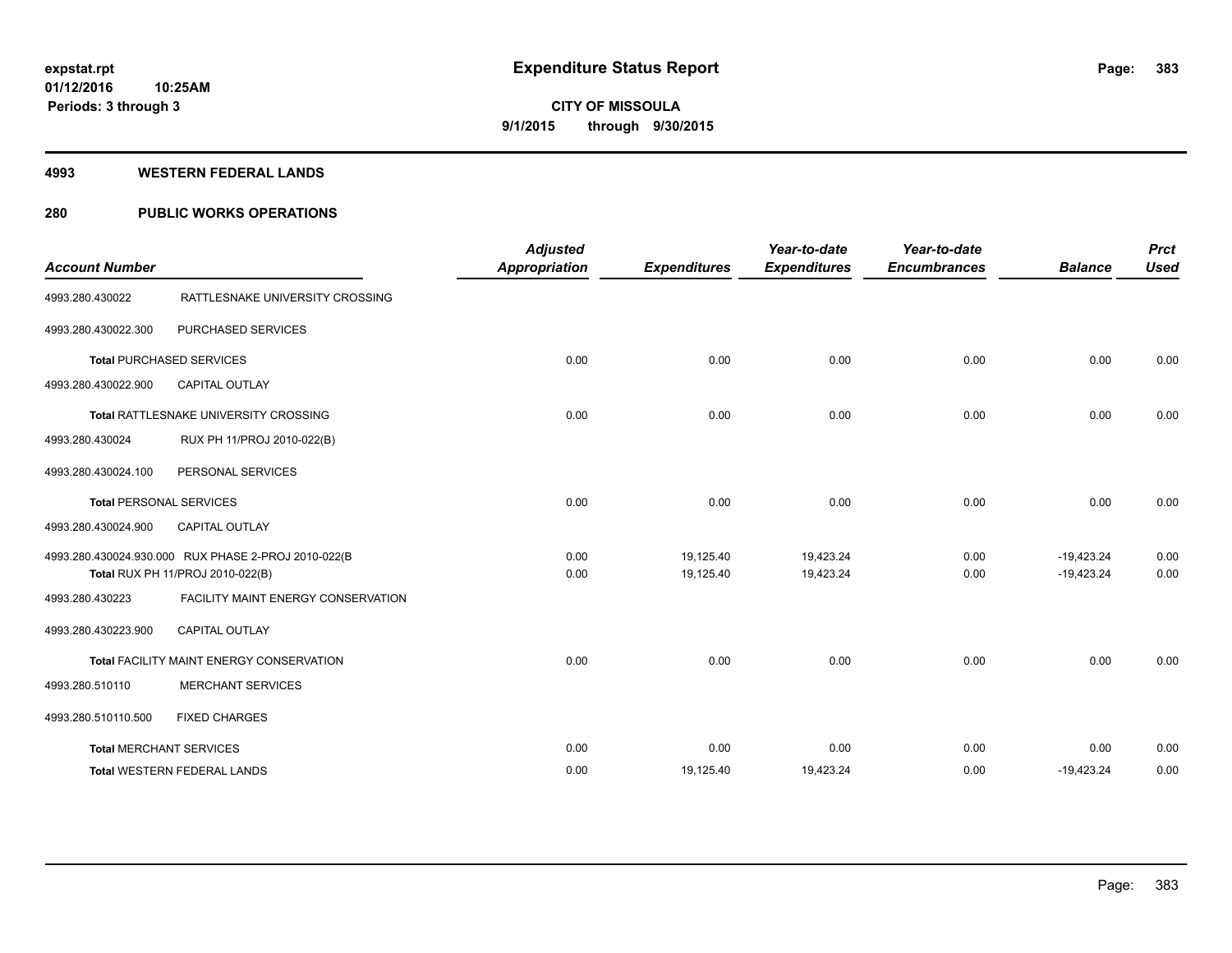# Expenditure Status Report

expstat.rpt
01/12/2016 10:25AM
Periods: 3 through 3

**CITY OF MISSOULA**
**9/1/2015 through 9/30/2015**

## 4993 WESTERN FEDERAL LANDS

### 280 PUBLIC WORKS OPERATIONS

| Account Number | | Adjusted Appropriation | Expenditures | Year-to-date Expenditures | Year-to-date Encumbrances | Balance | Prct Used |
|---|---|---|---|---|---|---|---|
| 4993.280.430022 | RATTLESNAKE UNIVERSITY CROSSING | | | | | | |
| 4993.280.430022.300 | PURCHASED SERVICES | | | | | | |
| **Total** PURCHASED SERVICES | | 0.00 | 0.00 | 0.00 | 0.00 | 0.00 | 0.00 |
| 4993.280.430022.900 | CAPITAL OUTLAY | | | | | | |
| **Total** RATTLESNAKE UNIVERSITY CROSSING | | 0.00 | 0.00 | 0.00 | 0.00 | 0.00 | 0.00 |
| 4993.280.430024 | RUX PH 11/PROJ 2010-022(B) | | | | | | |
| 4993.280.430024.100 | PERSONAL SERVICES | | | | | | |
| **Total** PERSONAL SERVICES | | 0.00 | 0.00 | 0.00 | 0.00 | 0.00 | 0.00 |
| 4993.280.430024.900 | CAPITAL OUTLAY | | | | | | |
| 4993.280.430024.930.000 | RUX PHASE 2-PROJ 2010-022(B | 0.00 | 19,125.40 | 19,423.24 | 0.00 | -19,423.24 | 0.00 |
| **Total** RUX PH 11/PROJ 2010-022(B) | | 0.00 | 19,125.40 | 19,423.24 | 0.00 | -19,423.24 | 0.00 |
| 4993.280.430223 | FACILITY MAINT ENERGY CONSERVATION | | | | | | |
| 4993.280.430223.900 | CAPITAL OUTLAY | | | | | | |
| **Total** FACILITY MAINT ENERGY CONSERVATION | | 0.00 | 0.00 | 0.00 | 0.00 | 0.00 | 0.00 |
| 4993.280.510110 | MERCHANT SERVICES | | | | | | |
| 4993.280.510110.500 | FIXED CHARGES | | | | | | |
| **Total** MERCHANT SERVICES | | 0.00 | 0.00 | 0.00 | 0.00 | 0.00 | 0.00 |
| **Total** WESTERN FEDERAL LANDS | | 0.00 | 19,125.40 | 19,423.24 | 0.00 | -19,423.24 | 0.00 |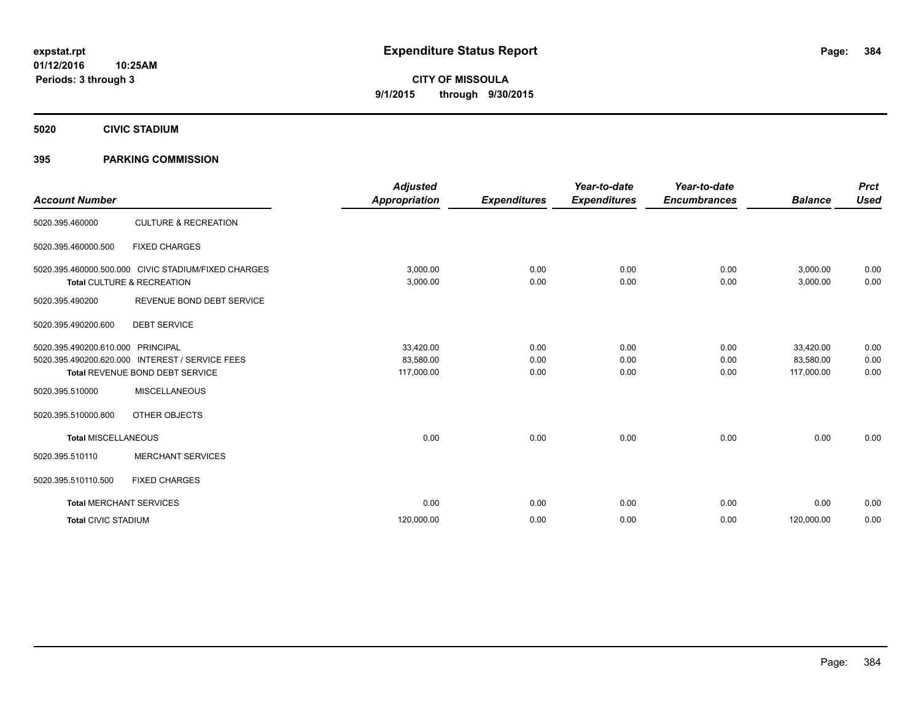**expstat.rpt**
**01/12/2016 10:25AM**
**Periods: 3 through 3**

# Expenditure Status Report

**CITY OF MISSOULA**
**9/1/2015 through 9/30/2015**

## 5020 CIVIC STADIUM

## 395 PARKING COMMISSION

| Account Number | | Adjusted Appropriation | Expenditures | Year-to-date Expenditures | Year-to-date Encumbrances | Balance | Prct Used |
|---|---|---|---|---|---|---|---|
| 5020.395.460000 | CULTURE & RECREATION | | | | | | |
| 5020.395.460000.500 | FIXED CHARGES | | | | | | |
| 5020.395.460000.500.000 | CIVIC STADIUM/FIXED CHARGES | 3,000.00 | 0.00 | 0.00 | 0.00 | 3,000.00 | 0.00 |
| **Total** CULTURE & RECREATION | | 3,000.00 | 0.00 | 0.00 | 0.00 | 3,000.00 | 0.00 |
| 5020.395.490200 | REVENUE BOND DEBT SERVICE | | | | | | |
| 5020.395.490200.600 | DEBT SERVICE | | | | | | |
| 5020.395.490200.610.000 | PRINCIPAL | 33,420.00 | 0.00 | 0.00 | 0.00 | 33,420.00 | 0.00 |
| 5020.395.490200.620.000 | INTEREST / SERVICE FEES | 83,580.00 | 0.00 | 0.00 | 0.00 | 83,580.00 | 0.00 |
| **Total** REVENUE BOND DEBT SERVICE | | 117,000.00 | 0.00 | 0.00 | 0.00 | 117,000.00 | 0.00 |
| 5020.395.510000 | MISCELLANEOUS | | | | | | |
| 5020.395.510000.800 | OTHER OBJECTS | | | | | | |
| **Total** MISCELLANEOUS | | 0.00 | 0.00 | 0.00 | 0.00 | 0.00 | 0.00 |
| 5020.395.510110 | MERCHANT SERVICES | | | | | | |
| 5020.395.510110.500 | FIXED CHARGES | | | | | | |
| **Total** MERCHANT SERVICES | | 0.00 | 0.00 | 0.00 | 0.00 | 0.00 | 0.00 |
| **Total** CIVIC STADIUM | | 120,000.00 | 0.00 | 0.00 | 0.00 | 120,000.00 | 0.00 |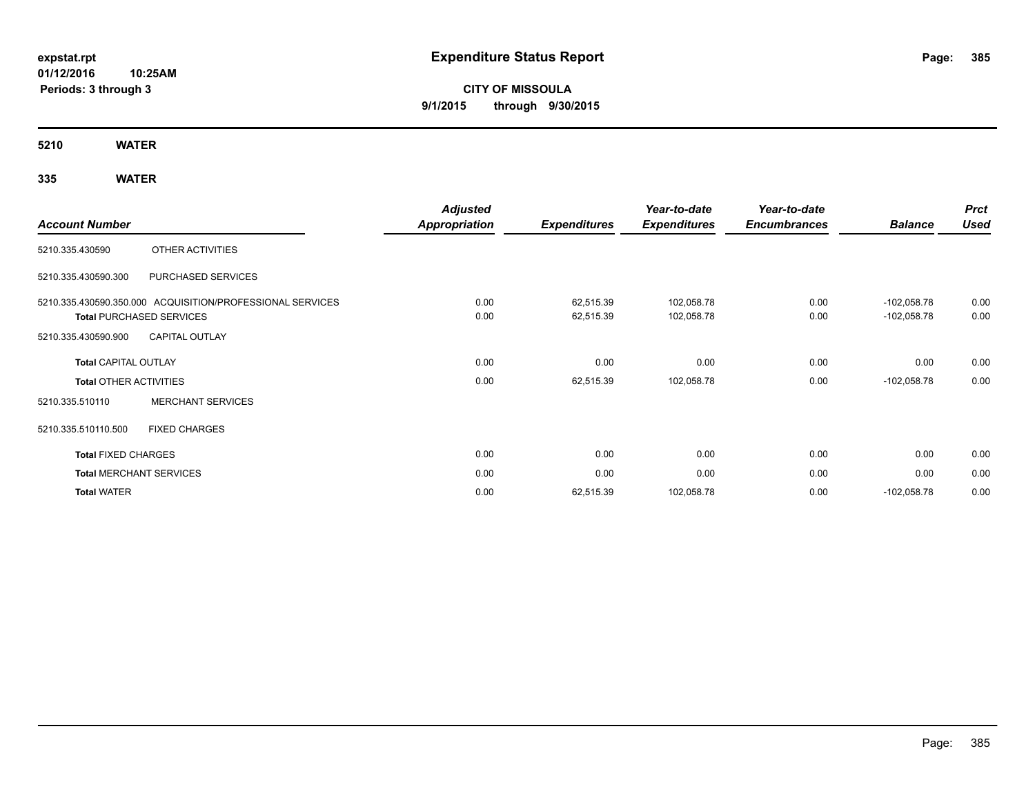**expstat.rpt**
**01/12/2016 10:25AM**
**Periods: 3 through 3**

# Expenditure Status Report

**CITY OF MISSOULA**
**9/1/2015 through 9/30/2015**

## 5210 WATER

## 335 WATER

| Account Number | | Adjusted Appropriation | Expenditures | Year-to-date Expenditures | Year-to-date Encumbrances | Balance | Prct Used |
|---|---|---|---|---|---|---|---|
| 5210.335.430590 | OTHER ACTIVITIES | | | | | | |
| 5210.335.430590.300 | PURCHASED SERVICES | | | | | | |
| 5210.335.430590.350.000 | ACQUISITION/PROFESSIONAL SERVICES | 0.00 | 62,515.39 | 102,058.78 | 0.00 | -102,058.78 | 0.00 |
| **Total** PURCHASED SERVICES | | 0.00 | 62,515.39 | 102,058.78 | 0.00 | -102,058.78 | 0.00 |
| 5210.335.430590.900 | CAPITAL OUTLAY | | | | | | |
| **Total** CAPITAL OUTLAY | | 0.00 | 0.00 | 0.00 | 0.00 | 0.00 | 0.00 |
| **Total** OTHER ACTIVITIES | | 0.00 | 62,515.39 | 102,058.78 | 0.00 | -102,058.78 | 0.00 |
| 5210.335.510110 | MERCHANT SERVICES | | | | | | |
| 5210.335.510110.500 | FIXED CHARGES | | | | | | |
| **Total** FIXED CHARGES | | 0.00 | 0.00 | 0.00 | 0.00 | 0.00 | 0.00 |
| **Total** MERCHANT SERVICES | | 0.00 | 0.00 | 0.00 | 0.00 | 0.00 | 0.00 |
| **Total** WATER | | 0.00 | 62,515.39 | 102,058.78 | 0.00 | -102,058.78 | 0.00 |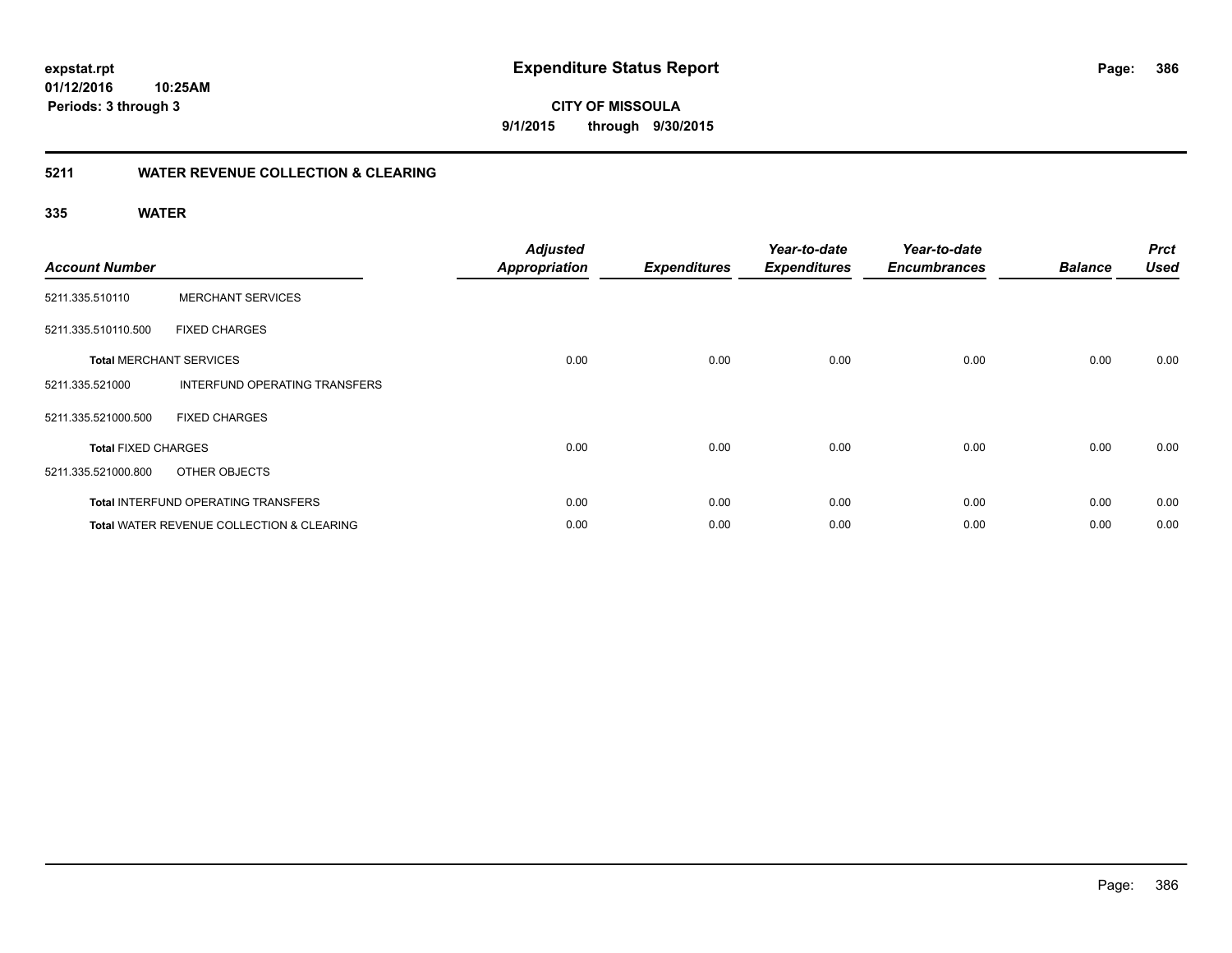**expstat.rpt**
**01/12/2016 10:25AM**
**Periods: 3 through 3**

# Expenditure Status Report

**CITY OF MISSOULA**
**9/1/2015 through 9/30/2015**

## 5211 WATER REVENUE COLLECTION & CLEARING

### 335 WATER

| Account Number | | Adjusted Appropriation | Expenditures | Year-to-date Expenditures | Year-to-date Encumbrances | Balance | Prct Used |
|---|---|---|---|---|---|---|---|
| 5211.335.510110 | MERCHANT SERVICES | | | | | | |
| 5211.335.510110.500 | FIXED CHARGES | | | | | | |
| **Total** MERCHANT SERVICES | | 0.00 | 0.00 | 0.00 | 0.00 | 0.00 | 0.00 |
| 5211.335.521000 | INTERFUND OPERATING TRANSFERS | | | | | | |
| 5211.335.521000.500 | FIXED CHARGES | | | | | | |
| **Total** FIXED CHARGES | | 0.00 | 0.00 | 0.00 | 0.00 | 0.00 | 0.00 |
| 5211.335.521000.800 | OTHER OBJECTS | | | | | | |
| **Total** INTERFUND OPERATING TRANSFERS | | 0.00 | 0.00 | 0.00 | 0.00 | 0.00 | 0.00 |
| **Total** WATER REVENUE COLLECTION & CLEARING | | 0.00 | 0.00 | 0.00 | 0.00 | 0.00 | 0.00 |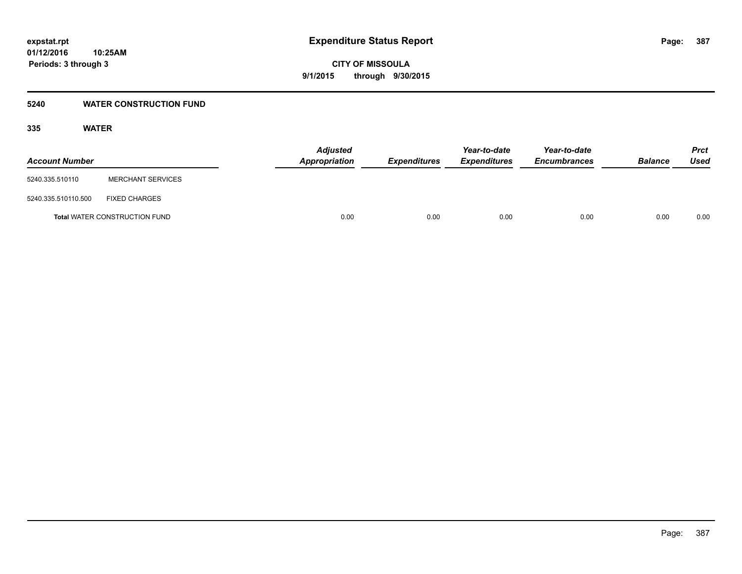# Expenditure Status Report

expstat.rpt
01/12/2016 10:25AM
Periods: 3 through 3

**CITY OF MISSOULA**
**9/1/2015 through 9/30/2015**

## 5240 WATER CONSTRUCTION FUND

### 335 WATER

| Account Number | | Adjusted Appropriation | Expenditures | Year-to-date Expenditures | Year-to-date Encumbrances | Balance | Prct Used |
|---|---|---|---|---|---|---|---|
| 5240.335.510110 | MERCHANT SERVICES | | | | | | |
| 5240.335.510110.500 | FIXED CHARGES | | | | | | |
| **Total** WATER CONSTRUCTION FUND | | 0.00 | 0.00 | 0.00 | 0.00 | 0.00 | 0.00 |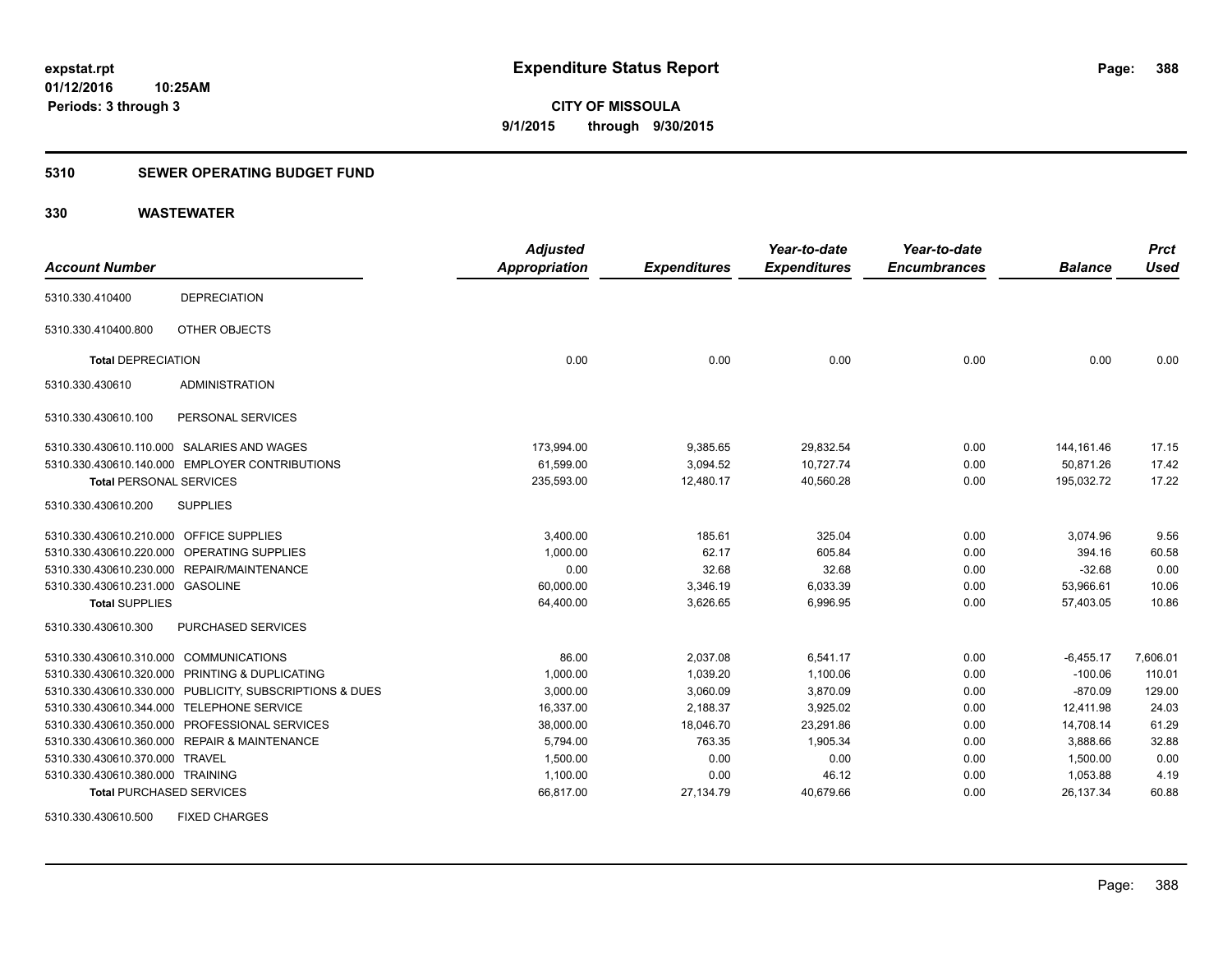**expstat.rpt**
**01/12/2016 10:25AM**
**Periods: 3 through 3**

# Expenditure Status Report

**CITY OF MISSOULA**
**9/1/2015 through 9/30/2015**

## 5310 SEWER OPERATING BUDGET FUND

## 330 WASTEWATER

| Account Number | | Adjusted Appropriation | Expenditures | Year-to-date Expenditures | Year-to-date Encumbrances | Balance | Prct Used |
|---|---|---|---|---|---|---|---|
| 5310.330.410400 | DEPRECIATION | | | | | | |
| 5310.330.410400.800 | OTHER OBJECTS | | | | | | |
| **Total** DEPRECIATION | | 0.00 | 0.00 | 0.00 | 0.00 | 0.00 | 0.00 |
| 5310.330.430610 | ADMINISTRATION | | | | | | |
| 5310.330.430610.100 | PERSONAL SERVICES | | | | | | |
| 5310.330.430610.110.000 | SALARIES AND WAGES | 173,994.00 | 9,385.65 | 29,832.54 | 0.00 | 144,161.46 | 17.15 |
| 5310.330.430610.140.000 | EMPLOYER CONTRIBUTIONS | 61,599.00 | 3,094.52 | 10,727.74 | 0.00 | 50,871.26 | 17.42 |
| **Total** PERSONAL SERVICES | | 235,593.00 | 12,480.17 | 40,560.28 | 0.00 | 195,032.72 | 17.22 |
| 5310.330.430610.200 | SUPPLIES | | | | | | |
| 5310.330.430610.210.000 | OFFICE SUPPLIES | 3,400.00 | 185.61 | 325.04 | 0.00 | 3,074.96 | 9.56 |
| 5310.330.430610.220.000 | OPERATING SUPPLIES | 1,000.00 | 62.17 | 605.84 | 0.00 | 394.16 | 60.58 |
| 5310.330.430610.230.000 | REPAIR/MAINTENANCE | 0.00 | 32.68 | 32.68 | 0.00 | -32.68 | 0.00 |
| 5310.330.430610.231.000 | GASOLINE | 60,000.00 | 3,346.19 | 6,033.39 | 0.00 | 53,966.61 | 10.06 |
| **Total** SUPPLIES | | 64,400.00 | 3,626.65 | 6,996.95 | 0.00 | 57,403.05 | 10.86 |
| 5310.330.430610.300 | PURCHASED SERVICES | | | | | | |
| 5310.330.430610.310.000 | COMMUNICATIONS | 86.00 | 2,037.08 | 6,541.17 | 0.00 | -6,455.17 | 7,606.01 |
| 5310.330.430610.320.000 | PRINTING & DUPLICATING | 1,000.00 | 1,039.20 | 1,100.06 | 0.00 | -100.06 | 110.01 |
| 5310.330.430610.330.000 | PUBLICITY, SUBSCRIPTIONS & DUES | 3,000.00 | 3,060.09 | 3,870.09 | 0.00 | -870.09 | 129.00 |
| 5310.330.430610.344.000 | TELEPHONE SERVICE | 16,337.00 | 2,188.37 | 3,925.02 | 0.00 | 12,411.98 | 24.03 |
| 5310.330.430610.350.000 | PROFESSIONAL SERVICES | 38,000.00 | 18,046.70 | 23,291.86 | 0.00 | 14,708.14 | 61.29 |
| 5310.330.430610.360.000 | REPAIR & MAINTENANCE | 5,794.00 | 763.35 | 1,905.34 | 0.00 | 3,888.66 | 32.88 |
| 5310.330.430610.370.000 | TRAVEL | 1,500.00 | 0.00 | 0.00 | 0.00 | 1,500.00 | 0.00 |
| 5310.330.430610.380.000 | TRAINING | 1,100.00 | 0.00 | 46.12 | 0.00 | 1,053.88 | 4.19 |
| **Total** PURCHASED SERVICES | | 66,817.00 | 27,134.79 | 40,679.66 | 0.00 | 26,137.34 | 60.88 |
| 5310.330.430610.500 | FIXED CHARGES | | | | | | |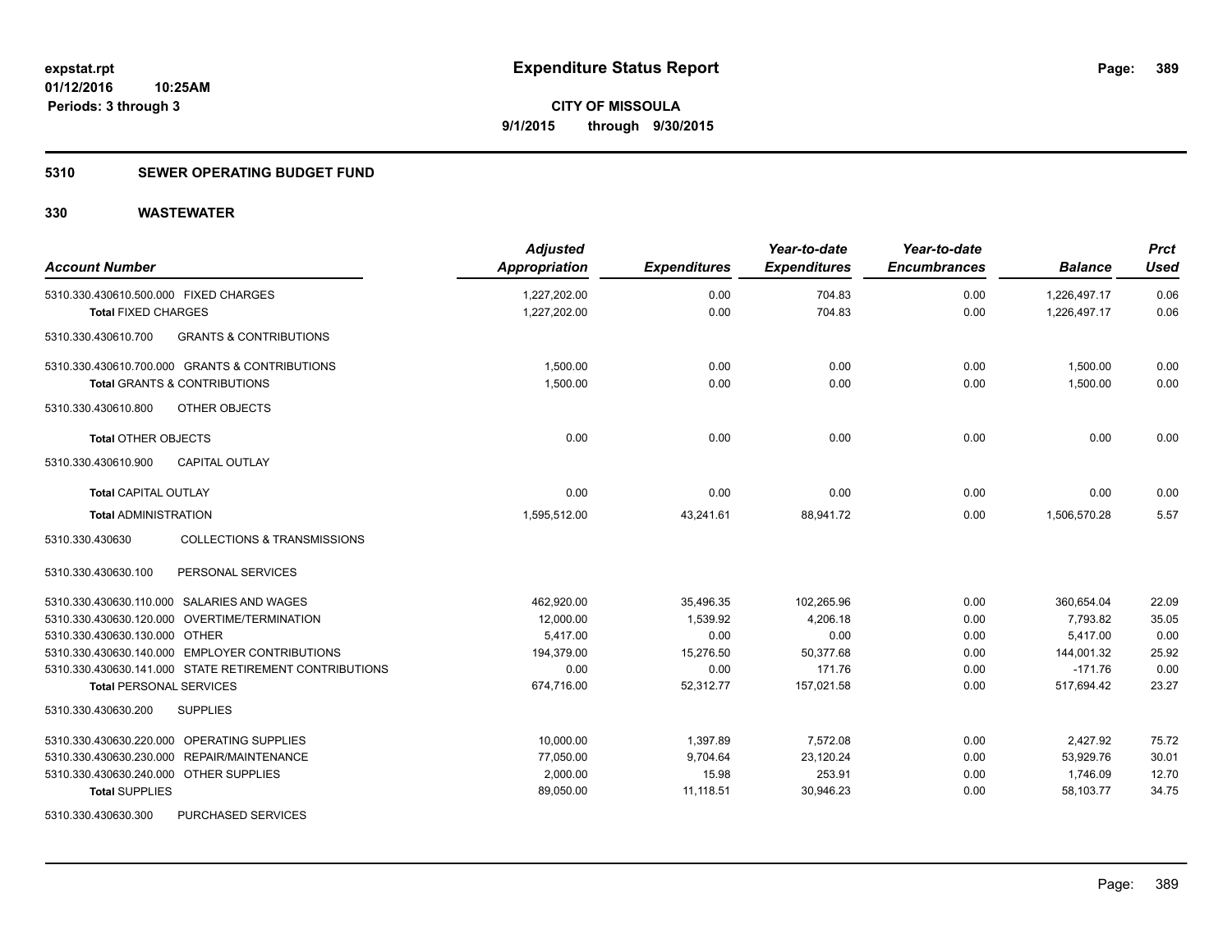**expstat.rpt**
**01/12/2016 10:25AM**
**Periods: 3 through 3**

# Expenditure Status Report

**CITY OF MISSOULA**
**9/1/2015 through 9/30/2015**

## 5310 SEWER OPERATING BUDGET FUND

## 330 WASTEWATER

| Account Number | Adjusted Appropriation | Expenditures | Year-to-date Expenditures | Year-to-date Encumbrances | Balance | Prct Used |
|---|---|---|---|---|---|---|
| 5310.330.430610.500.000 FIXED CHARGES | 1,227,202.00 | 0.00 | 704.83 | 0.00 | 1,226,497.17 | 0.06 |
| **Total** FIXED CHARGES | 1,227,202.00 | 0.00 | 704.83 | 0.00 | 1,226,497.17 | 0.06 |
| 5310.330.430610.700 GRANTS & CONTRIBUTIONS | | | | | | |
| 5310.330.430610.700.000 GRANTS & CONTRIBUTIONS | 1,500.00 | 0.00 | 0.00 | 0.00 | 1,500.00 | 0.00 |
| **Total** GRANTS & CONTRIBUTIONS | 1,500.00 | 0.00 | 0.00 | 0.00 | 1,500.00 | 0.00 |
| 5310.330.430610.800 OTHER OBJECTS | | | | | | |
| **Total** OTHER OBJECTS | 0.00 | 0.00 | 0.00 | 0.00 | 0.00 | 0.00 |
| 5310.330.430610.900 CAPITAL OUTLAY | | | | | | |
| **Total** CAPITAL OUTLAY | 0.00 | 0.00 | 0.00 | 0.00 | 0.00 | 0.00 |
| **Total** ADMINISTRATION | 1,595,512.00 | 43,241.61 | 88,941.72 | 0.00 | 1,506,570.28 | 5.57 |
| 5310.330.430630 COLLECTIONS & TRANSMISSIONS | | | | | | |
| 5310.330.430630.100 PERSONAL SERVICES | | | | | | |
| 5310.330.430630.110.000 SALARIES AND WAGES | 462,920.00 | 35,496.35 | 102,265.96 | 0.00 | 360,654.04 | 22.09 |
| 5310.330.430630.120.000 OVERTIME/TERMINATION | 12,000.00 | 1,539.92 | 4,206.18 | 0.00 | 7,793.82 | 35.05 |
| 5310.330.430630.130.000 OTHER | 5,417.00 | 0.00 | 0.00 | 0.00 | 5,417.00 | 0.00 |
| 5310.330.430630.140.000 EMPLOYER CONTRIBUTIONS | 194,379.00 | 15,276.50 | 50,377.68 | 0.00 | 144,001.32 | 25.92 |
| 5310.330.430630.141.000 STATE RETIREMENT CONTRIBUTIONS | 0.00 | 0.00 | 171.76 | 0.00 | -171.76 | 0.00 |
| **Total** PERSONAL SERVICES | 674,716.00 | 52,312.77 | 157,021.58 | 0.00 | 517,694.42 | 23.27 |
| 5310.330.430630.200 SUPPLIES | | | | | | |
| 5310.330.430630.220.000 OPERATING SUPPLIES | 10,000.00 | 1,397.89 | 7,572.08 | 0.00 | 2,427.92 | 75.72 |
| 5310.330.430630.230.000 REPAIR/MAINTENANCE | 77,050.00 | 9,704.64 | 23,120.24 | 0.00 | 53,929.76 | 30.01 |
| 5310.330.430630.240.000 OTHER SUPPLIES | 2,000.00 | 15.98 | 253.91 | 0.00 | 1,746.09 | 12.70 |
| **Total** SUPPLIES | 89,050.00 | 11,118.51 | 30,946.23 | 0.00 | 58,103.77 | 34.75 |
| 5310.330.430630.300 PURCHASED SERVICES | | | | | | |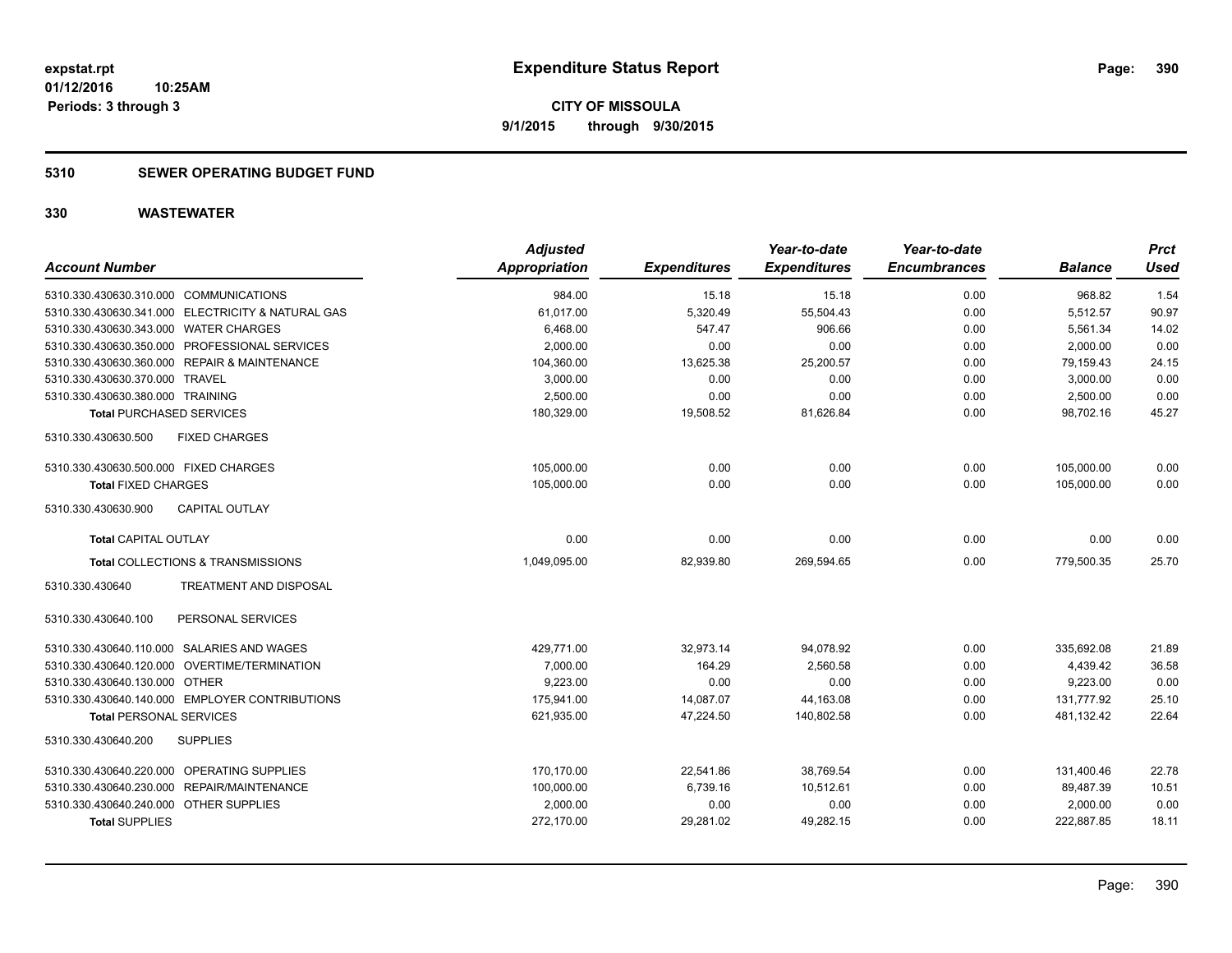**expstat.rpt**
**01/12/2016 10:25AM**
**Periods: 3 through 3**

# Expenditure Status Report

**CITY OF MISSOULA**
**9/1/2015 through 9/30/2015**

## 5310 SEWER OPERATING BUDGET FUND

## 330 WASTEWATER

| Account Number | Adjusted Appropriation | Expenditures | Year-to-date Expenditures | Year-to-date Encumbrances | Balance | Prct Used |
|---|---|---|---|---|---|---|
| 5310.330.430630.310.000 COMMUNICATIONS | 984.00 | 15.18 | 15.18 | 0.00 | 968.82 | 1.54 |
| 5310.330.430630.341.000 ELECTRICITY & NATURAL GAS | 61,017.00 | 5,320.49 | 55,504.43 | 0.00 | 5,512.57 | 90.97 |
| 5310.330.430630.343.000 WATER CHARGES | 6,468.00 | 547.47 | 906.66 | 0.00 | 5,561.34 | 14.02 |
| 5310.330.430630.350.000 PROFESSIONAL SERVICES | 2,000.00 | 0.00 | 0.00 | 0.00 | 2,000.00 | 0.00 |
| 5310.330.430630.360.000 REPAIR & MAINTENANCE | 104,360.00 | 13,625.38 | 25,200.57 | 0.00 | 79,159.43 | 24.15 |
| 5310.330.430630.370.000 TRAVEL | 3,000.00 | 0.00 | 0.00 | 0.00 | 3,000.00 | 0.00 |
| 5310.330.430630.380.000 TRAINING | 2,500.00 | 0.00 | 0.00 | 0.00 | 2,500.00 | 0.00 |
| **Total** PURCHASED SERVICES | 180,329.00 | 19,508.52 | 81,626.84 | 0.00 | 98,702.16 | 45.27 |
| 5310.330.430630.500 FIXED CHARGES | | | | | | |
| 5310.330.430630.500.000 FIXED CHARGES | 105,000.00 | 0.00 | 0.00 | 0.00 | 105,000.00 | 0.00 |
| **Total** FIXED CHARGES | 105,000.00 | 0.00 | 0.00 | 0.00 | 105,000.00 | 0.00 |
| 5310.330.430630.900 CAPITAL OUTLAY | | | | | | |
| **Total** CAPITAL OUTLAY | 0.00 | 0.00 | 0.00 | 0.00 | 0.00 | 0.00 |
| **Total** COLLECTIONS & TRANSMISSIONS | 1,049,095.00 | 82,939.80 | 269,594.65 | 0.00 | 779,500.35 | 25.70 |
| 5310.330.430640 TREATMENT AND DISPOSAL | | | | | | |
| 5310.330.430640.100 PERSONAL SERVICES | | | | | | |
| 5310.330.430640.110.000 SALARIES AND WAGES | 429,771.00 | 32,973.14 | 94,078.92 | 0.00 | 335,692.08 | 21.89 |
| 5310.330.430640.120.000 OVERTIME/TERMINATION | 7,000.00 | 164.29 | 2,560.58 | 0.00 | 4,439.42 | 36.58 |
| 5310.330.430640.130.000 OTHER | 9,223.00 | 0.00 | 0.00 | 0.00 | 9,223.00 | 0.00 |
| 5310.330.430640.140.000 EMPLOYER CONTRIBUTIONS | 175,941.00 | 14,087.07 | 44,163.08 | 0.00 | 131,777.92 | 25.10 |
| **Total** PERSONAL SERVICES | 621,935.00 | 47,224.50 | 140,802.58 | 0.00 | 481,132.42 | 22.64 |
| 5310.330.430640.200 SUPPLIES | | | | | | |
| 5310.330.430640.220.000 OPERATING SUPPLIES | 170,170.00 | 22,541.86 | 38,769.54 | 0.00 | 131,400.46 | 22.78 |
| 5310.330.430640.230.000 REPAIR/MAINTENANCE | 100,000.00 | 6,739.16 | 10,512.61 | 0.00 | 89,487.39 | 10.51 |
| 5310.330.430640.240.000 OTHER SUPPLIES | 2,000.00 | 0.00 | 0.00 | 0.00 | 2,000.00 | 0.00 |
| **Total** SUPPLIES | 272,170.00 | 29,281.02 | 49,282.15 | 0.00 | 222,887.85 | 18.11 |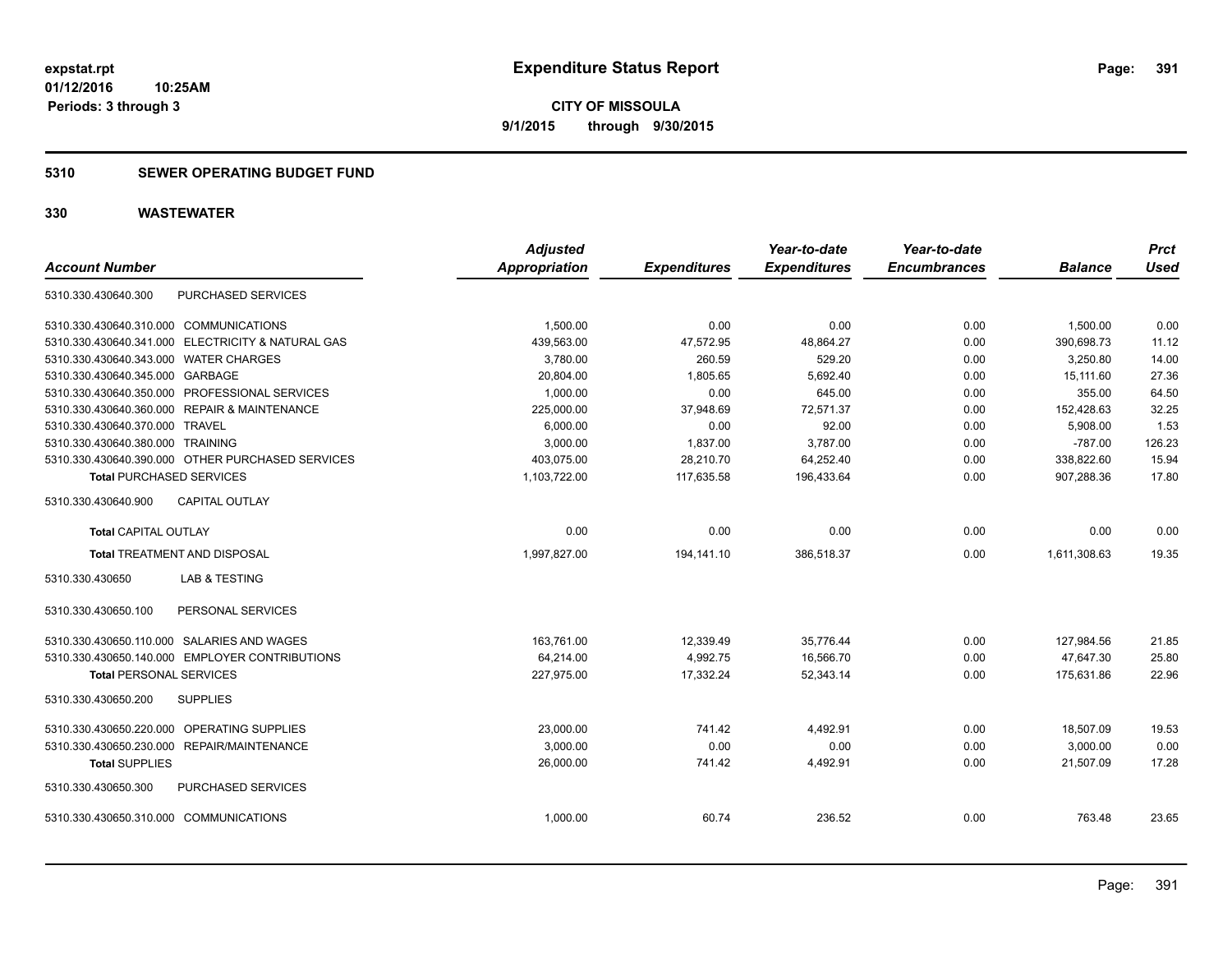**expstat.rpt**
**01/12/2016 10:25AM**
**Periods: 3 through 3**

# Expenditure Status Report

**CITY OF MISSOULA**
**9/1/2015 through 9/30/2015**

## 5310 SEWER OPERATING BUDGET FUND

## 330 WASTEWATER

| Account Number | | Adjusted Appropriation | Expenditures | Year-to-date Expenditures | Year-to-date Encumbrances | Balance | Prct Used |
|---|---|---|---|---|---|---|---|
| 5310.330.430640.300 | PURCHASED SERVICES | | | | | | |
| 5310.330.430640.310.000 | COMMUNICATIONS | 1,500.00 | 0.00 | 0.00 | 0.00 | 1,500.00 | 0.00 |
| 5310.330.430640.341.000 | ELECTRICITY & NATURAL GAS | 439,563.00 | 47,572.95 | 48,864.27 | 0.00 | 390,698.73 | 11.12 |
| 5310.330.430640.343.000 | WATER CHARGES | 3,780.00 | 260.59 | 529.20 | 0.00 | 3,250.80 | 14.00 |
| 5310.330.430640.345.000 | GARBAGE | 20,804.00 | 1,805.65 | 5,692.40 | 0.00 | 15,111.60 | 27.36 |
| 5310.330.430640.350.000 | PROFESSIONAL SERVICES | 1,000.00 | 0.00 | 645.00 | 0.00 | 355.00 | 64.50 |
| 5310.330.430640.360.000 | REPAIR & MAINTENANCE | 225,000.00 | 37,948.69 | 72,571.37 | 0.00 | 152,428.63 | 32.25 |
| 5310.330.430640.370.000 | TRAVEL | 6,000.00 | 0.00 | 92.00 | 0.00 | 5,908.00 | 1.53 |
| 5310.330.430640.380.000 | TRAINING | 3,000.00 | 1,837.00 | 3,787.00 | 0.00 | -787.00 | 126.23 |
| 5310.330.430640.390.000 | OTHER PURCHASED SERVICES | 403,075.00 | 28,210.70 | 64,252.40 | 0.00 | 338,822.60 | 15.94 |
| **Total** PURCHASED SERVICES | | 1,103,722.00 | 117,635.58 | 196,433.64 | 0.00 | 907,288.36 | 17.80 |
| 5310.330.430640.900 | CAPITAL OUTLAY | | | | | | |
| **Total** CAPITAL OUTLAY | | 0.00 | 0.00 | 0.00 | 0.00 | 0.00 | 0.00 |
| **Total** TREATMENT AND DISPOSAL | | 1,997,827.00 | 194,141.10 | 386,518.37 | 0.00 | 1,611,308.63 | 19.35 |
| 5310.330.430650 | LAB & TESTING | | | | | | |
| 5310.330.430650.100 | PERSONAL SERVICES | | | | | | |
| 5310.330.430650.110.000 | SALARIES AND WAGES | 163,761.00 | 12,339.49 | 35,776.44 | 0.00 | 127,984.56 | 21.85 |
| 5310.330.430650.140.000 | EMPLOYER CONTRIBUTIONS | 64,214.00 | 4,992.75 | 16,566.70 | 0.00 | 47,647.30 | 25.80 |
| **Total** PERSONAL SERVICES | | 227,975.00 | 17,332.24 | 52,343.14 | 0.00 | 175,631.86 | 22.96 |
| 5310.330.430650.200 | SUPPLIES | | | | | | |
| 5310.330.430650.220.000 | OPERATING SUPPLIES | 23,000.00 | 741.42 | 4,492.91 | 0.00 | 18,507.09 | 19.53 |
| 5310.330.430650.230.000 | REPAIR/MAINTENANCE | 3,000.00 | 0.00 | 0.00 | 0.00 | 3,000.00 | 0.00 |
| **Total** SUPPLIES | | 26,000.00 | 741.42 | 4,492.91 | 0.00 | 21,507.09 | 17.28 |
| 5310.330.430650.300 | PURCHASED SERVICES | | | | | | |
| 5310.330.430650.310.000 | COMMUNICATIONS | 1,000.00 | 60.74 | 236.52 | 0.00 | 763.48 | 23.65 |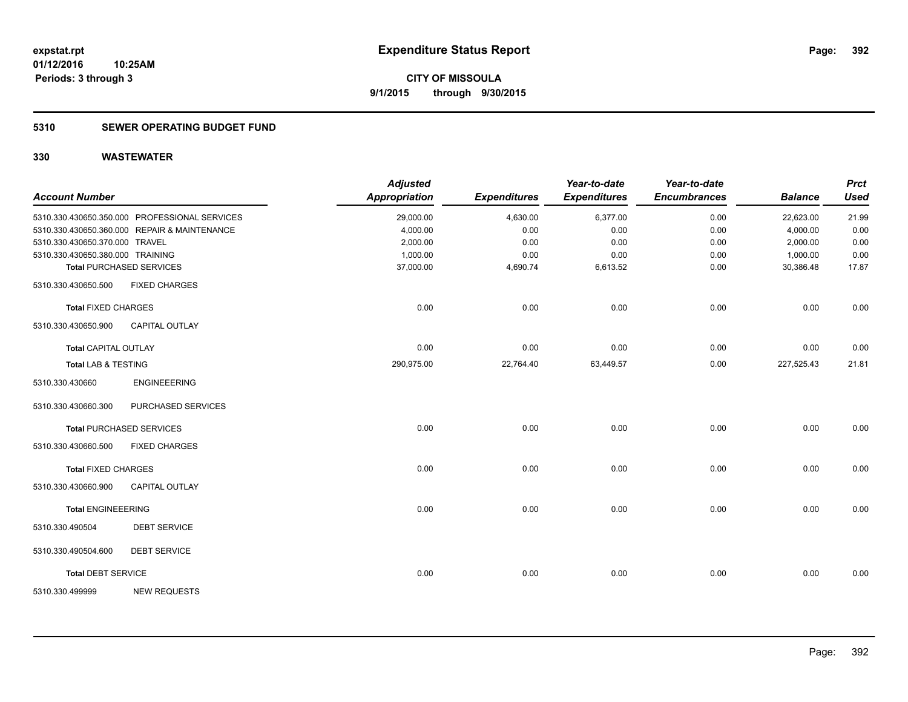# Expenditure Status Report

expstat.rpt
01/12/2016 10:25AM
Periods: 3 through 3

**CITY OF MISSOULA**
**9/1/2015 through 9/30/2015**

## 5310 SEWER OPERATING BUDGET FUND

### 330 WASTEWATER

| Account Number | | Adjusted Appropriation | Expenditures | Year-to-date Expenditures | Year-to-date Encumbrances | Balance | Prct Used |
|---|---|---|---|---|---|---|---|
| 5310.330.430650.350.000 | PROFESSIONAL SERVICES | 29,000.00 | 4,630.00 | 6,377.00 | 0.00 | 22,623.00 | 21.99 |
| 5310.330.430650.360.000 | REPAIR & MAINTENANCE | 4,000.00 | 0.00 | 0.00 | 0.00 | 4,000.00 | 0.00 |
| 5310.330.430650.370.000 | TRAVEL | 2,000.00 | 0.00 | 0.00 | 0.00 | 2,000.00 | 0.00 |
| 5310.330.430650.380.000 | TRAINING | 1,000.00 | 0.00 | 0.00 | 0.00 | 1,000.00 | 0.00 |
| **Total** PURCHASED SERVICES | | 37,000.00 | 4,690.74 | 6,613.52 | 0.00 | 30,386.48 | 17.87 |
| 5310.330.430650.500 | FIXED CHARGES | | | | | | |
| **Total** FIXED CHARGES | | 0.00 | 0.00 | 0.00 | 0.00 | 0.00 | 0.00 |
| 5310.330.430650.900 | CAPITAL OUTLAY | | | | | | |
| **Total** CAPITAL OUTLAY | | 0.00 | 0.00 | 0.00 | 0.00 | 0.00 | 0.00 |
| **Total LAB & TESTING** | | 290,975.00 | 22,764.40 | 63,449.57 | 0.00 | 227,525.43 | 21.81 |
| 5310.330.430660 | ENGINEEERING | | | | | | |
| 5310.330.430660.300 | PURCHASED SERVICES | | | | | | |
| **Total** PURCHASED SERVICES | | 0.00 | 0.00 | 0.00 | 0.00 | 0.00 | 0.00 |
| 5310.330.430660.500 | FIXED CHARGES | | | | | | |
| **Total** FIXED CHARGES | | 0.00 | 0.00 | 0.00 | 0.00 | 0.00 | 0.00 |
| 5310.330.430660.900 | CAPITAL OUTLAY | | | | | | |
| **Total** ENGINEEERING | | 0.00 | 0.00 | 0.00 | 0.00 | 0.00 | 0.00 |
| 5310.330.490504 | DEBT SERVICE | | | | | | |
| 5310.330.490504.600 | DEBT SERVICE | | | | | | |
| **Total** DEBT SERVICE | | 0.00 | 0.00 | 0.00 | 0.00 | 0.00 | 0.00 |
| 5310.330.499999 | NEW REQUESTS | | | | | | |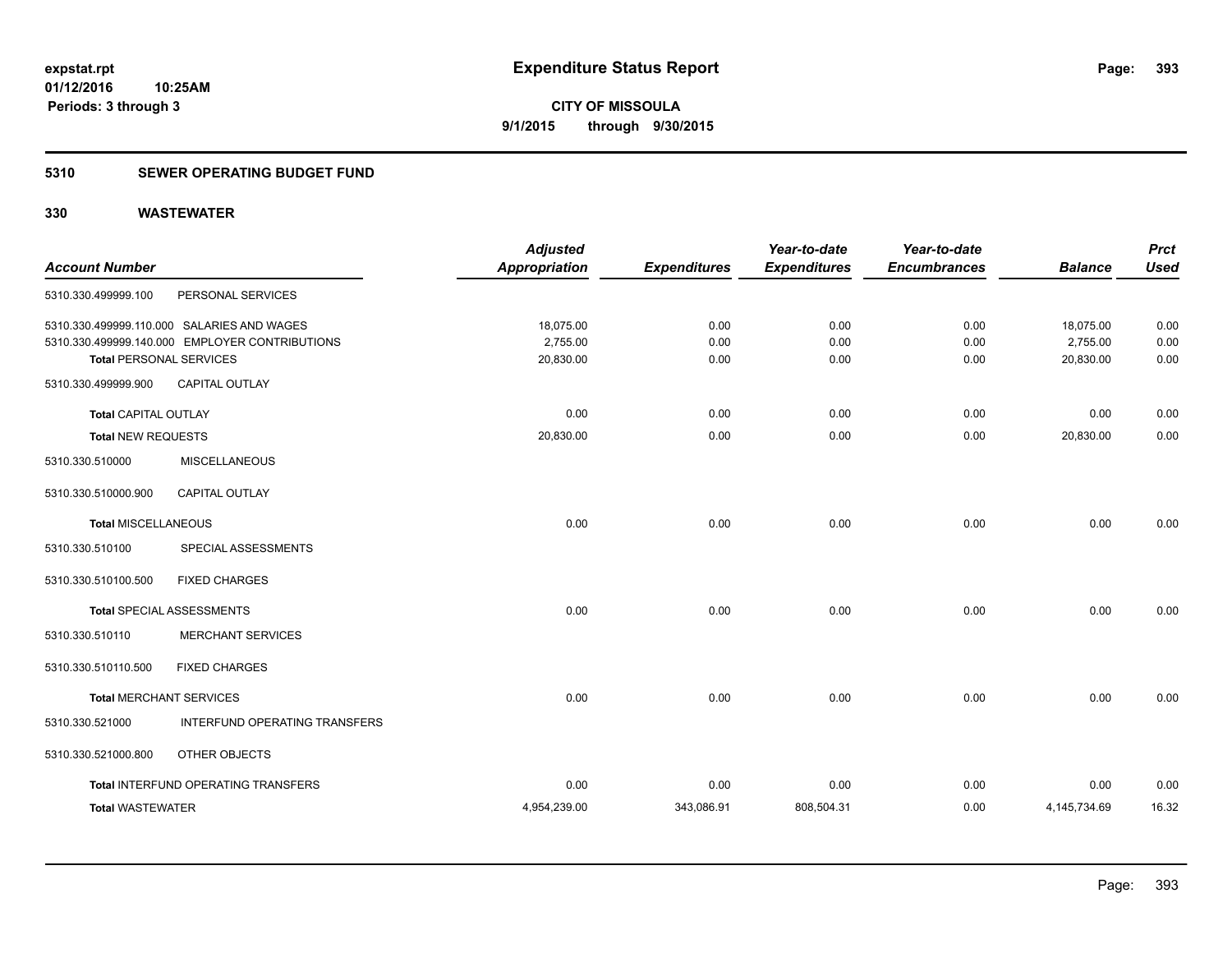expstat.rpt
01/12/2016 10:25AM
Periods: 3 through 3

# Expenditure Status Report

CITY OF MISSOULA
9/1/2015 through 9/30/2015

## 5310 SEWER OPERATING BUDGET FUND

### 330 WASTEWATER

| Account Number | | Adjusted Appropriation | Expenditures | Year-to-date Expenditures | Year-to-date Encumbrances | Balance | Prct Used |
|---|---|---|---|---|---|---|---|
| 5310.330.499999.100 | PERSONAL SERVICES | | | | | | |
| 5310.330.499999.110.000 | SALARIES AND WAGES | 18,075.00 | 0.00 | 0.00 | 0.00 | 18,075.00 | 0.00 |
| 5310.330.499999.140.000 | EMPLOYER CONTRIBUTIONS | 2,755.00 | 0.00 | 0.00 | 0.00 | 2,755.00 | 0.00 |
| Total PERSONAL SERVICES | | 20,830.00 | 0.00 | 0.00 | 0.00 | 20,830.00 | 0.00 |
| 5310.330.499999.900 | CAPITAL OUTLAY | | | | | | |
| Total CAPITAL OUTLAY | | 0.00 | 0.00 | 0.00 | 0.00 | 0.00 | 0.00 |
| Total NEW REQUESTS | | 20,830.00 | 0.00 | 0.00 | 0.00 | 20,830.00 | 0.00 |
| 5310.330.510000 | MISCELLANEOUS | | | | | | |
| 5310.330.510000.900 | CAPITAL OUTLAY | | | | | | |
| Total MISCELLANEOUS | | 0.00 | 0.00 | 0.00 | 0.00 | 0.00 | 0.00 |
| 5310.330.510100 | SPECIAL ASSESSMENTS | | | | | | |
| 5310.330.510100.500 | FIXED CHARGES | | | | | | |
| Total SPECIAL ASSESSMENTS | | 0.00 | 0.00 | 0.00 | 0.00 | 0.00 | 0.00 |
| 5310.330.510110 | MERCHANT SERVICES | | | | | | |
| 5310.330.510110.500 | FIXED CHARGES | | | | | | |
| Total MERCHANT SERVICES | | 0.00 | 0.00 | 0.00 | 0.00 | 0.00 | 0.00 |
| 5310.330.521000 | INTERFUND OPERATING TRANSFERS | | | | | | |
| 5310.330.521000.800 | OTHER OBJECTS | | | | | | |
| Total INTERFUND OPERATING TRANSFERS | | 0.00 | 0.00 | 0.00 | 0.00 | 0.00 | 0.00 |
| Total WASTEWATER | | 4,954,239.00 | 343,086.91 | 808,504.31 | 0.00 | 4,145,734.69 | 16.32 |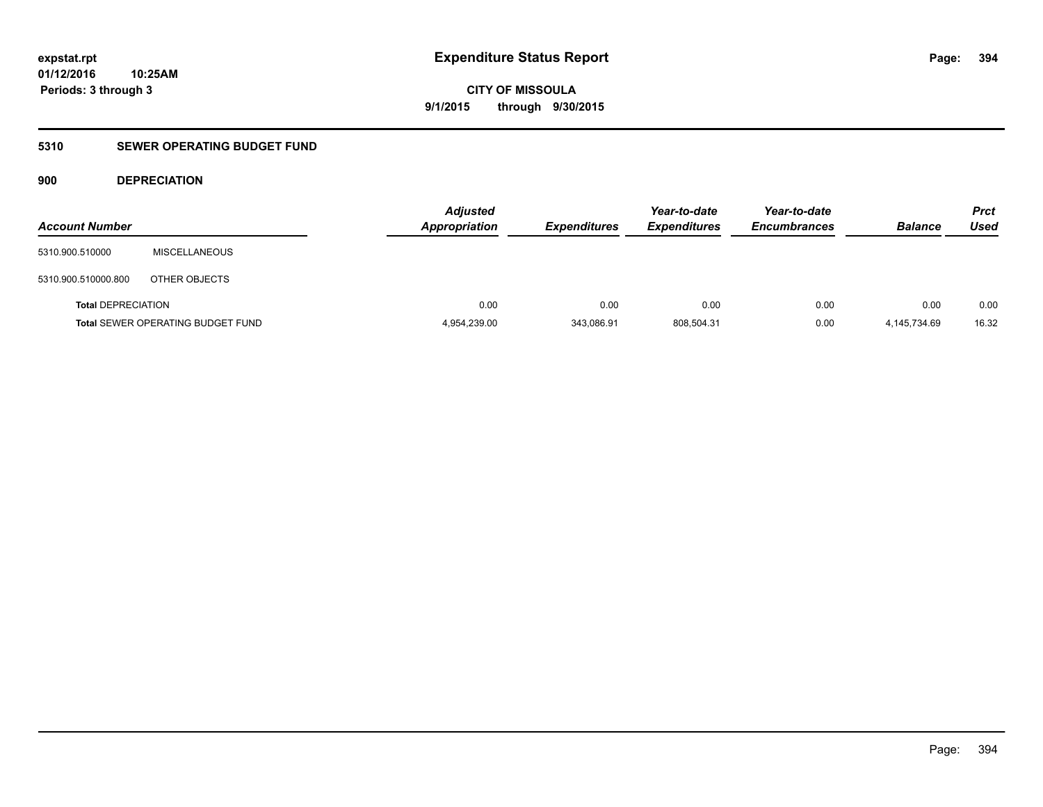expstat.rpt
01/12/2016 10:25AM
Periods: 3 through 3

# Expenditure Status Report

CITY OF MISSOULA
9/1/2015 through 9/30/2015

## 5310 SEWER OPERATING BUDGET FUND

### 900 DEPRECIATION

| Account Number | | Adjusted Appropriation | Expenditures | Year-to-date Expenditures | Year-to-date Encumbrances | Balance | Prct Used |
|---|---|---|---|---|---|---|---|
| 5310.900.510000 | MISCELLANEOUS | | | | | | |
| 5310.900.510000.800 | OTHER OBJECTS | | | | | | |
| **Total** DEPRECIATION | | 0.00 | 0.00 | 0.00 | 0.00 | 0.00 | 0.00 |
| **Total** SEWER OPERATING BUDGET FUND | | 4,954,239.00 | 343,086.91 | 808,504.31 | 0.00 | 4,145,734.69 | 16.32 |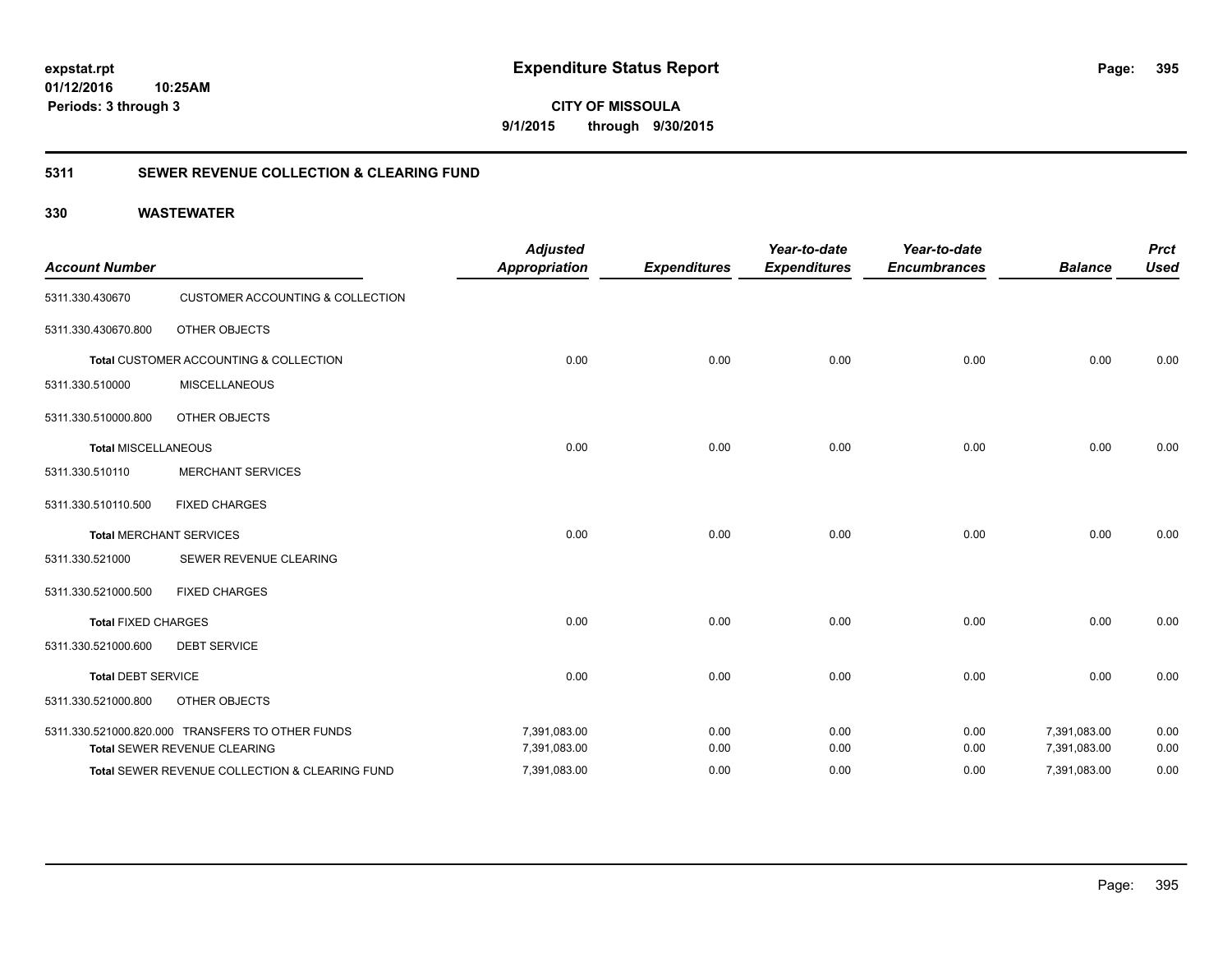**expstat.rpt**
**01/12/2016 10:25AM**
**Periods: 3 through 3**

# Expenditure Status Report

**CITY OF MISSOULA**
**9/1/2015 through 9/30/2015**

## 5311 SEWER REVENUE COLLECTION & CLEARING FUND

### 330 WASTEWATER

| Account Number | | Adjusted Appropriation | Expenditures | Year-to-date Expenditures | Year-to-date Encumbrances | Balance | Prct Used |
|---|---|---|---|---|---|---|---|
| 5311.330.430670 | CUSTOMER ACCOUNTING & COLLECTION | | | | | | |
| 5311.330.430670.800 | OTHER OBJECTS | | | | | | |
| **Total** CUSTOMER ACCOUNTING & COLLECTION | | 0.00 | 0.00 | 0.00 | 0.00 | 0.00 | 0.00 |
| 5311.330.510000 | MISCELLANEOUS | | | | | | |
| 5311.330.510000.800 | OTHER OBJECTS | | | | | | |
| **Total** MISCELLANEOUS | | 0.00 | 0.00 | 0.00 | 0.00 | 0.00 | 0.00 |
| 5311.330.510110 | MERCHANT SERVICES | | | | | | |
| 5311.330.510110.500 | FIXED CHARGES | | | | | | |
| **Total** MERCHANT SERVICES | | 0.00 | 0.00 | 0.00 | 0.00 | 0.00 | 0.00 |
| 5311.330.521000 | SEWER REVENUE CLEARING | | | | | | |
| 5311.330.521000.500 | FIXED CHARGES | | | | | | |
| **Total** FIXED CHARGES | | 0.00 | 0.00 | 0.00 | 0.00 | 0.00 | 0.00 |
| 5311.330.521000.600 | DEBT SERVICE | | | | | | |
| **Total** DEBT SERVICE | | 0.00 | 0.00 | 0.00 | 0.00 | 0.00 | 0.00 |
| 5311.330.521000.800 | OTHER OBJECTS | | | | | | |
| 5311.330.521000.820.000 | TRANSFERS TO OTHER FUNDS | 7,391,083.00 | 0.00 | 0.00 | 0.00 | 7,391,083.00 | 0.00 |
| **Total** SEWER REVENUE CLEARING | | 7,391,083.00 | 0.00 | 0.00 | 0.00 | 7,391,083.00 | 0.00 |
| **Total** SEWER REVENUE COLLECTION & CLEARING FUND | | 7,391,083.00 | 0.00 | 0.00 | 0.00 | 7,391,083.00 | 0.00 |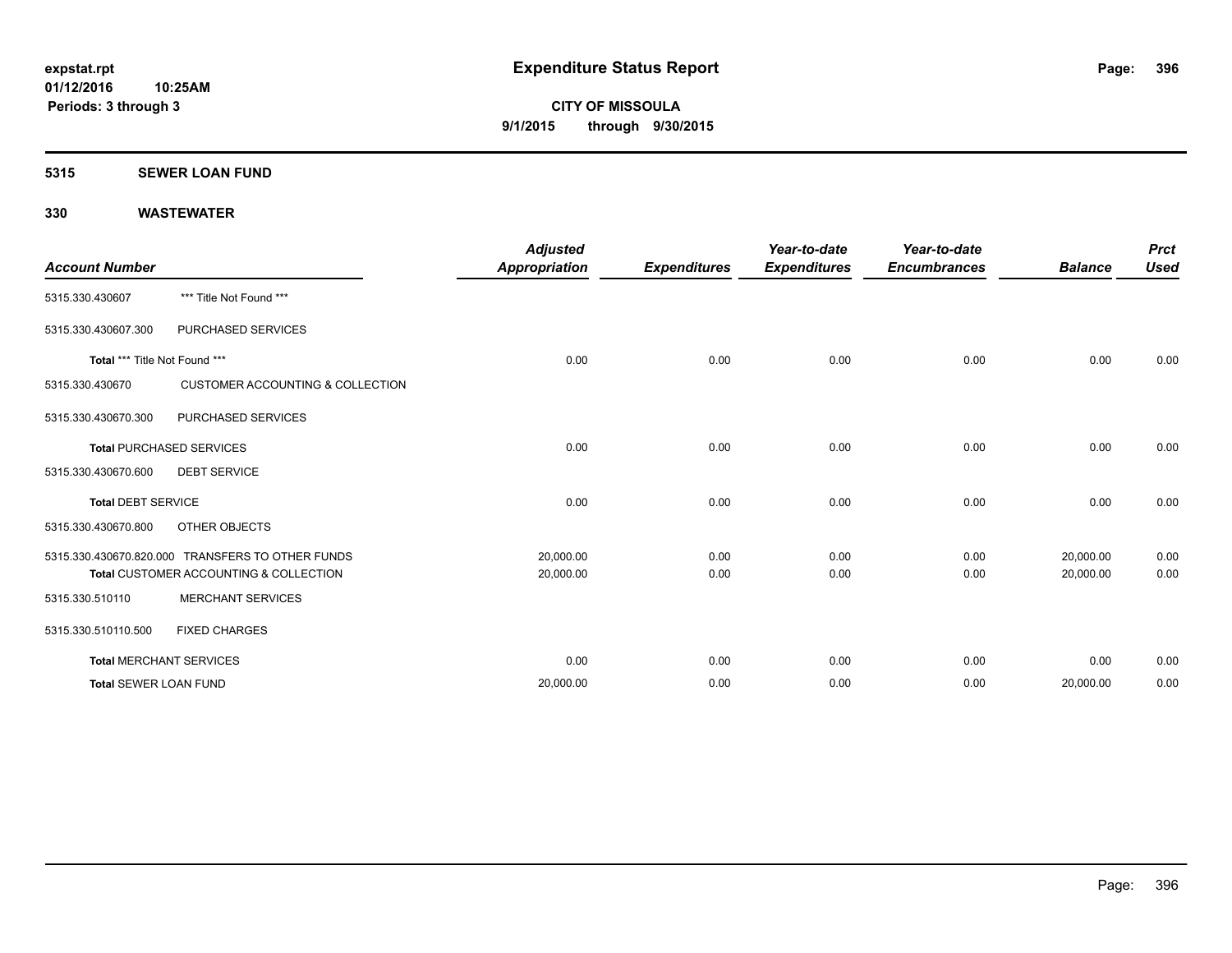**expstat.rpt**
**01/12/2016 10:25AM**
**Periods: 3 through 3**

# Expenditure Status Report

**CITY OF MISSOULA**
**9/1/2015 through 9/30/2015**

## 5315 SEWER LOAN FUND

## 330 WASTEWATER

| Account Number | | Adjusted Appropriation | Expenditures | Year-to-date Expenditures | Year-to-date Encumbrances | Balance | Prct Used |
|---|---|---|---|---|---|---|---|
| 5315.330.430607 | *** Title Not Found *** | | | | | | |
| 5315.330.430607.300 | PURCHASED SERVICES | | | | | | |
| **Total** *** Title Not Found *** | | 0.00 | 0.00 | 0.00 | 0.00 | 0.00 | 0.00 |
| 5315.330.430670 | CUSTOMER ACCOUNTING & COLLECTION | | | | | | |
| 5315.330.430670.300 | PURCHASED SERVICES | | | | | | |
| **Total** PURCHASED SERVICES | | 0.00 | 0.00 | 0.00 | 0.00 | 0.00 | 0.00 |
| 5315.330.430670.600 | DEBT SERVICE | | | | | | |
| **Total** DEBT SERVICE | | 0.00 | 0.00 | 0.00 | 0.00 | 0.00 | 0.00 |
| 5315.330.430670.800 | OTHER OBJECTS | | | | | | |
| 5315.330.430670.820.000 | TRANSFERS TO OTHER FUNDS | 20,000.00 | 0.00 | 0.00 | 0.00 | 20,000.00 | 0.00 |
| **Total** CUSTOMER ACCOUNTING & COLLECTION | | 20,000.00 | 0.00 | 0.00 | 0.00 | 20,000.00 | 0.00 |
| 5315.330.510110 | MERCHANT SERVICES | | | | | | |
| 5315.330.510110.500 | FIXED CHARGES | | | | | | |
| **Total** MERCHANT SERVICES | | 0.00 | 0.00 | 0.00 | 0.00 | 0.00 | 0.00 |
| **Total** SEWER LOAN FUND | | 20,000.00 | 0.00 | 0.00 | 0.00 | 20,000.00 | 0.00 |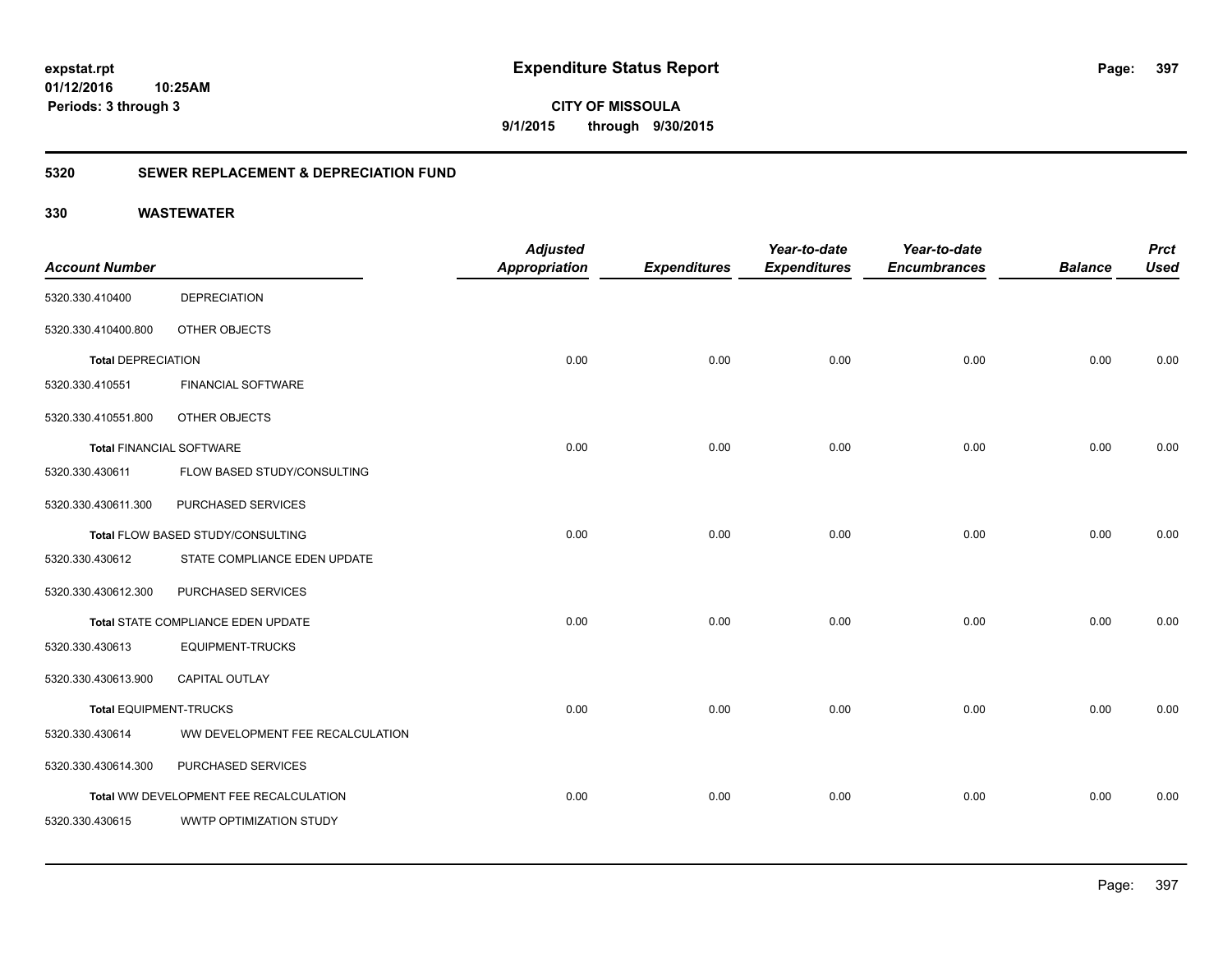# Expenditure Status Report

expstat.rpt
01/12/2016 10:25AM
Periods: 3 through 3

**CITY OF MISSOULA**
**9/1/2015 through 9/30/2015**

## 5320 SEWER REPLACEMENT & DEPRECIATION FUND

### 330 WASTEWATER

| Account Number | | Adjusted Appropriation | Expenditures | Year-to-date Expenditures | Year-to-date Encumbrances | Balance | Prct Used |
|---|---|---|---|---|---|---|---|
| 5320.330.410400 | DEPRECIATION | | | | | | |
| 5320.330.410400.800 | OTHER OBJECTS | | | | | | |
| **Total** DEPRECIATION | | 0.00 | 0.00 | 0.00 | 0.00 | 0.00 | 0.00 |
| 5320.330.410551 | FINANCIAL SOFTWARE | | | | | | |
| 5320.330.410551.800 | OTHER OBJECTS | | | | | | |
| **Total** FINANCIAL SOFTWARE | | 0.00 | 0.00 | 0.00 | 0.00 | 0.00 | 0.00 |
| 5320.330.430611 | FLOW BASED STUDY/CONSULTING | | | | | | |
| 5320.330.430611.300 | PURCHASED SERVICES | | | | | | |
| **Total** FLOW BASED STUDY/CONSULTING | | 0.00 | 0.00 | 0.00 | 0.00 | 0.00 | 0.00 |
| 5320.330.430612 | STATE COMPLIANCE EDEN UPDATE | | | | | | |
| 5320.330.430612.300 | PURCHASED SERVICES | | | | | | |
| **Total** STATE COMPLIANCE EDEN UPDATE | | 0.00 | 0.00 | 0.00 | 0.00 | 0.00 | 0.00 |
| 5320.330.430613 | EQUIPMENT-TRUCKS | | | | | | |
| 5320.330.430613.900 | CAPITAL OUTLAY | | | | | | |
| **Total** EQUIPMENT-TRUCKS | | 0.00 | 0.00 | 0.00 | 0.00 | 0.00 | 0.00 |
| 5320.330.430614 | WW DEVELOPMENT FEE RECALCULATION | | | | | | |
| 5320.330.430614.300 | PURCHASED SERVICES | | | | | | |
| **Total** WW DEVELOPMENT FEE RECALCULATION | | 0.00 | 0.00 | 0.00 | 0.00 | 0.00 | 0.00 |
| 5320.330.430615 | WWTP OPTIMIZATION STUDY | | | | | | |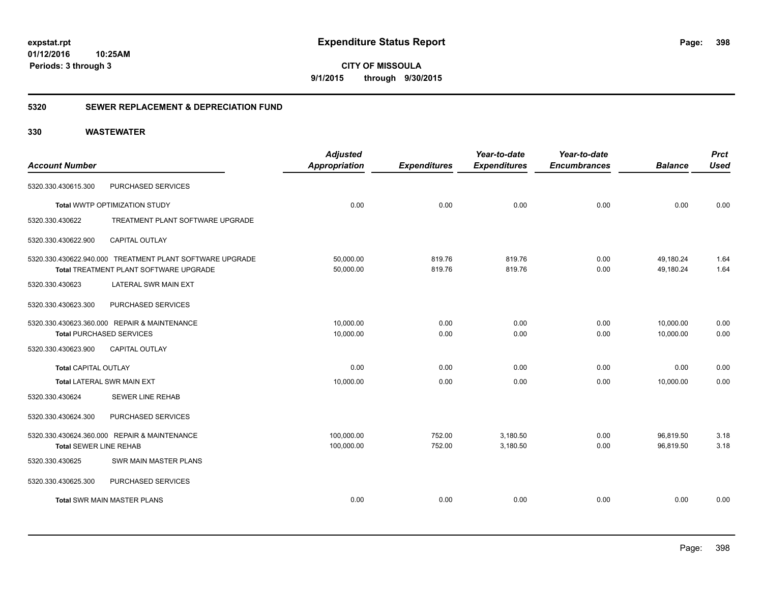# Expenditure Status Report

**CITY OF MISSOULA**

**9/1/2015 through 9/30/2015**

expstat.rpt
01/12/2016 10:25AM
Periods: 3 through 3

## 5320 SEWER REPLACEMENT & DEPRECIATION FUND

## 330 WASTEWATER

| Account Number | | Adjusted Appropriation | Expenditures | Year-to-date Expenditures | Year-to-date Encumbrances | Balance | Prct Used |
|---|---|---|---|---|---|---|---|
| 5320.330.430615.300 | PURCHASED SERVICES | | | | | | |
| **Total** WWTP OPTIMIZATION STUDY | | 0.00 | 0.00 | 0.00 | 0.00 | 0.00 | 0.00 |
| 5320.330.430622 | TREATMENT PLANT SOFTWARE UPGRADE | | | | | | |
| 5320.330.430622.900 | CAPITAL OUTLAY | | | | | | |
| 5320.330.430622.940.000 | TREATMENT PLANT SOFTWARE UPGRADE | 50,000.00 | 819.76 | 819.76 | 0.00 | 49,180.24 | 1.64 |
| **Total** TREATMENT PLANT SOFTWARE UPGRADE | | 50,000.00 | 819.76 | 819.76 | 0.00 | 49,180.24 | 1.64 |
| 5320.330.430623 | LATERAL SWR MAIN EXT | | | | | | |
| 5320.330.430623.300 | PURCHASED SERVICES | | | | | | |
| 5320.330.430623.360.000 | REPAIR & MAINTENANCE | 10,000.00 | 0.00 | 0.00 | 0.00 | 10,000.00 | 0.00 |
| **Total** PURCHASED SERVICES | | 10,000.00 | 0.00 | 0.00 | 0.00 | 10,000.00 | 0.00 |
| 5320.330.430623.900 | CAPITAL OUTLAY | | | | | | |
| **Total** CAPITAL OUTLAY | | 0.00 | 0.00 | 0.00 | 0.00 | 0.00 | 0.00 |
| **Total** LATERAL SWR MAIN EXT | | 10,000.00 | 0.00 | 0.00 | 0.00 | 10,000.00 | 0.00 |
| 5320.330.430624 | SEWER LINE REHAB | | | | | | |
| 5320.330.430624.300 | PURCHASED SERVICES | | | | | | |
| 5320.330.430624.360.000 | REPAIR & MAINTENANCE | 100,000.00 | 752.00 | 3,180.50 | 0.00 | 96,819.50 | 3.18 |
| **Total** SEWER LINE REHAB | | 100,000.00 | 752.00 | 3,180.50 | 0.00 | 96,819.50 | 3.18 |
| 5320.330.430625 | SWR MAIN MASTER PLANS | | | | | | |
| 5320.330.430625.300 | PURCHASED SERVICES | | | | | | |
| **Total** SWR MAIN MASTER PLANS | | 0.00 | 0.00 | 0.00 | 0.00 | 0.00 | 0.00 |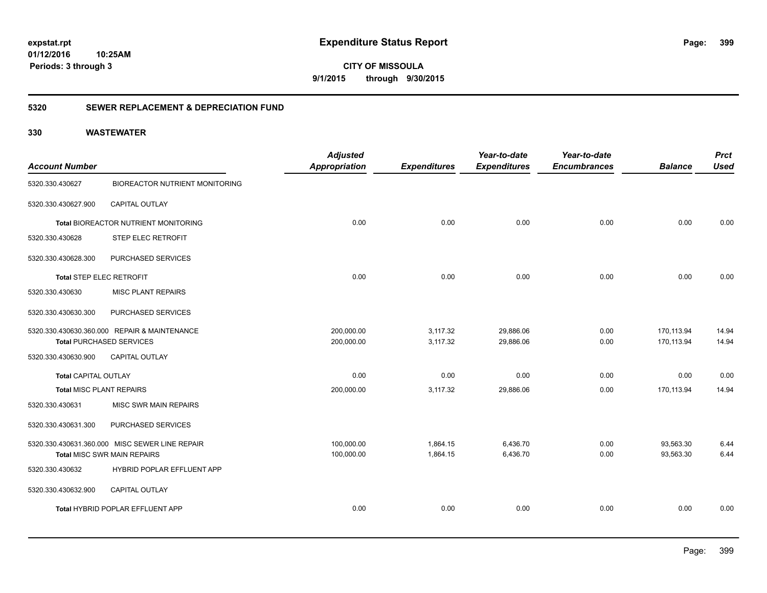# Expenditure Status Report

expstat.rpt
01/12/2016 10:25AM
Periods: 3 through 3

**CITY OF MISSOULA**
**9/1/2015 through 9/30/2015**

## 5320 SEWER REPLACEMENT & DEPRECIATION FUND

### 330 WASTEWATER

| Account Number | | Adjusted Appropriation | Expenditures | Year-to-date Expenditures | Year-to-date Encumbrances | Balance | Prct Used |
|---|---|---|---|---|---|---|---|
| 5320.330.430627 | BIOREACTOR NUTRIENT MONITORING | | | | | | |
| 5320.330.430627.900 | CAPITAL OUTLAY | | | | | | |
| **Total** BIOREACTOR NUTRIENT MONITORING | | 0.00 | 0.00 | 0.00 | 0.00 | 0.00 | 0.00 |
| 5320.330.430628 | STEP ELEC RETROFIT | | | | | | |
| 5320.330.430628.300 | PURCHASED SERVICES | | | | | | |
| **Total** STEP ELEC RETROFIT | | 0.00 | 0.00 | 0.00 | 0.00 | 0.00 | 0.00 |
| 5320.330.430630 | MISC PLANT REPAIRS | | | | | | |
| 5320.330.430630.300 | PURCHASED SERVICES | | | | | | |
| 5320.330.430630.360.000 | REPAIR & MAINTENANCE | 200,000.00 | 3,117.32 | 29,886.06 | 0.00 | 170,113.94 | 14.94 |
| **Total** PURCHASED SERVICES | | 200,000.00 | 3,117.32 | 29,886.06 | 0.00 | 170,113.94 | 14.94 |
| 5320.330.430630.900 | CAPITAL OUTLAY | | | | | | |
| **Total** CAPITAL OUTLAY | | 0.00 | 0.00 | 0.00 | 0.00 | 0.00 | 0.00 |
| **Total** MISC PLANT REPAIRS | | 200,000.00 | 3,117.32 | 29,886.06 | 0.00 | 170,113.94 | 14.94 |
| 5320.330.430631 | MISC SWR MAIN REPAIRS | | | | | | |
| 5320.330.430631.300 | PURCHASED SERVICES | | | | | | |
| 5320.330.430631.360.000 | MISC SEWER LINE REPAIR | 100,000.00 | 1,864.15 | 6,436.70 | 0.00 | 93,563.30 | 6.44 |
| **Total** MISC SWR MAIN REPAIRS | | 100,000.00 | 1,864.15 | 6,436.70 | 0.00 | 93,563.30 | 6.44 |
| 5320.330.430632 | HYBRID POPLAR EFFLUENT APP | | | | | | |
| 5320.330.430632.900 | CAPITAL OUTLAY | | | | | | |
| **Total** HYBRID POPLAR EFFLUENT APP | | 0.00 | 0.00 | 0.00 | 0.00 | 0.00 | 0.00 |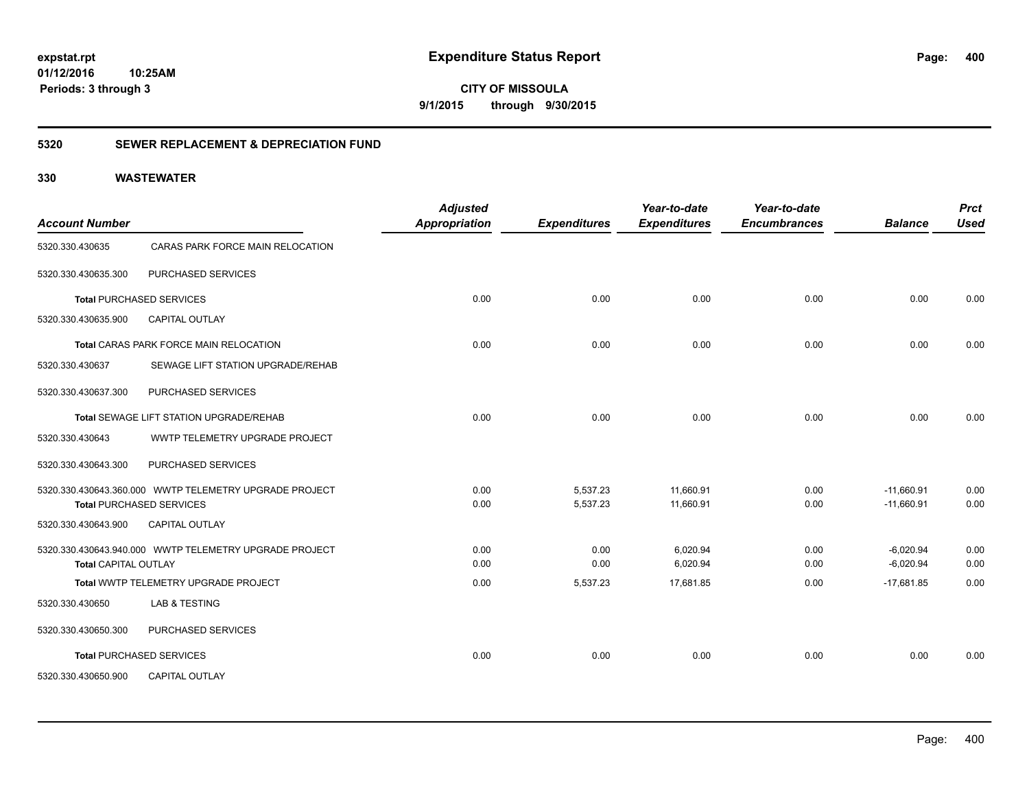**expstat.rpt**
**01/12/2016 10:25AM**
**Periods: 3 through 3**

# Expenditure Status Report

**CITY OF MISSOULA**
**9/1/2015 through 9/30/2015**

## 5320 SEWER REPLACEMENT & DEPRECIATION FUND

### 330 WASTEWATER

| Account Number | | Adjusted Appropriation | Expenditures | Year-to-date Expenditures | Year-to-date Encumbrances | Balance | Prct Used |
|---|---|---|---|---|---|---|---|
| 5320.330.430635 | CARAS PARK FORCE MAIN RELOCATION | | | | | | |
| 5320.330.430635.300 | PURCHASED SERVICES | | | | | | |
| **Total** PURCHASED SERVICES | | 0.00 | 0.00 | 0.00 | 0.00 | 0.00 | 0.00 |
| 5320.330.430635.900 | CAPITAL OUTLAY | | | | | | |
| **Total** CARAS PARK FORCE MAIN RELOCATION | | 0.00 | 0.00 | 0.00 | 0.00 | 0.00 | 0.00 |
| 5320.330.430637 | SEWAGE LIFT STATION UPGRADE/REHAB | | | | | | |
| 5320.330.430637.300 | PURCHASED SERVICES | | | | | | |
| **Total** SEWAGE LIFT STATION UPGRADE/REHAB | | 0.00 | 0.00 | 0.00 | 0.00 | 0.00 | 0.00 |
| 5320.330.430643 | WWTP TELEMETRY UPGRADE PROJECT | | | | | | |
| 5320.330.430643.300 | PURCHASED SERVICES | | | | | | |
| 5320.330.430643.360.000 | WWTP TELEMETRY UPGRADE PROJECT | 0.00 | 5,537.23 | 11,660.91 | 0.00 | -11,660.91 | 0.00 |
| **Total** PURCHASED SERVICES | | 0.00 | 5,537.23 | 11,660.91 | 0.00 | -11,660.91 | 0.00 |
| 5320.330.430643.900 | CAPITAL OUTLAY | | | | | | |
| 5320.330.430643.940.000 | WWTP TELEMETRY UPGRADE PROJECT | 0.00 | 0.00 | 6,020.94 | 0.00 | -6,020.94 | 0.00 |
| **Total** CAPITAL OUTLAY | | 0.00 | 0.00 | 6,020.94 | 0.00 | -6,020.94 | 0.00 |
| **Total** WWTP TELEMETRY UPGRADE PROJECT | | 0.00 | 5,537.23 | 17,681.85 | 0.00 | -17,681.85 | 0.00 |
| 5320.330.430650 | LAB & TESTING | | | | | | |
| 5320.330.430650.300 | PURCHASED SERVICES | | | | | | |
| **Total** PURCHASED SERVICES | | 0.00 | 0.00 | 0.00 | 0.00 | 0.00 | 0.00 |
| 5320.330.430650.900 | CAPITAL OUTLAY | | | | | | |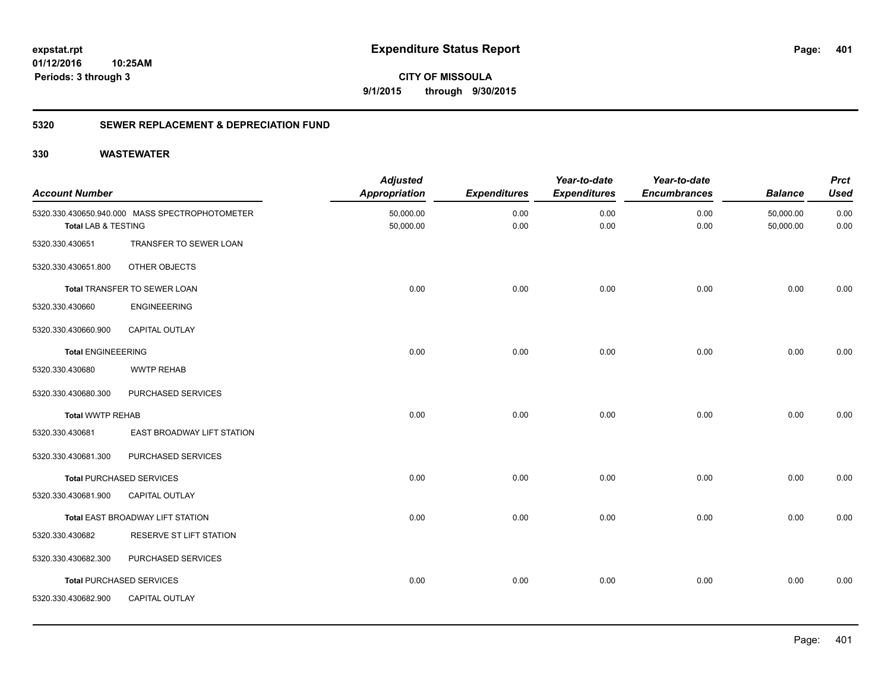# Expenditure Status Report

expstat.rpt
01/12/2016 10:25AM
Periods: 3 through 3

**CITY OF MISSOULA**
**9/1/2015 through 9/30/2015**

## 5320 SEWER REPLACEMENT & DEPRECIATION FUND

### 330 WASTEWATER

| Account Number | | Adjusted Appropriation | Expenditures | Year-to-date Expenditures | Year-to-date Encumbrances | Balance | Prct Used |
|---|---|---|---|---|---|---|---|
| 5320.330.430650.940.000 | MASS SPECTROPHOTOMETER | 50,000.00 | 0.00 | 0.00 | 0.00 | 50,000.00 | 0.00 |
| **Total** LAB & TESTING | | 50,000.00 | 0.00 | 0.00 | 0.00 | 50,000.00 | 0.00 |
| 5320.330.430651 | TRANSFER TO SEWER LOAN | | | | | | |
| 5320.330.430651.800 | OTHER OBJECTS | | | | | | |
| **Total** TRANSFER TO SEWER LOAN | | 0.00 | 0.00 | 0.00 | 0.00 | 0.00 | 0.00 |
| 5320.330.430660 | ENGINEEERING | | | | | | |
| 5320.330.430660.900 | CAPITAL OUTLAY | | | | | | |
| **Total** ENGINEEERING | | 0.00 | 0.00 | 0.00 | 0.00 | 0.00 | 0.00 |
| 5320.330.430680 | WWTP REHAB | | | | | | |
| 5320.330.430680.300 | PURCHASED SERVICES | | | | | | |
| **Total** WWTP REHAB | | 0.00 | 0.00 | 0.00 | 0.00 | 0.00 | 0.00 |
| 5320.330.430681 | EAST BROADWAY LIFT STATION | | | | | | |
| 5320.330.430681.300 | PURCHASED SERVICES | | | | | | |
| **Total** PURCHASED SERVICES | | 0.00 | 0.00 | 0.00 | 0.00 | 0.00 | 0.00 |
| 5320.330.430681.900 | CAPITAL OUTLAY | | | | | | |
| **Total** EAST BROADWAY LIFT STATION | | 0.00 | 0.00 | 0.00 | 0.00 | 0.00 | 0.00 |
| 5320.330.430682 | RESERVE ST LIFT STATION | | | | | | |
| 5320.330.430682.300 | PURCHASED SERVICES | | | | | | |
| **Total** PURCHASED SERVICES | | 0.00 | 0.00 | 0.00 | 0.00 | 0.00 | 0.00 |
| 5320.330.430682.900 | CAPITAL OUTLAY | | | | | | |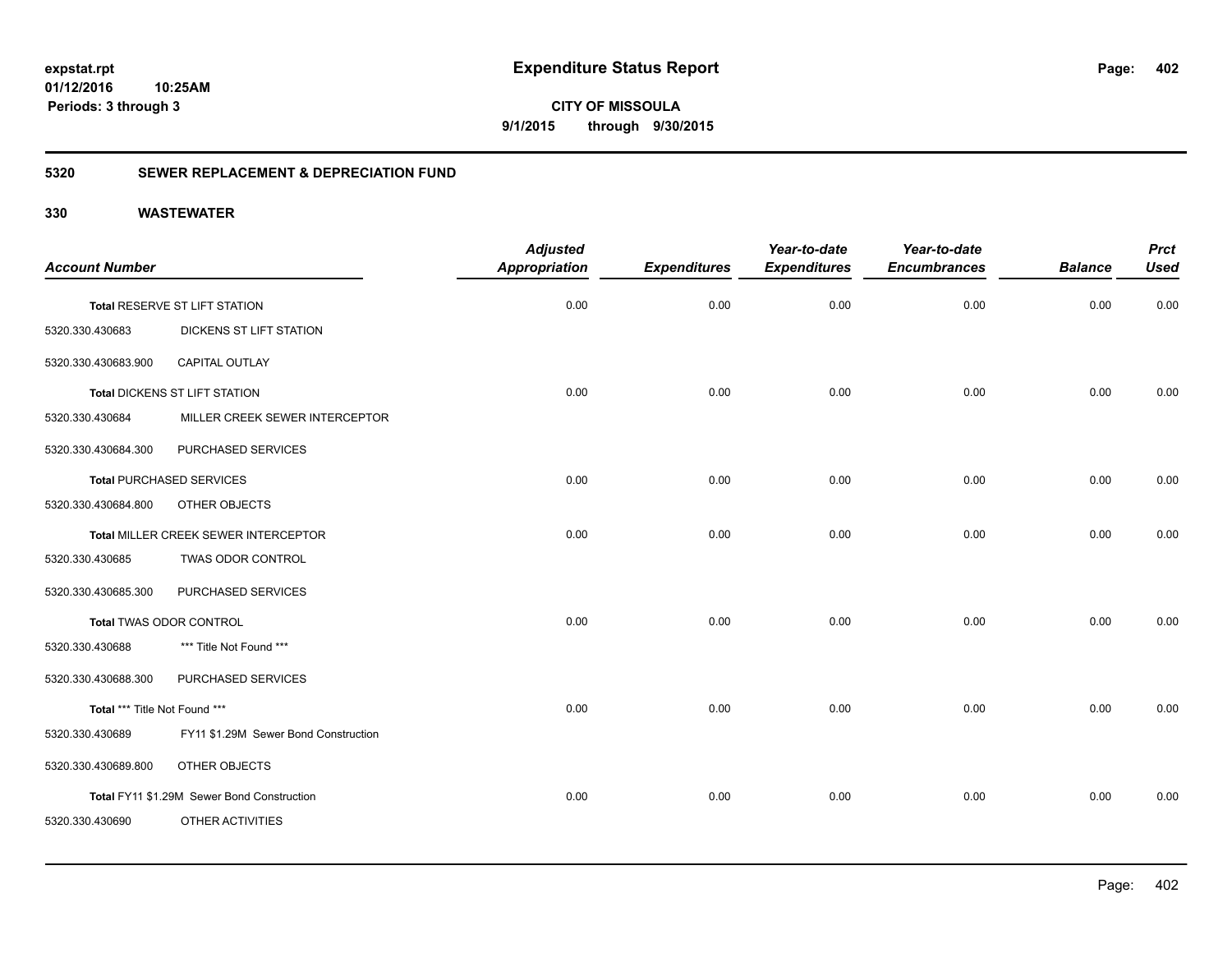# Expenditure Status Report

expstat.rpt
01/12/2016 10:25AM
Periods: 3 through 3

**CITY OF MISSOULA**
**9/1/2015 through 9/30/2015**

## 5320 SEWER REPLACEMENT & DEPRECIATION FUND

## 330 WASTEWATER

| Account Number | | Adjusted Appropriation | Expenditures | Year-to-date Expenditures | Year-to-date Encumbrances | Balance | Prct Used |
|---|---|---|---|---|---|---|---|
| **Total** RESERVE ST LIFT STATION | | 0.00 | 0.00 | 0.00 | 0.00 | 0.00 | 0.00 |
| 5320.330.430683 | DICKENS ST LIFT STATION | | | | | | |
| 5320.330.430683.900 | CAPITAL OUTLAY | | | | | | |
| **Total** DICKENS ST LIFT STATION | | 0.00 | 0.00 | 0.00 | 0.00 | 0.00 | 0.00 |
| 5320.330.430684 | MILLER CREEK SEWER INTERCEPTOR | | | | | | |
| 5320.330.430684.300 | PURCHASED SERVICES | | | | | | |
| **Total** PURCHASED SERVICES | | 0.00 | 0.00 | 0.00 | 0.00 | 0.00 | 0.00 |
| 5320.330.430684.800 | OTHER OBJECTS | | | | | | |
| **Total** MILLER CREEK SEWER INTERCEPTOR | | 0.00 | 0.00 | 0.00 | 0.00 | 0.00 | 0.00 |
| 5320.330.430685 | TWAS ODOR CONTROL | | | | | | |
| 5320.330.430685.300 | PURCHASED SERVICES | | | | | | |
| **Total** TWAS ODOR CONTROL | | 0.00 | 0.00 | 0.00 | 0.00 | 0.00 | 0.00 |
| 5320.330.430688 | *** Title Not Found *** | | | | | | |
| 5320.330.430688.300 | PURCHASED SERVICES | | | | | | |
| **Total** *** Title Not Found *** | | 0.00 | 0.00 | 0.00 | 0.00 | 0.00 | 0.00 |
| 5320.330.430689 | FY11 $1.29M Sewer Bond Construction | | | | | | |
| 5320.330.430689.800 | OTHER OBJECTS | | | | | | |
| **Total** FY11 $1.29M Sewer Bond Construction | | 0.00 | 0.00 | 0.00 | 0.00 | 0.00 | 0.00 |
| 5320.330.430690 | OTHER ACTIVITIES | | | | | | |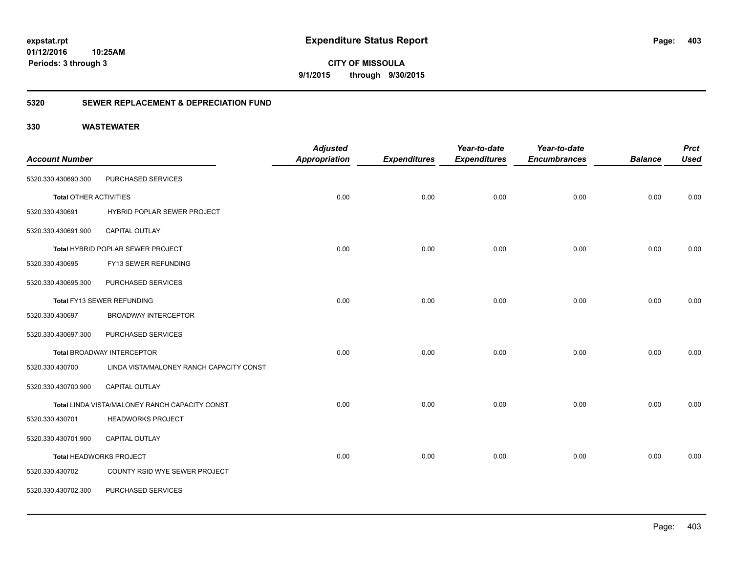**expstat.rpt**
**01/12/2016 10:25AM**
**Periods: 3 through 3**

# Expenditure Status Report

**CITY OF MISSOULA**
**9/1/2015 through 9/30/2015**

## 5320 SEWER REPLACEMENT & DEPRECIATION FUND

## 330 WASTEWATER

| Account Number | | Adjusted Appropriation | Expenditures | Year-to-date Expenditures | Year-to-date Encumbrances | Balance | Prct Used |
|---|---|---|---|---|---|---|---|
| 5320.330.430690.300 | PURCHASED SERVICES | | | | | | |
| **Total** OTHER ACTIVITIES | | 0.00 | 0.00 | 0.00 | 0.00 | 0.00 | 0.00 |
| 5320.330.430691 | HYBRID POPLAR SEWER PROJECT | | | | | | |
| 5320.330.430691.900 | CAPITAL OUTLAY | | | | | | |
| **Total** HYBRID POPLAR SEWER PROJECT | | 0.00 | 0.00 | 0.00 | 0.00 | 0.00 | 0.00 |
| 5320.330.430695 | FY13 SEWER REFUNDING | | | | | | |
| 5320.330.430695.300 | PURCHASED SERVICES | | | | | | |
| **Total** FY13 SEWER REFUNDING | | 0.00 | 0.00 | 0.00 | 0.00 | 0.00 | 0.00 |
| 5320.330.430697 | BROADWAY INTERCEPTOR | | | | | | |
| 5320.330.430697.300 | PURCHASED SERVICES | | | | | | |
| **Total** BROADWAY INTERCEPTOR | | 0.00 | 0.00 | 0.00 | 0.00 | 0.00 | 0.00 |
| 5320.330.430700 | LINDA VISTA/MALONEY RANCH CAPACITY CONST | | | | | | |
| 5320.330.430700.900 | CAPITAL OUTLAY | | | | | | |
| **Total** LINDA VISTA/MALONEY RANCH CAPACITY CONST | | 0.00 | 0.00 | 0.00 | 0.00 | 0.00 | 0.00 |
| 5320.330.430701 | HEADWORKS PROJECT | | | | | | |
| 5320.330.430701.900 | CAPITAL OUTLAY | | | | | | |
| **Total** HEADWORKS PROJECT | | 0.00 | 0.00 | 0.00 | 0.00 | 0.00 | 0.00 |
| 5320.330.430702 | COUNTY RSID WYE SEWER PROJECT | | | | | | |
| 5320.330.430702.300 | PURCHASED SERVICES | | | | | | |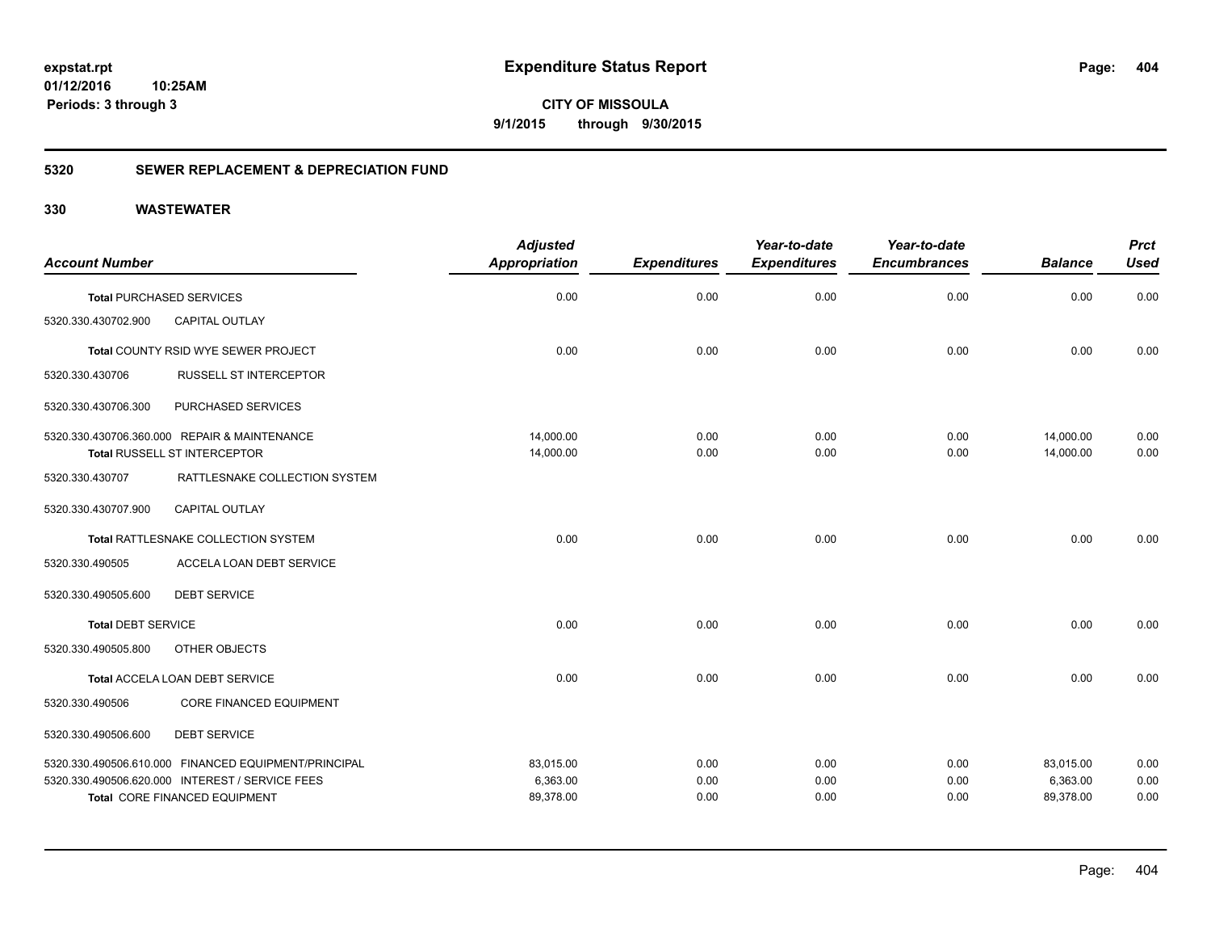**Expenditure Status Report**

**CITY OF MISSOULA**
**9/1/2015 through 9/30/2015**

expstat.rpt
01/12/2016 10:25AM
Periods: 3 through 3

## 5320 SEWER REPLACEMENT & DEPRECIATION FUND

## 330 WASTEWATER

| Account Number | | Adjusted Appropriation | Expenditures | Year-to-date Expenditures | Year-to-date Encumbrances | Balance | Prct Used |
|---|---|---|---|---|---|---|---|
| **Total** PURCHASED SERVICES | | 0.00 | 0.00 | 0.00 | 0.00 | 0.00 | 0.00 |
| 5320.330.430702.900 | CAPITAL OUTLAY | | | | | | |
| **Total** COUNTY RSID WYE SEWER PROJECT | | 0.00 | 0.00 | 0.00 | 0.00 | 0.00 | 0.00 |
| 5320.330.430706 | RUSSELL ST INTERCEPTOR | | | | | | |
| 5320.330.430706.300 | PURCHASED SERVICES | | | | | | |
| 5320.330.430706.360.000 REPAIR & MAINTENANCE | | 14,000.00 | 0.00 | 0.00 | 0.00 | 14,000.00 | 0.00 |
| **Total** RUSSELL ST INTERCEPTOR | | 14,000.00 | 0.00 | 0.00 | 0.00 | 14,000.00 | 0.00 |
| 5320.330.430707 | RATTLESNAKE COLLECTION SYSTEM | | | | | | |
| 5320.330.430707.900 | CAPITAL OUTLAY | | | | | | |
| **Total** RATTLESNAKE COLLECTION SYSTEM | | 0.00 | 0.00 | 0.00 | 0.00 | 0.00 | 0.00 |
| 5320.330.490505 | ACCELA LOAN DEBT SERVICE | | | | | | |
| 5320.330.490505.600 | DEBT SERVICE | | | | | | |
| **Total** DEBT SERVICE | | 0.00 | 0.00 | 0.00 | 0.00 | 0.00 | 0.00 |
| 5320.330.490505.800 | OTHER OBJECTS | | | | | | |
| **Total** ACCELA LOAN DEBT SERVICE | | 0.00 | 0.00 | 0.00 | 0.00 | 0.00 | 0.00 |
| 5320.330.490506 | CORE FINANCED EQUIPMENT | | | | | | |
| 5320.330.490506.600 | DEBT SERVICE | | | | | | |
| 5320.330.490506.610.000 FINANCED EQUIPMENT/PRINCIPAL | | 83,015.00 | 0.00 | 0.00 | 0.00 | 83,015.00 | 0.00 |
| 5320.330.490506.620.000 INTEREST / SERVICE FEES | | 6,363.00 | 0.00 | 0.00 | 0.00 | 6,363.00 | 0.00 |
| **Total** CORE FINANCED EQUIPMENT | | 89,378.00 | 0.00 | 0.00 | 0.00 | 89,378.00 | 0.00 |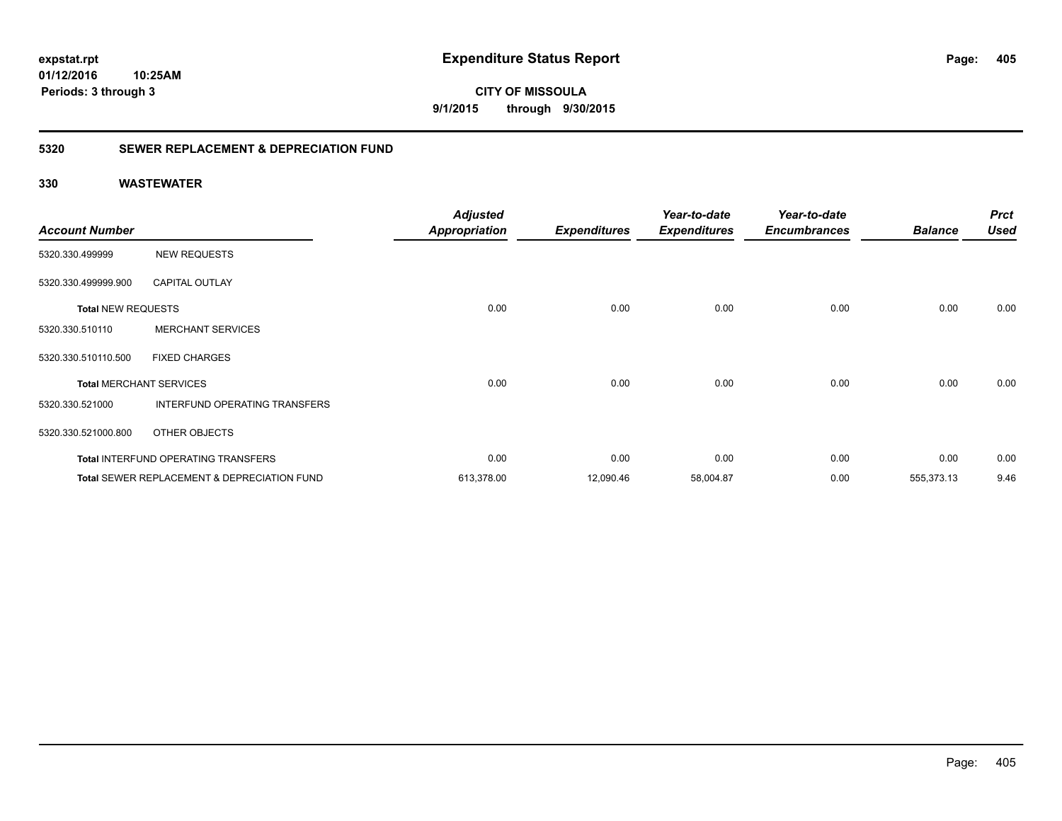**expstat.rpt**
**01/12/2016 10:25AM**
**Periods: 3 through 3**

# Expenditure Status Report

**CITY OF MISSOULA**
**9/1/2015 through 9/30/2015**

## 5320 SEWER REPLACEMENT & DEPRECIATION FUND

### 330 WASTEWATER

| Account Number | | Adjusted Appropriation | Expenditures | Year-to-date Expenditures | Year-to-date Encumbrances | Balance | Prct Used |
|---|---|---|---|---|---|---|---|
| 5320.330.499999 | NEW REQUESTS | | | | | | |
| 5320.330.499999.900 | CAPITAL OUTLAY | | | | | | |
| **Total** NEW REQUESTS | | 0.00 | 0.00 | 0.00 | 0.00 | 0.00 | 0.00 |
| 5320.330.510110 | MERCHANT SERVICES | | | | | | |
| 5320.330.510110.500 | FIXED CHARGES | | | | | | |
| **Total** MERCHANT SERVICES | | 0.00 | 0.00 | 0.00 | 0.00 | 0.00 | 0.00 |
| 5320.330.521000 | INTERFUND OPERATING TRANSFERS | | | | | | |
| 5320.330.521000.800 | OTHER OBJECTS | | | | | | |
| **Total** INTERFUND OPERATING TRANSFERS | | 0.00 | 0.00 | 0.00 | 0.00 | 0.00 | 0.00 |
| **Total** SEWER REPLACEMENT & DEPRECIATION FUND | | 613,378.00 | 12,090.46 | 58,004.87 | 0.00 | 555,373.13 | 9.46 |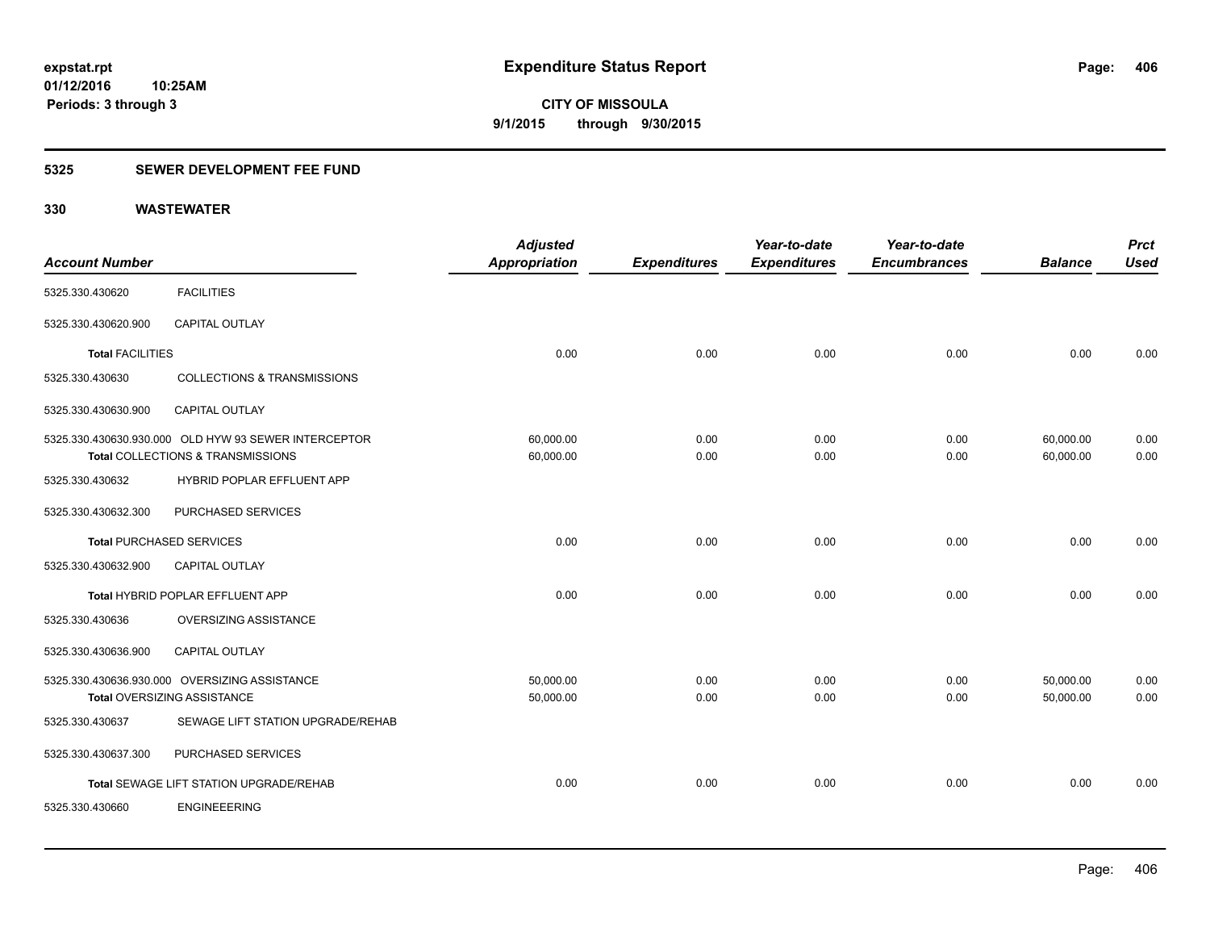**expstat.rpt**
**01/12/2016 10:25AM**
**Periods: 3 through 3**

# Expenditure Status Report

**CITY OF MISSOULA**
**9/1/2015 through 9/30/2015**

## 5325 SEWER DEVELOPMENT FEE FUND

## 330 WASTEWATER

| Account Number | | Adjusted Appropriation | Expenditures | Year-to-date Expenditures | Year-to-date Encumbrances | Balance | Prct Used |
|---|---|---|---|---|---|---|---|
| 5325.330.430620 | FACILITIES | | | | | | |
| 5325.330.430620.900 | CAPITAL OUTLAY | | | | | | |
| **Total** FACILITIES | | 0.00 | 0.00 | 0.00 | 0.00 | 0.00 | 0.00 |
| 5325.330.430630 | COLLECTIONS & TRANSMISSIONS | | | | | | |
| 5325.330.430630.900 | CAPITAL OUTLAY | | | | | | |
| 5325.330.430630.930.000 | OLD HYW 93 SEWER INTERCEPTOR | 60,000.00 | 0.00 | 0.00 | 0.00 | 60,000.00 | 0.00 |
| **Total** COLLECTIONS & TRANSMISSIONS | | 60,000.00 | 0.00 | 0.00 | 0.00 | 60,000.00 | 0.00 |
| 5325.330.430632 | HYBRID POPLAR EFFLUENT APP | | | | | | |
| 5325.330.430632.300 | PURCHASED SERVICES | | | | | | |
| **Total** PURCHASED SERVICES | | 0.00 | 0.00 | 0.00 | 0.00 | 0.00 | 0.00 |
| 5325.330.430632.900 | CAPITAL OUTLAY | | | | | | |
| **Total** HYBRID POPLAR EFFLUENT APP | | 0.00 | 0.00 | 0.00 | 0.00 | 0.00 | 0.00 |
| 5325.330.430636 | OVERSIZING ASSISTANCE | | | | | | |
| 5325.330.430636.900 | CAPITAL OUTLAY | | | | | | |
| 5325.330.430636.930.000 | OVERSIZING ASSISTANCE | 50,000.00 | 0.00 | 0.00 | 0.00 | 50,000.00 | 0.00 |
| **Total** OVERSIZING ASSISTANCE | | 50,000.00 | 0.00 | 0.00 | 0.00 | 50,000.00 | 0.00 |
| 5325.330.430637 | SEWAGE LIFT STATION UPGRADE/REHAB | | | | | | |
| 5325.330.430637.300 | PURCHASED SERVICES | | | | | | |
| **Total** SEWAGE LIFT STATION UPGRADE/REHAB | | 0.00 | 0.00 | 0.00 | 0.00 | 0.00 | 0.00 |
| 5325.330.430660 | ENGINEEERING | | | | | | |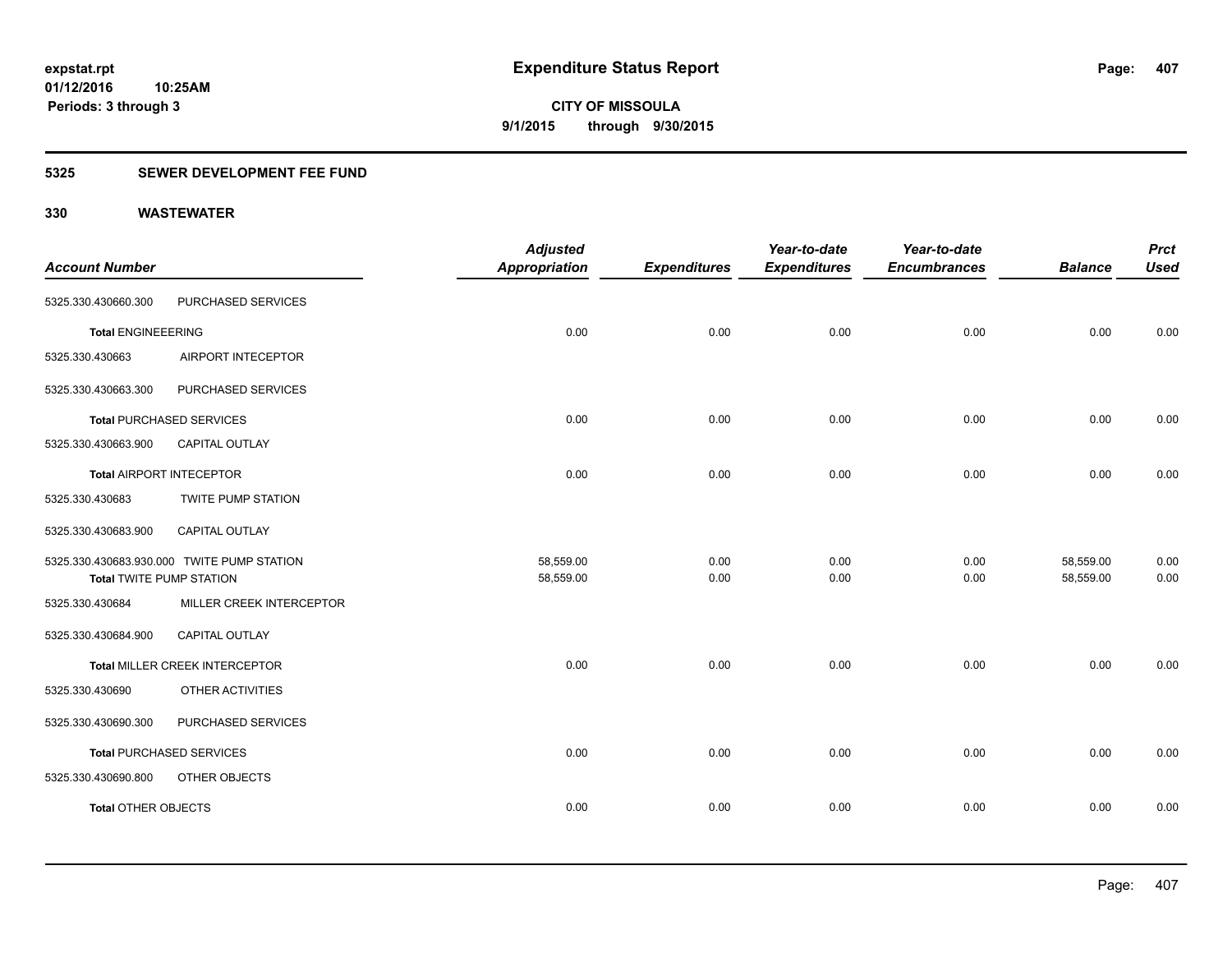expstat.rpt
01/12/2016 10:25AM
Periods: 3 through 3

# Expenditure Status Report

CITY OF MISSOULA
9/1/2015 through 9/30/2015

## 5325 SEWER DEVELOPMENT FEE FUND

## 330 WASTEWATER

| Account Number | | Adjusted Appropriation | Expenditures | Year-to-date Expenditures | Year-to-date Encumbrances | Balance | Prct Used |
|---|---|---|---|---|---|---|---|
| 5325.330.430660.300 | PURCHASED SERVICES | | | | | | |
| **Total** ENGINEEERING | | 0.00 | 0.00 | 0.00 | 0.00 | 0.00 | 0.00 |
| 5325.330.430663 | AIRPORT INTECEPTOR | | | | | | |
| 5325.330.430663.300 | PURCHASED SERVICES | | | | | | |
| **Total** PURCHASED SERVICES | | 0.00 | 0.00 | 0.00 | 0.00 | 0.00 | 0.00 |
| 5325.330.430663.900 | CAPITAL OUTLAY | | | | | | |
| **Total** AIRPORT INTECEPTOR | | 0.00 | 0.00 | 0.00 | 0.00 | 0.00 | 0.00 |
| 5325.330.430683 | TWITE PUMP STATION | | | | | | |
| 5325.330.430683.900 | CAPITAL OUTLAY | | | | | | |
| 5325.330.430683.930.000 | TWITE PUMP STATION | 58,559.00 | 0.00 | 0.00 | 0.00 | 58,559.00 | 0.00 |
| **Total** TWITE PUMP STATION | | 58,559.00 | 0.00 | 0.00 | 0.00 | 58,559.00 | 0.00 |
| 5325.330.430684 | MILLER CREEK INTERCEPTOR | | | | | | |
| 5325.330.430684.900 | CAPITAL OUTLAY | | | | | | |
| **Total** MILLER CREEK INTERCEPTOR | | 0.00 | 0.00 | 0.00 | 0.00 | 0.00 | 0.00 |
| 5325.330.430690 | OTHER ACTIVITIES | | | | | | |
| 5325.330.430690.300 | PURCHASED SERVICES | | | | | | |
| **Total** PURCHASED SERVICES | | 0.00 | 0.00 | 0.00 | 0.00 | 0.00 | 0.00 |
| 5325.330.430690.800 | OTHER OBJECTS | | | | | | |
| **Total** OTHER OBJECTS | | 0.00 | 0.00 | 0.00 | 0.00 | 0.00 | 0.00 |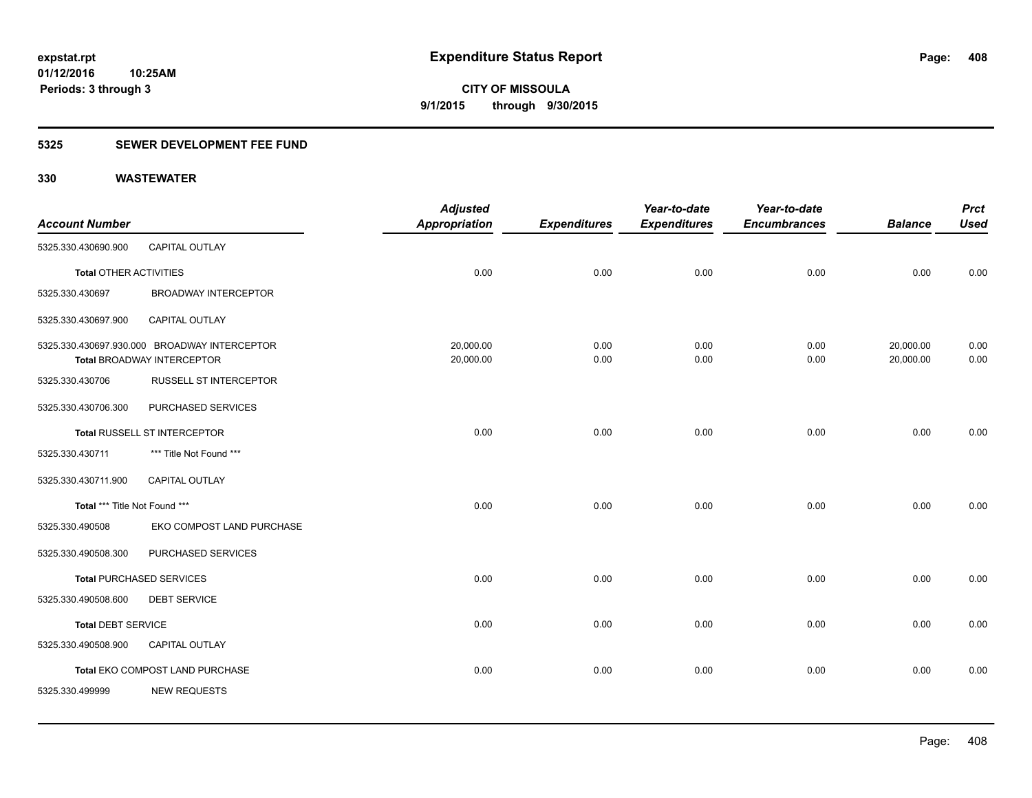**expstat.rpt**
**01/12/2016 10:25AM**
**Periods: 3 through 3**

# Expenditure Status Report

**CITY OF MISSOULA**
**9/1/2015 through 9/30/2015**

## 5325 SEWER DEVELOPMENT FEE FUND

## 330 WASTEWATER

| Account Number | | Adjusted Appropriation | Expenditures | Year-to-date Expenditures | Year-to-date Encumbrances | Balance | Prct Used |
|---|---|---|---|---|---|---|---|
| 5325.330.430690.900 | CAPITAL OUTLAY | | | | | | |
| **Total** OTHER ACTIVITIES | | 0.00 | 0.00 | 0.00 | 0.00 | 0.00 | 0.00 |
| 5325.330.430697 | BROADWAY INTERCEPTOR | | | | | | |
| 5325.330.430697.900 | CAPITAL OUTLAY | | | | | | |
| 5325.330.430697.930.000 | BROADWAY INTERCEPTOR | 20,000.00 | 0.00 | 0.00 | 0.00 | 20,000.00 | 0.00 |
| **Total** BROADWAY INTERCEPTOR | | 20,000.00 | 0.00 | 0.00 | 0.00 | 20,000.00 | 0.00 |
| 5325.330.430706 | RUSSELL ST INTERCEPTOR | | | | | | |
| 5325.330.430706.300 | PURCHASED SERVICES | | | | | | |
| **Total** RUSSELL ST INTERCEPTOR | | 0.00 | 0.00 | 0.00 | 0.00 | 0.00 | 0.00 |
| 5325.330.430711 | *** Title Not Found *** | | | | | | |
| 5325.330.430711.900 | CAPITAL OUTLAY | | | | | | |
| **Total** *** Title Not Found *** | | 0.00 | 0.00 | 0.00 | 0.00 | 0.00 | 0.00 |
| 5325.330.490508 | EKO COMPOST LAND PURCHASE | | | | | | |
| 5325.330.490508.300 | PURCHASED SERVICES | | | | | | |
| **Total** PURCHASED SERVICES | | 0.00 | 0.00 | 0.00 | 0.00 | 0.00 | 0.00 |
| 5325.330.490508.600 | DEBT SERVICE | | | | | | |
| **Total** DEBT SERVICE | | 0.00 | 0.00 | 0.00 | 0.00 | 0.00 | 0.00 |
| 5325.330.490508.900 | CAPITAL OUTLAY | | | | | | |
| **Total** EKO COMPOST LAND PURCHASE | | 0.00 | 0.00 | 0.00 | 0.00 | 0.00 | 0.00 |
| 5325.330.499999 | NEW REQUESTS | | | | | | |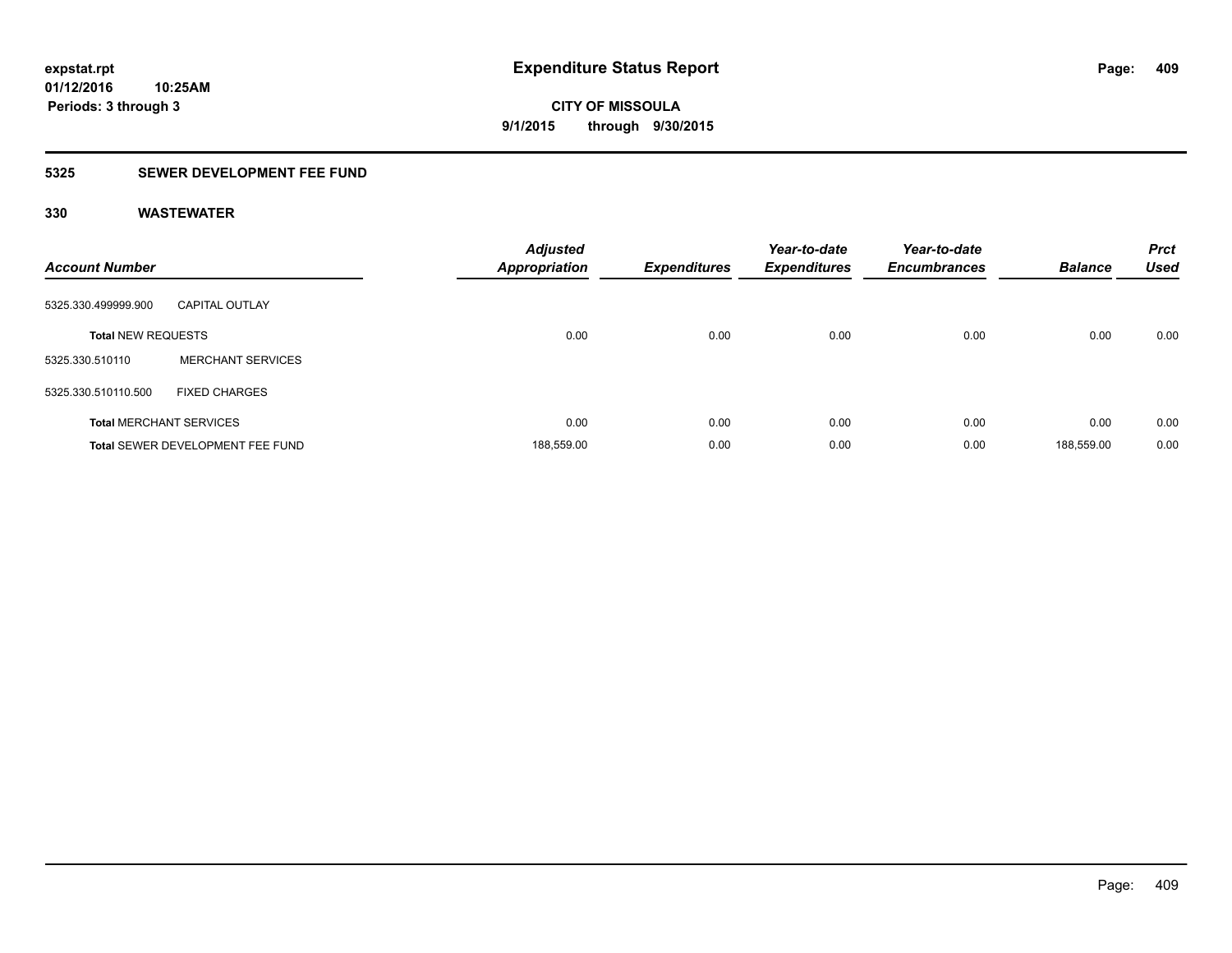**expstat.rpt**
**01/12/2016 10:25AM**
**Periods: 3 through 3**

# Expenditure Status Report

**CITY OF MISSOULA**
**9/1/2015 through 9/30/2015**

## 5325 SEWER DEVELOPMENT FEE FUND

### 330 WASTEWATER

| Account Number | | Adjusted Appropriation | Expenditures | Year-to-date Expenditures | Year-to-date Encumbrances | Balance | Prct Used |
|---|---|---|---|---|---|---|---|
| 5325.330.499999.900 | CAPITAL OUTLAY | | | | | | |
| **Total** NEW REQUESTS | | 0.00 | 0.00 | 0.00 | 0.00 | 0.00 | 0.00 |
| 5325.330.510110 | MERCHANT SERVICES | | | | | | |
| 5325.330.510110.500 | FIXED CHARGES | | | | | | |
| **Total** MERCHANT SERVICES | | 0.00 | 0.00 | 0.00 | 0.00 | 0.00 | 0.00 |
| **Total** SEWER DEVELOPMENT FEE FUND | | 188,559.00 | 0.00 | 0.00 | 0.00 | 188,559.00 | 0.00 |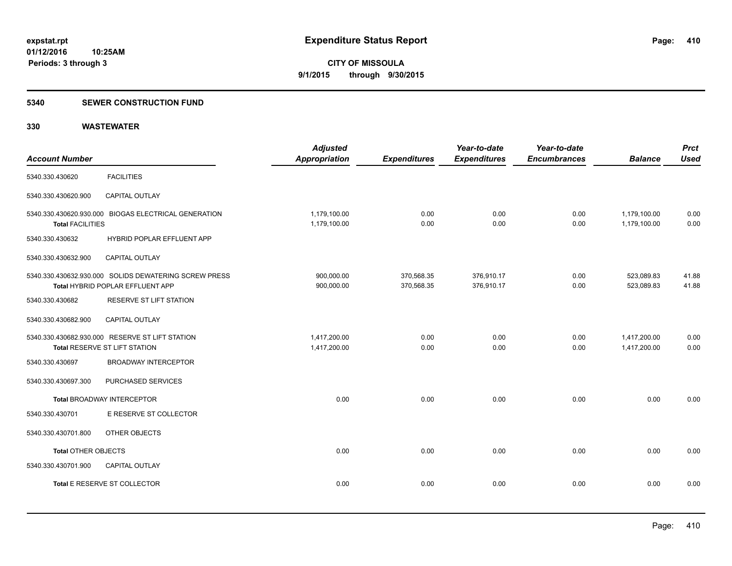**expstat.rpt**
**01/12/2016 10:25AM**
**Periods: 3 through 3**

# Expenditure Status Report

**CITY OF MISSOULA**
**9/1/2015 through 9/30/2015**

## 5340 SEWER CONSTRUCTION FUND

## 330 WASTEWATER

| Account Number | | Adjusted Appropriation | Expenditures | Year-to-date Expenditures | Year-to-date Encumbrances | Balance | Prct Used |
|---|---|---|---|---|---|---|---|
| 5340.330.430620 | FACILITIES | | | | | | |
| 5340.330.430620.900 | CAPITAL OUTLAY | | | | | | |
| 5340.330.430620.930.000 | BIOGAS ELECTRICAL GENERATION | 1,179,100.00 | 0.00 | 0.00 | 0.00 | 1,179,100.00 | 0.00 |
| **Total** FACILITIES | | 1,179,100.00 | 0.00 | 0.00 | 0.00 | 1,179,100.00 | 0.00 |
| 5340.330.430632 | HYBRID POPLAR EFFLUENT APP | | | | | | |
| 5340.330.430632.900 | CAPITAL OUTLAY | | | | | | |
| 5340.330.430632.930.000 | SOLIDS DEWATERING SCREW PRESS | 900,000.00 | 370,568.35 | 376,910.17 | 0.00 | 523,089.83 | 41.88 |
| **Total** HYBRID POPLAR EFFLUENT APP | | 900,000.00 | 370,568.35 | 376,910.17 | 0.00 | 523,089.83 | 41.88 |
| 5340.330.430682 | RESERVE ST LIFT STATION | | | | | | |
| 5340.330.430682.900 | CAPITAL OUTLAY | | | | | | |
| 5340.330.430682.930.000 | RESERVE ST LIFT STATION | 1,417,200.00 | 0.00 | 0.00 | 0.00 | 1,417,200.00 | 0.00 |
| **Total** RESERVE ST LIFT STATION | | 1,417,200.00 | 0.00 | 0.00 | 0.00 | 1,417,200.00 | 0.00 |
| 5340.330.430697 | BROADWAY INTERCEPTOR | | | | | | |
| 5340.330.430697.300 | PURCHASED SERVICES | | | | | | |
| **Total** BROADWAY INTERCEPTOR | | 0.00 | 0.00 | 0.00 | 0.00 | 0.00 | 0.00 |
| 5340.330.430701 | E RESERVE ST COLLECTOR | | | | | | |
| 5340.330.430701.800 | OTHER OBJECTS | | | | | | |
| **Total** OTHER OBJECTS | | 0.00 | 0.00 | 0.00 | 0.00 | 0.00 | 0.00 |
| 5340.330.430701.900 | CAPITAL OUTLAY | | | | | | |
| **Total** E RESERVE ST COLLECTOR | | 0.00 | 0.00 | 0.00 | 0.00 | 0.00 | 0.00 |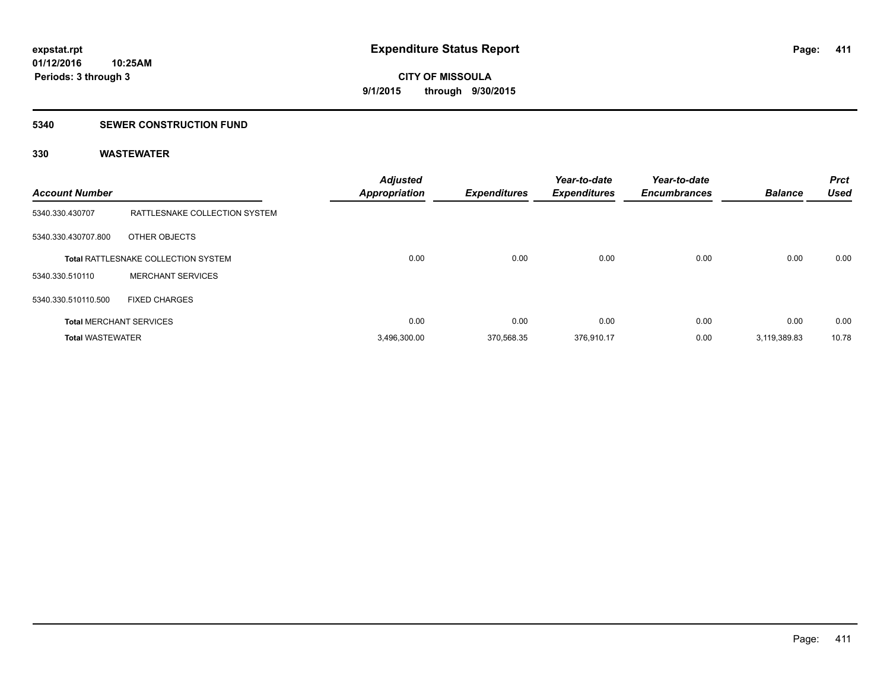**expstat.rpt**
**01/12/2016 10:25AM**
**Periods: 3 through 3**

# Expenditure Status Report

**CITY OF MISSOULA**
**9/1/2015 through 9/30/2015**

## 5340 SEWER CONSTRUCTION FUND

### 330 WASTEWATER

| Account Number | | Adjusted Appropriation | Expenditures | Year-to-date Expenditures | Year-to-date Encumbrances | Balance | Prct Used |
|---|---|---|---|---|---|---|---|
| 5340.330.430707 | RATTLESNAKE COLLECTION SYSTEM | | | | | | |
| 5340.330.430707.800 | OTHER OBJECTS | | | | | | |
| **Total** RATTLESNAKE COLLECTION SYSTEM | | 0.00 | 0.00 | 0.00 | 0.00 | 0.00 | 0.00 |
| 5340.330.510110 | MERCHANT SERVICES | | | | | | |
| 5340.330.510110.500 | FIXED CHARGES | | | | | | |
| **Total** MERCHANT SERVICES | | 0.00 | 0.00 | 0.00 | 0.00 | 0.00 | 0.00 |
| **Total** WASTEWATER | | 3,496,300.00 | 370,568.35 | 376,910.17 | 0.00 | 3,119,389.83 | 10.78 |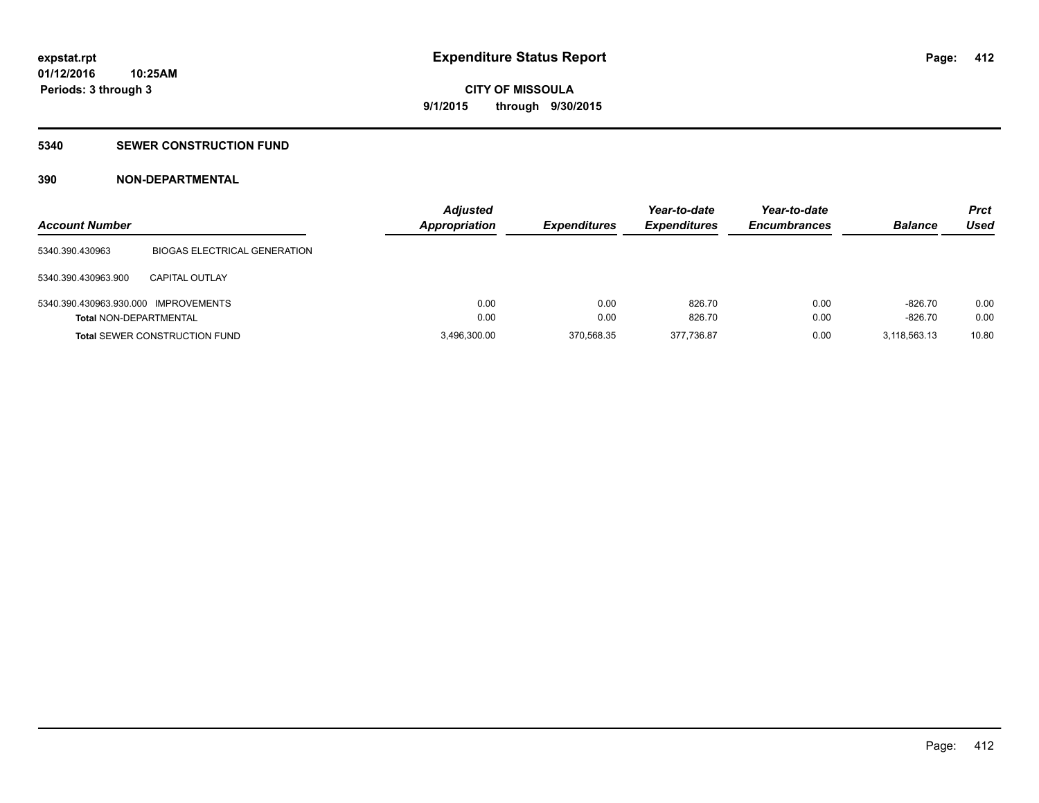**expstat.rpt**
**01/12/2016 10:25AM**
**Periods: 3 through 3**

# Expenditure Status Report

**CITY OF MISSOULA**
**9/1/2015 through 9/30/2015**

## 5340 SEWER CONSTRUCTION FUND

### 390 NON-DEPARTMENTAL

| Account Number | | Adjusted Appropriation | Expenditures | Year-to-date Expenditures | Year-to-date Encumbrances | Balance | Prct Used |
|---|---|---|---|---|---|---|---|
| 5340.390.430963 | BIOGAS ELECTRICAL GENERATION | | | | | | |
| 5340.390.430963.900 | CAPITAL OUTLAY | | | | | | |
| 5340.390.430963.930.000 | IMPROVEMENTS | 0.00 | 0.00 | 826.70 | 0.00 | -826.70 | 0.00 |
| **Total** NON-DEPARTMENTAL | | 0.00 | 0.00 | 826.70 | 0.00 | -826.70 | 0.00 |
| **Total** SEWER CONSTRUCTION FUND | | 3,496,300.00 | 370,568.35 | 377,736.87 | 0.00 | 3,118,563.13 | 10.80 |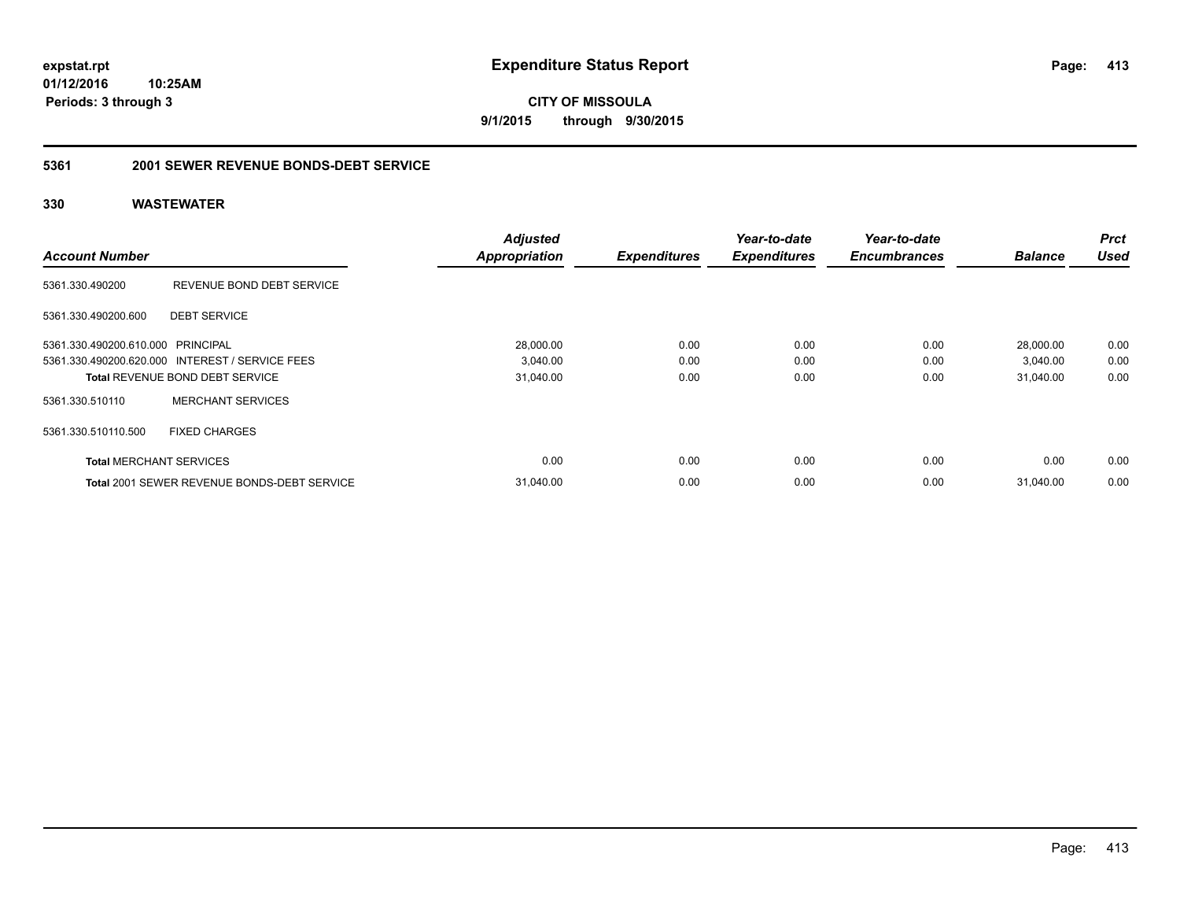**expstat.rpt**
**01/12/2016 10:25AM**
**Periods: 3 through 3**

# Expenditure Status Report

**CITY OF MISSOULA**
**9/1/2015 through 9/30/2015**

## 5361 2001 SEWER REVENUE BONDS-DEBT SERVICE

### 330 WASTEWATER

| Account Number | | Adjusted Appropriation | Expenditures | Year-to-date Expenditures | Year-to-date Encumbrances | Balance | Prct Used |
|---|---|---|---|---|---|---|---|
| 5361.330.490200 | REVENUE BOND DEBT SERVICE | | | | | | |
| 5361.330.490200.600 | DEBT SERVICE | | | | | | |
| 5361.330.490200.610.000 | PRINCIPAL | 28,000.00 | 0.00 | 0.00 | 0.00 | 28,000.00 | 0.00 |
| 5361.330.490200.620.000 | INTEREST / SERVICE FEES | 3,040.00 | 0.00 | 0.00 | 0.00 | 3,040.00 | 0.00 |
| **Total** REVENUE BOND DEBT SERVICE | | 31,040.00 | 0.00 | 0.00 | 0.00 | 31,040.00 | 0.00 |
| 5361.330.510110 | MERCHANT SERVICES | | | | | | |
| 5361.330.510110.500 | FIXED CHARGES | | | | | | |
| **Total** MERCHANT SERVICES | | 0.00 | 0.00 | 0.00 | 0.00 | 0.00 | 0.00 |
| **Total** 2001 SEWER REVENUE BONDS-DEBT SERVICE | | 31,040.00 | 0.00 | 0.00 | 0.00 | 31,040.00 | 0.00 |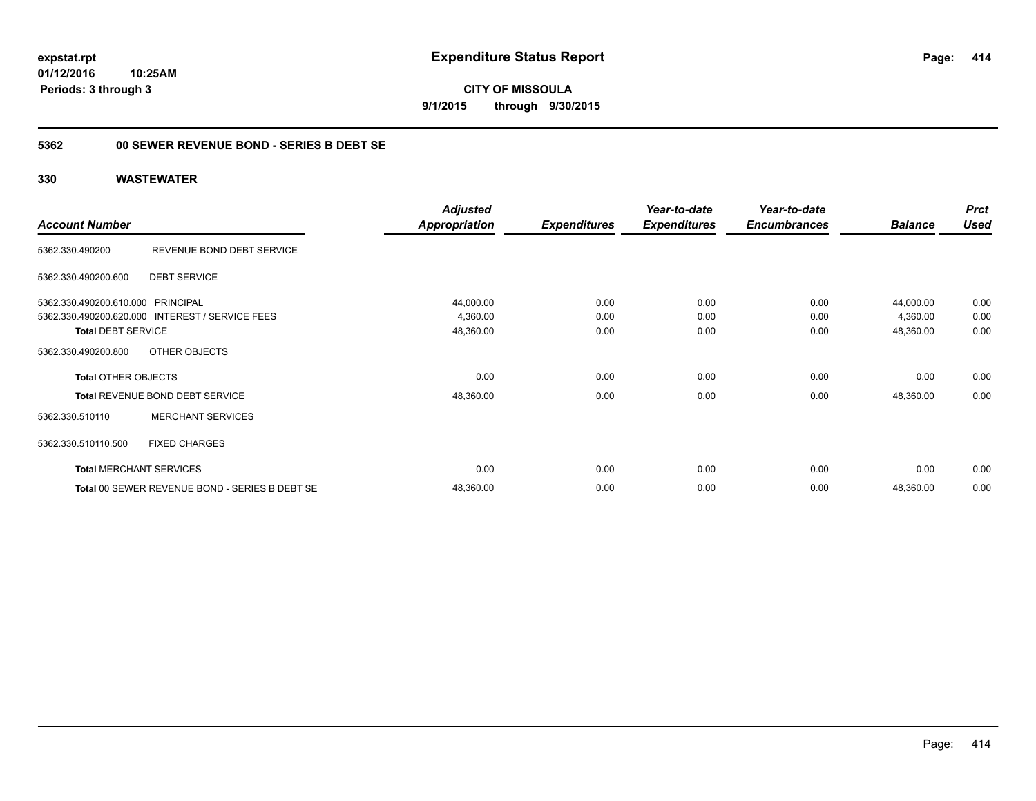expstat.rpt
01/12/2016 10:25AM
Periods: 3 through 3

# Expenditure Status Report

**CITY OF MISSOULA**
**9/1/2015 through 9/30/2015**

## 5362 00 SEWER REVENUE BOND - SERIES B DEBT SE

### 330 WASTEWATER

| Account Number | | Adjusted Appropriation | Expenditures | Year-to-date Expenditures | Year-to-date Encumbrances | Balance | Prct Used |
|---|---|---|---|---|---|---|---|
| 5362.330.490200 | REVENUE BOND DEBT SERVICE | | | | | | |
| 5362.330.490200.600 | DEBT SERVICE | | | | | | |
| 5362.330.490200.610.000 | PRINCIPAL | 44,000.00 | 0.00 | 0.00 | 0.00 | 44,000.00 | 0.00 |
| 5362.330.490200.620.000 | INTEREST / SERVICE FEES | 4,360.00 | 0.00 | 0.00 | 0.00 | 4,360.00 | 0.00 |
| **Total DEBT SERVICE** | | 48,360.00 | 0.00 | 0.00 | 0.00 | 48,360.00 | 0.00 |
| 5362.330.490200.800 | OTHER OBJECTS | | | | | | |
| **Total OTHER OBJECTS** | | 0.00 | 0.00 | 0.00 | 0.00 | 0.00 | 0.00 |
| **Total REVENUE BOND DEBT SERVICE** | | 48,360.00 | 0.00 | 0.00 | 0.00 | 48,360.00 | 0.00 |
| 5362.330.510110 | MERCHANT SERVICES | | | | | | |
| 5362.330.510110.500 | FIXED CHARGES | | | | | | |
| **Total MERCHANT SERVICES** | | 0.00 | 0.00 | 0.00 | 0.00 | 0.00 | 0.00 |
| **Total 00 SEWER REVENUE BOND - SERIES B DEBT SE** | | 48,360.00 | 0.00 | 0.00 | 0.00 | 48,360.00 | 0.00 |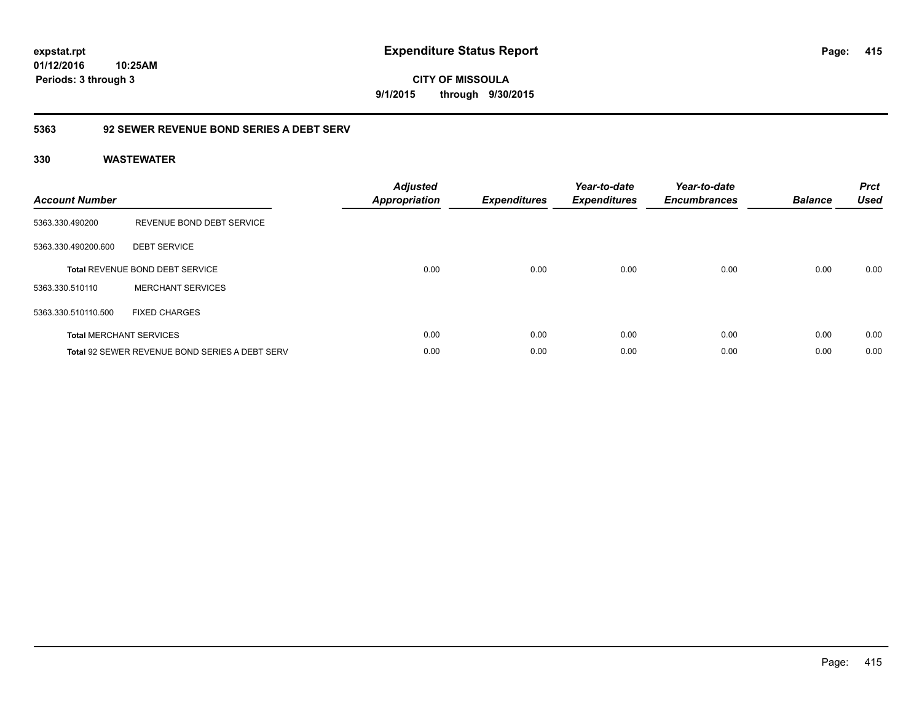**expstat.rpt**
**01/12/2016 10:25AM**
**Periods: 3 through 3**

# Expenditure Status Report

**CITY OF MISSOULA**
**9/1/2015 through 9/30/2015**

## 5363 92 SEWER REVENUE BOND SERIES A DEBT SERV

### 330 WASTEWATER

| Account Number | | Adjusted Appropriation | Expenditures | Year-to-date Expenditures | Year-to-date Encumbrances | Balance | Prct Used |
|---|---|---|---|---|---|---|---|
| 5363.330.490200 | REVENUE BOND DEBT SERVICE | | | | | | |
| 5363.330.490200.600 | DEBT SERVICE | | | | | | |
| **Total** REVENUE BOND DEBT SERVICE | | 0.00 | 0.00 | 0.00 | 0.00 | 0.00 | 0.00 |
| 5363.330.510110 | MERCHANT SERVICES | | | | | | |
| 5363.330.510110.500 | FIXED CHARGES | | | | | | |
| **Total** MERCHANT SERVICES | | 0.00 | 0.00 | 0.00 | 0.00 | 0.00 | 0.00 |
| **Total** 92 SEWER REVENUE BOND SERIES A DEBT SERV | | 0.00 | 0.00 | 0.00 | 0.00 | 0.00 | 0.00 |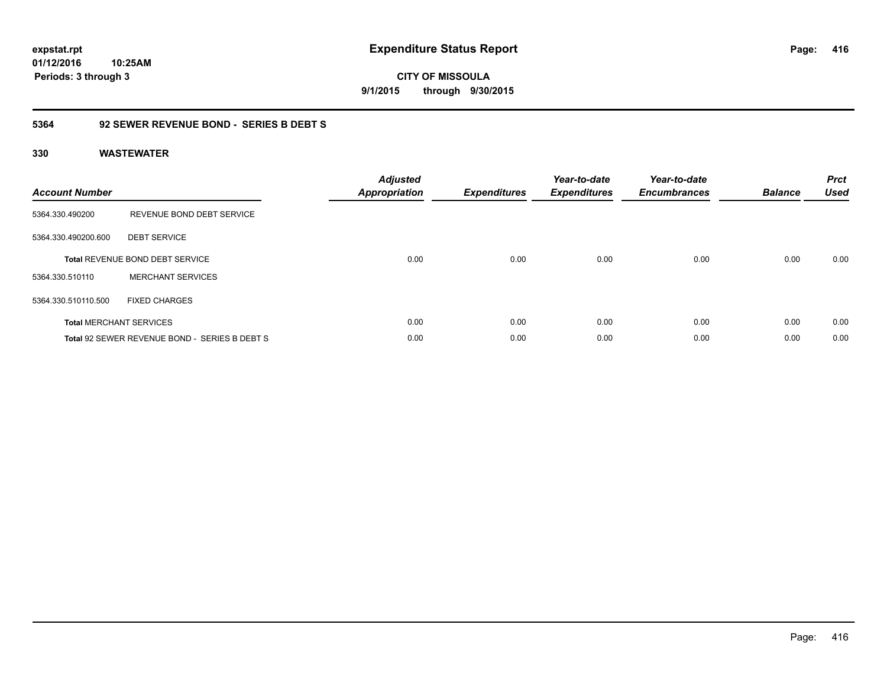**expstat.rpt**
**01/12/2016 10:25AM**
**Periods: 3 through 3**

# Expenditure Status Report

**CITY OF MISSOULA**
**9/1/2015 through 9/30/2015**

## 5364 92 SEWER REVENUE BOND - SERIES B DEBT S

### 330 WASTEWATER

| Account Number | | Adjusted Appropriation | Expenditures | Year-to-date Expenditures | Year-to-date Encumbrances | Balance | Prct Used |
|---|---|---|---|---|---|---|---|
| 5364.330.490200 | REVENUE BOND DEBT SERVICE | | | | | | |
| 5364.330.490200.600 | DEBT SERVICE | | | | | | |
| **Total** REVENUE BOND DEBT SERVICE | | 0.00 | 0.00 | 0.00 | 0.00 | 0.00 | 0.00 |
| 5364.330.510110 | MERCHANT SERVICES | | | | | | |
| 5364.330.510110.500 | FIXED CHARGES | | | | | | |
| **Total** MERCHANT SERVICES | | 0.00 | 0.00 | 0.00 | 0.00 | 0.00 | 0.00 |
| **Total** 92 SEWER REVENUE BOND - SERIES B DEBT S | | 0.00 | 0.00 | 0.00 | 0.00 | 0.00 | 0.00 |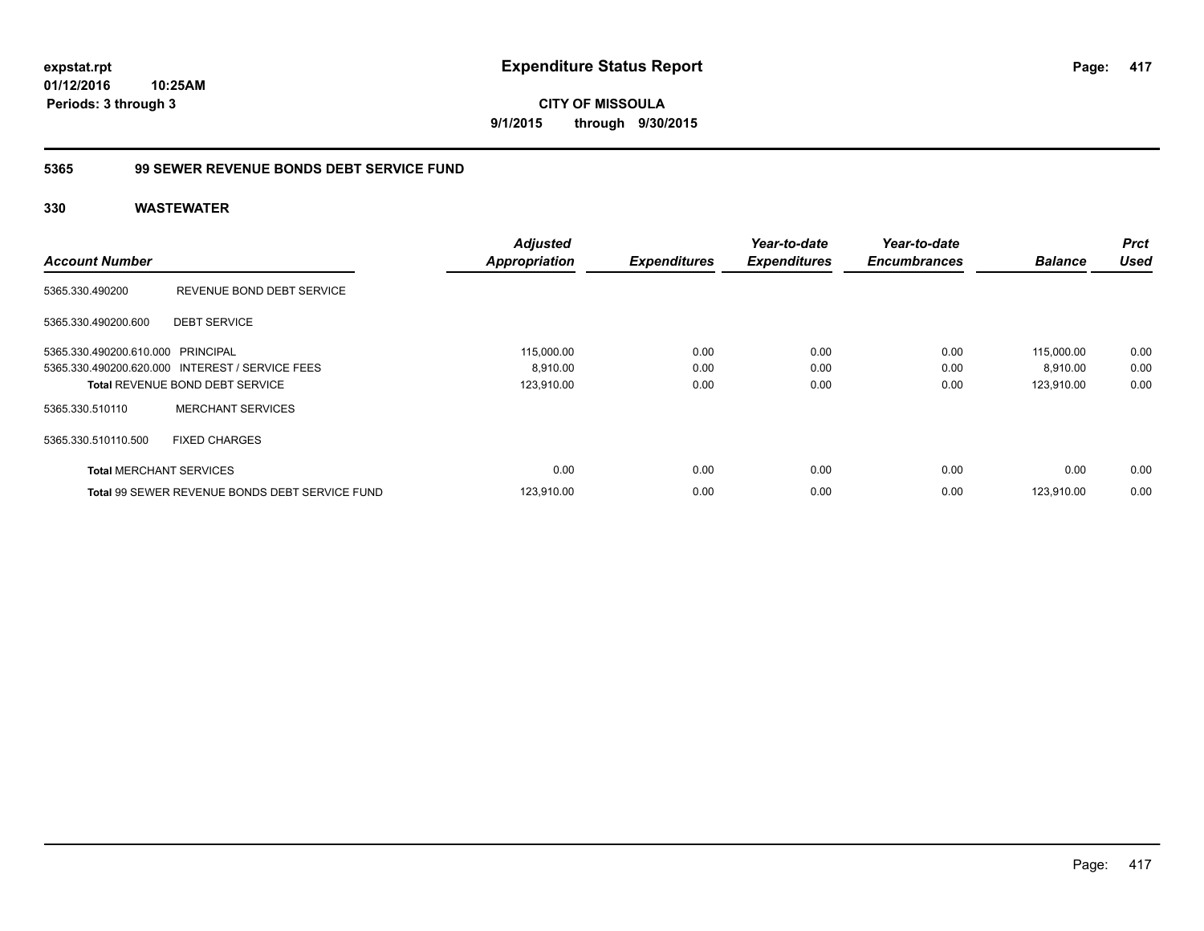**expstat.rpt**
**01/12/2016 10:25AM**
**Periods: 3 through 3**

# Expenditure Status Report

**CITY OF MISSOULA**
**9/1/2015 through 9/30/2015**

## 5365 99 SEWER REVENUE BONDS DEBT SERVICE FUND

### 330 WASTEWATER

| Account Number | | Adjusted Appropriation | Expenditures | Year-to-date Expenditures | Year-to-date Encumbrances | Balance | Prct Used |
|---|---|---|---|---|---|---|---|
| 5365.330.490200 | REVENUE BOND DEBT SERVICE | | | | | | |
| 5365.330.490200.600 | DEBT SERVICE | | | | | | |
| 5365.330.490200.610.000 | PRINCIPAL | 115,000.00 | 0.00 | 0.00 | 0.00 | 115,000.00 | 0.00 |
| 5365.330.490200.620.000 | INTEREST / SERVICE FEES | 8,910.00 | 0.00 | 0.00 | 0.00 | 8,910.00 | 0.00 |
| **Total** REVENUE BOND DEBT SERVICE | | 123,910.00 | 0.00 | 0.00 | 0.00 | 123,910.00 | 0.00 |
| 5365.330.510110 | MERCHANT SERVICES | | | | | | |
| 5365.330.510110.500 | FIXED CHARGES | | | | | | |
| **Total** MERCHANT SERVICES | | 0.00 | 0.00 | 0.00 | 0.00 | 0.00 | 0.00 |
| **Total** 99 SEWER REVENUE BONDS DEBT SERVICE FUND | | 123,910.00 | 0.00 | 0.00 | 0.00 | 123,910.00 | 0.00 |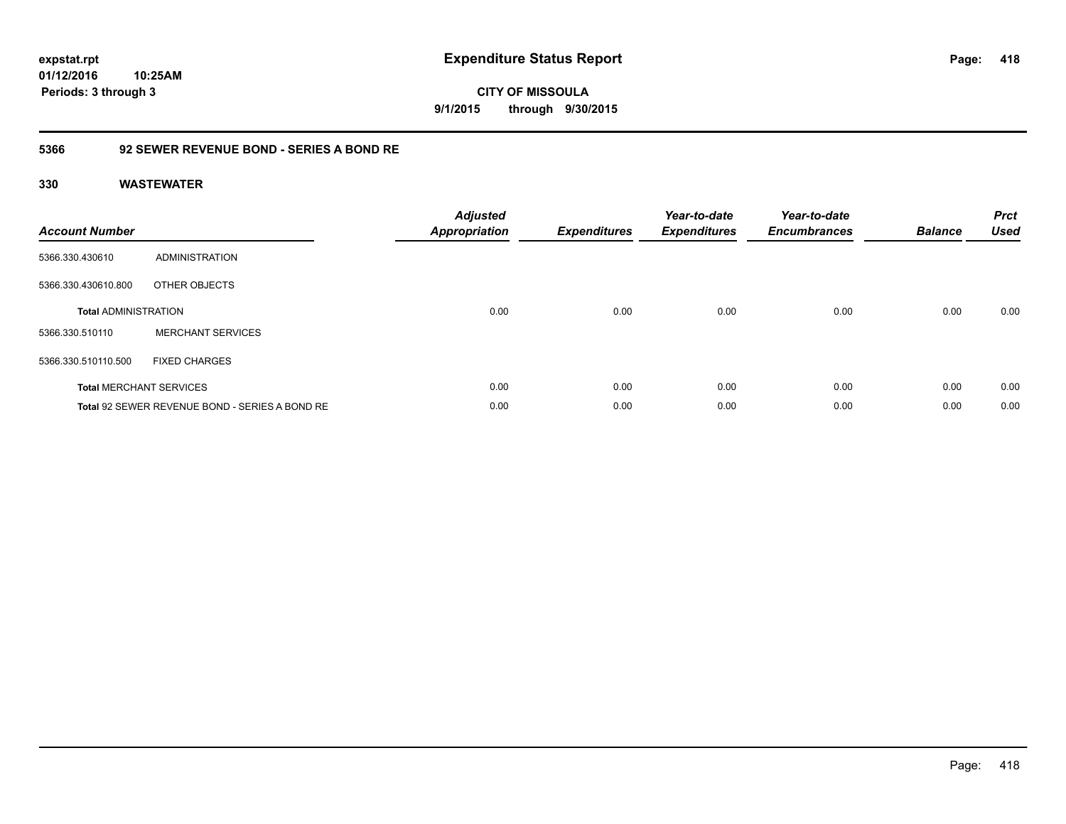expstat.rpt
01/12/2016 10:25AM
Periods: 3 through 3

# Expenditure Status Report

CITY OF MISSOULA
9/1/2015 through 9/30/2015

## 5366 92 SEWER REVENUE BOND - SERIES A BOND RE

### 330 WASTEWATER

| Account Number | | Adjusted Appropriation | Expenditures | Year-to-date Expenditures | Year-to-date Encumbrances | Balance | Prct Used |
|---|---|---|---|---|---|---|---|
| 5366.330.430610 | ADMINISTRATION | | | | | | |
| 5366.330.430610.800 | OTHER OBJECTS | | | | | | |
| **Total** ADMINISTRATION | | 0.00 | 0.00 | 0.00 | 0.00 | 0.00 | 0.00 |
| 5366.330.510110 | MERCHANT SERVICES | | | | | | |
| 5366.330.510110.500 | FIXED CHARGES | | | | | | |
| **Total** MERCHANT SERVICES | | 0.00 | 0.00 | 0.00 | 0.00 | 0.00 | 0.00 |
| **Total** 92 SEWER REVENUE BOND - SERIES A BOND RE | | 0.00 | 0.00 | 0.00 | 0.00 | 0.00 | 0.00 |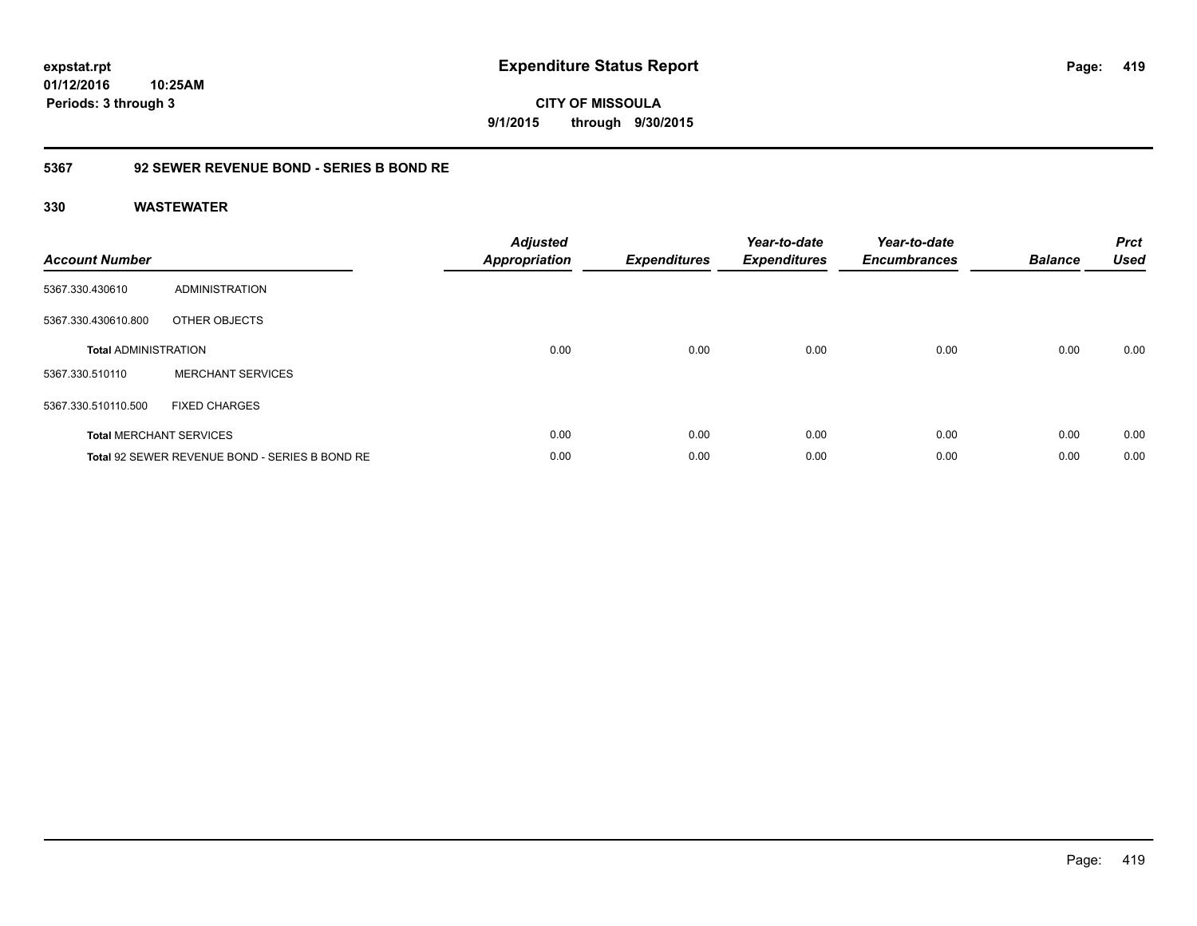**expstat.rpt**
**01/12/2016 10:25AM**
**Periods: 3 through 3**

# Expenditure Status Report

**CITY OF MISSOULA**
**9/1/2015 through 9/30/2015**

## 5367 92 SEWER REVENUE BOND - SERIES B BOND RE

### 330 WASTEWATER

| Account Number | | Adjusted Appropriation | Expenditures | Year-to-date Expenditures | Year-to-date Encumbrances | Balance | Prct Used |
|---|---|---|---|---|---|---|---|
| 5367.330.430610 | ADMINISTRATION | | | | | | |
| 5367.330.430610.800 | OTHER OBJECTS | | | | | | |
| **Total** ADMINISTRATION | | 0.00 | 0.00 | 0.00 | 0.00 | 0.00 | 0.00 |
| 5367.330.510110 | MERCHANT SERVICES | | | | | | |
| 5367.330.510110.500 | FIXED CHARGES | | | | | | |
| **Total** MERCHANT SERVICES | | 0.00 | 0.00 | 0.00 | 0.00 | 0.00 | 0.00 |
| **Total** 92 SEWER REVENUE BOND - SERIES B BOND RE | | 0.00 | 0.00 | 0.00 | 0.00 | 0.00 | 0.00 |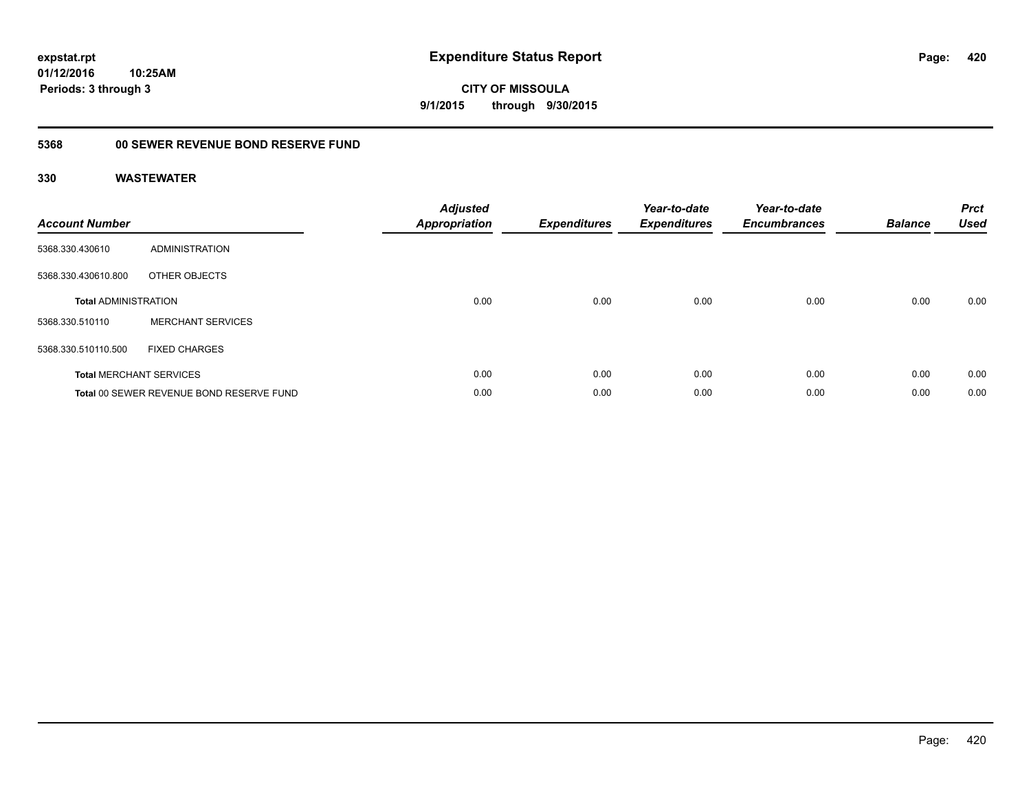expstat.rpt
01/12/2016 10:25AM
Periods: 3 through 3

# Expenditure Status Report

CITY OF MISSOULA
9/1/2015 through 9/30/2015

## 5368 00 SEWER REVENUE BOND RESERVE FUND

### 330 WASTEWATER

| Account Number | | Adjusted Appropriation | Expenditures | Year-to-date Expenditures | Year-to-date Encumbrances | Balance | Prct Used |
|---|---|---|---|---|---|---|---|
| 5368.330.430610 | ADMINISTRATION | | | | | | |
| 5368.330.430610.800 | OTHER OBJECTS | | | | | | |
| **Total** ADMINISTRATION | | 0.00 | 0.00 | 0.00 | 0.00 | 0.00 | 0.00 |
| 5368.330.510110 | MERCHANT SERVICES | | | | | | |
| 5368.330.510110.500 | FIXED CHARGES | | | | | | |
| **Total** MERCHANT SERVICES | | 0.00 | 0.00 | 0.00 | 0.00 | 0.00 | 0.00 |
| **Total** 00 SEWER REVENUE BOND RESERVE FUND | | 0.00 | 0.00 | 0.00 | 0.00 | 0.00 | 0.00 |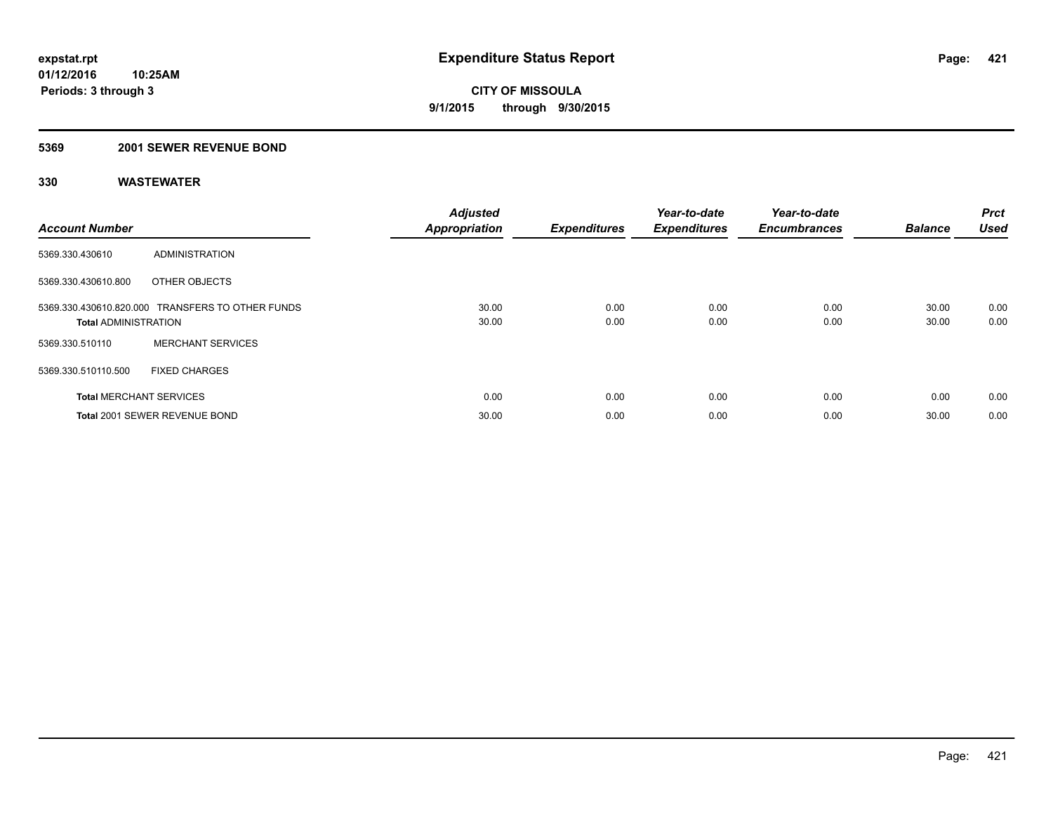**expstat.rpt**
**01/12/2016 10:25AM**
**Periods: 3 through 3**

# Expenditure Status Report

**CITY OF MISSOULA**
**9/1/2015 through 9/30/2015**

## 5369 2001 SEWER REVENUE BOND

## 330 WASTEWATER

| Account Number | | Adjusted Appropriation | Expenditures | Year-to-date Expenditures | Year-to-date Encumbrances | Balance | Prct Used |
|---|---|---|---|---|---|---|---|
| 5369.330.430610 | ADMINISTRATION | | | | | | |
| 5369.330.430610.800 | OTHER OBJECTS | | | | | | |
| 5369.330.430610.820.000 | TRANSFERS TO OTHER FUNDS | 30.00 | 0.00 | 0.00 | 0.00 | 30.00 | 0.00 |
| **Total** ADMINISTRATION | | 30.00 | 0.00 | 0.00 | 0.00 | 30.00 | 0.00 |
| 5369.330.510110 | MERCHANT SERVICES | | | | | | |
| 5369.330.510110.500 | FIXED CHARGES | | | | | | |
| **Total** MERCHANT SERVICES | | 0.00 | 0.00 | 0.00 | 0.00 | 0.00 | 0.00 |
| **Total** 2001 SEWER REVENUE BOND | | 30.00 | 0.00 | 0.00 | 0.00 | 30.00 | 0.00 |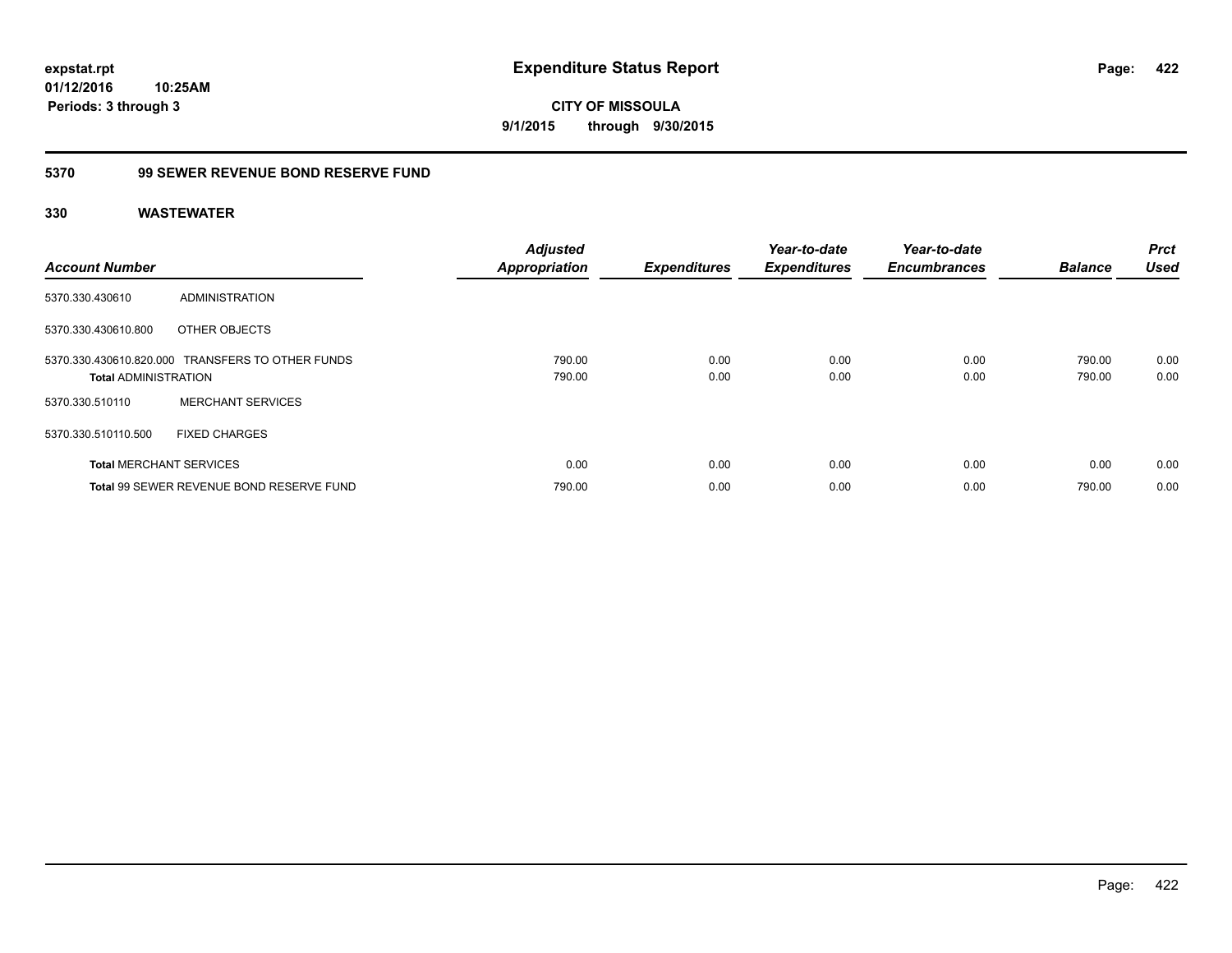**expstat.rpt**
**01/12/2016 10:25AM**
**Periods: 3 through 3**

# Expenditure Status Report

**CITY OF MISSOULA**
**9/1/2015 through 9/30/2015**

## 5370 99 SEWER REVENUE BOND RESERVE FUND

### 330 WASTEWATER

| Account Number | | Adjusted Appropriation | Expenditures | Year-to-date Expenditures | Year-to-date Encumbrances | Balance | Prct Used |
|---|---|---|---|---|---|---|---|
| 5370.330.430610 | ADMINISTRATION | | | | | | |
| 5370.330.430610.800 | OTHER OBJECTS | | | | | | |
| 5370.330.430610.820.000 | TRANSFERS TO OTHER FUNDS | 790.00 | 0.00 | 0.00 | 0.00 | 790.00 | 0.00 |
| **Total** ADMINISTRATION | | 790.00 | 0.00 | 0.00 | 0.00 | 790.00 | 0.00 |
| 5370.330.510110 | MERCHANT SERVICES | | | | | | |
| 5370.330.510110.500 | FIXED CHARGES | | | | | | |
| **Total** MERCHANT SERVICES | | 0.00 | 0.00 | 0.00 | 0.00 | 0.00 | 0.00 |
| **Total** 99 SEWER REVENUE BOND RESERVE FUND | | 790.00 | 0.00 | 0.00 | 0.00 | 790.00 | 0.00 |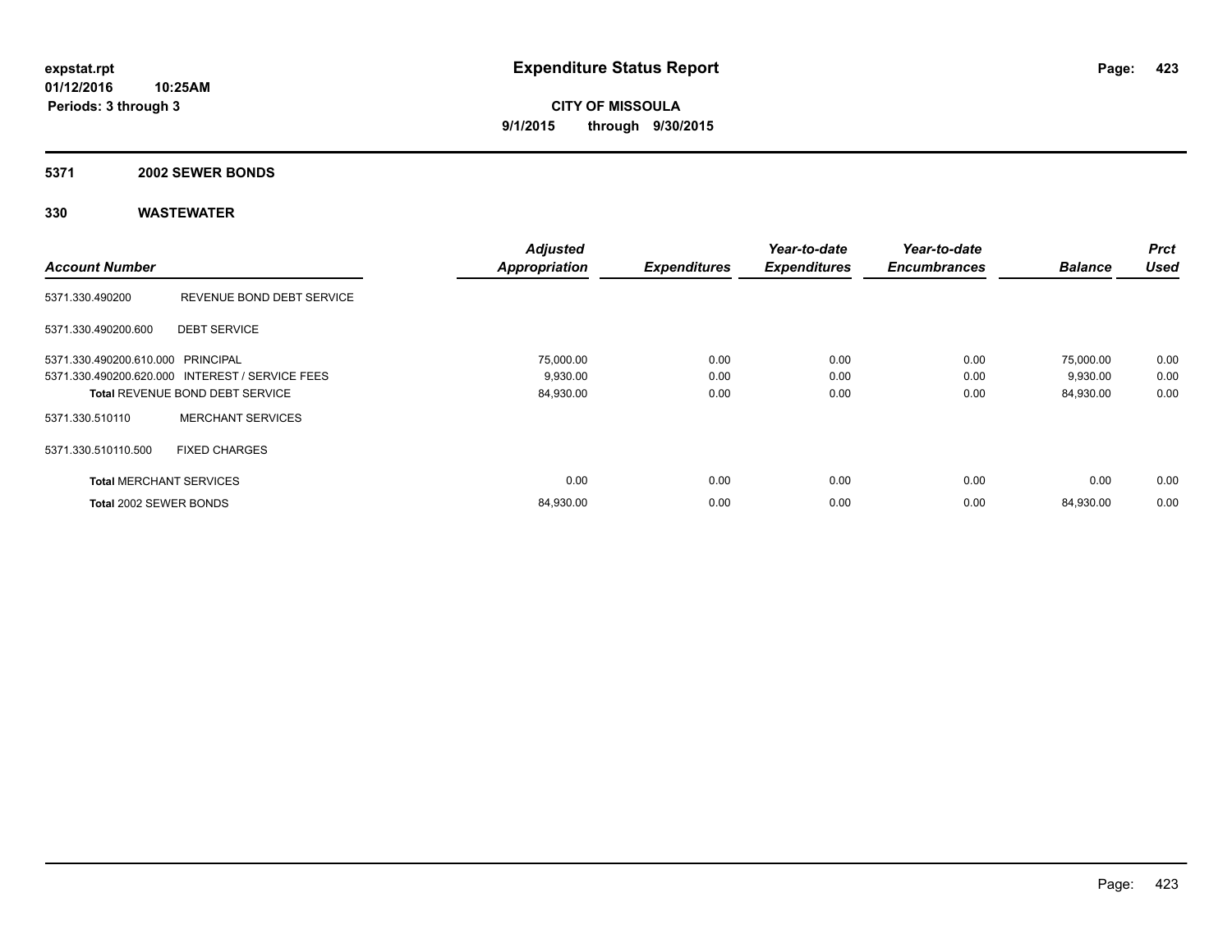**expstat.rpt**
**01/12/2016 10:25AM**
**Periods: 3 through 3**

# Expenditure Status Report

**CITY OF MISSOULA**
**9/1/2015 through 9/30/2015**

## 5371 2002 SEWER BONDS

### 330 WASTEWATER

| Account Number | | Adjusted Appropriation | Expenditures | Year-to-date Expenditures | Year-to-date Encumbrances | Balance | Prct Used |
|---|---|---|---|---|---|---|---|
| 5371.330.490200 | REVENUE BOND DEBT SERVICE | | | | | | |
| 5371.330.490200.600 | DEBT SERVICE | | | | | | |
| 5371.330.490200.610.000 | PRINCIPAL | 75,000.00 | 0.00 | 0.00 | 0.00 | 75,000.00 | 0.00 |
| 5371.330.490200.620.000 | INTEREST / SERVICE FEES | 9,930.00 | 0.00 | 0.00 | 0.00 | 9,930.00 | 0.00 |
| **Total** REVENUE BOND DEBT SERVICE | | 84,930.00 | 0.00 | 0.00 | 0.00 | 84,930.00 | 0.00 |
| 5371.330.510110 | MERCHANT SERVICES | | | | | | |
| 5371.330.510110.500 | FIXED CHARGES | | | | | | |
| **Total** MERCHANT SERVICES | | 0.00 | 0.00 | 0.00 | 0.00 | 0.00 | 0.00 |
| **Total** 2002 SEWER BONDS | | 84,930.00 | 0.00 | 0.00 | 0.00 | 84,930.00 | 0.00 |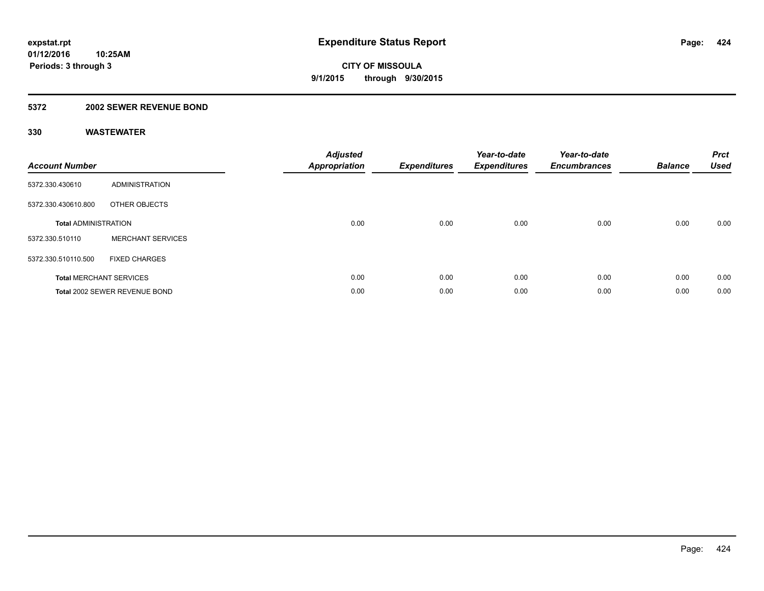**expstat.rpt**
**01/12/2016 10:25AM**
**Periods: 3 through 3**

# Expenditure Status Report

**CITY OF MISSOULA**
**9/1/2015 through 9/30/2015**

## 5372 2002 SEWER REVENUE BOND

### 330 WASTEWATER

| Account Number | | Adjusted Appropriation | Expenditures | Year-to-date Expenditures | Year-to-date Encumbrances | Balance | Prct Used |
|---|---|---|---|---|---|---|---|
| 5372.330.430610 | ADMINISTRATION | | | | | | |
| 5372.330.430610.800 | OTHER OBJECTS | | | | | | |
| **Total** ADMINISTRATION | | 0.00 | 0.00 | 0.00 | 0.00 | 0.00 | 0.00 |
| 5372.330.510110 | MERCHANT SERVICES | | | | | | |
| 5372.330.510110.500 | FIXED CHARGES | | | | | | |
| **Total** MERCHANT SERVICES | | 0.00 | 0.00 | 0.00 | 0.00 | 0.00 | 0.00 |
| **Total** 2002 SEWER REVENUE BOND | | 0.00 | 0.00 | 0.00 | 0.00 | 0.00 | 0.00 |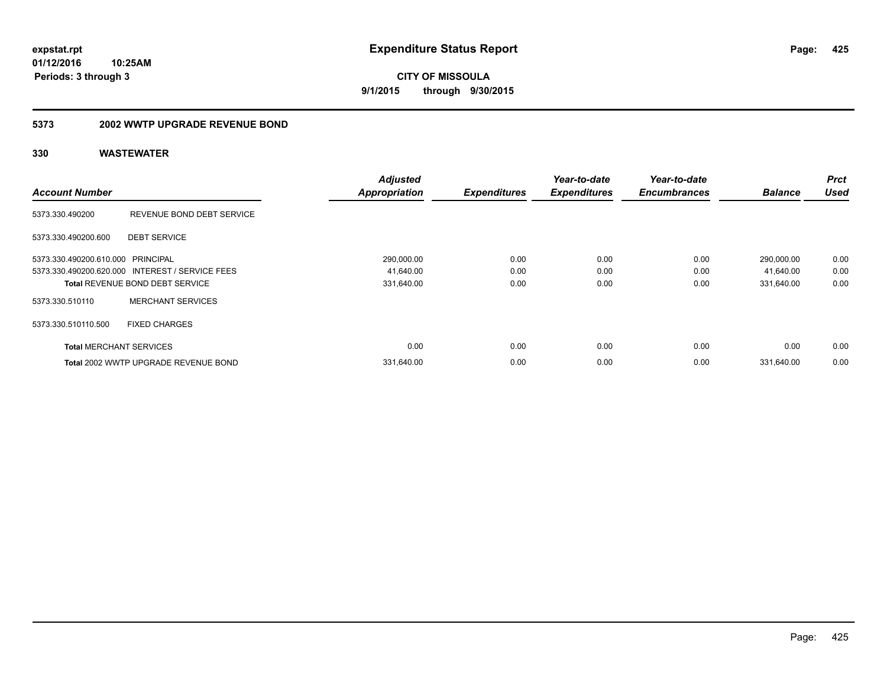**expstat.rpt**
**01/12/2016 10:25AM**
**Periods: 3 through 3**

# Expenditure Status Report

**CITY OF MISSOULA**
**9/1/2015 through 9/30/2015**

## 5373 2002 WWTP UPGRADE REVENUE BOND

### 330 WASTEWATER

| Account Number | | Adjusted Appropriation | Expenditures | Year-to-date Expenditures | Year-to-date Encumbrances | Balance | Prct Used |
|---|---|---|---|---|---|---|---|
| 5373.330.490200 | REVENUE BOND DEBT SERVICE | | | | | | |
| 5373.330.490200.600 | DEBT SERVICE | | | | | | |
| 5373.330.490200.610.000 | PRINCIPAL | 290,000.00 | 0.00 | 0.00 | 0.00 | 290,000.00 | 0.00 |
| 5373.330.490200.620.000 | INTEREST / SERVICE FEES | 41,640.00 | 0.00 | 0.00 | 0.00 | 41,640.00 | 0.00 |
| **Total** REVENUE BOND DEBT SERVICE | | 331,640.00 | 0.00 | 0.00 | 0.00 | 331,640.00 | 0.00 |
| 5373.330.510110 | MERCHANT SERVICES | | | | | | |
| 5373.330.510110.500 | FIXED CHARGES | | | | | | |
| **Total** MERCHANT SERVICES | | 0.00 | 0.00 | 0.00 | 0.00 | 0.00 | 0.00 |
| **Total** 2002 WWTP UPGRADE REVENUE BOND | | 331,640.00 | 0.00 | 0.00 | 0.00 | 331,640.00 | 0.00 |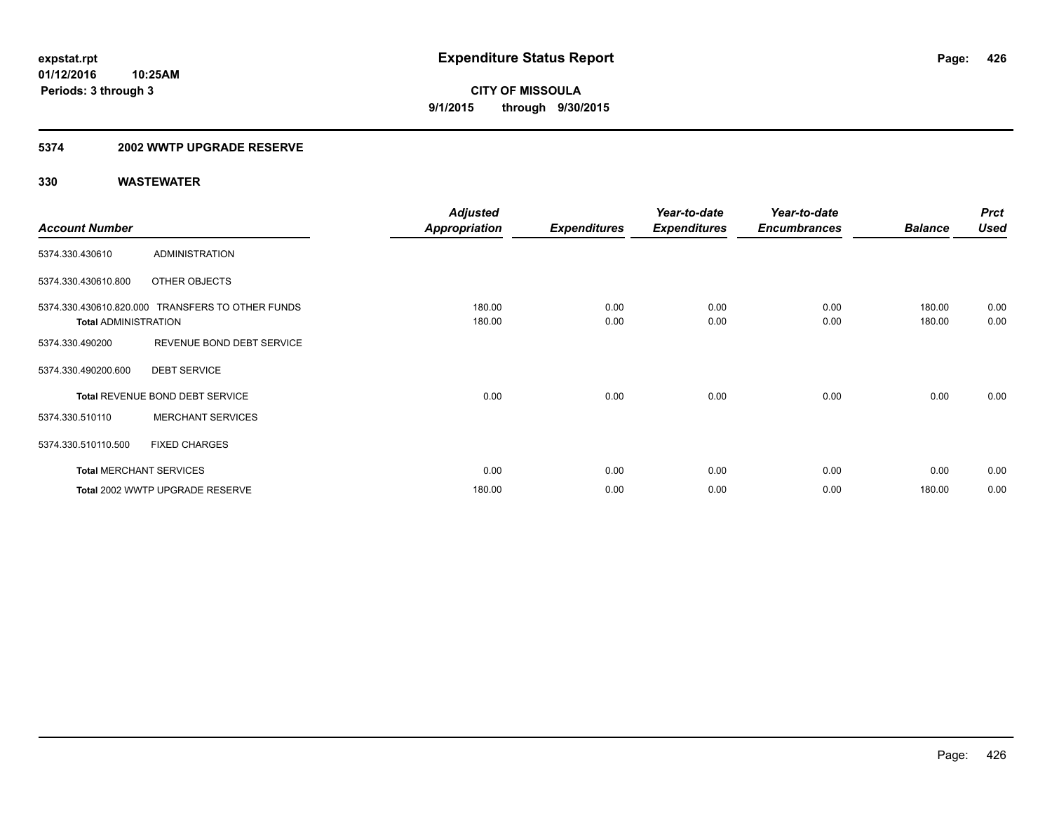# Expenditure Status Report

**CITY OF MISSOULA**

**9/1/2015 through 9/30/2015**

expstat.rpt
01/12/2016 10:25AM
Periods: 3 through 3

## 5374 2002 WWTP UPGRADE RESERVE

### 330 WASTEWATER

| Account Number | | Adjusted Appropriation | Expenditures | Year-to-date Expenditures | Year-to-date Encumbrances | Balance | Prct Used |
|---|---|---|---|---|---|---|---|
| 5374.330.430610 | ADMINISTRATION | | | | | | |
| 5374.330.430610.800 | OTHER OBJECTS | | | | | | |
| 5374.330.430610.820.000 | TRANSFERS TO OTHER FUNDS | 180.00 | 0.00 | 0.00 | 0.00 | 180.00 | 0.00 |
| **Total** ADMINISTRATION | | 180.00 | 0.00 | 0.00 | 0.00 | 180.00 | 0.00 |
| 5374.330.490200 | REVENUE BOND DEBT SERVICE | | | | | | |
| 5374.330.490200.600 | DEBT SERVICE | | | | | | |
| **Total** REVENUE BOND DEBT SERVICE | | 0.00 | 0.00 | 0.00 | 0.00 | 0.00 | 0.00 |
| 5374.330.510110 | MERCHANT SERVICES | | | | | | |
| 5374.330.510110.500 | FIXED CHARGES | | | | | | |
| **Total** MERCHANT SERVICES | | 0.00 | 0.00 | 0.00 | 0.00 | 0.00 | 0.00 |
| **Total** 2002 WWTP UPGRADE RESERVE | | 180.00 | 0.00 | 0.00 | 0.00 | 180.00 | 0.00 |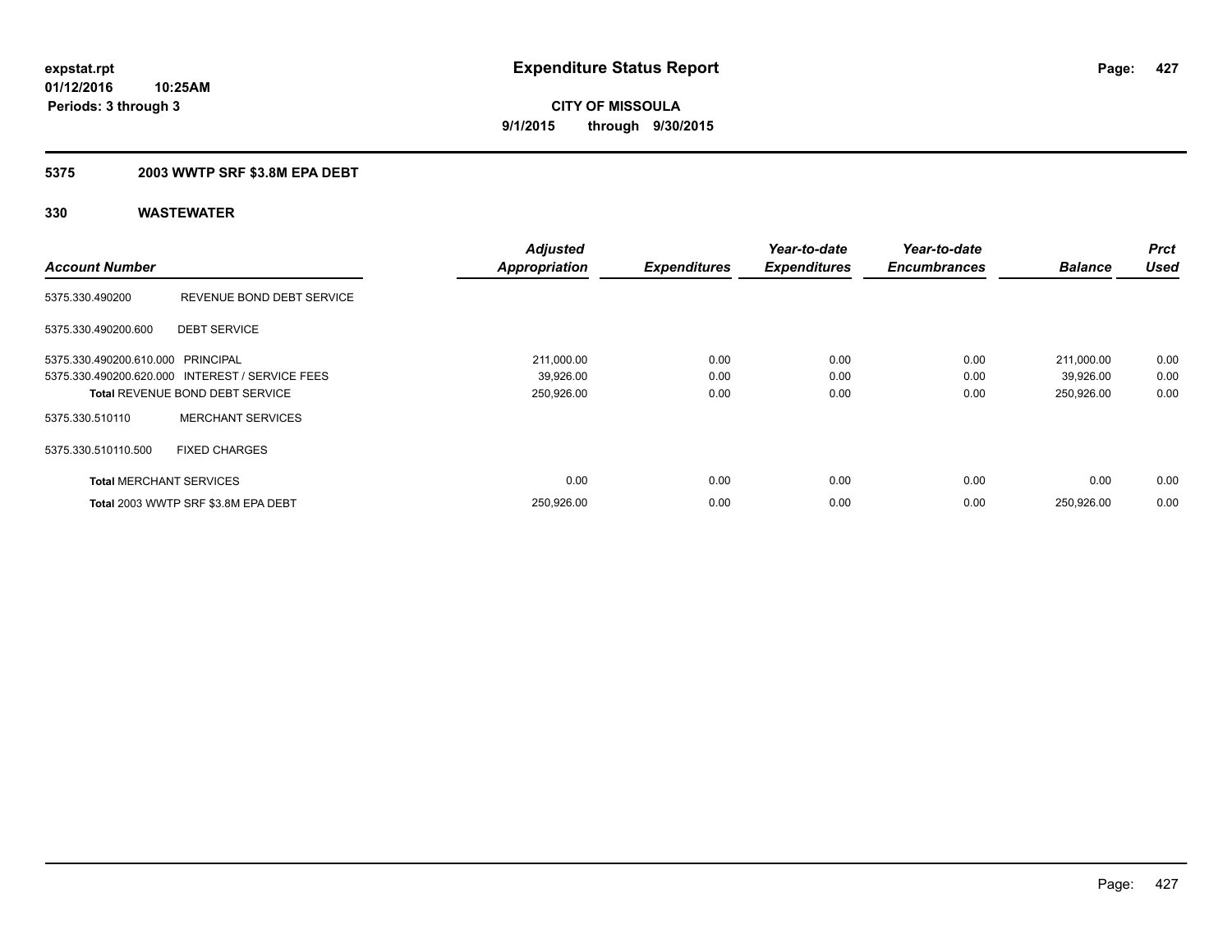**expstat.rpt**
**01/12/2016 10:25AM**
**Periods: 3 through 3**

# Expenditure Status Report

**CITY OF MISSOULA**
**9/1/2015 through 9/30/2015**

## 5375 2003 WWTP SRF $3.8M EPA DEBT

## 330 WASTEWATER

| Account Number | | Adjusted Appropriation | Expenditures | Year-to-date Expenditures | Year-to-date Encumbrances | Balance | Prct Used |
|---|---|---|---|---|---|---|---|
| 5375.330.490200 | REVENUE BOND DEBT SERVICE | | | | | | |
| 5375.330.490200.600 | DEBT SERVICE | | | | | | |
| 5375.330.490200.610.000 | PRINCIPAL | 211,000.00 | 0.00 | 0.00 | 0.00 | 211,000.00 | 0.00 |
| 5375.330.490200.620.000 | INTEREST / SERVICE FEES | 39,926.00 | 0.00 | 0.00 | 0.00 | 39,926.00 | 0.00 |
| **Total** REVENUE BOND DEBT SERVICE | | 250,926.00 | 0.00 | 0.00 | 0.00 | 250,926.00 | 0.00 |
| 5375.330.510110 | MERCHANT SERVICES | | | | | | |
| 5375.330.510110.500 | FIXED CHARGES | | | | | | |
| **Total** MERCHANT SERVICES | | 0.00 | 0.00 | 0.00 | 0.00 | 0.00 | 0.00 |
| **Total** 2003 WWTP SRF $3.8M EPA DEBT | | 250,926.00 | 0.00 | 0.00 | 0.00 | 250,926.00 | 0.00 |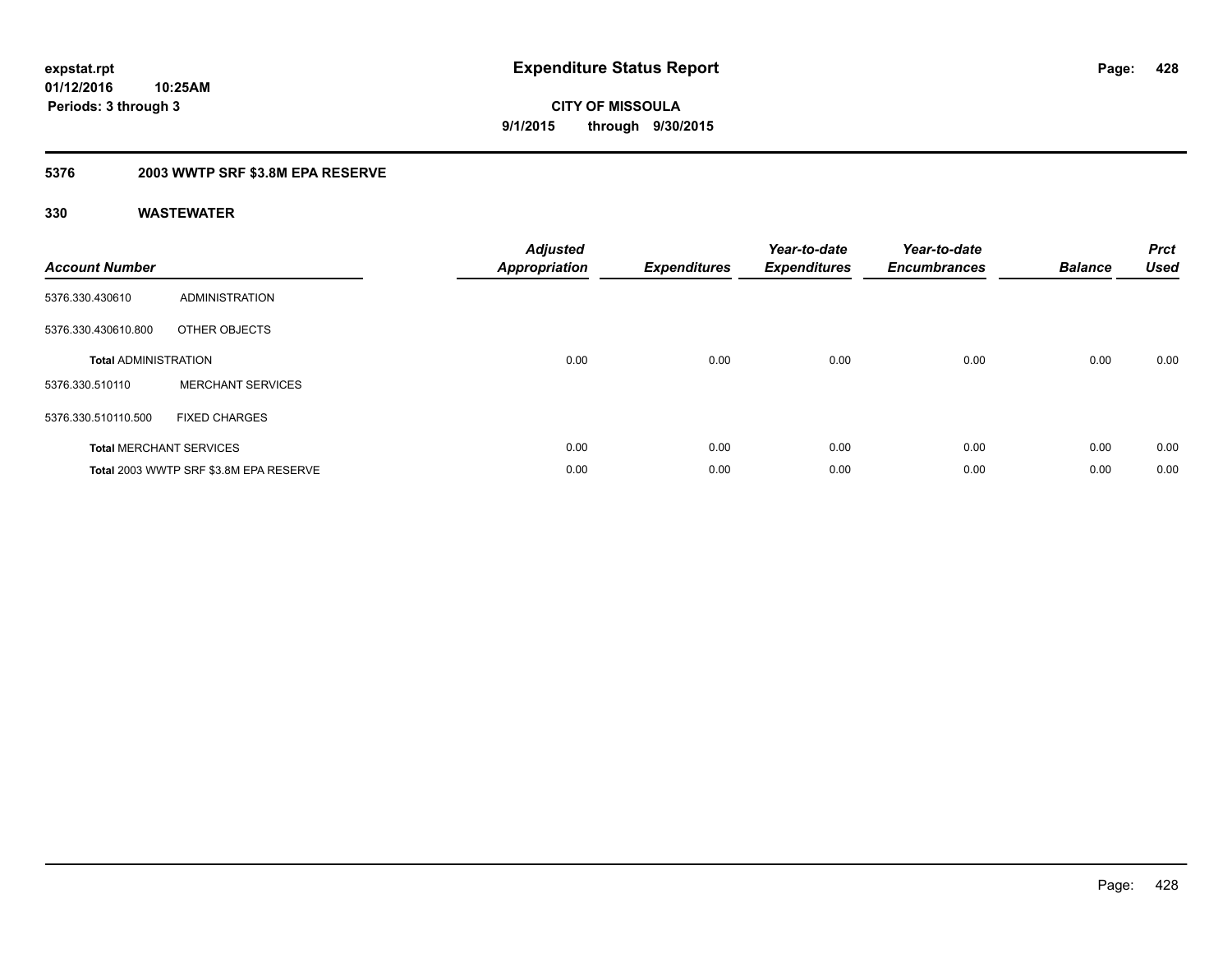# Expenditure Status Report

expstat.rpt
01/12/2016 10:25AM
Periods: 3 through 3

CITY OF MISSOULA
9/1/2015 through 9/30/2015

## 5376 2003 WWTP SRF $3.8M EPA RESERVE

## 330 WASTEWATER

| Account Number | | Adjusted Appropriation | Expenditures | Year-to-date Expenditures | Year-to-date Encumbrances | Balance | Prct Used |
|---|---|---|---|---|---|---|---|
| 5376.330.430610 | ADMINISTRATION | | | | | | |
| 5376.330.430610.800 | OTHER OBJECTS | | | | | | |
| **Total** ADMINISTRATION | | 0.00 | 0.00 | 0.00 | 0.00 | 0.00 | 0.00 |
| 5376.330.510110 | MERCHANT SERVICES | | | | | | |
| 5376.330.510110.500 | FIXED CHARGES | | | | | | |
| **Total** MERCHANT SERVICES | | 0.00 | 0.00 | 0.00 | 0.00 | 0.00 | 0.00 |
| **Total** 2003 WWTP SRF $3.8M EPA RESERVE | | 0.00 | 0.00 | 0.00 | 0.00 | 0.00 | 0.00 |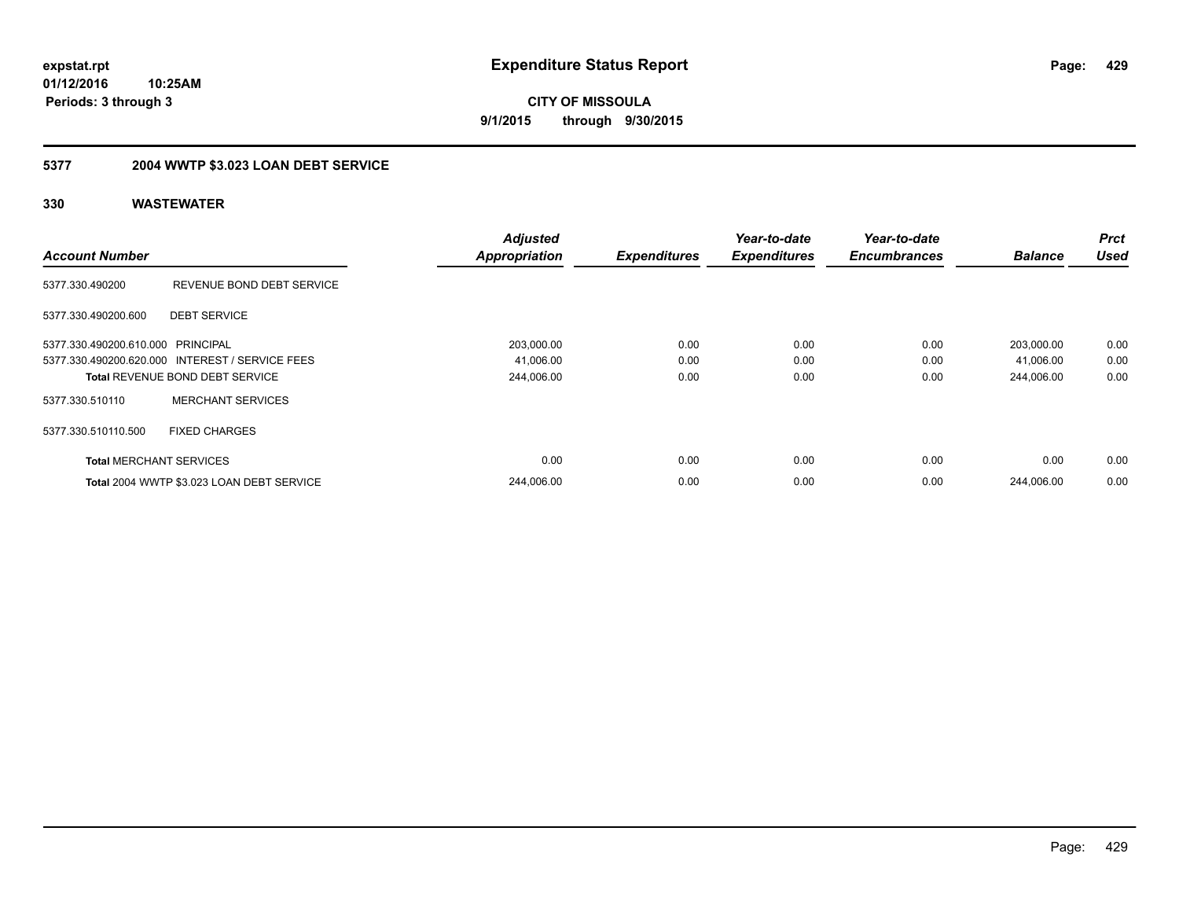**expstat.rpt**
**01/12/2016 10:25AM**
**Periods: 3 through 3**

# Expenditure Status Report

**CITY OF MISSOULA**
**9/1/2015 through 9/30/2015**

## 5377 2004 WWTP $3.023 LOAN DEBT SERVICE

### 330 WASTEWATER

| Account Number | | Adjusted Appropriation | Expenditures | Year-to-date Expenditures | Year-to-date Encumbrances | Balance | Prct Used |
|---|---|---|---|---|---|---|---|
| 5377.330.490200 | REVENUE BOND DEBT SERVICE | | | | | | |
| 5377.330.490200.600 | DEBT SERVICE | | | | | | |
| 5377.330.490200.610.000 | PRINCIPAL | 203,000.00 | 0.00 | 0.00 | 0.00 | 203,000.00 | 0.00 |
| 5377.330.490200.620.000 | INTEREST / SERVICE FEES | 41,006.00 | 0.00 | 0.00 | 0.00 | 41,006.00 | 0.00 |
| **Total** REVENUE BOND DEBT SERVICE | | 244,006.00 | 0.00 | 0.00 | 0.00 | 244,006.00 | 0.00 |
| 5377.330.510110 | MERCHANT SERVICES | | | | | | |
| 5377.330.510110.500 | FIXED CHARGES | | | | | | |
| **Total** MERCHANT SERVICES | | 0.00 | 0.00 | 0.00 | 0.00 | 0.00 | 0.00 |
| **Total** 2004 WWTP $3.023 LOAN DEBT SERVICE | | 244,006.00 | 0.00 | 0.00 | 0.00 | 244,006.00 | 0.00 |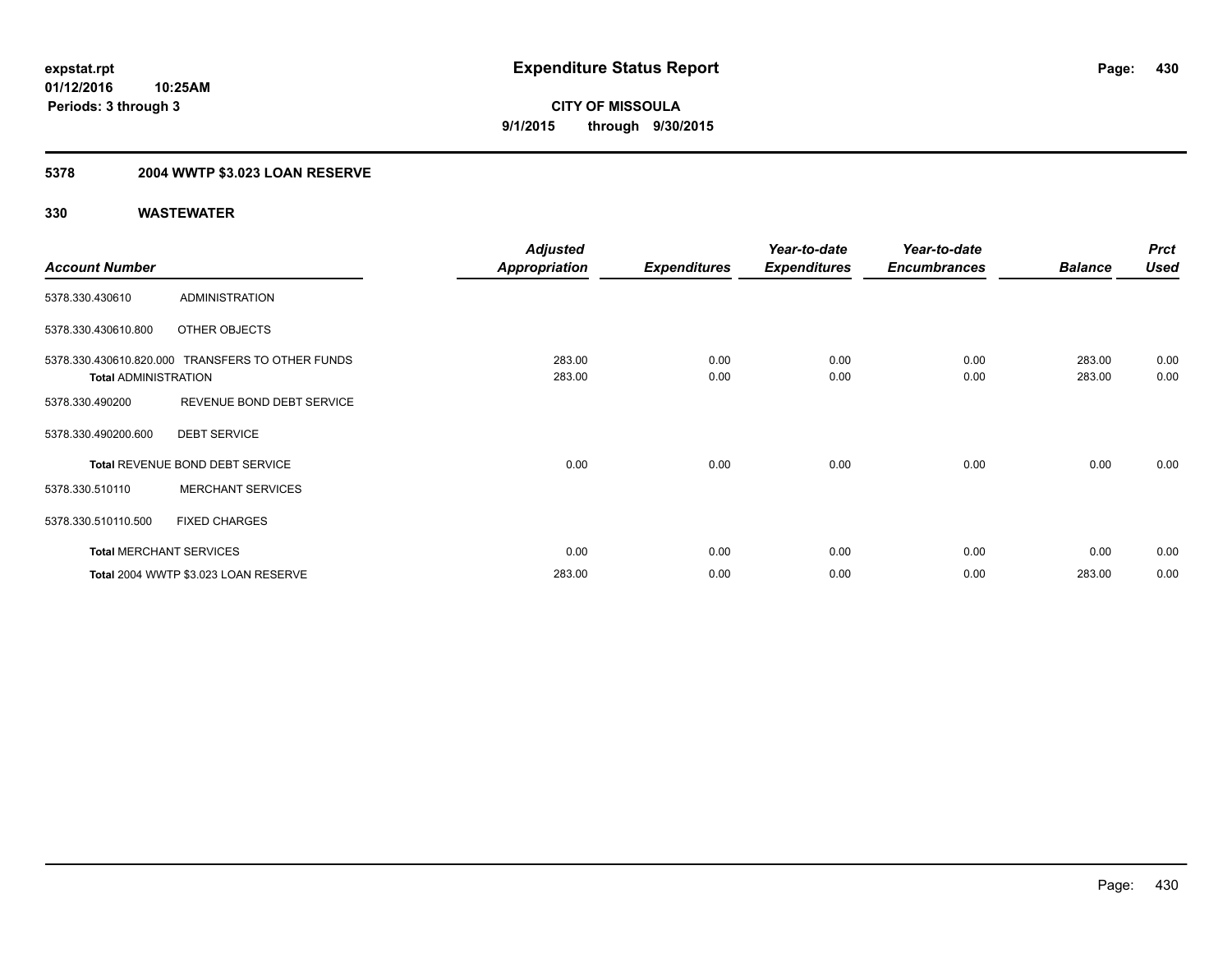**expstat.rpt**
**01/12/2016 10:25AM**
**Periods: 3 through 3**

# Expenditure Status Report

**CITY OF MISSOULA**
**9/1/2015 through 9/30/2015**

## 5378 2004 WWTP $3.023 LOAN RESERVE

### 330 WASTEWATER

| Account Number | | Adjusted Appropriation | Expenditures | Year-to-date Expenditures | Year-to-date Encumbrances | Balance | Prct Used |
|---|---|---|---|---|---|---|---|
| 5378.330.430610 | ADMINISTRATION | | | | | | |
| 5378.330.430610.800 | OTHER OBJECTS | | | | | | |
| 5378.330.430610.820.000 | TRANSFERS TO OTHER FUNDS | 283.00 | 0.00 | 0.00 | 0.00 | 283.00 | 0.00 |
| **Total** ADMINISTRATION | | 283.00 | 0.00 | 0.00 | 0.00 | 283.00 | 0.00 |
| 5378.330.490200 | REVENUE BOND DEBT SERVICE | | | | | | |
| 5378.330.490200.600 | DEBT SERVICE | | | | | | |
| **Total** REVENUE BOND DEBT SERVICE | | 0.00 | 0.00 | 0.00 | 0.00 | 0.00 | 0.00 |
| 5378.330.510110 | MERCHANT SERVICES | | | | | | |
| 5378.330.510110.500 | FIXED CHARGES | | | | | | |
| **Total** MERCHANT SERVICES | | 0.00 | 0.00 | 0.00 | 0.00 | 0.00 | 0.00 |
| **Total** 2004 WWTP $3.023 LOAN RESERVE | | 283.00 | 0.00 | 0.00 | 0.00 | 283.00 | 0.00 |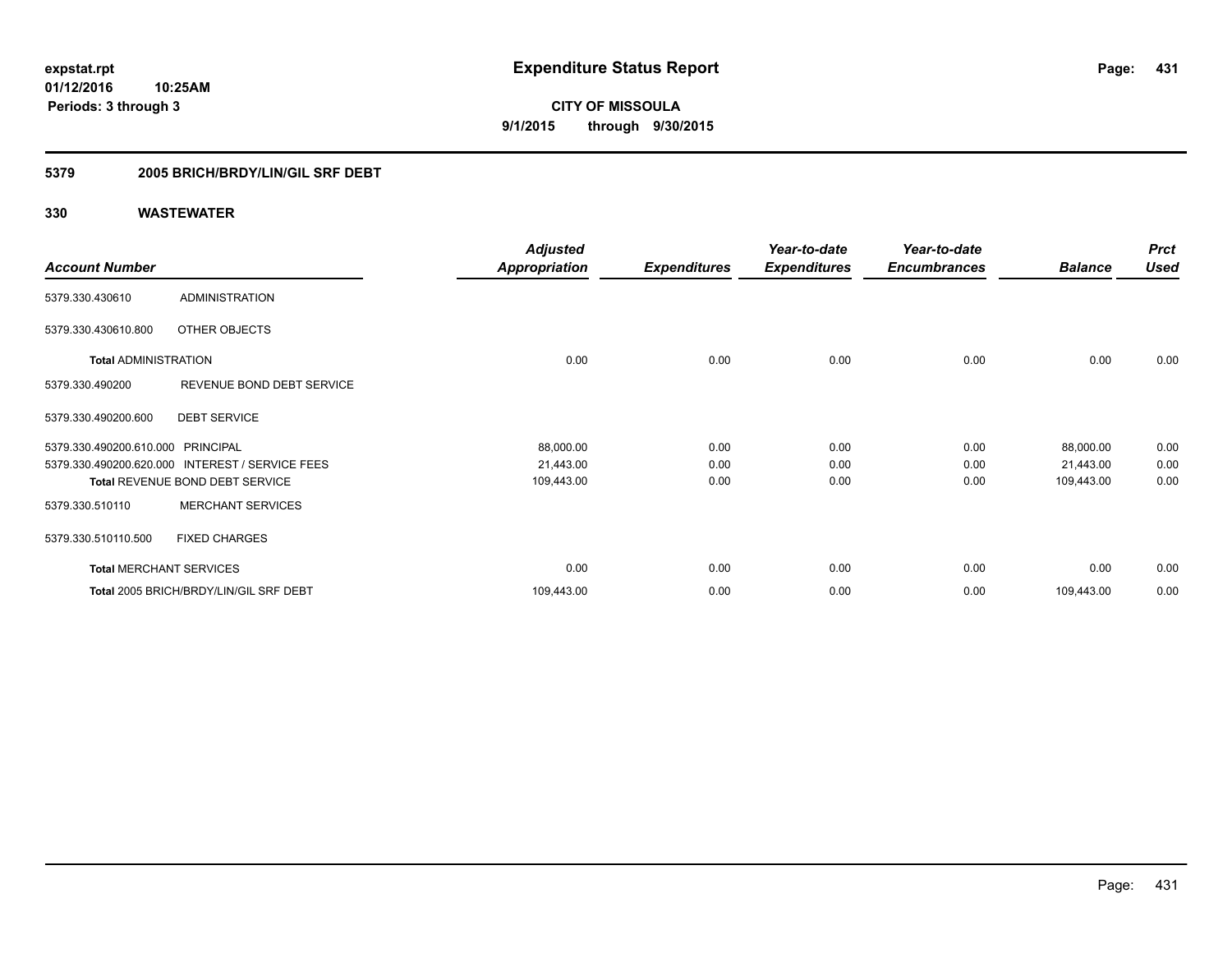# Expenditure Status Report

**CITY OF MISSOULA**
**9/1/2015 through 9/30/2015**

expstat.rpt
01/12/2016 10:25AM
Periods: 3 through 3

## 5379 2005 BRICH/BRDY/LIN/GIL SRF DEBT

### 330 WASTEWATER

| Account Number | | Adjusted Appropriation | Expenditures | Year-to-date Expenditures | Year-to-date Encumbrances | Balance | Prct Used |
|---|---|---|---|---|---|---|---|
| 5379.330.430610 | ADMINISTRATION | | | | | | |
| 5379.330.430610.800 | OTHER OBJECTS | | | | | | |
| **Total** ADMINISTRATION | | 0.00 | 0.00 | 0.00 | 0.00 | 0.00 | 0.00 |
| 5379.330.490200 | REVENUE BOND DEBT SERVICE | | | | | | |
| 5379.330.490200.600 | DEBT SERVICE | | | | | | |
| 5379.330.490200.610.000 | PRINCIPAL | 88,000.00 | 0.00 | 0.00 | 0.00 | 88,000.00 | 0.00 |
| 5379.330.490200.620.000 | INTEREST / SERVICE FEES | 21,443.00 | 0.00 | 0.00 | 0.00 | 21,443.00 | 0.00 |
| **Total** REVENUE BOND DEBT SERVICE | | 109,443.00 | 0.00 | 0.00 | 0.00 | 109,443.00 | 0.00 |
| 5379.330.510110 | MERCHANT SERVICES | | | | | | |
| 5379.330.510110.500 | FIXED CHARGES | | | | | | |
| **Total** MERCHANT SERVICES | | 0.00 | 0.00 | 0.00 | 0.00 | 0.00 | 0.00 |
| **Total** 2005 BRICH/BRDY/LIN/GIL SRF DEBT | | 109,443.00 | 0.00 | 0.00 | 0.00 | 109,443.00 | 0.00 |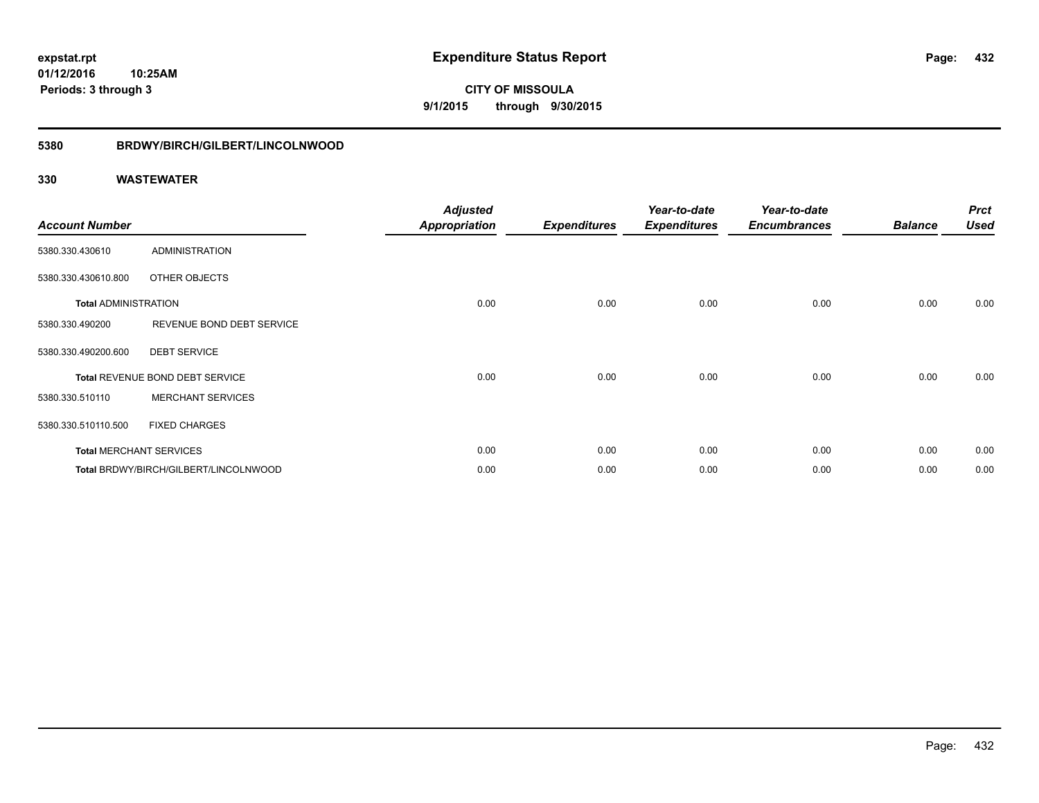**expstat.rpt**
**01/12/2016 10:25AM**
**Periods: 3 through 3**

# Expenditure Status Report

**CITY OF MISSOULA**
**9/1/2015 through 9/30/2015**

## 5380 BRDWY/BIRCH/GILBERT/LINCOLNWOOD

### 330 WASTEWATER

| Account Number | | Adjusted Appropriation | Expenditures | Year-to-date Expenditures | Year-to-date Encumbrances | Balance | Prct Used |
|---|---|---|---|---|---|---|---|
| 5380.330.430610 | ADMINISTRATION | | | | | | |
| 5380.330.430610.800 | OTHER OBJECTS | | | | | | |
| **Total** ADMINISTRATION | | 0.00 | 0.00 | 0.00 | 0.00 | 0.00 | 0.00 |
| 5380.330.490200 | REVENUE BOND DEBT SERVICE | | | | | | |
| 5380.330.490200.600 | DEBT SERVICE | | | | | | |
| **Total** REVENUE BOND DEBT SERVICE | | 0.00 | 0.00 | 0.00 | 0.00 | 0.00 | 0.00 |
| 5380.330.510110 | MERCHANT SERVICES | | | | | | |
| 5380.330.510110.500 | FIXED CHARGES | | | | | | |
| **Total** MERCHANT SERVICES | | 0.00 | 0.00 | 0.00 | 0.00 | 0.00 | 0.00 |
| **Total** BRDWY/BIRCH/GILBERT/LINCOLNWOOD | | 0.00 | 0.00 | 0.00 | 0.00 | 0.00 | 0.00 |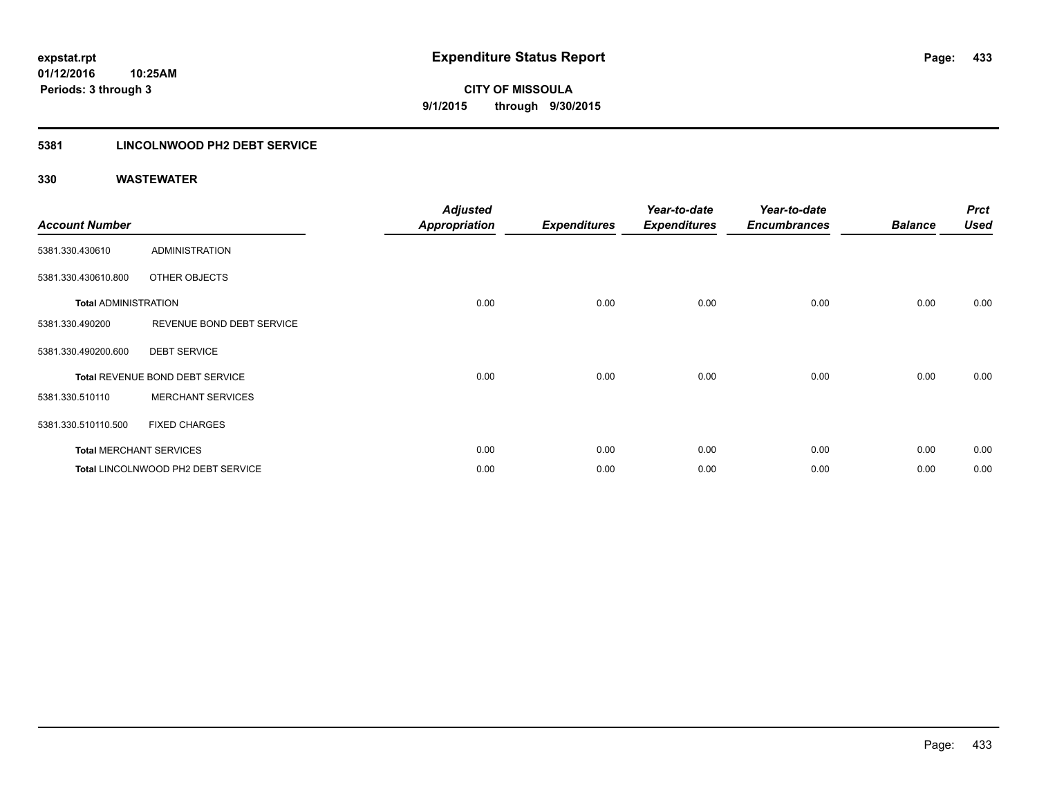**expstat.rpt**
**01/12/2016 10:25AM**
**Periods: 3 through 3**

# Expenditure Status Report

**CITY OF MISSOULA**
**9/1/2015 through 9/30/2015**

## 5381 LINCOLNWOOD PH2 DEBT SERVICE

### 330 WASTEWATER

| Account Number | | Adjusted Appropriation | Expenditures | Year-to-date Expenditures | Year-to-date Encumbrances | Balance | Prct Used |
|---|---|---|---|---|---|---|---|
| 5381.330.430610 | ADMINISTRATION | | | | | | |
| 5381.330.430610.800 | OTHER OBJECTS | | | | | | |
| **Total** ADMINISTRATION | | 0.00 | 0.00 | 0.00 | 0.00 | 0.00 | 0.00 |
| 5381.330.490200 | REVENUE BOND DEBT SERVICE | | | | | | |
| 5381.330.490200.600 | DEBT SERVICE | | | | | | |
| **Total** REVENUE BOND DEBT SERVICE | | 0.00 | 0.00 | 0.00 | 0.00 | 0.00 | 0.00 |
| 5381.330.510110 | MERCHANT SERVICES | | | | | | |
| 5381.330.510110.500 | FIXED CHARGES | | | | | | |
| **Total** MERCHANT SERVICES | | 0.00 | 0.00 | 0.00 | 0.00 | 0.00 | 0.00 |
| **Total** LINCOLNWOOD PH2 DEBT SERVICE | | 0.00 | 0.00 | 0.00 | 0.00 | 0.00 | 0.00 |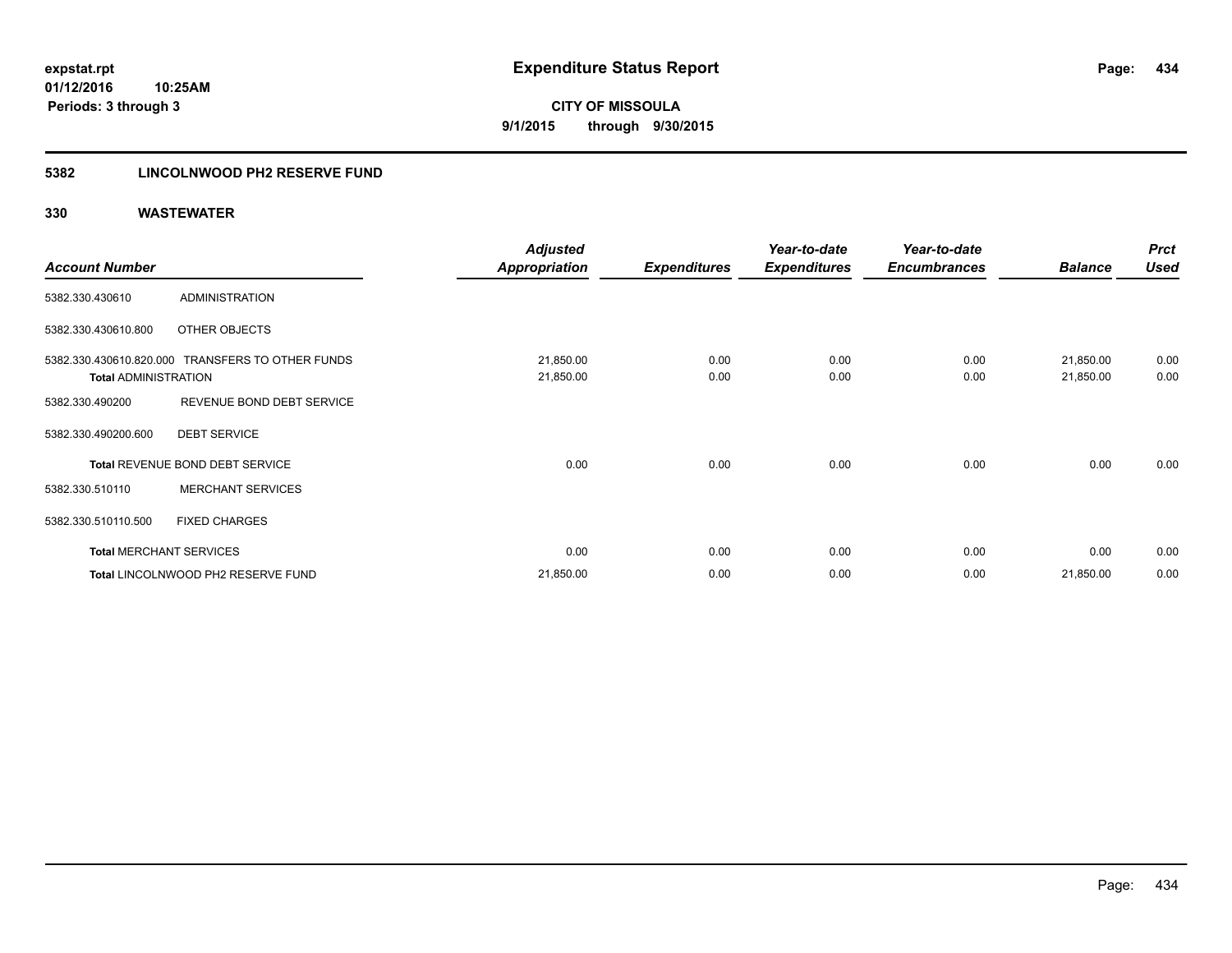**expstat.rpt**
**01/12/2016 10:25AM**
**Periods: 3 through 3**

# Expenditure Status Report

**CITY OF MISSOULA**
**9/1/2015 through 9/30/2015**

## 5382 LINCOLNWOOD PH2 RESERVE FUND

### 330 WASTEWATER

| Account Number | | Adjusted Appropriation | Expenditures | Year-to-date Expenditures | Year-to-date Encumbrances | Balance | Prct Used |
|---|---|---|---|---|---|---|---|
| 5382.330.430610 | ADMINISTRATION | | | | | | |
| 5382.330.430610.800 | OTHER OBJECTS | | | | | | |
| 5382.330.430610.820.000 | TRANSFERS TO OTHER FUNDS | 21,850.00 | 0.00 | 0.00 | 0.00 | 21,850.00 | 0.00 |
| **Total** ADMINISTRATION | | 21,850.00 | 0.00 | 0.00 | 0.00 | 21,850.00 | 0.00 |
| 5382.330.490200 | REVENUE BOND DEBT SERVICE | | | | | | |
| 5382.330.490200.600 | DEBT SERVICE | | | | | | |
| **Total** REVENUE BOND DEBT SERVICE | | 0.00 | 0.00 | 0.00 | 0.00 | 0.00 | 0.00 |
| 5382.330.510110 | MERCHANT SERVICES | | | | | | |
| 5382.330.510110.500 | FIXED CHARGES | | | | | | |
| **Total** MERCHANT SERVICES | | 0.00 | 0.00 | 0.00 | 0.00 | 0.00 | 0.00 |
| **Total** LINCOLNWOOD PH2 RESERVE FUND | | 21,850.00 | 0.00 | 0.00 | 0.00 | 21,850.00 | 0.00 |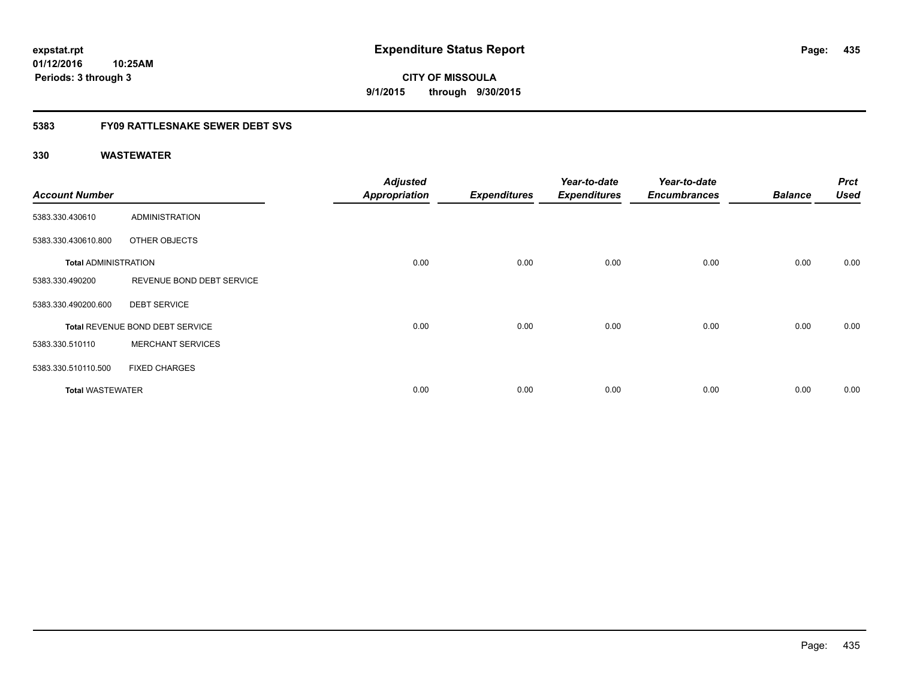**expstat.rpt**
**01/12/2016 10:25AM**
**Periods: 3 through 3**

# Expenditure Status Report

**CITY OF MISSOULA**
**9/1/2015 through 9/30/2015**

## 5383 FY09 RATTLESNAKE SEWER DEBT SVS

## 330 WASTEWATER

| Account Number | | Adjusted Appropriation | Expenditures | Year-to-date Expenditures | Year-to-date Encumbrances | Balance | Prct Used |
|---|---|---|---|---|---|---|---|
| 5383.330.430610 | ADMINISTRATION | | | | | | |
| 5383.330.430610.800 | OTHER OBJECTS | | | | | | |
| **Total** ADMINISTRATION | | 0.00 | 0.00 | 0.00 | 0.00 | 0.00 | 0.00 |
| 5383.330.490200 | REVENUE BOND DEBT SERVICE | | | | | | |
| 5383.330.490200.600 | DEBT SERVICE | | | | | | |
| **Total** REVENUE BOND DEBT SERVICE | | 0.00 | 0.00 | 0.00 | 0.00 | 0.00 | 0.00 |
| 5383.330.510110 | MERCHANT SERVICES | | | | | | |
| 5383.330.510110.500 | FIXED CHARGES | | | | | | |
| **Total** WASTEWATER | | 0.00 | 0.00 | 0.00 | 0.00 | 0.00 | 0.00 |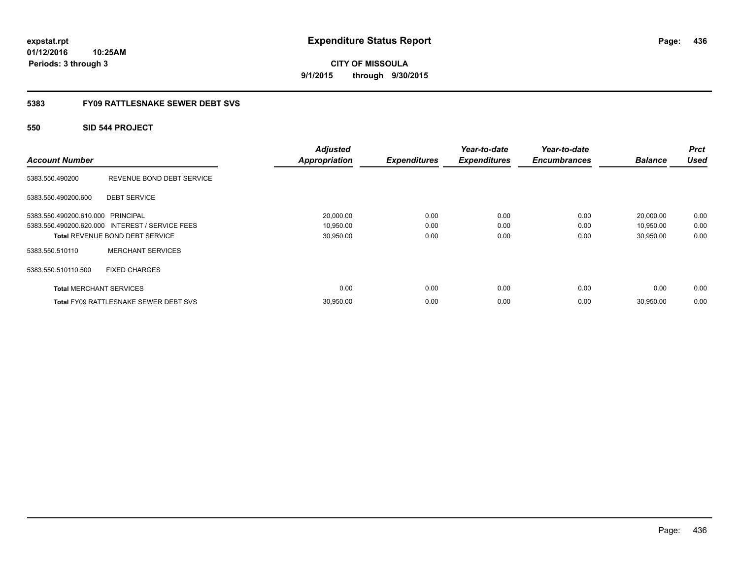**expstat.rpt**
**01/12/2016 10:25AM**
**Periods: 3 through 3**

# Expenditure Status Report

**CITY OF MISSOULA**
**9/1/2015 through 9/30/2015**

## 5383 FY09 RATTLESNAKE SEWER DEBT SVS

### 550 SID 544 PROJECT

| Account Number | | Adjusted Appropriation | Expenditures | Year-to-date Expenditures | Year-to-date Encumbrances | Balance | Prct Used |
|---|---|---|---|---|---|---|---|
| 5383.550.490200 | REVENUE BOND DEBT SERVICE | | | | | | |
| 5383.550.490200.600 | DEBT SERVICE | | | | | | |
| 5383.550.490200.610.000 | PRINCIPAL | 20,000.00 | 0.00 | 0.00 | 0.00 | 20,000.00 | 0.00 |
| 5383.550.490200.620.000 | INTEREST / SERVICE FEES | 10,950.00 | 0.00 | 0.00 | 0.00 | 10,950.00 | 0.00 |
| **Total** REVENUE BOND DEBT SERVICE | | 30,950.00 | 0.00 | 0.00 | 0.00 | 30,950.00 | 0.00 |
| 5383.550.510110 | MERCHANT SERVICES | | | | | | |
| 5383.550.510110.500 | FIXED CHARGES | | | | | | |
| **Total** MERCHANT SERVICES | | 0.00 | 0.00 | 0.00 | 0.00 | 0.00 | 0.00 |
| **Total** FY09 RATTLESNAKE SEWER DEBT SVS | | 30,950.00 | 0.00 | 0.00 | 0.00 | 30,950.00 | 0.00 |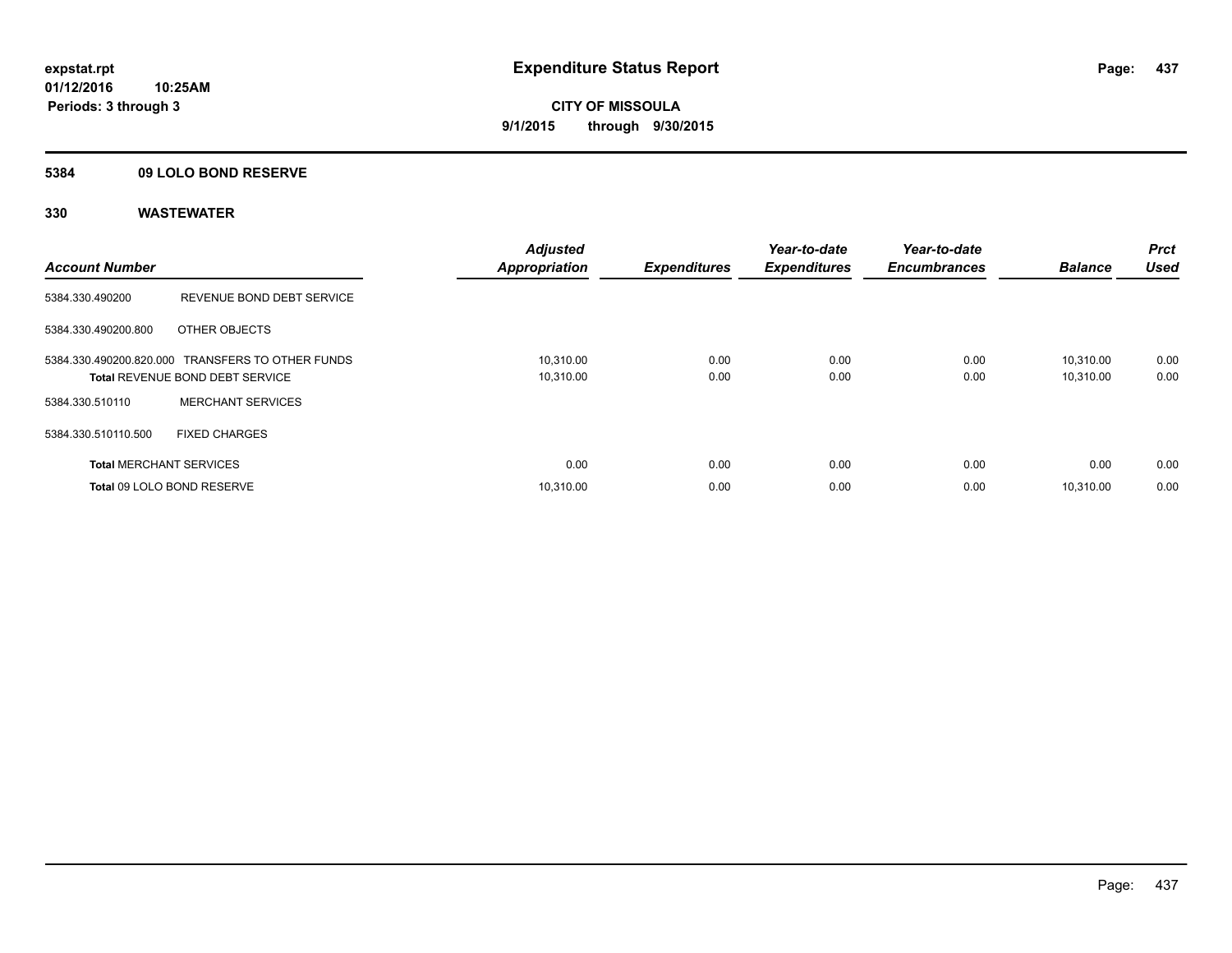**expstat.rpt**
**01/12/2016 10:25AM**
**Periods: 3 through 3**

# Expenditure Status Report

**CITY OF MISSOULA**
**9/1/2015 through 9/30/2015**

## 5384 09 LOLO BOND RESERVE

## 330 WASTEWATER

| Account Number | | Adjusted Appropriation | Expenditures | Year-to-date Expenditures | Year-to-date Encumbrances | Balance | Prct Used |
|---|---|---|---|---|---|---|---|
| 5384.330.490200 | REVENUE BOND DEBT SERVICE | | | | | | |
| 5384.330.490200.800 | OTHER OBJECTS | | | | | | |
| 5384.330.490200.820.000 | TRANSFERS TO OTHER FUNDS | 10,310.00 | 0.00 | 0.00 | 0.00 | 10,310.00 | 0.00 |
| **Total** REVENUE BOND DEBT SERVICE | | 10,310.00 | 0.00 | 0.00 | 0.00 | 10,310.00 | 0.00 |
| 5384.330.510110 | MERCHANT SERVICES | | | | | | |
| 5384.330.510110.500 | FIXED CHARGES | | | | | | |
| **Total** MERCHANT SERVICES | | 0.00 | 0.00 | 0.00 | 0.00 | 0.00 | 0.00 |
| **Total** 09 LOLO BOND RESERVE | | 10,310.00 | 0.00 | 0.00 | 0.00 | 10,310.00 | 0.00 |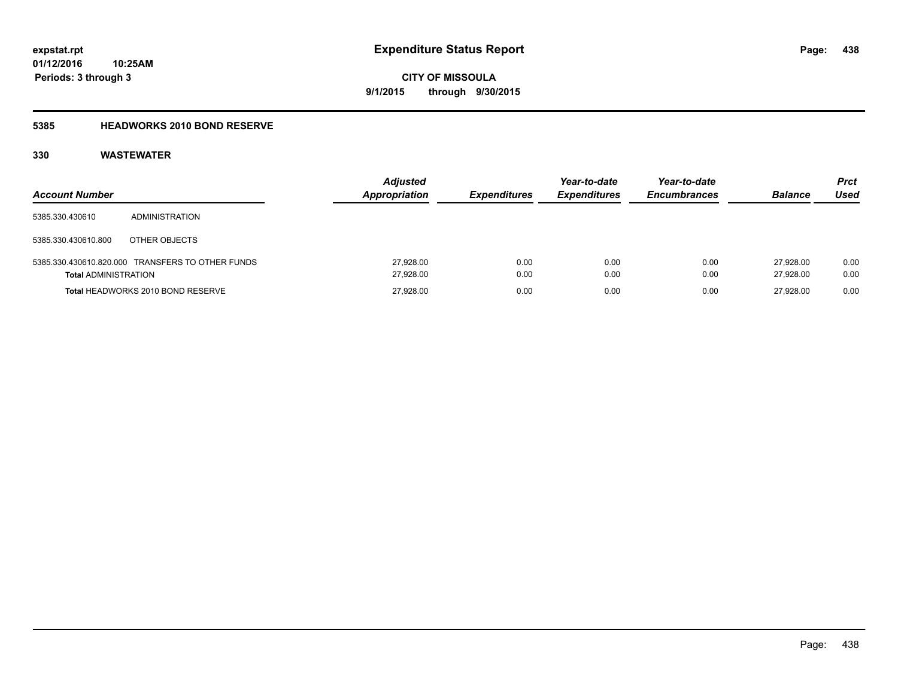# Expenditure Status Report

expstat.rpt
01/12/2016 10:25AM
Periods: 3 through 3

**CITY OF MISSOULA**
**9/1/2015 through 9/30/2015**

## 5385 HEADWORKS 2010 BOND RESERVE

## 330 WASTEWATER

| Account Number | | Adjusted Appropriation | Expenditures | Year-to-date Expenditures | Year-to-date Encumbrances | Balance | Prct Used |
|---|---|---|---|---|---|---|---|
| 5385.330.430610 | ADMINISTRATION | | | | | | |
| 5385.330.430610.800 | OTHER OBJECTS | | | | | | |
| 5385.330.430610.820.000 | TRANSFERS TO OTHER FUNDS | 27,928.00 | 0.00 | 0.00 | 0.00 | 27,928.00 | 0.00 |
| **Total** ADMINISTRATION | | 27,928.00 | 0.00 | 0.00 | 0.00 | 27,928.00 | 0.00 |
| **Total** HEADWORKS 2010 BOND RESERVE | | 27,928.00 | 0.00 | 0.00 | 0.00 | 27,928.00 | 0.00 |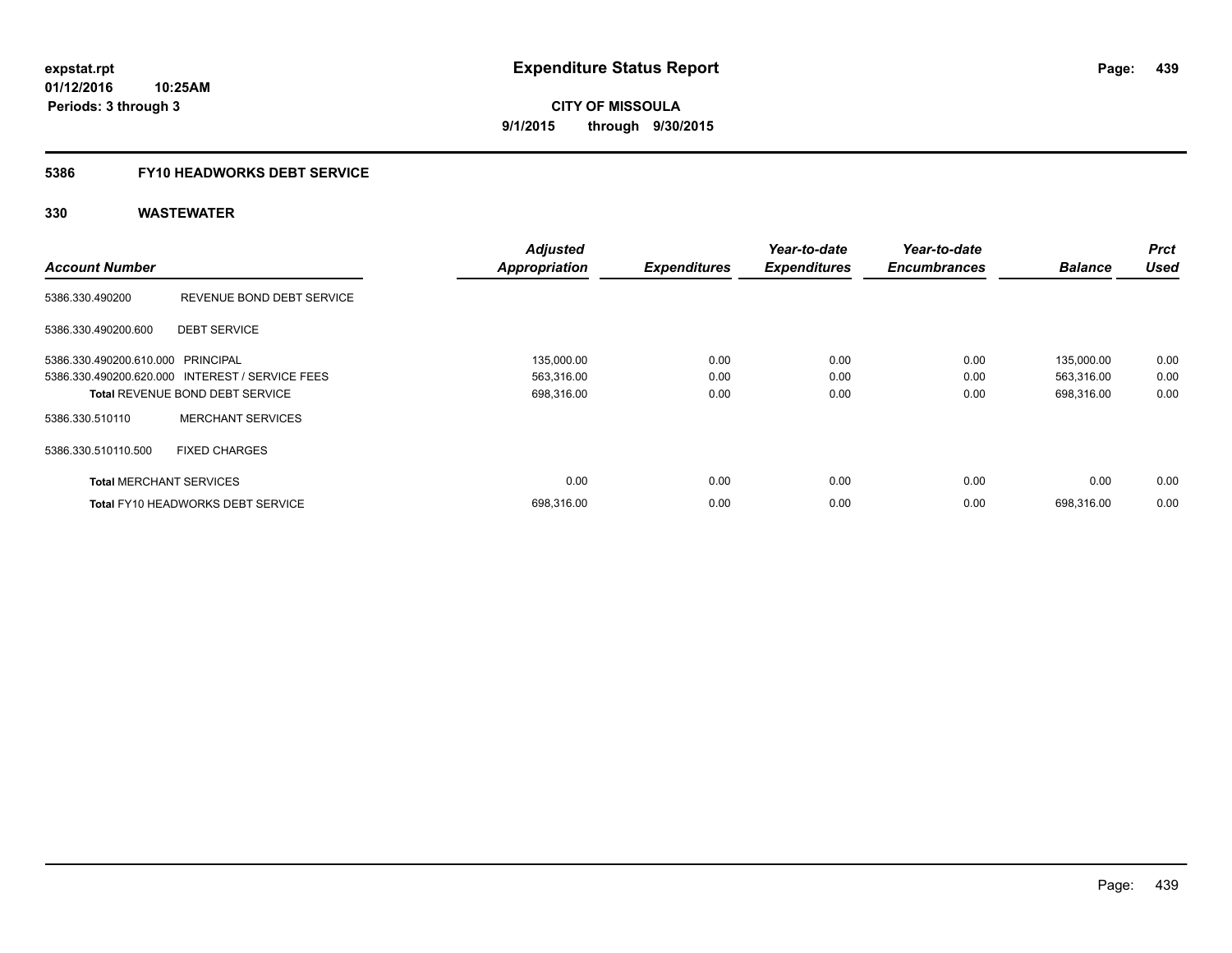# Expenditure Status Report

expstat.rpt
01/12/2016 10:25AM
Periods: 3 through 3

**CITY OF MISSOULA**
**9/1/2015 through 9/30/2015**

## 5386 FY10 HEADWORKS DEBT SERVICE

### 330 WASTEWATER

| Account Number | | Adjusted Appropriation | Expenditures | Year-to-date Expenditures | Year-to-date Encumbrances | Balance | Prct Used |
|---|---|---|---|---|---|---|---|
| 5386.330.490200 | REVENUE BOND DEBT SERVICE | | | | | | |
| 5386.330.490200.600 | DEBT SERVICE | | | | | | |
| 5386.330.490200.610.000 | PRINCIPAL | 135,000.00 | 0.00 | 0.00 | 0.00 | 135,000.00 | 0.00 |
| 5386.330.490200.620.000 | INTEREST / SERVICE FEES | 563,316.00 | 0.00 | 0.00 | 0.00 | 563,316.00 | 0.00 |
| **Total** REVENUE BOND DEBT SERVICE | | 698,316.00 | 0.00 | 0.00 | 0.00 | 698,316.00 | 0.00 |
| 5386.330.510110 | MERCHANT SERVICES | | | | | | |
| 5386.330.510110.500 | FIXED CHARGES | | | | | | |
| **Total** MERCHANT SERVICES | | 0.00 | 0.00 | 0.00 | 0.00 | 0.00 | 0.00 |
| **Total** FY10 HEADWORKS DEBT SERVICE | | 698,316.00 | 0.00 | 0.00 | 0.00 | 698,316.00 | 0.00 |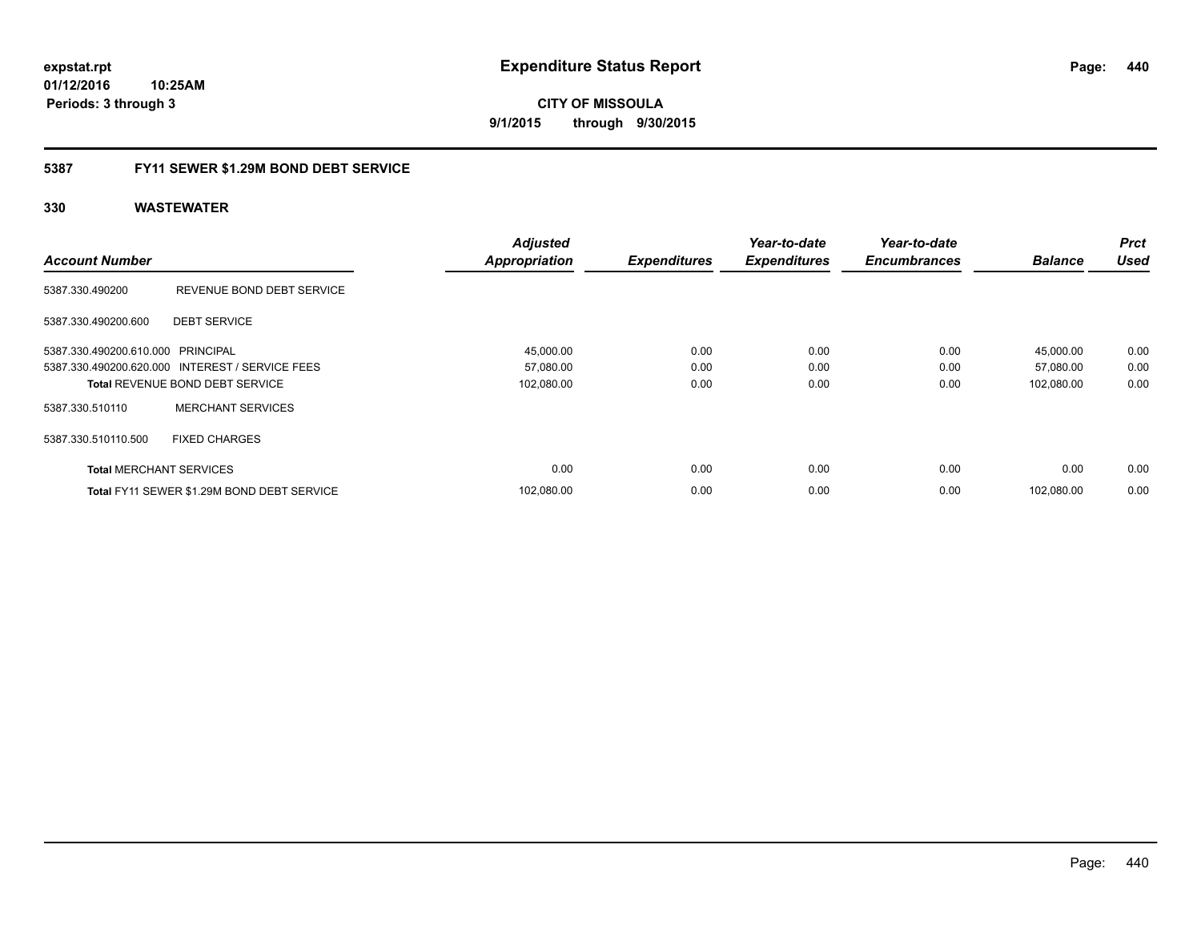expstat.rpt
01/12/2016 10:25AM
Periods: 3 through 3

# Expenditure Status Report

**CITY OF MISSOULA**
**9/1/2015 through 9/30/2015**

## 5387 FY11 SEWER $1.29M BOND DEBT SERVICE

### 330 WASTEWATER

| Account Number | | Adjusted Appropriation | Expenditures | Year-to-date Expenditures | Year-to-date Encumbrances | Balance | Prct Used |
|---|---|---|---|---|---|---|---|
| 5387.330.490200 | REVENUE BOND DEBT SERVICE | | | | | | |
| 5387.330.490200.600 | DEBT SERVICE | | | | | | |
| 5387.330.490200.610.000 | PRINCIPAL | 45,000.00 | 0.00 | 0.00 | 0.00 | 45,000.00 | 0.00 |
| 5387.330.490200.620.000 | INTEREST / SERVICE FEES | 57,080.00 | 0.00 | 0.00 | 0.00 | 57,080.00 | 0.00 |
| **Total** REVENUE BOND DEBT SERVICE | | 102,080.00 | 0.00 | 0.00 | 0.00 | 102,080.00 | 0.00 |
| 5387.330.510110 | MERCHANT SERVICES | | | | | | |
| 5387.330.510110.500 | FIXED CHARGES | | | | | | |
| **Total** MERCHANT SERVICES | | 0.00 | 0.00 | 0.00 | 0.00 | 0.00 | 0.00 |
| **Total** FY11 SEWER $1.29M BOND DEBT SERVICE | | 102,080.00 | 0.00 | 0.00 | 0.00 | 102,080.00 | 0.00 |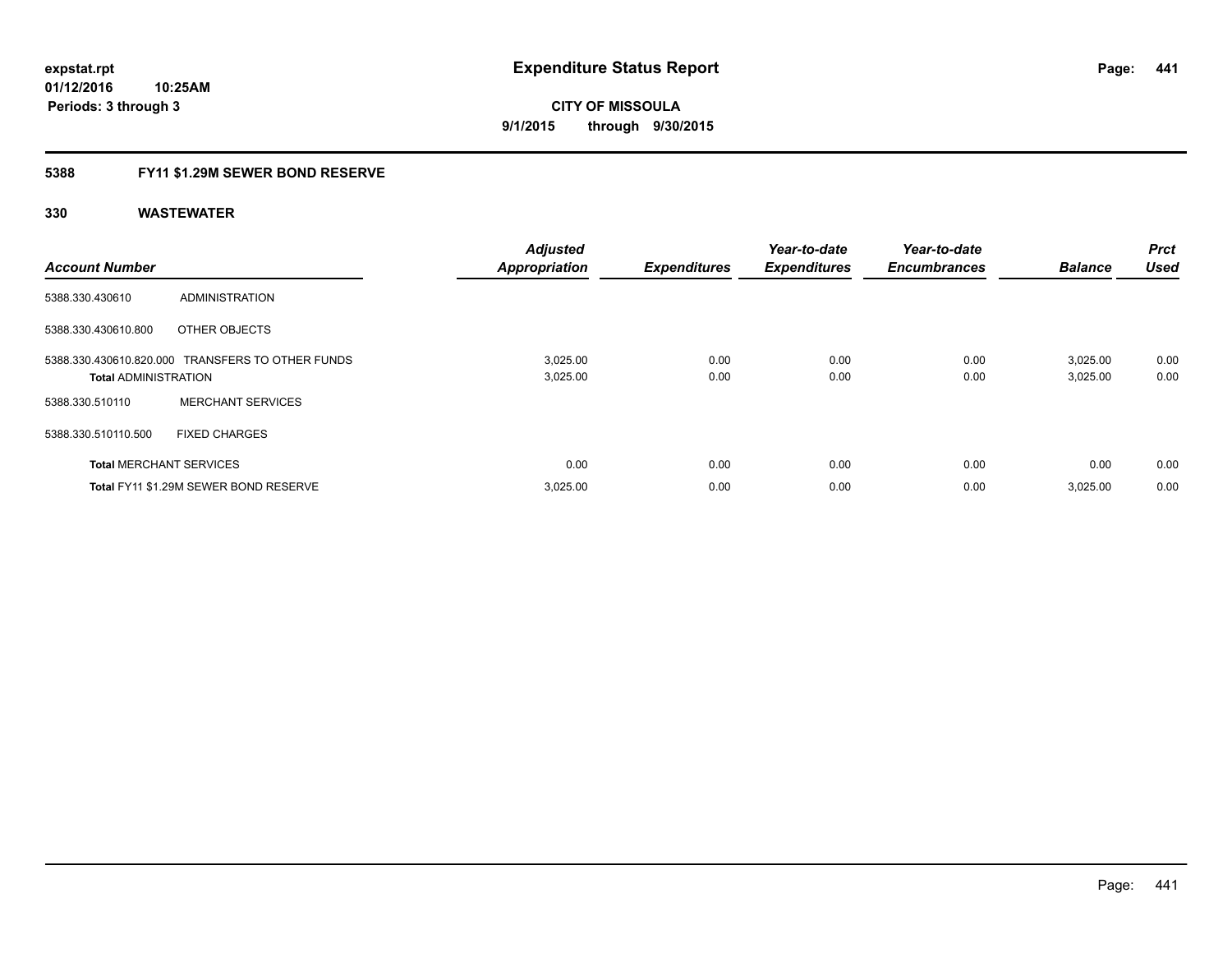**expstat.rpt**
**01/12/2016 10:25AM**
**Periods: 3 through 3**

# Expenditure Status Report

**CITY OF MISSOULA**
**9/1/2015 through 9/30/2015**

## 5388 FY11 $1.29M SEWER BOND RESERVE

### 330 WASTEWATER

| Account Number | | Adjusted Appropriation | Expenditures | Year-to-date Expenditures | Year-to-date Encumbrances | Balance | Prct Used |
|---|---|---|---|---|---|---|---|
| 5388.330.430610 | ADMINISTRATION | | | | | | |
| 5388.330.430610.800 | OTHER OBJECTS | | | | | | |
| 5388.330.430610.820.000 | TRANSFERS TO OTHER FUNDS | 3,025.00 | 0.00 | 0.00 | 0.00 | 3,025.00 | 0.00 |
| **Total** ADMINISTRATION | | 3,025.00 | 0.00 | 0.00 | 0.00 | 3,025.00 | 0.00 |
| 5388.330.510110 | MERCHANT SERVICES | | | | | | |
| 5388.330.510110.500 | FIXED CHARGES | | | | | | |
| **Total** MERCHANT SERVICES | | 0.00 | 0.00 | 0.00 | 0.00 | 0.00 | 0.00 |
| **Total** FY11 $1.29M SEWER BOND RESERVE | | 3,025.00 | 0.00 | 0.00 | 0.00 | 3,025.00 | 0.00 |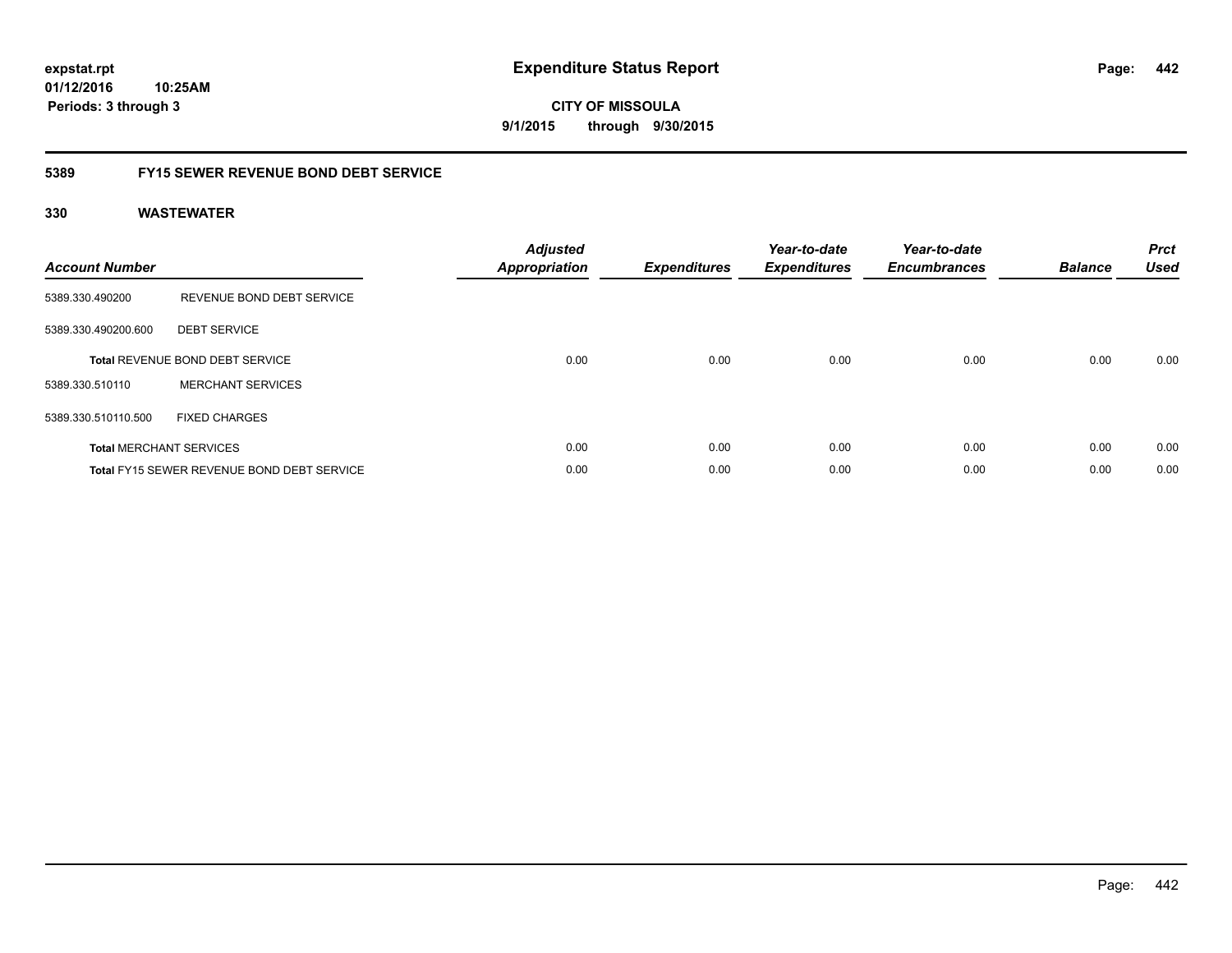# Expenditure Status Report

**CITY OF MISSOULA**

**9/1/2015 through 9/30/2015**

expstat.rpt
01/12/2016 10:25AM
Periods: 3 through 3

## 5389 FY15 SEWER REVENUE BOND DEBT SERVICE

### 330 WASTEWATER

| Account Number | | Adjusted Appropriation | Expenditures | Year-to-date Expenditures | Year-to-date Encumbrances | Balance | Prct Used |
|---|---|---|---|---|---|---|---|
| 5389.330.490200 | REVENUE BOND DEBT SERVICE | | | | | | |
| 5389.330.490200.600 | DEBT SERVICE | | | | | | |
| **Total** REVENUE BOND DEBT SERVICE | | 0.00 | 0.00 | 0.00 | 0.00 | 0.00 | 0.00 |
| 5389.330.510110 | MERCHANT SERVICES | | | | | | |
| 5389.330.510110.500 | FIXED CHARGES | | | | | | |
| **Total** MERCHANT SERVICES | | 0.00 | 0.00 | 0.00 | 0.00 | 0.00 | 0.00 |
| **Total** FY15 SEWER REVENUE BOND DEBT SERVICE | | 0.00 | 0.00 | 0.00 | 0.00 | 0.00 | 0.00 |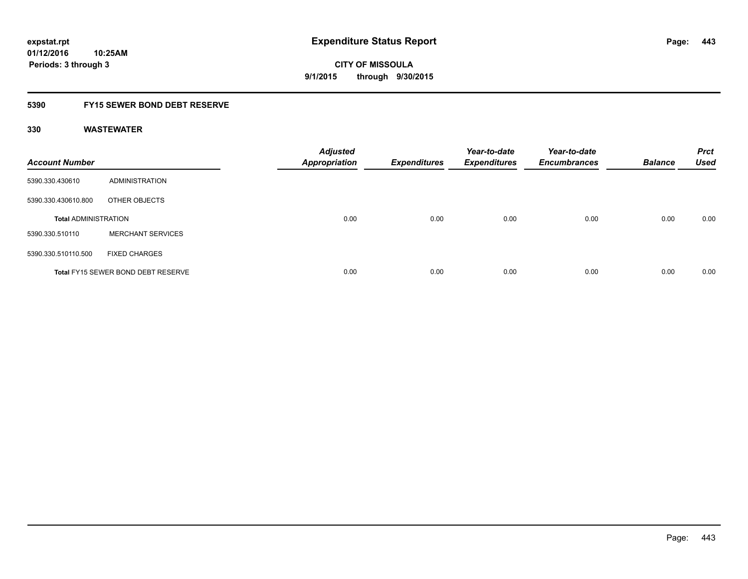**expstat.rpt**
**01/12/2016 10:25AM**
**Periods: 3 through 3**

# Expenditure Status Report

**CITY OF MISSOULA**
**9/1/2015 through 9/30/2015**

## 5390 FY15 SEWER BOND DEBT RESERVE

## 330 WASTEWATER

| Account Number | | Adjusted Appropriation | Expenditures | Year-to-date Expenditures | Year-to-date Encumbrances | Balance | Prct Used |
|---|---|---|---|---|---|---|---|
| 5390.330.430610 | ADMINISTRATION | | | | | | |
| 5390.330.430610.800 | OTHER OBJECTS | | | | | | |
| **Total** ADMINISTRATION | | 0.00 | 0.00 | 0.00 | 0.00 | 0.00 | 0.00 |
| 5390.330.510110 | MERCHANT SERVICES | | | | | | |
| 5390.330.510110.500 | FIXED CHARGES | | | | | | |
| **Total** FY15 SEWER BOND DEBT RESERVE | | 0.00 | 0.00 | 0.00 | 0.00 | 0.00 | 0.00 |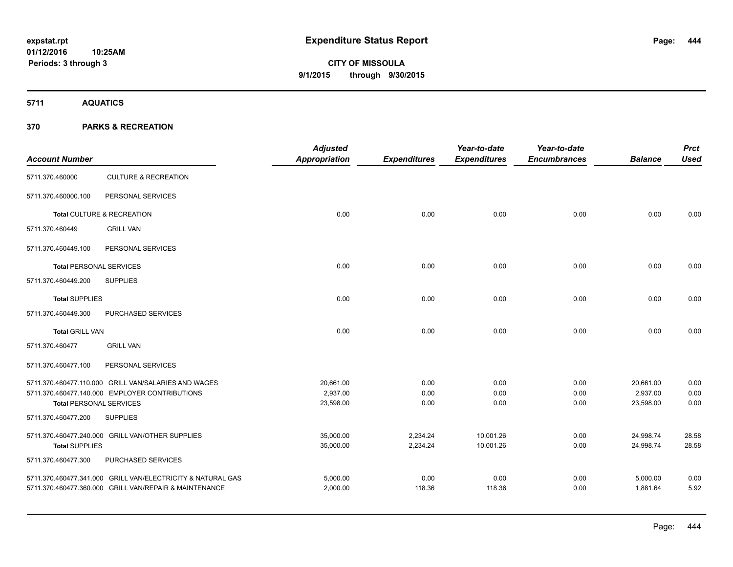**expstat.rpt**
**01/12/2016 10:25AM**
**Periods: 3 through 3**

# Expenditure Status Report

**CITY OF MISSOULA**
**9/1/2015 through 9/30/2015**

## 5711 AQUATICS

## 370 PARKS & RECREATION

| Account Number | | Adjusted Appropriation | Expenditures | Year-to-date Expenditures | Year-to-date Encumbrances | Balance | Prct Used |
|---|---|---|---|---|---|---|---|
| 5711.370.460000 | CULTURE & RECREATION | | | | | | |
| 5711.370.460000.100 | PERSONAL SERVICES | | | | | | |
| **Total** CULTURE & RECREATION | | 0.00 | 0.00 | 0.00 | 0.00 | 0.00 | 0.00 |
| 5711.370.460449 | GRILL VAN | | | | | | |
| 5711.370.460449.100 | PERSONAL SERVICES | | | | | | |
| **Total** PERSONAL SERVICES | | 0.00 | 0.00 | 0.00 | 0.00 | 0.00 | 0.00 |
| 5711.370.460449.200 | SUPPLIES | | | | | | |
| **Total** SUPPLIES | | 0.00 | 0.00 | 0.00 | 0.00 | 0.00 | 0.00 |
| 5711.370.460449.300 | PURCHASED SERVICES | | | | | | |
| **Total** GRILL VAN | | 0.00 | 0.00 | 0.00 | 0.00 | 0.00 | 0.00 |
| 5711.370.460477 | GRILL VAN | | | | | | |
| 5711.370.460477.100 | PERSONAL SERVICES | | | | | | |
| 5711.370.460477.110.000 | GRILL VAN/SALARIES AND WAGES | 20,661.00 | 0.00 | 0.00 | 0.00 | 20,661.00 | 0.00 |
| 5711.370.460477.140.000 | EMPLOYER CONTRIBUTIONS | 2,937.00 | 0.00 | 0.00 | 0.00 | 2,937.00 | 0.00 |
| **Total** PERSONAL SERVICES | | 23,598.00 | 0.00 | 0.00 | 0.00 | 23,598.00 | 0.00 |
| 5711.370.460477.200 | SUPPLIES | | | | | | |
| 5711.370.460477.240.000 | GRILL VAN/OTHER SUPPLIES | 35,000.00 | 2,234.24 | 10,001.26 | 0.00 | 24,998.74 | 28.58 |
| **Total** SUPPLIES | | 35,000.00 | 2,234.24 | 10,001.26 | 0.00 | 24,998.74 | 28.58 |
| 5711.370.460477.300 | PURCHASED SERVICES | | | | | | |
| 5711.370.460477.341.000 | GRILL VAN/ELECTRICITY & NATURAL GAS | 5,000.00 | 0.00 | 0.00 | 0.00 | 5,000.00 | 0.00 |
| 5711.370.460477.360.000 | GRILL VAN/REPAIR & MAINTENANCE | 2,000.00 | 118.36 | 118.36 | 0.00 | 1,881.64 | 5.92 |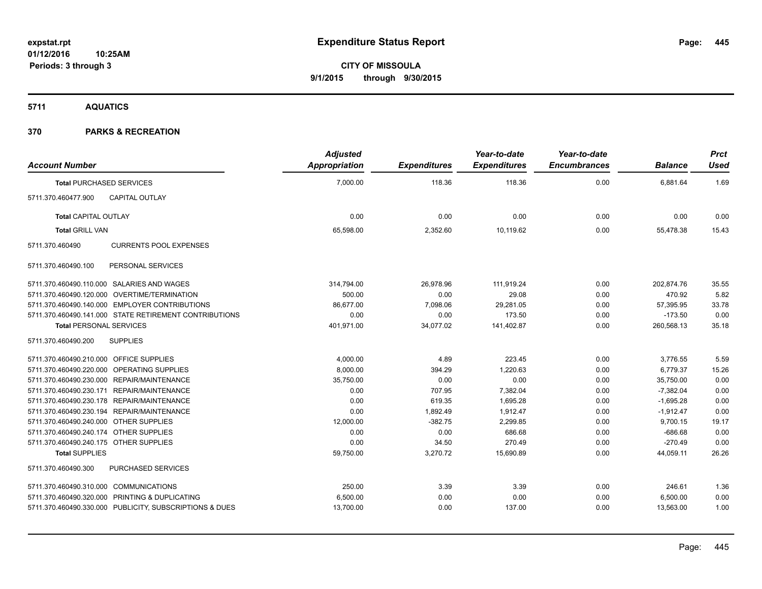**expstat.rpt**
**01/12/2016 10:25AM**
**Periods: 3 through 3**

# Expenditure Status Report

**CITY OF MISSOULA**
**9/1/2015 through 9/30/2015**

## 5711 AQUATICS

## 370 PARKS & RECREATION

| Account Number | Adjusted Appropriation | Expenditures | Year-to-date Expenditures | Year-to-date Encumbrances | Balance | Prct Used |
|---|---|---|---|---|---|---|
| **Total** PURCHASED SERVICES | 7,000.00 | 118.36 | 118.36 | 0.00 | 6,881.64 | 1.69 |
| 5711.370.460477.900 CAPITAL OUTLAY | | | | | | |
| **Total** CAPITAL OUTLAY | 0.00 | 0.00 | 0.00 | 0.00 | 0.00 | 0.00 |
| **Total** GRILL VAN | 65,598.00 | 2,352.60 | 10,119.62 | 0.00 | 55,478.38 | 15.43 |
| 5711.370.460490 CURRENTS POOL EXPENSES | | | | | | |
| 5711.370.460490.100 PERSONAL SERVICES | | | | | | |
| 5711.370.460490.110.000 SALARIES AND WAGES | 314,794.00 | 26,978.96 | 111,919.24 | 0.00 | 202,874.76 | 35.55 |
| 5711.370.460490.120.000 OVERTIME/TERMINATION | 500.00 | 0.00 | 29.08 | 0.00 | 470.92 | 5.82 |
| 5711.370.460490.140.000 EMPLOYER CONTRIBUTIONS | 86,677.00 | 7,098.06 | 29,281.05 | 0.00 | 57,395.95 | 33.78 |
| 5711.370.460490.141.000 STATE RETIREMENT CONTRIBUTIONS | 0.00 | 0.00 | 173.50 | 0.00 | -173.50 | 0.00 |
| **Total** PERSONAL SERVICES | 401,971.00 | 34,077.02 | 141,402.87 | 0.00 | 260,568.13 | 35.18 |
| 5711.370.460490.200 SUPPLIES | | | | | | |
| 5711.370.460490.210.000 OFFICE SUPPLIES | 4,000.00 | 4.89 | 223.45 | 0.00 | 3,776.55 | 5.59 |
| 5711.370.460490.220.000 OPERATING SUPPLIES | 8,000.00 | 394.29 | 1,220.63 | 0.00 | 6,779.37 | 15.26 |
| 5711.370.460490.230.000 REPAIR/MAINTENANCE | 35,750.00 | 0.00 | 0.00 | 0.00 | 35,750.00 | 0.00 |
| 5711.370.460490.230.171 REPAIR/MAINTENANCE | 0.00 | 707.95 | 7,382.04 | 0.00 | -7,382.04 | 0.00 |
| 5711.370.460490.230.178 REPAIR/MAINTENANCE | 0.00 | 619.35 | 1,695.28 | 0.00 | -1,695.28 | 0.00 |
| 5711.370.460490.230.194 REPAIR/MAINTENANCE | 0.00 | 1,892.49 | 1,912.47 | 0.00 | -1,912.47 | 0.00 |
| 5711.370.460490.240.000 OTHER SUPPLIES | 12,000.00 | -382.75 | 2,299.85 | 0.00 | 9,700.15 | 19.17 |
| 5711.370.460490.240.174 OTHER SUPPLIES | 0.00 | 0.00 | 686.68 | 0.00 | -686.68 | 0.00 |
| 5711.370.460490.240.175 OTHER SUPPLIES | 0.00 | 34.50 | 270.49 | 0.00 | -270.49 | 0.00 |
| **Total** SUPPLIES | 59,750.00 | 3,270.72 | 15,690.89 | 0.00 | 44,059.11 | 26.26 |
| 5711.370.460490.300 PURCHASED SERVICES | | | | | | |
| 5711.370.460490.310.000 COMMUNICATIONS | 250.00 | 3.39 | 3.39 | 0.00 | 246.61 | 1.36 |
| 5711.370.460490.320.000 PRINTING & DUPLICATING | 6,500.00 | 0.00 | 0.00 | 0.00 | 6,500.00 | 0.00 |
| 5711.370.460490.330.000 PUBLICITY, SUBSCRIPTIONS & DUES | 13,700.00 | 0.00 | 137.00 | 0.00 | 13,563.00 | 1.00 |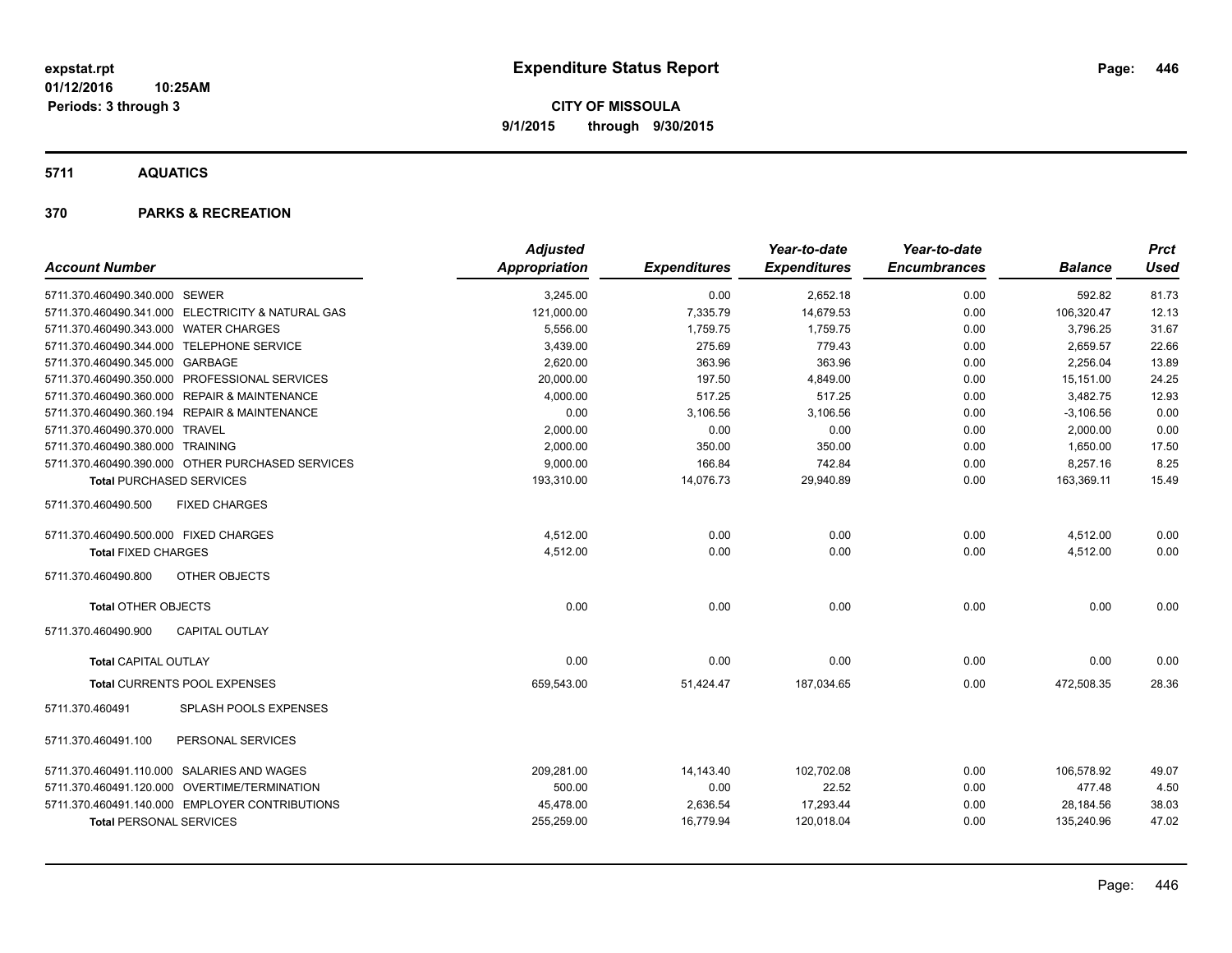**Expenditure Status Report**

**CITY OF MISSOULA**
**9/1/2015 through 9/30/2015**

expstat.rpt
01/12/2016 10:25AM
Periods: 3 through 3

## 5711 AQUATICS

## 370 PARKS & RECREATION

| Account Number | Adjusted Appropriation | Expenditures | Year-to-date Expenditures | Year-to-date Encumbrances | Balance | Prct Used |
|---|---|---|---|---|---|---|
| 5711.370.460490.340.000 SEWER | 3,245.00 | 0.00 | 2,652.18 | 0.00 | 592.82 | 81.73 |
| 5711.370.460490.341.000 ELECTRICITY & NATURAL GAS | 121,000.00 | 7,335.79 | 14,679.53 | 0.00 | 106,320.47 | 12.13 |
| 5711.370.460490.343.000 WATER CHARGES | 5,556.00 | 1,759.75 | 1,759.75 | 0.00 | 3,796.25 | 31.67 |
| 5711.370.460490.344.000 TELEPHONE SERVICE | 3,439.00 | 275.69 | 779.43 | 0.00 | 2,659.57 | 22.66 |
| 5711.370.460490.345.000 GARBAGE | 2,620.00 | 363.96 | 363.96 | 0.00 | 2,256.04 | 13.89 |
| 5711.370.460490.350.000 PROFESSIONAL SERVICES | 20,000.00 | 197.50 | 4,849.00 | 0.00 | 15,151.00 | 24.25 |
| 5711.370.460490.360.000 REPAIR & MAINTENANCE | 4,000.00 | 517.25 | 517.25 | 0.00 | 3,482.75 | 12.93 |
| 5711.370.460490.360.194 REPAIR & MAINTENANCE | 0.00 | 3,106.56 | 3,106.56 | 0.00 | -3,106.56 | 0.00 |
| 5711.370.460490.370.000 TRAVEL | 2,000.00 | 0.00 | 0.00 | 0.00 | 2,000.00 | 0.00 |
| 5711.370.460490.380.000 TRAINING | 2,000.00 | 350.00 | 350.00 | 0.00 | 1,650.00 | 17.50 |
| 5711.370.460490.390.000 OTHER PURCHASED SERVICES | 9,000.00 | 166.84 | 742.84 | 0.00 | 8,257.16 | 8.25 |
| **Total** PURCHASED SERVICES | 193,310.00 | 14,076.73 | 29,940.89 | 0.00 | 163,369.11 | 15.49 |
| 5711.370.460490.500 FIXED CHARGES | | | | | | |
| 5711.370.460490.500.000 FIXED CHARGES | 4,512.00 | 0.00 | 0.00 | 0.00 | 4,512.00 | 0.00 |
| **Total** FIXED CHARGES | 4,512.00 | 0.00 | 0.00 | 0.00 | 4,512.00 | 0.00 |
| 5711.370.460490.800 OTHER OBJECTS | | | | | | |
| **Total** OTHER OBJECTS | 0.00 | 0.00 | 0.00 | 0.00 | 0.00 | 0.00 |
| 5711.370.460490.900 CAPITAL OUTLAY | | | | | | |
| **Total** CAPITAL OUTLAY | 0.00 | 0.00 | 0.00 | 0.00 | 0.00 | 0.00 |
| **Total** CURRENTS POOL EXPENSES | 659,543.00 | 51,424.47 | 187,034.65 | 0.00 | 472,508.35 | 28.36 |
| 5711.370.460491 SPLASH POOLS EXPENSES | | | | | | |
| 5711.370.460491.100 PERSONAL SERVICES | | | | | | |
| 5711.370.460491.110.000 SALARIES AND WAGES | 209,281.00 | 14,143.40 | 102,702.08 | 0.00 | 106,578.92 | 49.07 |
| 5711.370.460491.120.000 OVERTIME/TERMINATION | 500.00 | 0.00 | 22.52 | 0.00 | 477.48 | 4.50 |
| 5711.370.460491.140.000 EMPLOYER CONTRIBUTIONS | 45,478.00 | 2,636.54 | 17,293.44 | 0.00 | 28,184.56 | 38.03 |
| **Total** PERSONAL SERVICES | 255,259.00 | 16,779.94 | 120,018.04 | 0.00 | 135,240.96 | 47.02 |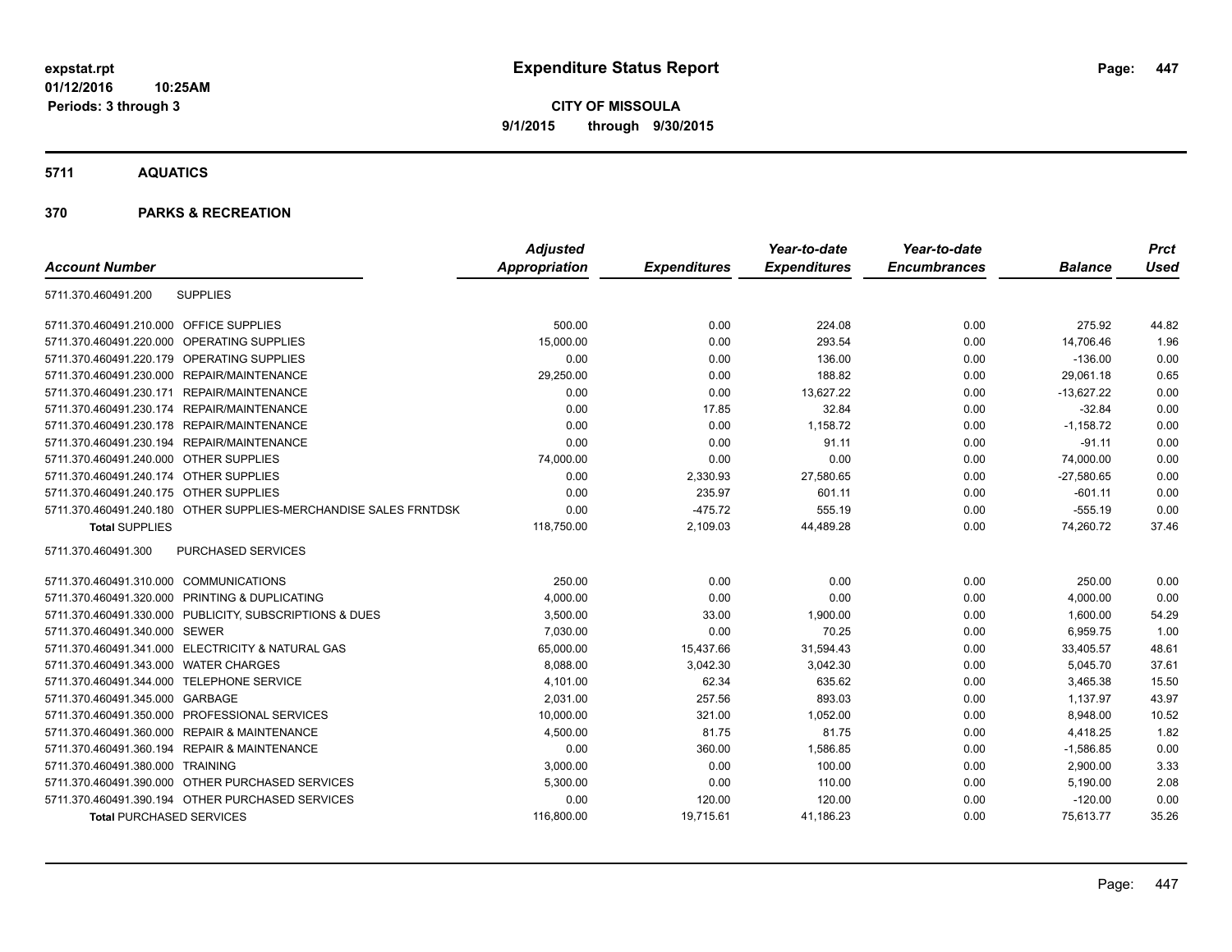expstat.rpt
01/12/2016 10:25AM
Periods: 3 through 3

# Expenditure Status Report

**CITY OF MISSOULA**
**9/1/2015 through 9/30/2015**

## 5711 AQUATICS

## 370 PARKS & RECREATION

| Account Number | | Adjusted Appropriation | Expenditures | Year-to-date Expenditures | Year-to-date Encumbrances | Balance | Prct Used |
|---|---|---|---|---|---|---|---|
| 5711.370.460491.200 | SUPPLIES | | | | | | |
| 5711.370.460491.210.000 | OFFICE SUPPLIES | 500.00 | 0.00 | 224.08 | 0.00 | 275.92 | 44.82 |
| 5711.370.460491.220.000 | OPERATING SUPPLIES | 15,000.00 | 0.00 | 293.54 | 0.00 | 14,706.46 | 1.96 |
| 5711.370.460491.220.179 | OPERATING SUPPLIES | 0.00 | 0.00 | 136.00 | 0.00 | -136.00 | 0.00 |
| 5711.370.460491.230.000 | REPAIR/MAINTENANCE | 29,250.00 | 0.00 | 188.82 | 0.00 | 29,061.18 | 0.65 |
| 5711.370.460491.230.171 | REPAIR/MAINTENANCE | 0.00 | 0.00 | 13,627.22 | 0.00 | -13,627.22 | 0.00 |
| 5711.370.460491.230.174 | REPAIR/MAINTENANCE | 0.00 | 17.85 | 32.84 | 0.00 | -32.84 | 0.00 |
| 5711.370.460491.230.178 | REPAIR/MAINTENANCE | 0.00 | 0.00 | 1,158.72 | 0.00 | -1,158.72 | 0.00 |
| 5711.370.460491.230.194 | REPAIR/MAINTENANCE | 0.00 | 0.00 | 91.11 | 0.00 | -91.11 | 0.00 |
| 5711.370.460491.240.000 | OTHER SUPPLIES | 74,000.00 | 0.00 | 0.00 | 0.00 | 74,000.00 | 0.00 |
| 5711.370.460491.240.174 | OTHER SUPPLIES | 0.00 | 2,330.93 | 27,580.65 | 0.00 | -27,580.65 | 0.00 |
| 5711.370.460491.240.175 | OTHER SUPPLIES | 0.00 | 235.97 | 601.11 | 0.00 | -601.11 | 0.00 |
| 5711.370.460491.240.180 | OTHER SUPPLIES-MERCHANDISE SALES FRNTDSK | 0.00 | -475.72 | 555.19 | 0.00 | -555.19 | 0.00 |
| **Total** SUPPLIES | | 118,750.00 | 2,109.03 | 44,489.28 | 0.00 | 74,260.72 | 37.46 |
| 5711.370.460491.300 | PURCHASED SERVICES | | | | | | |
| 5711.370.460491.310.000 | COMMUNICATIONS | 250.00 | 0.00 | 0.00 | 0.00 | 250.00 | 0.00 |
| 5711.370.460491.320.000 | PRINTING & DUPLICATING | 4,000.00 | 0.00 | 0.00 | 0.00 | 4,000.00 | 0.00 |
| 5711.370.460491.330.000 | PUBLICITY, SUBSCRIPTIONS & DUES | 3,500.00 | 33.00 | 1,900.00 | 0.00 | 1,600.00 | 54.29 |
| 5711.370.460491.340.000 | SEWER | 7,030.00 | 0.00 | 70.25 | 0.00 | 6,959.75 | 1.00 |
| 5711.370.460491.341.000 | ELECTRICITY & NATURAL GAS | 65,000.00 | 15,437.66 | 31,594.43 | 0.00 | 33,405.57 | 48.61 |
| 5711.370.460491.343.000 | WATER CHARGES | 8,088.00 | 3,042.30 | 3,042.30 | 0.00 | 5,045.70 | 37.61 |
| 5711.370.460491.344.000 | TELEPHONE SERVICE | 4,101.00 | 62.34 | 635.62 | 0.00 | 3,465.38 | 15.50 |
| 5711.370.460491.345.000 | GARBAGE | 2,031.00 | 257.56 | 893.03 | 0.00 | 1,137.97 | 43.97 |
| 5711.370.460491.350.000 | PROFESSIONAL SERVICES | 10,000.00 | 321.00 | 1,052.00 | 0.00 | 8,948.00 | 10.52 |
| 5711.370.460491.360.000 | REPAIR & MAINTENANCE | 4,500.00 | 81.75 | 81.75 | 0.00 | 4,418.25 | 1.82 |
| 5711.370.460491.360.194 | REPAIR & MAINTENANCE | 0.00 | 360.00 | 1,586.85 | 0.00 | -1,586.85 | 0.00 |
| 5711.370.460491.380.000 | TRAINING | 3,000.00 | 0.00 | 100.00 | 0.00 | 2,900.00 | 3.33 |
| 5711.370.460491.390.000 | OTHER PURCHASED SERVICES | 5,300.00 | 0.00 | 110.00 | 0.00 | 5,190.00 | 2.08 |
| 5711.370.460491.390.194 | OTHER PURCHASED SERVICES | 0.00 | 120.00 | 120.00 | 0.00 | -120.00 | 0.00 |
| **Total** PURCHASED SERVICES | | 116,800.00 | 19,715.61 | 41,186.23 | 0.00 | 75,613.77 | 35.26 |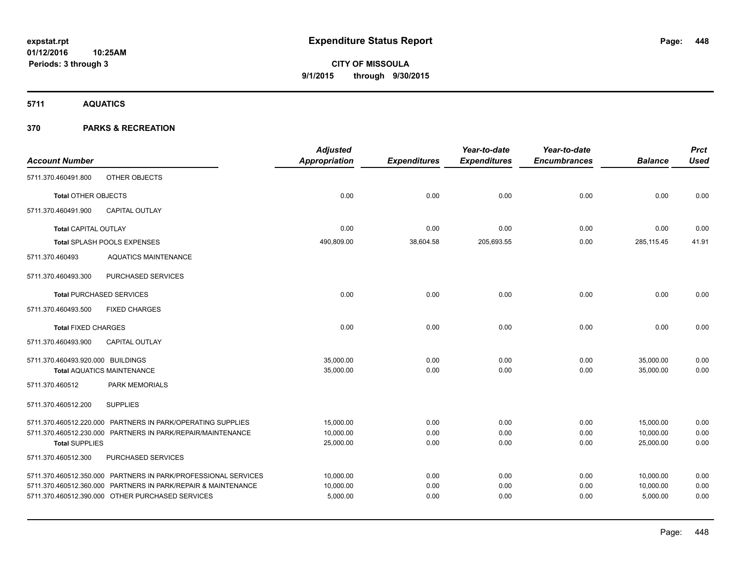**expstat.rpt**
**01/12/2016 10:25AM**
**Periods: 3 through 3**

# Expenditure Status Report

**CITY OF MISSOULA**
**9/1/2015 through 9/30/2015**

## 5711 AQUATICS

## 370 PARKS & RECREATION

| Account Number | | Adjusted Appropriation | Expenditures | Year-to-date Expenditures | Year-to-date Encumbrances | Balance | Prct Used |
|---|---|---|---|---|---|---|---|
| 5711.370.460491.800 | OTHER OBJECTS | | | | | | |
| **Total** OTHER OBJECTS | | 0.00 | 0.00 | 0.00 | 0.00 | 0.00 | 0.00 |
| 5711.370.460491.900 | CAPITAL OUTLAY | | | | | | |
| **Total** CAPITAL OUTLAY | | 0.00 | 0.00 | 0.00 | 0.00 | 0.00 | 0.00 |
| **Total** SPLASH POOLS EXPENSES | | 490,809.00 | 38,604.58 | 205,693.55 | 0.00 | 285,115.45 | 41.91 |
| 5711.370.460493 | AQUATICS MAINTENANCE | | | | | | |
| 5711.370.460493.300 | PURCHASED SERVICES | | | | | | |
| **Total** PURCHASED SERVICES | | 0.00 | 0.00 | 0.00 | 0.00 | 0.00 | 0.00 |
| 5711.370.460493.500 | FIXED CHARGES | | | | | | |
| **Total** FIXED CHARGES | | 0.00 | 0.00 | 0.00 | 0.00 | 0.00 | 0.00 |
| 5711.370.460493.900 | CAPITAL OUTLAY | | | | | | |
| 5711.370.460493.920.000 | BUILDINGS | 35,000.00 | 0.00 | 0.00 | 0.00 | 35,000.00 | 0.00 |
| **Total** AQUATICS MAINTENANCE | | 35,000.00 | 0.00 | 0.00 | 0.00 | 35,000.00 | 0.00 |
| 5711.370.460512 | PARK MEMORIALS | | | | | | |
| 5711.370.460512.200 | SUPPLIES | | | | | | |
| 5711.370.460512.220.000 | PARTNERS IN PARK/OPERATING SUPPLIES | 15,000.00 | 0.00 | 0.00 | 0.00 | 15,000.00 | 0.00 |
| 5711.370.460512.230.000 | PARTNERS IN PARK/REPAIR/MAINTENANCE | 10,000.00 | 0.00 | 0.00 | 0.00 | 10,000.00 | 0.00 |
| **Total** SUPPLIES | | 25,000.00 | 0.00 | 0.00 | 0.00 | 25,000.00 | 0.00 |
| 5711.370.460512.300 | PURCHASED SERVICES | | | | | | |
| 5711.370.460512.350.000 | PARTNERS IN PARK/PROFESSIONAL SERVICES | 10,000.00 | 0.00 | 0.00 | 0.00 | 10,000.00 | 0.00 |
| 5711.370.460512.360.000 | PARTNERS IN PARK/REPAIR & MAINTENANCE | 10,000.00 | 0.00 | 0.00 | 0.00 | 10,000.00 | 0.00 |
| 5711.370.460512.390.000 | OTHER PURCHASED SERVICES | 5,000.00 | 0.00 | 0.00 | 0.00 | 5,000.00 | 0.00 |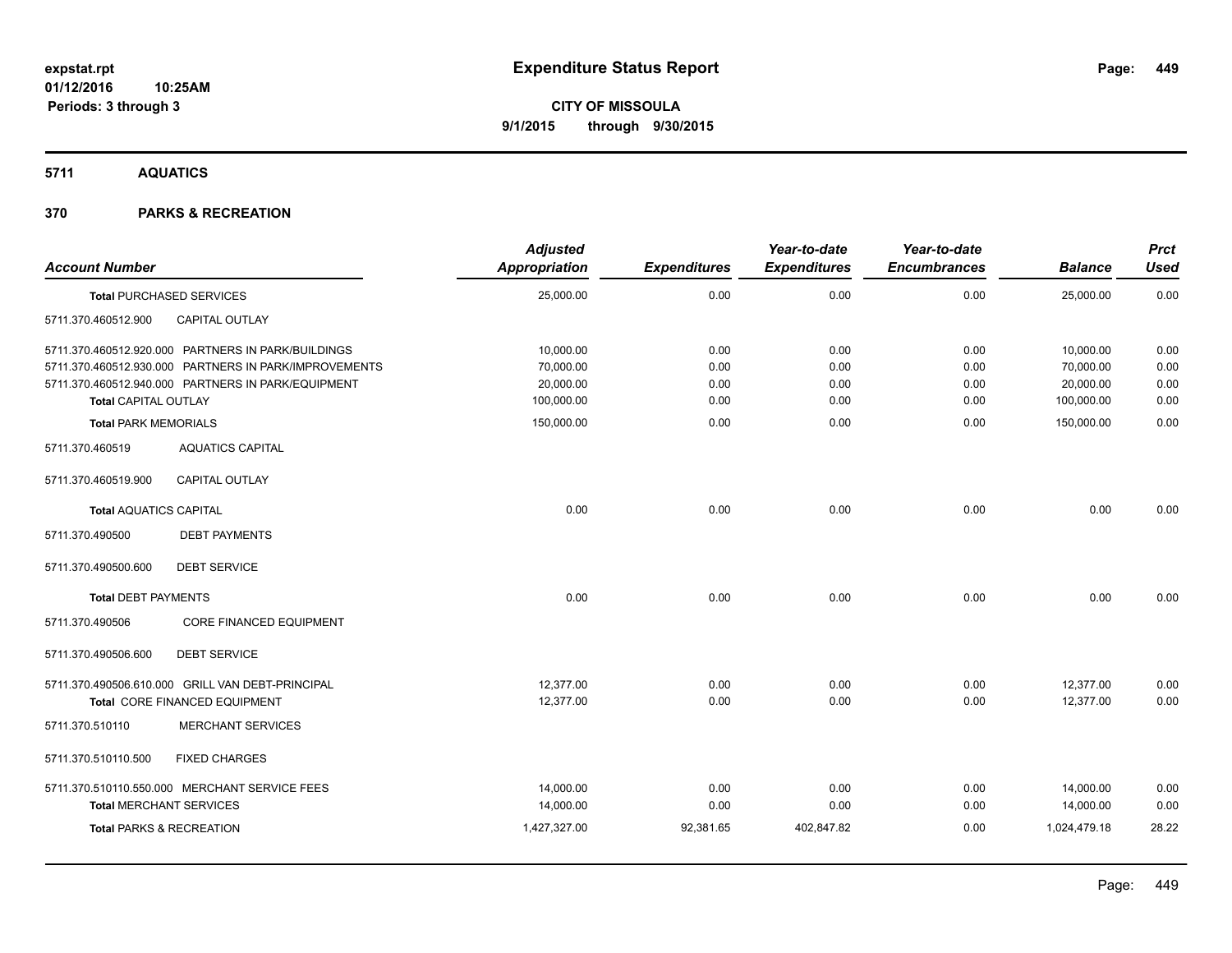# Expenditure Status Report

expstat.rpt
01/12/2016 10:25AM
Periods: 3 through 3

**CITY OF MISSOULA**
**9/1/2015 through 9/30/2015**

## 5711 AQUATICS

## 370 PARKS & RECREATION

| Account Number | | Adjusted Appropriation | Expenditures | Year-to-date Expenditures | Year-to-date Encumbrances | Balance | Prct Used |
|---|---|---|---|---|---|---|---|
| **Total** PURCHASED SERVICES | | 25,000.00 | 0.00 | 0.00 | 0.00 | 25,000.00 | 0.00 |
| 5711.370.460512.900 | CAPITAL OUTLAY | | | | | | |
| 5711.370.460512.920.000 | PARTNERS IN PARK/BUILDINGS | 10,000.00 | 0.00 | 0.00 | 0.00 | 10,000.00 | 0.00 |
| 5711.370.460512.930.000 | PARTNERS IN PARK/IMPROVEMENTS | 70,000.00 | 0.00 | 0.00 | 0.00 | 70,000.00 | 0.00 |
| 5711.370.460512.940.000 | PARTNERS IN PARK/EQUIPMENT | 20,000.00 | 0.00 | 0.00 | 0.00 | 20,000.00 | 0.00 |
| **Total** CAPITAL OUTLAY | | 100,000.00 | 0.00 | 0.00 | 0.00 | 100,000.00 | 0.00 |
| **Total** PARK MEMORIALS | | 150,000.00 | 0.00 | 0.00 | 0.00 | 150,000.00 | 0.00 |
| 5711.370.460519 | AQUATICS CAPITAL | | | | | | |
| 5711.370.460519.900 | CAPITAL OUTLAY | | | | | | |
| **Total** AQUATICS CAPITAL | | 0.00 | 0.00 | 0.00 | 0.00 | 0.00 | 0.00 |
| 5711.370.490500 | DEBT PAYMENTS | | | | | | |
| 5711.370.490500.600 | DEBT SERVICE | | | | | | |
| **Total** DEBT PAYMENTS | | 0.00 | 0.00 | 0.00 | 0.00 | 0.00 | 0.00 |
| 5711.370.490506 | CORE FINANCED EQUIPMENT | | | | | | |
| 5711.370.490506.600 | DEBT SERVICE | | | | | | |
| 5711.370.490506.610.000 | GRILL VAN DEBT-PRINCIPAL | 12,377.00 | 0.00 | 0.00 | 0.00 | 12,377.00 | 0.00 |
| **Total** CORE FINANCED EQUIPMENT | | 12,377.00 | 0.00 | 0.00 | 0.00 | 12,377.00 | 0.00 |
| 5711.370.510110 | MERCHANT SERVICES | | | | | | |
| 5711.370.510110.500 | FIXED CHARGES | | | | | | |
| 5711.370.510110.550.000 | MERCHANT SERVICE FEES | 14,000.00 | 0.00 | 0.00 | 0.00 | 14,000.00 | 0.00 |
| **Total** MERCHANT SERVICES | | 14,000.00 | 0.00 | 0.00 | 0.00 | 14,000.00 | 0.00 |
| **Total** PARKS & RECREATION | | 1,427,327.00 | 92,381.65 | 402,847.82 | 0.00 | 1,024,479.18 | 28.22 |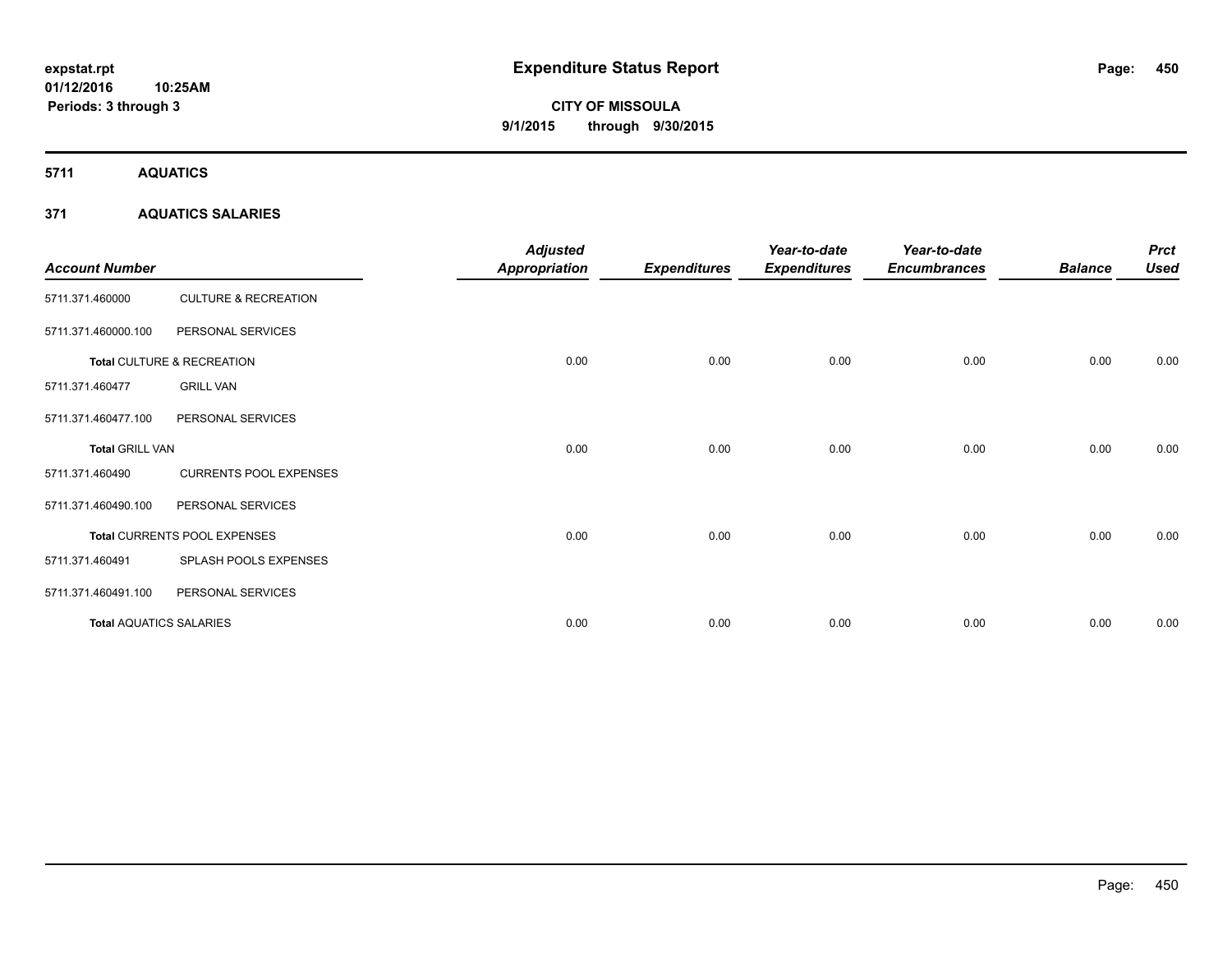**expstat.rpt**
**01/12/2016 10:25AM**
**Periods: 3 through 3**

# Expenditure Status Report

**CITY OF MISSOULA**
**9/1/2015 through 9/30/2015**

## 5711 AQUATICS

### 371 AQUATICS SALARIES

| Account Number | | Adjusted Appropriation | Expenditures | Year-to-date Expenditures | Year-to-date Encumbrances | Balance | Prct Used |
|---|---|---|---|---|---|---|---|
| 5711.371.460000 | CULTURE & RECREATION | | | | | | |
| 5711.371.460000.100 | PERSONAL SERVICES | | | | | | |
| **Total** CULTURE & RECREATION | | 0.00 | 0.00 | 0.00 | 0.00 | 0.00 | 0.00 |
| 5711.371.460477 | GRILL VAN | | | | | | |
| 5711.371.460477.100 | PERSONAL SERVICES | | | | | | |
| **Total** GRILL VAN | | 0.00 | 0.00 | 0.00 | 0.00 | 0.00 | 0.00 |
| 5711.371.460490 | CURRENTS POOL EXPENSES | | | | | | |
| 5711.371.460490.100 | PERSONAL SERVICES | | | | | | |
| **Total** CURRENTS POOL EXPENSES | | 0.00 | 0.00 | 0.00 | 0.00 | 0.00 | 0.00 |
| 5711.371.460491 | SPLASH POOLS EXPENSES | | | | | | |
| 5711.371.460491.100 | PERSONAL SERVICES | | | | | | |
| **Total** AQUATICS SALARIES | | 0.00 | 0.00 | 0.00 | 0.00 | 0.00 | 0.00 |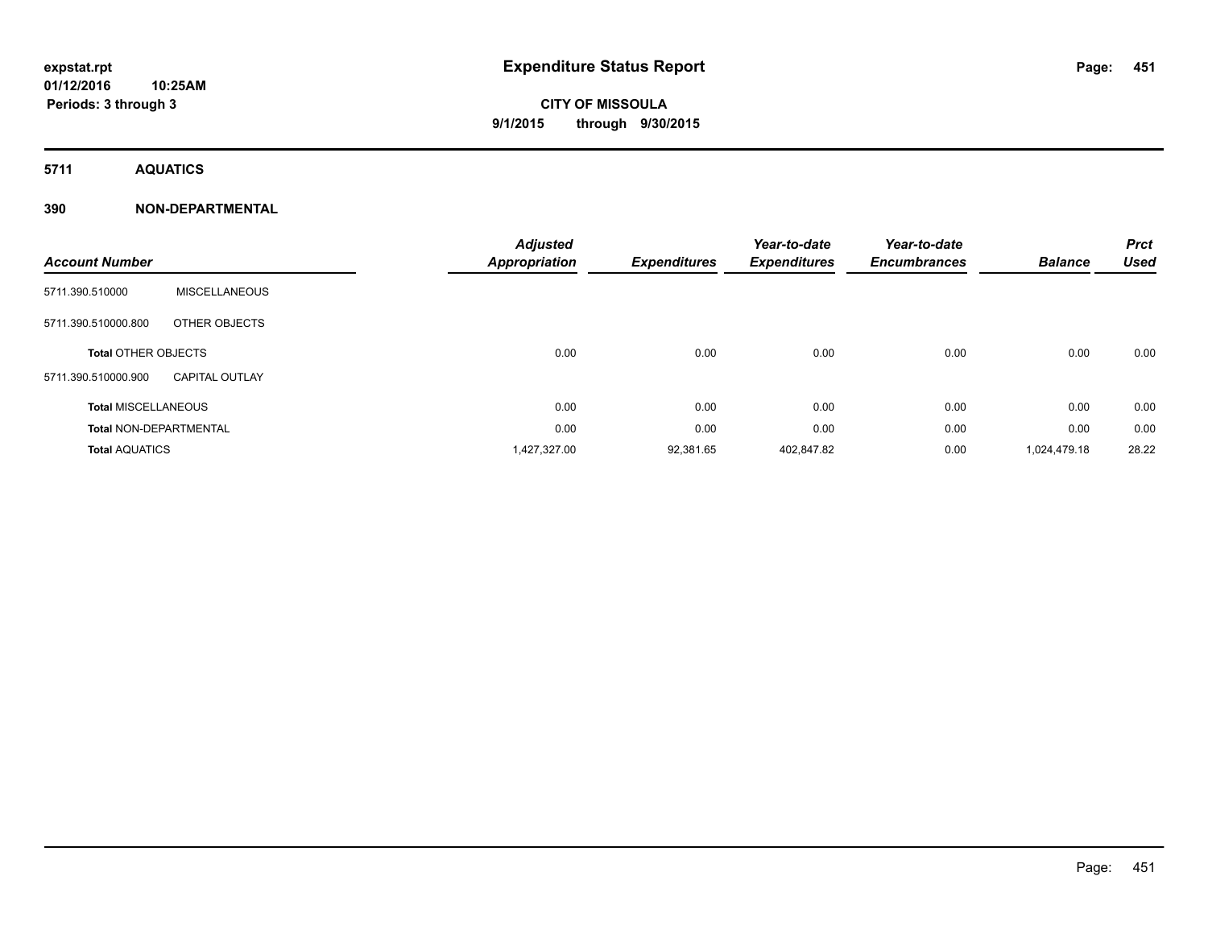# Expenditure Status Report

expstat.rpt
01/12/2016 10:25AM
Periods: 3 through 3

**CITY OF MISSOULA**
**9/1/2015 through 9/30/2015**

## 5711 AQUATICS

### 390 NON-DEPARTMENTAL

| Account Number | | Adjusted Appropriation | Expenditures | Year-to-date Expenditures | Year-to-date Encumbrances | Balance | Prct Used |
|---|---|---|---|---|---|---|---|
| 5711.390.510000 | MISCELLANEOUS | | | | | | |
| 5711.390.510000.800 | OTHER OBJECTS | | | | | | |
| **Total** OTHER OBJECTS | | 0.00 | 0.00 | 0.00 | 0.00 | 0.00 | 0.00 |
| 5711.390.510000.900 | CAPITAL OUTLAY | | | | | | |
| **Total** MISCELLANEOUS | | 0.00 | 0.00 | 0.00 | 0.00 | 0.00 | 0.00 |
| **Total** NON-DEPARTMENTAL | | 0.00 | 0.00 | 0.00 | 0.00 | 0.00 | 0.00 |
| **Total** AQUATICS | | 1,427,327.00 | 92,381.65 | 402,847.82 | 0.00 | 1,024,479.18 | 28.22 |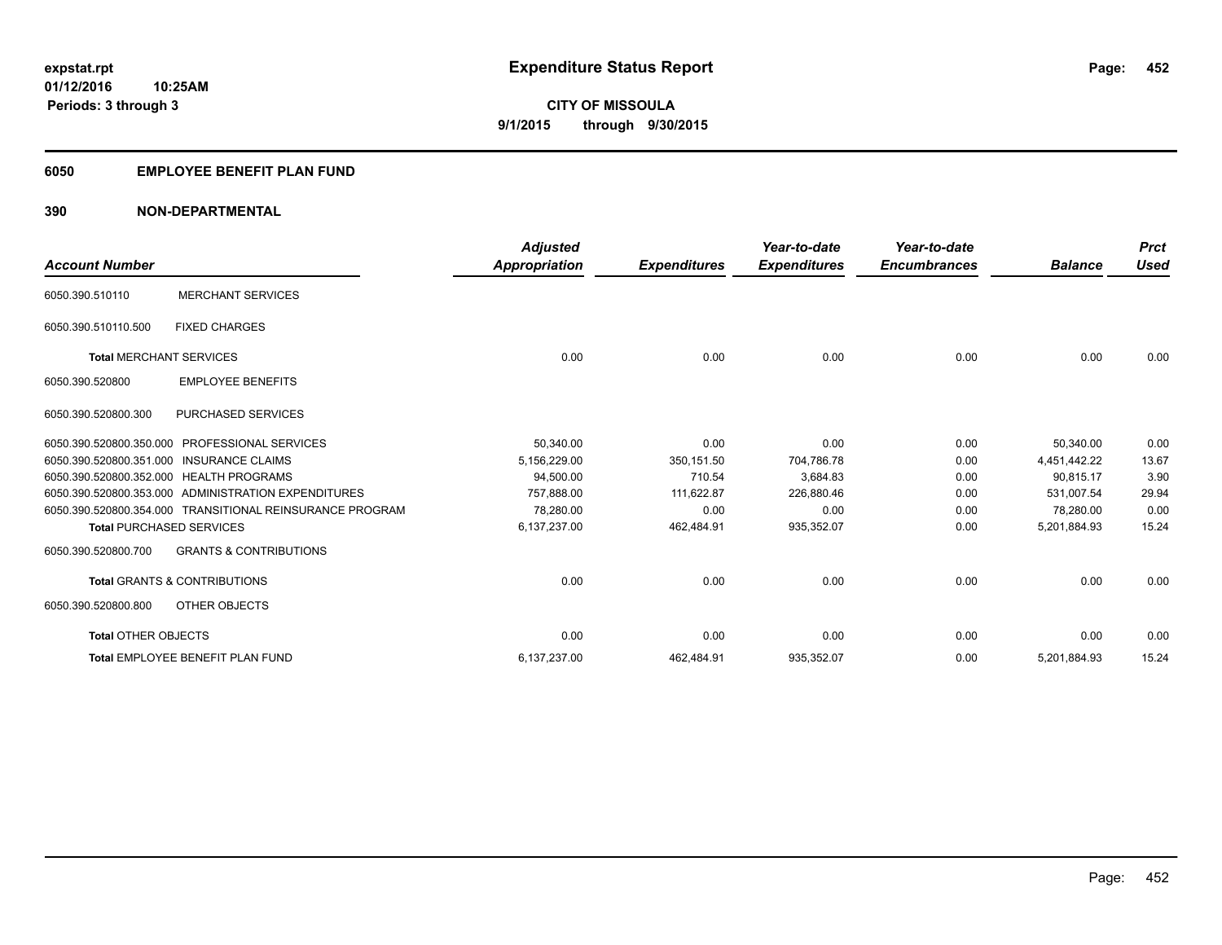**expstat.rpt**
**01/12/2016 10:25AM**
**Periods: 3 through 3**

# Expenditure Status Report

**CITY OF MISSOULA**
**9/1/2015 through 9/30/2015**

## 6050 EMPLOYEE BENEFIT PLAN FUND

## 390 NON-DEPARTMENTAL

| Account Number | | Adjusted Appropriation | Expenditures | Year-to-date Expenditures | Year-to-date Encumbrances | Balance | Prct Used |
|---|---|---|---|---|---|---|---|
| 6050.390.510110 | MERCHANT SERVICES | | | | | | |
| 6050.390.510110.500 | FIXED CHARGES | | | | | | |
| **Total** MERCHANT SERVICES | | 0.00 | 0.00 | 0.00 | 0.00 | 0.00 | 0.00 |
| 6050.390.520800 | EMPLOYEE BENEFITS | | | | | | |
| 6050.390.520800.300 | PURCHASED SERVICES | | | | | | |
| 6050.390.520800.350.000 | PROFESSIONAL SERVICES | 50,340.00 | 0.00 | 0.00 | 0.00 | 50,340.00 | 0.00 |
| 6050.390.520800.351.000 | INSURANCE CLAIMS | 5,156,229.00 | 350,151.50 | 704,786.78 | 0.00 | 4,451,442.22 | 13.67 |
| 6050.390.520800.352.000 | HEALTH PROGRAMS | 94,500.00 | 710.54 | 3,684.83 | 0.00 | 90,815.17 | 3.90 |
| 6050.390.520800.353.000 | ADMINISTRATION EXPENDITURES | 757,888.00 | 111,622.87 | 226,880.46 | 0.00 | 531,007.54 | 29.94 |
| 6050.390.520800.354.000 | TRANSITIONAL REINSURANCE PROGRAM | 78,280.00 | 0.00 | 0.00 | 0.00 | 78,280.00 | 0.00 |
| **Total** PURCHASED SERVICES | | 6,137,237.00 | 462,484.91 | 935,352.07 | 0.00 | 5,201,884.93 | 15.24 |
| 6050.390.520800.700 | GRANTS & CONTRIBUTIONS | | | | | | |
| **Total** GRANTS & CONTRIBUTIONS | | 0.00 | 0.00 | 0.00 | 0.00 | 0.00 | 0.00 |
| 6050.390.520800.800 | OTHER OBJECTS | | | | | | |
| **Total** OTHER OBJECTS | | 0.00 | 0.00 | 0.00 | 0.00 | 0.00 | 0.00 |
| **Total** EMPLOYEE BENEFIT PLAN FUND | | 6,137,237.00 | 462,484.91 | 935,352.07 | 0.00 | 5,201,884.93 | 15.24 |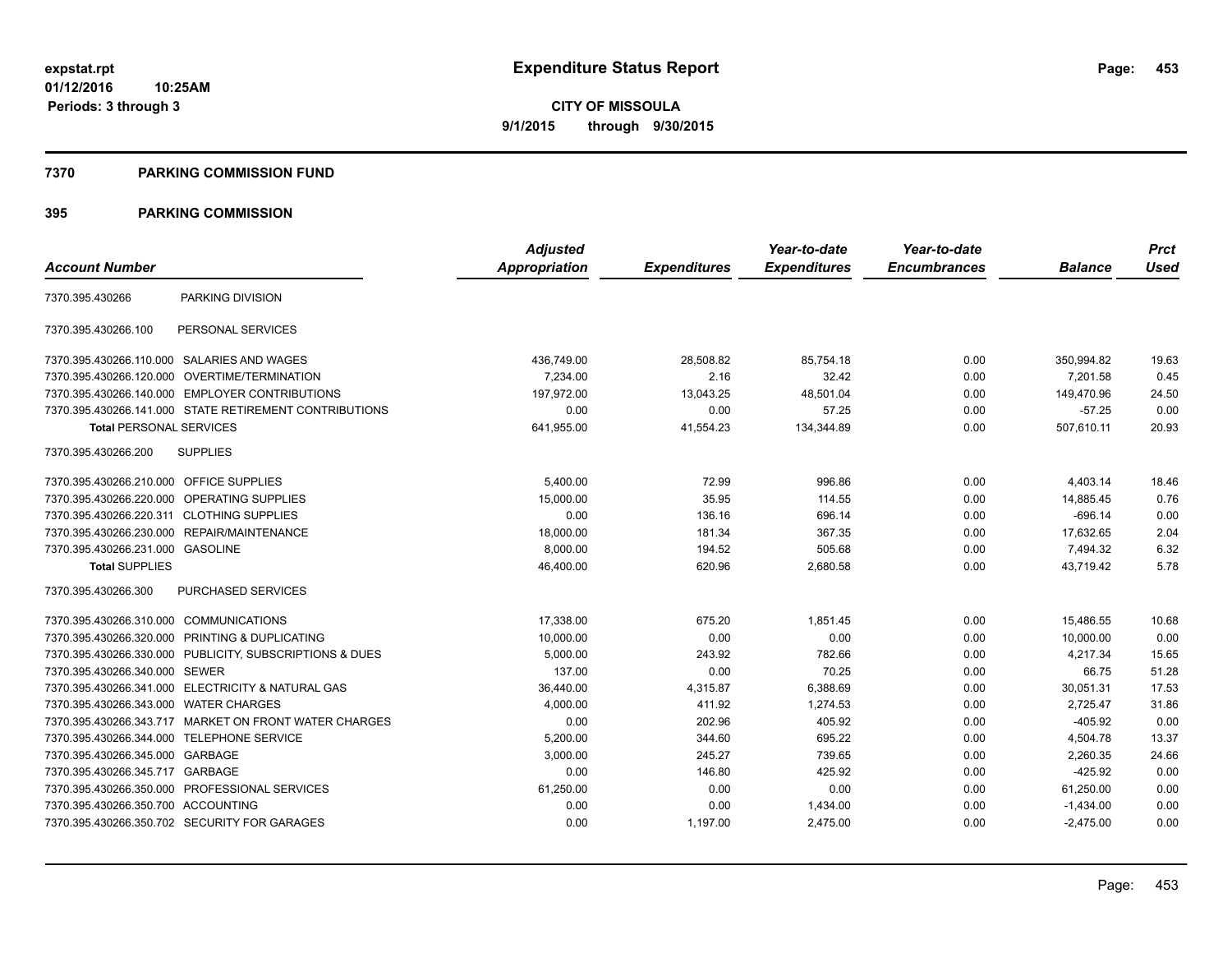**expstat.rpt**
**01/12/2016 10:25AM**
**Periods: 3 through 3**

# Expenditure Status Report

**CITY OF MISSOULA**
**9/1/2015 through 9/30/2015**

## 7370 PARKING COMMISSION FUND

## 395 PARKING COMMISSION

| Account Number | | Adjusted Appropriation | Expenditures | Year-to-date Expenditures | Year-to-date Encumbrances | Balance | Prct Used |
|---|---|---|---|---|---|---|---|
| 7370.395.430266 | PARKING DIVISION | | | | | | |
| 7370.395.430266.100 | PERSONAL SERVICES | | | | | | |
| 7370.395.430266.110.000 | SALARIES AND WAGES | 436,749.00 | 28,508.82 | 85,754.18 | 0.00 | 350,994.82 | 19.63 |
| 7370.395.430266.120.000 | OVERTIME/TERMINATION | 7,234.00 | 2.16 | 32.42 | 0.00 | 7,201.58 | 0.45 |
| 7370.395.430266.140.000 | EMPLOYER CONTRIBUTIONS | 197,972.00 | 13,043.25 | 48,501.04 | 0.00 | 149,470.96 | 24.50 |
| 7370.395.430266.141.000 | STATE RETIREMENT CONTRIBUTIONS | 0.00 | 0.00 | 57.25 | 0.00 | -57.25 | 0.00 |
| **Total** PERSONAL SERVICES | | 641,955.00 | 41,554.23 | 134,344.89 | 0.00 | 507,610.11 | 20.93 |
| 7370.395.430266.200 | SUPPLIES | | | | | | |
| 7370.395.430266.210.000 | OFFICE SUPPLIES | 5,400.00 | 72.99 | 996.86 | 0.00 | 4,403.14 | 18.46 |
| 7370.395.430266.220.000 | OPERATING SUPPLIES | 15,000.00 | 35.95 | 114.55 | 0.00 | 14,885.45 | 0.76 |
| 7370.395.430266.220.311 | CLOTHING SUPPLIES | 0.00 | 136.16 | 696.14 | 0.00 | -696.14 | 0.00 |
| 7370.395.430266.230.000 | REPAIR/MAINTENANCE | 18,000.00 | 181.34 | 367.35 | 0.00 | 17,632.65 | 2.04 |
| 7370.395.430266.231.000 | GASOLINE | 8,000.00 | 194.52 | 505.68 | 0.00 | 7,494.32 | 6.32 |
| **Total** SUPPLIES | | 46,400.00 | 620.96 | 2,680.58 | 0.00 | 43,719.42 | 5.78 |
| 7370.395.430266.300 | PURCHASED SERVICES | | | | | | |
| 7370.395.430266.310.000 | COMMUNICATIONS | 17,338.00 | 675.20 | 1,851.45 | 0.00 | 15,486.55 | 10.68 |
| 7370.395.430266.320.000 | PRINTING & DUPLICATING | 10,000.00 | 0.00 | 0.00 | 0.00 | 10,000.00 | 0.00 |
| 7370.395.430266.330.000 | PUBLICITY, SUBSCRIPTIONS & DUES | 5,000.00 | 243.92 | 782.66 | 0.00 | 4,217.34 | 15.65 |
| 7370.395.430266.340.000 | SEWER | 137.00 | 0.00 | 70.25 | 0.00 | 66.75 | 51.28 |
| 7370.395.430266.341.000 | ELECTRICITY & NATURAL GAS | 36,440.00 | 4,315.87 | 6,388.69 | 0.00 | 30,051.31 | 17.53 |
| 7370.395.430266.343.000 | WATER CHARGES | 4,000.00 | 411.92 | 1,274.53 | 0.00 | 2,725.47 | 31.86 |
| 7370.395.430266.343.717 | MARKET ON FRONT WATER CHARGES | 0.00 | 202.96 | 405.92 | 0.00 | -405.92 | 0.00 |
| 7370.395.430266.344.000 | TELEPHONE SERVICE | 5,200.00 | 344.60 | 695.22 | 0.00 | 4,504.78 | 13.37 |
| 7370.395.430266.345.000 | GARBAGE | 3,000.00 | 245.27 | 739.65 | 0.00 | 2,260.35 | 24.66 |
| 7370.395.430266.345.717 | GARBAGE | 0.00 | 146.80 | 425.92 | 0.00 | -425.92 | 0.00 |
| 7370.395.430266.350.000 | PROFESSIONAL SERVICES | 61,250.00 | 0.00 | 0.00 | 0.00 | 61,250.00 | 0.00 |
| 7370.395.430266.350.700 | ACCOUNTING | 0.00 | 0.00 | 1,434.00 | 0.00 | -1,434.00 | 0.00 |
| 7370.395.430266.350.702 | SECURITY FOR GARAGES | 0.00 | 1,197.00 | 2,475.00 | 0.00 | -2,475.00 | 0.00 |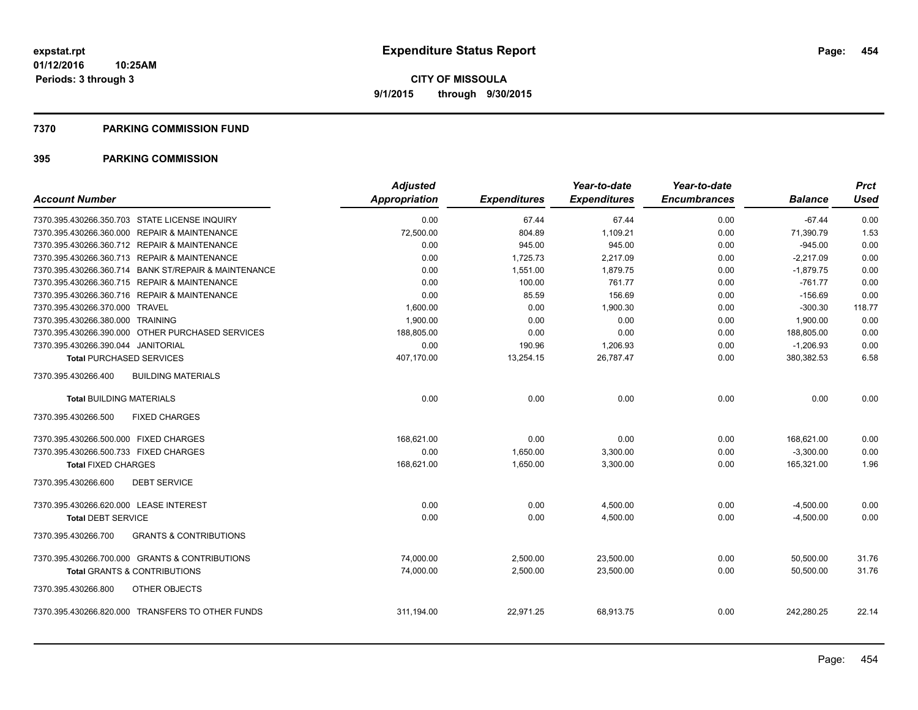**expstat.rpt**
**01/12/2016 10:25AM**
**Periods: 3 through 3**

# Expenditure Status Report

**CITY OF MISSOULA**
**9/1/2015 through 9/30/2015**

## 7370 PARKING COMMISSION FUND

## 395 PARKING COMMISSION

| Account Number | Adjusted Appropriation | Expenditures | Year-to-date Expenditures | Year-to-date Encumbrances | Balance | Prct Used |
|---|---|---|---|---|---|---|
| 7370.395.430266.350.703 STATE LICENSE INQUIRY | 0.00 | 67.44 | 67.44 | 0.00 | -67.44 | 0.00 |
| 7370.395.430266.360.000 REPAIR & MAINTENANCE | 72,500.00 | 804.89 | 1,109.21 | 0.00 | 71,390.79 | 1.53 |
| 7370.395.430266.360.712 REPAIR & MAINTENANCE | 0.00 | 945.00 | 945.00 | 0.00 | -945.00 | 0.00 |
| 7370.395.430266.360.713 REPAIR & MAINTENANCE | 0.00 | 1,725.73 | 2,217.09 | 0.00 | -2,217.09 | 0.00 |
| 7370.395.430266.360.714 BANK ST/REPAIR & MAINTENANCE | 0.00 | 1,551.00 | 1,879.75 | 0.00 | -1,879.75 | 0.00 |
| 7370.395.430266.360.715 REPAIR & MAINTENANCE | 0.00 | 100.00 | 761.77 | 0.00 | -761.77 | 0.00 |
| 7370.395.430266.360.716 REPAIR & MAINTENANCE | 0.00 | 85.59 | 156.69 | 0.00 | -156.69 | 0.00 |
| 7370.395.430266.370.000 TRAVEL | 1,600.00 | 0.00 | 1,900.30 | 0.00 | -300.30 | 118.77 |
| 7370.395.430266.380.000 TRAINING | 1,900.00 | 0.00 | 0.00 | 0.00 | 1,900.00 | 0.00 |
| 7370.395.430266.390.000 OTHER PURCHASED SERVICES | 188,805.00 | 0.00 | 0.00 | 0.00 | 188,805.00 | 0.00 |
| 7370.395.430266.390.044 JANITORIAL | 0.00 | 190.96 | 1,206.93 | 0.00 | -1,206.93 | 0.00 |
| **Total** PURCHASED SERVICES | 407,170.00 | 13,254.15 | 26,787.47 | 0.00 | 380,382.53 | 6.58 |
| 7370.395.430266.400 BUILDING MATERIALS | | | | | | |
| **Total** BUILDING MATERIALS | 0.00 | 0.00 | 0.00 | 0.00 | 0.00 | 0.00 |
| 7370.395.430266.500 FIXED CHARGES | | | | | | |
| 7370.395.430266.500.000 FIXED CHARGES | 168,621.00 | 0.00 | 0.00 | 0.00 | 168,621.00 | 0.00 |
| 7370.395.430266.500.733 FIXED CHARGES | 0.00 | 1,650.00 | 3,300.00 | 0.00 | -3,300.00 | 0.00 |
| **Total** FIXED CHARGES | 168,621.00 | 1,650.00 | 3,300.00 | 0.00 | 165,321.00 | 1.96 |
| 7370.395.430266.600 DEBT SERVICE | | | | | | |
| 7370.395.430266.620.000 LEASE INTEREST | 0.00 | 0.00 | 4,500.00 | 0.00 | -4,500.00 | 0.00 |
| **Total** DEBT SERVICE | 0.00 | 0.00 | 4,500.00 | 0.00 | -4,500.00 | 0.00 |
| 7370.395.430266.700 GRANTS & CONTRIBUTIONS | | | | | | |
| 7370.395.430266.700.000 GRANTS & CONTRIBUTIONS | 74,000.00 | 2,500.00 | 23,500.00 | 0.00 | 50,500.00 | 31.76 |
| **Total** GRANTS & CONTRIBUTIONS | 74,000.00 | 2,500.00 | 23,500.00 | 0.00 | 50,500.00 | 31.76 |
| 7370.395.430266.800 OTHER OBJECTS | | | | | | |
| 7370.395.430266.820.000 TRANSFERS TO OTHER FUNDS | 311,194.00 | 22,971.25 | 68,913.75 | 0.00 | 242,280.25 | 22.14 |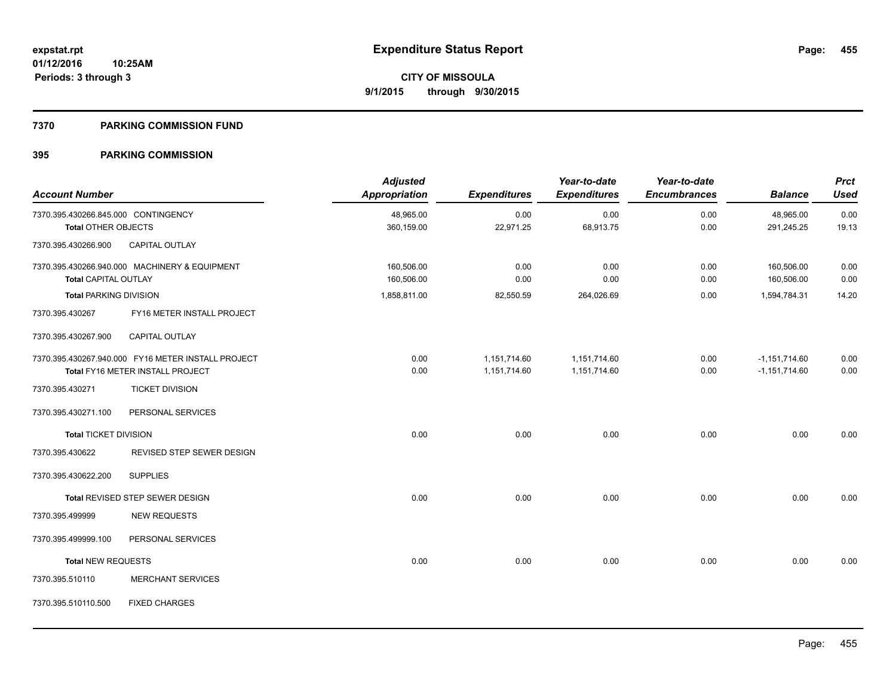**expstat.rpt**
**01/12/2016 10:25AM**
**Periods: 3 through 3**

# Expenditure Status Report

**CITY OF MISSOULA**
**9/1/2015 through 9/30/2015**

## 7370 PARKING COMMISSION FUND

## 395 PARKING COMMISSION

| Account Number | | *Adjusted Appropriation* | *Expenditures* | *Year-to-date Expenditures* | *Year-to-date Encumbrances* | *Balance* | *Prct Used* |
|---|---|---|---|---|---|---|---|
| 7370.395.430266.845.000 | CONTINGENCY | 48,965.00 | 0.00 | 0.00 | 0.00 | 48,965.00 | 0.00 |
| **Total** OTHER OBJECTS | | 360,159.00 | 22,971.25 | 68,913.75 | 0.00 | 291,245.25 | 19.13 |
| 7370.395.430266.900 | CAPITAL OUTLAY | | | | | | |
| 7370.395.430266.940.000 | MACHINERY & EQUIPMENT | 160,506.00 | 0.00 | 0.00 | 0.00 | 160,506.00 | 0.00 |
| **Total** CAPITAL OUTLAY | | 160,506.00 | 0.00 | 0.00 | 0.00 | 160,506.00 | 0.00 |
| **Total** PARKING DIVISION | | 1,858,811.00 | 82,550.59 | 264,026.69 | 0.00 | 1,594,784.31 | 14.20 |
| 7370.395.430267 | FY16 METER INSTALL PROJECT | | | | | | |
| 7370.395.430267.900 | CAPITAL OUTLAY | | | | | | |
| 7370.395.430267.940.000 | FY16 METER INSTALL PROJECT | 0.00 | 1,151,714.60 | 1,151,714.60 | 0.00 | -1,151,714.60 | 0.00 |
| **Total** FY16 METER INSTALL PROJECT | | 0.00 | 1,151,714.60 | 1,151,714.60 | 0.00 | -1,151,714.60 | 0.00 |
| 7370.395.430271 | TICKET DIVISION | | | | | | |
| 7370.395.430271.100 | PERSONAL SERVICES | | | | | | |
| **Total** TICKET DIVISION | | 0.00 | 0.00 | 0.00 | 0.00 | 0.00 | 0.00 |
| 7370.395.430622 | REVISED STEP SEWER DESIGN | | | | | | |
| 7370.395.430622.200 | SUPPLIES | | | | | | |
| **Total** REVISED STEP SEWER DESIGN | | 0.00 | 0.00 | 0.00 | 0.00 | 0.00 | 0.00 |
| 7370.395.499999 | NEW REQUESTS | | | | | | |
| 7370.395.499999.100 | PERSONAL SERVICES | | | | | | |
| **Total** NEW REQUESTS | | 0.00 | 0.00 | 0.00 | 0.00 | 0.00 | 0.00 |
| 7370.395.510110 | MERCHANT SERVICES | | | | | | |
| 7370.395.510110.500 | FIXED CHARGES | | | | | | |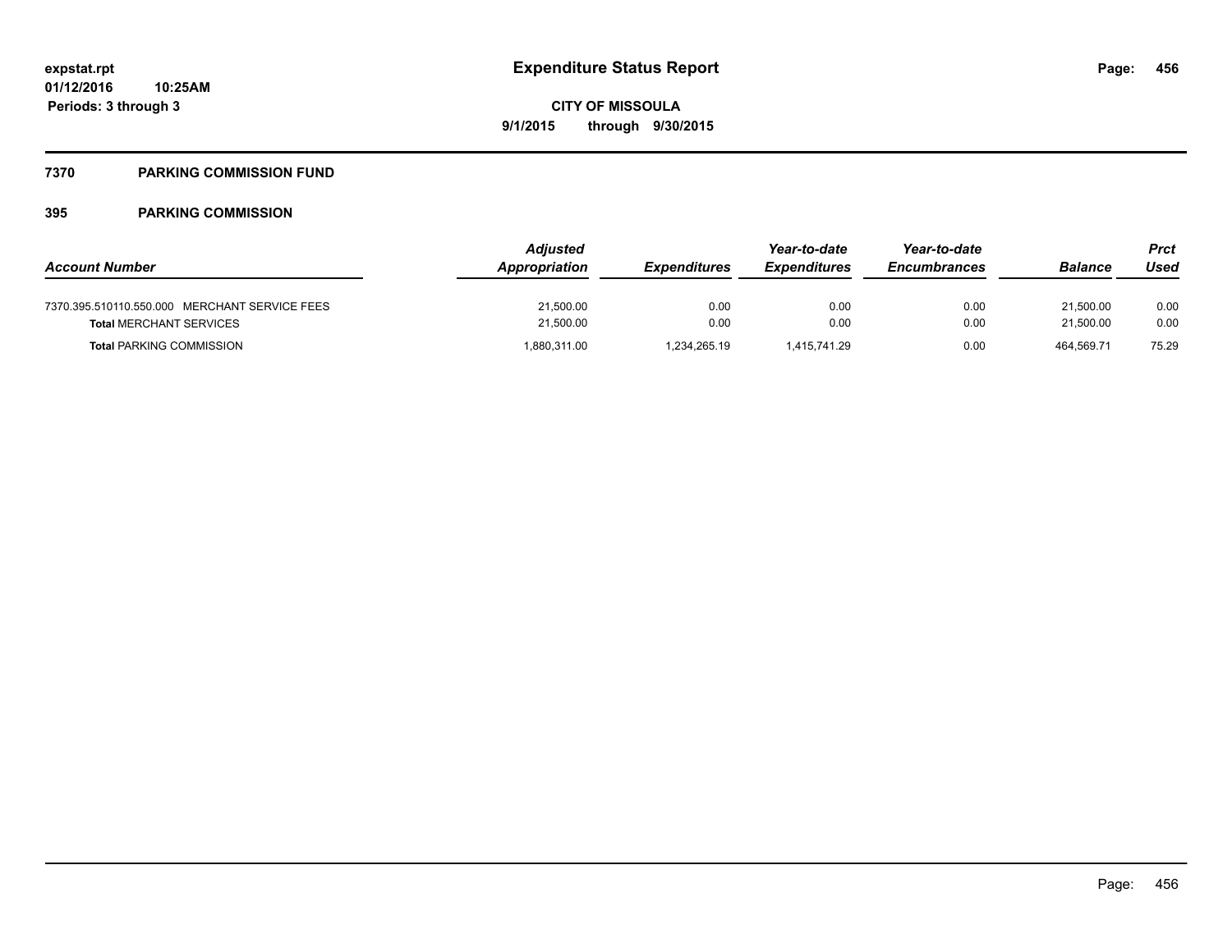**expstat.rpt**
**01/12/2016 10:25AM**
**Periods: 3 through 3**

# Expenditure Status Report

**CITY OF MISSOULA**
**9/1/2015 through 9/30/2015**

## 7370 PARKING COMMISSION FUND

### 395 PARKING COMMISSION

| Account Number | Adjusted Appropriation | Expenditures | Year-to-date Expenditures | Year-to-date Encumbrances | Balance | Prct Used |
|---|---|---|---|---|---|---|
| 7370.395.510110.550.000 MERCHANT SERVICE FEES | 21,500.00 | 0.00 | 0.00 | 0.00 | 21,500.00 | 0.00 |
| **Total** MERCHANT SERVICES | 21,500.00 | 0.00 | 0.00 | 0.00 | 21,500.00 | 0.00 |
| **Total** PARKING COMMISSION | 1,880,311.00 | 1,234,265.19 | 1,415,741.29 | 0.00 | 464,569.71 | 75.29 |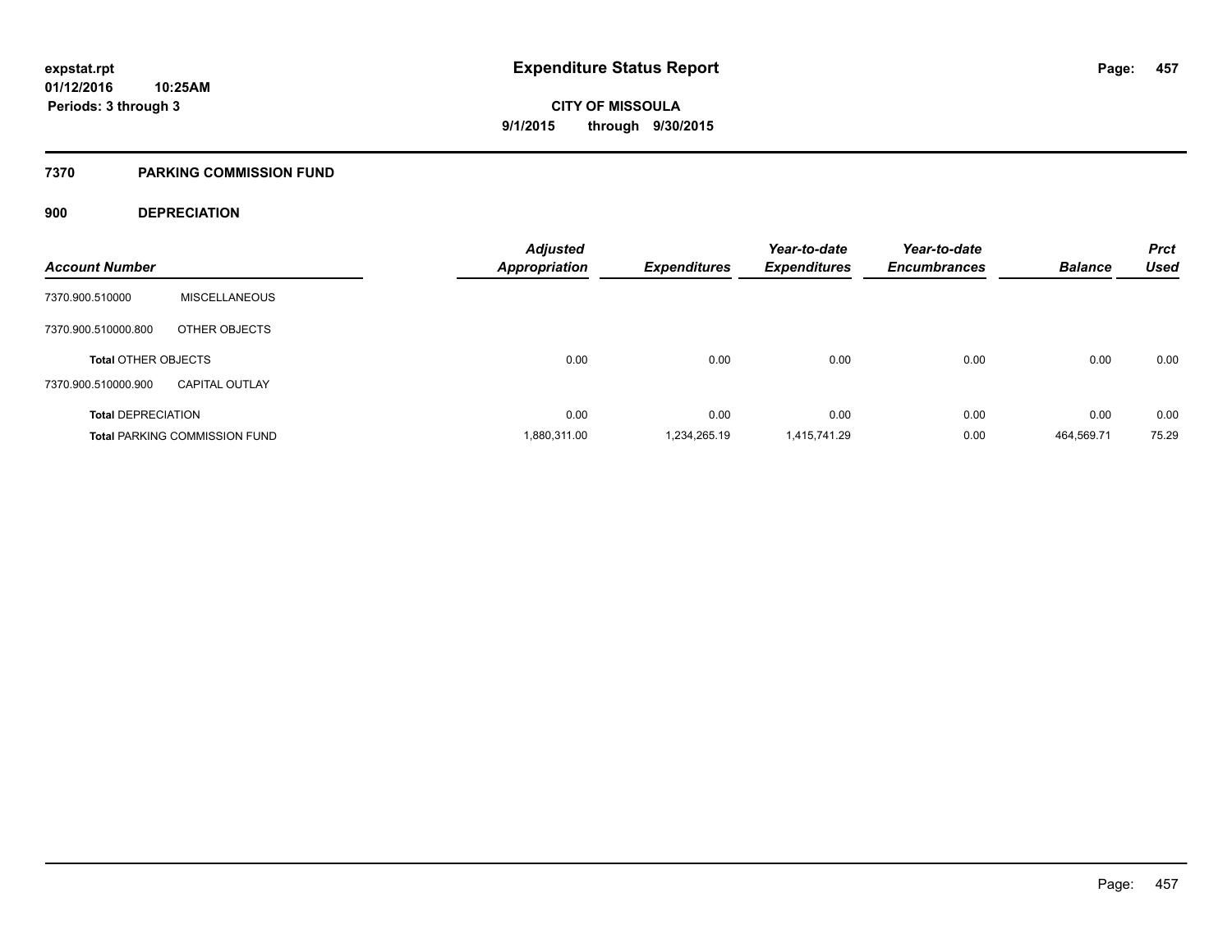# Expenditure Status Report

expstat.rpt
01/12/2016 10:25AM
Periods: 3 through 3

**CITY OF MISSOULA**
**9/1/2015 through 9/30/2015**

## 7370 PARKING COMMISSION FUND

### 900 DEPRECIATION

| Account Number | | Adjusted Appropriation | Expenditures | Year-to-date Expenditures | Year-to-date Encumbrances | Balance | Prct Used |
|---|---|---|---|---|---|---|---|
| 7370.900.510000 | MISCELLANEOUS | | | | | | |
| 7370.900.510000.800 | OTHER OBJECTS | | | | | | |
| Total OTHER OBJECTS | | 0.00 | 0.00 | 0.00 | 0.00 | 0.00 | 0.00 |
| 7370.900.510000.900 | CAPITAL OUTLAY | | | | | | |
| Total DEPRECIATION | | 0.00 | 0.00 | 0.00 | 0.00 | 0.00 | 0.00 |
| Total PARKING COMMISSION FUND | | 1,880,311.00 | 1,234,265.19 | 1,415,741.29 | 0.00 | 464,569.71 | 75.29 |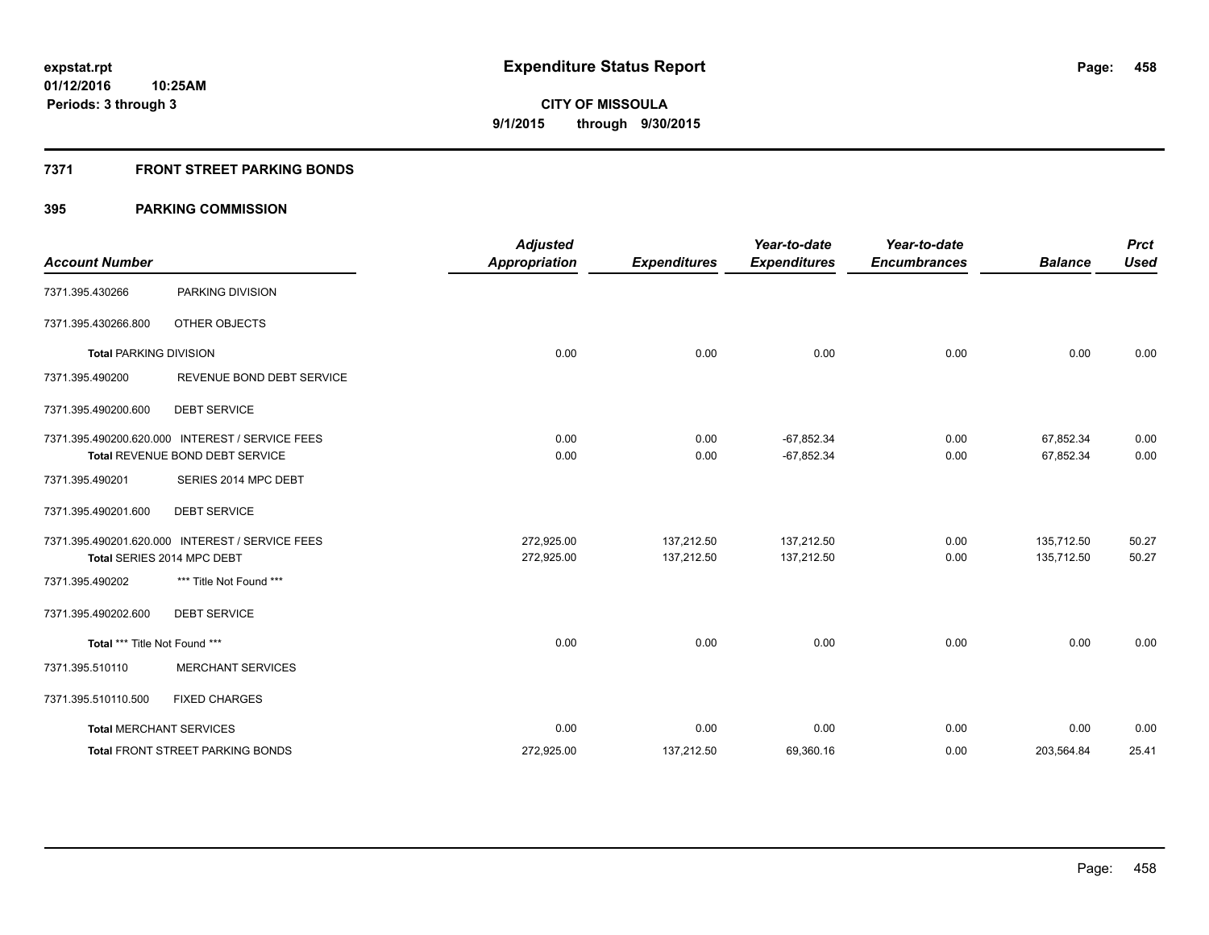**expstat.rpt**
**01/12/2016 10:25AM**
**Periods: 3 through 3**

# Expenditure Status Report

**CITY OF MISSOULA**
**9/1/2015 through 9/30/2015**

## 7371 FRONT STREET PARKING BONDS

### 395 PARKING COMMISSION

| Account Number | | Adjusted Appropriation | Expenditures | Year-to-date Expenditures | Year-to-date Encumbrances | Balance | Prct Used |
|---|---|---|---|---|---|---|---|
| 7371.395.430266 | PARKING DIVISION | | | | | | |
| 7371.395.430266.800 | OTHER OBJECTS | | | | | | |
| **Total** PARKING DIVISION | | 0.00 | 0.00 | 0.00 | 0.00 | 0.00 | 0.00 |
| 7371.395.490200 | REVENUE BOND DEBT SERVICE | | | | | | |
| 7371.395.490200.600 | DEBT SERVICE | | | | | | |
| 7371.395.490200.620.000 | INTEREST / SERVICE FEES | 0.00 | 0.00 | -67,852.34 | 0.00 | 67,852.34 | 0.00 |
| Total REVENUE BOND DEBT SERVICE | | 0.00 | 0.00 | -67,852.34 | 0.00 | 67,852.34 | 0.00 |
| 7371.395.490201 | SERIES 2014 MPC DEBT | | | | | | |
| 7371.395.490201.600 | DEBT SERVICE | | | | | | |
| 7371.395.490201.620.000 | INTEREST / SERVICE FEES | 272,925.00 | 137,212.50 | 137,212.50 | 0.00 | 135,712.50 | 50.27 |
| Total SERIES 2014 MPC DEBT | | 272,925.00 | 137,212.50 | 137,212.50 | 0.00 | 135,712.50 | 50.27 |
| 7371.395.490202 | *** Title Not Found *** | | | | | | |
| 7371.395.490202.600 | DEBT SERVICE | | | | | | |
| **Total** *** Title Not Found *** | | 0.00 | 0.00 | 0.00 | 0.00 | 0.00 | 0.00 |
| 7371.395.510110 | MERCHANT SERVICES | | | | | | |
| 7371.395.510110.500 | FIXED CHARGES | | | | | | |
| **Total** MERCHANT SERVICES | | 0.00 | 0.00 | 0.00 | 0.00 | 0.00 | 0.00 |
| **Total** FRONT STREET PARKING BONDS | | 272,925.00 | 137,212.50 | 69,360.16 | 0.00 | 203,564.84 | 25.41 |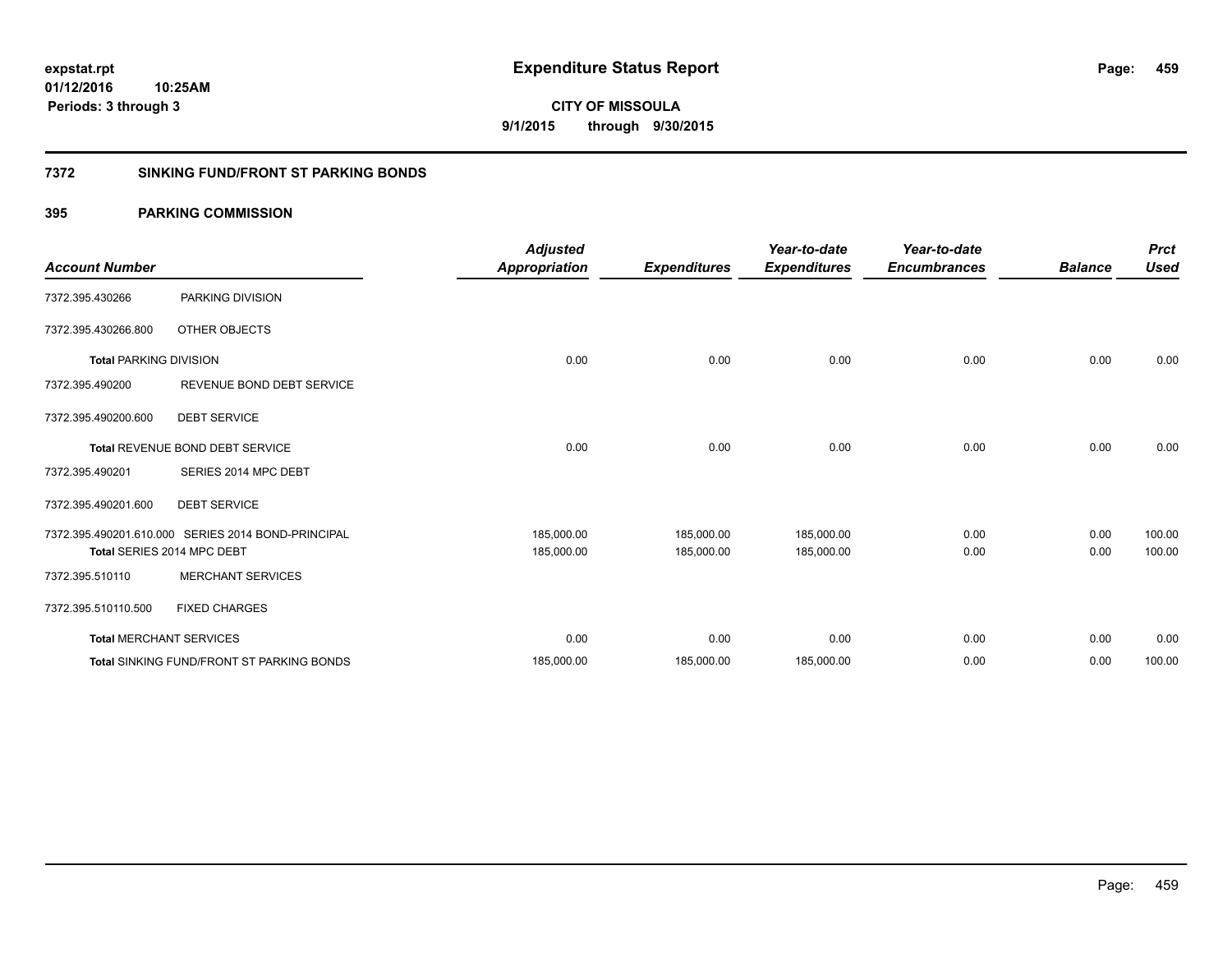expstat.rpt
01/12/2016 10:25AM
Periods: 3 through 3

# Expenditure Status Report

**CITY OF MISSOULA**
**9/1/2015 through 9/30/2015**

## 7372 SINKING FUND/FRONT ST PARKING BONDS

### 395 PARKING COMMISSION

| Account Number | | Adjusted Appropriation | Expenditures | Year-to-date Expenditures | Year-to-date Encumbrances | Balance | Prct Used |
|---|---|---|---|---|---|---|---|
| 7372.395.430266 | PARKING DIVISION | | | | | | |
| 7372.395.430266.800 | OTHER OBJECTS | | | | | | |
| **Total** PARKING DIVISION | | 0.00 | 0.00 | 0.00 | 0.00 | 0.00 | 0.00 |
| 7372.395.490200 | REVENUE BOND DEBT SERVICE | | | | | | |
| 7372.395.490200.600 | DEBT SERVICE | | | | | | |
| **Total** REVENUE BOND DEBT SERVICE | | 0.00 | 0.00 | 0.00 | 0.00 | 0.00 | 0.00 |
| 7372.395.490201 | SERIES 2014 MPC DEBT | | | | | | |
| 7372.395.490201.600 | DEBT SERVICE | | | | | | |
| 7372.395.490201.610.000 | SERIES 2014 BOND-PRINCIPAL | 185,000.00 | 185,000.00 | 185,000.00 | 0.00 | 0.00 | 100.00 |
| **Total** SERIES 2014 MPC DEBT | | 185,000.00 | 185,000.00 | 185,000.00 | 0.00 | 0.00 | 100.00 |
| 7372.395.510110 | MERCHANT SERVICES | | | | | | |
| 7372.395.510110.500 | FIXED CHARGES | | | | | | |
| **Total** MERCHANT SERVICES | | 0.00 | 0.00 | 0.00 | 0.00 | 0.00 | 0.00 |
| **Total** SINKING FUND/FRONT ST PARKING BONDS | | 185,000.00 | 185,000.00 | 185,000.00 | 0.00 | 0.00 | 100.00 |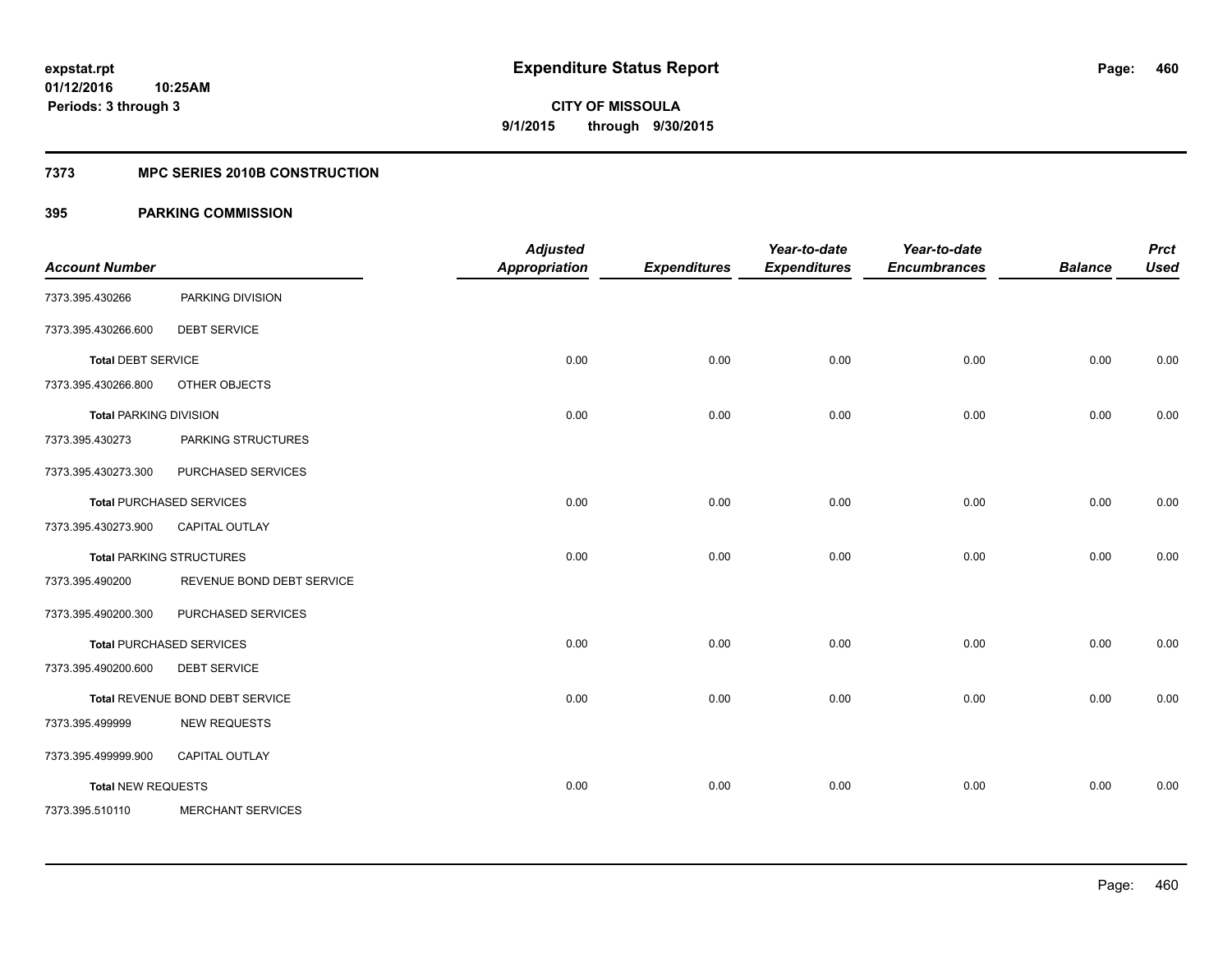# Expenditure Status Report

expstat.rpt
01/12/2016 10:25AM
Periods: 3 through 3

CITY OF MISSOULA
9/1/2015 through 9/30/2015

## 7373 MPC SERIES 2010B CONSTRUCTION

### 395 PARKING COMMISSION

| Account Number | | Adjusted Appropriation | Expenditures | Year-to-date Expenditures | Year-to-date Encumbrances | Balance | Prct Used |
|---|---|---|---|---|---|---|---|
| 7373.395.430266 | PARKING DIVISION | | | | | | |
| 7373.395.430266.600 | DEBT SERVICE | | | | | | |
| **Total** DEBT SERVICE | | 0.00 | 0.00 | 0.00 | 0.00 | 0.00 | 0.00 |
| 7373.395.430266.800 | OTHER OBJECTS | | | | | | |
| **Total** PARKING DIVISION | | 0.00 | 0.00 | 0.00 | 0.00 | 0.00 | 0.00 |
| 7373.395.430273 | PARKING STRUCTURES | | | | | | |
| 7373.395.430273.300 | PURCHASED SERVICES | | | | | | |
| **Total** PURCHASED SERVICES | | 0.00 | 0.00 | 0.00 | 0.00 | 0.00 | 0.00 |
| 7373.395.430273.900 | CAPITAL OUTLAY | | | | | | |
| **Total** PARKING STRUCTURES | | 0.00 | 0.00 | 0.00 | 0.00 | 0.00 | 0.00 |
| 7373.395.490200 | REVENUE BOND DEBT SERVICE | | | | | | |
| 7373.395.490200.300 | PURCHASED SERVICES | | | | | | |
| **Total** PURCHASED SERVICES | | 0.00 | 0.00 | 0.00 | 0.00 | 0.00 | 0.00 |
| 7373.395.490200.600 | DEBT SERVICE | | | | | | |
| **Total** REVENUE BOND DEBT SERVICE | | 0.00 | 0.00 | 0.00 | 0.00 | 0.00 | 0.00 |
| 7373.395.499999 | NEW REQUESTS | | | | | | |
| 7373.395.499999.900 | CAPITAL OUTLAY | | | | | | |
| **Total** NEW REQUESTS | | 0.00 | 0.00 | 0.00 | 0.00 | 0.00 | 0.00 |
| 7373.395.510110 | MERCHANT SERVICES | | | | | | |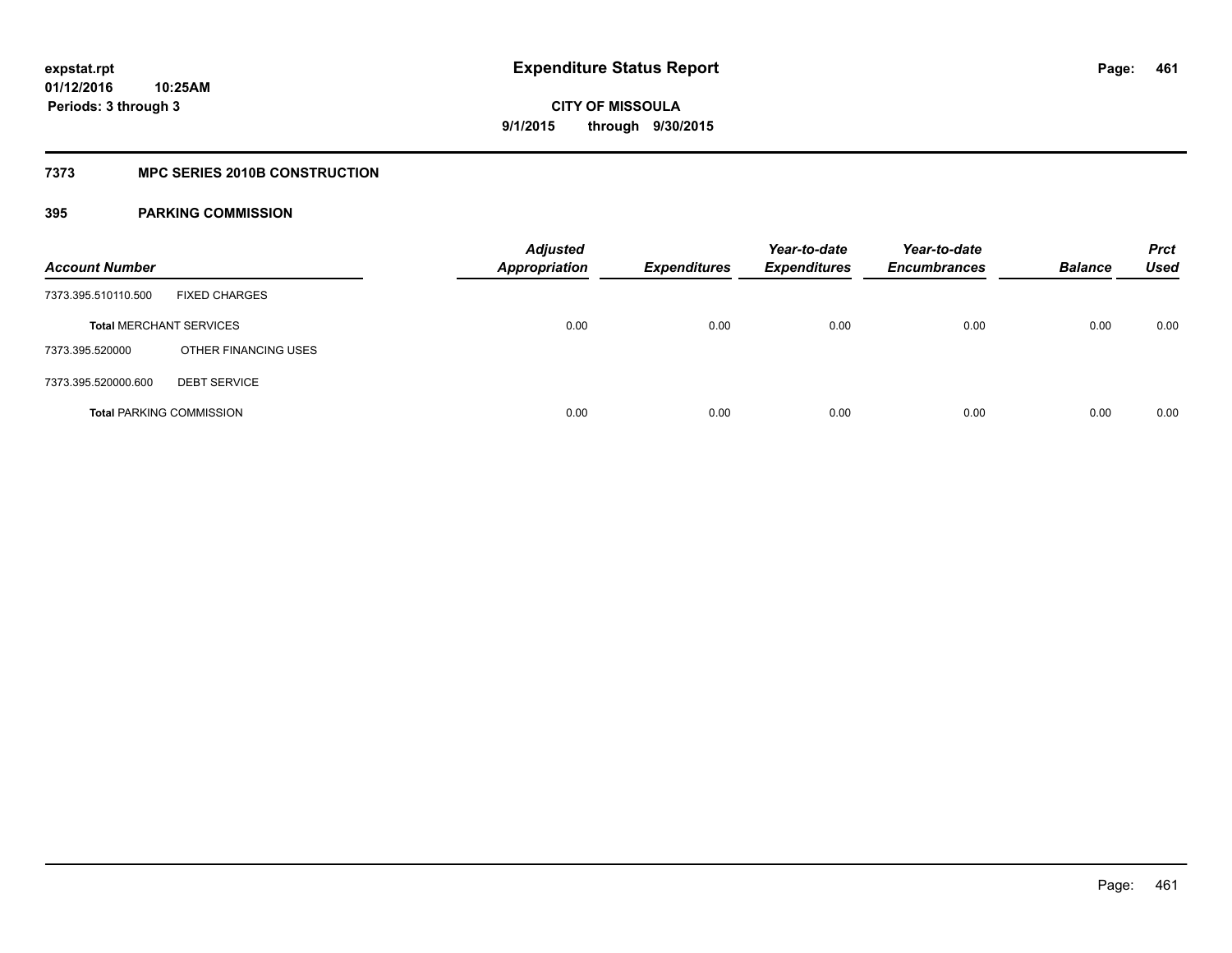expstat.rpt
01/12/2016 10:25AM
Periods: 3 through 3

# Expenditure Status Report

**CITY OF MISSOULA**
**9/1/2015 through 9/30/2015**

## 7373 MPC SERIES 2010B CONSTRUCTION

### 395 PARKING COMMISSION

| Account Number | | Adjusted Appropriation | Expenditures | Year-to-date Expenditures | Year-to-date Encumbrances | Balance | Prct Used |
|---|---|---|---|---|---|---|---|
| 7373.395.510110.500 | FIXED CHARGES | | | | | | |
| **Total** MERCHANT SERVICES | | 0.00 | 0.00 | 0.00 | 0.00 | 0.00 | 0.00 |
| 7373.395.520000 | OTHER FINANCING USES | | | | | | |
| 7373.395.520000.600 | DEBT SERVICE | | | | | | |
| **Total** PARKING COMMISSION | | 0.00 | 0.00 | 0.00 | 0.00 | 0.00 | 0.00 |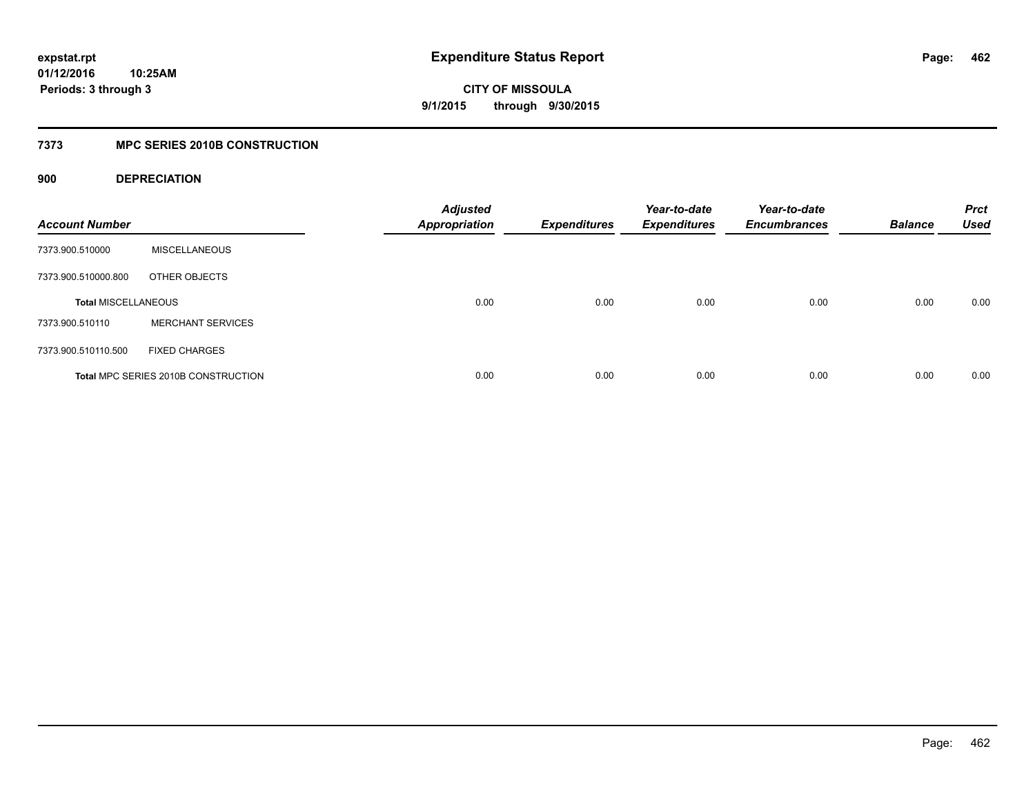**expstat.rpt**
**01/12/2016 10:25AM**
**Periods: 3 through 3**

# Expenditure Status Report

**CITY OF MISSOULA**
**9/1/2015 through 9/30/2015**

## 7373 MPC SERIES 2010B CONSTRUCTION

### 900 DEPRECIATION

| Account Number | | Adjusted Appropriation | Expenditures | Year-to-date Expenditures | Year-to-date Encumbrances | Balance | Prct Used |
|---|---|---|---|---|---|---|---|
| 7373.900.510000 | MISCELLANEOUS | | | | | | |
| 7373.900.510000.800 | OTHER OBJECTS | | | | | | |
| **Total MISCELLANEOUS** | | 0.00 | 0.00 | 0.00 | 0.00 | 0.00 | 0.00 |
| 7373.900.510110 | MERCHANT SERVICES | | | | | | |
| 7373.900.510110.500 | FIXED CHARGES | | | | | | |
| **Total MPC SERIES 2010B CONSTRUCTION** | | 0.00 | 0.00 | 0.00 | 0.00 | 0.00 | 0.00 |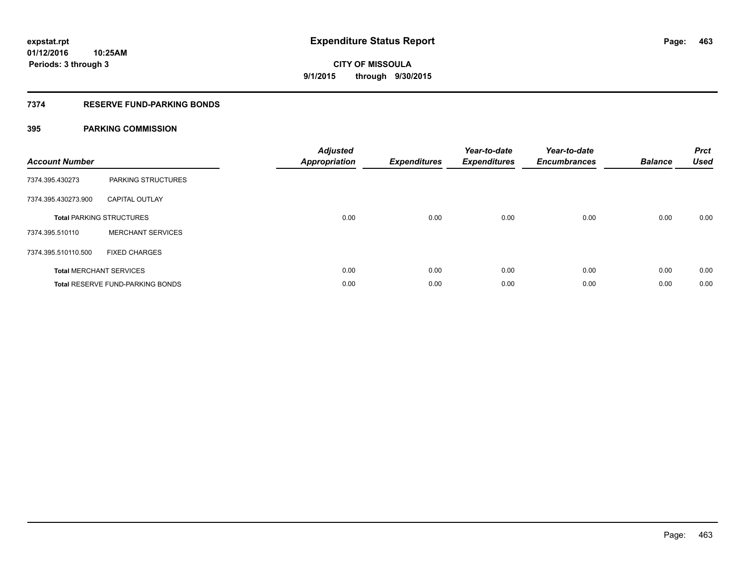# Expenditure Status Report

expstat.rpt
01/12/2016 10:25AM
Periods: 3 through 3

**CITY OF MISSOULA**
**9/1/2015 through 9/30/2015**

## 7374 RESERVE FUND-PARKING BONDS

### 395 PARKING COMMISSION

| Account Number | | Adjusted Appropriation | Expenditures | Year-to-date Expenditures | Year-to-date Encumbrances | Balance | Prct Used |
|---|---|---|---|---|---|---|---|
| 7374.395.430273 | PARKING STRUCTURES | | | | | | |
| 7374.395.430273.900 | CAPITAL OUTLAY | | | | | | |
| **Total** PARKING STRUCTURES | | 0.00 | 0.00 | 0.00 | 0.00 | 0.00 | 0.00 |
| 7374.395.510110 | MERCHANT SERVICES | | | | | | |
| 7374.395.510110.500 | FIXED CHARGES | | | | | | |
| **Total** MERCHANT SERVICES | | 0.00 | 0.00 | 0.00 | 0.00 | 0.00 | 0.00 |
| **Total** RESERVE FUND-PARKING BONDS | | 0.00 | 0.00 | 0.00 | 0.00 | 0.00 | 0.00 |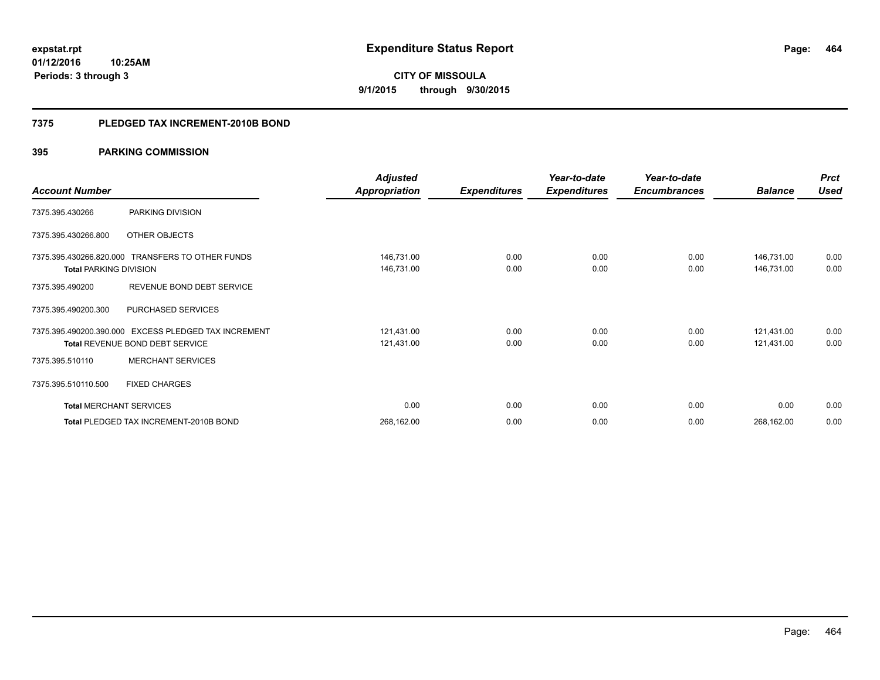# Expenditure Status Report

**CITY OF MISSOULA**

**9/1/2015 through 9/30/2015**

expstat.rpt
01/12/2016 10:25AM
Periods: 3 through 3

## 7375 PLEDGED TAX INCREMENT-2010B BOND

### 395 PARKING COMMISSION

| Account Number | | Adjusted Appropriation | Expenditures | Year-to-date Expenditures | Year-to-date Encumbrances | Balance | Prct Used |
|---|---|---|---|---|---|---|---|
| 7375.395.430266 | PARKING DIVISION | | | | | | |
| 7375.395.430266.800 | OTHER OBJECTS | | | | | | |
| 7375.395.430266.820.000 | TRANSFERS TO OTHER FUNDS | 146,731.00 | 0.00 | 0.00 | 0.00 | 146,731.00 | 0.00 |
| **Total** PARKING DIVISION | | 146,731.00 | 0.00 | 0.00 | 0.00 | 146,731.00 | 0.00 |
| 7375.395.490200 | REVENUE BOND DEBT SERVICE | | | | | | |
| 7375.395.490200.300 | PURCHASED SERVICES | | | | | | |
| 7375.395.490200.390.000 | EXCESS PLEDGED TAX INCREMENT | 121,431.00 | 0.00 | 0.00 | 0.00 | 121,431.00 | 0.00 |
| **Total** REVENUE BOND DEBT SERVICE | | 121,431.00 | 0.00 | 0.00 | 0.00 | 121,431.00 | 0.00 |
| 7375.395.510110 | MERCHANT SERVICES | | | | | | |
| 7375.395.510110.500 | FIXED CHARGES | | | | | | |
| **Total** MERCHANT SERVICES | | 0.00 | 0.00 | 0.00 | 0.00 | 0.00 | 0.00 |
| **Total** PLEDGED TAX INCREMENT-2010B BOND | | 268,162.00 | 0.00 | 0.00 | 0.00 | 268,162.00 | 0.00 |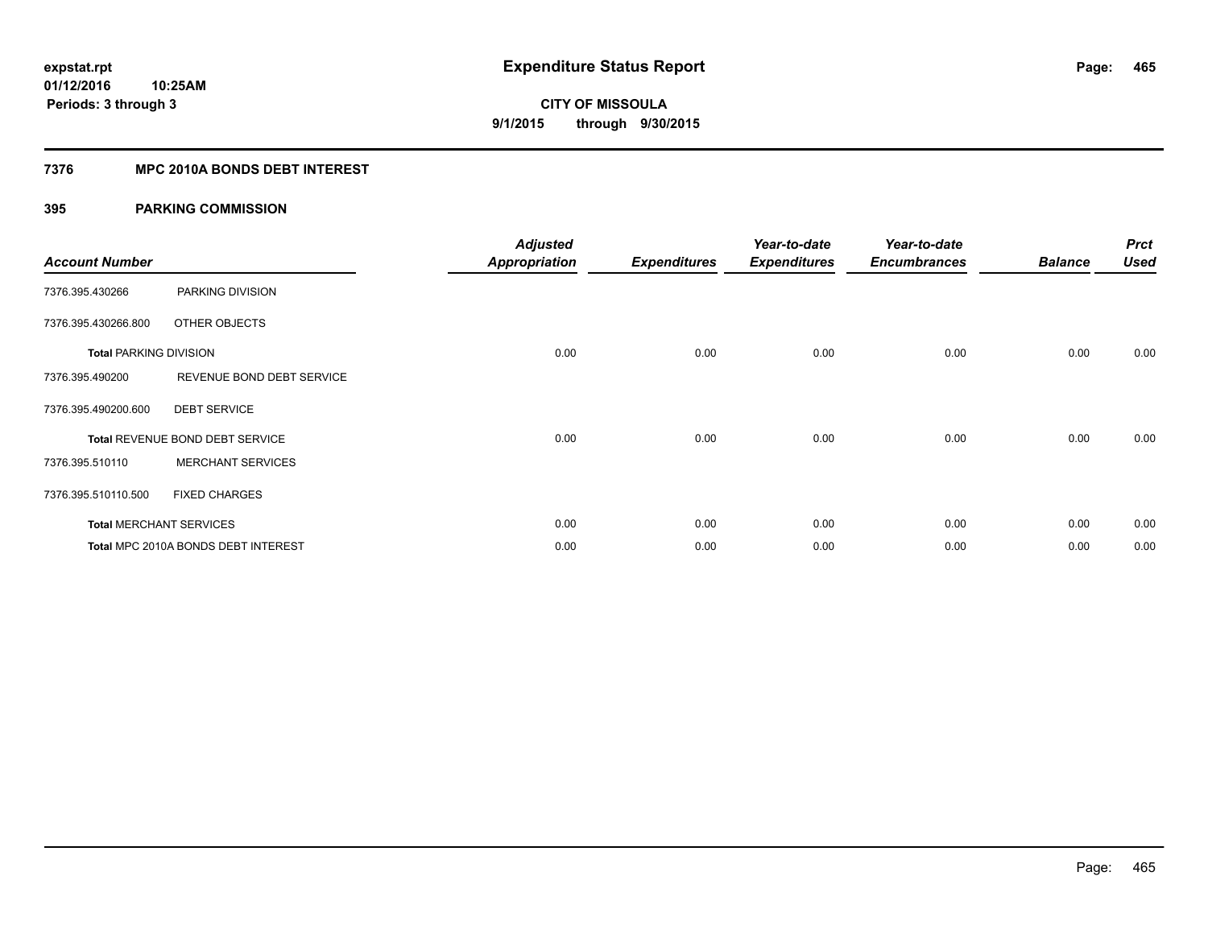# Expenditure Status Report

expstat.rpt
01/12/2016 10:25AM
Periods: 3 through 3

**CITY OF MISSOULA**
**9/1/2015 through 9/30/2015**

## 7376 MPC 2010A BONDS DEBT INTEREST

## 395 PARKING COMMISSION

| Account Number | | Adjusted Appropriation | Expenditures | Year-to-date Expenditures | Year-to-date Encumbrances | Balance | Prct Used |
|---|---|---|---|---|---|---|---|
| 7376.395.430266 | PARKING DIVISION | | | | | | |
| 7376.395.430266.800 | OTHER OBJECTS | | | | | | |
| **Total** PARKING DIVISION | | 0.00 | 0.00 | 0.00 | 0.00 | 0.00 | 0.00 |
| 7376.395.490200 | REVENUE BOND DEBT SERVICE | | | | | | |
| 7376.395.490200.600 | DEBT SERVICE | | | | | | |
| **Total** REVENUE BOND DEBT SERVICE | | 0.00 | 0.00 | 0.00 | 0.00 | 0.00 | 0.00 |
| 7376.395.510110 | MERCHANT SERVICES | | | | | | |
| 7376.395.510110.500 | FIXED CHARGES | | | | | | |
| **Total** MERCHANT SERVICES | | 0.00 | 0.00 | 0.00 | 0.00 | 0.00 | 0.00 |
| **Total** MPC 2010A BONDS DEBT INTEREST | | 0.00 | 0.00 | 0.00 | 0.00 | 0.00 | 0.00 |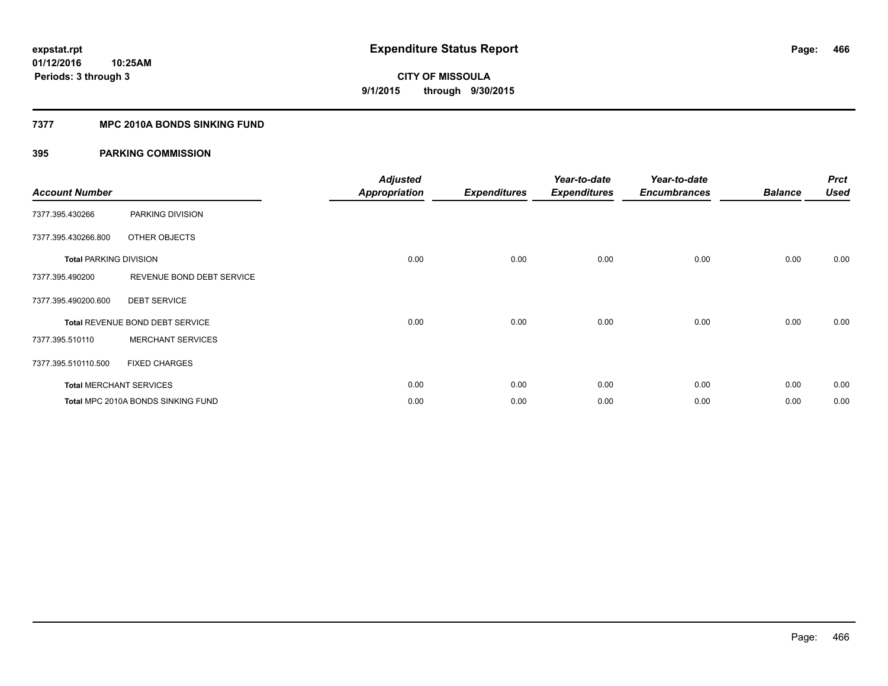# Expenditure Status Report

expstat.rpt
01/12/2016 10:25AM
Periods: 3 through 3

**CITY OF MISSOULA**
**9/1/2015 through 9/30/2015**

## 7377 MPC 2010A BONDS SINKING FUND

### 395 PARKING COMMISSION

| Account Number | | Adjusted Appropriation | Expenditures | Year-to-date Expenditures | Year-to-date Encumbrances | Balance | Prct Used |
|---|---|---|---|---|---|---|---|
| 7377.395.430266 | PARKING DIVISION | | | | | | |
| 7377.395.430266.800 | OTHER OBJECTS | | | | | | |
| Total PARKING DIVISION | | 0.00 | 0.00 | 0.00 | 0.00 | 0.00 | 0.00 |
| 7377.395.490200 | REVENUE BOND DEBT SERVICE | | | | | | |
| 7377.395.490200.600 | DEBT SERVICE | | | | | | |
| Total REVENUE BOND DEBT SERVICE | | 0.00 | 0.00 | 0.00 | 0.00 | 0.00 | 0.00 |
| 7377.395.510110 | MERCHANT SERVICES | | | | | | |
| 7377.395.510110.500 | FIXED CHARGES | | | | | | |
| Total MERCHANT SERVICES | | 0.00 | 0.00 | 0.00 | 0.00 | 0.00 | 0.00 |
| Total MPC 2010A BONDS SINKING FUND | | 0.00 | 0.00 | 0.00 | 0.00 | 0.00 | 0.00 |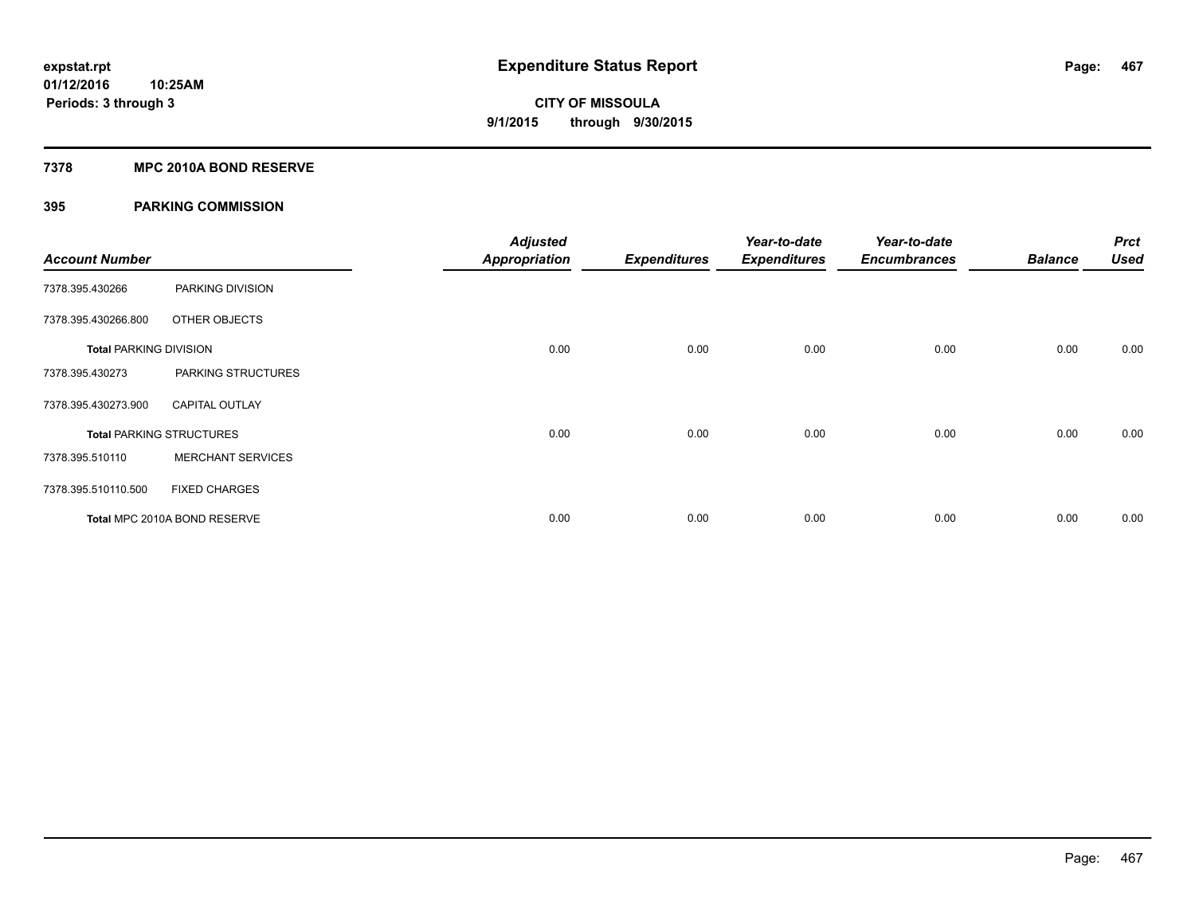**expstat.rpt**
**01/12/2016 10:25AM**
**Periods: 3 through 3**

# Expenditure Status Report

**CITY OF MISSOULA**
**9/1/2015 through 9/30/2015**

## 7378 MPC 2010A BOND RESERVE

### 395 PARKING COMMISSION

| Account Number | | Adjusted Appropriation | Expenditures | Year-to-date Expenditures | Year-to-date Encumbrances | Balance | Prct Used |
|---|---|---|---|---|---|---|---|
| 7378.395.430266 | PARKING DIVISION | | | | | | |
| 7378.395.430266.800 | OTHER OBJECTS | | | | | | |
| **Total PARKING DIVISION** | | 0.00 | 0.00 | 0.00 | 0.00 | 0.00 | 0.00 |
| 7378.395.430273 | PARKING STRUCTURES | | | | | | |
| 7378.395.430273.900 | CAPITAL OUTLAY | | | | | | |
| **Total PARKING STRUCTURES** | | 0.00 | 0.00 | 0.00 | 0.00 | 0.00 | 0.00 |
| 7378.395.510110 | MERCHANT SERVICES | | | | | | |
| 7378.395.510110.500 | FIXED CHARGES | | | | | | |
| **Total MPC 2010A BOND RESERVE** | | 0.00 | 0.00 | 0.00 | 0.00 | 0.00 | 0.00 |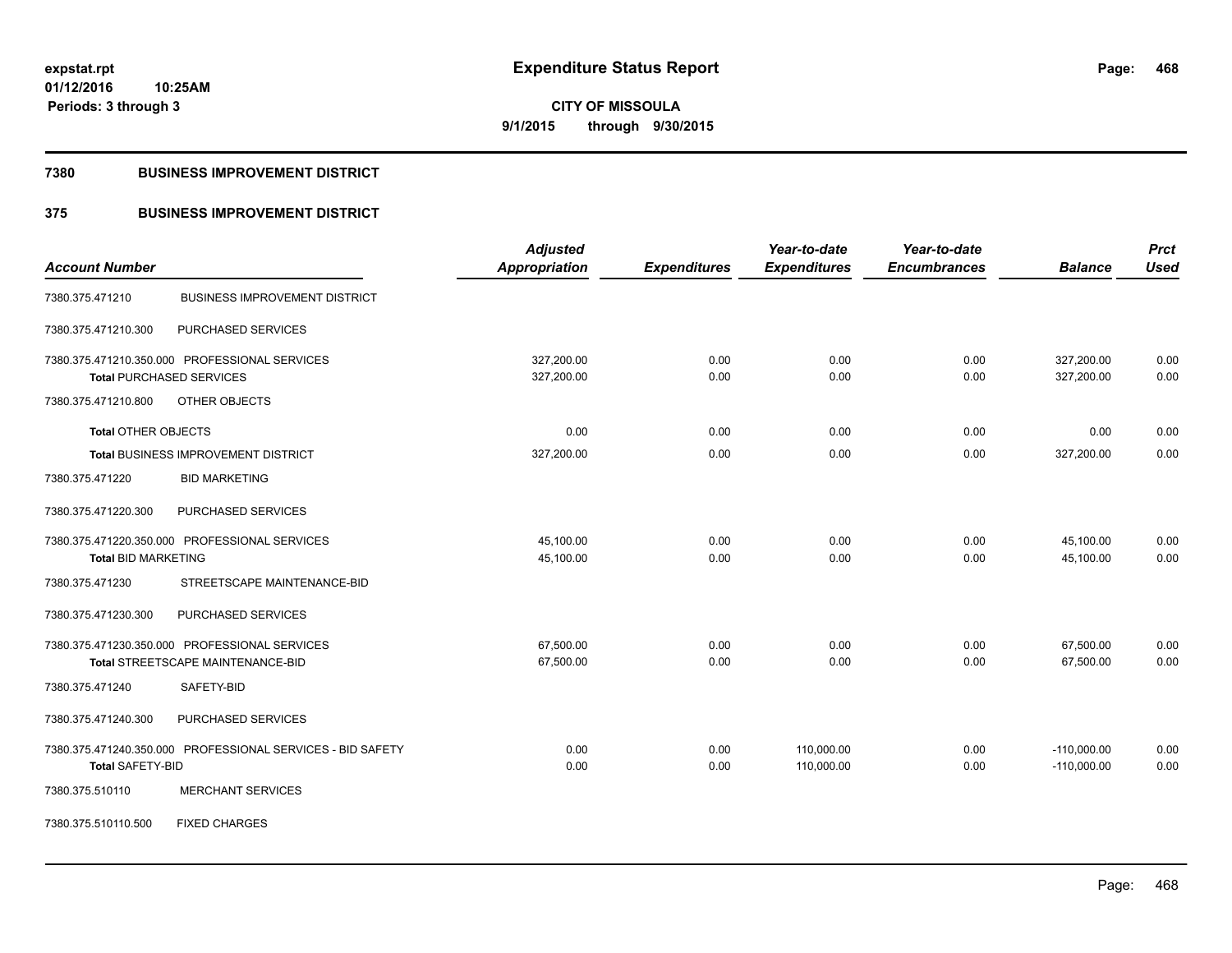expstat.rpt
01/12/2016 10:25AM
Periods: 3 through 3

# Expenditure Status Report

**CITY OF MISSOULA**
**9/1/2015 through 9/30/2015**

## 7380 BUSINESS IMPROVEMENT DISTRICT

## 375 BUSINESS IMPROVEMENT DISTRICT

| Account Number | | Adjusted Appropriation | Expenditures | Year-to-date Expenditures | Year-to-date Encumbrances | Balance | Prct Used |
|---|---|---|---|---|---|---|---|
| 7380.375.471210 | BUSINESS IMPROVEMENT DISTRICT | | | | | | |
| 7380.375.471210.300 | PURCHASED SERVICES | | | | | | |
| 7380.375.471210.350.000 | PROFESSIONAL SERVICES | 327,200.00 | 0.00 | 0.00 | 0.00 | 327,200.00 | 0.00 |
| **Total** PURCHASED SERVICES | | 327,200.00 | 0.00 | 0.00 | 0.00 | 327,200.00 | 0.00 |
| 7380.375.471210.800 | OTHER OBJECTS | | | | | | |
| **Total** OTHER OBJECTS | | 0.00 | 0.00 | 0.00 | 0.00 | 0.00 | 0.00 |
| **Total** BUSINESS IMPROVEMENT DISTRICT | | 327,200.00 | 0.00 | 0.00 | 0.00 | 327,200.00 | 0.00 |
| 7380.375.471220 | BID MARKETING | | | | | | |
| 7380.375.471220.300 | PURCHASED SERVICES | | | | | | |
| 7380.375.471220.350.000 | PROFESSIONAL SERVICES | 45,100.00 | 0.00 | 0.00 | 0.00 | 45,100.00 | 0.00 |
| **Total** BID MARKETING | | 45,100.00 | 0.00 | 0.00 | 0.00 | 45,100.00 | 0.00 |
| 7380.375.471230 | STREETSCAPE MAINTENANCE-BID | | | | | | |
| 7380.375.471230.300 | PURCHASED SERVICES | | | | | | |
| 7380.375.471230.350.000 | PROFESSIONAL SERVICES | 67,500.00 | 0.00 | 0.00 | 0.00 | 67,500.00 | 0.00 |
| **Total** STREETSCAPE MAINTENANCE-BID | | 67,500.00 | 0.00 | 0.00 | 0.00 | 67,500.00 | 0.00 |
| 7380.375.471240 | SAFETY-BID | | | | | | |
| 7380.375.471240.300 | PURCHASED SERVICES | | | | | | |
| 7380.375.471240.350.000 | PROFESSIONAL SERVICES - BID SAFETY | 0.00 | 0.00 | 110,000.00 | 0.00 | -110,000.00 | 0.00 |
| **Total** SAFETY-BID | | 0.00 | 0.00 | 110,000.00 | 0.00 | -110,000.00 | 0.00 |
| 7380.375.510110 | MERCHANT SERVICES | | | | | | |
| 7380.375.510110.500 | FIXED CHARGES | | | | | | |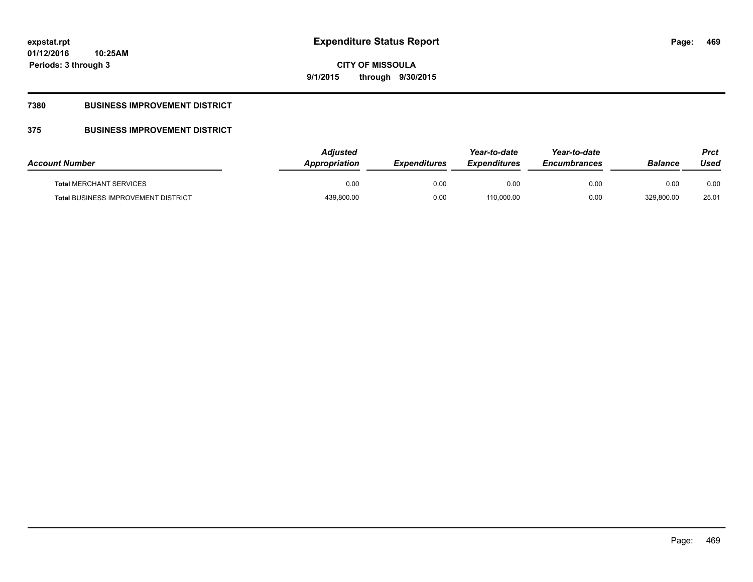# Expenditure Status Report

expstat.rpt
01/12/2016 10:25AM
Periods: 3 through 3

**CITY OF MISSOULA**
**9/1/2015 through 9/30/2015**

## 7380 BUSINESS IMPROVEMENT DISTRICT

## 375 BUSINESS IMPROVEMENT DISTRICT

| Account Number | Adjusted Appropriation | Expenditures | Year-to-date Expenditures | Year-to-date Encumbrances | Balance | Prct Used |
|---|---|---|---|---|---|---|
| **Total** MERCHANT SERVICES | 0.00 | 0.00 | 0.00 | 0.00 | 0.00 | 0.00 |
| **Total** BUSINESS IMPROVEMENT DISTRICT | 439,800.00 | 0.00 | 110,000.00 | 0.00 | 329,800.00 | 25.01 |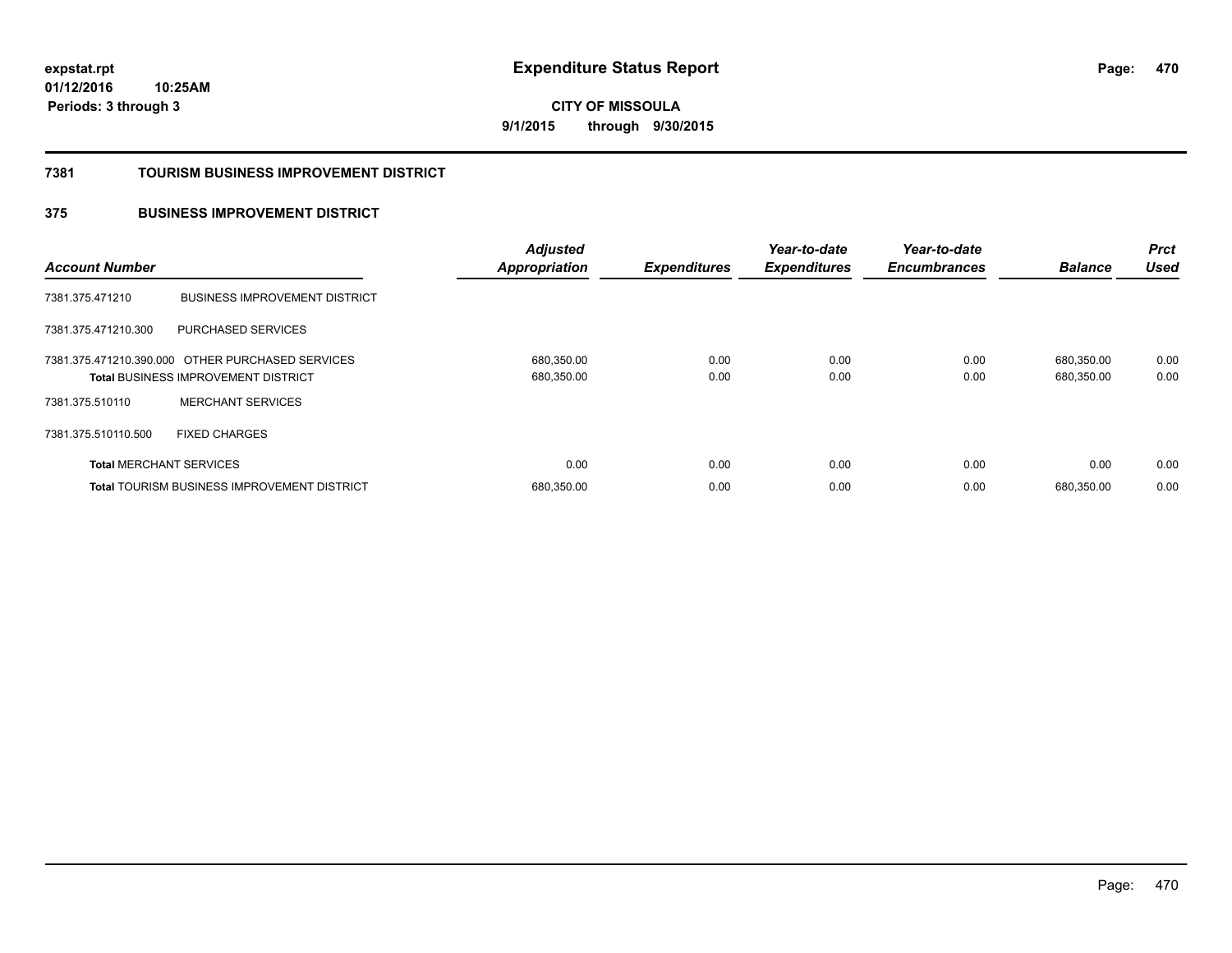**expstat.rpt**
**01/12/2016 10:25AM**
**Periods: 3 through 3**

# Expenditure Status Report

**CITY OF MISSOULA**
**9/1/2015 through 9/30/2015**

## 7381 TOURISM BUSINESS IMPROVEMENT DISTRICT

## 375 BUSINESS IMPROVEMENT DISTRICT

| Account Number | | Adjusted Appropriation | Expenditures | Year-to-date Expenditures | Year-to-date Encumbrances | Balance | Prct Used |
|---|---|---|---|---|---|---|---|
| 7381.375.471210 | BUSINESS IMPROVEMENT DISTRICT | | | | | | |
| 7381.375.471210.300 | PURCHASED SERVICES | | | | | | |
| 7381.375.471210.390.000 | OTHER PURCHASED SERVICES | 680,350.00 | 0.00 | 0.00 | 0.00 | 680,350.00 | 0.00 |
| **Total** BUSINESS IMPROVEMENT DISTRICT | | 680,350.00 | 0.00 | 0.00 | 0.00 | 680,350.00 | 0.00 |
| 7381.375.510110 | MERCHANT SERVICES | | | | | | |
| 7381.375.510110.500 | FIXED CHARGES | | | | | | |
| **Total** MERCHANT SERVICES | | 0.00 | 0.00 | 0.00 | 0.00 | 0.00 | 0.00 |
| **Total** TOURISM BUSINESS IMPROVEMENT DISTRICT | | 680,350.00 | 0.00 | 0.00 | 0.00 | 680,350.00 | 0.00 |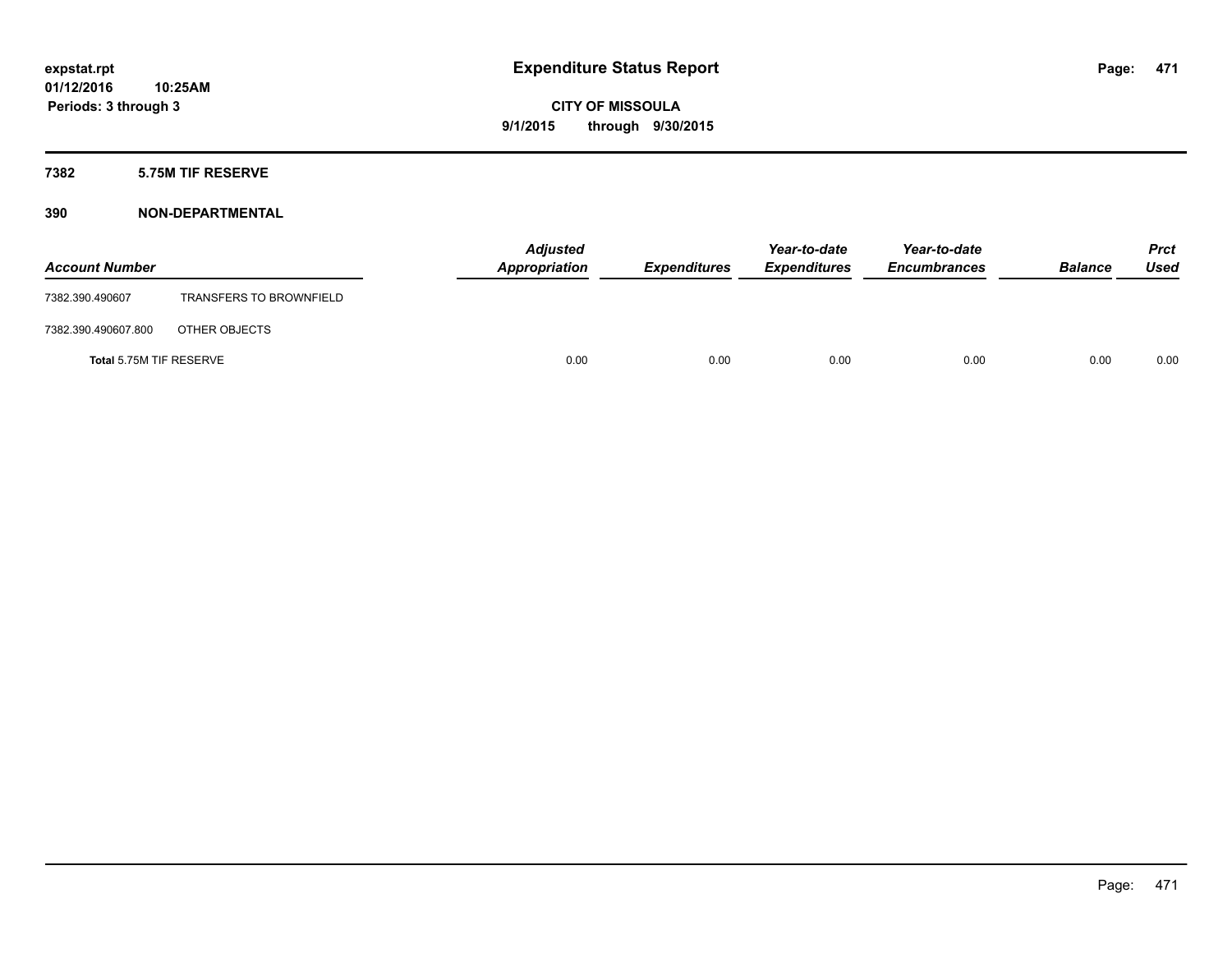# Expenditure Status Report

**expstat.rpt**
**01/12/2016 10:25AM**
**Periods: 3 through 3**

**CITY OF MISSOULA**
**9/1/2015 through 9/30/2015**

## 7382 5.75M TIF RESERVE

## 390 NON-DEPARTMENTAL

| Account Number | | Adjusted Appropriation | Expenditures | Year-to-date Expenditures | Year-to-date Encumbrances | Balance | Prct Used |
|---|---|---|---|---|---|---|---|
| 7382.390.490607 | TRANSFERS TO BROWNFIELD | | | | | | |
| 7382.390.490607.800 | OTHER OBJECTS | | | | | | |
| **Total** 5.75M TIF RESERVE | | 0.00 | 0.00 | 0.00 | 0.00 | 0.00 | 0.00 |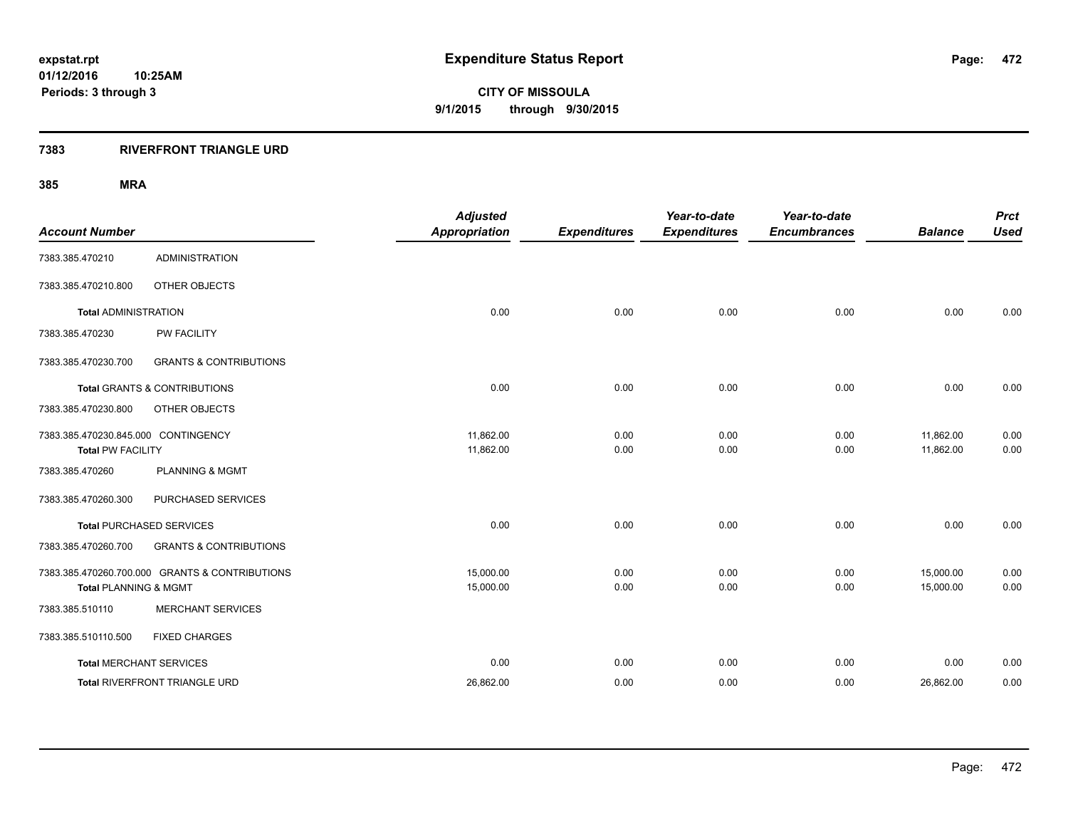**expstat.rpt**
**01/12/2016 10:25AM**
**Periods: 3 through 3**

# Expenditure Status Report

**CITY OF MISSOULA**
**9/1/2015 through 9/30/2015**

## 7383 RIVERFRONT TRIANGLE URD

### 385 MRA

| Account Number | | Adjusted Appropriation | Expenditures | Year-to-date Expenditures | Year-to-date Encumbrances | Balance | Prct Used |
|---|---|---|---|---|---|---|---|
| 7383.385.470210 | ADMINISTRATION | | | | | | |
| 7383.385.470210.800 | OTHER OBJECTS | | | | | | |
| **Total** ADMINISTRATION | | 0.00 | 0.00 | 0.00 | 0.00 | 0.00 | 0.00 |
| 7383.385.470230 | PW FACILITY | | | | | | |
| 7383.385.470230.700 | GRANTS & CONTRIBUTIONS | | | | | | |
| **Total** GRANTS & CONTRIBUTIONS | | 0.00 | 0.00 | 0.00 | 0.00 | 0.00 | 0.00 |
| 7383.385.470230.800 | OTHER OBJECTS | | | | | | |
| 7383.385.470230.845.000 | CONTINGENCY | 11,862.00 | 0.00 | 0.00 | 0.00 | 11,862.00 | 0.00 |
| **Total** PW FACILITY | | 11,862.00 | 0.00 | 0.00 | 0.00 | 11,862.00 | 0.00 |
| 7383.385.470260 | PLANNING & MGMT | | | | | | |
| 7383.385.470260.300 | PURCHASED SERVICES | | | | | | |
| **Total** PURCHASED SERVICES | | 0.00 | 0.00 | 0.00 | 0.00 | 0.00 | 0.00 |
| 7383.385.470260.700 | GRANTS & CONTRIBUTIONS | | | | | | |
| 7383.385.470260.700.000 | GRANTS & CONTRIBUTIONS | 15,000.00 | 0.00 | 0.00 | 0.00 | 15,000.00 | 0.00 |
| **Total** PLANNING & MGMT | | 15,000.00 | 0.00 | 0.00 | 0.00 | 15,000.00 | 0.00 |
| 7383.385.510110 | MERCHANT SERVICES | | | | | | |
| 7383.385.510110.500 | FIXED CHARGES | | | | | | |
| **Total** MERCHANT SERVICES | | 0.00 | 0.00 | 0.00 | 0.00 | 0.00 | 0.00 |
| **Total** RIVERFRONT TRIANGLE URD | | 26,862.00 | 0.00 | 0.00 | 0.00 | 26,862.00 | 0.00 |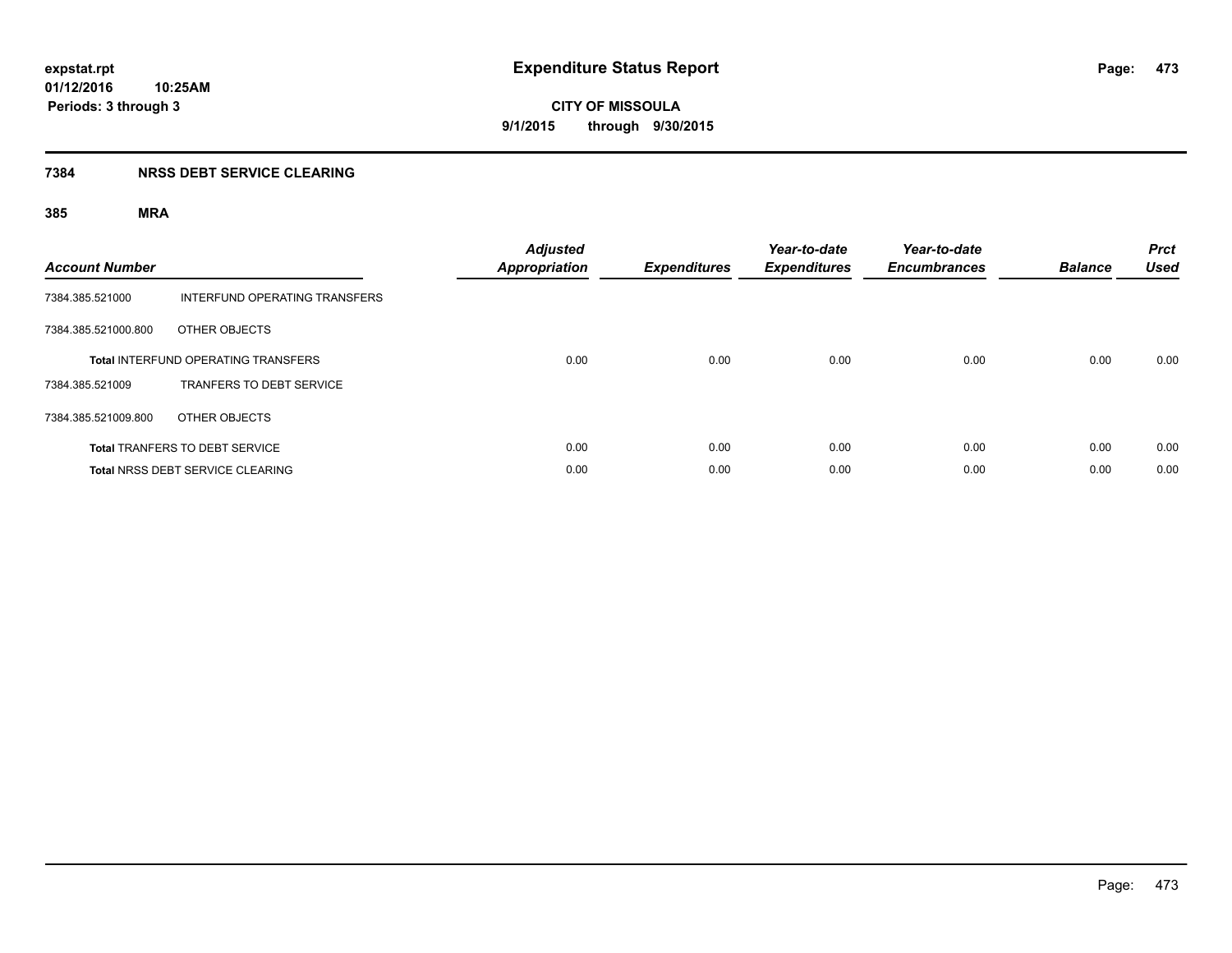# Expenditure Status Report

**CITY OF MISSOULA**

**9/1/2015 through 9/30/2015**

expstat.rpt
01/12/2016 10:25AM
Periods: 3 through 3

## 7384 NRSS DEBT SERVICE CLEARING

### 385 MRA

| Account Number | | Adjusted Appropriation | Expenditures | Year-to-date Expenditures | Year-to-date Encumbrances | Balance | Prct Used |
|---|---|---|---|---|---|---|---|
| 7384.385.521000 | INTERFUND OPERATING TRANSFERS | | | | | | |
| 7384.385.521000.800 | OTHER OBJECTS | | | | | | |
| **Total** INTERFUND OPERATING TRANSFERS | | 0.00 | 0.00 | 0.00 | 0.00 | 0.00 | 0.00 |
| 7384.385.521009 | TRANFERS TO DEBT SERVICE | | | | | | |
| 7384.385.521009.800 | OTHER OBJECTS | | | | | | |
| **Total** TRANFERS TO DEBT SERVICE | | 0.00 | 0.00 | 0.00 | 0.00 | 0.00 | 0.00 |
| **Total** NRSS DEBT SERVICE CLEARING | | 0.00 | 0.00 | 0.00 | 0.00 | 0.00 | 0.00 |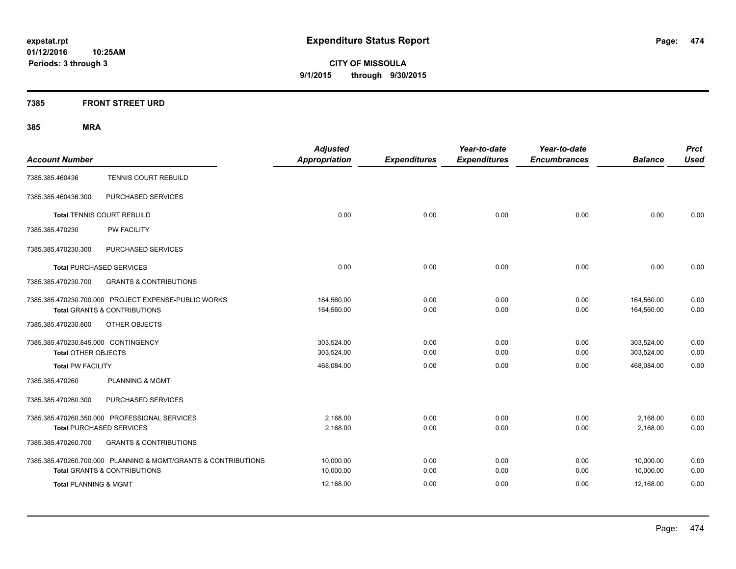**expstat.rpt**
**01/12/2016 10:25AM**
**Periods: 3 through 3**

# Expenditure Status Report

**CITY OF MISSOULA**
**9/1/2015 through 9/30/2015**

## 7385 FRONT STREET URD

## 385 MRA

| Account Number | | Adjusted Appropriation | Expenditures | Year-to-date Expenditures | Year-to-date Encumbrances | Balance | Prct Used |
|---|---|---|---|---|---|---|---|
| 7385.385.460436 | TENNIS COURT REBUILD | | | | | | |
| 7385.385.460436.300 | PURCHASED SERVICES | | | | | | |
| **Total** TENNIS COURT REBUILD | | 0.00 | 0.00 | 0.00 | 0.00 | 0.00 | 0.00 |
| 7385.385.470230 | PW FACILITY | | | | | | |
| 7385.385.470230.300 | PURCHASED SERVICES | | | | | | |
| **Total** PURCHASED SERVICES | | 0.00 | 0.00 | 0.00 | 0.00 | 0.00 | 0.00 |
| 7385.385.470230.700 | GRANTS & CONTRIBUTIONS | | | | | | |
| 7385.385.470230.700.000 | PROJECT EXPENSE-PUBLIC WORKS | 164,560.00 | 0.00 | 0.00 | 0.00 | 164,560.00 | 0.00 |
| **Total** GRANTS & CONTRIBUTIONS | | 164,560.00 | 0.00 | 0.00 | 0.00 | 164,560.00 | 0.00 |
| 7385.385.470230.800 | OTHER OBJECTS | | | | | | |
| 7385.385.470230.845.000 | CONTINGENCY | 303,524.00 | 0.00 | 0.00 | 0.00 | 303,524.00 | 0.00 |
| **Total** OTHER OBJECTS | | 303,524.00 | 0.00 | 0.00 | 0.00 | 303,524.00 | 0.00 |
| **Total** PW FACILITY | | 468,084.00 | 0.00 | 0.00 | 0.00 | 468,084.00 | 0.00 |
| 7385.385.470260 | PLANNING & MGMT | | | | | | |
| 7385.385.470260.300 | PURCHASED SERVICES | | | | | | |
| 7385.385.470260.350.000 | PROFESSIONAL SERVICES | 2,168.00 | 0.00 | 0.00 | 0.00 | 2,168.00 | 0.00 |
| **Total** PURCHASED SERVICES | | 2,168.00 | 0.00 | 0.00 | 0.00 | 2,168.00 | 0.00 |
| 7385.385.470260.700 | GRANTS & CONTRIBUTIONS | | | | | | |
| 7385.385.470260.700.000 | PLANNING & MGMT/GRANTS & CONTRIBUTIONS | 10,000.00 | 0.00 | 0.00 | 0.00 | 10,000.00 | 0.00 |
| **Total** GRANTS & CONTRIBUTIONS | | 10,000.00 | 0.00 | 0.00 | 0.00 | 10,000.00 | 0.00 |
| **Total** PLANNING & MGMT | | 12,168.00 | 0.00 | 0.00 | 0.00 | 12,168.00 | 0.00 |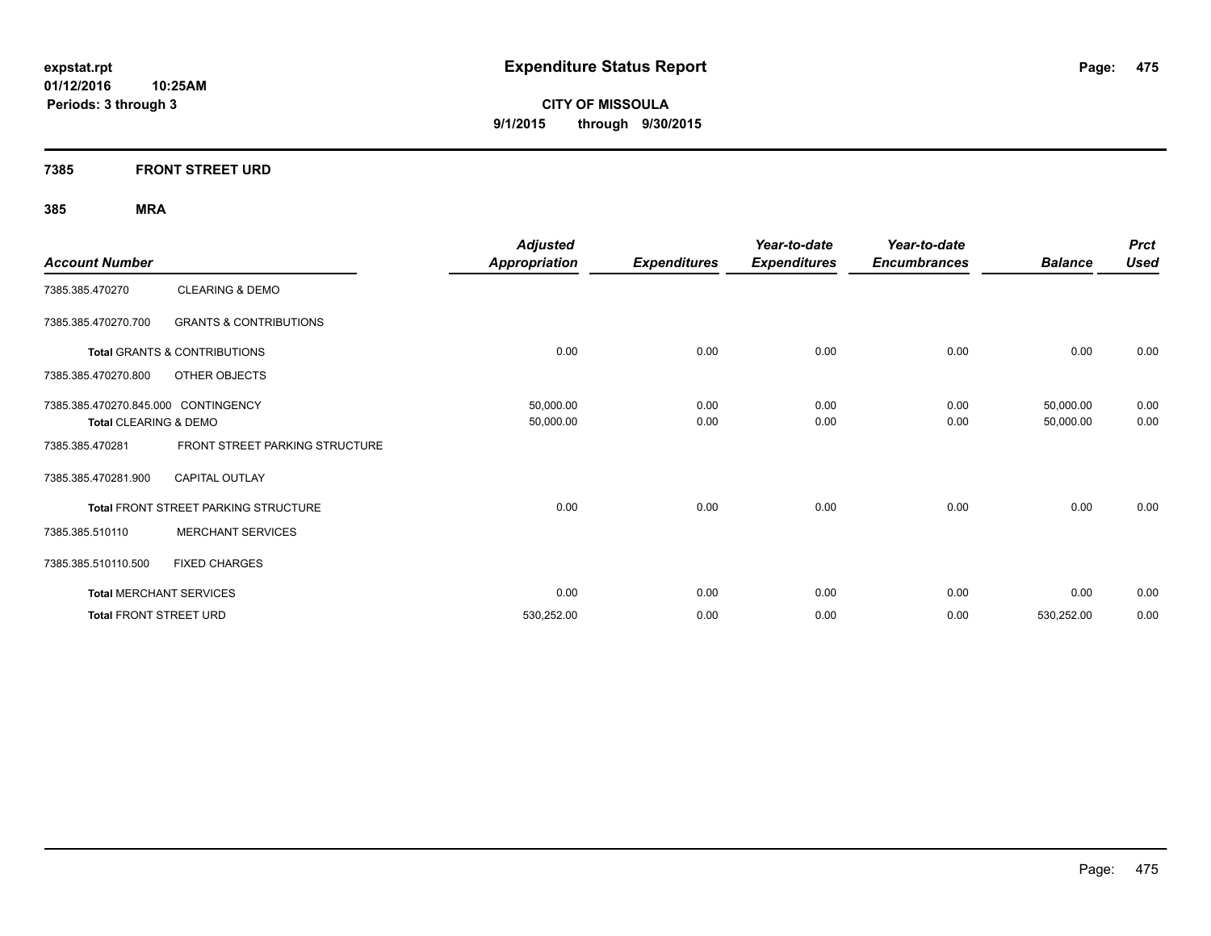**expstat.rpt**
**01/12/2016 10:25AM**
**Periods: 3 through 3**

# Expenditure Status Report

**CITY OF MISSOULA**
**9/1/2015 through 9/30/2015**

## 7385 FRONT STREET URD

### 385 MRA

| Account Number | | Adjusted Appropriation | Expenditures | Year-to-date Expenditures | Year-to-date Encumbrances | Balance | Prct Used |
|---|---|---|---|---|---|---|---|
| 7385.385.470270 | CLEARING & DEMO | | | | | | |
| 7385.385.470270.700 | GRANTS & CONTRIBUTIONS | | | | | | |
| **Total** GRANTS & CONTRIBUTIONS | | 0.00 | 0.00 | 0.00 | 0.00 | 0.00 | 0.00 |
| 7385.385.470270.800 | OTHER OBJECTS | | | | | | |
| 7385.385.470270.845.000 | CONTINGENCY | 50,000.00 | 0.00 | 0.00 | 0.00 | 50,000.00 | 0.00 |
| **Total** CLEARING & DEMO | | 50,000.00 | 0.00 | 0.00 | 0.00 | 50,000.00 | 0.00 |
| 7385.385.470281 | FRONT STREET PARKING STRUCTURE | | | | | | |
| 7385.385.470281.900 | CAPITAL OUTLAY | | | | | | |
| **Total** FRONT STREET PARKING STRUCTURE | | 0.00 | 0.00 | 0.00 | 0.00 | 0.00 | 0.00 |
| 7385.385.510110 | MERCHANT SERVICES | | | | | | |
| 7385.385.510110.500 | FIXED CHARGES | | | | | | |
| **Total** MERCHANT SERVICES | | 0.00 | 0.00 | 0.00 | 0.00 | 0.00 | 0.00 |
| **Total** FRONT STREET URD | | 530,252.00 | 0.00 | 0.00 | 0.00 | 530,252.00 | 0.00 |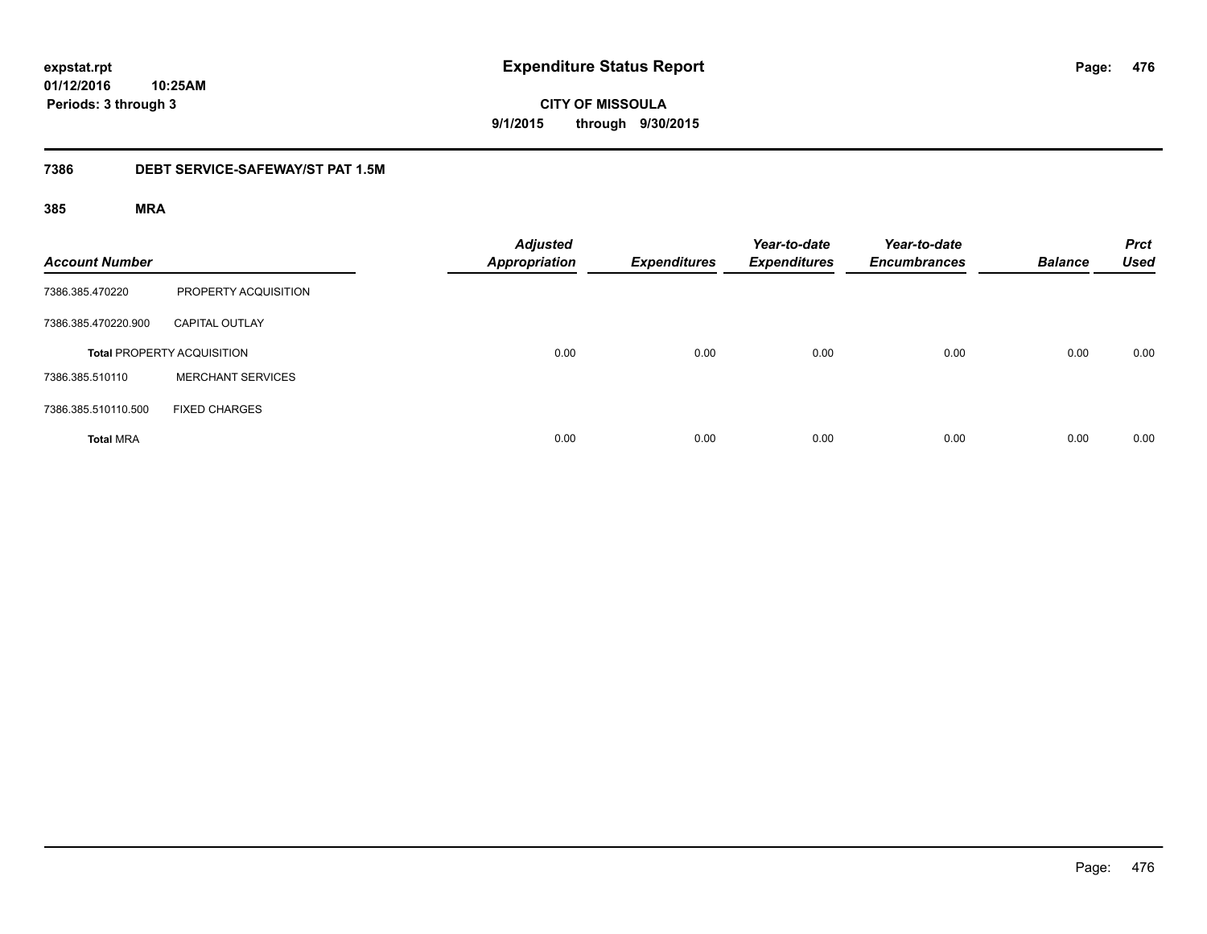# Expenditure Status Report

expstat.rpt
01/12/2016 10:25AM
Periods: 3 through 3

**CITY OF MISSOULA**
**9/1/2015 through 9/30/2015**

## 7386 DEBT SERVICE-SAFEWAY/ST PAT 1.5M

### 385 MRA

| Account Number | | Adjusted Appropriation | Expenditures | Year-to-date Expenditures | Year-to-date Encumbrances | Balance | Prct Used |
|---|---|---|---|---|---|---|---|
| 7386.385.470220 | PROPERTY ACQUISITION | | | | | | |
| 7386.385.470220.900 | CAPITAL OUTLAY | | | | | | |
| **Total** PROPERTY ACQUISITION | | 0.00 | 0.00 | 0.00 | 0.00 | 0.00 | 0.00 |
| 7386.385.510110 | MERCHANT SERVICES | | | | | | |
| 7386.385.510110.500 | FIXED CHARGES | | | | | | |
| **Total** MRA | | 0.00 | 0.00 | 0.00 | 0.00 | 0.00 | 0.00 |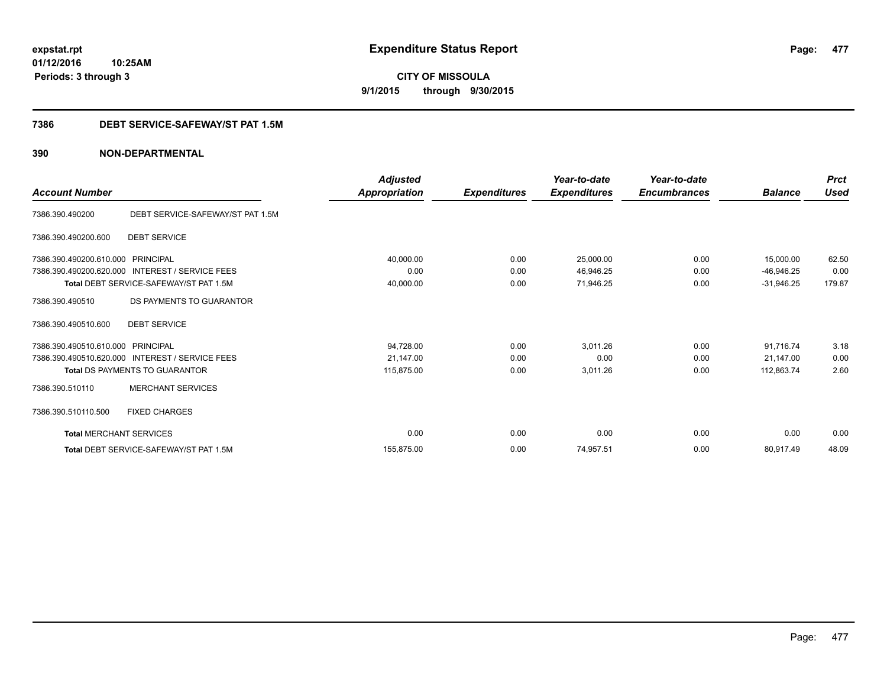**expstat.rpt**
**01/12/2016 10:25AM**
**Periods: 3 through 3**

# Expenditure Status Report

**CITY OF MISSOULA**
**9/1/2015 through 9/30/2015**

## 7386 DEBT SERVICE-SAFEWAY/ST PAT 1.5M

## 390 NON-DEPARTMENTAL

| Account Number | | Adjusted Appropriation | Expenditures | Year-to-date Expenditures | Year-to-date Encumbrances | Balance | Prct Used |
|---|---|---|---|---|---|---|---|
| 7386.390.490200 | DEBT SERVICE-SAFEWAY/ST PAT 1.5M | | | | | | |
| 7386.390.490200.600 | DEBT SERVICE | | | | | | |
| 7386.390.490200.610.000 | PRINCIPAL | 40,000.00 | 0.00 | 25,000.00 | 0.00 | 15,000.00 | 62.50 |
| 7386.390.490200.620.000 | INTEREST / SERVICE FEES | 0.00 | 0.00 | 46,946.25 | 0.00 | -46,946.25 | 0.00 |
| **Total** DEBT SERVICE-SAFEWAY/ST PAT 1.5M | | 40,000.00 | 0.00 | 71,946.25 | 0.00 | -31,946.25 | 179.87 |
| 7386.390.490510 | DS PAYMENTS TO GUARANTOR | | | | | | |
| 7386.390.490510.600 | DEBT SERVICE | | | | | | |
| 7386.390.490510.610.000 | PRINCIPAL | 94,728.00 | 0.00 | 3,011.26 | 0.00 | 91,716.74 | 3.18 |
| 7386.390.490510.620.000 | INTEREST / SERVICE FEES | 21,147.00 | 0.00 | 0.00 | 0.00 | 21,147.00 | 0.00 |
| **Total** DS PAYMENTS TO GUARANTOR | | 115,875.00 | 0.00 | 3,011.26 | 0.00 | 112,863.74 | 2.60 |
| 7386.390.510110 | MERCHANT SERVICES | | | | | | |
| 7386.390.510110.500 | FIXED CHARGES | | | | | | |
| **Total** MERCHANT SERVICES | | 0.00 | 0.00 | 0.00 | 0.00 | 0.00 | 0.00 |
| **Total** DEBT SERVICE-SAFEWAY/ST PAT 1.5M | | 155,875.00 | 0.00 | 74,957.51 | 0.00 | 80,917.49 | 48.09 |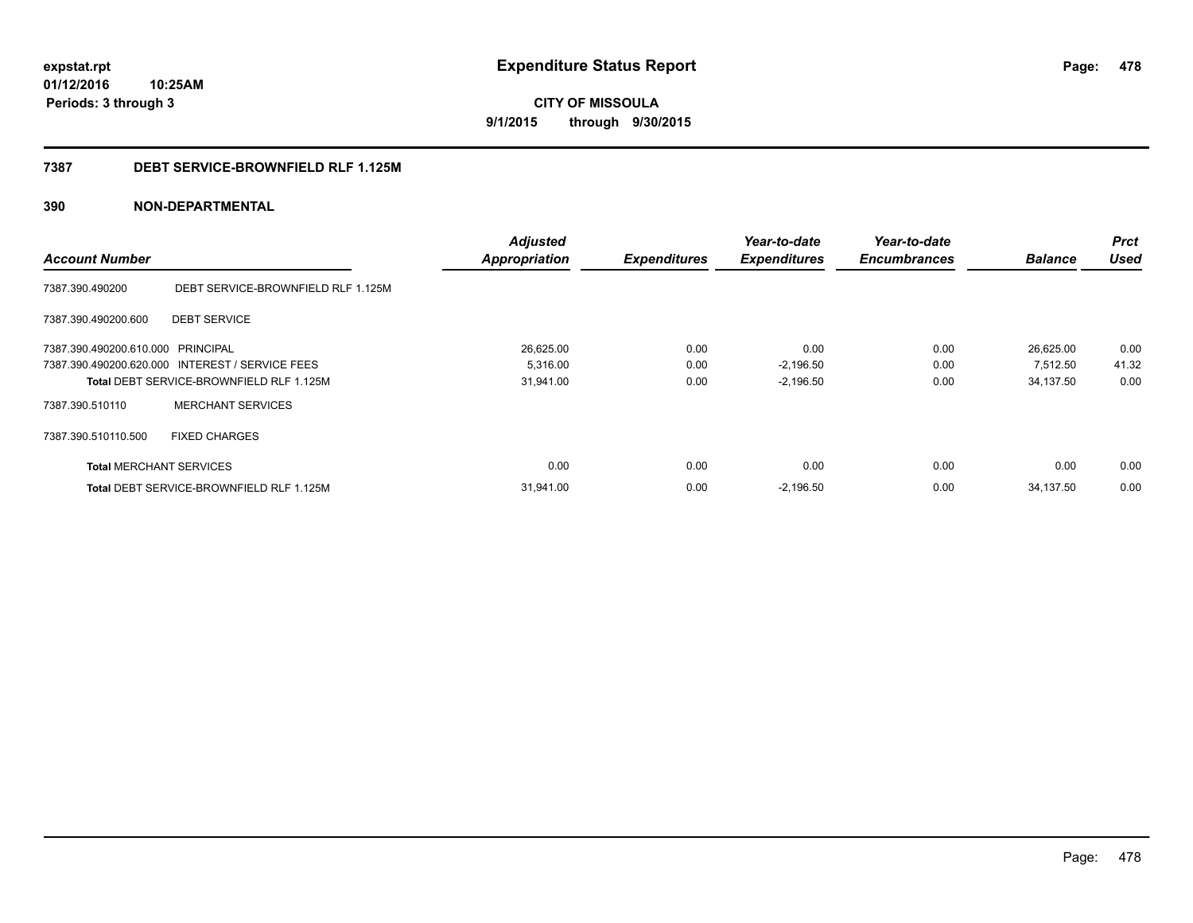**expstat.rpt**
**01/12/2016 10:25AM**
**Periods: 3 through 3**

# Expenditure Status Report

**CITY OF MISSOULA**
**9/1/2015 through 9/30/2015**

## 7387 DEBT SERVICE-BROWNFIELD RLF 1.125M

## 390 NON-DEPARTMENTAL

| Account Number | | Adjusted Appropriation | Expenditures | Year-to-date Expenditures | Year-to-date Encumbrances | Balance | Prct Used |
|---|---|---|---|---|---|---|---|
| 7387.390.490200 | DEBT SERVICE-BROWNFIELD RLF 1.125M | | | | | | |
| 7387.390.490200.600 | DEBT SERVICE | | | | | | |
| 7387.390.490200.610.000 | PRINCIPAL | 26,625.00 | 0.00 | 0.00 | 0.00 | 26,625.00 | 0.00 |
| 7387.390.490200.620.000 | INTEREST / SERVICE FEES | 5,316.00 | 0.00 | -2,196.50 | 0.00 | 7,512.50 | 41.32 |
| **Total** DEBT SERVICE-BROWNFIELD RLF 1.125M | | 31,941.00 | 0.00 | -2,196.50 | 0.00 | 34,137.50 | 0.00 |
| 7387.390.510110 | MERCHANT SERVICES | | | | | | |
| 7387.390.510110.500 | FIXED CHARGES | | | | | | |
| **Total** MERCHANT SERVICES | | 0.00 | 0.00 | 0.00 | 0.00 | 0.00 | 0.00 |
| **Total** DEBT SERVICE-BROWNFIELD RLF 1.125M | | 31,941.00 | 0.00 | -2,196.50 | 0.00 | 34,137.50 | 0.00 |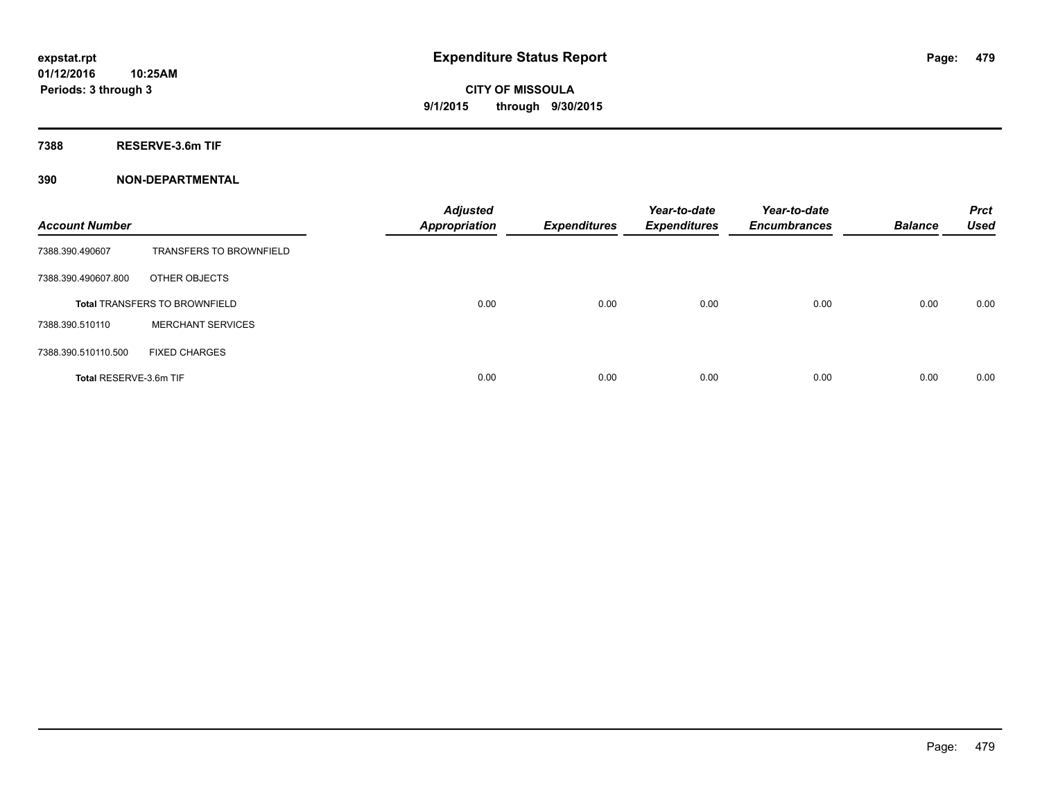**expstat.rpt**
**01/12/2016 10:25AM**
**Periods: 3 through 3**

# Expenditure Status Report

**CITY OF MISSOULA**
**9/1/2015 through 9/30/2015**

## 7388 RESERVE-3.6m TIF

## 390 NON-DEPARTMENTAL

| Account Number | | Adjusted Appropriation | Expenditures | Year-to-date Expenditures | Year-to-date Encumbrances | Balance | Prct Used |
|---|---|---|---|---|---|---|---|
| 7388.390.490607 | TRANSFERS TO BROWNFIELD | | | | | | |
| 7388.390.490607.800 | OTHER OBJECTS | | | | | | |
| **Total** TRANSFERS TO BROWNFIELD | | 0.00 | 0.00 | 0.00 | 0.00 | 0.00 | 0.00 |
| 7388.390.510110 | MERCHANT SERVICES | | | | | | |
| 7388.390.510110.500 | FIXED CHARGES | | | | | | |
| **Total** RESERVE-3.6m TIF | | 0.00 | 0.00 | 0.00 | 0.00 | 0.00 | 0.00 |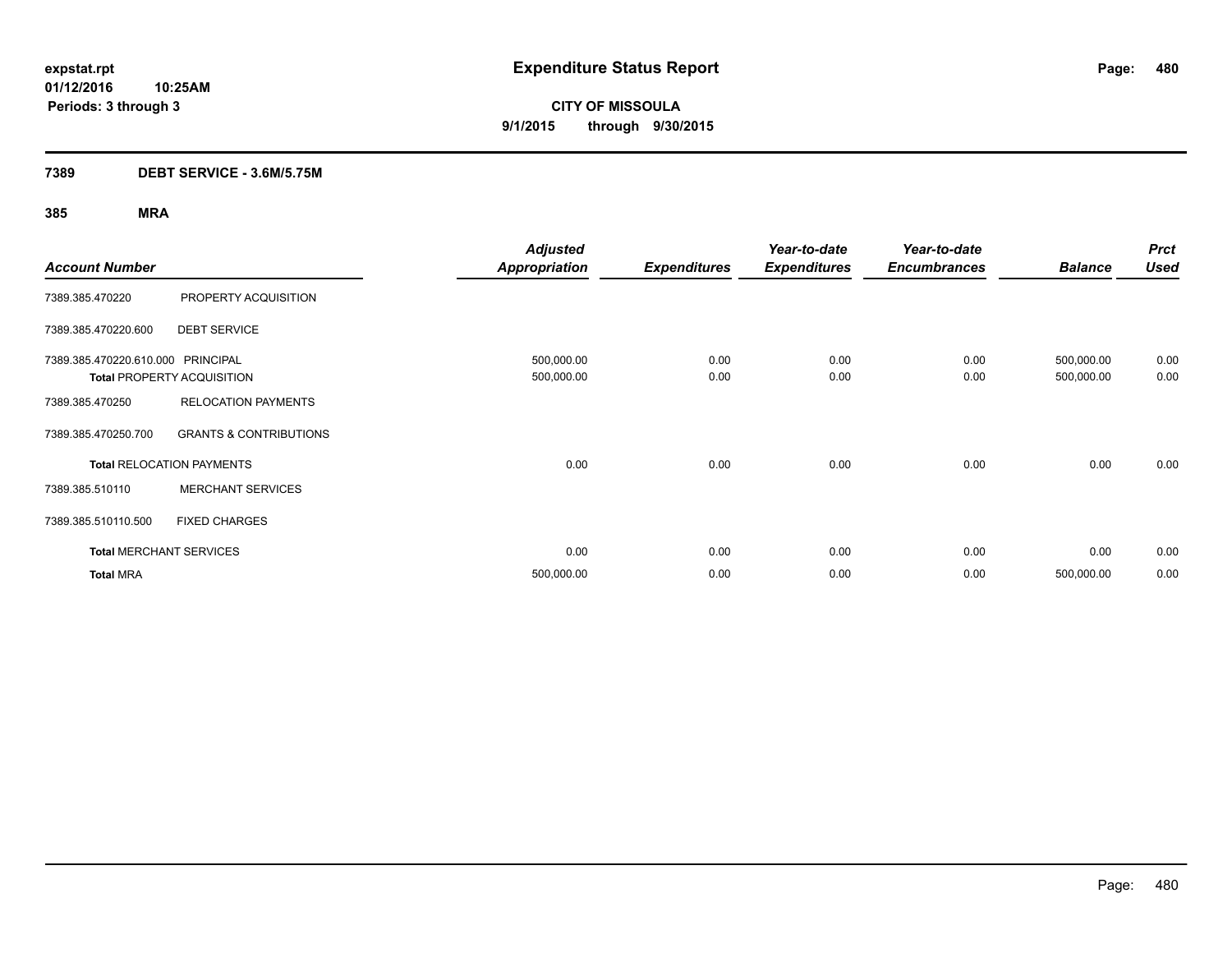**expstat.rpt**
**01/12/2016 10:25AM**
**Periods: 3 through 3**

# Expenditure Status Report

**CITY OF MISSOULA**
**9/1/2015 through 9/30/2015**

## 7389 DEBT SERVICE - 3.6M/5.75M

### 385 MRA

| Account Number | | Adjusted Appropriation | Expenditures | Year-to-date Expenditures | Year-to-date Encumbrances | Balance | Prct Used |
|---|---|---|---|---|---|---|---|
| 7389.385.470220 | PROPERTY ACQUISITION | | | | | | |
| 7389.385.470220.600 | DEBT SERVICE | | | | | | |
| 7389.385.470220.610.000 | PRINCIPAL | 500,000.00 | 0.00 | 0.00 | 0.00 | 500,000.00 | 0.00 |
| **Total** PROPERTY ACQUISITION | | 500,000.00 | 0.00 | 0.00 | 0.00 | 500,000.00 | 0.00 |
| 7389.385.470250 | RELOCATION PAYMENTS | | | | | | |
| 7389.385.470250.700 | GRANTS & CONTRIBUTIONS | | | | | | |
| **Total** RELOCATION PAYMENTS | | 0.00 | 0.00 | 0.00 | 0.00 | 0.00 | 0.00 |
| 7389.385.510110 | MERCHANT SERVICES | | | | | | |
| 7389.385.510110.500 | FIXED CHARGES | | | | | | |
| **Total** MERCHANT SERVICES | | 0.00 | 0.00 | 0.00 | 0.00 | 0.00 | 0.00 |
| **Total** MRA | | 500,000.00 | 0.00 | 0.00 | 0.00 | 500,000.00 | 0.00 |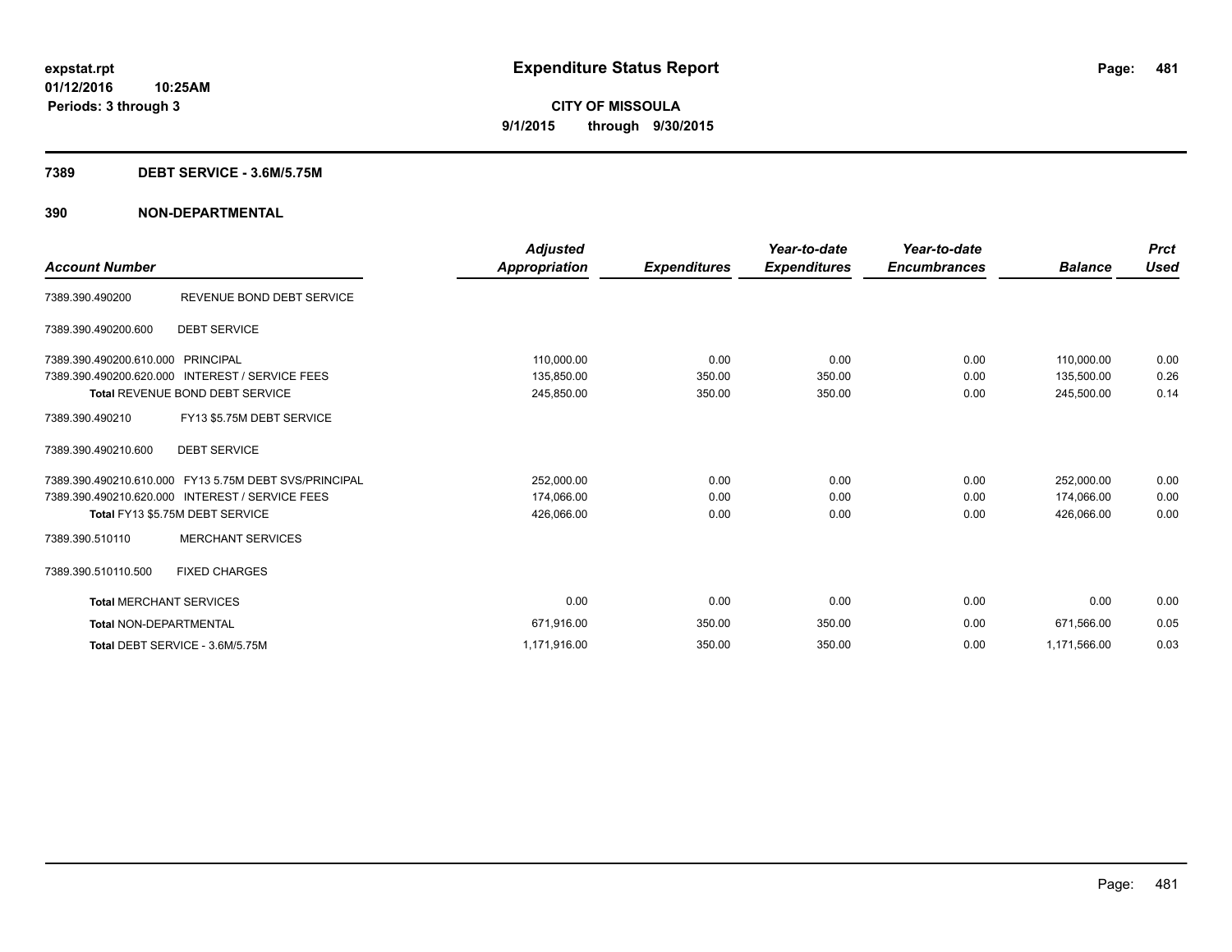expstat.rpt
01/12/2016 10:25AM
Periods: 3 through 3

# Expenditure Status Report

**CITY OF MISSOULA**
**9/1/2015 through 9/30/2015**

## 7389 DEBT SERVICE - 3.6M/5.75M

## 390 NON-DEPARTMENTAL

| Account Number | | Adjusted Appropriation | Expenditures | Year-to-date Expenditures | Year-to-date Encumbrances | Balance | Prct Used |
|---|---|---|---|---|---|---|---|
| 7389.390.490200 | REVENUE BOND DEBT SERVICE | | | | | | |
| 7389.390.490200.600 | DEBT SERVICE | | | | | | |
| 7389.390.490200.610.000 | PRINCIPAL | 110,000.00 | 0.00 | 0.00 | 0.00 | 110,000.00 | 0.00 |
| 7389.390.490200.620.000 | INTEREST / SERVICE FEES | 135,850.00 | 350.00 | 350.00 | 0.00 | 135,500.00 | 0.26 |
| **Total** REVENUE BOND DEBT SERVICE | | 245,850.00 | 350.00 | 350.00 | 0.00 | 245,500.00 | 0.14 |
| 7389.390.490210 | FY13 $5.75M DEBT SERVICE | | | | | | |
| 7389.390.490210.600 | DEBT SERVICE | | | | | | |
| 7389.390.490210.610.000 | FY13 5.75M DEBT SVS/PRINCIPAL | 252,000.00 | 0.00 | 0.00 | 0.00 | 252,000.00 | 0.00 |
| 7389.390.490210.620.000 | INTEREST / SERVICE FEES | 174,066.00 | 0.00 | 0.00 | 0.00 | 174,066.00 | 0.00 |
| **Total** FY13 $5.75M DEBT SERVICE | | 426,066.00 | 0.00 | 0.00 | 0.00 | 426,066.00 | 0.00 |
| 7389.390.510110 | MERCHANT SERVICES | | | | | | |
| 7389.390.510110.500 | FIXED CHARGES | | | | | | |
| **Total** MERCHANT SERVICES | | 0.00 | 0.00 | 0.00 | 0.00 | 0.00 | 0.00 |
| **Total** NON-DEPARTMENTAL | | 671,916.00 | 350.00 | 350.00 | 0.00 | 671,566.00 | 0.05 |
| **Total** DEBT SERVICE - 3.6M/5.75M | | 1,171,916.00 | 350.00 | 350.00 | 0.00 | 1,171,566.00 | 0.03 |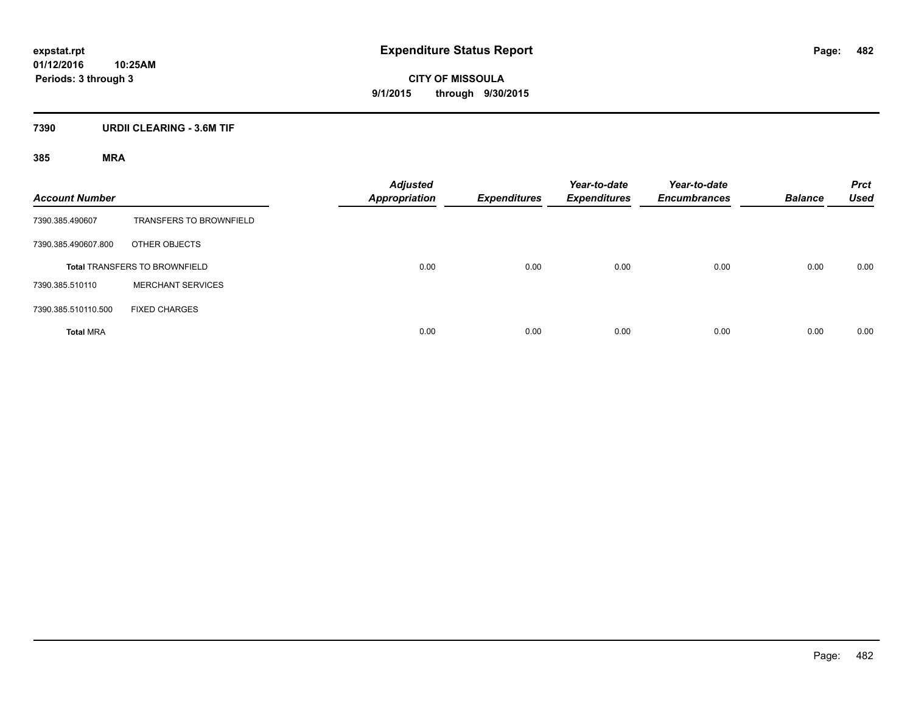expstat.rpt
01/12/2016 10:25AM
Periods: 3 through 3

# Expenditure Status Report

CITY OF MISSOULA
9/1/2015 through 9/30/2015

## 7390 URDII CLEARING - 3.6M TIF

### 385 MRA

| Account Number | | Adjusted Appropriation | Expenditures | Year-to-date Expenditures | Year-to-date Encumbrances | Balance | Prct Used |
|---|---|---|---|---|---|---|---|
| 7390.385.490607 | TRANSFERS TO BROWNFIELD | | | | | | |
| 7390.385.490607.800 | OTHER OBJECTS | | | | | | |
| **Total** TRANSFERS TO BROWNFIELD | | 0.00 | 0.00 | 0.00 | 0.00 | 0.00 | 0.00 |
| 7390.385.510110 | MERCHANT SERVICES | | | | | | |
| 7390.385.510110.500 | FIXED CHARGES | | | | | | |
| **Total** MRA | | 0.00 | 0.00 | 0.00 | 0.00 | 0.00 | 0.00 |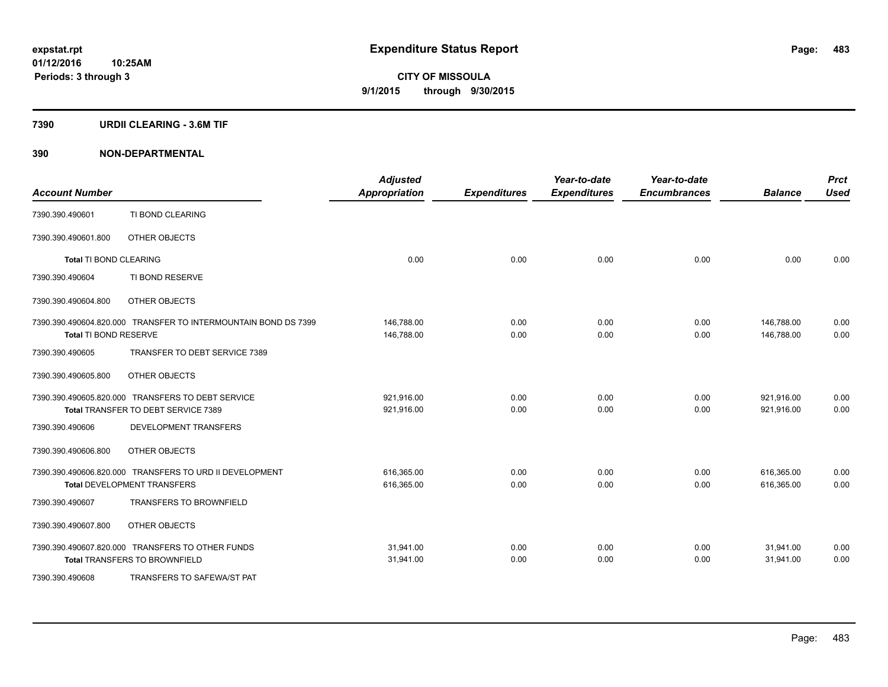**expstat.rpt**
**01/12/2016 10:25AM**
**Periods: 3 through 3**

# Expenditure Status Report

**CITY OF MISSOULA**
**9/1/2015 through 9/30/2015**

## 7390 URDII CLEARING - 3.6M TIF

## 390 NON-DEPARTMENTAL

| Account Number | | Adjusted Appropriation | Expenditures | Year-to-date Expenditures | Year-to-date Encumbrances | Balance | Prct Used |
|---|---|---|---|---|---|---|---|
| 7390.390.490601 | TI BOND CLEARING | | | | | | |
| 7390.390.490601.800 | OTHER OBJECTS | | | | | | |
| **Total** TI BOND CLEARING | | 0.00 | 0.00 | 0.00 | 0.00 | 0.00 | 0.00 |
| 7390.390.490604 | TI BOND RESERVE | | | | | | |
| 7390.390.490604.800 | OTHER OBJECTS | | | | | | |
| 7390.390.490604.820.000 | TRANSFER TO INTERMOUNTAIN BOND DS 7399 | 146,788.00 | 0.00 | 0.00 | 0.00 | 146,788.00 | 0.00 |
| **Total** TI BOND RESERVE | | 146,788.00 | 0.00 | 0.00 | 0.00 | 146,788.00 | 0.00 |
| 7390.390.490605 | TRANSFER TO DEBT SERVICE 7389 | | | | | | |
| 7390.390.490605.800 | OTHER OBJECTS | | | | | | |
| 7390.390.490605.820.000 | TRANSFERS TO DEBT SERVICE | 921,916.00 | 0.00 | 0.00 | 0.00 | 921,916.00 | 0.00 |
| **Total** TRANSFER TO DEBT SERVICE 7389 | | 921,916.00 | 0.00 | 0.00 | 0.00 | 921,916.00 | 0.00 |
| 7390.390.490606 | DEVELOPMENT TRANSFERS | | | | | | |
| 7390.390.490606.800 | OTHER OBJECTS | | | | | | |
| 7390.390.490606.820.000 | TRANSFERS TO URD II DEVELOPMENT | 616,365.00 | 0.00 | 0.00 | 0.00 | 616,365.00 | 0.00 |
| **Total** DEVELOPMENT TRANSFERS | | 616,365.00 | 0.00 | 0.00 | 0.00 | 616,365.00 | 0.00 |
| 7390.390.490607 | TRANSFERS TO BROWNFIELD | | | | | | |
| 7390.390.490607.800 | OTHER OBJECTS | | | | | | |
| 7390.390.490607.820.000 | TRANSFERS TO OTHER FUNDS | 31,941.00 | 0.00 | 0.00 | 0.00 | 31,941.00 | 0.00 |
| **Total** TRANSFERS TO BROWNFIELD | | 31,941.00 | 0.00 | 0.00 | 0.00 | 31,941.00 | 0.00 |
| 7390.390.490608 | TRANSFERS TO SAFEWA/ST PAT | | | | | | |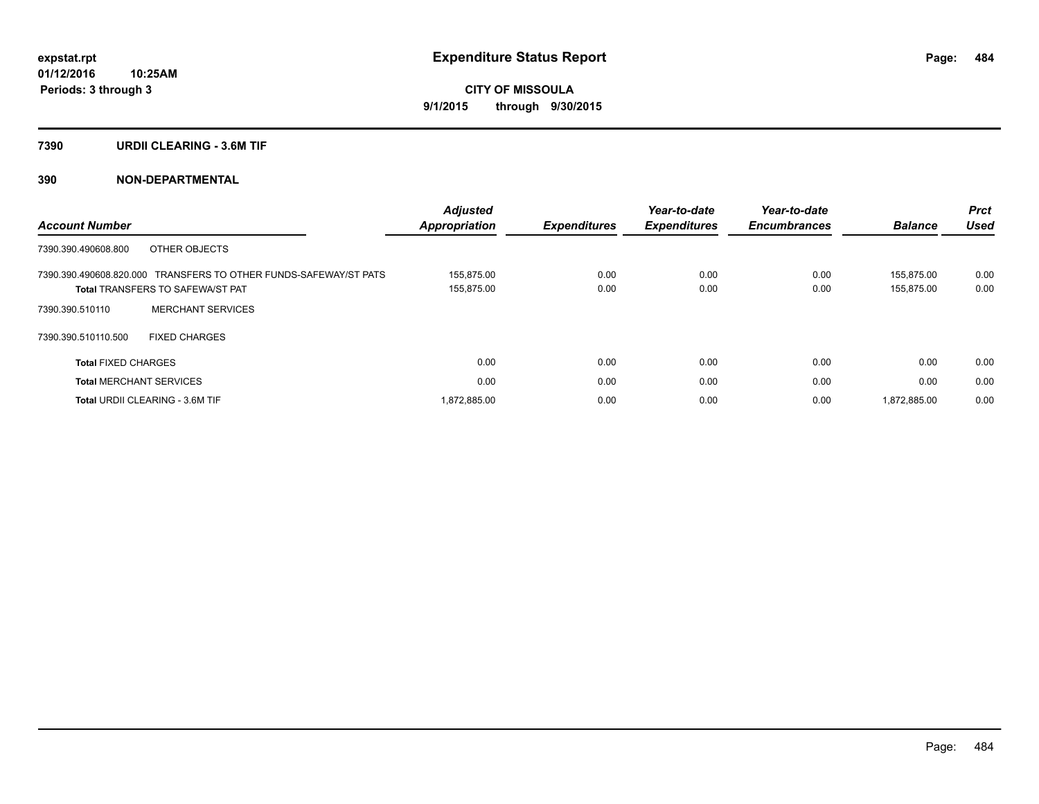**expstat.rpt**
**01/12/2016 10:25AM**
**Periods: 3 through 3**

# Expenditure Status Report

**CITY OF MISSOULA**
**9/1/2015 through 9/30/2015**

## 7390 URDII CLEARING - 3.6M TIF

## 390 NON-DEPARTMENTAL

| Account Number | Adjusted Appropriation | Expenditures | Year-to-date Expenditures | Year-to-date Encumbrances | Balance | Prct Used |
|---|---|---|---|---|---|---|
| 7390.390.490608.800 OTHER OBJECTS | | | | | | |
| 7390.390.490608.820.000 TRANSFERS TO OTHER FUNDS-SAFEWAY/ST PATS | 155,875.00 | 0.00 | 0.00 | 0.00 | 155,875.00 | 0.00 |
| **Total** TRANSFERS TO SAFEWA/ST PAT | 155,875.00 | 0.00 | 0.00 | 0.00 | 155,875.00 | 0.00 |
| 7390.390.510110 MERCHANT SERVICES | | | | | | |
| 7390.390.510110.500 FIXED CHARGES | | | | | | |
| **Total** FIXED CHARGES | 0.00 | 0.00 | 0.00 | 0.00 | 0.00 | 0.00 |
| **Total** MERCHANT SERVICES | 0.00 | 0.00 | 0.00 | 0.00 | 0.00 | 0.00 |
| **Total** URDII CLEARING - 3.6M TIF | 1,872,885.00 | 0.00 | 0.00 | 0.00 | 1,872,885.00 | 0.00 |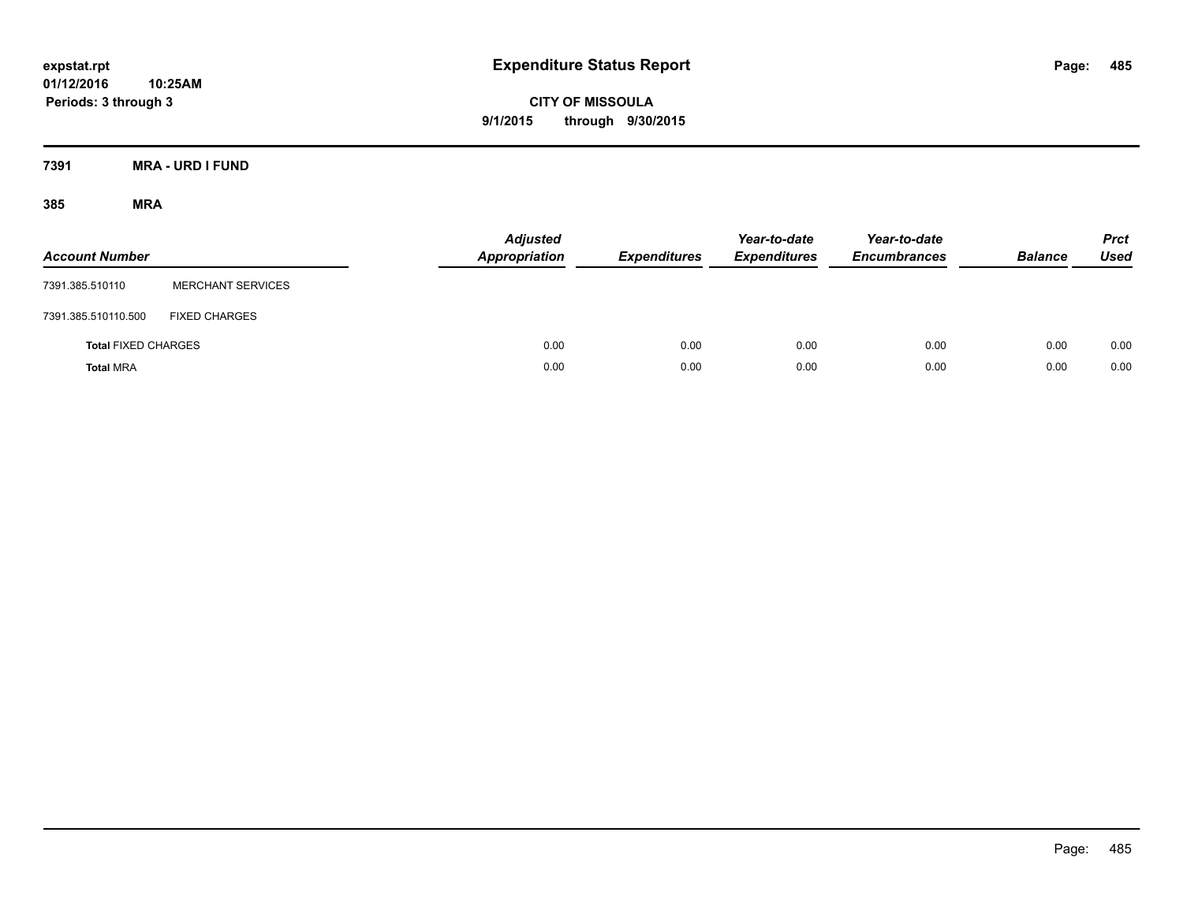expstat.rpt
01/12/2016 10:25AM
Periods: 3 through 3

# Expenditure Status Report

**CITY OF MISSOULA**
**9/1/2015 through 9/30/2015**

## 7391 MRA - URD I FUND

### 385 MRA

| Account Number | | Adjusted Appropriation | Expenditures | Year-to-date Expenditures | Year-to-date Encumbrances | Balance | Prct Used |
|---|---|---|---|---|---|---|---|
| 7391.385.510110 | MERCHANT SERVICES | | | | | | |
| 7391.385.510110.500 | FIXED CHARGES | | | | | | |
| **Total** FIXED CHARGES | | 0.00 | 0.00 | 0.00 | 0.00 | 0.00 | 0.00 |
| **Total** MRA | | 0.00 | 0.00 | 0.00 | 0.00 | 0.00 | 0.00 |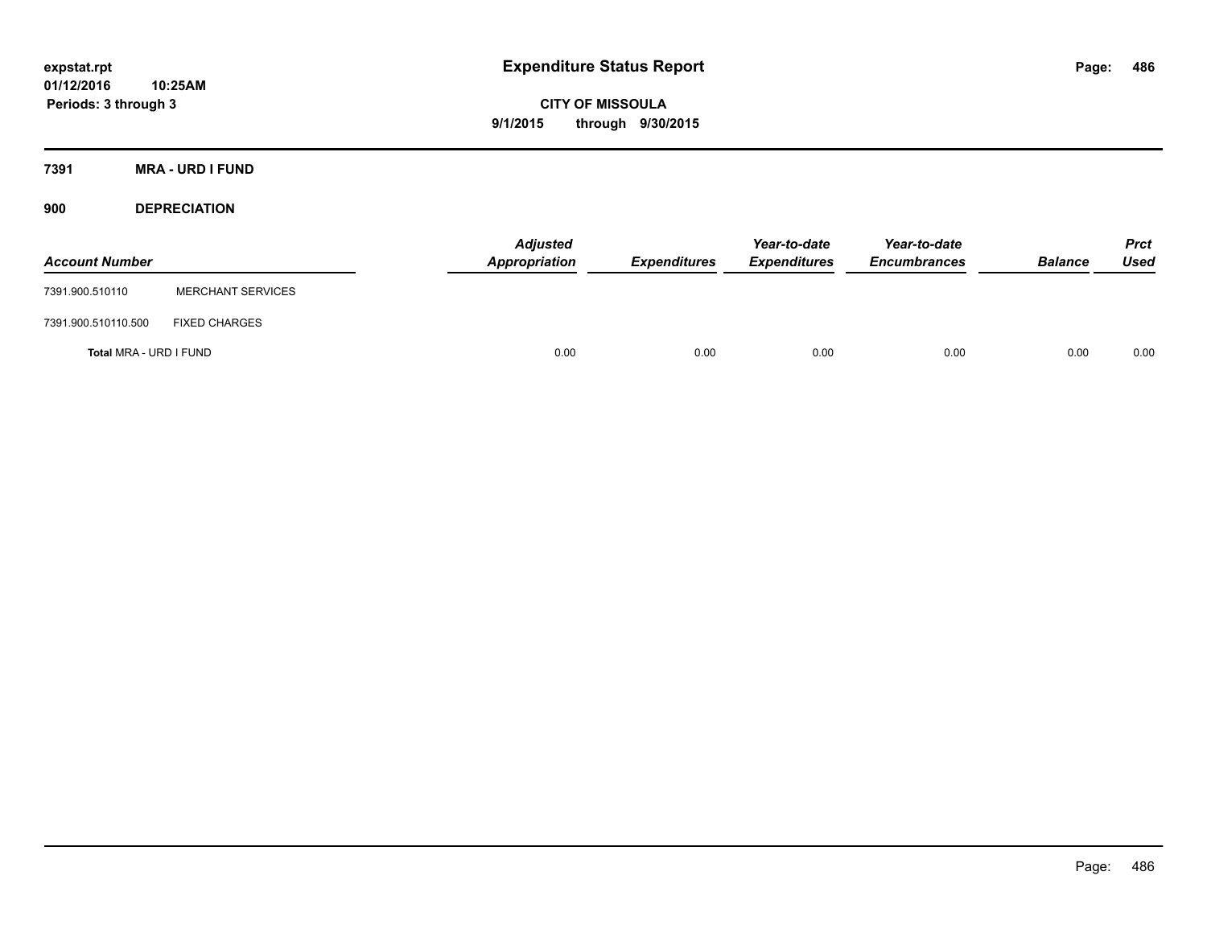# Expenditure Status Report

expstat.rpt
01/12/2016 10:25AM
Periods: 3 through 3

**CITY OF MISSOULA**
**9/1/2015 through 9/30/2015**

**7391 MRA - URD I FUND**

**900 DEPRECIATION**

| Account Number | | Adjusted Appropriation | Expenditures | Year-to-date Expenditures | Year-to-date Encumbrances | Balance | Prct Used |
|---|---|---|---|---|---|---|---|
| 7391.900.510110 | MERCHANT SERVICES | | | | | | |
| 7391.900.510110.500 | FIXED CHARGES | | | | | | |
| **Total** MRA - URD I FUND | | 0.00 | 0.00 | 0.00 | 0.00 | 0.00 | 0.00 |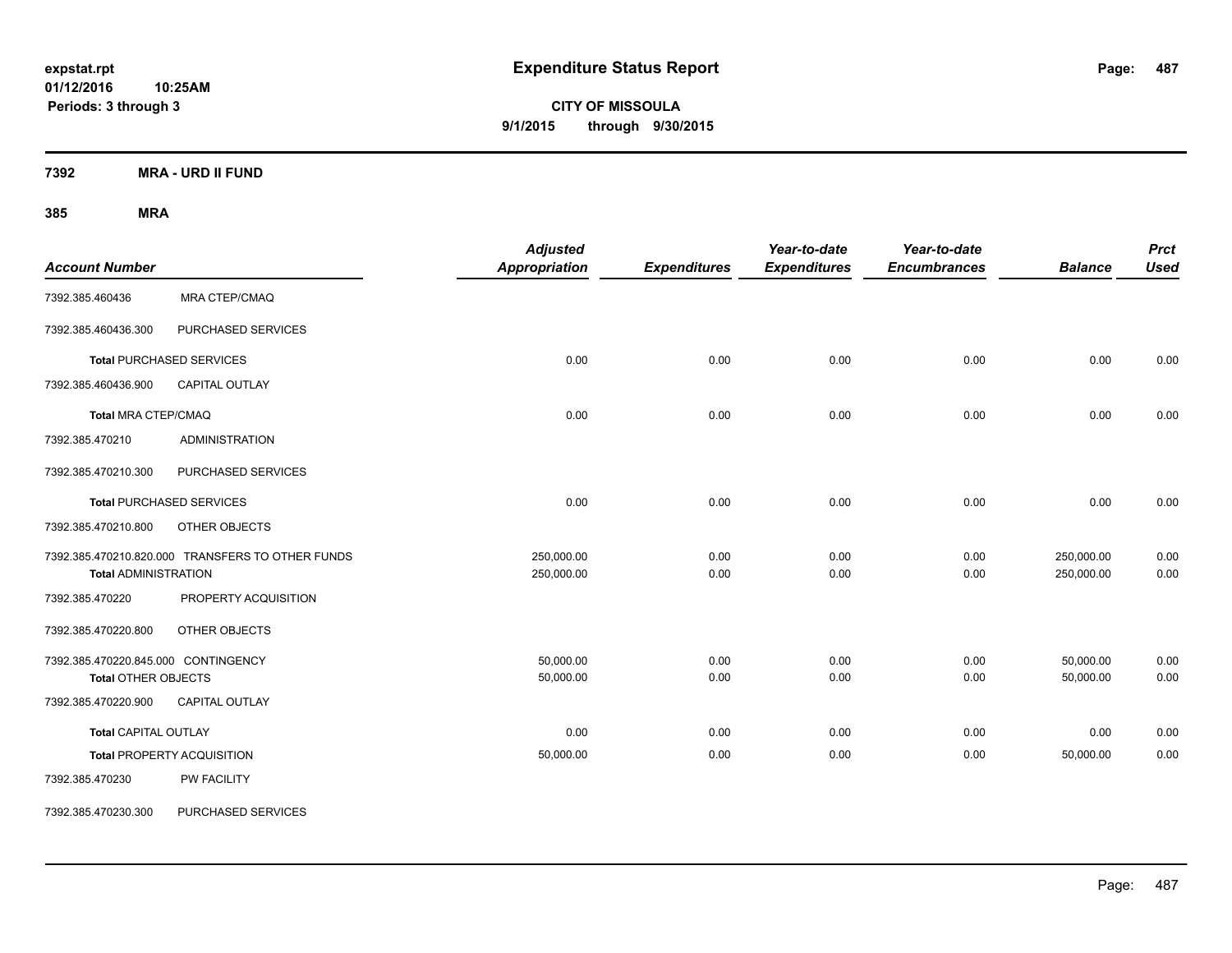# Expenditure Status Report

**CITY OF MISSOULA**

**9/1/2015 through 9/30/2015**

expstat.rpt
01/12/2016 10:25AM
Periods: 3 through 3

## 7392 MRA - URD II FUND

### 385 MRA

| Account Number | | Adjusted Appropriation | Expenditures | Year-to-date Expenditures | Year-to-date Encumbrances | Balance | Prct Used |
|---|---|---|---|---|---|---|---|
| 7392.385.460436 | MRA CTEP/CMAQ | | | | | | |
| 7392.385.460436.300 | PURCHASED SERVICES | | | | | | |
| **Total** PURCHASED SERVICES | | 0.00 | 0.00 | 0.00 | 0.00 | 0.00 | 0.00 |
| 7392.385.460436.900 | CAPITAL OUTLAY | | | | | | |
| **Total** MRA CTEP/CMAQ | | 0.00 | 0.00 | 0.00 | 0.00 | 0.00 | 0.00 |
| 7392.385.470210 | ADMINISTRATION | | | | | | |
| 7392.385.470210.300 | PURCHASED SERVICES | | | | | | |
| **Total** PURCHASED SERVICES | | 0.00 | 0.00 | 0.00 | 0.00 | 0.00 | 0.00 |
| 7392.385.470210.800 | OTHER OBJECTS | | | | | | |
| 7392.385.470210.820.000 | TRANSFERS TO OTHER FUNDS | 250,000.00 | 0.00 | 0.00 | 0.00 | 250,000.00 | 0.00 |
| **Total** ADMINISTRATION | | 250,000.00 | 0.00 | 0.00 | 0.00 | 250,000.00 | 0.00 |
| 7392.385.470220 | PROPERTY ACQUISITION | | | | | | |
| 7392.385.470220.800 | OTHER OBJECTS | | | | | | |
| 7392.385.470220.845.000 | CONTINGENCY | 50,000.00 | 0.00 | 0.00 | 0.00 | 50,000.00 | 0.00 |
| **Total** OTHER OBJECTS | | 50,000.00 | 0.00 | 0.00 | 0.00 | 50,000.00 | 0.00 |
| 7392.385.470220.900 | CAPITAL OUTLAY | | | | | | |
| **Total** CAPITAL OUTLAY | | 0.00 | 0.00 | 0.00 | 0.00 | 0.00 | 0.00 |
| **Total** PROPERTY ACQUISITION | | 50,000.00 | 0.00 | 0.00 | 0.00 | 50,000.00 | 0.00 |
| 7392.385.470230 | PW FACILITY | | | | | | |
| 7392.385.470230.300 | PURCHASED SERVICES | | | | | | |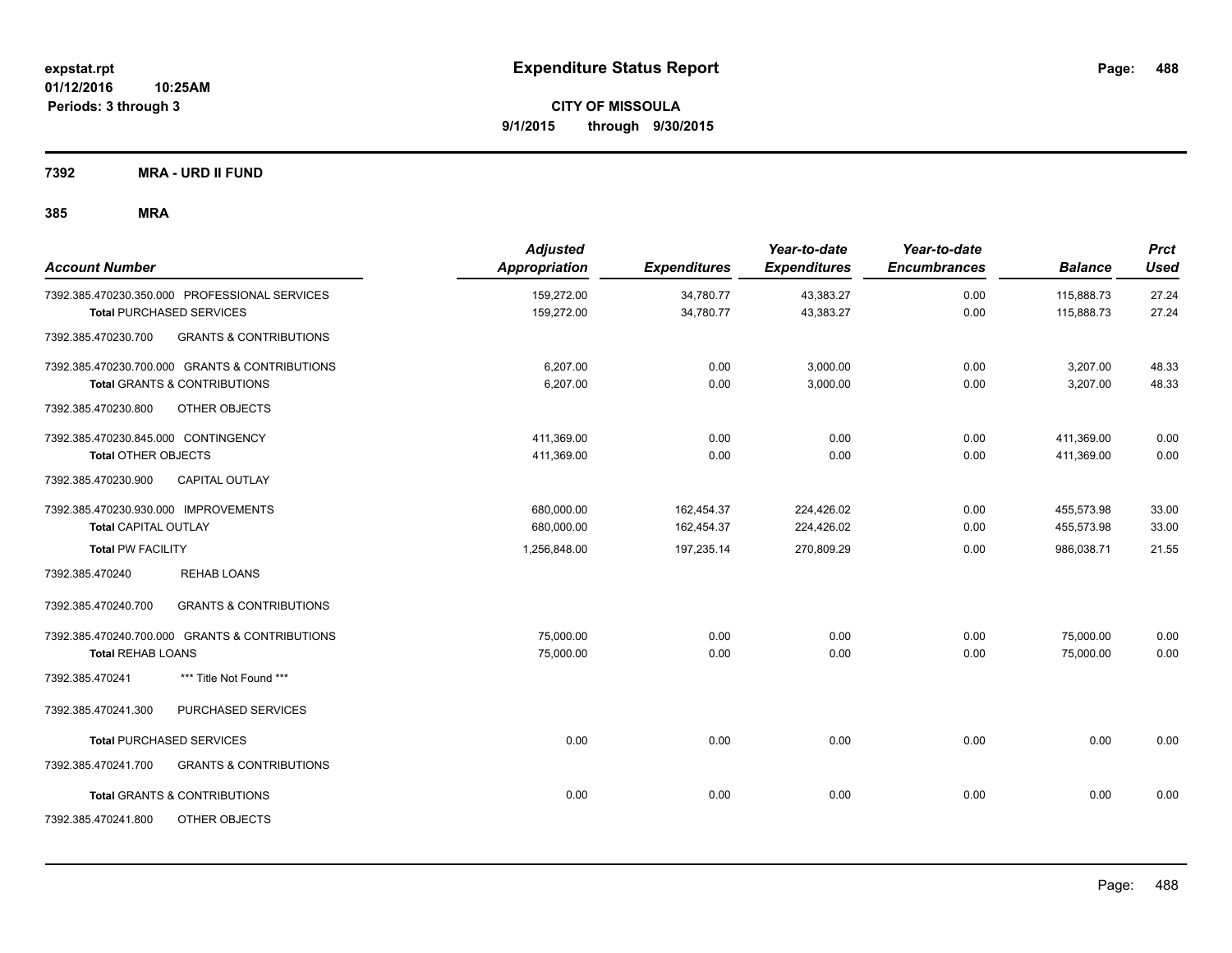# Expenditure Status Report

**expstat.rpt**
**01/12/2016 10:25AM**
**Periods: 3 through 3**

**CITY OF MISSOULA**
**9/1/2015 through 9/30/2015**

## 7392 MRA - URD II FUND

### 385 MRA

| Account Number | | Adjusted Appropriation | Expenditures | Year-to-date Expenditures | Year-to-date Encumbrances | Balance | Prct Used |
|---|---|---|---|---|---|---|---|
| 7392.385.470230.350.000 | PROFESSIONAL SERVICES | 159,272.00 | 34,780.77 | 43,383.27 | 0.00 | 115,888.73 | 27.24 |
| **Total** PURCHASED SERVICES | | 159,272.00 | 34,780.77 | 43,383.27 | 0.00 | 115,888.73 | 27.24 |
| 7392.385.470230.700 | GRANTS & CONTRIBUTIONS | | | | | | |
| 7392.385.470230.700.000 | GRANTS & CONTRIBUTIONS | 6,207.00 | 0.00 | 3,000.00 | 0.00 | 3,207.00 | 48.33 |
| **Total** GRANTS & CONTRIBUTIONS | | 6,207.00 | 0.00 | 3,000.00 | 0.00 | 3,207.00 | 48.33 |
| 7392.385.470230.800 | OTHER OBJECTS | | | | | | |
| 7392.385.470230.845.000 | CONTINGENCY | 411,369.00 | 0.00 | 0.00 | 0.00 | 411,369.00 | 0.00 |
| **Total** OTHER OBJECTS | | 411,369.00 | 0.00 | 0.00 | 0.00 | 411,369.00 | 0.00 |
| 7392.385.470230.900 | CAPITAL OUTLAY | | | | | | |
| 7392.385.470230.930.000 | IMPROVEMENTS | 680,000.00 | 162,454.37 | 224,426.02 | 0.00 | 455,573.98 | 33.00 |
| **Total** CAPITAL OUTLAY | | 680,000.00 | 162,454.37 | 224,426.02 | 0.00 | 455,573.98 | 33.00 |
| **Total PW FACILITY** | | 1,256,848.00 | 197,235.14 | 270,809.29 | 0.00 | 986,038.71 | 21.55 |
| 7392.385.470240 | REHAB LOANS | | | | | | |
| 7392.385.470240.700 | GRANTS & CONTRIBUTIONS | | | | | | |
| 7392.385.470240.700.000 | GRANTS & CONTRIBUTIONS | 75,000.00 | 0.00 | 0.00 | 0.00 | 75,000.00 | 0.00 |
| **Total** REHAB LOANS | | 75,000.00 | 0.00 | 0.00 | 0.00 | 75,000.00 | 0.00 |
| 7392.385.470241 | *** Title Not Found *** | | | | | | |
| 7392.385.470241.300 | PURCHASED SERVICES | | | | | | |
| **Total** PURCHASED SERVICES | | 0.00 | 0.00 | 0.00 | 0.00 | 0.00 | 0.00 |
| 7392.385.470241.700 | GRANTS & CONTRIBUTIONS | | | | | | |
| **Total** GRANTS & CONTRIBUTIONS | | 0.00 | 0.00 | 0.00 | 0.00 | 0.00 | 0.00 |
| 7392.385.470241.800 | OTHER OBJECTS | | | | | | |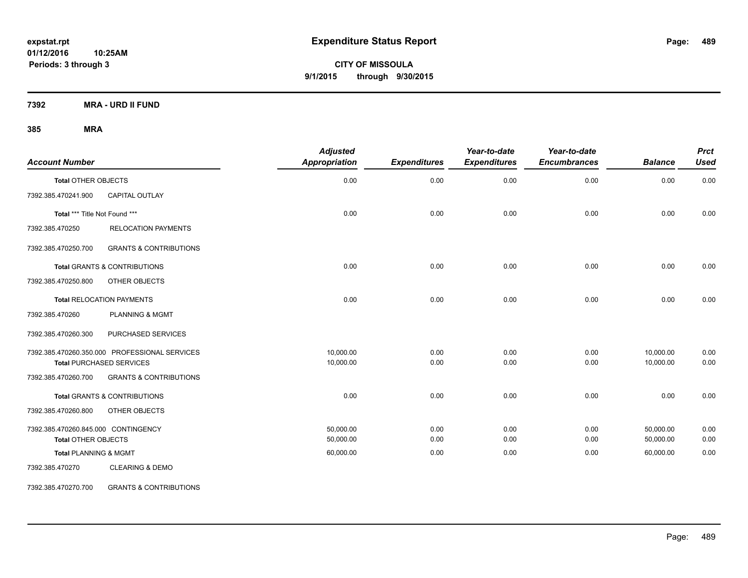**expstat.rpt**
**01/12/2016 10:25AM**
**Periods: 3 through 3**

# Expenditure Status Report

**CITY OF MISSOULA**
**9/1/2015 through 9/30/2015**

## 7392 MRA - URD II FUND

## 385 MRA

| Account Number | | Adjusted Appropriation | Expenditures | Year-to-date Expenditures | Year-to-date Encumbrances | Balance | Prct Used |
|---|---|---|---|---|---|---|---|
| **Total** OTHER OBJECTS | | 0.00 | 0.00 | 0.00 | 0.00 | 0.00 | 0.00 |
| 7392.385.470241.900 | CAPITAL OUTLAY | | | | | | |
| **Total** *** Title Not Found *** | | 0.00 | 0.00 | 0.00 | 0.00 | 0.00 | 0.00 |
| 7392.385.470250 | RELOCATION PAYMENTS | | | | | | |
| 7392.385.470250.700 | GRANTS & CONTRIBUTIONS | | | | | | |
| **Total** GRANTS & CONTRIBUTIONS | | 0.00 | 0.00 | 0.00 | 0.00 | 0.00 | 0.00 |
| 7392.385.470250.800 | OTHER OBJECTS | | | | | | |
| **Total** RELOCATION PAYMENTS | | 0.00 | 0.00 | 0.00 | 0.00 | 0.00 | 0.00 |
| 7392.385.470260 | PLANNING & MGMT | | | | | | |
| 7392.385.470260.300 | PURCHASED SERVICES | | | | | | |
| 7392.385.470260.350.000 | PROFESSIONAL SERVICES | 10,000.00 | 0.00 | 0.00 | 0.00 | 10,000.00 | 0.00 |
| **Total** PURCHASED SERVICES | | 10,000.00 | 0.00 | 0.00 | 0.00 | 10,000.00 | 0.00 |
| 7392.385.470260.700 | GRANTS & CONTRIBUTIONS | | | | | | |
| **Total** GRANTS & CONTRIBUTIONS | | 0.00 | 0.00 | 0.00 | 0.00 | 0.00 | 0.00 |
| 7392.385.470260.800 | OTHER OBJECTS | | | | | | |
| 7392.385.470260.845.000 | CONTINGENCY | 50,000.00 | 0.00 | 0.00 | 0.00 | 50,000.00 | 0.00 |
| **Total** OTHER OBJECTS | | 50,000.00 | 0.00 | 0.00 | 0.00 | 50,000.00 | 0.00 |
| **Total** PLANNING & MGMT | | 60,000.00 | 0.00 | 0.00 | 0.00 | 60,000.00 | 0.00 |
| 7392.385.470270 | CLEARING & DEMO | | | | | | |
| 7392.385.470270.700 | GRANTS & CONTRIBUTIONS | | | | | | |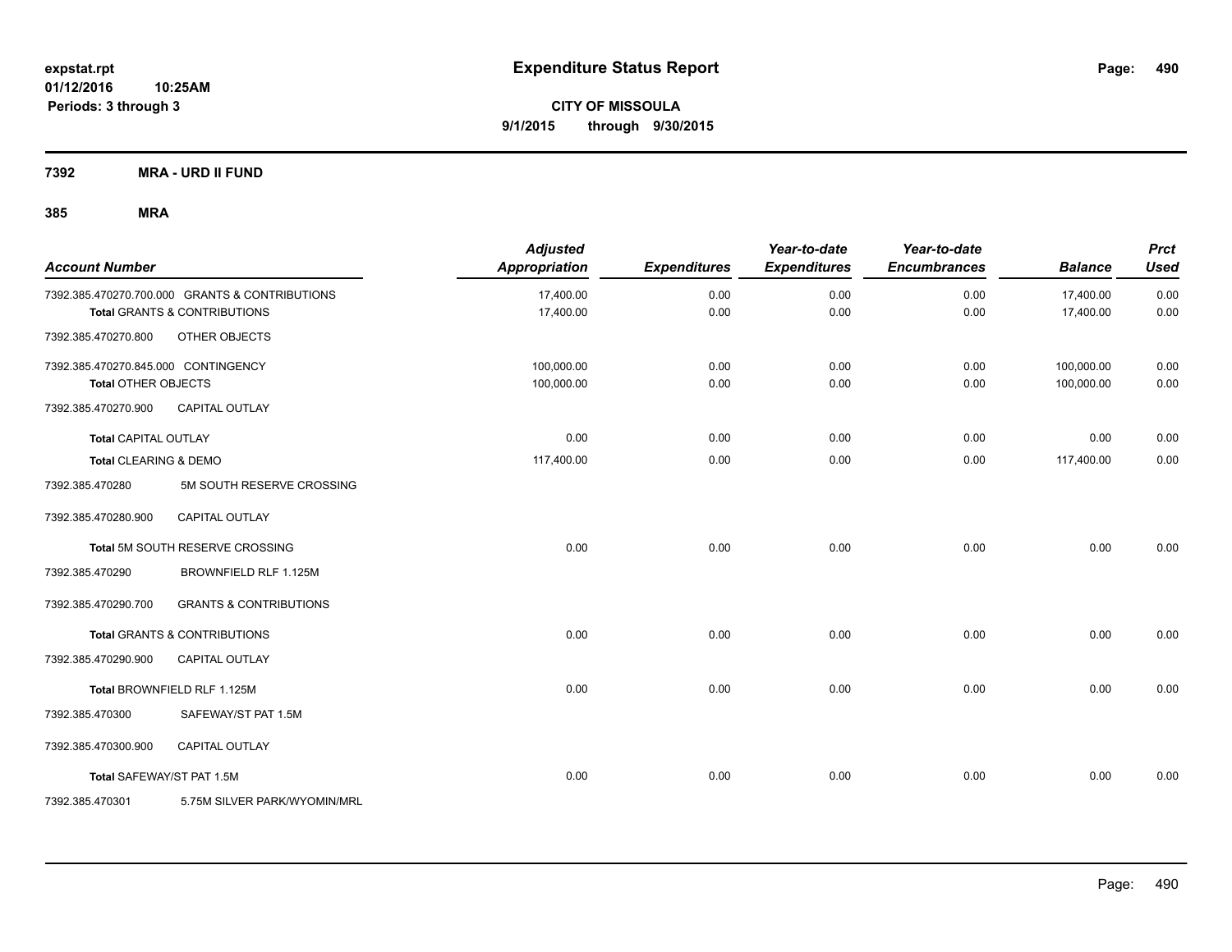# Expenditure Status Report

expstat.rpt
01/12/2016 10:25AM
Periods: 3 through 3

**CITY OF MISSOULA**
**9/1/2015 through 9/30/2015**

**7392 MRA - URD II FUND**

**385 MRA**

| Account Number | | Adjusted Appropriation | Expenditures | Year-to-date Expenditures | Year-to-date Encumbrances | Balance | Prct Used |
|---|---|---|---|---|---|---|---|
| 7392.385.470270.700.000 | GRANTS & CONTRIBUTIONS | 17,400.00 | 0.00 | 0.00 | 0.00 | 17,400.00 | 0.00 |
| **Total** GRANTS & CONTRIBUTIONS | | 17,400.00 | 0.00 | 0.00 | 0.00 | 17,400.00 | 0.00 |
| 7392.385.470270.800 | OTHER OBJECTS | | | | | | |
| 7392.385.470270.845.000 | CONTINGENCY | 100,000.00 | 0.00 | 0.00 | 0.00 | 100,000.00 | 0.00 |
| **Total** OTHER OBJECTS | | 100,000.00 | 0.00 | 0.00 | 0.00 | 100,000.00 | 0.00 |
| 7392.385.470270.900 | CAPITAL OUTLAY | | | | | | |
| **Total** CAPITAL OUTLAY | | 0.00 | 0.00 | 0.00 | 0.00 | 0.00 | 0.00 |
| **Total** CLEARING & DEMO | | 117,400.00 | 0.00 | 0.00 | 0.00 | 117,400.00 | 0.00 |
| 7392.385.470280 | 5M SOUTH RESERVE CROSSING | | | | | | |
| 7392.385.470280.900 | CAPITAL OUTLAY | | | | | | |
| **Total** 5M SOUTH RESERVE CROSSING | | 0.00 | 0.00 | 0.00 | 0.00 | 0.00 | 0.00 |
| 7392.385.470290 | BROWNFIELD RLF 1.125M | | | | | | |
| 7392.385.470290.700 | GRANTS & CONTRIBUTIONS | | | | | | |
| **Total** GRANTS & CONTRIBUTIONS | | 0.00 | 0.00 | 0.00 | 0.00 | 0.00 | 0.00 |
| 7392.385.470290.900 | CAPITAL OUTLAY | | | | | | |
| **Total** BROWNFIELD RLF 1.125M | | 0.00 | 0.00 | 0.00 | 0.00 | 0.00 | 0.00 |
| 7392.385.470300 | SAFEWAY/ST PAT 1.5M | | | | | | |
| 7392.385.470300.900 | CAPITAL OUTLAY | | | | | | |
| **Total** SAFEWAY/ST PAT 1.5M | | 0.00 | 0.00 | 0.00 | 0.00 | 0.00 | 0.00 |
| 7392.385.470301 | 5.75M SILVER PARK/WYOMIN/MRL | | | | | | |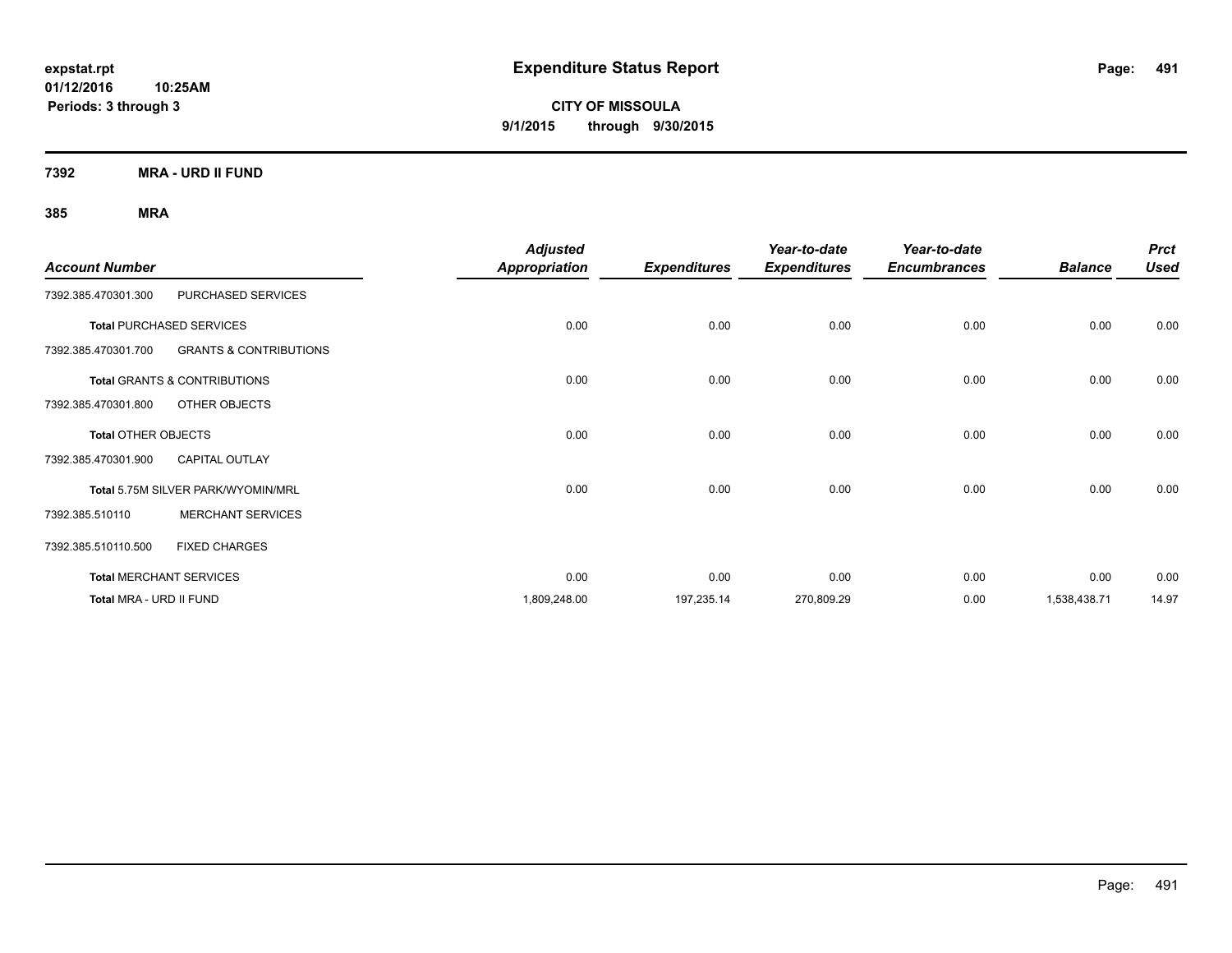# Expenditure Status Report

expstat.rpt
01/12/2016 10:25AM
Periods: 3 through 3

**CITY OF MISSOULA**
**9/1/2015 through 9/30/2015**

**7392 MRA - URD II FUND**

**385 MRA**

| Account Number | | Adjusted Appropriation | Expenditures | Year-to-date Expenditures | Year-to-date Encumbrances | Balance | Prct Used |
|---|---|---|---|---|---|---|---|
| 7392.385.470301.300 | PURCHASED SERVICES | | | | | | |
| **Total** PURCHASED SERVICES | | 0.00 | 0.00 | 0.00 | 0.00 | 0.00 | 0.00 |
| 7392.385.470301.700 | GRANTS & CONTRIBUTIONS | | | | | | |
| **Total** GRANTS & CONTRIBUTIONS | | 0.00 | 0.00 | 0.00 | 0.00 | 0.00 | 0.00 |
| 7392.385.470301.800 | OTHER OBJECTS | | | | | | |
| **Total** OTHER OBJECTS | | 0.00 | 0.00 | 0.00 | 0.00 | 0.00 | 0.00 |
| 7392.385.470301.900 | CAPITAL OUTLAY | | | | | | |
| **Total** 5.75M SILVER PARK/WYOMIN/MRL | | 0.00 | 0.00 | 0.00 | 0.00 | 0.00 | 0.00 |
| 7392.385.510110 | MERCHANT SERVICES | | | | | | |
| 7392.385.510110.500 | FIXED CHARGES | | | | | | |
| **Total** MERCHANT SERVICES | | 0.00 | 0.00 | 0.00 | 0.00 | 0.00 | 0.00 |
| **Total** MRA - URD II FUND | | 1,809,248.00 | 197,235.14 | 270,809.29 | 0.00 | 1,538,438.71 | 14.97 |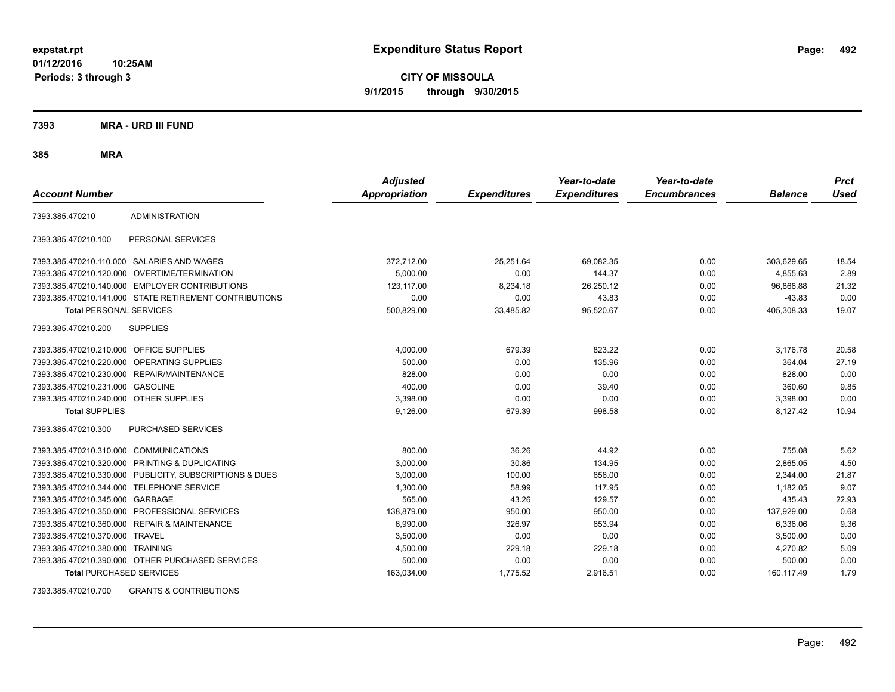# Expenditure Status Report

expstat.rpt
01/12/2016 10:25AM
Periods: 3 through 3

**CITY OF MISSOULA**
**9/1/2015 through 9/30/2015**

## 7393 MRA - URD III FUND

### 385 MRA

| Account Number | | Adjusted Appropriation | Expenditures | Year-to-date Expenditures | Year-to-date Encumbrances | Balance | Prct Used |
|---|---|---|---|---|---|---|---|
| 7393.385.470210 | ADMINISTRATION | | | | | | |
| 7393.385.470210.100 | PERSONAL SERVICES | | | | | | |
| 7393.385.470210.110.000 | SALARIES AND WAGES | 372,712.00 | 25,251.64 | 69,082.35 | 0.00 | 303,629.65 | 18.54 |
| 7393.385.470210.120.000 | OVERTIME/TERMINATION | 5,000.00 | 0.00 | 144.37 | 0.00 | 4,855.63 | 2.89 |
| 7393.385.470210.140.000 | EMPLOYER CONTRIBUTIONS | 123,117.00 | 8,234.18 | 26,250.12 | 0.00 | 96,866.88 | 21.32 |
| 7393.385.470210.141.000 | STATE RETIREMENT CONTRIBUTIONS | 0.00 | 0.00 | 43.83 | 0.00 | -43.83 | 0.00 |
| **Total** PERSONAL SERVICES | | 500,829.00 | 33,485.82 | 95,520.67 | 0.00 | 405,308.33 | 19.07 |
| 7393.385.470210.200 | SUPPLIES | | | | | | |
| 7393.385.470210.210.000 | OFFICE SUPPLIES | 4,000.00 | 679.39 | 823.22 | 0.00 | 3,176.78 | 20.58 |
| 7393.385.470210.220.000 | OPERATING SUPPLIES | 500.00 | 0.00 | 135.96 | 0.00 | 364.04 | 27.19 |
| 7393.385.470210.230.000 | REPAIR/MAINTENANCE | 828.00 | 0.00 | 0.00 | 0.00 | 828.00 | 0.00 |
| 7393.385.470210.231.000 | GASOLINE | 400.00 | 0.00 | 39.40 | 0.00 | 360.60 | 9.85 |
| 7393.385.470210.240.000 | OTHER SUPPLIES | 3,398.00 | 0.00 | 0.00 | 0.00 | 3,398.00 | 0.00 |
| **Total** SUPPLIES | | 9,126.00 | 679.39 | 998.58 | 0.00 | 8,127.42 | 10.94 |
| 7393.385.470210.300 | PURCHASED SERVICES | | | | | | |
| 7393.385.470210.310.000 | COMMUNICATIONS | 800.00 | 36.26 | 44.92 | 0.00 | 755.08 | 5.62 |
| 7393.385.470210.320.000 | PRINTING & DUPLICATING | 3,000.00 | 30.86 | 134.95 | 0.00 | 2,865.05 | 4.50 |
| 7393.385.470210.330.000 | PUBLICITY, SUBSCRIPTIONS & DUES | 3,000.00 | 100.00 | 656.00 | 0.00 | 2,344.00 | 21.87 |
| 7393.385.470210.344.000 | TELEPHONE SERVICE | 1,300.00 | 58.99 | 117.95 | 0.00 | 1,182.05 | 9.07 |
| 7393.385.470210.345.000 | GARBAGE | 565.00 | 43.26 | 129.57 | 0.00 | 435.43 | 22.93 |
| 7393.385.470210.350.000 | PROFESSIONAL SERVICES | 138,879.00 | 950.00 | 950.00 | 0.00 | 137,929.00 | 0.68 |
| 7393.385.470210.360.000 | REPAIR & MAINTENANCE | 6,990.00 | 326.97 | 653.94 | 0.00 | 6,336.06 | 9.36 |
| 7393.385.470210.370.000 | TRAVEL | 3,500.00 | 0.00 | 0.00 | 0.00 | 3,500.00 | 0.00 |
| 7393.385.470210.380.000 | TRAINING | 4,500.00 | 229.18 | 229.18 | 0.00 | 4,270.82 | 5.09 |
| 7393.385.470210.390.000 | OTHER PURCHASED SERVICES | 500.00 | 0.00 | 0.00 | 0.00 | 500.00 | 0.00 |
| **Total** PURCHASED SERVICES | | 163,034.00 | 1,775.52 | 2,916.51 | 0.00 | 160,117.49 | 1.79 |
| 7393.385.470210.700 | GRANTS & CONTRIBUTIONS | | | | | | |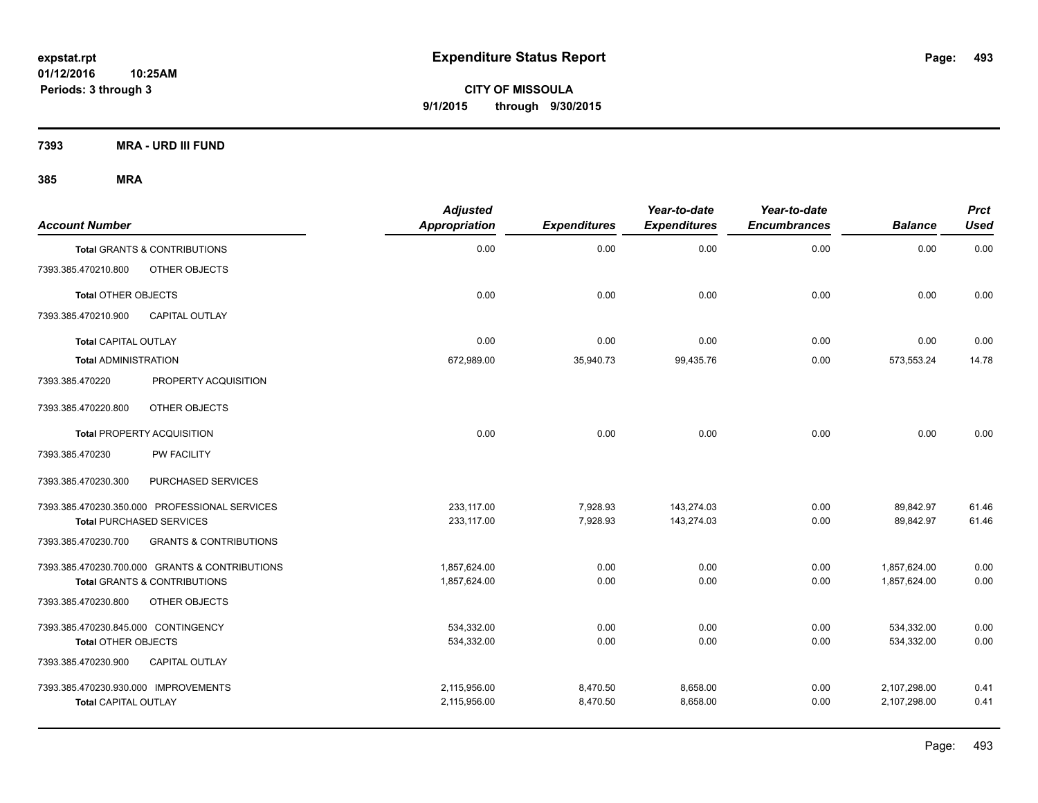**expstat.rpt**
**01/12/2016 10:25AM**
**Periods: 3 through 3**

# Expenditure Status Report

**CITY OF MISSOULA**
**9/1/2015 through 9/30/2015**

**7393 MRA - URD III FUND**

**385 MRA**

| Account Number | Adjusted Appropriation | Expenditures | Year-to-date Expenditures | Year-to-date Encumbrances | Balance | Prct Used |
|---|---|---|---|---|---|---|
| **Total** GRANTS & CONTRIBUTIONS | 0.00 | 0.00 | 0.00 | 0.00 | 0.00 | 0.00 |
| 7393.385.470210.800 OTHER OBJECTS | | | | | | |
| **Total** OTHER OBJECTS | 0.00 | 0.00 | 0.00 | 0.00 | 0.00 | 0.00 |
| 7393.385.470210.900 CAPITAL OUTLAY | | | | | | |
| **Total** CAPITAL OUTLAY | 0.00 | 0.00 | 0.00 | 0.00 | 0.00 | 0.00 |
| **Total** ADMINISTRATION | 672,989.00 | 35,940.73 | 99,435.76 | 0.00 | 573,553.24 | 14.78 |
| 7393.385.470220 PROPERTY ACQUISITION | | | | | | |
| 7393.385.470220.800 OTHER OBJECTS | | | | | | |
| **Total** PROPERTY ACQUISITION | 0.00 | 0.00 | 0.00 | 0.00 | 0.00 | 0.00 |
| 7393.385.470230 PW FACILITY | | | | | | |
| 7393.385.470230.300 PURCHASED SERVICES | | | | | | |
| 7393.385.470230.350.000 PROFESSIONAL SERVICES | 233,117.00 | 7,928.93 | 143,274.03 | 0.00 | 89,842.97 | 61.46 |
| **Total** PURCHASED SERVICES | 233,117.00 | 7,928.93 | 143,274.03 | 0.00 | 89,842.97 | 61.46 |
| 7393.385.470230.700 GRANTS & CONTRIBUTIONS | | | | | | |
| 7393.385.470230.700.000 GRANTS & CONTRIBUTIONS | 1,857,624.00 | 0.00 | 0.00 | 0.00 | 1,857,624.00 | 0.00 |
| **Total** GRANTS & CONTRIBUTIONS | 1,857,624.00 | 0.00 | 0.00 | 0.00 | 1,857,624.00 | 0.00 |
| 7393.385.470230.800 OTHER OBJECTS | | | | | | |
| 7393.385.470230.845.000 CONTINGENCY | 534,332.00 | 0.00 | 0.00 | 0.00 | 534,332.00 | 0.00 |
| **Total** OTHER OBJECTS | 534,332.00 | 0.00 | 0.00 | 0.00 | 534,332.00 | 0.00 |
| 7393.385.470230.900 CAPITAL OUTLAY | | | | | | |
| 7393.385.470230.930.000 IMPROVEMENTS | 2,115,956.00 | 8,470.50 | 8,658.00 | 0.00 | 2,107,298.00 | 0.41 |
| **Total** CAPITAL OUTLAY | 2,115,956.00 | 8,470.50 | 8,658.00 | 0.00 | 2,107,298.00 | 0.41 |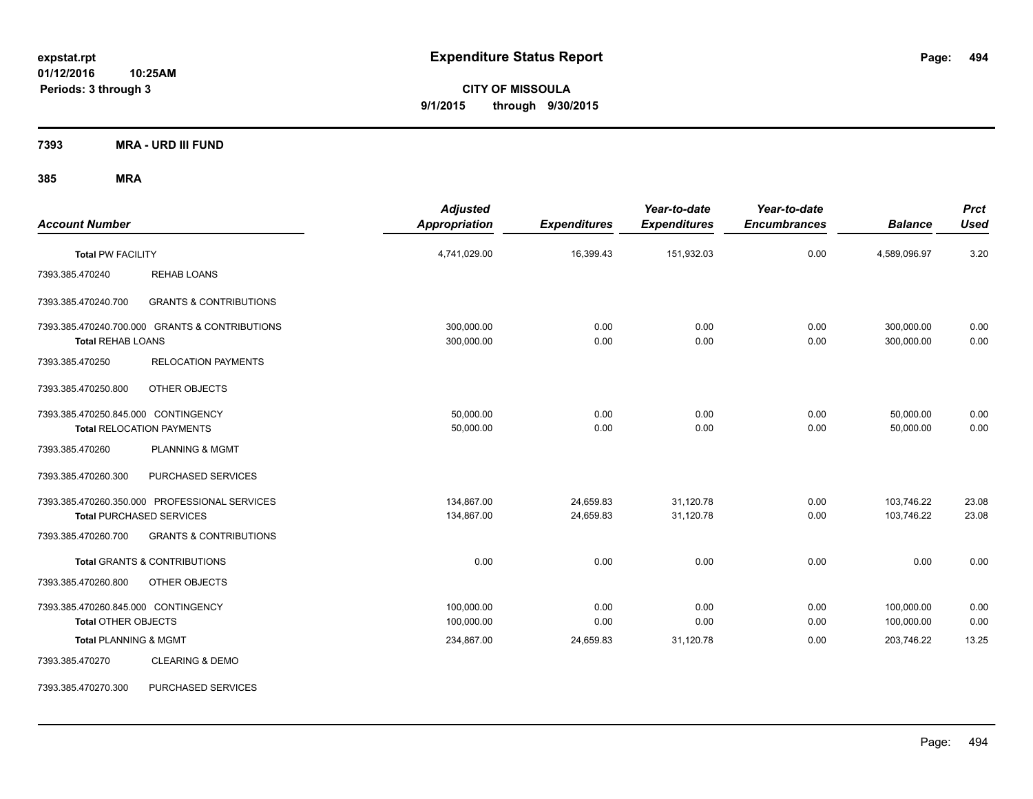# Expenditure Status Report

**CITY OF MISSOULA**
**9/1/2015 through 9/30/2015**

expstat.rpt
01/12/2016 10:25AM
Periods: 3 through 3

## 7393 MRA - URD III FUND

### 385 MRA

| Account Number | | Adjusted Appropriation | Expenditures | Year-to-date Expenditures | Year-to-date Encumbrances | Balance | Prct Used |
|---|---|---|---|---|---|---|---|
| **Total** PW FACILITY | | 4,741,029.00 | 16,399.43 | 151,932.03 | 0.00 | 4,589,096.97 | 3.20 |
| 7393.385.470240 | REHAB LOANS | | | | | | |
| 7393.385.470240.700 | GRANTS & CONTRIBUTIONS | | | | | | |
| 7393.385.470240.700.000 GRANTS & CONTRIBUTIONS | | 300,000.00 | 0.00 | 0.00 | 0.00 | 300,000.00 | 0.00 |
| **Total** REHAB LOANS | | 300,000.00 | 0.00 | 0.00 | 0.00 | 300,000.00 | 0.00 |
| 7393.385.470250 | RELOCATION PAYMENTS | | | | | | |
| 7393.385.470250.800 | OTHER OBJECTS | | | | | | |
| 7393.385.470250.845.000 CONTINGENCY | | 50,000.00 | 0.00 | 0.00 | 0.00 | 50,000.00 | 0.00 |
| **Total** RELOCATION PAYMENTS | | 50,000.00 | 0.00 | 0.00 | 0.00 | 50,000.00 | 0.00 |
| 7393.385.470260 | PLANNING & MGMT | | | | | | |
| 7393.385.470260.300 | PURCHASED SERVICES | | | | | | |
| 7393.385.470260.350.000 PROFESSIONAL SERVICES | | 134,867.00 | 24,659.83 | 31,120.78 | 0.00 | 103,746.22 | 23.08 |
| **Total** PURCHASED SERVICES | | 134,867.00 | 24,659.83 | 31,120.78 | 0.00 | 103,746.22 | 23.08 |
| 7393.385.470260.700 | GRANTS & CONTRIBUTIONS | | | | | | |
| **Total** GRANTS & CONTRIBUTIONS | | 0.00 | 0.00 | 0.00 | 0.00 | 0.00 | 0.00 |
| 7393.385.470260.800 | OTHER OBJECTS | | | | | | |
| 7393.385.470260.845.000 CONTINGENCY | | 100,000.00 | 0.00 | 0.00 | 0.00 | 100,000.00 | 0.00 |
| **Total** OTHER OBJECTS | | 100,000.00 | 0.00 | 0.00 | 0.00 | 100,000.00 | 0.00 |
| **Total** PLANNING & MGMT | | 234,867.00 | 24,659.83 | 31,120.78 | 0.00 | 203,746.22 | 13.25 |
| 7393.385.470270 | CLEARING & DEMO | | | | | | |
| 7393.385.470270.300 | PURCHASED SERVICES | | | | | | |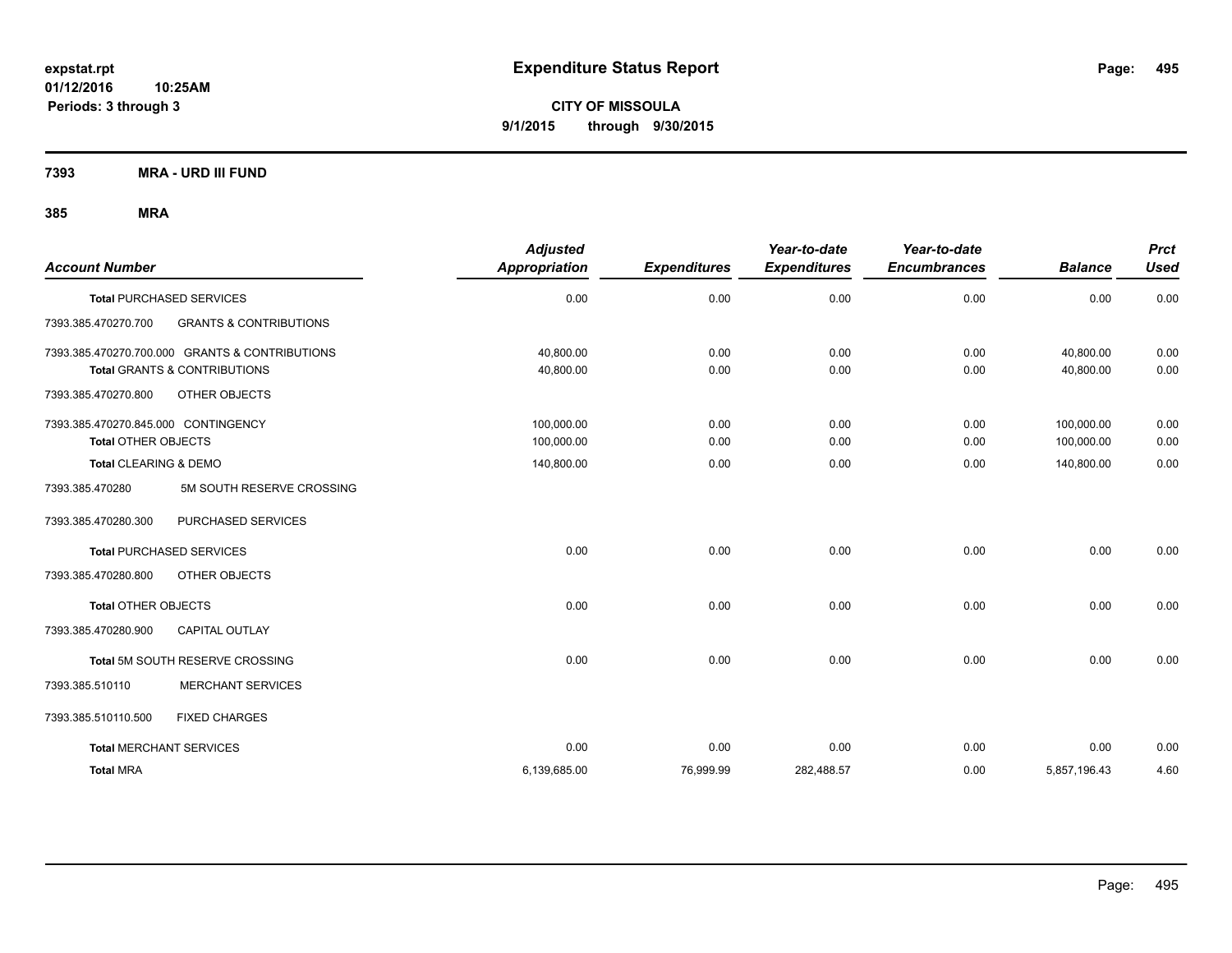# Expenditure Status Report

expstat.rpt
01/12/2016 10:25AM
Periods: 3 through 3

**CITY OF MISSOULA**
**9/1/2015 through 9/30/2015**

**7393 MRA - URD III FUND**

**385 MRA**

| Account Number | Adjusted Appropriation | Expenditures | Year-to-date Expenditures | Year-to-date Encumbrances | Balance | Prct Used |
|---|---|---|---|---|---|---|
| **Total PURCHASED SERVICES** | 0.00 | 0.00 | 0.00 | 0.00 | 0.00 | 0.00 |
| 7393.385.470270.700 GRANTS & CONTRIBUTIONS | | | | | | |
| 7393.385.470270.700.000 GRANTS & CONTRIBUTIONS | 40,800.00 | 0.00 | 0.00 | 0.00 | 40,800.00 | 0.00 |
| **Total GRANTS & CONTRIBUTIONS** | 40,800.00 | 0.00 | 0.00 | 0.00 | 40,800.00 | 0.00 |
| 7393.385.470270.800 OTHER OBJECTS | | | | | | |
| 7393.385.470270.845.000 CONTINGENCY | 100,000.00 | 0.00 | 0.00 | 0.00 | 100,000.00 | 0.00 |
| **Total OTHER OBJECTS** | 100,000.00 | 0.00 | 0.00 | 0.00 | 100,000.00 | 0.00 |
| **Total CLEARING & DEMO** | 140,800.00 | 0.00 | 0.00 | 0.00 | 140,800.00 | 0.00 |
| 7393.385.470280 5M SOUTH RESERVE CROSSING | | | | | | |
| 7393.385.470280.300 PURCHASED SERVICES | | | | | | |
| **Total PURCHASED SERVICES** | 0.00 | 0.00 | 0.00 | 0.00 | 0.00 | 0.00 |
| 7393.385.470280.800 OTHER OBJECTS | | | | | | |
| **Total OTHER OBJECTS** | 0.00 | 0.00 | 0.00 | 0.00 | 0.00 | 0.00 |
| 7393.385.470280.900 CAPITAL OUTLAY | | | | | | |
| **Total 5M SOUTH RESERVE CROSSING** | 0.00 | 0.00 | 0.00 | 0.00 | 0.00 | 0.00 |
| 7393.385.510110 MERCHANT SERVICES | | | | | | |
| 7393.385.510110.500 FIXED CHARGES | | | | | | |
| **Total MERCHANT SERVICES** | 0.00 | 0.00 | 0.00 | 0.00 | 0.00 | 0.00 |
| **Total MRA** | 6,139,685.00 | 76,999.99 | 282,488.57 | 0.00 | 5,857,196.43 | 4.60 |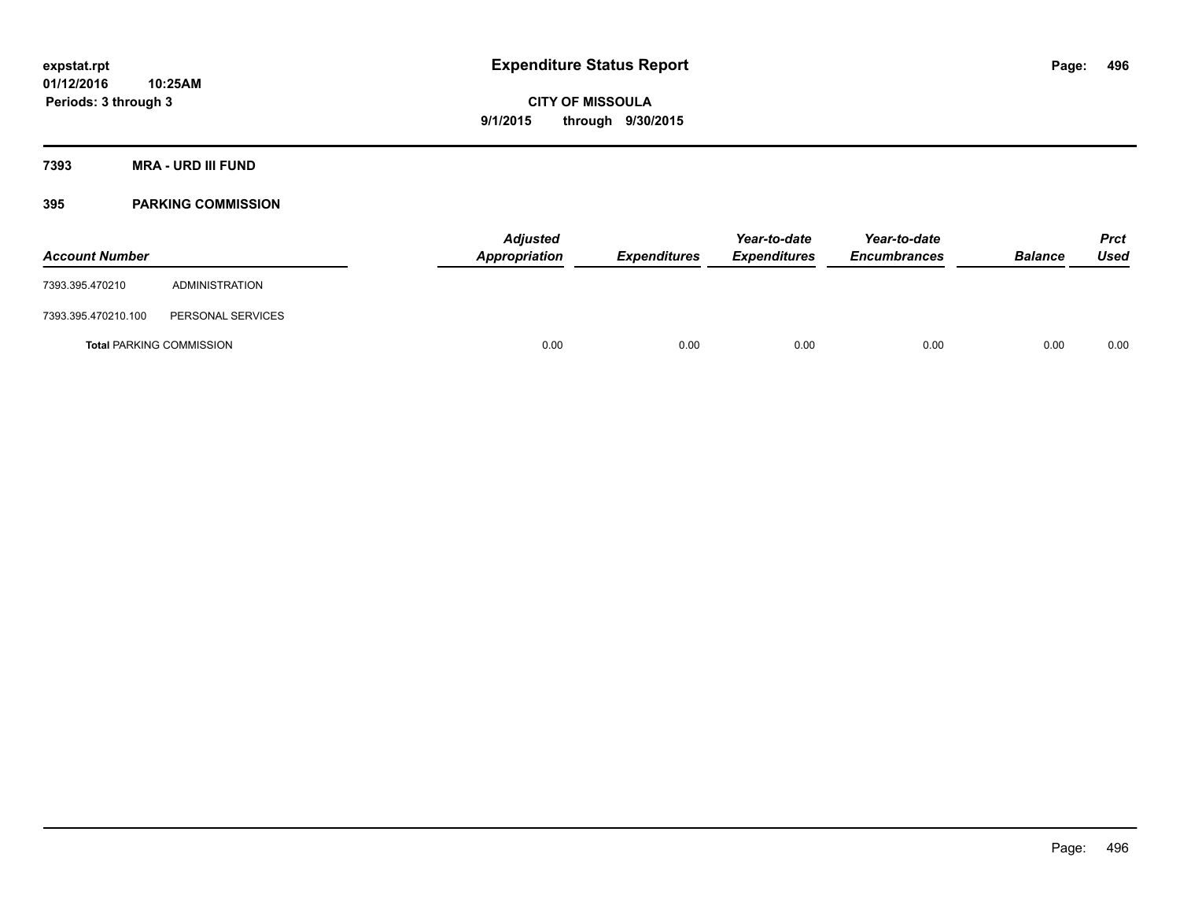**expstat.rpt**
**01/12/2016 10:25AM**
**Periods: 3 through 3**

# Expenditure Status Report

**CITY OF MISSOULA**
**9/1/2015 through 9/30/2015**

## 7393 MRA - URD III FUND

### 395 PARKING COMMISSION

| Account Number | | Adjusted Appropriation | Expenditures | Year-to-date Expenditures | Year-to-date Encumbrances | Balance | Prct Used |
|---|---|---|---|---|---|---|---|
| 7393.395.470210 | ADMINISTRATION | | | | | | |
| 7393.395.470210.100 | PERSONAL SERVICES | | | | | | |
| **Total** PARKING COMMISSION | | 0.00 | 0.00 | 0.00 | 0.00 | 0.00 | 0.00 |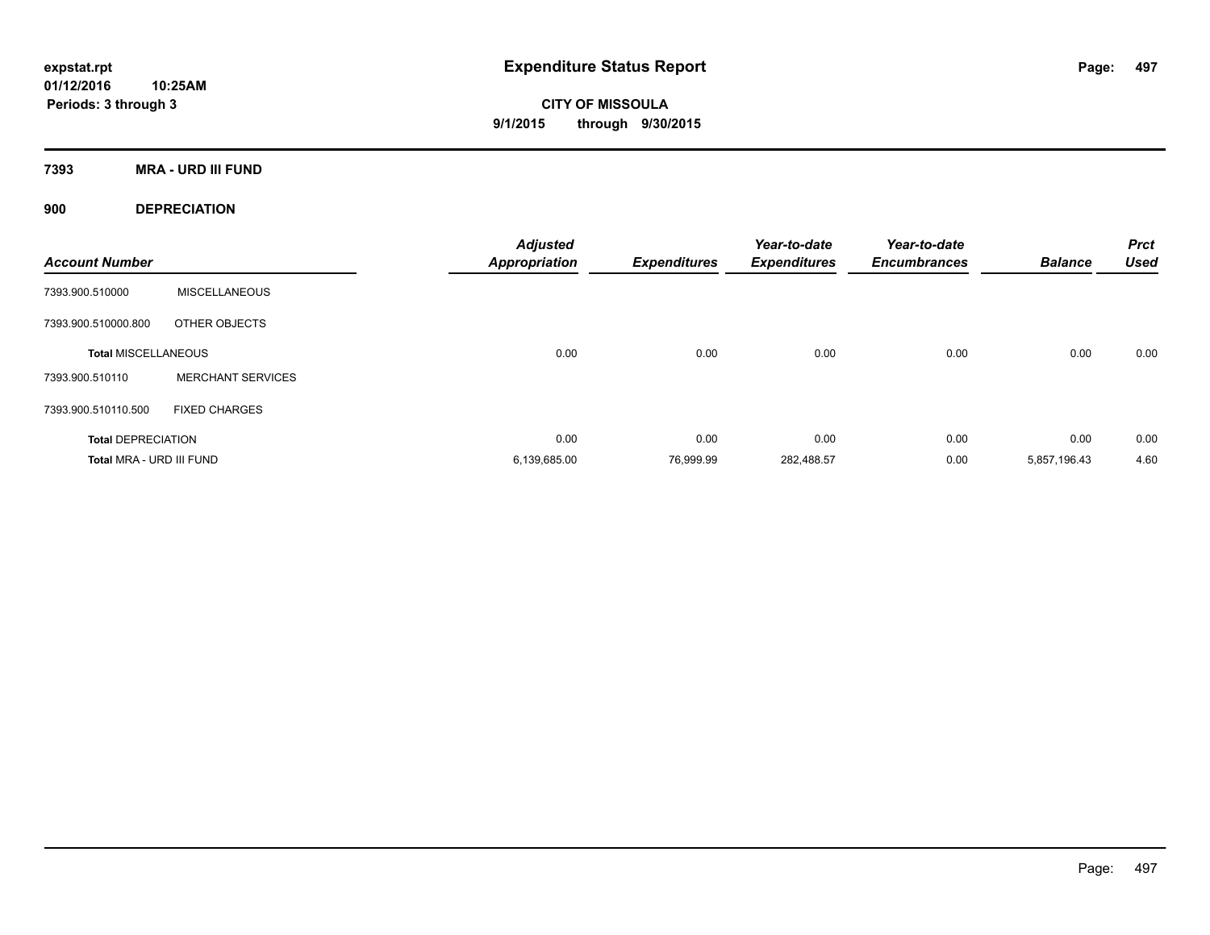**expstat.rpt**
**01/12/2016 10:25AM**
**Periods: 3 through 3**

# Expenditure Status Report

**CITY OF MISSOULA**
**9/1/2015 through 9/30/2015**

## 7393 MRA - URD III FUND

### 900 DEPRECIATION

| Account Number | | Adjusted Appropriation | Expenditures | Year-to-date Expenditures | Year-to-date Encumbrances | Balance | Prct Used |
|---|---|---|---|---|---|---|---|
| 7393.900.510000 | MISCELLANEOUS | | | | | | |
| 7393.900.510000.800 | OTHER OBJECTS | | | | | | |
| **Total MISCELLANEOUS** | | 0.00 | 0.00 | 0.00 | 0.00 | 0.00 | 0.00 |
| 7393.900.510110 | MERCHANT SERVICES | | | | | | |
| 7393.900.510110.500 | FIXED CHARGES | | | | | | |
| **Total DEPRECIATION** | | 0.00 | 0.00 | 0.00 | 0.00 | 0.00 | 0.00 |
| **Total MRA - URD III FUND** | | 6,139,685.00 | 76,999.99 | 282,488.57 | 0.00 | 5,857,196.43 | 4.60 |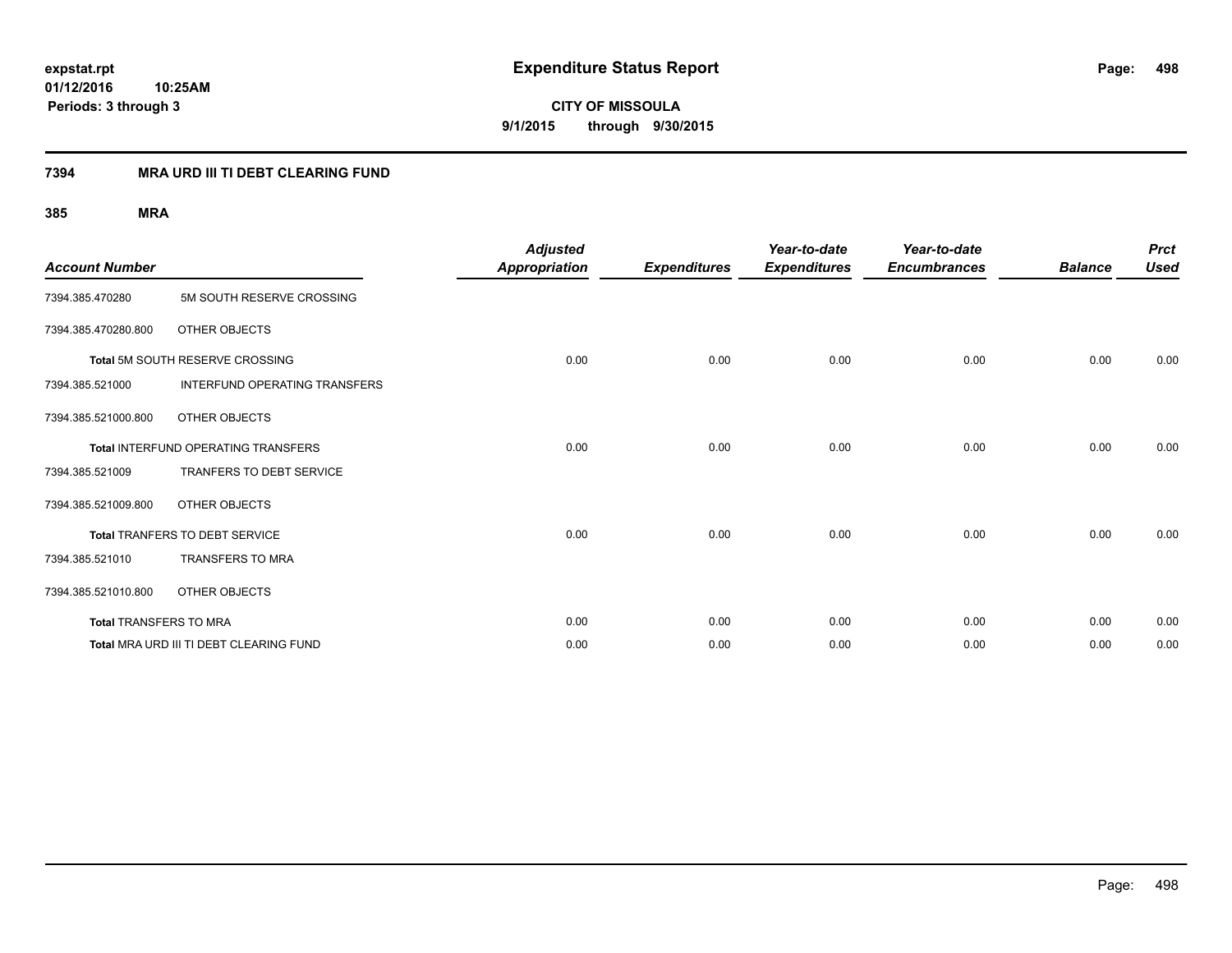**expstat.rpt**
**01/12/2016 10:25AM**
**Periods: 3 through 3**

# Expenditure Status Report

**CITY OF MISSOULA**
**9/1/2015 through 9/30/2015**

## 7394 MRA URD III TI DEBT CLEARING FUND

### 385 MRA

| Account Number | | Adjusted Appropriation | Expenditures | Year-to-date Expenditures | Year-to-date Encumbrances | Balance | Prct Used |
|---|---|---|---|---|---|---|---|
| 7394.385.470280 | 5M SOUTH RESERVE CROSSING | | | | | | |
| 7394.385.470280.800 | OTHER OBJECTS | | | | | | |
| **Total** 5M SOUTH RESERVE CROSSING | | 0.00 | 0.00 | 0.00 | 0.00 | 0.00 | 0.00 |
| 7394.385.521000 | INTERFUND OPERATING TRANSFERS | | | | | | |
| 7394.385.521000.800 | OTHER OBJECTS | | | | | | |
| **Total** INTERFUND OPERATING TRANSFERS | | 0.00 | 0.00 | 0.00 | 0.00 | 0.00 | 0.00 |
| 7394.385.521009 | TRANFERS TO DEBT SERVICE | | | | | | |
| 7394.385.521009.800 | OTHER OBJECTS | | | | | | |
| **Total** TRANFERS TO DEBT SERVICE | | 0.00 | 0.00 | 0.00 | 0.00 | 0.00 | 0.00 |
| 7394.385.521010 | TRANSFERS TO MRA | | | | | | |
| 7394.385.521010.800 | OTHER OBJECTS | | | | | | |
| **Total** TRANSFERS TO MRA | | 0.00 | 0.00 | 0.00 | 0.00 | 0.00 | 0.00 |
| **Total** MRA URD III TI DEBT CLEARING FUND | | 0.00 | 0.00 | 0.00 | 0.00 | 0.00 | 0.00 |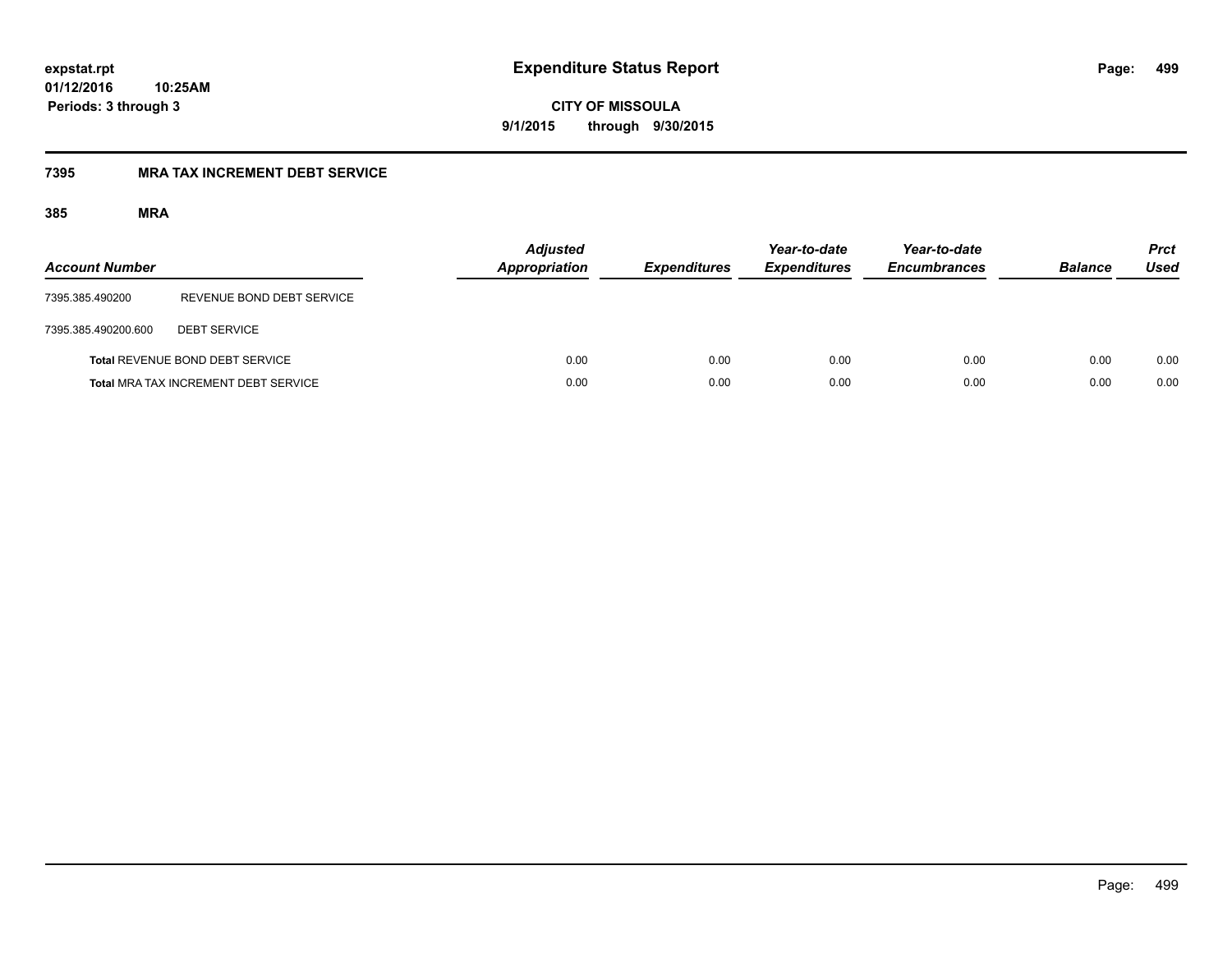**expstat.rpt**
**01/12/2016 10:25AM**
**Periods: 3 through 3**

# Expenditure Status Report

**CITY OF MISSOULA**
**9/1/2015 through 9/30/2015**

## 7395 MRA TAX INCREMENT DEBT SERVICE

### 385 MRA

| Account Number | | Adjusted Appropriation | Expenditures | Year-to-date Expenditures | Year-to-date Encumbrances | Balance | Prct Used |
|---|---|---|---|---|---|---|---|
| 7395.385.490200 | REVENUE BOND DEBT SERVICE | | | | | | |
| 7395.385.490200.600 | DEBT SERVICE | | | | | | |
| **Total** REVENUE BOND DEBT SERVICE | | 0.00 | 0.00 | 0.00 | 0.00 | 0.00 | 0.00 |
| **Total** MRA TAX INCREMENT DEBT SERVICE | | 0.00 | 0.00 | 0.00 | 0.00 | 0.00 | 0.00 |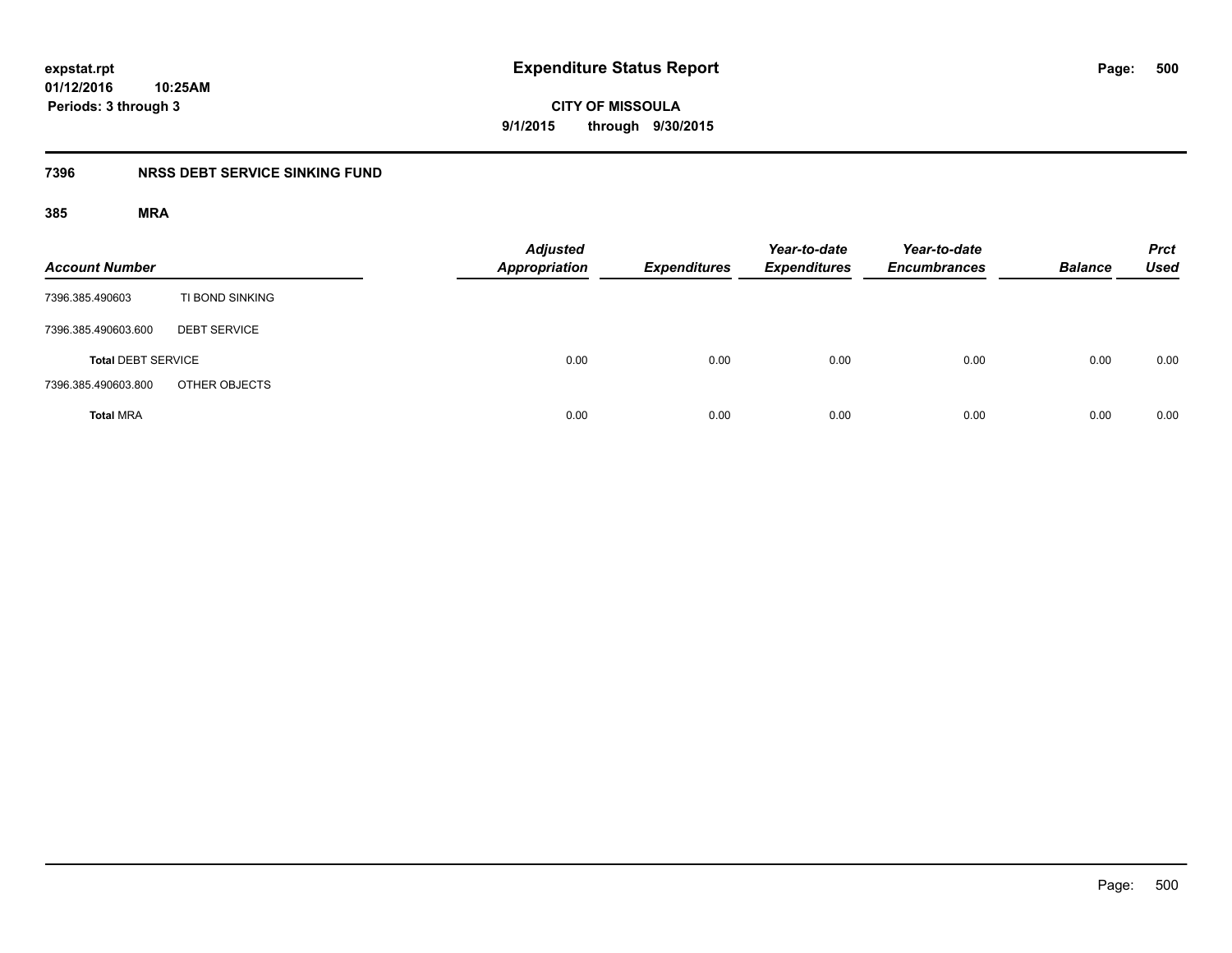# Expenditure Status Report

expstat.rpt
01/12/2016 10:25AM
Periods: 3 through 3

CITY OF MISSOULA
9/1/2015 through 9/30/2015

## 7396 NRSS DEBT SERVICE SINKING FUND

### 385 MRA

| Account Number | | Adjusted Appropriation | Expenditures | Year-to-date Expenditures | Year-to-date Encumbrances | Balance | Prct Used |
|---|---|---|---|---|---|---|---|
| 7396.385.490603 | TI BOND SINKING | | | | | | |
| 7396.385.490603.600 | DEBT SERVICE | | | | | | |
| **Total** DEBT SERVICE | | 0.00 | 0.00 | 0.00 | 0.00 | 0.00 | 0.00 |
| 7396.385.490603.800 | OTHER OBJECTS | | | | | | |
| **Total** MRA | | 0.00 | 0.00 | 0.00 | 0.00 | 0.00 | 0.00 |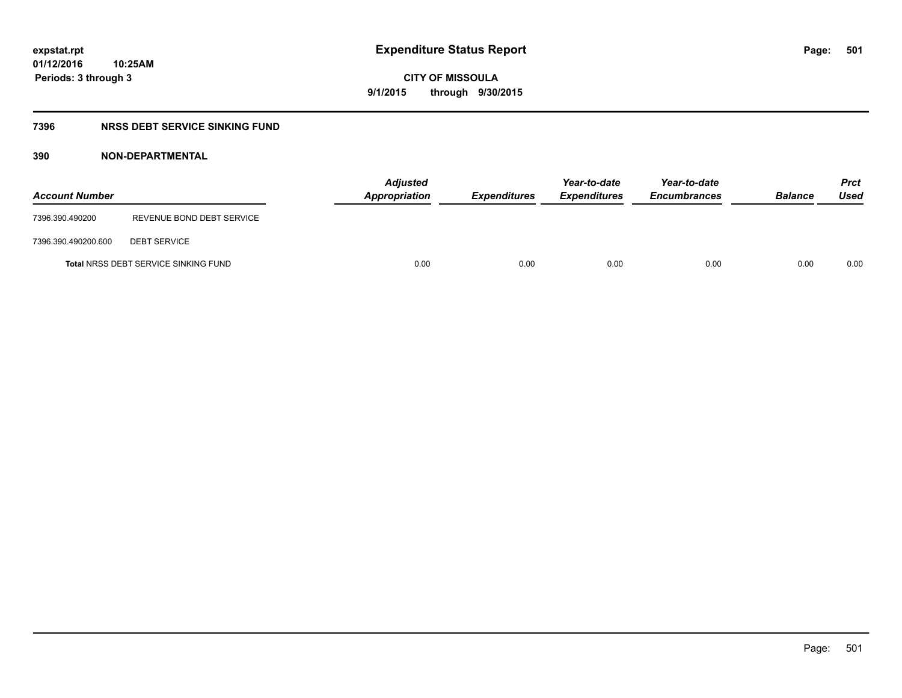**expstat.rpt**
**01/12/2016 10:25AM**
**Periods: 3 through 3**

# Expenditure Status Report

**CITY OF MISSOULA**
**9/1/2015 through 9/30/2015**

## 7396 NRSS DEBT SERVICE SINKING FUND

### 390 NON-DEPARTMENTAL

| Account Number | | Adjusted Appropriation | Expenditures | Year-to-date Expenditures | Year-to-date Encumbrances | Balance | Prct Used |
|---|---|---|---|---|---|---|---|
| 7396.390.490200 | REVENUE BOND DEBT SERVICE | | | | | | |
| 7396.390.490200.600 | DEBT SERVICE | | | | | | |
| **Total** NRSS DEBT SERVICE SINKING FUND | | 0.00 | 0.00 | 0.00 | 0.00 | 0.00 | 0.00 |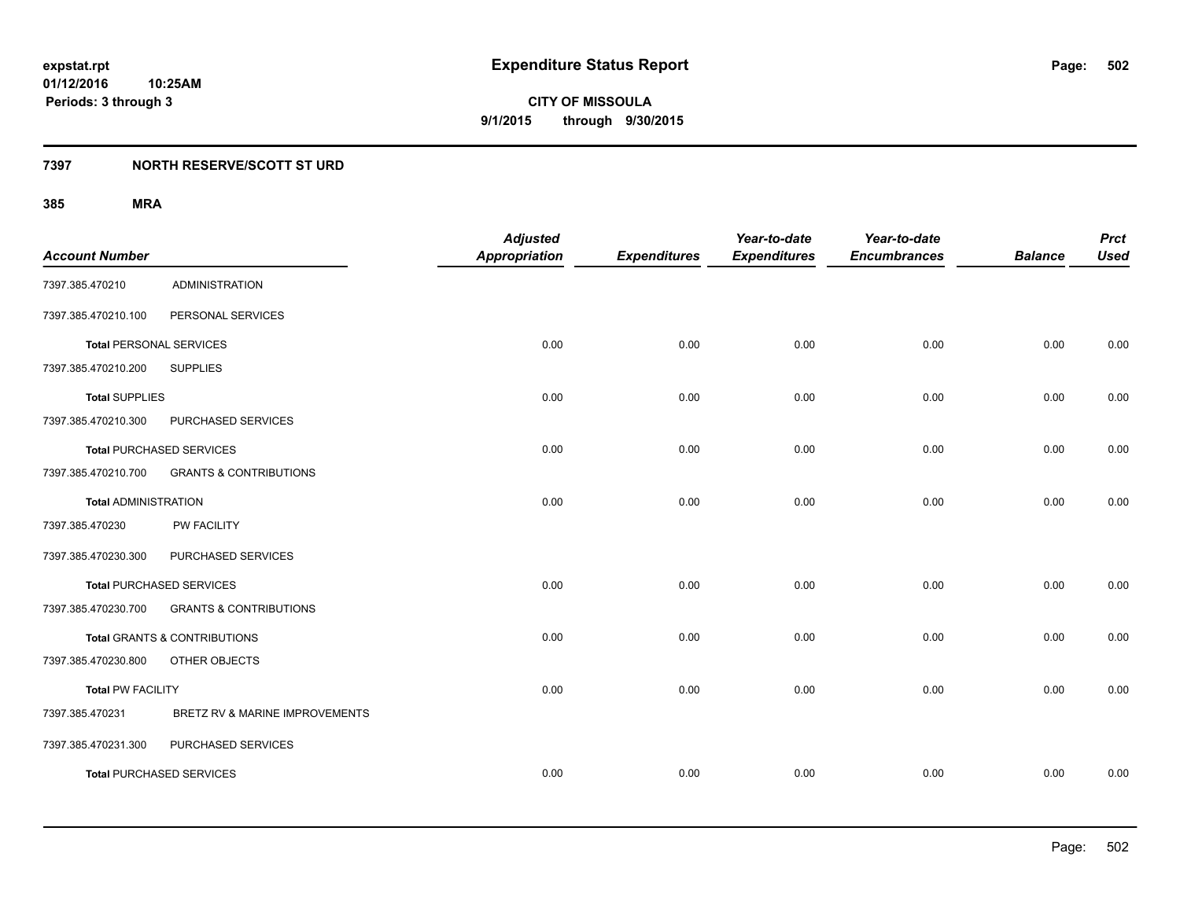# Expenditure Status Report

**CITY OF MISSOULA**

**9/1/2015 through 9/30/2015**

expstat.rpt
01/12/2016 10:25AM
Periods: 3 through 3

## 7397 NORTH RESERVE/SCOTT ST URD

### 385 MRA

| Account Number | | Adjusted Appropriation | Expenditures | Year-to-date Expenditures | Year-to-date Encumbrances | Balance | Prct Used |
|---|---|---|---|---|---|---|---|
| 7397.385.470210 | ADMINISTRATION | | | | | | |
| 7397.385.470210.100 | PERSONAL SERVICES | | | | | | |
| **Total** PERSONAL SERVICES | | 0.00 | 0.00 | 0.00 | 0.00 | 0.00 | 0.00 |
| 7397.385.470210.200 | SUPPLIES | | | | | | |
| **Total** SUPPLIES | | 0.00 | 0.00 | 0.00 | 0.00 | 0.00 | 0.00 |
| 7397.385.470210.300 | PURCHASED SERVICES | | | | | | |
| **Total** PURCHASED SERVICES | | 0.00 | 0.00 | 0.00 | 0.00 | 0.00 | 0.00 |
| 7397.385.470210.700 | GRANTS & CONTRIBUTIONS | | | | | | |
| **Total** ADMINISTRATION | | 0.00 | 0.00 | 0.00 | 0.00 | 0.00 | 0.00 |
| 7397.385.470230 | PW FACILITY | | | | | | |
| 7397.385.470230.300 | PURCHASED SERVICES | | | | | | |
| **Total** PURCHASED SERVICES | | 0.00 | 0.00 | 0.00 | 0.00 | 0.00 | 0.00 |
| 7397.385.470230.700 | GRANTS & CONTRIBUTIONS | | | | | | |
| **Total** GRANTS & CONTRIBUTIONS | | 0.00 | 0.00 | 0.00 | 0.00 | 0.00 | 0.00 |
| 7397.385.470230.800 | OTHER OBJECTS | | | | | | |
| **Total** PW FACILITY | | 0.00 | 0.00 | 0.00 | 0.00 | 0.00 | 0.00 |
| 7397.385.470231 | BRETZ RV & MARINE IMPROVEMENTS | | | | | | |
| 7397.385.470231.300 | PURCHASED SERVICES | | | | | | |
| **Total** PURCHASED SERVICES | | 0.00 | 0.00 | 0.00 | 0.00 | 0.00 | 0.00 |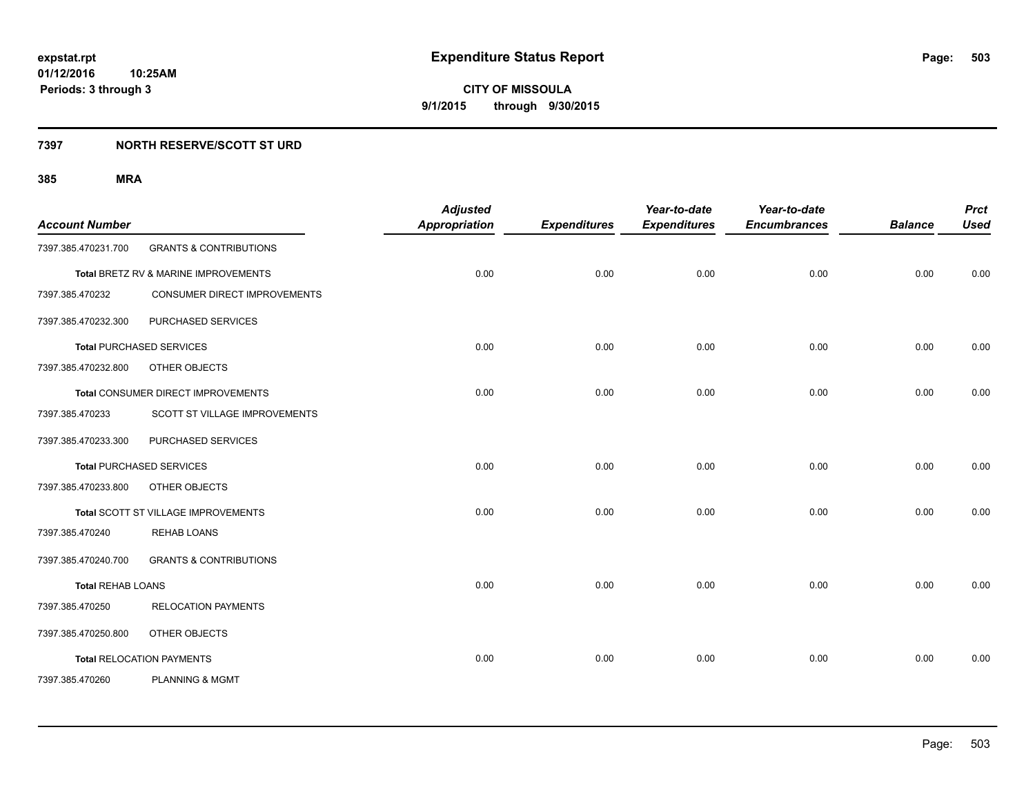**expstat.rpt**
**01/12/2016 10:25AM**
**Periods: 3 through 3**

# Expenditure Status Report

**CITY OF MISSOULA**
**9/1/2015 through 9/30/2015**

## 7397 NORTH RESERVE/SCOTT ST URD

### 385 MRA

| Account Number | | Adjusted Appropriation | Expenditures | Year-to-date Expenditures | Year-to-date Encumbrances | Balance | Prct Used |
|---|---|---|---|---|---|---|---|
| 7397.385.470231.700 | GRANTS & CONTRIBUTIONS | | | | | | |
| **Total** BRETZ RV & MARINE IMPROVEMENTS | | 0.00 | 0.00 | 0.00 | 0.00 | 0.00 | 0.00 |
| 7397.385.470232 | CONSUMER DIRECT IMPROVEMENTS | | | | | | |
| 7397.385.470232.300 | PURCHASED SERVICES | | | | | | |
| **Total** PURCHASED SERVICES | | 0.00 | 0.00 | 0.00 | 0.00 | 0.00 | 0.00 |
| 7397.385.470232.800 | OTHER OBJECTS | | | | | | |
| **Total** CONSUMER DIRECT IMPROVEMENTS | | 0.00 | 0.00 | 0.00 | 0.00 | 0.00 | 0.00 |
| 7397.385.470233 | SCOTT ST VILLAGE IMPROVEMENTS | | | | | | |
| 7397.385.470233.300 | PURCHASED SERVICES | | | | | | |
| **Total** PURCHASED SERVICES | | 0.00 | 0.00 | 0.00 | 0.00 | 0.00 | 0.00 |
| 7397.385.470233.800 | OTHER OBJECTS | | | | | | |
| **Total** SCOTT ST VILLAGE IMPROVEMENTS | | 0.00 | 0.00 | 0.00 | 0.00 | 0.00 | 0.00 |
| 7397.385.470240 | REHAB LOANS | | | | | | |
| 7397.385.470240.700 | GRANTS & CONTRIBUTIONS | | | | | | |
| **Total** REHAB LOANS | | 0.00 | 0.00 | 0.00 | 0.00 | 0.00 | 0.00 |
| 7397.385.470250 | RELOCATION PAYMENTS | | | | | | |
| 7397.385.470250.800 | OTHER OBJECTS | | | | | | |
| **Total** RELOCATION PAYMENTS | | 0.00 | 0.00 | 0.00 | 0.00 | 0.00 | 0.00 |
| 7397.385.470260 | PLANNING & MGMT | | | | | | |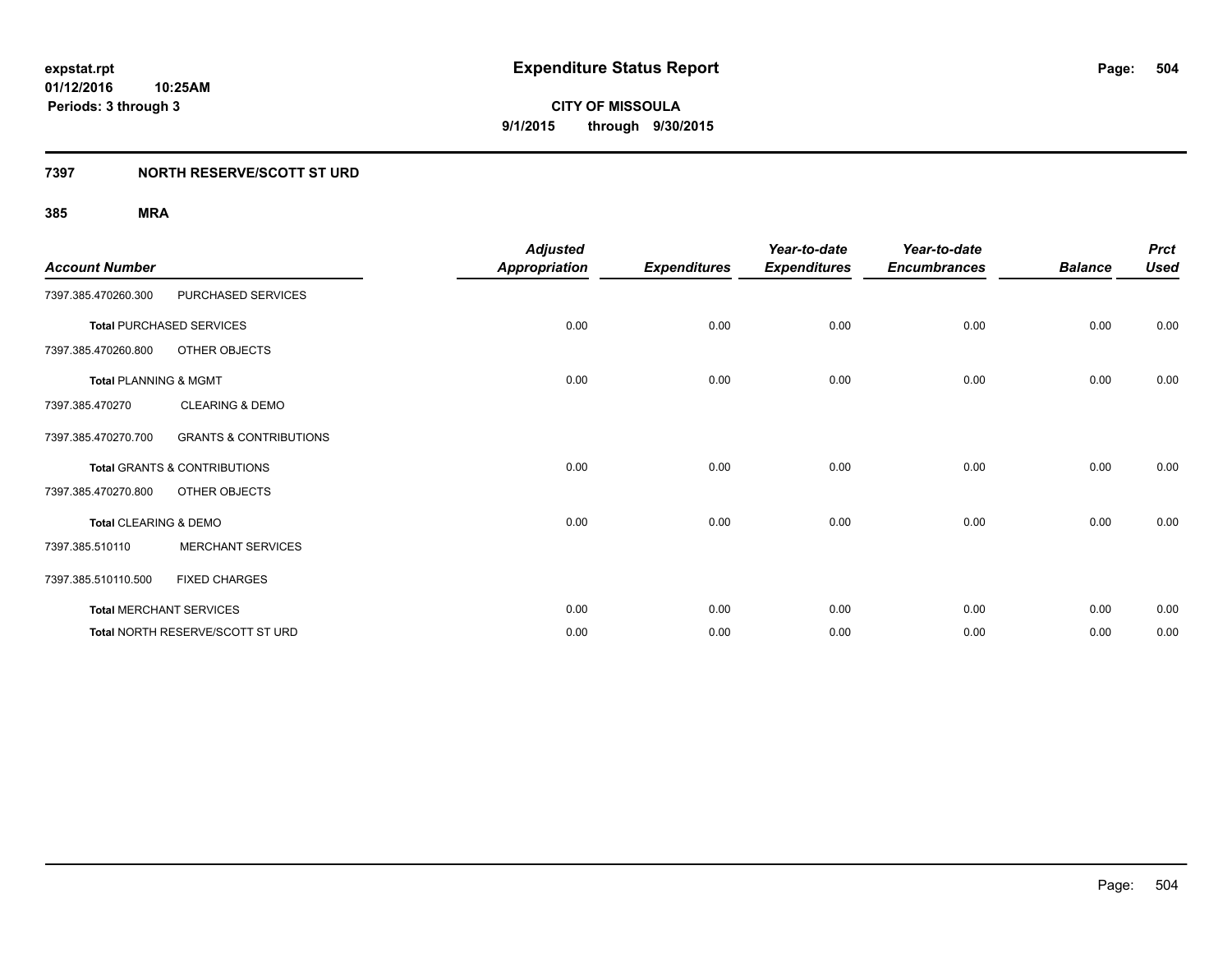**Expenditure Status Report**

**CITY OF MISSOULA**

**9/1/2015 through 9/30/2015**

expstat.rpt
01/12/2016 10:25AM
Periods: 3 through 3

## 7397 NORTH RESERVE/SCOTT ST URD

### 385 MRA

| Account Number | | Adjusted Appropriation | Expenditures | Year-to-date Expenditures | Year-to-date Encumbrances | Balance | Prct Used |
|---|---|---|---|---|---|---|---|
| 7397.385.470260.300 | PURCHASED SERVICES | | | | | | |
| **Total** PURCHASED SERVICES | | 0.00 | 0.00 | 0.00 | 0.00 | 0.00 | 0.00 |
| 7397.385.470260.800 | OTHER OBJECTS | | | | | | |
| **Total** PLANNING & MGMT | | 0.00 | 0.00 | 0.00 | 0.00 | 0.00 | 0.00 |
| 7397.385.470270 | CLEARING & DEMO | | | | | | |
| 7397.385.470270.700 | GRANTS & CONTRIBUTIONS | | | | | | |
| **Total** GRANTS & CONTRIBUTIONS | | 0.00 | 0.00 | 0.00 | 0.00 | 0.00 | 0.00 |
| 7397.385.470270.800 | OTHER OBJECTS | | | | | | |
| **Total** CLEARING & DEMO | | 0.00 | 0.00 | 0.00 | 0.00 | 0.00 | 0.00 |
| 7397.385.510110 | MERCHANT SERVICES | | | | | | |
| 7397.385.510110.500 | FIXED CHARGES | | | | | | |
| **Total** MERCHANT SERVICES | | 0.00 | 0.00 | 0.00 | 0.00 | 0.00 | 0.00 |
| **Total** NORTH RESERVE/SCOTT ST URD | | 0.00 | 0.00 | 0.00 | 0.00 | 0.00 | 0.00 |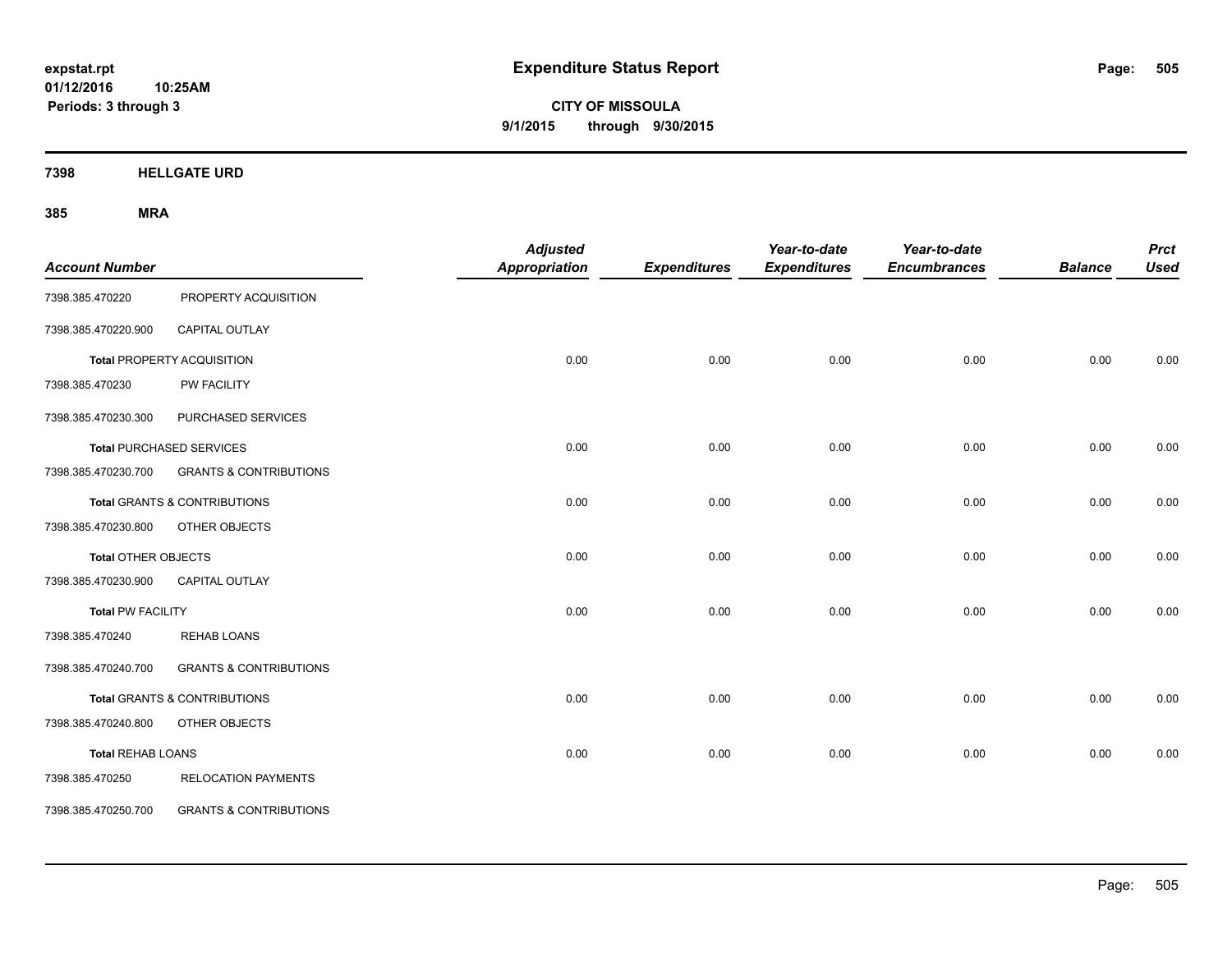**expstat.rpt**
**01/12/2016 10:25AM**
**Periods: 3 through 3**

# Expenditure Status Report

**CITY OF MISSOULA**
**9/1/2015 through 9/30/2015**

## 7398 HELLGATE URD

### 385 MRA

| Account Number | | Adjusted Appropriation | Expenditures | Year-to-date Expenditures | Year-to-date Encumbrances | Balance | Prct Used |
|---|---|---|---|---|---|---|---|
| 7398.385.470220 | PROPERTY ACQUISITION | | | | | | |
| 7398.385.470220.900 | CAPITAL OUTLAY | | | | | | |
| **Total** PROPERTY ACQUISITION | | 0.00 | 0.00 | 0.00 | 0.00 | 0.00 | 0.00 |
| 7398.385.470230 | PW FACILITY | | | | | | |
| 7398.385.470230.300 | PURCHASED SERVICES | | | | | | |
| **Total** PURCHASED SERVICES | | 0.00 | 0.00 | 0.00 | 0.00 | 0.00 | 0.00 |
| 7398.385.470230.700 | GRANTS & CONTRIBUTIONS | | | | | | |
| **Total** GRANTS & CONTRIBUTIONS | | 0.00 | 0.00 | 0.00 | 0.00 | 0.00 | 0.00 |
| 7398.385.470230.800 | OTHER OBJECTS | | | | | | |
| **Total** OTHER OBJECTS | | 0.00 | 0.00 | 0.00 | 0.00 | 0.00 | 0.00 |
| 7398.385.470230.900 | CAPITAL OUTLAY | | | | | | |
| **Total** PW FACILITY | | 0.00 | 0.00 | 0.00 | 0.00 | 0.00 | 0.00 |
| 7398.385.470240 | REHAB LOANS | | | | | | |
| 7398.385.470240.700 | GRANTS & CONTRIBUTIONS | | | | | | |
| **Total** GRANTS & CONTRIBUTIONS | | 0.00 | 0.00 | 0.00 | 0.00 | 0.00 | 0.00 |
| 7398.385.470240.800 | OTHER OBJECTS | | | | | | |
| **Total** REHAB LOANS | | 0.00 | 0.00 | 0.00 | 0.00 | 0.00 | 0.00 |
| 7398.385.470250 | RELOCATION PAYMENTS | | | | | | |
| 7398.385.470250.700 | GRANTS & CONTRIBUTIONS | | | | | | |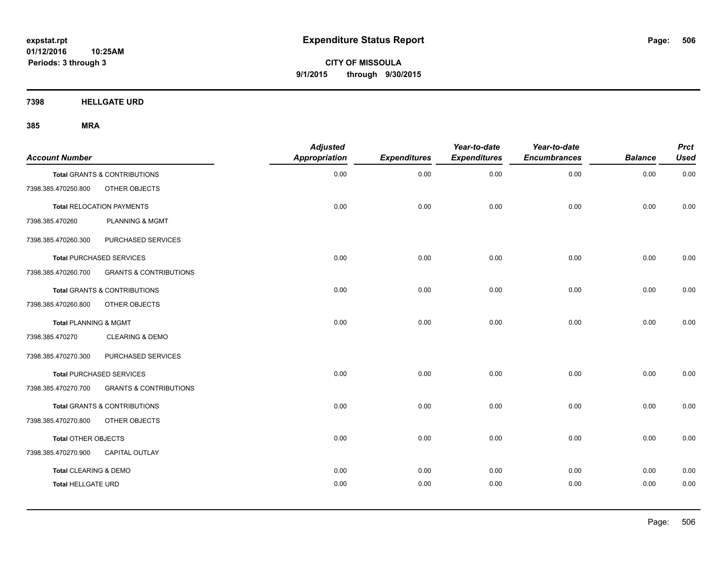**expstat.rpt**
**01/12/2016 10:25AM**
**Periods: 3 through 3**

# Expenditure Status Report

**CITY OF MISSOULA**
**9/1/2015 through 9/30/2015**

## 7398 HELLGATE URD

## 385 MRA

| Account Number | | Adjusted Appropriation | Expenditures | Year-to-date Expenditures | Year-to-date Encumbrances | Balance | Prct Used |
|---|---|---|---|---|---|---|---|
| **Total GRANTS & CONTRIBUTIONS** | | 0.00 | 0.00 | 0.00 | 0.00 | 0.00 | 0.00 |
| 7398.385.470250.800 | OTHER OBJECTS | | | | | | |
| **Total RELOCATION PAYMENTS** | | 0.00 | 0.00 | 0.00 | 0.00 | 0.00 | 0.00 |
| 7398.385.470260 | PLANNING & MGMT | | | | | | |
| 7398.385.470260.300 | PURCHASED SERVICES | | | | | | |
| **Total PURCHASED SERVICES** | | 0.00 | 0.00 | 0.00 | 0.00 | 0.00 | 0.00 |
| 7398.385.470260.700 | GRANTS & CONTRIBUTIONS | | | | | | |
| **Total GRANTS & CONTRIBUTIONS** | | 0.00 | 0.00 | 0.00 | 0.00 | 0.00 | 0.00 |
| 7398.385.470260.800 | OTHER OBJECTS | | | | | | |
| **Total PLANNING & MGMT** | | 0.00 | 0.00 | 0.00 | 0.00 | 0.00 | 0.00 |
| 7398.385.470270 | CLEARING & DEMO | | | | | | |
| 7398.385.470270.300 | PURCHASED SERVICES | | | | | | |
| **Total PURCHASED SERVICES** | | 0.00 | 0.00 | 0.00 | 0.00 | 0.00 | 0.00 |
| 7398.385.470270.700 | GRANTS & CONTRIBUTIONS | | | | | | |
| **Total GRANTS & CONTRIBUTIONS** | | 0.00 | 0.00 | 0.00 | 0.00 | 0.00 | 0.00 |
| 7398.385.470270.800 | OTHER OBJECTS | | | | | | |
| **Total OTHER OBJECTS** | | 0.00 | 0.00 | 0.00 | 0.00 | 0.00 | 0.00 |
| 7398.385.470270.900 | CAPITAL OUTLAY | | | | | | |
| **Total CLEARING & DEMO** | | 0.00 | 0.00 | 0.00 | 0.00 | 0.00 | 0.00 |
| **Total HELLGATE URD** | | 0.00 | 0.00 | 0.00 | 0.00 | 0.00 | 0.00 |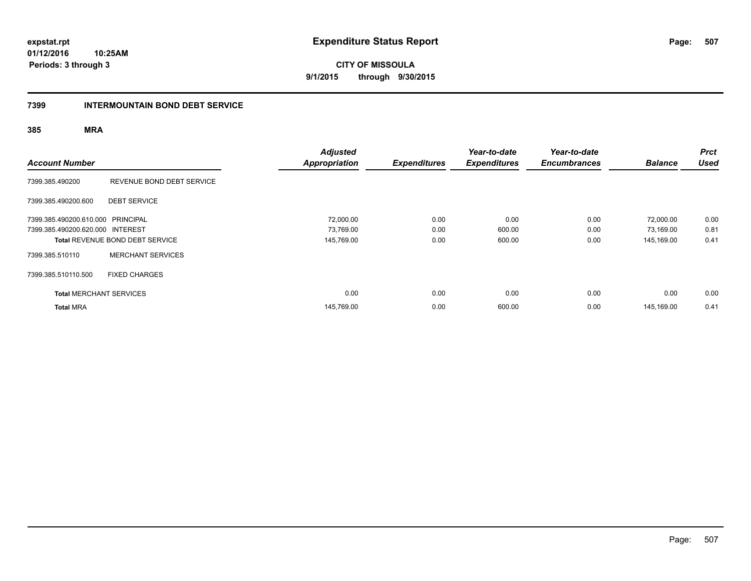**expstat.rpt**
**01/12/2016 10:25AM**
**Periods: 3 through 3**

# Expenditure Status Report

**CITY OF MISSOULA**
**9/1/2015 through 9/30/2015**

## 7399 INTERMOUNTAIN BOND DEBT SERVICE

### 385 MRA

| Account Number | | Adjusted Appropriation | Expenditures | Year-to-date Expenditures | Year-to-date Encumbrances | Balance | Prct Used |
|---|---|---|---|---|---|---|---|
| 7399.385.490200 | REVENUE BOND DEBT SERVICE | | | | | | |
| 7399.385.490200.600 | DEBT SERVICE | | | | | | |
| 7399.385.490200.610.000 | PRINCIPAL | 72,000.00 | 0.00 | 0.00 | 0.00 | 72,000.00 | 0.00 |
| 7399.385.490200.620.000 | INTEREST | 73,769.00 | 0.00 | 600.00 | 0.00 | 73,169.00 | 0.81 |
| **Total** REVENUE BOND DEBT SERVICE | | 145,769.00 | 0.00 | 600.00 | 0.00 | 145,169.00 | 0.41 |
| 7399.385.510110 | MERCHANT SERVICES | | | | | | |
| 7399.385.510110.500 | FIXED CHARGES | | | | | | |
| **Total** MERCHANT SERVICES | | 0.00 | 0.00 | 0.00 | 0.00 | 0.00 | 0.00 |
| **Total** MRA | | 145,769.00 | 0.00 | 600.00 | 0.00 | 145,169.00 | 0.41 |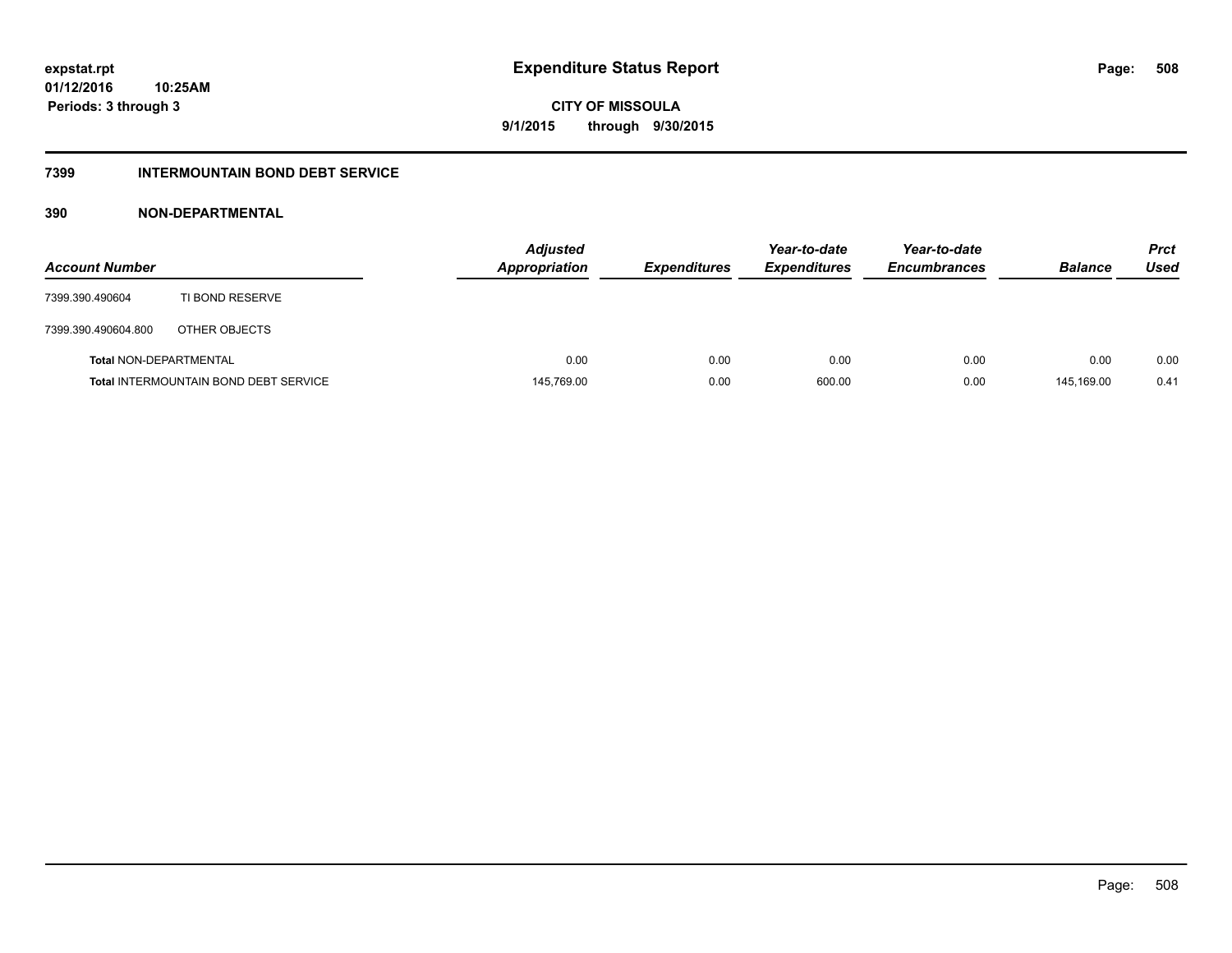**expstat.rpt**
**01/12/2016 10:25AM**
**Periods: 3 through 3**

# Expenditure Status Report

**CITY OF MISSOULA**
**9/1/2015 through 9/30/2015**

## 7399 INTERMOUNTAIN BOND DEBT SERVICE

### 390 NON-DEPARTMENTAL

| Account Number | | Adjusted Appropriation | Expenditures | Year-to-date Expenditures | Year-to-date Encumbrances | Balance | Prct Used |
|---|---|---|---|---|---|---|---|
| 7399.390.490604 | TI BOND RESERVE | | | | | | |
| 7399.390.490604.800 | OTHER OBJECTS | | | | | | |
| **Total** NON-DEPARTMENTAL | | 0.00 | 0.00 | 0.00 | 0.00 | 0.00 | 0.00 |
| **Total** INTERMOUNTAIN BOND DEBT SERVICE | | 145,769.00 | 0.00 | 600.00 | 0.00 | 145,169.00 | 0.41 |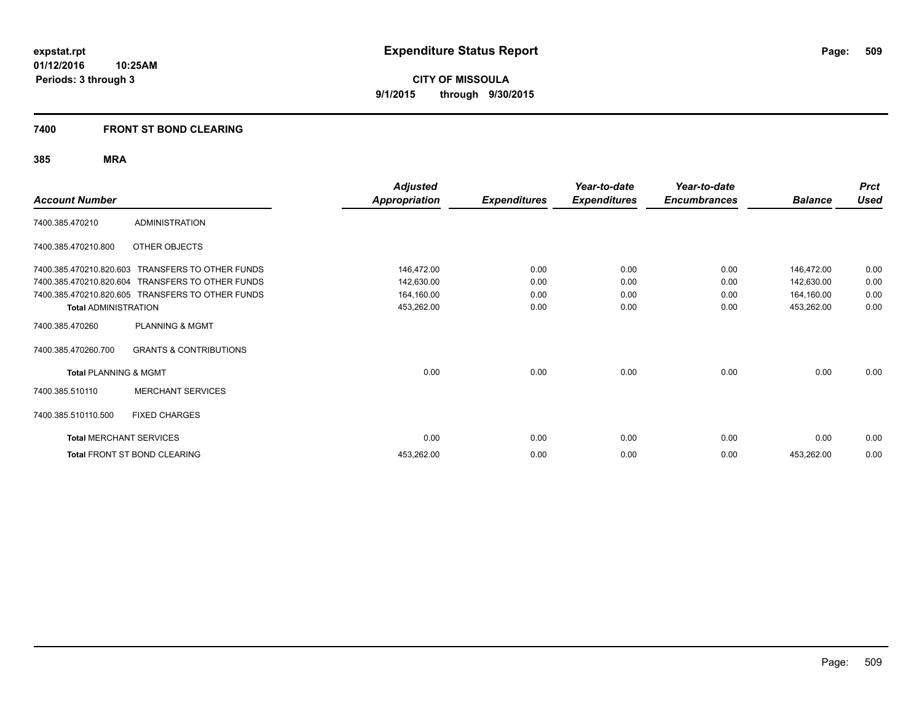**expstat.rpt**
**01/12/2016 10:25AM**
**Periods: 3 through 3**

# Expenditure Status Report

**CITY OF MISSOULA**
**9/1/2015 through 9/30/2015**

## 7400 FRONT ST BOND CLEARING

### 385 MRA

| Account Number | | Adjusted Appropriation | Expenditures | Year-to-date Expenditures | Year-to-date Encumbrances | Balance | Prct Used |
|---|---|---|---|---|---|---|---|
| 7400.385.470210 | ADMINISTRATION | | | | | | |
| 7400.385.470210.800 | OTHER OBJECTS | | | | | | |
| 7400.385.470210.820.603 | TRANSFERS TO OTHER FUNDS | 146,472.00 | 0.00 | 0.00 | 0.00 | 146,472.00 | 0.00 |
| 7400.385.470210.820.604 | TRANSFERS TO OTHER FUNDS | 142,630.00 | 0.00 | 0.00 | 0.00 | 142,630.00 | 0.00 |
| 7400.385.470210.820.605 | TRANSFERS TO OTHER FUNDS | 164,160.00 | 0.00 | 0.00 | 0.00 | 164,160.00 | 0.00 |
| **Total** ADMINISTRATION | | 453,262.00 | 0.00 | 0.00 | 0.00 | 453,262.00 | 0.00 |
| 7400.385.470260 | PLANNING & MGMT | | | | | | |
| 7400.385.470260.700 | GRANTS & CONTRIBUTIONS | | | | | | |
| **Total** PLANNING & MGMT | | 0.00 | 0.00 | 0.00 | 0.00 | 0.00 | 0.00 |
| 7400.385.510110 | MERCHANT SERVICES | | | | | | |
| 7400.385.510110.500 | FIXED CHARGES | | | | | | |
| **Total** MERCHANT SERVICES | | 0.00 | 0.00 | 0.00 | 0.00 | 0.00 | 0.00 |
| **Total** FRONT ST BOND CLEARING | | 453,262.00 | 0.00 | 0.00 | 0.00 | 453,262.00 | 0.00 |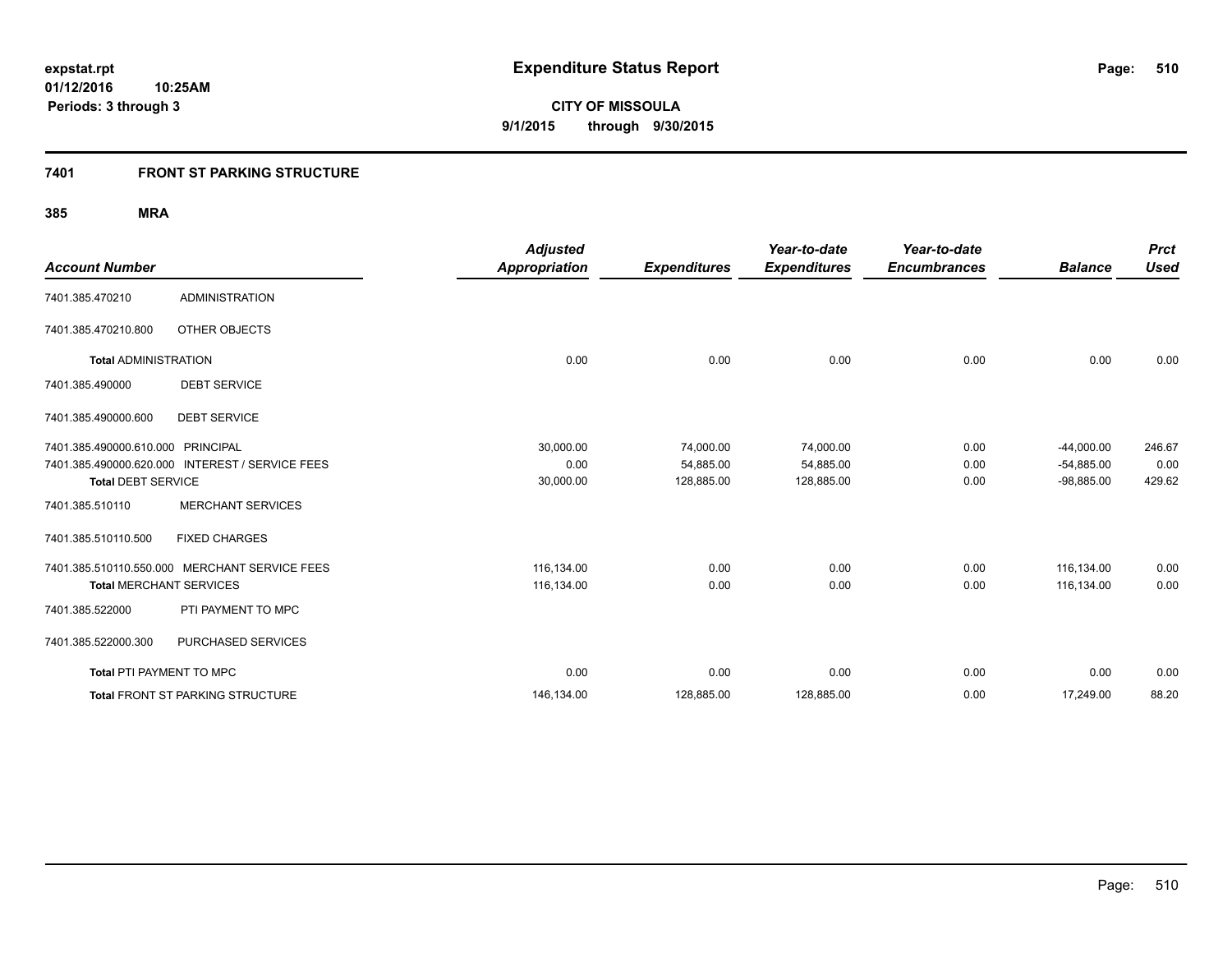**expstat.rpt**
**01/12/2016 10:25AM**
**Periods: 3 through 3**

# Expenditure Status Report

**CITY OF MISSOULA**
**9/1/2015 through 9/30/2015**

## 7401 FRONT ST PARKING STRUCTURE

### 385 MRA

| Account Number | | Adjusted Appropriation | Expenditures | Year-to-date Expenditures | Year-to-date Encumbrances | Balance | Prct Used |
|---|---|---|---|---|---|---|---|
| 7401.385.470210 | ADMINISTRATION | | | | | | |
| 7401.385.470210.800 | OTHER OBJECTS | | | | | | |
| **Total** ADMINISTRATION | | 0.00 | 0.00 | 0.00 | 0.00 | 0.00 | 0.00 |
| 7401.385.490000 | DEBT SERVICE | | | | | | |
| 7401.385.490000.600 | DEBT SERVICE | | | | | | |
| 7401.385.490000.610.000 | PRINCIPAL | 30,000.00 | 74,000.00 | 74,000.00 | 0.00 | -44,000.00 | 246.67 |
| 7401.385.490000.620.000 | INTEREST / SERVICE FEES | 0.00 | 54,885.00 | 54,885.00 | 0.00 | -54,885.00 | 0.00 |
| **Total** DEBT SERVICE | | 30,000.00 | 128,885.00 | 128,885.00 | 0.00 | -98,885.00 | 429.62 |
| 7401.385.510110 | MERCHANT SERVICES | | | | | | |
| 7401.385.510110.500 | FIXED CHARGES | | | | | | |
| 7401.385.510110.550.000 | MERCHANT SERVICE FEES | 116,134.00 | 0.00 | 0.00 | 0.00 | 116,134.00 | 0.00 |
| **Total** MERCHANT SERVICES | | 116,134.00 | 0.00 | 0.00 | 0.00 | 116,134.00 | 0.00 |
| 7401.385.522000 | PTI PAYMENT TO MPC | | | | | | |
| 7401.385.522000.300 | PURCHASED SERVICES | | | | | | |
| **Total** PTI PAYMENT TO MPC | | 0.00 | 0.00 | 0.00 | 0.00 | 0.00 | 0.00 |
| **Total** FRONT ST PARKING STRUCTURE | | 146,134.00 | 128,885.00 | 128,885.00 | 0.00 | 17,249.00 | 88.20 |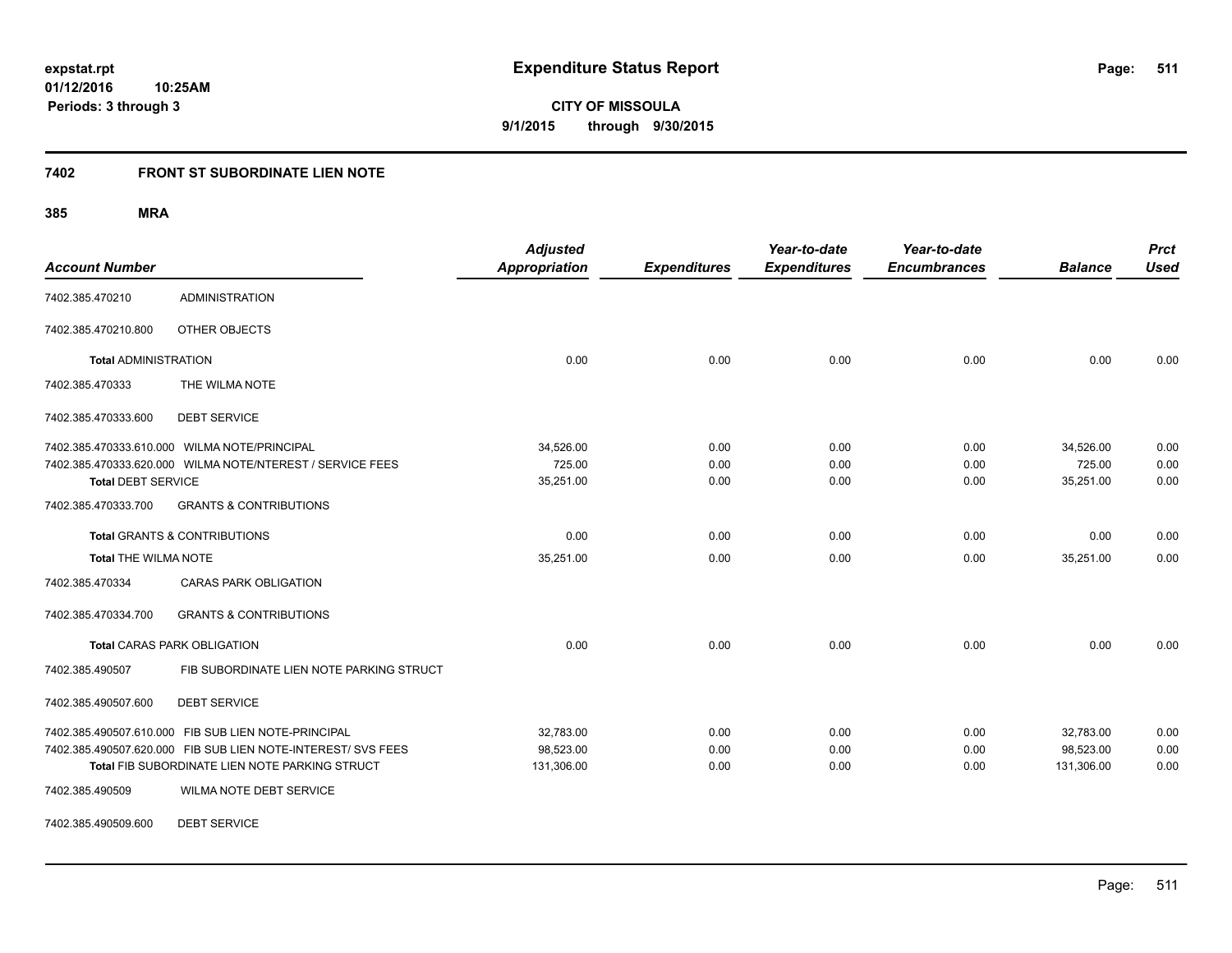**expstat.rpt**
**01/12/2016 10:25AM**
**Periods: 3 through 3**

# Expenditure Status Report

**CITY OF MISSOULA**
**9/1/2015 through 9/30/2015**

## 7402 FRONT ST SUBORDINATE LIEN NOTE

### 385 MRA

| Account Number | | Adjusted Appropriation | Expenditures | Year-to-date Expenditures | Year-to-date Encumbrances | Balance | Prct Used |
|---|---|---|---|---|---|---|---|
| 7402.385.470210 | ADMINISTRATION | | | | | | |
| 7402.385.470210.800 | OTHER OBJECTS | | | | | | |
| **Total** ADMINISTRATION | | 0.00 | 0.00 | 0.00 | 0.00 | 0.00 | 0.00 |
| 7402.385.470333 | THE WILMA NOTE | | | | | | |
| 7402.385.470333.600 | DEBT SERVICE | | | | | | |
| 7402.385.470333.610.000 | WILMA NOTE/PRINCIPAL | 34,526.00 | 0.00 | 0.00 | 0.00 | 34,526.00 | 0.00 |
| 7402.385.470333.620.000 | WILMA NOTE/NTEREST / SERVICE FEES | 725.00 | 0.00 | 0.00 | 0.00 | 725.00 | 0.00 |
| **Total** DEBT SERVICE | | 35,251.00 | 0.00 | 0.00 | 0.00 | 35,251.00 | 0.00 |
| 7402.385.470333.700 | GRANTS & CONTRIBUTIONS | | | | | | |
| **Total** GRANTS & CONTRIBUTIONS | | 0.00 | 0.00 | 0.00 | 0.00 | 0.00 | 0.00 |
| **Total** THE WILMA NOTE | | 35,251.00 | 0.00 | 0.00 | 0.00 | 35,251.00 | 0.00 |
| 7402.385.470334 | CARAS PARK OBLIGATION | | | | | | |
| 7402.385.470334.700 | GRANTS & CONTRIBUTIONS | | | | | | |
| **Total** CARAS PARK OBLIGATION | | 0.00 | 0.00 | 0.00 | 0.00 | 0.00 | 0.00 |
| 7402.385.490507 | FIB SUBORDINATE LIEN NOTE PARKING STRUCT | | | | | | |
| 7402.385.490507.600 | DEBT SERVICE | | | | | | |
| 7402.385.490507.610.000 | FIB SUB LIEN NOTE-PRINCIPAL | 32,783.00 | 0.00 | 0.00 | 0.00 | 32,783.00 | 0.00 |
| 7402.385.490507.620.000 | FIB SUB LIEN NOTE-INTEREST/ SVS FEES | 98,523.00 | 0.00 | 0.00 | 0.00 | 98,523.00 | 0.00 |
| **Total** FIB SUBORDINATE LIEN NOTE PARKING STRUCT | | 131,306.00 | 0.00 | 0.00 | 0.00 | 131,306.00 | 0.00 |
| 7402.385.490509 | WILMA NOTE DEBT SERVICE | | | | | | |
| 7402.385.490509.600 | DEBT SERVICE | | | | | | |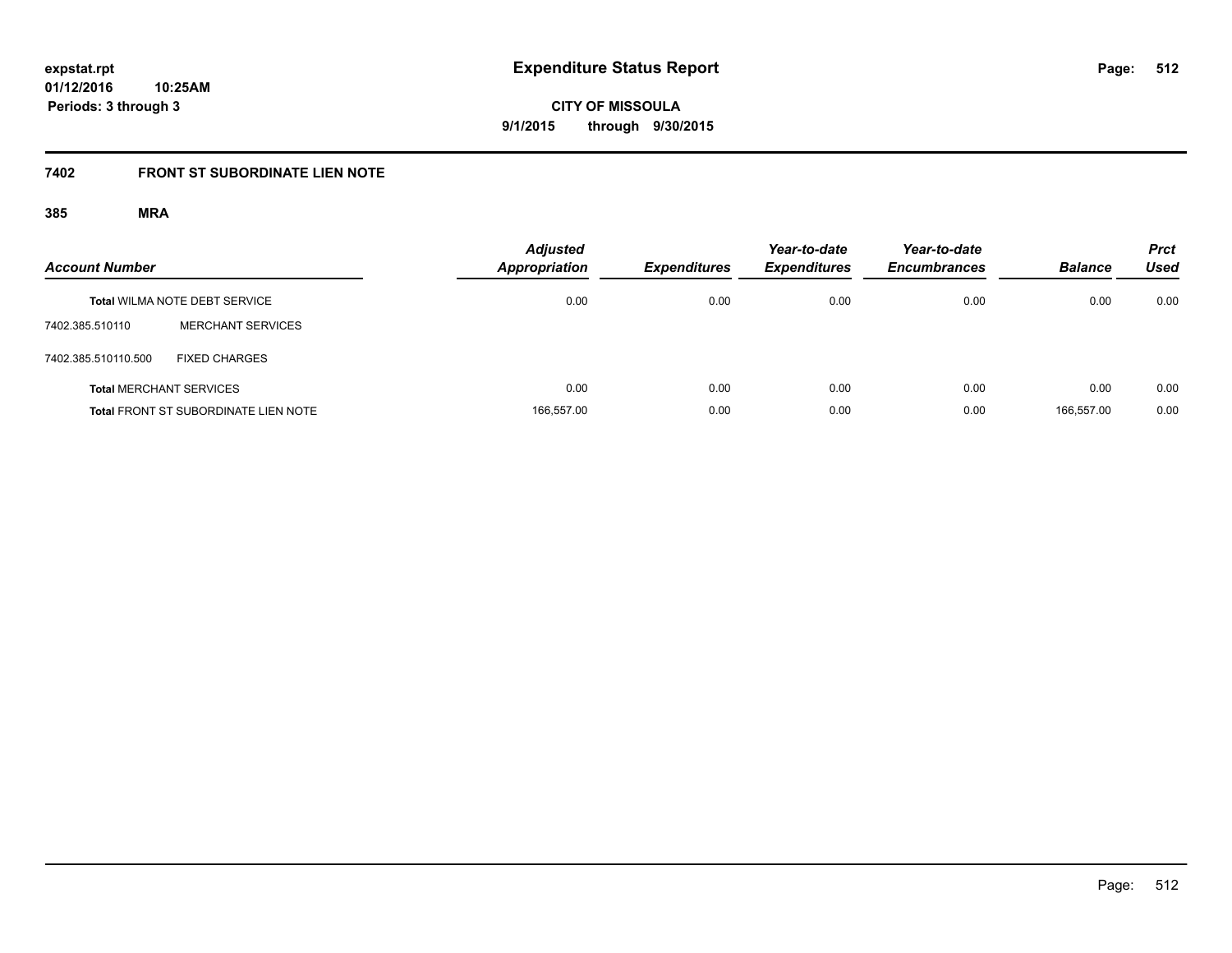# Expenditure Status Report

expstat.rpt
01/12/2016 10:25AM
Periods: 3 through 3

**CITY OF MISSOULA**
**9/1/2015 through 9/30/2015**

## 7402 FRONT ST SUBORDINATE LIEN NOTE

### 385 MRA

| Account Number | | Adjusted Appropriation | Expenditures | Year-to-date Expenditures | Year-to-date Encumbrances | Balance | Prct Used |
|---|---|---|---|---|---|---|---|
| **Total** WILMA NOTE DEBT SERVICE | | 0.00 | 0.00 | 0.00 | 0.00 | 0.00 | 0.00 |
| 7402.385.510110 | MERCHANT SERVICES | | | | | | |
| 7402.385.510110.500 | FIXED CHARGES | | | | | | |
| **Total** MERCHANT SERVICES | | 0.00 | 0.00 | 0.00 | 0.00 | 0.00 | 0.00 |
| **Total** FRONT ST SUBORDINATE LIEN NOTE | | 166,557.00 | 0.00 | 0.00 | 0.00 | 166,557.00 | 0.00 |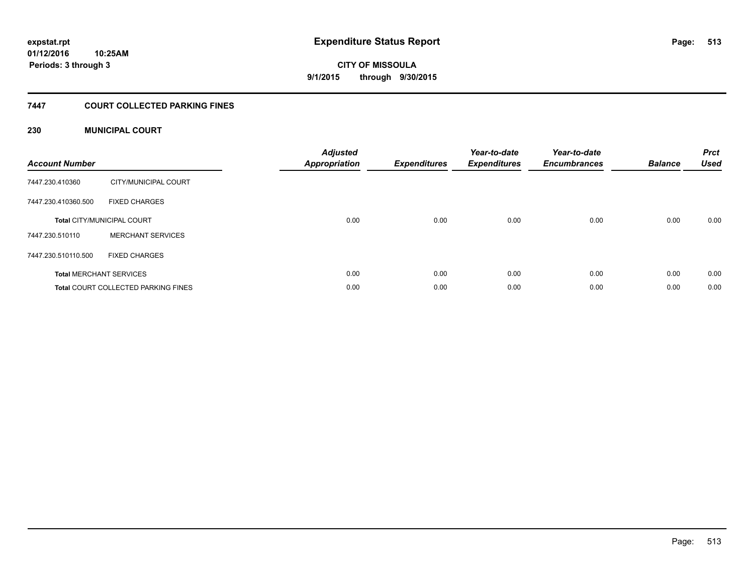# Expenditure Status Report

**CITY OF MISSOULA**

**9/1/2015 through 9/30/2015**

expstat.rpt
01/12/2016 10:25AM
Periods: 3 through 3

## 7447 COURT COLLECTED PARKING FINES

### 230 MUNICIPAL COURT

| Account Number | | Adjusted Appropriation | Expenditures | Year-to-date Expenditures | Year-to-date Encumbrances | Balance | Prct Used |
|---|---|---|---|---|---|---|---|
| 7447.230.410360 | CITY/MUNICIPAL COURT | | | | | | |
| 7447.230.410360.500 | FIXED CHARGES | | | | | | |
| **Total** CITY/MUNICIPAL COURT | | 0.00 | 0.00 | 0.00 | 0.00 | 0.00 | 0.00 |
| 7447.230.510110 | MERCHANT SERVICES | | | | | | |
| 7447.230.510110.500 | FIXED CHARGES | | | | | | |
| **Total** MERCHANT SERVICES | | 0.00 | 0.00 | 0.00 | 0.00 | 0.00 | 0.00 |
| **Total** COURT COLLECTED PARKING FINES | | 0.00 | 0.00 | 0.00 | 0.00 | 0.00 | 0.00 |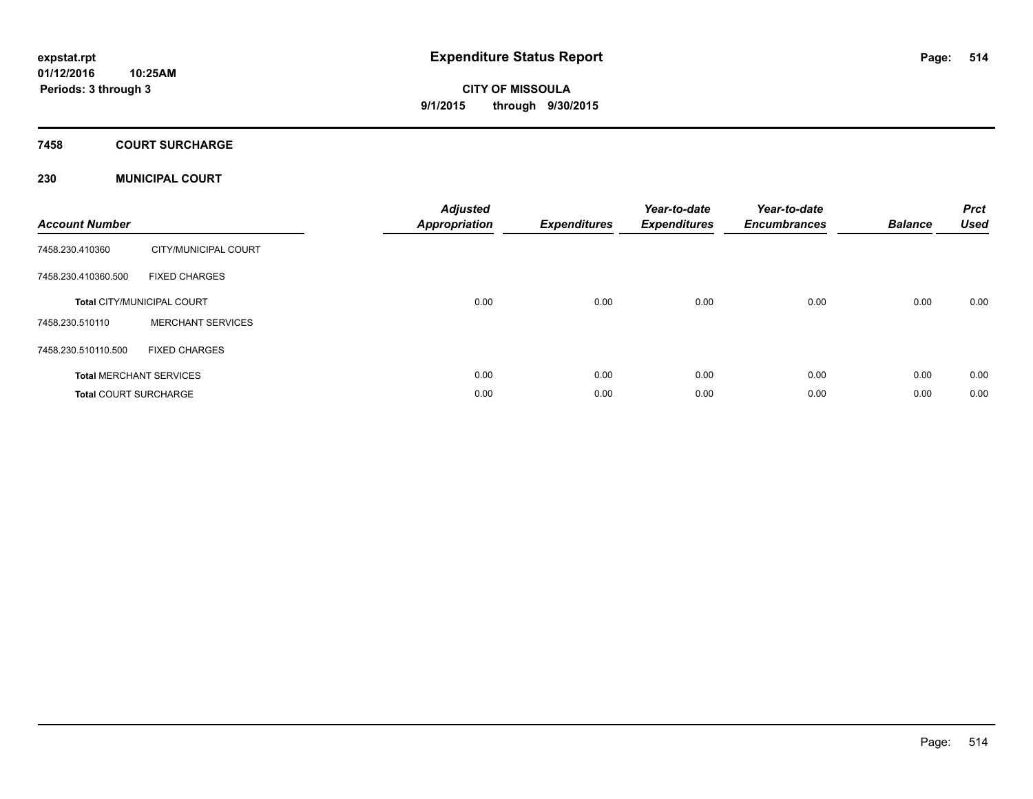**expstat.rpt**
**01/12/2016 10:25AM**
**Periods: 3 through 3**

# Expenditure Status Report

**CITY OF MISSOULA**
**9/1/2015 through 9/30/2015**

## 7458 COURT SURCHARGE

## 230 MUNICIPAL COURT

| Account Number | | Adjusted Appropriation | Expenditures | Year-to-date Expenditures | Year-to-date Encumbrances | Balance | Prct Used |
|---|---|---|---|---|---|---|---|
| 7458.230.410360 | CITY/MUNICIPAL COURT | | | | | | |
| 7458.230.410360.500 | FIXED CHARGES | | | | | | |
| **Total** CITY/MUNICIPAL COURT | | 0.00 | 0.00 | 0.00 | 0.00 | 0.00 | 0.00 |
| 7458.230.510110 | MERCHANT SERVICES | | | | | | |
| 7458.230.510110.500 | FIXED CHARGES | | | | | | |
| **Total** MERCHANT SERVICES | | 0.00 | 0.00 | 0.00 | 0.00 | 0.00 | 0.00 |
| **Total** COURT SURCHARGE | | 0.00 | 0.00 | 0.00 | 0.00 | 0.00 | 0.00 |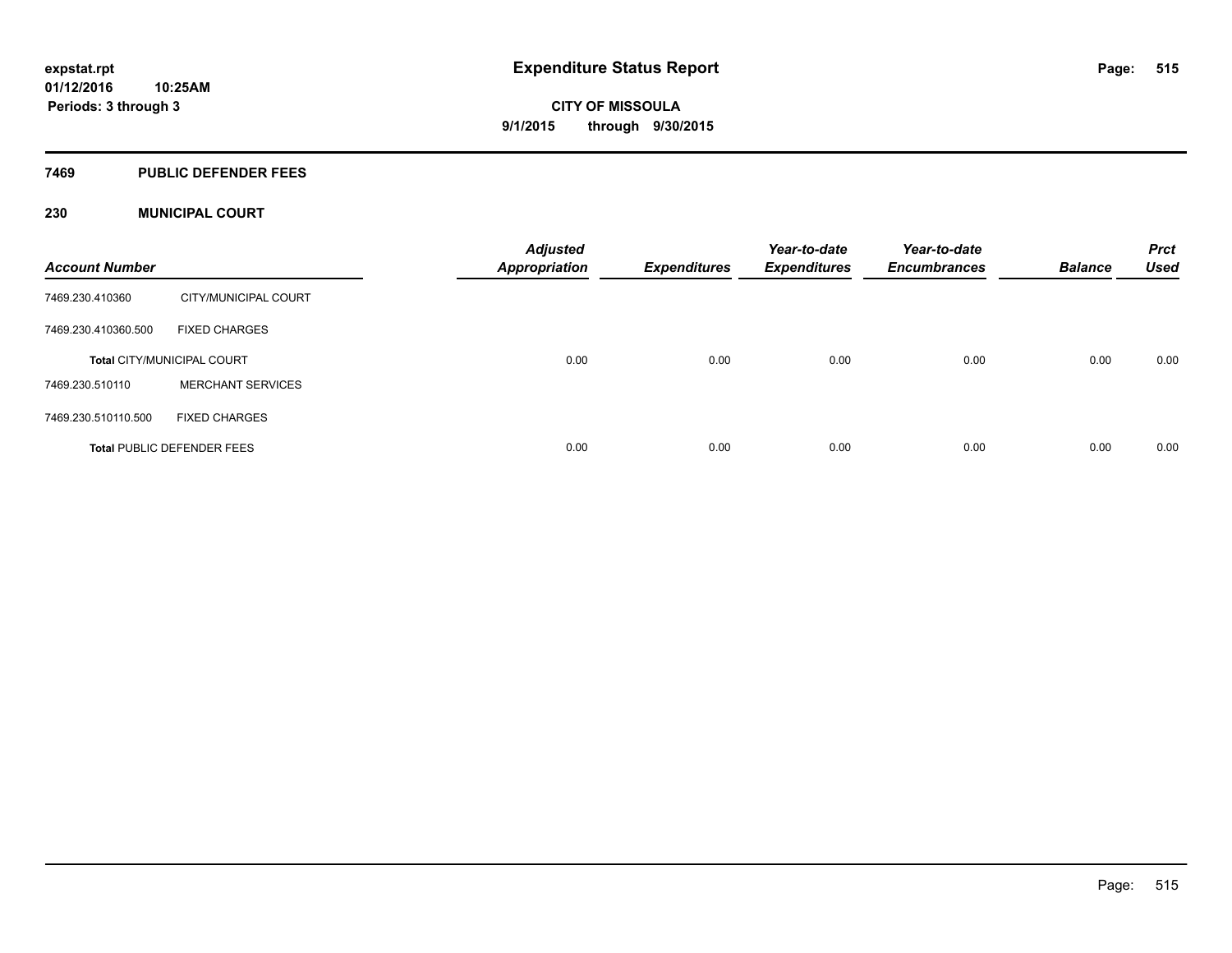expstat.rpt
01/12/2016 10:25AM
Periods: 3 through 3

# Expenditure Status Report

CITY OF MISSOULA
9/1/2015 through 9/30/2015

## 7469 PUBLIC DEFENDER FEES

### 230 MUNICIPAL COURT

| Account Number | | Adjusted Appropriation | Expenditures | Year-to-date Expenditures | Year-to-date Encumbrances | Balance | Prct Used |
|---|---|---|---|---|---|---|---|
| 7469.230.410360 | CITY/MUNICIPAL COURT | | | | | | |
| 7469.230.410360.500 | FIXED CHARGES | | | | | | |
| **Total** CITY/MUNICIPAL COURT | | 0.00 | 0.00 | 0.00 | 0.00 | 0.00 | 0.00 |
| 7469.230.510110 | MERCHANT SERVICES | | | | | | |
| 7469.230.510110.500 | FIXED CHARGES | | | | | | |
| **Total** PUBLIC DEFENDER FEES | | 0.00 | 0.00 | 0.00 | 0.00 | 0.00 | 0.00 |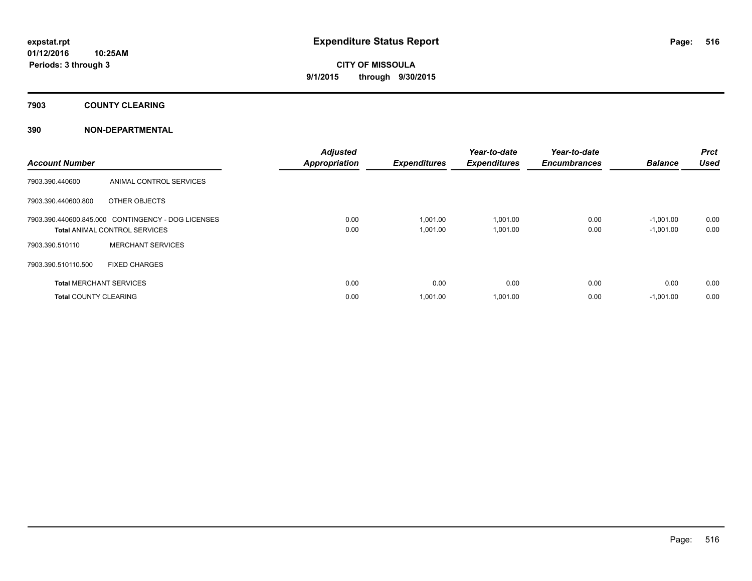# Expenditure Status Report

**CITY OF MISSOULA**

**9/1/2015 through 9/30/2015**

expstat.rpt
01/12/2016 10:25AM
Periods: 3 through 3

## 7903 COUNTY CLEARING

### 390 NON-DEPARTMENTAL

| Account Number | | Adjusted Appropriation | Expenditures | Year-to-date Expenditures | Year-to-date Encumbrances | Balance | Prct Used |
|---|---|---|---|---|---|---|---|
| 7903.390.440600 | ANIMAL CONTROL SERVICES | | | | | | |
| 7903.390.440600.800 | OTHER OBJECTS | | | | | | |
| 7903.390.440600.845.000 | CONTINGENCY - DOG LICENSES | 0.00 | 1,001.00 | 1,001.00 | 0.00 | -1,001.00 | 0.00 |
| **Total** ANIMAL CONTROL SERVICES | | 0.00 | 1,001.00 | 1,001.00 | 0.00 | -1,001.00 | 0.00 |
| 7903.390.510110 | MERCHANT SERVICES | | | | | | |
| 7903.390.510110.500 | FIXED CHARGES | | | | | | |
| **Total** MERCHANT SERVICES | | 0.00 | 0.00 | 0.00 | 0.00 | 0.00 | 0.00 |
| **Total** COUNTY CLEARING | | 0.00 | 1,001.00 | 1,001.00 | 0.00 | -1,001.00 | 0.00 |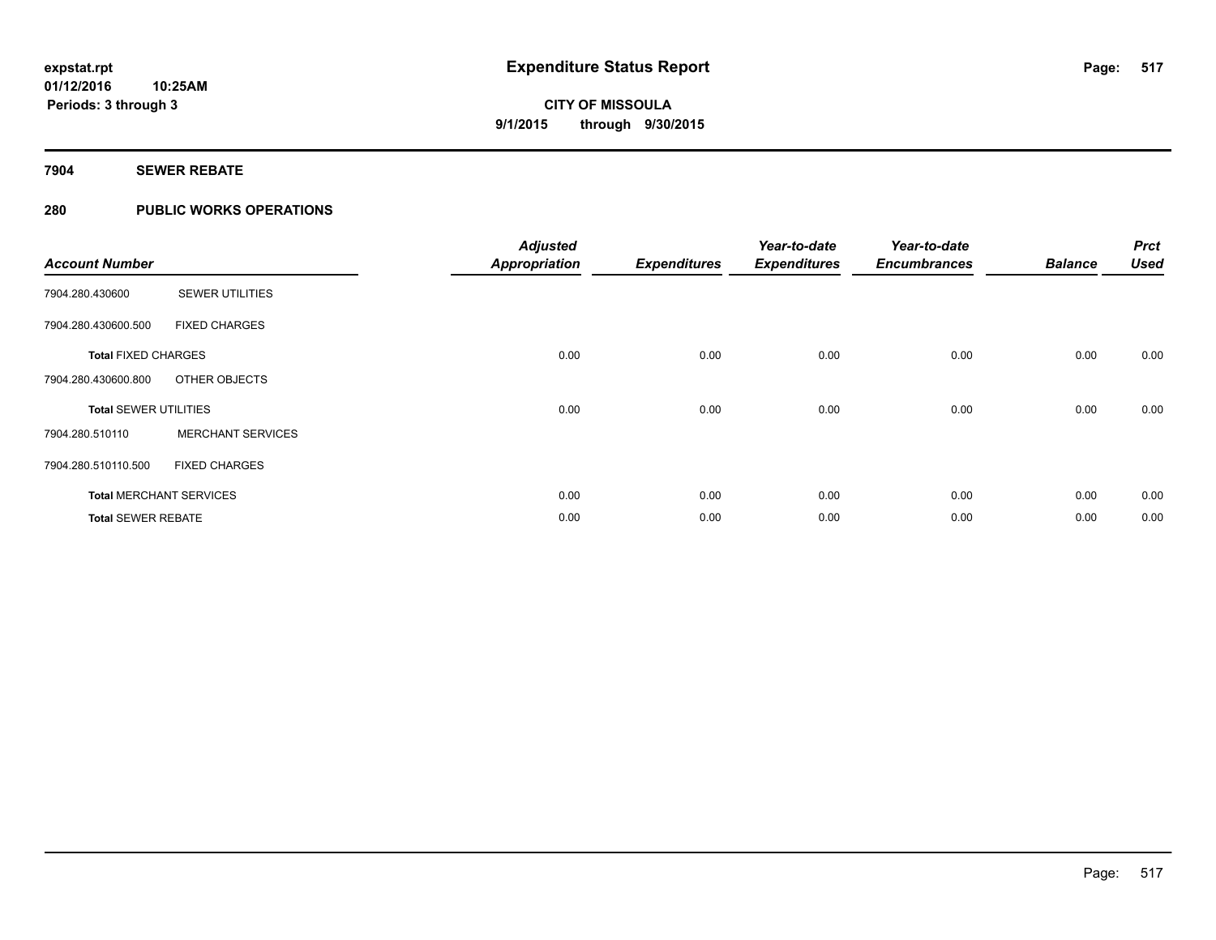# Expenditure Status Report

expstat.rpt
01/12/2016 10:25AM
Periods: 3 through 3

**CITY OF MISSOULA**
**9/1/2015 through 9/30/2015**

## 7904 SEWER REBATE

## 280 PUBLIC WORKS OPERATIONS

| Account Number | | Adjusted Appropriation | Expenditures | Year-to-date Expenditures | Year-to-date Encumbrances | Balance | Prct Used |
|---|---|---|---|---|---|---|---|
| 7904.280.430600 | SEWER UTILITIES | | | | | | |
| 7904.280.430600.500 | FIXED CHARGES | | | | | | |
| **Total** FIXED CHARGES | | 0.00 | 0.00 | 0.00 | 0.00 | 0.00 | 0.00 |
| 7904.280.430600.800 | OTHER OBJECTS | | | | | | |
| **Total** SEWER UTILITIES | | 0.00 | 0.00 | 0.00 | 0.00 | 0.00 | 0.00 |
| 7904.280.510110 | MERCHANT SERVICES | | | | | | |
| 7904.280.510110.500 | FIXED CHARGES | | | | | | |
| **Total** MERCHANT SERVICES | | 0.00 | 0.00 | 0.00 | 0.00 | 0.00 | 0.00 |
| **Total** SEWER REBATE | | 0.00 | 0.00 | 0.00 | 0.00 | 0.00 | 0.00 |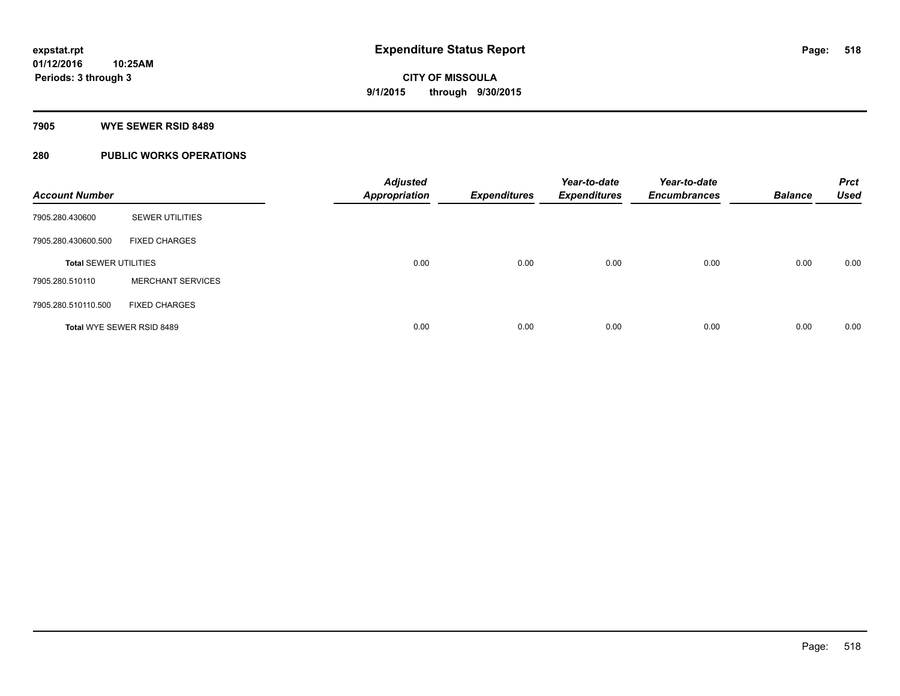# Expenditure Status Report

expstat.rpt
01/12/2016 10:25AM
Periods: 3 through 3

**CITY OF MISSOULA**
**9/1/2015 through 9/30/2015**

## 7905 WYE SEWER RSID 8489

## 280 PUBLIC WORKS OPERATIONS

| Account Number | | Adjusted Appropriation | Expenditures | Year-to-date Expenditures | Year-to-date Encumbrances | Balance | Prct Used |
|---|---|---|---|---|---|---|---|
| 7905.280.430600 | SEWER UTILITIES | | | | | | |
| 7905.280.430600.500 | FIXED CHARGES | | | | | | |
| **Total SEWER UTILITIES** | | 0.00 | 0.00 | 0.00 | 0.00 | 0.00 | 0.00 |
| 7905.280.510110 | MERCHANT SERVICES | | | | | | |
| 7905.280.510110.500 | FIXED CHARGES | | | | | | |
| **Total WYE SEWER RSID 8489** | | 0.00 | 0.00 | 0.00 | 0.00 | 0.00 | 0.00 |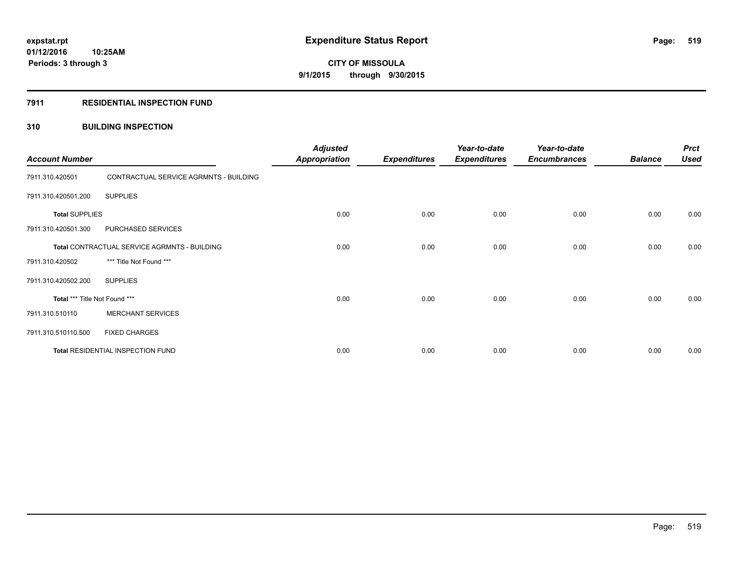# Expenditure Status Report

expstat.rpt
01/12/2016 10:25AM
Periods: 3 through 3

**CITY OF MISSOULA**
**9/1/2015 through 9/30/2015**

## 7911 RESIDENTIAL INSPECTION FUND

### 310 BUILDING INSPECTION

| Account Number | | Adjusted Appropriation | Expenditures | Year-to-date Expenditures | Year-to-date Encumbrances | Balance | Prct Used |
|---|---|---|---|---|---|---|---|
| 7911.310.420501 | CONTRACTUAL SERVICE AGRMNTS - BUILDING | | | | | | |
| 7911.310.420501.200 | SUPPLIES | | | | | | |
| **Total** SUPPLIES | | 0.00 | 0.00 | 0.00 | 0.00 | 0.00 | 0.00 |
| 7911.310.420501.300 | PURCHASED SERVICES | | | | | | |
| **Total** CONTRACTUAL SERVICE AGRMNTS - BUILDING | | 0.00 | 0.00 | 0.00 | 0.00 | 0.00 | 0.00 |
| 7911.310.420502 | *** Title Not Found *** | | | | | | |
| 7911.310.420502.200 | SUPPLIES | | | | | | |
| **Total** *** Title Not Found *** | | 0.00 | 0.00 | 0.00 | 0.00 | 0.00 | 0.00 |
| 7911.310.510110 | MERCHANT SERVICES | | | | | | |
| 7911.310.510110.500 | FIXED CHARGES | | | | | | |
| **Total** RESIDENTIAL INSPECTION FUND | | 0.00 | 0.00 | 0.00 | 0.00 | 0.00 | 0.00 |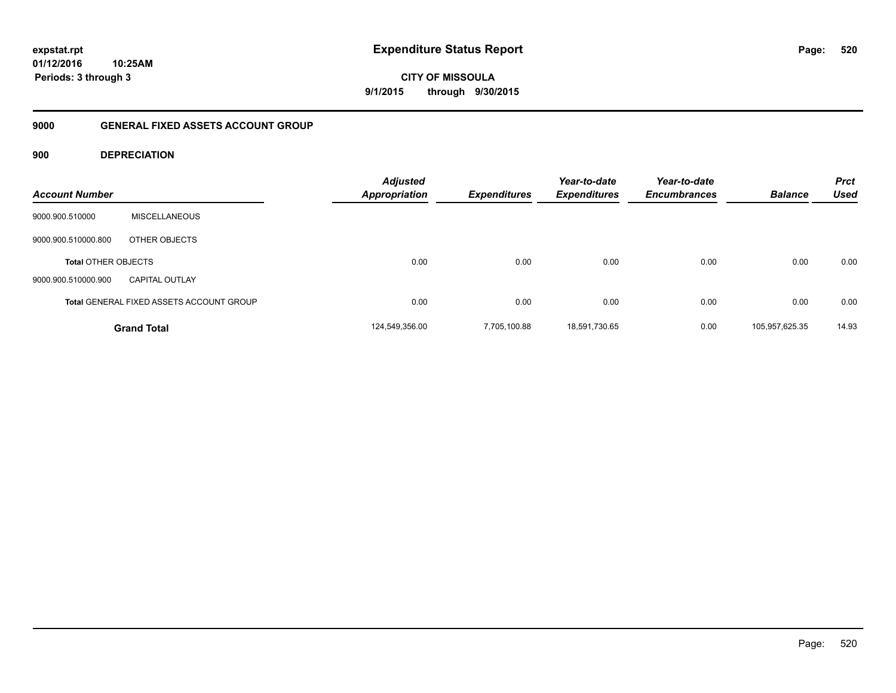expstat.rpt
01/12/2016 10:25AM
Periods: 3 through 3

# Expenditure Status Report

CITY OF MISSOULA
9/1/2015 through 9/30/2015

## 9000 GENERAL FIXED ASSETS ACCOUNT GROUP

### 900 DEPRECIATION

| Account Number | | Adjusted Appropriation | Expenditures | Year-to-date Expenditures | Year-to-date Encumbrances | Balance | Prct Used |
|---|---|---|---|---|---|---|---|
| 9000.900.510000 | MISCELLANEOUS | | | | | | |
| 9000.900.510000.800 | OTHER OBJECTS | | | | | | |
| **Total** OTHER OBJECTS | | 0.00 | 0.00 | 0.00 | 0.00 | 0.00 | 0.00 |
| 9000.900.510000.900 | CAPITAL OUTLAY | | | | | | |
| **Total** GENERAL FIXED ASSETS ACCOUNT GROUP | | 0.00 | 0.00 | 0.00 | 0.00 | 0.00 | 0.00 |
| **Grand Total** | | 124,549,356.00 | 7,705,100.88 | 18,591,730.65 | 0.00 | 105,957,625.35 | 14.93 |